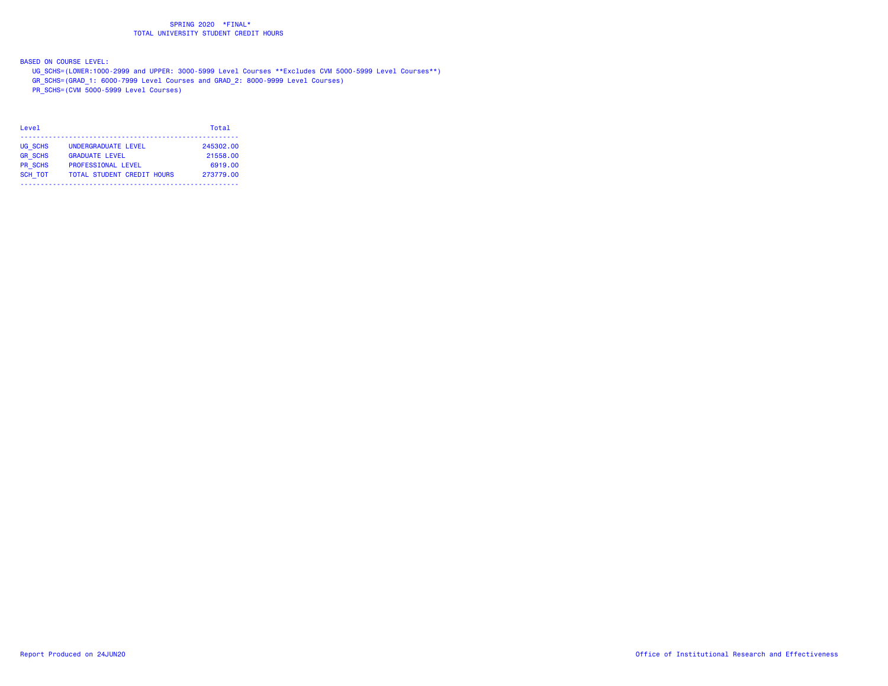# SPRING 2020 *FINAL*

## TOTAL UNIVERSITY STUDENT CREDIT HOURS

BASED ON COURSE LEVEL:

- UG_SCHS=(LOWER:1000-2999 and UPPER: 3000-5999 Level Courses **Excludes CVM 5000-5999 Level Courses**)
- GR_SCHS=(GRAD_1: 6000-7999 Level Courses and GRAD_2: 8000-9999 Level Courses)
- PR_SCHS=(CVM 5000-5999 Level Courses)

| Level | | Total |
|---|---|---|
| UG_SCHS | UNDERGRADUATE LEVEL | 245302.00 |
| GR_SCHS | GRADUATE LEVEL | 21558.00 |
| PR_SCHS | PROFESSIONAL LEVEL | 6919.00 |
| SCH_TOT | TOTAL STUDENT CREDIT HOURS | 273779.00 |

Report Produced on 24JUN20

Office of Institutional Research and Effectiveness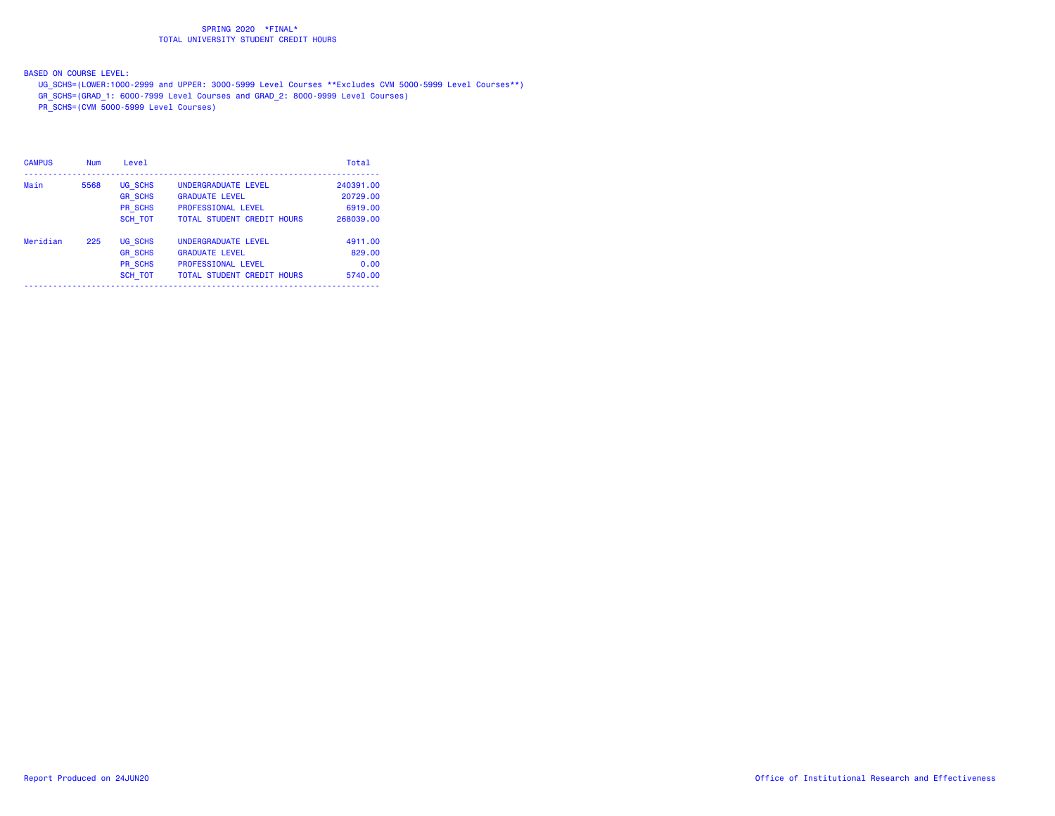SPRING 2020 *FINAL*
TOTAL UNIVERSITY STUDENT CREDIT HOURS

BASED ON COURSE LEVEL:

UG_SCHS=(LOWER:1000-2999 and UPPER: 3000-5999 Level Courses **Excludes CVM 5000-5999 Level Courses**)
GR_SCHS=(GRAD_1: 6000-7999 Level Courses and GRAD_2: 8000-9999 Level Courses)
PR_SCHS=(CVM 5000-5999 Level Courses)

| CAMPUS | Num | Level | | Total |
|---|---|---|---|---|
| Main | 5568 | UG_SCHS | UNDERGRADUATE LEVEL | 240391.00 |
| | | GR_SCHS | GRADUATE LEVEL | 20729.00 |
| | | PR_SCHS | PROFESSIONAL LEVEL | 6919.00 |
| | | SCH_TOT | TOTAL STUDENT CREDIT HOURS | 268039.00 |
| Meridian | 225 | UG_SCHS | UNDERGRADUATE LEVEL | 4911.00 |
| | | GR_SCHS | GRADUATE LEVEL | 829.00 |
| | | PR_SCHS | PROFESSIONAL LEVEL | 0.00 |
| | | SCH_TOT | TOTAL STUDENT CREDIT HOURS | 5740.00 |

Report Produced on 24JUN20

Office of Institutional Research and Effectiveness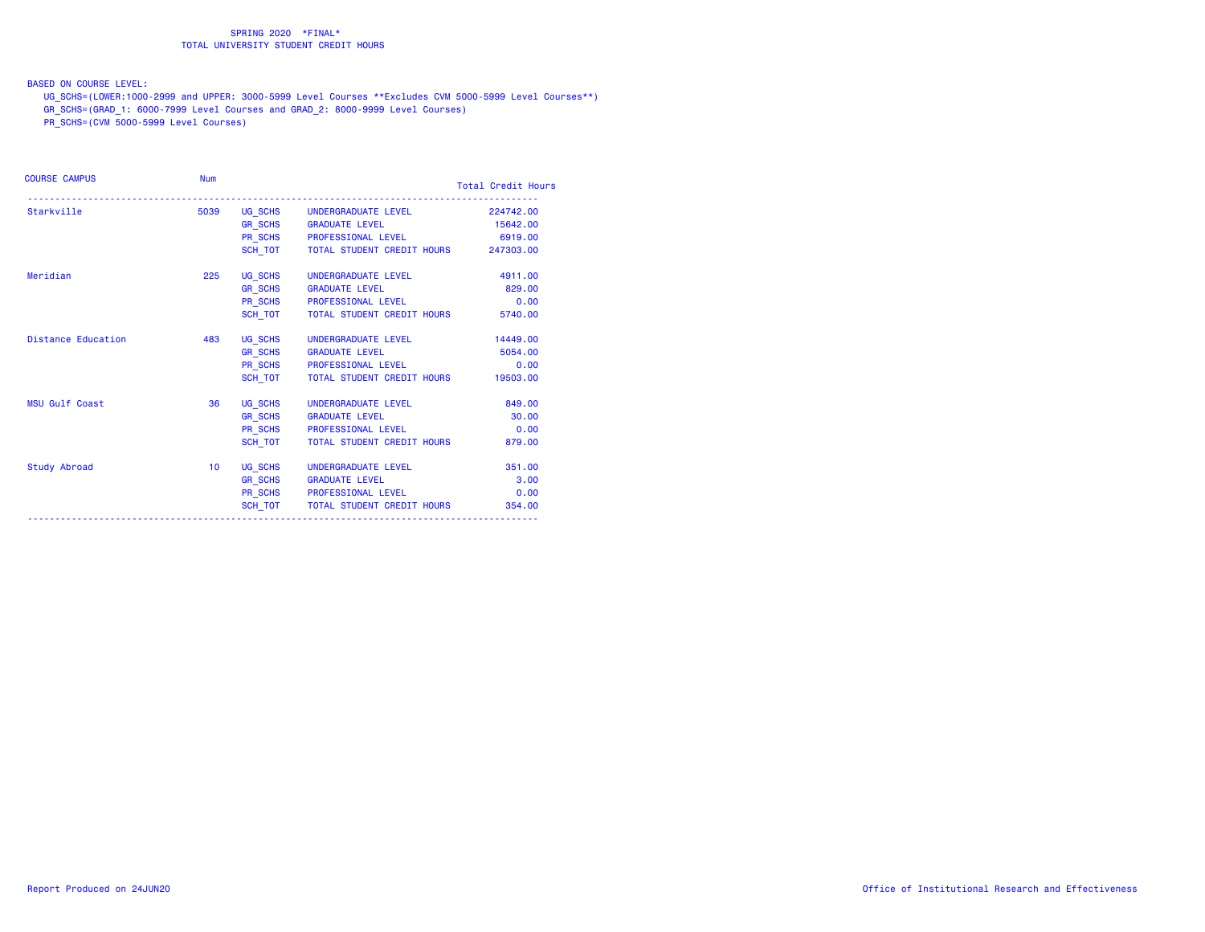SPRING 2020 *FINAL*
TOTAL UNIVERSITY STUDENT CREDIT HOURS

BASED ON COURSE LEVEL:
UG_SCHS=(LOWER:1000-2999 and UPPER: 3000-5999 Level Courses **Excludes CVM 5000-5999 Level Courses**)
GR_SCHS=(GRAD_1: 6000-7999 Level Courses and GRAD_2: 8000-9999 Level Courses)
PR_SCHS=(CVM 5000-5999 Level Courses)

| COURSE CAMPUS | Num | | | Total Credit Hours |
|---|---|---|---|---|
| Starkville | 5039 | UG_SCHS | UNDERGRADUATE LEVEL | 224742.00 |
| | | GR_SCHS | GRADUATE LEVEL | 15642.00 |
| | | PR_SCHS | PROFESSIONAL LEVEL | 6919.00 |
| | | SCH_TOT | TOTAL STUDENT CREDIT HOURS | 247303.00 |
| Meridian | 225 | UG_SCHS | UNDERGRADUATE LEVEL | 4911.00 |
| | | GR_SCHS | GRADUATE LEVEL | 829.00 |
| | | PR_SCHS | PROFESSIONAL LEVEL | 0.00 |
| | | SCH_TOT | TOTAL STUDENT CREDIT HOURS | 5740.00 |
| Distance Education | 483 | UG_SCHS | UNDERGRADUATE LEVEL | 14449.00 |
| | | GR_SCHS | GRADUATE LEVEL | 5054.00 |
| | | PR_SCHS | PROFESSIONAL LEVEL | 0.00 |
| | | SCH_TOT | TOTAL STUDENT CREDIT HOURS | 19503.00 |
| MSU Gulf Coast | 36 | UG_SCHS | UNDERGRADUATE LEVEL | 849.00 |
| | | GR_SCHS | GRADUATE LEVEL | 30.00 |
| | | PR_SCHS | PROFESSIONAL LEVEL | 0.00 |
| | | SCH_TOT | TOTAL STUDENT CREDIT HOURS | 879.00 |
| Study Abroad | 10 | UG_SCHS | UNDERGRADUATE LEVEL | 351.00 |
| | | GR_SCHS | GRADUATE LEVEL | 3.00 |
| | | PR_SCHS | PROFESSIONAL LEVEL | 0.00 |
| | | SCH_TOT | TOTAL STUDENT CREDIT HOURS | 354.00 |

Report Produced on 24JUN20

Office of Institutional Research and Effectiveness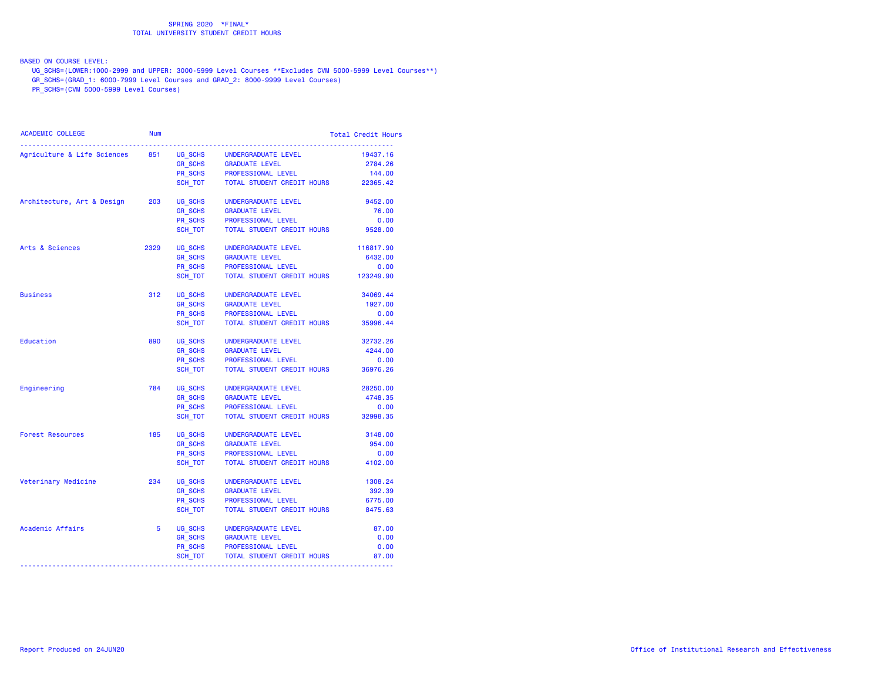SPRING 2020 *FINAL*
TOTAL UNIVERSITY STUDENT CREDIT HOURS

BASED ON COURSE LEVEL:
UG_SCHS=(LOWER:1000-2999 and UPPER: 3000-5999 Level Courses **Excludes CVM 5000-5999 Level Courses**)
GR_SCHS=(GRAD_1: 6000-7999 Level Courses and GRAD_2: 8000-9999 Level Courses)
PR_SCHS=(CVM 5000-5999 Level Courses)

| ACADEMIC COLLEGE | Num | | | Total Credit Hours |
|---|---|---|---|---|
| Agriculture & Life Sciences | 851 | UG_SCHS | UNDERGRADUATE LEVEL | 19437.16 |
| | | GR_SCHS | GRADUATE LEVEL | 2784.26 |
| | | PR_SCHS | PROFESSIONAL LEVEL | 144.00 |
| | | SCH_TOT | TOTAL STUDENT CREDIT HOURS | 22365.42 |
| Architecture, Art & Design | 203 | UG_SCHS | UNDERGRADUATE LEVEL | 9452.00 |
| | | GR_SCHS | GRADUATE LEVEL | 76.00 |
| | | PR_SCHS | PROFESSIONAL LEVEL | 0.00 |
| | | SCH_TOT | TOTAL STUDENT CREDIT HOURS | 9528.00 |
| Arts & Sciences | 2329 | UG_SCHS | UNDERGRADUATE LEVEL | 116817.90 |
| | | GR_SCHS | GRADUATE LEVEL | 6432.00 |
| | | PR_SCHS | PROFESSIONAL LEVEL | 0.00 |
| | | SCH_TOT | TOTAL STUDENT CREDIT HOURS | 123249.90 |
| Business | 312 | UG_SCHS | UNDERGRADUATE LEVEL | 34069.44 |
| | | GR_SCHS | GRADUATE LEVEL | 1927.00 |
| | | PR_SCHS | PROFESSIONAL LEVEL | 0.00 |
| | | SCH_TOT | TOTAL STUDENT CREDIT HOURS | 35996.44 |
| Education | 890 | UG_SCHS | UNDERGRADUATE LEVEL | 32732.26 |
| | | GR_SCHS | GRADUATE LEVEL | 4244.00 |
| | | PR_SCHS | PROFESSIONAL LEVEL | 0.00 |
| | | SCH_TOT | TOTAL STUDENT CREDIT HOURS | 36976.26 |
| Engineering | 784 | UG_SCHS | UNDERGRADUATE LEVEL | 28250.00 |
| | | GR_SCHS | GRADUATE LEVEL | 4748.35 |
| | | PR_SCHS | PROFESSIONAL LEVEL | 0.00 |
| | | SCH_TOT | TOTAL STUDENT CREDIT HOURS | 32998.35 |
| Forest Resources | 185 | UG_SCHS | UNDERGRADUATE LEVEL | 3148.00 |
| | | GR_SCHS | GRADUATE LEVEL | 954.00 |
| | | PR_SCHS | PROFESSIONAL LEVEL | 0.00 |
| | | SCH_TOT | TOTAL STUDENT CREDIT HOURS | 4102.00 |
| Veterinary Medicine | 234 | UG_SCHS | UNDERGRADUATE LEVEL | 1308.24 |
| | | GR_SCHS | GRADUATE LEVEL | 392.39 |
| | | PR_SCHS | PROFESSIONAL LEVEL | 6775.00 |
| | | SCH_TOT | TOTAL STUDENT CREDIT HOURS | 8475.63 |
| Academic Affairs | 5 | UG_SCHS | UNDERGRADUATE LEVEL | 87.00 |
| | | GR_SCHS | GRADUATE LEVEL | 0.00 |
| | | PR_SCHS | PROFESSIONAL LEVEL | 0.00 |
| | | SCH_TOT | TOTAL STUDENT CREDIT HOURS | 87.00 |

Report Produced on 24JUN20

Office of Institutional Research and Effectiveness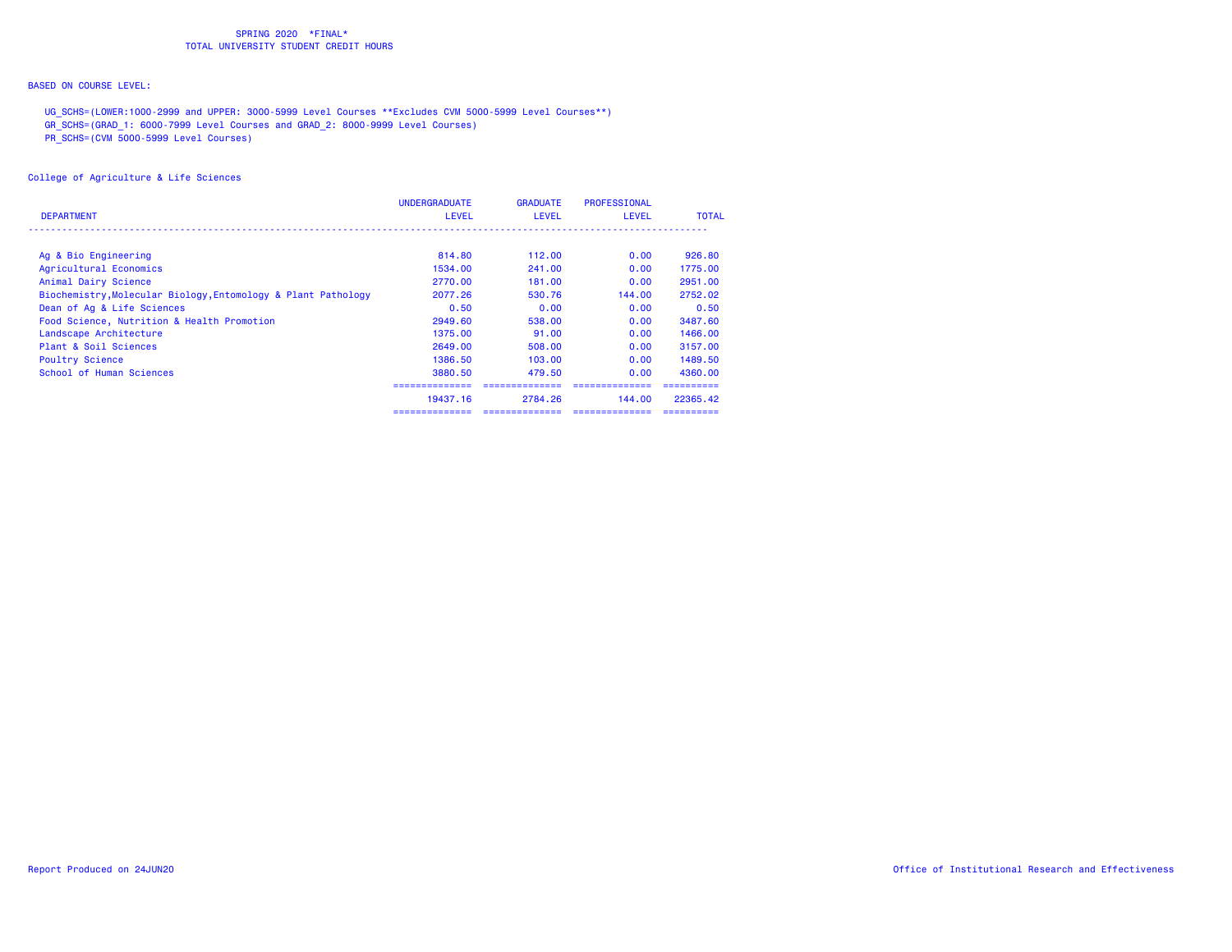SPRING 2020 *FINAL*
TOTAL UNIVERSITY STUDENT CREDIT HOURS

BASED ON COURSE LEVEL:

UG_SCHS=(LOWER:1000-2999 and UPPER: 3000-5999 Level Courses **Excludes CVM 5000-5999 Level Courses**)
GR_SCHS=(GRAD_1: 6000-7999 Level Courses and GRAD_2: 8000-9999 Level Courses)
PR_SCHS=(CVM 5000-5999 Level Courses)

College of Agriculture & Life Sciences

| DEPARTMENT | UNDERGRADUATE LEVEL | GRADUATE LEVEL | PROFESSIONAL LEVEL | TOTAL |
|---|---|---|---|---|
| Ag & Bio Engineering | 814.80 | 112.00 | 0.00 | 926.80 |
| Agricultural Economics | 1534.00 | 241.00 | 0.00 | 1775.00 |
| Animal Dairy Science | 2770.00 | 181.00 | 0.00 | 2951.00 |
| Biochemistry,Molecular Biology,Entomology & Plant Pathology | 2077.26 | 530.76 | 144.00 | 2752.02 |
| Dean of Ag & Life Sciences | 0.50 | 0.00 | 0.00 | 0.50 |
| Food Science, Nutrition & Health Promotion | 2949.60 | 538.00 | 0.00 | 3487.60 |
| Landscape Architecture | 1375.00 | 91.00 | 0.00 | 1466.00 |
| Plant & Soil Sciences | 2649.00 | 508.00 | 0.00 | 3157.00 |
| Poultry Science | 1386.50 | 103.00 | 0.00 | 1489.50 |
| School of Human Sciences | 3880.50 | 479.50 | 0.00 | 4360.00 |
| | 19437.16 | 2784.26 | 144.00 | 22365.42 |

Report Produced on 24JUN20

Office of Institutional Research and Effectiveness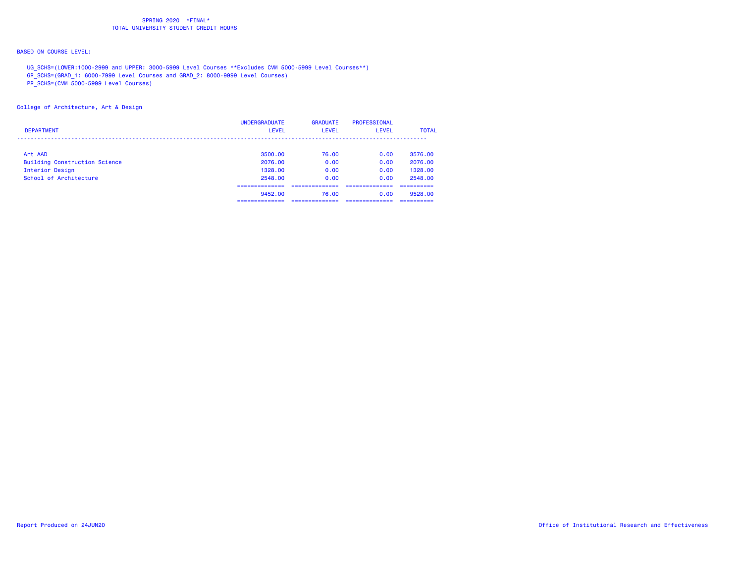SPRING 2020 *FINAL*
TOTAL UNIVERSITY STUDENT CREDIT HOURS

BASED ON COURSE LEVEL:

UG_SCHS=(LOWER:1000-2999 and UPPER: 3000-5999 Level Courses **Excludes CVM 5000-5999 Level Courses**)
GR_SCHS=(GRAD_1: 6000-7999 Level Courses and GRAD_2: 8000-9999 Level Courses)
PR_SCHS=(CVM 5000-5999 Level Courses)

College of Architecture, Art & Design

| DEPARTMENT | UNDERGRADUATE LEVEL | GRADUATE LEVEL | PROFESSIONAL LEVEL | TOTAL |
|---|---|---|---|---|
| Art AAD | 3500.00 | 76.00 | 0.00 | 3576.00 |
| Building Construction Science | 2076.00 | 0.00 | 0.00 | 2076.00 |
| Interior Design | 1328.00 | 0.00 | 0.00 | 1328.00 |
| School of Architecture | 2548.00 | 0.00 | 0.00 | 2548.00 |
| | 9452.00 | 76.00 | 0.00 | 9528.00 |

Report Produced on 24JUN20

Office of Institutional Research and Effectiveness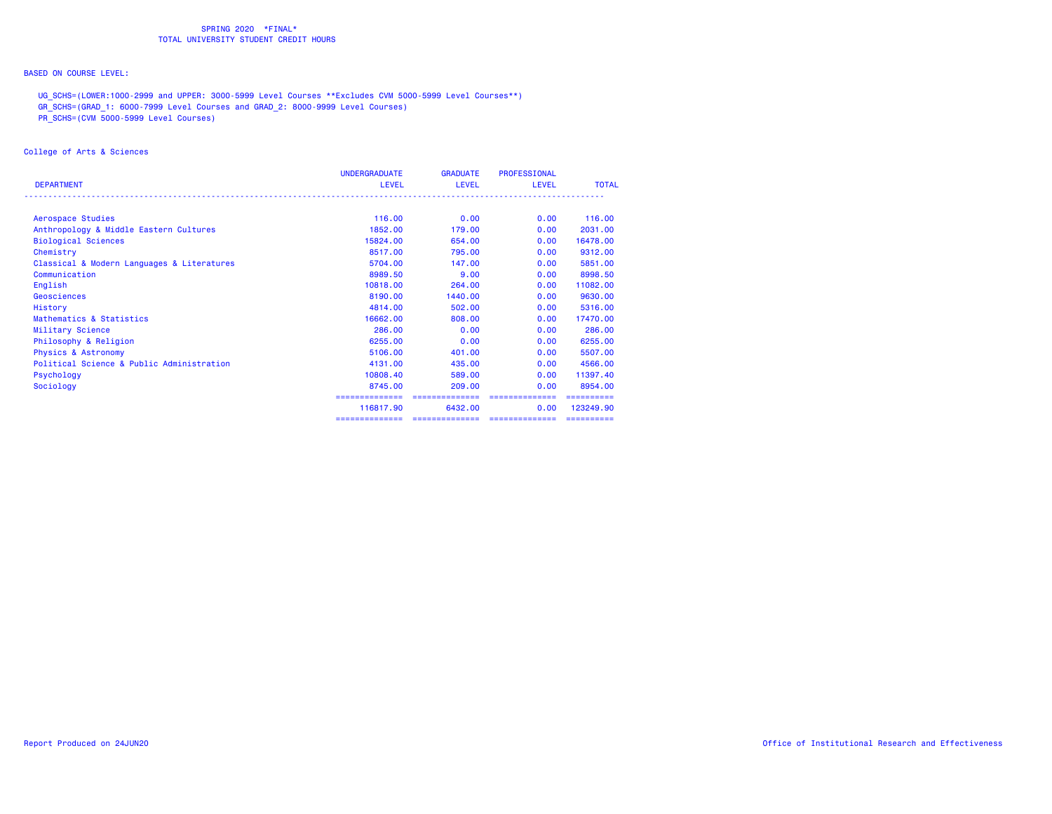SPRING 2020 \*FINAL\*
TOTAL UNIVERSITY STUDENT CREDIT HOURS

BASED ON COURSE LEVEL:

UG_SCHS=(LOWER:1000-2999 and UPPER: 3000-5999 Level Courses **Excludes CVM 5000-5999 Level Courses**)
GR_SCHS=(GRAD_1: 6000-7999 Level Courses and GRAD_2: 8000-9999 Level Courses)
PR_SCHS=(CVM 5000-5999 Level Courses)

College of Arts & Sciences

| DEPARTMENT | UNDERGRADUATE LEVEL | GRADUATE LEVEL | PROFESSIONAL LEVEL | TOTAL |
|---|---|---|---|---|
| Aerospace Studies | 116.00 | 0.00 | 0.00 | 116.00 |
| Anthropology & Middle Eastern Cultures | 1852.00 | 179.00 | 0.00 | 2031.00 |
| Biological Sciences | 15824.00 | 654.00 | 0.00 | 16478.00 |
| Chemistry | 8517.00 | 795.00 | 0.00 | 9312.00 |
| Classical & Modern Languages & Literatures | 5704.00 | 147.00 | 0.00 | 5851.00 |
| Communication | 8989.50 | 9.00 | 0.00 | 8998.50 |
| English | 10818.00 | 264.00 | 0.00 | 11082.00 |
| Geosciences | 8190.00 | 1440.00 | 0.00 | 9630.00 |
| History | 4814.00 | 502.00 | 0.00 | 5316.00 |
| Mathematics & Statistics | 16662.00 | 808.00 | 0.00 | 17470.00 |
| Military Science | 286.00 | 0.00 | 0.00 | 286.00 |
| Philosophy & Religion | 6255.00 | 0.00 | 0.00 | 6255.00 |
| Physics & Astronomy | 5106.00 | 401.00 | 0.00 | 5507.00 |
| Political Science & Public Administration | 4131.00 | 435.00 | 0.00 | 4566.00 |
| Psychology | 10808.40 | 589.00 | 0.00 | 11397.40 |
| Sociology | 8745.00 | 209.00 | 0.00 | 8954.00 |
| | 116817.90 | 6432.00 | 0.00 | 123249.90 |

Report Produced on 24JUN20

Office of Institutional Research and Effectiveness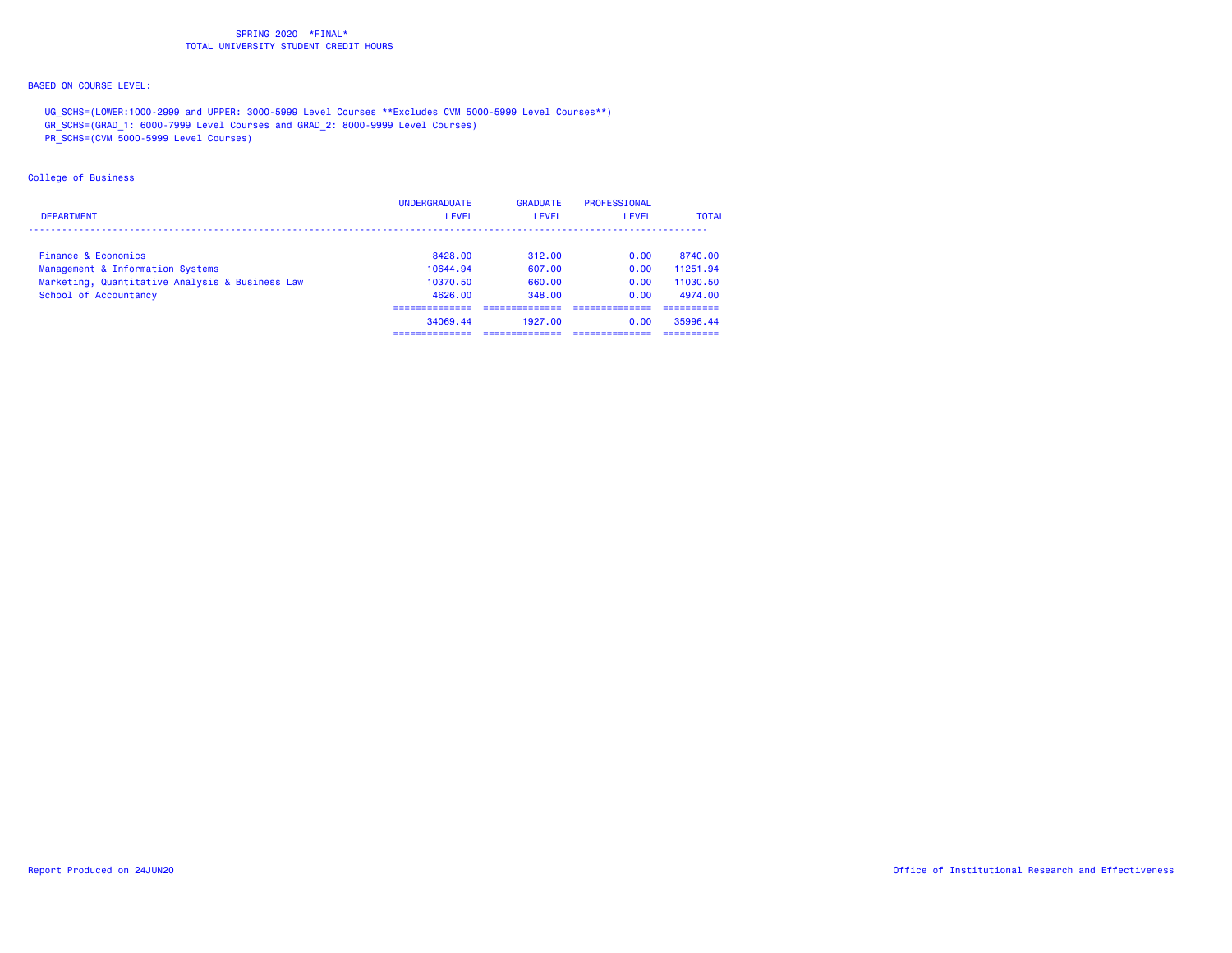SPRING 2020 *FINAL*
TOTAL UNIVERSITY STUDENT CREDIT HOURS

BASED ON COURSE LEVEL:

UG_SCHS=(LOWER:1000-2999 and UPPER: 3000-5999 Level Courses **Excludes CVM 5000-5999 Level Courses**)
GR_SCHS=(GRAD_1: 6000-7999 Level Courses and GRAD_2: 8000-9999 Level Courses)
PR_SCHS=(CVM 5000-5999 Level Courses)

College of Business

| DEPARTMENT | UNDERGRADUATE LEVEL | GRADUATE LEVEL | PROFESSIONAL LEVEL | TOTAL |
|---|---|---|---|---|
| Finance & Economics | 8428.00 | 312.00 | 0.00 | 8740.00 |
| Management & Information Systems | 10644.94 | 607.00 | 0.00 | 11251.94 |
| Marketing, Quantitative Analysis & Business Law | 10370.50 | 660.00 | 0.00 | 11030.50 |
| School of Accountancy | 4626.00 | 348.00 | 0.00 | 4974.00 |
| | 34069.44 | 1927.00 | 0.00 | 35996.44 |

Report Produced on 24JUN20

Office of Institutional Research and Effectiveness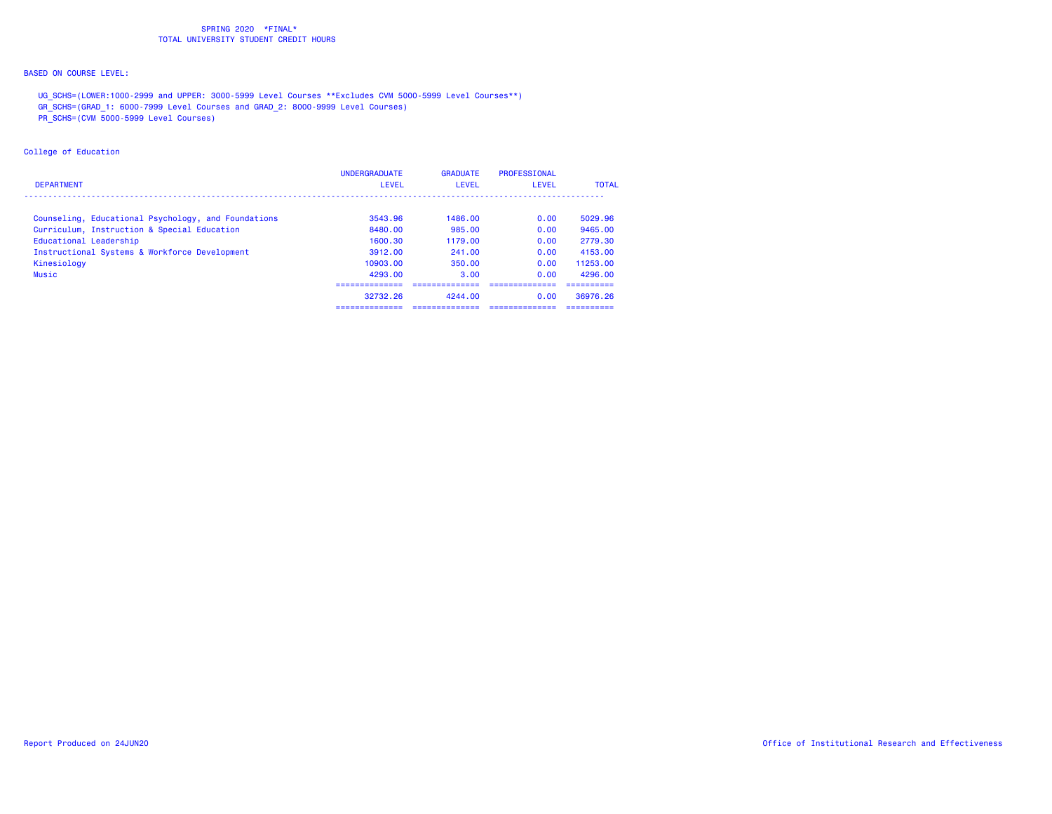SPRING 2020 *FINAL*
TOTAL UNIVERSITY STUDENT CREDIT HOURS

BASED ON COURSE LEVEL:

UG_SCHS=(LOWER:1000-2999 and UPPER: 3000-5999 Level Courses **Excludes CVM 5000-5999 Level Courses**)
GR_SCHS=(GRAD_1: 6000-7999 Level Courses and GRAD_2: 8000-9999 Level Courses)
PR_SCHS=(CVM 5000-5999 Level Courses)

College of Education

| DEPARTMENT | UNDERGRADUATE LEVEL | GRADUATE LEVEL | PROFESSIONAL LEVEL | TOTAL |
|---|---|---|---|---|
| Counseling, Educational Psychology, and Foundations | 3543.96 | 1486.00 | 0.00 | 5029.96 |
| Curriculum, Instruction & Special Education | 8480.00 | 985.00 | 0.00 | 9465.00 |
| Educational Leadership | 1600.30 | 1179.00 | 0.00 | 2779.30 |
| Instructional Systems & Workforce Development | 3912.00 | 241.00 | 0.00 | 4153.00 |
| Kinesiology | 10903.00 | 350.00 | 0.00 | 11253.00 |
| Music | 4293.00 | 3.00 | 0.00 | 4296.00 |
| | 32732.26 | 4244.00 | 0.00 | 36976.26 |

Report Produced on 24JUN20

Office of Institutional Research and Effectiveness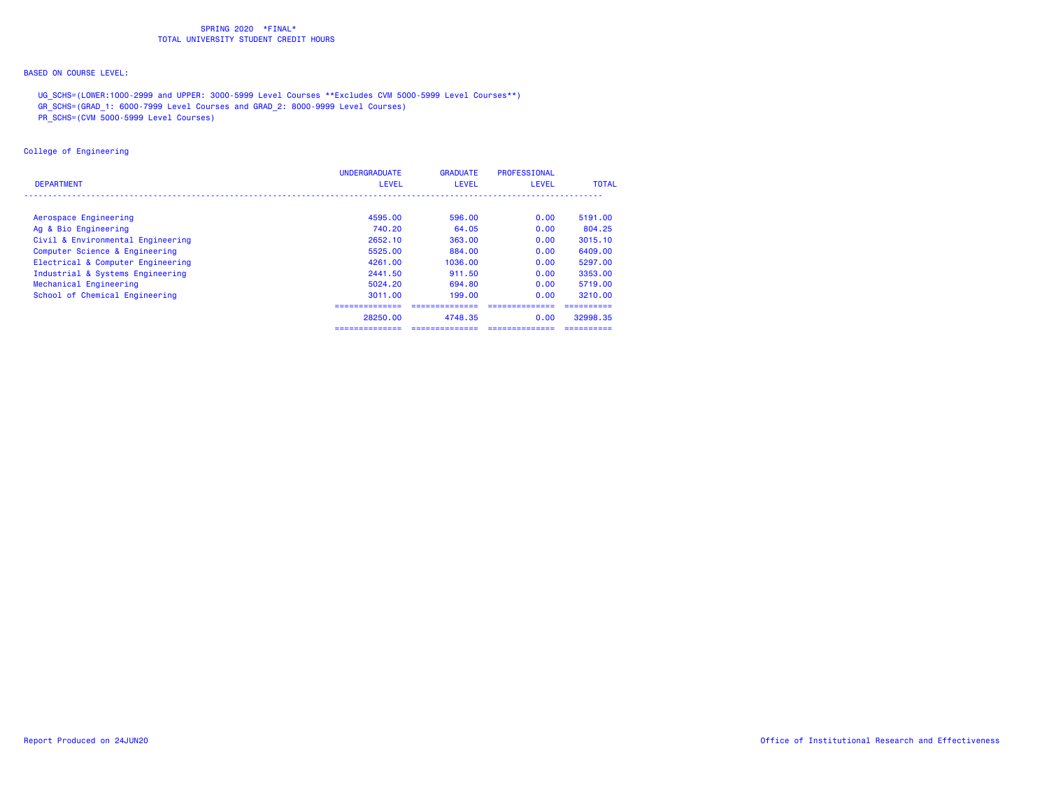SPRING 2020 *FINAL*
TOTAL UNIVERSITY STUDENT CREDIT HOURS

BASED ON COURSE LEVEL:

UG_SCHS=(LOWER:1000-2999 and UPPER: 3000-5999 Level Courses **Excludes CVM 5000-5999 Level Courses**)
GR_SCHS=(GRAD_1: 6000-7999 Level Courses and GRAD_2: 8000-9999 Level Courses)
PR_SCHS=(CVM 5000-5999 Level Courses)

College of Engineering

| DEPARTMENT | UNDERGRADUATE LEVEL | GRADUATE LEVEL | PROFESSIONAL LEVEL | TOTAL |
|---|---|---|---|---|
| Aerospace Engineering | 4595.00 | 596.00 | 0.00 | 5191.00 |
| Ag & Bio Engineering | 740.20 | 64.05 | 0.00 | 804.25 |
| Civil & Environmental Engineering | 2652.10 | 363.00 | 0.00 | 3015.10 |
| Computer Science & Engineering | 5525.00 | 884.00 | 0.00 | 6409.00 |
| Electrical & Computer Engineering | 4261.00 | 1036.00 | 0.00 | 5297.00 |
| Industrial & Systems Engineering | 2441.50 | 911.50 | 0.00 | 3353.00 |
| Mechanical Engineering | 5024.20 | 694.80 | 0.00 | 5719.00 |
| School of Chemical Engineering | 3011.00 | 199.00 | 0.00 | 3210.00 |
| | 28250.00 | 4748.35 | 0.00 | 32998.35 |

Report Produced on 24JUN20

Office of Institutional Research and Effectiveness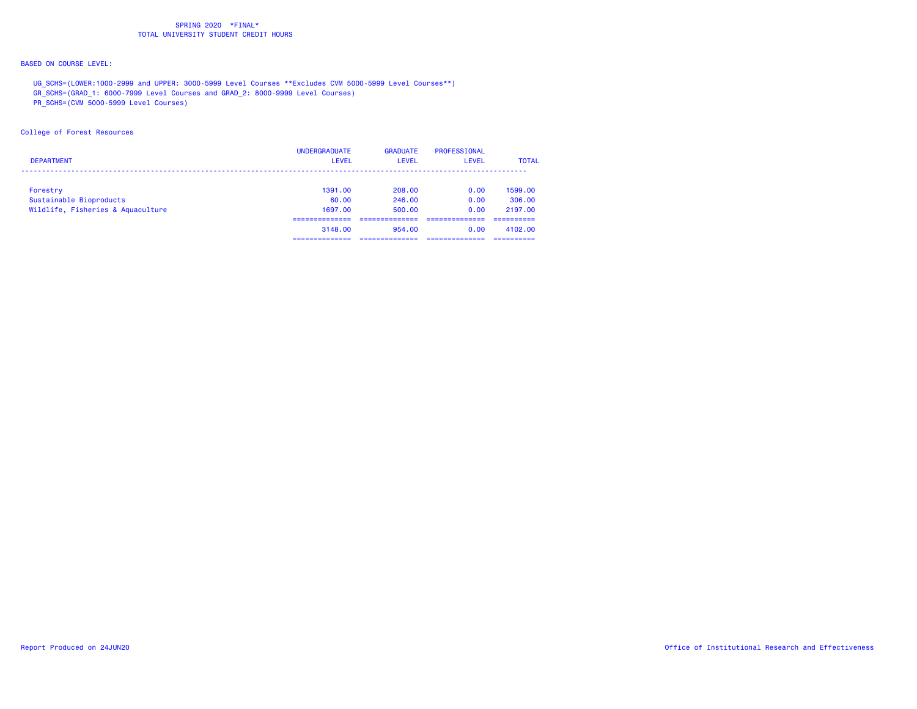SPRING 2020 *FINAL*
TOTAL UNIVERSITY STUDENT CREDIT HOURS

BASED ON COURSE LEVEL:

UG_SCHS=(LOWER:1000-2999 and UPPER: 3000-5999 Level Courses **Excludes CVM 5000-5999 Level Courses**)
GR_SCHS=(GRAD_1: 6000-7999 Level Courses and GRAD_2: 8000-9999 Level Courses)
PR_SCHS=(CVM 5000-5999 Level Courses)

College of Forest Resources

| DEPARTMENT | UNDERGRADUATE LEVEL | GRADUATE LEVEL | PROFESSIONAL LEVEL | TOTAL |
|---|---|---|---|---|
| Forestry | 1391.00 | 208.00 | 0.00 | 1599.00 |
| Sustainable Bioproducts | 60.00 | 246.00 | 0.00 | 306.00 |
| Wildlife, Fisheries & Aquaculture | 1697.00 | 500.00 | 0.00 | 2197.00 |
| | 3148.00 | 954.00 | 0.00 | 4102.00 |

Report Produced on 24JUN20 Office of Institutional Research and Effectiveness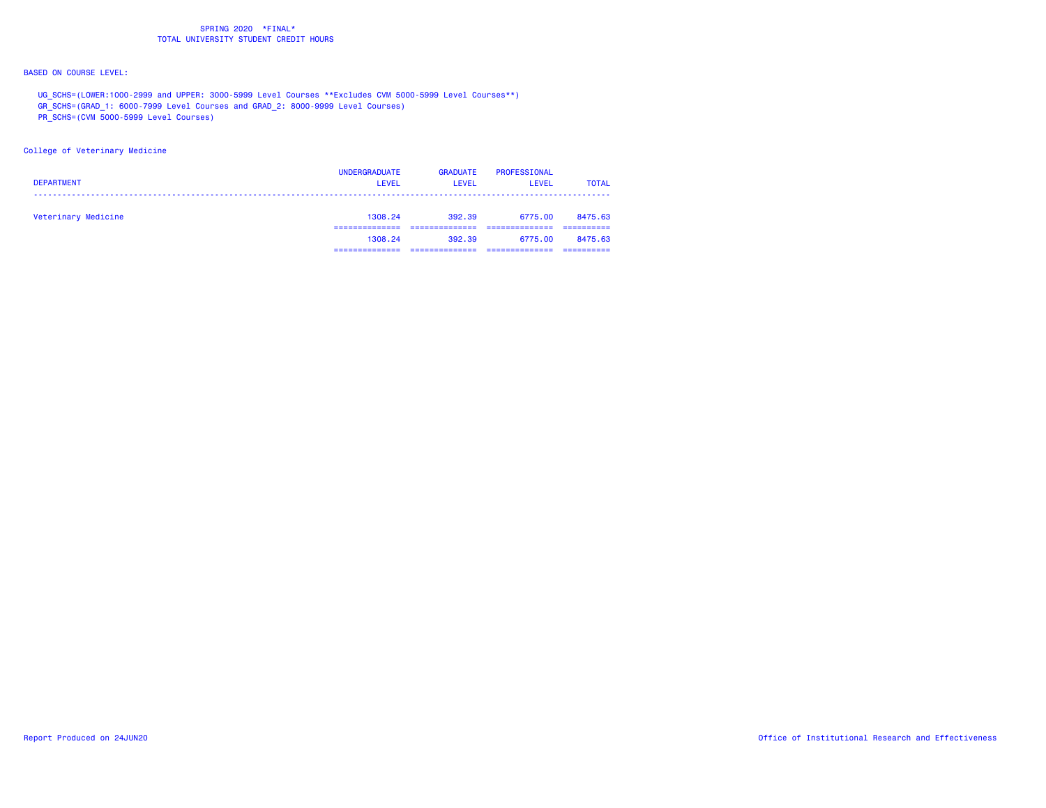SPRING 2020 \*FINAL\*
TOTAL UNIVERSITY STUDENT CREDIT HOURS

BASED ON COURSE LEVEL:

UG_SCHS=(LOWER:1000-2999 and UPPER: 3000-5999 Level Courses **Excludes CVM 5000-5999 Level Courses**)
GR_SCHS=(GRAD_1: 6000-7999 Level Courses and GRAD_2: 8000-9999 Level Courses)
PR_SCHS=(CVM 5000-5999 Level Courses)

College of Veterinary Medicine

| DEPARTMENT | UNDERGRADUATE LEVEL | GRADUATE LEVEL | PROFESSIONAL LEVEL | TOTAL |
|---|---|---|---|---|
| Veterinary Medicine | 1308.24 | 392.39 | 6775.00 | 8475.63 |
| | 1308.24 | 392.39 | 6775.00 | 8475.63 |

Report Produced on 24JUN20

Office of Institutional Research and Effectiveness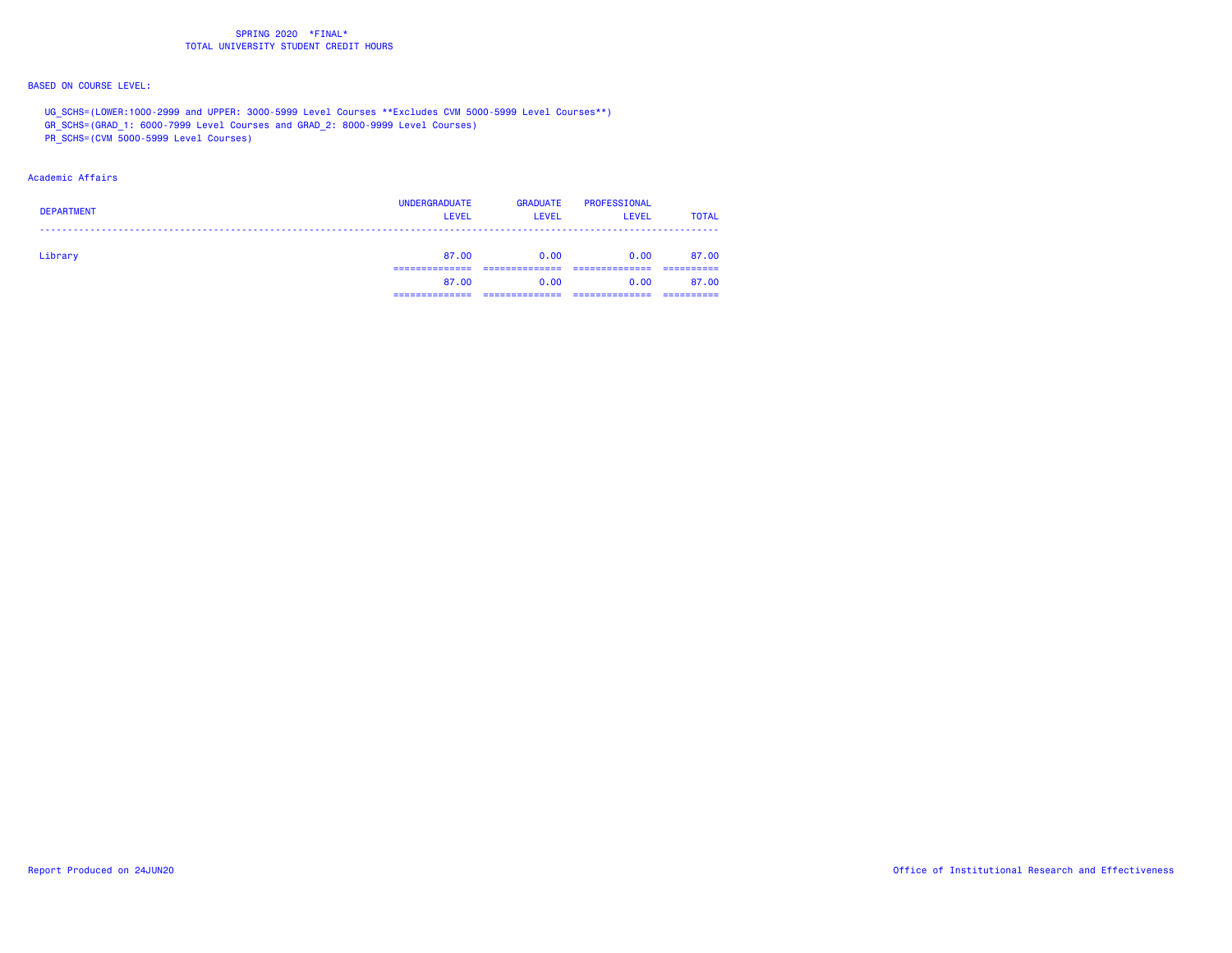# SPRING 2020 \*FINAL\*
## TOTAL UNIVERSITY STUDENT CREDIT HOURS

BASED ON COURSE LEVEL:

UG_SCHS=(LOWER:1000-2999 and UPPER: 3000-5999 Level Courses **Excludes CVM 5000-5999 Level Courses**)
GR_SCHS=(GRAD_1: 6000-7999 Level Courses and GRAD_2: 8000-9999 Level Courses)
PR_SCHS=(CVM 5000-5999 Level Courses)

Academic Affairs

| DEPARTMENT | UNDERGRADUATE LEVEL | GRADUATE LEVEL | PROFESSIONAL LEVEL | TOTAL |
|---|---|---|---|---|
| Library | 87.00 | 0.00 | 0.00 | 87.00 |
| | 87.00 | 0.00 | 0.00 | 87.00 |

Report Produced on 24JUN20

Office of Institutional Research and Effectiveness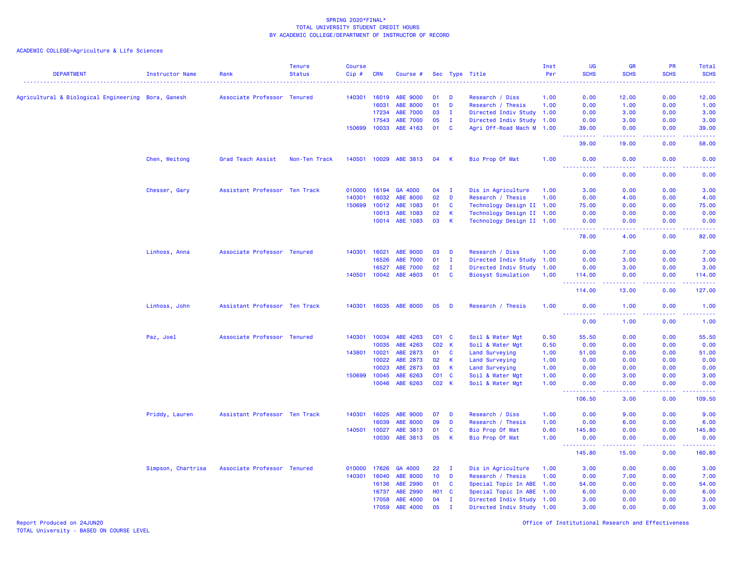SPRING 2020*FINAL*
TOTAL UNIVERSITY STUDENT CREDIT HOURS
BY ACADEMIC COLLEGE/DEPARTMENT OF INSTRUCTOR OF RECORD

ACADEMIC COLLEGE=Agriculture & Life Sciences

| DEPARTMENT | Instructor Name | Rank | Tenure Status | Course Cip # | CRN | Course # | Sec | Type | Title | Inst Per | UG SCHS | GR SCHS | PR SCHS | Total SCHS |
|---|---|---|---|---|---|---|---|---|---|---|---|---|---|---|
| Agricultural & Biological Engineering | Bora, Ganesh | Associate Professor | Tenured | 140301 | 16019 | ABE 9000 | 01 | D | Research / Diss | 1.00 | 0.00 | 12.00 | 0.00 | 12.00 |
| | | | | | 16031 | ABE 8000 | 01 | D | Research / Thesis | 1.00 | 0.00 | 1.00 | 0.00 | 1.00 |
| | | | | | 17234 | ABE 7000 | 03 | I | Directed Indiv Study | 1.00 | 0.00 | 3.00 | 0.00 | 3.00 |
| | | | | | 17543 | ABE 7000 | 05 | I | Directed Indiv Study | 1.00 | 0.00 | 3.00 | 0.00 | 3.00 |
| | | | | 150699 | 10033 | ABE 4163 | 01 | C | Agri Off-Road Mach M | 1.00 | 39.00 | 0.00 | 0.00 | 39.00 |
| | | | | | | | | | | | 39.00 | 19.00 | 0.00 | 58.00 |
| | Chen, Weitong | Grad Teach Assist | Non-Ten Track | 140501 | 10029 | ABE 3813 | 04 | K | Bio Prop Of Mat | 1.00 | 0.00 | 0.00 | 0.00 | 0.00 |
| | | | | | | | | | | | 0.00 | 0.00 | 0.00 | 0.00 |
| | Chesser, Gary | Assistant Professor | Ten Track | 010000 | 16194 | GA 4000 | 04 | I | Dis in Agriculture | 1.00 | 3.00 | 0.00 | 0.00 | 3.00 |
| | | | | 140301 | 16032 | ABE 8000 | 02 | D | Research / Thesis | 1.00 | 0.00 | 4.00 | 0.00 | 4.00 |
| | | | | 150699 | 10012 | ABE 1083 | 01 | C | Technology Design II | 1.00 | 75.00 | 0.00 | 0.00 | 75.00 |
| | | | | | 10013 | ABE 1083 | 02 | K | Technology Design II | 1.00 | 0.00 | 0.00 | 0.00 | 0.00 |
| | | | | | 10014 | ABE 1083 | 03 | K | Technology Design II | 1.00 | 0.00 | 0.00 | 0.00 | 0.00 |
| | | | | | | | | | | | 78.00 | 4.00 | 0.00 | 82.00 |
| | Linhoss, Anna | Associate Professor | Tenured | 140301 | 16021 | ABE 9000 | 03 | D | Research / Diss | 1.00 | 0.00 | 7.00 | 0.00 | 7.00 |
| | | | | | 16526 | ABE 7000 | 01 | I | Directed Indiv Study | 1.00 | 0.00 | 3.00 | 0.00 | 3.00 |
| | | | | | 16527 | ABE 7000 | 02 | I | Directed Indiv Study | 1.00 | 0.00 | 3.00 | 0.00 | 3.00 |
| | | | | 140501 | 10042 | ABE 4803 | 01 | C | Biosyst Simulation | 1.00 | 114.00 | 0.00 | 0.00 | 114.00 |
| | | | | | | | | | | | 114.00 | 13.00 | 0.00 | 127.00 |
| | Linhoss, John | Assistant Professor | Ten Track | 140301 | 16035 | ABE 8000 | 05 | D | Research / Thesis | 1.00 | 0.00 | 1.00 | 0.00 | 1.00 |
| | | | | | | | | | | | 0.00 | 1.00 | 0.00 | 1.00 |
| | Paz, Joel | Associate Professor | Tenured | 140301 | 10034 | ABE 4263 | C01 | C | Soil & Water Mgt | 0.50 | 55.50 | 0.00 | 0.00 | 55.50 |
| | | | | | 10035 | ABE 4263 | C02 | K | Soil & Water Mgt | 0.50 | 0.00 | 0.00 | 0.00 | 0.00 |
| | | | | 143801 | 10021 | ABE 2873 | 01 | C | Land Surveying | 1.00 | 51.00 | 0.00 | 0.00 | 51.00 |
| | | | | | 10022 | ABE 2873 | 02 | K | Land Surveying | 1.00 | 0.00 | 0.00 | 0.00 | 0.00 |
| | | | | | 10023 | ABE 2873 | 03 | K | Land Surveying | 1.00 | 0.00 | 0.00 | 0.00 | 0.00 |
| | | | | 150699 | 10045 | ABE 6263 | C01 | C | Soil & Water Mgt | 1.00 | 0.00 | 3.00 | 0.00 | 3.00 |
| | | | | | 10046 | ABE 6263 | C02 | K | Soil & Water Mgt | 1.00 | 0.00 | 0.00 | 0.00 | 0.00 |
| | | | | | | | | | | | 106.50 | 3.00 | 0.00 | 109.50 |
| | Priddy, Lauren | Assistant Professor | Ten Track | 140301 | 16025 | ABE 9000 | 07 | D | Research / Diss | 1.00 | 0.00 | 9.00 | 0.00 | 9.00 |
| | | | | | 16039 | ABE 8000 | 09 | D | Research / Thesis | 1.00 | 0.00 | 6.00 | 0.00 | 6.00 |
| | | | | 140501 | 10027 | ABE 3813 | 01 | C | Bio Prop Of Mat | 0.60 | 145.80 | 0.00 | 0.00 | 145.80 |
| | | | | | 10030 | ABE 3813 | 05 | K | Bio Prop Of Mat | 1.00 | 0.00 | 0.00 | 0.00 | 0.00 |
| | | | | | | | | | | | 145.80 | 15.00 | 0.00 | 160.80 |
| | Simpson, Chartrisa | Associate Professor | Tenured | 010000 | 17626 | GA 4000 | 22 | I | Dis in Agriculture | 1.00 | 3.00 | 0.00 | 0.00 | 3.00 |
| | | | | 140301 | 16040 | ABE 8000 | 10 | D | Research / Thesis | 1.00 | 0.00 | 7.00 | 0.00 | 7.00 |
| | | | | | 16136 | ABE 2990 | 01 | C | Special Topic In ABE | 1.00 | 54.00 | 0.00 | 0.00 | 54.00 |
| | | | | | 16737 | ABE 2990 | H01 | C | Special Topic In ABE | 1.00 | 6.00 | 0.00 | 0.00 | 6.00 |
| | | | | | 17058 | ABE 4000 | 04 | I | Directed Indiv Study | 1.00 | 3.00 | 0.00 | 0.00 | 3.00 |
| | | | | | 17059 | ABE 4000 | 05 | I | Directed Indiv Study | 1.00 | 3.00 | 0.00 | 0.00 | 3.00 |

Report Produced on 24JUN20
TOTAL University - BASED ON COURSE LEVEL

Office of Institutional Research and Effectiveness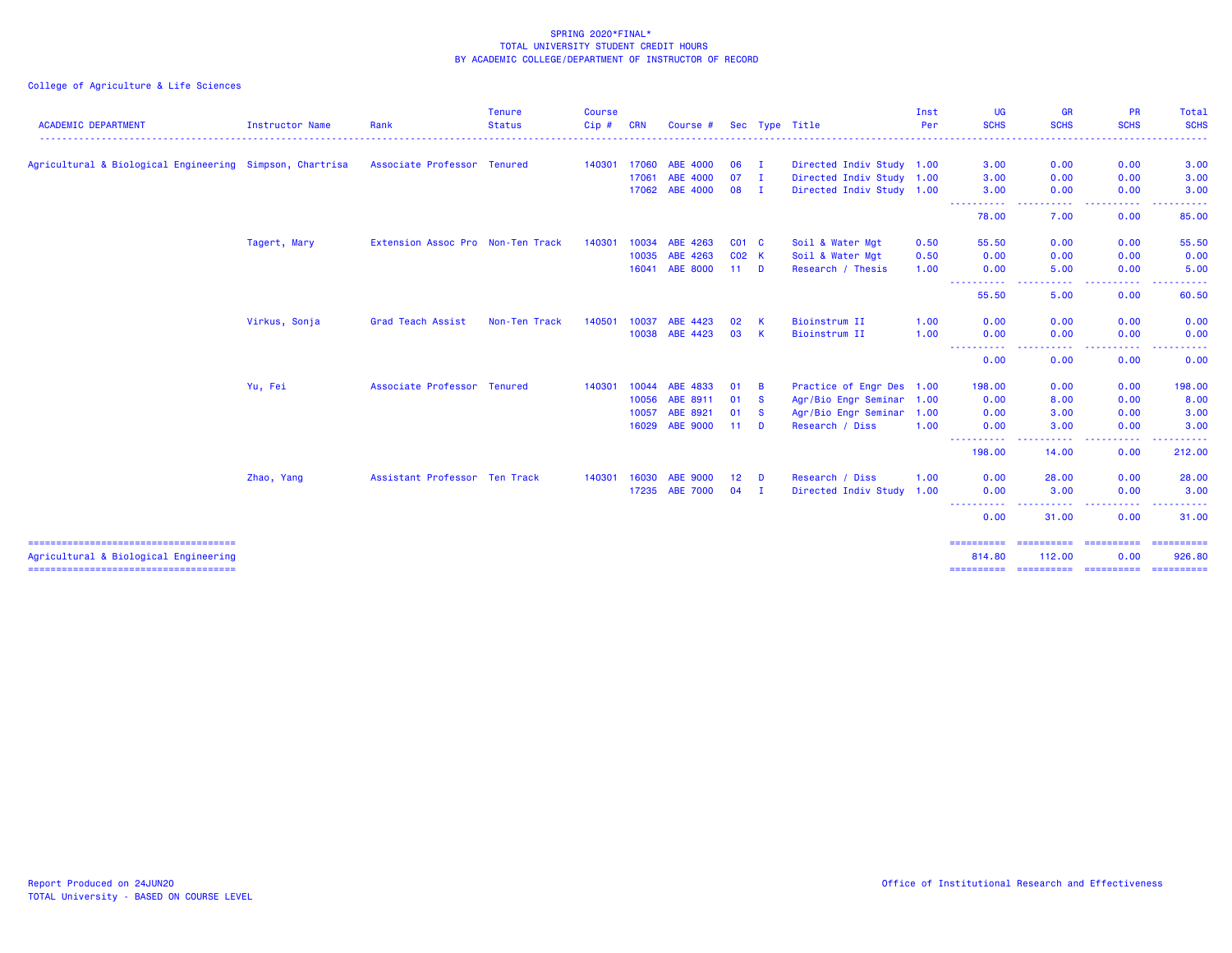SPRING 2020*FINAL*
TOTAL UNIVERSITY STUDENT CREDIT HOURS
BY ACADEMIC COLLEGE/DEPARTMENT OF INSTRUCTOR OF RECORD

College of Agriculture & Life Sciences

| ACADEMIC DEPARTMENT | Instructor Name | Rank | Tenure Status | Course Cip # | CRN | Course # | Sec | Type | Title | Inst Per | UG SCHS | GR SCHS | PR SCHS | Total SCHS |
|---|---|---|---|---|---|---|---|---|---|---|---|---|---|---|
| Agricultural & Biological Engineering | Simpson, Chartrisa | Associate Professor | Tenured | 140301 | 17060 | ABE 4000 | 06 | I | Directed Indiv Study | 1.00 | 3.00 | 0.00 | 0.00 | 3.00 |
| | | | | | 17061 | ABE 4000 | 07 | I | Directed Indiv Study | 1.00 | 3.00 | 0.00 | 0.00 | 3.00 |
| | | | | | 17062 | ABE 4000 | 08 | I | Directed Indiv Study | 1.00 | 3.00 | 0.00 | 0.00 | 3.00 |
| | | | | | | | | | | | 78.00 | 7.00 | 0.00 | 85.00 |
| | Tagert, Mary | Extension Assoc Pro | Non-Ten Track | 140301 | 10034 | ABE 4263 | C01 | C | Soil & Water Mgt | 0.50 | 55.50 | 0.00 | 0.00 | 55.50 |
| | | | | | 10035 | ABE 4263 | C02 | K | Soil & Water Mgt | 0.50 | 0.00 | 0.00 | 0.00 | 0.00 |
| | | | | | 16041 | ABE 8000 | 11 | D | Research / Thesis | 1.00 | 0.00 | 5.00 | 0.00 | 5.00 |
| | | | | | | | | | | | 55.50 | 5.00 | 0.00 | 60.50 |
| | Virkus, Sonja | Grad Teach Assist | Non-Ten Track | 140501 | 10037 | ABE 4423 | 02 | K | Bioinstrum II | 1.00 | 0.00 | 0.00 | 0.00 | 0.00 |
| | | | | | 10038 | ABE 4423 | 03 | K | Bioinstrum II | 1.00 | 0.00 | 0.00 | 0.00 | 0.00 |
| | | | | | | | | | | | 0.00 | 0.00 | 0.00 | 0.00 |
| | Yu, Fei | Associate Professor | Tenured | 140301 | 10044 | ABE 4833 | 01 | B | Practice of Engr Des | 1.00 | 198.00 | 0.00 | 0.00 | 198.00 |
| | | | | | 10056 | ABE 8911 | 01 | S | Agr/Bio Engr Seminar | 1.00 | 0.00 | 8.00 | 0.00 | 8.00 |
| | | | | | 10057 | ABE 8921 | 01 | S | Agr/Bio Engr Seminar | 1.00 | 0.00 | 3.00 | 0.00 | 3.00 |
| | | | | | 16029 | ABE 9000 | 11 | D | Research / Diss | 1.00 | 0.00 | 3.00 | 0.00 | 3.00 |
| | | | | | | | | | | | 198.00 | 14.00 | 0.00 | 212.00 |
| | Zhao, Yang | Assistant Professor | Ten Track | 140301 | 16030 | ABE 9000 | 12 | D | Research / Diss | 1.00 | 0.00 | 28.00 | 0.00 | 28.00 |
| | | | | | 17235 | ABE 7000 | 04 | I | Directed Indiv Study | 1.00 | 0.00 | 3.00 | 0.00 | 3.00 |
| | | | | | | | | | | | 0.00 | 31.00 | 0.00 | 31.00 |
| Agricultural & Biological Engineering | | | | | | | | | | | 814.80 | 112.00 | 0.00 | 926.80 |

Report Produced on 24JUN20
TOTAL University - BASED ON COURSE LEVEL

Office of Institutional Research and Effectiveness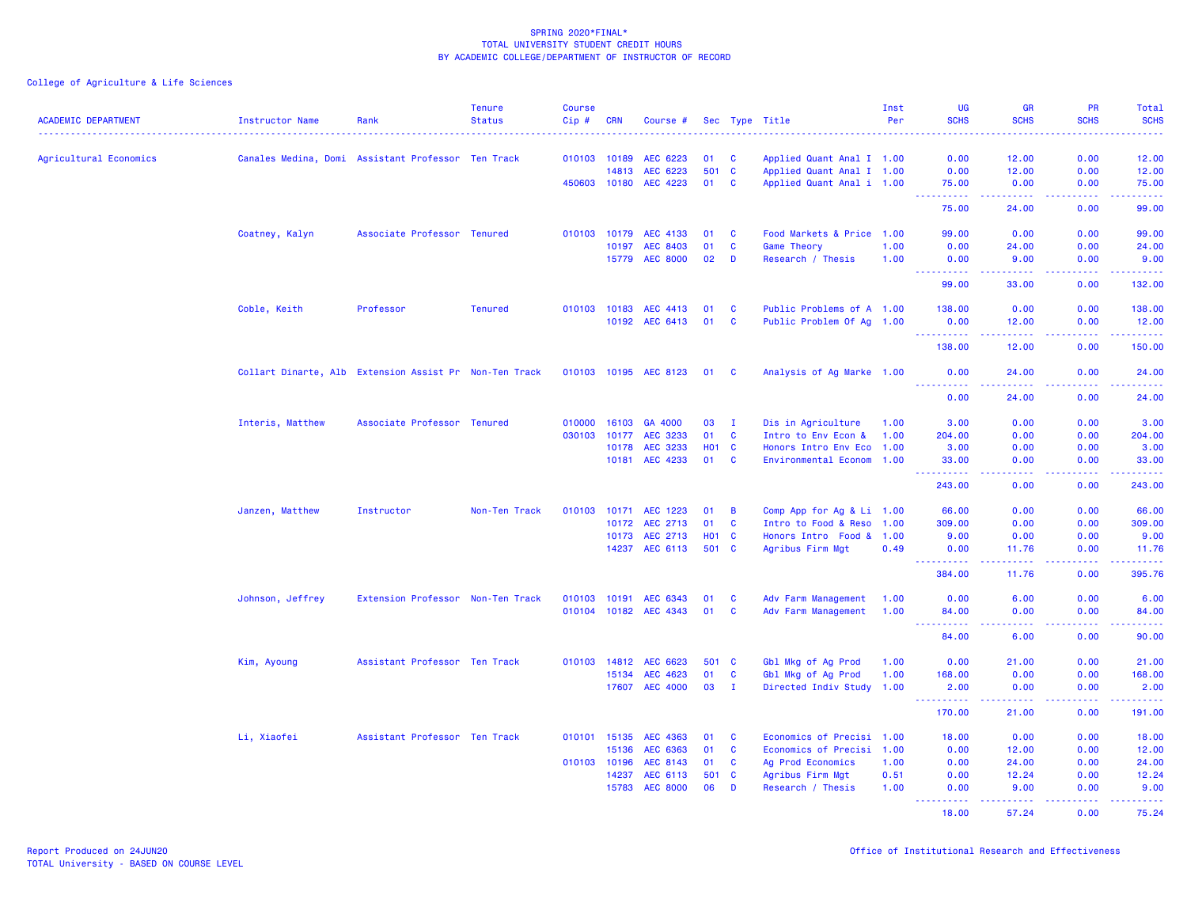SPRING 2020*FINAL*
TOTAL UNIVERSITY STUDENT CREDIT HOURS
BY ACADEMIC COLLEGE/DEPARTMENT OF INSTRUCTOR OF RECORD

College of Agriculture & Life Sciences

| ACADEMIC DEPARTMENT | Instructor Name | Rank | Tenure Status | Course Cip # | CRN | Course # | Sec | Type | Title | Inst Per | UG SCHS | GR SCHS | PR SCHS | Total SCHS |
|---|---|---|---|---|---|---|---|---|---|---|---|---|---|---|
| Agricultural Economics | Canales Medina, Domi | Assistant Professor | Ten Track | 010103 | 10189 | AEC 6223 | 01 | C | Applied Quant Anal I | 1.00 | 0.00 | 12.00 | 0.00 | 12.00 |
| | | | | | 14813 | AEC 6223 | 501 | C | Applied Quant Anal I | 1.00 | 0.00 | 12.00 | 0.00 | 12.00 |
| | | | | 450603 | 10180 | AEC 4223 | 01 | C | Applied Quant Anal i | 1.00 | 75.00 | 0.00 | 0.00 | 75.00 |
| | | | | | | | | | | | 75.00 | 24.00 | 0.00 | 99.00 |
| | Coatney, Kalyn | Associate Professor | Tenured | 010103 | 10179 | AEC 4133 | 01 | C | Food Markets & Price | 1.00 | 99.00 | 0.00 | 0.00 | 99.00 |
| | | | | | 10197 | AEC 8403 | 01 | C | Game Theory | 1.00 | 0.00 | 24.00 | 0.00 | 24.00 |
| | | | | | 15779 | AEC 8000 | 02 | D | Research / Thesis | 1.00 | 0.00 | 9.00 | 0.00 | 9.00 |
| | | | | | | | | | | | 99.00 | 33.00 | 0.00 | 132.00 |
| | Coble, Keith | Professor | Tenured | 010103 | 10183 | AEC 4413 | 01 | C | Public Problems of A | 1.00 | 138.00 | 0.00 | 0.00 | 138.00 |
| | | | | | 10192 | AEC 6413 | 01 | C | Public Problem Of Ag | 1.00 | 0.00 | 12.00 | 0.00 | 12.00 |
| | | | | | | | | | | | 138.00 | 12.00 | 0.00 | 150.00 |
| | Collart Dinarte, Alb | Extension Assist Pr | Non-Ten Track | 010103 | 10195 | AEC 8123 | 01 | C | Analysis of Ag Marke | 1.00 | 0.00 | 24.00 | 0.00 | 24.00 |
| | | | | | | | | | | | 0.00 | 24.00 | 0.00 | 24.00 |
| | Interis, Matthew | Associate Professor | Tenured | 010000 | 16103 | GA 4000 | 03 | I | Dis in Agriculture | 1.00 | 3.00 | 0.00 | 0.00 | 3.00 |
| | | | | 030103 | 10177 | AEC 3233 | 01 | C | Intro to Env Econ & | 1.00 | 204.00 | 0.00 | 0.00 | 204.00 |
| | | | | | 10178 | AEC 3233 | H01 | C | Honors Intro Env Eco | 1.00 | 3.00 | 0.00 | 0.00 | 3.00 |
| | | | | | 10181 | AEC 4233 | 01 | C | Environmental Econom | 1.00 | 33.00 | 0.00 | 0.00 | 33.00 |
| | | | | | | | | | | | 243.00 | 0.00 | 0.00 | 243.00 |
| | Janzen, Matthew | Instructor | Non-Ten Track | 010103 | 10171 | AEC 1223 | 01 | B | Comp App for Ag & Li | 1.00 | 66.00 | 0.00 | 0.00 | 66.00 |
| | | | | | 10172 | AEC 2713 | 01 | C | Intro to Food & Reso | 1.00 | 309.00 | 0.00 | 0.00 | 309.00 |
| | | | | | 10173 | AEC 2713 | H01 | C | Honors Intro Food & | 1.00 | 9.00 | 0.00 | 0.00 | 9.00 |
| | | | | | 14237 | AEC 6113 | 501 | C | Agribus Firm Mgt | 0.49 | 0.00 | 11.76 | 0.00 | 11.76 |
| | | | | | | | | | | | 384.00 | 11.76 | 0.00 | 395.76 |
| | Johnson, Jeffrey | Extension Professor | Non-Ten Track | 010103 | 10191 | AEC 6343 | 01 | C | Adv Farm Management | 1.00 | 0.00 | 6.00 | 0.00 | 6.00 |
| | | | | 010104 | 10182 | AEC 4343 | 01 | C | Adv Farm Management | 1.00 | 84.00 | 0.00 | 0.00 | 84.00 |
| | | | | | | | | | | | 84.00 | 6.00 | 0.00 | 90.00 |
| | Kim, Ayoung | Assistant Professor | Ten Track | 010103 | 14812 | AEC 6623 | 501 | C | Gbl Mkg of Ag Prod | 1.00 | 0.00 | 21.00 | 0.00 | 21.00 |
| | | | | | 15134 | AEC 4623 | 01 | C | Gbl Mkg of Ag Prod | 1.00 | 168.00 | 0.00 | 0.00 | 168.00 |
| | | | | | 17607 | AEC 4000 | 03 | I | Directed Indiv Study | 1.00 | 2.00 | 0.00 | 0.00 | 2.00 |
| | | | | | | | | | | | 170.00 | 21.00 | 0.00 | 191.00 |
| | Li, Xiaofei | Assistant Professor | Ten Track | 010101 | 15135 | AEC 4363 | 01 | C | Economics of Precisi | 1.00 | 18.00 | 0.00 | 0.00 | 18.00 |
| | | | | | 15136 | AEC 6363 | 01 | C | Economics of Precisi | 1.00 | 0.00 | 12.00 | 0.00 | 12.00 |
| | | | | 010103 | 10196 | AEC 8143 | 01 | C | Ag Prod Economics | 1.00 | 0.00 | 24.00 | 0.00 | 24.00 |
| | | | | | 14237 | AEC 6113 | 501 | C | Agribus Firm Mgt | 0.51 | 0.00 | 12.24 | 0.00 | 12.24 |
| | | | | | 15783 | AEC 8000 | 06 | D | Research / Thesis | 1.00 | 0.00 | 9.00 | 0.00 | 9.00 |
| | | | | | | | | | | | 18.00 | 57.24 | 0.00 | 75.24 |

Report Produced on 24JUN20
TOTAL University - BASED ON COURSE LEVEL

Office of Institutional Research and Effectiveness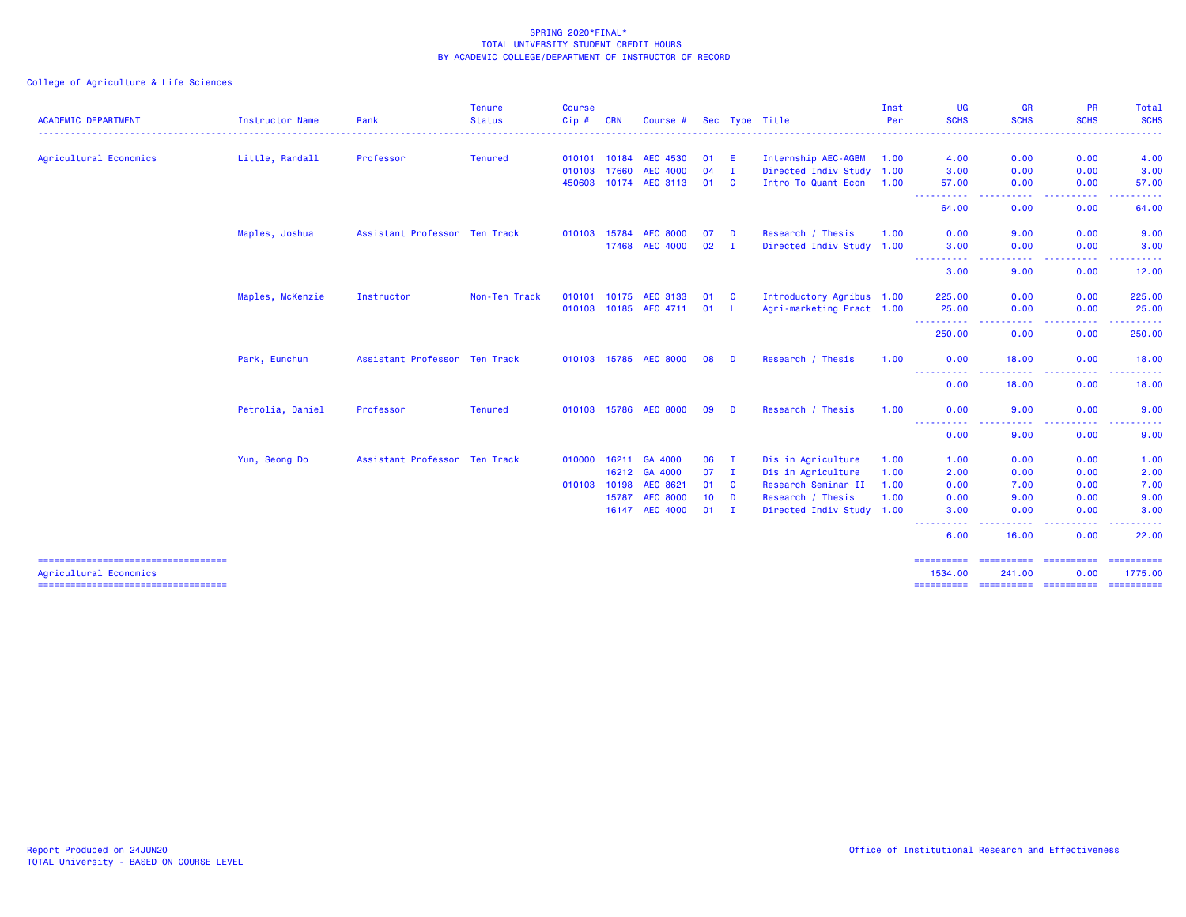SPRING 2020*FINAL*
TOTAL UNIVERSITY STUDENT CREDIT HOURS
BY ACADEMIC COLLEGE/DEPARTMENT OF INSTRUCTOR OF RECORD

College of Agriculture & Life Sciences

| ACADEMIC DEPARTMENT | Instructor Name | Rank | Tenure Status | Course Cip # | CRN | Course # | Sec | Type | Title | Inst Per | UG SCHS | GR SCHS | PR SCHS | Total SCHS |
|---|---|---|---|---|---|---|---|---|---|---|---|---|---|---|
| Agricultural Economics | Little, Randall | Professor | Tenured | 010101 | 10184 | AEC 4530 | 01 | E | Internship AEC-AGBM | 1.00 | 4.00 | 0.00 | 0.00 | 4.00 |
| | | | | 010103 | 17660 | AEC 4000 | 04 | I | Directed Indiv Study | 1.00 | 3.00 | 0.00 | 0.00 | 3.00 |
| | | | | 450603 | 10174 | AEC 3113 | 01 | C | Intro To Quant Econ | 1.00 | 57.00 | 0.00 | 0.00 | 57.00 |
| | | | | | | | | | | | 64.00 | 0.00 | 0.00 | 64.00 |
| | Maples, Joshua | Assistant Professor | Ten Track | 010103 | 15784 | AEC 8000 | 07 | D | Research / Thesis | 1.00 | 0.00 | 9.00 | 0.00 | 9.00 |
| | | | | | 17468 | AEC 4000 | 02 | I | Directed Indiv Study | 1.00 | 3.00 | 0.00 | 0.00 | 3.00 |
| | | | | | | | | | | | 3.00 | 9.00 | 0.00 | 12.00 |
| | Maples, McKenzie | Instructor | Non-Ten Track | 010101 | 10175 | AEC 3133 | 01 | C | Introductory Agribus | 1.00 | 225.00 | 0.00 | 0.00 | 225.00 |
| | | | | 010103 | 10185 | AEC 4711 | 01 | L | Agri-marketing Pract | 1.00 | 25.00 | 0.00 | 0.00 | 25.00 |
| | | | | | | | | | | | 250.00 | 0.00 | 0.00 | 250.00 |
| | Park, Eunchun | Assistant Professor | Ten Track | 010103 | 15785 | AEC 8000 | 08 | D | Research / Thesis | 1.00 | 0.00 | 18.00 | 0.00 | 18.00 |
| | | | | | | | | | | | 0.00 | 18.00 | 0.00 | 18.00 |
| | Petrolia, Daniel | Professor | Tenured | 010103 | 15786 | AEC 8000 | 09 | D | Research / Thesis | 1.00 | 0.00 | 9.00 | 0.00 | 9.00 |
| | | | | | | | | | | | 0.00 | 9.00 | 0.00 | 9.00 |
| | Yun, Seong Do | Assistant Professor | Ten Track | 010000 | 16211 | GA 4000 | 06 | I | Dis in Agriculture | 1.00 | 1.00 | 0.00 | 0.00 | 1.00 |
| | | | | | 16212 | GA 4000 | 07 | I | Dis in Agriculture | 1.00 | 2.00 | 0.00 | 0.00 | 2.00 |
| | | | | 010103 | 10198 | AEC 8621 | 01 | C | Research Seminar II | 1.00 | 0.00 | 7.00 | 0.00 | 7.00 |
| | | | | | 15787 | AEC 8000 | 10 | D | Research / Thesis | 1.00 | 0.00 | 9.00 | 0.00 | 9.00 |
| | | | | | 16147 | AEC 4000 | 01 | I | Directed Indiv Study | 1.00 | 3.00 | 0.00 | 0.00 | 3.00 |
| | | | | | | | | | | | 6.00 | 16.00 | 0.00 | 22.00 |
| Agricultural Economics | | | | | | | | | | | 1534.00 | 241.00 | 0.00 | 1775.00 |

Report Produced on 24JUN20
TOTAL University - BASED ON COURSE LEVEL

Office of Institutional Research and Effectiveness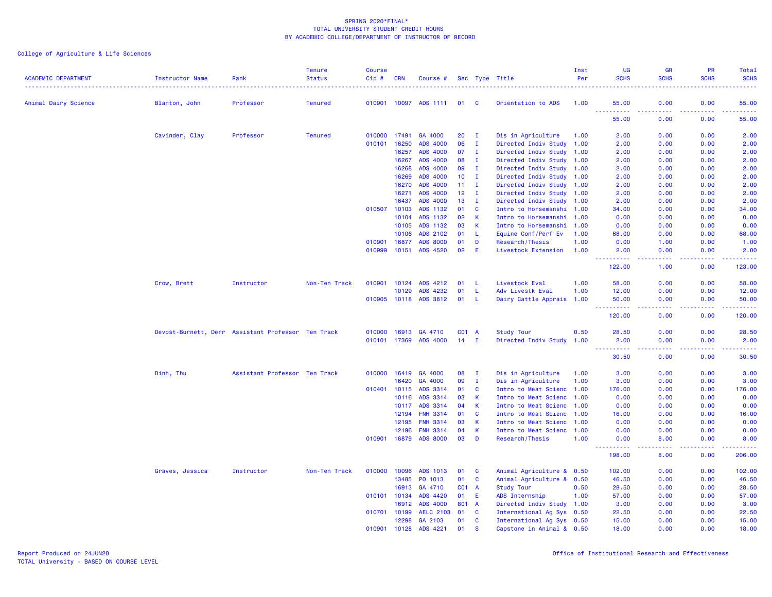SPRING 2020*FINAL*
TOTAL UNIVERSITY STUDENT CREDIT HOURS
BY ACADEMIC COLLEGE/DEPARTMENT OF INSTRUCTOR OF RECORD

College of Agriculture & Life Sciences

| ACADEMIC DEPARTMENT | Instructor Name | Rank | Tenure Status | Course Cip # | CRN | Course # | Sec | Type | Title | Inst Per | UG SCHS | GR SCHS | PR SCHS | Total SCHS |
|---|---|---|---|---|---|---|---|---|---|---|---|---|---|---|
| Animal Dairy Science | Blanton, John | Professor | Tenured | 010901 | 10097 | ADS 1111 | 01 | C | Orientation to ADS | 1.00 | 55.00 | 0.00 | 0.00 | 55.00 |
| | | | | | | | | | | | 55.00 | 0.00 | 0.00 | 55.00 |
| | Cavinder, Clay | Professor | Tenured | 010000 | 17491 | GA 4000 | 20 | I | Dis in Agriculture | 1.00 | 2.00 | 0.00 | 0.00 | 2.00 |
| | | | | 010101 | 16250 | ADS 4000 | 06 | I | Directed Indiv Study | 1.00 | 2.00 | 0.00 | 0.00 | 2.00 |
| | | | | | 16257 | ADS 4000 | 07 | I | Directed Indiv Study | 1.00 | 2.00 | 0.00 | 0.00 | 2.00 |
| | | | | | 16267 | ADS 4000 | 08 | I | Directed Indiv Study | 1.00 | 2.00 | 0.00 | 0.00 | 2.00 |
| | | | | | 16268 | ADS 4000 | 09 | I | Directed Indiv Study | 1.00 | 2.00 | 0.00 | 0.00 | 2.00 |
| | | | | | 16269 | ADS 4000 | 10 | I | Directed Indiv Study | 1.00 | 2.00 | 0.00 | 0.00 | 2.00 |
| | | | | | 16270 | ADS 4000 | 11 | I | Directed Indiv Study | 1.00 | 2.00 | 0.00 | 0.00 | 2.00 |
| | | | | | 16271 | ADS 4000 | 12 | I | Directed Indiv Study | 1.00 | 2.00 | 0.00 | 0.00 | 2.00 |
| | | | | | 16437 | ADS 4000 | 13 | I | Directed Indiv Study | 1.00 | 2.00 | 0.00 | 0.00 | 2.00 |
| | | | | 010507 | 10103 | ADS 1132 | 01 | C | Intro to Horsemanshi | 1.00 | 34.00 | 0.00 | 0.00 | 34.00 |
| | | | | | 10104 | ADS 1132 | 02 | K | Intro to Horsemanshi | 1.00 | 0.00 | 0.00 | 0.00 | 0.00 |
| | | | | | 10105 | ADS 1132 | 03 | K | Intro to Horsemanshi | 1.00 | 0.00 | 0.00 | 0.00 | 0.00 |
| | | | | | 10106 | ADS 2102 | 01 | L | Equine Conf/Perf Ev | 1.00 | 68.00 | 0.00 | 0.00 | 68.00 |
| | | | | 010901 | 16877 | ADS 8000 | 01 | D | Research/Thesis | 1.00 | 0.00 | 1.00 | 0.00 | 1.00 |
| | | | | 010999 | 10151 | ADS 4520 | 02 | E | Livestock Extension | 1.00 | 2.00 | 0.00 | 0.00 | 2.00 |
| | | | | | | | | | | | 122.00 | 1.00 | 0.00 | 123.00 |
| | Crow, Brett | Instructor | Non-Ten Track | 010901 | 10124 | ADS 4212 | 01 | L | Livestock Eval | 1.00 | 58.00 | 0.00 | 0.00 | 58.00 |
| | | | | | 10129 | ADS 4232 | 01 | L | Adv Livestk Eval | 1.00 | 12.00 | 0.00 | 0.00 | 12.00 |
| | | | | 010905 | 10118 | ADS 3812 | 01 | L | Dairy Cattle Apprais | 1.00 | 50.00 | 0.00 | 0.00 | 50.00 |
| | | | | | | | | | | | 120.00 | 0.00 | 0.00 | 120.00 |
| | Devost-Burnett, Derr | Assistant Professor | Ten Track | 010000 | 16913 | GA 4710 | C01 | A | Study Tour | 0.50 | 28.50 | 0.00 | 0.00 | 28.50 |
| | | | | 010101 | 17369 | ADS 4000 | 14 | I | Directed Indiv Study | 1.00 | 2.00 | 0.00 | 0.00 | 2.00 |
| | | | | | | | | | | | 30.50 | 0.00 | 0.00 | 30.50 |
| | Dinh, Thu | Assistant Professor | Ten Track | 010000 | 16419 | GA 4000 | 08 | I | Dis in Agriculture | 1.00 | 3.00 | 0.00 | 0.00 | 3.00 |
| | | | | | 16420 | GA 4000 | 09 | I | Dis in Agriculture | 1.00 | 3.00 | 0.00 | 0.00 | 3.00 |
| | | | | 010401 | 10115 | ADS 3314 | 01 | C | Intro to Meat Scienc | 1.00 | 176.00 | 0.00 | 0.00 | 176.00 |
| | | | | | 10116 | ADS 3314 | 03 | K | Intro to Meat Scienc | 1.00 | 0.00 | 0.00 | 0.00 | 0.00 |
| | | | | | 10117 | ADS 3314 | 04 | K | Intro to Meat Scienc | 1.00 | 0.00 | 0.00 | 0.00 | 0.00 |
| | | | | | 12194 | FNH 3314 | 01 | C | Intro to Meat Scienc | 1.00 | 16.00 | 0.00 | 0.00 | 16.00 |
| | | | | | 12195 | FNH 3314 | 03 | K | Intro to Meat Scienc | 1.00 | 0.00 | 0.00 | 0.00 | 0.00 |
| | | | | | 12196 | FNH 3314 | 04 | K | Intro to Meat Scienc | 1.00 | 0.00 | 0.00 | 0.00 | 0.00 |
| | | | | 010901 | 16879 | ADS 8000 | 03 | D | Research/Thesis | 1.00 | 0.00 | 8.00 | 0.00 | 8.00 |
| | | | | | | | | | | | 198.00 | 8.00 | 0.00 | 206.00 |
| | Graves, Jessica | Instructor | Non-Ten Track | 010000 | 10096 | ADS 1013 | 01 | C | Animal Agriculture & | 0.50 | 102.00 | 0.00 | 0.00 | 102.00 |
| | | | | | 13485 | PO 1013 | 01 | C | Animal Agriculture & | 0.50 | 46.50 | 0.00 | 0.00 | 46.50 |
| | | | | | 16913 | GA 4710 | C01 | A | Study Tour | 0.50 | 28.50 | 0.00 | 0.00 | 28.50 |
| | | | | 010101 | 10134 | ADS 4420 | 01 | E | ADS Internship | 1.00 | 57.00 | 0.00 | 0.00 | 57.00 |
| | | | | | 16912 | ADS 4000 | 801 | A | Directed Indiv Study | 1.00 | 3.00 | 0.00 | 0.00 | 3.00 |
| | | | | 010701 | 10199 | AELC 2103 | 01 | C | International Ag Sys | 0.50 | 22.50 | 0.00 | 0.00 | 22.50 |
| | | | | | 12298 | GA 2103 | 01 | C | International Ag Sys | 0.50 | 15.00 | 0.00 | 0.00 | 15.00 |
| | | | | 010901 | 10128 | ADS 4221 | 01 | S | Capstone in Animal & | 0.50 | 18.00 | 0.00 | 0.00 | 18.00 |

Report Produced on 24JUN20
TOTAL University - BASED ON COURSE LEVEL

Office of Institutional Research and Effectiveness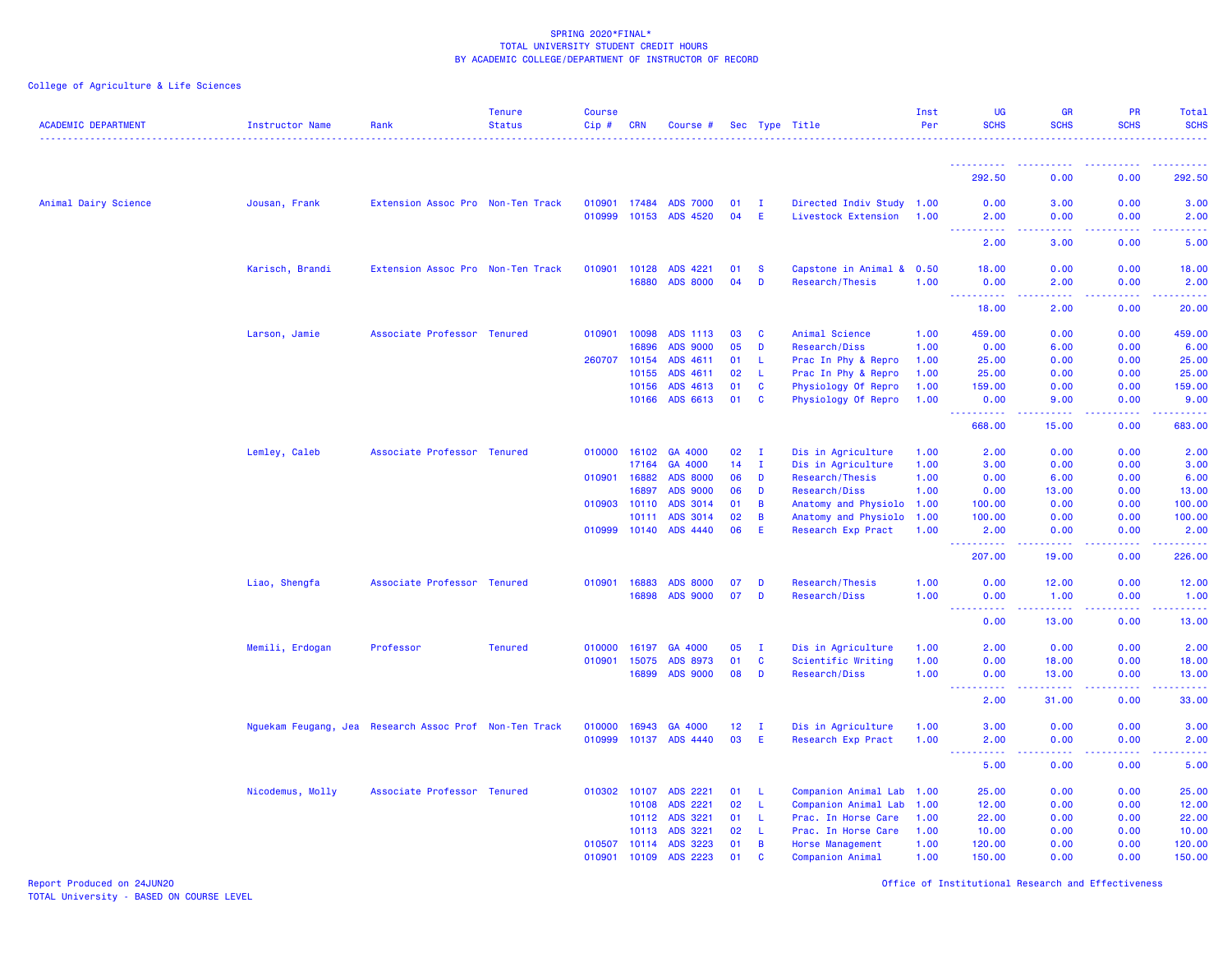SPRING 2020*FINAL*
TOTAL UNIVERSITY STUDENT CREDIT HOURS
BY ACADEMIC COLLEGE/DEPARTMENT OF INSTRUCTOR OF RECORD

College of Agriculture & Life Sciences

| ACADEMIC DEPARTMENT | Instructor Name | Rank | Tenure Status | Course Cip # | CRN | Course # | Sec | Type | Title | Inst Per | UG SCHS | GR SCHS | PR SCHS | Total SCHS |
|---|---|---|---|---|---|---|---|---|---|---|---|---|---|---|
| | | | | | | | | | | | 292.50 | 0.00 | 0.00 | 292.50 |
| Animal Dairy Science | Jousan, Frank | Extension Assoc Pro | Non-Ten Track | 010901 | 17484 | ADS 7000 | 01 | I | Directed Indiv Study | 1.00 | 0.00 | 3.00 | 0.00 | 3.00 |
| | | | | 010999 | 10153 | ADS 4520 | 04 | E | Livestock Extension | 1.00 | 2.00 | 0.00 | 0.00 | 2.00 |
| | | | | | | | | | | | 2.00 | 3.00 | 0.00 | 5.00 |
| | Karisch, Brandi | Extension Assoc Pro | Non-Ten Track | 010901 | 10128 | ADS 4221 | 01 | S | Capstone in Animal & | 0.50 | 18.00 | 0.00 | 0.00 | 18.00 |
| | | | | | 16880 | ADS 8000 | 04 | D | Research/Thesis | 1.00 | 0.00 | 2.00 | 0.00 | 2.00 |
| | | | | | | | | | | | 18.00 | 2.00 | 0.00 | 20.00 |
| | Larson, Jamie | Associate Professor | Tenured | 010901 | 10098 | ADS 1113 | 03 | C | Animal Science | 1.00 | 459.00 | 0.00 | 0.00 | 459.00 |
| | | | | | 16896 | ADS 9000 | 05 | D | Research/Diss | 1.00 | 0.00 | 6.00 | 0.00 | 6.00 |
| | | | | 260707 | 10154 | ADS 4611 | 01 | L | Prac In Phy & Repro | 1.00 | 25.00 | 0.00 | 0.00 | 25.00 |
| | | | | | 10155 | ADS 4611 | 02 | L | Prac In Phy & Repro | 1.00 | 25.00 | 0.00 | 0.00 | 25.00 |
| | | | | | 10156 | ADS 4613 | 01 | C | Physiology Of Repro | 1.00 | 159.00 | 0.00 | 0.00 | 159.00 |
| | | | | | 10166 | ADS 6613 | 01 | C | Physiology Of Repro | 1.00 | 0.00 | 9.00 | 0.00 | 9.00 |
| | | | | | | | | | | | 668.00 | 15.00 | 0.00 | 683.00 |
| | Lemley, Caleb | Associate Professor | Tenured | 010000 | 16102 | GA 4000 | 02 | I | Dis in Agriculture | 1.00 | 2.00 | 0.00 | 0.00 | 2.00 |
| | | | | | 17164 | GA 4000 | 14 | I | Dis in Agriculture | 1.00 | 3.00 | 0.00 | 0.00 | 3.00 |
| | | | | 010901 | 16882 | ADS 8000 | 06 | D | Research/Thesis | 1.00 | 0.00 | 6.00 | 0.00 | 6.00 |
| | | | | | 16897 | ADS 9000 | 06 | D | Research/Diss | 1.00 | 0.00 | 13.00 | 0.00 | 13.00 |
| | | | | 010903 | 10110 | ADS 3014 | 01 | B | Anatomy and Physiolo | 1.00 | 100.00 | 0.00 | 0.00 | 100.00 |
| | | | | | 10111 | ADS 3014 | 02 | B | Anatomy and Physiolo | 1.00 | 100.00 | 0.00 | 0.00 | 100.00 |
| | | | | 010999 | 10140 | ADS 4440 | 06 | E | Research Exp Pract | 1.00 | 2.00 | 0.00 | 0.00 | 2.00 |
| | | | | | | | | | | | 207.00 | 19.00 | 0.00 | 226.00 |
| | Liao, Shengfa | Associate Professor | Tenured | 010901 | 16883 | ADS 8000 | 07 | D | Research/Thesis | 1.00 | 0.00 | 12.00 | 0.00 | 12.00 |
| | | | | | 16898 | ADS 9000 | 07 | D | Research/Diss | 1.00 | 0.00 | 1.00 | 0.00 | 1.00 |
| | | | | | | | | | | | 0.00 | 13.00 | 0.00 | 13.00 |
| | Memili, Erdogan | Professor | Tenured | 010000 | 16197 | GA 4000 | 05 | I | Dis in Agriculture | 1.00 | 2.00 | 0.00 | 0.00 | 2.00 |
| | | | | 010901 | 15075 | ADS 8973 | 01 | C | Scientific Writing | 1.00 | 0.00 | 18.00 | 0.00 | 18.00 |
| | | | | | 16899 | ADS 9000 | 08 | D | Research/Diss | 1.00 | 0.00 | 13.00 | 0.00 | 13.00 |
| | | | | | | | | | | | 2.00 | 31.00 | 0.00 | 33.00 |
| | Nguekam Feugang, Jea | Research Assoc Prof | Non-Ten Track | 010000 | 16943 | GA 4000 | 12 | I | Dis in Agriculture | 1.00 | 3.00 | 0.00 | 0.00 | 3.00 |
| | | | | 010999 | 10137 | ADS 4440 | 03 | E | Research Exp Pract | 1.00 | 2.00 | 0.00 | 0.00 | 2.00 |
| | | | | | | | | | | | 5.00 | 0.00 | 0.00 | 5.00 |
| | Nicodemus, Molly | Associate Professor | Tenured | 010302 | 10107 | ADS 2221 | 01 | L | Companion Animal Lab | 1.00 | 25.00 | 0.00 | 0.00 | 25.00 |
| | | | | | 10108 | ADS 2221 | 02 | L | Companion Animal Lab | 1.00 | 12.00 | 0.00 | 0.00 | 12.00 |
| | | | | | 10112 | ADS 3221 | 01 | L | Prac. In Horse Care | 1.00 | 22.00 | 0.00 | 0.00 | 22.00 |
| | | | | | 10113 | ADS 3221 | 02 | L | Prac. In Horse Care | 1.00 | 10.00 | 0.00 | 0.00 | 10.00 |
| | | | | 010507 | 10114 | ADS 3223 | 01 | B | Horse Management | 1.00 | 120.00 | 0.00 | 0.00 | 120.00 |
| | | | | 010901 | 10109 | ADS 2223 | 01 | C | Companion Animal | 1.00 | 150.00 | 0.00 | 0.00 | 150.00 |

Report Produced on 24JUN20
TOTAL University - BASED ON COURSE LEVEL

Office of Institutional Research and Effectiveness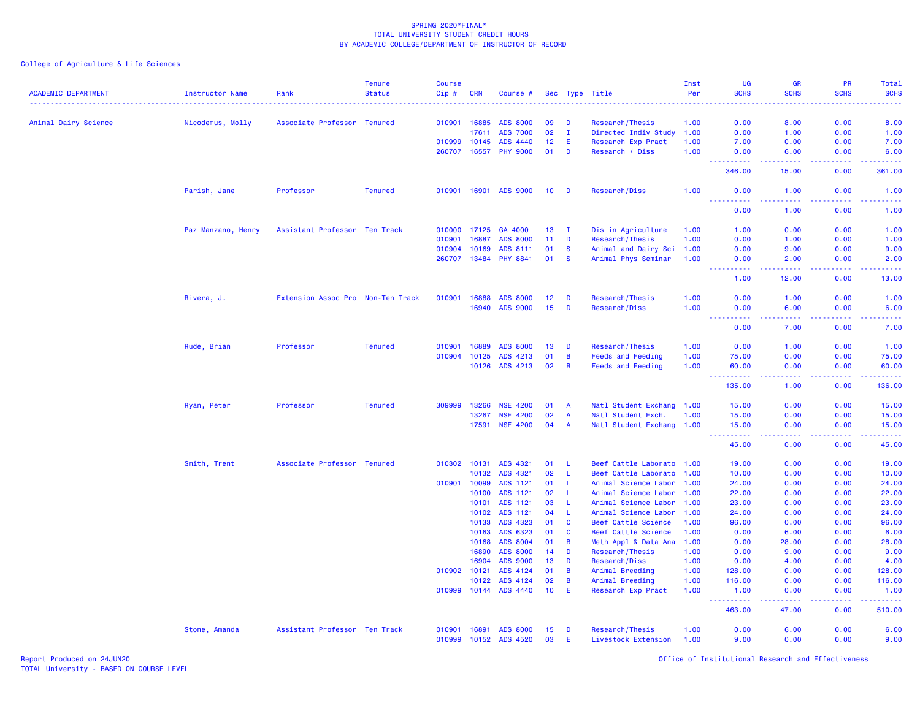SPRING 2020*FINAL*
TOTAL UNIVERSITY STUDENT CREDIT HOURS
BY ACADEMIC COLLEGE/DEPARTMENT OF INSTRUCTOR OF RECORD

College of Agriculture & Life Sciences

| ACADEMIC DEPARTMENT | Instructor Name | Rank | Tenure Status | Course Cip # | CRN | Course # | Sec | Type | Title | Inst Per | UG SCHS | GR SCHS | PR SCHS | Total SCHS |
|---|---|---|---|---|---|---|---|---|---|---|---|---|---|---|
| Animal Dairy Science | Nicodemus, Molly | Associate Professor | Tenured | 010901 | 16885 | ADS 8000 | 09 | D | Research/Thesis | 1.00 | 0.00 | 8.00 | 0.00 | 8.00 |
| | | | | | 17611 | ADS 7000 | 02 | I | Directed Indiv Study | 1.00 | 0.00 | 1.00 | 0.00 | 1.00 |
| | | | | 010999 | 10145 | ADS 4440 | 12 | E | Research Exp Pract | 1.00 | 7.00 | 0.00 | 0.00 | 7.00 |
| | | | | 260707 | 16557 | PHY 9000 | 01 | D | Research / Diss | 1.00 | 0.00 | 6.00 | 0.00 | 6.00 |
| | | | | | | | | | | | 346.00 | 15.00 | 0.00 | 361.00 |
| | Parish, Jane | Professor | Tenured | 010901 | 16901 | ADS 9000 | 10 | D | Research/Diss | 1.00 | 0.00 | 1.00 | 0.00 | 1.00 |
| | | | | | | | | | | | 0.00 | 1.00 | 0.00 | 1.00 |
| | Paz Manzano, Henry | Assistant Professor | Ten Track | 010000 | 17125 | GA 4000 | 13 | I | Dis in Agriculture | 1.00 | 1.00 | 0.00 | 0.00 | 1.00 |
| | | | | 010901 | 16887 | ADS 8000 | 11 | D | Research/Thesis | 1.00 | 0.00 | 1.00 | 0.00 | 1.00 |
| | | | | 010904 | 10169 | ADS 8111 | 01 | S | Animal and Dairy Sci | 1.00 | 0.00 | 9.00 | 0.00 | 9.00 |
| | | | | 260707 | 13484 | PHY 8841 | 01 | S | Animal Phys Seminar | 1.00 | 0.00 | 2.00 | 0.00 | 2.00 |
| | | | | | | | | | | | 1.00 | 12.00 | 0.00 | 13.00 |
| | Rivera, J. | Extension Assoc Pro | Non-Ten Track | 010901 | 16888 | ADS 8000 | 12 | D | Research/Thesis | 1.00 | 0.00 | 1.00 | 0.00 | 1.00 |
| | | | | | 16940 | ADS 9000 | 15 | D | Research/Diss | 1.00 | 0.00 | 6.00 | 0.00 | 6.00 |
| | | | | | | | | | | | 0.00 | 7.00 | 0.00 | 7.00 |
| | Rude, Brian | Professor | Tenured | 010901 | 16889 | ADS 8000 | 13 | D | Research/Thesis | 1.00 | 0.00 | 1.00 | 0.00 | 1.00 |
| | | | | 010904 | 10125 | ADS 4213 | 01 | B | Feeds and Feeding | 1.00 | 75.00 | 0.00 | 0.00 | 75.00 |
| | | | | | 10126 | ADS 4213 | 02 | B | Feeds and Feeding | 1.00 | 60.00 | 0.00 | 0.00 | 60.00 |
| | | | | | | | | | | | 135.00 | 1.00 | 0.00 | 136.00 |
| | Ryan, Peter | Professor | Tenured | 309999 | 13266 | NSE 4200 | 01 | A | Natl Student Exchang | 1.00 | 15.00 | 0.00 | 0.00 | 15.00 |
| | | | | | 13267 | NSE 4200 | 02 | A | Natl Student Exch. | 1.00 | 15.00 | 0.00 | 0.00 | 15.00 |
| | | | | | 17591 | NSE 4200 | 04 | A | Natl Student Exchang | 1.00 | 15.00 | 0.00 | 0.00 | 15.00 |
| | | | | | | | | | | | 45.00 | 0.00 | 0.00 | 45.00 |
| | Smith, Trent | Associate Professor | Tenured | 010302 | 10131 | ADS 4321 | 01 | L | Beef Cattle Laborato | 1.00 | 19.00 | 0.00 | 0.00 | 19.00 |
| | | | | | 10132 | ADS 4321 | 02 | L | Beef Cattle Laborato | 1.00 | 10.00 | 0.00 | 0.00 | 10.00 |
| | | | | 010901 | 10099 | ADS 1121 | 01 | L | Animal Science Labor | 1.00 | 24.00 | 0.00 | 0.00 | 24.00 |
| | | | | | 10100 | ADS 1121 | 02 | L | Animal Science Labor | 1.00 | 22.00 | 0.00 | 0.00 | 22.00 |
| | | | | | 10101 | ADS 1121 | 03 | L | Animal Science Labor | 1.00 | 23.00 | 0.00 | 0.00 | 23.00 |
| | | | | | 10102 | ADS 1121 | 04 | L | Animal Science Labor | 1.00 | 24.00 | 0.00 | 0.00 | 24.00 |
| | | | | | 10133 | ADS 4323 | 01 | C | Beef Cattle Science | 1.00 | 96.00 | 0.00 | 0.00 | 96.00 |
| | | | | | 10163 | ADS 6323 | 01 | C | Beef Cattle Science | 1.00 | 0.00 | 6.00 | 0.00 | 6.00 |
| | | | | | 10168 | ADS 8004 | 01 | B | Meth Appl & Data Ana | 1.00 | 0.00 | 28.00 | 0.00 | 28.00 |
| | | | | | 16890 | ADS 8000 | 14 | D | Research/Thesis | 1.00 | 0.00 | 9.00 | 0.00 | 9.00 |
| | | | | | 16904 | ADS 9000 | 13 | D | Research/Diss | 1.00 | 0.00 | 4.00 | 0.00 | 4.00 |
| | | | | 010902 | 10121 | ADS 4124 | 01 | B | Animal Breeding | 1.00 | 128.00 | 0.00 | 0.00 | 128.00 |
| | | | | | 10122 | ADS 4124 | 02 | B | Animal Breeding | 1.00 | 116.00 | 0.00 | 0.00 | 116.00 |
| | | | | 010999 | 10144 | ADS 4440 | 10 | E | Research Exp Pract | 1.00 | 1.00 | 0.00 | 0.00 | 1.00 |
| | | | | | | | | | | | 463.00 | 47.00 | 0.00 | 510.00 |
| | Stone, Amanda | Assistant Professor | Ten Track | 010901 | 16891 | ADS 8000 | 15 | D | Research/Thesis | 1.00 | 0.00 | 6.00 | 0.00 | 6.00 |
| | | | | 010999 | 10152 | ADS 4520 | 03 | E | Livestock Extension | 1.00 | 9.00 | 0.00 | 0.00 | 9.00 |

Report Produced on 24JUN20
TOTAL University - BASED ON COURSE LEVEL

Office of Institutional Research and Effectiveness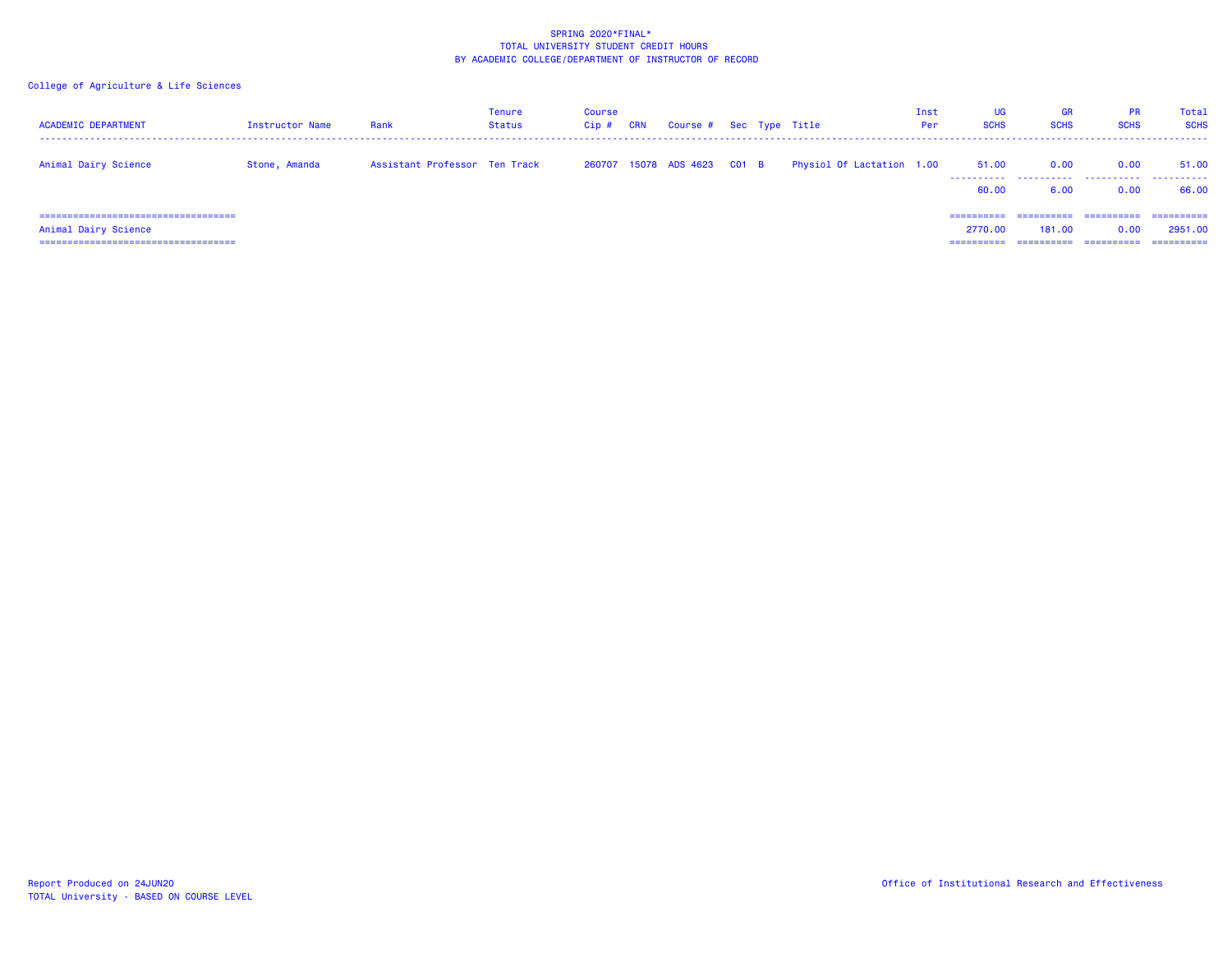SPRING 2020*FINAL*
TOTAL UNIVERSITY STUDENT CREDIT HOURS
BY ACADEMIC COLLEGE/DEPARTMENT OF INSTRUCTOR OF RECORD

College of Agriculture & Life Sciences

| ACADEMIC DEPARTMENT | Instructor Name | Rank | Tenure Status | Course Cip # | CRN | Course # | Sec | Type | Title | Inst Per | UG SCHS | GR SCHS | PR SCHS | Total SCHS |
|---|---|---|---|---|---|---|---|---|---|---|---|---|---|---|
| Animal Dairy Science | Stone, Amanda | Assistant Professor | Ten Track | 260707 | 15078 | ADS 4623 | C01 | B | Physiol Of Lactation | 1.00 | 51.00 | 0.00 | 0.00 | 51.00 |
| | | | | | | | | | | | 60.00 | 6.00 | 0.00 | 66.00 |
| Animal Dairy Science | | | | | | | | | | | 2770.00 | 181.00 | 0.00 | 2951.00 |

Report Produced on 24JUN20
TOTAL University - BASED ON COURSE LEVEL

Office of Institutional Research and Effectiveness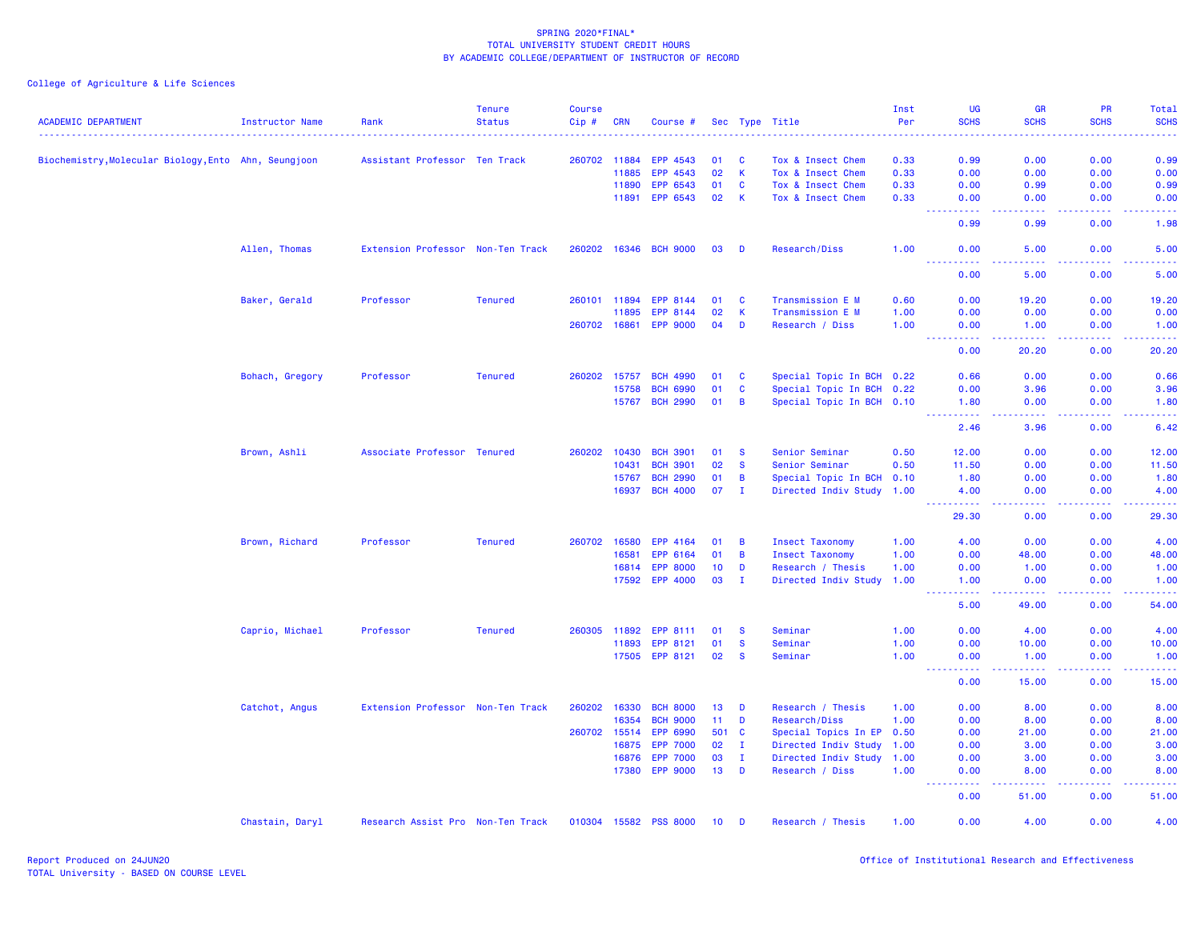SPRING 2020*FINAL*
TOTAL UNIVERSITY STUDENT CREDIT HOURS
BY ACADEMIC COLLEGE/DEPARTMENT OF INSTRUCTOR OF RECORD

College of Agriculture & Life Sciences

| ACADEMIC DEPARTMENT | Instructor Name | Rank | Tenure Status | Course Cip # | CRN | Course # | Sec | Type | Title | Inst Per | UG SCHS | GR SCHS | PR SCHS | Total SCHS |
|---|---|---|---|---|---|---|---|---|---|---|---|---|---|---|
| Biochemistry,Molecular Biology,Ento | Ahn, Seungjoon | Assistant Professor | Ten Track | 260702 | 11884 | EPP 4543 | 01 | C | Tox & Insect Chem | 0.33 | 0.99 | 0.00 | 0.00 | 0.99 |
| | | | | | 11885 | EPP 4543 | 02 | K | Tox & Insect Chem | 0.33 | 0.00 | 0.00 | 0.00 | 0.00 |
| | | | | | 11890 | EPP 6543 | 01 | C | Tox & Insect Chem | 0.33 | 0.00 | 0.99 | 0.00 | 0.99 |
| | | | | | 11891 | EPP 6543 | 02 | K | Tox & Insect Chem | 0.33 | 0.00 | 0.00 | 0.00 | 0.00 |
| | | | | | | | | | | | 0.99 | 0.99 | 0.00 | 1.98 |
| | Allen, Thomas | Extension Professor | Non-Ten Track | 260202 | 16346 | BCH 9000 | 03 | D | Research/Diss | 1.00 | 0.00 | 5.00 | 0.00 | 5.00 |
| | | | | | | | | | | | 0.00 | 5.00 | 0.00 | 5.00 |
| | Baker, Gerald | Professor | Tenured | 260101 | 11894 | EPP 8144 | 01 | C | Transmission E M | 0.60 | 0.00 | 19.20 | 0.00 | 19.20 |
| | | | | | 11895 | EPP 8144 | 02 | K | Transmission E M | 1.00 | 0.00 | 0.00 | 0.00 | 0.00 |
| | | | | 260702 | 16861 | EPP 9000 | 04 | D | Research / Diss | 1.00 | 0.00 | 1.00 | 0.00 | 1.00 |
| | | | | | | | | | | | 0.00 | 20.20 | 0.00 | 20.20 |
| | Bohach, Gregory | Professor | Tenured | 260202 | 15757 | BCH 4990 | 01 | C | Special Topic In BCH | 0.22 | 0.66 | 0.00 | 0.00 | 0.66 |
| | | | | | 15758 | BCH 6990 | 01 | C | Special Topic In BCH | 0.22 | 0.00 | 3.96 | 0.00 | 3.96 |
| | | | | | 15767 | BCH 2990 | 01 | B | Special Topic In BCH | 0.10 | 1.80 | 0.00 | 0.00 | 1.80 |
| | | | | | | | | | | | 2.46 | 3.96 | 0.00 | 6.42 |
| | Brown, Ashli | Associate Professor | Tenured | 260202 | 10430 | BCH 3901 | 01 | S | Senior Seminar | 0.50 | 12.00 | 0.00 | 0.00 | 12.00 |
| | | | | | 10431 | BCH 3901 | 02 | S | Senior Seminar | 0.50 | 11.50 | 0.00 | 0.00 | 11.50 |
| | | | | | 15767 | BCH 2990 | 01 | B | Special Topic In BCH | 0.10 | 1.80 | 0.00 | 0.00 | 1.80 |
| | | | | | 16937 | BCH 4000 | 07 | I | Directed Indiv Study | 1.00 | 4.00 | 0.00 | 0.00 | 4.00 |
| | | | | | | | | | | | 29.30 | 0.00 | 0.00 | 29.30 |
| | Brown, Richard | Professor | Tenured | 260702 | 16580 | EPP 4164 | 01 | B | Insect Taxonomy | 1.00 | 4.00 | 0.00 | 0.00 | 4.00 |
| | | | | | 16581 | EPP 6164 | 01 | B | Insect Taxonomy | 1.00 | 0.00 | 48.00 | 0.00 | 48.00 |
| | | | | | 16814 | EPP 8000 | 10 | D | Research / Thesis | 1.00 | 0.00 | 1.00 | 0.00 | 1.00 |
| | | | | | 17592 | EPP 4000 | 03 | I | Directed Indiv Study | 1.00 | 1.00 | 0.00 | 0.00 | 1.00 |
| | | | | | | | | | | | 5.00 | 49.00 | 0.00 | 54.00 |
| | Caprio, Michael | Professor | Tenured | 260305 | 11892 | EPP 8111 | 01 | S | Seminar | 1.00 | 0.00 | 4.00 | 0.00 | 4.00 |
| | | | | | 11893 | EPP 8121 | 01 | S | Seminar | 1.00 | 0.00 | 10.00 | 0.00 | 10.00 |
| | | | | | 17505 | EPP 8121 | 02 | S | Seminar | 1.00 | 0.00 | 1.00 | 0.00 | 1.00 |
| | | | | | | | | | | | 0.00 | 15.00 | 0.00 | 15.00 |
| | Catchot, Angus | Extension Professor | Non-Ten Track | 260202 | 16330 | BCH 8000 | 13 | D | Research / Thesis | 1.00 | 0.00 | 8.00 | 0.00 | 8.00 |
| | | | | | 16354 | BCH 9000 | 11 | D | Research/Diss | 1.00 | 0.00 | 8.00 | 0.00 | 8.00 |
| | | | | 260702 | 15514 | EPP 6990 | 501 | C | Special Topics In EP | 0.50 | 0.00 | 21.00 | 0.00 | 21.00 |
| | | | | | 16875 | EPP 7000 | 02 | I | Directed Indiv Study | 1.00 | 0.00 | 3.00 | 0.00 | 3.00 |
| | | | | | 16876 | EPP 7000 | 03 | I | Directed Indiv Study | 1.00 | 0.00 | 3.00 | 0.00 | 3.00 |
| | | | | | 17380 | EPP 9000 | 13 | D | Research / Diss | 1.00 | 0.00 | 8.00 | 0.00 | 8.00 |
| | | | | | | | | | | | 0.00 | 51.00 | 0.00 | 51.00 |
| | Chastain, Daryl | Research Assist Pro | Non-Ten Track | 010304 | 15582 | PSS 8000 | 10 | D | Research / Thesis | 1.00 | 0.00 | 4.00 | 0.00 | 4.00 |

Report Produced on 24JUN20
TOTAL University - BASED ON COURSE LEVEL

Office of Institutional Research and Effectiveness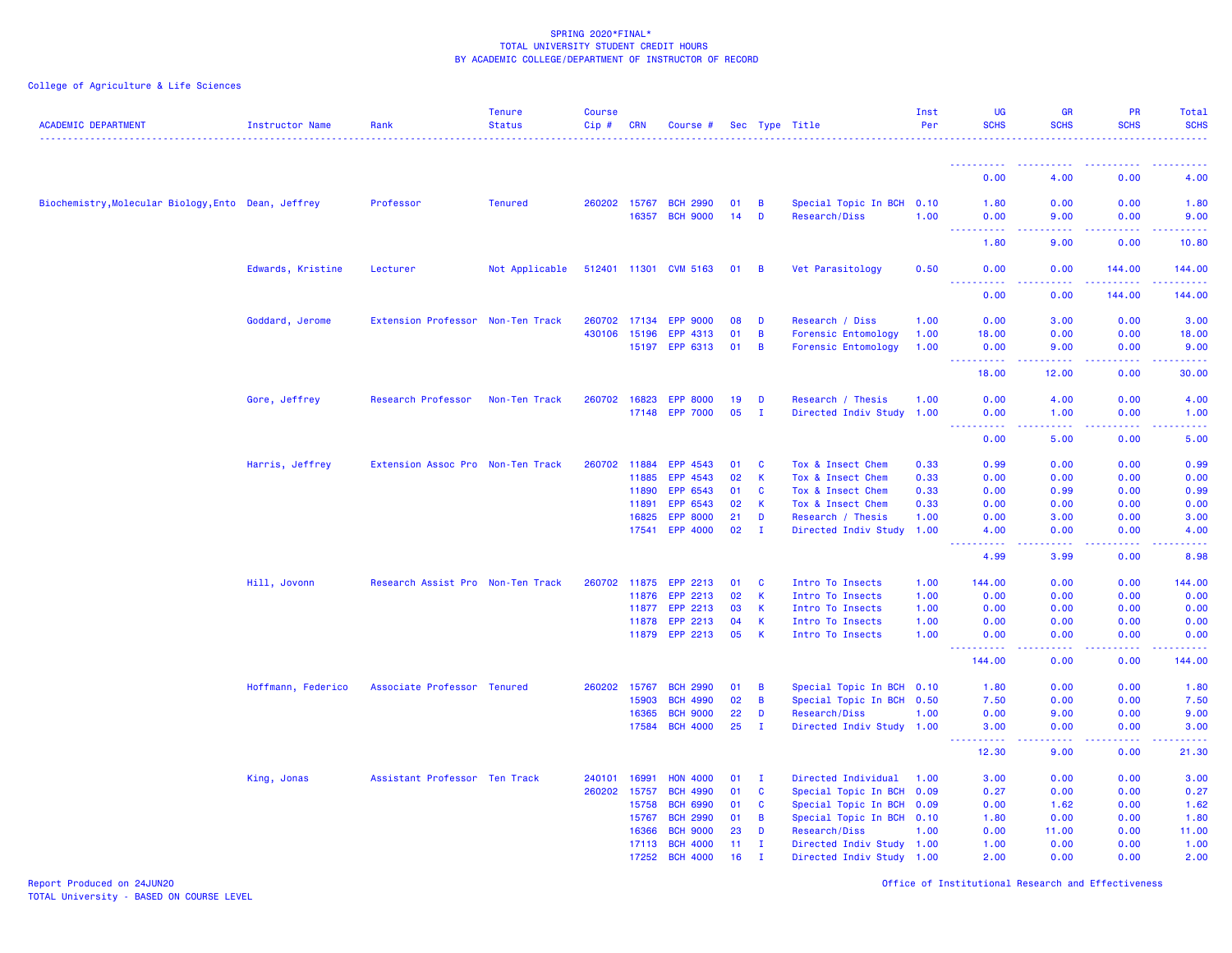SPRING 2020*FINAL*
TOTAL UNIVERSITY STUDENT CREDIT HOURS
BY ACADEMIC COLLEGE/DEPARTMENT OF INSTRUCTOR OF RECORD

College of Agriculture & Life Sciences

| ACADEMIC DEPARTMENT | Instructor Name | Rank | Tenure Status | Course Cip # | CRN | Course # | Sec | Type | Title | Inst Per | UG SCHS | GR SCHS | PR SCHS | Total SCHS |
|---|---|---|---|---|---|---|---|---|---|---|---|---|---|---|
| | | | | | | | | | | | 0.00 | 4.00 | 0.00 | 4.00 |
| Biochemistry,Molecular Biology,Ento | Dean, Jeffrey | Professor | Tenured | 260202 | 15767 | BCH 2990 | 01 | B | Special Topic In BCH | 0.10 | 1.80 | 0.00 | 0.00 | 1.80 |
| | | | | | 16357 | BCH 9000 | 14 | D | Research/Diss | 1.00 | 0.00 | 9.00 | 0.00 | 9.00 |
| | | | | | | | | | | | 1.80 | 9.00 | 0.00 | 10.80 |
| | Edwards, Kristine | Lecturer | Not Applicable | 512401 | 11301 | CVM 5163 | 01 | B | Vet Parasitology | 0.50 | 0.00 | 0.00 | 144.00 | 144.00 |
| | | | | | | | | | | | 0.00 | 0.00 | 144.00 | 144.00 |
| | Goddard, Jerome | Extension Professor | Non-Ten Track | 260702 | 17134 | EPP 9000 | 08 | D | Research / Diss | 1.00 | 0.00 | 3.00 | 0.00 | 3.00 |
| | | | | 430106 | 15196 | EPP 4313 | 01 | B | Forensic Entomology | 1.00 | 18.00 | 0.00 | 0.00 | 18.00 |
| | | | | | 15197 | EPP 6313 | 01 | B | Forensic Entomology | 1.00 | 0.00 | 9.00 | 0.00 | 9.00 |
| | | | | | | | | | | | 18.00 | 12.00 | 0.00 | 30.00 |
| | Gore, Jeffrey | Research Professor | Non-Ten Track | 260702 | 16823 | EPP 8000 | 19 | D | Research / Thesis | 1.00 | 0.00 | 4.00 | 0.00 | 4.00 |
| | | | | | 17148 | EPP 7000 | 05 | I | Directed Indiv Study | 1.00 | 0.00 | 1.00 | 0.00 | 1.00 |
| | | | | | | | | | | | 0.00 | 5.00 | 0.00 | 5.00 |
| | Harris, Jeffrey | Extension Assoc Pro | Non-Ten Track | 260702 | 11884 | EPP 4543 | 01 | C | Tox & Insect Chem | 0.33 | 0.99 | 0.00 | 0.00 | 0.99 |
| | | | | | 11885 | EPP 4543 | 02 | K | Tox & Insect Chem | 0.33 | 0.00 | 0.00 | 0.00 | 0.00 |
| | | | | | 11890 | EPP 6543 | 01 | C | Tox & Insect Chem | 0.33 | 0.00 | 0.99 | 0.00 | 0.99 |
| | | | | | 11891 | EPP 6543 | 02 | K | Tox & Insect Chem | 0.33 | 0.00 | 0.00 | 0.00 | 0.00 |
| | | | | | 16825 | EPP 8000 | 21 | D | Research / Thesis | 1.00 | 0.00 | 3.00 | 0.00 | 3.00 |
| | | | | | 17541 | EPP 4000 | 02 | I | Directed Indiv Study | 1.00 | 4.00 | 0.00 | 0.00 | 4.00 |
| | | | | | | | | | | | 4.99 | 3.99 | 0.00 | 8.98 |
| | Hill, Jovonn | Research Assist Pro | Non-Ten Track | 260702 | 11875 | EPP 2213 | 01 | C | Intro To Insects | 1.00 | 144.00 | 0.00 | 0.00 | 144.00 |
| | | | | | 11876 | EPP 2213 | 02 | K | Intro To Insects | 1.00 | 0.00 | 0.00 | 0.00 | 0.00 |
| | | | | | 11877 | EPP 2213 | 03 | K | Intro To Insects | 1.00 | 0.00 | 0.00 | 0.00 | 0.00 |
| | | | | | 11878 | EPP 2213 | 04 | K | Intro To Insects | 1.00 | 0.00 | 0.00 | 0.00 | 0.00 |
| | | | | | 11879 | EPP 2213 | 05 | K | Intro To Insects | 1.00 | 0.00 | 0.00 | 0.00 | 0.00 |
| | | | | | | | | | | | 144.00 | 0.00 | 0.00 | 144.00 |
| | Hoffmann, Federico | Associate Professor | Tenured | 260202 | 15767 | BCH 2990 | 01 | B | Special Topic In BCH | 0.10 | 1.80 | 0.00 | 0.00 | 1.80 |
| | | | | | 15903 | BCH 4990 | 02 | B | Special Topic In BCH | 0.50 | 7.50 | 0.00 | 0.00 | 7.50 |
| | | | | | 16365 | BCH 9000 | 22 | D | Research/Diss | 1.00 | 0.00 | 9.00 | 0.00 | 9.00 |
| | | | | | 17584 | BCH 4000 | 25 | I | Directed Indiv Study | 1.00 | 3.00 | 0.00 | 0.00 | 3.00 |
| | | | | | | | | | | | 12.30 | 9.00 | 0.00 | 21.30 |
| | King, Jonas | Assistant Professor | Ten Track | 240101 | 16991 | HON 4000 | 01 | I | Directed Individual | 1.00 | 3.00 | 0.00 | 0.00 | 3.00 |
| | | | | 260202 | 15757 | BCH 4990 | 01 | C | Special Topic In BCH | 0.09 | 0.27 | 0.00 | 0.00 | 0.27 |
| | | | | | 15758 | BCH 6990 | 01 | C | Special Topic In BCH | 0.09 | 0.00 | 1.62 | 0.00 | 1.62 |
| | | | | | 15767 | BCH 2990 | 01 | B | Special Topic In BCH | 0.10 | 1.80 | 0.00 | 0.00 | 1.80 |
| | | | | | 16366 | BCH 9000 | 23 | D | Research/Diss | 1.00 | 0.00 | 11.00 | 0.00 | 11.00 |
| | | | | | 17113 | BCH 4000 | 11 | I | Directed Indiv Study | 1.00 | 1.00 | 0.00 | 0.00 | 1.00 |
| | | | | | 17252 | BCH 4000 | 16 | I | Directed Indiv Study | 1.00 | 2.00 | 0.00 | 0.00 | 2.00 |

Report Produced on 24JUN20
TOTAL University - BASED ON COURSE LEVEL

Office of Institutional Research and Effectiveness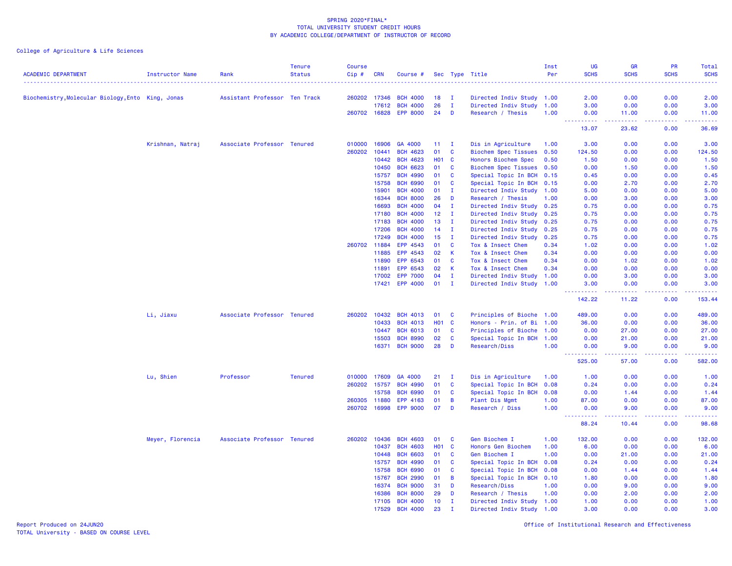SPRING 2020*FINAL*
TOTAL UNIVERSITY STUDENT CREDIT HOURS
BY ACADEMIC COLLEGE/DEPARTMENT OF INSTRUCTOR OF RECORD

College of Agriculture & Life Sciences

| ACADEMIC DEPARTMENT | Instructor Name | Rank | Tenure Status | Course Cip # | CRN | Course # | Sec | Type | Title | Inst Per | UG SCHS | GR SCHS | PR SCHS | Total SCHS |
|---|---|---|---|---|---|---|---|---|---|---|---|---|---|---|
| Biochemistry,Molecular Biology,Ento | King, Jonas | Assistant Professor | Ten Track | 260202 | 17346 | BCH 4000 | 18 | I | Directed Indiv Study | 1.00 | 2.00 | 0.00 | 0.00 | 2.00 |
| | | | | | 17612 | BCH 4000 | 26 | I | Directed Indiv Study | 1.00 | 3.00 | 0.00 | 0.00 | 3.00 |
| | | | | 260702 | 16828 | EPP 8000 | 24 | D | Research / Thesis | 1.00 | 0.00 | 11.00 | 0.00 | 11.00 |
| | | | | | | | | | | | 13.07 | 23.62 | 0.00 | 36.69 |
| | Krishnan, Natraj | Associate Professor | Tenured | 010000 | 16906 | GA 4000 | 11 | I | Dis in Agriculture | 1.00 | 3.00 | 0.00 | 0.00 | 3.00 |
| | | | | 260202 | 10441 | BCH 4623 | 01 | C | Biochem Spec Tissues | 0.50 | 124.50 | 0.00 | 0.00 | 124.50 |
| | | | | | 10442 | BCH 4623 | H01 | C | Honors Biochem Spec | 0.50 | 1.50 | 0.00 | 0.00 | 1.50 |
| | | | | | 10450 | BCH 6623 | 01 | C | Biochem Spec Tissues | 0.50 | 0.00 | 1.50 | 0.00 | 1.50 |
| | | | | | 15757 | BCH 4990 | 01 | C | Special Topic In BCH | 0.15 | 0.45 | 0.00 | 0.00 | 0.45 |
| | | | | | 15758 | BCH 6990 | 01 | C | Special Topic In BCH | 0.15 | 0.00 | 2.70 | 0.00 | 2.70 |
| | | | | | 15901 | BCH 4000 | 01 | I | Directed Indiv Study | 1.00 | 5.00 | 0.00 | 0.00 | 5.00 |
| | | | | | 16344 | BCH 8000 | 26 | D | Research / Thesis | 1.00 | 0.00 | 3.00 | 0.00 | 3.00 |
| | | | | | 16693 | BCH 4000 | 04 | I | Directed Indiv Study | 0.25 | 0.75 | 0.00 | 0.00 | 0.75 |
| | | | | | 17180 | BCH 4000 | 12 | I | Directed Indiv Study | 0.25 | 0.75 | 0.00 | 0.00 | 0.75 |
| | | | | | 17183 | BCH 4000 | 13 | I | Directed Indiv Study | 0.25 | 0.75 | 0.00 | 0.00 | 0.75 |
| | | | | | 17206 | BCH 4000 | 14 | I | Directed Indiv Study | 0.25 | 0.75 | 0.00 | 0.00 | 0.75 |
| | | | | | 17249 | BCH 4000 | 15 | I | Directed Indiv Study | 0.25 | 0.75 | 0.00 | 0.00 | 0.75 |
| | | | | 260702 | 11884 | EPP 4543 | 01 | C | Tox & Insect Chem | 0.34 | 1.02 | 0.00 | 0.00 | 1.02 |
| | | | | | 11885 | EPP 4543 | 02 | K | Tox & Insect Chem | 0.34 | 0.00 | 0.00 | 0.00 | 0.00 |
| | | | | | 11890 | EPP 6543 | 01 | C | Tox & Insect Chem | 0.34 | 0.00 | 1.02 | 0.00 | 1.02 |
| | | | | | 11891 | EPP 6543 | 02 | K | Tox & Insect Chem | 0.34 | 0.00 | 0.00 | 0.00 | 0.00 |
| | | | | | 17002 | EPP 7000 | 04 | I | Directed Indiv Study | 1.00 | 0.00 | 3.00 | 0.00 | 3.00 |
| | | | | | 17421 | EPP 4000 | 01 | I | Directed Indiv Study | 1.00 | 3.00 | 0.00 | 0.00 | 3.00 |
| | | | | | | | | | | | 142.22 | 11.22 | 0.00 | 153.44 |
| | Li, Jiaxu | Associate Professor | Tenured | 260202 | 10432 | BCH 4013 | 01 | C | Principles of Bioche | 1.00 | 489.00 | 0.00 | 0.00 | 489.00 |
| | | | | | 10433 | BCH 4013 | H01 | C | Honors - Prin. of Bi | 1.00 | 36.00 | 0.00 | 0.00 | 36.00 |
| | | | | | 10447 | BCH 6013 | 01 | C | Principles of Bioche | 1.00 | 0.00 | 27.00 | 0.00 | 27.00 |
| | | | | | 15503 | BCH 8990 | 02 | C | Special Topic In BCH | 1.00 | 0.00 | 21.00 | 0.00 | 21.00 |
| | | | | | 16371 | BCH 9000 | 28 | D | Research/Diss | 1.00 | 0.00 | 9.00 | 0.00 | 9.00 |
| | | | | | | | | | | | 525.00 | 57.00 | 0.00 | 582.00 |
| | Lu, Shien | Professor | Tenured | 010000 | 17609 | GA 4000 | 21 | I | Dis in Agriculture | 1.00 | 1.00 | 0.00 | 0.00 | 1.00 |
| | | | | 260202 | 15757 | BCH 4990 | 01 | C | Special Topic In BCH | 0.08 | 0.24 | 0.00 | 0.00 | 0.24 |
| | | | | | 15758 | BCH 6990 | 01 | C | Special Topic In BCH | 0.08 | 0.00 | 1.44 | 0.00 | 1.44 |
| | | | | 260305 | 11880 | EPP 4163 | 01 | B | Plant Dis Mgmt | 1.00 | 87.00 | 0.00 | 0.00 | 87.00 |
| | | | | 260702 | 16998 | EPP 9000 | 07 | D | Research / Diss | 1.00 | 0.00 | 9.00 | 0.00 | 9.00 |
| | | | | | | | | | | | 88.24 | 10.44 | 0.00 | 98.68 |
| | Meyer, Florencia | Associate Professor | Tenured | 260202 | 10436 | BCH 4603 | 01 | C | Gen Biochem I | 1.00 | 132.00 | 0.00 | 0.00 | 132.00 |
| | | | | | 10437 | BCH 4603 | H01 | C | Honors Gen Biochem | 1.00 | 6.00 | 0.00 | 0.00 | 6.00 |
| | | | | | 10448 | BCH 6603 | 01 | C | Gen Biochem I | 1.00 | 0.00 | 21.00 | 0.00 | 21.00 |
| | | | | | 15757 | BCH 4990 | 01 | C | Special Topic In BCH | 0.08 | 0.24 | 0.00 | 0.00 | 0.24 |
| | | | | | 15758 | BCH 6990 | 01 | C | Special Topic In BCH | 0.08 | 0.00 | 1.44 | 0.00 | 1.44 |
| | | | | | 15767 | BCH 2990 | 01 | B | Special Topic In BCH | 0.10 | 1.80 | 0.00 | 0.00 | 1.80 |
| | | | | | 16374 | BCH 9000 | 31 | D | Research/Diss | 1.00 | 0.00 | 9.00 | 0.00 | 9.00 |
| | | | | | 16386 | BCH 8000 | 29 | D | Research / Thesis | 1.00 | 0.00 | 2.00 | 0.00 | 2.00 |
| | | | | | 17105 | BCH 4000 | 10 | I | Directed Indiv Study | 1.00 | 1.00 | 0.00 | 0.00 | 1.00 |
| | | | | | 17529 | BCH 4000 | 23 | I | Directed Indiv Study | 1.00 | 3.00 | 0.00 | 0.00 | 3.00 |

Report Produced on 24JUN20
TOTAL University - BASED ON COURSE LEVEL

Office of Institutional Research and Effectiveness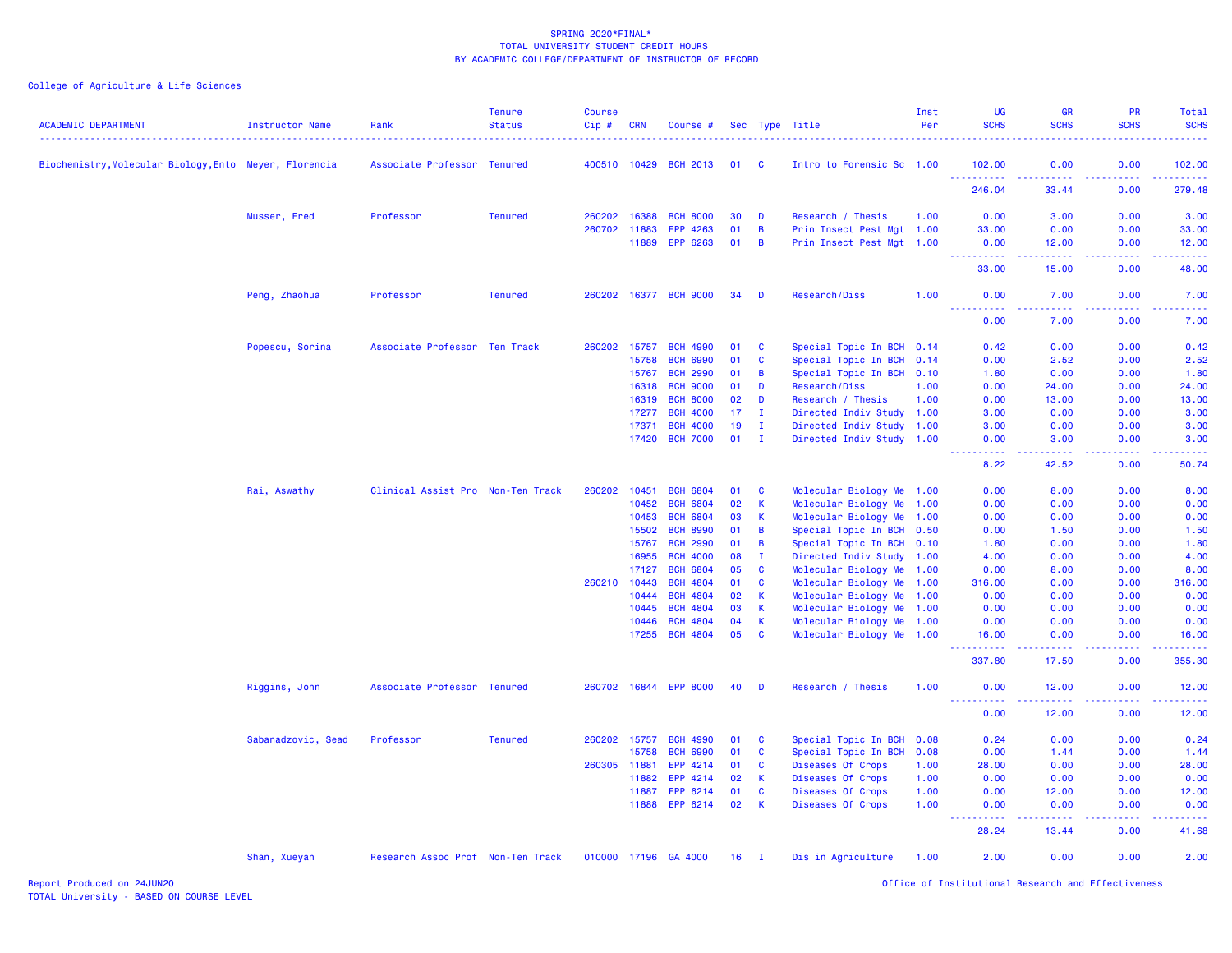SPRING 2020*FINAL*
TOTAL UNIVERSITY STUDENT CREDIT HOURS
BY ACADEMIC COLLEGE/DEPARTMENT OF INSTRUCTOR OF RECORD

College of Agriculture & Life Sciences

| ACADEMIC DEPARTMENT | Instructor Name | Rank | Tenure Status | Course Cip # | CRN | Course # | Sec | Type | Title | Inst Per | UG SCHS | GR SCHS | PR SCHS | Total SCHS |
|---|---|---|---|---|---|---|---|---|---|---|---|---|---|---|
| Biochemistry,Molecular Biology,Ento | Meyer, Florencia | Associate Professor | Tenured | 400510 | 10429 | BCH 2013 | 01 | C | Intro to Forensic Sc | 1.00 | 102.00 | 0.00 | 0.00 | 102.00 |
| | | | | | | | | | | | 246.04 | 33.44 | 0.00 | 279.48 |
| | Musser, Fred | Professor | Tenured | 260202 | 16388 | BCH 8000 | 30 | D | Research / Thesis | 1.00 | 0.00 | 3.00 | 0.00 | 3.00 |
| | | | | 260702 | 11883 | EPP 4263 | 01 | B | Prin Insect Pest Mgt | 1.00 | 33.00 | 0.00 | 0.00 | 33.00 |
| | | | | | 11889 | EPP 6263 | 01 | B | Prin Insect Pest Mgt | 1.00 | 0.00 | 12.00 | 0.00 | 12.00 |
| | | | | | | | | | | | 33.00 | 15.00 | 0.00 | 48.00 |
| | Peng, Zhaohua | Professor | Tenured | 260202 | 16377 | BCH 9000 | 34 | D | Research/Diss | 1.00 | 0.00 | 7.00 | 0.00 | 7.00 |
| | | | | | | | | | | | 0.00 | 7.00 | 0.00 | 7.00 |
| | Popescu, Sorina | Associate Professor | Ten Track | 260202 | 15757 | BCH 4990 | 01 | C | Special Topic In BCH | 0.14 | 0.42 | 0.00 | 0.00 | 0.42 |
| | | | | | 15758 | BCH 6990 | 01 | C | Special Topic In BCH | 0.14 | 0.00 | 2.52 | 0.00 | 2.52 |
| | | | | | 15767 | BCH 2990 | 01 | B | Special Topic In BCH | 0.10 | 1.80 | 0.00 | 0.00 | 1.80 |
| | | | | | 16318 | BCH 9000 | 01 | D | Research/Diss | 1.00 | 0.00 | 24.00 | 0.00 | 24.00 |
| | | | | | 16319 | BCH 8000 | 02 | D | Research / Thesis | 1.00 | 0.00 | 13.00 | 0.00 | 13.00 |
| | | | | | 17277 | BCH 4000 | 17 | I | Directed Indiv Study | 1.00 | 3.00 | 0.00 | 0.00 | 3.00 |
| | | | | | 17371 | BCH 4000 | 19 | I | Directed Indiv Study | 1.00 | 3.00 | 0.00 | 0.00 | 3.00 |
| | | | | | 17420 | BCH 7000 | 01 | I | Directed Indiv Study | 1.00 | 0.00 | 3.00 | 0.00 | 3.00 |
| | | | | | | | | | | | 8.22 | 42.52 | 0.00 | 50.74 |
| | Rai, Aswathy | Clinical Assist Pro | Non-Ten Track | 260202 | 10451 | BCH 6804 | 01 | C | Molecular Biology Me | 1.00 | 0.00 | 8.00 | 0.00 | 8.00 |
| | | | | | 10452 | BCH 6804 | 02 | K | Molecular Biology Me | 1.00 | 0.00 | 0.00 | 0.00 | 0.00 |
| | | | | | 10453 | BCH 6804 | 03 | K | Molecular Biology Me | 1.00 | 0.00 | 0.00 | 0.00 | 0.00 |
| | | | | | 15502 | BCH 8990 | 01 | B | Special Topic In BCH | 0.50 | 0.00 | 1.50 | 0.00 | 1.50 |
| | | | | | 15767 | BCH 2990 | 01 | B | Special Topic In BCH | 0.10 | 1.80 | 0.00 | 0.00 | 1.80 |
| | | | | | 16955 | BCH 4000 | 08 | I | Directed Indiv Study | 1.00 | 4.00 | 0.00 | 0.00 | 4.00 |
| | | | | | 17127 | BCH 6804 | 05 | C | Molecular Biology Me | 1.00 | 0.00 | 8.00 | 0.00 | 8.00 |
| | | | | 260210 | 10443 | BCH 4804 | 01 | C | Molecular Biology Me | 1.00 | 316.00 | 0.00 | 0.00 | 316.00 |
| | | | | | 10444 | BCH 4804 | 02 | K | Molecular Biology Me | 1.00 | 0.00 | 0.00 | 0.00 | 0.00 |
| | | | | | 10445 | BCH 4804 | 03 | K | Molecular Biology Me | 1.00 | 0.00 | 0.00 | 0.00 | 0.00 |
| | | | | | 10446 | BCH 4804 | 04 | K | Molecular Biology Me | 1.00 | 0.00 | 0.00 | 0.00 | 0.00 |
| | | | | | 17255 | BCH 4804 | 05 | C | Molecular Biology Me | 1.00 | 16.00 | 0.00 | 0.00 | 16.00 |
| | | | | | | | | | | | 337.80 | 17.50 | 0.00 | 355.30 |
| | Riggins, John | Associate Professor | Tenured | 260702 | 16844 | EPP 8000 | 40 | D | Research / Thesis | 1.00 | 0.00 | 12.00 | 0.00 | 12.00 |
| | | | | | | | | | | | 0.00 | 12.00 | 0.00 | 12.00 |
| | Sabanadzovic, Sead | Professor | Tenured | 260202 | 15757 | BCH 4990 | 01 | C | Special Topic In BCH | 0.08 | 0.24 | 0.00 | 0.00 | 0.24 |
| | | | | | 15758 | BCH 6990 | 01 | C | Special Topic In BCH | 0.08 | 0.00 | 1.44 | 0.00 | 1.44 |
| | | | | 260305 | 11881 | EPP 4214 | 01 | C | Diseases Of Crops | 1.00 | 28.00 | 0.00 | 0.00 | 28.00 |
| | | | | | 11882 | EPP 4214 | 02 | K | Diseases Of Crops | 1.00 | 0.00 | 0.00 | 0.00 | 0.00 |
| | | | | | 11887 | EPP 6214 | 01 | C | Diseases Of Crops | 1.00 | 0.00 | 12.00 | 0.00 | 12.00 |
| | | | | | 11888 | EPP 6214 | 02 | K | Diseases Of Crops | 1.00 | 0.00 | 0.00 | 0.00 | 0.00 |
| | | | | | | | | | | | 28.24 | 13.44 | 0.00 | 41.68 |
| | Shan, Xueyan | Research Assoc Prof | Non-Ten Track | 010000 | 17196 | GA 4000 | 16 | I | Dis in Agriculture | 1.00 | 2.00 | 0.00 | 0.00 | 2.00 |

Report Produced on 24JUN20
TOTAL University - BASED ON COURSE LEVEL

Office of Institutional Research and Effectiveness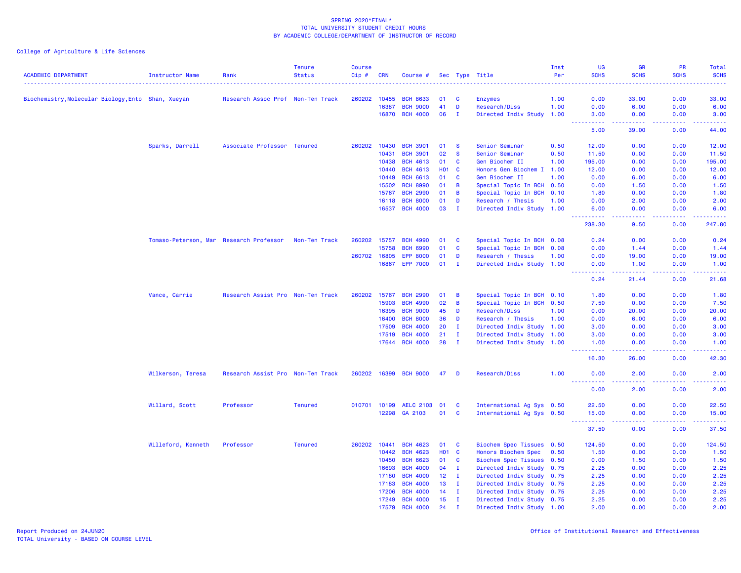SPRING 2020*FINAL*
TOTAL UNIVERSITY STUDENT CREDIT HOURS
BY ACADEMIC COLLEGE/DEPARTMENT OF INSTRUCTOR OF RECORD

College of Agriculture & Life Sciences

| ACADEMIC DEPARTMENT | Instructor Name | Rank | Tenure Status | Course Cip # | CRN | Course # | Sec | Type | Title | Inst Per | UG SCHS | GR SCHS | PR SCHS | Total SCHS |
|---|---|---|---|---|---|---|---|---|---|---|---|---|---|---|
| Biochemistry,Molecular Biology,Ento | Shan, Xueyan | Research Assoc Prof | Non-Ten Track | 260202 | 10455 | BCH 8633 | 01 | C | Enzymes | 1.00 | 0.00 | 33.00 | 0.00 | 33.00 |
| | | | | | 16387 | BCH 9000 | 41 | D | Research/Diss | 1.00 | 0.00 | 6.00 | 0.00 | 6.00 |
| | | | | | 16870 | BCH 4000 | 06 | I | Directed Indiv Study | 1.00 | 3.00 | 0.00 | 0.00 | 3.00 |
| | | | | | | | | | | | 5.00 | 39.00 | 0.00 | 44.00 |
| | Sparks, Darrell | Associate Professor | Tenured | 260202 | 10430 | BCH 3901 | 01 | S | Senior Seminar | 0.50 | 12.00 | 0.00 | 0.00 | 12.00 |
| | | | | | 10431 | BCH 3901 | 02 | S | Senior Seminar | 0.50 | 11.50 | 0.00 | 0.00 | 11.50 |
| | | | | | 10438 | BCH 4613 | 01 | C | Gen Biochem II | 1.00 | 195.00 | 0.00 | 0.00 | 195.00 |
| | | | | | 10440 | BCH 4613 | H01 | C | Honors Gen Biochem I | 1.00 | 12.00 | 0.00 | 0.00 | 12.00 |
| | | | | | 10449 | BCH 6613 | 01 | C | Gen Biochem II | 1.00 | 0.00 | 6.00 | 0.00 | 6.00 |
| | | | | | 15502 | BCH 8990 | 01 | B | Special Topic In BCH | 0.50 | 0.00 | 1.50 | 0.00 | 1.50 |
| | | | | | 15767 | BCH 2990 | 01 | B | Special Topic In BCH | 0.10 | 1.80 | 0.00 | 0.00 | 1.80 |
| | | | | | 16118 | BCH 8000 | 01 | D | Research / Thesis | 1.00 | 0.00 | 2.00 | 0.00 | 2.00 |
| | | | | | 16537 | BCH 4000 | 03 | I | Directed Indiv Study | 1.00 | 6.00 | 0.00 | 0.00 | 6.00 |
| | | | | | | | | | | | 238.30 | 9.50 | 0.00 | 247.80 |
| | Tomaso-Peterson, Mar | Research Professor | Non-Ten Track | 260202 | 15757 | BCH 4990 | 01 | C | Special Topic In BCH | 0.08 | 0.24 | 0.00 | 0.00 | 0.24 |
| | | | | | 15758 | BCH 6990 | 01 | C | Special Topic In BCH | 0.08 | 0.00 | 1.44 | 0.00 | 1.44 |
| | | | | 260702 | 16805 | EPP 8000 | 01 | D | Research / Thesis | 1.00 | 0.00 | 19.00 | 0.00 | 19.00 |
| | | | | | 16867 | EPP 7000 | 01 | I | Directed Indiv Study | 1.00 | 0.00 | 1.00 | 0.00 | 1.00 |
| | | | | | | | | | | | 0.24 | 21.44 | 0.00 | 21.68 |
| | Vance, Carrie | Research Assist Pro | Non-Ten Track | 260202 | 15767 | BCH 2990 | 01 | B | Special Topic In BCH | 0.10 | 1.80 | 0.00 | 0.00 | 1.80 |
| | | | | | 15903 | BCH 4990 | 02 | B | Special Topic In BCH | 0.50 | 7.50 | 0.00 | 0.00 | 7.50 |
| | | | | | 16395 | BCH 9000 | 45 | D | Research/Diss | 1.00 | 0.00 | 20.00 | 0.00 | 20.00 |
| | | | | | 16400 | BCH 8000 | 36 | D | Research / Thesis | 1.00 | 0.00 | 6.00 | 0.00 | 6.00 |
| | | | | | 17509 | BCH 4000 | 20 | I | Directed Indiv Study | 1.00 | 3.00 | 0.00 | 0.00 | 3.00 |
| | | | | | 17519 | BCH 4000 | 21 | I | Directed Indiv Study | 1.00 | 3.00 | 0.00 | 0.00 | 3.00 |
| | | | | | 17644 | BCH 4000 | 28 | I | Directed Indiv Study | 1.00 | 1.00 | 0.00 | 0.00 | 1.00 |
| | | | | | | | | | | | 16.30 | 26.00 | 0.00 | 42.30 |
| | Wilkerson, Teresa | Research Assist Pro | Non-Ten Track | 260202 | 16399 | BCH 9000 | 47 | D | Research/Diss | 1.00 | 0.00 | 2.00 | 0.00 | 2.00 |
| | | | | | | | | | | | 0.00 | 2.00 | 0.00 | 2.00 |
| | Willard, Scott | Professor | Tenured | 010701 | 10199 | AELC 2103 | 01 | C | International Ag Sys | 0.50 | 22.50 | 0.00 | 0.00 | 22.50 |
| | | | | | 12298 | GA 2103 | 01 | C | International Ag Sys | 0.50 | 15.00 | 0.00 | 0.00 | 15.00 |
| | | | | | | | | | | | 37.50 | 0.00 | 0.00 | 37.50 |
| | Willeford, Kenneth | Professor | Tenured | 260202 | 10441 | BCH 4623 | 01 | C | Biochem Spec Tissues | 0.50 | 124.50 | 0.00 | 0.00 | 124.50 |
| | | | | | 10442 | BCH 4623 | H01 | C | Honors Biochem Spec | 0.50 | 1.50 | 0.00 | 0.00 | 1.50 |
| | | | | | 10450 | BCH 6623 | 01 | C | Biochem Spec Tissues | 0.50 | 0.00 | 1.50 | 0.00 | 1.50 |
| | | | | | 16693 | BCH 4000 | 04 | I | Directed Indiv Study | 0.75 | 2.25 | 0.00 | 0.00 | 2.25 |
| | | | | | 17180 | BCH 4000 | 12 | I | Directed Indiv Study | 0.75 | 2.25 | 0.00 | 0.00 | 2.25 |
| | | | | | 17183 | BCH 4000 | 13 | I | Directed Indiv Study | 0.75 | 2.25 | 0.00 | 0.00 | 2.25 |
| | | | | | 17206 | BCH 4000 | 14 | I | Directed Indiv Study | 0.75 | 2.25 | 0.00 | 0.00 | 2.25 |
| | | | | | 17249 | BCH 4000 | 15 | I | Directed Indiv Study | 0.75 | 2.25 | 0.00 | 0.00 | 2.25 |
| | | | | | 17579 | BCH 4000 | 24 | I | Directed Indiv Study | 1.00 | 2.00 | 0.00 | 0.00 | 2.00 |

Report Produced on 24JUN20
TOTAL University - BASED ON COURSE LEVEL

Office of Institutional Research and Effectiveness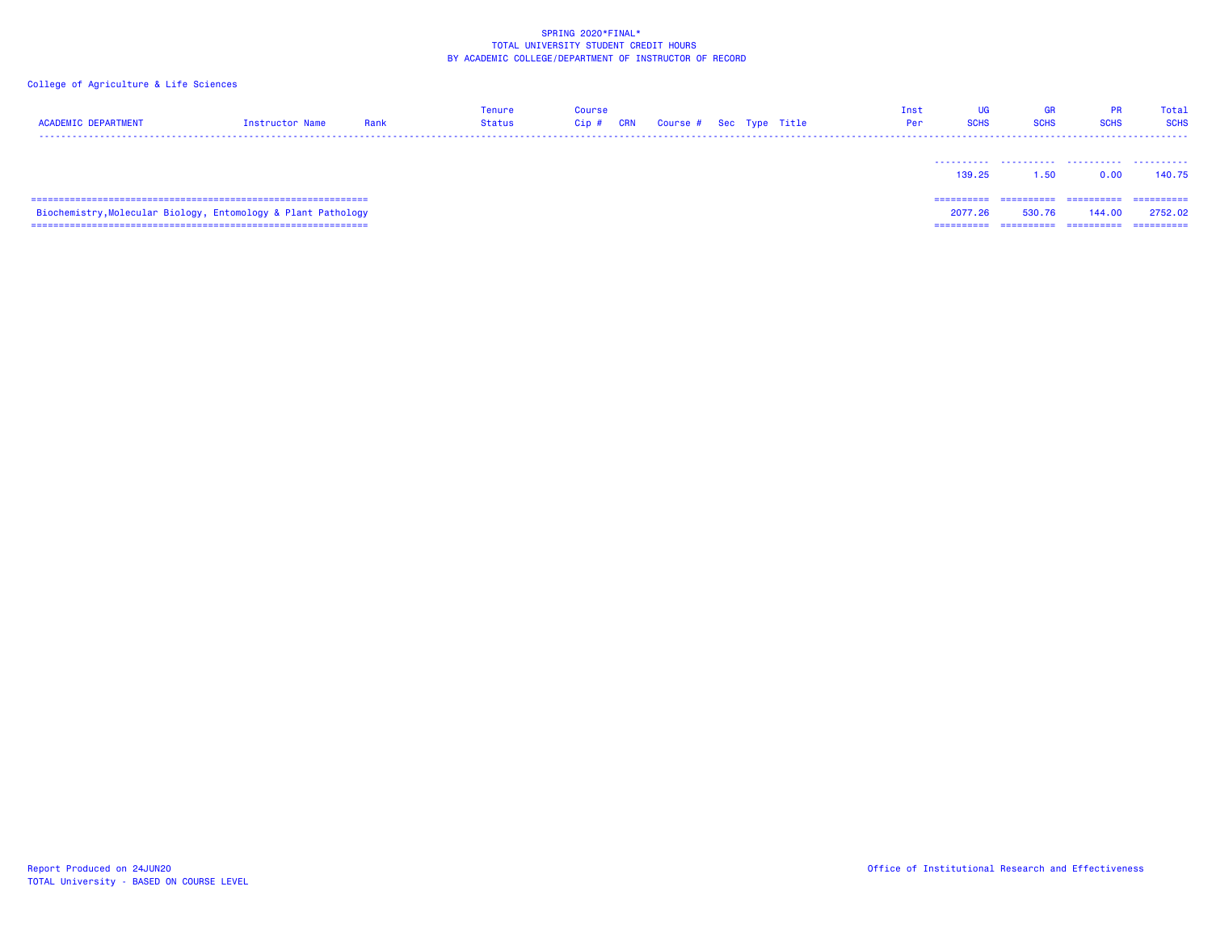SPRING 2020*FINAL*
TOTAL UNIVERSITY STUDENT CREDIT HOURS
BY ACADEMIC COLLEGE/DEPARTMENT OF INSTRUCTOR OF RECORD

College of Agriculture & Life Sciences

| ACADEMIC DEPARTMENT | Instructor Name | Rank | Tenure Status | Course Cip # | CRN | Course # | Sec | Type | Title | Inst Per | UG SCHS | GR SCHS | PR SCHS | Total SCHS |
|---|---|---|---|---|---|---|---|---|---|---|---|---|---|---|
| | | | | | | | | | | | 139.25 | 1.50 | 0.00 | 140.75 |
| Biochemistry,Molecular Biology, Entomology & Plant Pathology | | | | | | | | | | | 2077.26 | 530.76 | 144.00 | 2752.02 |

Report Produced on 24JUN20
TOTAL University - BASED ON COURSE LEVEL

Office of Institutional Research and Effectiveness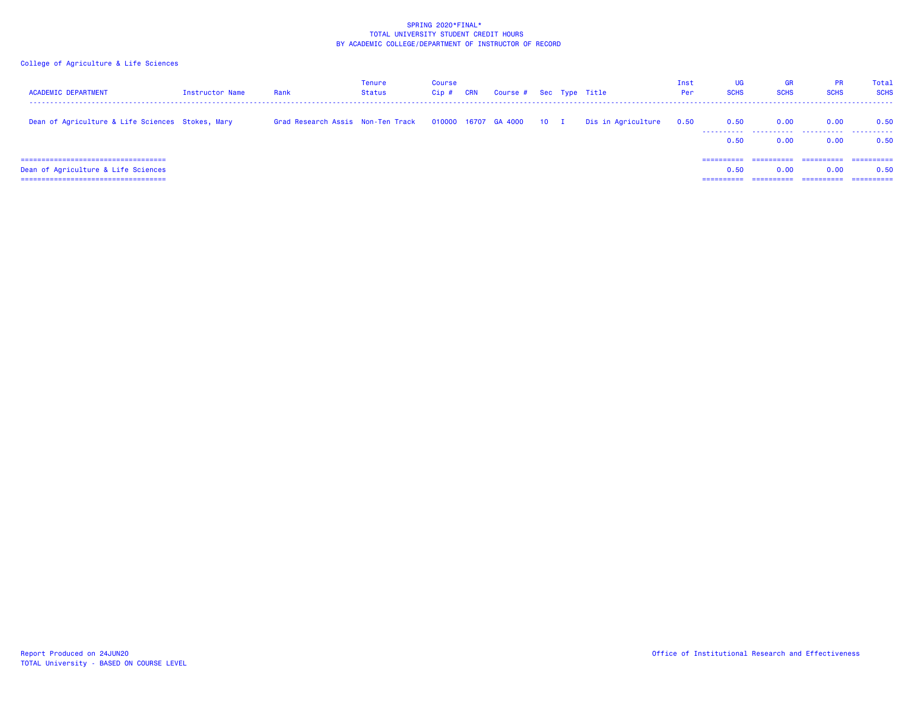SPRING 2020*FINAL*
TOTAL UNIVERSITY STUDENT CREDIT HOURS
BY ACADEMIC COLLEGE/DEPARTMENT OF INSTRUCTOR OF RECORD

College of Agriculture & Life Sciences

| ACADEMIC DEPARTMENT | Instructor Name | Rank | Tenure Status | Course Cip # | CRN | Course # | Sec | Type | Title | Inst Per | UG SCHS | GR SCHS | PR SCHS | Total SCHS |
|---|---|---|---|---|---|---|---|---|---|---|---|---|---|---|
| Dean of Agriculture & Life Sciences | Stokes, Mary | Grad Research Assis | Non-Ten Track | 010000 | 16707 | GA 4000 | 10 | I | Dis in Agriculture | 0.50 | 0.50 | 0.00 | 0.00 | 0.50 |
| | | | | | | | | | | | 0.50 | 0.00 | 0.00 | 0.50 |
| Dean of Agriculture & Life Sciences | | | | | | | | | | | 0.50 | 0.00 | 0.00 | 0.50 |

Report Produced on 24JUN20
TOTAL University - BASED ON COURSE LEVEL

Office of Institutional Research and Effectiveness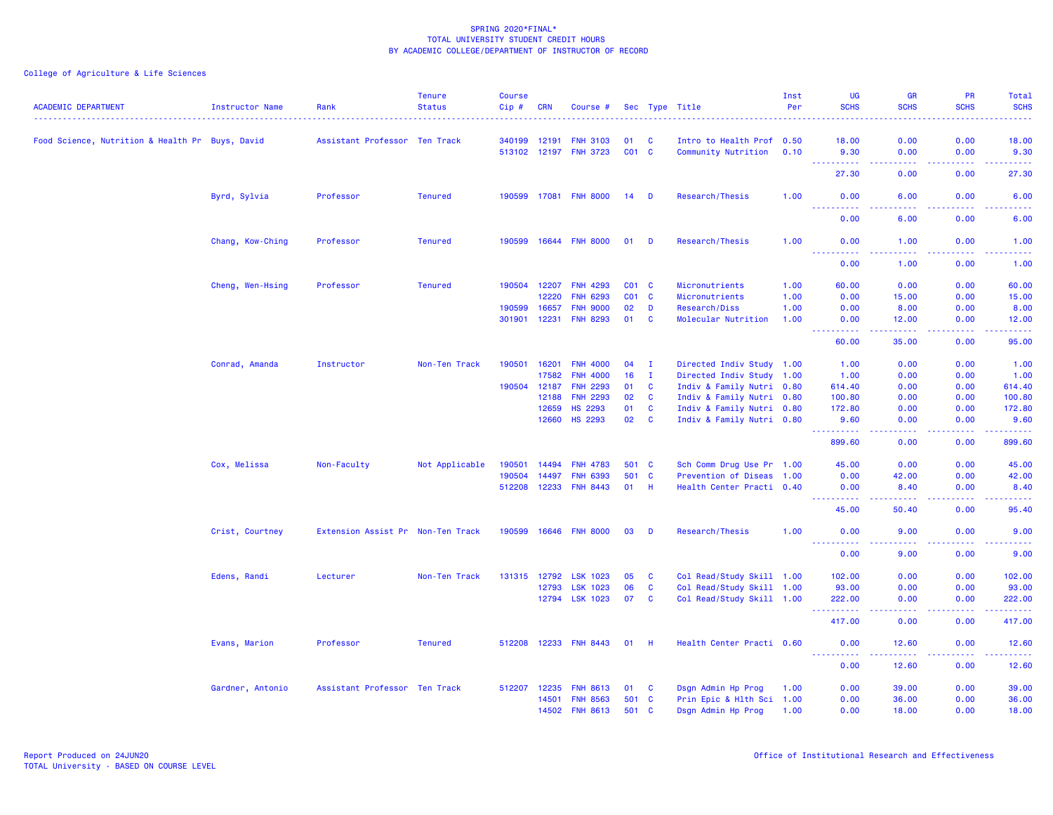SPRING 2020*FINAL*
TOTAL UNIVERSITY STUDENT CREDIT HOURS
BY ACADEMIC COLLEGE/DEPARTMENT OF INSTRUCTOR OF RECORD

College of Agriculture & Life Sciences

| ACADEMIC DEPARTMENT | Instructor Name | Rank | Tenure Status | Course Cip # | CRN | Course # | Sec | Type | Title | Inst Per | UG SCHS | GR SCHS | PR SCHS | Total SCHS |
|---|---|---|---|---|---|---|---|---|---|---|---|---|---|---|
| Food Science, Nutrition & Health Pr | Buys, David | Assistant Professor | Ten Track | 340199 | 12191 | FNH 3103 | 01 | C | Intro to Health Prof | 0.50 | 18.00 | 0.00 | 0.00 | 18.00 |
| | | | | 513102 | 12197 | FNH 3723 | C01 | C | Community Nutrition | 0.10 | 9.30 | 0.00 | 0.00 | 9.30 |
| | | | | | | | | | | | 27.30 | 0.00 | 0.00 | 27.30 |
| | Byrd, Sylvia | Professor | Tenured | 190599 | 17081 | FNH 8000 | 14 | D | Research/Thesis | 1.00 | 0.00 | 6.00 | 0.00 | 6.00 |
| | | | | | | | | | | | 0.00 | 6.00 | 0.00 | 6.00 |
| | Chang, Kow-Ching | Professor | Tenured | 190599 | 16644 | FNH 8000 | 01 | D | Research/Thesis | 1.00 | 0.00 | 1.00 | 0.00 | 1.00 |
| | | | | | | | | | | | 0.00 | 1.00 | 0.00 | 1.00 |
| | Cheng, Wen-Hsing | Professor | Tenured | 190504 | 12207 | FNH 4293 | C01 | C | Micronutrients | 1.00 | 60.00 | 0.00 | 0.00 | 60.00 |
| | | | | | 12220 | FNH 6293 | C01 | C | Micronutrients | 1.00 | 0.00 | 15.00 | 0.00 | 15.00 |
| | | | | 190599 | 16657 | FNH 9000 | 02 | D | Research/Diss | 1.00 | 0.00 | 8.00 | 0.00 | 8.00 |
| | | | | 301901 | 12231 | FNH 8293 | 01 | C | Molecular Nutrition | 1.00 | 0.00 | 12.00 | 0.00 | 12.00 |
| | | | | | | | | | | | 60.00 | 35.00 | 0.00 | 95.00 |
| | Conrad, Amanda | Instructor | Non-Ten Track | 190501 | 16201 | FNH 4000 | 04 | I | Directed Indiv Study | 1.00 | 1.00 | 0.00 | 0.00 | 1.00 |
| | | | | | 17582 | FNH 4000 | 16 | I | Directed Indiv Study | 1.00 | 1.00 | 0.00 | 0.00 | 1.00 |
| | | | | 190504 | 12187 | FNH 2293 | 01 | C | Indiv & Family Nutri | 0.80 | 614.40 | 0.00 | 0.00 | 614.40 |
| | | | | | 12188 | FNH 2293 | 02 | C | Indiv & Family Nutri | 0.80 | 100.80 | 0.00 | 0.00 | 100.80 |
| | | | | | 12659 | HS 2293 | 01 | C | Indiv & Family Nutri | 0.80 | 172.80 | 0.00 | 0.00 | 172.80 |
| | | | | | 12660 | HS 2293 | 02 | C | Indiv & Family Nutri | 0.80 | 9.60 | 0.00 | 0.00 | 9.60 |
| | | | | | | | | | | | 899.60 | 0.00 | 0.00 | 899.60 |
| | Cox, Melissa | Non-Faculty | Not Applicable | 190501 | 14494 | FNH 4783 | 501 | C | Sch Comm Drug Use Pr | 1.00 | 45.00 | 0.00 | 0.00 | 45.00 |
| | | | | 190504 | 14497 | FNH 6393 | 501 | C | Prevention of Diseas | 1.00 | 0.00 | 42.00 | 0.00 | 42.00 |
| | | | | 512208 | 12233 | FNH 8443 | 01 | H | Health Center Practi | 0.40 | 0.00 | 8.40 | 0.00 | 8.40 |
| | | | | | | | | | | | 45.00 | 50.40 | 0.00 | 95.40 |
| | Crist, Courtney | Extension Assist Pr | Non-Ten Track | 190599 | 16646 | FNH 8000 | 03 | D | Research/Thesis | 1.00 | 0.00 | 9.00 | 0.00 | 9.00 |
| | | | | | | | | | | | 0.00 | 9.00 | 0.00 | 9.00 |
| | Edens, Randi | Lecturer | Non-Ten Track | 131315 | 12792 | LSK 1023 | 05 | C | Col Read/Study Skill | 1.00 | 102.00 | 0.00 | 0.00 | 102.00 |
| | | | | | 12793 | LSK 1023 | 06 | C | Col Read/Study Skill | 1.00 | 93.00 | 0.00 | 0.00 | 93.00 |
| | | | | | 12794 | LSK 1023 | 07 | C | Col Read/Study Skill | 1.00 | 222.00 | 0.00 | 0.00 | 222.00 |
| | | | | | | | | | | | 417.00 | 0.00 | 0.00 | 417.00 |
| | Evans, Marion | Professor | Tenured | 512208 | 12233 | FNH 8443 | 01 | H | Health Center Practi | 0.60 | 0.00 | 12.60 | 0.00 | 12.60 |
| | | | | | | | | | | | 0.00 | 12.60 | 0.00 | 12.60 |
| | Gardner, Antonio | Assistant Professor | Ten Track | 512207 | 12235 | FNH 8613 | 01 | C | Dsgn Admin Hp Prog | 1.00 | 0.00 | 39.00 | 0.00 | 39.00 |
| | | | | | 14501 | FNH 8563 | 501 | C | Prin Epic & Hlth Sci | 1.00 | 0.00 | 36.00 | 0.00 | 36.00 |
| | | | | | 14502 | FNH 8613 | 501 | C | Dsgn Admin Hp Prog | 1.00 | 0.00 | 18.00 | 0.00 | 18.00 |

Report Produced on 24JUN20
TOTAL University - BASED ON COURSE LEVEL

Office of Institutional Research and Effectiveness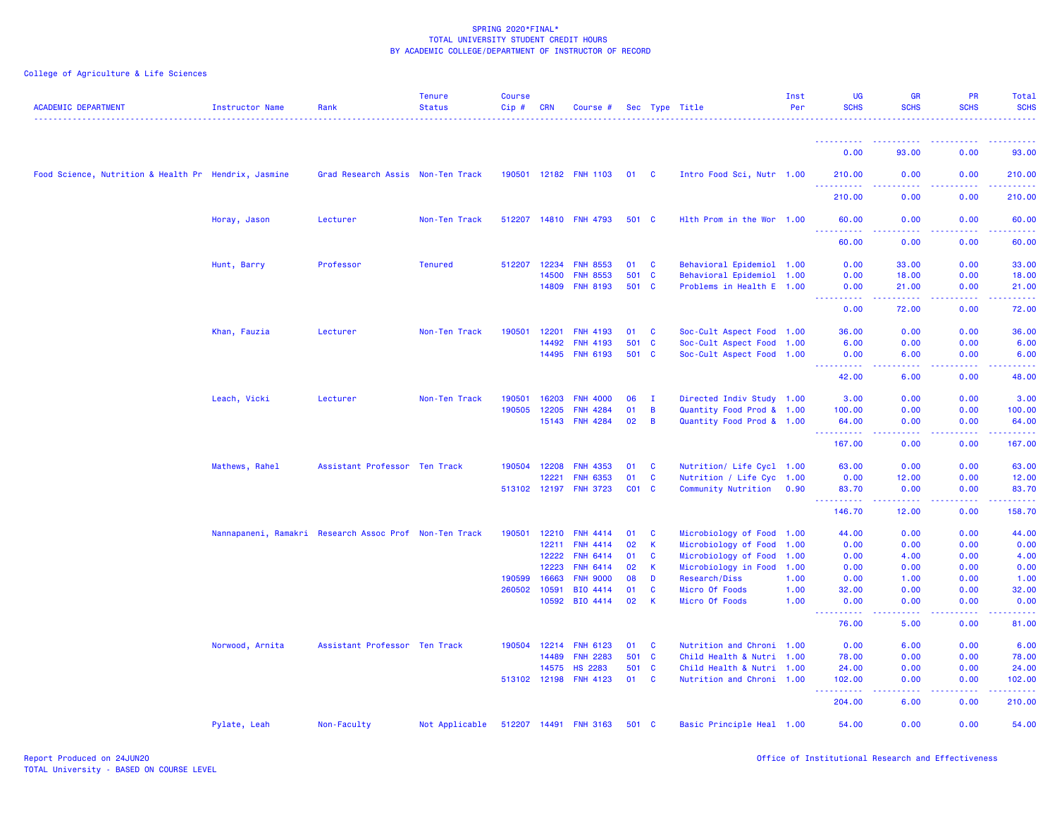SPRING 2020*FINAL*
TOTAL UNIVERSITY STUDENT CREDIT HOURS
BY ACADEMIC COLLEGE/DEPARTMENT OF INSTRUCTOR OF RECORD

College of Agriculture & Life Sciences

| ACADEMIC DEPARTMENT | Instructor Name | Rank | Tenure Status | Course Cip # | CRN | Course # | Sec | Type | Title | Inst Per | UG SCHS | GR SCHS | PR SCHS | Total SCHS |
|---|---|---|---|---|---|---|---|---|---|---|---|---|---|---|
| | | | | | | | | | | | 0.00 | 93.00 | 0.00 | 93.00 |
| Food Science, Nutrition & Health Pr | Hendrix, Jasmine | Grad Research Assis | Non-Ten Track | 190501 | 12182 | FNH 1103 | 01 | C | Intro Food Sci, Nutr | 1.00 | 210.00 | 0.00 | 0.00 | 210.00 |
| | | | | | | | | | | | 210.00 | 0.00 | 0.00 | 210.00 |
| | Horay, Jason | Lecturer | Non-Ten Track | 512207 | 14810 | FNH 4793 | 501 | C | Hlth Prom in the Wor | 1.00 | 60.00 | 0.00 | 0.00 | 60.00 |
| | | | | | | | | | | | 60.00 | 0.00 | 0.00 | 60.00 |
| | Hunt, Barry | Professor | Tenured | 512207 | 12234 | FNH 8553 | 01 | C | Behavioral Epidemiol | 1.00 | 0.00 | 33.00 | 0.00 | 33.00 |
| | | | | | 14500 | FNH 8553 | 501 | C | Behavioral Epidemiol | 1.00 | 0.00 | 18.00 | 0.00 | 18.00 |
| | | | | | 14809 | FNH 8193 | 501 | C | Problems in Health E | 1.00 | 0.00 | 21.00 | 0.00 | 21.00 |
| | | | | | | | | | | | 0.00 | 72.00 | 0.00 | 72.00 |
| | Khan, Fauzia | Lecturer | Non-Ten Track | 190501 | 12201 | FNH 4193 | 01 | C | Soc-Cult Aspect Food | 1.00 | 36.00 | 0.00 | 0.00 | 36.00 |
| | | | | | 14492 | FNH 4193 | 501 | C | Soc-Cult Aspect Food | 1.00 | 6.00 | 0.00 | 0.00 | 6.00 |
| | | | | | 14495 | FNH 6193 | 501 | C | Soc-Cult Aspect Food | 1.00 | 0.00 | 6.00 | 0.00 | 6.00 |
| | | | | | | | | | | | 42.00 | 6.00 | 0.00 | 48.00 |
| | Leach, Vicki | Lecturer | Non-Ten Track | 190501 | 16203 | FNH 4000 | 06 | I | Directed Indiv Study | 1.00 | 3.00 | 0.00 | 0.00 | 3.00 |
| | | | | 190505 | 12205 | FNH 4284 | 01 | B | Quantity Food Prod & | 1.00 | 100.00 | 0.00 | 0.00 | 100.00 |
| | | | | | 15143 | FNH 4284 | 02 | B | Quantity Food Prod & | 1.00 | 64.00 | 0.00 | 0.00 | 64.00 |
| | | | | | | | | | | | 167.00 | 0.00 | 0.00 | 167.00 |
| | Mathews, Rahel | Assistant Professor | Ten Track | 190504 | 12208 | FNH 4353 | 01 | C | Nutrition/ Life Cycl | 1.00 | 63.00 | 0.00 | 0.00 | 63.00 |
| | | | | | 12221 | FNH 6353 | 01 | C | Nutrition / Life Cyc | 1.00 | 0.00 | 12.00 | 0.00 | 12.00 |
| | | | | 513102 | 12197 | FNH 3723 | C01 | C | Community Nutrition | 0.90 | 83.70 | 0.00 | 0.00 | 83.70 |
| | | | | | | | | | | | 146.70 | 12.00 | 0.00 | 158.70 |
| | Nannapaneni, Ramakri | Research Assoc Prof | Non-Ten Track | 190501 | 12210 | FNH 4414 | 01 | C | Microbiology of Food | 1.00 | 44.00 | 0.00 | 0.00 | 44.00 |
| | | | | | 12211 | FNH 4414 | 02 | K | Microbiology of Food | 1.00 | 0.00 | 0.00 | 0.00 | 0.00 |
| | | | | | 12222 | FNH 6414 | 01 | C | Microbiology of Food | 1.00 | 0.00 | 4.00 | 0.00 | 4.00 |
| | | | | | 12223 | FNH 6414 | 02 | K | Microbiology in Food | 1.00 | 0.00 | 0.00 | 0.00 | 0.00 |
| | | | | 190599 | 16663 | FNH 9000 | 08 | D | Research/Diss | 1.00 | 0.00 | 1.00 | 0.00 | 1.00 |
| | | | | 260502 | 10591 | BIO 4414 | 01 | C | Micro Of Foods | 1.00 | 32.00 | 0.00 | 0.00 | 32.00 |
| | | | | | 10592 | BIO 4414 | 02 | K | Micro Of Foods | 1.00 | 0.00 | 0.00 | 0.00 | 0.00 |
| | | | | | | | | | | | 76.00 | 5.00 | 0.00 | 81.00 |
| | Norwood, Arnita | Assistant Professor | Ten Track | 190504 | 12214 | FNH 6123 | 01 | C | Nutrition and Chroni | 1.00 | 0.00 | 6.00 | 0.00 | 6.00 |
| | | | | | 14489 | FNH 2283 | 501 | C | Child Health & Nutri | 1.00 | 78.00 | 0.00 | 0.00 | 78.00 |
| | | | | | 14575 | HS 2283 | 501 | C | Child Health & Nutri | 1.00 | 24.00 | 0.00 | 0.00 | 24.00 |
| | | | | 513102 | 12198 | FNH 4123 | 01 | C | Nutrition and Chroni | 1.00 | 102.00 | 0.00 | 0.00 | 102.00 |
| | | | | | | | | | | | 204.00 | 6.00 | 0.00 | 210.00 |
| | Pylate, Leah | Non-Faculty | Not Applicable | 512207 | 14491 | FNH 3163 | 501 | C | Basic Principle Heal | 1.00 | 54.00 | 0.00 | 0.00 | 54.00 |

Report Produced on 24JUN20
TOTAL University - BASED ON COURSE LEVEL

Office of Institutional Research and Effectiveness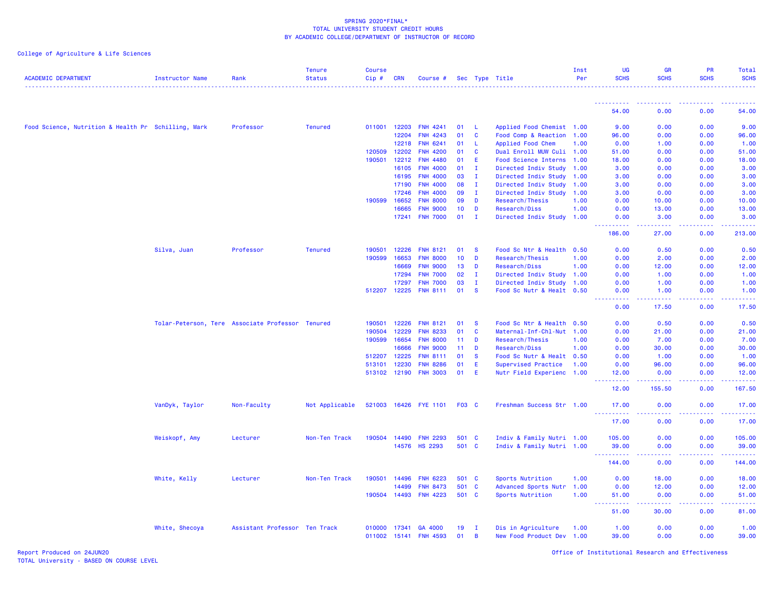SPRING 2020*FINAL*
TOTAL UNIVERSITY STUDENT CREDIT HOURS
BY ACADEMIC COLLEGE/DEPARTMENT OF INSTRUCTOR OF RECORD

College of Agriculture & Life Sciences

| ACADEMIC DEPARTMENT | Instructor Name | Rank | Tenure Status | Course Cip # | CRN | Course # | Sec | Type | Title | Inst Per | UG SCHS | GR SCHS | PR SCHS | Total SCHS |
|---|---|---|---|---|---|---|---|---|---|---|---|---|---|---|
| | | | | | | | | | | | 54.00 | 0.00 | 0.00 | 54.00 |
| Food Science, Nutrition & Health Pr | Schilling, Mark | Professor | Tenured | 011001 | 12203 | FNH 4241 | 01 | L | Applied Food Chemist | 1.00 | 9.00 | 0.00 | 0.00 | 9.00 |
| | | | | | 12204 | FNH 4243 | 01 | C | Food Comp & Reaction | 1.00 | 96.00 | 0.00 | 0.00 | 96.00 |
| | | | | | 12218 | FNH 6241 | 01 | L | Applied Food Chem | 1.00 | 0.00 | 1.00 | 0.00 | 1.00 |
| | | | | 120509 | 12202 | FNH 4200 | 01 | C | Dual Enroll MUW Culi | 1.00 | 51.00 | 0.00 | 0.00 | 51.00 |
| | | | | 190501 | 12212 | FNH 4480 | 01 | E | Food Science Interns | 1.00 | 18.00 | 0.00 | 0.00 | 18.00 |
| | | | | | 16105 | FNH 4000 | 01 | I | Directed Indiv Study | 1.00 | 3.00 | 0.00 | 0.00 | 3.00 |
| | | | | | 16195 | FNH 4000 | 03 | I | Directed Indiv Study | 1.00 | 3.00 | 0.00 | 0.00 | 3.00 |
| | | | | | 17190 | FNH 4000 | 08 | I | Directed Indiv Study | 1.00 | 3.00 | 0.00 | 0.00 | 3.00 |
| | | | | | 17246 | FNH 4000 | 09 | I | Directed Indiv Study | 1.00 | 3.00 | 0.00 | 0.00 | 3.00 |
| | | | | 190599 | 16652 | FNH 8000 | 09 | D | Research/Thesis | 1.00 | 0.00 | 10.00 | 0.00 | 10.00 |
| | | | | | 16665 | FNH 9000 | 10 | D | Research/Diss | 1.00 | 0.00 | 13.00 | 0.00 | 13.00 |
| | | | | | 17241 | FNH 7000 | 01 | I | Directed Indiv Study | 1.00 | 0.00 | 3.00 | 0.00 | 3.00 |
| | | | | | | | | | | | 186.00 | 27.00 | 0.00 | 213.00 |
| | Silva, Juan | Professor | Tenured | 190501 | 12226 | FNH 8121 | 01 | S | Food Sc Ntr & Health | 0.50 | 0.00 | 0.50 | 0.00 | 0.50 |
| | | | | 190599 | 16653 | FNH 8000 | 10 | D | Research/Thesis | 1.00 | 0.00 | 2.00 | 0.00 | 2.00 |
| | | | | | 16669 | FNH 9000 | 13 | D | Research/Diss | 1.00 | 0.00 | 12.00 | 0.00 | 12.00 |
| | | | | | 17294 | FNH 7000 | 02 | I | Directed Indiv Study | 1.00 | 0.00 | 1.00 | 0.00 | 1.00 |
| | | | | | 17297 | FNH 7000 | 03 | I | Directed Indiv Study | 1.00 | 0.00 | 1.00 | 0.00 | 1.00 |
| | | | | 512207 | 12225 | FNH 8111 | 01 | S | Food Sc Nutr & Healt | 0.50 | 0.00 | 1.00 | 0.00 | 1.00 |
| | | | | | | | | | | | 0.00 | 17.50 | 0.00 | 17.50 |
| | Tolar-Peterson, Tere | Associate Professor | Tenured | 190501 | 12226 | FNH 8121 | 01 | S | Food Sc Ntr & Health | 0.50 | 0.00 | 0.50 | 0.00 | 0.50 |
| | | | | 190504 | 12229 | FNH 8233 | 01 | C | Maternal-Inf-Chl-Nut | 1.00 | 0.00 | 21.00 | 0.00 | 21.00 |
| | | | | 190599 | 16654 | FNH 8000 | 11 | D | Research/Thesis | 1.00 | 0.00 | 7.00 | 0.00 | 7.00 |
| | | | | | 16666 | FNH 9000 | 11 | D | Research/Diss | 1.00 | 0.00 | 30.00 | 0.00 | 30.00 |
| | | | | 512207 | 12225 | FNH 8111 | 01 | S | Food Sc Nutr & Healt | 0.50 | 0.00 | 1.00 | 0.00 | 1.00 |
| | | | | 513101 | 12230 | FNH 8286 | 01 | E | Supervised Practice | 1.00 | 0.00 | 96.00 | 0.00 | 96.00 |
| | | | | 513102 | 12190 | FNH 3003 | 01 | E | Nutr Field Experienc | 1.00 | 12.00 | 0.00 | 0.00 | 12.00 |
| | | | | | | | | | | | 12.00 | 155.50 | 0.00 | 167.50 |
| | VanDyk, Taylor | Non-Faculty | Not Applicable | 521003 | 16426 | FYE 1101 | F03 | C | Freshman Success Str | 1.00 | 17.00 | 0.00 | 0.00 | 17.00 |
| | | | | | | | | | | | 17.00 | 0.00 | 0.00 | 17.00 |
| | Weiskopf, Amy | Lecturer | Non-Ten Track | 190504 | 14490 | FNH 2293 | 501 | C | Indiv & Family Nutri | 1.00 | 105.00 | 0.00 | 0.00 | 105.00 |
| | | | | | 14576 | HS 2293 | 501 | C | Indiv & Family Nutri | 1.00 | 39.00 | 0.00 | 0.00 | 39.00 |
| | | | | | | | | | | | 144.00 | 0.00 | 0.00 | 144.00 |
| | White, Kelly | Lecturer | Non-Ten Track | 190501 | 14496 | FNH 6223 | 501 | C | Sports Nutrition | 1.00 | 0.00 | 18.00 | 0.00 | 18.00 |
| | | | | | 14499 | FNH 8473 | 501 | C | Advanced Sports Nutr | 1.00 | 0.00 | 12.00 | 0.00 | 12.00 |
| | | | | 190504 | 14493 | FNH 4223 | 501 | C | Sports Nutrition | 1.00 | 51.00 | 0.00 | 0.00 | 51.00 |
| | | | | | | | | | | | 51.00 | 30.00 | 0.00 | 81.00 |
| | White, Shecoya | Assistant Professor | Ten Track | 010000 | 17341 | GA 4000 | 19 | I | Dis in Agriculture | 1.00 | 1.00 | 0.00 | 0.00 | 1.00 |
| | | | | 011002 | 15141 | FNH 4593 | 01 | B | New Food Product Dev | 1.00 | 39.00 | 0.00 | 0.00 | 39.00 |

Report Produced on 24JUN20
TOTAL University - BASED ON COURSE LEVEL

Office of Institutional Research and Effectiveness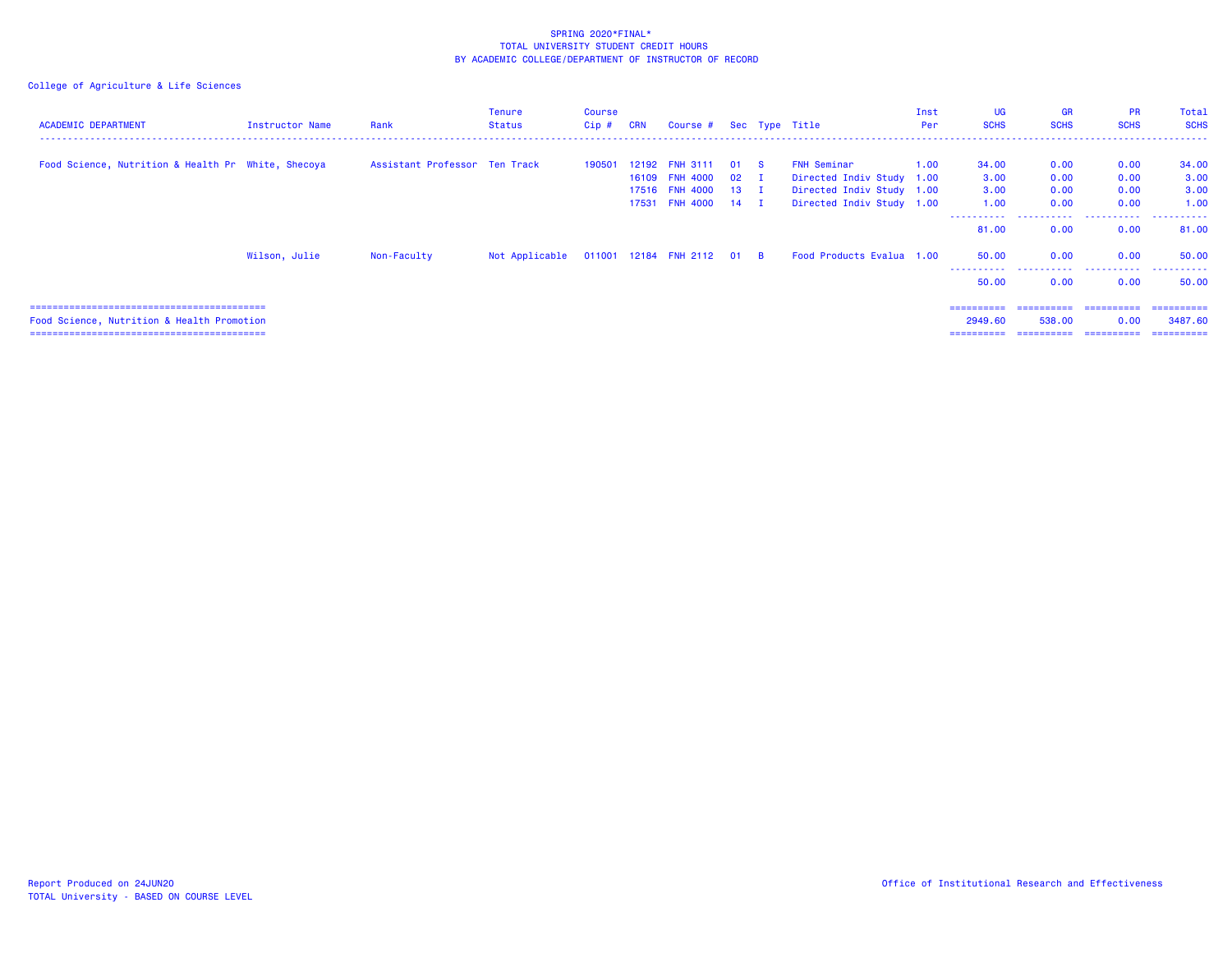SPRING 2020*FINAL*
TOTAL UNIVERSITY STUDENT CREDIT HOURS
BY ACADEMIC COLLEGE/DEPARTMENT OF INSTRUCTOR OF RECORD

College of Agriculture & Life Sciences

| ACADEMIC DEPARTMENT | Instructor Name | Rank | Tenure Status | Course Cip # | CRN | Course # | Sec | Type | Title | Inst Per | UG SCHS | GR SCHS | PR SCHS | Total SCHS |
|---|---|---|---|---|---|---|---|---|---|---|---|---|---|---|
| Food Science, Nutrition & Health Pr | White, Shecoya | Assistant Professor | Ten Track | 190501 | 12192 | FNH 3111 | 01 | S | FNH Seminar | 1.00 | 34.00 | 0.00 | 0.00 | 34.00 |
| | | | | | 16109 | FNH 4000 | 02 | I | Directed Indiv Study | 1.00 | 3.00 | 0.00 | 0.00 | 3.00 |
| | | | | | 17516 | FNH 4000 | 13 | I | Directed Indiv Study | 1.00 | 3.00 | 0.00 | 0.00 | 3.00 |
| | | | | | 17531 | FNH 4000 | 14 | I | Directed Indiv Study | 1.00 | 1.00 | 0.00 | 0.00 | 1.00 |
| | | | | | | | | | | | 81.00 | 0.00 | 0.00 | 81.00 |
| | Wilson, Julie | Non-Faculty | Not Applicable | 011001 | 12184 | FNH 2112 | 01 | B | Food Products Evalua | 1.00 | 50.00 | 0.00 | 0.00 | 50.00 |
| | | | | | | | | | | | 50.00 | 0.00 | 0.00 | 50.00 |
| Food Science, Nutrition & Health Promotion | | | | | | | | | | | 2949.60 | 538.00 | 0.00 | 3487.60 |

Report Produced on 24JUN20
TOTAL University - BASED ON COURSE LEVEL

Office of Institutional Research and Effectiveness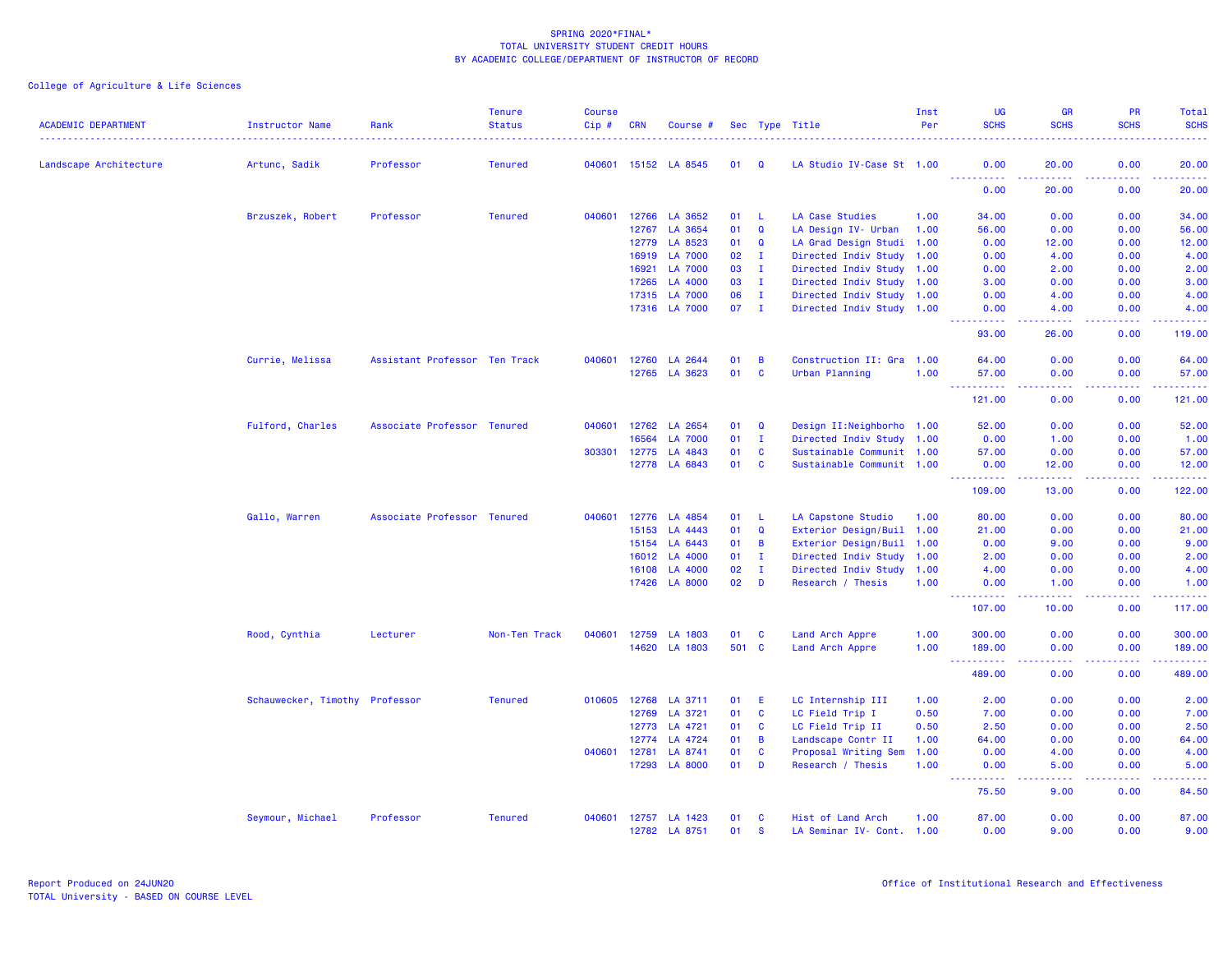SPRING 2020*FINAL*
TOTAL UNIVERSITY STUDENT CREDIT HOURS
BY ACADEMIC COLLEGE/DEPARTMENT OF INSTRUCTOR OF RECORD

College of Agriculture & Life Sciences

| ACADEMIC DEPARTMENT | Instructor Name | Rank | Tenure Status | Course Cip # | CRN | Course # | Sec | Type | Title | Inst Per | UG SCHS | GR SCHS | PR SCHS | Total SCHS |
|---|---|---|---|---|---|---|---|---|---|---|---|---|---|---|
| Landscape Architecture | Artunc, Sadik | Professor | Tenured | 040601 | 15152 | LA 8545 | 01 | Q | LA Studio IV-Case St | 1.00 | 0.00 | 20.00 | 0.00 | 20.00 |
| | | | | | | | | | | | 0.00 | 20.00 | 0.00 | 20.00 |
| | Brzuszek, Robert | Professor | Tenured | 040601 | 12766 | LA 3652 | 01 | L | LA Case Studies | 1.00 | 34.00 | 0.00 | 0.00 | 34.00 |
| | | | | | 12767 | LA 3654 | 01 | Q | LA Design IV- Urban | 1.00 | 56.00 | 0.00 | 0.00 | 56.00 |
| | | | | | 12779 | LA 8523 | 01 | Q | LA Grad Design Studi | 1.00 | 0.00 | 12.00 | 0.00 | 12.00 |
| | | | | | 16919 | LA 7000 | 02 | I | Directed Indiv Study | 1.00 | 0.00 | 4.00 | 0.00 | 4.00 |
| | | | | | 16921 | LA 7000 | 03 | I | Directed Indiv Study | 1.00 | 0.00 | 2.00 | 0.00 | 2.00 |
| | | | | | 17265 | LA 4000 | 03 | I | Directed Indiv Study | 1.00 | 3.00 | 0.00 | 0.00 | 3.00 |
| | | | | | 17315 | LA 7000 | 06 | I | Directed Indiv Study | 1.00 | 0.00 | 4.00 | 0.00 | 4.00 |
| | | | | | 17316 | LA 7000 | 07 | I | Directed Indiv Study | 1.00 | 0.00 | 4.00 | 0.00 | 4.00 |
| | | | | | | | | | | | 93.00 | 26.00 | 0.00 | 119.00 |
| | Currie, Melissa | Assistant Professor | Ten Track | 040601 | 12760 | LA 2644 | 01 | B | Construction II: Gra | 1.00 | 64.00 | 0.00 | 0.00 | 64.00 |
| | | | | | 12765 | LA 3623 | 01 | C | Urban Planning | 1.00 | 57.00 | 0.00 | 0.00 | 57.00 |
| | | | | | | | | | | | 121.00 | 0.00 | 0.00 | 121.00 |
| | Fulford, Charles | Associate Professor | Tenured | 040601 | 12762 | LA 2654 | 01 | Q | Design II:Neighborho | 1.00 | 52.00 | 0.00 | 0.00 | 52.00 |
| | | | | | 16564 | LA 7000 | 01 | I | Directed Indiv Study | 1.00 | 0.00 | 1.00 | 0.00 | 1.00 |
| | | | | 303301 | 12775 | LA 4843 | 01 | C | Sustainable Communit | 1.00 | 57.00 | 0.00 | 0.00 | 57.00 |
| | | | | | 12778 | LA 6843 | 01 | C | Sustainable Communit | 1.00 | 0.00 | 12.00 | 0.00 | 12.00 |
| | | | | | | | | | | | 109.00 | 13.00 | 0.00 | 122.00 |
| | Gallo, Warren | Associate Professor | Tenured | 040601 | 12776 | LA 4854 | 01 | L | LA Capstone Studio | 1.00 | 80.00 | 0.00 | 0.00 | 80.00 |
| | | | | | 15153 | LA 4443 | 01 | Q | Exterior Design/Buil | 1.00 | 21.00 | 0.00 | 0.00 | 21.00 |
| | | | | | 15154 | LA 6443 | 01 | B | Exterior Design/Buil | 1.00 | 0.00 | 9.00 | 0.00 | 9.00 |
| | | | | | 16012 | LA 4000 | 01 | I | Directed Indiv Study | 1.00 | 2.00 | 0.00 | 0.00 | 2.00 |
| | | | | | 16108 | LA 4000 | 02 | I | Directed Indiv Study | 1.00 | 4.00 | 0.00 | 0.00 | 4.00 |
| | | | | | 17426 | LA 8000 | 02 | D | Research / Thesis | 1.00 | 0.00 | 1.00 | 0.00 | 1.00 |
| | | | | | | | | | | | 107.00 | 10.00 | 0.00 | 117.00 |
| | Rood, Cynthia | Lecturer | Non-Ten Track | 040601 | 12759 | LA 1803 | 01 | C | Land Arch Appre | 1.00 | 300.00 | 0.00 | 0.00 | 300.00 |
| | | | | | 14620 | LA 1803 | 501 | C | Land Arch Appre | 1.00 | 189.00 | 0.00 | 0.00 | 189.00 |
| | | | | | | | | | | | 489.00 | 0.00 | 0.00 | 489.00 |
| | Schauwecker, Timothy | Professor | Tenured | 010605 | 12768 | LA 3711 | 01 | E | LC Internship III | 1.00 | 2.00 | 0.00 | 0.00 | 2.00 |
| | | | | | 12769 | LA 3721 | 01 | C | LC Field Trip I | 0.50 | 7.00 | 0.00 | 0.00 | 7.00 |
| | | | | | 12773 | LA 4721 | 01 | C | LC Field Trip II | 0.50 | 2.50 | 0.00 | 0.00 | 2.50 |
| | | | | | 12774 | LA 4724 | 01 | B | Landscape Contr II | 1.00 | 64.00 | 0.00 | 0.00 | 64.00 |
| | | | | 040601 | 12781 | LA 8741 | 01 | C | Proposal Writing Sem | 1.00 | 0.00 | 4.00 | 0.00 | 4.00 |
| | | | | | 17293 | LA 8000 | 01 | D | Research / Thesis | 1.00 | 0.00 | 5.00 | 0.00 | 5.00 |
| | | | | | | | | | | | 75.50 | 9.00 | 0.00 | 84.50 |
| | Seymour, Michael | Professor | Tenured | 040601 | 12757 | LA 1423 | 01 | C | Hist of Land Arch | 1.00 | 87.00 | 0.00 | 0.00 | 87.00 |
| | | | | | 12782 | LA 8751 | 01 | S | LA Seminar IV- Cont. | 1.00 | 0.00 | 9.00 | 0.00 | 9.00 |

Report Produced on 24JUN20
TOTAL University - BASED ON COURSE LEVEL

Office of Institutional Research and Effectiveness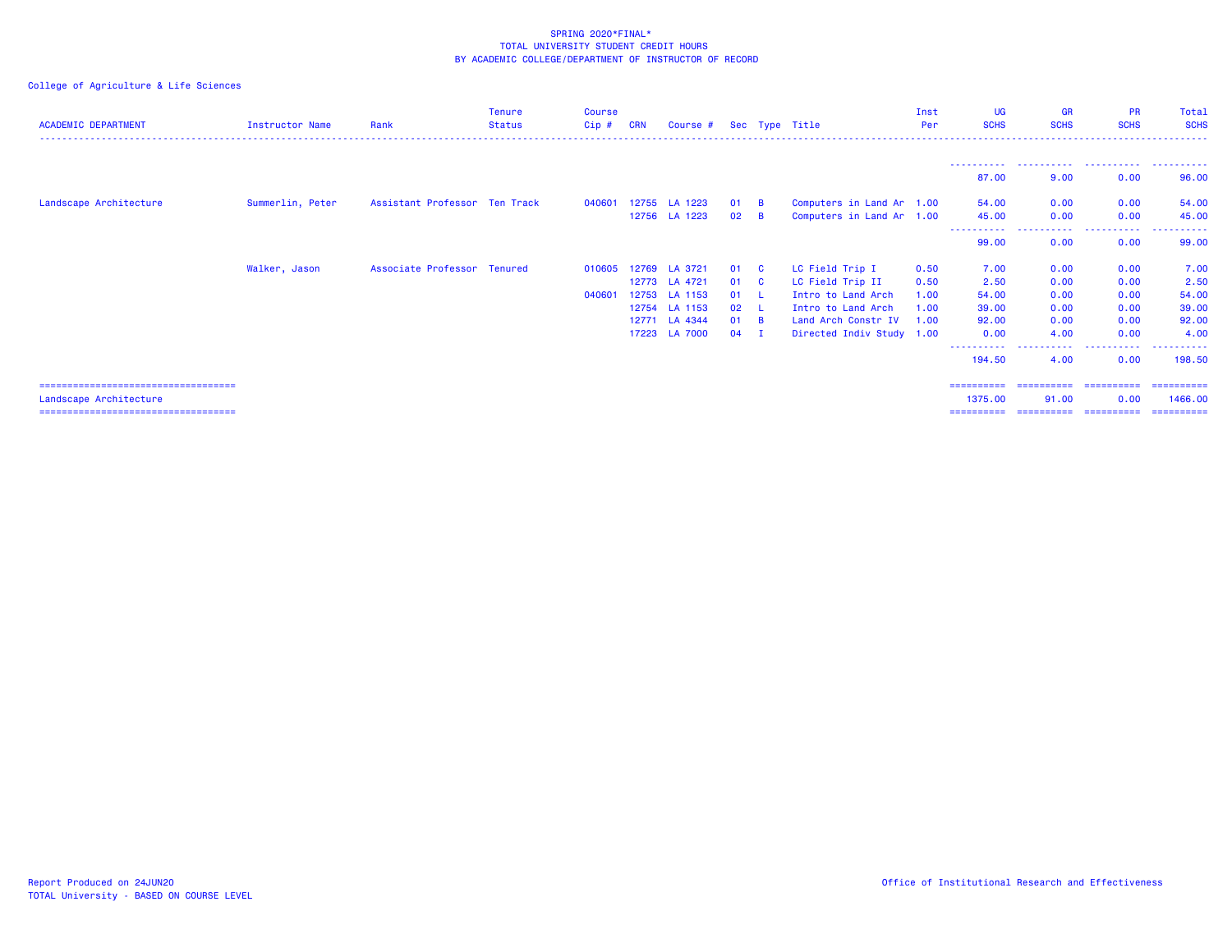SPRING 2020*FINAL*
TOTAL UNIVERSITY STUDENT CREDIT HOURS
BY ACADEMIC COLLEGE/DEPARTMENT OF INSTRUCTOR OF RECORD

College of Agriculture & Life Sciences

| ACADEMIC DEPARTMENT | Instructor Name | Rank | Tenure Status | Course Cip # | CRN | Course # | Sec | Type | Title | Inst Per | UG SCHS | GR SCHS | PR SCHS | Total SCHS |
|---|---|---|---|---|---|---|---|---|---|---|---|---|---|---|
| | | | | | | | | | | | 87.00 | 9.00 | 0.00 | 96.00 |
| Landscape Architecture | Summerlin, Peter | Assistant Professor | Ten Track | 040601 | 12755 | LA 1223 | 01 | B | Computers in Land Ar | 1.00 | 54.00 | 0.00 | 0.00 | 54.00 |
| | | | | | 12756 | LA 1223 | 02 | B | Computers in Land Ar | 1.00 | 45.00 | 0.00 | 0.00 | 45.00 |
| | | | | | | | | | | | 99.00 | 0.00 | 0.00 | 99.00 |
| | Walker, Jason | Associate Professor | Tenured | 010605 | 12769 | LA 3721 | 01 | C | LC Field Trip I | 0.50 | 7.00 | 0.00 | 0.00 | 7.00 |
| | | | | | 12773 | LA 4721 | 01 | C | LC Field Trip II | 0.50 | 2.50 | 0.00 | 0.00 | 2.50 |
| | | | | 040601 | 12753 | LA 1153 | 01 | L | Intro to Land Arch | 1.00 | 54.00 | 0.00 | 0.00 | 54.00 |
| | | | | | 12754 | LA 1153 | 02 | L | Intro to Land Arch | 1.00 | 39.00 | 0.00 | 0.00 | 39.00 |
| | | | | | 12771 | LA 4344 | 01 | B | Land Arch Constr IV | 1.00 | 92.00 | 0.00 | 0.00 | 92.00 |
| | | | | | 17223 | LA 7000 | 04 | I | Directed Indiv Study | 1.00 | 0.00 | 4.00 | 0.00 | 4.00 |
| | | | | | | | | | | | 194.50 | 4.00 | 0.00 | 198.50 |
| Landscape Architecture | | | | | | | | | | | 1375.00 | 91.00 | 0.00 | 1466.00 |

Report Produced on 24JUN20
TOTAL University - BASED ON COURSE LEVEL

Office of Institutional Research and Effectiveness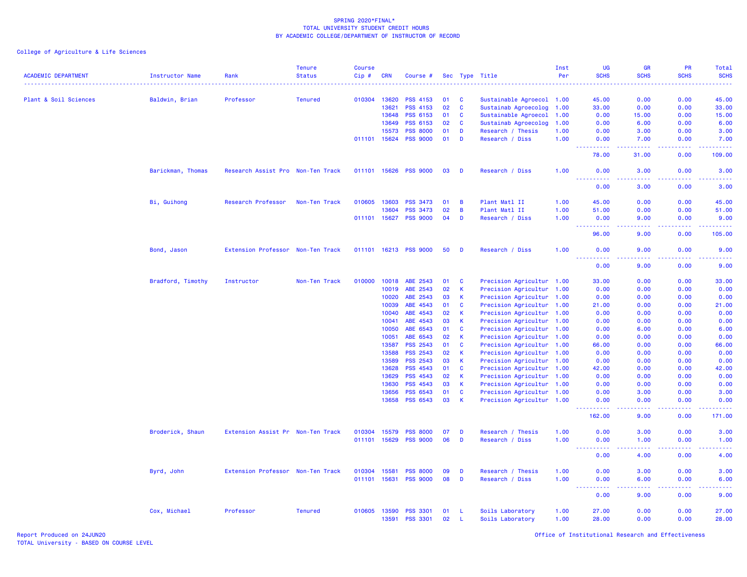SPRING 2020*FINAL*
TOTAL UNIVERSITY STUDENT CREDIT HOURS
BY ACADEMIC COLLEGE/DEPARTMENT OF INSTRUCTOR OF RECORD

College of Agriculture & Life Sciences

| ACADEMIC DEPARTMENT | Instructor Name | Rank | Tenure Status | Course Cip # | CRN | Course # | Sec | Type | Title | Inst Per | UG SCHS | GR SCHS | PR SCHS | Total SCHS |
|---|---|---|---|---|---|---|---|---|---|---|---|---|---|---|
| Plant & Soil Sciences | Baldwin, Brian | Professor | Tenured | 010304 | 13620 | PSS 4153 | 01 | C | Sustainable Agroecol | 1.00 | 45.00 | 0.00 | 0.00 | 45.00 |
| | | | | | 13621 | PSS 4153 | 02 | C | Sustainab Agroecolog | 1.00 | 33.00 | 0.00 | 0.00 | 33.00 |
| | | | | | 13648 | PSS 6153 | 01 | C | Sustainable Agroecol | 1.00 | 0.00 | 15.00 | 0.00 | 15.00 |
| | | | | | 13649 | PSS 6153 | 02 | C | Sustainab Agroecolog | 1.00 | 0.00 | 6.00 | 0.00 | 6.00 |
| | | | | | 15573 | PSS 8000 | 01 | D | Research / Thesis | 1.00 | 0.00 | 3.00 | 0.00 | 3.00 |
| | | | | 011101 | 15624 | PSS 9000 | 01 | D | Research / Diss | 1.00 | 0.00 | 7.00 | 0.00 | 7.00 |
| | | | | | | | | | | | 78.00 | 31.00 | 0.00 | 109.00 |
| | Barickman, Thomas | Research Assist Pro | Non-Ten Track | 011101 | 15626 | PSS 9000 | 03 | D | Research / Diss | 1.00 | 0.00 | 3.00 | 0.00 | 3.00 |
| | | | | | | | | | | | 0.00 | 3.00 | 0.00 | 3.00 |
| | Bi, Guihong | Research Professor | Non-Ten Track | 010605 | 13603 | PSS 3473 | 01 | B | Plant Matl II | 1.00 | 45.00 | 0.00 | 0.00 | 45.00 |
| | | | | | 13604 | PSS 3473 | 02 | B | Plant Matl II | 1.00 | 51.00 | 0.00 | 0.00 | 51.00 |
| | | | | 011101 | 15627 | PSS 9000 | 04 | D | Research / Diss | 1.00 | 0.00 | 9.00 | 0.00 | 9.00 |
| | | | | | | | | | | | 96.00 | 9.00 | 0.00 | 105.00 |
| | Bond, Jason | Extension Professor | Non-Ten Track | 011101 | 16213 | PSS 9000 | 50 | D | Research / Diss | 1.00 | 0.00 | 9.00 | 0.00 | 9.00 |
| | | | | | | | | | | | 0.00 | 9.00 | 0.00 | 9.00 |
| | Bradford, Timothy | Instructor | Non-Ten Track | 010000 | 10018 | ABE 2543 | 01 | C | Precision Agricultur | 1.00 | 33.00 | 0.00 | 0.00 | 33.00 |
| | | | | | 10019 | ABE 2543 | 02 | K | Precision Agricultur | 1.00 | 0.00 | 0.00 | 0.00 | 0.00 |
| | | | | | 10020 | ABE 2543 | 03 | K | Precision Agricultur | 1.00 | 0.00 | 0.00 | 0.00 | 0.00 |
| | | | | | 10039 | ABE 4543 | 01 | C | Precision Agricultur | 1.00 | 21.00 | 0.00 | 0.00 | 21.00 |
| | | | | | 10040 | ABE 4543 | 02 | K | Precision Agricultur | 1.00 | 0.00 | 0.00 | 0.00 | 0.00 |
| | | | | | 10041 | ABE 4543 | 03 | K | Precision Agricultur | 1.00 | 0.00 | 0.00 | 0.00 | 0.00 |
| | | | | | 10050 | ABE 6543 | 01 | C | Precision Agricultur | 1.00 | 0.00 | 6.00 | 0.00 | 6.00 |
| | | | | | 10051 | ABE 6543 | 02 | K | Precision Agricultur | 1.00 | 0.00 | 0.00 | 0.00 | 0.00 |
| | | | | | 13587 | PSS 2543 | 01 | C | Precision Agricultur | 1.00 | 66.00 | 0.00 | 0.00 | 66.00 |
| | | | | | 13588 | PSS 2543 | 02 | K | Precision Agricultur | 1.00 | 0.00 | 0.00 | 0.00 | 0.00 |
| | | | | | 13589 | PSS 2543 | 03 | K | Precision Agricultur | 1.00 | 0.00 | 0.00 | 0.00 | 0.00 |
| | | | | | 13628 | PSS 4543 | 01 | C | Precision Agricultur | 1.00 | 42.00 | 0.00 | 0.00 | 42.00 |
| | | | | | 13629 | PSS 4543 | 02 | K | Precision Agricultur | 1.00 | 0.00 | 0.00 | 0.00 | 0.00 |
| | | | | | 13630 | PSS 4543 | 03 | K | Precision Agricultur | 1.00 | 0.00 | 0.00 | 0.00 | 0.00 |
| | | | | | 13656 | PSS 6543 | 01 | C | Precision Agricultur | 1.00 | 0.00 | 3.00 | 0.00 | 3.00 |
| | | | | | 13658 | PSS 6543 | 03 | K | Precision Agricultur | 1.00 | 0.00 | 0.00 | 0.00 | 0.00 |
| | | | | | | | | | | | 162.00 | 9.00 | 0.00 | 171.00 |
| | Broderick, Shaun | Extension Assist Pr | Non-Ten Track | 010304 | 15579 | PSS 8000 | 07 | D | Research / Thesis | 1.00 | 0.00 | 3.00 | 0.00 | 3.00 |
| | | | | 011101 | 15629 | PSS 9000 | 06 | D | Research / Diss | 1.00 | 0.00 | 1.00 | 0.00 | 1.00 |
| | | | | | | | | | | | 0.00 | 4.00 | 0.00 | 4.00 |
| | Byrd, John | Extension Professor | Non-Ten Track | 010304 | 15581 | PSS 8000 | 09 | D | Research / Thesis | 1.00 | 0.00 | 3.00 | 0.00 | 3.00 |
| | | | | 011101 | 15631 | PSS 9000 | 08 | D | Research / Diss | 1.00 | 0.00 | 6.00 | 0.00 | 6.00 |
| | | | | | | | | | | | 0.00 | 9.00 | 0.00 | 9.00 |
| | Cox, Michael | Professor | Tenured | 010605 | 13590 | PSS 3301 | 01 | L | Soils Laboratory | 1.00 | 27.00 | 0.00 | 0.00 | 27.00 |
| | | | | | 13591 | PSS 3301 | 02 | L | Soils Laboratory | 1.00 | 28.00 | 0.00 | 0.00 | 28.00 |

Report Produced on 24JUN20
TOTAL University - BASED ON COURSE LEVEL

Office of Institutional Research and Effectiveness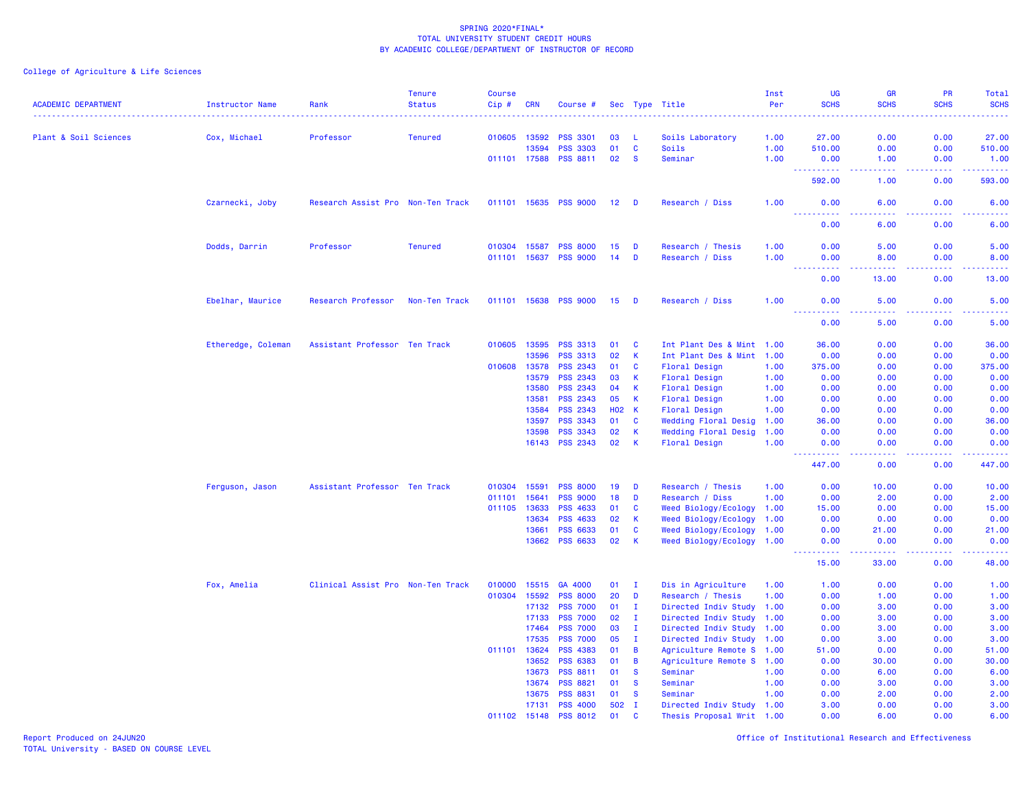SPRING 2020*FINAL*
TOTAL UNIVERSITY STUDENT CREDIT HOURS
BY ACADEMIC COLLEGE/DEPARTMENT OF INSTRUCTOR OF RECORD

College of Agriculture & Life Sciences

| ACADEMIC DEPARTMENT | Instructor Name | Rank | Tenure Status | Course Cip # | CRN | Course # | Sec | Type | Title | Inst Per | UG SCHS | GR SCHS | PR SCHS | Total SCHS |
|---|---|---|---|---|---|---|---|---|---|---|---|---|---|---|
| Plant & Soil Sciences | Cox, Michael | Professor | Tenured | 010605 | 13592 | PSS 3301 | 03 | L | Soils Laboratory | 1.00 | 27.00 | 0.00 | 0.00 | 27.00 |
| | | | | | 13594 | PSS 3303 | 01 | C | Soils | 1.00 | 510.00 | 0.00 | 0.00 | 510.00 |
| | | | | 011101 | 17588 | PSS 8811 | 02 | S | Seminar | 1.00 | 0.00 | 1.00 | 0.00 | 1.00 |
| | | | | | | | | | | | 592.00 | 1.00 | 0.00 | 593.00 |
| | Czarnecki, Joby | Research Assist Pro | Non-Ten Track | 011101 | 15635 | PSS 9000 | 12 | D | Research / Diss | 1.00 | 0.00 | 6.00 | 0.00 | 6.00 |
| | | | | | | | | | | | 0.00 | 6.00 | 0.00 | 6.00 |
| | Dodds, Darrin | Professor | Tenured | 010304 | 15587 | PSS 8000 | 15 | D | Research / Thesis | 1.00 | 0.00 | 5.00 | 0.00 | 5.00 |
| | | | | 011101 | 15637 | PSS 9000 | 14 | D | Research / Diss | 1.00 | 0.00 | 8.00 | 0.00 | 8.00 |
| | | | | | | | | | | | 0.00 | 13.00 | 0.00 | 13.00 |
| | Ebelhar, Maurice | Research Professor | Non-Ten Track | 011101 | 15638 | PSS 9000 | 15 | D | Research / Diss | 1.00 | 0.00 | 5.00 | 0.00 | 5.00 |
| | | | | | | | | | | | 0.00 | 5.00 | 0.00 | 5.00 |
| | Etheredge, Coleman | Assistant Professor | Ten Track | 010605 | 13595 | PSS 3313 | 01 | C | Int Plant Des & Mint | 1.00 | 36.00 | 0.00 | 0.00 | 36.00 |
| | | | | | 13596 | PSS 3313 | 02 | K | Int Plant Des & Mint | 1.00 | 0.00 | 0.00 | 0.00 | 0.00 |
| | | | | 010608 | 13578 | PSS 2343 | 01 | C | Floral Design | 1.00 | 375.00 | 0.00 | 0.00 | 375.00 |
| | | | | | 13579 | PSS 2343 | 03 | K | Floral Design | 1.00 | 0.00 | 0.00 | 0.00 | 0.00 |
| | | | | | 13580 | PSS 2343 | 04 | K | Floral Design | 1.00 | 0.00 | 0.00 | 0.00 | 0.00 |
| | | | | | 13581 | PSS 2343 | 05 | K | Floral Design | 1.00 | 0.00 | 0.00 | 0.00 | 0.00 |
| | | | | | 13584 | PSS 2343 | H02 | K | Floral Design | 1.00 | 0.00 | 0.00 | 0.00 | 0.00 |
| | | | | | 13597 | PSS 3343 | 01 | C | Wedding Floral Desig | 1.00 | 36.00 | 0.00 | 0.00 | 36.00 |
| | | | | | 13598 | PSS 3343 | 02 | K | Wedding Floral Desig | 1.00 | 0.00 | 0.00 | 0.00 | 0.00 |
| | | | | | 16143 | PSS 2343 | 02 | K | Floral Design | 1.00 | 0.00 | 0.00 | 0.00 | 0.00 |
| | | | | | | | | | | | 447.00 | 0.00 | 0.00 | 447.00 |
| | Ferguson, Jason | Assistant Professor | Ten Track | 010304 | 15591 | PSS 8000 | 19 | D | Research / Thesis | 1.00 | 0.00 | 10.00 | 0.00 | 10.00 |
| | | | | 011101 | 15641 | PSS 9000 | 18 | D | Research / Diss | 1.00 | 0.00 | 2.00 | 0.00 | 2.00 |
| | | | | 011105 | 13633 | PSS 4633 | 01 | C | Weed Biology/Ecology | 1.00 | 15.00 | 0.00 | 0.00 | 15.00 |
| | | | | | 13634 | PSS 4633 | 02 | K | Weed Biology/Ecology | 1.00 | 0.00 | 0.00 | 0.00 | 0.00 |
| | | | | | 13661 | PSS 6633 | 01 | C | Weed Biology/Ecology | 1.00 | 0.00 | 21.00 | 0.00 | 21.00 |
| | | | | | 13662 | PSS 6633 | 02 | K | Weed Biology/Ecology | 1.00 | 0.00 | 0.00 | 0.00 | 0.00 |
| | | | | | | | | | | | 15.00 | 33.00 | 0.00 | 48.00 |
| | Fox, Amelia | Clinical Assist Pro | Non-Ten Track | 010000 | 15515 | GA 4000 | 01 | I | Dis in Agriculture | 1.00 | 1.00 | 0.00 | 0.00 | 1.00 |
| | | | | 010304 | 15592 | PSS 8000 | 20 | D | Research / Thesis | 1.00 | 0.00 | 1.00 | 0.00 | 1.00 |
| | | | | | 17132 | PSS 7000 | 01 | I | Directed Indiv Study | 1.00 | 0.00 | 3.00 | 0.00 | 3.00 |
| | | | | | 17133 | PSS 7000 | 02 | I | Directed Indiv Study | 1.00 | 0.00 | 3.00 | 0.00 | 3.00 |
| | | | | | 17464 | PSS 7000 | 03 | I | Directed Indiv Study | 1.00 | 0.00 | 3.00 | 0.00 | 3.00 |
| | | | | | 17535 | PSS 7000 | 05 | I | Directed Indiv Study | 1.00 | 0.00 | 3.00 | 0.00 | 3.00 |
| | | | | 011101 | 13624 | PSS 4383 | 01 | B | Agriculture Remote S | 1.00 | 51.00 | 0.00 | 0.00 | 51.00 |
| | | | | | 13652 | PSS 6383 | 01 | B | Agriculture Remote S | 1.00 | 0.00 | 30.00 | 0.00 | 30.00 |
| | | | | | 13673 | PSS 8811 | 01 | S | Seminar | 1.00 | 0.00 | 6.00 | 0.00 | 6.00 |
| | | | | | 13674 | PSS 8821 | 01 | S | Seminar | 1.00 | 0.00 | 3.00 | 0.00 | 3.00 |
| | | | | | 13675 | PSS 8831 | 01 | S | Seminar | 1.00 | 0.00 | 2.00 | 0.00 | 2.00 |
| | | | | | 17131 | PSS 4000 | 502 | I | Directed Indiv Study | 1.00 | 3.00 | 0.00 | 0.00 | 3.00 |
| | | | | 011102 | 15148 | PSS 8012 | 01 | C | Thesis Proposal Writ | 1.00 | 0.00 | 6.00 | 0.00 | 6.00 |

Report Produced on 24JUN20
TOTAL University - BASED ON COURSE LEVEL

Office of Institutional Research and Effectiveness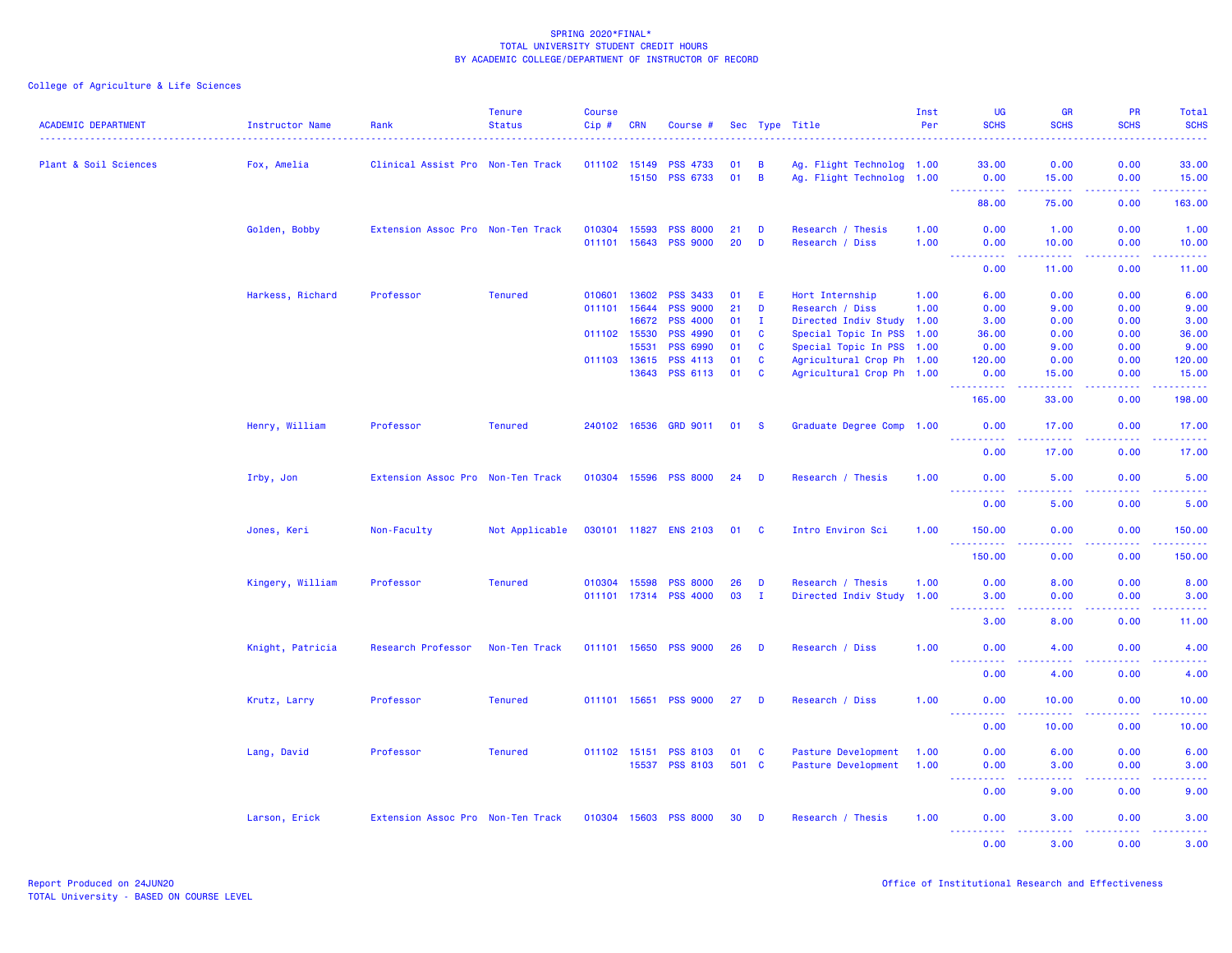SPRING 2020*FINAL*
TOTAL UNIVERSITY STUDENT CREDIT HOURS
BY ACADEMIC COLLEGE/DEPARTMENT OF INSTRUCTOR OF RECORD

College of Agriculture & Life Sciences

| ACADEMIC DEPARTMENT | Instructor Name | Rank | Tenure Status | Course Cip # | CRN | Course # | Sec | Type | Title | Inst Per | UG SCHS | GR SCHS | PR SCHS | Total SCHS |
|---|---|---|---|---|---|---|---|---|---|---|---|---|---|---|
| Plant & Soil Sciences | Fox, Amelia | Clinical Assist Pro | Non-Ten Track | 011102 | 15149 | PSS 4733 | 01 | B | Ag. Flight Technolog | 1.00 | 33.00 | 0.00 | 0.00 | 33.00 |
| | | | | | 15150 | PSS 6733 | 01 | B | Ag. Flight Technolog | 1.00 | 0.00 | 15.00 | 0.00 | 15.00 |
| | | | | | | | | | | | 88.00 | 75.00 | 0.00 | 163.00 |
| | Golden, Bobby | Extension Assoc Pro | Non-Ten Track | 010304 | 15593 | PSS 8000 | 21 | D | Research / Thesis | 1.00 | 0.00 | 1.00 | 0.00 | 1.00 |
| | | | | 011101 | 15643 | PSS 9000 | 20 | D | Research / Diss | 1.00 | 0.00 | 10.00 | 0.00 | 10.00 |
| | | | | | | | | | | | 0.00 | 11.00 | 0.00 | 11.00 |
| | Harkess, Richard | Professor | Tenured | 010601 | 13602 | PSS 3433 | 01 | E | Hort Internship | 1.00 | 6.00 | 0.00 | 0.00 | 6.00 |
| | | | | 011101 | 15644 | PSS 9000 | 21 | D | Research / Diss | 1.00 | 0.00 | 9.00 | 0.00 | 9.00 |
| | | | | | 16672 | PSS 4000 | 01 | I | Directed Indiv Study | 1.00 | 3.00 | 0.00 | 0.00 | 3.00 |
| | | | | 011102 | 15530 | PSS 4990 | 01 | C | Special Topic In PSS | 1.00 | 36.00 | 0.00 | 0.00 | 36.00 |
| | | | | | 15531 | PSS 6990 | 01 | C | Special Topic In PSS | 1.00 | 0.00 | 9.00 | 0.00 | 9.00 |
| | | | | 011103 | 13615 | PSS 4113 | 01 | C | Agricultural Crop Ph | 1.00 | 120.00 | 0.00 | 0.00 | 120.00 |
| | | | | | 13643 | PSS 6113 | 01 | C | Agricultural Crop Ph | 1.00 | 0.00 | 15.00 | 0.00 | 15.00 |
| | | | | | | | | | | | 165.00 | 33.00 | 0.00 | 198.00 |
| | Henry, William | Professor | Tenured | 240102 | 16536 | GRD 9011 | 01 | S | Graduate Degree Comp | 1.00 | 0.00 | 17.00 | 0.00 | 17.00 |
| | | | | | | | | | | | 0.00 | 17.00 | 0.00 | 17.00 |
| | Irby, Jon | Extension Assoc Pro | Non-Ten Track | 010304 | 15596 | PSS 8000 | 24 | D | Research / Thesis | 1.00 | 0.00 | 5.00 | 0.00 | 5.00 |
| | | | | | | | | | | | 0.00 | 5.00 | 0.00 | 5.00 |
| | Jones, Keri | Non-Faculty | Not Applicable | 030101 | 11827 | ENS 2103 | 01 | C | Intro Environ Sci | 1.00 | 150.00 | 0.00 | 0.00 | 150.00 |
| | | | | | | | | | | | 150.00 | 0.00 | 0.00 | 150.00 |
| | Kingery, William | Professor | Tenured | 010304 | 15598 | PSS 8000 | 26 | D | Research / Thesis | 1.00 | 0.00 | 8.00 | 0.00 | 8.00 |
| | | | | 011101 | 17314 | PSS 4000 | 03 | I | Directed Indiv Study | 1.00 | 3.00 | 0.00 | 0.00 | 3.00 |
| | | | | | | | | | | | 3.00 | 8.00 | 0.00 | 11.00 |
| | Knight, Patricia | Research Professor | Non-Ten Track | 011101 | 15650 | PSS 9000 | 26 | D | Research / Diss | 1.00 | 0.00 | 4.00 | 0.00 | 4.00 |
| | | | | | | | | | | | 0.00 | 4.00 | 0.00 | 4.00 |
| | Krutz, Larry | Professor | Tenured | 011101 | 15651 | PSS 9000 | 27 | D | Research / Diss | 1.00 | 0.00 | 10.00 | 0.00 | 10.00 |
| | | | | | | | | | | | 0.00 | 10.00 | 0.00 | 10.00 |
| | Lang, David | Professor | Tenured | 011102 | 15151 | PSS 8103 | 01 | C | Pasture Development | 1.00 | 0.00 | 6.00 | 0.00 | 6.00 |
| | | | | | 15537 | PSS 8103 | 501 | C | Pasture Development | 1.00 | 0.00 | 3.00 | 0.00 | 3.00 |
| | | | | | | | | | | | 0.00 | 9.00 | 0.00 | 9.00 |
| | Larson, Erick | Extension Assoc Pro | Non-Ten Track | 010304 | 15603 | PSS 8000 | 30 | D | Research / Thesis | 1.00 | 0.00 | 3.00 | 0.00 | 3.00 |
| | | | | | | | | | | | 0.00 | 3.00 | 0.00 | 3.00 |

Report Produced on 24JUN20
TOTAL University - BASED ON COURSE LEVEL

Office of Institutional Research and Effectiveness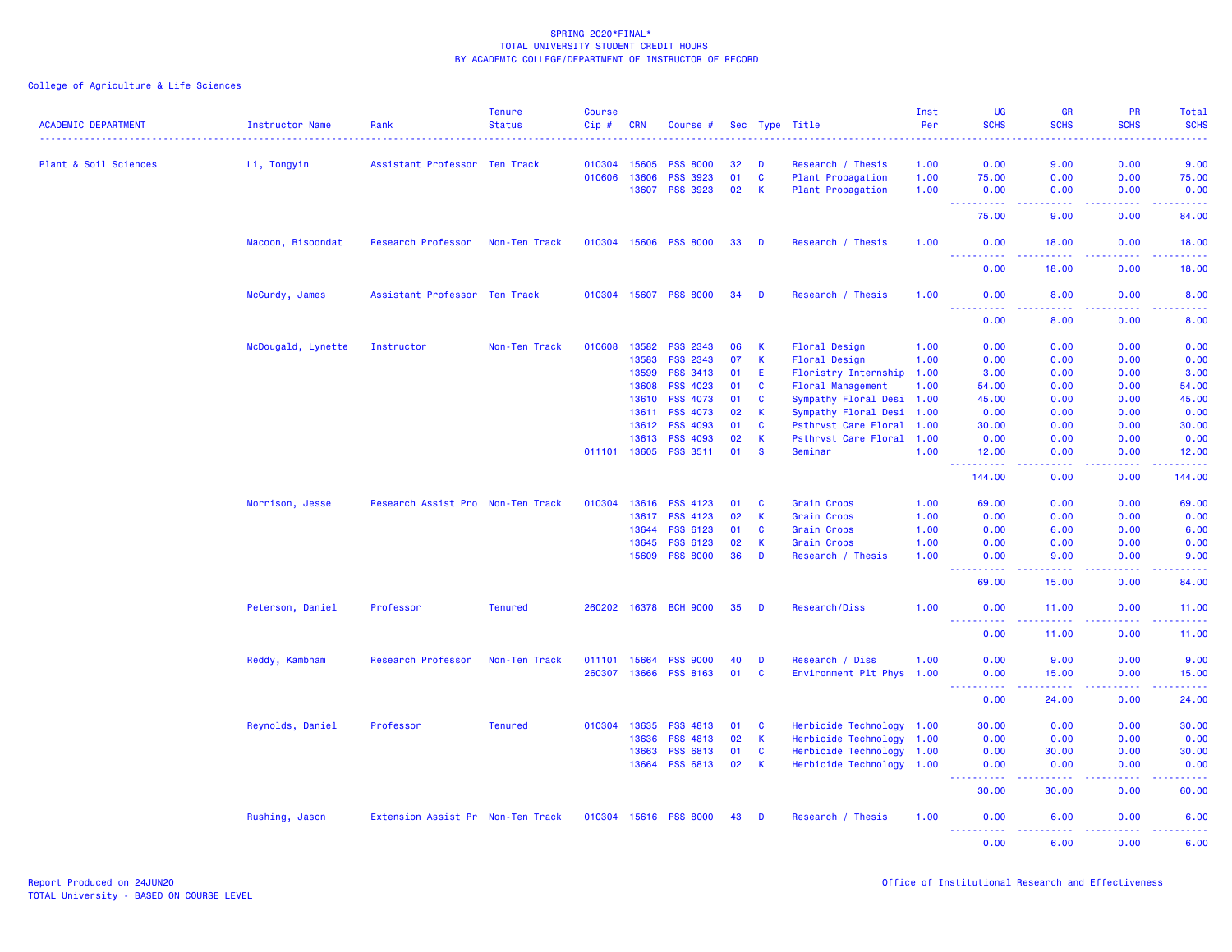SPRING 2020*FINAL*
TOTAL UNIVERSITY STUDENT CREDIT HOURS
BY ACADEMIC COLLEGE/DEPARTMENT OF INSTRUCTOR OF RECORD

College of Agriculture & Life Sciences

| ACADEMIC DEPARTMENT | Instructor Name | Rank | Tenure Status | Course Cip # | CRN | Course # | Sec | Type | Title | Inst Per | UG SCHS | GR SCHS | PR SCHS | Total SCHS |
|---|---|---|---|---|---|---|---|---|---|---|---|---|---|---|
| Plant & Soil Sciences | Li, Tongyin | Assistant Professor | Ten Track | 010304 | 15605 | PSS 8000 | 32 | D | Research / Thesis | 1.00 | 0.00 | 9.00 | 0.00 | 9.00 |
| | | | | 010606 | 13606 | PSS 3923 | 01 | C | Plant Propagation | 1.00 | 75.00 | 0.00 | 0.00 | 75.00 |
| | | | | | 13607 | PSS 3923 | 02 | K | Plant Propagation | 1.00 | 0.00 | 0.00 | 0.00 | 0.00 |
| | | | | | | | | | | | 75.00 | 9.00 | 0.00 | 84.00 |
| | Macoon, Bisoondat | Research Professor | Non-Ten Track | 010304 | 15606 | PSS 8000 | 33 | D | Research / Thesis | 1.00 | 0.00 | 18.00 | 0.00 | 18.00 |
| | | | | | | | | | | | 0.00 | 18.00 | 0.00 | 18.00 |
| | McCurdy, James | Assistant Professor | Ten Track | 010304 | 15607 | PSS 8000 | 34 | D | Research / Thesis | 1.00 | 0.00 | 8.00 | 0.00 | 8.00 |
| | | | | | | | | | | | 0.00 | 8.00 | 0.00 | 8.00 |
| | McDougald, Lynette | Instructor | Non-Ten Track | 010608 | 13582 | PSS 2343 | 06 | K | Floral Design | 1.00 | 0.00 | 0.00 | 0.00 | 0.00 |
| | | | | | 13583 | PSS 2343 | 07 | K | Floral Design | 1.00 | 0.00 | 0.00 | 0.00 | 0.00 |
| | | | | | 13599 | PSS 3413 | 01 | E | Floristry Internship | 1.00 | 3.00 | 0.00 | 0.00 | 3.00 |
| | | | | | 13608 | PSS 4023 | 01 | C | Floral Management | 1.00 | 54.00 | 0.00 | 0.00 | 54.00 |
| | | | | | 13610 | PSS 4073 | 01 | C | Sympathy Floral Desi | 1.00 | 45.00 | 0.00 | 0.00 | 45.00 |
| | | | | | 13611 | PSS 4073 | 02 | K | Sympathy Floral Desi | 1.00 | 0.00 | 0.00 | 0.00 | 0.00 |
| | | | | | 13612 | PSS 4093 | 01 | C | Psthrvst Care Floral | 1.00 | 30.00 | 0.00 | 0.00 | 30.00 |
| | | | | | 13613 | PSS 4093 | 02 | K | Psthrvst Care Floral | 1.00 | 0.00 | 0.00 | 0.00 | 0.00 |
| | | | | 011101 | 13605 | PSS 3511 | 01 | S | Seminar | 1.00 | 12.00 | 0.00 | 0.00 | 12.00 |
| | | | | | | | | | | | 144.00 | 0.00 | 0.00 | 144.00 |
| | Morrison, Jesse | Research Assist Pro | Non-Ten Track | 010304 | 13616 | PSS 4123 | 01 | C | Grain Crops | 1.00 | 69.00 | 0.00 | 0.00 | 69.00 |
| | | | | | 13617 | PSS 4123 | 02 | K | Grain Crops | 1.00 | 0.00 | 0.00 | 0.00 | 0.00 |
| | | | | | 13644 | PSS 6123 | 01 | C | Grain Crops | 1.00 | 0.00 | 6.00 | 0.00 | 6.00 |
| | | | | | 13645 | PSS 6123 | 02 | K | Grain Crops | 1.00 | 0.00 | 0.00 | 0.00 | 0.00 |
| | | | | | 15609 | PSS 8000 | 36 | D | Research / Thesis | 1.00 | 0.00 | 9.00 | 0.00 | 9.00 |
| | | | | | | | | | | | 69.00 | 15.00 | 0.00 | 84.00 |
| | Peterson, Daniel | Professor | Tenured | 260202 | 16378 | BCH 9000 | 35 | D | Research/Diss | 1.00 | 0.00 | 11.00 | 0.00 | 11.00 |
| | | | | | | | | | | | 0.00 | 11.00 | 0.00 | 11.00 |
| | Reddy, Kambham | Research Professor | Non-Ten Track | 011101 | 15664 | PSS 9000 | 40 | D | Research / Diss | 1.00 | 0.00 | 9.00 | 0.00 | 9.00 |
| | | | | 260307 | 13666 | PSS 8163 | 01 | C | Environment Plt Phys | 1.00 | 0.00 | 15.00 | 0.00 | 15.00 |
| | | | | | | | | | | | 0.00 | 24.00 | 0.00 | 24.00 |
| | Reynolds, Daniel | Professor | Tenured | 010304 | 13635 | PSS 4813 | 01 | C | Herbicide Technology | 1.00 | 30.00 | 0.00 | 0.00 | 30.00 |
| | | | | | 13636 | PSS 4813 | 02 | K | Herbicide Technology | 1.00 | 0.00 | 0.00 | 0.00 | 0.00 |
| | | | | | 13663 | PSS 6813 | 01 | C | Herbicide Technology | 1.00 | 0.00 | 30.00 | 0.00 | 30.00 |
| | | | | | 13664 | PSS 6813 | 02 | K | Herbicide Technology | 1.00 | 0.00 | 0.00 | 0.00 | 0.00 |
| | | | | | | | | | | | 30.00 | 30.00 | 0.00 | 60.00 |
| | Rushing, Jason | Extension Assist Pr | Non-Ten Track | 010304 | 15616 | PSS 8000 | 43 | D | Research / Thesis | 1.00 | 0.00 | 6.00 | 0.00 | 6.00 |
| | | | | | | | | | | | 0.00 | 6.00 | 0.00 | 6.00 |

Report Produced on 24JUN20
TOTAL University - BASED ON COURSE LEVEL

Office of Institutional Research and Effectiveness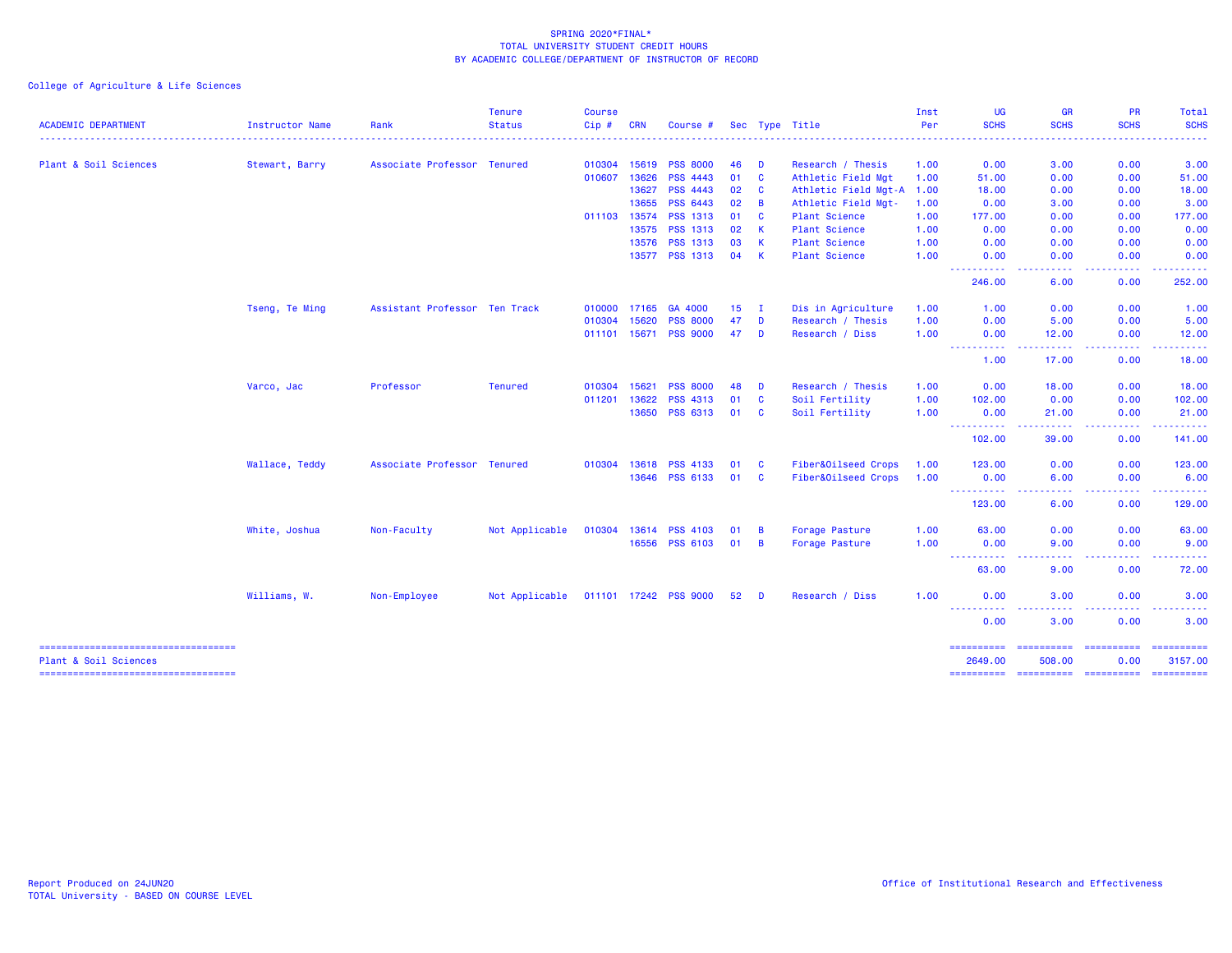SPRING 2020*FINAL*
TOTAL UNIVERSITY STUDENT CREDIT HOURS
BY ACADEMIC COLLEGE/DEPARTMENT OF INSTRUCTOR OF RECORD

College of Agriculture & Life Sciences

| ACADEMIC DEPARTMENT | Instructor Name | Rank | Tenure Status | Course Cip # | CRN | Course # | Sec | Type | Title | Inst Per | UG SCHS | GR SCHS | PR SCHS | Total SCHS |
|---|---|---|---|---|---|---|---|---|---|---|---|---|---|---|
| Plant & Soil Sciences | Stewart, Barry | Associate Professor | Tenured | 010304 | 15619 | PSS 8000 | 46 | D | Research / Thesis | 1.00 | 0.00 | 3.00 | 0.00 | 3.00 |
| | | | | 010607 | 13626 | PSS 4443 | 01 | C | Athletic Field Mgt | 1.00 | 51.00 | 0.00 | 0.00 | 51.00 |
| | | | | | 13627 | PSS 4443 | 02 | C | Athletic Field Mgt-A | 1.00 | 18.00 | 0.00 | 0.00 | 18.00 |
| | | | | | 13655 | PSS 6443 | 02 | B | Athletic Field Mgt- | 1.00 | 0.00 | 3.00 | 0.00 | 3.00 |
| | | | | 011103 | 13574 | PSS 1313 | 01 | C | Plant Science | 1.00 | 177.00 | 0.00 | 0.00 | 177.00 |
| | | | | | 13575 | PSS 1313 | 02 | K | Plant Science | 1.00 | 0.00 | 0.00 | 0.00 | 0.00 |
| | | | | | 13576 | PSS 1313 | 03 | K | Plant Science | 1.00 | 0.00 | 0.00 | 0.00 | 0.00 |
| | | | | | 13577 | PSS 1313 | 04 | K | Plant Science | 1.00 | 0.00 | 0.00 | 0.00 | 0.00 |
| | | | | | | | | | | | 246.00 | 6.00 | 0.00 | 252.00 |
| | Tseng, Te Ming | Assistant Professor | Ten Track | 010000 | 17165 | GA 4000 | 15 | I | Dis in Agriculture | 1.00 | 1.00 | 0.00 | 0.00 | 1.00 |
| | | | | 010304 | 15620 | PSS 8000 | 47 | D | Research / Thesis | 1.00 | 0.00 | 5.00 | 0.00 | 5.00 |
| | | | | 011101 | 15671 | PSS 9000 | 47 | D | Research / Diss | 1.00 | 0.00 | 12.00 | 0.00 | 12.00 |
| | | | | | | | | | | | 1.00 | 17.00 | 0.00 | 18.00 |
| | Varco, Jac | Professor | Tenured | 010304 | 15621 | PSS 8000 | 48 | D | Research / Thesis | 1.00 | 0.00 | 18.00 | 0.00 | 18.00 |
| | | | | 011201 | 13622 | PSS 4313 | 01 | C | Soil Fertility | 1.00 | 102.00 | 0.00 | 0.00 | 102.00 |
| | | | | | 13650 | PSS 6313 | 01 | C | Soil Fertility | 1.00 | 0.00 | 21.00 | 0.00 | 21.00 |
| | | | | | | | | | | | 102.00 | 39.00 | 0.00 | 141.00 |
| | Wallace, Teddy | Associate Professor | Tenured | 010304 | 13618 | PSS 4133 | 01 | C | Fiber&Oilseed Crops | 1.00 | 123.00 | 0.00 | 0.00 | 123.00 |
| | | | | | 13646 | PSS 6133 | 01 | C | Fiber&Oilseed Crops | 1.00 | 0.00 | 6.00 | 0.00 | 6.00 |
| | | | | | | | | | | | 123.00 | 6.00 | 0.00 | 129.00 |
| | White, Joshua | Non-Faculty | Not Applicable | 010304 | 13614 | PSS 4103 | 01 | B | Forage Pasture | 1.00 | 63.00 | 0.00 | 0.00 | 63.00 |
| | | | | | 16556 | PSS 6103 | 01 | B | Forage Pasture | 1.00 | 0.00 | 9.00 | 0.00 | 9.00 |
| | | | | | | | | | | | 63.00 | 9.00 | 0.00 | 72.00 |
| | Williams, W. | Non-Employee | Not Applicable | 011101 | 17242 | PSS 9000 | 52 | D | Research / Diss | 1.00 | 0.00 | 3.00 | 0.00 | 3.00 |
| | | | | | | | | | | | 0.00 | 3.00 | 0.00 | 3.00 |
| Plant & Soil Sciences | | | | | | | | | | | 2649.00 | 508.00 | 0.00 | 3157.00 |

Report Produced on 24JUN20
TOTAL University - BASED ON COURSE LEVEL

Office of Institutional Research and Effectiveness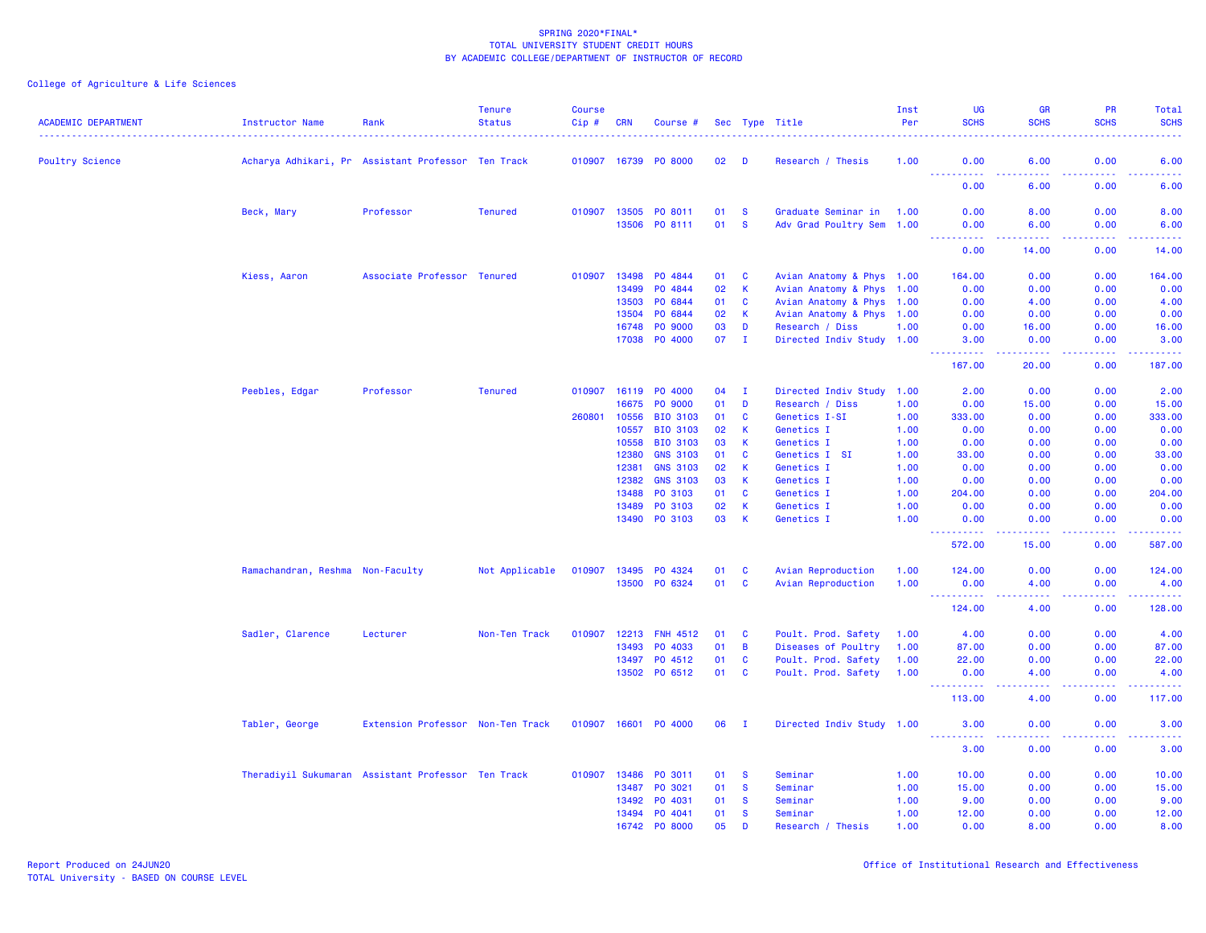SPRING 2020*FINAL*
TOTAL UNIVERSITY STUDENT CREDIT HOURS
BY ACADEMIC COLLEGE/DEPARTMENT OF INSTRUCTOR OF RECORD

College of Agriculture & Life Sciences

| ACADEMIC DEPARTMENT | Instructor Name | Rank | Tenure Status | Course Cip # | CRN | Course # | Sec | Type | Title | Inst Per | UG SCHS | GR SCHS | PR SCHS | Total SCHS |
|---|---|---|---|---|---|---|---|---|---|---|---|---|---|---|
| Poultry Science | Acharya Adhikari, Pr | Assistant Professor | Ten Track | 010907 | 16739 | PO 8000 | 02 | D | Research / Thesis | 1.00 | 0.00 | 6.00 | 0.00 | 6.00 |
| | | | | | | | | | | | 0.00 | 6.00 | 0.00 | 6.00 |
| | Beck, Mary | Professor | Tenured | 010907 | 13505 | PO 8011 | 01 | S | Graduate Seminar in | 1.00 | 0.00 | 8.00 | 0.00 | 8.00 |
| | | | | | 13506 | PO 8111 | 01 | S | Adv Grad Poultry Sem | 1.00 | 0.00 | 6.00 | 0.00 | 6.00 |
| | | | | | | | | | | | 0.00 | 14.00 | 0.00 | 14.00 |
| | Kiess, Aaron | Associate Professor | Tenured | 010907 | 13498 | PO 4844 | 01 | C | Avian Anatomy & Phys | 1.00 | 164.00 | 0.00 | 0.00 | 164.00 |
| | | | | | 13499 | PO 4844 | 02 | K | Avian Anatomy & Phys | 1.00 | 0.00 | 0.00 | 0.00 | 0.00 |
| | | | | | 13503 | PO 6844 | 01 | C | Avian Anatomy & Phys | 1.00 | 0.00 | 4.00 | 0.00 | 4.00 |
| | | | | | 13504 | PO 6844 | 02 | K | Avian Anatomy & Phys | 1.00 | 0.00 | 0.00 | 0.00 | 0.00 |
| | | | | | 16748 | PO 9000 | 03 | D | Research / Diss | 1.00 | 0.00 | 16.00 | 0.00 | 16.00 |
| | | | | | 17038 | PO 4000 | 07 | I | Directed Indiv Study | 1.00 | 3.00 | 0.00 | 0.00 | 3.00 |
| | | | | | | | | | | | 167.00 | 20.00 | 0.00 | 187.00 |
| | Peebles, Edgar | Professor | Tenured | 010907 | 16119 | PO 4000 | 04 | I | Directed Indiv Study | 1.00 | 2.00 | 0.00 | 0.00 | 2.00 |
| | | | | | 16675 | PO 9000 | 01 | D | Research / Diss | 1.00 | 0.00 | 15.00 | 0.00 | 15.00 |
| | | | | 260801 | 10556 | BIO 3103 | 01 | C | Genetics I-SI | 1.00 | 333.00 | 0.00 | 0.00 | 333.00 |
| | | | | | 10557 | BIO 3103 | 02 | K | Genetics I | 1.00 | 0.00 | 0.00 | 0.00 | 0.00 |
| | | | | | 10558 | BIO 3103 | 03 | K | Genetics I | 1.00 | 0.00 | 0.00 | 0.00 | 0.00 |
| | | | | | 12380 | GNS 3103 | 01 | C | Genetics I SI | 1.00 | 33.00 | 0.00 | 0.00 | 33.00 |
| | | | | | 12381 | GNS 3103 | 02 | K | Genetics I | 1.00 | 0.00 | 0.00 | 0.00 | 0.00 |
| | | | | | 12382 | GNS 3103 | 03 | K | Genetics I | 1.00 | 0.00 | 0.00 | 0.00 | 0.00 |
| | | | | | 13488 | PO 3103 | 01 | C | Genetics I | 1.00 | 204.00 | 0.00 | 0.00 | 204.00 |
| | | | | | 13489 | PO 3103 | 02 | K | Genetics I | 1.00 | 0.00 | 0.00 | 0.00 | 0.00 |
| | | | | | 13490 | PO 3103 | 03 | K | Genetics I | 1.00 | 0.00 | 0.00 | 0.00 | 0.00 |
| | | | | | | | | | | | 572.00 | 15.00 | 0.00 | 587.00 |
| | Ramachandran, Reshma | Non-Faculty | Not Applicable | 010907 | 13495 | PO 4324 | 01 | C | Avian Reproduction | 1.00 | 124.00 | 0.00 | 0.00 | 124.00 |
| | | | | | 13500 | PO 6324 | 01 | C | Avian Reproduction | 1.00 | 0.00 | 4.00 | 0.00 | 4.00 |
| | | | | | | | | | | | 124.00 | 4.00 | 0.00 | 128.00 |
| | Sadler, Clarence | Lecturer | Non-Ten Track | 010907 | 12213 | FNH 4512 | 01 | C | Poult. Prod. Safety | 1.00 | 4.00 | 0.00 | 0.00 | 4.00 |
| | | | | | 13493 | PO 4033 | 01 | B | Diseases of Poultry | 1.00 | 87.00 | 0.00 | 0.00 | 87.00 |
| | | | | | 13497 | PO 4512 | 01 | C | Poult. Prod. Safety | 1.00 | 22.00 | 0.00 | 0.00 | 22.00 |
| | | | | | 13502 | PO 6512 | 01 | C | Poult. Prod. Safety | 1.00 | 0.00 | 4.00 | 0.00 | 4.00 |
| | | | | | | | | | | | 113.00 | 4.00 | 0.00 | 117.00 |
| | Tabler, George | Extension Professor | Non-Ten Track | 010907 | 16601 | PO 4000 | 06 | I | Directed Indiv Study | 1.00 | 3.00 | 0.00 | 0.00 | 3.00 |
| | | | | | | | | | | | 3.00 | 0.00 | 0.00 | 3.00 |
| | Theradiyil Sukumaran | Assistant Professor | Ten Track | 010907 | 13486 | PO 3011 | 01 | S | Seminar | 1.00 | 10.00 | 0.00 | 0.00 | 10.00 |
| | | | | | 13487 | PO 3021 | 01 | S | Seminar | 1.00 | 15.00 | 0.00 | 0.00 | 15.00 |
| | | | | | 13492 | PO 4031 | 01 | S | Seminar | 1.00 | 9.00 | 0.00 | 0.00 | 9.00 |
| | | | | | 13494 | PO 4041 | 01 | S | Seminar | 1.00 | 12.00 | 0.00 | 0.00 | 12.00 |
| | | | | | 16742 | PO 8000 | 05 | D | Research / Thesis | 1.00 | 0.00 | 8.00 | 0.00 | 8.00 |

Report Produced on 24JUN20
TOTAL University - BASED ON COURSE LEVEL

Office of Institutional Research and Effectiveness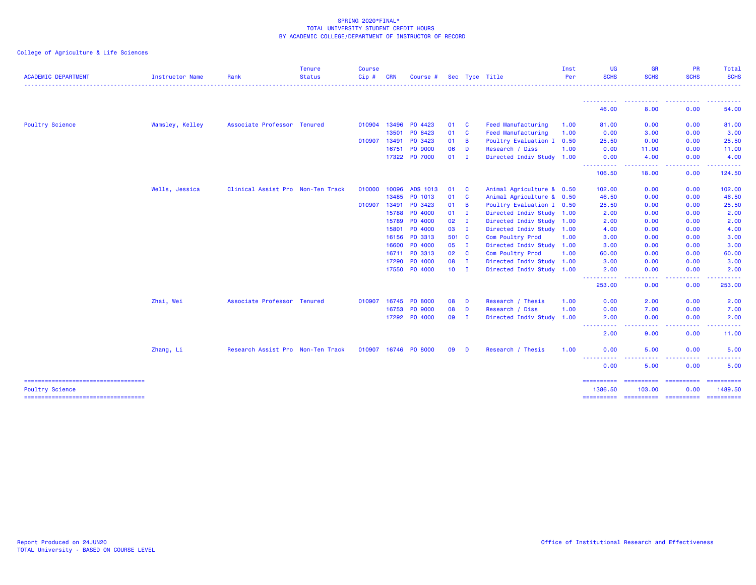SPRING 2020*FINAL*
TOTAL UNIVERSITY STUDENT CREDIT HOURS
BY ACADEMIC COLLEGE/DEPARTMENT OF INSTRUCTOR OF RECORD

College of Agriculture & Life Sciences

| ACADEMIC DEPARTMENT | Instructor Name | Rank | Tenure Status | Course Cip # | CRN | Course # | Sec | Type | Title | Inst Per | UG SCHS | GR SCHS | PR SCHS | Total SCHS |
|---|---|---|---|---|---|---|---|---|---|---|---|---|---|---|
| | | | | | | | | | | | 46.00 | 8.00 | 0.00 | 54.00 |
| Poultry Science | Wamsley, Kelley | Associate Professor | Tenured | 010904 | 13496 | PO 4423 | 01 | C | Feed Manufacturing | 1.00 | 81.00 | 0.00 | 0.00 | 81.00 |
| | | | | | 13501 | PO 6423 | 01 | C | Feed Manufacturing | 1.00 | 0.00 | 3.00 | 0.00 | 3.00 |
| | | | | 010907 | 13491 | PO 3423 | 01 | B | Poultry Evaluation I | 0.50 | 25.50 | 0.00 | 0.00 | 25.50 |
| | | | | | 16751 | PO 9000 | 06 | D | Research / Diss | 1.00 | 0.00 | 11.00 | 0.00 | 11.00 |
| | | | | | 17322 | PO 7000 | 01 | I | Directed Indiv Study | 1.00 | 0.00 | 4.00 | 0.00 | 4.00 |
| | | | | | | | | | | | 106.50 | 18.00 | 0.00 | 124.50 |
| | Wells, Jessica | Clinical Assist Pro | Non-Ten Track | 010000 | 10096 | ADS 1013 | 01 | C | Animal Agriculture & | 0.50 | 102.00 | 0.00 | 0.00 | 102.00 |
| | | | | | 13485 | PO 1013 | 01 | C | Animal Agriculture & | 0.50 | 46.50 | 0.00 | 0.00 | 46.50 |
| | | | | 010907 | 13491 | PO 3423 | 01 | B | Poultry Evaluation I | 0.50 | 25.50 | 0.00 | 0.00 | 25.50 |
| | | | | | 15788 | PO 4000 | 01 | I | Directed Indiv Study | 1.00 | 2.00 | 0.00 | 0.00 | 2.00 |
| | | | | | 15789 | PO 4000 | 02 | I | Directed Indiv Study | 1.00 | 2.00 | 0.00 | 0.00 | 2.00 |
| | | | | | 15801 | PO 4000 | 03 | I | Directed Indiv Study | 1.00 | 4.00 | 0.00 | 0.00 | 4.00 |
| | | | | | 16156 | PO 3313 | 501 | C | Com Poultry Prod | 1.00 | 3.00 | 0.00 | 0.00 | 3.00 |
| | | | | | 16600 | PO 4000 | 05 | I | Directed Indiv Study | 1.00 | 3.00 | 0.00 | 0.00 | 3.00 |
| | | | | | 16711 | PO 3313 | 02 | C | Com Poultry Prod | 1.00 | 60.00 | 0.00 | 0.00 | 60.00 |
| | | | | | 17290 | PO 4000 | 08 | I | Directed Indiv Study | 1.00 | 3.00 | 0.00 | 0.00 | 3.00 |
| | | | | | 17550 | PO 4000 | 10 | I | Directed Indiv Study | 1.00 | 2.00 | 0.00 | 0.00 | 2.00 |
| | | | | | | | | | | | 253.00 | 0.00 | 0.00 | 253.00 |
| | Zhai, Wei | Associate Professor | Tenured | 010907 | 16745 | PO 8000 | 08 | D | Research / Thesis | 1.00 | 0.00 | 2.00 | 0.00 | 2.00 |
| | | | | | 16753 | PO 9000 | 08 | D | Research / Diss | 1.00 | 0.00 | 7.00 | 0.00 | 7.00 |
| | | | | | 17292 | PO 4000 | 09 | I | Directed Indiv Study | 1.00 | 2.00 | 0.00 | 0.00 | 2.00 |
| | | | | | | | | | | | 2.00 | 9.00 | 0.00 | 11.00 |
| | Zhang, Li | Research Assist Pro | Non-Ten Track | 010907 | 16746 | PO 8000 | 09 | D | Research / Thesis | 1.00 | 0.00 | 5.00 | 0.00 | 5.00 |
| | | | | | | | | | | | 0.00 | 5.00 | 0.00 | 5.00 |
| Poultry Science | | | | | | | | | | | 1386.50 | 103.00 | 0.00 | 1489.50 |

Report Produced on 24JUN20
TOTAL University - BASED ON COURSE LEVEL

Office of Institutional Research and Effectiveness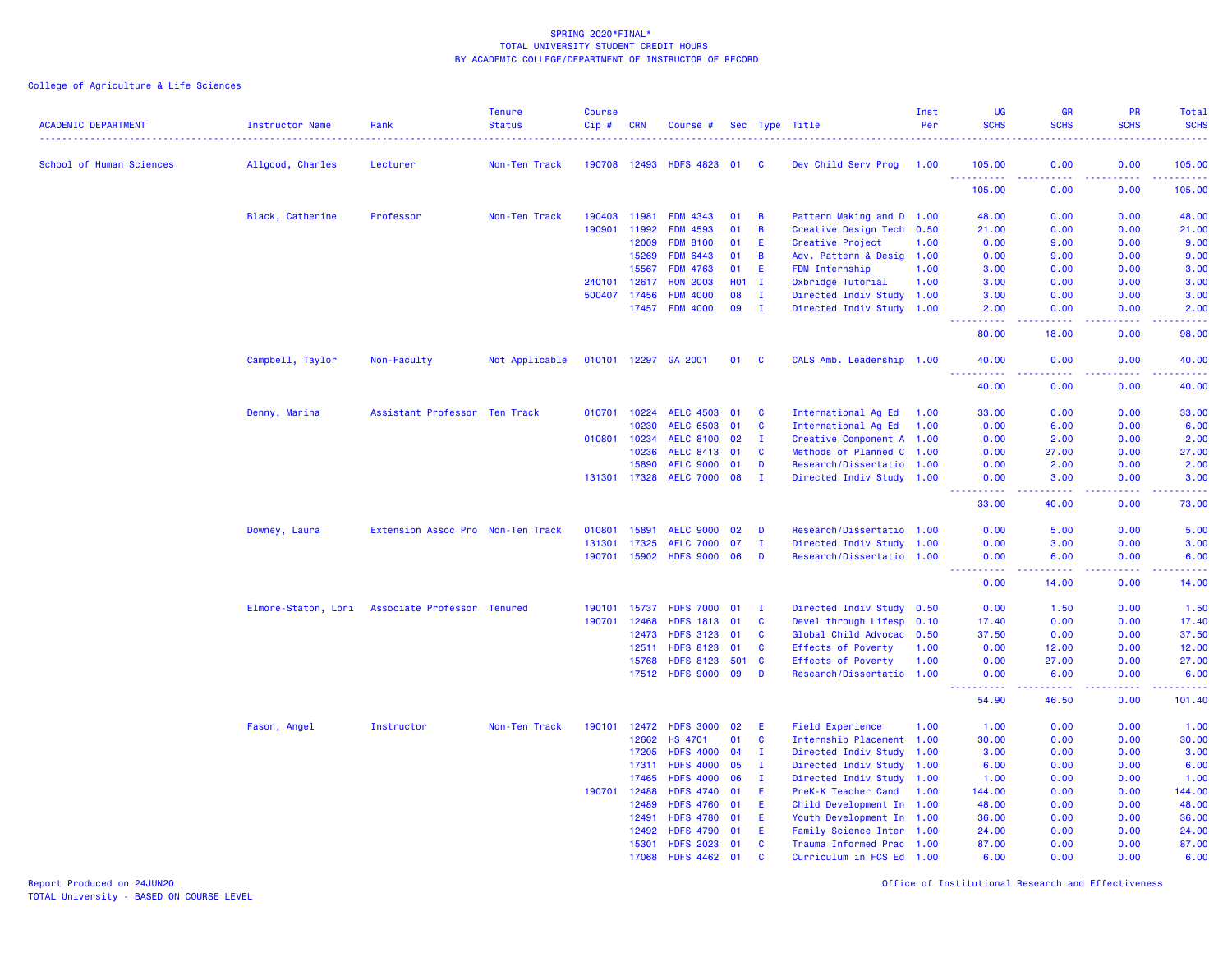SPRING 2020*FINAL*
TOTAL UNIVERSITY STUDENT CREDIT HOURS
BY ACADEMIC COLLEGE/DEPARTMENT OF INSTRUCTOR OF RECORD

College of Agriculture & Life Sciences

| ACADEMIC DEPARTMENT | Instructor Name | Rank | Tenure Status | Course Cip # | CRN | Course # | Sec | Type | Title | Inst Per | UG SCHS | GR SCHS | PR SCHS | Total SCHS |
|---|---|---|---|---|---|---|---|---|---|---|---|---|---|---|
| School of Human Sciences | Allgood, Charles | Lecturer | Non-Ten Track | 190708 | 12493 | HDFS 4823 | 01 | C | Dev Child Serv Prog | 1.00 | 105.00 | 0.00 | 0.00 | 105.00 |
| | | | | | | | | | | | 105.00 | 0.00 | 0.00 | 105.00 |
| | Black, Catherine | Professor | Non-Ten Track | 190403 | 11981 | FDM 4343 | 01 | B | Pattern Making and D | 1.00 | 48.00 | 0.00 | 0.00 | 48.00 |
| | | | | 190901 | 11992 | FDM 4593 | 01 | B | Creative Design Tech | 0.50 | 21.00 | 0.00 | 0.00 | 21.00 |
| | | | | | 12009 | FDM 8100 | 01 | E | Creative Project | 1.00 | 0.00 | 9.00 | 0.00 | 9.00 |
| | | | | | 15269 | FDM 6443 | 01 | B | Adv. Pattern & Desig | 1.00 | 0.00 | 9.00 | 0.00 | 9.00 |
| | | | | | 15567 | FDM 4763 | 01 | E | FDM Internship | 1.00 | 3.00 | 0.00 | 0.00 | 3.00 |
| | | | | 240101 | 12617 | HON 2003 | H01 | I | Oxbridge Tutorial | 1.00 | 3.00 | 0.00 | 0.00 | 3.00 |
| | | | | 500407 | 17456 | FDM 4000 | 08 | I | Directed Indiv Study | 1.00 | 3.00 | 0.00 | 0.00 | 3.00 |
| | | | | | 17457 | FDM 4000 | 09 | I | Directed Indiv Study | 1.00 | 2.00 | 0.00 | 0.00 | 2.00 |
| | | | | | | | | | | | 80.00 | 18.00 | 0.00 | 98.00 |
| | Campbell, Taylor | Non-Faculty | Not Applicable | 010101 | 12297 | GA 2001 | 01 | C | CALS Amb. Leadership | 1.00 | 40.00 | 0.00 | 0.00 | 40.00 |
| | | | | | | | | | | | 40.00 | 0.00 | 0.00 | 40.00 |
| | Denny, Marina | Assistant Professor | Ten Track | 010701 | 10224 | AELC 4503 | 01 | C | International Ag Ed | 1.00 | 33.00 | 0.00 | 0.00 | 33.00 |
| | | | | | 10230 | AELC 6503 | 01 | C | International Ag Ed | 1.00 | 0.00 | 6.00 | 0.00 | 6.00 |
| | | | | 010801 | 10234 | AELC 8100 | 02 | I | Creative Component A | 1.00 | 0.00 | 2.00 | 0.00 | 2.00 |
| | | | | | 10236 | AELC 8413 | 01 | C | Methods of Planned C | 1.00 | 0.00 | 27.00 | 0.00 | 27.00 |
| | | | | | 15890 | AELC 9000 | 01 | D | Research/Dissertatio | 1.00 | 0.00 | 2.00 | 0.00 | 2.00 |
| | | | | 131301 | 17328 | AELC 7000 | 08 | I | Directed Indiv Study | 1.00 | 0.00 | 3.00 | 0.00 | 3.00 |
| | | | | | | | | | | | 33.00 | 40.00 | 0.00 | 73.00 |
| | Downey, Laura | Extension Assoc Pro | Non-Ten Track | 010801 | 15891 | AELC 9000 | 02 | D | Research/Dissertatio | 1.00 | 0.00 | 5.00 | 0.00 | 5.00 |
| | | | | 131301 | 17325 | AELC 7000 | 07 | I | Directed Indiv Study | 1.00 | 0.00 | 3.00 | 0.00 | 3.00 |
| | | | | 190701 | 15902 | HDFS 9000 | 06 | D | Research/Dissertatio | 1.00 | 0.00 | 6.00 | 0.00 | 6.00 |
| | | | | | | | | | | | 0.00 | 14.00 | 0.00 | 14.00 |
| | Elmore-Staton, Lori | Associate Professor | Tenured | 190101 | 15737 | HDFS 7000 | 01 | I | Directed Indiv Study | 0.50 | 0.00 | 1.50 | 0.00 | 1.50 |
| | | | | 190701 | 12468 | HDFS 1813 | 01 | C | Devel through Lifesp | 0.10 | 17.40 | 0.00 | 0.00 | 17.40 |
| | | | | | 12473 | HDFS 3123 | 01 | C | Global Child Advocac | 0.50 | 37.50 | 0.00 | 0.00 | 37.50 |
| | | | | | 12511 | HDFS 8123 | 01 | C | Effects of Poverty | 1.00 | 0.00 | 12.00 | 0.00 | 12.00 |
| | | | | | 15768 | HDFS 8123 | 501 | C | Effects of Poverty | 1.00 | 0.00 | 27.00 | 0.00 | 27.00 |
| | | | | | 17512 | HDFS 9000 | 09 | D | Research/Dissertatio | 1.00 | 0.00 | 6.00 | 0.00 | 6.00 |
| | | | | | | | | | | | 54.90 | 46.50 | 0.00 | 101.40 |
| | Fason, Angel | Instructor | Non-Ten Track | 190101 | 12472 | HDFS 3000 | 02 | E | Field Experience | 1.00 | 1.00 | 0.00 | 0.00 | 1.00 |
| | | | | | 12662 | HS 4701 | 01 | C | Internship Placement | 1.00 | 30.00 | 0.00 | 0.00 | 30.00 |
| | | | | | 17205 | HDFS 4000 | 04 | I | Directed Indiv Study | 1.00 | 3.00 | 0.00 | 0.00 | 3.00 |
| | | | | | 17311 | HDFS 4000 | 05 | I | Directed Indiv Study | 1.00 | 6.00 | 0.00 | 0.00 | 6.00 |
| | | | | | 17465 | HDFS 4000 | 06 | I | Directed Indiv Study | 1.00 | 1.00 | 0.00 | 0.00 | 1.00 |
| | | | | 190701 | 12488 | HDFS 4740 | 01 | E | PreK-K Teacher Cand | 1.00 | 144.00 | 0.00 | 0.00 | 144.00 |
| | | | | | 12489 | HDFS 4760 | 01 | E | Child Development In | 1.00 | 48.00 | 0.00 | 0.00 | 48.00 |
| | | | | | 12491 | HDFS 4780 | 01 | E | Youth Development In | 1.00 | 36.00 | 0.00 | 0.00 | 36.00 |
| | | | | | 12492 | HDFS 4790 | 01 | E | Family Science Inter | 1.00 | 24.00 | 0.00 | 0.00 | 24.00 |
| | | | | | 15301 | HDFS 2023 | 01 | C | Trauma Informed Prac | 1.00 | 87.00 | 0.00 | 0.00 | 87.00 |
| | | | | | 17068 | HDFS 4462 | 01 | C | Curriculum in FCS Ed | 1.00 | 6.00 | 0.00 | 0.00 | 6.00 |

Report Produced on 24JUN20
TOTAL University - BASED ON COURSE LEVEL

Office of Institutional Research and Effectiveness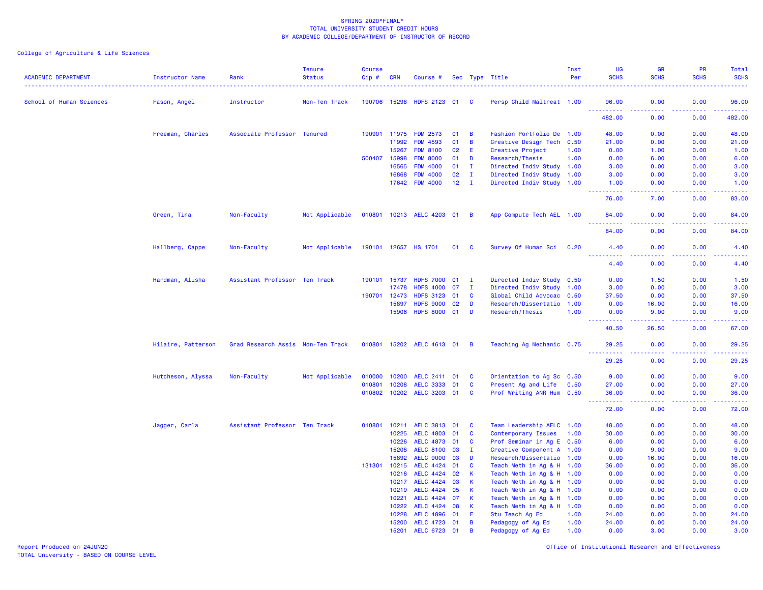SPRING 2020*FINAL*
TOTAL UNIVERSITY STUDENT CREDIT HOURS
BY ACADEMIC COLLEGE/DEPARTMENT OF INSTRUCTOR OF RECORD

College of Agriculture & Life Sciences

| ACADEMIC DEPARTMENT | Instructor Name | Rank | Tenure Status | Course Cip # | CRN | Course # | Sec | Type | Title | Inst Per | UG SCHS | GR SCHS | PR SCHS | Total SCHS |
|---|---|---|---|---|---|---|---|---|---|---|---|---|---|---|
| School of Human Sciences | Fason, Angel | Instructor | Non-Ten Track | 190706 | 15298 | HDFS 2123 | 01 | C | Persp Child Maltreat | 1.00 | 96.00 | 0.00 | 0.00 | 96.00 |
| | | | | | | | | | | | 482.00 | 0.00 | 0.00 | 482.00 |
| | Freeman, Charles | Associate Professor | Tenured | 190901 | 11975 | FDM 2573 | 01 | B | Fashion Portfolio De | 1.00 | 48.00 | 0.00 | 0.00 | 48.00 |
| | | | | | 11992 | FDM 4593 | 01 | B | Creative Design Tech | 0.50 | 21.00 | 0.00 | 0.00 | 21.00 |
| | | | | | 15267 | FDM 8100 | 02 | E | Creative Project | 1.00 | 0.00 | 1.00 | 0.00 | 1.00 |
| | | | | 500407 | 15998 | FDM 8000 | 01 | D | Research/Thesis | 1.00 | 0.00 | 6.00 | 0.00 | 6.00 |
| | | | | | 16565 | FDM 4000 | 01 | I | Directed Indiv Study | 1.00 | 3.00 | 0.00 | 0.00 | 3.00 |
| | | | | | 16868 | FDM 4000 | 02 | I | Directed Indiv Study | 1.00 | 3.00 | 0.00 | 0.00 | 3.00 |
| | | | | | 17642 | FDM 4000 | 12 | I | Directed Indiv Study | 1.00 | 1.00 | 0.00 | 0.00 | 1.00 |
| | | | | | | | | | | | 76.00 | 7.00 | 0.00 | 83.00 |
| | Green, Tina | Non-Faculty | Not Applicable | 010801 | 10213 | AELC 4203 | 01 | B | App Compute Tech AEL | 1.00 | 84.00 | 0.00 | 0.00 | 84.00 |
| | | | | | | | | | | | 84.00 | 0.00 | 0.00 | 84.00 |
| | Hallberg, Cappe | Non-Faculty | Not Applicable | 190101 | 12657 | HS 1701 | 01 | C | Survey Of Human Sci | 0.20 | 4.40 | 0.00 | 0.00 | 4.40 |
| | | | | | | | | | | | 4.40 | 0.00 | 0.00 | 4.40 |
| | Hardman, Alisha | Assistant Professor | Ten Track | 190101 | 15737 | HDFS 7000 | 01 | I | Directed Indiv Study | 0.50 | 0.00 | 1.50 | 0.00 | 1.50 |
| | | | | | 17478 | HDFS 4000 | 07 | I | Directed Indiv Study | 1.00 | 3.00 | 0.00 | 0.00 | 3.00 |
| | | | | 190701 | 12473 | HDFS 3123 | 01 | C | Global Child Advocac | 0.50 | 37.50 | 0.00 | 0.00 | 37.50 |
| | | | | | 15897 | HDFS 9000 | 02 | D | Research/Dissertatio | 1.00 | 0.00 | 16.00 | 0.00 | 16.00 |
| | | | | | 15906 | HDFS 8000 | 01 | D | Research/Thesis | 1.00 | 0.00 | 9.00 | 0.00 | 9.00 |
| | | | | | | | | | | | 40.50 | 26.50 | 0.00 | 67.00 |
| | Hilaire, Patterson | Grad Research Assis | Non-Ten Track | 010801 | 15202 | AELC 4613 | 01 | B | Teaching Ag Mechanic | 0.75 | 29.25 | 0.00 | 0.00 | 29.25 |
| | | | | | | | | | | | 29.25 | 0.00 | 0.00 | 29.25 |
| | Hutcheson, Alyssa | Non-Faculty | Not Applicable | 010000 | 10200 | AELC 2411 | 01 | C | Orientation to Ag Sc | 0.50 | 9.00 | 0.00 | 0.00 | 9.00 |
| | | | | 010801 | 10208 | AELC 3333 | 01 | C | Present Ag and Life | 0.50 | 27.00 | 0.00 | 0.00 | 27.00 |
| | | | | 010802 | 10202 | AELC 3203 | 01 | C | Prof Writing ANR Hum | 0.50 | 36.00 | 0.00 | 0.00 | 36.00 |
| | | | | | | | | | | | 72.00 | 0.00 | 0.00 | 72.00 |
| | Jagger, Carla | Assistant Professor | Ten Track | 010801 | 10211 | AELC 3813 | 01 | C | Team Leadership AELC | 1.00 | 48.00 | 0.00 | 0.00 | 48.00 |
| | | | | | 10225 | AELC 4803 | 01 | C | Contemporary Issues | 1.00 | 30.00 | 0.00 | 0.00 | 30.00 |
| | | | | | 10226 | AELC 4873 | 01 | C | Prof Seminar in Ag E | 0.50 | 6.00 | 0.00 | 0.00 | 6.00 |
| | | | | | 15208 | AELC 8100 | 03 | I | Creative Component A | 1.00 | 0.00 | 9.00 | 0.00 | 9.00 |
| | | | | | 15892 | AELC 9000 | 03 | D | Research/Dissertatio | 1.00 | 0.00 | 16.00 | 0.00 | 16.00 |
| | | | | 131301 | 10215 | AELC 4424 | 01 | C | Teach Meth in Ag & H | 1.00 | 36.00 | 0.00 | 0.00 | 36.00 |
| | | | | | 10216 | AELC 4424 | 02 | K | Teach Meth in Ag & H | 1.00 | 0.00 | 0.00 | 0.00 | 0.00 |
| | | | | | 10217 | AELC 4424 | 03 | K | Teach Meth in Ag & H | 1.00 | 0.00 | 0.00 | 0.00 | 0.00 |
| | | | | | 10219 | AELC 4424 | 05 | K | Teach Meth in Ag & H | 1.00 | 0.00 | 0.00 | 0.00 | 0.00 |
| | | | | | 10221 | AELC 4424 | 07 | K | Teach Meth in Ag & H | 1.00 | 0.00 | 0.00 | 0.00 | 0.00 |
| | | | | | 10222 | AELC 4424 | 08 | K | Teach Meth in Ag & H | 1.00 | 0.00 | 0.00 | 0.00 | 0.00 |
| | | | | | 10228 | AELC 4896 | 01 | F | Stu Teach Ag Ed | 1.00 | 24.00 | 0.00 | 0.00 | 24.00 |
| | | | | | 15200 | AELC 4723 | 01 | B | Pedagogy of Ag Ed | 1.00 | 24.00 | 0.00 | 0.00 | 24.00 |
| | | | | | 15201 | AELC 6723 | 01 | B | Pedagogy of Ag Ed | 1.00 | 0.00 | 3.00 | 0.00 | 3.00 |

Report Produced on 24JUN20
TOTAL University - BASED ON COURSE LEVEL

Office of Institutional Research and Effectiveness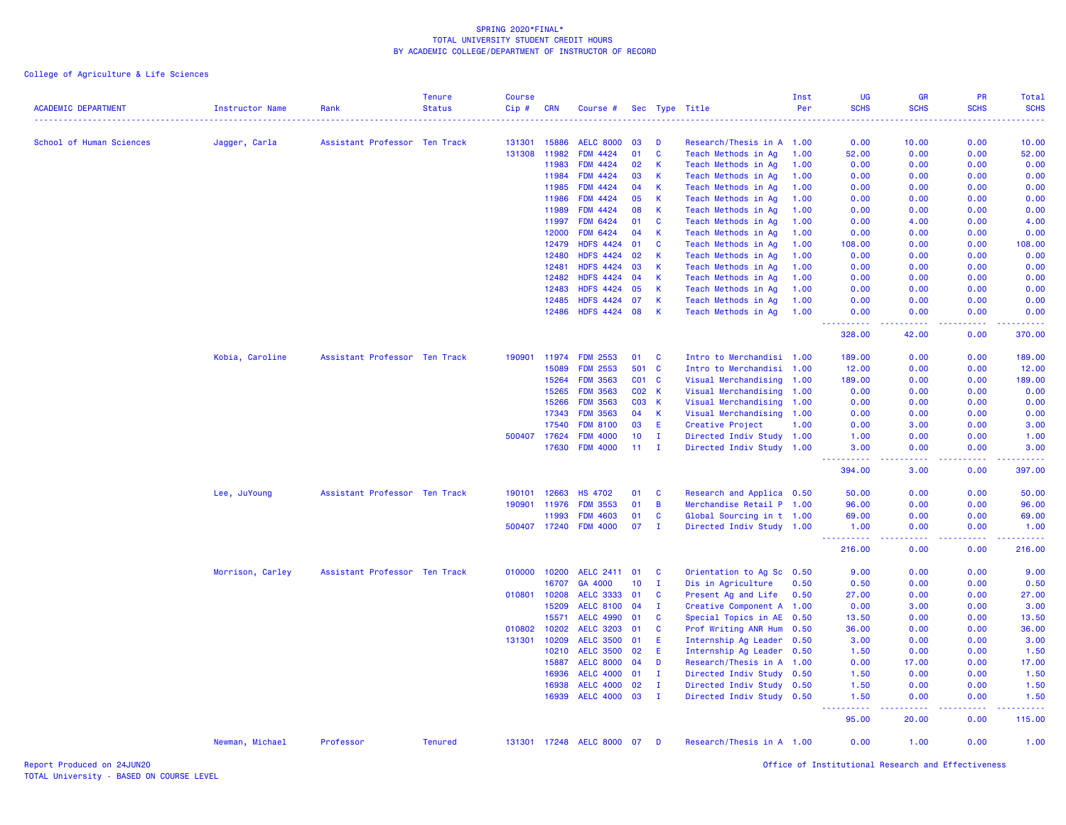SPRING 2020*FINAL*
TOTAL UNIVERSITY STUDENT CREDIT HOURS
BY ACADEMIC COLLEGE/DEPARTMENT OF INSTRUCTOR OF RECORD

College of Agriculture & Life Sciences

| ACADEMIC DEPARTMENT | Instructor Name | Rank | Tenure Status | Course Cip # | CRN | Course # | Sec | Type | Title | Inst Per | UG SCHS | GR SCHS | PR SCHS | Total SCHS |
|---|---|---|---|---|---|---|---|---|---|---|---|---|---|---|
| School of Human Sciences | Jagger, Carla | Assistant Professor | Ten Track | 131301 | 15886 | AELC 8000 | 03 | D | Research/Thesis in A | 1.00 | 0.00 | 10.00 | 0.00 | 10.00 |
| | | | | 131308 | 11982 | FDM 4424 | 01 | C | Teach Methods in Ag | 1.00 | 52.00 | 0.00 | 0.00 | 52.00 |
| | | | | | 11983 | FDM 4424 | 02 | K | Teach Methods in Ag | 1.00 | 0.00 | 0.00 | 0.00 | 0.00 |
| | | | | | 11984 | FDM 4424 | 03 | K | Teach Methods in Ag | 1.00 | 0.00 | 0.00 | 0.00 | 0.00 |
| | | | | | 11985 | FDM 4424 | 04 | K | Teach Methods in Ag | 1.00 | 0.00 | 0.00 | 0.00 | 0.00 |
| | | | | | 11986 | FDM 4424 | 05 | K | Teach Methods in Ag | 1.00 | 0.00 | 0.00 | 0.00 | 0.00 |
| | | | | | 11989 | FDM 4424 | 08 | K | Teach Methods in Ag | 1.00 | 0.00 | 0.00 | 0.00 | 0.00 |
| | | | | | 11997 | FDM 6424 | 01 | C | Teach Methods in Ag | 1.00 | 0.00 | 4.00 | 0.00 | 4.00 |
| | | | | | 12000 | FDM 6424 | 04 | K | Teach Methods in Ag | 1.00 | 0.00 | 0.00 | 0.00 | 0.00 |
| | | | | | 12479 | HDFS 4424 | 01 | C | Teach Methods in Ag | 1.00 | 108.00 | 0.00 | 0.00 | 108.00 |
| | | | | | 12480 | HDFS 4424 | 02 | K | Teach Methods in Ag | 1.00 | 0.00 | 0.00 | 0.00 | 0.00 |
| | | | | | 12481 | HDFS 4424 | 03 | K | Teach Methods in Ag | 1.00 | 0.00 | 0.00 | 0.00 | 0.00 |
| | | | | | 12482 | HDFS 4424 | 04 | K | Teach Methods in Ag | 1.00 | 0.00 | 0.00 | 0.00 | 0.00 |
| | | | | | 12483 | HDFS 4424 | 05 | K | Teach Methods in Ag | 1.00 | 0.00 | 0.00 | 0.00 | 0.00 |
| | | | | | 12485 | HDFS 4424 | 07 | K | Teach Methods in Ag | 1.00 | 0.00 | 0.00 | 0.00 | 0.00 |
| | | | | | 12486 | HDFS 4424 | 08 | K | Teach Methods in Ag | 1.00 | 0.00 | 0.00 | 0.00 | 0.00 |
| | | | | | | | | | | | 328.00 | 42.00 | 0.00 | 370.00 |
| | Kobia, Caroline | Assistant Professor | Ten Track | 190901 | 11974 | FDM 2553 | 01 | C | Intro to Merchandisi | 1.00 | 189.00 | 0.00 | 0.00 | 189.00 |
| | | | | | 15089 | FDM 2553 | 501 | C | Intro to Merchandisi | 1.00 | 12.00 | 0.00 | 0.00 | 12.00 |
| | | | | | 15264 | FDM 3563 | C01 | C | Visual Merchandising | 1.00 | 189.00 | 0.00 | 0.00 | 189.00 |
| | | | | | 15265 | FDM 3563 | C02 | K | Visual Merchandising | 1.00 | 0.00 | 0.00 | 0.00 | 0.00 |
| | | | | | 15266 | FDM 3563 | C03 | K | Visual Merchandising | 1.00 | 0.00 | 0.00 | 0.00 | 0.00 |
| | | | | | 17343 | FDM 3563 | 04 | K | Visual Merchandising | 1.00 | 0.00 | 0.00 | 0.00 | 0.00 |
| | | | | | 17540 | FDM 8100 | 03 | E | Creative Project | 1.00 | 0.00 | 3.00 | 0.00 | 3.00 |
| | | | | 500407 | 17624 | FDM 4000 | 10 | I | Directed Indiv Study | 1.00 | 1.00 | 0.00 | 0.00 | 1.00 |
| | | | | | 17630 | FDM 4000 | 11 | I | Directed Indiv Study | 1.00 | 3.00 | 0.00 | 0.00 | 3.00 |
| | | | | | | | | | | | 394.00 | 3.00 | 0.00 | 397.00 |
| | Lee, JuYoung | Assistant Professor | Ten Track | 190101 | 12663 | HS 4702 | 01 | C | Research and Applica | 0.50 | 50.00 | 0.00 | 0.00 | 50.00 |
| | | | | 190901 | 11976 | FDM 3553 | 01 | B | Merchandise Retail P | 1.00 | 96.00 | 0.00 | 0.00 | 96.00 |
| | | | | | 11993 | FDM 4603 | 01 | C | Global Sourcing in t | 1.00 | 69.00 | 0.00 | 0.00 | 69.00 |
| | | | | 500407 | 17240 | FDM 4000 | 07 | I | Directed Indiv Study | 1.00 | 1.00 | 0.00 | 0.00 | 1.00 |
| | | | | | | | | | | | 216.00 | 0.00 | 0.00 | 216.00 |
| | Morrison, Carley | Assistant Professor | Ten Track | 010000 | 10200 | AELC 2411 | 01 | C | Orientation to Ag Sc | 0.50 | 9.00 | 0.00 | 0.00 | 9.00 |
| | | | | | 16707 | GA 4000 | 10 | I | Dis in Agriculture | 0.50 | 0.50 | 0.00 | 0.00 | 0.50 |
| | | | | 010801 | 10208 | AELC 3333 | 01 | C | Present Ag and Life | 0.50 | 27.00 | 0.00 | 0.00 | 27.00 |
| | | | | | 15209 | AELC 8100 | 04 | I | Creative Component A | 1.00 | 0.00 | 3.00 | 0.00 | 3.00 |
| | | | | | 15571 | AELC 4990 | 01 | C | Special Topics in AE | 0.50 | 13.50 | 0.00 | 0.00 | 13.50 |
| | | | | 010802 | 10202 | AELC 3203 | 01 | C | Prof Writing ANR Hum | 0.50 | 36.00 | 0.00 | 0.00 | 36.00 |
| | | | | 131301 | 10209 | AELC 3500 | 01 | E | Internship Ag Leader | 0.50 | 3.00 | 0.00 | 0.00 | 3.00 |
| | | | | | 10210 | AELC 3500 | 02 | E | Internship Ag Leader | 0.50 | 1.50 | 0.00 | 0.00 | 1.50 |
| | | | | | 15887 | AELC 8000 | 04 | D | Research/Thesis in A | 1.00 | 0.00 | 17.00 | 0.00 | 17.00 |
| | | | | | 16936 | AELC 4000 | 01 | I | Directed Indiv Study | 0.50 | 1.50 | 0.00 | 0.00 | 1.50 |
| | | | | | 16938 | AELC 4000 | 02 | I | Directed Indiv Study | 0.50 | 1.50 | 0.00 | 0.00 | 1.50 |
| | | | | | 16939 | AELC 4000 | 03 | I | Directed Indiv Study | 0.50 | 1.50 | 0.00 | 0.00 | 1.50 |
| | | | | | | | | | | | 95.00 | 20.00 | 0.00 | 115.00 |
| | Newman, Michael | Professor | Tenured | 131301 | 17248 | AELC 8000 | 07 | D | Research/Thesis in A | 1.00 | 0.00 | 1.00 | 0.00 | 1.00 |

Report Produced on 24JUN20
TOTAL University - BASED ON COURSE LEVEL
Office of Institutional Research and Effectiveness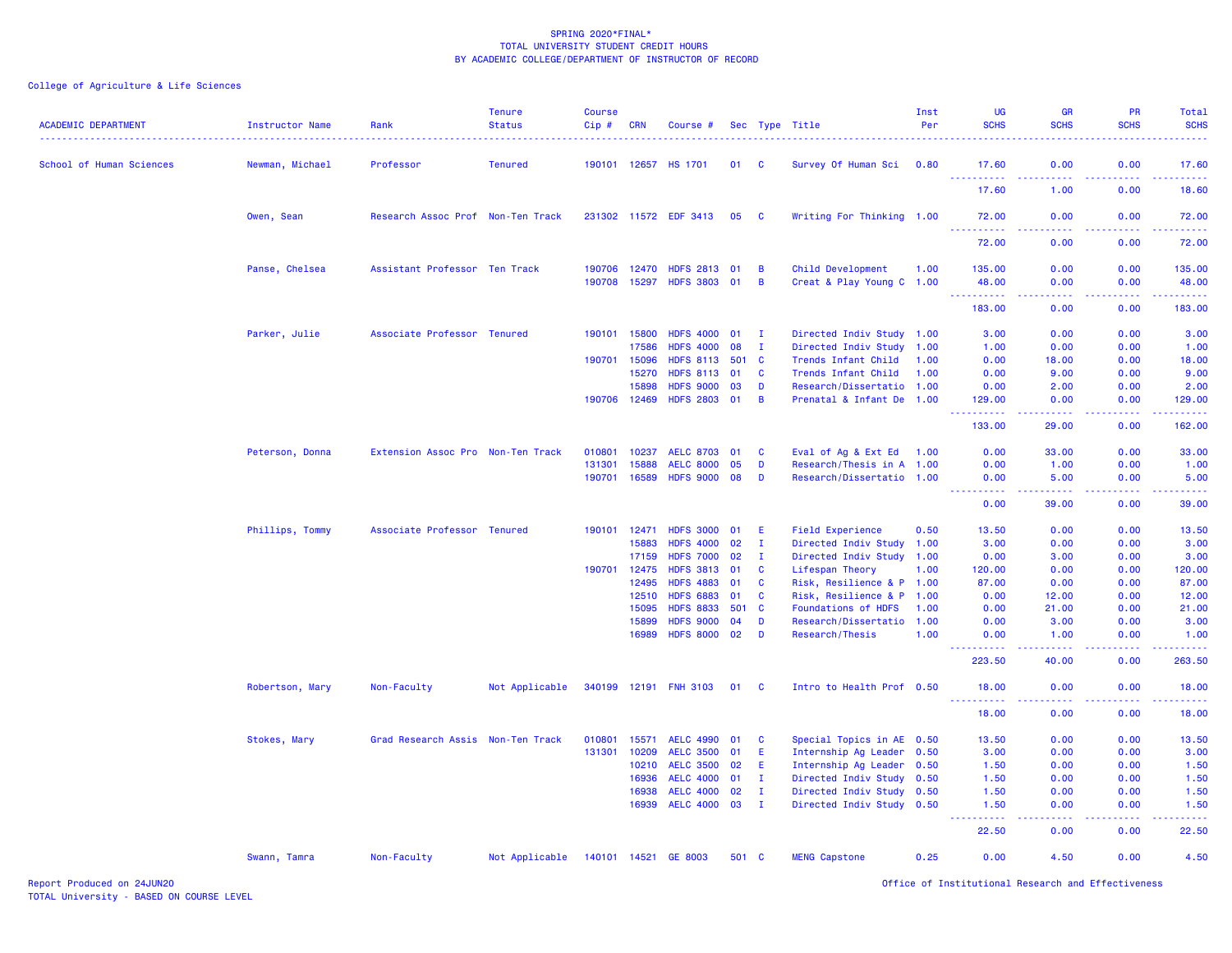SPRING 2020*FINAL*
TOTAL UNIVERSITY STUDENT CREDIT HOURS
BY ACADEMIC COLLEGE/DEPARTMENT OF INSTRUCTOR OF RECORD

College of Agriculture & Life Sciences

| ACADEMIC DEPARTMENT | Instructor Name | Rank | Tenure Status | Course Cip # | CRN | Course # | Sec | Type | Title | Inst Per | UG SCHS | GR SCHS | PR SCHS | Total SCHS |
|---|---|---|---|---|---|---|---|---|---|---|---|---|---|---|
| School of Human Sciences | Newman, Michael | Professor | Tenured | 190101 | 12657 | HS 1701 | 01 | C | Survey Of Human Sci | 0.80 | 17.60 | 0.00 | 0.00 | 17.60 |
| | | | | | | | | | | | 17.60 | 1.00 | 0.00 | 18.60 |
| | Owen, Sean | Research Assoc Prof | Non-Ten Track | 231302 | 11572 | EDF 3413 | 05 | C | Writing For Thinking | 1.00 | 72.00 | 0.00 | 0.00 | 72.00 |
| | | | | | | | | | | | 72.00 | 0.00 | 0.00 | 72.00 |
| | Panse, Chelsea | Assistant Professor | Ten Track | 190706 | 12470 | HDFS 2813 | 01 | B | Child Development | 1.00 | 135.00 | 0.00 | 0.00 | 135.00 |
| | | | | 190708 | 15297 | HDFS 3803 | 01 | B | Creat & Play Young C | 1.00 | 48.00 | 0.00 | 0.00 | 48.00 |
| | | | | | | | | | | | 183.00 | 0.00 | 0.00 | 183.00 |
| | Parker, Julie | Associate Professor | Tenured | 190101 | 15800 | HDFS 4000 | 01 | I | Directed Indiv Study | 1.00 | 3.00 | 0.00 | 0.00 | 3.00 |
| | | | | | 17586 | HDFS 4000 | 08 | I | Directed Indiv Study | 1.00 | 1.00 | 0.00 | 0.00 | 1.00 |
| | | | | 190701 | 15096 | HDFS 8113 | 501 | C | Trends Infant Child | 1.00 | 0.00 | 18.00 | 0.00 | 18.00 |
| | | | | | 15270 | HDFS 8113 | 01 | C | Trends Infant Child | 1.00 | 0.00 | 9.00 | 0.00 | 9.00 |
| | | | | | 15898 | HDFS 9000 | 03 | D | Research/Dissertatio | 1.00 | 0.00 | 2.00 | 0.00 | 2.00 |
| | | | | 190706 | 12469 | HDFS 2803 | 01 | B | Prenatal & Infant De | 1.00 | 129.00 | 0.00 | 0.00 | 129.00 |
| | | | | | | | | | | | 133.00 | 29.00 | 0.00 | 162.00 |
| | Peterson, Donna | Extension Assoc Pro | Non-Ten Track | 010801 | 10237 | AELC 8703 | 01 | C | Eval of Ag & Ext Ed | 1.00 | 0.00 | 33.00 | 0.00 | 33.00 |
| | | | | 131301 | 15888 | AELC 8000 | 05 | D | Research/Thesis in A | 1.00 | 0.00 | 1.00 | 0.00 | 1.00 |
| | | | | 190701 | 16589 | HDFS 9000 | 08 | D | Research/Dissertatio | 1.00 | 0.00 | 5.00 | 0.00 | 5.00 |
| | | | | | | | | | | | 0.00 | 39.00 | 0.00 | 39.00 |
| | Phillips, Tommy | Associate Professor | Tenured | 190101 | 12471 | HDFS 3000 | 01 | E | Field Experience | 0.50 | 13.50 | 0.00 | 0.00 | 13.50 |
| | | | | | 15883 | HDFS 4000 | 02 | I | Directed Indiv Study | 1.00 | 3.00 | 0.00 | 0.00 | 3.00 |
| | | | | | 17159 | HDFS 7000 | 02 | I | Directed Indiv Study | 1.00 | 0.00 | 3.00 | 0.00 | 3.00 |
| | | | | 190701 | 12475 | HDFS 3813 | 01 | C | Lifespan Theory | 1.00 | 120.00 | 0.00 | 0.00 | 120.00 |
| | | | | | 12495 | HDFS 4883 | 01 | C | Risk, Resilience & P | 1.00 | 87.00 | 0.00 | 0.00 | 87.00 |
| | | | | | 12510 | HDFS 6883 | 01 | C | Risk, Resilience & P | 1.00 | 0.00 | 12.00 | 0.00 | 12.00 |
| | | | | | 15095 | HDFS 8833 | 501 | C | Foundations of HDFS | 1.00 | 0.00 | 21.00 | 0.00 | 21.00 |
| | | | | | 15899 | HDFS 9000 | 04 | D | Research/Dissertatio | 1.00 | 0.00 | 3.00 | 0.00 | 3.00 |
| | | | | | 16989 | HDFS 8000 | 02 | D | Research/Thesis | 1.00 | 0.00 | 1.00 | 0.00 | 1.00 |
| | | | | | | | | | | | 223.50 | 40.00 | 0.00 | 263.50 |
| | Robertson, Mary | Non-Faculty | Not Applicable | 340199 | 12191 | FNH 3103 | 01 | C | Intro to Health Prof | 0.50 | 18.00 | 0.00 | 0.00 | 18.00 |
| | | | | | | | | | | | 18.00 | 0.00 | 0.00 | 18.00 |
| | Stokes, Mary | Grad Research Assis | Non-Ten Track | 010801 | 15571 | AELC 4990 | 01 | C | Special Topics in AE | 0.50 | 13.50 | 0.00 | 0.00 | 13.50 |
| | | | | 131301 | 10209 | AELC 3500 | 01 | E | Internship Ag Leader | 0.50 | 3.00 | 0.00 | 0.00 | 3.00 |
| | | | | | 10210 | AELC 3500 | 02 | E | Internship Ag Leader | 0.50 | 1.50 | 0.00 | 0.00 | 1.50 |
| | | | | | 16936 | AELC 4000 | 01 | I | Directed Indiv Study | 0.50 | 1.50 | 0.00 | 0.00 | 1.50 |
| | | | | | 16938 | AELC 4000 | 02 | I | Directed Indiv Study | 0.50 | 1.50 | 0.00 | 0.00 | 1.50 |
| | | | | | 16939 | AELC 4000 | 03 | I | Directed Indiv Study | 0.50 | 1.50 | 0.00 | 0.00 | 1.50 |
| | | | | | | | | | | | 22.50 | 0.00 | 0.00 | 22.50 |
| | Swann, Tamra | Non-Faculty | Not Applicable | 140101 | 14521 | GE 8003 | 501 | C | MENG Capstone | 0.25 | 0.00 | 4.50 | 0.00 | 4.50 |

Report Produced on 24JUN20
TOTAL University - BASED ON COURSE LEVEL
Office of Institutional Research and Effectiveness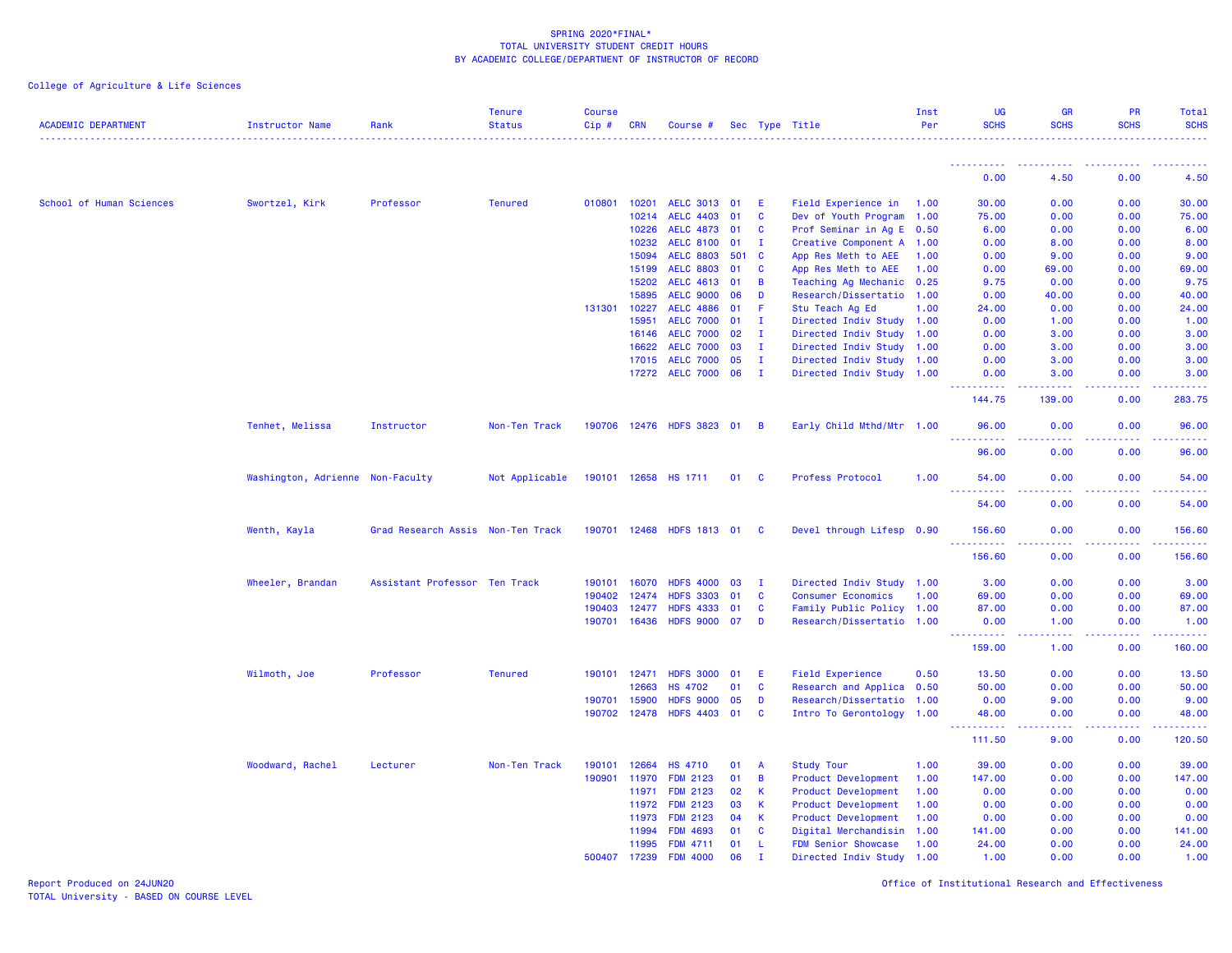SPRING 2020*FINAL*
TOTAL UNIVERSITY STUDENT CREDIT HOURS
BY ACADEMIC COLLEGE/DEPARTMENT OF INSTRUCTOR OF RECORD

College of Agriculture & Life Sciences

| ACADEMIC DEPARTMENT | Instructor Name | Rank | Tenure Status | Course Cip # | CRN | Course # | Sec | Type | Title | Inst Per | UG SCHS | GR SCHS | PR SCHS | Total SCHS |
|---|---|---|---|---|---|---|---|---|---|---|---|---|---|---|
| | | | | | | | | | | | 0.00 | 4.50 | 0.00 | 4.50 |
| School of Human Sciences | Swortzel, Kirk | Professor | Tenured | 010801 | 10201 | AELC 3013 | 01 | E | Field Experience in | 1.00 | 30.00 | 0.00 | 0.00 | 30.00 |
| | | | | | 10214 | AELC 4403 | 01 | C | Dev of Youth Program | 1.00 | 75.00 | 0.00 | 0.00 | 75.00 |
| | | | | | 10226 | AELC 4873 | 01 | C | Prof Seminar in Ag E | 0.50 | 6.00 | 0.00 | 0.00 | 6.00 |
| | | | | | 10232 | AELC 8100 | 01 | I | Creative Component A | 1.00 | 0.00 | 8.00 | 0.00 | 8.00 |
| | | | | | 15094 | AELC 8803 | 501 | C | App Res Meth to AEE | 1.00 | 0.00 | 9.00 | 0.00 | 9.00 |
| | | | | | 15199 | AELC 8803 | 01 | C | App Res Meth to AEE | 1.00 | 0.00 | 69.00 | 0.00 | 69.00 |
| | | | | | 15202 | AELC 4613 | 01 | B | Teaching Ag Mechanic | 0.25 | 9.75 | 0.00 | 0.00 | 9.75 |
| | | | | | 15895 | AELC 9000 | 06 | D | Research/Dissertatio | 1.00 | 0.00 | 40.00 | 0.00 | 40.00 |
| | | | | 131301 | 10227 | AELC 4886 | 01 | F | Stu Teach Ag Ed | 1.00 | 24.00 | 0.00 | 0.00 | 24.00 |
| | | | | | 15951 | AELC 7000 | 01 | I | Directed Indiv Study | 1.00 | 0.00 | 1.00 | 0.00 | 1.00 |
| | | | | | 16146 | AELC 7000 | 02 | I | Directed Indiv Study | 1.00 | 0.00 | 3.00 | 0.00 | 3.00 |
| | | | | | 16622 | AELC 7000 | 03 | I | Directed Indiv Study | 1.00 | 0.00 | 3.00 | 0.00 | 3.00 |
| | | | | | 17015 | AELC 7000 | 05 | I | Directed Indiv Study | 1.00 | 0.00 | 3.00 | 0.00 | 3.00 |
| | | | | | 17272 | AELC 7000 | 06 | I | Directed Indiv Study | 1.00 | 0.00 | 3.00 | 0.00 | 3.00 |
| | | | | | | | | | | | 144.75 | 139.00 | 0.00 | 283.75 |
| | Tenhet, Melissa | Instructor | Non-Ten Track | 190706 | 12476 | HDFS 3823 | 01 | B | Early Child Mthd/Mtr | 1.00 | 96.00 | 0.00 | 0.00 | 96.00 |
| | | | | | | | | | | | 96.00 | 0.00 | 0.00 | 96.00 |
| | Washington, Adrienne | Non-Faculty | Not Applicable | 190101 | 12658 | HS 1711 | 01 | C | Profess Protocol | 1.00 | 54.00 | 0.00 | 0.00 | 54.00 |
| | | | | | | | | | | | 54.00 | 0.00 | 0.00 | 54.00 |
| | Wenth, Kayla | Grad Research Assis | Non-Ten Track | 190701 | 12468 | HDFS 1813 | 01 | C | Devel through Lifesp | 0.90 | 156.60 | 0.00 | 0.00 | 156.60 |
| | | | | | | | | | | | 156.60 | 0.00 | 0.00 | 156.60 |
| | Wheeler, Brandan | Assistant Professor | Ten Track | 190101 | 16070 | HDFS 4000 | 03 | I | Directed Indiv Study | 1.00 | 3.00 | 0.00 | 0.00 | 3.00 |
| | | | | 190402 | 12474 | HDFS 3303 | 01 | C | Consumer Economics | 1.00 | 69.00 | 0.00 | 0.00 | 69.00 |
| | | | | 190403 | 12477 | HDFS 4333 | 01 | C | Family Public Policy | 1.00 | 87.00 | 0.00 | 0.00 | 87.00 |
| | | | | 190701 | 16436 | HDFS 9000 | 07 | D | Research/Dissertatio | 1.00 | 0.00 | 1.00 | 0.00 | 1.00 |
| | | | | | | | | | | | 159.00 | 1.00 | 0.00 | 160.00 |
| | Wilmoth, Joe | Professor | Tenured | 190101 | 12471 | HDFS 3000 | 01 | E | Field Experience | 0.50 | 13.50 | 0.00 | 0.00 | 13.50 |
| | | | | | 12663 | HS 4702 | 01 | C | Research and Applica | 0.50 | 50.00 | 0.00 | 0.00 | 50.00 |
| | | | | 190701 | 15900 | HDFS 9000 | 05 | D | Research/Dissertatio | 1.00 | 0.00 | 9.00 | 0.00 | 9.00 |
| | | | | 190702 | 12478 | HDFS 4403 | 01 | C | Intro To Gerontology | 1.00 | 48.00 | 0.00 | 0.00 | 48.00 |
| | | | | | | | | | | | 111.50 | 9.00 | 0.00 | 120.50 |
| | Woodward, Rachel | Lecturer | Non-Ten Track | 190101 | 12664 | HS 4710 | 01 | A | Study Tour | 1.00 | 39.00 | 0.00 | 0.00 | 39.00 |
| | | | | 190901 | 11970 | FDM 2123 | 01 | B | Product Development | 1.00 | 147.00 | 0.00 | 0.00 | 147.00 |
| | | | | | 11971 | FDM 2123 | 02 | K | Product Development | 1.00 | 0.00 | 0.00 | 0.00 | 0.00 |
| | | | | | 11972 | FDM 2123 | 03 | K | Product Development | 1.00 | 0.00 | 0.00 | 0.00 | 0.00 |
| | | | | | 11973 | FDM 2123 | 04 | K | Product Development | 1.00 | 0.00 | 0.00 | 0.00 | 0.00 |
| | | | | | 11994 | FDM 4693 | 01 | C | Digital Merchandisin | 1.00 | 141.00 | 0.00 | 0.00 | 141.00 |
| | | | | | 11995 | FDM 4711 | 01 | L | FDM Senior Showcase | 1.00 | 24.00 | 0.00 | 0.00 | 24.00 |
| | | | | 500407 | 17239 | FDM 4000 | 06 | I | Directed Indiv Study | 1.00 | 1.00 | 0.00 | 0.00 | 1.00 |

Report Produced on 24JUN20
TOTAL University - BASED ON COURSE LEVEL

Office of Institutional Research and Effectiveness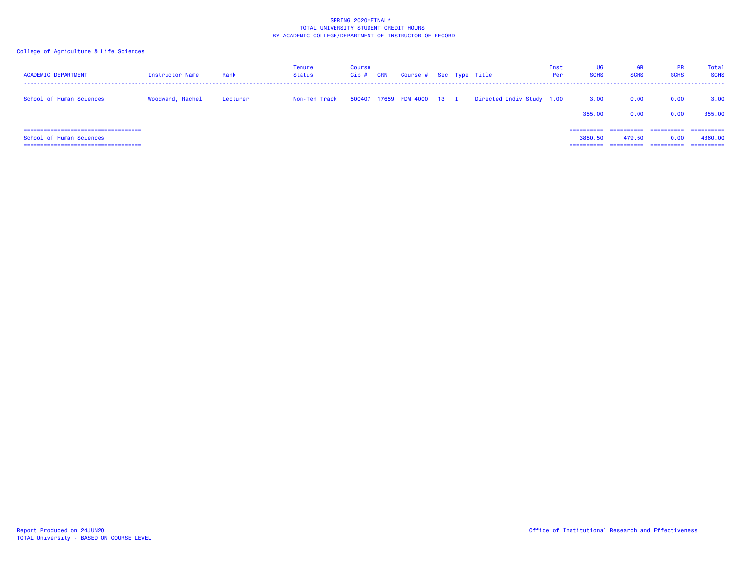SPRING 2020*FINAL*
TOTAL UNIVERSITY STUDENT CREDIT HOURS
BY ACADEMIC COLLEGE/DEPARTMENT OF INSTRUCTOR OF RECORD

College of Agriculture & Life Sciences

| ACADEMIC DEPARTMENT | Instructor Name | Rank | Tenure Status | Course Cip # | CRN | Course # | Sec | Type | Title | Inst Per | UG SCHS | GR SCHS | PR SCHS | Total SCHS |
|---|---|---|---|---|---|---|---|---|---|---|---|---|---|---|
| School of Human Sciences | Woodward, Rachel | Lecturer | Non-Ten Track | 500407 | 17659 | FDM 4000 | 13 | I | Directed Indiv Study | 1.00 | 3.00 | 0.00 | 0.00 | 3.00 |
| | | | | | | | | | | | 355.00 | 0.00 | 0.00 | 355.00 |
| School of Human Sciences | | | | | | | | | | | 3880.50 | 479.50 | 0.00 | 4360.00 |

Report Produced on 24JUN20
TOTAL University - BASED ON COURSE LEVEL

Office of Institutional Research and Effectiveness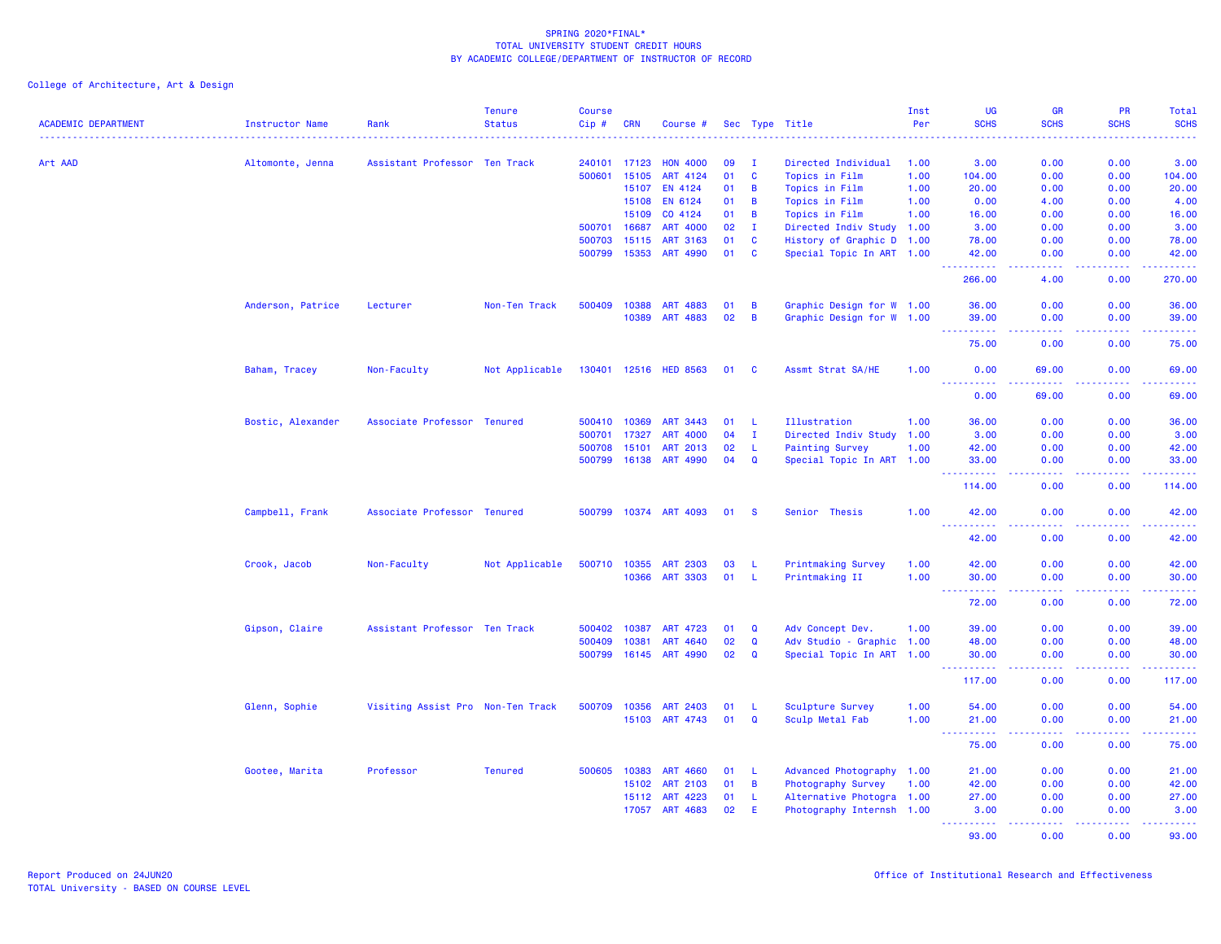SPRING 2020*FINAL*
TOTAL UNIVERSITY STUDENT CREDIT HOURS
BY ACADEMIC COLLEGE/DEPARTMENT OF INSTRUCTOR OF RECORD

College of Architecture, Art & Design

| ACADEMIC DEPARTMENT | Instructor Name | Rank | Tenure Status | Course Cip # | CRN | Course # | Sec | Type | Title | Inst Per | UG SCHS | GR SCHS | PR SCHS | Total SCHS |
|---|---|---|---|---|---|---|---|---|---|---|---|---|---|---|
| Art AAD | Altomonte, Jenna | Assistant Professor | Ten Track | 240101 | 17123 | HON 4000 | 09 | I | Directed Individual | 1.00 | 3.00 | 0.00 | 0.00 | 3.00 |
| | | | | 500601 | 15105 | ART 4124 | 01 | C | Topics in Film | 1.00 | 104.00 | 0.00 | 0.00 | 104.00 |
| | | | | | 15107 | EN 4124 | 01 | B | Topics in Film | 1.00 | 20.00 | 0.00 | 0.00 | 20.00 |
| | | | | | 15108 | EN 6124 | 01 | B | Topics in Film | 1.00 | 0.00 | 4.00 | 0.00 | 4.00 |
| | | | | | 15109 | CO 4124 | 01 | B | Topics in Film | 1.00 | 16.00 | 0.00 | 0.00 | 16.00 |
| | | | | 500701 | 16687 | ART 4000 | 02 | I | Directed Indiv Study | 1.00 | 3.00 | 0.00 | 0.00 | 3.00 |
| | | | | 500703 | 15115 | ART 3163 | 01 | C | History of Graphic D | 1.00 | 78.00 | 0.00 | 0.00 | 78.00 |
| | | | | 500799 | 15353 | ART 4990 | 01 | C | Special Topic In ART | 1.00 | 42.00 | 0.00 | 0.00 | 42.00 |
| | | | | | | | | | | | 266.00 | 4.00 | 0.00 | 270.00 |
| | Anderson, Patrice | Lecturer | Non-Ten Track | 500409 | 10388 | ART 4883 | 01 | B | Graphic Design for W | 1.00 | 36.00 | 0.00 | 0.00 | 36.00 |
| | | | | | 10389 | ART 4883 | 02 | B | Graphic Design for W | 1.00 | 39.00 | 0.00 | 0.00 | 39.00 |
| | | | | | | | | | | | 75.00 | 0.00 | 0.00 | 75.00 |
| | Baham, Tracey | Non-Faculty | Not Applicable | 130401 | 12516 | HED 8563 | 01 | C | Assmt Strat SA/HE | 1.00 | 0.00 | 69.00 | 0.00 | 69.00 |
| | | | | | | | | | | | 0.00 | 69.00 | 0.00 | 69.00 |
| | Bostic, Alexander | Associate Professor | Tenured | 500410 | 10369 | ART 3443 | 01 | L | Illustration | 1.00 | 36.00 | 0.00 | 0.00 | 36.00 |
| | | | | 500701 | 17327 | ART 4000 | 04 | I | Directed Indiv Study | 1.00 | 3.00 | 0.00 | 0.00 | 3.00 |
| | | | | 500708 | 15101 | ART 2013 | 02 | L | Painting Survey | 1.00 | 42.00 | 0.00 | 0.00 | 42.00 |
| | | | | 500799 | 16138 | ART 4990 | 04 | Q | Special Topic In ART | 1.00 | 33.00 | 0.00 | 0.00 | 33.00 |
| | | | | | | | | | | | 114.00 | 0.00 | 0.00 | 114.00 |
| | Campbell, Frank | Associate Professor | Tenured | 500799 | 10374 | ART 4093 | 01 | S | Senior Thesis | 1.00 | 42.00 | 0.00 | 0.00 | 42.00 |
| | | | | | | | | | | | 42.00 | 0.00 | 0.00 | 42.00 |
| | Crook, Jacob | Non-Faculty | Not Applicable | 500710 | 10355 | ART 2303 | 03 | L | Printmaking Survey | 1.00 | 42.00 | 0.00 | 0.00 | 42.00 |
| | | | | | 10366 | ART 3303 | 01 | L | Printmaking II | 1.00 | 30.00 | 0.00 | 0.00 | 30.00 |
| | | | | | | | | | | | 72.00 | 0.00 | 0.00 | 72.00 |
| | Gipson, Claire | Assistant Professor | Ten Track | 500402 | 10387 | ART 4723 | 01 | Q | Adv Concept Dev. | 1.00 | 39.00 | 0.00 | 0.00 | 39.00 |
| | | | | 500409 | 10381 | ART 4640 | 02 | Q | Adv Studio - Graphic | 1.00 | 48.00 | 0.00 | 0.00 | 48.00 |
| | | | | 500799 | 16145 | ART 4990 | 02 | Q | Special Topic In ART | 1.00 | 30.00 | 0.00 | 0.00 | 30.00 |
| | | | | | | | | | | | 117.00 | 0.00 | 0.00 | 117.00 |
| | Glenn, Sophie | Visiting Assist Pro | Non-Ten Track | 500709 | 10356 | ART 2403 | 01 | L | Sculpture Survey | 1.00 | 54.00 | 0.00 | 0.00 | 54.00 |
| | | | | | 15103 | ART 4743 | 01 | Q | Sculp Metal Fab | 1.00 | 21.00 | 0.00 | 0.00 | 21.00 |
| | | | | | | | | | | | 75.00 | 0.00 | 0.00 | 75.00 |
| | Gootee, Marita | Professor | Tenured | 500605 | 10383 | ART 4660 | 01 | L | Advanced Photography | 1.00 | 21.00 | 0.00 | 0.00 | 21.00 |
| | | | | | 15102 | ART 2103 | 01 | B | Photography Survey | 1.00 | 42.00 | 0.00 | 0.00 | 42.00 |
| | | | | | 15112 | ART 4223 | 01 | L | Alternative Photogra | 1.00 | 27.00 | 0.00 | 0.00 | 27.00 |
| | | | | | 17057 | ART 4683 | 02 | E | Photography Internsh | 1.00 | 3.00 | 0.00 | 0.00 | 3.00 |
| | | | | | | | | | | | 93.00 | 0.00 | 0.00 | 93.00 |

Report Produced on 24JUN20
TOTAL University - BASED ON COURSE LEVEL

Office of Institutional Research and Effectiveness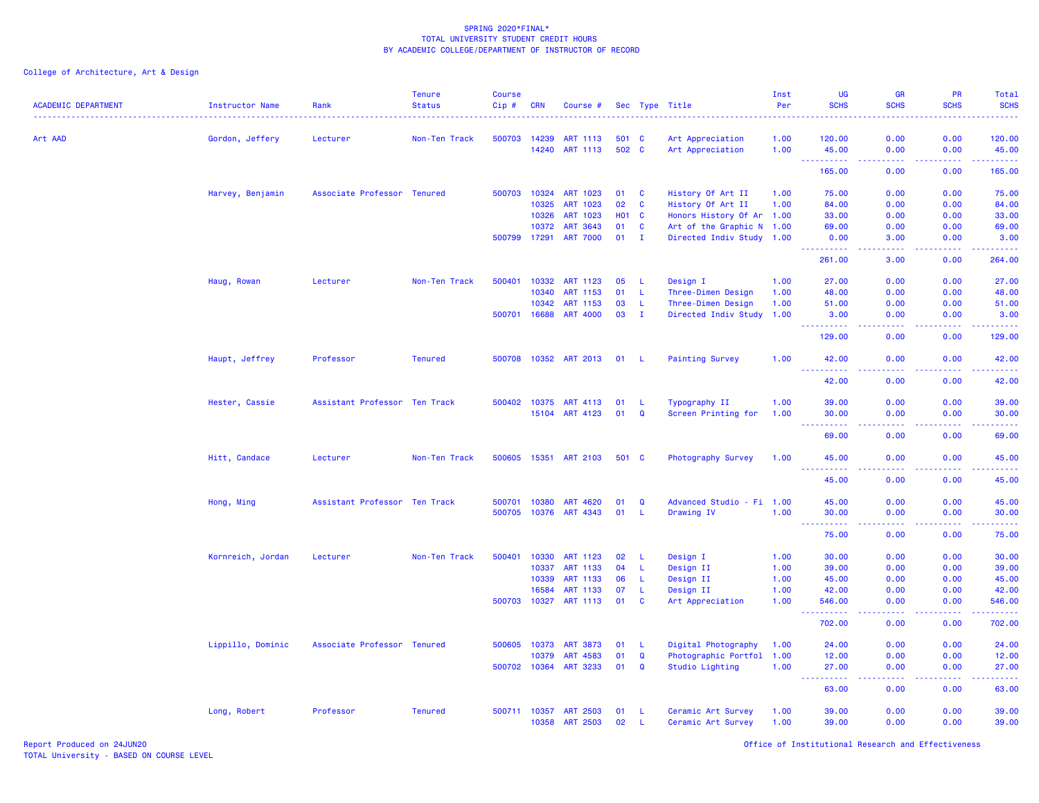SPRING 2020*FINAL*
TOTAL UNIVERSITY STUDENT CREDIT HOURS
BY ACADEMIC COLLEGE/DEPARTMENT OF INSTRUCTOR OF RECORD

College of Architecture, Art & Design

| ACADEMIC DEPARTMENT | Instructor Name | Rank | Tenure Status | Course Cip # | CRN | Course # | Sec | Type | Title | Inst Per | UG SCHS | GR SCHS | PR SCHS | Total SCHS |
|---|---|---|---|---|---|---|---|---|---|---|---|---|---|---|
| Art AAD | Gordon, Jeffery | Lecturer | Non-Ten Track | 500703 | 14239 | ART 1113 | 501 | C | Art Appreciation | 1.00 | 120.00 | 0.00 | 0.00 | 120.00 |
| | | | | | 14240 | ART 1113 | 502 | C | Art Appreciation | 1.00 | 45.00 | 0.00 | 0.00 | 45.00 |
| | | | | | | | | | | | 165.00 | 0.00 | 0.00 | 165.00 |
| | Harvey, Benjamin | Associate Professor | Tenured | 500703 | 10324 | ART 1023 | 01 | C | History Of Art II | 1.00 | 75.00 | 0.00 | 0.00 | 75.00 |
| | | | | | 10325 | ART 1023 | 02 | C | History Of Art II | 1.00 | 84.00 | 0.00 | 0.00 | 84.00 |
| | | | | | 10326 | ART 1023 | H01 | C | Honors History Of Ar | 1.00 | 33.00 | 0.00 | 0.00 | 33.00 |
| | | | | | 10372 | ART 3643 | 01 | C | Art of the Graphic N | 1.00 | 69.00 | 0.00 | 0.00 | 69.00 |
| | | | | 500799 | 17291 | ART 7000 | 01 | I | Directed Indiv Study | 1.00 | 0.00 | 3.00 | 0.00 | 3.00 |
| | | | | | | | | | | | 261.00 | 3.00 | 0.00 | 264.00 |
| | Haug, Rowan | Lecturer | Non-Ten Track | 500401 | 10332 | ART 1123 | 05 | L | Design I | 1.00 | 27.00 | 0.00 | 0.00 | 27.00 |
| | | | | | 10340 | ART 1153 | 01 | L | Three-Dimen Design | 1.00 | 48.00 | 0.00 | 0.00 | 48.00 |
| | | | | | 10342 | ART 1153 | 03 | L | Three-Dimen Design | 1.00 | 51.00 | 0.00 | 0.00 | 51.00 |
| | | | | 500701 | 16688 | ART 4000 | 03 | I | Directed Indiv Study | 1.00 | 3.00 | 0.00 | 0.00 | 3.00 |
| | | | | | | | | | | | 129.00 | 0.00 | 0.00 | 129.00 |
| | Haupt, Jeffrey | Professor | Tenured | 500708 | 10352 | ART 2013 | 01 | L | Painting Survey | 1.00 | 42.00 | 0.00 | 0.00 | 42.00 |
| | | | | | | | | | | | 42.00 | 0.00 | 0.00 | 42.00 |
| | Hester, Cassie | Assistant Professor | Ten Track | 500402 | 10375 | ART 4113 | 01 | L | Typography II | 1.00 | 39.00 | 0.00 | 0.00 | 39.00 |
| | | | | | 15104 | ART 4123 | 01 | Q | Screen Printing for | 1.00 | 30.00 | 0.00 | 0.00 | 30.00 |
| | | | | | | | | | | | 69.00 | 0.00 | 0.00 | 69.00 |
| | Hitt, Candace | Lecturer | Non-Ten Track | 500605 | 15351 | ART 2103 | 501 | C | Photography Survey | 1.00 | 45.00 | 0.00 | 0.00 | 45.00 |
| | | | | | | | | | | | 45.00 | 0.00 | 0.00 | 45.00 |
| | Hong, Ming | Assistant Professor | Ten Track | 500701 | 10380 | ART 4620 | 01 | Q | Advanced Studio - Fi | 1.00 | 45.00 | 0.00 | 0.00 | 45.00 |
| | | | | 500705 | 10376 | ART 4343 | 01 | L | Drawing IV | 1.00 | 30.00 | 0.00 | 0.00 | 30.00 |
| | | | | | | | | | | | 75.00 | 0.00 | 0.00 | 75.00 |
| | Kornreich, Jordan | Lecturer | Non-Ten Track | 500401 | 10330 | ART 1123 | 02 | L | Design I | 1.00 | 30.00 | 0.00 | 0.00 | 30.00 |
| | | | | | 10337 | ART 1133 | 04 | L | Design II | 1.00 | 39.00 | 0.00 | 0.00 | 39.00 |
| | | | | | 10339 | ART 1133 | 06 | L | Design II | 1.00 | 45.00 | 0.00 | 0.00 | 45.00 |
| | | | | | 16584 | ART 1133 | 07 | L | Design II | 1.00 | 42.00 | 0.00 | 0.00 | 42.00 |
| | | | | 500703 | 10327 | ART 1113 | 01 | C | Art Appreciation | 1.00 | 546.00 | 0.00 | 0.00 | 546.00 |
| | | | | | | | | | | | 702.00 | 0.00 | 0.00 | 702.00 |
| | Lippillo, Dominic | Associate Professor | Tenured | 500605 | 10373 | ART 3873 | 01 | L | Digital Photography | 1.00 | 24.00 | 0.00 | 0.00 | 24.00 |
| | | | | | 10379 | ART 4583 | 01 | Q | Photographic Portfol | 1.00 | 12.00 | 0.00 | 0.00 | 12.00 |
| | | | | 500702 | 10364 | ART 3233 | 01 | Q | Studio Lighting | 1.00 | 27.00 | 0.00 | 0.00 | 27.00 |
| | | | | | | | | | | | 63.00 | 0.00 | 0.00 | 63.00 |
| | Long, Robert | Professor | Tenured | 500711 | 10357 | ART 2503 | 01 | L | Ceramic Art Survey | 1.00 | 39.00 | 0.00 | 0.00 | 39.00 |
| | | | | | 10358 | ART 2503 | 02 | L | Ceramic Art Survey | 1.00 | 39.00 | 0.00 | 0.00 | 39.00 |

Report Produced on 24JUN20
TOTAL University - BASED ON COURSE LEVEL

Office of Institutional Research and Effectiveness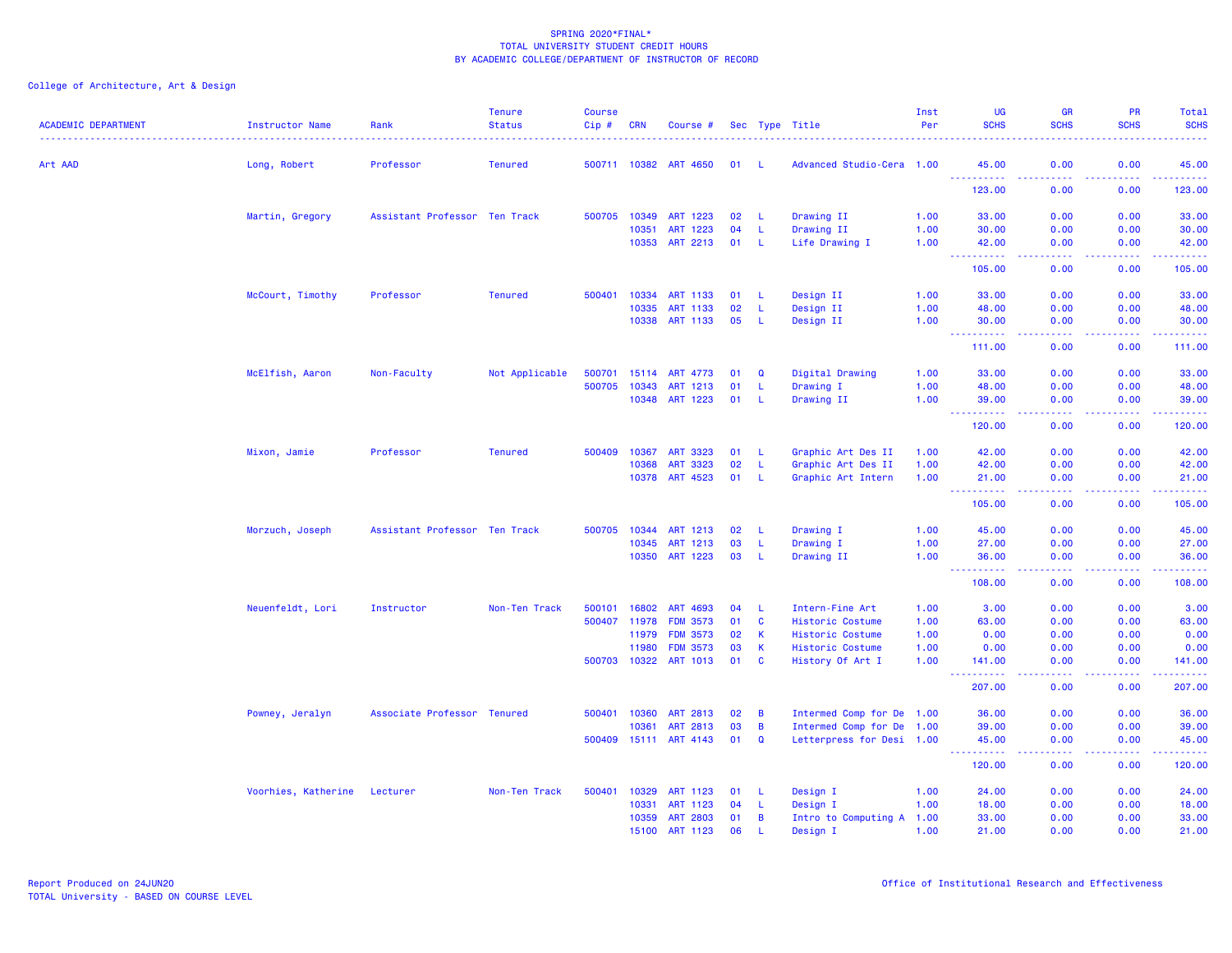SPRING 2020*FINAL*
TOTAL UNIVERSITY STUDENT CREDIT HOURS
BY ACADEMIC COLLEGE/DEPARTMENT OF INSTRUCTOR OF RECORD

College of Architecture, Art & Design

| ACADEMIC DEPARTMENT | Instructor Name | Rank | Tenure Status | Course Cip # | CRN | Course # | Sec | Type | Title | Inst Per | UG SCHS | GR SCHS | PR SCHS | Total SCHS |
|---|---|---|---|---|---|---|---|---|---|---|---|---|---|---|
| Art AAD | Long, Robert | Professor | Tenured | 500711 | 10382 | ART 4650 | 01 | L | Advanced Studio-Cera | 1.00 | 45.00 | 0.00 | 0.00 | 45.00 |
| | | | | | | | | | | | 123.00 | 0.00 | 0.00 | 123.00 |
| | Martin, Gregory | Assistant Professor | Ten Track | 500705 | 10349 | ART 1223 | 02 | L | Drawing II | 1.00 | 33.00 | 0.00 | 0.00 | 33.00 |
| | | | | | 10351 | ART 1223 | 04 | L | Drawing II | 1.00 | 30.00 | 0.00 | 0.00 | 30.00 |
| | | | | | 10353 | ART 2213 | 01 | L | Life Drawing I | 1.00 | 42.00 | 0.00 | 0.00 | 42.00 |
| | | | | | | | | | | | 105.00 | 0.00 | 0.00 | 105.00 |
| | McCourt, Timothy | Professor | Tenured | 500401 | 10334 | ART 1133 | 01 | L | Design II | 1.00 | 33.00 | 0.00 | 0.00 | 33.00 |
| | | | | | 10335 | ART 1133 | 02 | L | Design II | 1.00 | 48.00 | 0.00 | 0.00 | 48.00 |
| | | | | | 10338 | ART 1133 | 05 | L | Design II | 1.00 | 30.00 | 0.00 | 0.00 | 30.00 |
| | | | | | | | | | | | 111.00 | 0.00 | 0.00 | 111.00 |
| | McElfish, Aaron | Non-Faculty | Not Applicable | 500701 | 15114 | ART 4773 | 01 | Q | Digital Drawing | 1.00 | 33.00 | 0.00 | 0.00 | 33.00 |
| | | | | 500705 | 10343 | ART 1213 | 01 | L | Drawing I | 1.00 | 48.00 | 0.00 | 0.00 | 48.00 |
| | | | | | 10348 | ART 1223 | 01 | L | Drawing II | 1.00 | 39.00 | 0.00 | 0.00 | 39.00 |
| | | | | | | | | | | | 120.00 | 0.00 | 0.00 | 120.00 |
| | Mixon, Jamie | Professor | Tenured | 500409 | 10367 | ART 3323 | 01 | L | Graphic Art Des II | 1.00 | 42.00 | 0.00 | 0.00 | 42.00 |
| | | | | | 10368 | ART 3323 | 02 | L | Graphic Art Des II | 1.00 | 42.00 | 0.00 | 0.00 | 42.00 |
| | | | | | 10378 | ART 4523 | 01 | L | Graphic Art Intern | 1.00 | 21.00 | 0.00 | 0.00 | 21.00 |
| | | | | | | | | | | | 105.00 | 0.00 | 0.00 | 105.00 |
| | Morzuch, Joseph | Assistant Professor | Ten Track | 500705 | 10344 | ART 1213 | 02 | L | Drawing I | 1.00 | 45.00 | 0.00 | 0.00 | 45.00 |
| | | | | | 10345 | ART 1213 | 03 | L | Drawing I | 1.00 | 27.00 | 0.00 | 0.00 | 27.00 |
| | | | | | 10350 | ART 1223 | 03 | L | Drawing II | 1.00 | 36.00 | 0.00 | 0.00 | 36.00 |
| | | | | | | | | | | | 108.00 | 0.00 | 0.00 | 108.00 |
| | Neuenfeldt, Lori | Instructor | Non-Ten Track | 500101 | 16802 | ART 4693 | 04 | L | Intern-Fine Art | 1.00 | 3.00 | 0.00 | 0.00 | 3.00 |
| | | | | 500407 | 11978 | FDM 3573 | 01 | C | Historic Costume | 1.00 | 63.00 | 0.00 | 0.00 | 63.00 |
| | | | | | 11979 | FDM 3573 | 02 | K | Historic Costume | 1.00 | 0.00 | 0.00 | 0.00 | 0.00 |
| | | | | | 11980 | FDM 3573 | 03 | K | Historic Costume | 1.00 | 0.00 | 0.00 | 0.00 | 0.00 |
| | | | | 500703 | 10322 | ART 1013 | 01 | C | History Of Art I | 1.00 | 141.00 | 0.00 | 0.00 | 141.00 |
| | | | | | | | | | | | 207.00 | 0.00 | 0.00 | 207.00 |
| | Powney, Jeralyn | Associate Professor | Tenured | 500401 | 10360 | ART 2813 | 02 | B | Intermed Comp for De | 1.00 | 36.00 | 0.00 | 0.00 | 36.00 |
| | | | | | 10361 | ART 2813 | 03 | B | Intermed Comp for De | 1.00 | 39.00 | 0.00 | 0.00 | 39.00 |
| | | | | 500409 | 15111 | ART 4143 | 01 | Q | Letterpress for Desi | 1.00 | 45.00 | 0.00 | 0.00 | 45.00 |
| | | | | | | | | | | | 120.00 | 0.00 | 0.00 | 120.00 |
| | Voorhies, Katherine | Lecturer | Non-Ten Track | 500401 | 10329 | ART 1123 | 01 | L | Design I | 1.00 | 24.00 | 0.00 | 0.00 | 24.00 |
| | | | | | 10331 | ART 1123 | 04 | L | Design I | 1.00 | 18.00 | 0.00 | 0.00 | 18.00 |
| | | | | | 10359 | ART 2803 | 01 | B | Intro to Computing A | 1.00 | 33.00 | 0.00 | 0.00 | 33.00 |
| | | | | | 15100 | ART 1123 | 06 | L | Design I | 1.00 | 21.00 | 0.00 | 0.00 | 21.00 |

Report Produced on 24JUN20
TOTAL University - BASED ON COURSE LEVEL

Office of Institutional Research and Effectiveness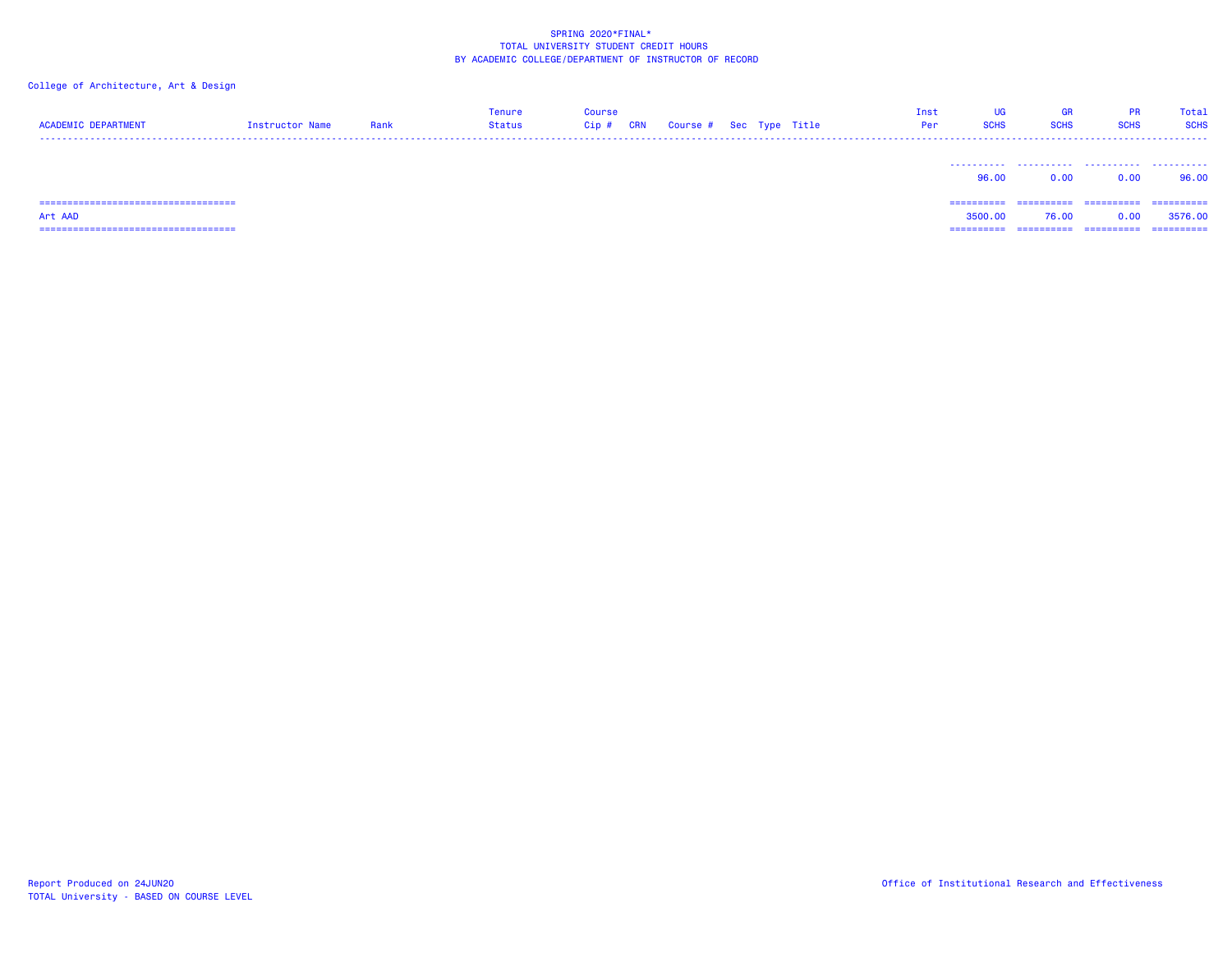SPRING 2020*FINAL*
TOTAL UNIVERSITY STUDENT CREDIT HOURS
BY ACADEMIC COLLEGE/DEPARTMENT OF INSTRUCTOR OF RECORD

College of Architecture, Art & Design

| ACADEMIC DEPARTMENT | Instructor Name | Rank | Tenure Status | Course Cip # | CRN | Course # | Sec | Type | Title | Inst Per | UG SCHS | GR SCHS | PR SCHS | Total SCHS |
|---|---|---|---|---|---|---|---|---|---|---|---|---|---|---|
| | | | | | | | | | | | 96.00 | 0.00 | 0.00 | 96.00 |
| Art AAD | | | | | | | | | | | 3500.00 | 76.00 | 0.00 | 3576.00 |

Report Produced on 24JUN20
TOTAL University - BASED ON COURSE LEVEL

Office of Institutional Research and Effectiveness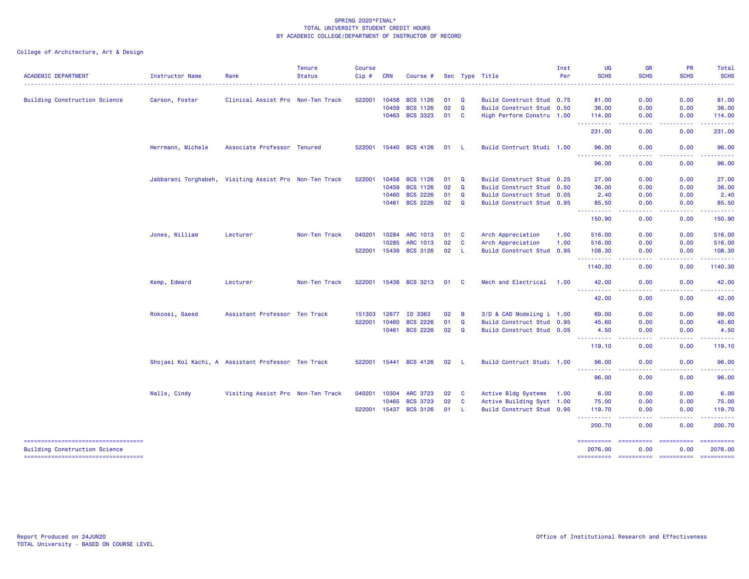SPRING 2020*FINAL*
TOTAL UNIVERSITY STUDENT CREDIT HOURS
BY ACADEMIC COLLEGE/DEPARTMENT OF INSTRUCTOR OF RECORD

College of Architecture, Art & Design

| ACADEMIC DEPARTMENT | Instructor Name | Rank | Tenure Status | Course Cip # | CRN | Course # | Sec | Type | Title | Inst Per | UG SCHS | GR SCHS | PR SCHS | Total SCHS |
|---|---|---|---|---|---|---|---|---|---|---|---|---|---|---|
| Building Construction Science | Carson, Foster | Clinical Assist Pro | Non-Ten Track | 522001 | 10458 | BCS 1126 | 01 | Q | Build Construct Stud | 0.75 | 81.00 | 0.00 | 0.00 | 81.00 |
| | | | | | 10459 | BCS 1126 | 02 | Q | Build Construct Stud | 0.50 | 36.00 | 0.00 | 0.00 | 36.00 |
| | | | | | 10463 | BCS 3323 | 01 | C | High Perform Constru | 1.00 | 114.00 | 0.00 | 0.00 | 114.00 |
| | | | | | | | | | | | 231.00 | 0.00 | 0.00 | 231.00 |
| | Herrmann, Michele | Associate Professor | Tenured | 522001 | 15440 | BCS 4126 | 01 | L | Build Contruct Studi | 1.00 | 96.00 | 0.00 | 0.00 | 96.00 |
| | | | | | | | | | | | 96.00 | 0.00 | 0.00 | 96.00 |
| | Jabbarani Torghabeh, | Visiting Assist Pro | Non-Ten Track | 522001 | 10458 | BCS 1126 | 01 | Q | Build Construct Stud | 0.25 | 27.00 | 0.00 | 0.00 | 27.00 |
| | | | | | 10459 | BCS 1126 | 02 | Q | Build Construct Stud | 0.50 | 36.00 | 0.00 | 0.00 | 36.00 |
| | | | | | 10460 | BCS 2226 | 01 | Q | Build Construct Stud | 0.05 | 2.40 | 0.00 | 0.00 | 2.40 |
| | | | | | 10461 | BCS 2226 | 02 | Q | Build Construct Stud | 0.95 | 85.50 | 0.00 | 0.00 | 85.50 |
| | | | | | | | | | | | 150.90 | 0.00 | 0.00 | 150.90 |
| | Jones, William | Lecturer | Non-Ten Track | 040201 | 10284 | ARC 1013 | 01 | C | Arch Appreciation | 1.00 | 516.00 | 0.00 | 0.00 | 516.00 |
| | | | | | 10285 | ARC 1013 | 02 | C | Arch Appreciation | 1.00 | 516.00 | 0.00 | 0.00 | 516.00 |
| | | | | 522001 | 15439 | BCS 3126 | 02 | L | Build Construct Stud | 0.95 | 108.30 | 0.00 | 0.00 | 108.30 |
| | | | | | | | | | | | 1140.30 | 0.00 | 0.00 | 1140.30 |
| | Kemp, Edward | Lecturer | Non-Ten Track | 522001 | 15438 | BCS 3213 | 01 | C | Mech and Electrical | 1.00 | 42.00 | 0.00 | 0.00 | 42.00 |
| | | | | | | | | | | | 42.00 | 0.00 | 0.00 | 42.00 |
| | Rokooei, Saeed | Assistant Professor | Ten Track | 151303 | 12677 | ID 3363 | 02 | B | 3/D & CAD Modeling i | 1.00 | 69.00 | 0.00 | 0.00 | 69.00 |
| | | | | 522001 | 10460 | BCS 2226 | 01 | Q | Build Construct Stud | 0.95 | 45.60 | 0.00 | 0.00 | 45.60 |
| | | | | | 10461 | BCS 2226 | 02 | Q | Build Construct Stud | 0.05 | 4.50 | 0.00 | 0.00 | 4.50 |
| | | | | | | | | | | | 119.10 | 0.00 | 0.00 | 119.10 |
| | Shojaei Kol Kachi, A | Assistant Professor | Ten Track | 522001 | 15441 | BCS 4126 | 02 | L | Build Contruct Studi | 1.00 | 96.00 | 0.00 | 0.00 | 96.00 |
| | | | | | | | | | | | 96.00 | 0.00 | 0.00 | 96.00 |
| | Walls, Cindy | Visiting Assist Pro | Non-Ten Track | 040201 | 10304 | ARC 3723 | 02 | C | Active Bldg Systems | 1.00 | 6.00 | 0.00 | 0.00 | 6.00 |
| | | | | | 10465 | BCS 3723 | 02 | C | Active Building Syst | 1.00 | 75.00 | 0.00 | 0.00 | 75.00 |
| | | | | 522001 | 15437 | BCS 3126 | 01 | L | Build Construct Stud | 0.95 | 119.70 | 0.00 | 0.00 | 119.70 |
| | | | | | | | | | | | 200.70 | 0.00 | 0.00 | 200.70 |
| Building Construction Science | | | | | | | | | | | 2076.00 | 0.00 | 0.00 | 2076.00 |

Report Produced on 24JUN20
TOTAL University - BASED ON COURSE LEVEL

Office of Institutional Research and Effectiveness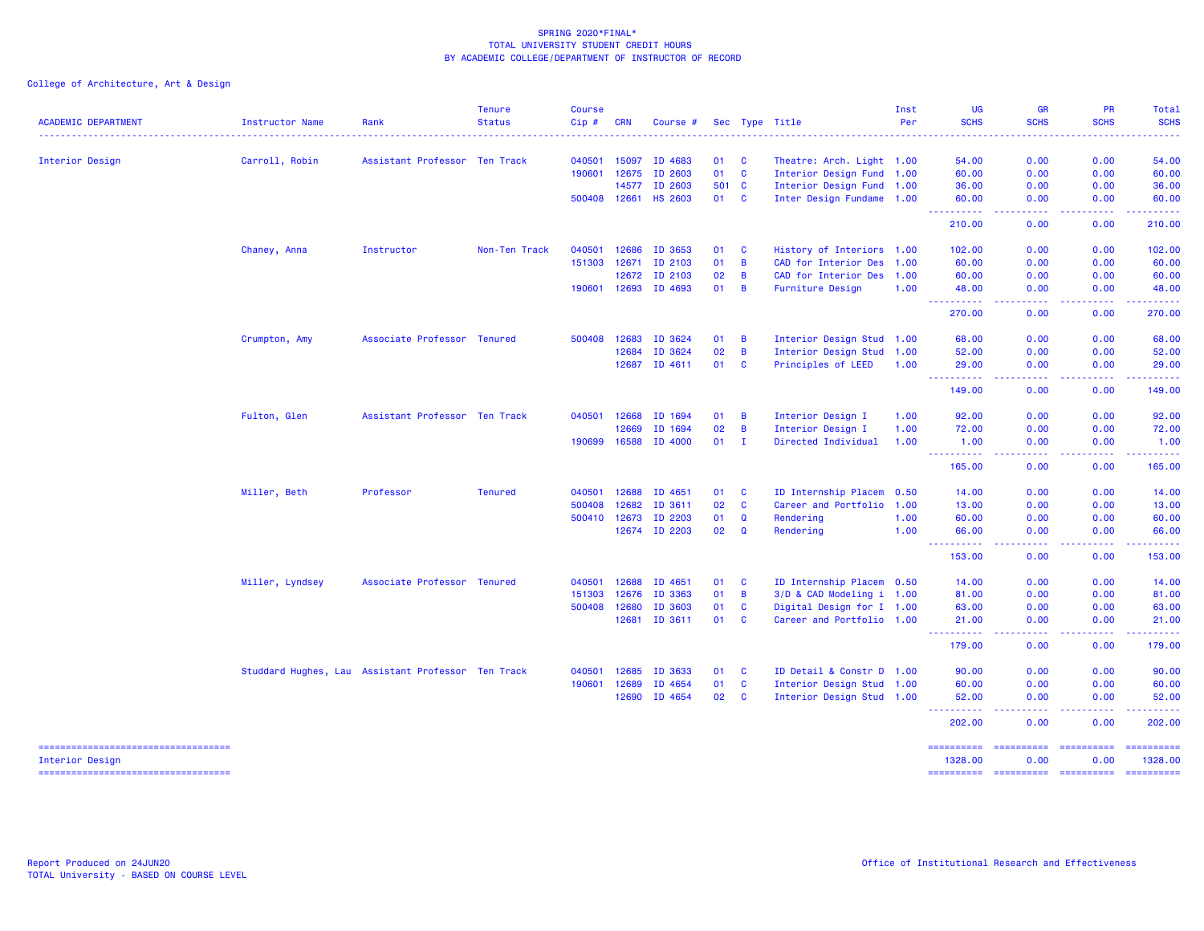SPRING 2020*FINAL*
TOTAL UNIVERSITY STUDENT CREDIT HOURS
BY ACADEMIC COLLEGE/DEPARTMENT OF INSTRUCTOR OF RECORD

College of Architecture, Art & Design

| ACADEMIC DEPARTMENT | Instructor Name | Rank | Tenure Status | Course Cip # | CRN | Course # | Sec | Type | Title | Inst Per | UG SCHS | GR SCHS | PR SCHS | Total SCHS |
|---|---|---|---|---|---|---|---|---|---|---|---|---|---|---|
| Interior Design | Carroll, Robin | Assistant Professor | Ten Track | 040501 | 15097 | ID 4683 | 01 | C | Theatre: Arch. Light | 1.00 | 54.00 | 0.00 | 0.00 | 54.00 |
| | | | | 190601 | 12675 | ID 2603 | 01 | C | Interior Design Fund | 1.00 | 60.00 | 0.00 | 0.00 | 60.00 |
| | | | | | 14577 | ID 2603 | 501 | C | Interior Design Fund | 1.00 | 36.00 | 0.00 | 0.00 | 36.00 |
| | | | | 500408 | 12661 | HS 2603 | 01 | C | Inter Design Fundame | 1.00 | 60.00 | 0.00 | 0.00 | 60.00 |
| | | | | | | | | | | | 210.00 | 0.00 | 0.00 | 210.00 |
| | Chaney, Anna | Instructor | Non-Ten Track | 040501 | 12686 | ID 3653 | 01 | C | History of Interiors | 1.00 | 102.00 | 0.00 | 0.00 | 102.00 |
| | | | | 151303 | 12671 | ID 2103 | 01 | B | CAD for Interior Des | 1.00 | 60.00 | 0.00 | 0.00 | 60.00 |
| | | | | | 12672 | ID 2103 | 02 | B | CAD for Interior Des | 1.00 | 60.00 | 0.00 | 0.00 | 60.00 |
| | | | | 190601 | 12693 | ID 4693 | 01 | B | Furniture Design | 1.00 | 48.00 | 0.00 | 0.00 | 48.00 |
| | | | | | | | | | | | 270.00 | 0.00 | 0.00 | 270.00 |
| | Crumpton, Amy | Associate Professor | Tenured | 500408 | 12683 | ID 3624 | 01 | B | Interior Design Stud | 1.00 | 68.00 | 0.00 | 0.00 | 68.00 |
| | | | | | 12684 | ID 3624 | 02 | B | Interior Design Stud | 1.00 | 52.00 | 0.00 | 0.00 | 52.00 |
| | | | | | 12687 | ID 4611 | 01 | C | Principles of LEED | 1.00 | 29.00 | 0.00 | 0.00 | 29.00 |
| | | | | | | | | | | | 149.00 | 0.00 | 0.00 | 149.00 |
| | Fulton, Glen | Assistant Professor | Ten Track | 040501 | 12668 | ID 1694 | 01 | B | Interior Design I | 1.00 | 92.00 | 0.00 | 0.00 | 92.00 |
| | | | | | 12669 | ID 1694 | 02 | B | Interior Design I | 1.00 | 72.00 | 0.00 | 0.00 | 72.00 |
| | | | | 190699 | 16588 | ID 4000 | 01 | I | Directed Individual | 1.00 | 1.00 | 0.00 | 0.00 | 1.00 |
| | | | | | | | | | | | 165.00 | 0.00 | 0.00 | 165.00 |
| | Miller, Beth | Professor | Tenured | 040501 | 12688 | ID 4651 | 01 | C | ID Internship Placem | 0.50 | 14.00 | 0.00 | 0.00 | 14.00 |
| | | | | 500408 | 12682 | ID 3611 | 02 | C | Career and Portfolio | 1.00 | 13.00 | 0.00 | 0.00 | 13.00 |
| | | | | 500410 | 12673 | ID 2203 | 01 | Q | Rendering | 1.00 | 60.00 | 0.00 | 0.00 | 60.00 |
| | | | | | 12674 | ID 2203 | 02 | Q | Rendering | 1.00 | 66.00 | 0.00 | 0.00 | 66.00 |
| | | | | | | | | | | | 153.00 | 0.00 | 0.00 | 153.00 |
| | Miller, Lyndsey | Associate Professor | Tenured | 040501 | 12688 | ID 4651 | 01 | C | ID Internship Placem | 0.50 | 14.00 | 0.00 | 0.00 | 14.00 |
| | | | | 151303 | 12676 | ID 3363 | 01 | B | 3/D & CAD Modeling i | 1.00 | 81.00 | 0.00 | 0.00 | 81.00 |
| | | | | 500408 | 12680 | ID 3603 | 01 | C | Digital Design for I | 1.00 | 63.00 | 0.00 | 0.00 | 63.00 |
| | | | | | 12681 | ID 3611 | 01 | C | Career and Portfolio | 1.00 | 21.00 | 0.00 | 0.00 | 21.00 |
| | | | | | | | | | | | 179.00 | 0.00 | 0.00 | 179.00 |
| | Studdard Hughes, Lau | Assistant Professor | Ten Track | 040501 | 12685 | ID 3633 | 01 | C | ID Detail & Constr D | 1.00 | 90.00 | 0.00 | 0.00 | 90.00 |
| | | | | 190601 | 12689 | ID 4654 | 01 | C | Interior Design Stud | 1.00 | 60.00 | 0.00 | 0.00 | 60.00 |
| | | | | | 12690 | ID 4654 | 02 | C | Interior Design Stud | 1.00 | 52.00 | 0.00 | 0.00 | 52.00 |
| | | | | | | | | | | | 202.00 | 0.00 | 0.00 | 202.00 |
| Interior Design | | | | | | | | | | | 1328.00 | 0.00 | 0.00 | 1328.00 |

Report Produced on 24JUN20
TOTAL University - BASED ON COURSE LEVEL

Office of Institutional Research and Effectiveness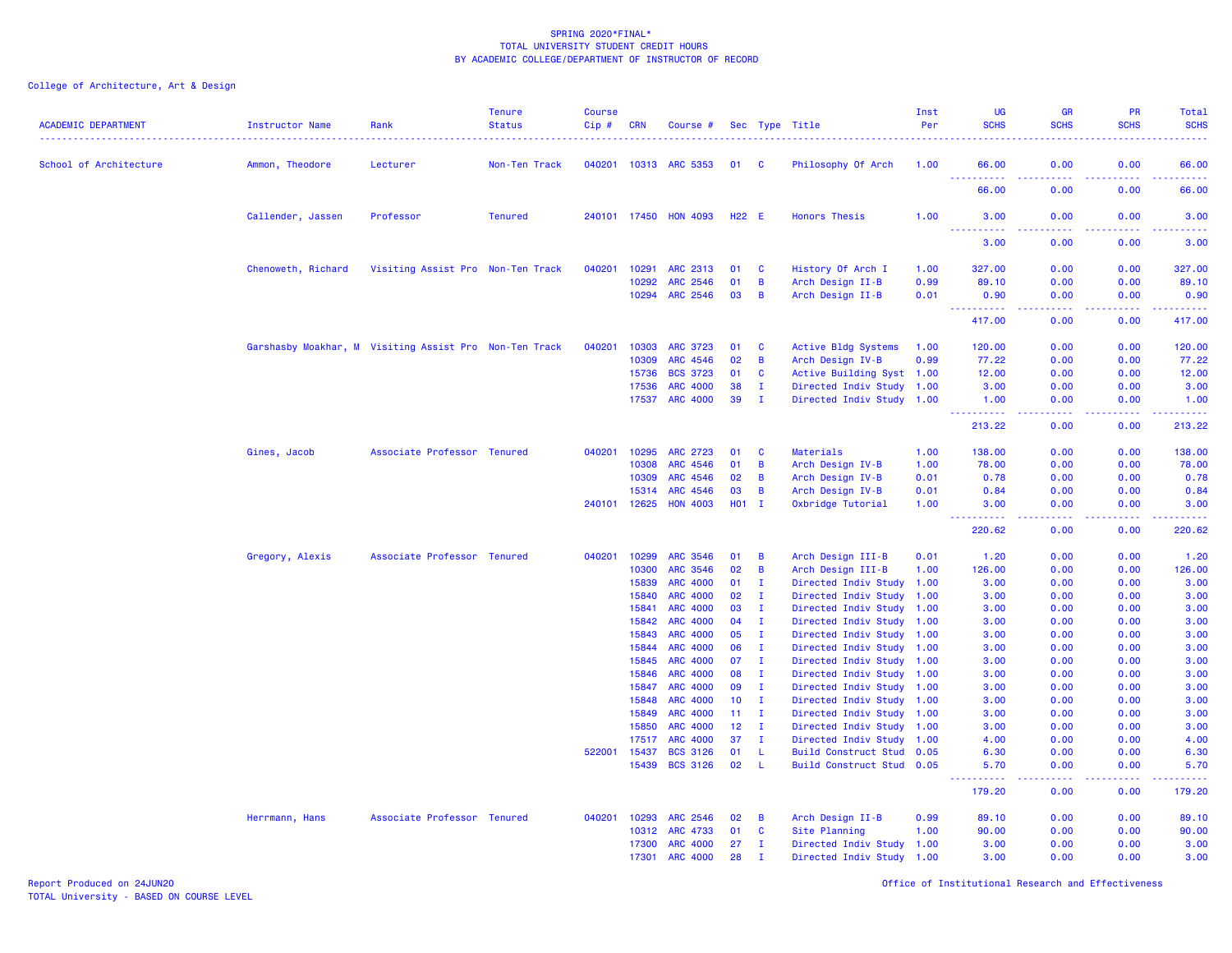SPRING 2020*FINAL*
TOTAL UNIVERSITY STUDENT CREDIT HOURS
BY ACADEMIC COLLEGE/DEPARTMENT OF INSTRUCTOR OF RECORD

College of Architecture, Art & Design

| ACADEMIC DEPARTMENT | Instructor Name | Rank | Tenure Status | Course Cip # | CRN | Course # | Sec | Type | Title | Inst Per | UG SCHS | GR SCHS | PR SCHS | Total SCHS |
|---|---|---|---|---|---|---|---|---|---|---|---|---|---|---|
| School of Architecture | Ammon, Theodore | Lecturer | Non-Ten Track | 040201 | 10313 | ARC 5353 | 01 | C | Philosophy Of Arch | 1.00 | 66.00 | 0.00 | 0.00 | 66.00 |
| | | | | | | | | | | | 66.00 | 0.00 | 0.00 | 66.00 |
| | Callender, Jassen | Professor | Tenured | 240101 | 17450 | HON 4093 | H22 | E | Honors Thesis | 1.00 | 3.00 | 0.00 | 0.00 | 3.00 |
| | | | | | | | | | | | 3.00 | 0.00 | 0.00 | 3.00 |
| | Chenoweth, Richard | Visiting Assist Pro | Non-Ten Track | 040201 | 10291 | ARC 2313 | 01 | C | History Of Arch I | 1.00 | 327.00 | 0.00 | 0.00 | 327.00 |
| | | | | | 10292 | ARC 2546 | 01 | B | Arch Design II-B | 0.99 | 89.10 | 0.00 | 0.00 | 89.10 |
| | | | | | 10294 | ARC 2546 | 03 | B | Arch Design II-B | 0.01 | 0.90 | 0.00 | 0.00 | 0.90 |
| | | | | | | | | | | | 417.00 | 0.00 | 0.00 | 417.00 |
| | Garshasby Moakhar, M | Visiting Assist Pro | Non-Ten Track | 040201 | 10303 | ARC 3723 | 01 | C | Active Bldg Systems | 1.00 | 120.00 | 0.00 | 0.00 | 120.00 |
| | | | | | 10309 | ARC 4546 | 02 | B | Arch Design IV-B | 0.99 | 77.22 | 0.00 | 0.00 | 77.22 |
| | | | | | 15736 | BCS 3723 | 01 | C | Active Building Syst | 1.00 | 12.00 | 0.00 | 0.00 | 12.00 |
| | | | | | 17536 | ARC 4000 | 38 | I | Directed Indiv Study | 1.00 | 3.00 | 0.00 | 0.00 | 3.00 |
| | | | | | 17537 | ARC 4000 | 39 | I | Directed Indiv Study | 1.00 | 1.00 | 0.00 | 0.00 | 1.00 |
| | | | | | | | | | | | 213.22 | 0.00 | 0.00 | 213.22 |
| | Gines, Jacob | Associate Professor | Tenured | 040201 | 10295 | ARC 2723 | 01 | C | Materials | 1.00 | 138.00 | 0.00 | 0.00 | 138.00 |
| | | | | | 10308 | ARC 4546 | 01 | B | Arch Design IV-B | 1.00 | 78.00 | 0.00 | 0.00 | 78.00 |
| | | | | | 10309 | ARC 4546 | 02 | B | Arch Design IV-B | 0.01 | 0.78 | 0.00 | 0.00 | 0.78 |
| | | | | | 15314 | ARC 4546 | 03 | B | Arch Design IV-B | 0.01 | 0.84 | 0.00 | 0.00 | 0.84 |
| | | | | 240101 | 12625 | HON 4003 | H01 | I | Oxbridge Tutorial | 1.00 | 3.00 | 0.00 | 0.00 | 3.00 |
| | | | | | | | | | | | 220.62 | 0.00 | 0.00 | 220.62 |
| | Gregory, Alexis | Associate Professor | Tenured | 040201 | 10299 | ARC 3546 | 01 | B | Arch Design III-B | 0.01 | 1.20 | 0.00 | 0.00 | 1.20 |
| | | | | | 10300 | ARC 3546 | 02 | B | Arch Design III-B | 1.00 | 126.00 | 0.00 | 0.00 | 126.00 |
| | | | | | 15839 | ARC 4000 | 01 | I | Directed Indiv Study | 1.00 | 3.00 | 0.00 | 0.00 | 3.00 |
| | | | | | 15840 | ARC 4000 | 02 | I | Directed Indiv Study | 1.00 | 3.00 | 0.00 | 0.00 | 3.00 |
| | | | | | 15841 | ARC 4000 | 03 | I | Directed Indiv Study | 1.00 | 3.00 | 0.00 | 0.00 | 3.00 |
| | | | | | 15842 | ARC 4000 | 04 | I | Directed Indiv Study | 1.00 | 3.00 | 0.00 | 0.00 | 3.00 |
| | | | | | 15843 | ARC 4000 | 05 | I | Directed Indiv Study | 1.00 | 3.00 | 0.00 | 0.00 | 3.00 |
| | | | | | 15844 | ARC 4000 | 06 | I | Directed Indiv Study | 1.00 | 3.00 | 0.00 | 0.00 | 3.00 |
| | | | | | 15845 | ARC 4000 | 07 | I | Directed Indiv Study | 1.00 | 3.00 | 0.00 | 0.00 | 3.00 |
| | | | | | 15846 | ARC 4000 | 08 | I | Directed Indiv Study | 1.00 | 3.00 | 0.00 | 0.00 | 3.00 |
| | | | | | 15847 | ARC 4000 | 09 | I | Directed Indiv Study | 1.00 | 3.00 | 0.00 | 0.00 | 3.00 |
| | | | | | 15848 | ARC 4000 | 10 | I | Directed Indiv Study | 1.00 | 3.00 | 0.00 | 0.00 | 3.00 |
| | | | | | 15849 | ARC 4000 | 11 | I | Directed Indiv Study | 1.00 | 3.00 | 0.00 | 0.00 | 3.00 |
| | | | | | 15850 | ARC 4000 | 12 | I | Directed Indiv Study | 1.00 | 3.00 | 0.00 | 0.00 | 3.00 |
| | | | | | 17517 | ARC 4000 | 37 | I | Directed Indiv Study | 1.00 | 4.00 | 0.00 | 0.00 | 4.00 |
| | | | | 522001 | 15437 | BCS 3126 | 01 | L | Build Construct Stud | 0.05 | 6.30 | 0.00 | 0.00 | 6.30 |
| | | | | | 15439 | BCS 3126 | 02 | L | Build Construct Stud | 0.05 | 5.70 | 0.00 | 0.00 | 5.70 |
| | | | | | | | | | | | 179.20 | 0.00 | 0.00 | 179.20 |
| | Herrmann, Hans | Associate Professor | Tenured | 040201 | 10293 | ARC 2546 | 02 | B | Arch Design II-B | 0.99 | 89.10 | 0.00 | 0.00 | 89.10 |
| | | | | | 10312 | ARC 4733 | 01 | C | Site Planning | 1.00 | 90.00 | 0.00 | 0.00 | 90.00 |
| | | | | | 17300 | ARC 4000 | 27 | I | Directed Indiv Study | 1.00 | 3.00 | 0.00 | 0.00 | 3.00 |
| | | | | | 17301 | ARC 4000 | 28 | I | Directed Indiv Study | 1.00 | 3.00 | 0.00 | 0.00 | 3.00 |

Report Produced on 24JUN20
TOTAL University - BASED ON COURSE LEVEL

Office of Institutional Research and Effectiveness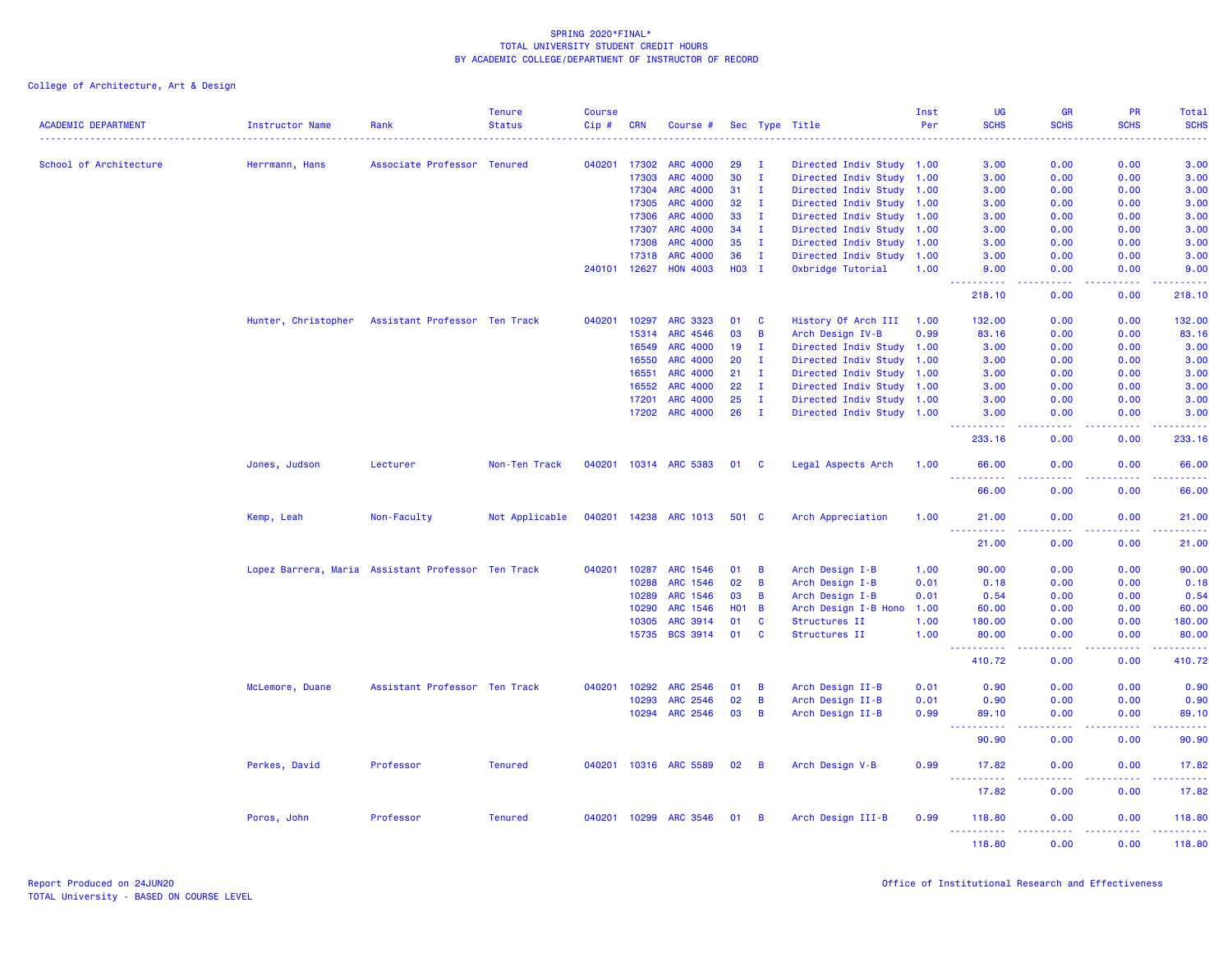SPRING 2020*FINAL*
TOTAL UNIVERSITY STUDENT CREDIT HOURS
BY ACADEMIC COLLEGE/DEPARTMENT OF INSTRUCTOR OF RECORD

College of Architecture, Art & Design

| ACADEMIC DEPARTMENT | Instructor Name | Rank | Tenure Status | Course Cip # | CRN | Course # | Sec | Type | Title | Inst Per | UG SCHS | GR SCHS | PR SCHS | Total SCHS |
|---|---|---|---|---|---|---|---|---|---|---|---|---|---|---|
| School of Architecture | Herrmann, Hans | Associate Professor | Tenured | 040201 | 17302 | ARC 4000 | 29 | I | Directed Indiv Study | 1.00 | 3.00 | 0.00 | 0.00 | 3.00 |
| | | | | | 17303 | ARC 4000 | 30 | I | Directed Indiv Study | 1.00 | 3.00 | 0.00 | 0.00 | 3.00 |
| | | | | | 17304 | ARC 4000 | 31 | I | Directed Indiv Study | 1.00 | 3.00 | 0.00 | 0.00 | 3.00 |
| | | | | | 17305 | ARC 4000 | 32 | I | Directed Indiv Study | 1.00 | 3.00 | 0.00 | 0.00 | 3.00 |
| | | | | | 17306 | ARC 4000 | 33 | I | Directed Indiv Study | 1.00 | 3.00 | 0.00 | 0.00 | 3.00 |
| | | | | | 17307 | ARC 4000 | 34 | I | Directed Indiv Study | 1.00 | 3.00 | 0.00 | 0.00 | 3.00 |
| | | | | | 17308 | ARC 4000 | 35 | I | Directed Indiv Study | 1.00 | 3.00 | 0.00 | 0.00 | 3.00 |
| | | | | | 17318 | ARC 4000 | 36 | I | Directed Indiv Study | 1.00 | 3.00 | 0.00 | 0.00 | 3.00 |
| | | | | 240101 | 12627 | HON 4003 | H03 | I | Oxbridge Tutorial | 1.00 | 9.00 | 0.00 | 0.00 | 9.00 |
| | | | | | | | | | | | 218.10 | 0.00 | 0.00 | 218.10 |
| | Hunter, Christopher | Assistant Professor | Ten Track | 040201 | 10297 | ARC 3323 | 01 | C | History Of Arch III | 1.00 | 132.00 | 0.00 | 0.00 | 132.00 |
| | | | | | 15314 | ARC 4546 | 03 | B | Arch Design IV-B | 0.99 | 83.16 | 0.00 | 0.00 | 83.16 |
| | | | | | 16549 | ARC 4000 | 19 | I | Directed Indiv Study | 1.00 | 3.00 | 0.00 | 0.00 | 3.00 |
| | | | | | 16550 | ARC 4000 | 20 | I | Directed Indiv Study | 1.00 | 3.00 | 0.00 | 0.00 | 3.00 |
| | | | | | 16551 | ARC 4000 | 21 | I | Directed Indiv Study | 1.00 | 3.00 | 0.00 | 0.00 | 3.00 |
| | | | | | 16552 | ARC 4000 | 22 | I | Directed Indiv Study | 1.00 | 3.00 | 0.00 | 0.00 | 3.00 |
| | | | | | 17201 | ARC 4000 | 25 | I | Directed Indiv Study | 1.00 | 3.00 | 0.00 | 0.00 | 3.00 |
| | | | | | 17202 | ARC 4000 | 26 | I | Directed Indiv Study | 1.00 | 3.00 | 0.00 | 0.00 | 3.00 |
| | | | | | | | | | | | 233.16 | 0.00 | 0.00 | 233.16 |
| | Jones, Judson | Lecturer | Non-Ten Track | 040201 | 10314 | ARC 5383 | 01 | C | Legal Aspects Arch | 1.00 | 66.00 | 0.00 | 0.00 | 66.00 |
| | | | | | | | | | | | 66.00 | 0.00 | 0.00 | 66.00 |
| | Kemp, Leah | Non-Faculty | Not Applicable | 040201 | 14238 | ARC 1013 | 501 | C | Arch Appreciation | 1.00 | 21.00 | 0.00 | 0.00 | 21.00 |
| | | | | | | | | | | | 21.00 | 0.00 | 0.00 | 21.00 |
| | Lopez Barrera, Maria | Assistant Professor | Ten Track | 040201 | 10287 | ARC 1546 | 01 | B | Arch Design I-B | 1.00 | 90.00 | 0.00 | 0.00 | 90.00 |
| | | | | | 10288 | ARC 1546 | 02 | B | Arch Design I-B | 0.01 | 0.18 | 0.00 | 0.00 | 0.18 |
| | | | | | 10289 | ARC 1546 | 03 | B | Arch Design I-B | 0.01 | 0.54 | 0.00 | 0.00 | 0.54 |
| | | | | | 10290 | ARC 1546 | H01 | B | Arch Design I-B Hono | 1.00 | 60.00 | 0.00 | 0.00 | 60.00 |
| | | | | | 10305 | ARC 3914 | 01 | C | Structures II | 1.00 | 180.00 | 0.00 | 0.00 | 180.00 |
| | | | | | 15735 | BCS 3914 | 01 | C | Structures II | 1.00 | 80.00 | 0.00 | 0.00 | 80.00 |
| | | | | | | | | | | | 410.72 | 0.00 | 0.00 | 410.72 |
| | McLemore, Duane | Assistant Professor | Ten Track | 040201 | 10292 | ARC 2546 | 01 | B | Arch Design II-B | 0.01 | 0.90 | 0.00 | 0.00 | 0.90 |
| | | | | | 10293 | ARC 2546 | 02 | B | Arch Design II-B | 0.01 | 0.90 | 0.00 | 0.00 | 0.90 |
| | | | | | 10294 | ARC 2546 | 03 | B | Arch Design II-B | 0.99 | 89.10 | 0.00 | 0.00 | 89.10 |
| | | | | | | | | | | | 90.90 | 0.00 | 0.00 | 90.90 |
| | Perkes, David | Professor | Tenured | 040201 | 10316 | ARC 5589 | 02 | B | Arch Design V-B | 0.99 | 17.82 | 0.00 | 0.00 | 17.82 |
| | | | | | | | | | | | 17.82 | 0.00 | 0.00 | 17.82 |
| | Poros, John | Professor | Tenured | 040201 | 10299 | ARC 3546 | 01 | B | Arch Design III-B | 0.99 | 118.80 | 0.00 | 0.00 | 118.80 |
| | | | | | | | | | | | 118.80 | 0.00 | 0.00 | 118.80 |

Report Produced on 24JUN20
TOTAL University - BASED ON COURSE LEVEL

Office of Institutional Research and Effectiveness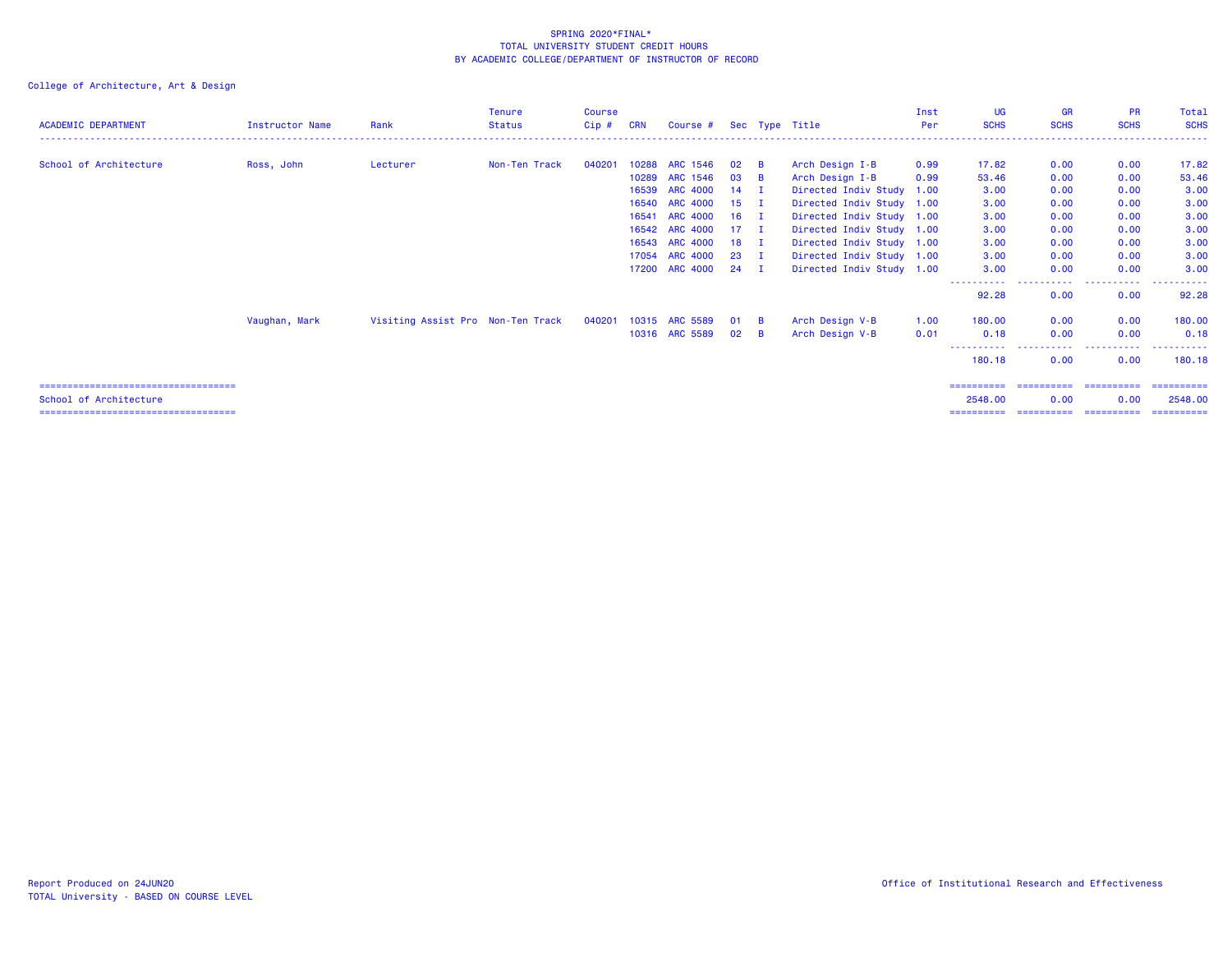SPRING 2020*FINAL*
TOTAL UNIVERSITY STUDENT CREDIT HOURS
BY ACADEMIC COLLEGE/DEPARTMENT OF INSTRUCTOR OF RECORD

College of Architecture, Art & Design

| ACADEMIC DEPARTMENT | Instructor Name | Rank | Tenure Status | Course Cip # | CRN | Course # | Sec | Type | Title | Inst Per | UG SCHS | GR SCHS | PR SCHS | Total SCHS |
|---|---|---|---|---|---|---|---|---|---|---|---|---|---|---|
| School of Architecture | Ross, John | Lecturer | Non-Ten Track | 040201 | 10288 | ARC 1546 | 02 | B | Arch Design I-B | 0.99 | 17.82 | 0.00 | 0.00 | 17.82 |
| | | | | | 10289 | ARC 1546 | 03 | B | Arch Design I-B | 0.99 | 53.46 | 0.00 | 0.00 | 53.46 |
| | | | | | 16539 | ARC 4000 | 14 | I | Directed Indiv Study | 1.00 | 3.00 | 0.00 | 0.00 | 3.00 |
| | | | | | 16540 | ARC 4000 | 15 | I | Directed Indiv Study | 1.00 | 3.00 | 0.00 | 0.00 | 3.00 |
| | | | | | 16541 | ARC 4000 | 16 | I | Directed Indiv Study | 1.00 | 3.00 | 0.00 | 0.00 | 3.00 |
| | | | | | 16542 | ARC 4000 | 17 | I | Directed Indiv Study | 1.00 | 3.00 | 0.00 | 0.00 | 3.00 |
| | | | | | 16543 | ARC 4000 | 18 | I | Directed Indiv Study | 1.00 | 3.00 | 0.00 | 0.00 | 3.00 |
| | | | | | 17054 | ARC 4000 | 23 | I | Directed Indiv Study | 1.00 | 3.00 | 0.00 | 0.00 | 3.00 |
| | | | | | 17200 | ARC 4000 | 24 | I | Directed Indiv Study | 1.00 | 3.00 | 0.00 | 0.00 | 3.00 |
| | | | | | | | | | | | 92.28 | 0.00 | 0.00 | 92.28 |
| | Vaughan, Mark | Visiting Assist Pro | Non-Ten Track | 040201 | 10315 | ARC 5589 | 01 | B | Arch Design V-B | 1.00 | 180.00 | 0.00 | 0.00 | 180.00 |
| | | | | | 10316 | ARC 5589 | 02 | B | Arch Design V-B | 0.01 | 0.18 | 0.00 | 0.00 | 0.18 |
| | | | | | | | | | | | 180.18 | 0.00 | 0.00 | 180.18 |
| School of Architecture | | | | | | | | | | | 2548.00 | 0.00 | 0.00 | 2548.00 |

Report Produced on 24JUN20
TOTAL University - BASED ON COURSE LEVEL

Office of Institutional Research and Effectiveness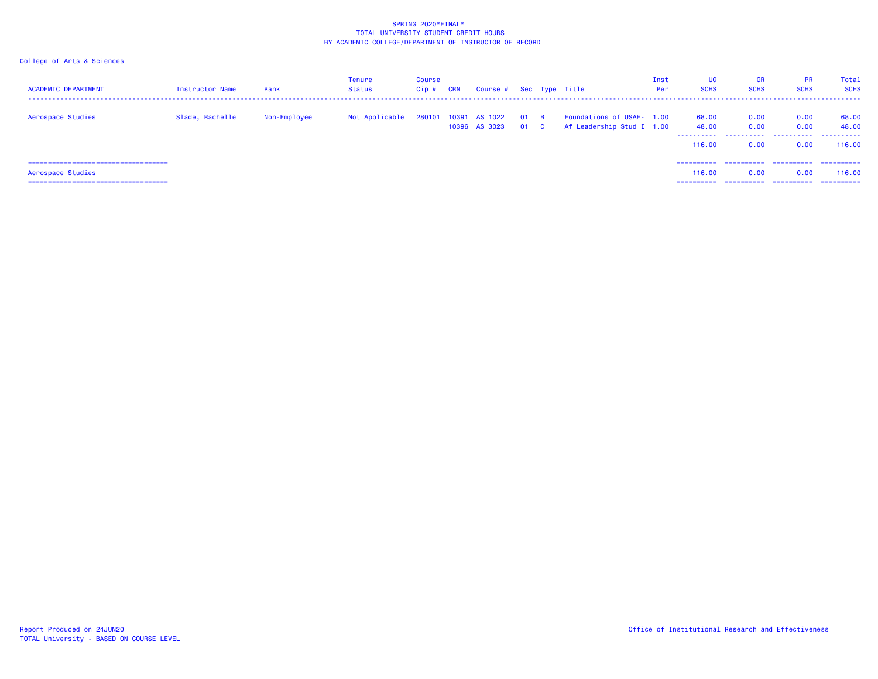SPRING 2020*FINAL*
TOTAL UNIVERSITY STUDENT CREDIT HOURS
BY ACADEMIC COLLEGE/DEPARTMENT OF INSTRUCTOR OF RECORD

College of Arts & Sciences

| ACADEMIC DEPARTMENT | Instructor Name | Rank | Tenure Status | Course Cip # | CRN | Course # | Sec | Type | Title | Inst Per | UG SCHS | GR SCHS | PR SCHS | Total SCHS |
|---|---|---|---|---|---|---|---|---|---|---|---|---|---|---|
| Aerospace Studies | Slade, Rachelle | Non-Employee | Not Applicable | 280101 | 10391 | AS 1022 | 01 | B | Foundations of USAF- | 1.00 | 68.00 | 0.00 | 0.00 | 68.00 |
| | | | | | 10396 | AS 3023 | 01 | C | Af Leadership Stud I | 1.00 | 48.00 | 0.00 | 0.00 | 48.00 |
| | | | | | | | | | | | 116.00 | 0.00 | 0.00 | 116.00 |
| Aerospace Studies | | | | | | | | | | | 116.00 | 0.00 | 0.00 | 116.00 |

Report Produced on 24JUN20
TOTAL University - BASED ON COURSE LEVEL

Office of Institutional Research and Effectiveness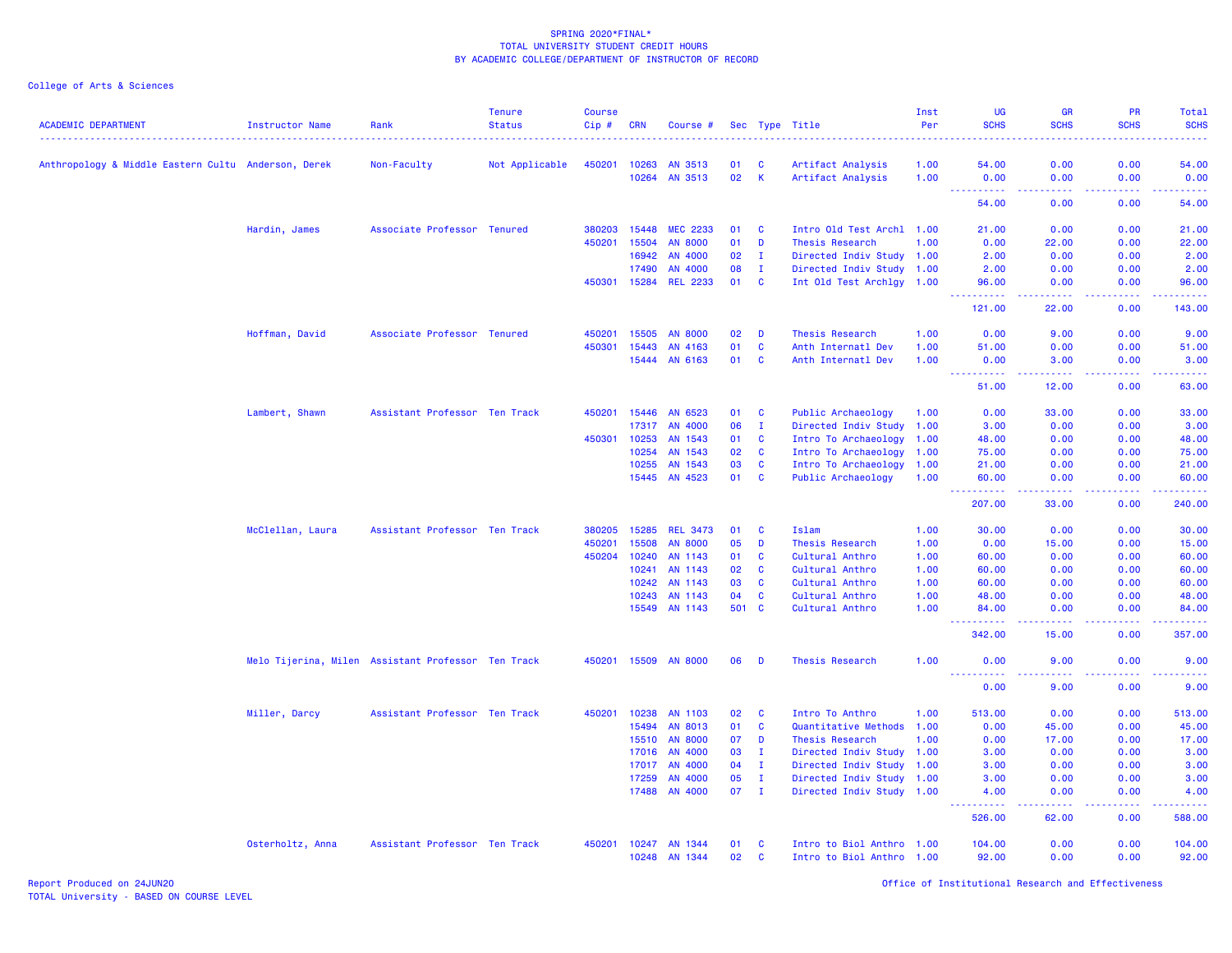SPRING 2020*FINAL*
TOTAL UNIVERSITY STUDENT CREDIT HOURS
BY ACADEMIC COLLEGE/DEPARTMENT OF INSTRUCTOR OF RECORD

College of Arts & Sciences

| ACADEMIC DEPARTMENT | Instructor Name | Rank | Tenure Status | Course Cip # | CRN | Course # | Sec | Type | Title | Inst Per | UG SCHS | GR SCHS | PR SCHS | Total SCHS |
|---|---|---|---|---|---|---|---|---|---|---|---|---|---|---|
| Anthropology & Middle Eastern Cultu | Anderson, Derek | Non-Faculty | Not Applicable | 450201 | 10263 | AN 3513 | 01 | C | Artifact Analysis | 1.00 | 54.00 | 0.00 | 0.00 | 54.00 |
| | | | | | 10264 | AN 3513 | 02 | K | Artifact Analysis | 1.00 | 0.00 | 0.00 | 0.00 | 0.00 |
| | | | | | | | | | | | 54.00 | 0.00 | 0.00 | 54.00 |
| | Hardin, James | Associate Professor | Tenured | 380203 | 15448 | MEC 2233 | 01 | C | Intro Old Test Archl | 1.00 | 21.00 | 0.00 | 0.00 | 21.00 |
| | | | | 450201 | 15504 | AN 8000 | 01 | D | Thesis Research | 1.00 | 0.00 | 22.00 | 0.00 | 22.00 |
| | | | | | 16942 | AN 4000 | 02 | I | Directed Indiv Study | 1.00 | 2.00 | 0.00 | 0.00 | 2.00 |
| | | | | | 17490 | AN 4000 | 08 | I | Directed Indiv Study | 1.00 | 2.00 | 0.00 | 0.00 | 2.00 |
| | | | | 450301 | 15284 | REL 2233 | 01 | C | Int Old Test Archlgy | 1.00 | 96.00 | 0.00 | 0.00 | 96.00 |
| | | | | | | | | | | | 121.00 | 22.00 | 0.00 | 143.00 |
| | Hoffman, David | Associate Professor | Tenured | 450201 | 15505 | AN 8000 | 02 | D | Thesis Research | 1.00 | 0.00 | 9.00 | 0.00 | 9.00 |
| | | | | 450301 | 15443 | AN 4163 | 01 | C | Anth Internatl Dev | 1.00 | 51.00 | 0.00 | 0.00 | 51.00 |
| | | | | | 15444 | AN 6163 | 01 | C | Anth Internatl Dev | 1.00 | 0.00 | 3.00 | 0.00 | 3.00 |
| | | | | | | | | | | | 51.00 | 12.00 | 0.00 | 63.00 |
| | Lambert, Shawn | Assistant Professor | Ten Track | 450201 | 15446 | AN 6523 | 01 | C | Public Archaeology | 1.00 | 0.00 | 33.00 | 0.00 | 33.00 |
| | | | | | 17317 | AN 4000 | 06 | I | Directed Indiv Study | 1.00 | 3.00 | 0.00 | 0.00 | 3.00 |
| | | | | 450301 | 10253 | AN 1543 | 01 | C | Intro To Archaeology | 1.00 | 48.00 | 0.00 | 0.00 | 48.00 |
| | | | | | 10254 | AN 1543 | 02 | C | Intro To Archaeology | 1.00 | 75.00 | 0.00 | 0.00 | 75.00 |
| | | | | | 10255 | AN 1543 | 03 | C | Intro To Archaeology | 1.00 | 21.00 | 0.00 | 0.00 | 21.00 |
| | | | | | 15445 | AN 4523 | 01 | C | Public Archaeology | 1.00 | 60.00 | 0.00 | 0.00 | 60.00 |
| | | | | | | | | | | | 207.00 | 33.00 | 0.00 | 240.00 |
| | McClellan, Laura | Assistant Professor | Ten Track | 380205 | 15285 | REL 3473 | 01 | C | Islam | 1.00 | 30.00 | 0.00 | 0.00 | 30.00 |
| | | | | 450201 | 15508 | AN 8000 | 05 | D | Thesis Research | 1.00 | 0.00 | 15.00 | 0.00 | 15.00 |
| | | | | 450204 | 10240 | AN 1143 | 01 | C | Cultural Anthro | 1.00 | 60.00 | 0.00 | 0.00 | 60.00 |
| | | | | | 10241 | AN 1143 | 02 | C | Cultural Anthro | 1.00 | 60.00 | 0.00 | 0.00 | 60.00 |
| | | | | | 10242 | AN 1143 | 03 | C | Cultural Anthro | 1.00 | 60.00 | 0.00 | 0.00 | 60.00 |
| | | | | | 10243 | AN 1143 | 04 | C | Cultural Anthro | 1.00 | 48.00 | 0.00 | 0.00 | 48.00 |
| | | | | | 15549 | AN 1143 | 501 | C | Cultural Anthro | 1.00 | 84.00 | 0.00 | 0.00 | 84.00 |
| | | | | | | | | | | | 342.00 | 15.00 | 0.00 | 357.00 |
| | Melo Tijerina, Milen | Assistant Professor | Ten Track | 450201 | 15509 | AN 8000 | 06 | D | Thesis Research | 1.00 | 0.00 | 9.00 | 0.00 | 9.00 |
| | | | | | | | | | | | 0.00 | 9.00 | 0.00 | 9.00 |
| | Miller, Darcy | Assistant Professor | Ten Track | 450201 | 10238 | AN 1103 | 02 | C | Intro To Anthro | 1.00 | 513.00 | 0.00 | 0.00 | 513.00 |
| | | | | | 15494 | AN 8013 | 01 | C | Quantitative Methods | 1.00 | 0.00 | 45.00 | 0.00 | 45.00 |
| | | | | | 15510 | AN 8000 | 07 | D | Thesis Research | 1.00 | 0.00 | 17.00 | 0.00 | 17.00 |
| | | | | | 17016 | AN 4000 | 03 | I | Directed Indiv Study | 1.00 | 3.00 | 0.00 | 0.00 | 3.00 |
| | | | | | 17017 | AN 4000 | 04 | I | Directed Indiv Study | 1.00 | 3.00 | 0.00 | 0.00 | 3.00 |
| | | | | | 17259 | AN 4000 | 05 | I | Directed Indiv Study | 1.00 | 3.00 | 0.00 | 0.00 | 3.00 |
| | | | | | 17488 | AN 4000 | 07 | I | Directed Indiv Study | 1.00 | 4.00 | 0.00 | 0.00 | 4.00 |
| | | | | | | | | | | | 526.00 | 62.00 | 0.00 | 588.00 |
| | Osterholtz, Anna | Assistant Professor | Ten Track | 450201 | 10247 | AN 1344 | 01 | C | Intro to Biol Anthro | 1.00 | 104.00 | 0.00 | 0.00 | 104.00 |
| | | | | | 10248 | AN 1344 | 02 | C | Intro to Biol Anthro | 1.00 | 92.00 | 0.00 | 0.00 | 92.00 |

Report Produced on 24JUN20
TOTAL University - BASED ON COURSE LEVEL
Office of Institutional Research and Effectiveness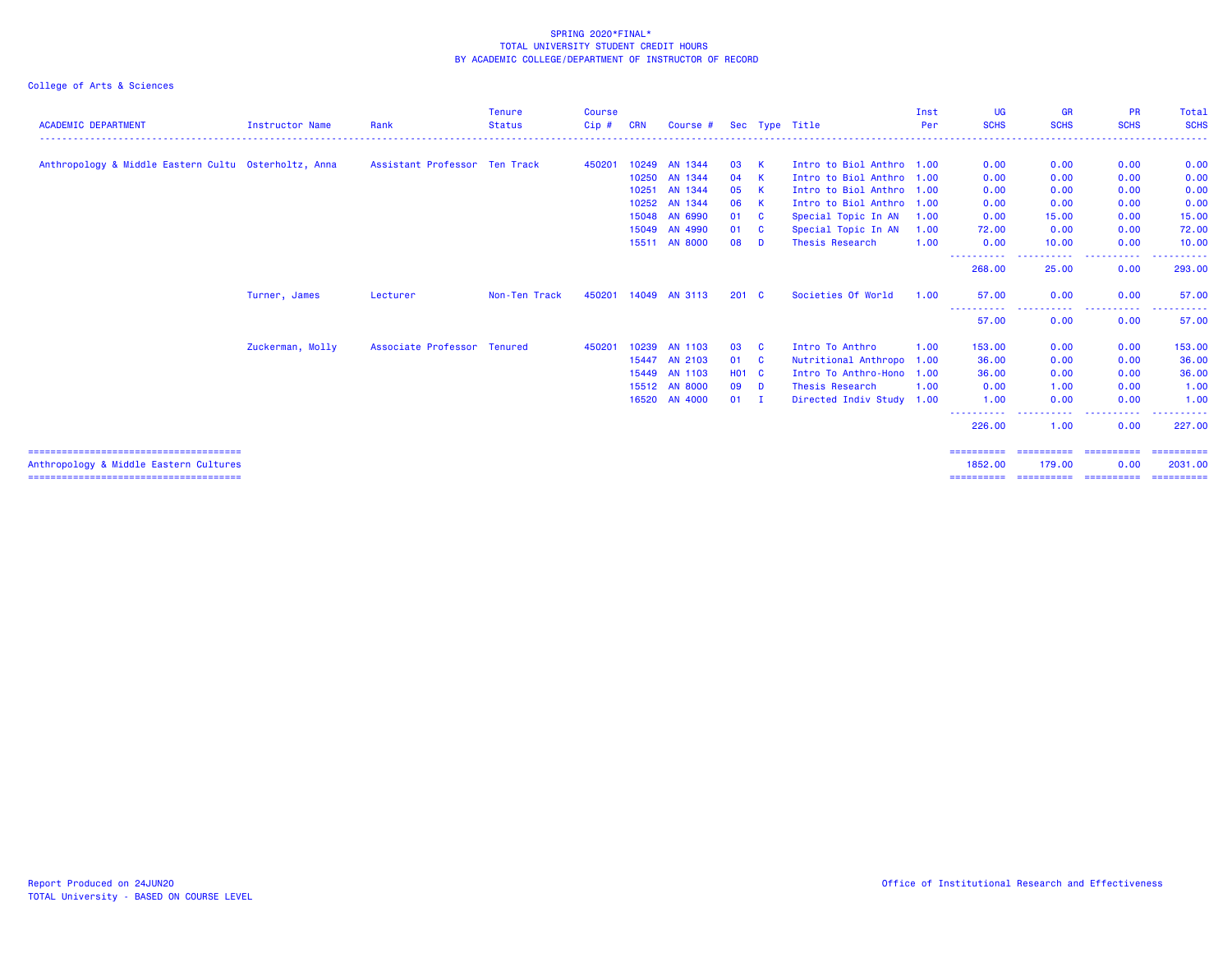SPRING 2020*FINAL*
TOTAL UNIVERSITY STUDENT CREDIT HOURS
BY ACADEMIC COLLEGE/DEPARTMENT OF INSTRUCTOR OF RECORD

College of Arts & Sciences

| ACADEMIC DEPARTMENT | Instructor Name | Rank | Tenure Status | Course Cip # | CRN | Course # | Sec | Type | Title | Inst Per | UG SCHS | GR SCHS | PR SCHS | Total SCHS |
|---|---|---|---|---|---|---|---|---|---|---|---|---|---|---|
| Anthropology & Middle Eastern Cultu | Osterholtz, Anna | Assistant Professor | Ten Track | 450201 | 10249 | AN 1344 | 03 | K | Intro to Biol Anthro | 1.00 | 0.00 | 0.00 | 0.00 | 0.00 |
| | | | | | 10250 | AN 1344 | 04 | K | Intro to Biol Anthro | 1.00 | 0.00 | 0.00 | 0.00 | 0.00 |
| | | | | | 10251 | AN 1344 | 05 | K | Intro to Biol Anthro | 1.00 | 0.00 | 0.00 | 0.00 | 0.00 |
| | | | | | 10252 | AN 1344 | 06 | K | Intro to Biol Anthro | 1.00 | 0.00 | 0.00 | 0.00 | 0.00 |
| | | | | | 15048 | AN 6990 | 01 | C | Special Topic In AN | 1.00 | 0.00 | 15.00 | 0.00 | 15.00 |
| | | | | | 15049 | AN 4990 | 01 | C | Special Topic In AN | 1.00 | 72.00 | 0.00 | 0.00 | 72.00 |
| | | | | | 15511 | AN 8000 | 08 | D | Thesis Research | 1.00 | 0.00 | 10.00 | 0.00 | 10.00 |
| | | | | | | | | | | | 268.00 | 25.00 | 0.00 | 293.00 |
| | Turner, James | Lecturer | Non-Ten Track | 450201 | 14049 | AN 3113 | 201 | C | Societies Of World | 1.00 | 57.00 | 0.00 | 0.00 | 57.00 |
| | | | | | | | | | | | 57.00 | 0.00 | 0.00 | 57.00 |
| | Zuckerman, Molly | Associate Professor | Tenured | 450201 | 10239 | AN 1103 | 03 | C | Intro To Anthro | 1.00 | 153.00 | 0.00 | 0.00 | 153.00 |
| | | | | | 15447 | AN 2103 | 01 | C | Nutritional Anthropo | 1.00 | 36.00 | 0.00 | 0.00 | 36.00 |
| | | | | | 15449 | AN 1103 | H01 | C | Intro To Anthro-Hono | 1.00 | 36.00 | 0.00 | 0.00 | 36.00 |
| | | | | | 15512 | AN 8000 | 09 | D | Thesis Research | 1.00 | 0.00 | 1.00 | 0.00 | 1.00 |
| | | | | | 16520 | AN 4000 | 01 | I | Directed Indiv Study | 1.00 | 1.00 | 0.00 | 0.00 | 1.00 |
| | | | | | | | | | | | 226.00 | 1.00 | 0.00 | 227.00 |
| Anthropology & Middle Eastern Cultures | | | | | | | | | | | 1852.00 | 179.00 | 0.00 | 2031.00 |

Report Produced on 24JUN20
TOTAL University - BASED ON COURSE LEVEL

Office of Institutional Research and Effectiveness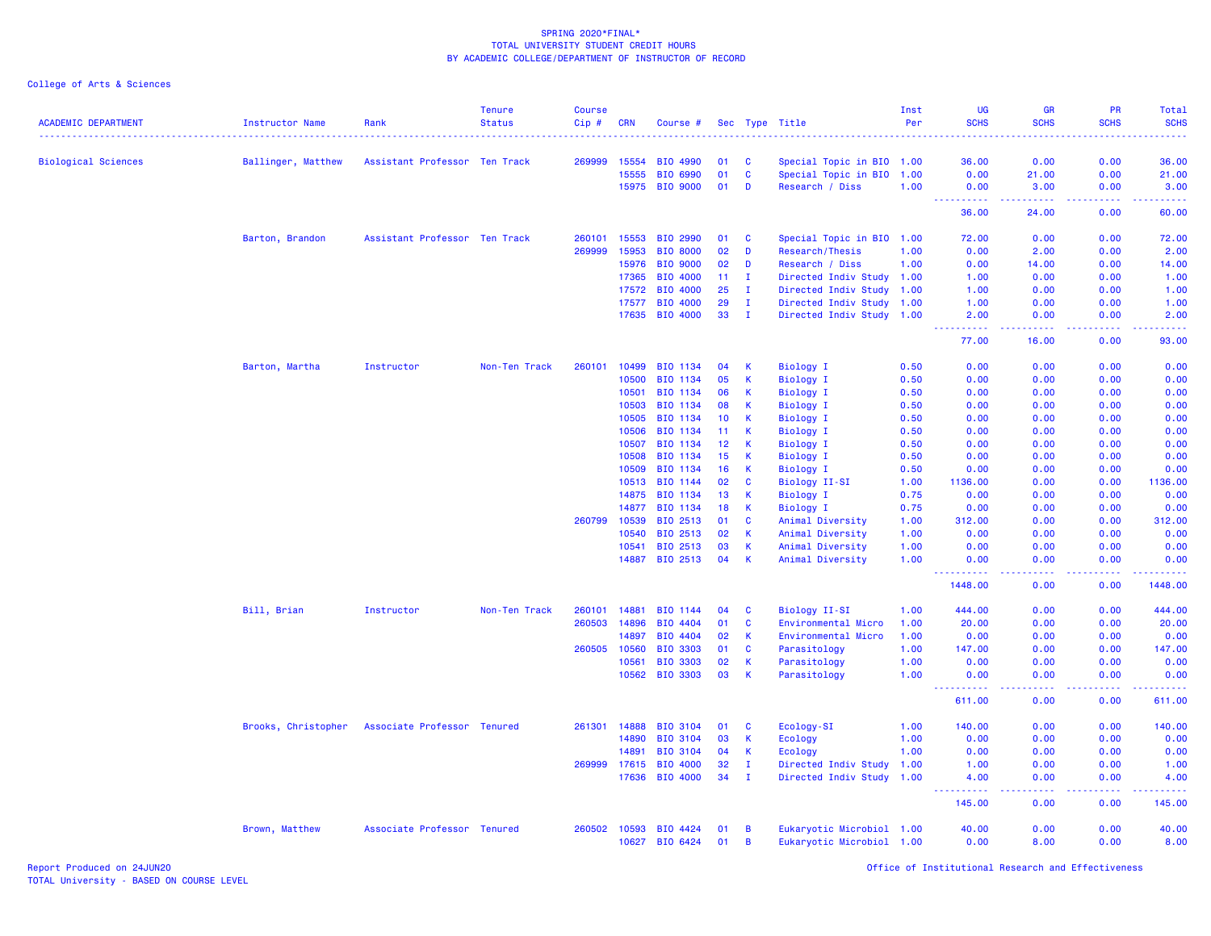SPRING 2020*FINAL*
TOTAL UNIVERSITY STUDENT CREDIT HOURS
BY ACADEMIC COLLEGE/DEPARTMENT OF INSTRUCTOR OF RECORD

College of Arts & Sciences

| ACADEMIC DEPARTMENT | Instructor Name | Rank | Tenure Status | Course Cip # | CRN | Course # | Sec | Type | Title | Inst Per | UG SCHS | GR SCHS | PR SCHS | Total SCHS |
|---|---|---|---|---|---|---|---|---|---|---|---|---|---|---|
| Biological Sciences | Ballinger, Matthew | Assistant Professor | Ten Track | 269999 | 15554 | BIO 4990 | 01 | C | Special Topic in BIO | 1.00 | 36.00 | 0.00 | 0.00 | 36.00 |
| | | | | | 15555 | BIO 6990 | 01 | C | Special Topic in BIO | 1.00 | 0.00 | 21.00 | 0.00 | 21.00 |
| | | | | | 15975 | BIO 9000 | 01 | D | Research / Diss | 1.00 | 0.00 | 3.00 | 0.00 | 3.00 |
| | | | | | | | | | | | 36.00 | 24.00 | 0.00 | 60.00 |
| | Barton, Brandon | Assistant Professor | Ten Track | 260101 | 15553 | BIO 2990 | 01 | C | Special Topic in BIO | 1.00 | 72.00 | 0.00 | 0.00 | 72.00 |
| | | | | 269999 | 15953 | BIO 8000 | 02 | D | Research/Thesis | 1.00 | 0.00 | 2.00 | 0.00 | 2.00 |
| | | | | | 15976 | BIO 9000 | 02 | D | Research / Diss | 1.00 | 0.00 | 14.00 | 0.00 | 14.00 |
| | | | | | 17365 | BIO 4000 | 11 | I | Directed Indiv Study | 1.00 | 1.00 | 0.00 | 0.00 | 1.00 |
| | | | | | 17572 | BIO 4000 | 25 | I | Directed Indiv Study | 1.00 | 1.00 | 0.00 | 0.00 | 1.00 |
| | | | | | 17577 | BIO 4000 | 29 | I | Directed Indiv Study | 1.00 | 1.00 | 0.00 | 0.00 | 1.00 |
| | | | | | 17635 | BIO 4000 | 33 | I | Directed Indiv Study | 1.00 | 2.00 | 0.00 | 0.00 | 2.00 |
| | | | | | | | | | | | 77.00 | 16.00 | 0.00 | 93.00 |
| | Barton, Martha | Instructor | Non-Ten Track | 260101 | 10499 | BIO 1134 | 04 | K | Biology I | 0.50 | 0.00 | 0.00 | 0.00 | 0.00 |
| | | | | | 10500 | BIO 1134 | 05 | K | Biology I | 0.50 | 0.00 | 0.00 | 0.00 | 0.00 |
| | | | | | 10501 | BIO 1134 | 06 | K | Biology I | 0.50 | 0.00 | 0.00 | 0.00 | 0.00 |
| | | | | | 10503 | BIO 1134 | 08 | K | Biology I | 0.50 | 0.00 | 0.00 | 0.00 | 0.00 |
| | | | | | 10505 | BIO 1134 | 10 | K | Biology I | 0.50 | 0.00 | 0.00 | 0.00 | 0.00 |
| | | | | | 10506 | BIO 1134 | 11 | K | Biology I | 0.50 | 0.00 | 0.00 | 0.00 | 0.00 |
| | | | | | 10507 | BIO 1134 | 12 | K | Biology I | 0.50 | 0.00 | 0.00 | 0.00 | 0.00 |
| | | | | | 10508 | BIO 1134 | 15 | K | Biology I | 0.50 | 0.00 | 0.00 | 0.00 | 0.00 |
| | | | | | 10509 | BIO 1134 | 16 | K | Biology I | 0.50 | 0.00 | 0.00 | 0.00 | 0.00 |
| | | | | | 10513 | BIO 1144 | 02 | C | Biology II-SI | 1.00 | 1136.00 | 0.00 | 0.00 | 1136.00 |
| | | | | | 14875 | BIO 1134 | 13 | K | Biology I | 0.75 | 0.00 | 0.00 | 0.00 | 0.00 |
| | | | | | 14877 | BIO 1134 | 18 | K | Biology I | 0.75 | 0.00 | 0.00 | 0.00 | 0.00 |
| | | | | 260799 | 10539 | BIO 2513 | 01 | C | Animal Diversity | 1.00 | 312.00 | 0.00 | 0.00 | 312.00 |
| | | | | | 10540 | BIO 2513 | 02 | K | Animal Diversity | 1.00 | 0.00 | 0.00 | 0.00 | 0.00 |
| | | | | | 10541 | BIO 2513 | 03 | K | Animal Diversity | 1.00 | 0.00 | 0.00 | 0.00 | 0.00 |
| | | | | | 14887 | BIO 2513 | 04 | K | Animal Diversity | 1.00 | 0.00 | 0.00 | 0.00 | 0.00 |
| | | | | | | | | | | | 1448.00 | 0.00 | 0.00 | 1448.00 |
| | Bill, Brian | Instructor | Non-Ten Track | 260101 | 14881 | BIO 1144 | 04 | C | Biology II-SI | 1.00 | 444.00 | 0.00 | 0.00 | 444.00 |
| | | | | 260503 | 14896 | BIO 4404 | 01 | C | Environmental Micro | 1.00 | 20.00 | 0.00 | 0.00 | 20.00 |
| | | | | | 14897 | BIO 4404 | 02 | K | Environmental Micro | 1.00 | 0.00 | 0.00 | 0.00 | 0.00 |
| | | | | 260505 | 10560 | BIO 3303 | 01 | C | Parasitology | 1.00 | 147.00 | 0.00 | 0.00 | 147.00 |
| | | | | | 10561 | BIO 3303 | 02 | K | Parasitology | 1.00 | 0.00 | 0.00 | 0.00 | 0.00 |
| | | | | | 10562 | BIO 3303 | 03 | K | Parasitology | 1.00 | 0.00 | 0.00 | 0.00 | 0.00 |
| | | | | | | | | | | | 611.00 | 0.00 | 0.00 | 611.00 |
| | Brooks, Christopher | Associate Professor | Tenured | 261301 | 14888 | BIO 3104 | 01 | C | Ecology-SI | 1.00 | 140.00 | 0.00 | 0.00 | 140.00 |
| | | | | | 14890 | BIO 3104 | 03 | K | Ecology | 1.00 | 0.00 | 0.00 | 0.00 | 0.00 |
| | | | | | 14891 | BIO 3104 | 04 | K | Ecology | 1.00 | 0.00 | 0.00 | 0.00 | 0.00 |
| | | | | 269999 | 17615 | BIO 4000 | 32 | I | Directed Indiv Study | 1.00 | 1.00 | 0.00 | 0.00 | 1.00 |
| | | | | | 17636 | BIO 4000 | 34 | I | Directed Indiv Study | 1.00 | 4.00 | 0.00 | 0.00 | 4.00 |
| | | | | | | | | | | | 145.00 | 0.00 | 0.00 | 145.00 |
| | Brown, Matthew | Associate Professor | Tenured | 260502 | 10593 | BIO 4424 | 01 | B | Eukaryotic Microbiol | 1.00 | 40.00 | 0.00 | 0.00 | 40.00 |
| | | | | | 10627 | BIO 6424 | 01 | B | Eukaryotic Microbiol | 1.00 | 0.00 | 8.00 | 0.00 | 8.00 |

Report Produced on 24JUN20
TOTAL University - BASED ON COURSE LEVEL

Office of Institutional Research and Effectiveness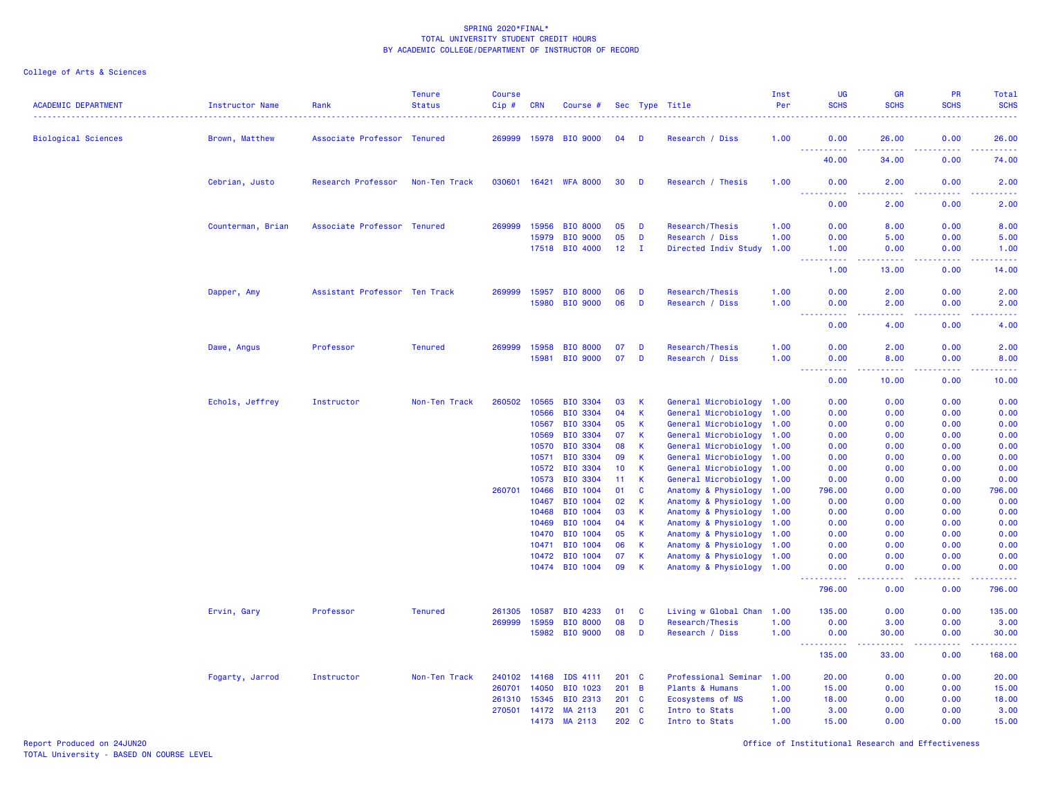SPRING 2020*FINAL*
TOTAL UNIVERSITY STUDENT CREDIT HOURS
BY ACADEMIC COLLEGE/DEPARTMENT OF INSTRUCTOR OF RECORD

College of Arts & Sciences

| ACADEMIC DEPARTMENT | Instructor Name | Rank | Tenure Status | Course Cip # | CRN | Course # | Sec | Type | Title | Inst Per | UG SCHS | GR SCHS | PR SCHS | Total SCHS |
|---|---|---|---|---|---|---|---|---|---|---|---|---|---|---|
| Biological Sciences | Brown, Matthew | Associate Professor | Tenured | 269999 | 15978 | BIO 9000 | 04 | D | Research / Diss | 1.00 | 0.00 | 26.00 | 0.00 | 26.00 |
| | | | | | | | | | | | 40.00 | 34.00 | 0.00 | 74.00 |
| | Cebrian, Justo | Research Professor | Non-Ten Track | 030601 | 16421 | WFA 8000 | 30 | D | Research / Thesis | 1.00 | 0.00 | 2.00 | 0.00 | 2.00 |
| | | | | | | | | | | | 0.00 | 2.00 | 0.00 | 2.00 |
| | Counterman, Brian | Associate Professor | Tenured | 269999 | 15956 | BIO 8000 | 05 | D | Research/Thesis | 1.00 | 0.00 | 8.00 | 0.00 | 8.00 |
| | | | | | 15979 | BIO 9000 | 05 | D | Research / Diss | 1.00 | 0.00 | 5.00 | 0.00 | 5.00 |
| | | | | | 17518 | BIO 4000 | 12 | I | Directed Indiv Study | 1.00 | 1.00 | 0.00 | 0.00 | 1.00 |
| | | | | | | | | | | | 1.00 | 13.00 | 0.00 | 14.00 |
| | Dapper, Amy | Assistant Professor | Ten Track | 269999 | 15957 | BIO 8000 | 06 | D | Research/Thesis | 1.00 | 0.00 | 2.00 | 0.00 | 2.00 |
| | | | | | 15980 | BIO 9000 | 06 | D | Research / Diss | 1.00 | 0.00 | 2.00 | 0.00 | 2.00 |
| | | | | | | | | | | | 0.00 | 4.00 | 0.00 | 4.00 |
| | Dawe, Angus | Professor | Tenured | 269999 | 15958 | BIO 8000 | 07 | D | Research/Thesis | 1.00 | 0.00 | 2.00 | 0.00 | 2.00 |
| | | | | | 15981 | BIO 9000 | 07 | D | Research / Diss | 1.00 | 0.00 | 8.00 | 0.00 | 8.00 |
| | | | | | | | | | | | 0.00 | 10.00 | 0.00 | 10.00 |
| | Echols, Jeffrey | Instructor | Non-Ten Track | 260502 | 10565 | BIO 3304 | 03 | K | General Microbiology | 1.00 | 0.00 | 0.00 | 0.00 | 0.00 |
| | | | | | 10566 | BIO 3304 | 04 | K | General Microbiology | 1.00 | 0.00 | 0.00 | 0.00 | 0.00 |
| | | | | | 10567 | BIO 3304 | 05 | K | General Microbiology | 1.00 | 0.00 | 0.00 | 0.00 | 0.00 |
| | | | | | 10569 | BIO 3304 | 07 | K | General Microbiology | 1.00 | 0.00 | 0.00 | 0.00 | 0.00 |
| | | | | | 10570 | BIO 3304 | 08 | K | General Microbiology | 1.00 | 0.00 | 0.00 | 0.00 | 0.00 |
| | | | | | 10571 | BIO 3304 | 09 | K | General Microbiology | 1.00 | 0.00 | 0.00 | 0.00 | 0.00 |
| | | | | | 10572 | BIO 3304 | 10 | K | General Microbiology | 1.00 | 0.00 | 0.00 | 0.00 | 0.00 |
| | | | | | 10573 | BIO 3304 | 11 | K | General Microbiology | 1.00 | 0.00 | 0.00 | 0.00 | 0.00 |
| | | | | 260701 | 10466 | BIO 1004 | 01 | C | Anatomy & Physiology | 1.00 | 796.00 | 0.00 | 0.00 | 796.00 |
| | | | | | 10467 | BIO 1004 | 02 | K | Anatomy & Physiology | 1.00 | 0.00 | 0.00 | 0.00 | 0.00 |
| | | | | | 10468 | BIO 1004 | 03 | K | Anatomy & Physiology | 1.00 | 0.00 | 0.00 | 0.00 | 0.00 |
| | | | | | 10469 | BIO 1004 | 04 | K | Anatomy & Physiology | 1.00 | 0.00 | 0.00 | 0.00 | 0.00 |
| | | | | | 10470 | BIO 1004 | 05 | K | Anatomy & Physiology | 1.00 | 0.00 | 0.00 | 0.00 | 0.00 |
| | | | | | 10471 | BIO 1004 | 06 | K | Anatomy & Physiology | 1.00 | 0.00 | 0.00 | 0.00 | 0.00 |
| | | | | | 10472 | BIO 1004 | 07 | K | Anatomy & Physiology | 1.00 | 0.00 | 0.00 | 0.00 | 0.00 |
| | | | | | 10474 | BIO 1004 | 09 | K | Anatomy & Physiology | 1.00 | 0.00 | 0.00 | 0.00 | 0.00 |
| | | | | | | | | | | | 796.00 | 0.00 | 0.00 | 796.00 |
| | Ervin, Gary | Professor | Tenured | 261305 | 10587 | BIO 4233 | 01 | C | Living w Global Chan | 1.00 | 135.00 | 0.00 | 0.00 | 135.00 |
| | | | | 269999 | 15959 | BIO 8000 | 08 | D | Research/Thesis | 1.00 | 0.00 | 3.00 | 0.00 | 3.00 |
| | | | | | 15982 | BIO 9000 | 08 | D | Research / Diss | 1.00 | 0.00 | 30.00 | 0.00 | 30.00 |
| | | | | | | | | | | | 135.00 | 33.00 | 0.00 | 168.00 |
| | Fogarty, Jarrod | Instructor | Non-Ten Track | 240102 | 14168 | IDS 4111 | 201 | C | Professional Seminar | 1.00 | 20.00 | 0.00 | 0.00 | 20.00 |
| | | | | 260701 | 14050 | BIO 1023 | 201 | B | Plants & Humans | 1.00 | 15.00 | 0.00 | 0.00 | 15.00 |
| | | | | 261310 | 15345 | BIO 2313 | 201 | C | Ecosystems of MS | 1.00 | 18.00 | 0.00 | 0.00 | 18.00 |
| | | | | 270501 | 14172 | MA 2113 | 201 | C | Intro to Stats | 1.00 | 3.00 | 0.00 | 0.00 | 3.00 |
| | | | | | 14173 | MA 2113 | 202 | C | Intro to Stats | 1.00 | 15.00 | 0.00 | 0.00 | 15.00 |

Report Produced on 24JUN20
TOTAL University - BASED ON COURSE LEVEL

Office of Institutional Research and Effectiveness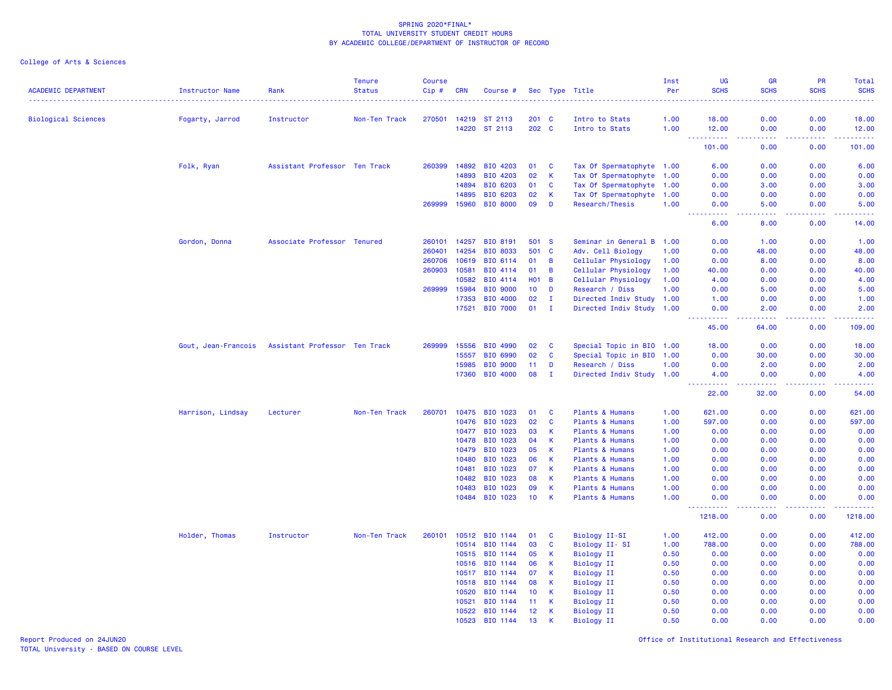# SPRING 2020*FINAL*
## TOTAL UNIVERSITY STUDENT CREDIT HOURS
## BY ACADEMIC COLLEGE/DEPARTMENT OF INSTRUCTOR OF RECORD

College of Arts & Sciences

| ACADEMIC DEPARTMENT | Instructor Name | Rank | Tenure Status | Course Cip # | CRN | Course # | Sec | Type | Title | Inst Per | UG SCHS | GR SCHS | PR SCHS | Total SCHS |
|---|---|---|---|---|---|---|---|---|---|---|---|---|---|---|
| Biological Sciences | Fogarty, Jarrod | Instructor | Non-Ten Track | 270501 | 14219 | ST 2113 | 201 | C | Intro to Stats | 1.00 | 18.00 | 0.00 | 0.00 | 18.00 |
| | | | | | 14220 | ST 2113 | 202 | C | Intro to Stats | 1.00 | 12.00 | 0.00 | 0.00 | 12.00 |
| | | | | | | | | | | | 101.00 | 0.00 | 0.00 | 101.00 |
| | Folk, Ryan | Assistant Professor | Ten Track | 260399 | 14892 | BIO 4203 | 01 | C | Tax Of Spermatophyte | 1.00 | 6.00 | 0.00 | 0.00 | 6.00 |
| | | | | | 14893 | BIO 4203 | 02 | K | Tax Of Spermatophyte | 1.00 | 0.00 | 0.00 | 0.00 | 0.00 |
| | | | | | 14894 | BIO 6203 | 01 | C | Tax Of Spermatophyte | 1.00 | 0.00 | 3.00 | 0.00 | 3.00 |
| | | | | | 14895 | BIO 6203 | 02 | K | Tax Of Spermatophyte | 1.00 | 0.00 | 0.00 | 0.00 | 0.00 |
| | | | | 269999 | 15960 | BIO 8000 | 09 | D | Research/Thesis | 1.00 | 0.00 | 5.00 | 0.00 | 5.00 |
| | | | | | | | | | | | 6.00 | 8.00 | 0.00 | 14.00 |
| | Gordon, Donna | Associate Professor | Tenured | 260101 | 14257 | BIO 8191 | 501 | S | Seminar in General B | 1.00 | 0.00 | 1.00 | 0.00 | 1.00 |
| | | | | 260401 | 14254 | BIO 8033 | 501 | C | Adv. Cell Biology | 1.00 | 0.00 | 48.00 | 0.00 | 48.00 |
| | | | | 260706 | 10619 | BIO 6114 | 01 | B | Cellular Physiology | 1.00 | 0.00 | 8.00 | 0.00 | 8.00 |
| | | | | 260903 | 10581 | BIO 4114 | 01 | B | Cellular Physiology | 1.00 | 40.00 | 0.00 | 0.00 | 40.00 |
| | | | | | 10582 | BIO 4114 | H01 | B | Cellular Physiology | 1.00 | 4.00 | 0.00 | 0.00 | 4.00 |
| | | | | 269999 | 15984 | BIO 9000 | 10 | D | Research / Diss | 1.00 | 0.00 | 5.00 | 0.00 | 5.00 |
| | | | | | 17353 | BIO 4000 | 02 | I | Directed Indiv Study | 1.00 | 1.00 | 0.00 | 0.00 | 1.00 |
| | | | | | 17521 | BIO 7000 | 01 | I | Directed Indiv Study | 1.00 | 0.00 | 2.00 | 0.00 | 2.00 |
| | | | | | | | | | | | 45.00 | 64.00 | 0.00 | 109.00 |
| | Gout, Jean-Francois | Assistant Professor | Ten Track | 269999 | 15556 | BIO 4990 | 02 | C | Special Topic in BIO | 1.00 | 18.00 | 0.00 | 0.00 | 18.00 |
| | | | | | 15557 | BIO 6990 | 02 | C | Special Topic in BIO | 1.00 | 0.00 | 30.00 | 0.00 | 30.00 |
| | | | | | 15985 | BIO 9000 | 11 | D | Research / Diss | 1.00 | 0.00 | 2.00 | 0.00 | 2.00 |
| | | | | | 17360 | BIO 4000 | 08 | I | Directed Indiv Study | 1.00 | 4.00 | 0.00 | 0.00 | 4.00 |
| | | | | | | | | | | | 22.00 | 32.00 | 0.00 | 54.00 |
| | Harrison, Lindsay | Lecturer | Non-Ten Track | 260701 | 10475 | BIO 1023 | 01 | C | Plants & Humans | 1.00 | 621.00 | 0.00 | 0.00 | 621.00 |
| | | | | | 10476 | BIO 1023 | 02 | C | Plants & Humans | 1.00 | 597.00 | 0.00 | 0.00 | 597.00 |
| | | | | | 10477 | BIO 1023 | 03 | K | Plants & Humans | 1.00 | 0.00 | 0.00 | 0.00 | 0.00 |
| | | | | | 10478 | BIO 1023 | 04 | K | Plants & Humans | 1.00 | 0.00 | 0.00 | 0.00 | 0.00 |
| | | | | | 10479 | BIO 1023 | 05 | K | Plants & Humans | 1.00 | 0.00 | 0.00 | 0.00 | 0.00 |
| | | | | | 10480 | BIO 1023 | 06 | K | Plants & Humans | 1.00 | 0.00 | 0.00 | 0.00 | 0.00 |
| | | | | | 10481 | BIO 1023 | 07 | K | Plants & Humans | 1.00 | 0.00 | 0.00 | 0.00 | 0.00 |
| | | | | | 10482 | BIO 1023 | 08 | K | Plants & Humans | 1.00 | 0.00 | 0.00 | 0.00 | 0.00 |
| | | | | | 10483 | BIO 1023 | 09 | K | Plants & Humans | 1.00 | 0.00 | 0.00 | 0.00 | 0.00 |
| | | | | | 10484 | BIO 1023 | 10 | K | Plants & Humans | 1.00 | 0.00 | 0.00 | 0.00 | 0.00 |
| | | | | | | | | | | | 1218.00 | 0.00 | 0.00 | 1218.00 |
| | Holder, Thomas | Instructor | Non-Ten Track | 260101 | 10512 | BIO 1144 | 01 | C | Biology II-SI | 1.00 | 412.00 | 0.00 | 0.00 | 412.00 |
| | | | | | 10514 | BIO 1144 | 03 | C | Biology II- SI | 1.00 | 788.00 | 0.00 | 0.00 | 788.00 |
| | | | | | 10515 | BIO 1144 | 05 | K | Biology II | 0.50 | 0.00 | 0.00 | 0.00 | 0.00 |
| | | | | | 10516 | BIO 1144 | 06 | K | Biology II | 0.50 | 0.00 | 0.00 | 0.00 | 0.00 |
| | | | | | 10517 | BIO 1144 | 07 | K | Biology II | 0.50 | 0.00 | 0.00 | 0.00 | 0.00 |
| | | | | | 10518 | BIO 1144 | 08 | K | Biology II | 0.50 | 0.00 | 0.00 | 0.00 | 0.00 |
| | | | | | 10520 | BIO 1144 | 10 | K | Biology II | 0.50 | 0.00 | 0.00 | 0.00 | 0.00 |
| | | | | | 10521 | BIO 1144 | 11 | K | Biology II | 0.50 | 0.00 | 0.00 | 0.00 | 0.00 |
| | | | | | 10522 | BIO 1144 | 12 | K | Biology II | 0.50 | 0.00 | 0.00 | 0.00 | 0.00 |
| | | | | | 10523 | BIO 1144 | 13 | K | Biology II | 0.50 | 0.00 | 0.00 | 0.00 | 0.00 |

Report Produced on 24JUN20
TOTAL University - BASED ON COURSE LEVEL

Office of Institutional Research and Effectiveness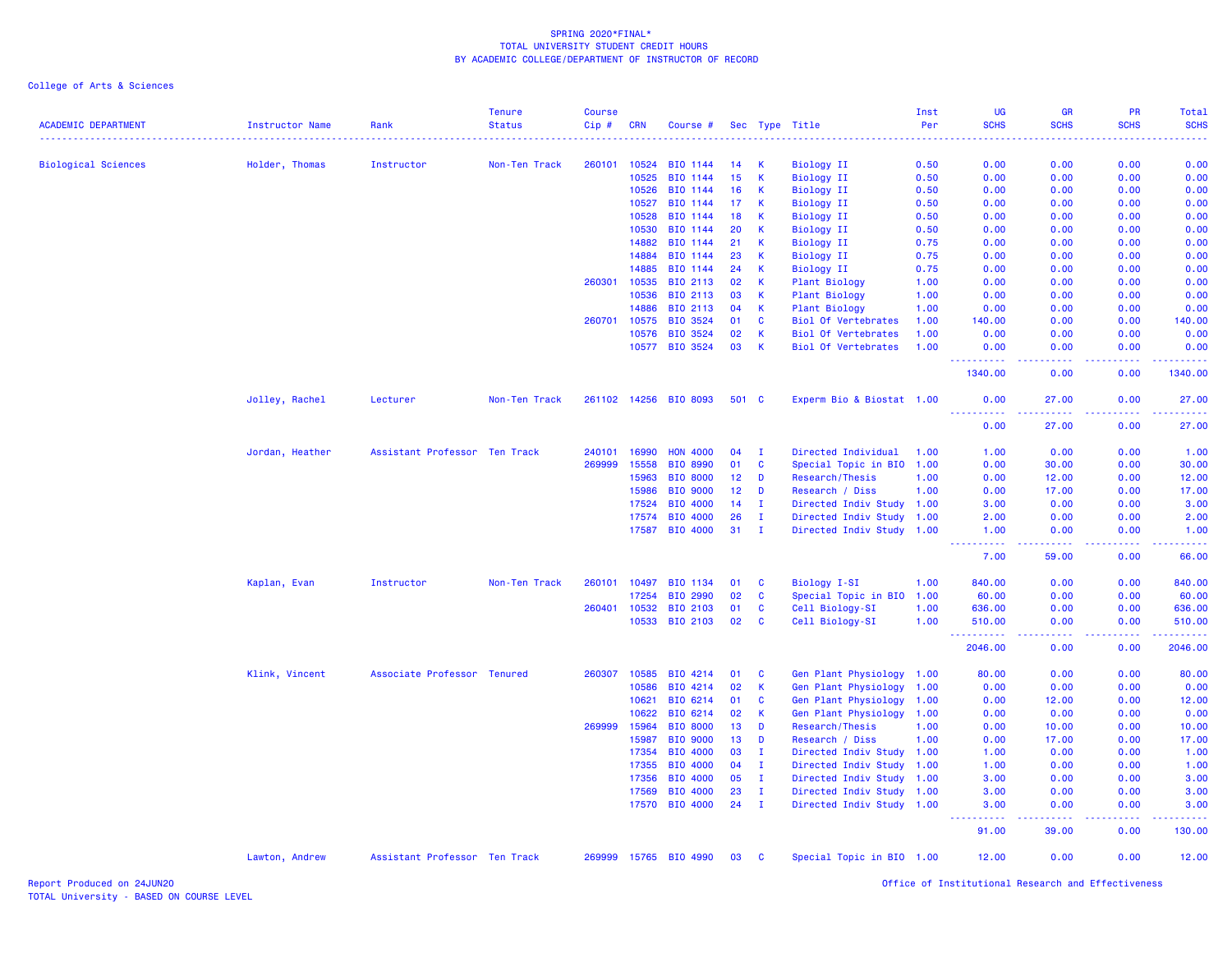SPRING 2020*FINAL*
TOTAL UNIVERSITY STUDENT CREDIT HOURS
BY ACADEMIC COLLEGE/DEPARTMENT OF INSTRUCTOR OF RECORD

College of Arts & Sciences

| ACADEMIC DEPARTMENT | Instructor Name | Rank | Tenure Status | Course Cip # | CRN | Course # | Sec | Type | Title | Inst Per | UG SCHS | GR SCHS | PR SCHS | Total SCHS |
|---|---|---|---|---|---|---|---|---|---|---|---|---|---|---|
| Biological Sciences | Holder, Thomas | Instructor | Non-Ten Track | 260101 | 10524 | BIO 1144 | 14 | K | Biology II | 0.50 | 0.00 | 0.00 | 0.00 | 0.00 |
| | | | | | 10525 | BIO 1144 | 15 | K | Biology II | 0.50 | 0.00 | 0.00 | 0.00 | 0.00 |
| | | | | | 10526 | BIO 1144 | 16 | K | Biology II | 0.50 | 0.00 | 0.00 | 0.00 | 0.00 |
| | | | | | 10527 | BIO 1144 | 17 | K | Biology II | 0.50 | 0.00 | 0.00 | 0.00 | 0.00 |
| | | | | | 10528 | BIO 1144 | 18 | K | Biology II | 0.50 | 0.00 | 0.00 | 0.00 | 0.00 |
| | | | | | 10530 | BIO 1144 | 20 | K | Biology II | 0.50 | 0.00 | 0.00 | 0.00 | 0.00 |
| | | | | | 14882 | BIO 1144 | 21 | K | Biology II | 0.75 | 0.00 | 0.00 | 0.00 | 0.00 |
| | | | | | 14884 | BIO 1144 | 23 | K | Biology II | 0.75 | 0.00 | 0.00 | 0.00 | 0.00 |
| | | | | | 14885 | BIO 1144 | 24 | K | Biology II | 0.75 | 0.00 | 0.00 | 0.00 | 0.00 |
| | | | | 260301 | 10535 | BIO 2113 | 02 | K | Plant Biology | 1.00 | 0.00 | 0.00 | 0.00 | 0.00 |
| | | | | | 10536 | BIO 2113 | 03 | K | Plant Biology | 1.00 | 0.00 | 0.00 | 0.00 | 0.00 |
| | | | | | 14886 | BIO 2113 | 04 | K | Plant Biology | 1.00 | 0.00 | 0.00 | 0.00 | 0.00 |
| | | | | 260701 | 10575 | BIO 3524 | 01 | C | Biol Of Vertebrates | 1.00 | 140.00 | 0.00 | 0.00 | 140.00 |
| | | | | | 10576 | BIO 3524 | 02 | K | Biol Of Vertebrates | 1.00 | 0.00 | 0.00 | 0.00 | 0.00 |
| | | | | | 10577 | BIO 3524 | 03 | K | Biol Of Vertebrates | 1.00 | 0.00 | 0.00 | 0.00 | 0.00 |
| | | | | | | | | | | | 1340.00 | 0.00 | 0.00 | 1340.00 |
| | Jolley, Rachel | Lecturer | Non-Ten Track | 261102 | 14256 | BIO 8093 | 501 | C | Experm Bio & Biostat | 1.00 | 0.00 | 27.00 | 0.00 | 27.00 |
| | | | | | | | | | | | 0.00 | 27.00 | 0.00 | 27.00 |
| | Jordan, Heather | Assistant Professor | Ten Track | 240101 | 16990 | HON 4000 | 04 | I | Directed Individual | 1.00 | 1.00 | 0.00 | 0.00 | 1.00 |
| | | | | 269999 | 15558 | BIO 8990 | 01 | C | Special Topic in BIO | 1.00 | 0.00 | 30.00 | 0.00 | 30.00 |
| | | | | | 15963 | BIO 8000 | 12 | D | Research/Thesis | 1.00 | 0.00 | 12.00 | 0.00 | 12.00 |
| | | | | | 15986 | BIO 9000 | 12 | D | Research / Diss | 1.00 | 0.00 | 17.00 | 0.00 | 17.00 |
| | | | | | 17524 | BIO 4000 | 14 | I | Directed Indiv Study | 1.00 | 3.00 | 0.00 | 0.00 | 3.00 |
| | | | | | 17574 | BIO 4000 | 26 | I | Directed Indiv Study | 1.00 | 2.00 | 0.00 | 0.00 | 2.00 |
| | | | | | 17587 | BIO 4000 | 31 | I | Directed Indiv Study | 1.00 | 1.00 | 0.00 | 0.00 | 1.00 |
| | | | | | | | | | | | 7.00 | 59.00 | 0.00 | 66.00 |
| | Kaplan, Evan | Instructor | Non-Ten Track | 260101 | 10497 | BIO 1134 | 01 | C | Biology I-SI | 1.00 | 840.00 | 0.00 | 0.00 | 840.00 |
| | | | | | 17254 | BIO 2990 | 02 | C | Special Topic in BIO | 1.00 | 60.00 | 0.00 | 0.00 | 60.00 |
| | | | | 260401 | 10532 | BIO 2103 | 01 | C | Cell Biology-SI | 1.00 | 636.00 | 0.00 | 0.00 | 636.00 |
| | | | | | 10533 | BIO 2103 | 02 | C | Cell Biology-SI | 1.00 | 510.00 | 0.00 | 0.00 | 510.00 |
| | | | | | | | | | | | 2046.00 | 0.00 | 0.00 | 2046.00 |
| | Klink, Vincent | Associate Professor | Tenured | 260307 | 10585 | BIO 4214 | 01 | C | Gen Plant Physiology | 1.00 | 80.00 | 0.00 | 0.00 | 80.00 |
| | | | | | 10586 | BIO 4214 | 02 | K | Gen Plant Physiology | 1.00 | 0.00 | 0.00 | 0.00 | 0.00 |
| | | | | | 10621 | BIO 6214 | 01 | C | Gen Plant Physiology | 1.00 | 0.00 | 12.00 | 0.00 | 12.00 |
| | | | | | 10622 | BIO 6214 | 02 | K | Gen Plant Physiology | 1.00 | 0.00 | 0.00 | 0.00 | 0.00 |
| | | | | 269999 | 15964 | BIO 8000 | 13 | D | Research/Thesis | 1.00 | 0.00 | 10.00 | 0.00 | 10.00 |
| | | | | | 15987 | BIO 9000 | 13 | D | Research / Diss | 1.00 | 0.00 | 17.00 | 0.00 | 17.00 |
| | | | | | 17354 | BIO 4000 | 03 | I | Directed Indiv Study | 1.00 | 1.00 | 0.00 | 0.00 | 1.00 |
| | | | | | 17355 | BIO 4000 | 04 | I | Directed Indiv Study | 1.00 | 1.00 | 0.00 | 0.00 | 1.00 |
| | | | | | 17356 | BIO 4000 | 05 | I | Directed Indiv Study | 1.00 | 3.00 | 0.00 | 0.00 | 3.00 |
| | | | | | 17569 | BIO 4000 | 23 | I | Directed Indiv Study | 1.00 | 3.00 | 0.00 | 0.00 | 3.00 |
| | | | | | 17570 | BIO 4000 | 24 | I | Directed Indiv Study | 1.00 | 3.00 | 0.00 | 0.00 | 3.00 |
| | | | | | | | | | | | 91.00 | 39.00 | 0.00 | 130.00 |
| | Lawton, Andrew | Assistant Professor | Ten Track | 269999 | 15765 | BIO 4990 | 03 | C | Special Topic in BIO | 1.00 | 12.00 | 0.00 | 0.00 | 12.00 |

Report Produced on 24JUN20
TOTAL University - BASED ON COURSE LEVEL

Office of Institutional Research and Effectiveness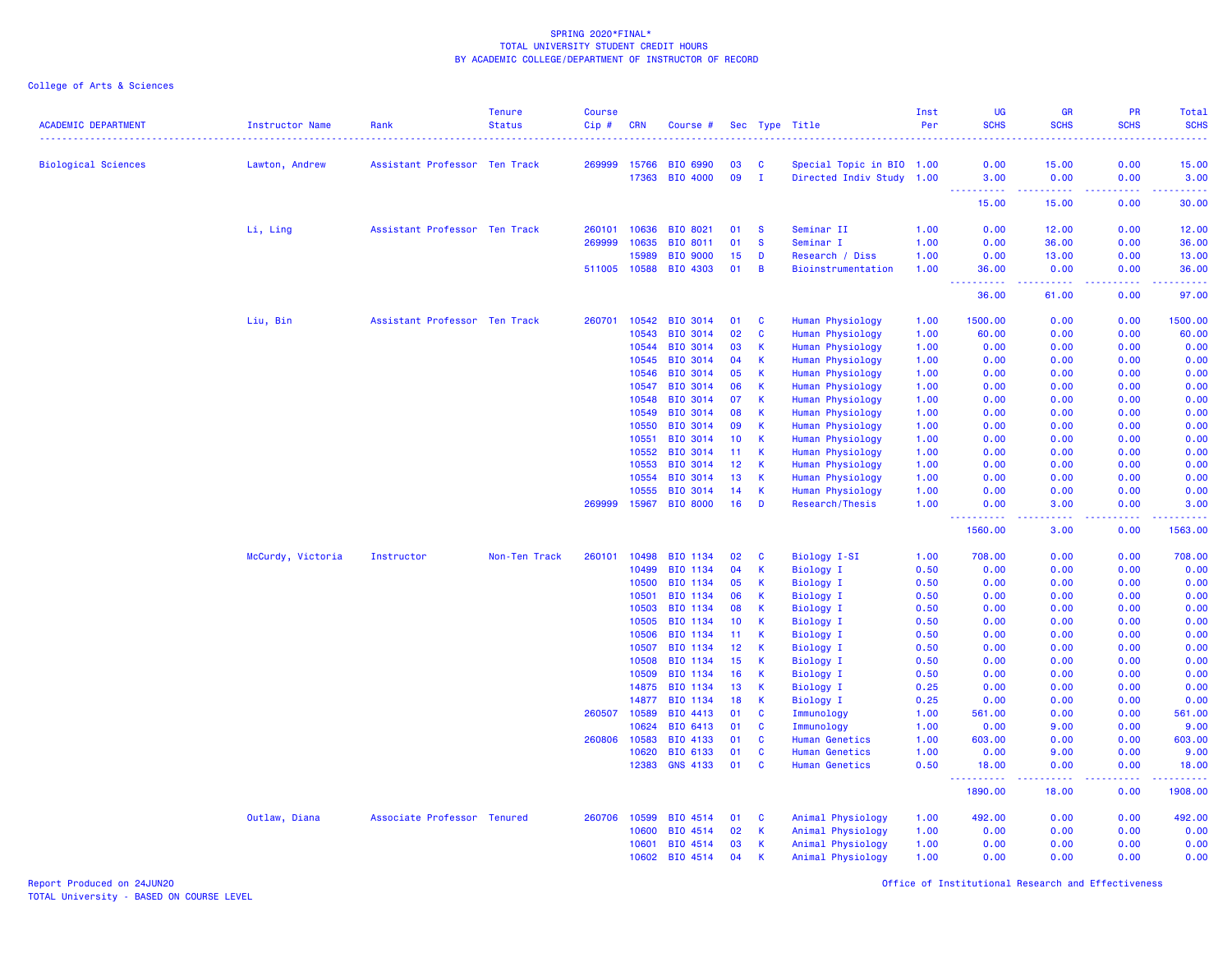SPRING 2020*FINAL*
TOTAL UNIVERSITY STUDENT CREDIT HOURS
BY ACADEMIC COLLEGE/DEPARTMENT OF INSTRUCTOR OF RECORD

College of Arts & Sciences

| ACADEMIC DEPARTMENT | Instructor Name | Rank | Tenure Status | Course Cip # | CRN | Course # | Sec | Type | Title | Inst Per | UG SCHS | GR SCHS | PR SCHS | Total SCHS |
|---|---|---|---|---|---|---|---|---|---|---|---|---|---|---|
| Biological Sciences | Lawton, Andrew | Assistant Professor | Ten Track | 269999 | 15766 | BIO 6990 | 03 | C | Special Topic in BIO | 1.00 | 0.00 | 15.00 | 0.00 | 15.00 |
| | | | | | 17363 | BIO 4000 | 09 | I | Directed Indiv Study | 1.00 | 3.00 | 0.00 | 0.00 | 3.00 |
| | | | | | | | | | | | 15.00 | 15.00 | 0.00 | 30.00 |
| | Li, Ling | Assistant Professor | Ten Track | 260101 | 10636 | BIO 8021 | 01 | S | Seminar II | 1.00 | 0.00 | 12.00 | 0.00 | 12.00 |
| | | | | 269999 | 10635 | BIO 8011 | 01 | S | Seminar I | 1.00 | 0.00 | 36.00 | 0.00 | 36.00 |
| | | | | | 15989 | BIO 9000 | 15 | D | Research / Diss | 1.00 | 0.00 | 13.00 | 0.00 | 13.00 |
| | | | | 511005 | 10588 | BIO 4303 | 01 | B | Bioinstrumentation | 1.00 | 36.00 | 0.00 | 0.00 | 36.00 |
| | | | | | | | | | | | 36.00 | 61.00 | 0.00 | 97.00 |
| | Liu, Bin | Assistant Professor | Ten Track | 260701 | 10542 | BIO 3014 | 01 | C | Human Physiology | 1.00 | 1500.00 | 0.00 | 0.00 | 1500.00 |
| | | | | | 10543 | BIO 3014 | 02 | C | Human Physiology | 1.00 | 60.00 | 0.00 | 0.00 | 60.00 |
| | | | | | 10544 | BIO 3014 | 03 | K | Human Physiology | 1.00 | 0.00 | 0.00 | 0.00 | 0.00 |
| | | | | | 10545 | BIO 3014 | 04 | K | Human Physiology | 1.00 | 0.00 | 0.00 | 0.00 | 0.00 |
| | | | | | 10546 | BIO 3014 | 05 | K | Human Physiology | 1.00 | 0.00 | 0.00 | 0.00 | 0.00 |
| | | | | | 10547 | BIO 3014 | 06 | K | Human Physiology | 1.00 | 0.00 | 0.00 | 0.00 | 0.00 |
| | | | | | 10548 | BIO 3014 | 07 | K | Human Physiology | 1.00 | 0.00 | 0.00 | 0.00 | 0.00 |
| | | | | | 10549 | BIO 3014 | 08 | K | Human Physiology | 1.00 | 0.00 | 0.00 | 0.00 | 0.00 |
| | | | | | 10550 | BIO 3014 | 09 | K | Human Physiology | 1.00 | 0.00 | 0.00 | 0.00 | 0.00 |
| | | | | | 10551 | BIO 3014 | 10 | K | Human Physiology | 1.00 | 0.00 | 0.00 | 0.00 | 0.00 |
| | | | | | 10552 | BIO 3014 | 11 | K | Human Physiology | 1.00 | 0.00 | 0.00 | 0.00 | 0.00 |
| | | | | | 10553 | BIO 3014 | 12 | K | Human Physiology | 1.00 | 0.00 | 0.00 | 0.00 | 0.00 |
| | | | | | 10554 | BIO 3014 | 13 | K | Human Physiology | 1.00 | 0.00 | 0.00 | 0.00 | 0.00 |
| | | | | | 10555 | BIO 3014 | 14 | K | Human Physiology | 1.00 | 0.00 | 0.00 | 0.00 | 0.00 |
| | | | | 269999 | 15967 | BIO 8000 | 16 | D | Research/Thesis | 1.00 | 0.00 | 3.00 | 0.00 | 3.00 |
| | | | | | | | | | | | 1560.00 | 3.00 | 0.00 | 1563.00 |
| | McCurdy, Victoria | Instructor | Non-Ten Track | 260101 | 10498 | BIO 1134 | 02 | C | Biology I-SI | 1.00 | 708.00 | 0.00 | 0.00 | 708.00 |
| | | | | | 10499 | BIO 1134 | 04 | K | Biology I | 0.50 | 0.00 | 0.00 | 0.00 | 0.00 |
| | | | | | 10500 | BIO 1134 | 05 | K | Biology I | 0.50 | 0.00 | 0.00 | 0.00 | 0.00 |
| | | | | | 10501 | BIO 1134 | 06 | K | Biology I | 0.50 | 0.00 | 0.00 | 0.00 | 0.00 |
| | | | | | 10503 | BIO 1134 | 08 | K | Biology I | 0.50 | 0.00 | 0.00 | 0.00 | 0.00 |
| | | | | | 10505 | BIO 1134 | 10 | K | Biology I | 0.50 | 0.00 | 0.00 | 0.00 | 0.00 |
| | | | | | 10506 | BIO 1134 | 11 | K | Biology I | 0.50 | 0.00 | 0.00 | 0.00 | 0.00 |
| | | | | | 10507 | BIO 1134 | 12 | K | Biology I | 0.50 | 0.00 | 0.00 | 0.00 | 0.00 |
| | | | | | 10508 | BIO 1134 | 15 | K | Biology I | 0.50 | 0.00 | 0.00 | 0.00 | 0.00 |
| | | | | | 10509 | BIO 1134 | 16 | K | Biology I | 0.50 | 0.00 | 0.00 | 0.00 | 0.00 |
| | | | | | 14875 | BIO 1134 | 13 | K | Biology I | 0.25 | 0.00 | 0.00 | 0.00 | 0.00 |
| | | | | | 14877 | BIO 1134 | 18 | K | Biology I | 0.25 | 0.00 | 0.00 | 0.00 | 0.00 |
| | | | | 260507 | 10589 | BIO 4413 | 01 | C | Immunology | 1.00 | 561.00 | 0.00 | 0.00 | 561.00 |
| | | | | | 10624 | BIO 6413 | 01 | C | Immunology | 1.00 | 0.00 | 9.00 | 0.00 | 9.00 |
| | | | | 260806 | 10583 | BIO 4133 | 01 | C | Human Genetics | 1.00 | 603.00 | 0.00 | 0.00 | 603.00 |
| | | | | | 10620 | BIO 6133 | 01 | C | Human Genetics | 1.00 | 0.00 | 9.00 | 0.00 | 9.00 |
| | | | | | 12383 | GNS 4133 | 01 | C | Human Genetics | 0.50 | 18.00 | 0.00 | 0.00 | 18.00 |
| | | | | | | | | | | | 1890.00 | 18.00 | 0.00 | 1908.00 |
| | Outlaw, Diana | Associate Professor | Tenured | 260706 | 10599 | BIO 4514 | 01 | C | Animal Physiology | 1.00 | 492.00 | 0.00 | 0.00 | 492.00 |
| | | | | | 10600 | BIO 4514 | 02 | K | Animal Physiology | 1.00 | 0.00 | 0.00 | 0.00 | 0.00 |
| | | | | | 10601 | BIO 4514 | 03 | K | Animal Physiology | 1.00 | 0.00 | 0.00 | 0.00 | 0.00 |
| | | | | | 10602 | BIO 4514 | 04 | K | Animal Physiology | 1.00 | 0.00 | 0.00 | 0.00 | 0.00 |

Report Produced on 24JUN20
TOTAL University - BASED ON COURSE LEVEL

Office of Institutional Research and Effectiveness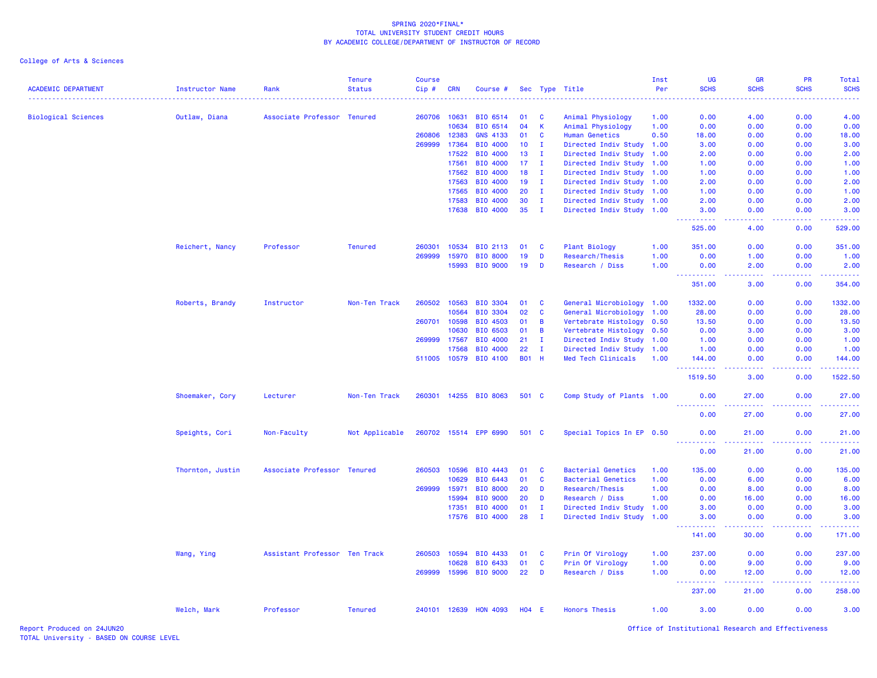SPRING 2020*FINAL*
TOTAL UNIVERSITY STUDENT CREDIT HOURS
BY ACADEMIC COLLEGE/DEPARTMENT OF INSTRUCTOR OF RECORD

College of Arts & Sciences

| ACADEMIC DEPARTMENT | Instructor Name | Rank | Tenure Status | Course Cip # | CRN | Course # | Sec | Type | Title | Inst Per | UG SCHS | GR SCHS | PR SCHS | Total SCHS |
|---|---|---|---|---|---|---|---|---|---|---|---|---|---|---|
| Biological Sciences | Outlaw, Diana | Associate Professor | Tenured | 260706 | 10631 | BIO 6514 | 01 | C | Animal Physiology | 1.00 | 0.00 | 4.00 | 0.00 | 4.00 |
| | | | | | 10634 | BIO 6514 | 04 | K | Animal Physiology | 1.00 | 0.00 | 0.00 | 0.00 | 0.00 |
| | | | | 260806 | 12383 | GNS 4133 | 01 | C | Human Genetics | 0.50 | 18.00 | 0.00 | 0.00 | 18.00 |
| | | | | 269999 | 17364 | BIO 4000 | 10 | I | Directed Indiv Study | 1.00 | 3.00 | 0.00 | 0.00 | 3.00 |
| | | | | | 17522 | BIO 4000 | 13 | I | Directed Indiv Study | 1.00 | 2.00 | 0.00 | 0.00 | 2.00 |
| | | | | | 17561 | BIO 4000 | 17 | I | Directed Indiv Study | 1.00 | 1.00 | 0.00 | 0.00 | 1.00 |
| | | | | | 17562 | BIO 4000 | 18 | I | Directed Indiv Study | 1.00 | 1.00 | 0.00 | 0.00 | 1.00 |
| | | | | | 17563 | BIO 4000 | 19 | I | Directed Indiv Study | 1.00 | 2.00 | 0.00 | 0.00 | 2.00 |
| | | | | | 17565 | BIO 4000 | 20 | I | Directed Indiv Study | 1.00 | 1.00 | 0.00 | 0.00 | 1.00 |
| | | | | | 17583 | BIO 4000 | 30 | I | Directed Indiv Study | 1.00 | 2.00 | 0.00 | 0.00 | 2.00 |
| | | | | | 17638 | BIO 4000 | 35 | I | Directed Indiv Study | 1.00 | 3.00 | 0.00 | 0.00 | 3.00 |
| | | | | | | | | | | | 525.00 | 4.00 | 0.00 | 529.00 |
| | Reichert, Nancy | Professor | Tenured | 260301 | 10534 | BIO 2113 | 01 | C | Plant Biology | 1.00 | 351.00 | 0.00 | 0.00 | 351.00 |
| | | | | 269999 | 15970 | BIO 8000 | 19 | D | Research/Thesis | 1.00 | 0.00 | 1.00 | 0.00 | 1.00 |
| | | | | | 15993 | BIO 9000 | 19 | D | Research / Diss | 1.00 | 0.00 | 2.00 | 0.00 | 2.00 |
| | | | | | | | | | | | 351.00 | 3.00 | 0.00 | 354.00 |
| | Roberts, Brandy | Instructor | Non-Ten Track | 260502 | 10563 | BIO 3304 | 01 | C | General Microbiology | 1.00 | 1332.00 | 0.00 | 0.00 | 1332.00 |
| | | | | | 10564 | BIO 3304 | 02 | C | General Microbiology | 1.00 | 28.00 | 0.00 | 0.00 | 28.00 |
| | | | | 260701 | 10598 | BIO 4503 | 01 | B | Vertebrate Histology | 0.50 | 13.50 | 0.00 | 0.00 | 13.50 |
| | | | | | 10630 | BIO 6503 | 01 | B | Vertebrate Histology | 0.50 | 0.00 | 3.00 | 0.00 | 3.00 |
| | | | | 269999 | 17567 | BIO 4000 | 21 | I | Directed Indiv Study | 1.00 | 1.00 | 0.00 | 0.00 | 1.00 |
| | | | | | 17568 | BIO 4000 | 22 | I | Directed Indiv Study | 1.00 | 1.00 | 0.00 | 0.00 | 1.00 |
| | | | | 511005 | 10579 | BIO 4100 | B01 | H | Med Tech Clinicals | 1.00 | 144.00 | 0.00 | 0.00 | 144.00 |
| | | | | | | | | | | | 1519.50 | 3.00 | 0.00 | 1522.50 |
| | Shoemaker, Cory | Lecturer | Non-Ten Track | 260301 | 14255 | BIO 8063 | 501 | C | Comp Study of Plants | 1.00 | 0.00 | 27.00 | 0.00 | 27.00 |
| | | | | | | | | | | | 0.00 | 27.00 | 0.00 | 27.00 |
| | Speights, Cori | Non-Faculty | Not Applicable | 260702 | 15514 | EPP 6990 | 501 | C | Special Topics In EP | 0.50 | 0.00 | 21.00 | 0.00 | 21.00 |
| | | | | | | | | | | | 0.00 | 21.00 | 0.00 | 21.00 |
| | Thornton, Justin | Associate Professor | Tenured | 260503 | 10596 | BIO 4443 | 01 | C | Bacterial Genetics | 1.00 | 135.00 | 0.00 | 0.00 | 135.00 |
| | | | | | 10629 | BIO 6443 | 01 | C | Bacterial Genetics | 1.00 | 0.00 | 6.00 | 0.00 | 6.00 |
| | | | | 269999 | 15971 | BIO 8000 | 20 | D | Research/Thesis | 1.00 | 0.00 | 8.00 | 0.00 | 8.00 |
| | | | | | 15994 | BIO 9000 | 20 | D | Research / Diss | 1.00 | 0.00 | 16.00 | 0.00 | 16.00 |
| | | | | | 17351 | BIO 4000 | 01 | I | Directed Indiv Study | 1.00 | 3.00 | 0.00 | 0.00 | 3.00 |
| | | | | | 17576 | BIO 4000 | 28 | I | Directed Indiv Study | 1.00 | 3.00 | 0.00 | 0.00 | 3.00 |
| | | | | | | | | | | | 141.00 | 30.00 | 0.00 | 171.00 |
| | Wang, Ying | Assistant Professor | Ten Track | 260503 | 10594 | BIO 4433 | 01 | C | Prin Of Virology | 1.00 | 237.00 | 0.00 | 0.00 | 237.00 |
| | | | | | 10628 | BIO 6433 | 01 | C | Prin Of Virology | 1.00 | 0.00 | 9.00 | 0.00 | 9.00 |
| | | | | 269999 | 15996 | BIO 9000 | 22 | D | Research / Diss | 1.00 | 0.00 | 12.00 | 0.00 | 12.00 |
| | | | | | | | | | | | 237.00 | 21.00 | 0.00 | 258.00 |
| | Welch, Mark | Professor | Tenured | 240101 | 12639 | HON 4093 | H04 | E | Honors Thesis | 1.00 | 3.00 | 0.00 | 0.00 | 3.00 |

Report Produced on 24JUN20
TOTAL University - BASED ON COURSE LEVEL
Office of Institutional Research and Effectiveness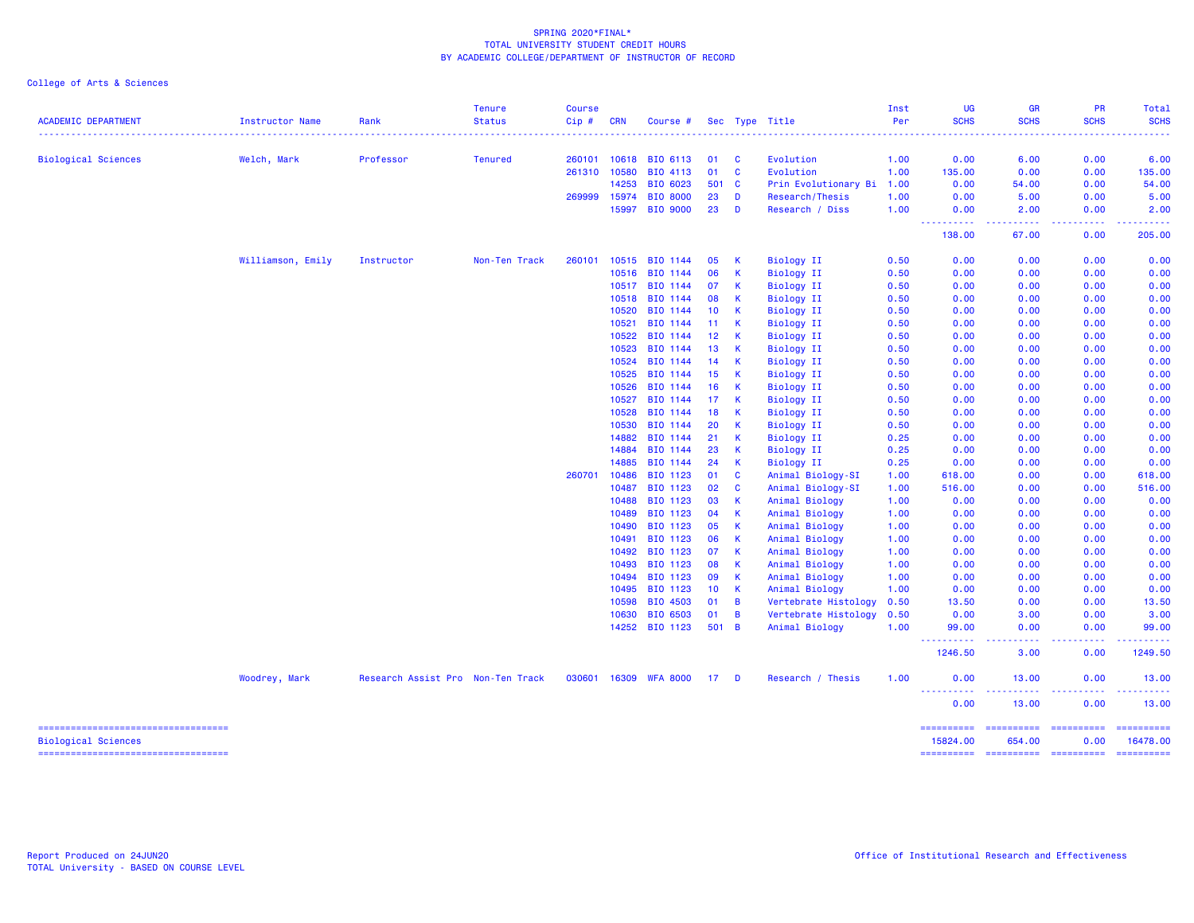SPRING 2020*FINAL*
TOTAL UNIVERSITY STUDENT CREDIT HOURS
BY ACADEMIC COLLEGE/DEPARTMENT OF INSTRUCTOR OF RECORD

College of Arts & Sciences

| ACADEMIC DEPARTMENT | Instructor Name | Rank | Tenure Status | Course Cip # | CRN | Course # | Sec | Type | Title | Inst Per | UG SCHS | GR SCHS | PR SCHS | Total SCHS |
|---|---|---|---|---|---|---|---|---|---|---|---|---|---|---|
| Biological Sciences | Welch, Mark | Professor | Tenured | 260101 | 10618 | BIO 6113 | 01 | C | Evolution | 1.00 | 0.00 | 6.00 | 0.00 | 6.00 |
| | | | | 261310 | 10580 | BIO 4113 | 01 | C | Evolution | 1.00 | 135.00 | 0.00 | 0.00 | 135.00 |
| | | | | | 14253 | BIO 6023 | 501 | C | Prin Evolutionary Bi | 1.00 | 0.00 | 54.00 | 0.00 | 54.00 |
| | | | | 269999 | 15974 | BIO 8000 | 23 | D | Research/Thesis | 1.00 | 0.00 | 5.00 | 0.00 | 5.00 |
| | | | | | 15997 | BIO 9000 | 23 | D | Research / Diss | 1.00 | 0.00 | 2.00 | 0.00 | 2.00 |
| | | | | | | | | | | | 138.00 | 67.00 | 0.00 | 205.00 |
| | Williamson, Emily | Instructor | Non-Ten Track | 260101 | 10515 | BIO 1144 | 05 | K | Biology II | 0.50 | 0.00 | 0.00 | 0.00 | 0.00 |
| | | | | | 10516 | BIO 1144 | 06 | K | Biology II | 0.50 | 0.00 | 0.00 | 0.00 | 0.00 |
| | | | | | 10517 | BIO 1144 | 07 | K | Biology II | 0.50 | 0.00 | 0.00 | 0.00 | 0.00 |
| | | | | | 10518 | BIO 1144 | 08 | K | Biology II | 0.50 | 0.00 | 0.00 | 0.00 | 0.00 |
| | | | | | 10520 | BIO 1144 | 10 | K | Biology II | 0.50 | 0.00 | 0.00 | 0.00 | 0.00 |
| | | | | | 10521 | BIO 1144 | 11 | K | Biology II | 0.50 | 0.00 | 0.00 | 0.00 | 0.00 |
| | | | | | 10522 | BIO 1144 | 12 | K | Biology II | 0.50 | 0.00 | 0.00 | 0.00 | 0.00 |
| | | | | | 10523 | BIO 1144 | 13 | K | Biology II | 0.50 | 0.00 | 0.00 | 0.00 | 0.00 |
| | | | | | 10524 | BIO 1144 | 14 | K | Biology II | 0.50 | 0.00 | 0.00 | 0.00 | 0.00 |
| | | | | | 10525 | BIO 1144 | 15 | K | Biology II | 0.50 | 0.00 | 0.00 | 0.00 | 0.00 |
| | | | | | 10526 | BIO 1144 | 16 | K | Biology II | 0.50 | 0.00 | 0.00 | 0.00 | 0.00 |
| | | | | | 10527 | BIO 1144 | 17 | K | Biology II | 0.50 | 0.00 | 0.00 | 0.00 | 0.00 |
| | | | | | 10528 | BIO 1144 | 18 | K | Biology II | 0.50 | 0.00 | 0.00 | 0.00 | 0.00 |
| | | | | | 10530 | BIO 1144 | 20 | K | Biology II | 0.50 | 0.00 | 0.00 | 0.00 | 0.00 |
| | | | | | 14882 | BIO 1144 | 21 | K | Biology II | 0.25 | 0.00 | 0.00 | 0.00 | 0.00 |
| | | | | | 14884 | BIO 1144 | 23 | K | Biology II | 0.25 | 0.00 | 0.00 | 0.00 | 0.00 |
| | | | | | 14885 | BIO 1144 | 24 | K | Biology II | 0.25 | 0.00 | 0.00 | 0.00 | 0.00 |
| | | | | 260701 | 10486 | BIO 1123 | 01 | C | Animal Biology-SI | 1.00 | 618.00 | 0.00 | 0.00 | 618.00 |
| | | | | | 10487 | BIO 1123 | 02 | C | Animal Biology-SI | 1.00 | 516.00 | 0.00 | 0.00 | 516.00 |
| | | | | | 10488 | BIO 1123 | 03 | K | Animal Biology | 1.00 | 0.00 | 0.00 | 0.00 | 0.00 |
| | | | | | 10489 | BIO 1123 | 04 | K | Animal Biology | 1.00 | 0.00 | 0.00 | 0.00 | 0.00 |
| | | | | | 10490 | BIO 1123 | 05 | K | Animal Biology | 1.00 | 0.00 | 0.00 | 0.00 | 0.00 |
| | | | | | 10491 | BIO 1123 | 06 | K | Animal Biology | 1.00 | 0.00 | 0.00 | 0.00 | 0.00 |
| | | | | | 10492 | BIO 1123 | 07 | K | Animal Biology | 1.00 | 0.00 | 0.00 | 0.00 | 0.00 |
| | | | | | 10493 | BIO 1123 | 08 | K | Animal Biology | 1.00 | 0.00 | 0.00 | 0.00 | 0.00 |
| | | | | | 10494 | BIO 1123 | 09 | K | Animal Biology | 1.00 | 0.00 | 0.00 | 0.00 | 0.00 |
| | | | | | 10495 | BIO 1123 | 10 | K | Animal Biology | 1.00 | 0.00 | 0.00 | 0.00 | 0.00 |
| | | | | | 10598 | BIO 4503 | 01 | B | Vertebrate Histology | 0.50 | 13.50 | 0.00 | 0.00 | 13.50 |
| | | | | | 10630 | BIO 6503 | 01 | B | Vertebrate Histology | 0.50 | 0.00 | 3.00 | 0.00 | 3.00 |
| | | | | | 14252 | BIO 1123 | 501 | B | Animal Biology | 1.00 | 99.00 | 0.00 | 0.00 | 99.00 |
| | | | | | | | | | | | 1246.50 | 3.00 | 0.00 | 1249.50 |
| | Woodrey, Mark | Research Assist Pro | Non-Ten Track | 030601 | 16309 | WFA 8000 | 17 | D | Research / Thesis | 1.00 | 0.00 | 13.00 | 0.00 | 13.00 |
| | | | | | | | | | | | 0.00 | 13.00 | 0.00 | 13.00 |
| Biological Sciences | | | | | | | | | | | 15824.00 | 654.00 | 0.00 | 16478.00 |

Report Produced on 24JUN20
TOTAL University - BASED ON COURSE LEVEL

Office of Institutional Research and Effectiveness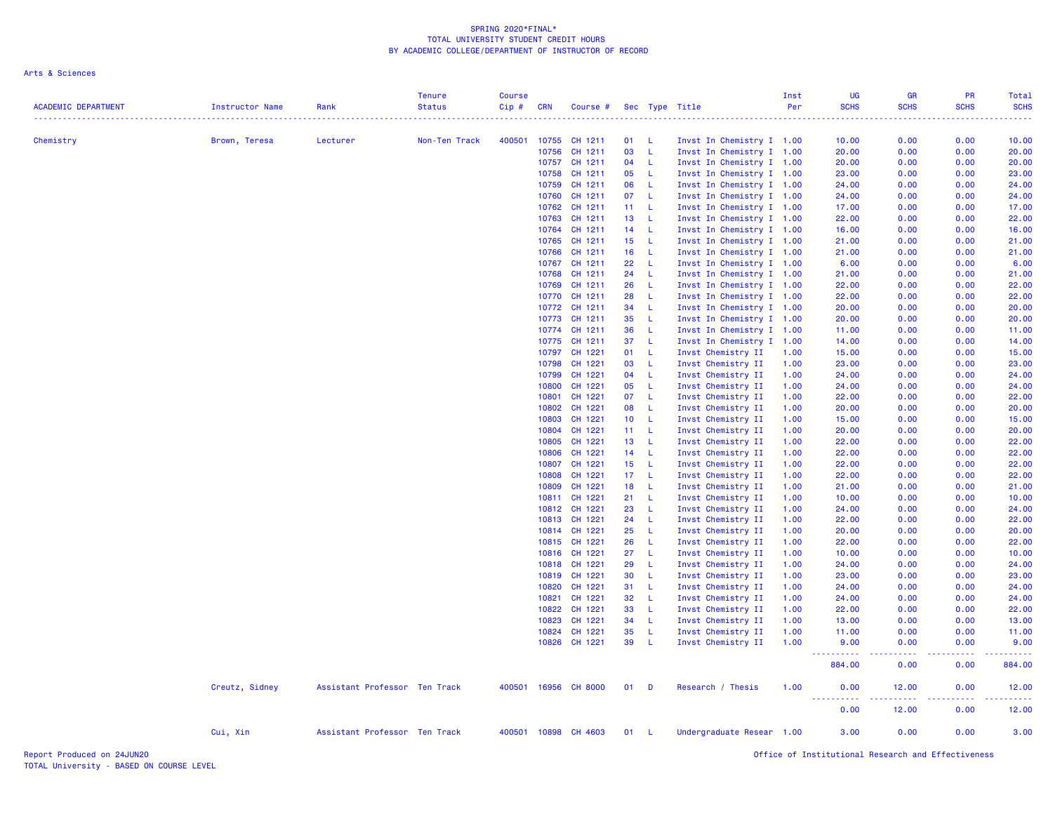SPRING 2020*FINAL*
TOTAL UNIVERSITY STUDENT CREDIT HOURS
BY ACADEMIC COLLEGE/DEPARTMENT OF INSTRUCTOR OF RECORD

Arts & Sciences

| ACADEMIC DEPARTMENT | Instructor Name | Rank | Tenure Status | Course Cip # | CRN | Course # | Sec | Type | Title | Inst Per | UG SCHS | GR SCHS | PR SCHS | Total SCHS |
|---|---|---|---|---|---|---|---|---|---|---|---|---|---|---|
| Chemistry | Brown, Teresa | Lecturer | Non-Ten Track | 400501 | 10755 | CH 1211 | 01 | L | Invst In Chemistry I | 1.00 | 10.00 | 0.00 | 0.00 | 10.00 |
| | | | | | 10756 | CH 1211 | 03 | L | Invst In Chemistry I | 1.00 | 20.00 | 0.00 | 0.00 | 20.00 |
| | | | | | 10757 | CH 1211 | 04 | L | Invst In Chemistry I | 1.00 | 20.00 | 0.00 | 0.00 | 20.00 |
| | | | | | 10758 | CH 1211 | 05 | L | Invst In Chemistry I | 1.00 | 23.00 | 0.00 | 0.00 | 23.00 |
| | | | | | 10759 | CH 1211 | 06 | L | Invst In Chemistry I | 1.00 | 24.00 | 0.00 | 0.00 | 24.00 |
| | | | | | 10760 | CH 1211 | 07 | L | Invst In Chemistry I | 1.00 | 24.00 | 0.00 | 0.00 | 24.00 |
| | | | | | 10762 | CH 1211 | 11 | L | Invst In Chemistry I | 1.00 | 17.00 | 0.00 | 0.00 | 17.00 |
| | | | | | 10763 | CH 1211 | 13 | L | Invst In Chemistry I | 1.00 | 22.00 | 0.00 | 0.00 | 22.00 |
| | | | | | 10764 | CH 1211 | 14 | L | Invst In Chemistry I | 1.00 | 16.00 | 0.00 | 0.00 | 16.00 |
| | | | | | 10765 | CH 1211 | 15 | L | Invst In Chemistry I | 1.00 | 21.00 | 0.00 | 0.00 | 21.00 |
| | | | | | 10766 | CH 1211 | 16 | L | Invst In Chemistry I | 1.00 | 21.00 | 0.00 | 0.00 | 21.00 |
| | | | | | 10767 | CH 1211 | 22 | L | Invst In Chemistry I | 1.00 | 6.00 | 0.00 | 0.00 | 6.00 |
| | | | | | 10768 | CH 1211 | 24 | L | Invst In Chemistry I | 1.00 | 21.00 | 0.00 | 0.00 | 21.00 |
| | | | | | 10769 | CH 1211 | 26 | L | Invst In Chemistry I | 1.00 | 22.00 | 0.00 | 0.00 | 22.00 |
| | | | | | 10770 | CH 1211 | 28 | L | Invst In Chemistry I | 1.00 | 22.00 | 0.00 | 0.00 | 22.00 |
| | | | | | 10772 | CH 1211 | 34 | L | Invst In Chemistry I | 1.00 | 20.00 | 0.00 | 0.00 | 20.00 |
| | | | | | 10773 | CH 1211 | 35 | L | Invst In Chemistry I | 1.00 | 20.00 | 0.00 | 0.00 | 20.00 |
| | | | | | 10774 | CH 1211 | 36 | L | Invst In Chemistry I | 1.00 | 11.00 | 0.00 | 0.00 | 11.00 |
| | | | | | 10775 | CH 1211 | 37 | L | Invst In Chemistry I | 1.00 | 14.00 | 0.00 | 0.00 | 14.00 |
| | | | | | 10797 | CH 1221 | 01 | L | Invst Chemistry II | 1.00 | 15.00 | 0.00 | 0.00 | 15.00 |
| | | | | | 10798 | CH 1221 | 03 | L | Invst Chemistry II | 1.00 | 23.00 | 0.00 | 0.00 | 23.00 |
| | | | | | 10799 | CH 1221 | 04 | L | Invst Chemistry II | 1.00 | 24.00 | 0.00 | 0.00 | 24.00 |
| | | | | | 10800 | CH 1221 | 05 | L | Invst Chemistry II | 1.00 | 24.00 | 0.00 | 0.00 | 24.00 |
| | | | | | 10801 | CH 1221 | 07 | L | Invst Chemistry II | 1.00 | 22.00 | 0.00 | 0.00 | 22.00 |
| | | | | | 10802 | CH 1221 | 08 | L | Invst Chemistry II | 1.00 | 20.00 | 0.00 | 0.00 | 20.00 |
| | | | | | 10803 | CH 1221 | 10 | L | Invst Chemistry II | 1.00 | 15.00 | 0.00 | 0.00 | 15.00 |
| | | | | | 10804 | CH 1221 | 11 | L | Invst Chemistry II | 1.00 | 20.00 | 0.00 | 0.00 | 20.00 |
| | | | | | 10805 | CH 1221 | 13 | L | Invst Chemistry II | 1.00 | 22.00 | 0.00 | 0.00 | 22.00 |
| | | | | | 10806 | CH 1221 | 14 | L | Invst Chemistry II | 1.00 | 22.00 | 0.00 | 0.00 | 22.00 |
| | | | | | 10807 | CH 1221 | 15 | L | Invst Chemistry II | 1.00 | 22.00 | 0.00 | 0.00 | 22.00 |
| | | | | | 10808 | CH 1221 | 17 | L | Invst Chemistry II | 1.00 | 22.00 | 0.00 | 0.00 | 22.00 |
| | | | | | 10809 | CH 1221 | 18 | L | Invst Chemistry II | 1.00 | 21.00 | 0.00 | 0.00 | 21.00 |
| | | | | | 10811 | CH 1221 | 21 | L | Invst Chemistry II | 1.00 | 10.00 | 0.00 | 0.00 | 10.00 |
| | | | | | 10812 | CH 1221 | 23 | L | Invst Chemistry II | 1.00 | 24.00 | 0.00 | 0.00 | 24.00 |
| | | | | | 10813 | CH 1221 | 24 | L | Invst Chemistry II | 1.00 | 22.00 | 0.00 | 0.00 | 22.00 |
| | | | | | 10814 | CH 1221 | 25 | L | Invst Chemistry II | 1.00 | 20.00 | 0.00 | 0.00 | 20.00 |
| | | | | | 10815 | CH 1221 | 26 | L | Invst Chemistry II | 1.00 | 22.00 | 0.00 | 0.00 | 22.00 |
| | | | | | 10816 | CH 1221 | 27 | L | Invst Chemistry II | 1.00 | 10.00 | 0.00 | 0.00 | 10.00 |
| | | | | | 10818 | CH 1221 | 29 | L | Invst Chemistry II | 1.00 | 24.00 | 0.00 | 0.00 | 24.00 |
| | | | | | 10819 | CH 1221 | 30 | L | Invst Chemistry II | 1.00 | 23.00 | 0.00 | 0.00 | 23.00 |
| | | | | | 10820 | CH 1221 | 31 | L | Invst Chemistry II | 1.00 | 24.00 | 0.00 | 0.00 | 24.00 |
| | | | | | 10821 | CH 1221 | 32 | L | Invst Chemistry II | 1.00 | 24.00 | 0.00 | 0.00 | 24.00 |
| | | | | | 10822 | CH 1221 | 33 | L | Invst Chemistry II | 1.00 | 22.00 | 0.00 | 0.00 | 22.00 |
| | | | | | 10823 | CH 1221 | 34 | L | Invst Chemistry II | 1.00 | 13.00 | 0.00 | 0.00 | 13.00 |
| | | | | | 10824 | CH 1221 | 35 | L | Invst Chemistry II | 1.00 | 11.00 | 0.00 | 0.00 | 11.00 |
| | | | | | 10826 | CH 1221 | 39 | L | Invst Chemistry II | 1.00 | 9.00 | 0.00 | 0.00 | 9.00 |
| | | | | | | | | | | | 884.00 | 0.00 | 0.00 | 884.00 |
| | Creutz, Sidney | Assistant Professor | Ten Track | 400501 | 16956 | CH 8000 | 01 | D | Research / Thesis | 1.00 | 0.00 | 12.00 | 0.00 | 12.00 |
| | | | | | | | | | | | 0.00 | 12.00 | 0.00 | 12.00 |
| | Cui, Xin | Assistant Professor | Ten Track | 400501 | 10898 | CH 4603 | 01 | L | Undergraduate Resear | 1.00 | 3.00 | 0.00 | 0.00 | 3.00 |

Report Produced on 24JUN20
TOTAL University - BASED ON COURSE LEVEL

Office of Institutional Research and Effectiveness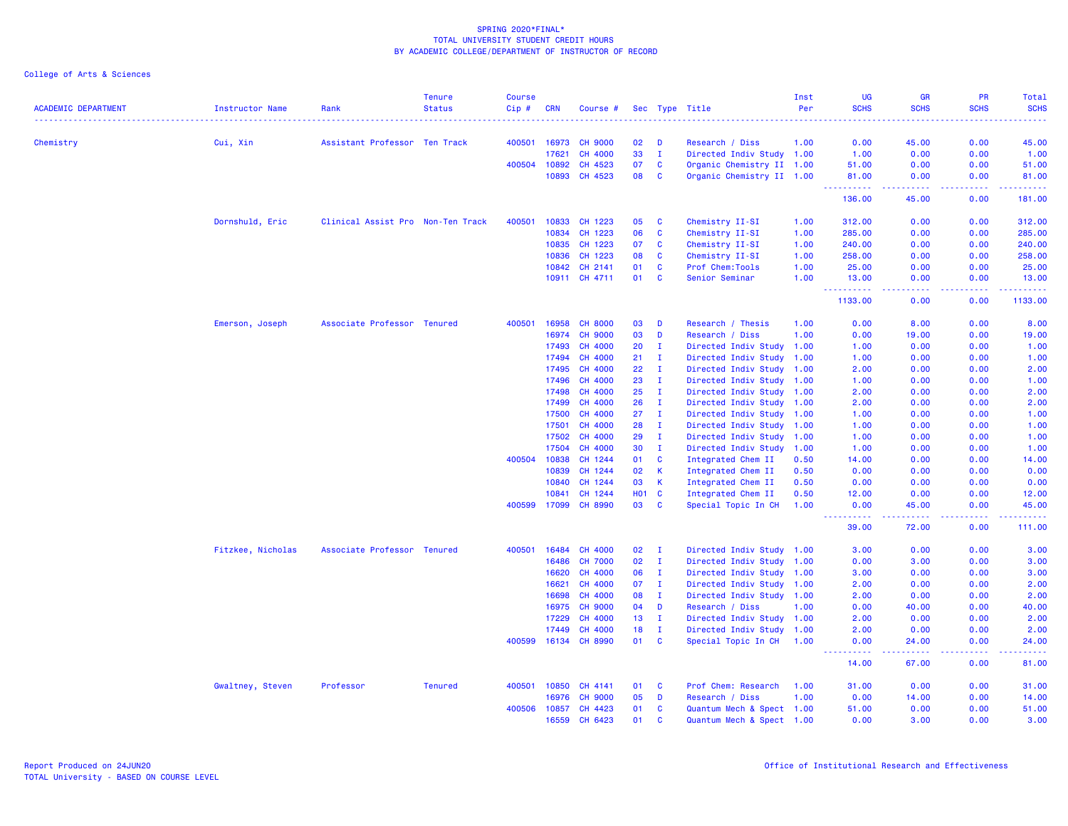SPRING 2020*FINAL*
TOTAL UNIVERSITY STUDENT CREDIT HOURS
BY ACADEMIC COLLEGE/DEPARTMENT OF INSTRUCTOR OF RECORD

College of Arts & Sciences

| ACADEMIC DEPARTMENT | Instructor Name | Rank | Tenure Status | Course Cip # | CRN | Course # | Sec | Type | Title | Inst Per | UG SCHS | GR SCHS | PR SCHS | Total SCHS |
|---|---|---|---|---|---|---|---|---|---|---|---|---|---|---|
| Chemistry | Cui, Xin | Assistant Professor | Ten Track | 400501 | 16973 | CH 9000 | 02 | D | Research / Diss | 1.00 | 0.00 | 45.00 | 0.00 | 45.00 |
| | | | | | 17621 | CH 4000 | 33 | I | Directed Indiv Study | 1.00 | 1.00 | 0.00 | 0.00 | 1.00 |
| | | | | 400504 | 10892 | CH 4523 | 07 | C | Organic Chemistry II | 1.00 | 51.00 | 0.00 | 0.00 | 51.00 |
| | | | | | 10893 | CH 4523 | 08 | C | Organic Chemistry II | 1.00 | 81.00 | 0.00 | 0.00 | 81.00 |
| | | | | | | | | | | | 136.00 | 45.00 | 0.00 | 181.00 |
| | Dornshuld, Eric | Clinical Assist Pro | Non-Ten Track | 400501 | 10833 | CH 1223 | 05 | C | Chemistry II-SI | 1.00 | 312.00 | 0.00 | 0.00 | 312.00 |
| | | | | | 10834 | CH 1223 | 06 | C | Chemistry II-SI | 1.00 | 285.00 | 0.00 | 0.00 | 285.00 |
| | | | | | 10835 | CH 1223 | 07 | C | Chemistry II-SI | 1.00 | 240.00 | 0.00 | 0.00 | 240.00 |
| | | | | | 10836 | CH 1223 | 08 | C | Chemistry II-SI | 1.00 | 258.00 | 0.00 | 0.00 | 258.00 |
| | | | | | 10842 | CH 2141 | 01 | C | Prof Chem:Tools | 1.00 | 25.00 | 0.00 | 0.00 | 25.00 |
| | | | | | 10911 | CH 4711 | 01 | C | Senior Seminar | 1.00 | 13.00 | 0.00 | 0.00 | 13.00 |
| | | | | | | | | | | | 1133.00 | 0.00 | 0.00 | 1133.00 |
| | Emerson, Joseph | Associate Professor | Tenured | 400501 | 16958 | CH 8000 | 03 | D | Research / Thesis | 1.00 | 0.00 | 8.00 | 0.00 | 8.00 |
| | | | | | 16974 | CH 9000 | 03 | D | Research / Diss | 1.00 | 0.00 | 19.00 | 0.00 | 19.00 |
| | | | | | 17493 | CH 4000 | 20 | I | Directed Indiv Study | 1.00 | 1.00 | 0.00 | 0.00 | 1.00 |
| | | | | | 17494 | CH 4000 | 21 | I | Directed Indiv Study | 1.00 | 1.00 | 0.00 | 0.00 | 1.00 |
| | | | | | 17495 | CH 4000 | 22 | I | Directed Indiv Study | 1.00 | 2.00 | 0.00 | 0.00 | 2.00 |
| | | | | | 17496 | CH 4000 | 23 | I | Directed Indiv Study | 1.00 | 1.00 | 0.00 | 0.00 | 1.00 |
| | | | | | 17498 | CH 4000 | 25 | I | Directed Indiv Study | 1.00 | 2.00 | 0.00 | 0.00 | 2.00 |
| | | | | | 17499 | CH 4000 | 26 | I | Directed Indiv Study | 1.00 | 2.00 | 0.00 | 0.00 | 2.00 |
| | | | | | 17500 | CH 4000 | 27 | I | Directed Indiv Study | 1.00 | 1.00 | 0.00 | 0.00 | 1.00 |
| | | | | | 17501 | CH 4000 | 28 | I | Directed Indiv Study | 1.00 | 1.00 | 0.00 | 0.00 | 1.00 |
| | | | | | 17502 | CH 4000 | 29 | I | Directed Indiv Study | 1.00 | 1.00 | 0.00 | 0.00 | 1.00 |
| | | | | | 17504 | CH 4000 | 30 | I | Directed Indiv Study | 1.00 | 1.00 | 0.00 | 0.00 | 1.00 |
| | | | | 400504 | 10838 | CH 1244 | 01 | C | Integrated Chem II | 0.50 | 14.00 | 0.00 | 0.00 | 14.00 |
| | | | | | 10839 | CH 1244 | 02 | K | Integrated Chem II | 0.50 | 0.00 | 0.00 | 0.00 | 0.00 |
| | | | | | 10840 | CH 1244 | 03 | K | Integrated Chem II | 0.50 | 0.00 | 0.00 | 0.00 | 0.00 |
| | | | | | 10841 | CH 1244 | H01 | C | Integrated Chem II | 0.50 | 12.00 | 0.00 | 0.00 | 12.00 |
| | | | | 400599 | 17099 | CH 8990 | 03 | C | Special Topic In CH | 1.00 | 0.00 | 45.00 | 0.00 | 45.00 |
| | | | | | | | | | | | 39.00 | 72.00 | 0.00 | 111.00 |
| | Fitzkee, Nicholas | Associate Professor | Tenured | 400501 | 16484 | CH 4000 | 02 | I | Directed Indiv Study | 1.00 | 3.00 | 0.00 | 0.00 | 3.00 |
| | | | | | 16486 | CH 7000 | 02 | I | Directed Indiv Study | 1.00 | 0.00 | 3.00 | 0.00 | 3.00 |
| | | | | | 16620 | CH 4000 | 06 | I | Directed Indiv Study | 1.00 | 3.00 | 0.00 | 0.00 | 3.00 |
| | | | | | 16621 | CH 4000 | 07 | I | Directed Indiv Study | 1.00 | 2.00 | 0.00 | 0.00 | 2.00 |
| | | | | | 16698 | CH 4000 | 08 | I | Directed Indiv Study | 1.00 | 2.00 | 0.00 | 0.00 | 2.00 |
| | | | | | 16975 | CH 9000 | 04 | D | Research / Diss | 1.00 | 0.00 | 40.00 | 0.00 | 40.00 |
| | | | | | 17229 | CH 4000 | 13 | I | Directed Indiv Study | 1.00 | 2.00 | 0.00 | 0.00 | 2.00 |
| | | | | | 17449 | CH 4000 | 18 | I | Directed Indiv Study | 1.00 | 2.00 | 0.00 | 0.00 | 2.00 |
| | | | | 400599 | 16134 | CH 8990 | 01 | C | Special Topic In CH | 1.00 | 0.00 | 24.00 | 0.00 | 24.00 |
| | | | | | | | | | | | 14.00 | 67.00 | 0.00 | 81.00 |
| | Gwaltney, Steven | Professor | Tenured | 400501 | 10850 | CH 4141 | 01 | C | Prof Chem: Research | 1.00 | 31.00 | 0.00 | 0.00 | 31.00 |
| | | | | | 16976 | CH 9000 | 05 | D | Research / Diss | 1.00 | 0.00 | 14.00 | 0.00 | 14.00 |
| | | | | 400506 | 10857 | CH 4423 | 01 | C | Quantum Mech & Spect | 1.00 | 51.00 | 0.00 | 0.00 | 51.00 |
| | | | | | 16559 | CH 6423 | 01 | C | Quantum Mech & Spect | 1.00 | 0.00 | 3.00 | 0.00 | 3.00 |

Report Produced on 24JUN20
TOTAL University - BASED ON COURSE LEVEL

Office of Institutional Research and Effectiveness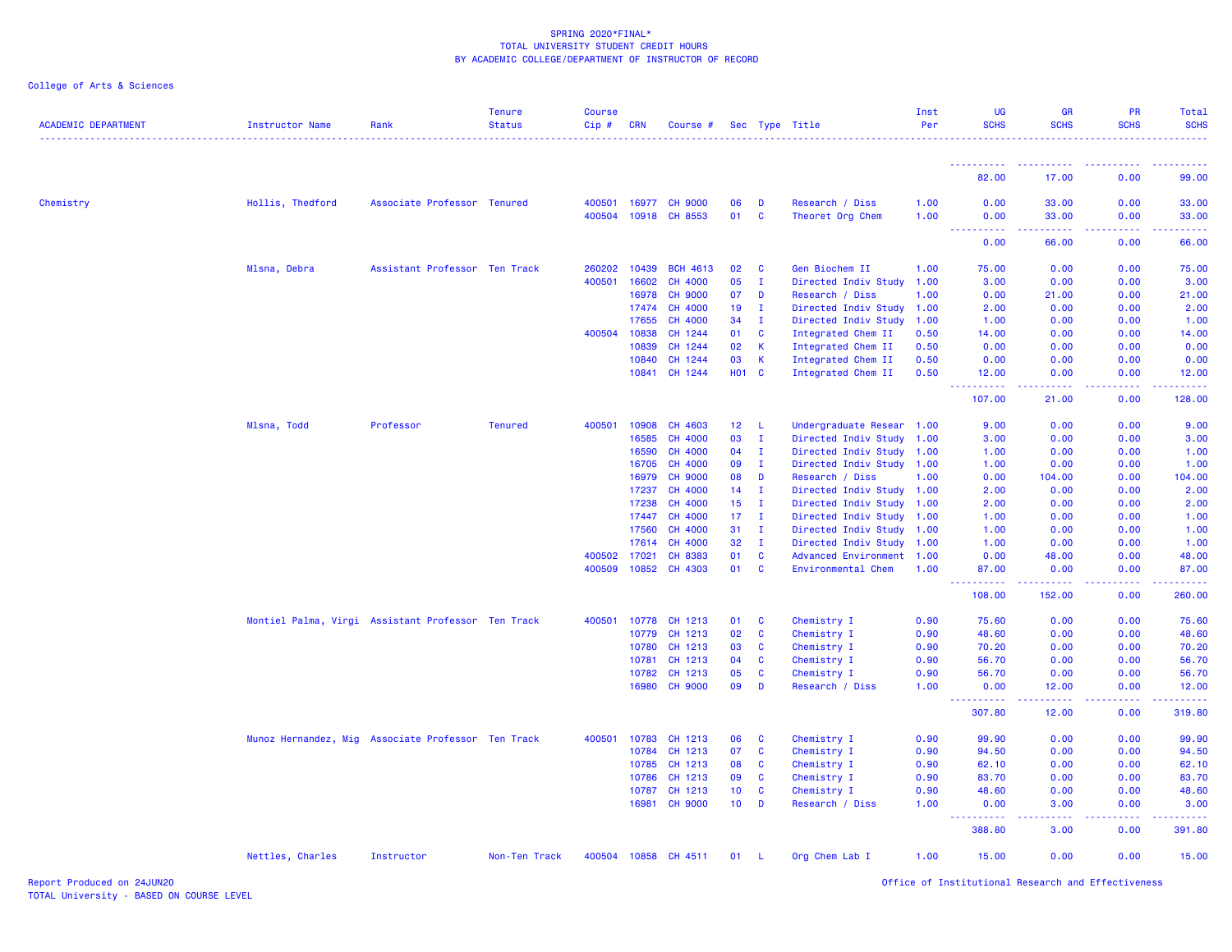SPRING 2020*FINAL*
TOTAL UNIVERSITY STUDENT CREDIT HOURS
BY ACADEMIC COLLEGE/DEPARTMENT OF INSTRUCTOR OF RECORD

College of Arts & Sciences

| ACADEMIC DEPARTMENT | Instructor Name | Rank | Tenure Status | Course Cip # | CRN | Course # | Sec | Type | Title | Inst Per | UG SCHS | GR SCHS | PR SCHS | Total SCHS |
|---|---|---|---|---|---|---|---|---|---|---|---|---|---|---|
| | | | | | | | | | | | 82.00 | 17.00 | 0.00 | 99.00 |
| Chemistry | Hollis, Thedford | Associate Professor | Tenured | 400501 | 16977 | CH 9000 | 06 | D | Research / Diss | 1.00 | 0.00 | 33.00 | 0.00 | 33.00 |
| | | | | 400504 | 10918 | CH 8553 | 01 | C | Theoret Org Chem | 1.00 | 0.00 | 33.00 | 0.00 | 33.00 |
| | | | | | | | | | | | 0.00 | 66.00 | 0.00 | 66.00 |
| | Mlsna, Debra | Assistant Professor | Ten Track | 260202 | 10439 | BCH 4613 | 02 | C | Gen Biochem II | 1.00 | 75.00 | 0.00 | 0.00 | 75.00 |
| | | | | 400501 | 16602 | CH 4000 | 05 | I | Directed Indiv Study | 1.00 | 3.00 | 0.00 | 0.00 | 3.00 |
| | | | | | 16978 | CH 9000 | 07 | D | Research / Diss | 1.00 | 0.00 | 21.00 | 0.00 | 21.00 |
| | | | | | 17474 | CH 4000 | 19 | I | Directed Indiv Study | 1.00 | 2.00 | 0.00 | 0.00 | 2.00 |
| | | | | | 17655 | CH 4000 | 34 | I | Directed Indiv Study | 1.00 | 1.00 | 0.00 | 0.00 | 1.00 |
| | | | | 400504 | 10838 | CH 1244 | 01 | C | Integrated Chem II | 0.50 | 14.00 | 0.00 | 0.00 | 14.00 |
| | | | | | 10839 | CH 1244 | 02 | K | Integrated Chem II | 0.50 | 0.00 | 0.00 | 0.00 | 0.00 |
| | | | | | 10840 | CH 1244 | 03 | K | Integrated Chem II | 0.50 | 0.00 | 0.00 | 0.00 | 0.00 |
| | | | | | 10841 | CH 1244 | H01 | C | Integrated Chem II | 0.50 | 12.00 | 0.00 | 0.00 | 12.00 |
| | | | | | | | | | | | 107.00 | 21.00 | 0.00 | 128.00 |
| | Mlsna, Todd | Professor | Tenured | 400501 | 10908 | CH 4603 | 12 | L | Undergraduate Resear | 1.00 | 9.00 | 0.00 | 0.00 | 9.00 |
| | | | | | 16585 | CH 4000 | 03 | I | Directed Indiv Study | 1.00 | 3.00 | 0.00 | 0.00 | 3.00 |
| | | | | | 16590 | CH 4000 | 04 | I | Directed Indiv Study | 1.00 | 1.00 | 0.00 | 0.00 | 1.00 |
| | | | | | 16705 | CH 4000 | 09 | I | Directed Indiv Study | 1.00 | 1.00 | 0.00 | 0.00 | 1.00 |
| | | | | | 16979 | CH 9000 | 08 | D | Research / Diss | 1.00 | 0.00 | 104.00 | 0.00 | 104.00 |
| | | | | | 17237 | CH 4000 | 14 | I | Directed Indiv Study | 1.00 | 2.00 | 0.00 | 0.00 | 2.00 |
| | | | | | 17238 | CH 4000 | 15 | I | Directed Indiv Study | 1.00 | 2.00 | 0.00 | 0.00 | 2.00 |
| | | | | | 17447 | CH 4000 | 17 | I | Directed Indiv Study | 1.00 | 1.00 | 0.00 | 0.00 | 1.00 |
| | | | | | 17560 | CH 4000 | 31 | I | Directed Indiv Study | 1.00 | 1.00 | 0.00 | 0.00 | 1.00 |
| | | | | | 17614 | CH 4000 | 32 | I | Directed Indiv Study | 1.00 | 1.00 | 0.00 | 0.00 | 1.00 |
| | | | | 400502 | 17021 | CH 8383 | 01 | C | Advanced Environment | 1.00 | 0.00 | 48.00 | 0.00 | 48.00 |
| | | | | 400509 | 10852 | CH 4303 | 01 | C | Environmental Chem | 1.00 | 87.00 | 0.00 | 0.00 | 87.00 |
| | | | | | | | | | | | 108.00 | 152.00 | 0.00 | 260.00 |
| | Montiel Palma, Virgi | Assistant Professor | Ten Track | 400501 | 10778 | CH 1213 | 01 | C | Chemistry I | 0.90 | 75.60 | 0.00 | 0.00 | 75.60 |
| | | | | | 10779 | CH 1213 | 02 | C | Chemistry I | 0.90 | 48.60 | 0.00 | 0.00 | 48.60 |
| | | | | | 10780 | CH 1213 | 03 | C | Chemistry I | 0.90 | 70.20 | 0.00 | 0.00 | 70.20 |
| | | | | | 10781 | CH 1213 | 04 | C | Chemistry I | 0.90 | 56.70 | 0.00 | 0.00 | 56.70 |
| | | | | | 10782 | CH 1213 | 05 | C | Chemistry I | 0.90 | 56.70 | 0.00 | 0.00 | 56.70 |
| | | | | | 16980 | CH 9000 | 09 | D | Research / Diss | 1.00 | 0.00 | 12.00 | 0.00 | 12.00 |
| | | | | | | | | | | | 307.80 | 12.00 | 0.00 | 319.80 |
| | Munoz Hernandez, Mig | Associate Professor | Ten Track | 400501 | 10783 | CH 1213 | 06 | C | Chemistry I | 0.90 | 99.90 | 0.00 | 0.00 | 99.90 |
| | | | | | 10784 | CH 1213 | 07 | C | Chemistry I | 0.90 | 94.50 | 0.00 | 0.00 | 94.50 |
| | | | | | 10785 | CH 1213 | 08 | C | Chemistry I | 0.90 | 62.10 | 0.00 | 0.00 | 62.10 |
| | | | | | 10786 | CH 1213 | 09 | C | Chemistry I | 0.90 | 83.70 | 0.00 | 0.00 | 83.70 |
| | | | | | 10787 | CH 1213 | 10 | C | Chemistry I | 0.90 | 48.60 | 0.00 | 0.00 | 48.60 |
| | | | | | 16981 | CH 9000 | 10 | D | Research / Diss | 1.00 | 0.00 | 3.00 | 0.00 | 3.00 |
| | | | | | | | | | | | 388.80 | 3.00 | 0.00 | 391.80 |
| | Nettles, Charles | Instructor | Non-Ten Track | 400504 | 10858 | CH 4511 | 01 | L | Org Chem Lab I | 1.00 | 15.00 | 0.00 | 0.00 | 15.00 |

Report Produced on 24JUN20
TOTAL University - BASED ON COURSE LEVEL

Office of Institutional Research and Effectiveness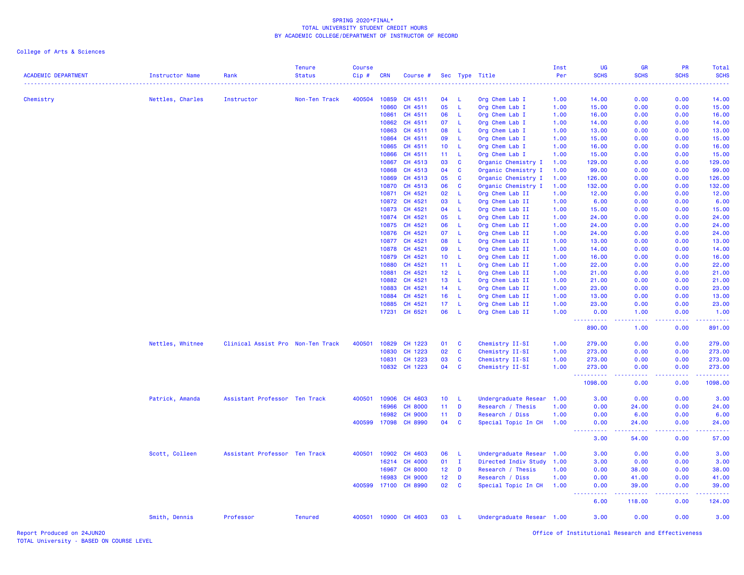SPRING 2020*FINAL*
TOTAL UNIVERSITY STUDENT CREDIT HOURS
BY ACADEMIC COLLEGE/DEPARTMENT OF INSTRUCTOR OF RECORD

College of Arts & Sciences

| ACADEMIC DEPARTMENT | Instructor Name | Rank | Tenure Status | Course Cip # | CRN | Course # | Sec | Type | Title | Inst Per | UG SCHS | GR SCHS | PR SCHS | Total SCHS |
|---|---|---|---|---|---|---|---|---|---|---|---|---|---|---|
| Chemistry | Nettles, Charles | Instructor | Non-Ten Track | 400504 | 10859 | CH 4511 | 04 | L | Org Chem Lab I | 1.00 | 14.00 | 0.00 | 0.00 | 14.00 |
| | | | | | 10860 | CH 4511 | 05 | L | Org Chem Lab I | 1.00 | 15.00 | 0.00 | 0.00 | 15.00 |
| | | | | | 10861 | CH 4511 | 06 | L | Org Chem Lab I | 1.00 | 16.00 | 0.00 | 0.00 | 16.00 |
| | | | | | 10862 | CH 4511 | 07 | L | Org Chem Lab I | 1.00 | 14.00 | 0.00 | 0.00 | 14.00 |
| | | | | | 10863 | CH 4511 | 08 | L | Org Chem Lab I | 1.00 | 13.00 | 0.00 | 0.00 | 13.00 |
| | | | | | 10864 | CH 4511 | 09 | L | Org Chem Lab I | 1.00 | 15.00 | 0.00 | 0.00 | 15.00 |
| | | | | | 10865 | CH 4511 | 10 | L | Org Chem Lab I | 1.00 | 16.00 | 0.00 | 0.00 | 16.00 |
| | | | | | 10866 | CH 4511 | 11 | L | Org Chem Lab I | 1.00 | 15.00 | 0.00 | 0.00 | 15.00 |
| | | | | | 10867 | CH 4513 | 03 | C | Organic Chemistry I | 1.00 | 129.00 | 0.00 | 0.00 | 129.00 |
| | | | | | 10868 | CH 4513 | 04 | C | Organic Chemistry I | 1.00 | 99.00 | 0.00 | 0.00 | 99.00 |
| | | | | | 10869 | CH 4513 | 05 | C | Organic Chemistry I | 1.00 | 126.00 | 0.00 | 0.00 | 126.00 |
| | | | | | 10870 | CH 4513 | 06 | C | Organic Chemistry I | 1.00 | 132.00 | 0.00 | 0.00 | 132.00 |
| | | | | | 10871 | CH 4521 | 02 | L | Org Chem Lab II | 1.00 | 12.00 | 0.00 | 0.00 | 12.00 |
| | | | | | 10872 | CH 4521 | 03 | L | Org Chem Lab II | 1.00 | 6.00 | 0.00 | 0.00 | 6.00 |
| | | | | | 10873 | CH 4521 | 04 | L | Org Chem Lab II | 1.00 | 15.00 | 0.00 | 0.00 | 15.00 |
| | | | | | 10874 | CH 4521 | 05 | L | Org Chem Lab II | 1.00 | 24.00 | 0.00 | 0.00 | 24.00 |
| | | | | | 10875 | CH 4521 | 06 | L | Org Chem Lab II | 1.00 | 24.00 | 0.00 | 0.00 | 24.00 |
| | | | | | 10876 | CH 4521 | 07 | L | Org Chem Lab II | 1.00 | 24.00 | 0.00 | 0.00 | 24.00 |
| | | | | | 10877 | CH 4521 | 08 | L | Org Chem Lab II | 1.00 | 13.00 | 0.00 | 0.00 | 13.00 |
| | | | | | 10878 | CH 4521 | 09 | L | Org Chem Lab II | 1.00 | 14.00 | 0.00 | 0.00 | 14.00 |
| | | | | | 10879 | CH 4521 | 10 | L | Org Chem Lab II | 1.00 | 16.00 | 0.00 | 0.00 | 16.00 |
| | | | | | 10880 | CH 4521 | 11 | L | Org Chem Lab II | 1.00 | 22.00 | 0.00 | 0.00 | 22.00 |
| | | | | | 10881 | CH 4521 | 12 | L | Org Chem Lab II | 1.00 | 21.00 | 0.00 | 0.00 | 21.00 |
| | | | | | 10882 | CH 4521 | 13 | L | Org Chem Lab II | 1.00 | 21.00 | 0.00 | 0.00 | 21.00 |
| | | | | | 10883 | CH 4521 | 14 | L | Org Chem Lab II | 1.00 | 23.00 | 0.00 | 0.00 | 23.00 |
| | | | | | 10884 | CH 4521 | 16 | L | Org Chem Lab II | 1.00 | 13.00 | 0.00 | 0.00 | 13.00 |
| | | | | | 10885 | CH 4521 | 17 | L | Org Chem Lab II | 1.00 | 23.00 | 0.00 | 0.00 | 23.00 |
| | | | | | 17231 | CH 6521 | 06 | L | Org Chem Lab II | 1.00 | 0.00 | 1.00 | 0.00 | 1.00 |
| | | | | | | | | | | | 890.00 | 1.00 | 0.00 | 891.00 |
| | Nettles, Whitnee | Clinical Assist Pro | Non-Ten Track | 400501 | 10829 | CH 1223 | 01 | C | Chemistry II-SI | 1.00 | 279.00 | 0.00 | 0.00 | 279.00 |
| | | | | | 10830 | CH 1223 | 02 | C | Chemistry II-SI | 1.00 | 273.00 | 0.00 | 0.00 | 273.00 |
| | | | | | 10831 | CH 1223 | 03 | C | Chemistry II-SI | 1.00 | 273.00 | 0.00 | 0.00 | 273.00 |
| | | | | | 10832 | CH 1223 | 04 | C | Chemistry II-SI | 1.00 | 273.00 | 0.00 | 0.00 | 273.00 |
| | | | | | | | | | | | 1098.00 | 0.00 | 0.00 | 1098.00 |
| | Patrick, Amanda | Assistant Professor | Ten Track | 400501 | 10906 | CH 4603 | 10 | L | Undergraduate Resear | 1.00 | 3.00 | 0.00 | 0.00 | 3.00 |
| | | | | | 16966 | CH 8000 | 11 | D | Research / Thesis | 1.00 | 0.00 | 24.00 | 0.00 | 24.00 |
| | | | | | 16982 | CH 9000 | 11 | D | Research / Diss | 1.00 | 0.00 | 6.00 | 0.00 | 6.00 |
| | | | | 400599 | 17098 | CH 8990 | 04 | C | Special Topic In CH | 1.00 | 0.00 | 24.00 | 0.00 | 24.00 |
| | | | | | | | | | | | 3.00 | 54.00 | 0.00 | 57.00 |
| | Scott, Colleen | Assistant Professor | Ten Track | 400501 | 10902 | CH 4603 | 06 | L | Undergraduate Resear | 1.00 | 3.00 | 0.00 | 0.00 | 3.00 |
| | | | | | 16214 | CH 4000 | 01 | I | Directed Indiv Study | 1.00 | 3.00 | 0.00 | 0.00 | 3.00 |
| | | | | | 16967 | CH 8000 | 12 | D | Research / Thesis | 1.00 | 0.00 | 38.00 | 0.00 | 38.00 |
| | | | | | 16983 | CH 9000 | 12 | D | Research / Diss | 1.00 | 0.00 | 41.00 | 0.00 | 41.00 |
| | | | | 400599 | 17100 | CH 8990 | 02 | C | Special Topic In CH | 1.00 | 0.00 | 39.00 | 0.00 | 39.00 |
| | | | | | | | | | | | 6.00 | 118.00 | 0.00 | 124.00 |
| | Smith, Dennis | Professor | Tenured | 400501 | 10900 | CH 4603 | 03 | L | Undergraduate Resear | 1.00 | 3.00 | 0.00 | 0.00 | 3.00 |

Report Produced on 24JUN20 | Office of Institutional Research and Effectiveness
TOTAL University - BASED ON COURSE LEVEL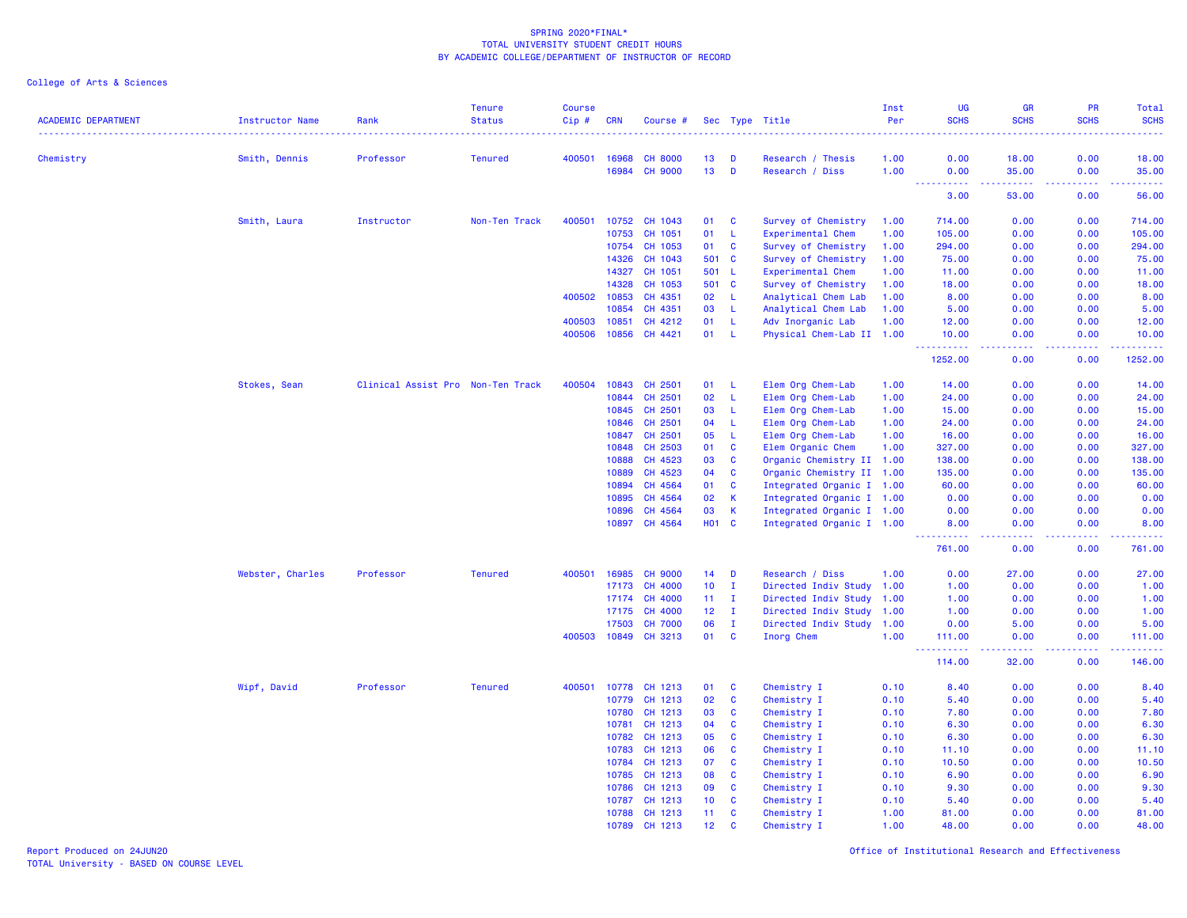SPRING 2020*FINAL*
TOTAL UNIVERSITY STUDENT CREDIT HOURS
BY ACADEMIC COLLEGE/DEPARTMENT OF INSTRUCTOR OF RECORD

College of Arts & Sciences

| ACADEMIC DEPARTMENT | Instructor Name | Rank | Tenure Status | Course Cip # | CRN | Course # | Sec | Type | Title | Inst Per | UG SCHS | GR SCHS | PR SCHS | Total SCHS |
|---|---|---|---|---|---|---|---|---|---|---|---|---|---|---|
| Chemistry | Smith, Dennis | Professor | Tenured | 400501 | 16968 | CH 8000 | 13 | D | Research / Thesis | 1.00 | 0.00 | 18.00 | 0.00 | 18.00 |
| | | | | | 16984 | CH 9000 | 13 | D | Research / Diss | 1.00 | 0.00 | 35.00 | 0.00 | 35.00 |
| | | | | | | | | | | | 3.00 | 53.00 | 0.00 | 56.00 |
| | Smith, Laura | Instructor | Non-Ten Track | 400501 | 10752 | CH 1043 | 01 | C | Survey of Chemistry | 1.00 | 714.00 | 0.00 | 0.00 | 714.00 |
| | | | | | 10753 | CH 1051 | 01 | L | Experimental Chem | 1.00 | 105.00 | 0.00 | 0.00 | 105.00 |
| | | | | | 10754 | CH 1053 | 01 | C | Survey of Chemistry | 1.00 | 294.00 | 0.00 | 0.00 | 294.00 |
| | | | | | 14326 | CH 1043 | 501 | C | Survey of Chemistry | 1.00 | 75.00 | 0.00 | 0.00 | 75.00 |
| | | | | | 14327 | CH 1051 | 501 | L | Experimental Chem | 1.00 | 11.00 | 0.00 | 0.00 | 11.00 |
| | | | | | 14328 | CH 1053 | 501 | C | Survey of Chemistry | 1.00 | 18.00 | 0.00 | 0.00 | 18.00 |
| | | | | 400502 | 10853 | CH 4351 | 02 | L | Analytical Chem Lab | 1.00 | 8.00 | 0.00 | 0.00 | 8.00 |
| | | | | | 10854 | CH 4351 | 03 | L | Analytical Chem Lab | 1.00 | 5.00 | 0.00 | 0.00 | 5.00 |
| | | | | 400503 | 10851 | CH 4212 | 01 | L | Adv Inorganic Lab | 1.00 | 12.00 | 0.00 | 0.00 | 12.00 |
| | | | | 400506 | 10856 | CH 4421 | 01 | L | Physical Chem-Lab II | 1.00 | 10.00 | 0.00 | 0.00 | 10.00 |
| | | | | | | | | | | | 1252.00 | 0.00 | 0.00 | 1252.00 |
| | Stokes, Sean | Clinical Assist Pro | Non-Ten Track | 400504 | 10843 | CH 2501 | 01 | L | Elem Org Chem-Lab | 1.00 | 14.00 | 0.00 | 0.00 | 14.00 |
| | | | | | 10844 | CH 2501 | 02 | L | Elem Org Chem-Lab | 1.00 | 24.00 | 0.00 | 0.00 | 24.00 |
| | | | | | 10845 | CH 2501 | 03 | L | Elem Org Chem-Lab | 1.00 | 15.00 | 0.00 | 0.00 | 15.00 |
| | | | | | 10846 | CH 2501 | 04 | L | Elem Org Chem-Lab | 1.00 | 24.00 | 0.00 | 0.00 | 24.00 |
| | | | | | 10847 | CH 2501 | 05 | L | Elem Org Chem-Lab | 1.00 | 16.00 | 0.00 | 0.00 | 16.00 |
| | | | | | 10848 | CH 2503 | 01 | C | Elem Organic Chem | 1.00 | 327.00 | 0.00 | 0.00 | 327.00 |
| | | | | | 10888 | CH 4523 | 03 | C | Organic Chemistry II | 1.00 | 138.00 | 0.00 | 0.00 | 138.00 |
| | | | | | 10889 | CH 4523 | 04 | C | Organic Chemistry II | 1.00 | 135.00 | 0.00 | 0.00 | 135.00 |
| | | | | | 10894 | CH 4564 | 01 | C | Integrated Organic I | 1.00 | 60.00 | 0.00 | 0.00 | 60.00 |
| | | | | | 10895 | CH 4564 | 02 | K | Integrated Organic I | 1.00 | 0.00 | 0.00 | 0.00 | 0.00 |
| | | | | | 10896 | CH 4564 | 03 | K | Integrated Organic I | 1.00 | 0.00 | 0.00 | 0.00 | 0.00 |
| | | | | | 10897 | CH 4564 | H01 | C | Integrated Organic I | 1.00 | 8.00 | 0.00 | 0.00 | 8.00 |
| | | | | | | | | | | | 761.00 | 0.00 | 0.00 | 761.00 |
| | Webster, Charles | Professor | Tenured | 400501 | 16985 | CH 9000 | 14 | D | Research / Diss | 1.00 | 0.00 | 27.00 | 0.00 | 27.00 |
| | | | | | 17173 | CH 4000 | 10 | I | Directed Indiv Study | 1.00 | 1.00 | 0.00 | 0.00 | 1.00 |
| | | | | | 17174 | CH 4000 | 11 | I | Directed Indiv Study | 1.00 | 1.00 | 0.00 | 0.00 | 1.00 |
| | | | | | 17175 | CH 4000 | 12 | I | Directed Indiv Study | 1.00 | 1.00 | 0.00 | 0.00 | 1.00 |
| | | | | | 17503 | CH 7000 | 06 | I | Directed Indiv Study | 1.00 | 0.00 | 5.00 | 0.00 | 5.00 |
| | | | | 400503 | 10849 | CH 3213 | 01 | C | Inorg Chem | 1.00 | 111.00 | 0.00 | 0.00 | 111.00 |
| | | | | | | | | | | | 114.00 | 32.00 | 0.00 | 146.00 |
| | Wipf, David | Professor | Tenured | 400501 | 10778 | CH 1213 | 01 | C | Chemistry I | 0.10 | 8.40 | 0.00 | 0.00 | 8.40 |
| | | | | | 10779 | CH 1213 | 02 | C | Chemistry I | 0.10 | 5.40 | 0.00 | 0.00 | 5.40 |
| | | | | | 10780 | CH 1213 | 03 | C | Chemistry I | 0.10 | 7.80 | 0.00 | 0.00 | 7.80 |
| | | | | | 10781 | CH 1213 | 04 | C | Chemistry I | 0.10 | 6.30 | 0.00 | 0.00 | 6.30 |
| | | | | | 10782 | CH 1213 | 05 | C | Chemistry I | 0.10 | 6.30 | 0.00 | 0.00 | 6.30 |
| | | | | | 10783 | CH 1213 | 06 | C | Chemistry I | 0.10 | 11.10 | 0.00 | 0.00 | 11.10 |
| | | | | | 10784 | CH 1213 | 07 | C | Chemistry I | 0.10 | 10.50 | 0.00 | 0.00 | 10.50 |
| | | | | | 10785 | CH 1213 | 08 | C | Chemistry I | 0.10 | 6.90 | 0.00 | 0.00 | 6.90 |
| | | | | | 10786 | CH 1213 | 09 | C | Chemistry I | 0.10 | 9.30 | 0.00 | 0.00 | 9.30 |
| | | | | | 10787 | CH 1213 | 10 | C | Chemistry I | 0.10 | 5.40 | 0.00 | 0.00 | 5.40 |
| | | | | | 10788 | CH 1213 | 11 | C | Chemistry I | 1.00 | 81.00 | 0.00 | 0.00 | 81.00 |
| | | | | | 10789 | CH 1213 | 12 | C | Chemistry I | 1.00 | 48.00 | 0.00 | 0.00 | 48.00 |

Report Produced on 24JUN20
TOTAL University - BASED ON COURSE LEVEL

Office of Institutional Research and Effectiveness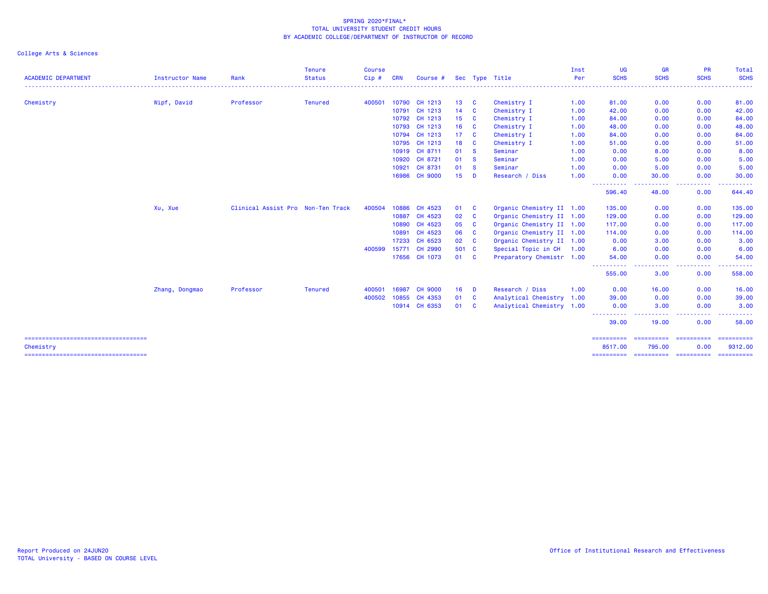SPRING 2020*FINAL*
TOTAL UNIVERSITY STUDENT CREDIT HOURS
BY ACADEMIC COLLEGE/DEPARTMENT OF INSTRUCTOR OF RECORD

College Arts & Sciences

| ACADEMIC DEPARTMENT | Instructor Name | Rank | Tenure Status | Course Cip # | CRN | Course # | Sec | Type | Title | Inst Per | UG SCHS | GR SCHS | PR SCHS | Total SCHS |
|---|---|---|---|---|---|---|---|---|---|---|---|---|---|---|
| Chemistry | Wipf, David | Professor | Tenured | 400501 | 10790 | CH 1213 | 13 | C | Chemistry I | 1.00 | 81.00 | 0.00 | 0.00 | 81.00 |
| | | | | | 10791 | CH 1213 | 14 | C | Chemistry I | 1.00 | 42.00 | 0.00 | 0.00 | 42.00 |
| | | | | | 10792 | CH 1213 | 15 | C | Chemistry I | 1.00 | 84.00 | 0.00 | 0.00 | 84.00 |
| | | | | | 10793 | CH 1213 | 16 | C | Chemistry I | 1.00 | 48.00 | 0.00 | 0.00 | 48.00 |
| | | | | | 10794 | CH 1213 | 17 | C | Chemistry I | 1.00 | 84.00 | 0.00 | 0.00 | 84.00 |
| | | | | | 10795 | CH 1213 | 18 | C | Chemistry I | 1.00 | 51.00 | 0.00 | 0.00 | 51.00 |
| | | | | | 10919 | CH 8711 | 01 | S | Seminar | 1.00 | 0.00 | 8.00 | 0.00 | 8.00 |
| | | | | | 10920 | CH 8721 | 01 | S | Seminar | 1.00 | 0.00 | 5.00 | 0.00 | 5.00 |
| | | | | | 10921 | CH 8731 | 01 | S | Seminar | 1.00 | 0.00 | 5.00 | 0.00 | 5.00 |
| | | | | | 16986 | CH 9000 | 15 | D | Research / Diss | 1.00 | 0.00 | 30.00 | 0.00 | 30.00 |
| | | | | | | | | | | | 596.40 | 48.00 | 0.00 | 644.40 |
| | Xu, Xue | Clinical Assist Pro | Non-Ten Track | 400504 | 10886 | CH 4523 | 01 | C | Organic Chemistry II | 1.00 | 135.00 | 0.00 | 0.00 | 135.00 |
| | | | | | 10887 | CH 4523 | 02 | C | Organic Chemistry II | 1.00 | 129.00 | 0.00 | 0.00 | 129.00 |
| | | | | | 10890 | CH 4523 | 05 | C | Organic Chemistry II | 1.00 | 117.00 | 0.00 | 0.00 | 117.00 |
| | | | | | 10891 | CH 4523 | 06 | C | Organic Chemistry II | 1.00 | 114.00 | 0.00 | 0.00 | 114.00 |
| | | | | | 17233 | CH 6523 | 02 | C | Organic Chemistry II | 1.00 | 0.00 | 3.00 | 0.00 | 3.00 |
| | | | | 400599 | 15771 | CH 2990 | 501 | C | Special Topic in CH | 1.00 | 6.00 | 0.00 | 0.00 | 6.00 |
| | | | | | 17656 | CH 1073 | 01 | C | Preparatory Chemistr | 1.00 | 54.00 | 0.00 | 0.00 | 54.00 |
| | | | | | | | | | | | 555.00 | 3.00 | 0.00 | 558.00 |
| | Zhang, Dongmao | Professor | Tenured | 400501 | 16987 | CH 9000 | 16 | D | Research / Diss | 1.00 | 0.00 | 16.00 | 0.00 | 16.00 |
| | | | | 400502 | 10855 | CH 4353 | 01 | C | Analytical Chemistry | 1.00 | 39.00 | 0.00 | 0.00 | 39.00 |
| | | | | | 10914 | CH 6353 | 01 | C | Analytical Chemistry | 1.00 | 0.00 | 3.00 | 0.00 | 3.00 |
| | | | | | | | | | | | 39.00 | 19.00 | 0.00 | 58.00 |
| Chemistry | | | | | | | | | | | 8517.00 | 795.00 | 0.00 | 9312.00 |

Report Produced on 24JUN20
TOTAL University - BASED ON COURSE LEVEL

Office of Institutional Research and Effectiveness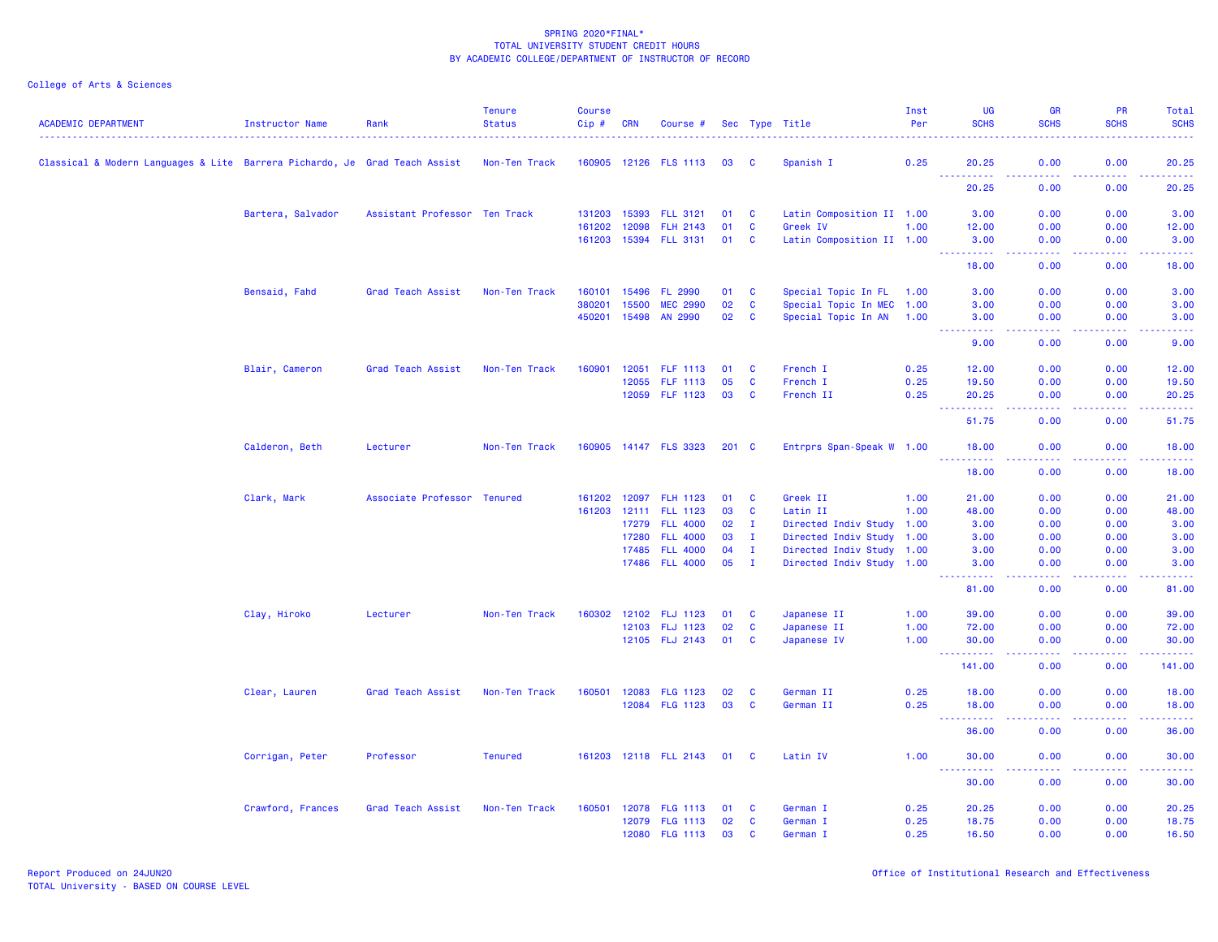SPRING 2020*FINAL*
TOTAL UNIVERSITY STUDENT CREDIT HOURS
BY ACADEMIC COLLEGE/DEPARTMENT OF INSTRUCTOR OF RECORD

College of Arts & Sciences

| ACADEMIC DEPARTMENT | Instructor Name | Rank | Tenure Status | Course Cip # | CRN | Course # | Sec | Type | Title | Inst Per | UG SCHS | GR SCHS | PR SCHS | Total SCHS |
|---|---|---|---|---|---|---|---|---|---|---|---|---|---|---|
| Classical & Modern Languages & Lite | Barrera Pichardo, Je | Grad Teach Assist | Non-Ten Track | 160905 | 12126 | FLS 1113 | 03 | C | Spanish I | 0.25 | 20.25 | 0.00 | 0.00 | 20.25 |
| | | | | | | | | | | | 20.25 | 0.00 | 0.00 | 20.25 |
| | Bartera, Salvador | Assistant Professor | Ten Track | 131203 | 15393 | FLL 3121 | 01 | C | Latin Composition II | 1.00 | 3.00 | 0.00 | 0.00 | 3.00 |
| | | | | 161202 | 12098 | FLH 2143 | 01 | C | Greek IV | 1.00 | 12.00 | 0.00 | 0.00 | 12.00 |
| | | | | 161203 | 15394 | FLL 3131 | 01 | C | Latin Composition II | 1.00 | 3.00 | 0.00 | 0.00 | 3.00 |
| | | | | | | | | | | | 18.00 | 0.00 | 0.00 | 18.00 |
| | Bensaid, Fahd | Grad Teach Assist | Non-Ten Track | 160101 | 15496 | FL 2990 | 01 | C | Special Topic In FL | 1.00 | 3.00 | 0.00 | 0.00 | 3.00 |
| | | | | 380201 | 15500 | MEC 2990 | 02 | C | Special Topic In MEC | 1.00 | 3.00 | 0.00 | 0.00 | 3.00 |
| | | | | 450201 | 15498 | AN 2990 | 02 | C | Special Topic In AN | 1.00 | 3.00 | 0.00 | 0.00 | 3.00 |
| | | | | | | | | | | | 9.00 | 0.00 | 0.00 | 9.00 |
| | Blair, Cameron | Grad Teach Assist | Non-Ten Track | 160901 | 12051 | FLF 1113 | 01 | C | French I | 0.25 | 12.00 | 0.00 | 0.00 | 12.00 |
| | | | | | 12055 | FLF 1113 | 05 | C | French I | 0.25 | 19.50 | 0.00 | 0.00 | 19.50 |
| | | | | | 12059 | FLF 1123 | 03 | C | French II | 0.25 | 20.25 | 0.00 | 0.00 | 20.25 |
| | | | | | | | | | | | 51.75 | 0.00 | 0.00 | 51.75 |
| | Calderon, Beth | Lecturer | Non-Ten Track | 160905 | 14147 | FLS 3323 | 201 | C | Entrprs Span-Speak W | 1.00 | 18.00 | 0.00 | 0.00 | 18.00 |
| | | | | | | | | | | | 18.00 | 0.00 | 0.00 | 18.00 |
| | Clark, Mark | Associate Professor | Tenured | 161202 | 12097 | FLH 1123 | 01 | C | Greek II | 1.00 | 21.00 | 0.00 | 0.00 | 21.00 |
| | | | | 161203 | 12111 | FLL 1123 | 03 | C | Latin II | 1.00 | 48.00 | 0.00 | 0.00 | 48.00 |
| | | | | | 17279 | FLL 4000 | 02 | I | Directed Indiv Study | 1.00 | 3.00 | 0.00 | 0.00 | 3.00 |
| | | | | | 17280 | FLL 4000 | 03 | I | Directed Indiv Study | 1.00 | 3.00 | 0.00 | 0.00 | 3.00 |
| | | | | | 17485 | FLL 4000 | 04 | I | Directed Indiv Study | 1.00 | 3.00 | 0.00 | 0.00 | 3.00 |
| | | | | | 17486 | FLL 4000 | 05 | I | Directed Indiv Study | 1.00 | 3.00 | 0.00 | 0.00 | 3.00 |
| | | | | | | | | | | | 81.00 | 0.00 | 0.00 | 81.00 |
| | Clay, Hiroko | Lecturer | Non-Ten Track | 160302 | 12102 | FLJ 1123 | 01 | C | Japanese II | 1.00 | 39.00 | 0.00 | 0.00 | 39.00 |
| | | | | | 12103 | FLJ 1123 | 02 | C | Japanese II | 1.00 | 72.00 | 0.00 | 0.00 | 72.00 |
| | | | | | 12105 | FLJ 2143 | 01 | C | Japanese IV | 1.00 | 30.00 | 0.00 | 0.00 | 30.00 |
| | | | | | | | | | | | 141.00 | 0.00 | 0.00 | 141.00 |
| | Clear, Lauren | Grad Teach Assist | Non-Ten Track | 160501 | 12083 | FLG 1123 | 02 | C | German II | 0.25 | 18.00 | 0.00 | 0.00 | 18.00 |
| | | | | | 12084 | FLG 1123 | 03 | C | German II | 0.25 | 18.00 | 0.00 | 0.00 | 18.00 |
| | | | | | | | | | | | 36.00 | 0.00 | 0.00 | 36.00 |
| | Corrigan, Peter | Professor | Tenured | 161203 | 12118 | FLL 2143 | 01 | C | Latin IV | 1.00 | 30.00 | 0.00 | 0.00 | 30.00 |
| | | | | | | | | | | | 30.00 | 0.00 | 0.00 | 30.00 |
| | Crawford, Frances | Grad Teach Assist | Non-Ten Track | 160501 | 12078 | FLG 1113 | 01 | C | German I | 0.25 | 20.25 | 0.00 | 0.00 | 20.25 |
| | | | | | 12079 | FLG 1113 | 02 | C | German I | 0.25 | 18.75 | 0.00 | 0.00 | 18.75 |
| | | | | | 12080 | FLG 1113 | 03 | C | German I | 0.25 | 16.50 | 0.00 | 0.00 | 16.50 |

Report Produced on 24JUN20
TOTAL University - BASED ON COURSE LEVEL

Office of Institutional Research and Effectiveness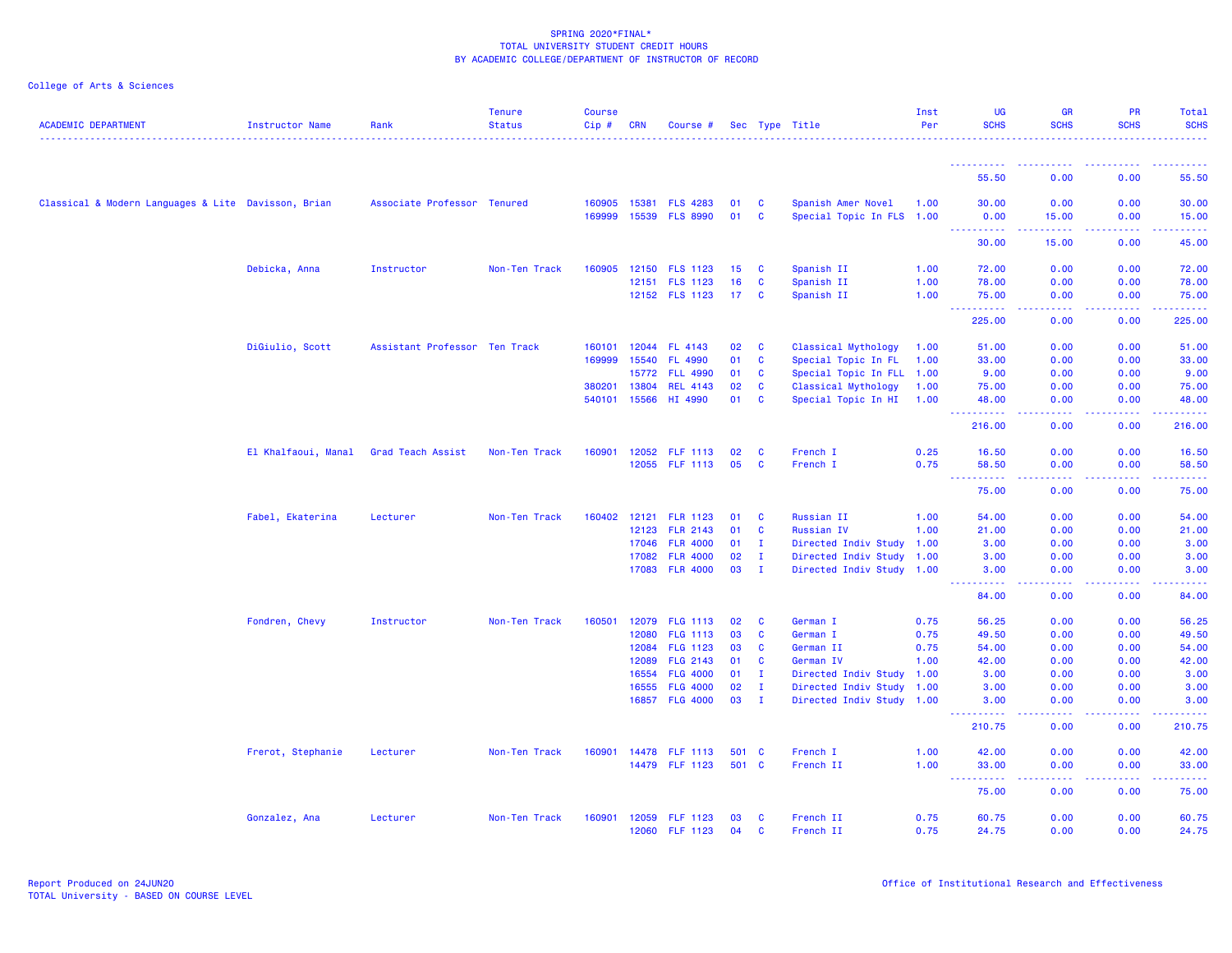SPRING 2020*FINAL*
TOTAL UNIVERSITY STUDENT CREDIT HOURS
BY ACADEMIC COLLEGE/DEPARTMENT OF INSTRUCTOR OF RECORD

College of Arts & Sciences

| ACADEMIC DEPARTMENT | Instructor Name | Rank | Tenure Status | Course Cip # | CRN | Course # | Sec | Type | Title | Inst Per | UG SCHS | GR SCHS | PR SCHS | Total SCHS |
|---|---|---|---|---|---|---|---|---|---|---|---|---|---|---|
| | | | | | | | | | | | 55.50 | 0.00 | 0.00 | 55.50 |
| Classical & Modern Languages & Lite | Davisson, Brian | Associate Professor | Tenured | 160905 | 15381 | FLS 4283 | 01 | C | Spanish Amer Novel | 1.00 | 30.00 | 0.00 | 0.00 | 30.00 |
| | | | | 169999 | 15539 | FLS 8990 | 01 | C | Special Topic In FLS | 1.00 | 0.00 | 15.00 | 0.00 | 15.00 |
| | | | | | | | | | | | 30.00 | 15.00 | 0.00 | 45.00 |
| | Debicka, Anna | Instructor | Non-Ten Track | 160905 | 12150 | FLS 1123 | 15 | C | Spanish II | 1.00 | 72.00 | 0.00 | 0.00 | 72.00 |
| | | | | | 12151 | FLS 1123 | 16 | C | Spanish II | 1.00 | 78.00 | 0.00 | 0.00 | 78.00 |
| | | | | | 12152 | FLS 1123 | 17 | C | Spanish II | 1.00 | 75.00 | 0.00 | 0.00 | 75.00 |
| | | | | | | | | | | | 225.00 | 0.00 | 0.00 | 225.00 |
| | DiGiulio, Scott | Assistant Professor | Ten Track | 160101 | 12044 | FL 4143 | 02 | C | Classical Mythology | 1.00 | 51.00 | 0.00 | 0.00 | 51.00 |
| | | | | 169999 | 15540 | FL 4990 | 01 | C | Special Topic In FL | 1.00 | 33.00 | 0.00 | 0.00 | 33.00 |
| | | | | | 15772 | FLL 4990 | 01 | C | Special Topic In FLL | 1.00 | 9.00 | 0.00 | 0.00 | 9.00 |
| | | | | 380201 | 13804 | REL 4143 | 02 | C | Classical Mythology | 1.00 | 75.00 | 0.00 | 0.00 | 75.00 |
| | | | | 540101 | 15566 | HI 4990 | 01 | C | Special Topic In HI | 1.00 | 48.00 | 0.00 | 0.00 | 48.00 |
| | | | | | | | | | | | 216.00 | 0.00 | 0.00 | 216.00 |
| | El Khalfaoui, Manal | Grad Teach Assist | Non-Ten Track | 160901 | 12052 | FLF 1113 | 02 | C | French I | 0.25 | 16.50 | 0.00 | 0.00 | 16.50 |
| | | | | | 12055 | FLF 1113 | 05 | C | French I | 0.75 | 58.50 | 0.00 | 0.00 | 58.50 |
| | | | | | | | | | | | 75.00 | 0.00 | 0.00 | 75.00 |
| | Fabel, Ekaterina | Lecturer | Non-Ten Track | 160402 | 12121 | FLR 1123 | 01 | C | Russian II | 1.00 | 54.00 | 0.00 | 0.00 | 54.00 |
| | | | | | 12123 | FLR 2143 | 01 | C | Russian IV | 1.00 | 21.00 | 0.00 | 0.00 | 21.00 |
| | | | | | 17046 | FLR 4000 | 01 | I | Directed Indiv Study | 1.00 | 3.00 | 0.00 | 0.00 | 3.00 |
| | | | | | 17082 | FLR 4000 | 02 | I | Directed Indiv Study | 1.00 | 3.00 | 0.00 | 0.00 | 3.00 |
| | | | | | 17083 | FLR 4000 | 03 | I | Directed Indiv Study | 1.00 | 3.00 | 0.00 | 0.00 | 3.00 |
| | | | | | | | | | | | 84.00 | 0.00 | 0.00 | 84.00 |
| | Fondren, Chevy | Instructor | Non-Ten Track | 160501 | 12079 | FLG 1113 | 02 | C | German I | 0.75 | 56.25 | 0.00 | 0.00 | 56.25 |
| | | | | | 12080 | FLG 1113 | 03 | C | German I | 0.75 | 49.50 | 0.00 | 0.00 | 49.50 |
| | | | | | 12084 | FLG 1123 | 03 | C | German II | 0.75 | 54.00 | 0.00 | 0.00 | 54.00 |
| | | | | | 12089 | FLG 2143 | 01 | C | German IV | 1.00 | 42.00 | 0.00 | 0.00 | 42.00 |
| | | | | | 16554 | FLG 4000 | 01 | I | Directed Indiv Study | 1.00 | 3.00 | 0.00 | 0.00 | 3.00 |
| | | | | | 16555 | FLG 4000 | 02 | I | Directed Indiv Study | 1.00 | 3.00 | 0.00 | 0.00 | 3.00 |
| | | | | | 16857 | FLG 4000 | 03 | I | Directed Indiv Study | 1.00 | 3.00 | 0.00 | 0.00 | 3.00 |
| | | | | | | | | | | | 210.75 | 0.00 | 0.00 | 210.75 |
| | Frerot, Stephanie | Lecturer | Non-Ten Track | 160901 | 14478 | FLF 1113 | 501 | C | French I | 1.00 | 42.00 | 0.00 | 0.00 | 42.00 |
| | | | | | 14479 | FLF 1123 | 501 | C | French II | 1.00 | 33.00 | 0.00 | 0.00 | 33.00 |
| | | | | | | | | | | | 75.00 | 0.00 | 0.00 | 75.00 |
| | Gonzalez, Ana | Lecturer | Non-Ten Track | 160901 | 12059 | FLF 1123 | 03 | C | French II | 0.75 | 60.75 | 0.00 | 0.00 | 60.75 |
| | | | | | 12060 | FLF 1123 | 04 | C | French II | 0.75 | 24.75 | 0.00 | 0.00 | 24.75 |

Report Produced on 24JUN20
TOTAL University - BASED ON COURSE LEVEL

Office of Institutional Research and Effectiveness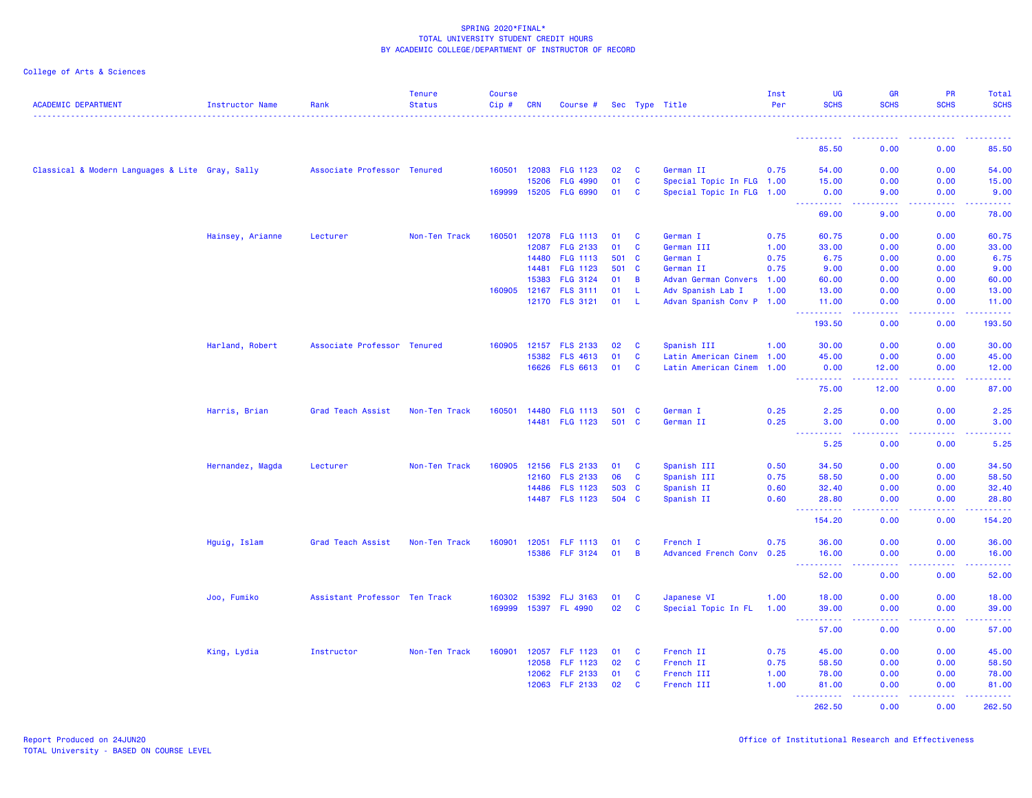SPRING 2020*FINAL*
TOTAL UNIVERSITY STUDENT CREDIT HOURS
BY ACADEMIC COLLEGE/DEPARTMENT OF INSTRUCTOR OF RECORD

College of Arts & Sciences

| ACADEMIC DEPARTMENT | Instructor Name | Rank | Tenure Status | Course Cip # | CRN | Course # | Sec | Type | Title | Inst Per | UG SCHS | GR SCHS | PR SCHS | Total SCHS |
|---|---|---|---|---|---|---|---|---|---|---|---|---|---|---|
| | | | | | | | | | | | 85.50 | 0.00 | 0.00 | 85.50 |
| Classical & Modern Languages & Lite | Gray, Sally | Associate Professor | Tenured | 160501 | 12083 | FLG 1123 | 02 | C | German II | 0.75 | 54.00 | 0.00 | 0.00 | 54.00 |
| | | | | | 15206 | FLG 4990 | 01 | C | Special Topic In FLG | 1.00 | 15.00 | 0.00 | 0.00 | 15.00 |
| | | | | 169999 | 15205 | FLG 6990 | 01 | C | Special Topic In FLG | 1.00 | 0.00 | 9.00 | 0.00 | 9.00 |
| | | | | | | | | | | | 69.00 | 9.00 | 0.00 | 78.00 |
| | Hainsey, Arianne | Lecturer | Non-Ten Track | 160501 | 12078 | FLG 1113 | 01 | C | German I | 0.75 | 60.75 | 0.00 | 0.00 | 60.75 |
| | | | | | 12087 | FLG 2133 | 01 | C | German III | 1.00 | 33.00 | 0.00 | 0.00 | 33.00 |
| | | | | | 14480 | FLG 1113 | 501 | C | German I | 0.75 | 6.75 | 0.00 | 0.00 | 6.75 |
| | | | | | 14481 | FLG 1123 | 501 | C | German II | 0.75 | 9.00 | 0.00 | 0.00 | 9.00 |
| | | | | | 15383 | FLG 3124 | 01 | B | Advan German Convers | 1.00 | 60.00 | 0.00 | 0.00 | 60.00 |
| | | | | 160905 | 12167 | FLS 3111 | 01 | L | Adv Spanish Lab I | 1.00 | 13.00 | 0.00 | 0.00 | 13.00 |
| | | | | | 12170 | FLS 3121 | 01 | L | Advan Spanish Conv P | 1.00 | 11.00 | 0.00 | 0.00 | 11.00 |
| | | | | | | | | | | | 193.50 | 0.00 | 0.00 | 193.50 |
| | Harland, Robert | Associate Professor | Tenured | 160905 | 12157 | FLS 2133 | 02 | C | Spanish III | 1.00 | 30.00 | 0.00 | 0.00 | 30.00 |
| | | | | | 15382 | FLS 4613 | 01 | C | Latin American Cinem | 1.00 | 45.00 | 0.00 | 0.00 | 45.00 |
| | | | | | 16626 | FLS 6613 | 01 | C | Latin American Cinem | 1.00 | 0.00 | 12.00 | 0.00 | 12.00 |
| | | | | | | | | | | | 75.00 | 12.00 | 0.00 | 87.00 |
| | Harris, Brian | Grad Teach Assist | Non-Ten Track | 160501 | 14480 | FLG 1113 | 501 | C | German I | 0.25 | 2.25 | 0.00 | 0.00 | 2.25 |
| | | | | | 14481 | FLG 1123 | 501 | C | German II | 0.25 | 3.00 | 0.00 | 0.00 | 3.00 |
| | | | | | | | | | | | 5.25 | 0.00 | 0.00 | 5.25 |
| | Hernandez, Magda | Lecturer | Non-Ten Track | 160905 | 12156 | FLS 2133 | 01 | C | Spanish III | 0.50 | 34.50 | 0.00 | 0.00 | 34.50 |
| | | | | | 12160 | FLS 2133 | 06 | C | Spanish III | 0.75 | 58.50 | 0.00 | 0.00 | 58.50 |
| | | | | | 14486 | FLS 1123 | 503 | C | Spanish II | 0.60 | 32.40 | 0.00 | 0.00 | 32.40 |
| | | | | | 14487 | FLS 1123 | 504 | C | Spanish II | 0.60 | 28.80 | 0.00 | 0.00 | 28.80 |
| | | | | | | | | | | | 154.20 | 0.00 | 0.00 | 154.20 |
| | Hguig, Islam | Grad Teach Assist | Non-Ten Track | 160901 | 12051 | FLF 1113 | 01 | C | French I | 0.75 | 36.00 | 0.00 | 0.00 | 36.00 |
| | | | | | 15386 | FLF 3124 | 01 | B | Advanced French Conv | 0.25 | 16.00 | 0.00 | 0.00 | 16.00 |
| | | | | | | | | | | | 52.00 | 0.00 | 0.00 | 52.00 |
| | Joo, Fumiko | Assistant Professor | Ten Track | 160302 | 15392 | FLJ 3163 | 01 | C | Japanese VI | 1.00 | 18.00 | 0.00 | 0.00 | 18.00 |
| | | | | 169999 | 15397 | FL 4990 | 02 | C | Special Topic In FL | 1.00 | 39.00 | 0.00 | 0.00 | 39.00 |
| | | | | | | | | | | | 57.00 | 0.00 | 0.00 | 57.00 |
| | King, Lydia | Instructor | Non-Ten Track | 160901 | 12057 | FLF 1123 | 01 | C | French II | 0.75 | 45.00 | 0.00 | 0.00 | 45.00 |
| | | | | | 12058 | FLF 1123 | 02 | C | French II | 0.75 | 58.50 | 0.00 | 0.00 | 58.50 |
| | | | | | 12062 | FLF 2133 | 01 | C | French III | 1.00 | 78.00 | 0.00 | 0.00 | 78.00 |
| | | | | | 12063 | FLF 2133 | 02 | C | French III | 1.00 | 81.00 | 0.00 | 0.00 | 81.00 |
| | | | | | | | | | | | 262.50 | 0.00 | 0.00 | 262.50 |

Report Produced on 24JUN20
TOTAL University - BASED ON COURSE LEVEL

Office of Institutional Research and Effectiveness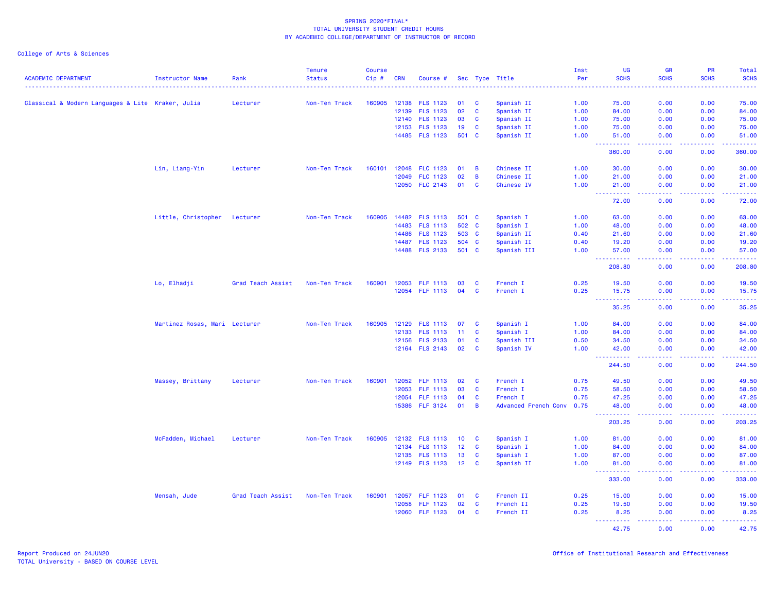SPRING 2020*FINAL*
TOTAL UNIVERSITY STUDENT CREDIT HOURS
BY ACADEMIC COLLEGE/DEPARTMENT OF INSTRUCTOR OF RECORD

College of Arts & Sciences

| ACADEMIC DEPARTMENT | Instructor Name | Rank | Tenure Status | Course Cip # | CRN | Course # | Sec | Type | Title | Inst Per | UG SCHS | GR SCHS | PR SCHS | Total SCHS |
|---|---|---|---|---|---|---|---|---|---|---|---|---|---|---|
| Classical & Modern Languages & Lite | Kraker, Julia | Lecturer | Non-Ten Track | 160905 | 12138 | FLS 1123 | 01 | C | Spanish II | 1.00 | 75.00 | 0.00 | 0.00 | 75.00 |
| | | | | | 12139 | FLS 1123 | 02 | C | Spanish II | 1.00 | 84.00 | 0.00 | 0.00 | 84.00 |
| | | | | | 12140 | FLS 1123 | 03 | C | Spanish II | 1.00 | 75.00 | 0.00 | 0.00 | 75.00 |
| | | | | | 12153 | FLS 1123 | 19 | C | Spanish II | 1.00 | 75.00 | 0.00 | 0.00 | 75.00 |
| | | | | | 14485 | FLS 1123 | 501 | C | Spanish II | 1.00 | 51.00 | 0.00 | 0.00 | 51.00 |
| | | | | | | | | | | | 360.00 | 0.00 | 0.00 | 360.00 |
| | Lin, Liang-Yin | Lecturer | Non-Ten Track | 160101 | 12048 | FLC 1123 | 01 | B | Chinese II | 1.00 | 30.00 | 0.00 | 0.00 | 30.00 |
| | | | | | 12049 | FLC 1123 | 02 | B | Chinese II | 1.00 | 21.00 | 0.00 | 0.00 | 21.00 |
| | | | | | 12050 | FLC 2143 | 01 | C | Chinese IV | 1.00 | 21.00 | 0.00 | 0.00 | 21.00 |
| | | | | | | | | | | | 72.00 | 0.00 | 0.00 | 72.00 |
| | Little, Christopher | Lecturer | Non-Ten Track | 160905 | 14482 | FLS 1113 | 501 | C | Spanish I | 1.00 | 63.00 | 0.00 | 0.00 | 63.00 |
| | | | | | 14483 | FLS 1113 | 502 | C | Spanish I | 1.00 | 48.00 | 0.00 | 0.00 | 48.00 |
| | | | | | 14486 | FLS 1123 | 503 | C | Spanish II | 0.40 | 21.60 | 0.00 | 0.00 | 21.60 |
| | | | | | 14487 | FLS 1123 | 504 | C | Spanish II | 0.40 | 19.20 | 0.00 | 0.00 | 19.20 |
| | | | | | 14488 | FLS 2133 | 501 | C | Spanish III | 1.00 | 57.00 | 0.00 | 0.00 | 57.00 |
| | | | | | | | | | | | 208.80 | 0.00 | 0.00 | 208.80 |
| | Lo, Elhadji | Grad Teach Assist | Non-Ten Track | 160901 | 12053 | FLF 1113 | 03 | C | French I | 0.25 | 19.50 | 0.00 | 0.00 | 19.50 |
| | | | | | 12054 | FLF 1113 | 04 | C | French I | 0.25 | 15.75 | 0.00 | 0.00 | 15.75 |
| | | | | | | | | | | | 35.25 | 0.00 | 0.00 | 35.25 |
| | Martinez Rosas, Mari | Lecturer | Non-Ten Track | 160905 | 12129 | FLS 1113 | 07 | C | Spanish I | 1.00 | 84.00 | 0.00 | 0.00 | 84.00 |
| | | | | | 12133 | FLS 1113 | 11 | C | Spanish I | 1.00 | 84.00 | 0.00 | 0.00 | 84.00 |
| | | | | | 12156 | FLS 2133 | 01 | C | Spanish III | 0.50 | 34.50 | 0.00 | 0.00 | 34.50 |
| | | | | | 12164 | FLS 2143 | 02 | C | Spanish IV | 1.00 | 42.00 | 0.00 | 0.00 | 42.00 |
| | | | | | | | | | | | 244.50 | 0.00 | 0.00 | 244.50 |
| | Massey, Brittany | Lecturer | Non-Ten Track | 160901 | 12052 | FLF 1113 | 02 | C | French I | 0.75 | 49.50 | 0.00 | 0.00 | 49.50 |
| | | | | | 12053 | FLF 1113 | 03 | C | French I | 0.75 | 58.50 | 0.00 | 0.00 | 58.50 |
| | | | | | 12054 | FLF 1113 | 04 | C | French I | 0.75 | 47.25 | 0.00 | 0.00 | 47.25 |
| | | | | | 15386 | FLF 3124 | 01 | B | Advanced French Conv | 0.75 | 48.00 | 0.00 | 0.00 | 48.00 |
| | | | | | | | | | | | 203.25 | 0.00 | 0.00 | 203.25 |
| | McFadden, Michael | Lecturer | Non-Ten Track | 160905 | 12132 | FLS 1113 | 10 | C | Spanish I | 1.00 | 81.00 | 0.00 | 0.00 | 81.00 |
| | | | | | 12134 | FLS 1113 | 12 | C | Spanish I | 1.00 | 84.00 | 0.00 | 0.00 | 84.00 |
| | | | | | 12135 | FLS 1113 | 13 | C | Spanish I | 1.00 | 87.00 | 0.00 | 0.00 | 87.00 |
| | | | | | 12149 | FLS 1123 | 12 | C | Spanish II | 1.00 | 81.00 | 0.00 | 0.00 | 81.00 |
| | | | | | | | | | | | 333.00 | 0.00 | 0.00 | 333.00 |
| | Mensah, Jude | Grad Teach Assist | Non-Ten Track | 160901 | 12057 | FLF 1123 | 01 | C | French II | 0.25 | 15.00 | 0.00 | 0.00 | 15.00 |
| | | | | | 12058 | FLF 1123 | 02 | C | French II | 0.25 | 19.50 | 0.00 | 0.00 | 19.50 |
| | | | | | 12060 | FLF 1123 | 04 | C | French II | 0.25 | 8.25 | 0.00 | 0.00 | 8.25 |
| | | | | | | | | | | | 42.75 | 0.00 | 0.00 | 42.75 |

Report Produced on 24JUN20
TOTAL University - BASED ON COURSE LEVEL

Office of Institutional Research and Effectiveness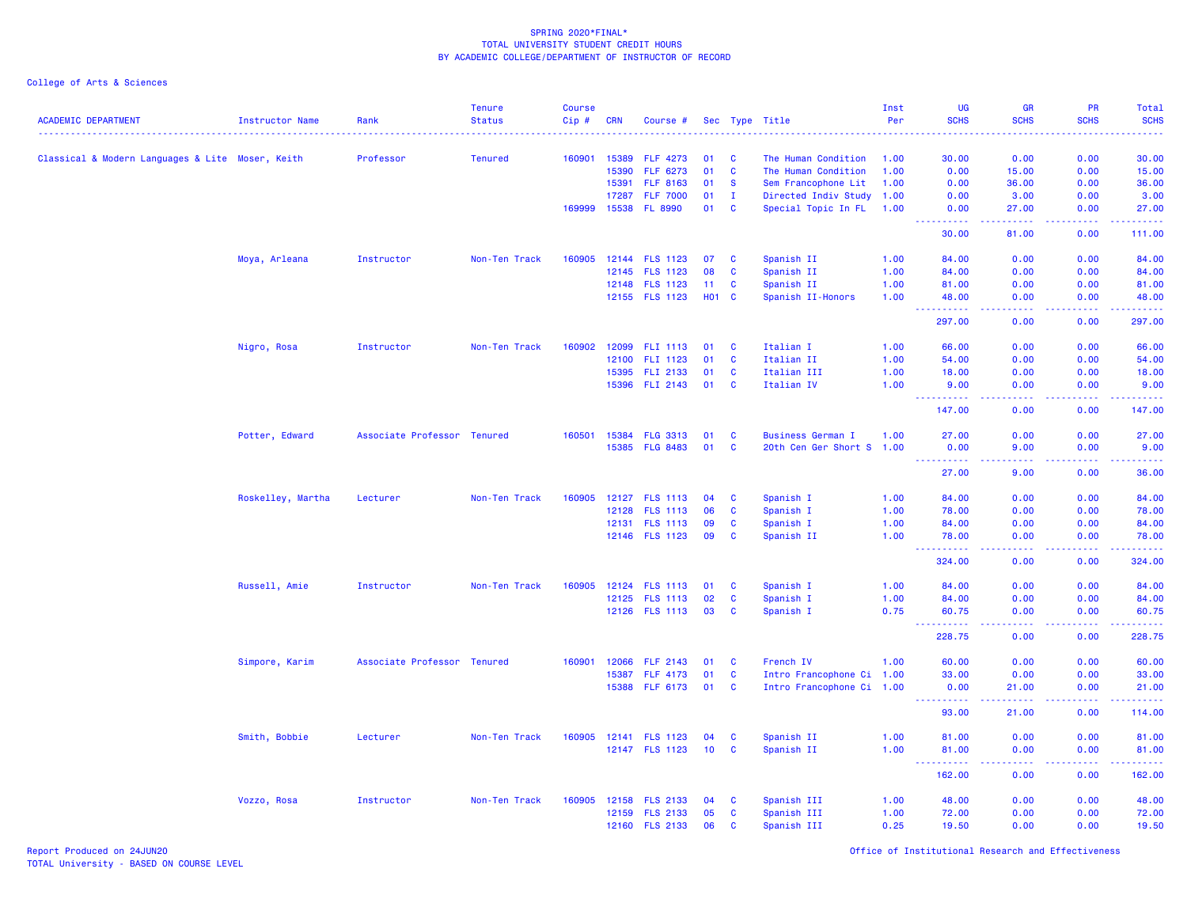SPRING 2020*FINAL*
TOTAL UNIVERSITY STUDENT CREDIT HOURS
BY ACADEMIC COLLEGE/DEPARTMENT OF INSTRUCTOR OF RECORD

College of Arts & Sciences

| ACADEMIC DEPARTMENT | Instructor Name | Rank | Tenure Status | Course Cip # | CRN | Course # | Sec | Type | Title | Inst Per | UG SCHS | GR SCHS | PR SCHS | Total SCHS |
|---|---|---|---|---|---|---|---|---|---|---|---|---|---|---|
| Classical & Modern Languages & Lite | Moser, Keith | Professor | Tenured | 160901 | 15389 | FLF 4273 | 01 | C | The Human Condition | 1.00 | 30.00 | 0.00 | 0.00 | 30.00 |
| | | | | | 15390 | FLF 6273 | 01 | C | The Human Condition | 1.00 | 0.00 | 15.00 | 0.00 | 15.00 |
| | | | | | 15391 | FLF 8163 | 01 | S | Sem Francophone Lit | 1.00 | 0.00 | 36.00 | 0.00 | 36.00 |
| | | | | | 17287 | FLF 7000 | 01 | I | Directed Indiv Study | 1.00 | 0.00 | 3.00 | 0.00 | 3.00 |
| | | | | 169999 | 15538 | FL 8990 | 01 | C | Special Topic In FL | 1.00 | 0.00 | 27.00 | 0.00 | 27.00 |
| | | | | | | | | | | | 30.00 | 81.00 | 0.00 | 111.00 |
| | Moya, Arleana | Instructor | Non-Ten Track | 160905 | 12144 | FLS 1123 | 07 | C | Spanish II | 1.00 | 84.00 | 0.00 | 0.00 | 84.00 |
| | | | | | 12145 | FLS 1123 | 08 | C | Spanish II | 1.00 | 84.00 | 0.00 | 0.00 | 84.00 |
| | | | | | 12148 | FLS 1123 | 11 | C | Spanish II | 1.00 | 81.00 | 0.00 | 0.00 | 81.00 |
| | | | | | 12155 | FLS 1123 | H01 | C | Spanish II-Honors | 1.00 | 48.00 | 0.00 | 0.00 | 48.00 |
| | | | | | | | | | | | 297.00 | 0.00 | 0.00 | 297.00 |
| | Nigro, Rosa | Instructor | Non-Ten Track | 160902 | 12099 | FLI 1113 | 01 | C | Italian I | 1.00 | 66.00 | 0.00 | 0.00 | 66.00 |
| | | | | | 12100 | FLI 1123 | 01 | C | Italian II | 1.00 | 54.00 | 0.00 | 0.00 | 54.00 |
| | | | | | 15395 | FLI 2133 | 01 | C | Italian III | 1.00 | 18.00 | 0.00 | 0.00 | 18.00 |
| | | | | | 15396 | FLI 2143 | 01 | C | Italian IV | 1.00 | 9.00 | 0.00 | 0.00 | 9.00 |
| | | | | | | | | | | | 147.00 | 0.00 | 0.00 | 147.00 |
| | Potter, Edward | Associate Professor | Tenured | 160501 | 15384 | FLG 3313 | 01 | C | Business German I | 1.00 | 27.00 | 0.00 | 0.00 | 27.00 |
| | | | | | 15385 | FLG 8483 | 01 | C | 20th Cen Ger Short S | 1.00 | 0.00 | 9.00 | 0.00 | 9.00 |
| | | | | | | | | | | | 27.00 | 9.00 | 0.00 | 36.00 |
| | Roskelley, Martha | Lecturer | Non-Ten Track | 160905 | 12127 | FLS 1113 | 04 | C | Spanish I | 1.00 | 84.00 | 0.00 | 0.00 | 84.00 |
| | | | | | 12128 | FLS 1113 | 06 | C | Spanish I | 1.00 | 78.00 | 0.00 | 0.00 | 78.00 |
| | | | | | 12131 | FLS 1113 | 09 | C | Spanish I | 1.00 | 84.00 | 0.00 | 0.00 | 84.00 |
| | | | | | 12146 | FLS 1123 | 09 | C | Spanish II | 1.00 | 78.00 | 0.00 | 0.00 | 78.00 |
| | | | | | | | | | | | 324.00 | 0.00 | 0.00 | 324.00 |
| | Russell, Amie | Instructor | Non-Ten Track | 160905 | 12124 | FLS 1113 | 01 | C | Spanish I | 1.00 | 84.00 | 0.00 | 0.00 | 84.00 |
| | | | | | 12125 | FLS 1113 | 02 | C | Spanish I | 1.00 | 84.00 | 0.00 | 0.00 | 84.00 |
| | | | | | 12126 | FLS 1113 | 03 | C | Spanish I | 0.75 | 60.75 | 0.00 | 0.00 | 60.75 |
| | | | | | | | | | | | 228.75 | 0.00 | 0.00 | 228.75 |
| | Simpore, Karim | Associate Professor | Tenured | 160901 | 12066 | FLF 2143 | 01 | C | French IV | 1.00 | 60.00 | 0.00 | 0.00 | 60.00 |
| | | | | | 15387 | FLF 4173 | 01 | C | Intro Francophone Ci | 1.00 | 33.00 | 0.00 | 0.00 | 33.00 |
| | | | | | 15388 | FLF 6173 | 01 | C | Intro Francophone Ci | 1.00 | 0.00 | 21.00 | 0.00 | 21.00 |
| | | | | | | | | | | | 93.00 | 21.00 | 0.00 | 114.00 |
| | Smith, Bobbie | Lecturer | Non-Ten Track | 160905 | 12141 | FLS 1123 | 04 | C | Spanish II | 1.00 | 81.00 | 0.00 | 0.00 | 81.00 |
| | | | | | 12147 | FLS 1123 | 10 | C | Spanish II | 1.00 | 81.00 | 0.00 | 0.00 | 81.00 |
| | | | | | | | | | | | 162.00 | 0.00 | 0.00 | 162.00 |
| | Vozzo, Rosa | Instructor | Non-Ten Track | 160905 | 12158 | FLS 2133 | 04 | C | Spanish III | 1.00 | 48.00 | 0.00 | 0.00 | 48.00 |
| | | | | | 12159 | FLS 2133 | 05 | C | Spanish III | 1.00 | 72.00 | 0.00 | 0.00 | 72.00 |
| | | | | | 12160 | FLS 2133 | 06 | C | Spanish III | 0.25 | 19.50 | 0.00 | 0.00 | 19.50 |

Report Produced on 24JUN20
TOTAL University - BASED ON COURSE LEVEL

Office of Institutional Research and Effectiveness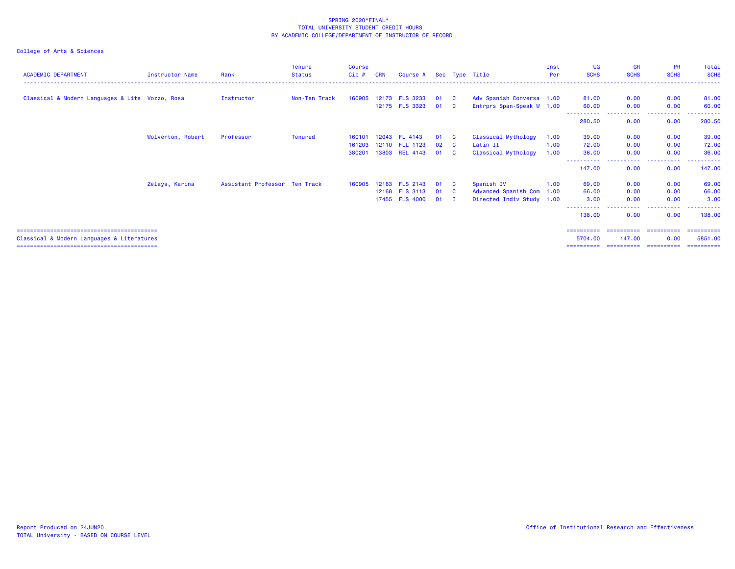SPRING 2020*FINAL*
TOTAL UNIVERSITY STUDENT CREDIT HOURS
BY ACADEMIC COLLEGE/DEPARTMENT OF INSTRUCTOR OF RECORD

College of Arts & Sciences

| ACADEMIC DEPARTMENT | Instructor Name | Rank | Tenure Status | Course Cip # | CRN | Course # | Sec | Type | Title | Inst Per | UG SCHS | GR SCHS | PR SCHS | Total SCHS |
|---|---|---|---|---|---|---|---|---|---|---|---|---|---|---|
| Classical & Modern Languages & Lite | Vozzo, Rosa | Instructor | Non-Ten Track | 160905 | 12173 | FLS 3233 | 01 | C | Adv Spanish Conversa | 1.00 | 81.00 | 0.00 | 0.00 | 81.00 |
| | | | | | 12175 | FLS 3323 | 01 | C | Entrprs Span-Speak W | 1.00 | 60.00 | 0.00 | 0.00 | 60.00 |
| | | | | | | | | | | | 280.50 | 0.00 | 0.00 | 280.50 |
| | Wolverton, Robert | Professor | Tenured | 160101 | 12043 | FL 4143 | 01 | C | Classical Mythology | 1.00 | 39.00 | 0.00 | 0.00 | 39.00 |
| | | | | 161203 | 12110 | FLL 1123 | 02 | C | Latin II | 1.00 | 72.00 | 0.00 | 0.00 | 72.00 |
| | | | | 380201 | 13803 | REL 4143 | 01 | C | Classical Mythology | 1.00 | 36.00 | 0.00 | 0.00 | 36.00 |
| | | | | | | | | | | | 147.00 | 0.00 | 0.00 | 147.00 |
| | Zelaya, Karina | Assistant Professor | Ten Track | 160905 | 12163 | FLS 2143 | 01 | C | Spanish IV | 1.00 | 69.00 | 0.00 | 0.00 | 69.00 |
| | | | | | 12168 | FLS 3113 | 01 | C | Advanced Spanish Com | 1.00 | 66.00 | 0.00 | 0.00 | 66.00 |
| | | | | | 17455 | FLS 4000 | 01 | I | Directed Indiv Study | 1.00 | 3.00 | 0.00 | 0.00 | 3.00 |
| | | | | | | | | | | | 138.00 | 0.00 | 0.00 | 138.00 |
| Classical & Modern Languages & Literatures | | | | | | | | | | | 5704.00 | 147.00 | 0.00 | 5851.00 |

Report Produced on 24JUN20
TOTAL University - BASED ON COURSE LEVEL

Office of Institutional Research and Effectiveness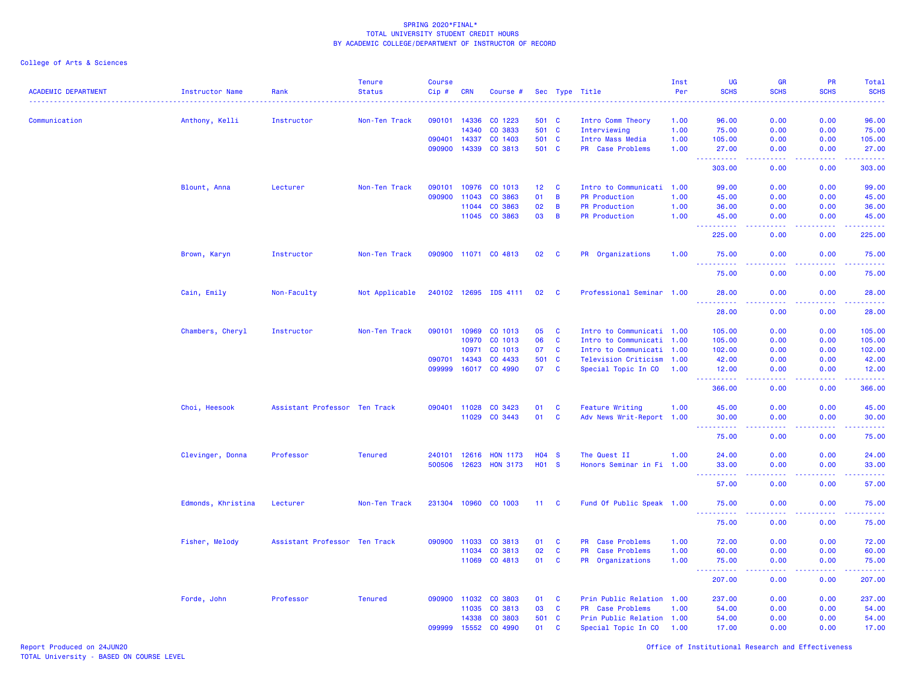SPRING 2020*FINAL*
TOTAL UNIVERSITY STUDENT CREDIT HOURS
BY ACADEMIC COLLEGE/DEPARTMENT OF INSTRUCTOR OF RECORD

College of Arts & Sciences

| ACADEMIC DEPARTMENT | Instructor Name | Rank | Tenure Status | Course Cip # | CRN | Course # | Sec | Type | Title | Inst Per | UG SCHS | GR SCHS | PR SCHS | Total SCHS |
|---|---|---|---|---|---|---|---|---|---|---|---|---|---|---|
| Communication | Anthony, Kelli | Instructor | Non-Ten Track | 090101 | 14336 | CO 1223 | 501 | C | Intro Comm Theory | 1.00 | 96.00 | 0.00 | 0.00 | 96.00 |
| | | | | | 14340 | CO 3833 | 501 | C | Interviewing | 1.00 | 75.00 | 0.00 | 0.00 | 75.00 |
| | | | | 090401 | 14337 | CO 1403 | 501 | C | Intro Mass Media | 1.00 | 105.00 | 0.00 | 0.00 | 105.00 |
| | | | | 090900 | 14339 | CO 3813 | 501 | C | PR Case Problems | 1.00 | 27.00 | 0.00 | 0.00 | 27.00 |
| | | | | | | | | | | | 303.00 | 0.00 | 0.00 | 303.00 |
| | Blount, Anna | Lecturer | Non-Ten Track | 090101 | 10976 | CO 1013 | 12 | C | Intro to Communicati | 1.00 | 99.00 | 0.00 | 0.00 | 99.00 |
| | | | | 090900 | 11043 | CO 3863 | 01 | B | PR Production | 1.00 | 45.00 | 0.00 | 0.00 | 45.00 |
| | | | | | 11044 | CO 3863 | 02 | B | PR Production | 1.00 | 36.00 | 0.00 | 0.00 | 36.00 |
| | | | | | 11045 | CO 3863 | 03 | B | PR Production | 1.00 | 45.00 | 0.00 | 0.00 | 45.00 |
| | | | | | | | | | | | 225.00 | 0.00 | 0.00 | 225.00 |
| | Brown, Karyn | Instructor | Non-Ten Track | 090900 | 11071 | CO 4813 | 02 | C | PR Organizations | 1.00 | 75.00 | 0.00 | 0.00 | 75.00 |
| | | | | | | | | | | | 75.00 | 0.00 | 0.00 | 75.00 |
| | Cain, Emily | Non-Faculty | Not Applicable | 240102 | 12695 | IDS 4111 | 02 | C | Professional Seminar | 1.00 | 28.00 | 0.00 | 0.00 | 28.00 |
| | | | | | | | | | | | 28.00 | 0.00 | 0.00 | 28.00 |
| | Chambers, Cheryl | Instructor | Non-Ten Track | 090101 | 10969 | CO 1013 | 05 | C | Intro to Communicati | 1.00 | 105.00 | 0.00 | 0.00 | 105.00 |
| | | | | | 10970 | CO 1013 | 06 | C | Intro to Communicati | 1.00 | 105.00 | 0.00 | 0.00 | 105.00 |
| | | | | | 10971 | CO 1013 | 07 | C | Intro to Communicati | 1.00 | 102.00 | 0.00 | 0.00 | 102.00 |
| | | | | 090701 | 14343 | CO 4433 | 501 | C | Television Criticism | 1.00 | 42.00 | 0.00 | 0.00 | 42.00 |
| | | | | 099999 | 16017 | CO 4990 | 07 | C | Special Topic In CO | 1.00 | 12.00 | 0.00 | 0.00 | 12.00 |
| | | | | | | | | | | | 366.00 | 0.00 | 0.00 | 366.00 |
| | Choi, Heesook | Assistant Professor | Ten Track | 090401 | 11028 | CO 3423 | 01 | C | Feature Writing | 1.00 | 45.00 | 0.00 | 0.00 | 45.00 |
| | | | | | 11029 | CO 3443 | 01 | C | Adv News Writ-Report | 1.00 | 30.00 | 0.00 | 0.00 | 30.00 |
| | | | | | | | | | | | 75.00 | 0.00 | 0.00 | 75.00 |
| | Clevinger, Donna | Professor | Tenured | 240101 | 12616 | HON 1173 | H04 | S | The Quest II | 1.00 | 24.00 | 0.00 | 0.00 | 24.00 |
| | | | | 500506 | 12623 | HON 3173 | H01 | S | Honors Seminar in Fi | 1.00 | 33.00 | 0.00 | 0.00 | 33.00 |
| | | | | | | | | | | | 57.00 | 0.00 | 0.00 | 57.00 |
| | Edmonds, Khristina | Lecturer | Non-Ten Track | 231304 | 10960 | CO 1003 | 11 | C | Fund Of Public Speak | 1.00 | 75.00 | 0.00 | 0.00 | 75.00 |
| | | | | | | | | | | | 75.00 | 0.00 | 0.00 | 75.00 |
| | Fisher, Melody | Assistant Professor | Ten Track | 090900 | 11033 | CO 3813 | 01 | C | PR Case Problems | 1.00 | 72.00 | 0.00 | 0.00 | 72.00 |
| | | | | | 11034 | CO 3813 | 02 | C | PR Case Problems | 1.00 | 60.00 | 0.00 | 0.00 | 60.00 |
| | | | | | 11069 | CO 4813 | 01 | C | PR Organizations | 1.00 | 75.00 | 0.00 | 0.00 | 75.00 |
| | | | | | | | | | | | 207.00 | 0.00 | 0.00 | 207.00 |
| | Forde, John | Professor | Tenured | 090900 | 11032 | CO 3803 | 01 | C | Prin Public Relation | 1.00 | 237.00 | 0.00 | 0.00 | 237.00 |
| | | | | | 11035 | CO 3813 | 03 | C | PR Case Problems | 1.00 | 54.00 | 0.00 | 0.00 | 54.00 |
| | | | | | 14338 | CO 3803 | 501 | C | Prin Public Relation | 1.00 | 54.00 | 0.00 | 0.00 | 54.00 |
| | | | | 099999 | 15552 | CO 4990 | 01 | C | Special Topic In CO | 1.00 | 17.00 | 0.00 | 0.00 | 17.00 |

Report Produced on 24JUN20
TOTAL University - BASED ON COURSE LEVEL

Office of Institutional Research and Effectiveness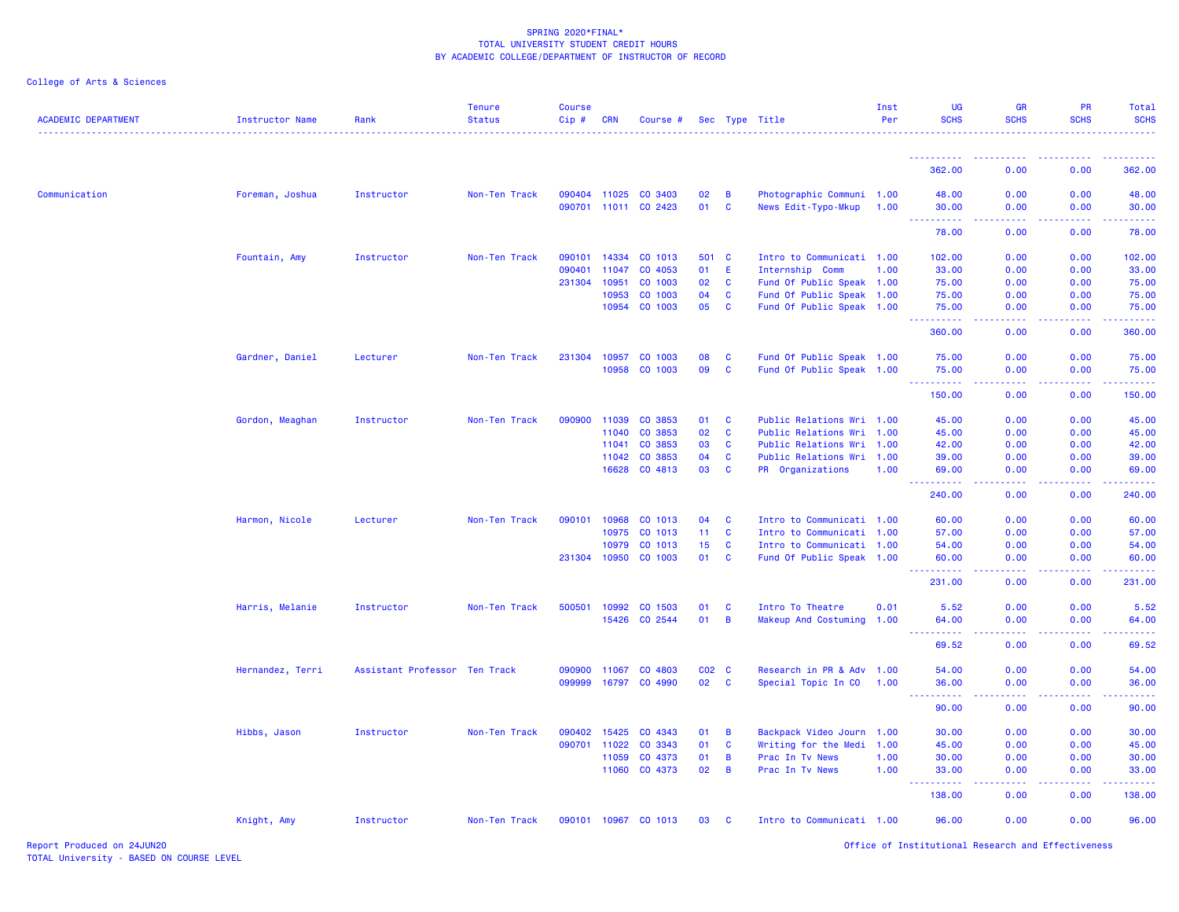SPRING 2020*FINAL*
TOTAL UNIVERSITY STUDENT CREDIT HOURS
BY ACADEMIC COLLEGE/DEPARTMENT OF INSTRUCTOR OF RECORD

College of Arts & Sciences

| ACADEMIC DEPARTMENT | Instructor Name | Rank | Tenure Status | Course Cip # | CRN | Course # | Sec | Type | Title | Inst Per | UG SCHS | GR SCHS | PR SCHS | Total SCHS |
|---|---|---|---|---|---|---|---|---|---|---|---|---|---|---|
| | | | | | | | | | | | 362.00 | 0.00 | 0.00 | 362.00 |
| Communication | Foreman, Joshua | Instructor | Non-Ten Track | 090404 | 11025 | CO 3403 | 02 | B | Photographic Communi | 1.00 | 48.00 | 0.00 | 0.00 | 48.00 |
| | | | | 090701 | 11011 | CO 2423 | 01 | C | News Edit-Typo-Mkup | 1.00 | 30.00 | 0.00 | 0.00 | 30.00 |
| | | | | | | | | | | | 78.00 | 0.00 | 0.00 | 78.00 |
| | Fountain, Amy | Instructor | Non-Ten Track | 090101 | 14334 | CO 1013 | 501 | C | Intro to Communicati | 1.00 | 102.00 | 0.00 | 0.00 | 102.00 |
| | | | | 090401 | 11047 | CO 4053 | 01 | E | Internship Comm | 1.00 | 33.00 | 0.00 | 0.00 | 33.00 |
| | | | | 231304 | 10951 | CO 1003 | 02 | C | Fund Of Public Speak | 1.00 | 75.00 | 0.00 | 0.00 | 75.00 |
| | | | | | 10953 | CO 1003 | 04 | C | Fund Of Public Speak | 1.00 | 75.00 | 0.00 | 0.00 | 75.00 |
| | | | | | 10954 | CO 1003 | 05 | C | Fund Of Public Speak | 1.00 | 75.00 | 0.00 | 0.00 | 75.00 |
| | | | | | | | | | | | 360.00 | 0.00 | 0.00 | 360.00 |
| | Gardner, Daniel | Lecturer | Non-Ten Track | 231304 | 10957 | CO 1003 | 08 | C | Fund Of Public Speak | 1.00 | 75.00 | 0.00 | 0.00 | 75.00 |
| | | | | | 10958 | CO 1003 | 09 | C | Fund Of Public Speak | 1.00 | 75.00 | 0.00 | 0.00 | 75.00 |
| | | | | | | | | | | | 150.00 | 0.00 | 0.00 | 150.00 |
| | Gordon, Meaghan | Instructor | Non-Ten Track | 090900 | 11039 | CO 3853 | 01 | C | Public Relations Wri | 1.00 | 45.00 | 0.00 | 0.00 | 45.00 |
| | | | | | 11040 | CO 3853 | 02 | C | Public Relations Wri | 1.00 | 45.00 | 0.00 | 0.00 | 45.00 |
| | | | | | 11041 | CO 3853 | 03 | C | Public Relations Wri | 1.00 | 42.00 | 0.00 | 0.00 | 42.00 |
| | | | | | 11042 | CO 3853 | 04 | C | Public Relations Wri | 1.00 | 39.00 | 0.00 | 0.00 | 39.00 |
| | | | | | 16628 | CO 4813 | 03 | C | PR Organizations | 1.00 | 69.00 | 0.00 | 0.00 | 69.00 |
| | | | | | | | | | | | 240.00 | 0.00 | 0.00 | 240.00 |
| | Harmon, Nicole | Lecturer | Non-Ten Track | 090101 | 10968 | CO 1013 | 04 | C | Intro to Communicati | 1.00 | 60.00 | 0.00 | 0.00 | 60.00 |
| | | | | | 10975 | CO 1013 | 11 | C | Intro to Communicati | 1.00 | 57.00 | 0.00 | 0.00 | 57.00 |
| | | | | | 10979 | CO 1013 | 15 | C | Intro to Communicati | 1.00 | 54.00 | 0.00 | 0.00 | 54.00 |
| | | | | 231304 | 10950 | CO 1003 | 01 | C | Fund Of Public Speak | 1.00 | 60.00 | 0.00 | 0.00 | 60.00 |
| | | | | | | | | | | | 231.00 | 0.00 | 0.00 | 231.00 |
| | Harris, Melanie | Instructor | Non-Ten Track | 500501 | 10992 | CO 1503 | 01 | C | Intro To Theatre | 0.01 | 5.52 | 0.00 | 0.00 | 5.52 |
| | | | | | 15426 | CO 2544 | 01 | B | Makeup And Costuming | 1.00 | 64.00 | 0.00 | 0.00 | 64.00 |
| | | | | | | | | | | | 69.52 | 0.00 | 0.00 | 69.52 |
| | Hernandez, Terri | Assistant Professor | Ten Track | 090900 | 11067 | CO 4803 | C02 | C | Research in PR & Adv | 1.00 | 54.00 | 0.00 | 0.00 | 54.00 |
| | | | | 099999 | 16797 | CO 4990 | 02 | C | Special Topic In CO | 1.00 | 36.00 | 0.00 | 0.00 | 36.00 |
| | | | | | | | | | | | 90.00 | 0.00 | 0.00 | 90.00 |
| | Hibbs, Jason | Instructor | Non-Ten Track | 090402 | 15425 | CO 4343 | 01 | B | Backpack Video Journ | 1.00 | 30.00 | 0.00 | 0.00 | 30.00 |
| | | | | 090701 | 11022 | CO 3343 | 01 | C | Writing for the Medi | 1.00 | 45.00 | 0.00 | 0.00 | 45.00 |
| | | | | | 11059 | CO 4373 | 01 | B | Prac In Tv News | 1.00 | 30.00 | 0.00 | 0.00 | 30.00 |
| | | | | | 11060 | CO 4373 | 02 | B | Prac In Tv News | 1.00 | 33.00 | 0.00 | 0.00 | 33.00 |
| | | | | | | | | | | | 138.00 | 0.00 | 0.00 | 138.00 |
| | Knight, Amy | Instructor | Non-Ten Track | 090101 | 10967 | CO 1013 | 03 | C | Intro to Communicati | 1.00 | 96.00 | 0.00 | 0.00 | 96.00 |

Report Produced on 24JUN20
TOTAL University - BASED ON COURSE LEVEL
Office of Institutional Research and Effectiveness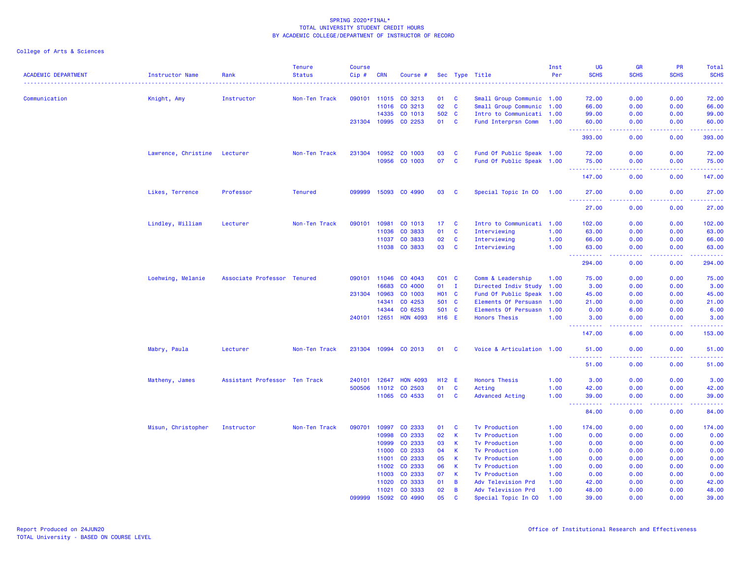SPRING 2020*FINAL*
TOTAL UNIVERSITY STUDENT CREDIT HOURS
BY ACADEMIC COLLEGE/DEPARTMENT OF INSTRUCTOR OF RECORD

College of Arts & Sciences

| ACADEMIC DEPARTMENT | Instructor Name | Rank | Tenure Status | Course Cip # | CRN | Course # | Sec | Type | Title | Inst Per | UG SCHS | GR SCHS | PR SCHS | Total SCHS |
|---|---|---|---|---|---|---|---|---|---|---|---|---|---|---|
| Communication | Knight, Amy | Instructor | Non-Ten Track | 090101 | 11015 | CO 3213 | 01 | C | Small Group Communic | 1.00 | 72.00 | 0.00 | 0.00 | 72.00 |
| | | | | | 11016 | CO 3213 | 02 | C | Small Group Communic | 1.00 | 66.00 | 0.00 | 0.00 | 66.00 |
| | | | | | 14335 | CO 1013 | 502 | C | Intro to Communicati | 1.00 | 99.00 | 0.00 | 0.00 | 99.00 |
| | | | | 231304 | 10995 | CO 2253 | 01 | C | Fund Interprsn Comm | 1.00 | 60.00 | 0.00 | 0.00 | 60.00 |
| | | | | | | | | | | | 393.00 | 0.00 | 0.00 | 393.00 |
| | Lawrence, Christine | Lecturer | Non-Ten Track | 231304 | 10952 | CO 1003 | 03 | C | Fund Of Public Speak | 1.00 | 72.00 | 0.00 | 0.00 | 72.00 |
| | | | | | 10956 | CO 1003 | 07 | C | Fund Of Public Speak | 1.00 | 75.00 | 0.00 | 0.00 | 75.00 |
| | | | | | | | | | | | 147.00 | 0.00 | 0.00 | 147.00 |
| | Likes, Terrence | Professor | Tenured | 099999 | 15093 | CO 4990 | 03 | C | Special Topic In CO | 1.00 | 27.00 | 0.00 | 0.00 | 27.00 |
| | | | | | | | | | | | 27.00 | 0.00 | 0.00 | 27.00 |
| | Lindley, William | Lecturer | Non-Ten Track | 090101 | 10981 | CO 1013 | 17 | C | Intro to Communicati | 1.00 | 102.00 | 0.00 | 0.00 | 102.00 |
| | | | | | 11036 | CO 3833 | 01 | C | Interviewing | 1.00 | 63.00 | 0.00 | 0.00 | 63.00 |
| | | | | | 11037 | CO 3833 | 02 | C | Interviewing | 1.00 | 66.00 | 0.00 | 0.00 | 66.00 |
| | | | | | 11038 | CO 3833 | 03 | C | Interviewing | 1.00 | 63.00 | 0.00 | 0.00 | 63.00 |
| | | | | | | | | | | | 294.00 | 0.00 | 0.00 | 294.00 |
| | Loehwing, Melanie | Associate Professor | Tenured | 090101 | 11046 | CO 4043 | C01 | C | Comm & Leadership | 1.00 | 75.00 | 0.00 | 0.00 | 75.00 |
| | | | | | 16683 | CO 4000 | 01 | I | Directed Indiv Study | 1.00 | 3.00 | 0.00 | 0.00 | 3.00 |
| | | | | 231304 | 10963 | CO 1003 | H01 | C | Fund Of Public Speak | 1.00 | 45.00 | 0.00 | 0.00 | 45.00 |
| | | | | | 14341 | CO 4253 | 501 | C | Elements Of Persuasn | 1.00 | 21.00 | 0.00 | 0.00 | 21.00 |
| | | | | | 14344 | CO 6253 | 501 | C | Elements Of Persuasn | 1.00 | 0.00 | 6.00 | 0.00 | 6.00 |
| | | | | 240101 | 12651 | HON 4093 | H16 | E | Honors Thesis | 1.00 | 3.00 | 0.00 | 0.00 | 3.00 |
| | | | | | | | | | | | 147.00 | 6.00 | 0.00 | 153.00 |
| | Mabry, Paula | Lecturer | Non-Ten Track | 231304 | 10994 | CO 2013 | 01 | C | Voice & Articulation | 1.00 | 51.00 | 0.00 | 0.00 | 51.00 |
| | | | | | | | | | | | 51.00 | 0.00 | 0.00 | 51.00 |
| | Matheny, James | Assistant Professor | Ten Track | 240101 | 12647 | HON 4093 | H12 | E | Honors Thesis | 1.00 | 3.00 | 0.00 | 0.00 | 3.00 |
| | | | | 500506 | 11012 | CO 2503 | 01 | C | Acting | 1.00 | 42.00 | 0.00 | 0.00 | 42.00 |
| | | | | | 11065 | CO 4533 | 01 | C | Advanced Acting | 1.00 | 39.00 | 0.00 | 0.00 | 39.00 |
| | | | | | | | | | | | 84.00 | 0.00 | 0.00 | 84.00 |
| | Misun, Christopher | Instructor | Non-Ten Track | 090701 | 10997 | CO 2333 | 01 | C | Tv Production | 1.00 | 174.00 | 0.00 | 0.00 | 174.00 |
| | | | | | 10998 | CO 2333 | 02 | K | Tv Production | 1.00 | 0.00 | 0.00 | 0.00 | 0.00 |
| | | | | | 10999 | CO 2333 | 03 | K | Tv Production | 1.00 | 0.00 | 0.00 | 0.00 | 0.00 |
| | | | | | 11000 | CO 2333 | 04 | K | Tv Production | 1.00 | 0.00 | 0.00 | 0.00 | 0.00 |
| | | | | | 11001 | CO 2333 | 05 | K | Tv Production | 1.00 | 0.00 | 0.00 | 0.00 | 0.00 |
| | | | | | 11002 | CO 2333 | 06 | K | Tv Production | 1.00 | 0.00 | 0.00 | 0.00 | 0.00 |
| | | | | | 11003 | CO 2333 | 07 | K | Tv Production | 1.00 | 0.00 | 0.00 | 0.00 | 0.00 |
| | | | | | 11020 | CO 3333 | 01 | B | Adv Television Prd | 1.00 | 42.00 | 0.00 | 0.00 | 42.00 |
| | | | | | 11021 | CO 3333 | 02 | B | Adv Television Prd | 1.00 | 48.00 | 0.00 | 0.00 | 48.00 |
| | | | | 099999 | 15092 | CO 4990 | 05 | C | Special Topic In CO | 1.00 | 39.00 | 0.00 | 0.00 | 39.00 |

Report Produced on 24JUN20
TOTAL University - BASED ON COURSE LEVEL

Office of Institutional Research and Effectiveness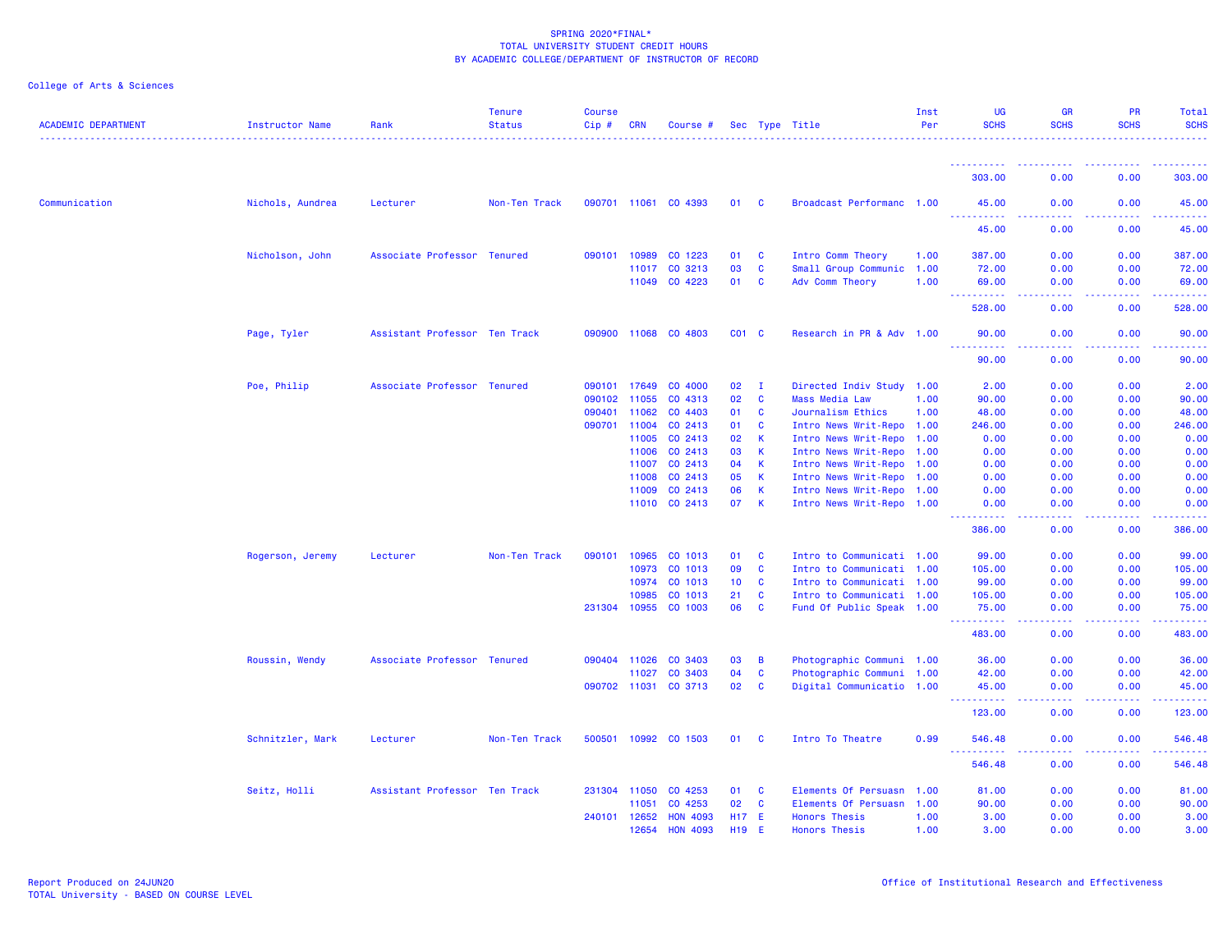SPRING 2020*FINAL*
TOTAL UNIVERSITY STUDENT CREDIT HOURS
BY ACADEMIC COLLEGE/DEPARTMENT OF INSTRUCTOR OF RECORD

College of Arts & Sciences

| ACADEMIC DEPARTMENT | Instructor Name | Rank | Tenure Status | Course Cip # | CRN | Course # | Sec | Type | Title | Inst Per | UG SCHS | GR SCHS | PR SCHS | Total SCHS |
|---|---|---|---|---|---|---|---|---|---|---|---|---|---|---|
| | | | | | | | | | | | 303.00 | 0.00 | 0.00 | 303.00 |
| Communication | Nichols, Andrea | Lecturer | Non-Ten Track | 090701 | 11061 | CO 4393 | 01 | C | Broadcast Performanc | 1.00 | 45.00 | 0.00 | 0.00 | 45.00 |
| | | | | | | | | | | | 45.00 | 0.00 | 0.00 | 45.00 |
| | Nicholson, John | Associate Professor | Tenured | 090101 | 10989 | CO 1223 | 01 | C | Intro Comm Theory | 1.00 | 387.00 | 0.00 | 0.00 | 387.00 |
| | | | | | 11017 | CO 3213 | 03 | C | Small Group Communic | 1.00 | 72.00 | 0.00 | 0.00 | 72.00 |
| | | | | | 11049 | CO 4223 | 01 | C | Adv Comm Theory | 1.00 | 69.00 | 0.00 | 0.00 | 69.00 |
| | | | | | | | | | | | 528.00 | 0.00 | 0.00 | 528.00 |
| | Page, Tyler | Assistant Professor | Ten Track | 090900 | 11068 | CO 4803 | C01 | C | Research in PR & Adv | 1.00 | 90.00 | 0.00 | 0.00 | 90.00 |
| | | | | | | | | | | | 90.00 | 0.00 | 0.00 | 90.00 |
| | Poe, Philip | Associate Professor | Tenured | 090101 | 17649 | CO 4000 | 02 | I | Directed Indiv Study | 1.00 | 2.00 | 0.00 | 0.00 | 2.00 |
| | | | | 090102 | 11055 | CO 4313 | 02 | C | Mass Media Law | 1.00 | 90.00 | 0.00 | 0.00 | 90.00 |
| | | | | 090401 | 11062 | CO 4403 | 01 | C | Journalism Ethics | 1.00 | 48.00 | 0.00 | 0.00 | 48.00 |
| | | | | 090701 | 11004 | CO 2413 | 01 | C | Intro News Writ-Repo | 1.00 | 246.00 | 0.00 | 0.00 | 246.00 |
| | | | | | 11005 | CO 2413 | 02 | K | Intro News Writ-Repo | 1.00 | 0.00 | 0.00 | 0.00 | 0.00 |
| | | | | | 11006 | CO 2413 | 03 | K | Intro News Writ-Repo | 1.00 | 0.00 | 0.00 | 0.00 | 0.00 |
| | | | | | 11007 | CO 2413 | 04 | K | Intro News Writ-Repo | 1.00 | 0.00 | 0.00 | 0.00 | 0.00 |
| | | | | | 11008 | CO 2413 | 05 | K | Intro News Writ-Repo | 1.00 | 0.00 | 0.00 | 0.00 | 0.00 |
| | | | | | 11009 | CO 2413 | 06 | K | Intro News Writ-Repo | 1.00 | 0.00 | 0.00 | 0.00 | 0.00 |
| | | | | | 11010 | CO 2413 | 07 | K | Intro News Writ-Repo | 1.00 | 0.00 | 0.00 | 0.00 | 0.00 |
| | | | | | | | | | | | 386.00 | 0.00 | 0.00 | 386.00 |
| | Rogerson, Jeremy | Lecturer | Non-Ten Track | 090101 | 10965 | CO 1013 | 01 | C | Intro to Communicati | 1.00 | 99.00 | 0.00 | 0.00 | 99.00 |
| | | | | | 10973 | CO 1013 | 09 | C | Intro to Communicati | 1.00 | 105.00 | 0.00 | 0.00 | 105.00 |
| | | | | | 10974 | CO 1013 | 10 | C | Intro to Communicati | 1.00 | 99.00 | 0.00 | 0.00 | 99.00 |
| | | | | | 10985 | CO 1013 | 21 | C | Intro to Communicati | 1.00 | 105.00 | 0.00 | 0.00 | 105.00 |
| | | | | 231304 | 10955 | CO 1003 | 06 | C | Fund Of Public Speak | 1.00 | 75.00 | 0.00 | 0.00 | 75.00 |
| | | | | | | | | | | | 483.00 | 0.00 | 0.00 | 483.00 |
| | Roussin, Wendy | Associate Professor | Tenured | 090404 | 11026 | CO 3403 | 03 | B | Photographic Communi | 1.00 | 36.00 | 0.00 | 0.00 | 36.00 |
| | | | | | 11027 | CO 3403 | 04 | C | Photographic Communi | 1.00 | 42.00 | 0.00 | 0.00 | 42.00 |
| | | | | 090702 | 11031 | CO 3713 | 02 | C | Digital Communicatio | 1.00 | 45.00 | 0.00 | 0.00 | 45.00 |
| | | | | | | | | | | | 123.00 | 0.00 | 0.00 | 123.00 |
| | Schnitzler, Mark | Lecturer | Non-Ten Track | 500501 | 10992 | CO 1503 | 01 | C | Intro To Theatre | 0.99 | 546.48 | 0.00 | 0.00 | 546.48 |
| | | | | | | | | | | | 546.48 | 0.00 | 0.00 | 546.48 |
| | Seitz, Holli | Assistant Professor | Ten Track | 231304 | 11050 | CO 4253 | 01 | C | Elements Of Persuasn | 1.00 | 81.00 | 0.00 | 0.00 | 81.00 |
| | | | | | 11051 | CO 4253 | 02 | C | Elements Of Persuasn | 1.00 | 90.00 | 0.00 | 0.00 | 90.00 |
| | | | | 240101 | 12652 | HON 4093 | H17 | E | Honors Thesis | 1.00 | 3.00 | 0.00 | 0.00 | 3.00 |
| | | | | | 12654 | HON 4093 | H19 | E | Honors Thesis | 1.00 | 3.00 | 0.00 | 0.00 | 3.00 |

Report Produced on 24JUN20
TOTAL University - BASED ON COURSE LEVEL

Office of Institutional Research and Effectiveness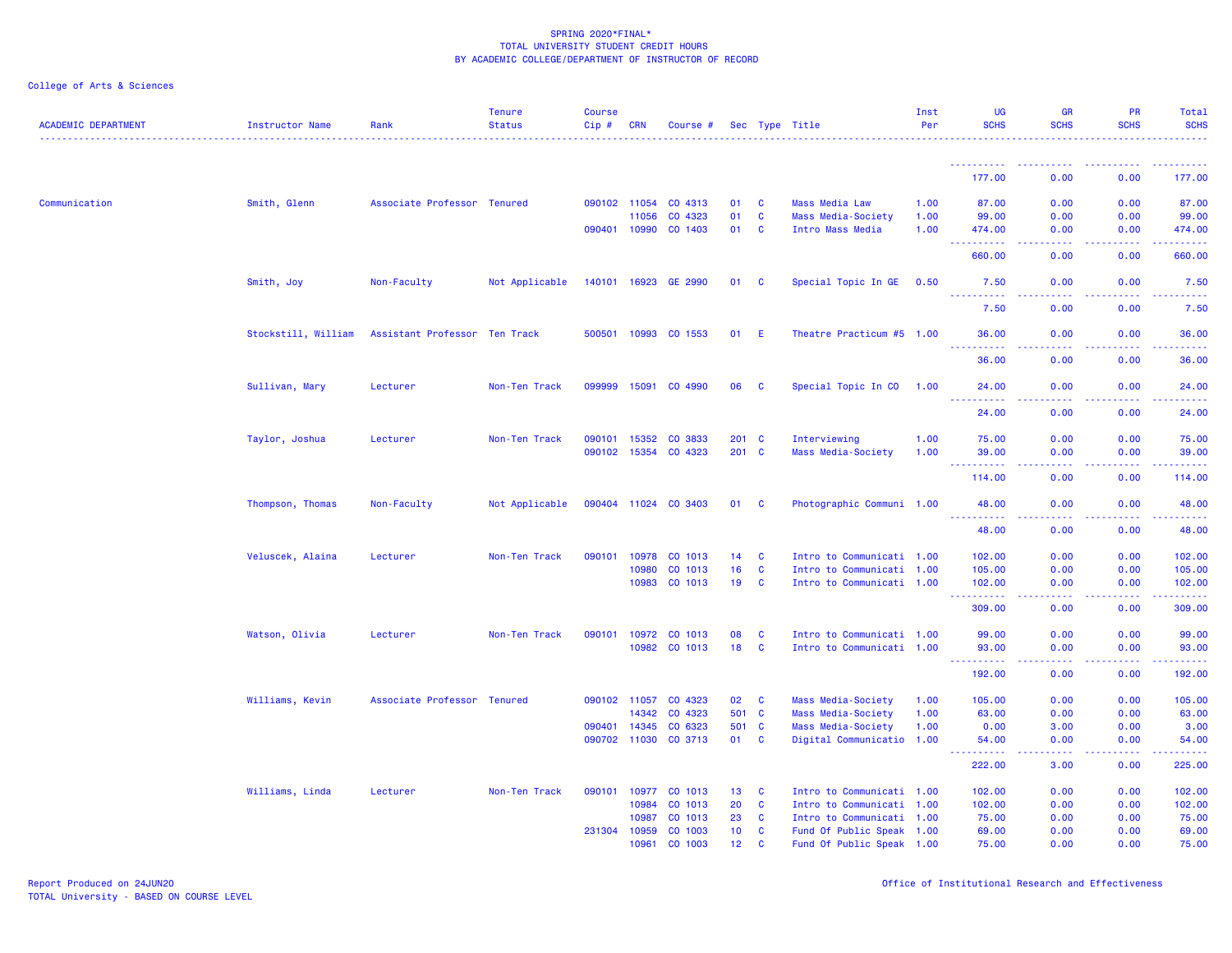SPRING 2020*FINAL*
TOTAL UNIVERSITY STUDENT CREDIT HOURS
BY ACADEMIC COLLEGE/DEPARTMENT OF INSTRUCTOR OF RECORD

College of Arts & Sciences

| ACADEMIC DEPARTMENT | Instructor Name | Rank | Tenure Status | Course Cip # | CRN | Course # | Sec | Type | Title | Inst Per | UG SCHS | GR SCHS | PR SCHS | Total SCHS |
|---|---|---|---|---|---|---|---|---|---|---|---|---|---|---|
| | | | | | | | | | | | 177.00 | 0.00 | 0.00 | 177.00 |
| Communication | Smith, Glenn | Associate Professor | Tenured | 090102 | 11054 | CO 4313 | 01 | C | Mass Media Law | 1.00 | 87.00 | 0.00 | 0.00 | 87.00 |
| | | | | | 11056 | CO 4323 | 01 | C | Mass Media-Society | 1.00 | 99.00 | 0.00 | 0.00 | 99.00 |
| | | | | 090401 | 10990 | CO 1403 | 01 | C | Intro Mass Media | 1.00 | 474.00 | 0.00 | 0.00 | 474.00 |
| | | | | | | | | | | | 660.00 | 0.00 | 0.00 | 660.00 |
| | Smith, Joy | Non-Faculty | Not Applicable | 140101 | 16923 | GE 2990 | 01 | C | Special Topic In GE | 0.50 | 7.50 | 0.00 | 0.00 | 7.50 |
| | | | | | | | | | | | 7.50 | 0.00 | 0.00 | 7.50 |
| | Stockstill, William | Assistant Professor | Ten Track | 500501 | 10993 | CO 1553 | 01 | E | Theatre Practicum #5 | 1.00 | 36.00 | 0.00 | 0.00 | 36.00 |
| | | | | | | | | | | | 36.00 | 0.00 | 0.00 | 36.00 |
| | Sullivan, Mary | Lecturer | Non-Ten Track | 099999 | 15091 | CO 4990 | 06 | C | Special Topic In CO | 1.00 | 24.00 | 0.00 | 0.00 | 24.00 |
| | | | | | | | | | | | 24.00 | 0.00 | 0.00 | 24.00 |
| | Taylor, Joshua | Lecturer | Non-Ten Track | 090101 | 15352 | CO 3833 | 201 | C | Interviewing | 1.00 | 75.00 | 0.00 | 0.00 | 75.00 |
| | | | | 090102 | 15354 | CO 4323 | 201 | C | Mass Media-Society | 1.00 | 39.00 | 0.00 | 0.00 | 39.00 |
| | | | | | | | | | | | 114.00 | 0.00 | 0.00 | 114.00 |
| | Thompson, Thomas | Non-Faculty | Not Applicable | 090404 | 11024 | CO 3403 | 01 | C | Photographic Communi | 1.00 | 48.00 | 0.00 | 0.00 | 48.00 |
| | | | | | | | | | | | 48.00 | 0.00 | 0.00 | 48.00 |
| | Veluscek, Alaina | Lecturer | Non-Ten Track | 090101 | 10978 | CO 1013 | 14 | C | Intro to Communicati | 1.00 | 102.00 | 0.00 | 0.00 | 102.00 |
| | | | | | 10980 | CO 1013 | 16 | C | Intro to Communicati | 1.00 | 105.00 | 0.00 | 0.00 | 105.00 |
| | | | | | 10983 | CO 1013 | 19 | C | Intro to Communicati | 1.00 | 102.00 | 0.00 | 0.00 | 102.00 |
| | | | | | | | | | | | 309.00 | 0.00 | 0.00 | 309.00 |
| | Watson, Olivia | Lecturer | Non-Ten Track | 090101 | 10972 | CO 1013 | 08 | C | Intro to Communicati | 1.00 | 99.00 | 0.00 | 0.00 | 99.00 |
| | | | | | 10982 | CO 1013 | 18 | C | Intro to Communicati | 1.00 | 93.00 | 0.00 | 0.00 | 93.00 |
| | | | | | | | | | | | 192.00 | 0.00 | 0.00 | 192.00 |
| | Williams, Kevin | Associate Professor | Tenured | 090102 | 11057 | CO 4323 | 02 | C | Mass Media-Society | 1.00 | 105.00 | 0.00 | 0.00 | 105.00 |
| | | | | | 14342 | CO 4323 | 501 | C | Mass Media-Society | 1.00 | 63.00 | 0.00 | 0.00 | 63.00 |
| | | | | 090401 | 14345 | CO 6323 | 501 | C | Mass Media-Society | 1.00 | 0.00 | 3.00 | 0.00 | 3.00 |
| | | | | 090702 | 11030 | CO 3713 | 01 | C | Digital Communicatio | 1.00 | 54.00 | 0.00 | 0.00 | 54.00 |
| | | | | | | | | | | | 222.00 | 3.00 | 0.00 | 225.00 |
| | Williams, Linda | Lecturer | Non-Ten Track | 090101 | 10977 | CO 1013 | 13 | C | Intro to Communicati | 1.00 | 102.00 | 0.00 | 0.00 | 102.00 |
| | | | | | 10984 | CO 1013 | 20 | C | Intro to Communicati | 1.00 | 102.00 | 0.00 | 0.00 | 102.00 |
| | | | | | 10987 | CO 1013 | 23 | C | Intro to Communicati | 1.00 | 75.00 | 0.00 | 0.00 | 75.00 |
| | | | | 231304 | 10959 | CO 1003 | 10 | C | Fund Of Public Speak | 1.00 | 69.00 | 0.00 | 0.00 | 69.00 |
| | | | | | 10961 | CO 1003 | 12 | C | Fund Of Public Speak | 1.00 | 75.00 | 0.00 | 0.00 | 75.00 |

Report Produced on 24JUN20
TOTAL University - BASED ON COURSE LEVEL

Office of Institutional Research and Effectiveness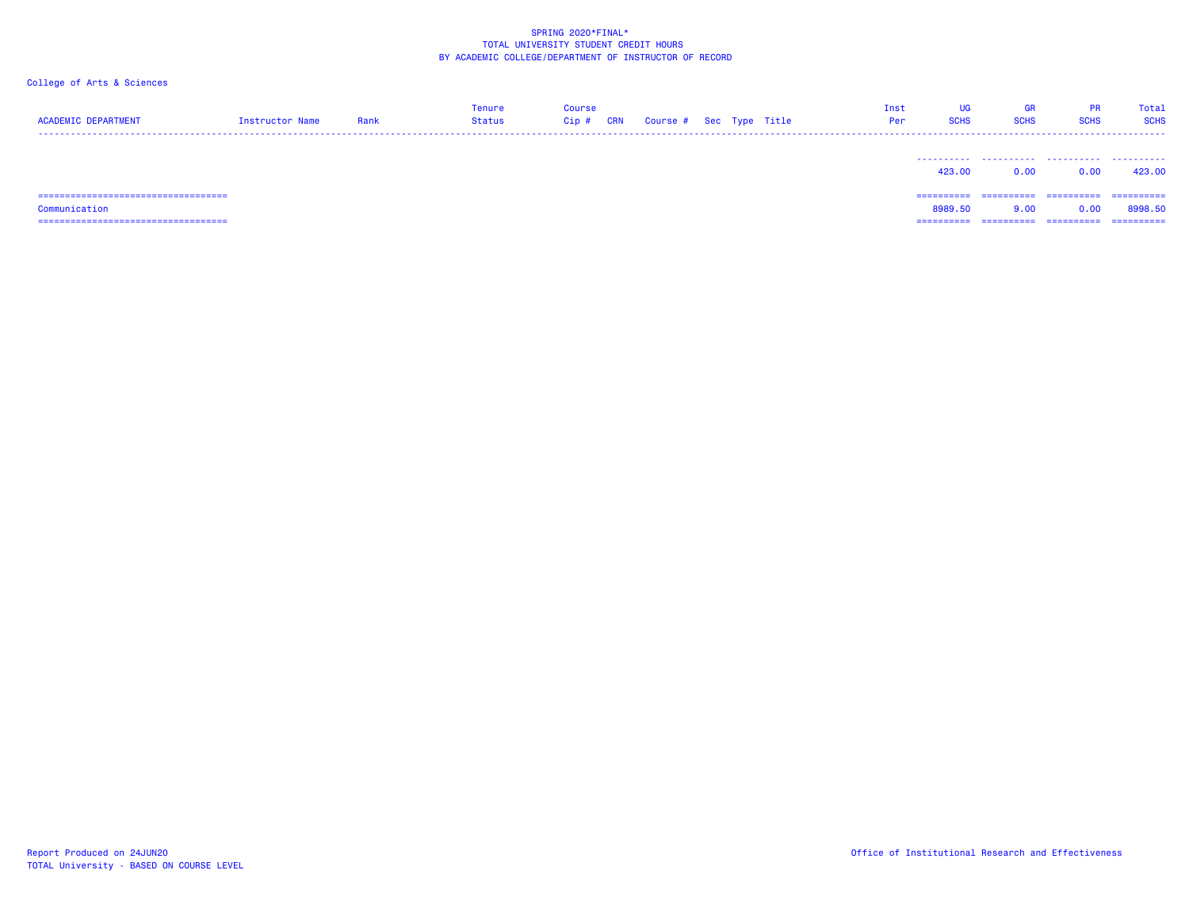SPRING 2020*FINAL*
TOTAL UNIVERSITY STUDENT CREDIT HOURS
BY ACADEMIC COLLEGE/DEPARTMENT OF INSTRUCTOR OF RECORD

College of Arts & Sciences

| ACADEMIC DEPARTMENT | Instructor Name | Rank | Tenure Status | Course Cip # | CRN | Course # | Sec | Type | Title | Inst Per | UG SCHS | GR SCHS | PR SCHS | Total SCHS |
|---|---|---|---|---|---|---|---|---|---|---|---|---|---|---|
| | | | | | | | | | | | 423.00 | 0.00 | 0.00 | 423.00 |
| Communication | | | | | | | | | | | 8989.50 | 9.00 | 0.00 | 8998.50 |

Report Produced on 24JUN20
TOTAL University - BASED ON COURSE LEVEL

Office of Institutional Research and Effectiveness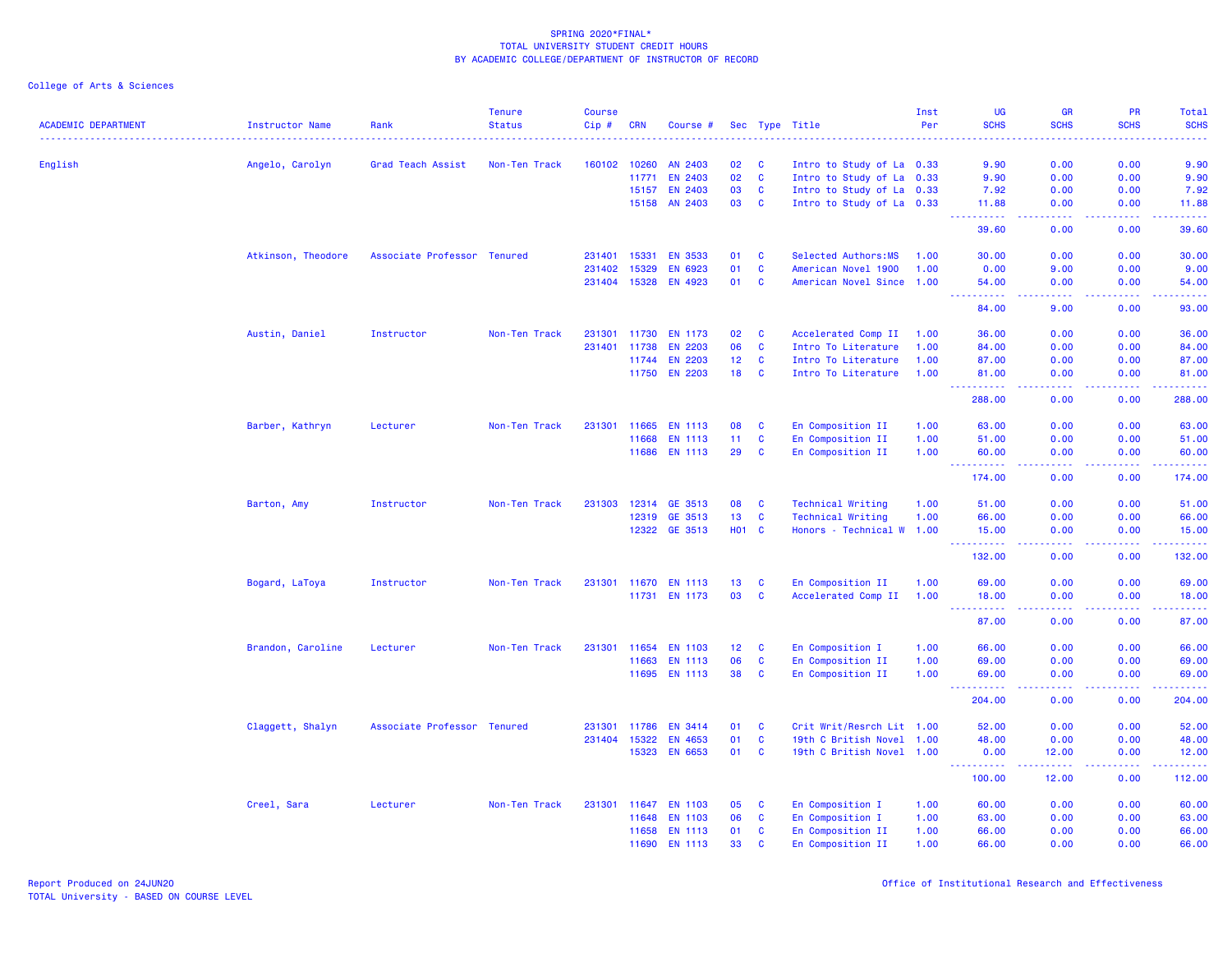# SPRING 2020*FINAL*
## TOTAL UNIVERSITY STUDENT CREDIT HOURS
### BY ACADEMIC COLLEGE/DEPARTMENT OF INSTRUCTOR OF RECORD

College of Arts & Sciences

| ACADEMIC DEPARTMENT | Instructor Name | Rank | Tenure Status | Course Cip # | CRN | Course # | Sec | Type | Title | Inst Per | UG SCHS | GR SCHS | PR SCHS | Total SCHS |
|---|---|---|---|---|---|---|---|---|---|---|---|---|---|---|
| English | Angelo, Carolyn | Grad Teach Assist | Non-Ten Track | 160102 | 10260 | AN 2403 | 02 | C | Intro to Study of La | 0.33 | 9.90 | 0.00 | 0.00 | 9.90 |
| | | | | | 11771 | EN 2403 | 02 | C | Intro to Study of La | 0.33 | 9.90 | 0.00 | 0.00 | 9.90 |
| | | | | | 15157 | EN 2403 | 03 | C | Intro to Study of La | 0.33 | 7.92 | 0.00 | 0.00 | 7.92 |
| | | | | | 15158 | AN 2403 | 03 | C | Intro to Study of La | 0.33 | 11.88 | 0.00 | 0.00 | 11.88 |
| | | | | | | | | | | | 39.60 | 0.00 | 0.00 | 39.60 |
| | Atkinson, Theodore | Associate Professor | Tenured | 231401 | 15331 | EN 3533 | 01 | C | Selected Authors:MS | 1.00 | 30.00 | 0.00 | 0.00 | 30.00 |
| | | | | 231402 | 15329 | EN 6923 | 01 | C | American Novel 1900 | 1.00 | 0.00 | 9.00 | 0.00 | 9.00 |
| | | | | 231404 | 15328 | EN 4923 | 01 | C | American Novel Since | 1.00 | 54.00 | 0.00 | 0.00 | 54.00 |
| | | | | | | | | | | | 84.00 | 9.00 | 0.00 | 93.00 |
| | Austin, Daniel | Instructor | Non-Ten Track | 231301 | 11730 | EN 1173 | 02 | C | Accelerated Comp II | 1.00 | 36.00 | 0.00 | 0.00 | 36.00 |
| | | | | 231401 | 11738 | EN 2203 | 06 | C | Intro To Literature | 1.00 | 84.00 | 0.00 | 0.00 | 84.00 |
| | | | | | 11744 | EN 2203 | 12 | C | Intro To Literature | 1.00 | 87.00 | 0.00 | 0.00 | 87.00 |
| | | | | | 11750 | EN 2203 | 18 | C | Intro To Literature | 1.00 | 81.00 | 0.00 | 0.00 | 81.00 |
| | | | | | | | | | | | 288.00 | 0.00 | 0.00 | 288.00 |
| | Barber, Kathryn | Lecturer | Non-Ten Track | 231301 | 11665 | EN 1113 | 08 | C | En Composition II | 1.00 | 63.00 | 0.00 | 0.00 | 63.00 |
| | | | | | 11668 | EN 1113 | 11 | C | En Composition II | 1.00 | 51.00 | 0.00 | 0.00 | 51.00 |
| | | | | | 11686 | EN 1113 | 29 | C | En Composition II | 1.00 | 60.00 | 0.00 | 0.00 | 60.00 |
| | | | | | | | | | | | 174.00 | 0.00 | 0.00 | 174.00 |
| | Barton, Amy | Instructor | Non-Ten Track | 231303 | 12314 | GE 3513 | 08 | C | Technical Writing | 1.00 | 51.00 | 0.00 | 0.00 | 51.00 |
| | | | | | 12319 | GE 3513 | 13 | C | Technical Writing | 1.00 | 66.00 | 0.00 | 0.00 | 66.00 |
| | | | | | 12322 | GE 3513 | H01 | C | Honors - Technical W | 1.00 | 15.00 | 0.00 | 0.00 | 15.00 |
| | | | | | | | | | | | 132.00 | 0.00 | 0.00 | 132.00 |
| | Bogard, LaToya | Instructor | Non-Ten Track | 231301 | 11670 | EN 1113 | 13 | C | En Composition II | 1.00 | 69.00 | 0.00 | 0.00 | 69.00 |
| | | | | | 11731 | EN 1173 | 03 | C | Accelerated Comp II | 1.00 | 18.00 | 0.00 | 0.00 | 18.00 |
| | | | | | | | | | | | 87.00 | 0.00 | 0.00 | 87.00 |
| | Brandon, Caroline | Lecturer | Non-Ten Track | 231301 | 11654 | EN 1103 | 12 | C | En Composition I | 1.00 | 66.00 | 0.00 | 0.00 | 66.00 |
| | | | | | 11663 | EN 1113 | 06 | C | En Composition II | 1.00 | 69.00 | 0.00 | 0.00 | 69.00 |
| | | | | | 11695 | EN 1113 | 38 | C | En Composition II | 1.00 | 69.00 | 0.00 | 0.00 | 69.00 |
| | | | | | | | | | | | 204.00 | 0.00 | 0.00 | 204.00 |
| | Claggett, Shalyn | Associate Professor | Tenured | 231301 | 11786 | EN 3414 | 01 | C | Crit Writ/Resrch Lit | 1.00 | 52.00 | 0.00 | 0.00 | 52.00 |
| | | | | 231404 | 15322 | EN 4653 | 01 | C | 19th C British Novel | 1.00 | 48.00 | 0.00 | 0.00 | 48.00 |
| | | | | | 15323 | EN 6653 | 01 | C | 19th C British Novel | 1.00 | 0.00 | 12.00 | 0.00 | 12.00 |
| | | | | | | | | | | | 100.00 | 12.00 | 0.00 | 112.00 |
| | Creel, Sara | Lecturer | Non-Ten Track | 231301 | 11647 | EN 1103 | 05 | C | En Composition I | 1.00 | 60.00 | 0.00 | 0.00 | 60.00 |
| | | | | | 11648 | EN 1103 | 06 | C | En Composition I | 1.00 | 63.00 | 0.00 | 0.00 | 63.00 |
| | | | | | 11658 | EN 1113 | 01 | C | En Composition II | 1.00 | 66.00 | 0.00 | 0.00 | 66.00 |
| | | | | | 11690 | EN 1113 | 33 | C | En Composition II | 1.00 | 66.00 | 0.00 | 0.00 | 66.00 |

Report Produced on 24JUN20
TOTAL University - BASED ON COURSE LEVEL

Office of Institutional Research and Effectiveness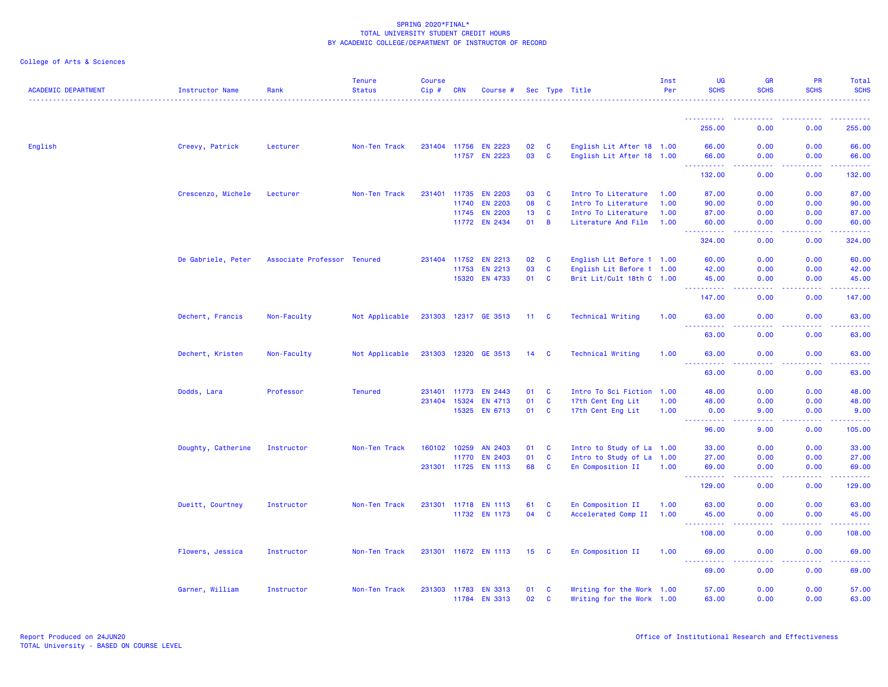SPRING 2020*FINAL*
TOTAL UNIVERSITY STUDENT CREDIT HOURS
BY ACADEMIC COLLEGE/DEPARTMENT OF INSTRUCTOR OF RECORD

College of Arts & Sciences

| ACADEMIC DEPARTMENT | Instructor Name | Rank | Tenure Status | Course Cip # | CRN | Course # | Sec | Type | Title | Inst Per | UG SCHS | GR SCHS | PR SCHS | Total SCHS |
|---|---|---|---|---|---|---|---|---|---|---|---|---|---|---|
| | | | | | | | | | | | 255.00 | 0.00 | 0.00 | 255.00 |
| English | Creevy, Patrick | Lecturer | Non-Ten Track | 231404 | 11756 | EN 2223 | 02 | C | English Lit After 18 | 1.00 | 66.00 | 0.00 | 0.00 | 66.00 |
| | | | | | 11757 | EN 2223 | 03 | C | English Lit After 18 | 1.00 | 66.00 | 0.00 | 0.00 | 66.00 |
| | | | | | | | | | | | 132.00 | 0.00 | 0.00 | 132.00 |
| | Crescenzo, Michele | Lecturer | Non-Ten Track | 231401 | 11735 | EN 2203 | 03 | C | Intro To Literature | 1.00 | 87.00 | 0.00 | 0.00 | 87.00 |
| | | | | | 11740 | EN 2203 | 08 | C | Intro To Literature | 1.00 | 90.00 | 0.00 | 0.00 | 90.00 |
| | | | | | 11745 | EN 2203 | 13 | C | Intro To Literature | 1.00 | 87.00 | 0.00 | 0.00 | 87.00 |
| | | | | | 11772 | EN 2434 | 01 | B | Literature And Film | 1.00 | 60.00 | 0.00 | 0.00 | 60.00 |
| | | | | | | | | | | | 324.00 | 0.00 | 0.00 | 324.00 |
| | De Gabriele, Peter | Associate Professor | Tenured | 231404 | 11752 | EN 2213 | 02 | C | English Lit Before 1 | 1.00 | 60.00 | 0.00 | 0.00 | 60.00 |
| | | | | | 11753 | EN 2213 | 03 | C | English Lit Before 1 | 1.00 | 42.00 | 0.00 | 0.00 | 42.00 |
| | | | | | 15320 | EN 4733 | 01 | C | Brit Lit/Cult 18th C | 1.00 | 45.00 | 0.00 | 0.00 | 45.00 |
| | | | | | | | | | | | 147.00 | 0.00 | 0.00 | 147.00 |
| | Dechert, Francis | Non-Faculty | Not Applicable | 231303 | 12317 | GE 3513 | 11 | C | Technical Writing | 1.00 | 63.00 | 0.00 | 0.00 | 63.00 |
| | | | | | | | | | | | 63.00 | 0.00 | 0.00 | 63.00 |
| | Dechert, Kristen | Non-Faculty | Not Applicable | 231303 | 12320 | GE 3513 | 14 | C | Technical Writing | 1.00 | 63.00 | 0.00 | 0.00 | 63.00 |
| | | | | | | | | | | | 63.00 | 0.00 | 0.00 | 63.00 |
| | Dodds, Lara | Professor | Tenured | 231401 | 11773 | EN 2443 | 01 | C | Intro To Sci Fiction | 1.00 | 48.00 | 0.00 | 0.00 | 48.00 |
| | | | | 231404 | 15324 | EN 4713 | 01 | C | 17th Cent Eng Lit | 1.00 | 48.00 | 0.00 | 0.00 | 48.00 |
| | | | | | 15325 | EN 6713 | 01 | C | 17th Cent Eng Lit | 1.00 | 0.00 | 9.00 | 0.00 | 9.00 |
| | | | | | | | | | | | 96.00 | 9.00 | 0.00 | 105.00 |
| | Doughty, Catherine | Instructor | Non-Ten Track | 160102 | 10259 | AN 2403 | 01 | C | Intro to Study of La | 1.00 | 33.00 | 0.00 | 0.00 | 33.00 |
| | | | | | 11770 | EN 2403 | 01 | C | Intro to Study of La | 1.00 | 27.00 | 0.00 | 0.00 | 27.00 |
| | | | | 231301 | 11725 | EN 1113 | 68 | C | En Composition II | 1.00 | 69.00 | 0.00 | 0.00 | 69.00 |
| | | | | | | | | | | | 129.00 | 0.00 | 0.00 | 129.00 |
| | Dueitt, Courtney | Instructor | Non-Ten Track | 231301 | 11718 | EN 1113 | 61 | C | En Composition II | 1.00 | 63.00 | 0.00 | 0.00 | 63.00 |
| | | | | | 11732 | EN 1173 | 04 | C | Accelerated Comp II | 1.00 | 45.00 | 0.00 | 0.00 | 45.00 |
| | | | | | | | | | | | 108.00 | 0.00 | 0.00 | 108.00 |
| | Flowers, Jessica | Instructor | Non-Ten Track | 231301 | 11672 | EN 1113 | 15 | C | En Composition II | 1.00 | 69.00 | 0.00 | 0.00 | 69.00 |
| | | | | | | | | | | | 69.00 | 0.00 | 0.00 | 69.00 |
| | Garner, William | Instructor | Non-Ten Track | 231303 | 11783 | EN 3313 | 01 | C | Writing for the Work | 1.00 | 57.00 | 0.00 | 0.00 | 57.00 |
| | | | | | 11784 | EN 3313 | 02 | C | Writing for the Work | 1.00 | 63.00 | 0.00 | 0.00 | 63.00 |

Report Produced on 24JUN20
TOTAL University - BASED ON COURSE LEVEL

Office of Institutional Research and Effectiveness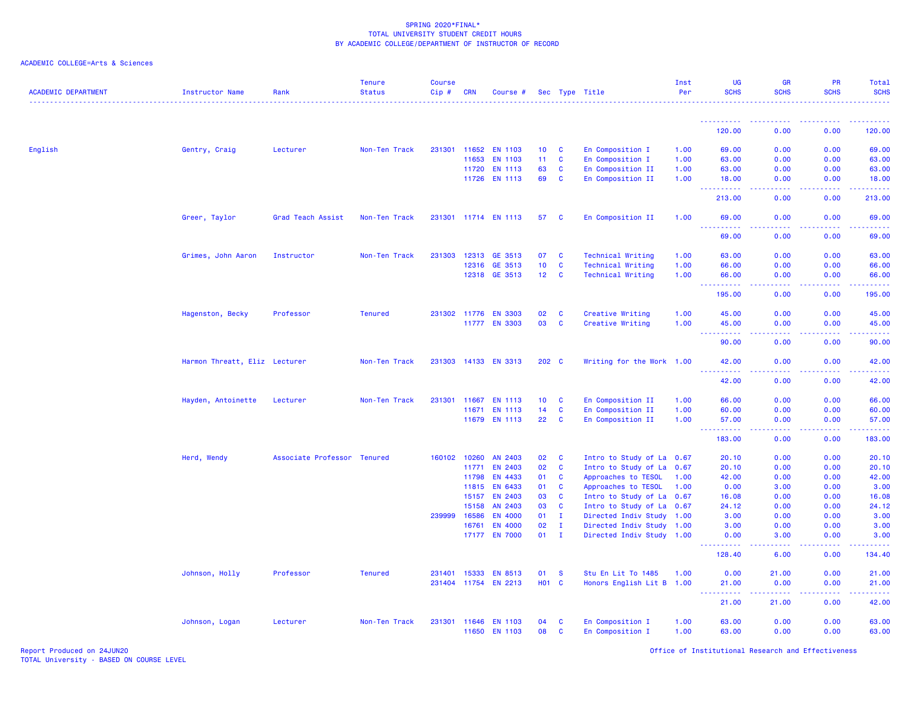SPRING 2020*FINAL*
TOTAL UNIVERSITY STUDENT CREDIT HOURS
BY ACADEMIC COLLEGE/DEPARTMENT OF INSTRUCTOR OF RECORD

ACADEMIC COLLEGE=Arts & Sciences

| ACADEMIC DEPARTMENT | Instructor Name | Rank | Tenure Status | Course Cip # | CRN | Course # | Sec | Type | Title | Inst Per | UG SCHS | GR SCHS | PR SCHS | Total SCHS |
|---|---|---|---|---|---|---|---|---|---|---|---|---|---|---|
| | | | | | | | | | | | 120.00 | 0.00 | 0.00 | 120.00 |
| English | Gentry, Craig | Lecturer | Non-Ten Track | 231301 | 11652 | EN 1103 | 10 | C | En Composition I | 1.00 | 69.00 | 0.00 | 0.00 | 69.00 |
| | | | | | 11653 | EN 1103 | 11 | C | En Composition I | 1.00 | 63.00 | 0.00 | 0.00 | 63.00 |
| | | | | | 11720 | EN 1113 | 63 | C | En Composition II | 1.00 | 63.00 | 0.00 | 0.00 | 63.00 |
| | | | | | 11726 | EN 1113 | 69 | C | En Composition II | 1.00 | 18.00 | 0.00 | 0.00 | 18.00 |
| | | | | | | | | | | | 213.00 | 0.00 | 0.00 | 213.00 |
| | Greer, Taylor | Grad Teach Assist | Non-Ten Track | 231301 | 11714 | EN 1113 | 57 | C | En Composition II | 1.00 | 69.00 | 0.00 | 0.00 | 69.00 |
| | | | | | | | | | | | 69.00 | 0.00 | 0.00 | 69.00 |
| | Grimes, John Aaron | Instructor | Non-Ten Track | 231303 | 12313 | GE 3513 | 07 | C | Technical Writing | 1.00 | 63.00 | 0.00 | 0.00 | 63.00 |
| | | | | | 12316 | GE 3513 | 10 | C | Technical Writing | 1.00 | 66.00 | 0.00 | 0.00 | 66.00 |
| | | | | | 12318 | GE 3513 | 12 | C | Technical Writing | 1.00 | 66.00 | 0.00 | 0.00 | 66.00 |
| | | | | | | | | | | | 195.00 | 0.00 | 0.00 | 195.00 |
| | Hagenston, Becky | Professor | Tenured | 231302 | 11776 | EN 3303 | 02 | C | Creative Writing | 1.00 | 45.00 | 0.00 | 0.00 | 45.00 |
| | | | | | 11777 | EN 3303 | 03 | C | Creative Writing | 1.00 | 45.00 | 0.00 | 0.00 | 45.00 |
| | | | | | | | | | | | 90.00 | 0.00 | 0.00 | 90.00 |
| | Harmon Threatt, Eliz | Lecturer | Non-Ten Track | 231303 | 14133 | EN 3313 | 202 | C | Writing for the Work | 1.00 | 42.00 | 0.00 | 0.00 | 42.00 |
| | | | | | | | | | | | 42.00 | 0.00 | 0.00 | 42.00 |
| | Hayden, Antoinette | Lecturer | Non-Ten Track | 231301 | 11667 | EN 1113 | 10 | C | En Composition II | 1.00 | 66.00 | 0.00 | 0.00 | 66.00 |
| | | | | | 11671 | EN 1113 | 14 | C | En Composition II | 1.00 | 60.00 | 0.00 | 0.00 | 60.00 |
| | | | | | 11679 | EN 1113 | 22 | C | En Composition II | 1.00 | 57.00 | 0.00 | 0.00 | 57.00 |
| | | | | | | | | | | | 183.00 | 0.00 | 0.00 | 183.00 |
| | Herd, Wendy | Associate Professor | Tenured | 160102 | 10260 | AN 2403 | 02 | C | Intro to Study of La | 0.67 | 20.10 | 0.00 | 0.00 | 20.10 |
| | | | | | 11771 | EN 2403 | 02 | C | Intro to Study of La | 0.67 | 20.10 | 0.00 | 0.00 | 20.10 |
| | | | | | 11798 | EN 4433 | 01 | C | Approaches to TESOL | 1.00 | 42.00 | 0.00 | 0.00 | 42.00 |
| | | | | | 11815 | EN 6433 | 01 | C | Approaches to TESOL | 1.00 | 0.00 | 3.00 | 0.00 | 3.00 |
| | | | | | 15157 | EN 2403 | 03 | C | Intro to Study of La | 0.67 | 16.08 | 0.00 | 0.00 | 16.08 |
| | | | | | 15158 | AN 2403 | 03 | C | Intro to Study of La | 0.67 | 24.12 | 0.00 | 0.00 | 24.12 |
| | | | | 239999 | 16586 | EN 4000 | 01 | I | Directed Indiv Study | 1.00 | 3.00 | 0.00 | 0.00 | 3.00 |
| | | | | | 16761 | EN 4000 | 02 | I | Directed Indiv Study | 1.00 | 3.00 | 0.00 | 0.00 | 3.00 |
| | | | | | 17177 | EN 7000 | 01 | I | Directed Indiv Study | 1.00 | 0.00 | 3.00 | 0.00 | 3.00 |
| | | | | | | | | | | | 128.40 | 6.00 | 0.00 | 134.40 |
| | Johnson, Holly | Professor | Tenured | 231401 | 15333 | EN 8513 | 01 | S | Stu En Lit To 1485 | 1.00 | 0.00 | 21.00 | 0.00 | 21.00 |
| | | | | 231404 | 11754 | EN 2213 | H01 | C | Honors English Lit B | 1.00 | 21.00 | 0.00 | 0.00 | 21.00 |
| | | | | | | | | | | | 21.00 | 21.00 | 0.00 | 42.00 |
| | Johnson, Logan | Lecturer | Non-Ten Track | 231301 | 11646 | EN 1103 | 04 | C | En Composition I | 1.00 | 63.00 | 0.00 | 0.00 | 63.00 |
| | | | | | 11650 | EN 1103 | 08 | C | En Composition I | 1.00 | 63.00 | 0.00 | 0.00 | 63.00 |

Report Produced on 24JUN20
TOTAL University - BASED ON COURSE LEVEL

Office of Institutional Research and Effectiveness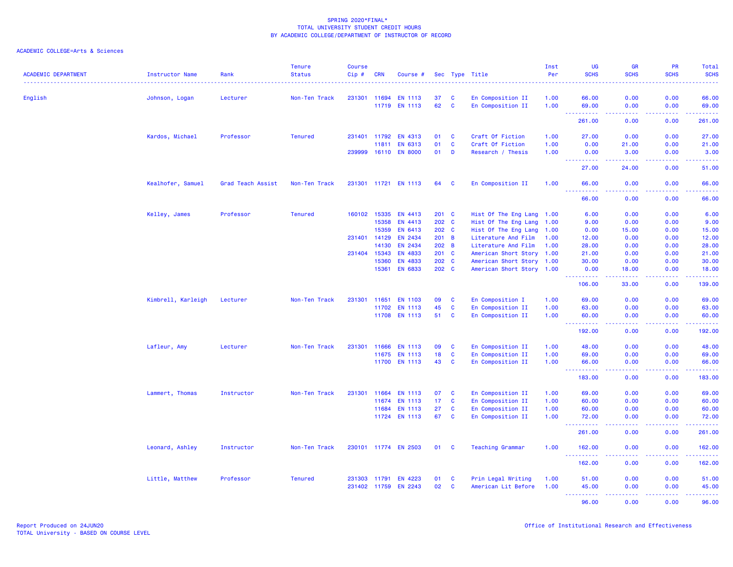SPRING 2020*FINAL*
TOTAL UNIVERSITY STUDENT CREDIT HOURS
BY ACADEMIC COLLEGE/DEPARTMENT OF INSTRUCTOR OF RECORD

ACADEMIC COLLEGE=Arts & Sciences

| ACADEMIC DEPARTMENT | Instructor Name | Rank | Tenure Status | Course Cip # | CRN | Course # | Sec | Type | Title | Inst Per | UG SCHS | GR SCHS | PR SCHS | Total SCHS |
|---|---|---|---|---|---|---|---|---|---|---|---|---|---|---|
| English | Johnson, Logan | Lecturer | Non-Ten Track | 231301 | 11694 | EN 1113 | 37 | C | En Composition II | 1.00 | 66.00 | 0.00 | 0.00 | 66.00 |
| | | | | | 11719 | EN 1113 | 62 | C | En Composition II | 1.00 | 69.00 | 0.00 | 0.00 | 69.00 |
| | | | | | | | | | | | 261.00 | 0.00 | 0.00 | 261.00 |
| | Kardos, Michael | Professor | Tenured | 231401 | 11792 | EN 4313 | 01 | C | Craft Of Fiction | 1.00 | 27.00 | 0.00 | 0.00 | 27.00 |
| | | | | | 11811 | EN 6313 | 01 | C | Craft Of Fiction | 1.00 | 0.00 | 21.00 | 0.00 | 21.00 |
| | | | | 239999 | 16110 | EN 8000 | 01 | D | Research / Thesis | 1.00 | 0.00 | 3.00 | 0.00 | 3.00 |
| | | | | | | | | | | | 27.00 | 24.00 | 0.00 | 51.00 |
| | Kealhofer, Samuel | Grad Teach Assist | Non-Ten Track | 231301 | 11721 | EN 1113 | 64 | C | En Composition II | 1.00 | 66.00 | 0.00 | 0.00 | 66.00 |
| | | | | | | | | | | | 66.00 | 0.00 | 0.00 | 66.00 |
| | Kelley, James | Professor | Tenured | 160102 | 15335 | EN 4413 | 201 | C | Hist Of The Eng Lang | 1.00 | 6.00 | 0.00 | 0.00 | 6.00 |
| | | | | | 15358 | EN 4413 | 202 | C | Hist Of The Eng Lang | 1.00 | 9.00 | 0.00 | 0.00 | 9.00 |
| | | | | | 15359 | EN 6413 | 202 | C | Hist Of The Eng Lang | 1.00 | 0.00 | 15.00 | 0.00 | 15.00 |
| | | | | 231401 | 14129 | EN 2434 | 201 | B | Literature And Film | 1.00 | 12.00 | 0.00 | 0.00 | 12.00 |
| | | | | | 14130 | EN 2434 | 202 | B | Literature And Film | 1.00 | 28.00 | 0.00 | 0.00 | 28.00 |
| | | | | 231404 | 15343 | EN 4833 | 201 | C | American Short Story | 1.00 | 21.00 | 0.00 | 0.00 | 21.00 |
| | | | | | 15360 | EN 4833 | 202 | C | American Short Story | 1.00 | 30.00 | 0.00 | 0.00 | 30.00 |
| | | | | | 15361 | EN 6833 | 202 | C | American Short Story | 1.00 | 0.00 | 18.00 | 0.00 | 18.00 |
| | | | | | | | | | | | 106.00 | 33.00 | 0.00 | 139.00 |
| | Kimbrell, Karleigh | Lecturer | Non-Ten Track | 231301 | 11651 | EN 1103 | 09 | C | En Composition I | 1.00 | 69.00 | 0.00 | 0.00 | 69.00 |
| | | | | | 11702 | EN 1113 | 45 | C | En Composition II | 1.00 | 63.00 | 0.00 | 0.00 | 63.00 |
| | | | | | 11708 | EN 1113 | 51 | C | En Composition II | 1.00 | 60.00 | 0.00 | 0.00 | 60.00 |
| | | | | | | | | | | | 192.00 | 0.00 | 0.00 | 192.00 |
| | Lafleur, Amy | Lecturer | Non-Ten Track | 231301 | 11666 | EN 1113 | 09 | C | En Composition II | 1.00 | 48.00 | 0.00 | 0.00 | 48.00 |
| | | | | | 11675 | EN 1113 | 18 | C | En Composition II | 1.00 | 69.00 | 0.00 | 0.00 | 69.00 |
| | | | | | 11700 | EN 1113 | 43 | C | En Composition II | 1.00 | 66.00 | 0.00 | 0.00 | 66.00 |
| | | | | | | | | | | | 183.00 | 0.00 | 0.00 | 183.00 |
| | Lammert, Thomas | Instructor | Non-Ten Track | 231301 | 11664 | EN 1113 | 07 | C | En Composition II | 1.00 | 69.00 | 0.00 | 0.00 | 69.00 |
| | | | | | 11674 | EN 1113 | 17 | C | En Composition II | 1.00 | 60.00 | 0.00 | 0.00 | 60.00 |
| | | | | | 11684 | EN 1113 | 27 | C | En Composition II | 1.00 | 60.00 | 0.00 | 0.00 | 60.00 |
| | | | | | 11724 | EN 1113 | 67 | C | En Composition II | 1.00 | 72.00 | 0.00 | 0.00 | 72.00 |
| | | | | | | | | | | | 261.00 | 0.00 | 0.00 | 261.00 |
| | Leonard, Ashley | Instructor | Non-Ten Track | 230101 | 11774 | EN 2503 | 01 | C | Teaching Grammar | 1.00 | 162.00 | 0.00 | 0.00 | 162.00 |
| | | | | | | | | | | | 162.00 | 0.00 | 0.00 | 162.00 |
| | Little, Matthew | Professor | Tenured | 231303 | 11791 | EN 4223 | 01 | C | Prin Legal Writing | 1.00 | 51.00 | 0.00 | 0.00 | 51.00 |
| | | | | 231402 | 11759 | EN 2243 | 02 | C | American Lit Before | 1.00 | 45.00 | 0.00 | 0.00 | 45.00 |
| | | | | | | | | | | | 96.00 | 0.00 | 0.00 | 96.00 |

Report Produced on 24JUN20
TOTAL University - BASED ON COURSE LEVEL

Office of Institutional Research and Effectiveness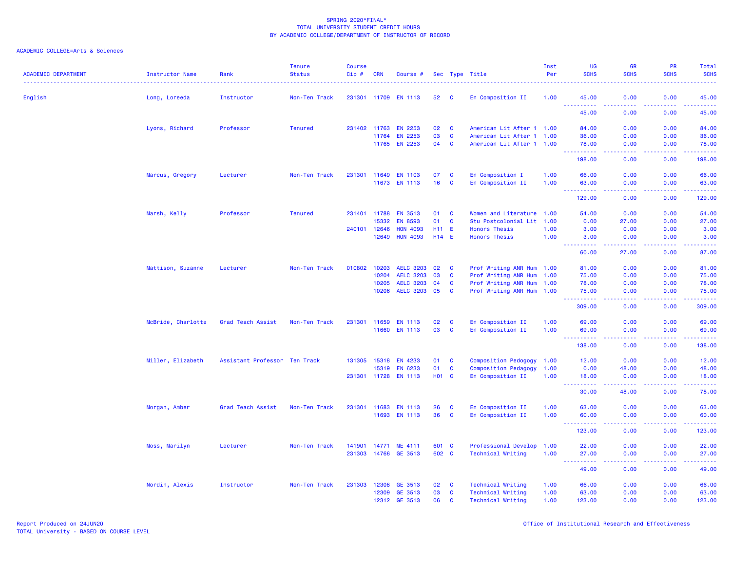SPRING 2020*FINAL*
TOTAL UNIVERSITY STUDENT CREDIT HOURS
BY ACADEMIC COLLEGE/DEPARTMENT OF INSTRUCTOR OF RECORD

ACADEMIC COLLEGE=Arts & Sciences

| ACADEMIC DEPARTMENT | Instructor Name | Rank | Tenure Status | Course Cip # | CRN | Course # | Sec | Type | Title | Inst Per | UG SCHS | GR SCHS | PR SCHS | Total SCHS |
|---|---|---|---|---|---|---|---|---|---|---|---|---|---|---|
| English | Long, Loreeda | Instructor | Non-Ten Track | 231301 | 11709 | EN 1113 | 52 | C | En Composition II | 1.00 | 45.00 | 0.00 | 0.00 | 45.00 |
| | | | | | | | | | | | 45.00 | 0.00 | 0.00 | 45.00 |
| | Lyons, Richard | Professor | Tenured | 231402 | 11763 | EN 2253 | 02 | C | American Lit After 1 | 1.00 | 84.00 | 0.00 | 0.00 | 84.00 |
| | | | | | 11764 | EN 2253 | 03 | C | American Lit After 1 | 1.00 | 36.00 | 0.00 | 0.00 | 36.00 |
| | | | | | 11765 | EN 2253 | 04 | C | American Lit After 1 | 1.00 | 78.00 | 0.00 | 0.00 | 78.00 |
| | | | | | | | | | | | 198.00 | 0.00 | 0.00 | 198.00 |
| | Marcus, Gregory | Lecturer | Non-Ten Track | 231301 | 11649 | EN 1103 | 07 | C | En Composition I | 1.00 | 66.00 | 0.00 | 0.00 | 66.00 |
| | | | | | 11673 | EN 1113 | 16 | C | En Composition II | 1.00 | 63.00 | 0.00 | 0.00 | 63.00 |
| | | | | | | | | | | | 129.00 | 0.00 | 0.00 | 129.00 |
| | Marsh, Kelly | Professor | Tenured | 231401 | 11788 | EN 3513 | 01 | C | Women and Literature | 1.00 | 54.00 | 0.00 | 0.00 | 54.00 |
| | | | | | 15332 | EN 8593 | 01 | C | Stu Postcolonial Lit | 1.00 | 0.00 | 27.00 | 0.00 | 27.00 |
| | | | | 240101 | 12646 | HON 4093 | H11 | E | Honors Thesis | 1.00 | 3.00 | 0.00 | 0.00 | 3.00 |
| | | | | | 12649 | HON 4093 | H14 | E | Honors Thesis | 1.00 | 3.00 | 0.00 | 0.00 | 3.00 |
| | | | | | | | | | | | 60.00 | 27.00 | 0.00 | 87.00 |
| | Mattison, Suzanne | Lecturer | Non-Ten Track | 010802 | 10203 | AELC 3203 | 02 | C | Prof Writing ANR Hum | 1.00 | 81.00 | 0.00 | 0.00 | 81.00 |
| | | | | | 10204 | AELC 3203 | 03 | C | Prof Writing ANR Hum | 1.00 | 75.00 | 0.00 | 0.00 | 75.00 |
| | | | | | 10205 | AELC 3203 | 04 | C | Prof Writing ANR Hum | 1.00 | 78.00 | 0.00 | 0.00 | 78.00 |
| | | | | | 10206 | AELC 3203 | 05 | C | Prof Writing ANR Hum | 1.00 | 75.00 | 0.00 | 0.00 | 75.00 |
| | | | | | | | | | | | 309.00 | 0.00 | 0.00 | 309.00 |
| | McBride, Charlotte | Grad Teach Assist | Non-Ten Track | 231301 | 11659 | EN 1113 | 02 | C | En Composition II | 1.00 | 69.00 | 0.00 | 0.00 | 69.00 |
| | | | | | 11660 | EN 1113 | 03 | C | En Composition II | 1.00 | 69.00 | 0.00 | 0.00 | 69.00 |
| | | | | | | | | | | | 138.00 | 0.00 | 0.00 | 138.00 |
| | Miller, Elizabeth | Assistant Professor | Ten Track | 131305 | 15318 | EN 4233 | 01 | C | Composition Pedogogy | 1.00 | 12.00 | 0.00 | 0.00 | 12.00 |
| | | | | | 15319 | EN 6233 | 01 | C | Composition Pedagogy | 1.00 | 0.00 | 48.00 | 0.00 | 48.00 |
| | | | | 231301 | 11728 | EN 1113 | H01 | C | En Composition II | 1.00 | 18.00 | 0.00 | 0.00 | 18.00 |
| | | | | | | | | | | | 30.00 | 48.00 | 0.00 | 78.00 |
| | Morgan, Amber | Grad Teach Assist | Non-Ten Track | 231301 | 11683 | EN 1113 | 26 | C | En Composition II | 1.00 | 63.00 | 0.00 | 0.00 | 63.00 |
| | | | | | 11693 | EN 1113 | 36 | C | En Composition II | 1.00 | 60.00 | 0.00 | 0.00 | 60.00 |
| | | | | | | | | | | | 123.00 | 0.00 | 0.00 | 123.00 |
| | Moss, Marilyn | Lecturer | Non-Ten Track | 141901 | 14771 | ME 4111 | 601 | C | Professional Develop | 1.00 | 22.00 | 0.00 | 0.00 | 22.00 |
| | | | | 231303 | 14766 | GE 3513 | 602 | C | Technical Writing | 1.00 | 27.00 | 0.00 | 0.00 | 27.00 |
| | | | | | | | | | | | 49.00 | 0.00 | 0.00 | 49.00 |
| | Nordin, Alexis | Instructor | Non-Ten Track | 231303 | 12308 | GE 3513 | 02 | C | Technical Writing | 1.00 | 66.00 | 0.00 | 0.00 | 66.00 |
| | | | | | 12309 | GE 3513 | 03 | C | Technical Writing | 1.00 | 63.00 | 0.00 | 0.00 | 63.00 |
| | | | | | 12312 | GE 3513 | 06 | C | Technical Writing | 1.00 | 123.00 | 0.00 | 0.00 | 123.00 |

Report Produced on 24JUN20
TOTAL University - BASED ON COURSE LEVEL

Office of Institutional Research and Effectiveness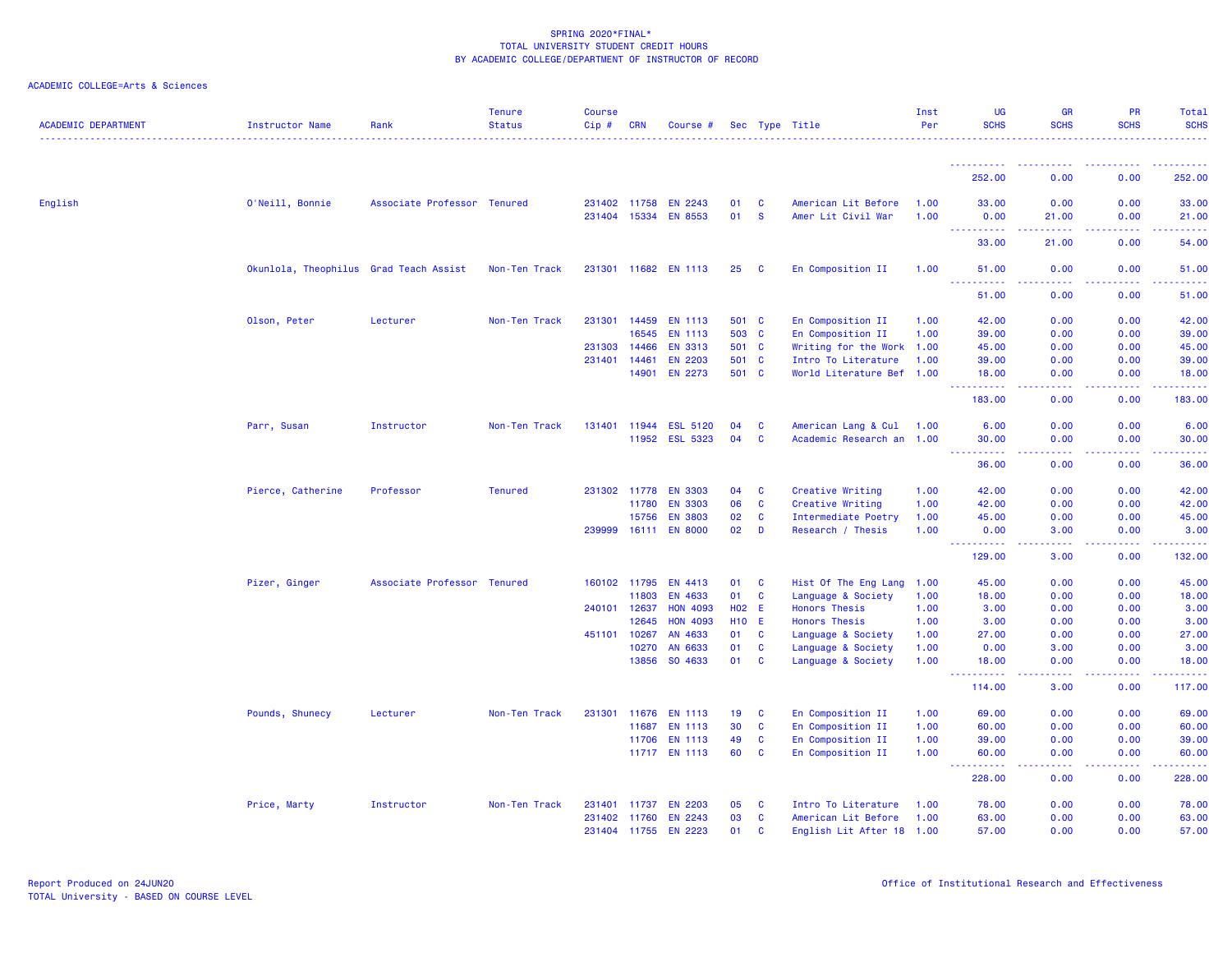SPRING 2020*FINAL*
TOTAL UNIVERSITY STUDENT CREDIT HOURS
BY ACADEMIC COLLEGE/DEPARTMENT OF INSTRUCTOR OF RECORD

ACADEMIC COLLEGE=Arts & Sciences

| ACADEMIC DEPARTMENT | Instructor Name | Rank | Tenure Status | Course Cip # | CRN | Course # | Sec | Type | Title | Inst Per | UG SCHS | GR SCHS | PR SCHS | Total SCHS |
|---|---|---|---|---|---|---|---|---|---|---|---|---|---|---|
| | | | | | | | | | | | 252.00 | 0.00 | 0.00 | 252.00 |
| English | O'Neill, Bonnie | Associate Professor | Tenured | 231402 | 11758 | EN 2243 | 01 | C | American Lit Before | 1.00 | 33.00 | 0.00 | 0.00 | 33.00 |
| | | | | 231404 | 15334 | EN 8553 | 01 | S | Amer Lit Civil War | 1.00 | 0.00 | 21.00 | 0.00 | 21.00 |
| | | | | | | | | | | | 33.00 | 21.00 | 0.00 | 54.00 |
| | Okunlola, Theophilus | Grad Teach Assist | Non-Ten Track | 231301 | 11682 | EN 1113 | 25 | C | En Composition II | 1.00 | 51.00 | 0.00 | 0.00 | 51.00 |
| | | | | | | | | | | | 51.00 | 0.00 | 0.00 | 51.00 |
| | Olson, Peter | Lecturer | Non-Ten Track | 231301 | 14459 | EN 1113 | 501 | C | En Composition II | 1.00 | 42.00 | 0.00 | 0.00 | 42.00 |
| | | | | | 16545 | EN 1113 | 503 | C | En Composition II | 1.00 | 39.00 | 0.00 | 0.00 | 39.00 |
| | | | | 231303 | 14466 | EN 3313 | 501 | C | Writing for the Work | 1.00 | 45.00 | 0.00 | 0.00 | 45.00 |
| | | | | 231401 | 14461 | EN 2203 | 501 | C | Intro To Literature | 1.00 | 39.00 | 0.00 | 0.00 | 39.00 |
| | | | | | 14901 | EN 2273 | 501 | C | World Literature Bef | 1.00 | 18.00 | 0.00 | 0.00 | 18.00 |
| | | | | | | | | | | | 183.00 | 0.00 | 0.00 | 183.00 |
| | Parr, Susan | Instructor | Non-Ten Track | 131401 | 11944 | ESL 5120 | 04 | C | American Lang & Cul | 1.00 | 6.00 | 0.00 | 0.00 | 6.00 |
| | | | | | 11952 | ESL 5323 | 04 | C | Academic Research an | 1.00 | 30.00 | 0.00 | 0.00 | 30.00 |
| | | | | | | | | | | | 36.00 | 0.00 | 0.00 | 36.00 |
| | Pierce, Catherine | Professor | Tenured | 231302 | 11778 | EN 3303 | 04 | C | Creative Writing | 1.00 | 42.00 | 0.00 | 0.00 | 42.00 |
| | | | | | 11780 | EN 3303 | 06 | C | Creative Writing | 1.00 | 42.00 | 0.00 | 0.00 | 42.00 |
| | | | | | 15756 | EN 3803 | 02 | C | Intermediate Poetry | 1.00 | 45.00 | 0.00 | 0.00 | 45.00 |
| | | | | 239999 | 16111 | EN 8000 | 02 | D | Research / Thesis | 1.00 | 0.00 | 3.00 | 0.00 | 3.00 |
| | | | | | | | | | | | 129.00 | 3.00 | 0.00 | 132.00 |
| | Pizer, Ginger | Associate Professor | Tenured | 160102 | 11795 | EN 4413 | 01 | C | Hist Of The Eng Lang | 1.00 | 45.00 | 0.00 | 0.00 | 45.00 |
| | | | | | 11803 | EN 4633 | 01 | C | Language & Society | 1.00 | 18.00 | 0.00 | 0.00 | 18.00 |
| | | | | 240101 | 12637 | HON 4093 | H02 | E | Honors Thesis | 1.00 | 3.00 | 0.00 | 0.00 | 3.00 |
| | | | | | 12645 | HON 4093 | H10 | E | Honors Thesis | 1.00 | 3.00 | 0.00 | 0.00 | 3.00 |
| | | | | 451101 | 10267 | AN 4633 | 01 | C | Language & Society | 1.00 | 27.00 | 0.00 | 0.00 | 27.00 |
| | | | | | 10270 | AN 6633 | 01 | C | Language & Society | 1.00 | 0.00 | 3.00 | 0.00 | 3.00 |
| | | | | | 13856 | SO 4633 | 01 | C | Language & Society | 1.00 | 18.00 | 0.00 | 0.00 | 18.00 |
| | | | | | | | | | | | 114.00 | 3.00 | 0.00 | 117.00 |
| | Pounds, Shunecy | Lecturer | Non-Ten Track | 231301 | 11676 | EN 1113 | 19 | C | En Composition II | 1.00 | 69.00 | 0.00 | 0.00 | 69.00 |
| | | | | | 11687 | EN 1113 | 30 | C | En Composition II | 1.00 | 60.00 | 0.00 | 0.00 | 60.00 |
| | | | | | 11706 | EN 1113 | 49 | C | En Composition II | 1.00 | 39.00 | 0.00 | 0.00 | 39.00 |
| | | | | | 11717 | EN 1113 | 60 | C | En Composition II | 1.00 | 60.00 | 0.00 | 0.00 | 60.00 |
| | | | | | | | | | | | 228.00 | 0.00 | 0.00 | 228.00 |
| | Price, Marty | Instructor | Non-Ten Track | 231401 | 11737 | EN 2203 | 05 | C | Intro To Literature | 1.00 | 78.00 | 0.00 | 0.00 | 78.00 |
| | | | | 231402 | 11760 | EN 2243 | 03 | C | American Lit Before | 1.00 | 63.00 | 0.00 | 0.00 | 63.00 |
| | | | | 231404 | 11755 | EN 2223 | 01 | C | English Lit After 18 | 1.00 | 57.00 | 0.00 | 0.00 | 57.00 |

Report Produced on 24JUN20
TOTAL University - BASED ON COURSE LEVEL

Office of Institutional Research and Effectiveness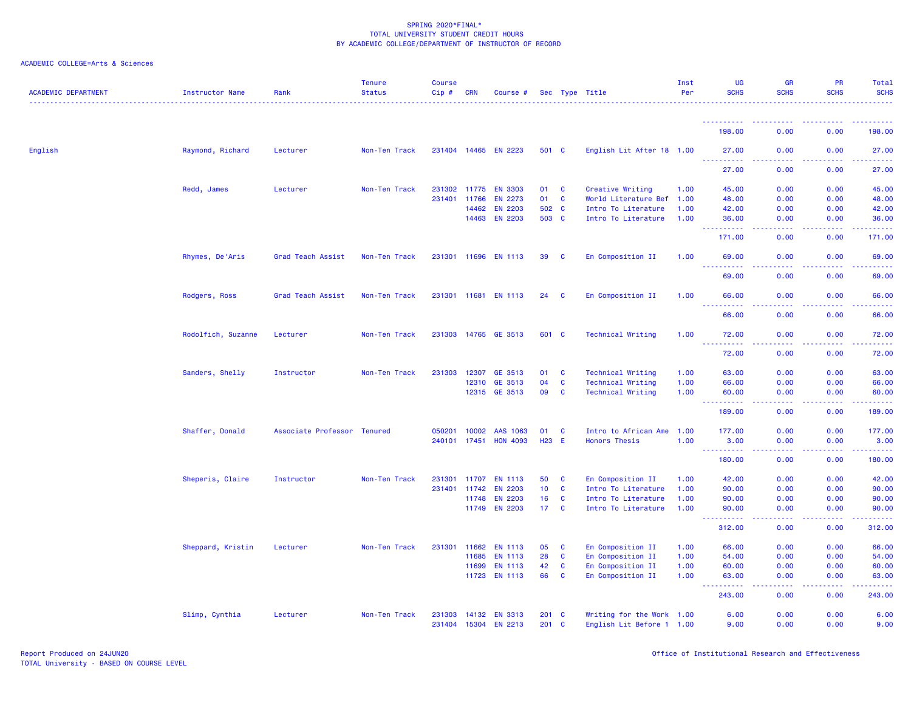SPRING 2020*FINAL*
TOTAL UNIVERSITY STUDENT CREDIT HOURS
BY ACADEMIC COLLEGE/DEPARTMENT OF INSTRUCTOR OF RECORD

ACADEMIC COLLEGE=Arts & Sciences

| ACADEMIC DEPARTMENT | Instructor Name | Rank | Tenure Status | Course Cip # | CRN | Course # | Sec | Type | Title | Inst Per | UG SCHS | GR SCHS | PR SCHS | Total SCHS |
|---|---|---|---|---|---|---|---|---|---|---|---|---|---|---|
| | | | | | | | | | | | 198.00 | 0.00 | 0.00 | 198.00 |
| English | Raymond, Richard | Lecturer | Non-Ten Track | 231404 | 14465 | EN 2223 | 501 | C | English Lit After 18 | 1.00 | 27.00 | 0.00 | 0.00 | 27.00 |
| | | | | | | | | | | | 27.00 | 0.00 | 0.00 | 27.00 |
| | Redd, James | Lecturer | Non-Ten Track | 231302 | 11775 | EN 3303 | 01 | C | Creative Writing | 1.00 | 45.00 | 0.00 | 0.00 | 45.00 |
| | | | | 231401 | 11766 | EN 2273 | 01 | C | World Literature Bef | 1.00 | 48.00 | 0.00 | 0.00 | 48.00 |
| | | | | | 14462 | EN 2203 | 502 | C | Intro To Literature | 1.00 | 42.00 | 0.00 | 0.00 | 42.00 |
| | | | | | 14463 | EN 2203 | 503 | C | Intro To Literature | 1.00 | 36.00 | 0.00 | 0.00 | 36.00 |
| | | | | | | | | | | | 171.00 | 0.00 | 0.00 | 171.00 |
| | Rhymes, De'Aris | Grad Teach Assist | Non-Ten Track | 231301 | 11696 | EN 1113 | 39 | C | En Composition II | 1.00 | 69.00 | 0.00 | 0.00 | 69.00 |
| | | | | | | | | | | | 69.00 | 0.00 | 0.00 | 69.00 |
| | Rodgers, Ross | Grad Teach Assist | Non-Ten Track | 231301 | 11681 | EN 1113 | 24 | C | En Composition II | 1.00 | 66.00 | 0.00 | 0.00 | 66.00 |
| | | | | | | | | | | | 66.00 | 0.00 | 0.00 | 66.00 |
| | Rodolfich, Suzanne | Lecturer | Non-Ten Track | 231303 | 14765 | GE 3513 | 601 | C | Technical Writing | 1.00 | 72.00 | 0.00 | 0.00 | 72.00 |
| | | | | | | | | | | | 72.00 | 0.00 | 0.00 | 72.00 |
| | Sanders, Shelly | Instructor | Non-Ten Track | 231303 | 12307 | GE 3513 | 01 | C | Technical Writing | 1.00 | 63.00 | 0.00 | 0.00 | 63.00 |
| | | | | | 12310 | GE 3513 | 04 | C | Technical Writing | 1.00 | 66.00 | 0.00 | 0.00 | 66.00 |
| | | | | | 12315 | GE 3513 | 09 | C | Technical Writing | 1.00 | 60.00 | 0.00 | 0.00 | 60.00 |
| | | | | | | | | | | | 189.00 | 0.00 | 0.00 | 189.00 |
| | Shaffer, Donald | Associate Professor | Tenured | 050201 | 10002 | AAS 1063 | 01 | C | Intro to African Ame | 1.00 | 177.00 | 0.00 | 0.00 | 177.00 |
| | | | | 240101 | 17451 | HON 4093 | H23 | E | Honors Thesis | 1.00 | 3.00 | 0.00 | 0.00 | 3.00 |
| | | | | | | | | | | | 180.00 | 0.00 | 0.00 | 180.00 |
| | Sheperis, Claire | Instructor | Non-Ten Track | 231301 | 11707 | EN 1113 | 50 | C | En Composition II | 1.00 | 42.00 | 0.00 | 0.00 | 42.00 |
| | | | | 231401 | 11742 | EN 2203 | 10 | C | Intro To Literature | 1.00 | 90.00 | 0.00 | 0.00 | 90.00 |
| | | | | | 11748 | EN 2203 | 16 | C | Intro To Literature | 1.00 | 90.00 | 0.00 | 0.00 | 90.00 |
| | | | | | 11749 | EN 2203 | 17 | C | Intro To Literature | 1.00 | 90.00 | 0.00 | 0.00 | 90.00 |
| | | | | | | | | | | | 312.00 | 0.00 | 0.00 | 312.00 |
| | Sheppard, Kristin | Lecturer | Non-Ten Track | 231301 | 11662 | EN 1113 | 05 | C | En Composition II | 1.00 | 66.00 | 0.00 | 0.00 | 66.00 |
| | | | | | 11685 | EN 1113 | 28 | C | En Composition II | 1.00 | 54.00 | 0.00 | 0.00 | 54.00 |
| | | | | | 11699 | EN 1113 | 42 | C | En Composition II | 1.00 | 60.00 | 0.00 | 0.00 | 60.00 |
| | | | | | 11723 | EN 1113 | 66 | C | En Composition II | 1.00 | 63.00 | 0.00 | 0.00 | 63.00 |
| | | | | | | | | | | | 243.00 | 0.00 | 0.00 | 243.00 |
| | Slimp, Cynthia | Lecturer | Non-Ten Track | 231303 | 14132 | EN 3313 | 201 | C | Writing for the Work | 1.00 | 6.00 | 0.00 | 0.00 | 6.00 |
| | | | | 231404 | 15304 | EN 2213 | 201 | C | English Lit Before 1 | 1.00 | 9.00 | 0.00 | 0.00 | 9.00 |

Report Produced on 24JUN20
TOTAL University - BASED ON COURSE LEVEL

Office of Institutional Research and Effectiveness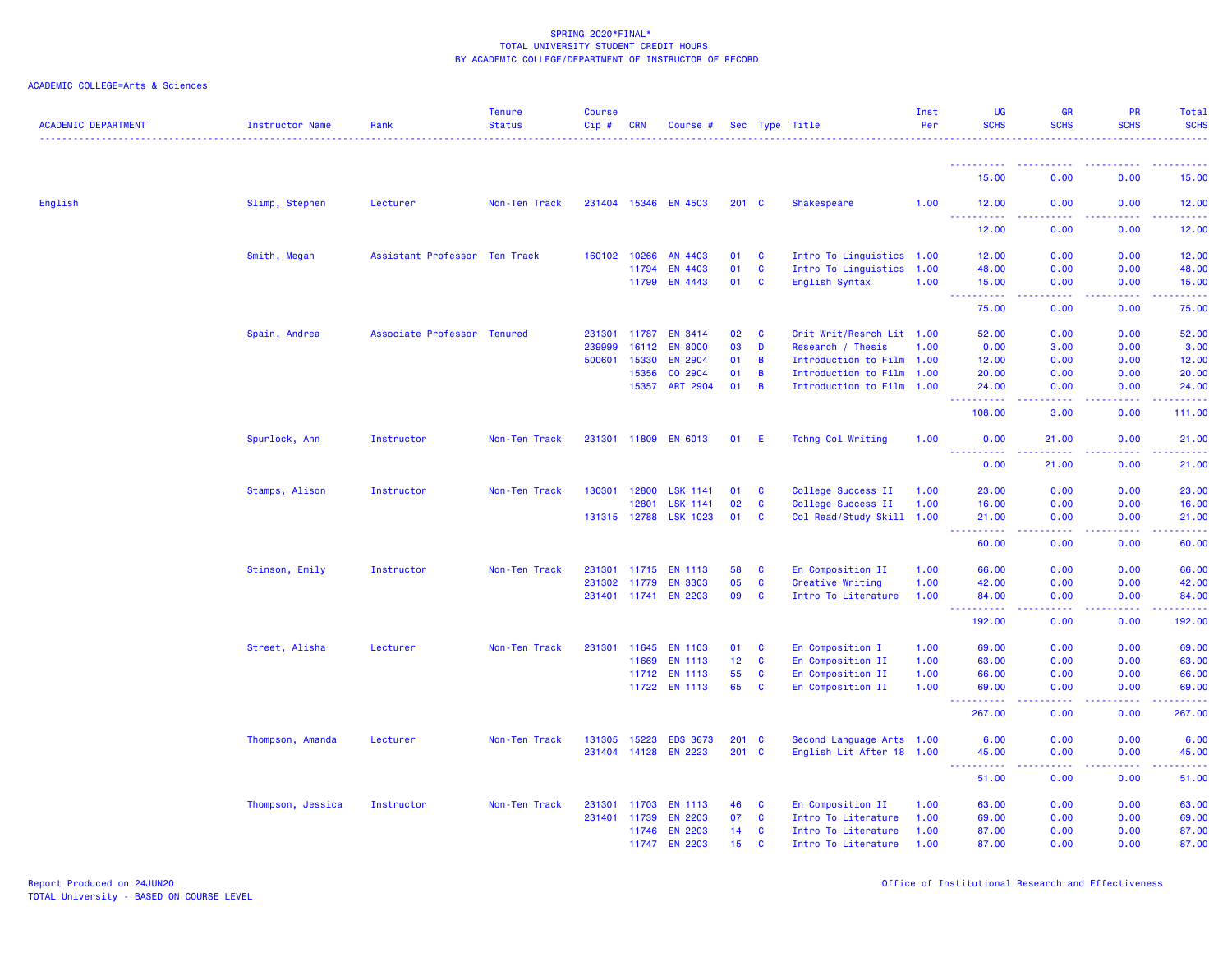SPRING 2020*FINAL*
TOTAL UNIVERSITY STUDENT CREDIT HOURS
BY ACADEMIC COLLEGE/DEPARTMENT OF INSTRUCTOR OF RECORD

ACADEMIC COLLEGE=Arts & Sciences

| ACADEMIC DEPARTMENT | Instructor Name | Rank | Tenure Status | Course Cip # | CRN | Course # | Sec | Type | Title | Inst Per | UG SCHS | GR SCHS | PR SCHS | Total SCHS |
|---|---|---|---|---|---|---|---|---|---|---|---|---|---|---|
| | | | | | | | | | | | 15.00 | 0.00 | 0.00 | 15.00 |
| English | Slimp, Stephen | Lecturer | Non-Ten Track | 231404 | 15346 | EN 4503 | 201 | C | Shakespeare | 1.00 | 12.00 | 0.00 | 0.00 | 12.00 |
| | | | | | | | | | | | 12.00 | 0.00 | 0.00 | 12.00 |
| | Smith, Megan | Assistant Professor | Ten Track | 160102 | 10266 | AN 4403 | 01 | C | Intro To Linguistics | 1.00 | 12.00 | 0.00 | 0.00 | 12.00 |
| | | | | | 11794 | EN 4403 | 01 | C | Intro To Linguistics | 1.00 | 48.00 | 0.00 | 0.00 | 48.00 |
| | | | | | 11799 | EN 4443 | 01 | C | English Syntax | 1.00 | 15.00 | 0.00 | 0.00 | 15.00 |
| | | | | | | | | | | | 75.00 | 0.00 | 0.00 | 75.00 |
| | Spain, Andrea | Associate Professor | Tenured | 231301 | 11787 | EN 3414 | 02 | C | Crit Writ/Resrch Lit | 1.00 | 52.00 | 0.00 | 0.00 | 52.00 |
| | | | | 239999 | 16112 | EN 8000 | 03 | D | Research / Thesis | 1.00 | 0.00 | 3.00 | 0.00 | 3.00 |
| | | | | 500601 | 15330 | EN 2904 | 01 | B | Introduction to Film | 1.00 | 12.00 | 0.00 | 0.00 | 12.00 |
| | | | | | 15356 | CO 2904 | 01 | B | Introduction to Film | 1.00 | 20.00 | 0.00 | 0.00 | 20.00 |
| | | | | | 15357 | ART 2904 | 01 | B | Introduction to Film | 1.00 | 24.00 | 0.00 | 0.00 | 24.00 |
| | | | | | | | | | | | 108.00 | 3.00 | 0.00 | 111.00 |
| | Spurlock, Ann | Instructor | Non-Ten Track | 231301 | 11809 | EN 6013 | 01 | E | Tchng Col Writing | 1.00 | 0.00 | 21.00 | 0.00 | 21.00 |
| | | | | | | | | | | | 0.00 | 21.00 | 0.00 | 21.00 |
| | Stamps, Alison | Instructor | Non-Ten Track | 130301 | 12800 | LSK 1141 | 01 | C | College Success II | 1.00 | 23.00 | 0.00 | 0.00 | 23.00 |
| | | | | | 12801 | LSK 1141 | 02 | C | College Success II | 1.00 | 16.00 | 0.00 | 0.00 | 16.00 |
| | | | | 131315 | 12788 | LSK 1023 | 01 | C | Col Read/Study Skill | 1.00 | 21.00 | 0.00 | 0.00 | 21.00 |
| | | | | | | | | | | | 60.00 | 0.00 | 0.00 | 60.00 |
| | Stinson, Emily | Instructor | Non-Ten Track | 231301 | 11715 | EN 1113 | 58 | C | En Composition II | 1.00 | 66.00 | 0.00 | 0.00 | 66.00 |
| | | | | 231302 | 11779 | EN 3303 | 05 | C | Creative Writing | 1.00 | 42.00 | 0.00 | 0.00 | 42.00 |
| | | | | 231401 | 11741 | EN 2203 | 09 | C | Intro To Literature | 1.00 | 84.00 | 0.00 | 0.00 | 84.00 |
| | | | | | | | | | | | 192.00 | 0.00 | 0.00 | 192.00 |
| | Street, Alisha | Lecturer | Non-Ten Track | 231301 | 11645 | EN 1103 | 01 | C | En Composition I | 1.00 | 69.00 | 0.00 | 0.00 | 69.00 |
| | | | | | 11669 | EN 1113 | 12 | C | En Composition II | 1.00 | 63.00 | 0.00 | 0.00 | 63.00 |
| | | | | | 11712 | EN 1113 | 55 | C | En Composition II | 1.00 | 66.00 | 0.00 | 0.00 | 66.00 |
| | | | | | 11722 | EN 1113 | 65 | C | En Composition II | 1.00 | 69.00 | 0.00 | 0.00 | 69.00 |
| | | | | | | | | | | | 267.00 | 0.00 | 0.00 | 267.00 |
| | Thompson, Amanda | Lecturer | Non-Ten Track | 131305 | 15223 | EDS 3673 | 201 | C | Second Language Arts | 1.00 | 6.00 | 0.00 | 0.00 | 6.00 |
| | | | | 231404 | 14128 | EN 2223 | 201 | C | English Lit After 18 | 1.00 | 45.00 | 0.00 | 0.00 | 45.00 |
| | | | | | | | | | | | 51.00 | 0.00 | 0.00 | 51.00 |
| | Thompson, Jessica | Instructor | Non-Ten Track | 231301 | 11703 | EN 1113 | 46 | C | En Composition II | 1.00 | 63.00 | 0.00 | 0.00 | 63.00 |
| | | | | 231401 | 11739 | EN 2203 | 07 | C | Intro To Literature | 1.00 | 69.00 | 0.00 | 0.00 | 69.00 |
| | | | | | 11746 | EN 2203 | 14 | C | Intro To Literature | 1.00 | 87.00 | 0.00 | 0.00 | 87.00 |
| | | | | | 11747 | EN 2203 | 15 | C | Intro To Literature | 1.00 | 87.00 | 0.00 | 0.00 | 87.00 |

Report Produced on 24JUN20
TOTAL University - BASED ON COURSE LEVEL

Office of Institutional Research and Effectiveness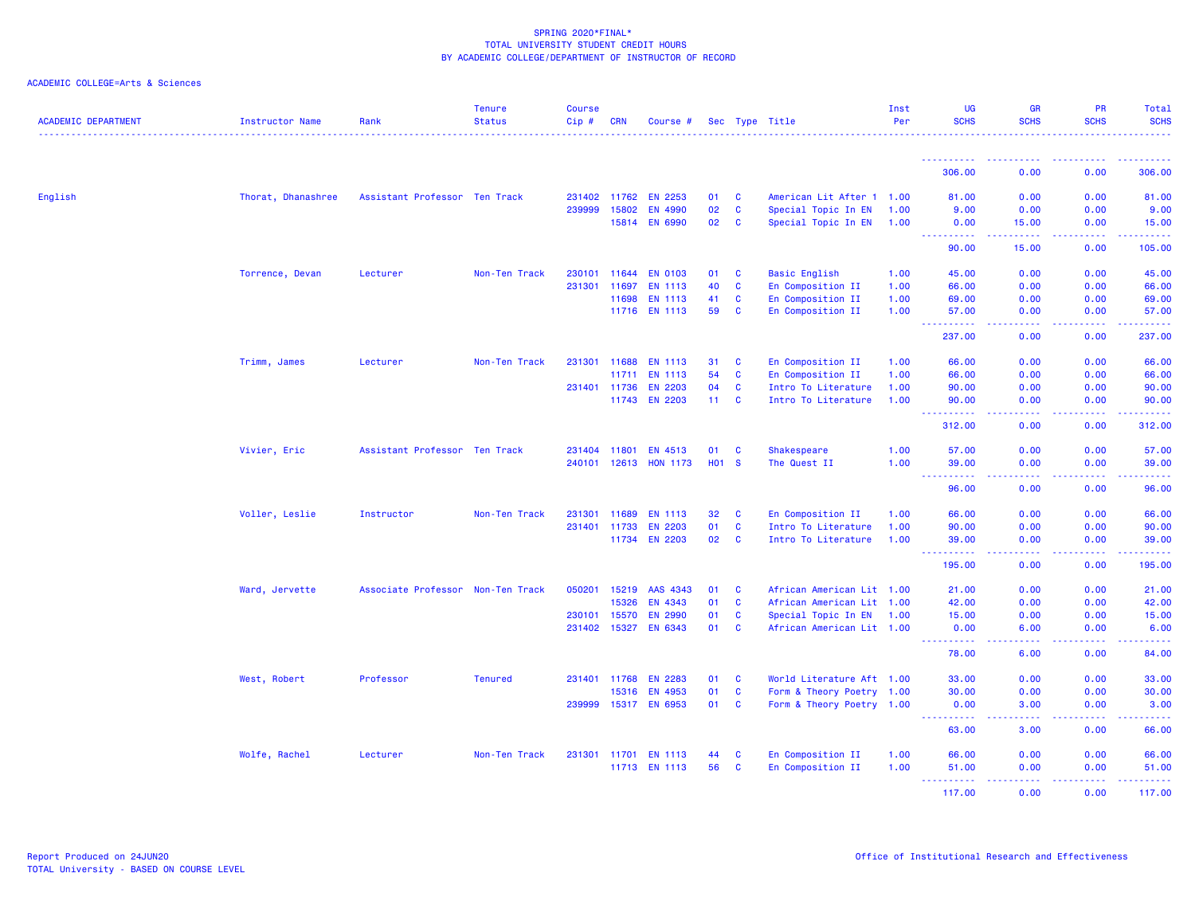SPRING 2020*FINAL*
TOTAL UNIVERSITY STUDENT CREDIT HOURS
BY ACADEMIC COLLEGE/DEPARTMENT OF INSTRUCTOR OF RECORD

ACADEMIC COLLEGE=Arts & Sciences

| ACADEMIC DEPARTMENT | Instructor Name | Rank | Tenure Status | Course Cip # | CRN | Course # | Sec | Type | Title | Inst Per | UG SCHS | GR SCHS | PR SCHS | Total SCHS |
|---|---|---|---|---|---|---|---|---|---|---|---|---|---|---|
| | | | | | | | | | | | 306.00 | 0.00 | 0.00 | 306.00 |
| English | Thorat, Dhanashree | Assistant Professor | Ten Track | 231402 | 11762 | EN 2253 | 01 | C | American Lit After 1 | 1.00 | 81.00 | 0.00 | 0.00 | 81.00 |
| | | | | 239999 | 15802 | EN 4990 | 02 | C | Special Topic In EN | 1.00 | 9.00 | 0.00 | 0.00 | 9.00 |
| | | | | | 15814 | EN 6990 | 02 | C | Special Topic In EN | 1.00 | 0.00 | 15.00 | 0.00 | 15.00 |
| | | | | | | | | | | | 90.00 | 15.00 | 0.00 | 105.00 |
| | Torrence, Devan | Lecturer | Non-Ten Track | 230101 | 11644 | EN 0103 | 01 | C | Basic English | 1.00 | 45.00 | 0.00 | 0.00 | 45.00 |
| | | | | 231301 | 11697 | EN 1113 | 40 | C | En Composition II | 1.00 | 66.00 | 0.00 | 0.00 | 66.00 |
| | | | | | 11698 | EN 1113 | 41 | C | En Composition II | 1.00 | 69.00 | 0.00 | 0.00 | 69.00 |
| | | | | | 11716 | EN 1113 | 59 | C | En Composition II | 1.00 | 57.00 | 0.00 | 0.00 | 57.00 |
| | | | | | | | | | | | 237.00 | 0.00 | 0.00 | 237.00 |
| | Trimm, James | Lecturer | Non-Ten Track | 231301 | 11688 | EN 1113 | 31 | C | En Composition II | 1.00 | 66.00 | 0.00 | 0.00 | 66.00 |
| | | | | | 11711 | EN 1113 | 54 | C | En Composition II | 1.00 | 66.00 | 0.00 | 0.00 | 66.00 |
| | | | | 231401 | 11736 | EN 2203 | 04 | C | Intro To Literature | 1.00 | 90.00 | 0.00 | 0.00 | 90.00 |
| | | | | | 11743 | EN 2203 | 11 | C | Intro To Literature | 1.00 | 90.00 | 0.00 | 0.00 | 90.00 |
| | | | | | | | | | | | 312.00 | 0.00 | 0.00 | 312.00 |
| | Vivier, Eric | Assistant Professor | Ten Track | 231404 | 11801 | EN 4513 | 01 | C | Shakespeare | 1.00 | 57.00 | 0.00 | 0.00 | 57.00 |
| | | | | 240101 | 12613 | HON 1173 | H01 | S | The Quest II | 1.00 | 39.00 | 0.00 | 0.00 | 39.00 |
| | | | | | | | | | | | 96.00 | 0.00 | 0.00 | 96.00 |
| | Voller, Leslie | Instructor | Non-Ten Track | 231301 | 11689 | EN 1113 | 32 | C | En Composition II | 1.00 | 66.00 | 0.00 | 0.00 | 66.00 |
| | | | | 231401 | 11733 | EN 2203 | 01 | C | Intro To Literature | 1.00 | 90.00 | 0.00 | 0.00 | 90.00 |
| | | | | | 11734 | EN 2203 | 02 | C | Intro To Literature | 1.00 | 39.00 | 0.00 | 0.00 | 39.00 |
| | | | | | | | | | | | 195.00 | 0.00 | 0.00 | 195.00 |
| | Ward, Jervette | Associate Professor | Non-Ten Track | 050201 | 15219 | AAS 4343 | 01 | C | African American Lit | 1.00 | 21.00 | 0.00 | 0.00 | 21.00 |
| | | | | | 15326 | EN 4343 | 01 | C | African American Lit | 1.00 | 42.00 | 0.00 | 0.00 | 42.00 |
| | | | | 230101 | 15570 | EN 2990 | 01 | C | Special Topic In EN | 1.00 | 15.00 | 0.00 | 0.00 | 15.00 |
| | | | | 231402 | 15327 | EN 6343 | 01 | C | African American Lit | 1.00 | 0.00 | 6.00 | 0.00 | 6.00 |
| | | | | | | | | | | | 78.00 | 6.00 | 0.00 | 84.00 |
| | West, Robert | Professor | Tenured | 231401 | 11768 | EN 2283 | 01 | C | World Literature Aft | 1.00 | 33.00 | 0.00 | 0.00 | 33.00 |
| | | | | | 15316 | EN 4953 | 01 | C | Form & Theory Poetry | 1.00 | 30.00 | 0.00 | 0.00 | 30.00 |
| | | | | 239999 | 15317 | EN 6953 | 01 | C | Form & Theory Poetry | 1.00 | 0.00 | 3.00 | 0.00 | 3.00 |
| | | | | | | | | | | | 63.00 | 3.00 | 0.00 | 66.00 |
| | Wolfe, Rachel | Lecturer | Non-Ten Track | 231301 | 11701 | EN 1113 | 44 | C | En Composition II | 1.00 | 66.00 | 0.00 | 0.00 | 66.00 |
| | | | | | 11713 | EN 1113 | 56 | C | En Composition II | 1.00 | 51.00 | 0.00 | 0.00 | 51.00 |
| | | | | | | | | | | | 117.00 | 0.00 | 0.00 | 117.00 |

Report Produced on 24JUN20
TOTAL University - BASED ON COURSE LEVEL

Office of Institutional Research and Effectiveness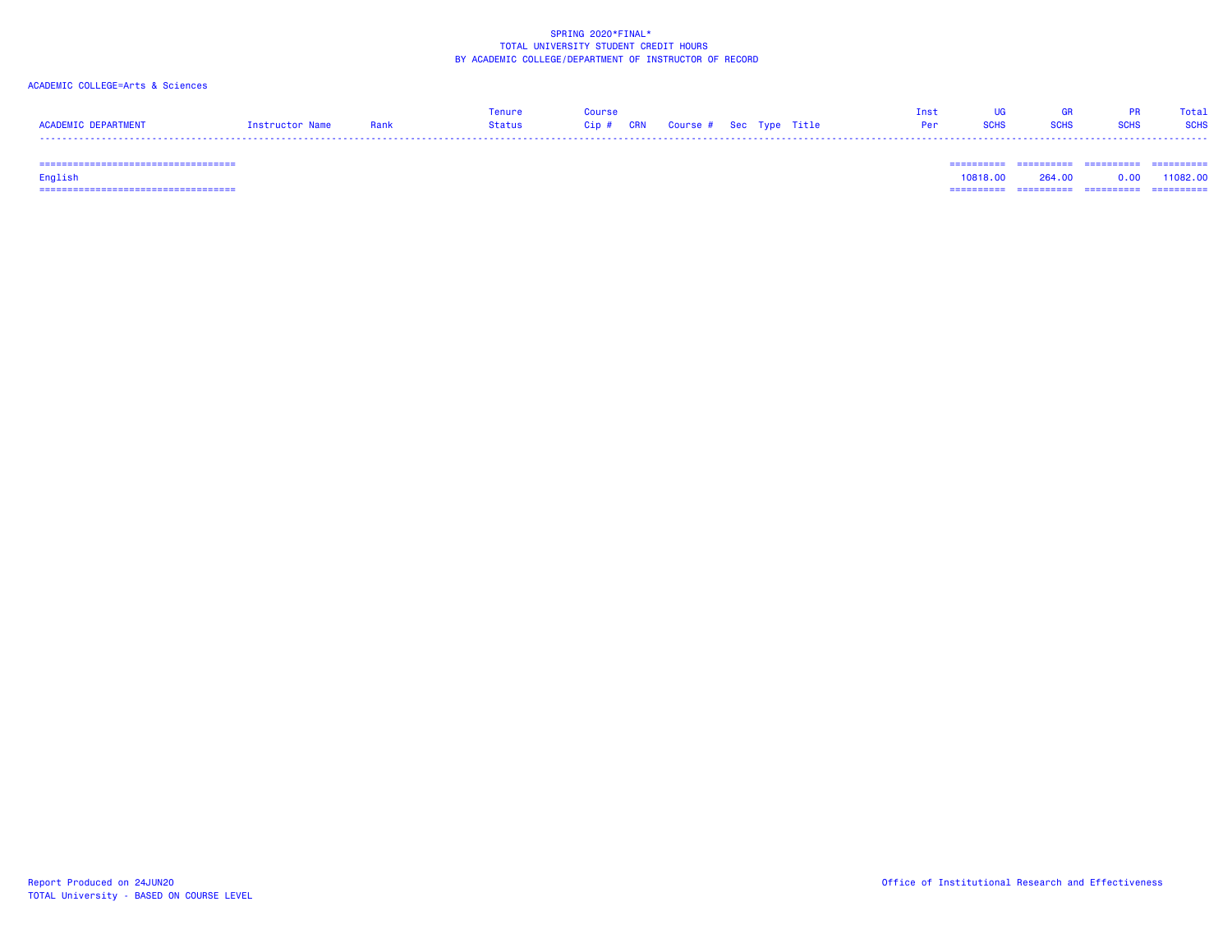SPRING 2020*FINAL*
TOTAL UNIVERSITY STUDENT CREDIT HOURS
BY ACADEMIC COLLEGE/DEPARTMENT OF INSTRUCTOR OF RECORD

ACADEMIC COLLEGE=Arts & Sciences

| ACADEMIC DEPARTMENT | Instructor Name | Rank | Tenure Status | Course Cip # | CRN | Course # | Sec | Type | Title | Inst Per | UG SCHS | GR SCHS | PR SCHS | Total SCHS |
|---|---|---|---|---|---|---|---|---|---|---|---|---|---|---|
| English | | | | | | | | | | | 10818.00 | 264.00 | 0.00 | 11082.00 |

Report Produced on 24JUN20
TOTAL University - BASED ON COURSE LEVEL

Office of Institutional Research and Effectiveness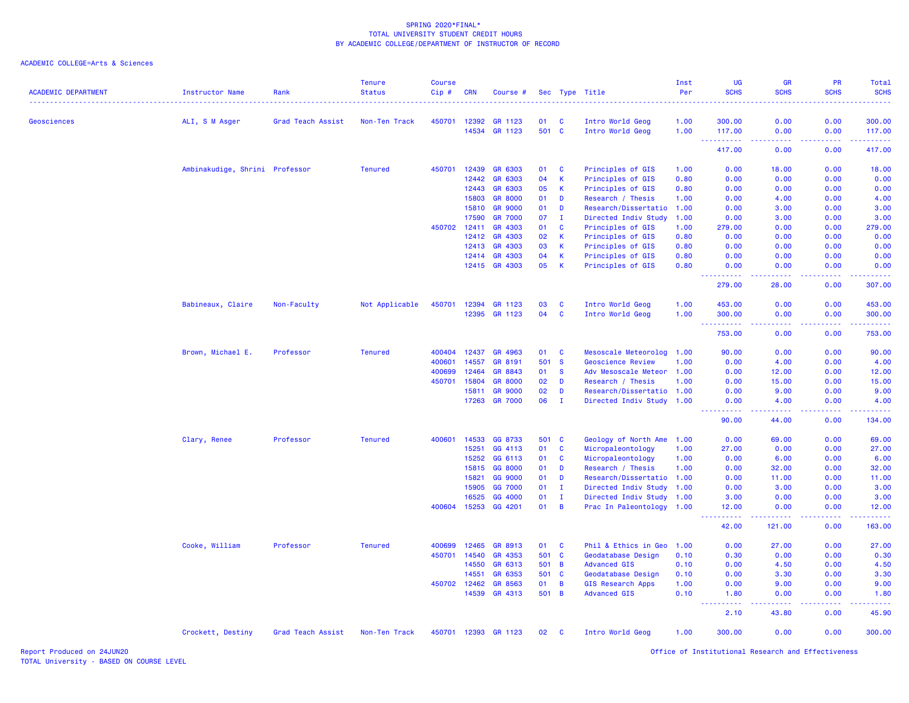SPRING 2020*FINAL*
TOTAL UNIVERSITY STUDENT CREDIT HOURS
BY ACADEMIC COLLEGE/DEPARTMENT OF INSTRUCTOR OF RECORD

ACADEMIC COLLEGE=Arts & Sciences

| ACADEMIC DEPARTMENT | Instructor Name | Rank | Tenure Status | Course Cip # | CRN | Course # | Sec | Type | Title | Inst Per | UG SCHS | GR SCHS | PR SCHS | Total SCHS |
|---|---|---|---|---|---|---|---|---|---|---|---|---|---|---|
| Geosciences | ALI, S M Asger | Grad Teach Assist | Non-Ten Track | 450701 | 12392 | GR 1123 | 01 | C | Intro World Geog | 1.00 | 300.00 | 0.00 | 0.00 | 300.00 |
| | | | | | 14534 | GR 1123 | 501 | C | Intro World Geog | 1.00 | 117.00 | 0.00 | 0.00 | 117.00 |
| | | | | | | | | | | | 417.00 | 0.00 | 0.00 | 417.00 |
| | Ambinakudige, Shrini | Professor | Tenured | 450701 | 12439 | GR 6303 | 01 | C | Principles of GIS | 1.00 | 0.00 | 18.00 | 0.00 | 18.00 |
| | | | | | 12442 | GR 6303 | 04 | K | Principles of GIS | 0.80 | 0.00 | 0.00 | 0.00 | 0.00 |
| | | | | | 12443 | GR 6303 | 05 | K | Principles of GIS | 0.80 | 0.00 | 0.00 | 0.00 | 0.00 |
| | | | | | 15803 | GR 8000 | 01 | D | Research / Thesis | 1.00 | 0.00 | 4.00 | 0.00 | 4.00 |
| | | | | | 15810 | GR 9000 | 01 | D | Research/Dissertatio | 1.00 | 0.00 | 3.00 | 0.00 | 3.00 |
| | | | | | 17590 | GR 7000 | 07 | I | Directed Indiv Study | 1.00 | 0.00 | 3.00 | 0.00 | 3.00 |
| | | | | 450702 | 12411 | GR 4303 | 01 | C | Principles of GIS | 1.00 | 279.00 | 0.00 | 0.00 | 279.00 |
| | | | | | 12412 | GR 4303 | 02 | K | Principles of GIS | 0.80 | 0.00 | 0.00 | 0.00 | 0.00 |
| | | | | | 12413 | GR 4303 | 03 | K | Principles of GIS | 0.80 | 0.00 | 0.00 | 0.00 | 0.00 |
| | | | | | 12414 | GR 4303 | 04 | K | Principles of GIS | 0.80 | 0.00 | 0.00 | 0.00 | 0.00 |
| | | | | | 12415 | GR 4303 | 05 | K | Principles of GIS | 0.80 | 0.00 | 0.00 | 0.00 | 0.00 |
| | | | | | | | | | | | 279.00 | 28.00 | 0.00 | 307.00 |
| | Babineaux, Claire | Non-Faculty | Not Applicable | 450701 | 12394 | GR 1123 | 03 | C | Intro World Geog | 1.00 | 453.00 | 0.00 | 0.00 | 453.00 |
| | | | | | 12395 | GR 1123 | 04 | C | Intro World Geog | 1.00 | 300.00 | 0.00 | 0.00 | 300.00 |
| | | | | | | | | | | | 753.00 | 0.00 | 0.00 | 753.00 |
| | Brown, Michael E. | Professor | Tenured | 400404 | 12437 | GR 4963 | 01 | C | Mesoscale Meteorolog | 1.00 | 90.00 | 0.00 | 0.00 | 90.00 |
| | | | | 400601 | 14557 | GR 8191 | 501 | S | Geoscience Review | 1.00 | 0.00 | 4.00 | 0.00 | 4.00 |
| | | | | 400699 | 12464 | GR 8843 | 01 | S | Adv Mesoscale Meteor | 1.00 | 0.00 | 12.00 | 0.00 | 12.00 |
| | | | | 450701 | 15804 | GR 8000 | 02 | D | Research / Thesis | 1.00 | 0.00 | 15.00 | 0.00 | 15.00 |
| | | | | | 15811 | GR 9000 | 02 | D | Research/Dissertatio | 1.00 | 0.00 | 9.00 | 0.00 | 9.00 |
| | | | | | 17263 | GR 7000 | 06 | I | Directed Indiv Study | 1.00 | 0.00 | 4.00 | 0.00 | 4.00 |
| | | | | | | | | | | | 90.00 | 44.00 | 0.00 | 134.00 |
| | Clary, Renee | Professor | Tenured | 400601 | 14533 | GG 8733 | 501 | C | Geology of North Ame | 1.00 | 0.00 | 69.00 | 0.00 | 69.00 |
| | | | | | 15251 | GG 4113 | 01 | C | Micropaleontology | 1.00 | 27.00 | 0.00 | 0.00 | 27.00 |
| | | | | | 15252 | GG 6113 | 01 | C | Micropaleontology | 1.00 | 0.00 | 6.00 | 0.00 | 6.00 |
| | | | | | 15815 | GG 8000 | 01 | D | Research / Thesis | 1.00 | 0.00 | 32.00 | 0.00 | 32.00 |
| | | | | | 15821 | GG 9000 | 01 | D | Research/Dissertatio | 1.00 | 0.00 | 11.00 | 0.00 | 11.00 |
| | | | | | 15905 | GG 7000 | 01 | I | Directed Indiv Study | 1.00 | 0.00 | 3.00 | 0.00 | 3.00 |
| | | | | | 16525 | GG 4000 | 01 | I | Directed Indiv Study | 1.00 | 3.00 | 0.00 | 0.00 | 3.00 |
| | | | | 400604 | 15253 | GG 4201 | 01 | B | Prac In Paleontology | 1.00 | 12.00 | 0.00 | 0.00 | 12.00 |
| | | | | | | | | | | | 42.00 | 121.00 | 0.00 | 163.00 |
| | Cooke, William | Professor | Tenured | 400699 | 12465 | GR 8913 | 01 | C | Phil & Ethics in Geo | 1.00 | 0.00 | 27.00 | 0.00 | 27.00 |
| | | | | 450701 | 14540 | GR 4353 | 501 | C | Geodatabase Design | 0.10 | 0.30 | 0.00 | 0.00 | 0.30 |
| | | | | | 14550 | GR 6313 | 501 | B | Advanced GIS | 0.10 | 0.00 | 4.50 | 0.00 | 4.50 |
| | | | | | 14551 | GR 6353 | 501 | C | Geodatabase Design | 0.10 | 0.00 | 3.30 | 0.00 | 3.30 |
| | | | | 450702 | 12462 | GR 8563 | 01 | B | GIS Research Apps | 1.00 | 0.00 | 9.00 | 0.00 | 9.00 |
| | | | | | 14539 | GR 4313 | 501 | B | Advanced GIS | 0.10 | 1.80 | 0.00 | 0.00 | 1.80 |
| | | | | | | | | | | | 2.10 | 43.80 | 0.00 | 45.90 |
| | Crockett, Destiny | Grad Teach Assist | Non-Ten Track | 450701 | 12393 | GR 1123 | 02 | C | Intro World Geog | 1.00 | 300.00 | 0.00 | 0.00 | 300.00 |

Report Produced on 24JUN20
TOTAL University - BASED ON COURSE LEVEL

Office of Institutional Research and Effectiveness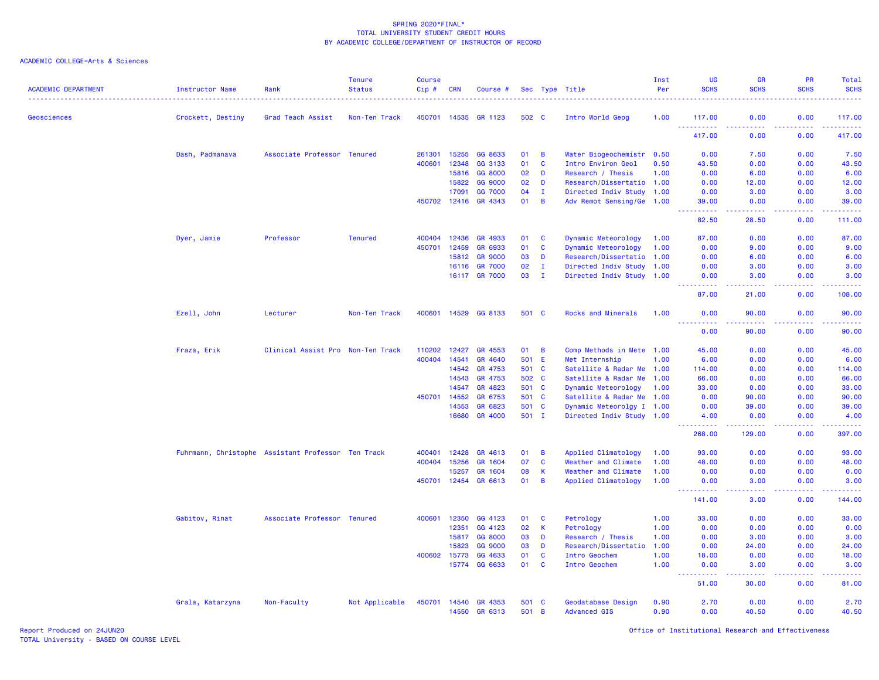SPRING 2020*FINAL*
TOTAL UNIVERSITY STUDENT CREDIT HOURS
BY ACADEMIC COLLEGE/DEPARTMENT OF INSTRUCTOR OF RECORD

ACADEMIC COLLEGE=Arts & Sciences

| ACADEMIC DEPARTMENT | Instructor Name | Rank | Tenure Status | Course Cip # | CRN | Course # | Sec | Type | Title | Inst Per | UG SCHS | GR SCHS | PR SCHS | Total SCHS |
|---|---|---|---|---|---|---|---|---|---|---|---|---|---|---|
| Geosciences | Crockett, Destiny | Grad Teach Assist | Non-Ten Track | 450701 | 14535 | GR 1123 | 502 | C | Intro World Geog | 1.00 | 117.00 | 0.00 | 0.00 | 117.00 |
| | | | | | | | | | | | 417.00 | 0.00 | 0.00 | 417.00 |
| | Dash, Padmanava | Associate Professor | Tenured | 261301 | 15255 | GG 8633 | 01 | B | Water Biogeochemistr | 0.50 | 0.00 | 7.50 | 0.00 | 7.50 |
| | | | | 400601 | 12348 | GG 3133 | 01 | C | Intro Environ Geol | 0.50 | 43.50 | 0.00 | 0.00 | 43.50 |
| | | | | | 15816 | GG 8000 | 02 | D | Research / Thesis | 1.00 | 0.00 | 6.00 | 0.00 | 6.00 |
| | | | | | 15822 | GG 9000 | 02 | D | Research/Dissertatio | 1.00 | 0.00 | 12.00 | 0.00 | 12.00 |
| | | | | | 17091 | GG 7000 | 04 | I | Directed Indiv Study | 1.00 | 0.00 | 3.00 | 0.00 | 3.00 |
| | | | | 450702 | 12416 | GR 4343 | 01 | B | Adv Remot Sensing/Ge | 1.00 | 39.00 | 0.00 | 0.00 | 39.00 |
| | | | | | | | | | | | 82.50 | 28.50 | 0.00 | 111.00 |
| | Dyer, Jamie | Professor | Tenured | 400404 | 12436 | GR 4933 | 01 | C | Dynamic Meteorology | 1.00 | 87.00 | 0.00 | 0.00 | 87.00 |
| | | | | 450701 | 12459 | GR 6933 | 01 | C | Dynamic Meteorology | 1.00 | 0.00 | 9.00 | 0.00 | 9.00 |
| | | | | | 15812 | GR 9000 | 03 | D | Research/Dissertatio | 1.00 | 0.00 | 6.00 | 0.00 | 6.00 |
| | | | | | 16116 | GR 7000 | 02 | I | Directed Indiv Study | 1.00 | 0.00 | 3.00 | 0.00 | 3.00 |
| | | | | | 16117 | GR 7000 | 03 | I | Directed Indiv Study | 1.00 | 0.00 | 3.00 | 0.00 | 3.00 |
| | | | | | | | | | | | 87.00 | 21.00 | 0.00 | 108.00 |
| | Ezell, John | Lecturer | Non-Ten Track | 400601 | 14529 | GG 8133 | 501 | C | Rocks and Minerals | 1.00 | 0.00 | 90.00 | 0.00 | 90.00 |
| | | | | | | | | | | | 0.00 | 90.00 | 0.00 | 90.00 |
| | Fraza, Erik | Clinical Assist Pro | Non-Ten Track | 110202 | 12427 | GR 4553 | 01 | B | Comp Methods in Mete | 1.00 | 45.00 | 0.00 | 0.00 | 45.00 |
| | | | | 400404 | 14541 | GR 4640 | 501 | E | Met Internship | 1.00 | 6.00 | 0.00 | 0.00 | 6.00 |
| | | | | | 14542 | GR 4753 | 501 | C | Satellite & Radar Me | 1.00 | 114.00 | 0.00 | 0.00 | 114.00 |
| | | | | | 14543 | GR 4753 | 502 | C | Satellite & Radar Me | 1.00 | 66.00 | 0.00 | 0.00 | 66.00 |
| | | | | | 14547 | GR 4823 | 501 | C | Dynamic Meteorology | 1.00 | 33.00 | 0.00 | 0.00 | 33.00 |
| | | | | 450701 | 14552 | GR 6753 | 501 | C | Satellite & Radar Me | 1.00 | 0.00 | 90.00 | 0.00 | 90.00 |
| | | | | | 14553 | GR 6823 | 501 | C | Dynamic Meteorolgy I | 1.00 | 0.00 | 39.00 | 0.00 | 39.00 |
| | | | | | 16680 | GR 4000 | 501 | I | Directed Indiv Study | 1.00 | 4.00 | 0.00 | 0.00 | 4.00 |
| | | | | | | | | | | | 268.00 | 129.00 | 0.00 | 397.00 |
| | Fuhrmann, Christophe | Assistant Professor | Ten Track | 400401 | 12428 | GR 4613 | 01 | B | Applied Climatology | 1.00 | 93.00 | 0.00 | 0.00 | 93.00 |
| | | | | 400404 | 15256 | GR 1604 | 07 | C | Weather and Climate | 1.00 | 48.00 | 0.00 | 0.00 | 48.00 |
| | | | | | 15257 | GR 1604 | 08 | K | Weather and Climate | 1.00 | 0.00 | 0.00 | 0.00 | 0.00 |
| | | | | 450701 | 12454 | GR 6613 | 01 | B | Applied Climatology | 1.00 | 0.00 | 3.00 | 0.00 | 3.00 |
| | | | | | | | | | | | 141.00 | 3.00 | 0.00 | 144.00 |
| | Gabitov, Rinat | Associate Professor | Tenured | 400601 | 12350 | GG 4123 | 01 | C | Petrology | 1.00 | 33.00 | 0.00 | 0.00 | 33.00 |
| | | | | | 12351 | GG 4123 | 02 | K | Petrology | 1.00 | 0.00 | 0.00 | 0.00 | 0.00 |
| | | | | | 15817 | GG 8000 | 03 | D | Research / Thesis | 1.00 | 0.00 | 3.00 | 0.00 | 3.00 |
| | | | | | 15823 | GG 9000 | 03 | D | Research/Dissertatio | 1.00 | 0.00 | 24.00 | 0.00 | 24.00 |
| | | | | 400602 | 15773 | GG 4633 | 01 | C | Intro Geochem | 1.00 | 18.00 | 0.00 | 0.00 | 18.00 |
| | | | | | 15774 | GG 6633 | 01 | C | Intro Geochem | 1.00 | 0.00 | 3.00 | 0.00 | 3.00 |
| | | | | | | | | | | | 51.00 | 30.00 | 0.00 | 81.00 |
| | Grala, Katarzyna | Non-Faculty | Not Applicable | 450701 | 14540 | GR 4353 | 501 | C | Geodatabase Design | 0.90 | 2.70 | 0.00 | 0.00 | 2.70 |
| | | | | | 14550 | GR 6313 | 501 | B | Advanced GIS | 0.90 | 0.00 | 40.50 | 0.00 | 40.50 |

Report Produced on 24JUN20
TOTAL University - BASED ON COURSE LEVEL
Office of Institutional Research and Effectiveness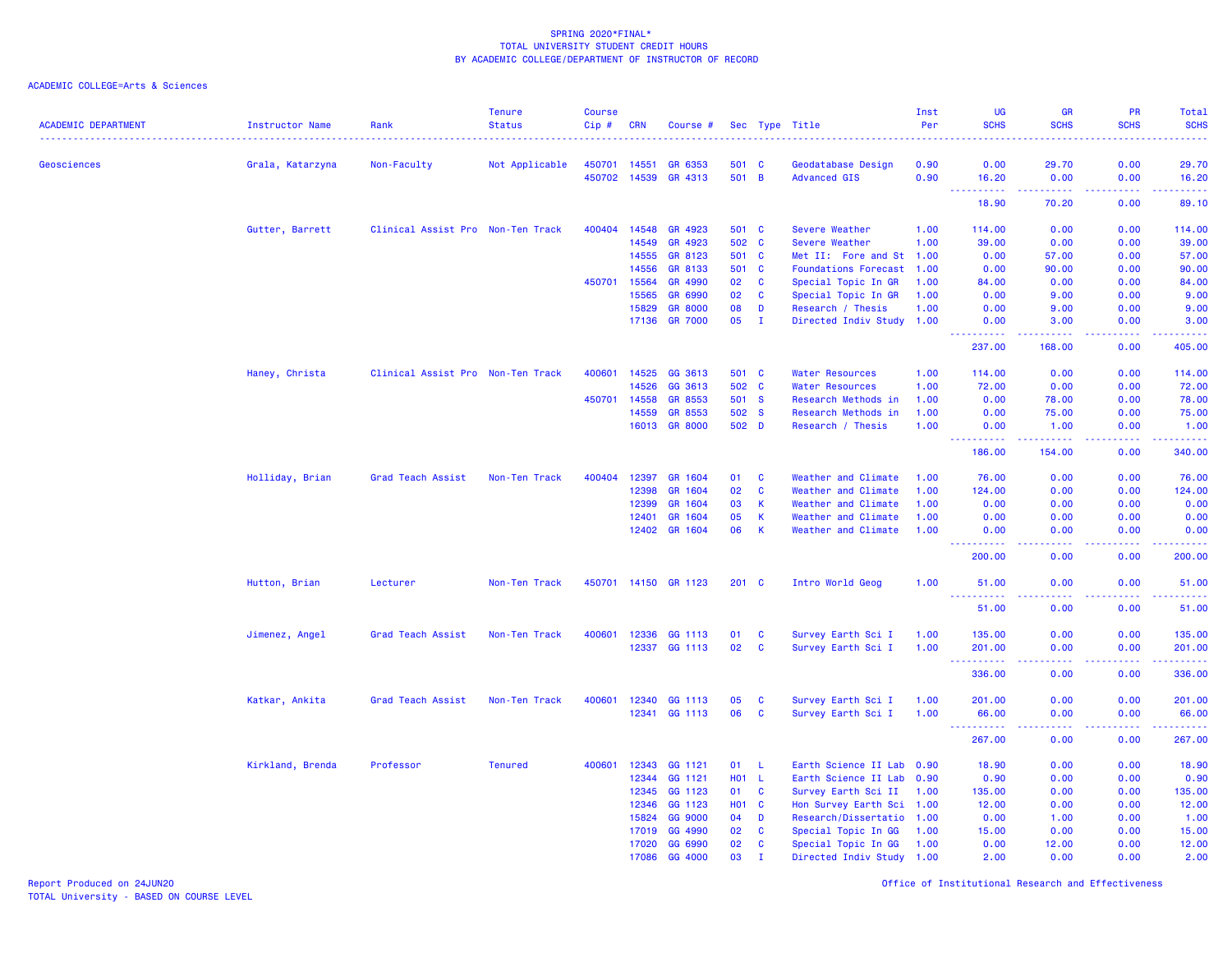SPRING 2020*FINAL*
TOTAL UNIVERSITY STUDENT CREDIT HOURS
BY ACADEMIC COLLEGE/DEPARTMENT OF INSTRUCTOR OF RECORD

ACADEMIC COLLEGE=Arts & Sciences

| ACADEMIC DEPARTMENT | Instructor Name | Rank | Tenure Status | Course Cip # | CRN | Course # | Sec | Type | Title | Inst Per | UG SCHS | GR SCHS | PR SCHS | Total SCHS |
|---|---|---|---|---|---|---|---|---|---|---|---|---|---|---|
| Geosciences | Grala, Katarzyna | Non-Faculty | Not Applicable | 450701 | 14551 | GR 6353 | 501 | C | Geodatabase Design | 0.90 | 0.00 | 29.70 | 0.00 | 29.70 |
| | | | | 450702 | 14539 | GR 4313 | 501 | B | Advanced GIS | 0.90 | 16.20 | 0.00 | 0.00 | 16.20 |
| | | | | | | | | | | | 18.90 | 70.20 | 0.00 | 89.10 |
| | Gutter, Barrett | Clinical Assist Pro | Non-Ten Track | 400404 | 14548 | GR 4923 | 501 | C | Severe Weather | 1.00 | 114.00 | 0.00 | 0.00 | 114.00 |
| | | | | | 14549 | GR 4923 | 502 | C | Severe Weather | 1.00 | 39.00 | 0.00 | 0.00 | 39.00 |
| | | | | | 14555 | GR 8123 | 501 | C | Met II: Fore and St | 1.00 | 0.00 | 57.00 | 0.00 | 57.00 |
| | | | | | 14556 | GR 8133 | 501 | C | Foundations Forecast | 1.00 | 0.00 | 90.00 | 0.00 | 90.00 |
| | | | | 450701 | 15564 | GR 4990 | 02 | C | Special Topic In GR | 1.00 | 84.00 | 0.00 | 0.00 | 84.00 |
| | | | | | 15565 | GR 6990 | 02 | C | Special Topic In GR | 1.00 | 0.00 | 9.00 | 0.00 | 9.00 |
| | | | | | 15829 | GR 8000 | 08 | D | Research / Thesis | 1.00 | 0.00 | 9.00 | 0.00 | 9.00 |
| | | | | | 17136 | GR 7000 | 05 | I | Directed Indiv Study | 1.00 | 0.00 | 3.00 | 0.00 | 3.00 |
| | | | | | | | | | | | 237.00 | 168.00 | 0.00 | 405.00 |
| | Haney, Christa | Clinical Assist Pro | Non-Ten Track | 400601 | 14525 | GG 3613 | 501 | C | Water Resources | 1.00 | 114.00 | 0.00 | 0.00 | 114.00 |
| | | | | | 14526 | GG 3613 | 502 | C | Water Resources | 1.00 | 72.00 | 0.00 | 0.00 | 72.00 |
| | | | | 450701 | 14558 | GR 8553 | 501 | S | Research Methods in | 1.00 | 0.00 | 78.00 | 0.00 | 78.00 |
| | | | | | 14559 | GR 8553 | 502 | S | Research Methods in | 1.00 | 0.00 | 75.00 | 0.00 | 75.00 |
| | | | | | 16013 | GR 8000 | 502 | D | Research / Thesis | 1.00 | 0.00 | 1.00 | 0.00 | 1.00 |
| | | | | | | | | | | | 186.00 | 154.00 | 0.00 | 340.00 |
| | Holliday, Brian | Grad Teach Assist | Non-Ten Track | 400404 | 12397 | GR 1604 | 01 | C | Weather and Climate | 1.00 | 76.00 | 0.00 | 0.00 | 76.00 |
| | | | | | 12398 | GR 1604 | 02 | C | Weather and Climate | 1.00 | 124.00 | 0.00 | 0.00 | 124.00 |
| | | | | | 12399 | GR 1604 | 03 | K | Weather and Climate | 1.00 | 0.00 | 0.00 | 0.00 | 0.00 |
| | | | | | 12401 | GR 1604 | 05 | K | Weather and Climate | 1.00 | 0.00 | 0.00 | 0.00 | 0.00 |
| | | | | | 12402 | GR 1604 | 06 | K | Weather and Climate | 1.00 | 0.00 | 0.00 | 0.00 | 0.00 |
| | | | | | | | | | | | 200.00 | 0.00 | 0.00 | 200.00 |
| | Hutton, Brian | Lecturer | Non-Ten Track | 450701 | 14150 | GR 1123 | 201 | C | Intro World Geog | 1.00 | 51.00 | 0.00 | 0.00 | 51.00 |
| | | | | | | | | | | | 51.00 | 0.00 | 0.00 | 51.00 |
| | Jimenez, Angel | Grad Teach Assist | Non-Ten Track | 400601 | 12336 | GG 1113 | 01 | C | Survey Earth Sci I | 1.00 | 135.00 | 0.00 | 0.00 | 135.00 |
| | | | | | 12337 | GG 1113 | 02 | C | Survey Earth Sci I | 1.00 | 201.00 | 0.00 | 0.00 | 201.00 |
| | | | | | | | | | | | 336.00 | 0.00 | 0.00 | 336.00 |
| | Katkar, Ankita | Grad Teach Assist | Non-Ten Track | 400601 | 12340 | GG 1113 | 05 | C | Survey Earth Sci I | 1.00 | 201.00 | 0.00 | 0.00 | 201.00 |
| | | | | | 12341 | GG 1113 | 06 | C | Survey Earth Sci I | 1.00 | 66.00 | 0.00 | 0.00 | 66.00 |
| | | | | | | | | | | | 267.00 | 0.00 | 0.00 | 267.00 |
| | Kirkland, Brenda | Professor | Tenured | 400601 | 12343 | GG 1121 | 01 | L | Earth Science II Lab | 0.90 | 18.90 | 0.00 | 0.00 | 18.90 |
| | | | | | 12344 | GG 1121 | H01 | L | Earth Science II Lab | 0.90 | 0.90 | 0.00 | 0.00 | 0.90 |
| | | | | | 12345 | GG 1123 | 01 | C | Survey Earth Sci II | 1.00 | 135.00 | 0.00 | 0.00 | 135.00 |
| | | | | | 12346 | GG 1123 | H01 | C | Hon Survey Earth Sci | 1.00 | 12.00 | 0.00 | 0.00 | 12.00 |
| | | | | | 15824 | GG 9000 | 04 | D | Research/Dissertatio | 1.00 | 0.00 | 1.00 | 0.00 | 1.00 |
| | | | | | 17019 | GG 4990 | 02 | C | Special Topic In GG | 1.00 | 15.00 | 0.00 | 0.00 | 15.00 |
| | | | | | 17020 | GG 6990 | 02 | C | Special Topic In GG | 1.00 | 0.00 | 12.00 | 0.00 | 12.00 |
| | | | | | 17086 | GG 4000 | 03 | I | Directed Indiv Study | 1.00 | 2.00 | 0.00 | 0.00 | 2.00 |

Report Produced on 24JUN20
TOTAL University - BASED ON COURSE LEVEL
Office of Institutional Research and Effectiveness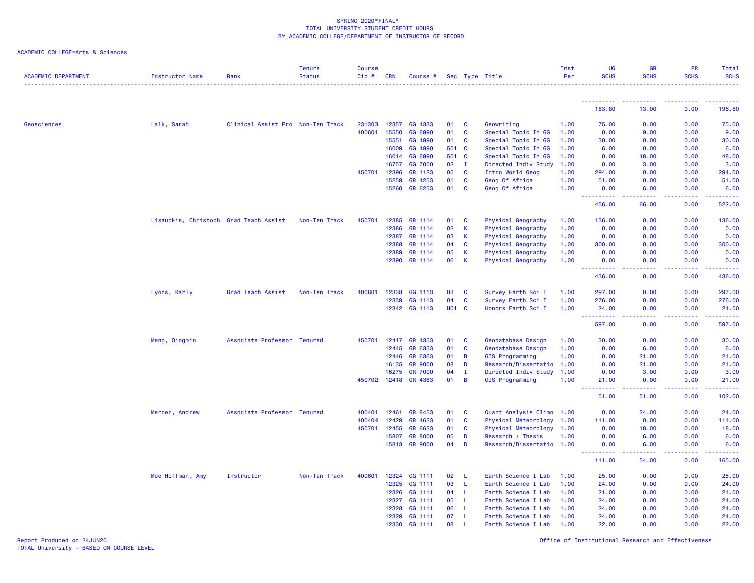SPRING 2020*FINAL*
TOTAL UNIVERSITY STUDENT CREDIT HOURS
BY ACADEMIC COLLEGE/DEPARTMENT OF INSTRUCTOR OF RECORD

ACADEMIC COLLEGE=Arts & Sciences

| ACADEMIC DEPARTMENT | Instructor Name | Rank | Tenure Status | Course Cip # | CRN | Course # | Sec | Type | Title | Inst Per | UG SCHS | GR SCHS | PR SCHS | Total SCHS |
|---|---|---|---|---|---|---|---|---|---|---|---|---|---|---|
| | | | | | | | | | | | 183.80 | 13.00 | 0.00 | 196.80 |
| Geosciences | Lalk, Sarah | Clinical Assist Pro | Non-Ten Track | 231303 | 12357 | GG 4333 | 01 | C | Geowriting | 1.00 | 75.00 | 0.00 | 0.00 | 75.00 |
| | | | | 400601 | 15550 | GG 6990 | 01 | C | Special Topic In GG | 1.00 | 0.00 | 9.00 | 0.00 | 9.00 |
| | | | | | 15551 | GG 4990 | 01 | C | Special Topic In GG | 1.00 | 30.00 | 0.00 | 0.00 | 30.00 |
| | | | | | 16009 | GG 4990 | 501 | C | Special Topic In GG | 1.00 | 6.00 | 0.00 | 0.00 | 6.00 |
| | | | | | 16014 | GG 6990 | 501 | C | Special Topic In GG | 1.00 | 0.00 | 48.00 | 0.00 | 48.00 |
| | | | | | 16757 | GG 7000 | 02 | I | Directed Indiv Study | 1.00 | 0.00 | 3.00 | 0.00 | 3.00 |
| | | | | 450701 | 12396 | GR 1123 | 05 | C | Intro World Geog | 1.00 | 294.00 | 0.00 | 0.00 | 294.00 |
| | | | | | 15259 | GR 4253 | 01 | C | Geog Of Africa | 1.00 | 51.00 | 0.00 | 0.00 | 51.00 |
| | | | | | 15260 | GR 6253 | 01 | C | Geog Of Africa | 1.00 | 0.00 | 6.00 | 0.00 | 6.00 |
| | | | | | | | | | | | 456.00 | 66.00 | 0.00 | 522.00 |
| | Lisauckis, Christoph | Grad Teach Assist | Non-Ten Track | 450701 | 12385 | GR 1114 | 01 | C | Physical Geography | 1.00 | 136.00 | 0.00 | 0.00 | 136.00 |
| | | | | | 12386 | GR 1114 | 02 | K | Physical Geography | 1.00 | 0.00 | 0.00 | 0.00 | 0.00 |
| | | | | | 12387 | GR 1114 | 03 | K | Physical Geography | 1.00 | 0.00 | 0.00 | 0.00 | 0.00 |
| | | | | | 12388 | GR 1114 | 04 | C | Physical Geography | 1.00 | 300.00 | 0.00 | 0.00 | 300.00 |
| | | | | | 12389 | GR 1114 | 05 | K | Physical Geography | 1.00 | 0.00 | 0.00 | 0.00 | 0.00 |
| | | | | | 12390 | GR 1114 | 06 | K | Physical Geography | 1.00 | 0.00 | 0.00 | 0.00 | 0.00 |
| | | | | | | | | | | | 436.00 | 0.00 | 0.00 | 436.00 |
| | Lyons, Karly | Grad Teach Assist | Non-Ten Track | 400601 | 12338 | GG 1113 | 03 | C | Survey Earth Sci I | 1.00 | 297.00 | 0.00 | 0.00 | 297.00 |
| | | | | | 12339 | GG 1113 | 04 | C | Survey Earth Sci I | 1.00 | 276.00 | 0.00 | 0.00 | 276.00 |
| | | | | | 12342 | GG 1113 | H01 | C | Honors Earth Sci I | 1.00 | 24.00 | 0.00 | 0.00 | 24.00 |
| | | | | | | | | | | | 597.00 | 0.00 | 0.00 | 597.00 |
| | Meng, Qingmin | Associate Professor | Tenured | 450701 | 12417 | GR 4353 | 01 | C | Geodatabase Design | 1.00 | 30.00 | 0.00 | 0.00 | 30.00 |
| | | | | | 12445 | GR 6353 | 01 | C | Geodatabase Design | 1.00 | 0.00 | 6.00 | 0.00 | 6.00 |
| | | | | | 12446 | GR 6363 | 01 | B | GIS Programming | 1.00 | 0.00 | 21.00 | 0.00 | 21.00 |
| | | | | | 16135 | GR 9000 | 08 | D | Research/Dissertatio | 1.00 | 0.00 | 21.00 | 0.00 | 21.00 |
| | | | | | 16275 | GR 7000 | 04 | I | Directed Indiv Study | 1.00 | 0.00 | 3.00 | 0.00 | 3.00 |
| | | | | 450702 | 12418 | GR 4363 | 01 | B | GIS Programming | 1.00 | 21.00 | 0.00 | 0.00 | 21.00 |
| | | | | | | | | | | | 51.00 | 51.00 | 0.00 | 102.00 |
| | Mercer, Andrew | Associate Professor | Tenured | 400401 | 12461 | GR 8453 | 01 | C | Quant Analysis Climo | 1.00 | 0.00 | 24.00 | 0.00 | 24.00 |
| | | | | 400404 | 12429 | GR 4623 | 01 | C | Physical Meteorology | 1.00 | 111.00 | 0.00 | 0.00 | 111.00 |
| | | | | 450701 | 12455 | GR 6623 | 01 | C | Physical Meteorology | 1.00 | 0.00 | 18.00 | 0.00 | 18.00 |
| | | | | | 15807 | GR 8000 | 05 | D | Research / Thesis | 1.00 | 0.00 | 6.00 | 0.00 | 6.00 |
| | | | | | 15813 | GR 9000 | 04 | D | Research/Dissertatio | 1.00 | 0.00 | 6.00 | 0.00 | 6.00 |
| | | | | | | | | | | | 111.00 | 54.00 | 0.00 | 165.00 |
| | Moe Hoffman, Amy | Instructor | Non-Ten Track | 400601 | 12324 | GG 1111 | 02 | L | Earth Science I Lab | 1.00 | 25.00 | 0.00 | 0.00 | 25.00 |
| | | | | | 12325 | GG 1111 | 03 | L | Earth Science I Lab | 1.00 | 24.00 | 0.00 | 0.00 | 24.00 |
| | | | | | 12326 | GG 1111 | 04 | L | Earth Science I Lab | 1.00 | 21.00 | 0.00 | 0.00 | 21.00 |
| | | | | | 12327 | GG 1111 | 05 | L | Earth Science I Lab | 1.00 | 24.00 | 0.00 | 0.00 | 24.00 |
| | | | | | 12328 | GG 1111 | 06 | L | Earth Science I Lab | 1.00 | 24.00 | 0.00 | 0.00 | 24.00 |
| | | | | | 12329 | GG 1111 | 07 | L | Earth Science I Lab | 1.00 | 24.00 | 0.00 | 0.00 | 24.00 |
| | | | | | 12330 | GG 1111 | 08 | L | Earth Science I Lab | 1.00 | 22.00 | 0.00 | 0.00 | 22.00 |

Report Produced on 24JUN20
TOTAL University - BASED ON COURSE LEVEL

Office of Institutional Research and Effectiveness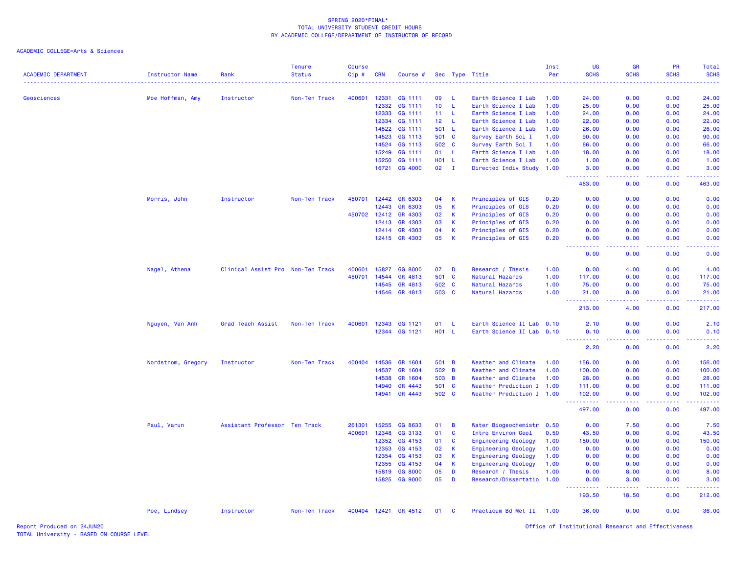SPRING 2020*FINAL*
TOTAL UNIVERSITY STUDENT CREDIT HOURS
BY ACADEMIC COLLEGE/DEPARTMENT OF INSTRUCTOR OF RECORD

ACADEMIC COLLEGE=Arts & Sciences

| ACADEMIC DEPARTMENT | Instructor Name | Rank | Tenure Status | Course Cip # | CRN | Course # | Sec | Type | Title | Inst Per | UG SCHS | GR SCHS | PR SCHS | Total SCHS |
|---|---|---|---|---|---|---|---|---|---|---|---|---|---|---|
| Geosciences | Moe Hoffman, Amy | Instructor | Non-Ten Track | 400601 | 12331 | GG 1111 | 09 | L | Earth Science I Lab | 1.00 | 24.00 | 0.00 | 0.00 | 24.00 |
| | | | | | 12332 | GG 1111 | 10 | L | Earth Science I Lab | 1.00 | 25.00 | 0.00 | 0.00 | 25.00 |
| | | | | | 12333 | GG 1111 | 11 | L | Earth Science I Lab | 1.00 | 24.00 | 0.00 | 0.00 | 24.00 |
| | | | | | 12334 | GG 1111 | 12 | L | Earth Science I Lab | 1.00 | 22.00 | 0.00 | 0.00 | 22.00 |
| | | | | | 14522 | GG 1111 | 501 | L | Earth Science I Lab | 1.00 | 26.00 | 0.00 | 0.00 | 26.00 |
| | | | | | 14523 | GG 1113 | 501 | C | Survey Earth Sci I | 1.00 | 90.00 | 0.00 | 0.00 | 90.00 |
| | | | | | 14524 | GG 1113 | 502 | C | Survey Earth Sci I | 1.00 | 66.00 | 0.00 | 0.00 | 66.00 |
| | | | | | 15249 | GG 1111 | 01 | L | Earth Science I Lab | 1.00 | 18.00 | 0.00 | 0.00 | 18.00 |
| | | | | | 15250 | GG 1111 | H01 | L | Earth Science I Lab | 1.00 | 1.00 | 0.00 | 0.00 | 1.00 |
| | | | | | 16721 | GG 4000 | 02 | I | Directed Indiv Study | 1.00 | 3.00 | 0.00 | 0.00 | 3.00 |
| | | | | | | | | | | | 463.00 | 0.00 | 0.00 | 463.00 |
| | Morris, John | Instructor | Non-Ten Track | 450701 | 12442 | GR 6303 | 04 | K | Principles of GIS | 0.20 | 0.00 | 0.00 | 0.00 | 0.00 |
| | | | | | 12443 | GR 6303 | 05 | K | Principles of GIS | 0.20 | 0.00 | 0.00 | 0.00 | 0.00 |
| | | | | 450702 | 12412 | GR 4303 | 02 | K | Principles of GIS | 0.20 | 0.00 | 0.00 | 0.00 | 0.00 |
| | | | | | 12413 | GR 4303 | 03 | K | Principles of GIS | 0.20 | 0.00 | 0.00 | 0.00 | 0.00 |
| | | | | | 12414 | GR 4303 | 04 | K | Principles of GIS | 0.20 | 0.00 | 0.00 | 0.00 | 0.00 |
| | | | | | 12415 | GR 4303 | 05 | K | Principles of GIS | 0.20 | 0.00 | 0.00 | 0.00 | 0.00 |
| | | | | | | | | | | | 0.00 | 0.00 | 0.00 | 0.00 |
| | Nagel, Athena | Clinical Assist Pro | Non-Ten Track | 400601 | 15827 | GG 8000 | 07 | D | Research / Thesis | 1.00 | 0.00 | 4.00 | 0.00 | 4.00 |
| | | | | 450701 | 14544 | GR 4813 | 501 | C | Natural Hazards | 1.00 | 117.00 | 0.00 | 0.00 | 117.00 |
| | | | | | 14545 | GR 4813 | 502 | C | Natural Hazards | 1.00 | 75.00 | 0.00 | 0.00 | 75.00 |
| | | | | | 14546 | GR 4813 | 503 | C | Natural Hazards | 1.00 | 21.00 | 0.00 | 0.00 | 21.00 |
| | | | | | | | | | | | 213.00 | 4.00 | 0.00 | 217.00 |
| | Nguyen, Van Anh | Grad Teach Assist | Non-Ten Track | 400601 | 12343 | GG 1121 | 01 | L | Earth Science II Lab | 0.10 | 2.10 | 0.00 | 0.00 | 2.10 |
| | | | | | 12344 | GG 1121 | H01 | L | Earth Science II Lab | 0.10 | 0.10 | 0.00 | 0.00 | 0.10 |
| | | | | | | | | | | | 2.20 | 0.00 | 0.00 | 2.20 |
| | Nordstrom, Gregory | Instructor | Non-Ten Track | 400404 | 14536 | GR 1604 | 501 | B | Weather and Climate | 1.00 | 156.00 | 0.00 | 0.00 | 156.00 |
| | | | | | 14537 | GR 1604 | 502 | B | Weather and Climate | 1.00 | 100.00 | 0.00 | 0.00 | 100.00 |
| | | | | | 14538 | GR 1604 | 503 | B | Weather and Climate | 1.00 | 28.00 | 0.00 | 0.00 | 28.00 |
| | | | | | 14940 | GR 4443 | 501 | C | Weather Prediction I | 1.00 | 111.00 | 0.00 | 0.00 | 111.00 |
| | | | | | 14941 | GR 4443 | 502 | C | Weather Prediction I | 1.00 | 102.00 | 0.00 | 0.00 | 102.00 |
| | | | | | | | | | | | 497.00 | 0.00 | 0.00 | 497.00 |
| | Paul, Varun | Assistant Professor | Ten Track | 261301 | 15255 | GG 8633 | 01 | B | Water Biogeochemistr | 0.50 | 0.00 | 7.50 | 0.00 | 7.50 |
| | | | | 400601 | 12348 | GG 3133 | 01 | C | Intro Environ Geol | 0.50 | 43.50 | 0.00 | 0.00 | 43.50 |
| | | | | | 12352 | GG 4153 | 01 | C | Engineering Geology | 1.00 | 150.00 | 0.00 | 0.00 | 150.00 |
| | | | | | 12353 | GG 4153 | 02 | K | Engineering Geology | 1.00 | 0.00 | 0.00 | 0.00 | 0.00 |
| | | | | | 12354 | GG 4153 | 03 | K | Engineering Geology | 1.00 | 0.00 | 0.00 | 0.00 | 0.00 |
| | | | | | 12355 | GG 4153 | 04 | K | Engineering Geology | 1.00 | 0.00 | 0.00 | 0.00 | 0.00 |
| | | | | | 15819 | GG 8000 | 05 | D | Research / Thesis | 1.00 | 0.00 | 8.00 | 0.00 | 8.00 |
| | | | | | 15825 | GG 9000 | 05 | D | Research/Dissertatio | 1.00 | 0.00 | 3.00 | 0.00 | 3.00 |
| | | | | | | | | | | | 193.50 | 18.50 | 0.00 | 212.00 |
| | Poe, Lindsey | Instructor | Non-Ten Track | 400404 | 12421 | GR 4512 | 01 | C | Practicum Bd Met II | 1.00 | 36.00 | 0.00 | 0.00 | 36.00 |

Report Produced on 24JUN20
TOTAL University - BASED ON COURSE LEVEL

Office of Institutional Research and Effectiveness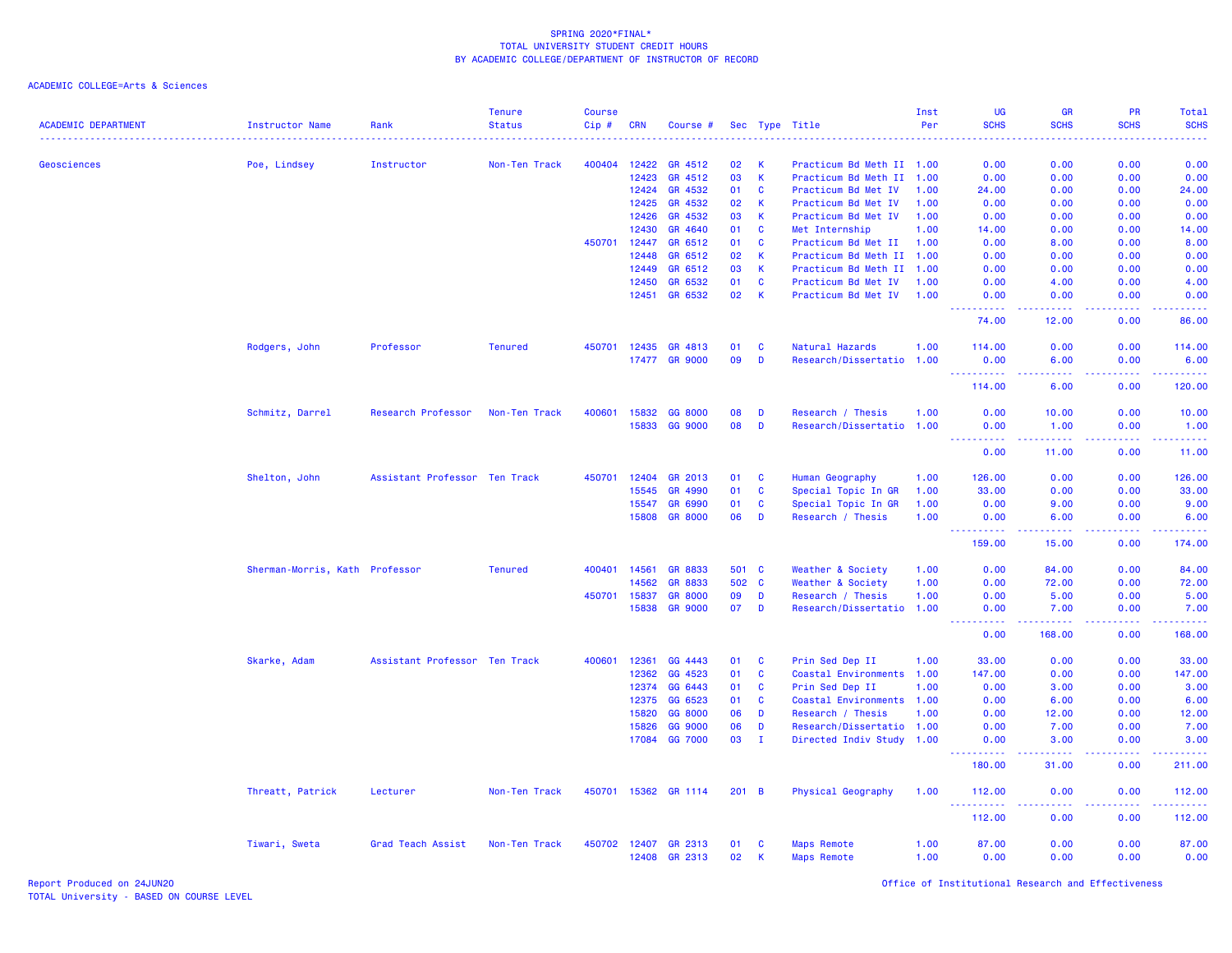SPRING 2020*FINAL*
TOTAL UNIVERSITY STUDENT CREDIT HOURS
BY ACADEMIC COLLEGE/DEPARTMENT OF INSTRUCTOR OF RECORD

ACADEMIC COLLEGE=Arts & Sciences

| ACADEMIC DEPARTMENT | Instructor Name | Rank | Tenure Status | Course Cip # | CRN | Course # | Sec | Type | Title | Inst Per | UG SCHS | GR SCHS | PR SCHS | Total SCHS |
|---|---|---|---|---|---|---|---|---|---|---|---|---|---|---|
| Geosciences | Poe, Lindsey | Instructor | Non-Ten Track | 400404 | 12422 | GR 4512 | 02 | K | Practicum Bd Meth II | 1.00 | 0.00 | 0.00 | 0.00 | 0.00 |
| | | | | | 12423 | GR 4512 | 03 | K | Practicum Bd Meth II | 1.00 | 0.00 | 0.00 | 0.00 | 0.00 |
| | | | | | 12424 | GR 4532 | 01 | C | Practicum Bd Met IV | 1.00 | 24.00 | 0.00 | 0.00 | 24.00 |
| | | | | | 12425 | GR 4532 | 02 | K | Practicum Bd Met IV | 1.00 | 0.00 | 0.00 | 0.00 | 0.00 |
| | | | | | 12426 | GR 4532 | 03 | K | Practicum Bd Met IV | 1.00 | 0.00 | 0.00 | 0.00 | 0.00 |
| | | | | | 12430 | GR 4640 | 01 | C | Met Internship | 1.00 | 14.00 | 0.00 | 0.00 | 14.00 |
| | | | | 450701 | 12447 | GR 6512 | 01 | C | Practicum Bd Met II | 1.00 | 0.00 | 8.00 | 0.00 | 8.00 |
| | | | | | 12448 | GR 6512 | 02 | K | Practicum Bd Meth II | 1.00 | 0.00 | 0.00 | 0.00 | 0.00 |
| | | | | | 12449 | GR 6512 | 03 | K | Practicum Bd Meth II | 1.00 | 0.00 | 0.00 | 0.00 | 0.00 |
| | | | | | 12450 | GR 6532 | 01 | C | Practicum Bd Met IV | 1.00 | 0.00 | 4.00 | 0.00 | 4.00 |
| | | | | | 12451 | GR 6532 | 02 | K | Practicum Bd Met IV | 1.00 | 0.00 | 0.00 | 0.00 | 0.00 |
| | | | | | | | | | | | 74.00 | 12.00 | 0.00 | 86.00 |
| | Rodgers, John | Professor | Tenured | 450701 | 12435 | GR 4813 | 01 | C | Natural Hazards | 1.00 | 114.00 | 0.00 | 0.00 | 114.00 |
| | | | | | 17477 | GR 9000 | 09 | D | Research/Dissertatio | 1.00 | 0.00 | 6.00 | 0.00 | 6.00 |
| | | | | | | | | | | | 114.00 | 6.00 | 0.00 | 120.00 |
| | Schmitz, Darrel | Research Professor | Non-Ten Track | 400601 | 15832 | GG 8000 | 08 | D | Research / Thesis | 1.00 | 0.00 | 10.00 | 0.00 | 10.00 |
| | | | | | 15833 | GG 9000 | 08 | D | Research/Dissertatio | 1.00 | 0.00 | 1.00 | 0.00 | 1.00 |
| | | | | | | | | | | | 0.00 | 11.00 | 0.00 | 11.00 |
| | Shelton, John | Assistant Professor | Ten Track | 450701 | 12404 | GR 2013 | 01 | C | Human Geography | 1.00 | 126.00 | 0.00 | 0.00 | 126.00 |
| | | | | | 15545 | GR 4990 | 01 | C | Special Topic In GR | 1.00 | 33.00 | 0.00 | 0.00 | 33.00 |
| | | | | | 15547 | GR 6990 | 01 | C | Special Topic In GR | 1.00 | 0.00 | 9.00 | 0.00 | 9.00 |
| | | | | | 15808 | GR 8000 | 06 | D | Research / Thesis | 1.00 | 0.00 | 6.00 | 0.00 | 6.00 |
| | | | | | | | | | | | 159.00 | 15.00 | 0.00 | 174.00 |
| | Sherman-Morris, Kath | Professor | Tenured | 400401 | 14561 | GR 8833 | 501 | C | Weather & Society | 1.00 | 0.00 | 84.00 | 0.00 | 84.00 |
| | | | | | 14562 | GR 8833 | 502 | C | Weather & Society | 1.00 | 0.00 | 72.00 | 0.00 | 72.00 |
| | | | | 450701 | 15837 | GR 8000 | 09 | D | Research / Thesis | 1.00 | 0.00 | 5.00 | 0.00 | 5.00 |
| | | | | | 15838 | GR 9000 | 07 | D | Research/Dissertatio | 1.00 | 0.00 | 7.00 | 0.00 | 7.00 |
| | | | | | | | | | | | 0.00 | 168.00 | 0.00 | 168.00 |
| | Skarke, Adam | Assistant Professor | Ten Track | 400601 | 12361 | GG 4443 | 01 | C | Prin Sed Dep II | 1.00 | 33.00 | 0.00 | 0.00 | 33.00 |
| | | | | | 12362 | GG 4523 | 01 | C | Coastal Environments | 1.00 | 147.00 | 0.00 | 0.00 | 147.00 |
| | | | | | 12374 | GG 6443 | 01 | C | Prin Sed Dep II | 1.00 | 0.00 | 3.00 | 0.00 | 3.00 |
| | | | | | 12375 | GG 6523 | 01 | C | Coastal Environments | 1.00 | 0.00 | 6.00 | 0.00 | 6.00 |
| | | | | | 15820 | GG 8000 | 06 | D | Research / Thesis | 1.00 | 0.00 | 12.00 | 0.00 | 12.00 |
| | | | | | 15826 | GG 9000 | 06 | D | Research/Dissertatio | 1.00 | 0.00 | 7.00 | 0.00 | 7.00 |
| | | | | | 17084 | GG 7000 | 03 | I | Directed Indiv Study | 1.00 | 0.00 | 3.00 | 0.00 | 3.00 |
| | | | | | | | | | | | 180.00 | 31.00 | 0.00 | 211.00 |
| | Threatt, Patrick | Lecturer | Non-Ten Track | 450701 | 15362 | GR 1114 | 201 | B | Physical Geography | 1.00 | 112.00 | 0.00 | 0.00 | 112.00 |
| | | | | | | | | | | | 112.00 | 0.00 | 0.00 | 112.00 |
| | Tiwari, Sweta | Grad Teach Assist | Non-Ten Track | 450702 | 12407 | GR 2313 | 01 | C | Maps Remote | 1.00 | 87.00 | 0.00 | 0.00 | 87.00 |
| | | | | | 12408 | GR 2313 | 02 | K | Maps Remote | 1.00 | 0.00 | 0.00 | 0.00 | 0.00 |

Report Produced on 24JUN20
TOTAL University - BASED ON COURSE LEVEL

Office of Institutional Research and Effectiveness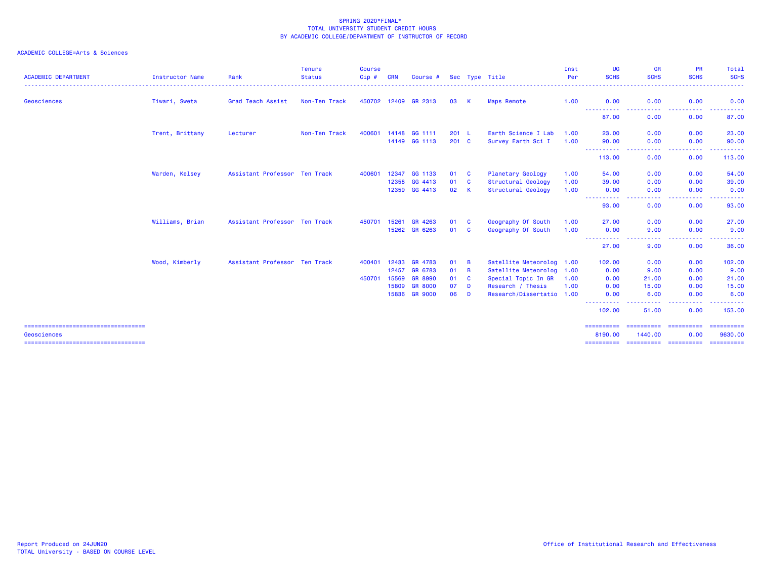SPRING 2020*FINAL*
TOTAL UNIVERSITY STUDENT CREDIT HOURS
BY ACADEMIC COLLEGE/DEPARTMENT OF INSTRUCTOR OF RECORD

ACADEMIC COLLEGE=Arts & Sciences

| ACADEMIC DEPARTMENT | Instructor Name | Rank | Tenure Status | Course Cip # | CRN | Course # | Sec | Type | Title | Inst Per | UG SCHS | GR SCHS | PR SCHS | Total SCHS |
|---|---|---|---|---|---|---|---|---|---|---|---|---|---|---|
| Geosciences | Tiwari, Sweta | Grad Teach Assist | Non-Ten Track | 450702 | 12409 | GR 2313 | 03 | K | Maps Remote | 1.00 | 0.00 | 0.00 | 0.00 | 0.00 |
| | | | | | | | | | | | 87.00 | 0.00 | 0.00 | 87.00 |
| | Trent, Brittany | Lecturer | Non-Ten Track | 400601 | 14148 | GG 1111 | 201 | L | Earth Science I Lab | 1.00 | 23.00 | 0.00 | 0.00 | 23.00 |
| | | | | | 14149 | GG 1113 | 201 | C | Survey Earth Sci I | 1.00 | 90.00 | 0.00 | 0.00 | 90.00 |
| | | | | | | | | | | | 113.00 | 0.00 | 0.00 | 113.00 |
| | Warden, Kelsey | Assistant Professor | Ten Track | 400601 | 12347 | GG 1133 | 01 | C | Planetary Geology | 1.00 | 54.00 | 0.00 | 0.00 | 54.00 |
| | | | | | 12358 | GG 4413 | 01 | C | Structural Geology | 1.00 | 39.00 | 0.00 | 0.00 | 39.00 |
| | | | | | 12359 | GG 4413 | 02 | K | Structural Geology | 1.00 | 0.00 | 0.00 | 0.00 | 0.00 |
| | | | | | | | | | | | 93.00 | 0.00 | 0.00 | 93.00 |
| | Williams, Brian | Assistant Professor | Ten Track | 450701 | 15261 | GR 4263 | 01 | C | Geography Of South | 1.00 | 27.00 | 0.00 | 0.00 | 27.00 |
| | | | | | 15262 | GR 6263 | 01 | C | Geography Of South | 1.00 | 0.00 | 9.00 | 0.00 | 9.00 |
| | | | | | | | | | | | 27.00 | 9.00 | 0.00 | 36.00 |
| | Wood, Kimberly | Assistant Professor | Ten Track | 400401 | 12433 | GR 4783 | 01 | B | Satellite Meteorolog | 1.00 | 102.00 | 0.00 | 0.00 | 102.00 |
| | | | | | 12457 | GR 6783 | 01 | B | Satellite Meteorolog | 1.00 | 0.00 | 9.00 | 0.00 | 9.00 |
| | | | | 450701 | 15569 | GR 8990 | 01 | C | Special Topic In GR | 1.00 | 0.00 | 21.00 | 0.00 | 21.00 |
| | | | | | 15809 | GR 8000 | 07 | D | Research / Thesis | 1.00 | 0.00 | 15.00 | 0.00 | 15.00 |
| | | | | | 15836 | GR 9000 | 06 | D | Research/Dissertatio | 1.00 | 0.00 | 6.00 | 0.00 | 6.00 |
| | | | | | | | | | | | 102.00 | 51.00 | 0.00 | 153.00 |
| Geosciences | | | | | | | | | | | 8190.00 | 1440.00 | 0.00 | 9630.00 |

Report Produced on 24JUN20
TOTAL University - BASED ON COURSE LEVEL

Office of Institutional Research and Effectiveness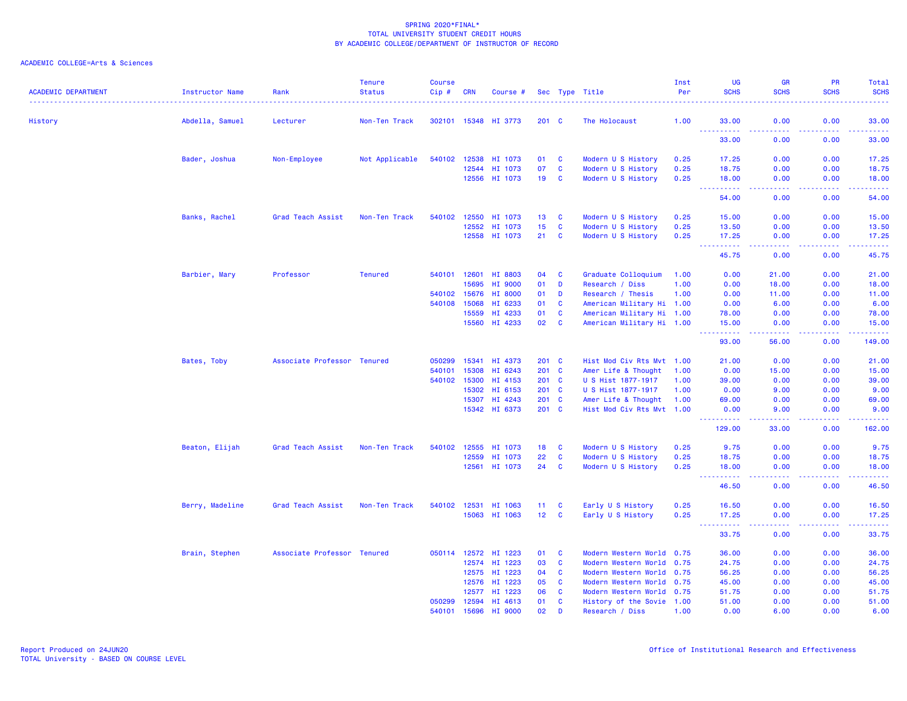SPRING 2020*FINAL*
TOTAL UNIVERSITY STUDENT CREDIT HOURS
BY ACADEMIC COLLEGE/DEPARTMENT OF INSTRUCTOR OF RECORD

ACADEMIC COLLEGE=Arts & Sciences

| ACADEMIC DEPARTMENT | Instructor Name | Rank | Tenure Status | Course Cip # | CRN | Course # | Sec | Type | Title | Inst Per | UG SCHS | GR SCHS | PR SCHS | Total SCHS |
|---|---|---|---|---|---|---|---|---|---|---|---|---|---|---|
| History | Abdella, Samuel | Lecturer | Non-Ten Track | 302101 | 15348 | HI 3773 | 201 | C | The Holocaust | 1.00 | 33.00 | 0.00 | 0.00 | 33.00 |
| | | | | | | | | | | | 33.00 | 0.00 | 0.00 | 33.00 |
| | Bader, Joshua | Non-Employee | Not Applicable | 540102 | 12538 | HI 1073 | 01 | C | Modern U S History | 0.25 | 17.25 | 0.00 | 0.00 | 17.25 |
| | | | | | 12544 | HI 1073 | 07 | C | Modern U S History | 0.25 | 18.75 | 0.00 | 0.00 | 18.75 |
| | | | | | 12556 | HI 1073 | 19 | C | Modern U S History | 0.25 | 18.00 | 0.00 | 0.00 | 18.00 |
| | | | | | | | | | | | 54.00 | 0.00 | 0.00 | 54.00 |
| | Banks, Rachel | Grad Teach Assist | Non-Ten Track | 540102 | 12550 | HI 1073 | 13 | C | Modern U S History | 0.25 | 15.00 | 0.00 | 0.00 | 15.00 |
| | | | | | 12552 | HI 1073 | 15 | C | Modern U S History | 0.25 | 13.50 | 0.00 | 0.00 | 13.50 |
| | | | | | 12558 | HI 1073 | 21 | C | Modern U S History | 0.25 | 17.25 | 0.00 | 0.00 | 17.25 |
| | | | | | | | | | | | 45.75 | 0.00 | 0.00 | 45.75 |
| | Barbier, Mary | Professor | Tenured | 540101 | 12601 | HI 8803 | 04 | C | Graduate Colloquium | 1.00 | 0.00 | 21.00 | 0.00 | 21.00 |
| | | | | | 15695 | HI 9000 | 01 | D | Research / Diss | 1.00 | 0.00 | 18.00 | 0.00 | 18.00 |
| | | | | 540102 | 15676 | HI 8000 | 01 | D | Research / Thesis | 1.00 | 0.00 | 11.00 | 0.00 | 11.00 |
| | | | | 540108 | 15068 | HI 6233 | 01 | C | American Military Hi | 1.00 | 0.00 | 6.00 | 0.00 | 6.00 |
| | | | | | 15559 | HI 4233 | 01 | C | American Military Hi | 1.00 | 78.00 | 0.00 | 0.00 | 78.00 |
| | | | | | 15560 | HI 4233 | 02 | C | American Military Hi | 1.00 | 15.00 | 0.00 | 0.00 | 15.00 |
| | | | | | | | | | | | 93.00 | 56.00 | 0.00 | 149.00 |
| | Bates, Toby | Associate Professor | Tenured | 050299 | 15341 | HI 4373 | 201 | C | Hist Mod Civ Rts Mvt | 1.00 | 21.00 | 0.00 | 0.00 | 21.00 |
| | | | | 540101 | 15308 | HI 6243 | 201 | C | Amer Life & Thought | 1.00 | 0.00 | 15.00 | 0.00 | 15.00 |
| | | | | 540102 | 15300 | HI 4153 | 201 | C | U S Hist 1877-1917 | 1.00 | 39.00 | 0.00 | 0.00 | 39.00 |
| | | | | | 15302 | HI 6153 | 201 | C | U S Hist 1877-1917 | 1.00 | 0.00 | 9.00 | 0.00 | 9.00 |
| | | | | | 15307 | HI 4243 | 201 | C | Amer Life & Thought | 1.00 | 69.00 | 0.00 | 0.00 | 69.00 |
| | | | | | 15342 | HI 6373 | 201 | C | Hist Mod Civ Rts Mvt | 1.00 | 0.00 | 9.00 | 0.00 | 9.00 |
| | | | | | | | | | | | 129.00 | 33.00 | 0.00 | 162.00 |
| | Beaton, Elijah | Grad Teach Assist | Non-Ten Track | 540102 | 12555 | HI 1073 | 18 | C | Modern U S History | 0.25 | 9.75 | 0.00 | 0.00 | 9.75 |
| | | | | | 12559 | HI 1073 | 22 | C | Modern U S History | 0.25 | 18.75 | 0.00 | 0.00 | 18.75 |
| | | | | | 12561 | HI 1073 | 24 | C | Modern U S History | 0.25 | 18.00 | 0.00 | 0.00 | 18.00 |
| | | | | | | | | | | | 46.50 | 0.00 | 0.00 | 46.50 |
| | Berry, Madeline | Grad Teach Assist | Non-Ten Track | 540102 | 12531 | HI 1063 | 11 | C | Early U S History | 0.25 | 16.50 | 0.00 | 0.00 | 16.50 |
| | | | | | 15063 | HI 1063 | 12 | C | Early U S History | 0.25 | 17.25 | 0.00 | 0.00 | 17.25 |
| | | | | | | | | | | | 33.75 | 0.00 | 0.00 | 33.75 |
| | Brain, Stephen | Associate Professor | Tenured | 050114 | 12572 | HI 1223 | 01 | C | Modern Western World | 0.75 | 36.00 | 0.00 | 0.00 | 36.00 |
| | | | | | 12574 | HI 1223 | 03 | C | Modern Western World | 0.75 | 24.75 | 0.00 | 0.00 | 24.75 |
| | | | | | 12575 | HI 1223 | 04 | C | Modern Western World | 0.75 | 56.25 | 0.00 | 0.00 | 56.25 |
| | | | | | 12576 | HI 1223 | 05 | C | Modern Western World | 0.75 | 45.00 | 0.00 | 0.00 | 45.00 |
| | | | | | 12577 | HI 1223 | 06 | C | Modern Western World | 0.75 | 51.75 | 0.00 | 0.00 | 51.75 |
| | | | | 050299 | 12594 | HI 4613 | 01 | C | History of the Sovie | 1.00 | 51.00 | 0.00 | 0.00 | 51.00 |
| | | | | 540101 | 15696 | HI 9000 | 02 | D | Research / Diss | 1.00 | 0.00 | 6.00 | 0.00 | 6.00 |

Report Produced on 24JUN20
TOTAL University - BASED ON COURSE LEVEL

Office of Institutional Research and Effectiveness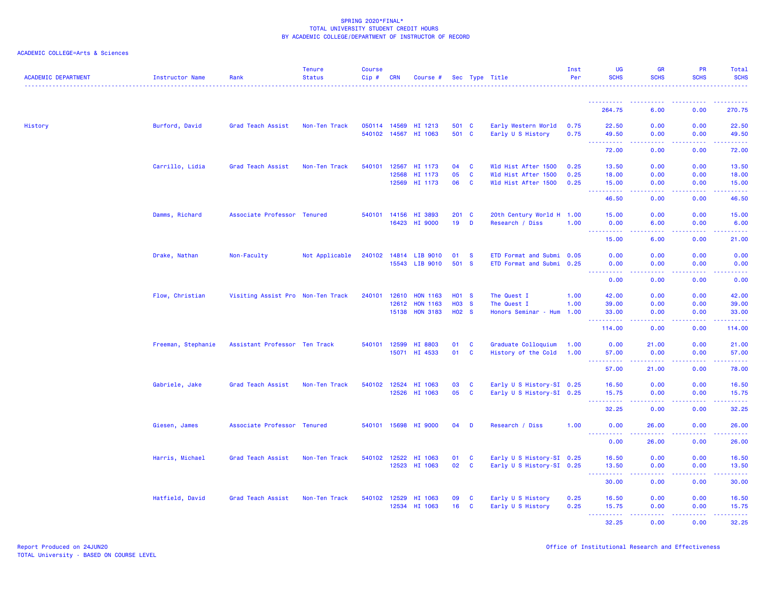SPRING 2020*FINAL*
TOTAL UNIVERSITY STUDENT CREDIT HOURS
BY ACADEMIC COLLEGE/DEPARTMENT OF INSTRUCTOR OF RECORD

ACADEMIC COLLEGE=Arts & Sciences

| ACADEMIC DEPARTMENT | Instructor Name | Rank | Tenure Status | Course Cip # | CRN | Course # | Sec | Type | Title | Inst Per | UG SCHS | GR SCHS | PR SCHS | Total SCHS |
|---|---|---|---|---|---|---|---|---|---|---|---|---|---|---|
| | | | | | | | | | | | 264.75 | 6.00 | 0.00 | 270.75 |
| History | Burford, David | Grad Teach Assist | Non-Ten Track | 050114 | 14569 | HI 1213 | 501 | C | Early Western World | 0.75 | 22.50 | 0.00 | 0.00 | 22.50 |
| | | | | 540102 | 14567 | HI 1063 | 501 | C | Early U S History | 0.75 | 49.50 | 0.00 | 0.00 | 49.50 |
| | | | | | | | | | | | 72.00 | 0.00 | 0.00 | 72.00 |
| | Carrillo, Lidia | Grad Teach Assist | Non-Ten Track | 540101 | 12567 | HI 1173 | 04 | C | Wld Hist After 1500 | 0.25 | 13.50 | 0.00 | 0.00 | 13.50 |
| | | | | | 12568 | HI 1173 | 05 | C | Wld Hist After 1500 | 0.25 | 18.00 | 0.00 | 0.00 | 18.00 |
| | | | | | 12569 | HI 1173 | 06 | C | Wld Hist After 1500 | 0.25 | 15.00 | 0.00 | 0.00 | 15.00 |
| | | | | | | | | | | | 46.50 | 0.00 | 0.00 | 46.50 |
| | Damms, Richard | Associate Professor | Tenured | 540101 | 14156 | HI 3893 | 201 | C | 20th Century World H | 1.00 | 15.00 | 0.00 | 0.00 | 15.00 |
| | | | | | 16423 | HI 9000 | 19 | D | Research / Diss | 1.00 | 0.00 | 6.00 | 0.00 | 6.00 |
| | | | | | | | | | | | 15.00 | 6.00 | 0.00 | 21.00 |
| | Drake, Nathan | Non-Faculty | Not Applicable | 240102 | 14814 | LIB 9010 | 01 | S | ETD Format and Submi | 0.05 | 0.00 | 0.00 | 0.00 | 0.00 |
| | | | | | 15543 | LIB 9010 | 501 | S | ETD Format and Submi | 0.25 | 0.00 | 0.00 | 0.00 | 0.00 |
| | | | | | | | | | | | 0.00 | 0.00 | 0.00 | 0.00 |
| | Flow, Christian | Visiting Assist Pro | Non-Ten Track | 240101 | 12610 | HON 1163 | H01 | S | The Quest I | 1.00 | 42.00 | 0.00 | 0.00 | 42.00 |
| | | | | | 12612 | HON 1163 | H03 | S | The Quest I | 1.00 | 39.00 | 0.00 | 0.00 | 39.00 |
| | | | | | 15138 | HON 3183 | H02 | S | Honors Seminar - Hum | 1.00 | 33.00 | 0.00 | 0.00 | 33.00 |
| | | | | | | | | | | | 114.00 | 0.00 | 0.00 | 114.00 |
| | Freeman, Stephanie | Assistant Professor | Ten Track | 540101 | 12599 | HI 8803 | 01 | C | Graduate Colloquium | 1.00 | 0.00 | 21.00 | 0.00 | 21.00 |
| | | | | | 15071 | HI 4533 | 01 | C | History of the Cold | 1.00 | 57.00 | 0.00 | 0.00 | 57.00 |
| | | | | | | | | | | | 57.00 | 21.00 | 0.00 | 78.00 |
| | Gabriele, Jake | Grad Teach Assist | Non-Ten Track | 540102 | 12524 | HI 1063 | 03 | C | Early U S History-SI | 0.25 | 16.50 | 0.00 | 0.00 | 16.50 |
| | | | | | 12526 | HI 1063 | 05 | C | Early U S History-SI | 0.25 | 15.75 | 0.00 | 0.00 | 15.75 |
| | | | | | | | | | | | 32.25 | 0.00 | 0.00 | 32.25 |
| | Giesen, James | Associate Professor | Tenured | 540101 | 15698 | HI 9000 | 04 | D | Research / Diss | 1.00 | 0.00 | 26.00 | 0.00 | 26.00 |
| | | | | | | | | | | | 0.00 | 26.00 | 0.00 | 26.00 |
| | Harris, Michael | Grad Teach Assist | Non-Ten Track | 540102 | 12522 | HI 1063 | 01 | C | Early U S History-SI | 0.25 | 16.50 | 0.00 | 0.00 | 16.50 |
| | | | | | 12523 | HI 1063 | 02 | C | Early U S History-SI | 0.25 | 13.50 | 0.00 | 0.00 | 13.50 |
| | | | | | | | | | | | 30.00 | 0.00 | 0.00 | 30.00 |
| | Hatfield, David | Grad Teach Assist | Non-Ten Track | 540102 | 12529 | HI 1063 | 09 | C | Early U S History | 0.25 | 16.50 | 0.00 | 0.00 | 16.50 |
| | | | | | 12534 | HI 1063 | 16 | C | Early U S History | 0.25 | 15.75 | 0.00 | 0.00 | 15.75 |
| | | | | | | | | | | | 32.25 | 0.00 | 0.00 | 32.25 |

Report Produced on 24JUN20
TOTAL University - BASED ON COURSE LEVEL

Office of Institutional Research and Effectiveness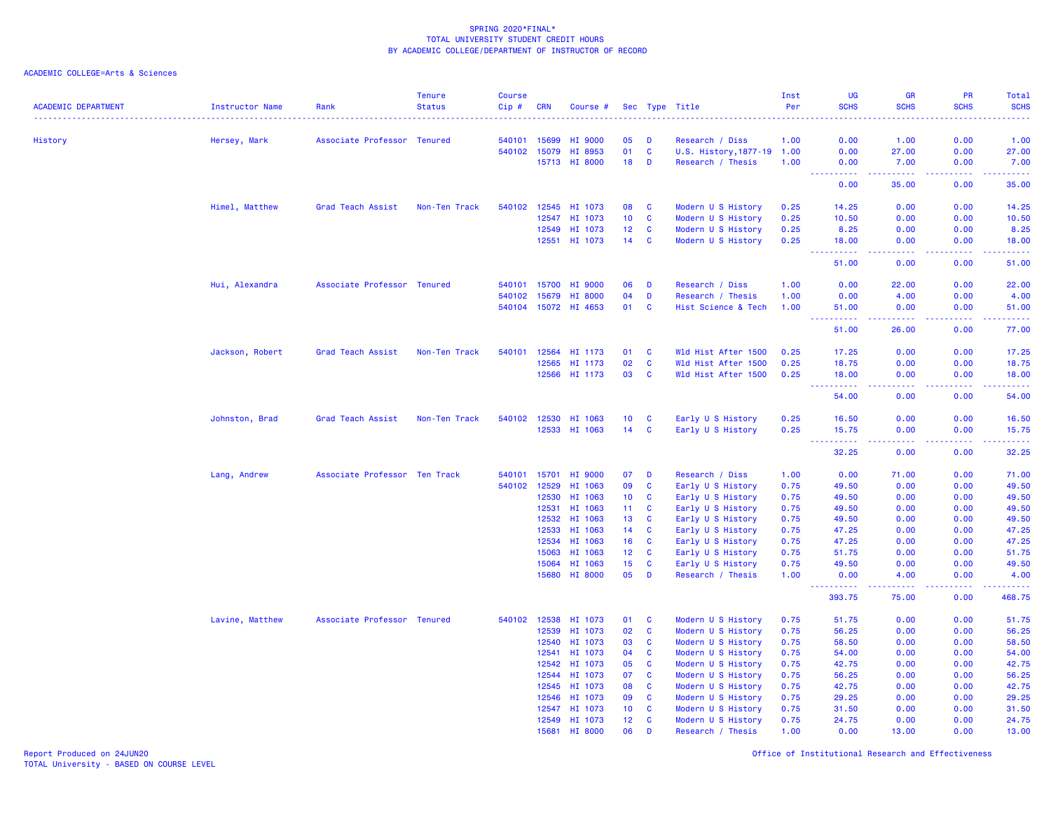SPRING 2020*FINAL*
TOTAL UNIVERSITY STUDENT CREDIT HOURS
BY ACADEMIC COLLEGE/DEPARTMENT OF INSTRUCTOR OF RECORD

ACADEMIC COLLEGE=Arts & Sciences

| ACADEMIC DEPARTMENT | Instructor Name | Rank | Tenure Status | Course Cip # | CRN | Course # | Sec | Type | Title | Inst Per | UG SCHS | GR SCHS | PR SCHS | Total SCHS |
|---|---|---|---|---|---|---|---|---|---|---|---|---|---|---|
| History | Hersey, Mark | Associate Professor | Tenured | 540101 | 15699 | HI 9000 | 05 | D | Research / Diss | 1.00 | 0.00 | 1.00 | 0.00 | 1.00 |
| | | | | 540102 | 15079 | HI 8953 | 01 | C | U.S. History,1877-19 | 1.00 | 0.00 | 27.00 | 0.00 | 27.00 |
| | | | | | 15713 | HI 8000 | 18 | D | Research / Thesis | 1.00 | 0.00 | 7.00 | 0.00 | 7.00 |
| | | | | | | | | | | | 0.00 | 35.00 | 0.00 | 35.00 |
| | Himel, Matthew | Grad Teach Assist | Non-Ten Track | 540102 | 12545 | HI 1073 | 08 | C | Modern U S History | 0.25 | 14.25 | 0.00 | 0.00 | 14.25 |
| | | | | | 12547 | HI 1073 | 10 | C | Modern U S History | 0.25 | 10.50 | 0.00 | 0.00 | 10.50 |
| | | | | | 12549 | HI 1073 | 12 | C | Modern U S History | 0.25 | 8.25 | 0.00 | 0.00 | 8.25 |
| | | | | | 12551 | HI 1073 | 14 | C | Modern U S History | 0.25 | 18.00 | 0.00 | 0.00 | 18.00 |
| | | | | | | | | | | | 51.00 | 0.00 | 0.00 | 51.00 |
| | Hui, Alexandra | Associate Professor | Tenured | 540101 | 15700 | HI 9000 | 06 | D | Research / Diss | 1.00 | 0.00 | 22.00 | 0.00 | 22.00 |
| | | | | 540102 | 15679 | HI 8000 | 04 | D | Research / Thesis | 1.00 | 0.00 | 4.00 | 0.00 | 4.00 |
| | | | | 540104 | 15072 | HI 4653 | 01 | C | Hist Science & Tech | 1.00 | 51.00 | 0.00 | 0.00 | 51.00 |
| | | | | | | | | | | | 51.00 | 26.00 | 0.00 | 77.00 |
| | Jackson, Robert | Grad Teach Assist | Non-Ten Track | 540101 | 12564 | HI 1173 | 01 | C | Wld Hist After 1500 | 0.25 | 17.25 | 0.00 | 0.00 | 17.25 |
| | | | | | 12565 | HI 1173 | 02 | C | Wld Hist After 1500 | 0.25 | 18.75 | 0.00 | 0.00 | 18.75 |
| | | | | | 12566 | HI 1173 | 03 | C | Wld Hist After 1500 | 0.25 | 18.00 | 0.00 | 0.00 | 18.00 |
| | | | | | | | | | | | 54.00 | 0.00 | 0.00 | 54.00 |
| | Johnston, Brad | Grad Teach Assist | Non-Ten Track | 540102 | 12530 | HI 1063 | 10 | C | Early U S History | 0.25 | 16.50 | 0.00 | 0.00 | 16.50 |
| | | | | | 12533 | HI 1063 | 14 | C | Early U S History | 0.25 | 15.75 | 0.00 | 0.00 | 15.75 |
| | | | | | | | | | | | 32.25 | 0.00 | 0.00 | 32.25 |
| | Lang, Andrew | Associate Professor | Ten Track | 540101 | 15701 | HI 9000 | 07 | D | Research / Diss | 1.00 | 0.00 | 71.00 | 0.00 | 71.00 |
| | | | | 540102 | 12529 | HI 1063 | 09 | C | Early U S History | 0.75 | 49.50 | 0.00 | 0.00 | 49.50 |
| | | | | | 12530 | HI 1063 | 10 | C | Early U S History | 0.75 | 49.50 | 0.00 | 0.00 | 49.50 |
| | | | | | 12531 | HI 1063 | 11 | C | Early U S History | 0.75 | 49.50 | 0.00 | 0.00 | 49.50 |
| | | | | | 12532 | HI 1063 | 13 | C | Early U S History | 0.75 | 49.50 | 0.00 | 0.00 | 49.50 |
| | | | | | 12533 | HI 1063 | 14 | C | Early U S History | 0.75 | 47.25 | 0.00 | 0.00 | 47.25 |
| | | | | | 12534 | HI 1063 | 16 | C | Early U S History | 0.75 | 47.25 | 0.00 | 0.00 | 47.25 |
| | | | | | 15063 | HI 1063 | 12 | C | Early U S History | 0.75 | 51.75 | 0.00 | 0.00 | 51.75 |
| | | | | | 15064 | HI 1063 | 15 | C | Early U S History | 0.75 | 49.50 | 0.00 | 0.00 | 49.50 |
| | | | | | 15680 | HI 8000 | 05 | D | Research / Thesis | 1.00 | 0.00 | 4.00 | 0.00 | 4.00 |
| | | | | | | | | | | | 393.75 | 75.00 | 0.00 | 468.75 |
| | Lavine, Matthew | Associate Professor | Tenured | 540102 | 12538 | HI 1073 | 01 | C | Modern U S History | 0.75 | 51.75 | 0.00 | 0.00 | 51.75 |
| | | | | | 12539 | HI 1073 | 02 | C | Modern U S History | 0.75 | 56.25 | 0.00 | 0.00 | 56.25 |
| | | | | | 12540 | HI 1073 | 03 | C | Modern U S History | 0.75 | 58.50 | 0.00 | 0.00 | 58.50 |
| | | | | | 12541 | HI 1073 | 04 | C | Modern U S History | 0.75 | 54.00 | 0.00 | 0.00 | 54.00 |
| | | | | | 12542 | HI 1073 | 05 | C | Modern U S History | 0.75 | 42.75 | 0.00 | 0.00 | 42.75 |
| | | | | | 12544 | HI 1073 | 07 | C | Modern U S History | 0.75 | 56.25 | 0.00 | 0.00 | 56.25 |
| | | | | | 12545 | HI 1073 | 08 | C | Modern U S History | 0.75 | 42.75 | 0.00 | 0.00 | 42.75 |
| | | | | | 12546 | HI 1073 | 09 | C | Modern U S History | 0.75 | 29.25 | 0.00 | 0.00 | 29.25 |
| | | | | | 12547 | HI 1073 | 10 | C | Modern U S History | 0.75 | 31.50 | 0.00 | 0.00 | 31.50 |
| | | | | | 12549 | HI 1073 | 12 | C | Modern U S History | 0.75 | 24.75 | 0.00 | 0.00 | 24.75 |
| | | | | | 15681 | HI 8000 | 06 | D | Research / Thesis | 1.00 | 0.00 | 13.00 | 0.00 | 13.00 |

Report Produced on 24JUN20
TOTAL University - BASED ON COURSE LEVEL

Office of Institutional Research and Effectiveness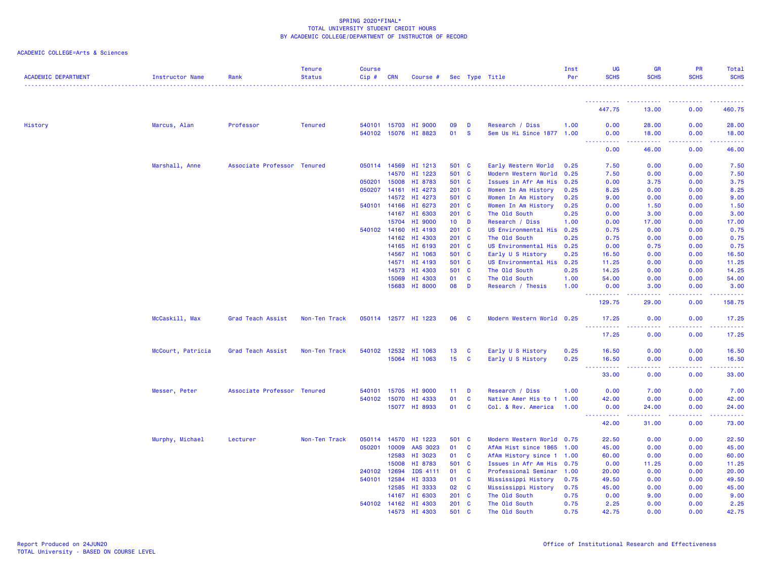SPRING 2020*FINAL*
TOTAL UNIVERSITY STUDENT CREDIT HOURS
BY ACADEMIC COLLEGE/DEPARTMENT OF INSTRUCTOR OF RECORD

ACADEMIC COLLEGE=Arts & Sciences

| ACADEMIC DEPARTMENT | Instructor Name | Rank | Tenure Status | Course Cip # | CRN | Course # | Sec | Type | Title | Inst Per | UG SCHS | GR SCHS | PR SCHS | Total SCHS |
|---|---|---|---|---|---|---|---|---|---|---|---|---|---|---|
| | | | | | | | | | | | 447.75 | 13.00 | 0.00 | 460.75 |
| History | Marcus, Alan | Professor | Tenured | 540101 | 15703 | HI 9000 | 09 | D | Research / Diss | 1.00 | 0.00 | 28.00 | 0.00 | 28.00 |
| | | | | 540102 | 15076 | HI 8823 | 01 | S | Sem Us Hi Since 1877 | 1.00 | 0.00 | 18.00 | 0.00 | 18.00 |
| | | | | | | | | | | | 0.00 | 46.00 | 0.00 | 46.00 |
| | Marshall, Anne | Associate Professor | Tenured | 050114 | 14569 | HI 1213 | 501 | C | Early Western World | 0.25 | 7.50 | 0.00 | 0.00 | 7.50 |
| | | | | | 14570 | HI 1223 | 501 | C | Modern Western World | 0.25 | 7.50 | 0.00 | 0.00 | 7.50 |
| | | | | 050201 | 15008 | HI 8783 | 501 | C | Issues in Afr Am His | 0.25 | 0.00 | 3.75 | 0.00 | 3.75 |
| | | | | 050207 | 14161 | HI 4273 | 201 | C | Women In Am History | 0.25 | 8.25 | 0.00 | 0.00 | 8.25 |
| | | | | | 14572 | HI 4273 | 501 | C | Women In Am History | 0.25 | 9.00 | 0.00 | 0.00 | 9.00 |
| | | | | 540101 | 14166 | HI 6273 | 201 | C | Women In Am History | 0.25 | 0.00 | 1.50 | 0.00 | 1.50 |
| | | | | | 14167 | HI 6303 | 201 | C | The Old South | 0.25 | 0.00 | 3.00 | 0.00 | 3.00 |
| | | | | | 15704 | HI 9000 | 10 | D | Research / Diss | 1.00 | 0.00 | 17.00 | 0.00 | 17.00 |
| | | | | 540102 | 14160 | HI 4193 | 201 | C | US Environmental His | 0.25 | 0.75 | 0.00 | 0.00 | 0.75 |
| | | | | | 14162 | HI 4303 | 201 | C | The Old South | 0.25 | 0.75 | 0.00 | 0.00 | 0.75 |
| | | | | | 14165 | HI 6193 | 201 | C | US Environmental His | 0.25 | 0.00 | 0.75 | 0.00 | 0.75 |
| | | | | | 14567 | HI 1063 | 501 | C | Early U S History | 0.25 | 16.50 | 0.00 | 0.00 | 16.50 |
| | | | | | 14571 | HI 4193 | 501 | C | US Environmental His | 0.25 | 11.25 | 0.00 | 0.00 | 11.25 |
| | | | | | 14573 | HI 4303 | 501 | C | The Old South | 0.25 | 14.25 | 0.00 | 0.00 | 14.25 |
| | | | | | 15069 | HI 4303 | 01 | C | The Old South | 1.00 | 54.00 | 0.00 | 0.00 | 54.00 |
| | | | | | 15683 | HI 8000 | 08 | D | Research / Thesis | 1.00 | 0.00 | 3.00 | 0.00 | 3.00 |
| | | | | | | | | | | | 129.75 | 29.00 | 0.00 | 158.75 |
| | McCaskill, Max | Grad Teach Assist | Non-Ten Track | 050114 | 12577 | HI 1223 | 06 | C | Modern Western World | 0.25 | 17.25 | 0.00 | 0.00 | 17.25 |
| | | | | | | | | | | | 17.25 | 0.00 | 0.00 | 17.25 |
| | McCourt, Patricia | Grad Teach Assist | Non-Ten Track | 540102 | 12532 | HI 1063 | 13 | C | Early U S History | 0.25 | 16.50 | 0.00 | 0.00 | 16.50 |
| | | | | | 15064 | HI 1063 | 15 | C | Early U S History | 0.25 | 16.50 | 0.00 | 0.00 | 16.50 |
| | | | | | | | | | | | 33.00 | 0.00 | 0.00 | 33.00 |
| | Messer, Peter | Associate Professor | Tenured | 540101 | 15705 | HI 9000 | 11 | D | Research / Diss | 1.00 | 0.00 | 7.00 | 0.00 | 7.00 |
| | | | | 540102 | 15070 | HI 4333 | 01 | C | Native Amer His to 1 | 1.00 | 42.00 | 0.00 | 0.00 | 42.00 |
| | | | | | 15077 | HI 8933 | 01 | C | Col. & Rev. America | 1.00 | 0.00 | 24.00 | 0.00 | 24.00 |
| | | | | | | | | | | | 42.00 | 31.00 | 0.00 | 73.00 |
| | Murphy, Michael | Lecturer | Non-Ten Track | 050114 | 14570 | HI 1223 | 501 | C | Modern Western World | 0.75 | 22.50 | 0.00 | 0.00 | 22.50 |
| | | | | 050201 | 10009 | AAS 3023 | 01 | C | AfAm Hist since 1865 | 1.00 | 45.00 | 0.00 | 0.00 | 45.00 |
| | | | | | 12583 | HI 3023 | 01 | C | AfAm History since 1 | 1.00 | 60.00 | 0.00 | 0.00 | 60.00 |
| | | | | | 15008 | HI 8783 | 501 | C | Issues in Afr Am His | 0.75 | 0.00 | 11.25 | 0.00 | 11.25 |
| | | | | 240102 | 12694 | IDS 4111 | 01 | C | Professional Seminar | 1.00 | 20.00 | 0.00 | 0.00 | 20.00 |
| | | | | 540101 | 12584 | HI 3333 | 01 | C | Mississippi History | 0.75 | 49.50 | 0.00 | 0.00 | 49.50 |
| | | | | | 12585 | HI 3333 | 02 | C | Mississippi History | 0.75 | 45.00 | 0.00 | 0.00 | 45.00 |
| | | | | | 14167 | HI 6303 | 201 | C | The Old South | 0.75 | 0.00 | 9.00 | 0.00 | 9.00 |
| | | | | 540102 | 14162 | HI 4303 | 201 | C | The Old South | 0.75 | 2.25 | 0.00 | 0.00 | 2.25 |
| | | | | | 14573 | HI 4303 | 501 | C | The Old South | 0.75 | 42.75 | 0.00 | 0.00 | 42.75 |

Report Produced on 24JUN20
TOTAL University - BASED ON COURSE LEVEL

Office of Institutional Research and Effectiveness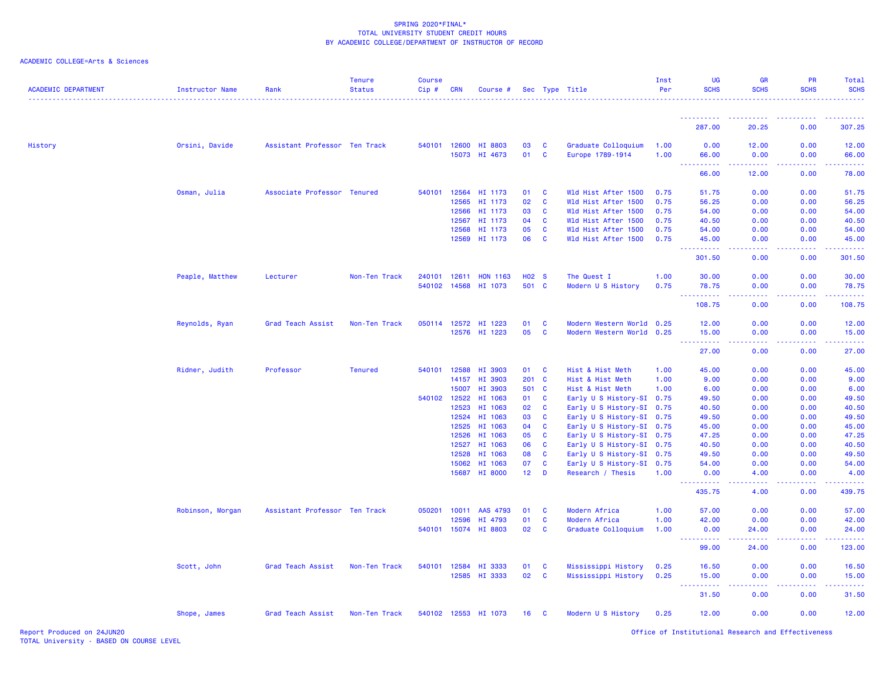SPRING 2020*FINAL*
TOTAL UNIVERSITY STUDENT CREDIT HOURS
BY ACADEMIC COLLEGE/DEPARTMENT OF INSTRUCTOR OF RECORD

ACADEMIC COLLEGE=Arts & Sciences

| ACADEMIC DEPARTMENT | Instructor Name | Rank | Tenure Status | Course Cip # | CRN | Course # | Sec | Type | Title | Inst Per | UG SCHS | GR SCHS | PR SCHS | Total SCHS |
|---|---|---|---|---|---|---|---|---|---|---|---|---|---|---|
| | | | | | | | | | | | 287.00 | 20.25 | 0.00 | 307.25 |
| History | Orsini, Davide | Assistant Professor | Ten Track | 540101 | 12600 | HI 8803 | 03 | C | Graduate Colloquium | 1.00 | 0.00 | 12.00 | 0.00 | 12.00 |
| | | | | | 15073 | HI 4673 | 01 | C | Europe 1789-1914 | 1.00 | 66.00 | 0.00 | 0.00 | 66.00 |
| | | | | | | | | | | | 66.00 | 12.00 | 0.00 | 78.00 |
| | Osman, Julia | Associate Professor | Tenured | 540101 | 12564 | HI 1173 | 01 | C | Wld Hist After 1500 | 0.75 | 51.75 | 0.00 | 0.00 | 51.75 |
| | | | | | 12565 | HI 1173 | 02 | C | Wld Hist After 1500 | 0.75 | 56.25 | 0.00 | 0.00 | 56.25 |
| | | | | | 12566 | HI 1173 | 03 | C | Wld Hist After 1500 | 0.75 | 54.00 | 0.00 | 0.00 | 54.00 |
| | | | | | 12567 | HI 1173 | 04 | C | Wld Hist After 1500 | 0.75 | 40.50 | 0.00 | 0.00 | 40.50 |
| | | | | | 12568 | HI 1173 | 05 | C | Wld Hist After 1500 | 0.75 | 54.00 | 0.00 | 0.00 | 54.00 |
| | | | | | 12569 | HI 1173 | 06 | C | Wld Hist After 1500 | 0.75 | 45.00 | 0.00 | 0.00 | 45.00 |
| | | | | | | | | | | | 301.50 | 0.00 | 0.00 | 301.50 |
| | Peaple, Matthew | Lecturer | Non-Ten Track | 240101 | 12611 | HON 1163 | H02 | S | The Quest I | 1.00 | 30.00 | 0.00 | 0.00 | 30.00 |
| | | | | 540102 | 14568 | HI 1073 | 501 | C | Modern U S History | 0.75 | 78.75 | 0.00 | 0.00 | 78.75 |
| | | | | | | | | | | | 108.75 | 0.00 | 0.00 | 108.75 |
| | Reynolds, Ryan | Grad Teach Assist | Non-Ten Track | 050114 | 12572 | HI 1223 | 01 | C | Modern Western World | 0.25 | 12.00 | 0.00 | 0.00 | 12.00 |
| | | | | | 12576 | HI 1223 | 05 | C | Modern Western World | 0.25 | 15.00 | 0.00 | 0.00 | 15.00 |
| | | | | | | | | | | | 27.00 | 0.00 | 0.00 | 27.00 |
| | Ridner, Judith | Professor | Tenured | 540101 | 12588 | HI 3903 | 01 | C | Hist & Hist Meth | 1.00 | 45.00 | 0.00 | 0.00 | 45.00 |
| | | | | | 14157 | HI 3903 | 201 | C | Hist & Hist Meth | 1.00 | 9.00 | 0.00 | 0.00 | 9.00 |
| | | | | | 15007 | HI 3903 | 501 | C | Hist & Hist Meth | 1.00 | 6.00 | 0.00 | 0.00 | 6.00 |
| | | | | 540102 | 12522 | HI 1063 | 01 | C | Early U S History-SI | 0.75 | 49.50 | 0.00 | 0.00 | 49.50 |
| | | | | | 12523 | HI 1063 | 02 | C | Early U S History-SI | 0.75 | 40.50 | 0.00 | 0.00 | 40.50 |
| | | | | | 12524 | HI 1063 | 03 | C | Early U S History-SI | 0.75 | 49.50 | 0.00 | 0.00 | 49.50 |
| | | | | | 12525 | HI 1063 | 04 | C | Early U S History-SI | 0.75 | 45.00 | 0.00 | 0.00 | 45.00 |
| | | | | | 12526 | HI 1063 | 05 | C | Early U S History-SI | 0.75 | 47.25 | 0.00 | 0.00 | 47.25 |
| | | | | | 12527 | HI 1063 | 06 | C | Early U S History-SI | 0.75 | 40.50 | 0.00 | 0.00 | 40.50 |
| | | | | | 12528 | HI 1063 | 08 | C | Early U S History-SI | 0.75 | 49.50 | 0.00 | 0.00 | 49.50 |
| | | | | | 15062 | HI 1063 | 07 | C | Early U S History-SI | 0.75 | 54.00 | 0.00 | 0.00 | 54.00 |
| | | | | | 15687 | HI 8000 | 12 | D | Research / Thesis | 1.00 | 0.00 | 4.00 | 0.00 | 4.00 |
| | | | | | | | | | | | 435.75 | 4.00 | 0.00 | 439.75 |
| | Robinson, Morgan | Assistant Professor | Ten Track | 050201 | 10011 | AAS 4793 | 01 | C | Modern Africa | 1.00 | 57.00 | 0.00 | 0.00 | 57.00 |
| | | | | | 12596 | HI 4793 | 01 | C | Modern Africa | 1.00 | 42.00 | 0.00 | 0.00 | 42.00 |
| | | | | 540101 | 15074 | HI 8803 | 02 | C | Graduate Colloquium | 1.00 | 0.00 | 24.00 | 0.00 | 24.00 |
| | | | | | | | | | | | 99.00 | 24.00 | 0.00 | 123.00 |
| | Scott, John | Grad Teach Assist | Non-Ten Track | 540101 | 12584 | HI 3333 | 01 | C | Mississippi History | 0.25 | 16.50 | 0.00 | 0.00 | 16.50 |
| | | | | | 12585 | HI 3333 | 02 | C | Mississippi History | 0.25 | 15.00 | 0.00 | 0.00 | 15.00 |
| | | | | | | | | | | | 31.50 | 0.00 | 0.00 | 31.50 |
| | Shope, James | Grad Teach Assist | Non-Ten Track | 540102 | 12553 | HI 1073 | 16 | C | Modern U S History | 0.25 | 12.00 | 0.00 | 0.00 | 12.00 |

Report Produced on 24JUN20
TOTAL University - BASED ON COURSE LEVEL

Office of Institutional Research and Effectiveness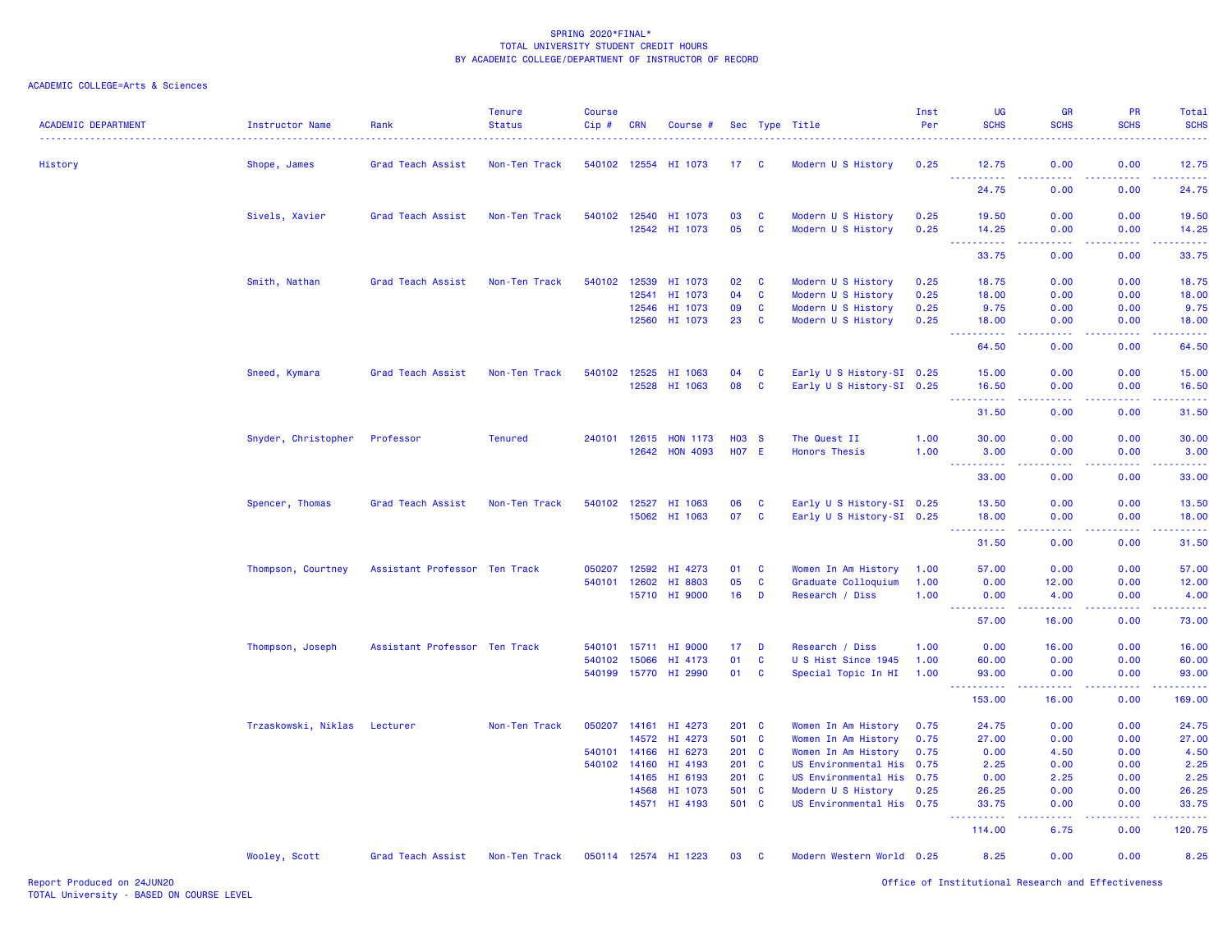SPRING 2020*FINAL*
TOTAL UNIVERSITY STUDENT CREDIT HOURS
BY ACADEMIC COLLEGE/DEPARTMENT OF INSTRUCTOR OF RECORD

ACADEMIC COLLEGE=Arts & Sciences

| ACADEMIC DEPARTMENT | Instructor Name | Rank | Tenure Status | Course Cip # | CRN | Course # | Sec | Type | Title | Inst Per | UG SCHS | GR SCHS | PR SCHS | Total SCHS |
|---|---|---|---|---|---|---|---|---|---|---|---|---|---|---|
| History | Shope, James | Grad Teach Assist | Non-Ten Track | 540102 | 12554 | HI 1073 | 17 | C | Modern U S History | 0.25 | 12.75 | 0.00 | 0.00 | 12.75 |
| | | | | | | | | | | | 24.75 | 0.00 | 0.00 | 24.75 |
| | Sivels, Xavier | Grad Teach Assist | Non-Ten Track | 540102 | 12540 | HI 1073 | 03 | C | Modern U S History | 0.25 | 19.50 | 0.00 | 0.00 | 19.50 |
| | | | | | 12542 | HI 1073 | 05 | C | Modern U S History | 0.25 | 14.25 | 0.00 | 0.00 | 14.25 |
| | | | | | | | | | | | 33.75 | 0.00 | 0.00 | 33.75 |
| | Smith, Nathan | Grad Teach Assist | Non-Ten Track | 540102 | 12539 | HI 1073 | 02 | C | Modern U S History | 0.25 | 18.75 | 0.00 | 0.00 | 18.75 |
| | | | | | 12541 | HI 1073 | 04 | C | Modern U S History | 0.25 | 18.00 | 0.00 | 0.00 | 18.00 |
| | | | | | 12546 | HI 1073 | 09 | C | Modern U S History | 0.25 | 9.75 | 0.00 | 0.00 | 9.75 |
| | | | | | 12560 | HI 1073 | 23 | C | Modern U S History | 0.25 | 18.00 | 0.00 | 0.00 | 18.00 |
| | | | | | | | | | | | 64.50 | 0.00 | 0.00 | 64.50 |
| | Sneed, Kymara | Grad Teach Assist | Non-Ten Track | 540102 | 12525 | HI 1063 | 04 | C | Early U S History-SI | 0.25 | 15.00 | 0.00 | 0.00 | 15.00 |
| | | | | | 12528 | HI 1063 | 08 | C | Early U S History-SI | 0.25 | 16.50 | 0.00 | 0.00 | 16.50 |
| | | | | | | | | | | | 31.50 | 0.00 | 0.00 | 31.50 |
| | Snyder, Christopher | Professor | Tenured | 240101 | 12615 | HON 1173 | H03 | S | The Quest II | 1.00 | 30.00 | 0.00 | 0.00 | 30.00 |
| | | | | | 12642 | HON 4093 | H07 | E | Honors Thesis | 1.00 | 3.00 | 0.00 | 0.00 | 3.00 |
| | | | | | | | | | | | 33.00 | 0.00 | 0.00 | 33.00 |
| | Spencer, Thomas | Grad Teach Assist | Non-Ten Track | 540102 | 12527 | HI 1063 | 06 | C | Early U S History-SI | 0.25 | 13.50 | 0.00 | 0.00 | 13.50 |
| | | | | | 15062 | HI 1063 | 07 | C | Early U S History-SI | 0.25 | 18.00 | 0.00 | 0.00 | 18.00 |
| | | | | | | | | | | | 31.50 | 0.00 | 0.00 | 31.50 |
| | Thompson, Courtney | Assistant Professor | Ten Track | 050207 | 12592 | HI 4273 | 01 | C | Women In Am History | 1.00 | 57.00 | 0.00 | 0.00 | 57.00 |
| | | | | 540101 | 12602 | HI 8803 | 05 | C | Graduate Colloquium | 1.00 | 0.00 | 12.00 | 0.00 | 12.00 |
| | | | | | 15710 | HI 9000 | 16 | D | Research / Diss | 1.00 | 0.00 | 4.00 | 0.00 | 4.00 |
| | | | | | | | | | | | 57.00 | 16.00 | 0.00 | 73.00 |
| | Thompson, Joseph | Assistant Professor | Ten Track | 540101 | 15711 | HI 9000 | 17 | D | Research / Diss | 1.00 | 0.00 | 16.00 | 0.00 | 16.00 |
| | | | | 540102 | 15066 | HI 4173 | 01 | C | U S Hist Since 1945 | 1.00 | 60.00 | 0.00 | 0.00 | 60.00 |
| | | | | 540199 | 15770 | HI 2990 | 01 | C | Special Topic In HI | 1.00 | 93.00 | 0.00 | 0.00 | 93.00 |
| | | | | | | | | | | | 153.00 | 16.00 | 0.00 | 169.00 |
| | Trzaskowski, Niklas | Lecturer | Non-Ten Track | 050207 | 14161 | HI 4273 | 201 | C | Women In Am History | 0.75 | 24.75 | 0.00 | 0.00 | 24.75 |
| | | | | | 14572 | HI 4273 | 501 | C | Women In Am History | 0.75 | 27.00 | 0.00 | 0.00 | 27.00 |
| | | | | 540101 | 14166 | HI 6273 | 201 | C | Women In Am History | 0.75 | 0.00 | 4.50 | 0.00 | 4.50 |
| | | | | 540102 | 14160 | HI 4193 | 201 | C | US Environmental His | 0.75 | 2.25 | 0.00 | 0.00 | 2.25 |
| | | | | | 14165 | HI 6193 | 201 | C | US Environmental His | 0.75 | 0.00 | 2.25 | 0.00 | 2.25 |
| | | | | | 14568 | HI 1073 | 501 | C | Modern U S History | 0.25 | 26.25 | 0.00 | 0.00 | 26.25 |
| | | | | | 14571 | HI 4193 | 501 | C | US Environmental His | 0.75 | 33.75 | 0.00 | 0.00 | 33.75 |
| | | | | | | | | | | | 114.00 | 6.75 | 0.00 | 120.75 |
| | Wooley, Scott | Grad Teach Assist | Non-Ten Track | 050114 | 12574 | HI 1223 | 03 | C | Modern Western World | 0.25 | 8.25 | 0.00 | 0.00 | 8.25 |

Report Produced on 24JUN20
TOTAL University - BASED ON COURSE LEVEL

Office of Institutional Research and Effectiveness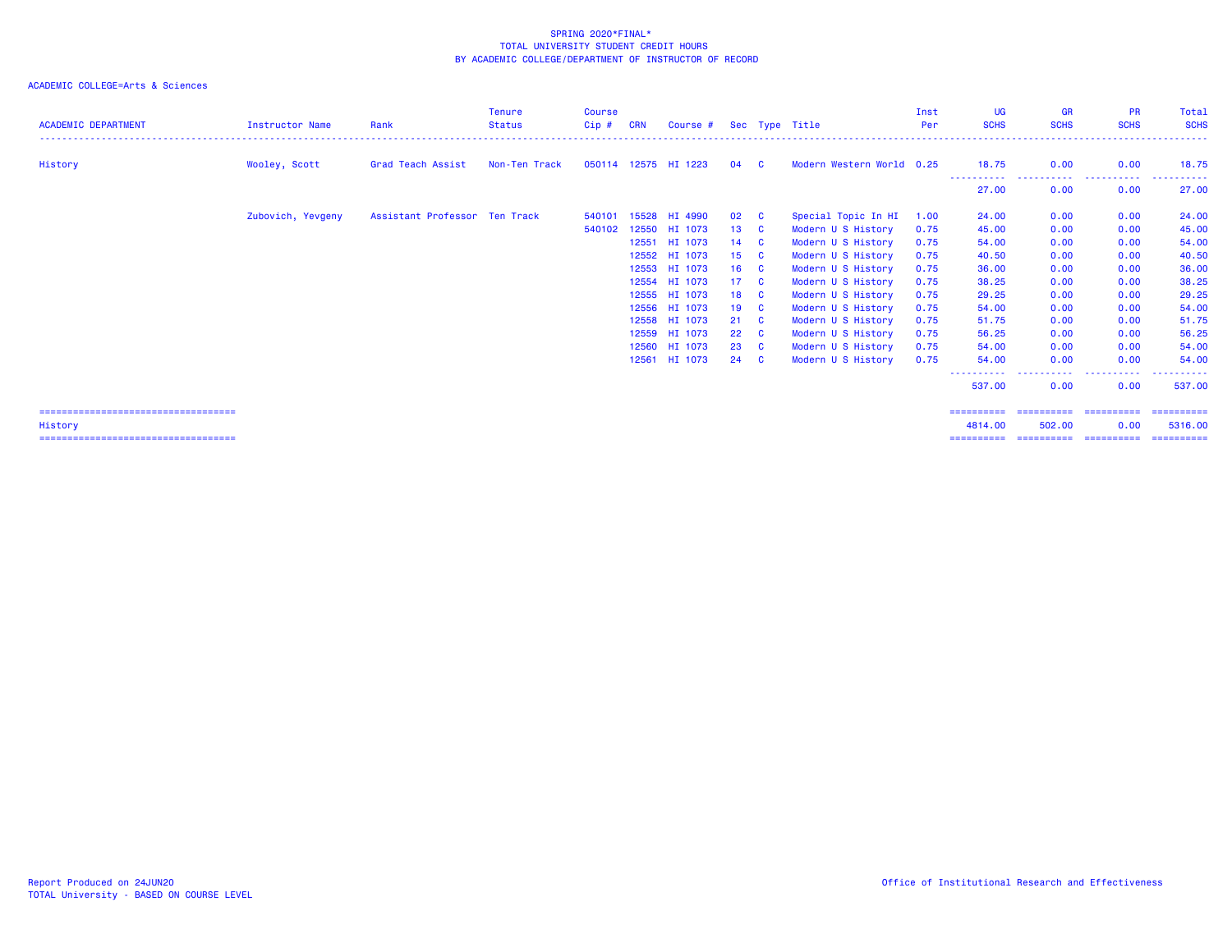SPRING 2020*FINAL*
TOTAL UNIVERSITY STUDENT CREDIT HOURS
BY ACADEMIC COLLEGE/DEPARTMENT OF INSTRUCTOR OF RECORD

ACADEMIC COLLEGE=Arts & Sciences

| ACADEMIC DEPARTMENT | Instructor Name | Rank | Tenure Status | Course Cip # | CRN | Course # | Sec | Type | Title | Inst Per | UG SCHS | GR SCHS | PR SCHS | Total SCHS |
|---|---|---|---|---|---|---|---|---|---|---|---|---|---|---|
| History | Wooley, Scott | Grad Teach Assist | Non-Ten Track | 050114 | 12575 | HI 1223 | 04 | C | Modern Western World | 0.25 | 18.75 | 0.00 | 0.00 | 18.75 |
| | | | | | | | | | | | 27.00 | 0.00 | 0.00 | 27.00 |
| | Zubovich, Yevgeny | Assistant Professor | Ten Track | 540101 | 15528 | HI 4990 | 02 | C | Special Topic In HI | 1.00 | 24.00 | 0.00 | 0.00 | 24.00 |
| | | | | 540102 | 12550 | HI 1073 | 13 | C | Modern U S History | 0.75 | 45.00 | 0.00 | 0.00 | 45.00 |
| | | | | | 12551 | HI 1073 | 14 | C | Modern U S History | 0.75 | 54.00 | 0.00 | 0.00 | 54.00 |
| | | | | | 12552 | HI 1073 | 15 | C | Modern U S History | 0.75 | 40.50 | 0.00 | 0.00 | 40.50 |
| | | | | | 12553 | HI 1073 | 16 | C | Modern U S History | 0.75 | 36.00 | 0.00 | 0.00 | 36.00 |
| | | | | | 12554 | HI 1073 | 17 | C | Modern U S History | 0.75 | 38.25 | 0.00 | 0.00 | 38.25 |
| | | | | | 12555 | HI 1073 | 18 | C | Modern U S History | 0.75 | 29.25 | 0.00 | 0.00 | 29.25 |
| | | | | | 12556 | HI 1073 | 19 | C | Modern U S History | 0.75 | 54.00 | 0.00 | 0.00 | 54.00 |
| | | | | | 12558 | HI 1073 | 21 | C | Modern U S History | 0.75 | 51.75 | 0.00 | 0.00 | 51.75 |
| | | | | | 12559 | HI 1073 | 22 | C | Modern U S History | 0.75 | 56.25 | 0.00 | 0.00 | 56.25 |
| | | | | | 12560 | HI 1073 | 23 | C | Modern U S History | 0.75 | 54.00 | 0.00 | 0.00 | 54.00 |
| | | | | | 12561 | HI 1073 | 24 | C | Modern U S History | 0.75 | 54.00 | 0.00 | 0.00 | 54.00 |
| | | | | | | | | | | | 537.00 | 0.00 | 0.00 | 537.00 |
| History | | | | | | | | | | | 4814.00 | 502.00 | 0.00 | 5316.00 |

Report Produced on 24JUN20
TOTAL University - BASED ON COURSE LEVEL

Office of Institutional Research and Effectiveness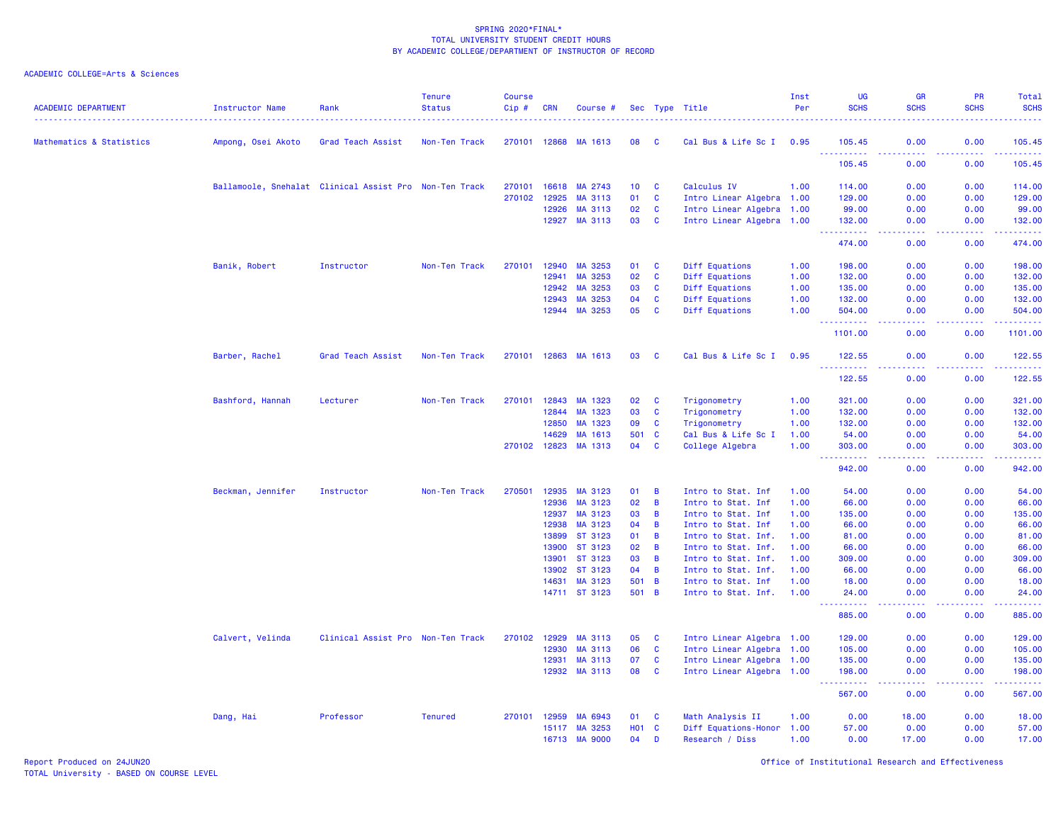SPRING 2020*FINAL*
TOTAL UNIVERSITY STUDENT CREDIT HOURS
BY ACADEMIC COLLEGE/DEPARTMENT OF INSTRUCTOR OF RECORD

ACADEMIC COLLEGE=Arts & Sciences

| ACADEMIC DEPARTMENT | Instructor Name | Rank | Tenure Status | Course Cip # | CRN | Course # | Sec | Type | Title | Inst Per | UG SCHS | GR SCHS | PR SCHS | Total SCHS |
|---|---|---|---|---|---|---|---|---|---|---|---|---|---|---|
| Mathematics & Statistics | Ampong, Osei Akoto | Grad Teach Assist | Non-Ten Track | 270101 | 12868 | MA 1613 | 08 | C | Cal Bus & Life Sc I | 0.95 | 105.45 | 0.00 | 0.00 | 105.45 |
| | | | | | | | | | | | 105.45 | 0.00 | 0.00 | 105.45 |
| | Ballamoole, Snehalat | Clinical Assist Pro | Non-Ten Track | 270101 | 16618 | MA 2743 | 10 | C | Calculus IV | 1.00 | 114.00 | 0.00 | 0.00 | 114.00 |
| | | | | 270102 | 12925 | MA 3113 | 01 | C | Intro Linear Algebra | 1.00 | 129.00 | 0.00 | 0.00 | 129.00 |
| | | | | | 12926 | MA 3113 | 02 | C | Intro Linear Algebra | 1.00 | 99.00 | 0.00 | 0.00 | 99.00 |
| | | | | | 12927 | MA 3113 | 03 | C | Intro Linear Algebra | 1.00 | 132.00 | 0.00 | 0.00 | 132.00 |
| | | | | | | | | | | | 474.00 | 0.00 | 0.00 | 474.00 |
| | Banik, Robert | Instructor | Non-Ten Track | 270101 | 12940 | MA 3253 | 01 | C | Diff Equations | 1.00 | 198.00 | 0.00 | 0.00 | 198.00 |
| | | | | | 12941 | MA 3253 | 02 | C | Diff Equations | 1.00 | 132.00 | 0.00 | 0.00 | 132.00 |
| | | | | | 12942 | MA 3253 | 03 | C | Diff Equations | 1.00 | 135.00 | 0.00 | 0.00 | 135.00 |
| | | | | | 12943 | MA 3253 | 04 | C | Diff Equations | 1.00 | 132.00 | 0.00 | 0.00 | 132.00 |
| | | | | | 12944 | MA 3253 | 05 | C | Diff Equations | 1.00 | 504.00 | 0.00 | 0.00 | 504.00 |
| | | | | | | | | | | | 1101.00 | 0.00 | 0.00 | 1101.00 |
| | Barber, Rachel | Grad Teach Assist | Non-Ten Track | 270101 | 12863 | MA 1613 | 03 | C | Cal Bus & Life Sc I | 0.95 | 122.55 | 0.00 | 0.00 | 122.55 |
| | | | | | | | | | | | 122.55 | 0.00 | 0.00 | 122.55 |
| | Bashford, Hannah | Lecturer | Non-Ten Track | 270101 | 12843 | MA 1323 | 02 | C | Trigonometry | 1.00 | 321.00 | 0.00 | 0.00 | 321.00 |
| | | | | | 12844 | MA 1323 | 03 | C | Trigonometry | 1.00 | 132.00 | 0.00 | 0.00 | 132.00 |
| | | | | | 12850 | MA 1323 | 09 | C | Trigonometry | 1.00 | 132.00 | 0.00 | 0.00 | 132.00 |
| | | | | | 14629 | MA 1613 | 501 | C | Cal Bus & Life Sc I | 1.00 | 54.00 | 0.00 | 0.00 | 54.00 |
| | | | | 270102 | 12823 | MA 1313 | 04 | C | College Algebra | 1.00 | 303.00 | 0.00 | 0.00 | 303.00 |
| | | | | | | | | | | | 942.00 | 0.00 | 0.00 | 942.00 |
| | Beckman, Jennifer | Instructor | Non-Ten Track | 270501 | 12935 | MA 3123 | 01 | B | Intro to Stat. Inf | 1.00 | 54.00 | 0.00 | 0.00 | 54.00 |
| | | | | | 12936 | MA 3123 | 02 | B | Intro to Stat. Inf | 1.00 | 66.00 | 0.00 | 0.00 | 66.00 |
| | | | | | 12937 | MA 3123 | 03 | B | Intro to Stat. Inf | 1.00 | 135.00 | 0.00 | 0.00 | 135.00 |
| | | | | | 12938 | MA 3123 | 04 | B | Intro to Stat. Inf | 1.00 | 66.00 | 0.00 | 0.00 | 66.00 |
| | | | | | 13899 | ST 3123 | 01 | B | Intro to Stat. Inf. | 1.00 | 81.00 | 0.00 | 0.00 | 81.00 |
| | | | | | 13900 | ST 3123 | 02 | B | Intro to Stat. Inf. | 1.00 | 66.00 | 0.00 | 0.00 | 66.00 |
| | | | | | 13901 | ST 3123 | 03 | B | Intro to Stat. Inf. | 1.00 | 309.00 | 0.00 | 0.00 | 309.00 |
| | | | | | 13902 | ST 3123 | 04 | B | Intro to Stat. Inf. | 1.00 | 66.00 | 0.00 | 0.00 | 66.00 |
| | | | | | 14631 | MA 3123 | 501 | B | Intro to Stat. Inf | 1.00 | 18.00 | 0.00 | 0.00 | 18.00 |
| | | | | | 14711 | ST 3123 | 501 | B | Intro to Stat. Inf. | 1.00 | 24.00 | 0.00 | 0.00 | 24.00 |
| | | | | | | | | | | | 885.00 | 0.00 | 0.00 | 885.00 |
| | Calvert, Velinda | Clinical Assist Pro | Non-Ten Track | 270102 | 12929 | MA 3113 | 05 | C | Intro Linear Algebra | 1.00 | 129.00 | 0.00 | 0.00 | 129.00 |
| | | | | | 12930 | MA 3113 | 06 | C | Intro Linear Algebra | 1.00 | 105.00 | 0.00 | 0.00 | 105.00 |
| | | | | | 12931 | MA 3113 | 07 | C | Intro Linear Algebra | 1.00 | 135.00 | 0.00 | 0.00 | 135.00 |
| | | | | | 12932 | MA 3113 | 08 | C | Intro Linear Algebra | 1.00 | 198.00 | 0.00 | 0.00 | 198.00 |
| | | | | | | | | | | | 567.00 | 0.00 | 0.00 | 567.00 |
| | Dang, Hai | Professor | Tenured | 270101 | 12959 | MA 6943 | 01 | C | Math Analysis II | 1.00 | 0.00 | 18.00 | 0.00 | 18.00 |
| | | | | | 15117 | MA 3253 | H01 | C | Diff Equations-Honor | 1.00 | 57.00 | 0.00 | 0.00 | 57.00 |
| | | | | | 16713 | MA 9000 | 04 | D | Research / Diss | 1.00 | 0.00 | 17.00 | 0.00 | 17.00 |

Report Produced on 24JUN20
TOTAL University - BASED ON COURSE LEVEL

Office of Institutional Research and Effectiveness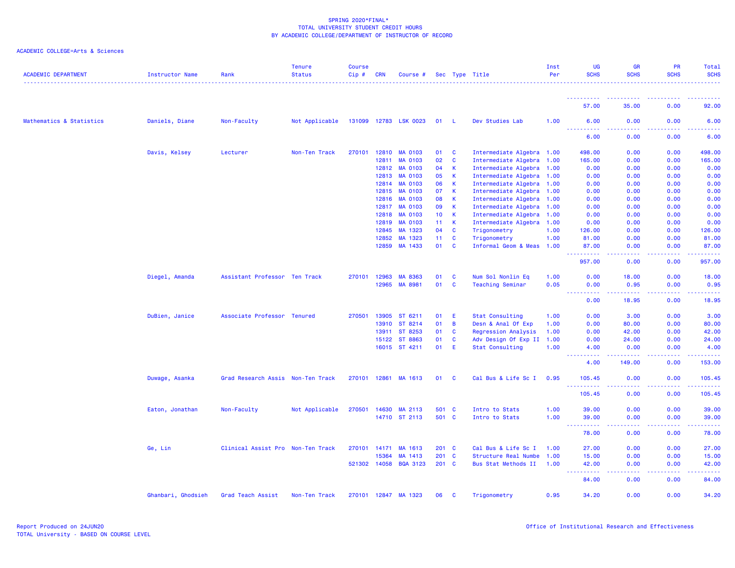SPRING 2020*FINAL*
TOTAL UNIVERSITY STUDENT CREDIT HOURS
BY ACADEMIC COLLEGE/DEPARTMENT OF INSTRUCTOR OF RECORD

ACADEMIC COLLEGE=Arts & Sciences

| ACADEMIC DEPARTMENT | Instructor Name | Rank | Tenure Status | Course Cip # | CRN | Course # | Sec | Type | Title | Inst Per | UG SCHS | GR SCHS | PR SCHS | Total SCHS |
|---|---|---|---|---|---|---|---|---|---|---|---|---|---|---|
| | | | | | | | | | | | 57.00 | 35.00 | 0.00 | 92.00 |
| Mathematics & Statistics | Daniels, Diane | Non-Faculty | Not Applicable | 131099 | 12783 | LSK 0023 | 01 | L | Dev Studies Lab | 1.00 | 6.00 | 0.00 | 0.00 | 6.00 |
| | | | | | | | | | | | 6.00 | 0.00 | 0.00 | 6.00 |
| | Davis, Kelsey | Lecturer | Non-Ten Track | 270101 | 12810 | MA 0103 | 01 | C | Intermediate Algebra | 1.00 | 498.00 | 0.00 | 0.00 | 498.00 |
| | | | | | 12811 | MA 0103 | 02 | C | Intermediate Algebra | 1.00 | 165.00 | 0.00 | 0.00 | 165.00 |
| | | | | | 12812 | MA 0103 | 04 | K | Intermediate Algebra | 1.00 | 0.00 | 0.00 | 0.00 | 0.00 |
| | | | | | 12813 | MA 0103 | 05 | K | Intermediate Algebra | 1.00 | 0.00 | 0.00 | 0.00 | 0.00 |
| | | | | | 12814 | MA 0103 | 06 | K | Intermediate Algebra | 1.00 | 0.00 | 0.00 | 0.00 | 0.00 |
| | | | | | 12815 | MA 0103 | 07 | K | Intermediate Algebra | 1.00 | 0.00 | 0.00 | 0.00 | 0.00 |
| | | | | | 12816 | MA 0103 | 08 | K | Intermediate Algebra | 1.00 | 0.00 | 0.00 | 0.00 | 0.00 |
| | | | | | 12817 | MA 0103 | 09 | K | Intermediate Algebra | 1.00 | 0.00 | 0.00 | 0.00 | 0.00 |
| | | | | | 12818 | MA 0103 | 10 | K | Intermediate Algebra | 1.00 | 0.00 | 0.00 | 0.00 | 0.00 |
| | | | | | 12819 | MA 0103 | 11 | K | Intermediate Algebra | 1.00 | 0.00 | 0.00 | 0.00 | 0.00 |
| | | | | | 12845 | MA 1323 | 04 | C | Trigonometry | 1.00 | 126.00 | 0.00 | 0.00 | 126.00 |
| | | | | | 12852 | MA 1323 | 11 | C | Trigonometry | 1.00 | 81.00 | 0.00 | 0.00 | 81.00 |
| | | | | | 12859 | MA 1433 | 01 | C | Informal Geom & Meas | 1.00 | 87.00 | 0.00 | 0.00 | 87.00 |
| | | | | | | | | | | | 957.00 | 0.00 | 0.00 | 957.00 |
| | Diegel, Amanda | Assistant Professor | Ten Track | 270101 | 12963 | MA 8363 | 01 | C | Num Sol Nonlin Eq | 1.00 | 0.00 | 18.00 | 0.00 | 18.00 |
| | | | | | 12965 | MA 8981 | 01 | C | Teaching Seminar | 0.05 | 0.00 | 0.95 | 0.00 | 0.95 |
| | | | | | | | | | | | 0.00 | 18.95 | 0.00 | 18.95 |
| | DuBien, Janice | Associate Professor | Tenured | 270501 | 13905 | ST 6211 | 01 | E | Stat Consulting | 1.00 | 0.00 | 3.00 | 0.00 | 3.00 |
| | | | | | 13910 | ST 8214 | 01 | B | Desn & Anal Of Exp | 1.00 | 0.00 | 80.00 | 0.00 | 80.00 |
| | | | | | 13911 | ST 8253 | 01 | C | Regression Analysis | 1.00 | 0.00 | 42.00 | 0.00 | 42.00 |
| | | | | | 15122 | ST 8863 | 01 | C | Adv Design Of Exp II | 1.00 | 0.00 | 24.00 | 0.00 | 24.00 |
| | | | | | 16015 | ST 4211 | 01 | E | Stat Consulting | 1.00 | 4.00 | 0.00 | 0.00 | 4.00 |
| | | | | | | | | | | | 4.00 | 149.00 | 0.00 | 153.00 |
| | Duwage, Asanka | Grad Research Assis | Non-Ten Track | 270101 | 12861 | MA 1613 | 01 | C | Cal Bus & Life Sc I | 0.95 | 105.45 | 0.00 | 0.00 | 105.45 |
| | | | | | | | | | | | 105.45 | 0.00 | 0.00 | 105.45 |
| | Eaton, Jonathan | Non-Faculty | Not Applicable | 270501 | 14630 | MA 2113 | 501 | C | Intro to Stats | 1.00 | 39.00 | 0.00 | 0.00 | 39.00 |
| | | | | | 14710 | ST 2113 | 501 | C | Intro to Stats | 1.00 | 39.00 | 0.00 | 0.00 | 39.00 |
| | | | | | | | | | | | 78.00 | 0.00 | 0.00 | 78.00 |
| | Ge, Lin | Clinical Assist Pro | Non-Ten Track | 270101 | 14171 | MA 1613 | 201 | C | Cal Bus & Life Sc I | 1.00 | 27.00 | 0.00 | 0.00 | 27.00 |
| | | | | | 15364 | MA 1413 | 201 | C | Structure Real Numbe | 1.00 | 15.00 | 0.00 | 0.00 | 15.00 |
| | | | | 521302 | 14058 | BQA 3123 | 201 | C | Bus Stat Methods II | 1.00 | 42.00 | 0.00 | 0.00 | 42.00 |
| | | | | | | | | | | | 84.00 | 0.00 | 0.00 | 84.00 |
| | Ghanbari, Ghodsieh | Grad Teach Assist | Non-Ten Track | 270101 | 12847 | MA 1323 | 06 | C | Trigonometry | 0.95 | 34.20 | 0.00 | 0.00 | 34.20 |

Report Produced on 24JUN20
TOTAL University - BASED ON COURSE LEVEL

Office of Institutional Research and Effectiveness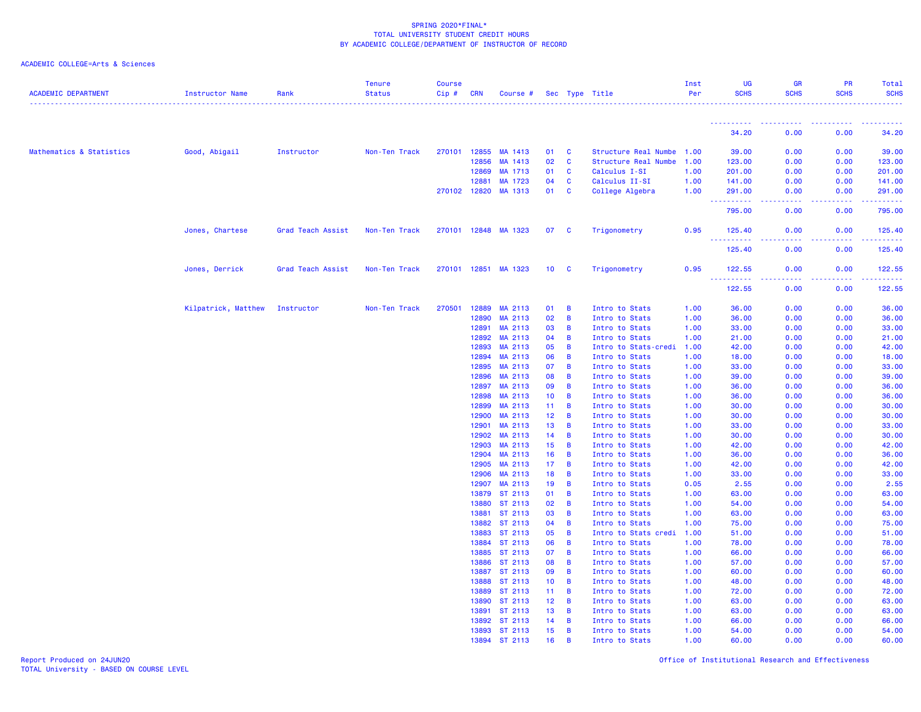SPRING 2020*FINAL*
TOTAL UNIVERSITY STUDENT CREDIT HOURS
BY ACADEMIC COLLEGE/DEPARTMENT OF INSTRUCTOR OF RECORD

ACADEMIC COLLEGE=Arts & Sciences

| ACADEMIC DEPARTMENT | Instructor Name | Rank | Tenure Status | Course Cip # | CRN | Course # | Sec | Type | Title | Inst Per | UG SCHS | GR SCHS | PR SCHS | Total SCHS |
|---|---|---|---|---|---|---|---|---|---|---|---|---|---|---|
| | | | | | | | | | | | 34.20 | 0.00 | 0.00 | 34.20 |
| Mathematics & Statistics | Good, Abigail | Instructor | Non-Ten Track | 270101 | 12855 | MA 1413 | 01 | C | Structure Real Numbe | 1.00 | 39.00 | 0.00 | 0.00 | 39.00 |
| | | | | | 12856 | MA 1413 | 02 | C | Structure Real Numbe | 1.00 | 123.00 | 0.00 | 0.00 | 123.00 |
| | | | | | 12869 | MA 1713 | 01 | C | Calculus I-SI | 1.00 | 201.00 | 0.00 | 0.00 | 201.00 |
| | | | | | 12881 | MA 1723 | 04 | C | Calculus II-SI | 1.00 | 141.00 | 0.00 | 0.00 | 141.00 |
| | | | | 270102 | 12820 | MA 1313 | 01 | C | College Algebra | 1.00 | 291.00 | 0.00 | 0.00 | 291.00 |
| | | | | | | | | | | | 795.00 | 0.00 | 0.00 | 795.00 |
| | Jones, Chartese | Grad Teach Assist | Non-Ten Track | 270101 | 12848 | MA 1323 | 07 | C | Trigonometry | 0.95 | 125.40 | 0.00 | 0.00 | 125.40 |
| | | | | | | | | | | | 125.40 | 0.00 | 0.00 | 125.40 |
| | Jones, Derrick | Grad Teach Assist | Non-Ten Track | 270101 | 12851 | MA 1323 | 10 | C | Trigonometry | 0.95 | 122.55 | 0.00 | 0.00 | 122.55 |
| | | | | | | | | | | | 122.55 | 0.00 | 0.00 | 122.55 |
| | Kilpatrick, Matthew | Instructor | Non-Ten Track | 270501 | 12889 | MA 2113 | 01 | B | Intro to Stats | 1.00 | 36.00 | 0.00 | 0.00 | 36.00 |
| | | | | | 12890 | MA 2113 | 02 | B | Intro to Stats | 1.00 | 36.00 | 0.00 | 0.00 | 36.00 |
| | | | | | 12891 | MA 2113 | 03 | B | Intro to Stats | 1.00 | 33.00 | 0.00 | 0.00 | 33.00 |
| | | | | | 12892 | MA 2113 | 04 | B | Intro to Stats | 1.00 | 21.00 | 0.00 | 0.00 | 21.00 |
| | | | | | 12893 | MA 2113 | 05 | B | Intro to Stats-credi | 1.00 | 42.00 | 0.00 | 0.00 | 42.00 |
| | | | | | 12894 | MA 2113 | 06 | B | Intro to Stats | 1.00 | 18.00 | 0.00 | 0.00 | 18.00 |
| | | | | | 12895 | MA 2113 | 07 | B | Intro to Stats | 1.00 | 33.00 | 0.00 | 0.00 | 33.00 |
| | | | | | 12896 | MA 2113 | 08 | B | Intro to Stats | 1.00 | 39.00 | 0.00 | 0.00 | 39.00 |
| | | | | | 12897 | MA 2113 | 09 | B | Intro to Stats | 1.00 | 36.00 | 0.00 | 0.00 | 36.00 |
| | | | | | 12898 | MA 2113 | 10 | B | Intro to Stats | 1.00 | 36.00 | 0.00 | 0.00 | 36.00 |
| | | | | | 12899 | MA 2113 | 11 | B | Intro to Stats | 1.00 | 30.00 | 0.00 | 0.00 | 30.00 |
| | | | | | 12900 | MA 2113 | 12 | B | Intro to Stats | 1.00 | 30.00 | 0.00 | 0.00 | 30.00 |
| | | | | | 12901 | MA 2113 | 13 | B | Intro to Stats | 1.00 | 33.00 | 0.00 | 0.00 | 33.00 |
| | | | | | 12902 | MA 2113 | 14 | B | Intro to Stats | 1.00 | 30.00 | 0.00 | 0.00 | 30.00 |
| | | | | | 12903 | MA 2113 | 15 | B | Intro to Stats | 1.00 | 42.00 | 0.00 | 0.00 | 42.00 |
| | | | | | 12904 | MA 2113 | 16 | B | Intro to Stats | 1.00 | 36.00 | 0.00 | 0.00 | 36.00 |
| | | | | | 12905 | MA 2113 | 17 | B | Intro to Stats | 1.00 | 42.00 | 0.00 | 0.00 | 42.00 |
| | | | | | 12906 | MA 2113 | 18 | B | Intro to Stats | 1.00 | 33.00 | 0.00 | 0.00 | 33.00 |
| | | | | | 12907 | MA 2113 | 19 | B | Intro to Stats | 0.05 | 2.55 | 0.00 | 0.00 | 2.55 |
| | | | | | 13879 | ST 2113 | 01 | B | Intro to Stats | 1.00 | 63.00 | 0.00 | 0.00 | 63.00 |
| | | | | | 13880 | ST 2113 | 02 | B | Intro to Stats | 1.00 | 54.00 | 0.00 | 0.00 | 54.00 |
| | | | | | 13881 | ST 2113 | 03 | B | Intro to Stats | 1.00 | 63.00 | 0.00 | 0.00 | 63.00 |
| | | | | | 13882 | ST 2113 | 04 | B | Intro to Stats | 1.00 | 75.00 | 0.00 | 0.00 | 75.00 |
| | | | | | 13883 | ST 2113 | 05 | B | Intro to Stats credi | 1.00 | 51.00 | 0.00 | 0.00 | 51.00 |
| | | | | | 13884 | ST 2113 | 06 | B | Intro to Stats | 1.00 | 78.00 | 0.00 | 0.00 | 78.00 |
| | | | | | 13885 | ST 2113 | 07 | B | Intro to Stats | 1.00 | 66.00 | 0.00 | 0.00 | 66.00 |
| | | | | | 13886 | ST 2113 | 08 | B | Intro to Stats | 1.00 | 57.00 | 0.00 | 0.00 | 57.00 |
| | | | | | 13887 | ST 2113 | 09 | B | Intro to Stats | 1.00 | 60.00 | 0.00 | 0.00 | 60.00 |
| | | | | | 13888 | ST 2113 | 10 | B | Intro to Stats | 1.00 | 48.00 | 0.00 | 0.00 | 48.00 |
| | | | | | 13889 | ST 2113 | 11 | B | Intro to Stats | 1.00 | 72.00 | 0.00 | 0.00 | 72.00 |
| | | | | | 13890 | ST 2113 | 12 | B | Intro to Stats | 1.00 | 63.00 | 0.00 | 0.00 | 63.00 |
| | | | | | 13891 | ST 2113 | 13 | B | Intro to Stats | 1.00 | 63.00 | 0.00 | 0.00 | 63.00 |
| | | | | | 13892 | ST 2113 | 14 | B | Intro to Stats | 1.00 | 66.00 | 0.00 | 0.00 | 66.00 |
| | | | | | 13893 | ST 2113 | 15 | B | Intro to Stats | 1.00 | 54.00 | 0.00 | 0.00 | 54.00 |
| | | | | | 13894 | ST 2113 | 16 | B | Intro to Stats | 1.00 | 60.00 | 0.00 | 0.00 | 60.00 |

Report Produced on 24JUN20
TOTAL University - BASED ON COURSE LEVEL

Office of Institutional Research and Effectiveness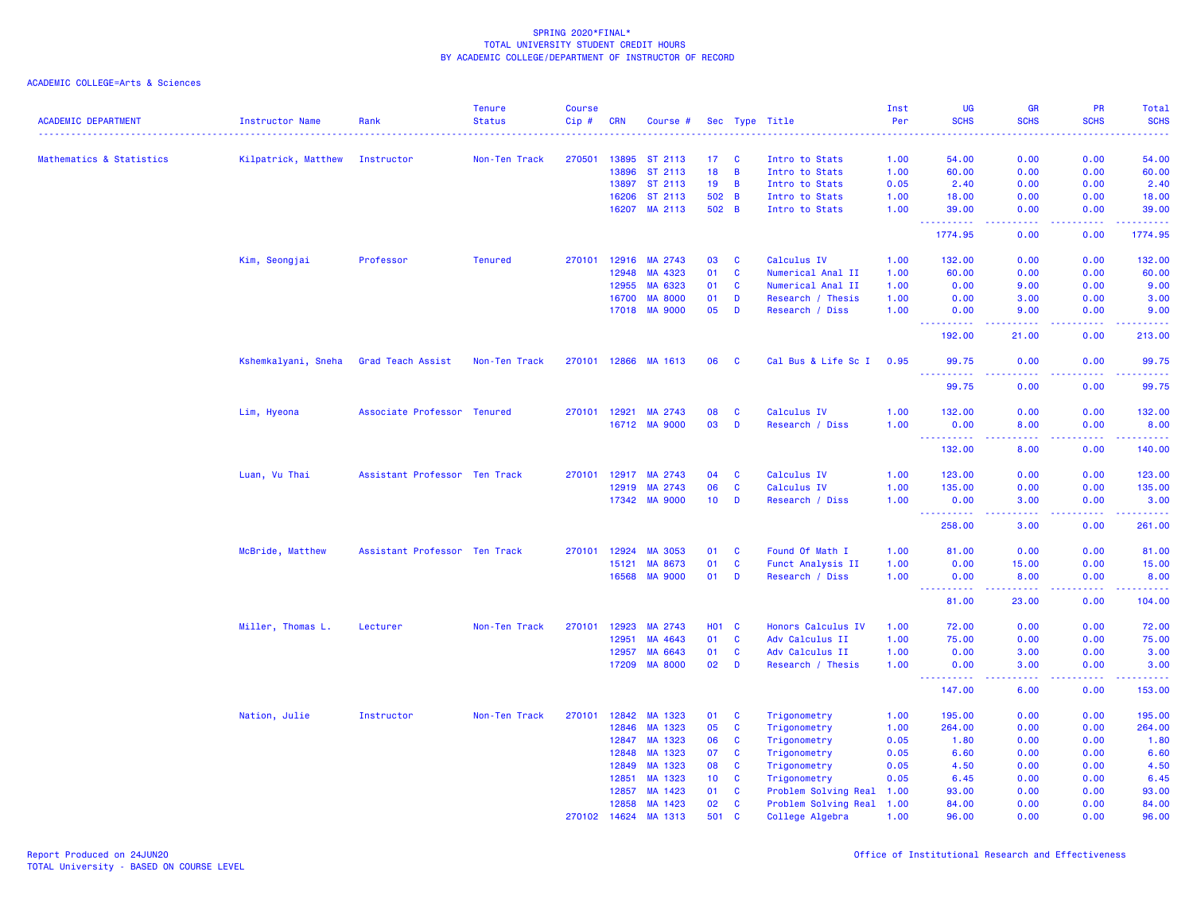SPRING 2020*FINAL*
TOTAL UNIVERSITY STUDENT CREDIT HOURS
BY ACADEMIC COLLEGE/DEPARTMENT OF INSTRUCTOR OF RECORD

ACADEMIC COLLEGE=Arts & Sciences

| ACADEMIC DEPARTMENT | Instructor Name | Rank | Tenure Status | Course Cip # | CRN | Course # | Sec | Type | Title | Inst Per | UG SCHS | GR SCHS | PR SCHS | Total SCHS |
|---|---|---|---|---|---|---|---|---|---|---|---|---|---|---|
| Mathematics & Statistics | Kilpatrick, Matthew | Instructor | Non-Ten Track | 270501 | 13895 | ST 2113 | 17 | C | Intro to Stats | 1.00 | 54.00 | 0.00 | 0.00 | 54.00 |
| | | | | | 13896 | ST 2113 | 18 | B | Intro to Stats | 1.00 | 60.00 | 0.00 | 0.00 | 60.00 |
| | | | | | 13897 | ST 2113 | 19 | B | Intro to Stats | 0.05 | 2.40 | 0.00 | 0.00 | 2.40 |
| | | | | | 16206 | ST 2113 | 502 | B | Intro to Stats | 1.00 | 18.00 | 0.00 | 0.00 | 18.00 |
| | | | | | 16207 | MA 2113 | 502 | B | Intro to Stats | 1.00 | 39.00 | 0.00 | 0.00 | 39.00 |
| | | | | | | | | | | | 1774.95 | 0.00 | 0.00 | 1774.95 |
| | Kim, Seongjai | Professor | Tenured | 270101 | 12916 | MA 2743 | 03 | C | Calculus IV | 1.00 | 132.00 | 0.00 | 0.00 | 132.00 |
| | | | | | 12948 | MA 4323 | 01 | C | Numerical Anal II | 1.00 | 60.00 | 0.00 | 0.00 | 60.00 |
| | | | | | 12955 | MA 6323 | 01 | C | Numerical Anal II | 1.00 | 0.00 | 9.00 | 0.00 | 9.00 |
| | | | | | 16700 | MA 8000 | 01 | D | Research / Thesis | 1.00 | 0.00 | 3.00 | 0.00 | 3.00 |
| | | | | | 17018 | MA 9000 | 05 | D | Research / Diss | 1.00 | 0.00 | 9.00 | 0.00 | 9.00 |
| | | | | | | | | | | | 192.00 | 21.00 | 0.00 | 213.00 |
| | Kshemkalyani, Sneha | Grad Teach Assist | Non-Ten Track | 270101 | 12866 | MA 1613 | 06 | C | Cal Bus & Life Sc I | 0.95 | 99.75 | 0.00 | 0.00 | 99.75 |
| | | | | | | | | | | | 99.75 | 0.00 | 0.00 | 99.75 |
| | Lim, Hyeona | Associate Professor | Tenured | 270101 | 12921 | MA 2743 | 08 | C | Calculus IV | 1.00 | 132.00 | 0.00 | 0.00 | 132.00 |
| | | | | | 16712 | MA 9000 | 03 | D | Research / Diss | 1.00 | 0.00 | 8.00 | 0.00 | 8.00 |
| | | | | | | | | | | | 132.00 | 8.00 | 0.00 | 140.00 |
| | Luan, Vu Thai | Assistant Professor | Ten Track | 270101 | 12917 | MA 2743 | 04 | C | Calculus IV | 1.00 | 123.00 | 0.00 | 0.00 | 123.00 |
| | | | | | 12919 | MA 2743 | 06 | C | Calculus IV | 1.00 | 135.00 | 0.00 | 0.00 | 135.00 |
| | | | | | 17342 | MA 9000 | 10 | D | Research / Diss | 1.00 | 0.00 | 3.00 | 0.00 | 3.00 |
| | | | | | | | | | | | 258.00 | 3.00 | 0.00 | 261.00 |
| | McBride, Matthew | Assistant Professor | Ten Track | 270101 | 12924 | MA 3053 | 01 | C | Found Of Math I | 1.00 | 81.00 | 0.00 | 0.00 | 81.00 |
| | | | | | 15121 | MA 8673 | 01 | C | Funct Analysis II | 1.00 | 0.00 | 15.00 | 0.00 | 15.00 |
| | | | | | 16568 | MA 9000 | 01 | D | Research / Diss | 1.00 | 0.00 | 8.00 | 0.00 | 8.00 |
| | | | | | | | | | | | 81.00 | 23.00 | 0.00 | 104.00 |
| | Miller, Thomas L. | Lecturer | Non-Ten Track | 270101 | 12923 | MA 2743 | H01 | C | Honors Calculus IV | 1.00 | 72.00 | 0.00 | 0.00 | 72.00 |
| | | | | | 12951 | MA 4643 | 01 | C | Adv Calculus II | 1.00 | 75.00 | 0.00 | 0.00 | 75.00 |
| | | | | | 12957 | MA 6643 | 01 | C | Adv Calculus II | 1.00 | 0.00 | 3.00 | 0.00 | 3.00 |
| | | | | | 17209 | MA 8000 | 02 | D | Research / Thesis | 1.00 | 0.00 | 3.00 | 0.00 | 3.00 |
| | | | | | | | | | | | 147.00 | 6.00 | 0.00 | 153.00 |
| | Nation, Julie | Instructor | Non-Ten Track | 270101 | 12842 | MA 1323 | 01 | C | Trigonometry | 1.00 | 195.00 | 0.00 | 0.00 | 195.00 |
| | | | | | 12846 | MA 1323 | 05 | C | Trigonometry | 1.00 | 264.00 | 0.00 | 0.00 | 264.00 |
| | | | | | 12847 | MA 1323 | 06 | C | Trigonometry | 0.05 | 1.80 | 0.00 | 0.00 | 1.80 |
| | | | | | 12848 | MA 1323 | 07 | C | Trigonometry | 0.05 | 6.60 | 0.00 | 0.00 | 6.60 |
| | | | | | 12849 | MA 1323 | 08 | C | Trigonometry | 0.05 | 4.50 | 0.00 | 0.00 | 4.50 |
| | | | | | 12851 | MA 1323 | 10 | C | Trigonometry | 0.05 | 6.45 | 0.00 | 0.00 | 6.45 |
| | | | | | 12857 | MA 1423 | 01 | C | Problem Solving Real | 1.00 | 93.00 | 0.00 | 0.00 | 93.00 |
| | | | | | 12858 | MA 1423 | 02 | C | Problem Solving Real | 1.00 | 84.00 | 0.00 | 0.00 | 84.00 |
| | | | | 270102 | 14624 | MA 1313 | 501 | C | College Algebra | 1.00 | 96.00 | 0.00 | 0.00 | 96.00 |

Report Produced on 24JUN20
TOTAL University - BASED ON COURSE LEVEL

Office of Institutional Research and Effectiveness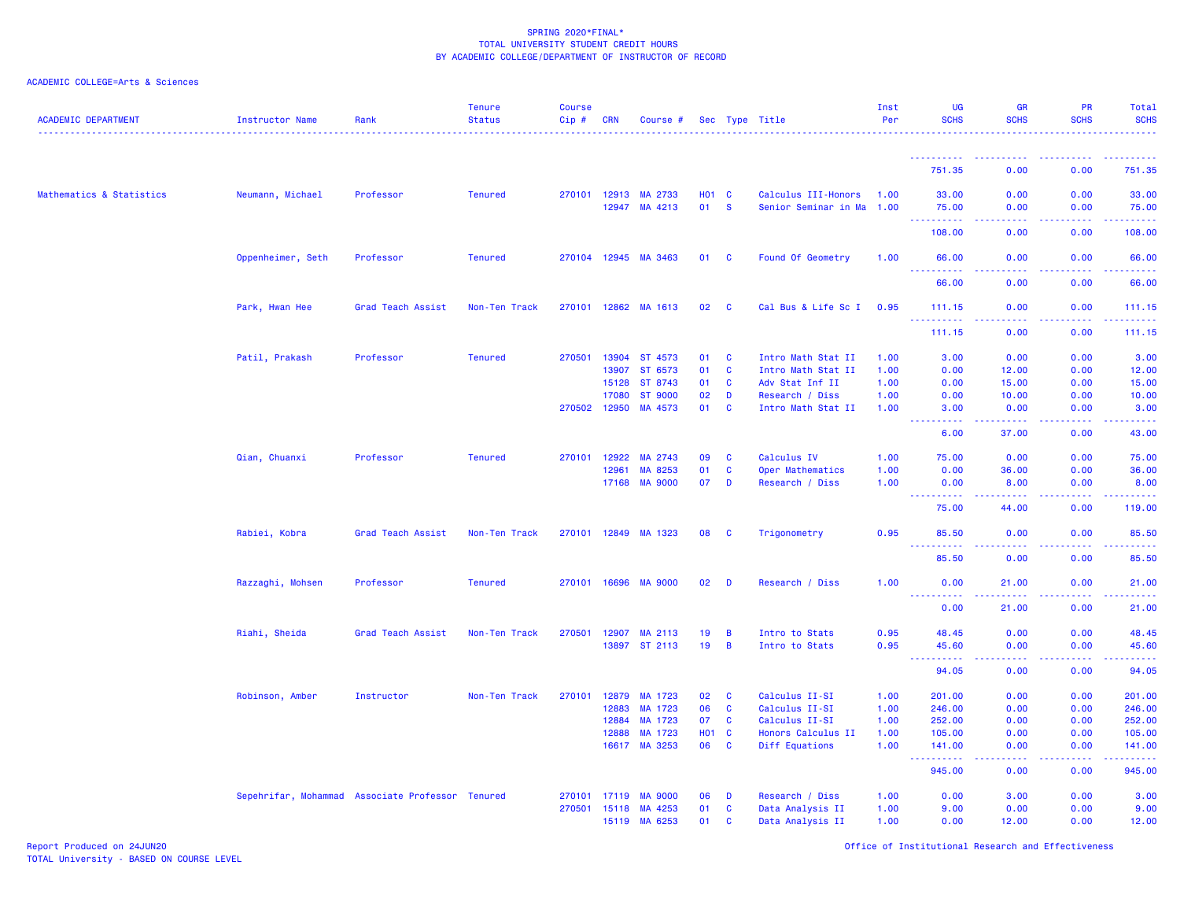SPRING 2020*FINAL*
TOTAL UNIVERSITY STUDENT CREDIT HOURS
BY ACADEMIC COLLEGE/DEPARTMENT OF INSTRUCTOR OF RECORD

ACADEMIC COLLEGE=Arts & Sciences

| ACADEMIC DEPARTMENT | Instructor Name | Rank | Tenure Status | Course Cip # | CRN | Course # | Sec | Type | Title | Inst Per | UG SCHS | GR SCHS | PR SCHS | Total SCHS |
|---|---|---|---|---|---|---|---|---|---|---|---|---|---|---|
| | | | | | | | | | | | 751.35 | 0.00 | 0.00 | 751.35 |
| Mathematics & Statistics | Neumann, Michael | Professor | Tenured | 270101 | 12913 | MA 2733 | H01 | C | Calculus III-Honors | 1.00 | 33.00 | 0.00 | 0.00 | 33.00 |
| | | | | | 12947 | MA 4213 | 01 | S | Senior Seminar in Ma | 1.00 | 75.00 | 0.00 | 0.00 | 75.00 |
| | | | | | | | | | | | 108.00 | 0.00 | 0.00 | 108.00 |
| | Oppenheimer, Seth | Professor | Tenured | 270104 | 12945 | MA 3463 | 01 | C | Found Of Geometry | 1.00 | 66.00 | 0.00 | 0.00 | 66.00 |
| | | | | | | | | | | | 66.00 | 0.00 | 0.00 | 66.00 |
| | Park, Hwan Hee | Grad Teach Assist | Non-Ten Track | 270101 | 12862 | MA 1613 | 02 | C | Cal Bus & Life Sc I | 0.95 | 111.15 | 0.00 | 0.00 | 111.15 |
| | | | | | | | | | | | 111.15 | 0.00 | 0.00 | 111.15 |
| | Patil, Prakash | Professor | Tenured | 270501 | 13904 | ST 4573 | 01 | C | Intro Math Stat II | 1.00 | 3.00 | 0.00 | 0.00 | 3.00 |
| | | | | | 13907 | ST 6573 | 01 | C | Intro Math Stat II | 1.00 | 0.00 | 12.00 | 0.00 | 12.00 |
| | | | | | 15128 | ST 8743 | 01 | C | Adv Stat Inf II | 1.00 | 0.00 | 15.00 | 0.00 | 15.00 |
| | | | | | 17080 | ST 9000 | 02 | D | Research / Diss | 1.00 | 0.00 | 10.00 | 0.00 | 10.00 |
| | | | | 270502 | 12950 | MA 4573 | 01 | C | Intro Math Stat II | 1.00 | 3.00 | 0.00 | 0.00 | 3.00 |
| | | | | | | | | | | | 6.00 | 37.00 | 0.00 | 43.00 |
| | Qian, Chuanxi | Professor | Tenured | 270101 | 12922 | MA 2743 | 09 | C | Calculus IV | 1.00 | 75.00 | 0.00 | 0.00 | 75.00 |
| | | | | | 12961 | MA 8253 | 01 | C | Oper Mathematics | 1.00 | 0.00 | 36.00 | 0.00 | 36.00 |
| | | | | | 17168 | MA 9000 | 07 | D | Research / Diss | 1.00 | 0.00 | 8.00 | 0.00 | 8.00 |
| | | | | | | | | | | | 75.00 | 44.00 | 0.00 | 119.00 |
| | Rabiei, Kobra | Grad Teach Assist | Non-Ten Track | 270101 | 12849 | MA 1323 | 08 | C | Trigonometry | 0.95 | 85.50 | 0.00 | 0.00 | 85.50 |
| | | | | | | | | | | | 85.50 | 0.00 | 0.00 | 85.50 |
| | Razzaghi, Mohsen | Professor | Tenured | 270101 | 16696 | MA 9000 | 02 | D | Research / Diss | 1.00 | 0.00 | 21.00 | 0.00 | 21.00 |
| | | | | | | | | | | | 0.00 | 21.00 | 0.00 | 21.00 |
| | Riahi, Sheida | Grad Teach Assist | Non-Ten Track | 270501 | 12907 | MA 2113 | 19 | B | Intro to Stats | 0.95 | 48.45 | 0.00 | 0.00 | 48.45 |
| | | | | | 13897 | ST 2113 | 19 | B | Intro to Stats | 0.95 | 45.60 | 0.00 | 0.00 | 45.60 |
| | | | | | | | | | | | 94.05 | 0.00 | 0.00 | 94.05 |
| | Robinson, Amber | Instructor | Non-Ten Track | 270101 | 12879 | MA 1723 | 02 | C | Calculus II-SI | 1.00 | 201.00 | 0.00 | 0.00 | 201.00 |
| | | | | | 12883 | MA 1723 | 06 | C | Calculus II-SI | 1.00 | 246.00 | 0.00 | 0.00 | 246.00 |
| | | | | | 12884 | MA 1723 | 07 | C | Calculus II-SI | 1.00 | 252.00 | 0.00 | 0.00 | 252.00 |
| | | | | | 12888 | MA 1723 | H01 | C | Honors Calculus II | 1.00 | 105.00 | 0.00 | 0.00 | 105.00 |
| | | | | | 16617 | MA 3253 | 06 | C | Diff Equations | 1.00 | 141.00 | 0.00 | 0.00 | 141.00 |
| | | | | | | | | | | | 945.00 | 0.00 | 0.00 | 945.00 |
| | Sepehrifar, Mohammad | Associate Professor | Tenured | 270101 | 17119 | MA 9000 | 06 | D | Research / Diss | 1.00 | 0.00 | 3.00 | 0.00 | 3.00 |
| | | | | 270501 | 15118 | MA 4253 | 01 | C | Data Analysis II | 1.00 | 9.00 | 0.00 | 0.00 | 9.00 |
| | | | | | 15119 | MA 6253 | 01 | C | Data Analysis II | 1.00 | 0.00 | 12.00 | 0.00 | 12.00 |

Report Produced on 24JUN20
TOTAL University - BASED ON COURSE LEVEL

Office of Institutional Research and Effectiveness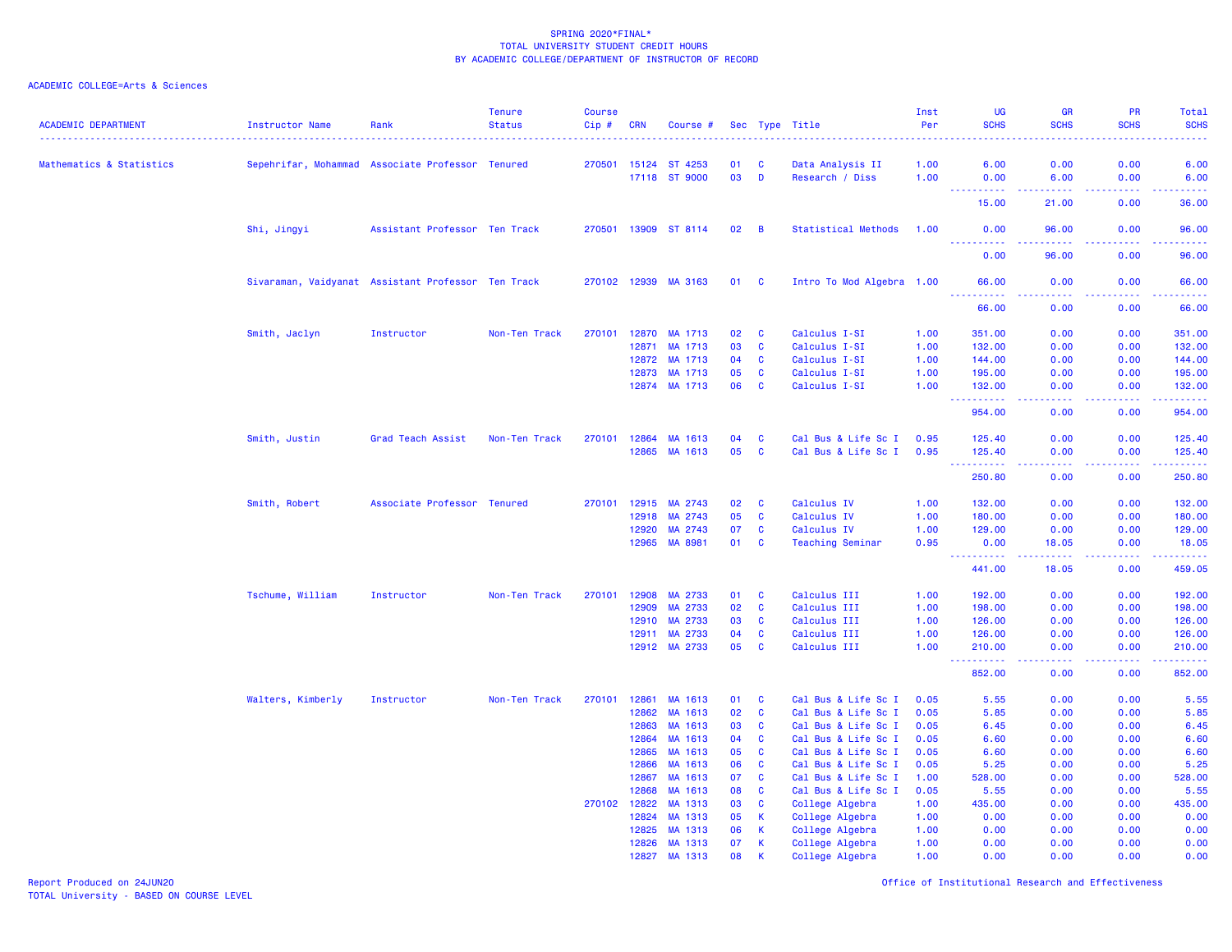SPRING 2020*FINAL*
TOTAL UNIVERSITY STUDENT CREDIT HOURS
BY ACADEMIC COLLEGE/DEPARTMENT OF INSTRUCTOR OF RECORD

ACADEMIC COLLEGE=Arts & Sciences

| ACADEMIC DEPARTMENT | Instructor Name | Rank | Tenure Status | Course Cip # | CRN | Course # | Sec | Type | Title | Inst Per | UG SCHS | GR SCHS | PR SCHS | Total SCHS |
|---|---|---|---|---|---|---|---|---|---|---|---|---|---|---|
| Mathematics & Statistics | Sepehrifar, Mohammad | Associate Professor | Tenured | 270501 | 15124 | ST 4253 | 01 | C | Data Analysis II | 1.00 | 6.00 | 0.00 | 0.00 | 6.00 |
| | | | | | 17118 | ST 9000 | 03 | D | Research / Diss | 1.00 | 0.00 | 6.00 | 0.00 | 6.00 |
| | | | | | | | | | | | 15.00 | 21.00 | 0.00 | 36.00 |
| | Shi, Jingyi | Assistant Professor | Ten Track | 270501 | 13909 | ST 8114 | 02 | B | Statistical Methods | 1.00 | 0.00 | 96.00 | 0.00 | 96.00 |
| | | | | | | | | | | | 0.00 | 96.00 | 0.00 | 96.00 |
| | Sivaraman, Vaidyanat | Assistant Professor | Ten Track | 270102 | 12939 | MA 3163 | 01 | C | Intro To Mod Algebra | 1.00 | 66.00 | 0.00 | 0.00 | 66.00 |
| | | | | | | | | | | | 66.00 | 0.00 | 0.00 | 66.00 |
| | Smith, Jaclyn | Instructor | Non-Ten Track | 270101 | 12870 | MA 1713 | 02 | C | Calculus I-SI | 1.00 | 351.00 | 0.00 | 0.00 | 351.00 |
| | | | | | 12871 | MA 1713 | 03 | C | Calculus I-SI | 1.00 | 132.00 | 0.00 | 0.00 | 132.00 |
| | | | | | 12872 | MA 1713 | 04 | C | Calculus I-SI | 1.00 | 144.00 | 0.00 | 0.00 | 144.00 |
| | | | | | 12873 | MA 1713 | 05 | C | Calculus I-SI | 1.00 | 195.00 | 0.00 | 0.00 | 195.00 |
| | | | | | 12874 | MA 1713 | 06 | C | Calculus I-SI | 1.00 | 132.00 | 0.00 | 0.00 | 132.00 |
| | | | | | | | | | | | 954.00 | 0.00 | 0.00 | 954.00 |
| | Smith, Justin | Grad Teach Assist | Non-Ten Track | 270101 | 12864 | MA 1613 | 04 | C | Cal Bus & Life Sc I | 0.95 | 125.40 | 0.00 | 0.00 | 125.40 |
| | | | | | 12865 | MA 1613 | 05 | C | Cal Bus & Life Sc I | 0.95 | 125.40 | 0.00 | 0.00 | 125.40 |
| | | | | | | | | | | | 250.80 | 0.00 | 0.00 | 250.80 |
| | Smith, Robert | Associate Professor | Tenured | 270101 | 12915 | MA 2743 | 02 | C | Calculus IV | 1.00 | 132.00 | 0.00 | 0.00 | 132.00 |
| | | | | | 12918 | MA 2743 | 05 | C | Calculus IV | 1.00 | 180.00 | 0.00 | 0.00 | 180.00 |
| | | | | | 12920 | MA 2743 | 07 | C | Calculus IV | 1.00 | 129.00 | 0.00 | 0.00 | 129.00 |
| | | | | | 12965 | MA 8981 | 01 | C | Teaching Seminar | 0.95 | 0.00 | 18.05 | 0.00 | 18.05 |
| | | | | | | | | | | | 441.00 | 18.05 | 0.00 | 459.05 |
| | Tschume, William | Instructor | Non-Ten Track | 270101 | 12908 | MA 2733 | 01 | C | Calculus III | 1.00 | 192.00 | 0.00 | 0.00 | 192.00 |
| | | | | | 12909 | MA 2733 | 02 | C | Calculus III | 1.00 | 198.00 | 0.00 | 0.00 | 198.00 |
| | | | | | 12910 | MA 2733 | 03 | C | Calculus III | 1.00 | 126.00 | 0.00 | 0.00 | 126.00 |
| | | | | | 12911 | MA 2733 | 04 | C | Calculus III | 1.00 | 126.00 | 0.00 | 0.00 | 126.00 |
| | | | | | 12912 | MA 2733 | 05 | C | Calculus III | 1.00 | 210.00 | 0.00 | 0.00 | 210.00 |
| | | | | | | | | | | | 852.00 | 0.00 | 0.00 | 852.00 |
| | Walters, Kimberly | Instructor | Non-Ten Track | 270101 | 12861 | MA 1613 | 01 | C | Cal Bus & Life Sc I | 0.05 | 5.55 | 0.00 | 0.00 | 5.55 |
| | | | | | 12862 | MA 1613 | 02 | C | Cal Bus & Life Sc I | 0.05 | 5.85 | 0.00 | 0.00 | 5.85 |
| | | | | | 12863 | MA 1613 | 03 | C | Cal Bus & Life Sc I | 0.05 | 6.45 | 0.00 | 0.00 | 6.45 |
| | | | | | 12864 | MA 1613 | 04 | C | Cal Bus & Life Sc I | 0.05 | 6.60 | 0.00 | 0.00 | 6.60 |
| | | | | | 12865 | MA 1613 | 05 | C | Cal Bus & Life Sc I | 0.05 | 6.60 | 0.00 | 0.00 | 6.60 |
| | | | | | 12866 | MA 1613 | 06 | C | Cal Bus & Life Sc I | 0.05 | 5.25 | 0.00 | 0.00 | 5.25 |
| | | | | | 12867 | MA 1613 | 07 | C | Cal Bus & Life Sc I | 1.00 | 528.00 | 0.00 | 0.00 | 528.00 |
| | | | | | 12868 | MA 1613 | 08 | C | Cal Bus & Life Sc I | 0.05 | 5.55 | 0.00 | 0.00 | 5.55 |
| | | | | 270102 | 12822 | MA 1313 | 03 | C | College Algebra | 1.00 | 435.00 | 0.00 | 0.00 | 435.00 |
| | | | | | 12824 | MA 1313 | 05 | K | College Algebra | 1.00 | 0.00 | 0.00 | 0.00 | 0.00 |
| | | | | | 12825 | MA 1313 | 06 | K | College Algebra | 1.00 | 0.00 | 0.00 | 0.00 | 0.00 |
| | | | | | 12826 | MA 1313 | 07 | K | College Algebra | 1.00 | 0.00 | 0.00 | 0.00 | 0.00 |
| | | | | | 12827 | MA 1313 | 08 | K | College Algebra | 1.00 | 0.00 | 0.00 | 0.00 | 0.00 |

Report Produced on 24JUN20
TOTAL University - BASED ON COURSE LEVEL

Office of Institutional Research and Effectiveness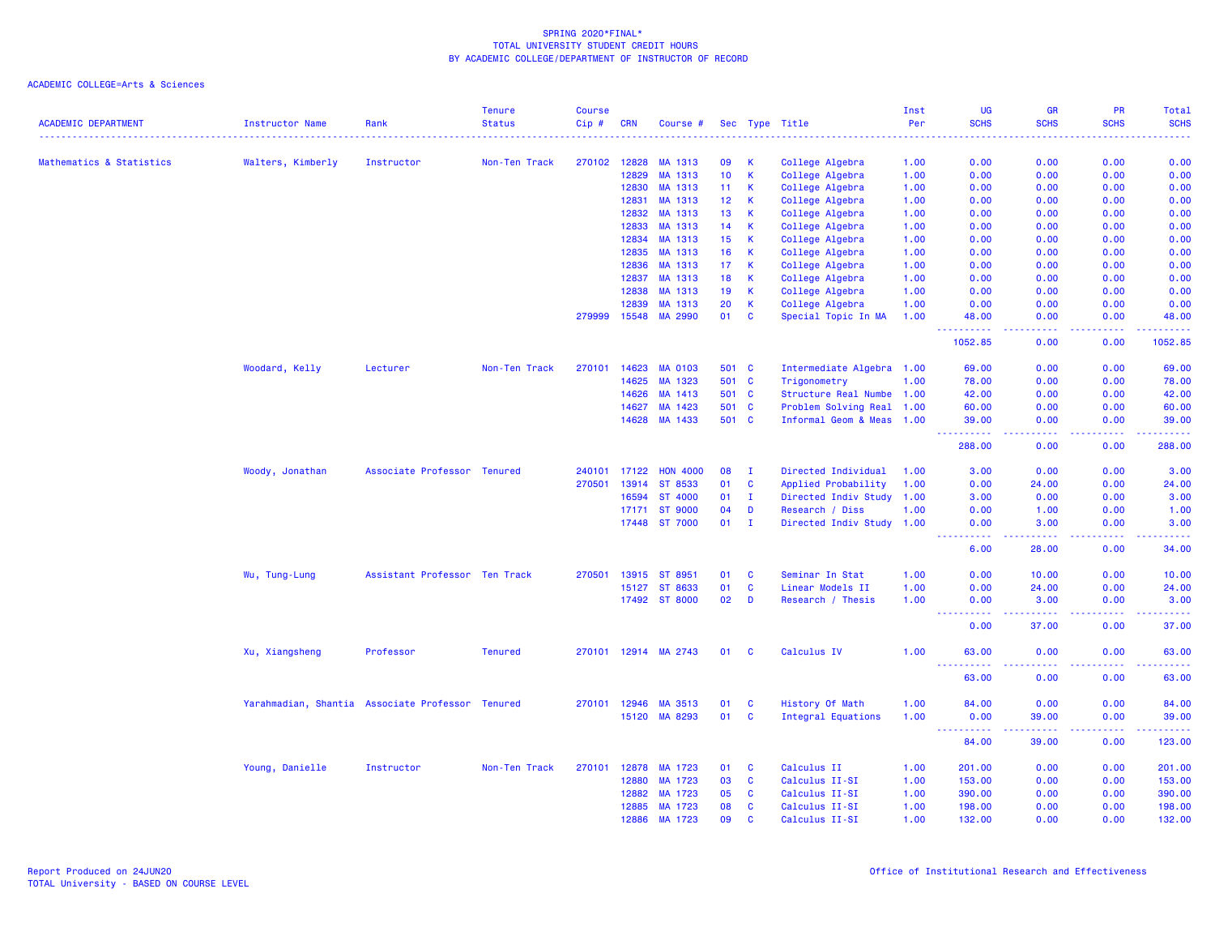SPRING 2020*FINAL*
TOTAL UNIVERSITY STUDENT CREDIT HOURS
BY ACADEMIC COLLEGE/DEPARTMENT OF INSTRUCTOR OF RECORD

ACADEMIC COLLEGE=Arts & Sciences

| ACADEMIC DEPARTMENT | Instructor Name | Rank | Tenure Status | Course Cip # | CRN | Course # | Sec | Type | Title | Inst Per | UG SCHS | GR SCHS | PR SCHS | Total SCHS |
|---|---|---|---|---|---|---|---|---|---|---|---|---|---|---|
| Mathematics & Statistics | Walters, Kimberly | Instructor | Non-Ten Track | 270102 | 12828 | MA 1313 | 09 | K | College Algebra | 1.00 | 0.00 | 0.00 | 0.00 | 0.00 |
| | | | | | 12829 | MA 1313 | 10 | K | College Algebra | 1.00 | 0.00 | 0.00 | 0.00 | 0.00 |
| | | | | | 12830 | MA 1313 | 11 | K | College Algebra | 1.00 | 0.00 | 0.00 | 0.00 | 0.00 |
| | | | | | 12831 | MA 1313 | 12 | K | College Algebra | 1.00 | 0.00 | 0.00 | 0.00 | 0.00 |
| | | | | | 12832 | MA 1313 | 13 | K | College Algebra | 1.00 | 0.00 | 0.00 | 0.00 | 0.00 |
| | | | | | 12833 | MA 1313 | 14 | K | College Algebra | 1.00 | 0.00 | 0.00 | 0.00 | 0.00 |
| | | | | | 12834 | MA 1313 | 15 | K | College Algebra | 1.00 | 0.00 | 0.00 | 0.00 | 0.00 |
| | | | | | 12835 | MA 1313 | 16 | K | College Algebra | 1.00 | 0.00 | 0.00 | 0.00 | 0.00 |
| | | | | | 12836 | MA 1313 | 17 | K | College Algebra | 1.00 | 0.00 | 0.00 | 0.00 | 0.00 |
| | | | | | 12837 | MA 1313 | 18 | K | College Algebra | 1.00 | 0.00 | 0.00 | 0.00 | 0.00 |
| | | | | | 12838 | MA 1313 | 19 | K | College Algebra | 1.00 | 0.00 | 0.00 | 0.00 | 0.00 |
| | | | | | 12839 | MA 1313 | 20 | K | College Algebra | 1.00 | 0.00 | 0.00 | 0.00 | 0.00 |
| | | | | 279999 | 15548 | MA 2990 | 01 | C | Special Topic In MA | 1.00 | 48.00 | 0.00 | 0.00 | 48.00 |
| | | | | | | | | | | | 1052.85 | 0.00 | 0.00 | 1052.85 |
| | Woodard, Kelly | Lecturer | Non-Ten Track | 270101 | 14623 | MA 0103 | 501 | C | Intermediate Algebra | 1.00 | 69.00 | 0.00 | 0.00 | 69.00 |
| | | | | | 14625 | MA 1323 | 501 | C | Trigonometry | 1.00 | 78.00 | 0.00 | 0.00 | 78.00 |
| | | | | | 14626 | MA 1413 | 501 | C | Structure Real Numbe | 1.00 | 42.00 | 0.00 | 0.00 | 42.00 |
| | | | | | 14627 | MA 1423 | 501 | C | Problem Solving Real | 1.00 | 60.00 | 0.00 | 0.00 | 60.00 |
| | | | | | 14628 | MA 1433 | 501 | C | Informal Geom & Meas | 1.00 | 39.00 | 0.00 | 0.00 | 39.00 |
| | | | | | | | | | | | 288.00 | 0.00 | 0.00 | 288.00 |
| | Woody, Jonathan | Associate Professor | Tenured | 240101 | 17122 | HON 4000 | 08 | I | Directed Individual | 1.00 | 3.00 | 0.00 | 0.00 | 3.00 |
| | | | | 270501 | 13914 | ST 8533 | 01 | C | Applied Probability | 1.00 | 0.00 | 24.00 | 0.00 | 24.00 |
| | | | | | 16594 | ST 4000 | 01 | I | Directed Indiv Study | 1.00 | 3.00 | 0.00 | 0.00 | 3.00 |
| | | | | | 17171 | ST 9000 | 04 | D | Research / Diss | 1.00 | 0.00 | 1.00 | 0.00 | 1.00 |
| | | | | | 17448 | ST 7000 | 01 | I | Directed Indiv Study | 1.00 | 0.00 | 3.00 | 0.00 | 3.00 |
| | | | | | | | | | | | 6.00 | 28.00 | 0.00 | 34.00 |
| | Wu, Tung-Lung | Assistant Professor | Ten Track | 270501 | 13915 | ST 8951 | 01 | C | Seminar In Stat | 1.00 | 0.00 | 10.00 | 0.00 | 10.00 |
| | | | | | 15127 | ST 8633 | 01 | C | Linear Models II | 1.00 | 0.00 | 24.00 | 0.00 | 24.00 |
| | | | | | 17492 | ST 8000 | 02 | D | Research / Thesis | 1.00 | 0.00 | 3.00 | 0.00 | 3.00 |
| | | | | | | | | | | | 0.00 | 37.00 | 0.00 | 37.00 |
| | Xu, Xiangsheng | Professor | Tenured | 270101 | 12914 | MA 2743 | 01 | C | Calculus IV | 1.00 | 63.00 | 0.00 | 0.00 | 63.00 |
| | | | | | | | | | | | 63.00 | 0.00 | 0.00 | 63.00 |
| | Yarahmadian, Shantia | Associate Professor | Tenured | 270101 | 12946 | MA 3513 | 01 | C | History Of Math | 1.00 | 84.00 | 0.00 | 0.00 | 84.00 |
| | | | | | 15120 | MA 8293 | 01 | C | Integral Equations | 1.00 | 0.00 | 39.00 | 0.00 | 39.00 |
| | | | | | | | | | | | 84.00 | 39.00 | 0.00 | 123.00 |
| | Young, Danielle | Instructor | Non-Ten Track | 270101 | 12878 | MA 1723 | 01 | C | Calculus II | 1.00 | 201.00 | 0.00 | 0.00 | 201.00 |
| | | | | | 12880 | MA 1723 | 03 | C | Calculus II-SI | 1.00 | 153.00 | 0.00 | 0.00 | 153.00 |
| | | | | | 12882 | MA 1723 | 05 | C | Calculus II-SI | 1.00 | 390.00 | 0.00 | 0.00 | 390.00 |
| | | | | | 12885 | MA 1723 | 08 | C | Calculus II-SI | 1.00 | 198.00 | 0.00 | 0.00 | 198.00 |
| | | | | | 12886 | MA 1723 | 09 | C | Calculus II-SI | 1.00 | 132.00 | 0.00 | 0.00 | 132.00 |

Report Produced on 24JUN20
TOTAL University - BASED ON COURSE LEVEL

Office of Institutional Research and Effectiveness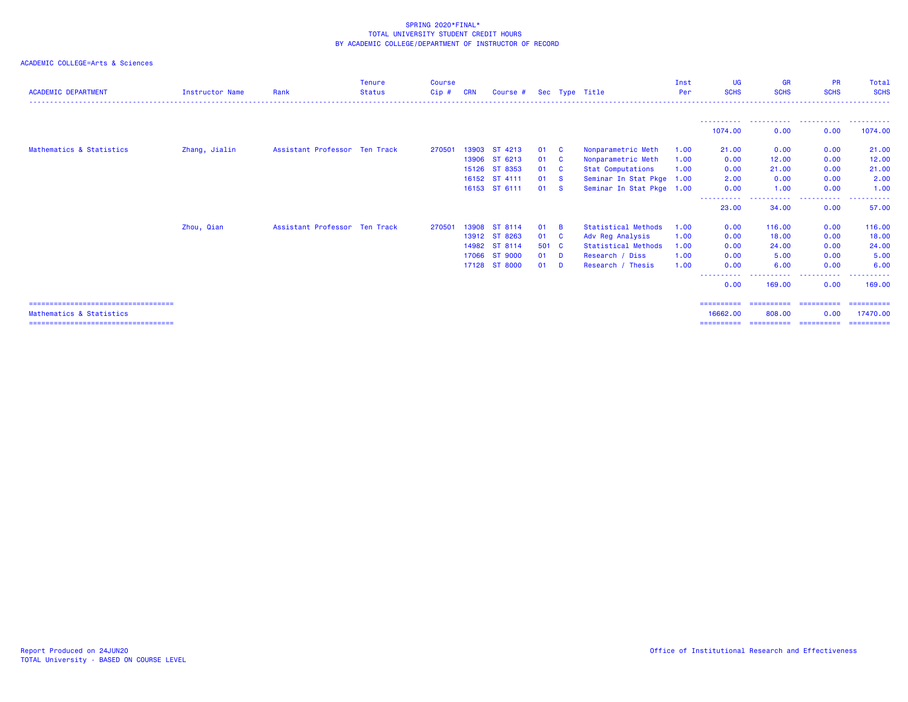SPRING 2020*FINAL*
TOTAL UNIVERSITY STUDENT CREDIT HOURS
BY ACADEMIC COLLEGE/DEPARTMENT OF INSTRUCTOR OF RECORD

ACADEMIC COLLEGE=Arts & Sciences

| ACADEMIC DEPARTMENT | Instructor Name | Rank | Tenure Status | Course Cip # | CRN | Course # | Sec | Type | Title | Inst Per | UG SCHS | GR SCHS | PR SCHS | Total SCHS |
|---|---|---|---|---|---|---|---|---|---|---|---|---|---|---|
| | | | | | | | | | | | 1074.00 | 0.00 | 0.00 | 1074.00 |
| Mathematics & Statistics | Zhang, Jialin | Assistant Professor | Ten Track | 270501 | 13903 | ST 4213 | 01 | C | Nonparametric Meth | 1.00 | 21.00 | 0.00 | 0.00 | 21.00 |
| | | | | | 13906 | ST 6213 | 01 | C | Nonparametric Meth | 1.00 | 0.00 | 12.00 | 0.00 | 12.00 |
| | | | | | 15126 | ST 8353 | 01 | C | Stat Computations | 1.00 | 0.00 | 21.00 | 0.00 | 21.00 |
| | | | | | 16152 | ST 4111 | 01 | S | Seminar In Stat Pkge | 1.00 | 2.00 | 0.00 | 0.00 | 2.00 |
| | | | | | 16153 | ST 6111 | 01 | S | Seminar In Stat Pkge | 1.00 | 0.00 | 1.00 | 0.00 | 1.00 |
| | | | | | | | | | | | 23.00 | 34.00 | 0.00 | 57.00 |
| | Zhou, Qian | Assistant Professor | Ten Track | 270501 | 13908 | ST 8114 | 01 | B | Statistical Methods | 1.00 | 0.00 | 116.00 | 0.00 | 116.00 |
| | | | | | 13912 | ST 8263 | 01 | C | Adv Reg Analysis | 1.00 | 0.00 | 18.00 | 0.00 | 18.00 |
| | | | | | 14982 | ST 8114 | 501 | C | Statistical Methods | 1.00 | 0.00 | 24.00 | 0.00 | 24.00 |
| | | | | | 17066 | ST 9000 | 01 | D | Research / Diss | 1.00 | 0.00 | 5.00 | 0.00 | 5.00 |
| | | | | | 17128 | ST 8000 | 01 | D | Research / Thesis | 1.00 | 0.00 | 6.00 | 0.00 | 6.00 |
| | | | | | | | | | | | 0.00 | 169.00 | 0.00 | 169.00 |
| Mathematics & Statistics | | | | | | | | | | | 16662.00 | 808.00 | 0.00 | 17470.00 |

Report Produced on 24JUN20
TOTAL University - BASED ON COURSE LEVEL

Office of Institutional Research and Effectiveness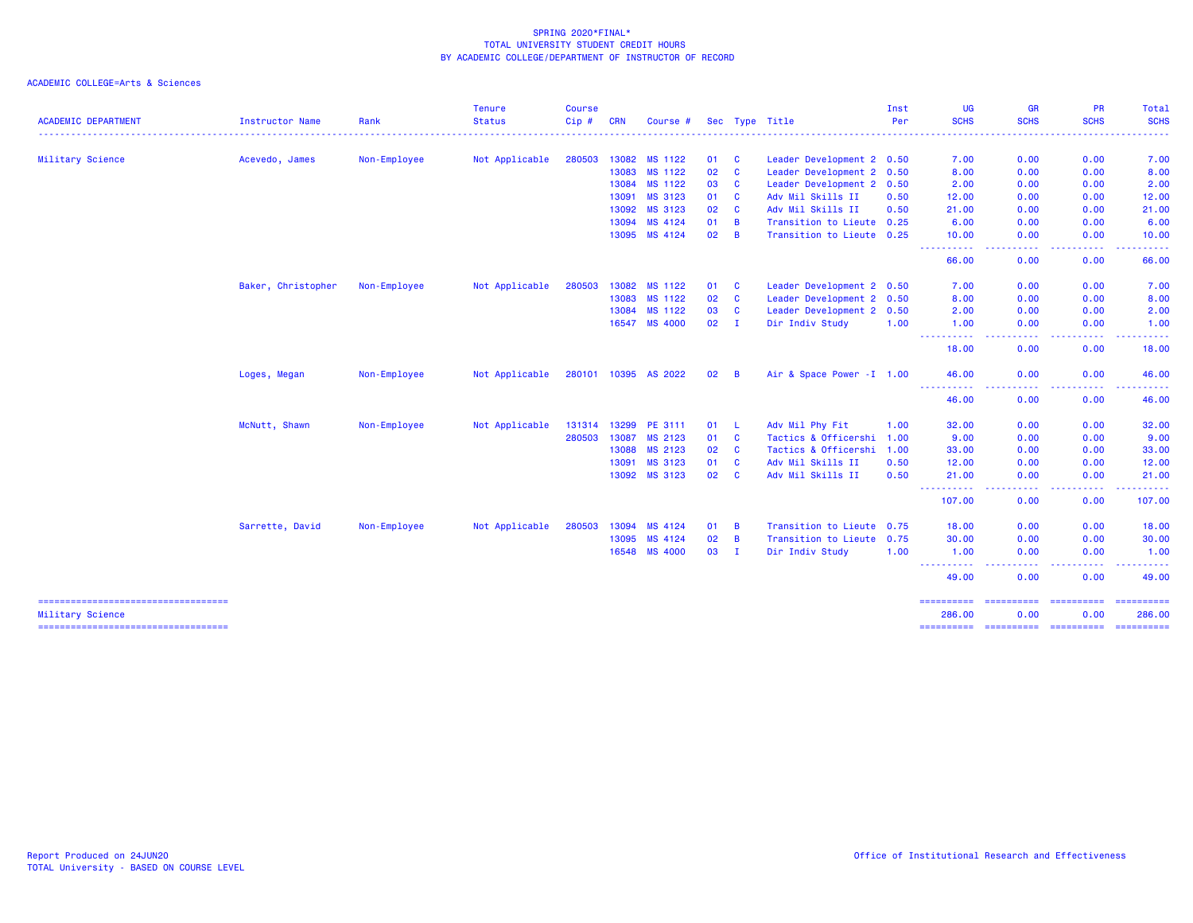SPRING 2020*FINAL*
TOTAL UNIVERSITY STUDENT CREDIT HOURS
BY ACADEMIC COLLEGE/DEPARTMENT OF INSTRUCTOR OF RECORD

ACADEMIC COLLEGE=Arts & Sciences

| ACADEMIC DEPARTMENT | Instructor Name | Rank | Tenure Status | Course Cip # | CRN | Course # | Sec | Type | Title | Inst Per | UG SCHS | GR SCHS | PR SCHS | Total SCHS |
|---|---|---|---|---|---|---|---|---|---|---|---|---|---|---|
| Military Science | Acevedo, James | Non-Employee | Not Applicable | 280503 | 13082 | MS 1122 | 01 | C | Leader Development 2 | 0.50 | 7.00 | 0.00 | 0.00 | 7.00 |
| | | | | | 13083 | MS 1122 | 02 | C | Leader Development 2 | 0.50 | 8.00 | 0.00 | 0.00 | 8.00 |
| | | | | | 13084 | MS 1122 | 03 | C | Leader Development 2 | 0.50 | 2.00 | 0.00 | 0.00 | 2.00 |
| | | | | | 13091 | MS 3123 | 01 | C | Adv Mil Skills II | 0.50 | 12.00 | 0.00 | 0.00 | 12.00 |
| | | | | | 13092 | MS 3123 | 02 | C | Adv Mil Skills II | 0.50 | 21.00 | 0.00 | 0.00 | 21.00 |
| | | | | | 13094 | MS 4124 | 01 | B | Transition to Lieute | 0.25 | 6.00 | 0.00 | 0.00 | 6.00 |
| | | | | | 13095 | MS 4124 | 02 | B | Transition to Lieute | 0.25 | 10.00 | 0.00 | 0.00 | 10.00 |
| | | | | | | | | | | | 66.00 | 0.00 | 0.00 | 66.00 |
| | Baker, Christopher | Non-Employee | Not Applicable | 280503 | 13082 | MS 1122 | 01 | C | Leader Development 2 | 0.50 | 7.00 | 0.00 | 0.00 | 7.00 |
| | | | | | 13083 | MS 1122 | 02 | C | Leader Development 2 | 0.50 | 8.00 | 0.00 | 0.00 | 8.00 |
| | | | | | 13084 | MS 1122 | 03 | C | Leader Development 2 | 0.50 | 2.00 | 0.00 | 0.00 | 2.00 |
| | | | | | 16547 | MS 4000 | 02 | I | Dir Indiv Study | 1.00 | 1.00 | 0.00 | 0.00 | 1.00 |
| | | | | | | | | | | | 18.00 | 0.00 | 0.00 | 18.00 |
| | Loges, Megan | Non-Employee | Not Applicable | 280101 | 10395 | AS 2022 | 02 | B | Air & Space Power -I | 1.00 | 46.00 | 0.00 | 0.00 | 46.00 |
| | | | | | | | | | | | 46.00 | 0.00 | 0.00 | 46.00 |
| | McNutt, Shawn | Non-Employee | Not Applicable | 131314 | 13299 | PE 3111 | 01 | L | Adv Mil Phy Fit | 1.00 | 32.00 | 0.00 | 0.00 | 32.00 |
| | | | | 280503 | 13087 | MS 2123 | 01 | C | Tactics & Officershi | 1.00 | 9.00 | 0.00 | 0.00 | 9.00 |
| | | | | | 13088 | MS 2123 | 02 | C | Tactics & Officershi | 1.00 | 33.00 | 0.00 | 0.00 | 33.00 |
| | | | | | 13091 | MS 3123 | 01 | C | Adv Mil Skills II | 0.50 | 12.00 | 0.00 | 0.00 | 12.00 |
| | | | | | 13092 | MS 3123 | 02 | C | Adv Mil Skills II | 0.50 | 21.00 | 0.00 | 0.00 | 21.00 |
| | | | | | | | | | | | 107.00 | 0.00 | 0.00 | 107.00 |
| | Sarrette, David | Non-Employee | Not Applicable | 280503 | 13094 | MS 4124 | 01 | B | Transition to Lieute | 0.75 | 18.00 | 0.00 | 0.00 | 18.00 |
| | | | | | 13095 | MS 4124 | 02 | B | Transition to Lieute | 0.75 | 30.00 | 0.00 | 0.00 | 30.00 |
| | | | | | 16548 | MS 4000 | 03 | I | Dir Indiv Study | 1.00 | 1.00 | 0.00 | 0.00 | 1.00 |
| | | | | | | | | | | | 49.00 | 0.00 | 0.00 | 49.00 |
| Military Science | | | | | | | | | | | 286.00 | 0.00 | 0.00 | 286.00 |

Report Produced on 24JUN20
TOTAL University - BASED ON COURSE LEVEL

Office of Institutional Research and Effectiveness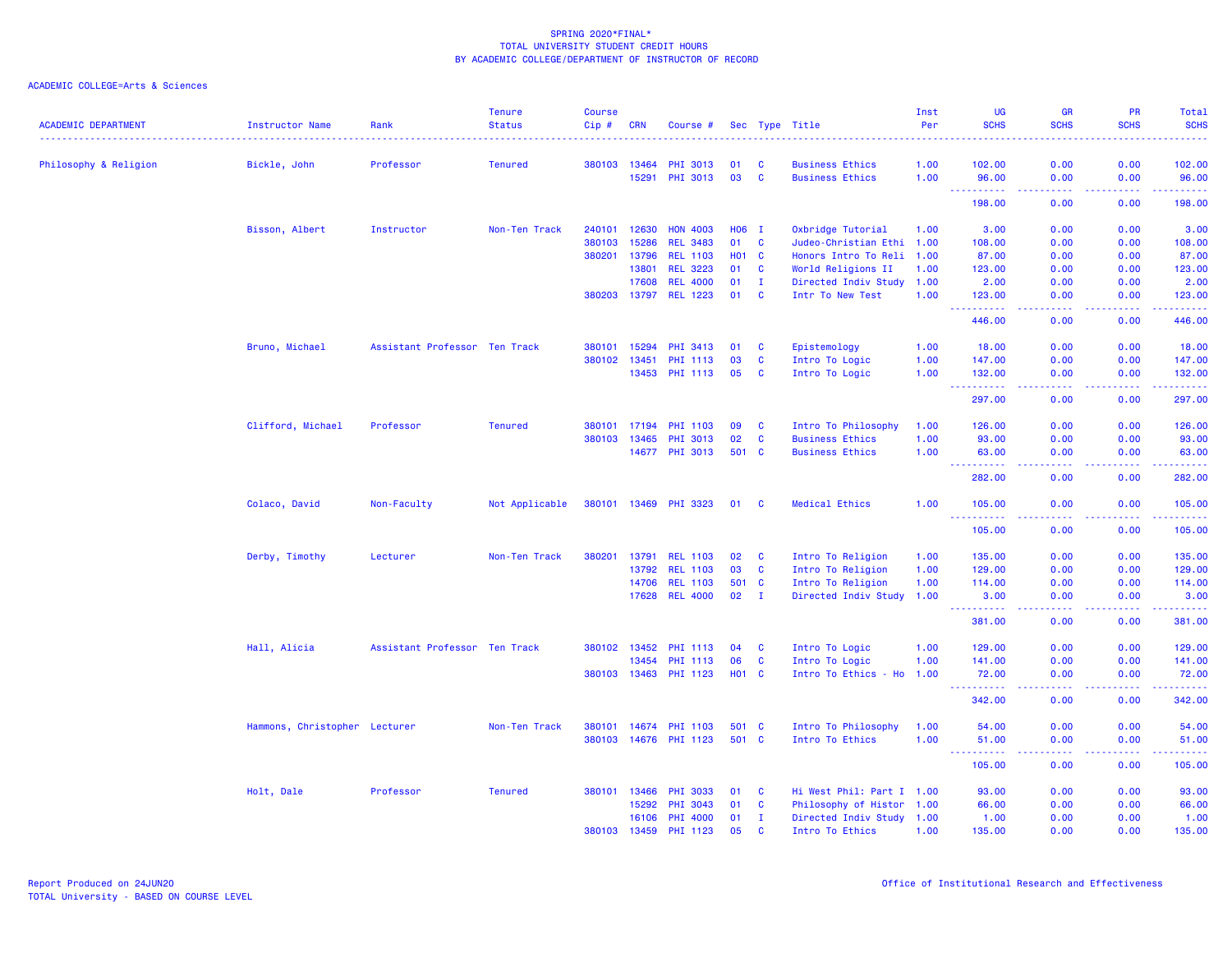SPRING 2020*FINAL*
TOTAL UNIVERSITY STUDENT CREDIT HOURS
BY ACADEMIC COLLEGE/DEPARTMENT OF INSTRUCTOR OF RECORD

ACADEMIC COLLEGE=Arts & Sciences

| ACADEMIC DEPARTMENT | Instructor Name | Rank | Tenure Status | Course Cip # | CRN | Course # | Sec | Type | Title | Inst Per | UG SCHS | GR SCHS | PR SCHS | Total SCHS |
|---|---|---|---|---|---|---|---|---|---|---|---|---|---|---|
| Philosophy & Religion | Bickle, John | Professor | Tenured | 380103 | 13464 | PHI 3013 | 01 | C | Business Ethics | 1.00 | 102.00 | 0.00 | 0.00 | 102.00 |
| | | | | | 15291 | PHI 3013 | 03 | C | Business Ethics | 1.00 | 96.00 | 0.00 | 0.00 | 96.00 |
| | | | | | | | | | | | 198.00 | 0.00 | 0.00 | 198.00 |
| | Bisson, Albert | Instructor | Non-Ten Track | 240101 | 12630 | HON 4003 | H06 | I | Oxbridge Tutorial | 1.00 | 3.00 | 0.00 | 0.00 | 3.00 |
| | | | | 380103 | 15286 | REL 3483 | 01 | C | Judeo-Christian Ethi | 1.00 | 108.00 | 0.00 | 0.00 | 108.00 |
| | | | | 380201 | 13796 | REL 1103 | H01 | C | Honors Intro To Reli | 1.00 | 87.00 | 0.00 | 0.00 | 87.00 |
| | | | | | 13801 | REL 3223 | 01 | C | World Religions II | 1.00 | 123.00 | 0.00 | 0.00 | 123.00 |
| | | | | | 17608 | REL 4000 | 01 | I | Directed Indiv Study | 1.00 | 2.00 | 0.00 | 0.00 | 2.00 |
| | | | | 380203 | 13797 | REL 1223 | 01 | C | Intr To New Test | 1.00 | 123.00 | 0.00 | 0.00 | 123.00 |
| | | | | | | | | | | | 446.00 | 0.00 | 0.00 | 446.00 |
| | Bruno, Michael | Assistant Professor | Ten Track | 380101 | 15294 | PHI 3413 | 01 | C | Epistemology | 1.00 | 18.00 | 0.00 | 0.00 | 18.00 |
| | | | | 380102 | 13451 | PHI 1113 | 03 | C | Intro To Logic | 1.00 | 147.00 | 0.00 | 0.00 | 147.00 |
| | | | | | 13453 | PHI 1113 | 05 | C | Intro To Logic | 1.00 | 132.00 | 0.00 | 0.00 | 132.00 |
| | | | | | | | | | | | 297.00 | 0.00 | 0.00 | 297.00 |
| | Clifford, Michael | Professor | Tenured | 380101 | 17194 | PHI 1103 | 09 | C | Intro To Philosophy | 1.00 | 126.00 | 0.00 | 0.00 | 126.00 |
| | | | | 380103 | 13465 | PHI 3013 | 02 | C | Business Ethics | 1.00 | 93.00 | 0.00 | 0.00 | 93.00 |
| | | | | | 14677 | PHI 3013 | 501 | C | Business Ethics | 1.00 | 63.00 | 0.00 | 0.00 | 63.00 |
| | | | | | | | | | | | 282.00 | 0.00 | 0.00 | 282.00 |
| | Colaco, David | Non-Faculty | Not Applicable | 380101 | 13469 | PHI 3323 | 01 | C | Medical Ethics | 1.00 | 105.00 | 0.00 | 0.00 | 105.00 |
| | | | | | | | | | | | 105.00 | 0.00 | 0.00 | 105.00 |
| | Derby, Timothy | Lecturer | Non-Ten Track | 380201 | 13791 | REL 1103 | 02 | C | Intro To Religion | 1.00 | 135.00 | 0.00 | 0.00 | 135.00 |
| | | | | | 13792 | REL 1103 | 03 | C | Intro To Religion | 1.00 | 129.00 | 0.00 | 0.00 | 129.00 |
| | | | | | 14706 | REL 1103 | 501 | C | Intro To Religion | 1.00 | 114.00 | 0.00 | 0.00 | 114.00 |
| | | | | | 17628 | REL 4000 | 02 | I | Directed Indiv Study | 1.00 | 3.00 | 0.00 | 0.00 | 3.00 |
| | | | | | | | | | | | 381.00 | 0.00 | 0.00 | 381.00 |
| | Hall, Alicia | Assistant Professor | Ten Track | 380102 | 13452 | PHI 1113 | 04 | C | Intro To Logic | 1.00 | 129.00 | 0.00 | 0.00 | 129.00 |
| | | | | | 13454 | PHI 1113 | 06 | C | Intro To Logic | 1.00 | 141.00 | 0.00 | 0.00 | 141.00 |
| | | | | 380103 | 13463 | PHI 1123 | H01 | C | Intro To Ethics - Ho | 1.00 | 72.00 | 0.00 | 0.00 | 72.00 |
| | | | | | | | | | | | 342.00 | 0.00 | 0.00 | 342.00 |
| | Hammons, Christopher | Lecturer | Non-Ten Track | 380101 | 14674 | PHI 1103 | 501 | C | Intro To Philosophy | 1.00 | 54.00 | 0.00 | 0.00 | 54.00 |
| | | | | 380103 | 14676 | PHI 1123 | 501 | C | Intro To Ethics | 1.00 | 51.00 | 0.00 | 0.00 | 51.00 |
| | | | | | | | | | | | 105.00 | 0.00 | 0.00 | 105.00 |
| | Holt, Dale | Professor | Tenured | 380101 | 13466 | PHI 3033 | 01 | C | Hi West Phil: Part I | 1.00 | 93.00 | 0.00 | 0.00 | 93.00 |
| | | | | | 15292 | PHI 3043 | 01 | C | Philosophy of Histor | 1.00 | 66.00 | 0.00 | 0.00 | 66.00 |
| | | | | | 16106 | PHI 4000 | 01 | I | Directed Indiv Study | 1.00 | 1.00 | 0.00 | 0.00 | 1.00 |
| | | | | 380103 | 13459 | PHI 1123 | 05 | C | Intro To Ethics | 1.00 | 135.00 | 0.00 | 0.00 | 135.00 |

Report Produced on 24JUN20
TOTAL University - BASED ON COURSE LEVEL

Office of Institutional Research and Effectiveness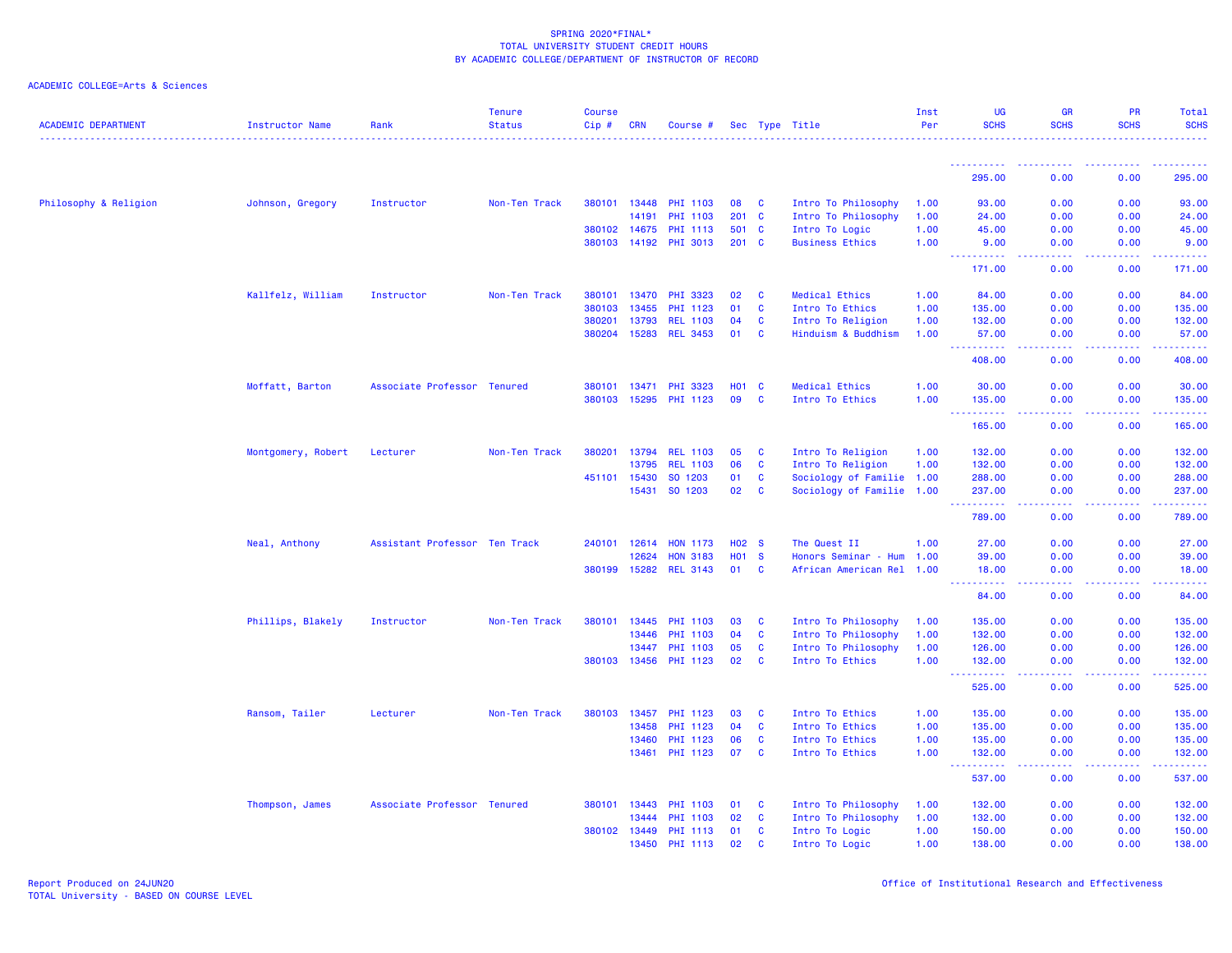SPRING 2020*FINAL*
TOTAL UNIVERSITY STUDENT CREDIT HOURS
BY ACADEMIC COLLEGE/DEPARTMENT OF INSTRUCTOR OF RECORD

ACADEMIC COLLEGE=Arts & Sciences

| ACADEMIC DEPARTMENT | Instructor Name | Rank | Tenure Status | Course Cip # | CRN | Course # | Sec | Type | Title | Inst Per | UG SCHS | GR SCHS | PR SCHS | Total SCHS |
|---|---|---|---|---|---|---|---|---|---|---|---|---|---|---|
| | | | | | | | | | | | 295.00 | 0.00 | 0.00 | 295.00 |
| Philosophy & Religion | Johnson, Gregory | Instructor | Non-Ten Track | 380101 | 13448 | PHI 1103 | 08 | C | Intro To Philosophy | 1.00 | 93.00 | 0.00 | 0.00 | 93.00 |
| | | | | | 14191 | PHI 1103 | 201 | C | Intro To Philosophy | 1.00 | 24.00 | 0.00 | 0.00 | 24.00 |
| | | | | 380102 | 14675 | PHI 1113 | 501 | C | Intro To Logic | 1.00 | 45.00 | 0.00 | 0.00 | 45.00 |
| | | | | 380103 | 14192 | PHI 3013 | 201 | C | Business Ethics | 1.00 | 9.00 | 0.00 | 0.00 | 9.00 |
| | | | | | | | | | | | 171.00 | 0.00 | 0.00 | 171.00 |
| | Kallfelz, William | Instructor | Non-Ten Track | 380101 | 13470 | PHI 3323 | 02 | C | Medical Ethics | 1.00 | 84.00 | 0.00 | 0.00 | 84.00 |
| | | | | 380103 | 13455 | PHI 1123 | 01 | C | Intro To Ethics | 1.00 | 135.00 | 0.00 | 0.00 | 135.00 |
| | | | | 380201 | 13793 | REL 1103 | 04 | C | Intro To Religion | 1.00 | 132.00 | 0.00 | 0.00 | 132.00 |
| | | | | 380204 | 15283 | REL 3453 | 01 | C | Hinduism & Buddhism | 1.00 | 57.00 | 0.00 | 0.00 | 57.00 |
| | | | | | | | | | | | 408.00 | 0.00 | 0.00 | 408.00 |
| | Moffatt, Barton | Associate Professor | Tenured | 380101 | 13471 | PHI 3323 | H01 | C | Medical Ethics | 1.00 | 30.00 | 0.00 | 0.00 | 30.00 |
| | | | | 380103 | 15295 | PHI 1123 | 09 | C | Intro To Ethics | 1.00 | 135.00 | 0.00 | 0.00 | 135.00 |
| | | | | | | | | | | | 165.00 | 0.00 | 0.00 | 165.00 |
| | Montgomery, Robert | Lecturer | Non-Ten Track | 380201 | 13794 | REL 1103 | 05 | C | Intro To Religion | 1.00 | 132.00 | 0.00 | 0.00 | 132.00 |
| | | | | | 13795 | REL 1103 | 06 | C | Intro To Religion | 1.00 | 132.00 | 0.00 | 0.00 | 132.00 |
| | | | | 451101 | 15430 | SO 1203 | 01 | C | Sociology of Familie | 1.00 | 288.00 | 0.00 | 0.00 | 288.00 |
| | | | | | 15431 | SO 1203 | 02 | C | Sociology of Familie | 1.00 | 237.00 | 0.00 | 0.00 | 237.00 |
| | | | | | | | | | | | 789.00 | 0.00 | 0.00 | 789.00 |
| | Neal, Anthony | Assistant Professor | Ten Track | 240101 | 12614 | HON 1173 | H02 | S | The Quest II | 1.00 | 27.00 | 0.00 | 0.00 | 27.00 |
| | | | | | 12624 | HON 3183 | H01 | S | Honors Seminar - Hum | 1.00 | 39.00 | 0.00 | 0.00 | 39.00 |
| | | | | 380199 | 15282 | REL 3143 | 01 | C | African American Rel | 1.00 | 18.00 | 0.00 | 0.00 | 18.00 |
| | | | | | | | | | | | 84.00 | 0.00 | 0.00 | 84.00 |
| | Phillips, Blakely | Instructor | Non-Ten Track | 380101 | 13445 | PHI 1103 | 03 | C | Intro To Philosophy | 1.00 | 135.00 | 0.00 | 0.00 | 135.00 |
| | | | | | 13446 | PHI 1103 | 04 | C | Intro To Philosophy | 1.00 | 132.00 | 0.00 | 0.00 | 132.00 |
| | | | | | 13447 | PHI 1103 | 05 | C | Intro To Philosophy | 1.00 | 126.00 | 0.00 | 0.00 | 126.00 |
| | | | | 380103 | 13456 | PHI 1123 | 02 | C | Intro To Ethics | 1.00 | 132.00 | 0.00 | 0.00 | 132.00 |
| | | | | | | | | | | | 525.00 | 0.00 | 0.00 | 525.00 |
| | Ransom, Tailer | Lecturer | Non-Ten Track | 380103 | 13457 | PHI 1123 | 03 | C | Intro To Ethics | 1.00 | 135.00 | 0.00 | 0.00 | 135.00 |
| | | | | | 13458 | PHI 1123 | 04 | C | Intro To Ethics | 1.00 | 135.00 | 0.00 | 0.00 | 135.00 |
| | | | | | 13460 | PHI 1123 | 06 | C | Intro To Ethics | 1.00 | 135.00 | 0.00 | 0.00 | 135.00 |
| | | | | | 13461 | PHI 1123 | 07 | C | Intro To Ethics | 1.00 | 132.00 | 0.00 | 0.00 | 132.00 |
| | | | | | | | | | | | 537.00 | 0.00 | 0.00 | 537.00 |
| | Thompson, James | Associate Professor | Tenured | 380101 | 13443 | PHI 1103 | 01 | C | Intro To Philosophy | 1.00 | 132.00 | 0.00 | 0.00 | 132.00 |
| | | | | | 13444 | PHI 1103 | 02 | C | Intro To Philosophy | 1.00 | 132.00 | 0.00 | 0.00 | 132.00 |
| | | | | 380102 | 13449 | PHI 1113 | 01 | C | Intro To Logic | 1.00 | 150.00 | 0.00 | 0.00 | 150.00 |
| | | | | | 13450 | PHI 1113 | 02 | C | Intro To Logic | 1.00 | 138.00 | 0.00 | 0.00 | 138.00 |

Report Produced on 24JUN20
TOTAL University - BASED ON COURSE LEVEL

Office of Institutional Research and Effectiveness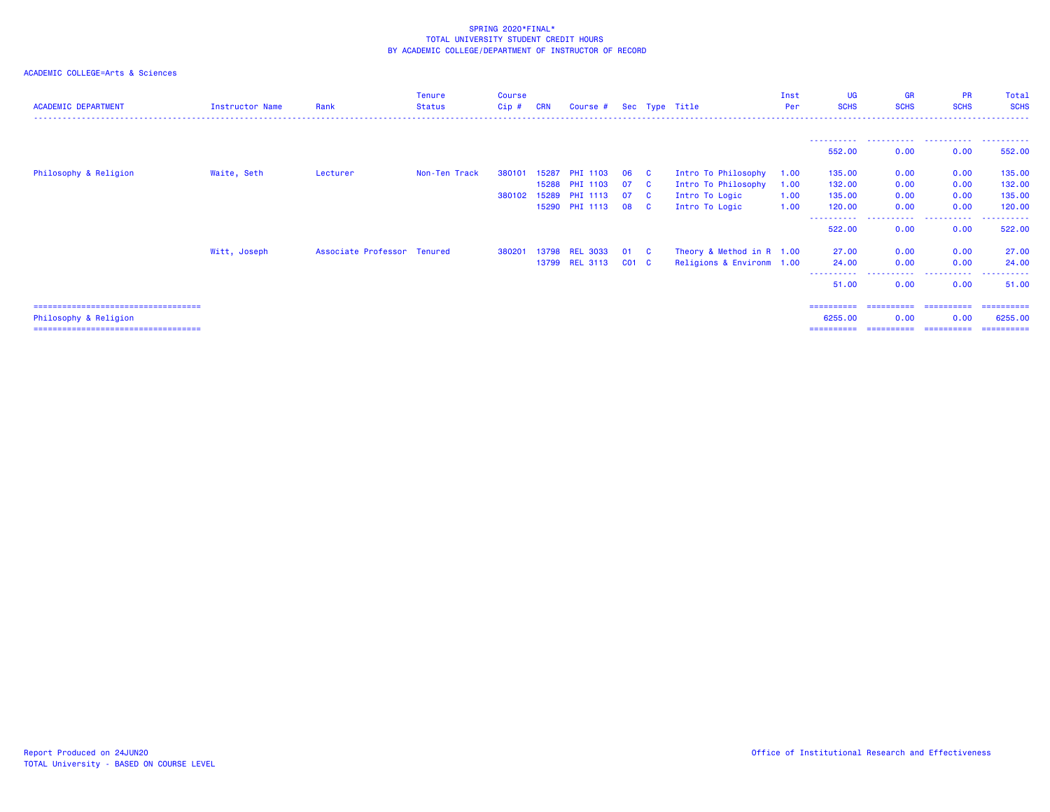SPRING 2020*FINAL*
TOTAL UNIVERSITY STUDENT CREDIT HOURS
BY ACADEMIC COLLEGE/DEPARTMENT OF INSTRUCTOR OF RECORD

ACADEMIC COLLEGE=Arts & Sciences

| ACADEMIC DEPARTMENT | Instructor Name | Rank | Tenure Status | Course Cip # | CRN | Course # | Sec | Type | Title | Inst Per | UG SCHS | GR SCHS | PR SCHS | Total SCHS |
|---|---|---|---|---|---|---|---|---|---|---|---|---|---|---|
| | | | | | | | | | | | 552.00 | 0.00 | 0.00 | 552.00 |
| Philosophy & Religion | Waite, Seth | Lecturer | Non-Ten Track | 380101 | 15287 | PHI 1103 | 06 | C | Intro To Philosophy | 1.00 | 135.00 | 0.00 | 0.00 | 135.00 |
| | | | | | 15288 | PHI 1103 | 07 | C | Intro To Philosophy | 1.00 | 132.00 | 0.00 | 0.00 | 132.00 |
| | | | | 380102 | 15289 | PHI 1113 | 07 | C | Intro To Logic | 1.00 | 135.00 | 0.00 | 0.00 | 135.00 |
| | | | | | 15290 | PHI 1113 | 08 | C | Intro To Logic | 1.00 | 120.00 | 0.00 | 0.00 | 120.00 |
| | | | | | | | | | | | 522.00 | 0.00 | 0.00 | 522.00 |
| | Witt, Joseph | Associate Professor | Tenured | 380201 | 13798 | REL 3033 | 01 | C | Theory & Method in R | 1.00 | 27.00 | 0.00 | 0.00 | 27.00 |
| | | | | | 13799 | REL 3113 | C01 | C | Religions & Environm | 1.00 | 24.00 | 0.00 | 0.00 | 24.00 |
| | | | | | | | | | | | 51.00 | 0.00 | 0.00 | 51.00 |
| Philosophy & Religion | | | | | | | | | | | 6255.00 | 0.00 | 0.00 | 6255.00 |

Report Produced on 24JUN20
TOTAL University - BASED ON COURSE LEVEL

Office of Institutional Research and Effectiveness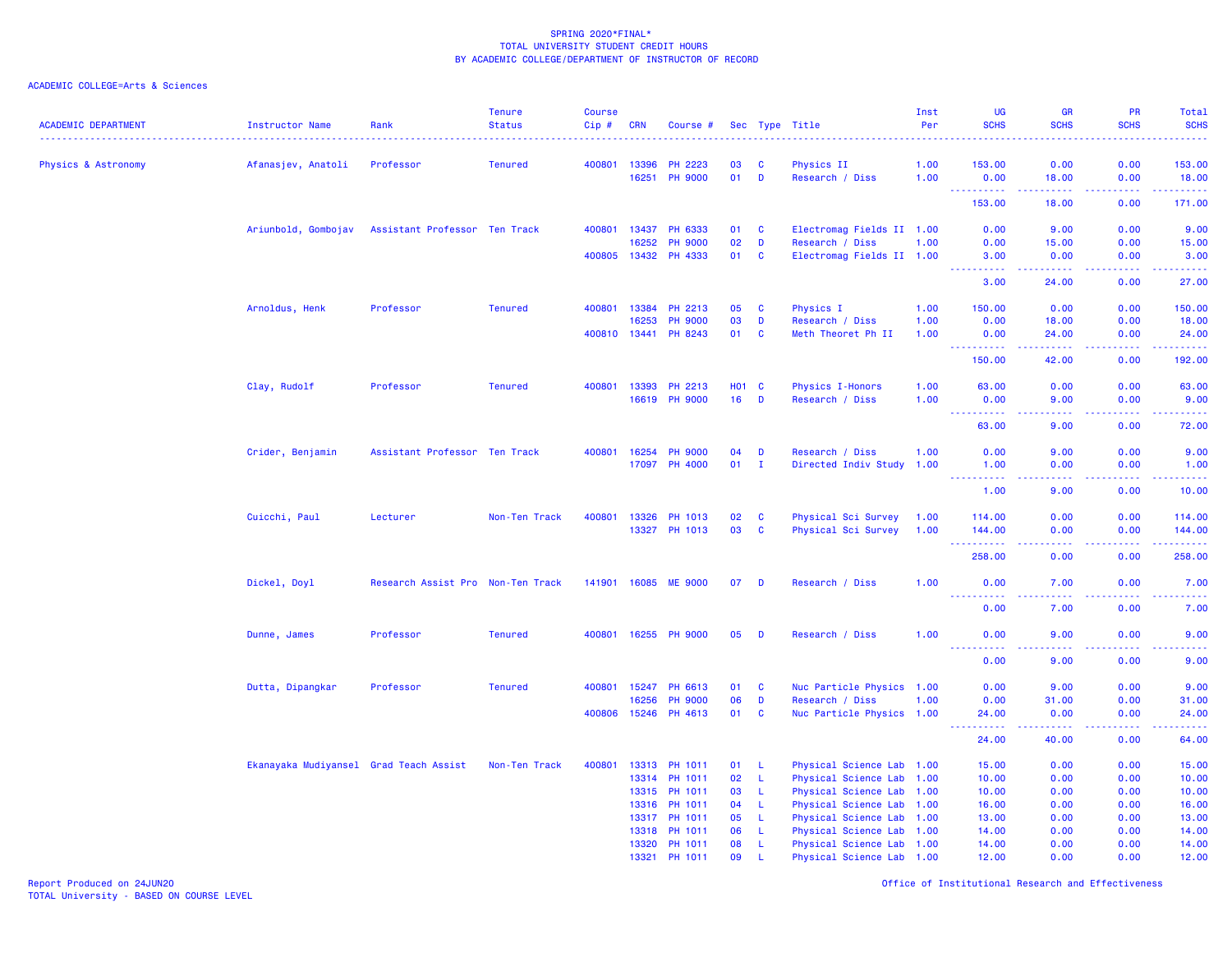SPRING 2020*FINAL*
TOTAL UNIVERSITY STUDENT CREDIT HOURS
BY ACADEMIC COLLEGE/DEPARTMENT OF INSTRUCTOR OF RECORD

ACADEMIC COLLEGE=Arts & Sciences

| ACADEMIC DEPARTMENT | Instructor Name | Rank | Tenure Status | Course Cip # | CRN | Course # | Sec | Type | Title | Inst Per | UG SCHS | GR SCHS | PR SCHS | Total SCHS |
|---|---|---|---|---|---|---|---|---|---|---|---|---|---|---|
| Physics & Astronomy | Afanasjev, Anatoli | Professor | Tenured | 400801 | 13396 | PH 2223 | 03 | C | Physics II | 1.00 | 153.00 | 0.00 | 0.00 | 153.00 |
| | | | | | 16251 | PH 9000 | 01 | D | Research / Diss | 1.00 | 0.00 | 18.00 | 0.00 | 18.00 |
| | | | | | | | | | | | 153.00 | 18.00 | 0.00 | 171.00 |
| | Ariunbold, Gombojav | Assistant Professor | Ten Track | 400801 | 13437 | PH 6333 | 01 | C | Electromag Fields II | 1.00 | 0.00 | 9.00 | 0.00 | 9.00 |
| | | | | | 16252 | PH 9000 | 02 | D | Research / Diss | 1.00 | 0.00 | 15.00 | 0.00 | 15.00 |
| | | | | 400805 | 13432 | PH 4333 | 01 | C | Electromag Fields II | 1.00 | 3.00 | 0.00 | 0.00 | 3.00 |
| | | | | | | | | | | | 3.00 | 24.00 | 0.00 | 27.00 |
| | Arnoldus, Henk | Professor | Tenured | 400801 | 13384 | PH 2213 | 05 | C | Physics I | 1.00 | 150.00 | 0.00 | 0.00 | 150.00 |
| | | | | | 16253 | PH 9000 | 03 | D | Research / Diss | 1.00 | 0.00 | 18.00 | 0.00 | 18.00 |
| | | | | 400810 | 13441 | PH 8243 | 01 | C | Meth Theoret Ph II | 1.00 | 0.00 | 24.00 | 0.00 | 24.00 |
| | | | | | | | | | | | 150.00 | 42.00 | 0.00 | 192.00 |
| | Clay, Rudolf | Professor | Tenured | 400801 | 13393 | PH 2213 | H01 | C | Physics I-Honors | 1.00 | 63.00 | 0.00 | 0.00 | 63.00 |
| | | | | | 16619 | PH 9000 | 16 | D | Research / Diss | 1.00 | 0.00 | 9.00 | 0.00 | 9.00 |
| | | | | | | | | | | | 63.00 | 9.00 | 0.00 | 72.00 |
| | Crider, Benjamin | Assistant Professor | Ten Track | 400801 | 16254 | PH 9000 | 04 | D | Research / Diss | 1.00 | 0.00 | 9.00 | 0.00 | 9.00 |
| | | | | | 17097 | PH 4000 | 01 | I | Directed Indiv Study | 1.00 | 1.00 | 0.00 | 0.00 | 1.00 |
| | | | | | | | | | | | 1.00 | 9.00 | 0.00 | 10.00 |
| | Cuicchi, Paul | Lecturer | Non-Ten Track | 400801 | 13326 | PH 1013 | 02 | C | Physical Sci Survey | 1.00 | 114.00 | 0.00 | 0.00 | 114.00 |
| | | | | | 13327 | PH 1013 | 03 | C | Physical Sci Survey | 1.00 | 144.00 | 0.00 | 0.00 | 144.00 |
| | | | | | | | | | | | 258.00 | 0.00 | 0.00 | 258.00 |
| | Dickel, Doyl | Research Assist Pro | Non-Ten Track | 141901 | 16085 | ME 9000 | 07 | D | Research / Diss | 1.00 | 0.00 | 7.00 | 0.00 | 7.00 |
| | | | | | | | | | | | 0.00 | 7.00 | 0.00 | 7.00 |
| | Dunne, James | Professor | Tenured | 400801 | 16255 | PH 9000 | 05 | D | Research / Diss | 1.00 | 0.00 | 9.00 | 0.00 | 9.00 |
| | | | | | | | | | | | 0.00 | 9.00 | 0.00 | 9.00 |
| | Dutta, Dipangkar | Professor | Tenured | 400801 | 15247 | PH 6613 | 01 | C | Nuc Particle Physics | 1.00 | 0.00 | 9.00 | 0.00 | 9.00 |
| | | | | | 16256 | PH 9000 | 06 | D | Research / Diss | 1.00 | 0.00 | 31.00 | 0.00 | 31.00 |
| | | | | 400806 | 15246 | PH 4613 | 01 | C | Nuc Particle Physics | 1.00 | 24.00 | 0.00 | 0.00 | 24.00 |
| | | | | | | | | | | | 24.00 | 40.00 | 0.00 | 64.00 |
| | Ekanayaka Mudiyansel | Grad Teach Assist | Non-Ten Track | 400801 | 13313 | PH 1011 | 01 | L | Physical Science Lab | 1.00 | 15.00 | 0.00 | 0.00 | 15.00 |
| | | | | | 13314 | PH 1011 | 02 | L | Physical Science Lab | 1.00 | 10.00 | 0.00 | 0.00 | 10.00 |
| | | | | | 13315 | PH 1011 | 03 | L | Physical Science Lab | 1.00 | 10.00 | 0.00 | 0.00 | 10.00 |
| | | | | | 13316 | PH 1011 | 04 | L | Physical Science Lab | 1.00 | 16.00 | 0.00 | 0.00 | 16.00 |
| | | | | | 13317 | PH 1011 | 05 | L | Physical Science Lab | 1.00 | 13.00 | 0.00 | 0.00 | 13.00 |
| | | | | | 13318 | PH 1011 | 06 | L | Physical Science Lab | 1.00 | 14.00 | 0.00 | 0.00 | 14.00 |
| | | | | | 13320 | PH 1011 | 08 | L | Physical Science Lab | 1.00 | 14.00 | 0.00 | 0.00 | 14.00 |
| | | | | | 13321 | PH 1011 | 09 | L | Physical Science Lab | 1.00 | 12.00 | 0.00 | 0.00 | 12.00 |

Report Produced on 24JUN20
TOTAL University - BASED ON COURSE LEVEL

Office of Institutional Research and Effectiveness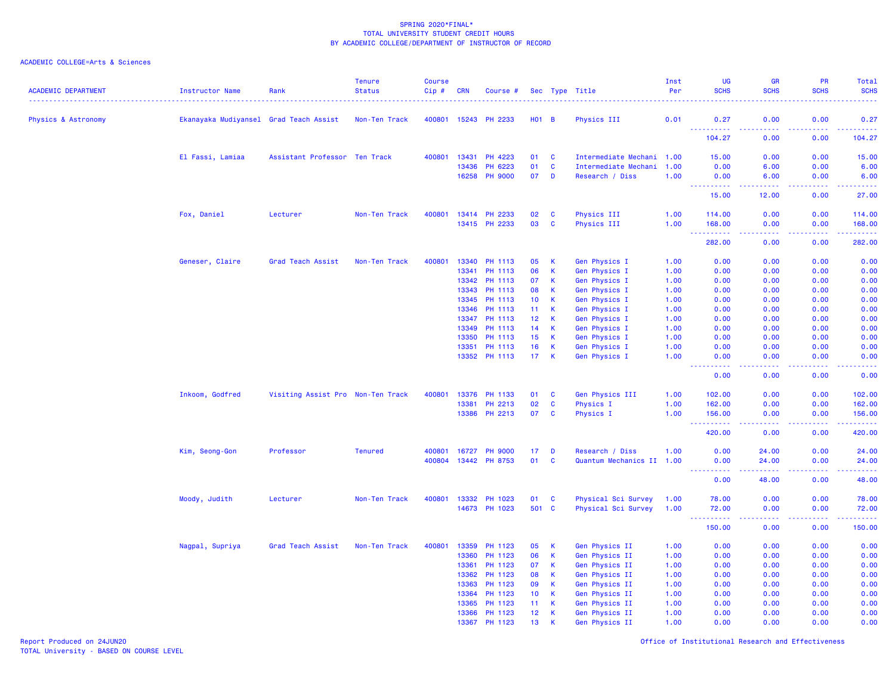SPRING 2020*FINAL*
TOTAL UNIVERSITY STUDENT CREDIT HOURS
BY ACADEMIC COLLEGE/DEPARTMENT OF INSTRUCTOR OF RECORD

ACADEMIC COLLEGE=Arts & Sciences

| ACADEMIC DEPARTMENT | Instructor Name | Rank | Tenure Status | Course Cip # | CRN | Course # | Sec | Type | Title | Inst Per | UG SCHS | GR SCHS | PR SCHS | Total SCHS |
|---|---|---|---|---|---|---|---|---|---|---|---|---|---|---|
| Physics & Astronomy | Ekanayaka Mudiyansel | Grad Teach Assist | Non-Ten Track | 400801 | 15243 | PH 2233 | H01 | B | Physics III | 0.01 | 0.27 | 0.00 | 0.00 | 0.27 |
| | | | | | | | | | | | 104.27 | 0.00 | 0.00 | 104.27 |
| | El Fassi, Lamiaa | Assistant Professor | Ten Track | 400801 | 13431 | PH 4223 | 01 | C | Intermediate Mechani | 1.00 | 15.00 | 0.00 | 0.00 | 15.00 |
| | | | | | 13436 | PH 6223 | 01 | C | Intermediate Mechani | 1.00 | 0.00 | 6.00 | 0.00 | 6.00 |
| | | | | | 16258 | PH 9000 | 07 | D | Research / Diss | 1.00 | 0.00 | 6.00 | 0.00 | 6.00 |
| | | | | | | | | | | | 15.00 | 12.00 | 0.00 | 27.00 |
| | Fox, Daniel | Lecturer | Non-Ten Track | 400801 | 13414 | PH 2233 | 02 | C | Physics III | 1.00 | 114.00 | 0.00 | 0.00 | 114.00 |
| | | | | | 13415 | PH 2233 | 03 | C | Physics III | 1.00 | 168.00 | 0.00 | 0.00 | 168.00 |
| | | | | | | | | | | | 282.00 | 0.00 | 0.00 | 282.00 |
| | Geneser, Claire | Grad Teach Assist | Non-Ten Track | 400801 | 13340 | PH 1113 | 05 | K | Gen Physics I | 1.00 | 0.00 | 0.00 | 0.00 | 0.00 |
| | | | | | 13341 | PH 1113 | 06 | K | Gen Physics I | 1.00 | 0.00 | 0.00 | 0.00 | 0.00 |
| | | | | | 13342 | PH 1113 | 07 | K | Gen Physics I | 1.00 | 0.00 | 0.00 | 0.00 | 0.00 |
| | | | | | 13343 | PH 1113 | 08 | K | Gen Physics I | 1.00 | 0.00 | 0.00 | 0.00 | 0.00 |
| | | | | | 13345 | PH 1113 | 10 | K | Gen Physics I | 1.00 | 0.00 | 0.00 | 0.00 | 0.00 |
| | | | | | 13346 | PH 1113 | 11 | K | Gen Physics I | 1.00 | 0.00 | 0.00 | 0.00 | 0.00 |
| | | | | | 13347 | PH 1113 | 12 | K | Gen Physics I | 1.00 | 0.00 | 0.00 | 0.00 | 0.00 |
| | | | | | 13349 | PH 1113 | 14 | K | Gen Physics I | 1.00 | 0.00 | 0.00 | 0.00 | 0.00 |
| | | | | | 13350 | PH 1113 | 15 | K | Gen Physics I | 1.00 | 0.00 | 0.00 | 0.00 | 0.00 |
| | | | | | 13351 | PH 1113 | 16 | K | Gen Physics I | 1.00 | 0.00 | 0.00 | 0.00 | 0.00 |
| | | | | | 13352 | PH 1113 | 17 | K | Gen Physics I | 1.00 | 0.00 | 0.00 | 0.00 | 0.00 |
| | | | | | | | | | | | 0.00 | 0.00 | 0.00 | 0.00 |
| | Inkoom, Godfred | Visiting Assist Pro | Non-Ten Track | 400801 | 13376 | PH 1133 | 01 | C | Gen Physics III | 1.00 | 102.00 | 0.00 | 0.00 | 102.00 |
| | | | | | 13381 | PH 2213 | 02 | C | Physics I | 1.00 | 162.00 | 0.00 | 0.00 | 162.00 |
| | | | | | 13386 | PH 2213 | 07 | C | Physics I | 1.00 | 156.00 | 0.00 | 0.00 | 156.00 |
| | | | | | | | | | | | 420.00 | 0.00 | 0.00 | 420.00 |
| | Kim, Seong-Gon | Professor | Tenured | 400801 | 16727 | PH 9000 | 17 | D | Research / Diss | 1.00 | 0.00 | 24.00 | 0.00 | 24.00 |
| | | | | 400804 | 13442 | PH 8753 | 01 | C | Quantum Mechanics II | 1.00 | 0.00 | 24.00 | 0.00 | 24.00 |
| | | | | | | | | | | | 0.00 | 48.00 | 0.00 | 48.00 |
| | Moody, Judith | Lecturer | Non-Ten Track | 400801 | 13332 | PH 1023 | 01 | C | Physical Sci Survey | 1.00 | 78.00 | 0.00 | 0.00 | 78.00 |
| | | | | | 14673 | PH 1023 | 501 | C | Physical Sci Survey | 1.00 | 72.00 | 0.00 | 0.00 | 72.00 |
| | | | | | | | | | | | 150.00 | 0.00 | 0.00 | 150.00 |
| | Nagpal, Supriya | Grad Teach Assist | Non-Ten Track | 400801 | 13359 | PH 1123 | 05 | K | Gen Physics II | 1.00 | 0.00 | 0.00 | 0.00 | 0.00 |
| | | | | | 13360 | PH 1123 | 06 | K | Gen Physics II | 1.00 | 0.00 | 0.00 | 0.00 | 0.00 |
| | | | | | 13361 | PH 1123 | 07 | K | Gen Physics II | 1.00 | 0.00 | 0.00 | 0.00 | 0.00 |
| | | | | | 13362 | PH 1123 | 08 | K | Gen Physics II | 1.00 | 0.00 | 0.00 | 0.00 | 0.00 |
| | | | | | 13363 | PH 1123 | 09 | K | Gen Physics II | 1.00 | 0.00 | 0.00 | 0.00 | 0.00 |
| | | | | | 13364 | PH 1123 | 10 | K | Gen Physics II | 1.00 | 0.00 | 0.00 | 0.00 | 0.00 |
| | | | | | 13365 | PH 1123 | 11 | K | Gen Physics II | 1.00 | 0.00 | 0.00 | 0.00 | 0.00 |
| | | | | | 13366 | PH 1123 | 12 | K | Gen Physics II | 1.00 | 0.00 | 0.00 | 0.00 | 0.00 |
| | | | | | 13367 | PH 1123 | 13 | K | Gen Physics II | 1.00 | 0.00 | 0.00 | 0.00 | 0.00 |

Report Produced on 24JUN20
TOTAL University - BASED ON COURSE LEVEL

Office of Institutional Research and Effectiveness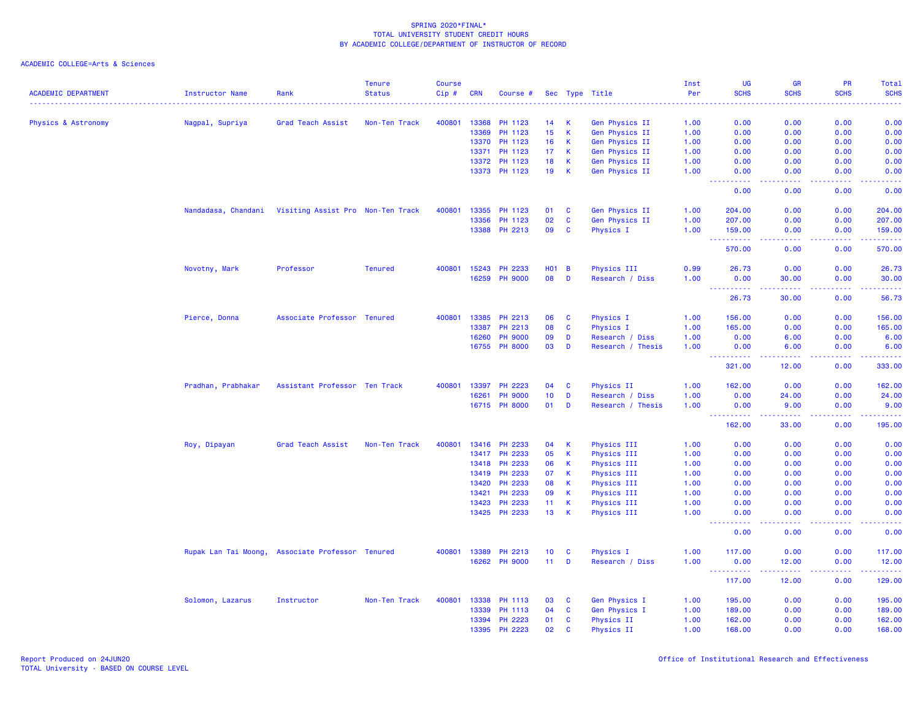SPRING 2020*FINAL*
TOTAL UNIVERSITY STUDENT CREDIT HOURS
BY ACADEMIC COLLEGE/DEPARTMENT OF INSTRUCTOR OF RECORD

ACADEMIC COLLEGE=Arts & Sciences

| ACADEMIC DEPARTMENT | Instructor Name | Rank | Tenure Status | Course Cip # | CRN | Course # | Sec | Type | Title | Inst Per | UG SCHS | GR SCHS | PR SCHS | Total SCHS |
|---|---|---|---|---|---|---|---|---|---|---|---|---|---|---|
| Physics & Astronomy | Nagpal, Supriya | Grad Teach Assist | Non-Ten Track | 400801 | 13368 | PH 1123 | 14 | K | Gen Physics II | 1.00 | 0.00 | 0.00 | 0.00 | 0.00 |
| | | | | | 13369 | PH 1123 | 15 | K | Gen Physics II | 1.00 | 0.00 | 0.00 | 0.00 | 0.00 |
| | | | | | 13370 | PH 1123 | 16 | K | Gen Physics II | 1.00 | 0.00 | 0.00 | 0.00 | 0.00 |
| | | | | | 13371 | PH 1123 | 17 | K | Gen Physics II | 1.00 | 0.00 | 0.00 | 0.00 | 0.00 |
| | | | | | 13372 | PH 1123 | 18 | K | Gen Physics II | 1.00 | 0.00 | 0.00 | 0.00 | 0.00 |
| | | | | | 13373 | PH 1123 | 19 | K | Gen Physics II | 1.00 | 0.00 | 0.00 | 0.00 | 0.00 |
| | | | | | | | | | | | 0.00 | 0.00 | 0.00 | 0.00 |
| | Nandadasa, Chandani | Visiting Assist Pro | Non-Ten Track | 400801 | 13355 | PH 1123 | 01 | C | Gen Physics II | 1.00 | 204.00 | 0.00 | 0.00 | 204.00 |
| | | | | | 13356 | PH 1123 | 02 | C | Gen Physics II | 1.00 | 207.00 | 0.00 | 0.00 | 207.00 |
| | | | | | 13388 | PH 2213 | 09 | C | Physics I | 1.00 | 159.00 | 0.00 | 0.00 | 159.00 |
| | | | | | | | | | | | 570.00 | 0.00 | 0.00 | 570.00 |
| | Novotny, Mark | Professor | Tenured | 400801 | 15243 | PH 2233 | H01 | B | Physics III | 0.99 | 26.73 | 0.00 | 0.00 | 26.73 |
| | | | | | 16259 | PH 9000 | 08 | D | Research / Diss | 1.00 | 0.00 | 30.00 | 0.00 | 30.00 |
| | | | | | | | | | | | 26.73 | 30.00 | 0.00 | 56.73 |
| | Pierce, Donna | Associate Professor | Tenured | 400801 | 13385 | PH 2213 | 06 | C | Physics I | 1.00 | 156.00 | 0.00 | 0.00 | 156.00 |
| | | | | | 13387 | PH 2213 | 08 | C | Physics I | 1.00 | 165.00 | 0.00 | 0.00 | 165.00 |
| | | | | | 16260 | PH 9000 | 09 | D | Research / Diss | 1.00 | 0.00 | 6.00 | 0.00 | 6.00 |
| | | | | | 16755 | PH 8000 | 03 | D | Research / Thesis | 1.00 | 0.00 | 6.00 | 0.00 | 6.00 |
| | | | | | | | | | | | 321.00 | 12.00 | 0.00 | 333.00 |
| | Pradhan, Prabhakar | Assistant Professor | Ten Track | 400801 | 13397 | PH 2223 | 04 | C | Physics II | 1.00 | 162.00 | 0.00 | 0.00 | 162.00 |
| | | | | | 16261 | PH 9000 | 10 | D | Research / Diss | 1.00 | 0.00 | 24.00 | 0.00 | 24.00 |
| | | | | | 16715 | PH 8000 | 01 | D | Research / Thesis | 1.00 | 0.00 | 9.00 | 0.00 | 9.00 |
| | | | | | | | | | | | 162.00 | 33.00 | 0.00 | 195.00 |
| | Roy, Dipayan | Grad Teach Assist | Non-Ten Track | 400801 | 13416 | PH 2233 | 04 | K | Physics III | 1.00 | 0.00 | 0.00 | 0.00 | 0.00 |
| | | | | | 13417 | PH 2233 | 05 | K | Physics III | 1.00 | 0.00 | 0.00 | 0.00 | 0.00 |
| | | | | | 13418 | PH 2233 | 06 | K | Physics III | 1.00 | 0.00 | 0.00 | 0.00 | 0.00 |
| | | | | | 13419 | PH 2233 | 07 | K | Physics III | 1.00 | 0.00 | 0.00 | 0.00 | 0.00 |
| | | | | | 13420 | PH 2233 | 08 | K | Physics III | 1.00 | 0.00 | 0.00 | 0.00 | 0.00 |
| | | | | | 13421 | PH 2233 | 09 | K | Physics III | 1.00 | 0.00 | 0.00 | 0.00 | 0.00 |
| | | | | | 13423 | PH 2233 | 11 | K | Physics III | 1.00 | 0.00 | 0.00 | 0.00 | 0.00 |
| | | | | | 13425 | PH 2233 | 13 | K | Physics III | 1.00 | 0.00 | 0.00 | 0.00 | 0.00 |
| | | | | | | | | | | | 0.00 | 0.00 | 0.00 | 0.00 |
| | Rupak Lan Tai Moong, | Associate Professor | Tenured | 400801 | 13389 | PH 2213 | 10 | C | Physics I | 1.00 | 117.00 | 0.00 | 0.00 | 117.00 |
| | | | | | 16262 | PH 9000 | 11 | D | Research / Diss | 1.00 | 0.00 | 12.00 | 0.00 | 12.00 |
| | | | | | | | | | | | 117.00 | 12.00 | 0.00 | 129.00 |
| | Solomon, Lazarus | Instructor | Non-Ten Track | 400801 | 13338 | PH 1113 | 03 | C | Gen Physics I | 1.00 | 195.00 | 0.00 | 0.00 | 195.00 |
| | | | | | 13339 | PH 1113 | 04 | C | Gen Physics I | 1.00 | 189.00 | 0.00 | 0.00 | 189.00 |
| | | | | | 13394 | PH 2223 | 01 | C | Physics II | 1.00 | 162.00 | 0.00 | 0.00 | 162.00 |
| | | | | | 13395 | PH 2223 | 02 | C | Physics II | 1.00 | 168.00 | 0.00 | 0.00 | 168.00 |

Report Produced on 24JUN20
TOTAL University - BASED ON COURSE LEVEL

Office of Institutional Research and Effectiveness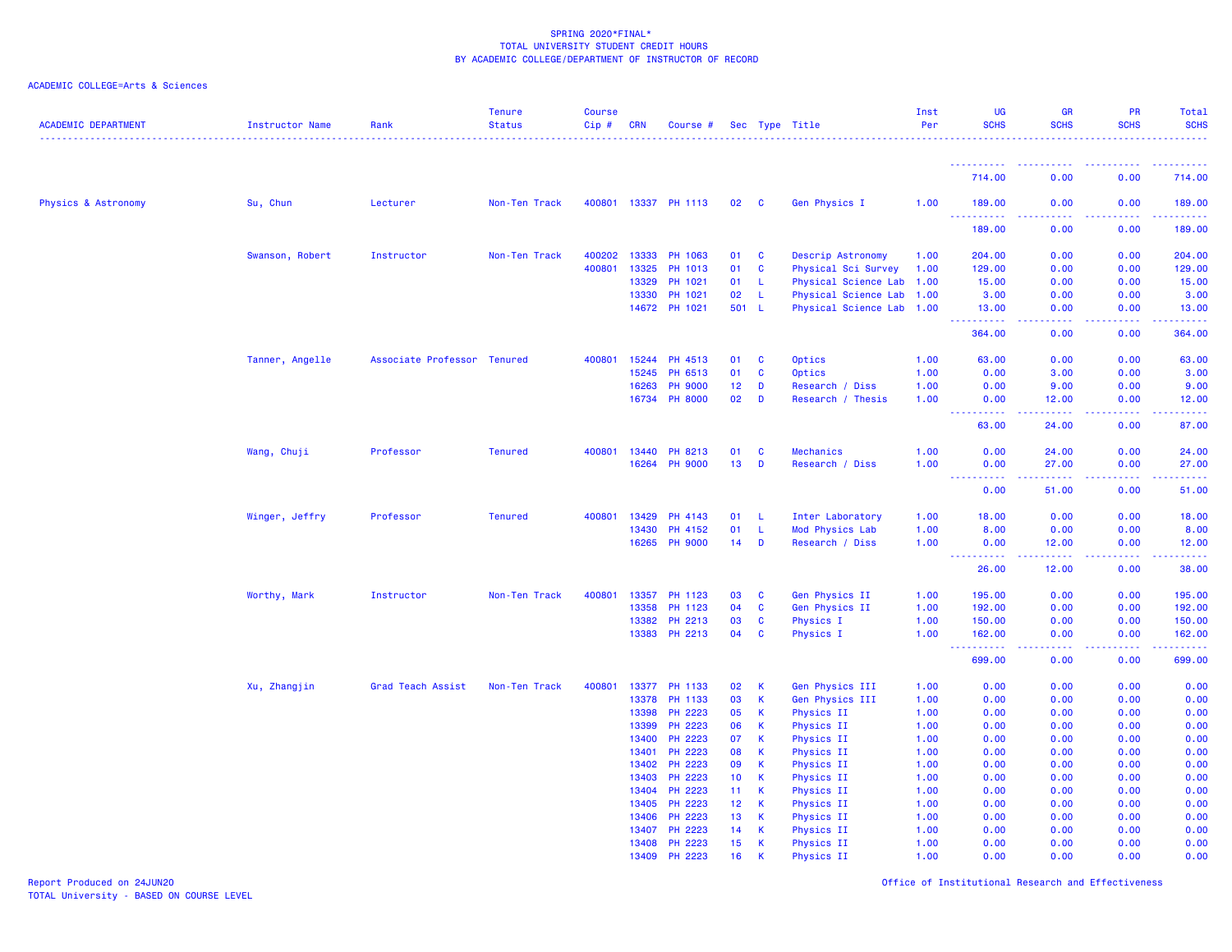SPRING 2020*FINAL*
TOTAL UNIVERSITY STUDENT CREDIT HOURS
BY ACADEMIC COLLEGE/DEPARTMENT OF INSTRUCTOR OF RECORD

ACADEMIC COLLEGE=Arts & Sciences

| ACADEMIC DEPARTMENT | Instructor Name | Rank | Tenure Status | Course Cip # | CRN | Course # | Sec | Type | Title | Inst Per | UG SCHS | GR SCHS | PR SCHS | Total SCHS |
|---|---|---|---|---|---|---|---|---|---|---|---|---|---|---|
| | | | | | | | | | | | 714.00 | 0.00 | 0.00 | 714.00 |
| Physics & Astronomy | Su, Chun | Lecturer | Non-Ten Track | 400801 | 13337 | PH 1113 | 02 | C | Gen Physics I | 1.00 | 189.00 | 0.00 | 0.00 | 189.00 |
| | | | | | | | | | | | 189.00 | 0.00 | 0.00 | 189.00 |
| | Swanson, Robert | Instructor | Non-Ten Track | 400202 | 13333 | PH 1063 | 01 | C | Descrip Astronomy | 1.00 | 204.00 | 0.00 | 0.00 | 204.00 |
| | | | | 400801 | 13325 | PH 1013 | 01 | C | Physical Sci Survey | 1.00 | 129.00 | 0.00 | 0.00 | 129.00 |
| | | | | | 13329 | PH 1021 | 01 | L | Physical Science Lab | 1.00 | 15.00 | 0.00 | 0.00 | 15.00 |
| | | | | | 13330 | PH 1021 | 02 | L | Physical Science Lab | 1.00 | 3.00 | 0.00 | 0.00 | 3.00 |
| | | | | | 14672 | PH 1021 | 501 | L | Physical Science Lab | 1.00 | 13.00 | 0.00 | 0.00 | 13.00 |
| | | | | | | | | | | | 364.00 | 0.00 | 0.00 | 364.00 |
| | Tanner, Angelle | Associate Professor | Tenured | 400801 | 15244 | PH 4513 | 01 | C | Optics | 1.00 | 63.00 | 0.00 | 0.00 | 63.00 |
| | | | | | 15245 | PH 6513 | 01 | C | Optics | 1.00 | 0.00 | 3.00 | 0.00 | 3.00 |
| | | | | | 16263 | PH 9000 | 12 | D | Research / Diss | 1.00 | 0.00 | 9.00 | 0.00 | 9.00 |
| | | | | | 16734 | PH 8000 | 02 | D | Research / Thesis | 1.00 | 0.00 | 12.00 | 0.00 | 12.00 |
| | | | | | | | | | | | 63.00 | 24.00 | 0.00 | 87.00 |
| | Wang, Chuji | Professor | Tenured | 400801 | 13440 | PH 8213 | 01 | C | Mechanics | 1.00 | 0.00 | 24.00 | 0.00 | 24.00 |
| | | | | | 16264 | PH 9000 | 13 | D | Research / Diss | 1.00 | 0.00 | 27.00 | 0.00 | 27.00 |
| | | | | | | | | | | | 0.00 | 51.00 | 0.00 | 51.00 |
| | Winger, Jeffry | Professor | Tenured | 400801 | 13429 | PH 4143 | 01 | L | Inter Laboratory | 1.00 | 18.00 | 0.00 | 0.00 | 18.00 |
| | | | | | 13430 | PH 4152 | 01 | L | Mod Physics Lab | 1.00 | 8.00 | 0.00 | 0.00 | 8.00 |
| | | | | | 16265 | PH 9000 | 14 | D | Research / Diss | 1.00 | 0.00 | 12.00 | 0.00 | 12.00 |
| | | | | | | | | | | | 26.00 | 12.00 | 0.00 | 38.00 |
| | Worthy, Mark | Instructor | Non-Ten Track | 400801 | 13357 | PH 1123 | 03 | C | Gen Physics II | 1.00 | 195.00 | 0.00 | 0.00 | 195.00 |
| | | | | | 13358 | PH 1123 | 04 | C | Gen Physics II | 1.00 | 192.00 | 0.00 | 0.00 | 192.00 |
| | | | | | 13382 | PH 2213 | 03 | C | Physics I | 1.00 | 150.00 | 0.00 | 0.00 | 150.00 |
| | | | | | 13383 | PH 2213 | 04 | C | Physics I | 1.00 | 162.00 | 0.00 | 0.00 | 162.00 |
| | | | | | | | | | | | 699.00 | 0.00 | 0.00 | 699.00 |
| | Xu, Zhangjin | Grad Teach Assist | Non-Ten Track | 400801 | 13377 | PH 1133 | 02 | K | Gen Physics III | 1.00 | 0.00 | 0.00 | 0.00 | 0.00 |
| | | | | | 13378 | PH 1133 | 03 | K | Gen Physics III | 1.00 | 0.00 | 0.00 | 0.00 | 0.00 |
| | | | | | 13398 | PH 2223 | 05 | K | Physics II | 1.00 | 0.00 | 0.00 | 0.00 | 0.00 |
| | | | | | 13399 | PH 2223 | 06 | K | Physics II | 1.00 | 0.00 | 0.00 | 0.00 | 0.00 |
| | | | | | 13400 | PH 2223 | 07 | K | Physics II | 1.00 | 0.00 | 0.00 | 0.00 | 0.00 |
| | | | | | 13401 | PH 2223 | 08 | K | Physics II | 1.00 | 0.00 | 0.00 | 0.00 | 0.00 |
| | | | | | 13402 | PH 2223 | 09 | K | Physics II | 1.00 | 0.00 | 0.00 | 0.00 | 0.00 |
| | | | | | 13403 | PH 2223 | 10 | K | Physics II | 1.00 | 0.00 | 0.00 | 0.00 | 0.00 |
| | | | | | 13404 | PH 2223 | 11 | K | Physics II | 1.00 | 0.00 | 0.00 | 0.00 | 0.00 |
| | | | | | 13405 | PH 2223 | 12 | K | Physics II | 1.00 | 0.00 | 0.00 | 0.00 | 0.00 |
| | | | | | 13406 | PH 2223 | 13 | K | Physics II | 1.00 | 0.00 | 0.00 | 0.00 | 0.00 |
| | | | | | 13407 | PH 2223 | 14 | K | Physics II | 1.00 | 0.00 | 0.00 | 0.00 | 0.00 |
| | | | | | 13408 | PH 2223 | 15 | K | Physics II | 1.00 | 0.00 | 0.00 | 0.00 | 0.00 |
| | | | | | 13409 | PH 2223 | 16 | K | Physics II | 1.00 | 0.00 | 0.00 | 0.00 | 0.00 |

Report Produced on 24JUN20
TOTAL University - BASED ON COURSE LEVEL

Office of Institutional Research and Effectiveness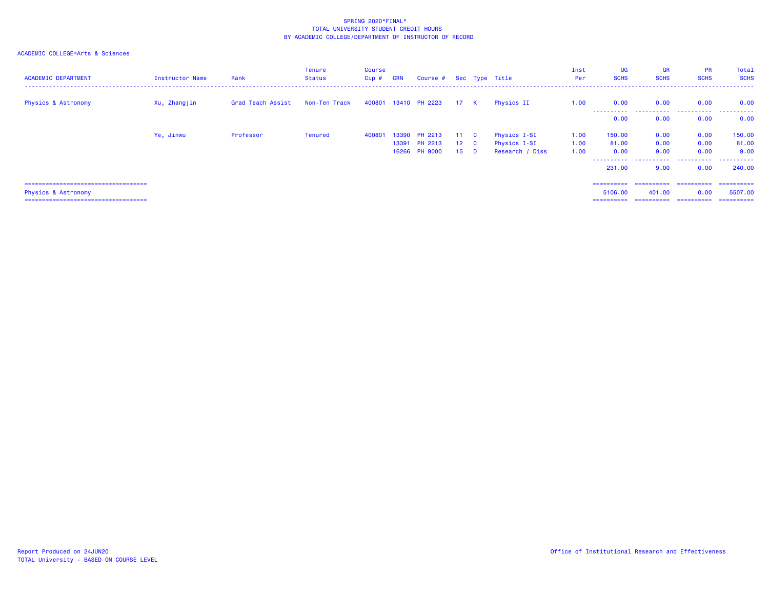SPRING 2020*FINAL*
TOTAL UNIVERSITY STUDENT CREDIT HOURS
BY ACADEMIC COLLEGE/DEPARTMENT OF INSTRUCTOR OF RECORD

ACADEMIC COLLEGE=Arts & Sciences

| ACADEMIC DEPARTMENT | Instructor Name | Rank | Tenure Status | Course Cip # | CRN | Course # | Sec | Type | Title | Inst Per | UG SCHS | GR SCHS | PR SCHS | Total SCHS |
|---|---|---|---|---|---|---|---|---|---|---|---|---|---|---|
| Physics & Astronomy | Xu, Zhangjin | Grad Teach Assist | Non-Ten Track | 400801 | 13410 | PH 2223 | 17 | K | Physics II | 1.00 | 0.00 | 0.00 | 0.00 | 0.00 |
| | | | | | | | | | | | 0.00 | 0.00 | 0.00 | 0.00 |
| | Ye, Jinwu | Professor | Tenured | 400801 | 13390 | PH 2213 | 11 | C | Physics I-SI | 1.00 | 150.00 | 0.00 | 0.00 | 150.00 |
| | | | | | 13391 | PH 2213 | 12 | C | Physics I-SI | 1.00 | 81.00 | 0.00 | 0.00 | 81.00 |
| | | | | | 16266 | PH 9000 | 15 | D | Research / Diss | 1.00 | 0.00 | 9.00 | 0.00 | 9.00 |
| | | | | | | | | | | | 231.00 | 9.00 | 0.00 | 240.00 |
| Physics & Astronomy | | | | | | | | | | | 5106.00 | 401.00 | 0.00 | 5507.00 |

Report Produced on 24JUN20
TOTAL University - BASED ON COURSE LEVEL

Office of Institutional Research and Effectiveness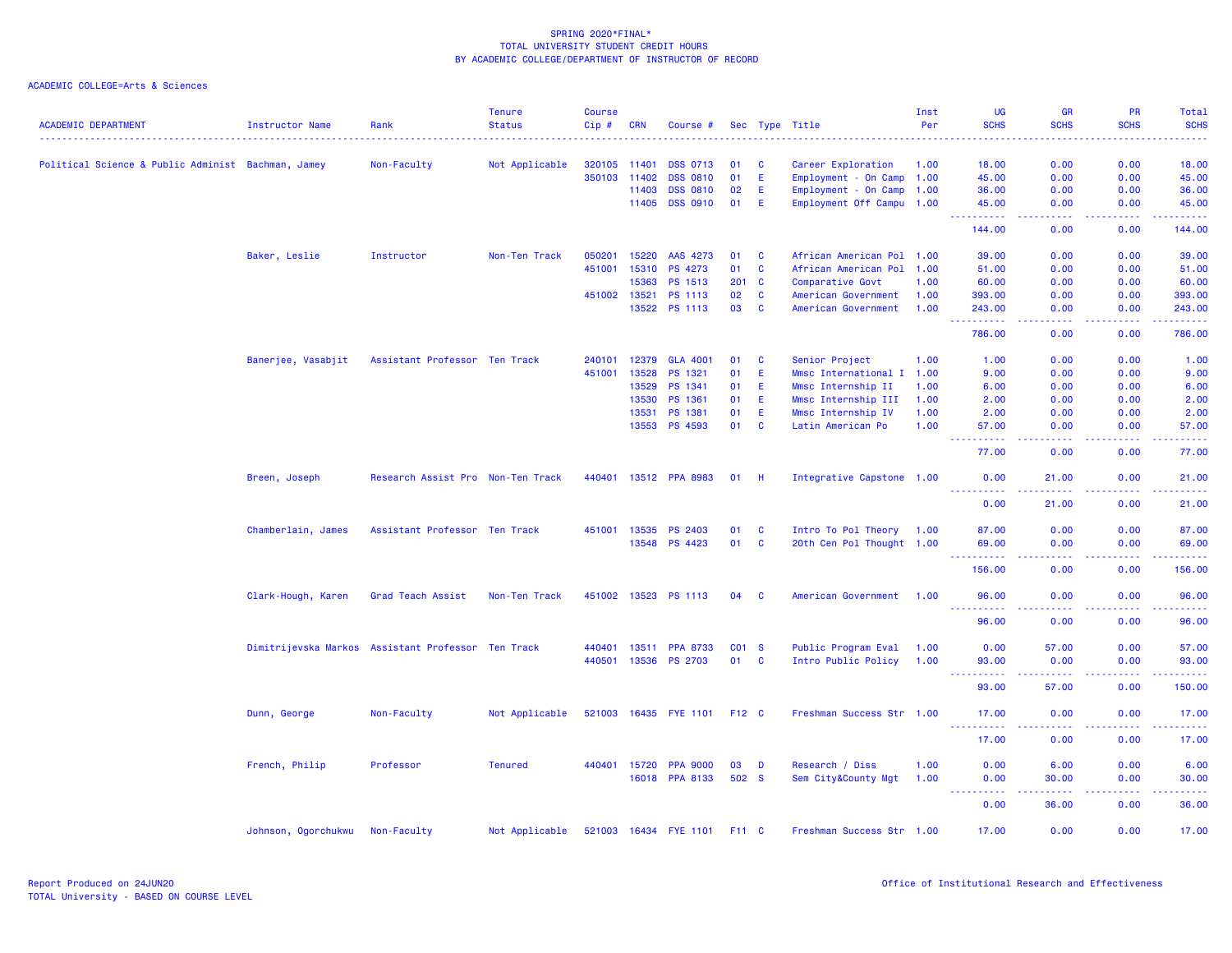SPRING 2020*FINAL*
TOTAL UNIVERSITY STUDENT CREDIT HOURS
BY ACADEMIC COLLEGE/DEPARTMENT OF INSTRUCTOR OF RECORD

ACADEMIC COLLEGE=Arts & Sciences

| ACADEMIC DEPARTMENT | Instructor Name | Rank | Tenure Status | Course Cip # | CRN | Course # | Sec | Type | Title | Inst Per | UG SCHS | GR SCHS | PR SCHS | Total SCHS |
|---|---|---|---|---|---|---|---|---|---|---|---|---|---|---|
| Political Science & Public Administ | Bachman, Jamey | Non-Faculty | Not Applicable | 320105 | 11401 | DSS 0713 | 01 | C | Career Exploration | 1.00 | 18.00 | 0.00 | 0.00 | 18.00 |
| | | | | 350103 | 11402 | DSS 0810 | 01 | E | Employment - On Camp | 1.00 | 45.00 | 0.00 | 0.00 | 45.00 |
| | | | | | 11403 | DSS 0810 | 02 | E | Employment - On Camp | 1.00 | 36.00 | 0.00 | 0.00 | 36.00 |
| | | | | | 11405 | DSS 0910 | 01 | E | Employment Off Campu | 1.00 | 45.00 | 0.00 | 0.00 | 45.00 |
| | | | | | | | | | | | 144.00 | 0.00 | 0.00 | 144.00 |
| | Baker, Leslie | Instructor | Non-Ten Track | 050201 | 15220 | AAS 4273 | 01 | C | African American Pol | 1.00 | 39.00 | 0.00 | 0.00 | 39.00 |
| | | | | 451001 | 15310 | PS 4273 | 01 | C | African American Pol | 1.00 | 51.00 | 0.00 | 0.00 | 51.00 |
| | | | | | 15363 | PS 1513 | 201 | C | Comparative Govt | 1.00 | 60.00 | 0.00 | 0.00 | 60.00 |
| | | | | 451002 | 13521 | PS 1113 | 02 | C | American Government | 1.00 | 393.00 | 0.00 | 0.00 | 393.00 |
| | | | | | 13522 | PS 1113 | 03 | C | American Government | 1.00 | 243.00 | 0.00 | 0.00 | 243.00 |
| | | | | | | | | | | | 786.00 | 0.00 | 0.00 | 786.00 |
| | Banerjee, Vasabjit | Assistant Professor | Ten Track | 240101 | 12379 | GLA 4001 | 01 | C | Senior Project | 1.00 | 1.00 | 0.00 | 0.00 | 1.00 |
| | | | | 451001 | 13528 | PS 1321 | 01 | E | Mmsc International I | 1.00 | 9.00 | 0.00 | 0.00 | 9.00 |
| | | | | | 13529 | PS 1341 | 01 | E | Mmsc Internship II | 1.00 | 6.00 | 0.00 | 0.00 | 6.00 |
| | | | | | 13530 | PS 1361 | 01 | E | Mmsc Internship III | 1.00 | 2.00 | 0.00 | 0.00 | 2.00 |
| | | | | | 13531 | PS 1381 | 01 | E | Mmsc Internship IV | 1.00 | 2.00 | 0.00 | 0.00 | 2.00 |
| | | | | | 13553 | PS 4593 | 01 | C | Latin American Po | 1.00 | 57.00 | 0.00 | 0.00 | 57.00 |
| | | | | | | | | | | | 77.00 | 0.00 | 0.00 | 77.00 |
| | Breen, Joseph | Research Assist Pro | Non-Ten Track | 440401 | 13512 | PPA 8983 | 01 | H | Integrative Capstone | 1.00 | 0.00 | 21.00 | 0.00 | 21.00 |
| | | | | | | | | | | | 0.00 | 21.00 | 0.00 | 21.00 |
| | Chamberlain, James | Assistant Professor | Ten Track | 451001 | 13535 | PS 2403 | 01 | C | Intro To Pol Theory | 1.00 | 87.00 | 0.00 | 0.00 | 87.00 |
| | | | | | 13548 | PS 4423 | 01 | C | 20th Cen Pol Thought | 1.00 | 69.00 | 0.00 | 0.00 | 69.00 |
| | | | | | | | | | | | 156.00 | 0.00 | 0.00 | 156.00 |
| | Clark-Hough, Karen | Grad Teach Assist | Non-Ten Track | 451002 | 13523 | PS 1113 | 04 | C | American Government | 1.00 | 96.00 | 0.00 | 0.00 | 96.00 |
| | | | | | | | | | | | 96.00 | 0.00 | 0.00 | 96.00 |
| | Dimitrijevska Markos | Assistant Professor | Ten Track | 440401 | 13511 | PPA 8733 | C01 | S | Public Program Eval | 1.00 | 0.00 | 57.00 | 0.00 | 57.00 |
| | | | | 440501 | 13536 | PS 2703 | 01 | C | Intro Public Policy | 1.00 | 93.00 | 0.00 | 0.00 | 93.00 |
| | | | | | | | | | | | 93.00 | 57.00 | 0.00 | 150.00 |
| | Dunn, George | Non-Faculty | Not Applicable | 521003 | 16435 | FYE 1101 | F12 | C | Freshman Success Str | 1.00 | 17.00 | 0.00 | 0.00 | 17.00 |
| | | | | | | | | | | | 17.00 | 0.00 | 0.00 | 17.00 |
| | French, Philip | Professor | Tenured | 440401 | 15720 | PPA 9000 | 03 | D | Research / Diss | 1.00 | 0.00 | 6.00 | 0.00 | 6.00 |
| | | | | | 16018 | PPA 8133 | 502 | S | Sem City&County Mgt | 1.00 | 0.00 | 30.00 | 0.00 | 30.00 |
| | | | | | | | | | | | 0.00 | 36.00 | 0.00 | 36.00 |
| | Johnson, Ogorchukwu | Non-Faculty | Not Applicable | 521003 | 16434 | FYE 1101 | F11 | C | Freshman Success Str | 1.00 | 17.00 | 0.00 | 0.00 | 17.00 |

Report Produced on 24JUN20
TOTAL University - BASED ON COURSE LEVEL

Office of Institutional Research and Effectiveness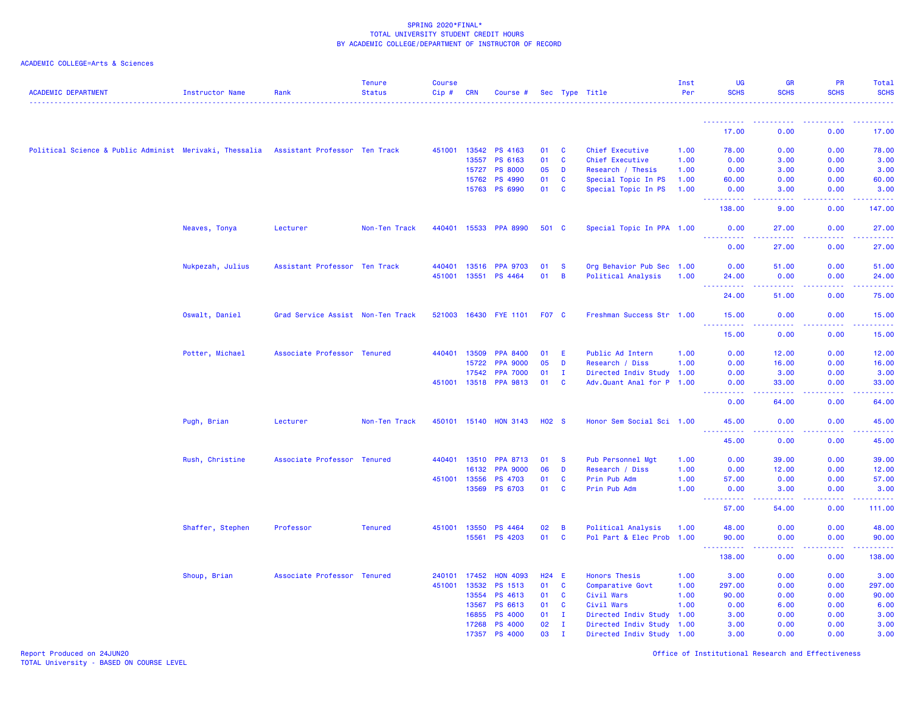# SPRING 2020*FINAL*
## TOTAL UNIVERSITY STUDENT CREDIT HOURS
## BY ACADEMIC COLLEGE/DEPARTMENT OF INSTRUCTOR OF RECORD

ACADEMIC COLLEGE=Arts & Sciences

| ACADEMIC DEPARTMENT | Instructor Name | Rank | Tenure Status | Course Cip # | CRN | Course # | Sec | Type | Title | Inst Per | UG SCHS | GR SCHS | PR SCHS | Total SCHS |
|---|---|---|---|---|---|---|---|---|---|---|---|---|---|---|
| | | | | | | | | | | | 17.00 | 0.00 | 0.00 | 17.00 |
| Political Science & Public Administ | Merivaki, Thessalia | Assistant Professor | Ten Track | 451001 | 13542 | PS 4163 | 01 | C | Chief Executive | 1.00 | 78.00 | 0.00 | 0.00 | 78.00 |
| | | | | | 13557 | PS 6163 | 01 | C | Chief Executive | 1.00 | 0.00 | 3.00 | 0.00 | 3.00 |
| | | | | | 15727 | PS 8000 | 05 | D | Research / Thesis | 1.00 | 0.00 | 3.00 | 0.00 | 3.00 |
| | | | | | 15762 | PS 4990 | 01 | C | Special Topic In PS | 1.00 | 60.00 | 0.00 | 0.00 | 60.00 |
| | | | | | 15763 | PS 6990 | 01 | C | Special Topic In PS | 1.00 | 0.00 | 3.00 | 0.00 | 3.00 |
| | | | | | | | | | | | 138.00 | 9.00 | 0.00 | 147.00 |
| | Neaves, Tonya | Lecturer | Non-Ten Track | 440401 | 15533 | PPA 8990 | 501 | C | Special Topic In PPA | 1.00 | 0.00 | 27.00 | 0.00 | 27.00 |
| | | | | | | | | | | | 0.00 | 27.00 | 0.00 | 27.00 |
| | Nukpezah, Julius | Assistant Professor | Ten Track | 440401 | 13516 | PPA 9703 | 01 | S | Org Behavior Pub Sec | 1.00 | 0.00 | 51.00 | 0.00 | 51.00 |
| | | | | 451001 | 13551 | PS 4464 | 01 | B | Political Analysis | 1.00 | 24.00 | 0.00 | 0.00 | 24.00 |
| | | | | | | | | | | | 24.00 | 51.00 | 0.00 | 75.00 |
| | Oswalt, Daniel | Grad Service Assist | Non-Ten Track | 521003 | 16430 | FYE 1101 | F07 | C | Freshman Success Str | 1.00 | 15.00 | 0.00 | 0.00 | 15.00 |
| | | | | | | | | | | | 15.00 | 0.00 | 0.00 | 15.00 |
| | Potter, Michael | Associate Professor | Tenured | 440401 | 13509 | PPA 8400 | 01 | E | Public Ad Intern | 1.00 | 0.00 | 12.00 | 0.00 | 12.00 |
| | | | | | 15722 | PPA 9000 | 05 | D | Research / Diss | 1.00 | 0.00 | 16.00 | 0.00 | 16.00 |
| | | | | | 17542 | PPA 7000 | 01 | I | Directed Indiv Study | 1.00 | 0.00 | 3.00 | 0.00 | 3.00 |
| | | | | 451001 | 13518 | PPA 9813 | 01 | C | Adv.Quant Anal for P | 1.00 | 0.00 | 33.00 | 0.00 | 33.00 |
| | | | | | | | | | | | 0.00 | 64.00 | 0.00 | 64.00 |
| | Pugh, Brian | Lecturer | Non-Ten Track | 450101 | 15140 | HON 3143 | H02 | S | Honor Sem Social Sci | 1.00 | 45.00 | 0.00 | 0.00 | 45.00 |
| | | | | | | | | | | | 45.00 | 0.00 | 0.00 | 45.00 |
| | Rush, Christine | Associate Professor | Tenured | 440401 | 13510 | PPA 8713 | 01 | S | Pub Personnel Mgt | 1.00 | 0.00 | 39.00 | 0.00 | 39.00 |
| | | | | | 16132 | PPA 9000 | 06 | D | Research / Diss | 1.00 | 0.00 | 12.00 | 0.00 | 12.00 |
| | | | | 451001 | 13556 | PS 4703 | 01 | C | Prin Pub Adm | 1.00 | 57.00 | 0.00 | 0.00 | 57.00 |
| | | | | | 13569 | PS 6703 | 01 | C | Prin Pub Adm | 1.00 | 0.00 | 3.00 | 0.00 | 3.00 |
| | | | | | | | | | | | 57.00 | 54.00 | 0.00 | 111.00 |
| | Shaffer, Stephen | Professor | Tenured | 451001 | 13550 | PS 4464 | 02 | B | Political Analysis | 1.00 | 48.00 | 0.00 | 0.00 | 48.00 |
| | | | | | 15561 | PS 4203 | 01 | C | Pol Part & Elec Prob | 1.00 | 90.00 | 0.00 | 0.00 | 90.00 |
| | | | | | | | | | | | 138.00 | 0.00 | 0.00 | 138.00 |
| | Shoup, Brian | Associate Professor | Tenured | 240101 | 17452 | HON 4093 | H24 | E | Honors Thesis | 1.00 | 3.00 | 0.00 | 0.00 | 3.00 |
| | | | | 451001 | 13532 | PS 1513 | 01 | C | Comparative Govt | 1.00 | 297.00 | 0.00 | 0.00 | 297.00 |
| | | | | | 13554 | PS 4613 | 01 | C | Civil Wars | 1.00 | 90.00 | 0.00 | 0.00 | 90.00 |
| | | | | | 13567 | PS 6613 | 01 | C | Civil Wars | 1.00 | 0.00 | 6.00 | 0.00 | 6.00 |
| | | | | | 16855 | PS 4000 | 01 | I | Directed Indiv Study | 1.00 | 3.00 | 0.00 | 0.00 | 3.00 |
| | | | | | 17268 | PS 4000 | 02 | I | Directed Indiv Study | 1.00 | 3.00 | 0.00 | 0.00 | 3.00 |
| | | | | | 17357 | PS 4000 | 03 | I | Directed Indiv Study | 1.00 | 3.00 | 0.00 | 0.00 | 3.00 |

Report Produced on 24JUN20
TOTAL University - BASED ON COURSE LEVEL

Office of Institutional Research and Effectiveness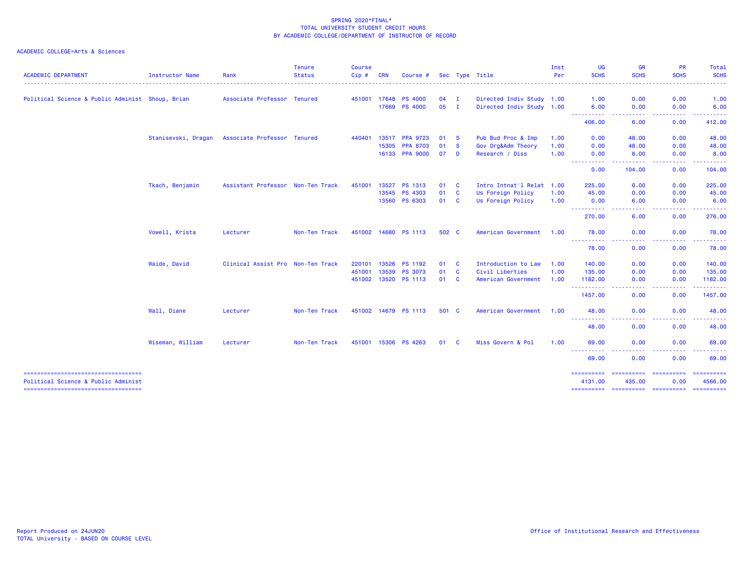SPRING 2020*FINAL*
TOTAL UNIVERSITY STUDENT CREDIT HOURS
BY ACADEMIC COLLEGE/DEPARTMENT OF INSTRUCTOR OF RECORD

ACADEMIC COLLEGE=Arts & Sciences

| ACADEMIC DEPARTMENT | Instructor Name | Rank | Tenure Status | Course Cip # | CRN | Course # | Sec | Type | Title | Inst Per | UG SCHS | GR SCHS | PR SCHS | Total SCHS |
|---|---|---|---|---|---|---|---|---|---|---|---|---|---|---|
| Political Science & Public Administ | Shoup, Brian | Associate Professor | Tenured | 451001 | 17648 | PS 4000 | 04 | I | Directed Indiv Study | 1.00 | 1.00 | 0.00 | 0.00 | 1.00 |
| | | | | | 17669 | PS 4000 | 05 | I | Directed Indiv Study | 1.00 | 6.00 | 0.00 | 0.00 | 6.00 |
| | | | | | | | | | | | 406.00 | 6.00 | 0.00 | 412.00 |
| | Stanisevski, Dragan | Associate Professor | Tenured | 440401 | 13517 | PPA 9723 | 01 | S | Pub Bud Proc & Imp | 1.00 | 0.00 | 48.00 | 0.00 | 48.00 |
| | | | | | 15305 | PPA 8703 | 01 | S | Gov Org&Adm Theory | 1.00 | 0.00 | 48.00 | 0.00 | 48.00 |
| | | | | | 16133 | PPA 9000 | 07 | D | Research / Diss | 1.00 | 0.00 | 8.00 | 0.00 | 8.00 |
| | | | | | | | | | | | 0.00 | 104.00 | 0.00 | 104.00 |
| | Tkach, Benjamin | Assistant Professor | Non-Ten Track | 451001 | 13527 | PS 1313 | 01 | C | Intro Intnat'l Relat | 1.00 | 225.00 | 0.00 | 0.00 | 225.00 |
| | | | | | 13545 | PS 4303 | 01 | C | Us Foreign Policy | 1.00 | 45.00 | 0.00 | 0.00 | 45.00 |
| | | | | | 13560 | PS 6303 | 01 | C | Us Foreign Policy | 1.00 | 0.00 | 6.00 | 0.00 | 6.00 |
| | | | | | | | | | | | 270.00 | 6.00 | 0.00 | 276.00 |
| | Vowell, Krista | Lecturer | Non-Ten Track | 451002 | 14680 | PS 1113 | 502 | C | American Government | 1.00 | 78.00 | 0.00 | 0.00 | 78.00 |
| | | | | | | | | | | | 78.00 | 0.00 | 0.00 | 78.00 |
| | Waide, David | Clinical Assist Pro | Non-Ten Track | 220101 | 13526 | PS 1192 | 01 | C | Introduction to Law | 1.00 | 140.00 | 0.00 | 0.00 | 140.00 |
| | | | | 451001 | 13539 | PS 3073 | 01 | C | Civil Liberties | 1.00 | 135.00 | 0.00 | 0.00 | 135.00 |
| | | | | 451002 | 13520 | PS 1113 | 01 | C | American Government | 1.00 | 1182.00 | 0.00 | 0.00 | 1182.00 |
| | | | | | | | | | | | 1457.00 | 0.00 | 0.00 | 1457.00 |
| | Wall, Diane | Lecturer | Non-Ten Track | 451002 | 14679 | PS 1113 | 501 | C | American Government | 1.00 | 48.00 | 0.00 | 0.00 | 48.00 |
| | | | | | | | | | | | 48.00 | 0.00 | 0.00 | 48.00 |
| | Wiseman, William | Lecturer | Non-Ten Track | 451001 | 15306 | PS 4263 | 01 | C | Miss Govern & Pol | 1.00 | 69.00 | 0.00 | 0.00 | 69.00 |
| | | | | | | | | | | | 69.00 | 0.00 | 0.00 | 69.00 |
| Political Science & Public Administ | | | | | | | | | | | 4131.00 | 435.00 | 0.00 | 4566.00 |

Report Produced on 24JUN20
TOTAL University - BASED ON COURSE LEVEL

Office of Institutional Research and Effectiveness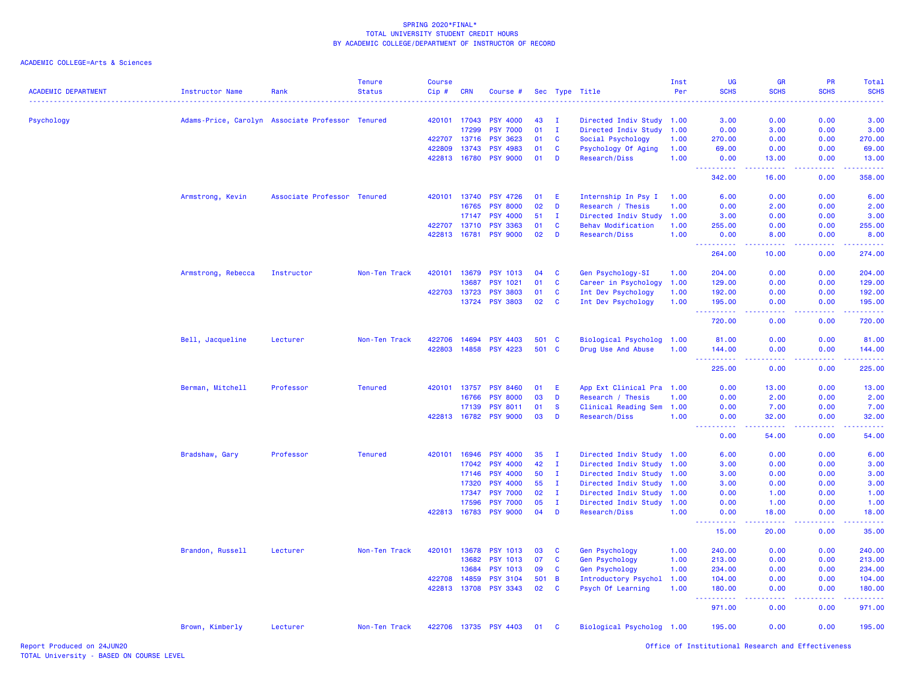SPRING 2020*FINAL*
TOTAL UNIVERSITY STUDENT CREDIT HOURS
BY ACADEMIC COLLEGE/DEPARTMENT OF INSTRUCTOR OF RECORD

ACADEMIC COLLEGE=Arts & Sciences

| ACADEMIC DEPARTMENT | Instructor Name | Rank | Tenure Status | Course Cip # | CRN | Course # | Sec | Type | Title | Inst Per | UG SCHS | GR SCHS | PR SCHS | Total SCHS |
|---|---|---|---|---|---|---|---|---|---|---|---|---|---|---|
| Psychology | Adams-Price, Carolyn | Associate Professor | Tenured | 420101 | 17043 | PSY 4000 | 43 | I | Directed Indiv Study | 1.00 | 3.00 | 0.00 | 0.00 | 3.00 |
| | | | | | 17299 | PSY 7000 | 01 | I | Directed Indiv Study | 1.00 | 0.00 | 3.00 | 0.00 | 3.00 |
| | | | | 422707 | 13716 | PSY 3623 | 01 | C | Social Psychology | 1.00 | 270.00 | 0.00 | 0.00 | 270.00 |
| | | | | 422809 | 13743 | PSY 4983 | 01 | C | Psychology Of Aging | 1.00 | 69.00 | 0.00 | 0.00 | 69.00 |
| | | | | 422813 | 16780 | PSY 9000 | 01 | D | Research/Diss | 1.00 | 0.00 | 13.00 | 0.00 | 13.00 |
| | | | | | | | | | | | 342.00 | 16.00 | 0.00 | 358.00 |
| | Armstrong, Kevin | Associate Professor | Tenured | 420101 | 13740 | PSY 4726 | 01 | E | Internship In Psy I | 1.00 | 6.00 | 0.00 | 0.00 | 6.00 |
| | | | | | 16765 | PSY 8000 | 02 | D | Research / Thesis | 1.00 | 0.00 | 2.00 | 0.00 | 2.00 |
| | | | | | 17147 | PSY 4000 | 51 | I | Directed Indiv Study | 1.00 | 3.00 | 0.00 | 0.00 | 3.00 |
| | | | | 422707 | 13710 | PSY 3363 | 01 | C | Behav Modification | 1.00 | 255.00 | 0.00 | 0.00 | 255.00 |
| | | | | 422813 | 16781 | PSY 9000 | 02 | D | Research/Diss | 1.00 | 0.00 | 8.00 | 0.00 | 8.00 |
| | | | | | | | | | | | 264.00 | 10.00 | 0.00 | 274.00 |
| | Armstrong, Rebecca | Instructor | Non-Ten Track | 420101 | 13679 | PSY 1013 | 04 | C | Gen Psychology-SI | 1.00 | 204.00 | 0.00 | 0.00 | 204.00 |
| | | | | | 13687 | PSY 1021 | 01 | C | Career in Psychology | 1.00 | 129.00 | 0.00 | 0.00 | 129.00 |
| | | | | 422703 | 13723 | PSY 3803 | 01 | C | Int Dev Psychology | 1.00 | 192.00 | 0.00 | 0.00 | 192.00 |
| | | | | | 13724 | PSY 3803 | 02 | C | Int Dev Psychology | 1.00 | 195.00 | 0.00 | 0.00 | 195.00 |
| | | | | | | | | | | | 720.00 | 0.00 | 0.00 | 720.00 |
| | Bell, Jacqueline | Lecturer | Non-Ten Track | 422706 | 14694 | PSY 4403 | 501 | C | Biological Psycholog | 1.00 | 81.00 | 0.00 | 0.00 | 81.00 |
| | | | | 422803 | 14858 | PSY 4223 | 501 | C | Drug Use And Abuse | 1.00 | 144.00 | 0.00 | 0.00 | 144.00 |
| | | | | | | | | | | | 225.00 | 0.00 | 0.00 | 225.00 |
| | Berman, Mitchell | Professor | Tenured | 420101 | 13757 | PSY 8460 | 01 | E | App Ext Clinical Pra | 1.00 | 0.00 | 13.00 | 0.00 | 13.00 |
| | | | | | 16766 | PSY 8000 | 03 | D | Research / Thesis | 1.00 | 0.00 | 2.00 | 0.00 | 2.00 |
| | | | | | 17139 | PSY 8011 | 01 | S | Clinical Reading Sem | 1.00 | 0.00 | 7.00 | 0.00 | 7.00 |
| | | | | 422813 | 16782 | PSY 9000 | 03 | D | Research/Diss | 1.00 | 0.00 | 32.00 | 0.00 | 32.00 |
| | | | | | | | | | | | 0.00 | 54.00 | 0.00 | 54.00 |
| | Bradshaw, Gary | Professor | Tenured | 420101 | 16946 | PSY 4000 | 35 | I | Directed Indiv Study | 1.00 | 6.00 | 0.00 | 0.00 | 6.00 |
| | | | | | 17042 | PSY 4000 | 42 | I | Directed Indiv Study | 1.00 | 3.00 | 0.00 | 0.00 | 3.00 |
| | | | | | 17146 | PSY 4000 | 50 | I | Directed Indiv Study | 1.00 | 3.00 | 0.00 | 0.00 | 3.00 |
| | | | | | 17320 | PSY 4000 | 55 | I | Directed Indiv Study | 1.00 | 3.00 | 0.00 | 0.00 | 3.00 |
| | | | | | 17347 | PSY 7000 | 02 | I | Directed Indiv Study | 1.00 | 0.00 | 1.00 | 0.00 | 1.00 |
| | | | | | 17596 | PSY 7000 | 05 | I | Directed Indiv Study | 1.00 | 0.00 | 1.00 | 0.00 | 1.00 |
| | | | | 422813 | 16783 | PSY 9000 | 04 | D | Research/Diss | 1.00 | 0.00 | 18.00 | 0.00 | 18.00 |
| | | | | | | | | | | | 15.00 | 20.00 | 0.00 | 35.00 |
| | Brandon, Russell | Lecturer | Non-Ten Track | 420101 | 13678 | PSY 1013 | 03 | C | Gen Psychology | 1.00 | 240.00 | 0.00 | 0.00 | 240.00 |
| | | | | | 13682 | PSY 1013 | 07 | C | Gen Psychology | 1.00 | 213.00 | 0.00 | 0.00 | 213.00 |
| | | | | | 13684 | PSY 1013 | 09 | C | Gen Psychology | 1.00 | 234.00 | 0.00 | 0.00 | 234.00 |
| | | | | 422708 | 14859 | PSY 3104 | 501 | B | Introductory Psychol | 1.00 | 104.00 | 0.00 | 0.00 | 104.00 |
| | | | | 422813 | 13708 | PSY 3343 | 02 | C | Psych Of Learning | 1.00 | 180.00 | 0.00 | 0.00 | 180.00 |
| | | | | | | | | | | | 971.00 | 0.00 | 0.00 | 971.00 |
| | Brown, Kimberly | Lecturer | Non-Ten Track | 422706 | 13735 | PSY 4403 | 01 | C | Biological Psycholog | 1.00 | 195.00 | 0.00 | 0.00 | 195.00 |

Report Produced on 24JUN20
TOTAL University - BASED ON COURSE LEVEL

Office of Institutional Research and Effectiveness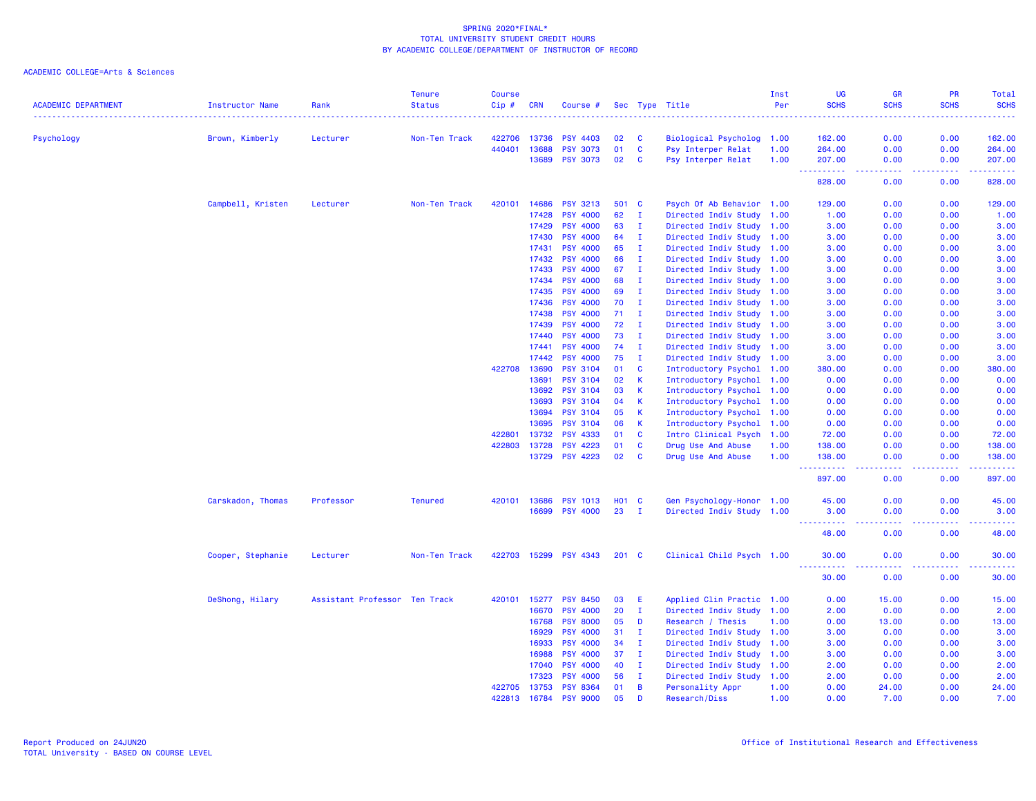SPRING 2020*FINAL*
TOTAL UNIVERSITY STUDENT CREDIT HOURS
BY ACADEMIC COLLEGE/DEPARTMENT OF INSTRUCTOR OF RECORD

ACADEMIC COLLEGE=Arts & Sciences

| ACADEMIC DEPARTMENT | Instructor Name | Rank | Tenure Status | Course Cip # | CRN | Course # | Sec | Type | Title | Inst Per | UG SCHS | GR SCHS | PR SCHS | Total SCHS |
|---|---|---|---|---|---|---|---|---|---|---|---|---|---|---|
| Psychology | Brown, Kimberly | Lecturer | Non-Ten Track | 422706 | 13736 | PSY 4403 | 02 | C | Biological Psycholog | 1.00 | 162.00 | 0.00 | 0.00 | 162.00 |
| | | | | 440401 | 13688 | PSY 3073 | 01 | C | Psy Interper Relat | 1.00 | 264.00 | 0.00 | 0.00 | 264.00 |
| | | | | | 13689 | PSY 3073 | 02 | C | Psy Interper Relat | 1.00 | 207.00 | 0.00 | 0.00 | 207.00 |
| | | | | | | | | | | | 828.00 | 0.00 | 0.00 | 828.00 |
| | Campbell, Kristen | Lecturer | Non-Ten Track | 420101 | 14686 | PSY 3213 | 501 | C | Psych Of Ab Behavior | 1.00 | 129.00 | 0.00 | 0.00 | 129.00 |
| | | | | | 17428 | PSY 4000 | 62 | I | Directed Indiv Study | 1.00 | 1.00 | 0.00 | 0.00 | 1.00 |
| | | | | | 17429 | PSY 4000 | 63 | I | Directed Indiv Study | 1.00 | 3.00 | 0.00 | 0.00 | 3.00 |
| | | | | | 17430 | PSY 4000 | 64 | I | Directed Indiv Study | 1.00 | 3.00 | 0.00 | 0.00 | 3.00 |
| | | | | | 17431 | PSY 4000 | 65 | I | Directed Indiv Study | 1.00 | 3.00 | 0.00 | 0.00 | 3.00 |
| | | | | | 17432 | PSY 4000 | 66 | I | Directed Indiv Study | 1.00 | 3.00 | 0.00 | 0.00 | 3.00 |
| | | | | | 17433 | PSY 4000 | 67 | I | Directed Indiv Study | 1.00 | 3.00 | 0.00 | 0.00 | 3.00 |
| | | | | | 17434 | PSY 4000 | 68 | I | Directed Indiv Study | 1.00 | 3.00 | 0.00 | 0.00 | 3.00 |
| | | | | | 17435 | PSY 4000 | 69 | I | Directed Indiv Study | 1.00 | 3.00 | 0.00 | 0.00 | 3.00 |
| | | | | | 17436 | PSY 4000 | 70 | I | Directed Indiv Study | 1.00 | 3.00 | 0.00 | 0.00 | 3.00 |
| | | | | | 17438 | PSY 4000 | 71 | I | Directed Indiv Study | 1.00 | 3.00 | 0.00 | 0.00 | 3.00 |
| | | | | | 17439 | PSY 4000 | 72 | I | Directed Indiv Study | 1.00 | 3.00 | 0.00 | 0.00 | 3.00 |
| | | | | | 17440 | PSY 4000 | 73 | I | Directed Indiv Study | 1.00 | 3.00 | 0.00 | 0.00 | 3.00 |
| | | | | | 17441 | PSY 4000 | 74 | I | Directed Indiv Study | 1.00 | 3.00 | 0.00 | 0.00 | 3.00 |
| | | | | | 17442 | PSY 4000 | 75 | I | Directed Indiv Study | 1.00 | 3.00 | 0.00 | 0.00 | 3.00 |
| | | | | 422708 | 13690 | PSY 3104 | 01 | C | Introductory Psychol | 1.00 | 380.00 | 0.00 | 0.00 | 380.00 |
| | | | | | 13691 | PSY 3104 | 02 | K | Introductory Psychol | 1.00 | 0.00 | 0.00 | 0.00 | 0.00 |
| | | | | | 13692 | PSY 3104 | 03 | K | Introductory Psychol | 1.00 | 0.00 | 0.00 | 0.00 | 0.00 |
| | | | | | 13693 | PSY 3104 | 04 | K | Introductory Psychol | 1.00 | 0.00 | 0.00 | 0.00 | 0.00 |
| | | | | | 13694 | PSY 3104 | 05 | K | Introductory Psychol | 1.00 | 0.00 | 0.00 | 0.00 | 0.00 |
| | | | | | 13695 | PSY 3104 | 06 | K | Introductory Psychol | 1.00 | 0.00 | 0.00 | 0.00 | 0.00 |
| | | | | 422801 | 13732 | PSY 4333 | 01 | C | Intro Clinical Psych | 1.00 | 72.00 | 0.00 | 0.00 | 72.00 |
| | | | | 422803 | 13728 | PSY 4223 | 01 | C | Drug Use And Abuse | 1.00 | 138.00 | 0.00 | 0.00 | 138.00 |
| | | | | | 13729 | PSY 4223 | 02 | C | Drug Use And Abuse | 1.00 | 138.00 | 0.00 | 0.00 | 138.00 |
| | | | | | | | | | | | 897.00 | 0.00 | 0.00 | 897.00 |
| | Carskadon, Thomas | Professor | Tenured | 420101 | 13686 | PSY 1013 | H01 | C | Gen Psychology-Honor | 1.00 | 45.00 | 0.00 | 0.00 | 45.00 |
| | | | | | 16699 | PSY 4000 | 23 | I | Directed Indiv Study | 1.00 | 3.00 | 0.00 | 0.00 | 3.00 |
| | | | | | | | | | | | 48.00 | 0.00 | 0.00 | 48.00 |
| | Cooper, Stephanie | Lecturer | Non-Ten Track | 422703 | 15299 | PSY 4343 | 201 | C | Clinical Child Psych | 1.00 | 30.00 | 0.00 | 0.00 | 30.00 |
| | | | | | | | | | | | 30.00 | 0.00 | 0.00 | 30.00 |
| | DeShong, Hilary | Assistant Professor | Ten Track | 420101 | 15277 | PSY 8450 | 03 | E | Applied Clin Practic | 1.00 | 0.00 | 15.00 | 0.00 | 15.00 |
| | | | | | 16670 | PSY 4000 | 20 | I | Directed Indiv Study | 1.00 | 2.00 | 0.00 | 0.00 | 2.00 |
| | | | | | 16768 | PSY 8000 | 05 | D | Research / Thesis | 1.00 | 0.00 | 13.00 | 0.00 | 13.00 |
| | | | | | 16929 | PSY 4000 | 31 | I | Directed Indiv Study | 1.00 | 3.00 | 0.00 | 0.00 | 3.00 |
| | | | | | 16933 | PSY 4000 | 34 | I | Directed Indiv Study | 1.00 | 3.00 | 0.00 | 0.00 | 3.00 |
| | | | | | 16988 | PSY 4000 | 37 | I | Directed Indiv Study | 1.00 | 3.00 | 0.00 | 0.00 | 3.00 |
| | | | | | 17040 | PSY 4000 | 40 | I | Directed Indiv Study | 1.00 | 2.00 | 0.00 | 0.00 | 2.00 |
| | | | | | 17323 | PSY 4000 | 56 | I | Directed Indiv Study | 1.00 | 2.00 | 0.00 | 0.00 | 2.00 |
| | | | | 422705 | 13753 | PSY 8364 | 01 | B | Personality Appr | 1.00 | 0.00 | 24.00 | 0.00 | 24.00 |
| | | | | 422813 | 16784 | PSY 9000 | 05 | D | Research/Diss | 1.00 | 0.00 | 7.00 | 0.00 | 7.00 |

Report Produced on 24JUN20
TOTAL University - BASED ON COURSE LEVEL

Office of Institutional Research and Effectiveness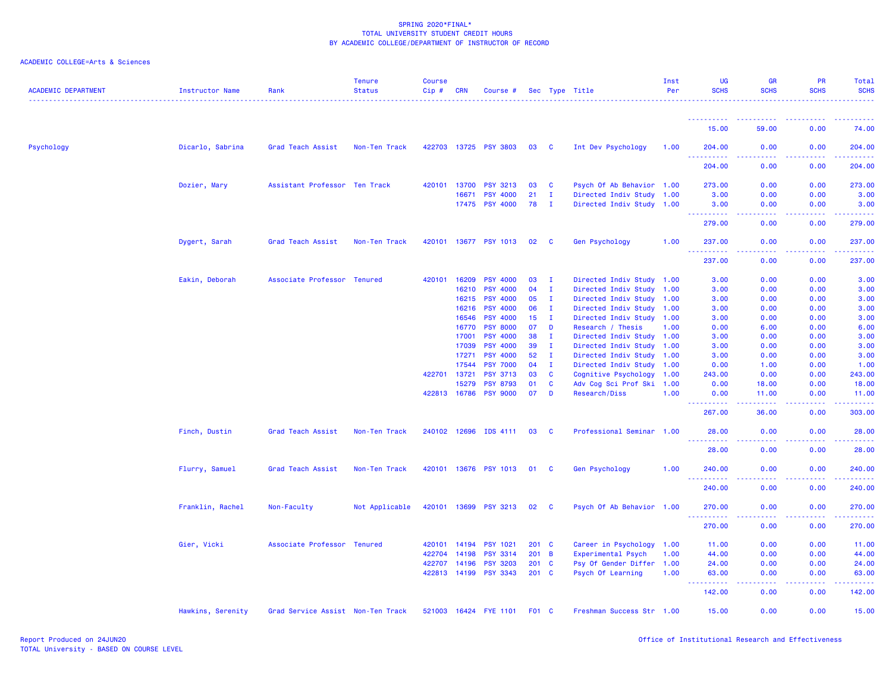SPRING 2020*FINAL*
TOTAL UNIVERSITY STUDENT CREDIT HOURS
BY ACADEMIC COLLEGE/DEPARTMENT OF INSTRUCTOR OF RECORD

ACADEMIC COLLEGE=Arts & Sciences

| ACADEMIC DEPARTMENT | Instructor Name | Rank | Tenure Status | Course Cip # | CRN | Course # | Sec | Type | Title | Inst Per | UG SCHS | GR SCHS | PR SCHS | Total SCHS |
|---|---|---|---|---|---|---|---|---|---|---|---|---|---|---|
| | | | | | | | | | | | 15.00 | 59.00 | 0.00 | 74.00 |
| Psychology | Dicarlo, Sabrina | Grad Teach Assist | Non-Ten Track | 422703 | 13725 | PSY 3803 | 03 | C | Int Dev Psychology | 1.00 | 204.00 | 0.00 | 0.00 | 204.00 |
| | | | | | | | | | | | 204.00 | 0.00 | 0.00 | 204.00 |
| | Dozier, Mary | Assistant Professor | Ten Track | 420101 | 13700 | PSY 3213 | 03 | C | Psych Of Ab Behavior | 1.00 | 273.00 | 0.00 | 0.00 | 273.00 |
| | | | | | 16671 | PSY 4000 | 21 | I | Directed Indiv Study | 1.00 | 3.00 | 0.00 | 0.00 | 3.00 |
| | | | | | 17475 | PSY 4000 | 78 | I | Directed Indiv Study | 1.00 | 3.00 | 0.00 | 0.00 | 3.00 |
| | | | | | | | | | | | 279.00 | 0.00 | 0.00 | 279.00 |
| | Dygert, Sarah | Grad Teach Assist | Non-Ten Track | 420101 | 13677 | PSY 1013 | 02 | C | Gen Psychology | 1.00 | 237.00 | 0.00 | 0.00 | 237.00 |
| | | | | | | | | | | | 237.00 | 0.00 | 0.00 | 237.00 |
| | Eakin, Deborah | Associate Professor | Tenured | 420101 | 16209 | PSY 4000 | 03 | I | Directed Indiv Study | 1.00 | 3.00 | 0.00 | 0.00 | 3.00 |
| | | | | | 16210 | PSY 4000 | 04 | I | Directed Indiv Study | 1.00 | 3.00 | 0.00 | 0.00 | 3.00 |
| | | | | | 16215 | PSY 4000 | 05 | I | Directed Indiv Study | 1.00 | 3.00 | 0.00 | 0.00 | 3.00 |
| | | | | | 16216 | PSY 4000 | 06 | I | Directed Indiv Study | 1.00 | 3.00 | 0.00 | 0.00 | 3.00 |
| | | | | | 16546 | PSY 4000 | 15 | I | Directed Indiv Study | 1.00 | 3.00 | 0.00 | 0.00 | 3.00 |
| | | | | | 16770 | PSY 8000 | 07 | D | Research / Thesis | 1.00 | 0.00 | 6.00 | 0.00 | 6.00 |
| | | | | | 17001 | PSY 4000 | 38 | I | Directed Indiv Study | 1.00 | 3.00 | 0.00 | 0.00 | 3.00 |
| | | | | | 17039 | PSY 4000 | 39 | I | Directed Indiv Study | 1.00 | 3.00 | 0.00 | 0.00 | 3.00 |
| | | | | | 17271 | PSY 4000 | 52 | I | Directed Indiv Study | 1.00 | 3.00 | 0.00 | 0.00 | 3.00 |
| | | | | | 17544 | PSY 7000 | 04 | I | Directed Indiv Study | 1.00 | 0.00 | 1.00 | 0.00 | 1.00 |
| | | | | 422701 | 13721 | PSY 3713 | 03 | C | Cognitive Psychology | 1.00 | 243.00 | 0.00 | 0.00 | 243.00 |
| | | | | | 15279 | PSY 8793 | 01 | C | Adv Cog Sci Prof Ski | 1.00 | 0.00 | 18.00 | 0.00 | 18.00 |
| | | | | 422813 | 16786 | PSY 9000 | 07 | D | Research/Diss | 1.00 | 0.00 | 11.00 | 0.00 | 11.00 |
| | | | | | | | | | | | 267.00 | 36.00 | 0.00 | 303.00 |
| | Finch, Dustin | Grad Teach Assist | Non-Ten Track | 240102 | 12696 | IDS 4111 | 03 | C | Professional Seminar | 1.00 | 28.00 | 0.00 | 0.00 | 28.00 |
| | | | | | | | | | | | 28.00 | 0.00 | 0.00 | 28.00 |
| | Flurry, Samuel | Grad Teach Assist | Non-Ten Track | 420101 | 13676 | PSY 1013 | 01 | C | Gen Psychology | 1.00 | 240.00 | 0.00 | 0.00 | 240.00 |
| | | | | | | | | | | | 240.00 | 0.00 | 0.00 | 240.00 |
| | Franklin, Rachel | Non-Faculty | Not Applicable | 420101 | 13699 | PSY 3213 | 02 | C | Psych Of Ab Behavior | 1.00 | 270.00 | 0.00 | 0.00 | 270.00 |
| | | | | | | | | | | | 270.00 | 0.00 | 0.00 | 270.00 |
| | Gier, Vicki | Associate Professor | Tenured | 420101 | 14194 | PSY 1021 | 201 | C | Career in Psychology | 1.00 | 11.00 | 0.00 | 0.00 | 11.00 |
| | | | | 422704 | 14198 | PSY 3314 | 201 | B | Experimental Psych | 1.00 | 44.00 | 0.00 | 0.00 | 44.00 |
| | | | | 422707 | 14196 | PSY 3203 | 201 | C | Psy Of Gender Differ | 1.00 | 24.00 | 0.00 | 0.00 | 24.00 |
| | | | | 422813 | 14199 | PSY 3343 | 201 | C | Psych Of Learning | 1.00 | 63.00 | 0.00 | 0.00 | 63.00 |
| | | | | | | | | | | | 142.00 | 0.00 | 0.00 | 142.00 |
| | Hawkins, Serenity | Grad Service Assist | Non-Ten Track | 521003 | 16424 | FYE 1101 | F01 | C | Freshman Success Str | 1.00 | 15.00 | 0.00 | 0.00 | 15.00 |

Report Produced on 24JUN20
TOTAL University - BASED ON COURSE LEVEL

Office of Institutional Research and Effectiveness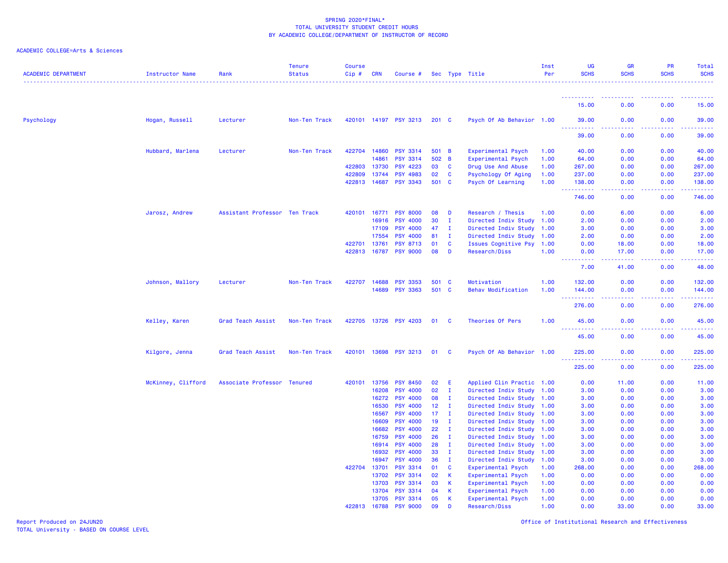SPRING 2020*FINAL*
TOTAL UNIVERSITY STUDENT CREDIT HOURS
BY ACADEMIC COLLEGE/DEPARTMENT OF INSTRUCTOR OF RECORD

ACADEMIC COLLEGE=Arts & Sciences

| ACADEMIC DEPARTMENT | Instructor Name | Rank | Tenure Status | Course Cip # | CRN | Course # | Sec | Type | Title | Inst Per | UG SCHS | GR SCHS | PR SCHS | Total SCHS |
|---|---|---|---|---|---|---|---|---|---|---|---|---|---|---|
| | | | | | | | | | | | 15.00 | 0.00 | 0.00 | 15.00 |
| Psychology | Hogan, Russell | Lecturer | Non-Ten Track | 420101 | 14197 | PSY 3213 | 201 | C | Psych Of Ab Behavior | 1.00 | 39.00 | 0.00 | 0.00 | 39.00 |
| | | | | | | | | | | | 39.00 | 0.00 | 0.00 | 39.00 |
| | Hubbard, Marlena | Lecturer | Non-Ten Track | 422704 | 14860 | PSY 3314 | 501 | B | Experimental Psych | 1.00 | 40.00 | 0.00 | 0.00 | 40.00 |
| | | | | | 14861 | PSY 3314 | 502 | B | Experimental Psych | 1.00 | 64.00 | 0.00 | 0.00 | 64.00 |
| | | | | 422803 | 13730 | PSY 4223 | 03 | C | Drug Use And Abuse | 1.00 | 267.00 | 0.00 | 0.00 | 267.00 |
| | | | | 422809 | 13744 | PSY 4983 | 02 | C | Psychology Of Aging | 1.00 | 237.00 | 0.00 | 0.00 | 237.00 |
| | | | | 422813 | 14687 | PSY 3343 | 501 | C | Psych Of Learning | 1.00 | 138.00 | 0.00 | 0.00 | 138.00 |
| | | | | | | | | | | | 746.00 | 0.00 | 0.00 | 746.00 |
| | Jarosz, Andrew | Assistant Professor | Ten Track | 420101 | 16771 | PSY 8000 | 08 | D | Research / Thesis | 1.00 | 0.00 | 6.00 | 0.00 | 6.00 |
| | | | | | 16916 | PSY 4000 | 30 | I | Directed Indiv Study | 1.00 | 2.00 | 0.00 | 0.00 | 2.00 |
| | | | | | 17109 | PSY 4000 | 47 | I | Directed Indiv Study | 1.00 | 3.00 | 0.00 | 0.00 | 3.00 |
| | | | | | 17554 | PSY 4000 | 81 | I | Directed Indiv Study | 1.00 | 2.00 | 0.00 | 0.00 | 2.00 |
| | | | | 422701 | 13761 | PSY 8713 | 01 | C | Issues Cognitive Psy | 1.00 | 0.00 | 18.00 | 0.00 | 18.00 |
| | | | | 422813 | 16787 | PSY 9000 | 08 | D | Research/Diss | 1.00 | 0.00 | 17.00 | 0.00 | 17.00 |
| | | | | | | | | | | | 7.00 | 41.00 | 0.00 | 48.00 |
| | Johnson, Mallory | Lecturer | Non-Ten Track | 422707 | 14688 | PSY 3353 | 501 | C | Motivation | 1.00 | 132.00 | 0.00 | 0.00 | 132.00 |
| | | | | | 14689 | PSY 3363 | 501 | C | Behav Modification | 1.00 | 144.00 | 0.00 | 0.00 | 144.00 |
| | | | | | | | | | | | 276.00 | 0.00 | 0.00 | 276.00 |
| | Kelley, Karen | Grad Teach Assist | Non-Ten Track | 422705 | 13726 | PSY 4203 | 01 | C | Theories Of Pers | 1.00 | 45.00 | 0.00 | 0.00 | 45.00 |
| | | | | | | | | | | | 45.00 | 0.00 | 0.00 | 45.00 |
| | Kilgore, Jenna | Grad Teach Assist | Non-Ten Track | 420101 | 13698 | PSY 3213 | 01 | C | Psych Of Ab Behavior | 1.00 | 225.00 | 0.00 | 0.00 | 225.00 |
| | | | | | | | | | | | 225.00 | 0.00 | 0.00 | 225.00 |
| | McKinney, Clifford | Associate Professor | Tenured | 420101 | 13756 | PSY 8450 | 02 | E | Applied Clin Practic | 1.00 | 0.00 | 11.00 | 0.00 | 11.00 |
| | | | | | 16208 | PSY 4000 | 02 | I | Directed Indiv Study | 1.00 | 3.00 | 0.00 | 0.00 | 3.00 |
| | | | | | 16272 | PSY 4000 | 08 | I | Directed Indiv Study | 1.00 | 3.00 | 0.00 | 0.00 | 3.00 |
| | | | | | 16530 | PSY 4000 | 12 | I | Directed Indiv Study | 1.00 | 3.00 | 0.00 | 0.00 | 3.00 |
| | | | | | 16567 | PSY 4000 | 17 | I | Directed Indiv Study | 1.00 | 3.00 | 0.00 | 0.00 | 3.00 |
| | | | | | 16609 | PSY 4000 | 19 | I | Directed Indiv Study | 1.00 | 3.00 | 0.00 | 0.00 | 3.00 |
| | | | | | 16682 | PSY 4000 | 22 | I | Directed Indiv Study | 1.00 | 3.00 | 0.00 | 0.00 | 3.00 |
| | | | | | 16759 | PSY 4000 | 26 | I | Directed Indiv Study | 1.00 | 3.00 | 0.00 | 0.00 | 3.00 |
| | | | | | 16914 | PSY 4000 | 28 | I | Directed Indiv Study | 1.00 | 3.00 | 0.00 | 0.00 | 3.00 |
| | | | | | 16932 | PSY 4000 | 33 | I | Directed Indiv Study | 1.00 | 3.00 | 0.00 | 0.00 | 3.00 |
| | | | | | 16947 | PSY 4000 | 36 | I | Directed Indiv Study | 1.00 | 3.00 | 0.00 | 0.00 | 3.00 |
| | | | | 422704 | 13701 | PSY 3314 | 01 | C | Experimental Psych | 1.00 | 268.00 | 0.00 | 0.00 | 268.00 |
| | | | | | 13702 | PSY 3314 | 02 | K | Experimental Psych | 1.00 | 0.00 | 0.00 | 0.00 | 0.00 |
| | | | | | 13703 | PSY 3314 | 03 | K | Experimental Psych | 1.00 | 0.00 | 0.00 | 0.00 | 0.00 |
| | | | | | 13704 | PSY 3314 | 04 | K | Experimental Psych | 1.00 | 0.00 | 0.00 | 0.00 | 0.00 |
| | | | | | 13705 | PSY 3314 | 05 | K | Experimental Psych | 1.00 | 0.00 | 0.00 | 0.00 | 0.00 |
| | | | | 422813 | 16788 | PSY 9000 | 09 | D | Research/Diss | 1.00 | 0.00 | 33.00 | 0.00 | 33.00 |

Report Produced on 24JUN20
TOTAL University - BASED ON COURSE LEVEL

Office of Institutional Research and Effectiveness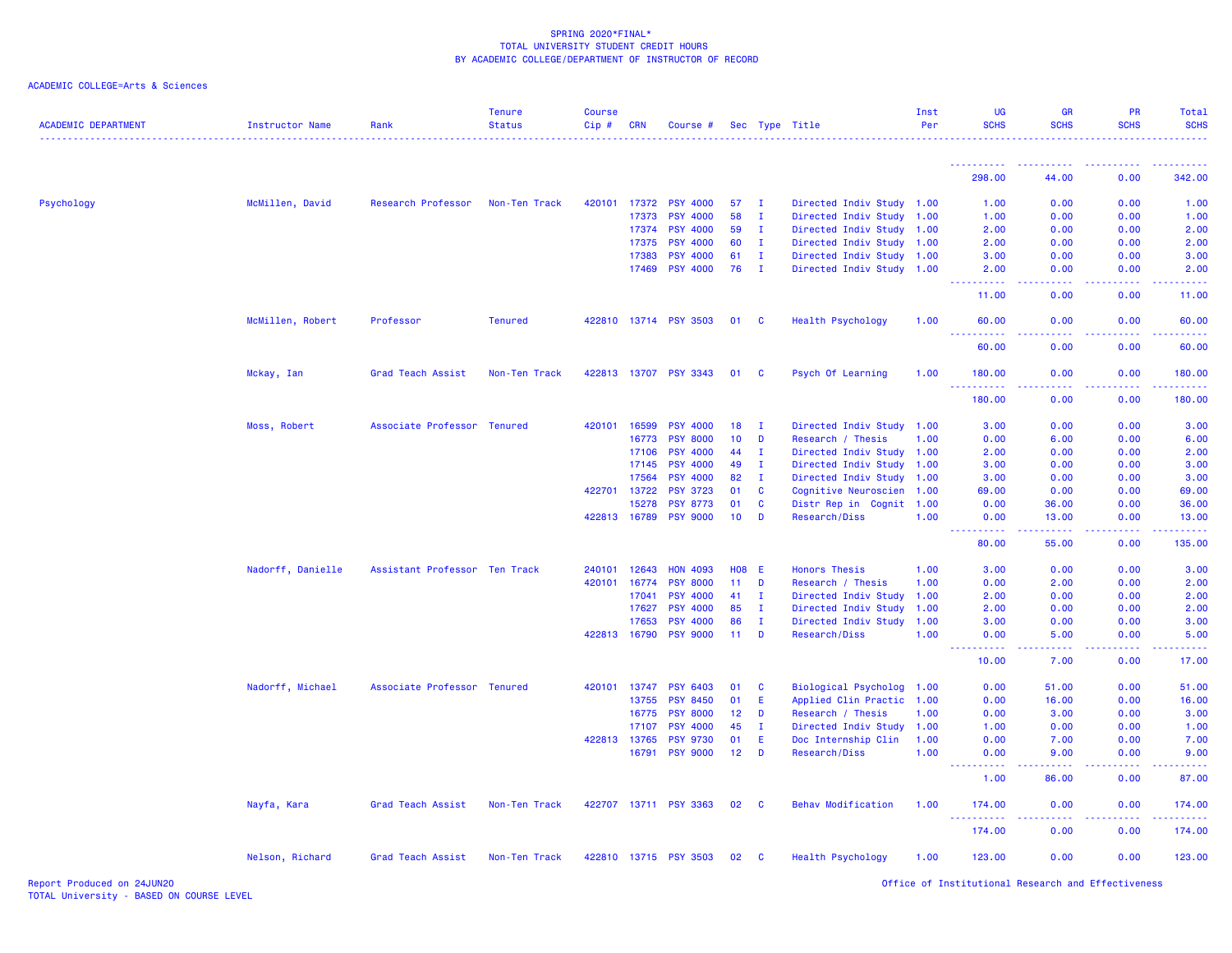SPRING 2020*FINAL*
TOTAL UNIVERSITY STUDENT CREDIT HOURS
BY ACADEMIC COLLEGE/DEPARTMENT OF INSTRUCTOR OF RECORD

ACADEMIC COLLEGE=Arts & Sciences

| ACADEMIC DEPARTMENT | Instructor Name | Rank | Tenure Status | Course Cip # | CRN | Course # | Sec | Type | Title | Inst Per | UG SCHS | GR SCHS | PR SCHS | Total SCHS |
|---|---|---|---|---|---|---|---|---|---|---|---|---|---|---|
| | | | | | | | | | | | 298.00 | 44.00 | 0.00 | 342.00 |
| Psychology | McMillen, David | Research Professor | Non-Ten Track | 420101 | 17372 | PSY 4000 | 57 | I | Directed Indiv Study | 1.00 | 1.00 | 0.00 | 0.00 | 1.00 |
| | | | | | 17373 | PSY 4000 | 58 | I | Directed Indiv Study | 1.00 | 1.00 | 0.00 | 0.00 | 1.00 |
| | | | | | 17374 | PSY 4000 | 59 | I | Directed Indiv Study | 1.00 | 2.00 | 0.00 | 0.00 | 2.00 |
| | | | | | 17375 | PSY 4000 | 60 | I | Directed Indiv Study | 1.00 | 2.00 | 0.00 | 0.00 | 2.00 |
| | | | | | 17383 | PSY 4000 | 61 | I | Directed Indiv Study | 1.00 | 3.00 | 0.00 | 0.00 | 3.00 |
| | | | | | 17469 | PSY 4000 | 76 | I | Directed Indiv Study | 1.00 | 2.00 | 0.00 | 0.00 | 2.00 |
| | | | | | | | | | | | 11.00 | 0.00 | 0.00 | 11.00 |
| | McMillen, Robert | Professor | Tenured | 422810 | 13714 | PSY 3503 | 01 | C | Health Psychology | 1.00 | 60.00 | 0.00 | 0.00 | 60.00 |
| | | | | | | | | | | | 60.00 | 0.00 | 0.00 | 60.00 |
| | Mckay, Ian | Grad Teach Assist | Non-Ten Track | 422813 | 13707 | PSY 3343 | 01 | C | Psych Of Learning | 1.00 | 180.00 | 0.00 | 0.00 | 180.00 |
| | | | | | | | | | | | 180.00 | 0.00 | 0.00 | 180.00 |
| | Moss, Robert | Associate Professor | Tenured | 420101 | 16599 | PSY 4000 | 18 | I | Directed Indiv Study | 1.00 | 3.00 | 0.00 | 0.00 | 3.00 |
| | | | | | 16773 | PSY 8000 | 10 | D | Research / Thesis | 1.00 | 0.00 | 6.00 | 0.00 | 6.00 |
| | | | | | 17106 | PSY 4000 | 44 | I | Directed Indiv Study | 1.00 | 2.00 | 0.00 | 0.00 | 2.00 |
| | | | | | 17145 | PSY 4000 | 49 | I | Directed Indiv Study | 1.00 | 3.00 | 0.00 | 0.00 | 3.00 |
| | | | | | 17564 | PSY 4000 | 82 | I | Directed Indiv Study | 1.00 | 3.00 | 0.00 | 0.00 | 3.00 |
| | | | | 422701 | 13722 | PSY 3723 | 01 | C | Cognitive Neuroscien | 1.00 | 69.00 | 0.00 | 0.00 | 69.00 |
| | | | | | 15278 | PSY 8773 | 01 | C | Distr Rep in Cognit | 1.00 | 0.00 | 36.00 | 0.00 | 36.00 |
| | | | | 422813 | 16789 | PSY 9000 | 10 | D | Research/Diss | 1.00 | 0.00 | 13.00 | 0.00 | 13.00 |
| | | | | | | | | | | | 80.00 | 55.00 | 0.00 | 135.00 |
| | Nadorff, Danielle | Assistant Professor | Ten Track | 240101 | 12643 | HON 4093 | H08 | E | Honors Thesis | 1.00 | 3.00 | 0.00 | 0.00 | 3.00 |
| | | | | 420101 | 16774 | PSY 8000 | 11 | D | Research / Thesis | 1.00 | 0.00 | 2.00 | 0.00 | 2.00 |
| | | | | | 17041 | PSY 4000 | 41 | I | Directed Indiv Study | 1.00 | 2.00 | 0.00 | 0.00 | 2.00 |
| | | | | | 17627 | PSY 4000 | 85 | I | Directed Indiv Study | 1.00 | 2.00 | 0.00 | 0.00 | 2.00 |
| | | | | | 17653 | PSY 4000 | 86 | I | Directed Indiv Study | 1.00 | 3.00 | 0.00 | 0.00 | 3.00 |
| | | | | 422813 | 16790 | PSY 9000 | 11 | D | Research/Diss | 1.00 | 0.00 | 5.00 | 0.00 | 5.00 |
| | | | | | | | | | | | 10.00 | 7.00 | 0.00 | 17.00 |
| | Nadorff, Michael | Associate Professor | Tenured | 420101 | 13747 | PSY 6403 | 01 | C | Biological Psycholog | 1.00 | 0.00 | 51.00 | 0.00 | 51.00 |
| | | | | | 13755 | PSY 8450 | 01 | E | Applied Clin Practic | 1.00 | 0.00 | 16.00 | 0.00 | 16.00 |
| | | | | | 16775 | PSY 8000 | 12 | D | Research / Thesis | 1.00 | 0.00 | 3.00 | 0.00 | 3.00 |
| | | | | | 17107 | PSY 4000 | 45 | I | Directed Indiv Study | 1.00 | 1.00 | 0.00 | 0.00 | 1.00 |
| | | | | 422813 | 13765 | PSY 9730 | 01 | E | Doc Internship Clin | 1.00 | 0.00 | 7.00 | 0.00 | 7.00 |
| | | | | | 16791 | PSY 9000 | 12 | D | Research/Diss | 1.00 | 0.00 | 9.00 | 0.00 | 9.00 |
| | | | | | | | | | | | 1.00 | 86.00 | 0.00 | 87.00 |
| | Nayfa, Kara | Grad Teach Assist | Non-Ten Track | 422707 | 13711 | PSY 3363 | 02 | C | Behav Modification | 1.00 | 174.00 | 0.00 | 0.00 | 174.00 |
| | | | | | | | | | | | 174.00 | 0.00 | 0.00 | 174.00 |
| | Nelson, Richard | Grad Teach Assist | Non-Ten Track | 422810 | 13715 | PSY 3503 | 02 | C | Health Psychology | 1.00 | 123.00 | 0.00 | 0.00 | 123.00 |

Report Produced on 24JUN20
TOTAL University - BASED ON COURSE LEVEL
Office of Institutional Research and Effectiveness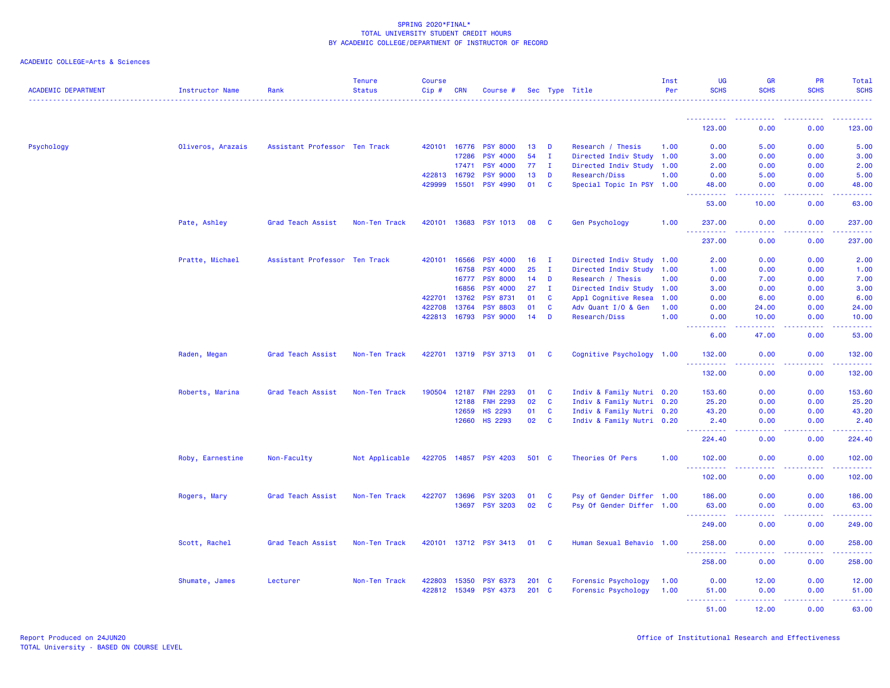SPRING 2020*FINAL*
TOTAL UNIVERSITY STUDENT CREDIT HOURS
BY ACADEMIC COLLEGE/DEPARTMENT OF INSTRUCTOR OF RECORD

ACADEMIC COLLEGE=Arts & Sciences

| ACADEMIC DEPARTMENT | Instructor Name | Rank | Tenure Status | Course Cip # | CRN | Course # | Sec | Type | Title | Inst Per | UG SCHS | GR SCHS | PR SCHS | Total SCHS |
|---|---|---|---|---|---|---|---|---|---|---|---|---|---|---|
| | | | | | | | | | | | 123.00 | 0.00 | 0.00 | 123.00 |
| Psychology | Oliveros, Arazais | Assistant Professor | Ten Track | 420101 | 16776 | PSY 8000 | 13 | D | Research / Thesis | 1.00 | 0.00 | 5.00 | 0.00 | 5.00 |
| | | | | | 17286 | PSY 4000 | 54 | I | Directed Indiv Study | 1.00 | 3.00 | 0.00 | 0.00 | 3.00 |
| | | | | | 17471 | PSY 4000 | 77 | I | Directed Indiv Study | 1.00 | 2.00 | 0.00 | 0.00 | 2.00 |
| | | | | 422813 | 16792 | PSY 9000 | 13 | D | Research/Diss | 1.00 | 0.00 | 5.00 | 0.00 | 5.00 |
| | | | | 429999 | 15501 | PSY 4990 | 01 | C | Special Topic In PSY | 1.00 | 48.00 | 0.00 | 0.00 | 48.00 |
| | | | | | | | | | | | 53.00 | 10.00 | 0.00 | 63.00 |
| | Pate, Ashley | Grad Teach Assist | Non-Ten Track | 420101 | 13683 | PSY 1013 | 08 | C | Gen Psychology | 1.00 | 237.00 | 0.00 | 0.00 | 237.00 |
| | | | | | | | | | | | 237.00 | 0.00 | 0.00 | 237.00 |
| | Pratte, Michael | Assistant Professor | Ten Track | 420101 | 16566 | PSY 4000 | 16 | I | Directed Indiv Study | 1.00 | 2.00 | 0.00 | 0.00 | 2.00 |
| | | | | | 16758 | PSY 4000 | 25 | I | Directed Indiv Study | 1.00 | 1.00 | 0.00 | 0.00 | 1.00 |
| | | | | | 16777 | PSY 8000 | 14 | D | Research / Thesis | 1.00 | 0.00 | 7.00 | 0.00 | 7.00 |
| | | | | | 16856 | PSY 4000 | 27 | I | Directed Indiv Study | 1.00 | 3.00 | 0.00 | 0.00 | 3.00 |
| | | | | 422701 | 13762 | PSY 8731 | 01 | C | Appl Cognitive Resea | 1.00 | 0.00 | 6.00 | 0.00 | 6.00 |
| | | | | 422708 | 13764 | PSY 8803 | 01 | C | Adv Quant I/O & Gen | 1.00 | 0.00 | 24.00 | 0.00 | 24.00 |
| | | | | 422813 | 16793 | PSY 9000 | 14 | D | Research/Diss | 1.00 | 0.00 | 10.00 | 0.00 | 10.00 |
| | | | | | | | | | | | 6.00 | 47.00 | 0.00 | 53.00 |
| | Raden, Megan | Grad Teach Assist | Non-Ten Track | 422701 | 13719 | PSY 3713 | 01 | C | Cognitive Psychology | 1.00 | 132.00 | 0.00 | 0.00 | 132.00 |
| | | | | | | | | | | | 132.00 | 0.00 | 0.00 | 132.00 |
| | Roberts, Marina | Grad Teach Assist | Non-Ten Track | 190504 | 12187 | FNH 2293 | 01 | C | Indiv & Family Nutri | 0.20 | 153.60 | 0.00 | 0.00 | 153.60 |
| | | | | | 12188 | FNH 2293 | 02 | C | Indiv & Family Nutri | 0.20 | 25.20 | 0.00 | 0.00 | 25.20 |
| | | | | | 12659 | HS 2293 | 01 | C | Indiv & Family Nutri | 0.20 | 43.20 | 0.00 | 0.00 | 43.20 |
| | | | | | 12660 | HS 2293 | 02 | C | Indiv & Family Nutri | 0.20 | 2.40 | 0.00 | 0.00 | 2.40 |
| | | | | | | | | | | | 224.40 | 0.00 | 0.00 | 224.40 |
| | Roby, Earnestine | Non-Faculty | Not Applicable | 422705 | 14857 | PSY 4203 | 501 | C | Theories Of Pers | 1.00 | 102.00 | 0.00 | 0.00 | 102.00 |
| | | | | | | | | | | | 102.00 | 0.00 | 0.00 | 102.00 |
| | Rogers, Mary | Grad Teach Assist | Non-Ten Track | 422707 | 13696 | PSY 3203 | 01 | C | Psy of Gender Differ | 1.00 | 186.00 | 0.00 | 0.00 | 186.00 |
| | | | | | 13697 | PSY 3203 | 02 | C | Psy Of Gender Differ | 1.00 | 63.00 | 0.00 | 0.00 | 63.00 |
| | | | | | | | | | | | 249.00 | 0.00 | 0.00 | 249.00 |
| | Scott, Rachel | Grad Teach Assist | Non-Ten Track | 420101 | 13712 | PSY 3413 | 01 | C | Human Sexual Behavio | 1.00 | 258.00 | 0.00 | 0.00 | 258.00 |
| | | | | | | | | | | | 258.00 | 0.00 | 0.00 | 258.00 |
| | Shumate, James | Lecturer | Non-Ten Track | 422803 | 15350 | PSY 6373 | 201 | C | Forensic Psychology | 1.00 | 0.00 | 12.00 | 0.00 | 12.00 |
| | | | | 422812 | 15349 | PSY 4373 | 201 | C | Forensic Psychology | 1.00 | 51.00 | 0.00 | 0.00 | 51.00 |
| | | | | | | | | | | | 51.00 | 12.00 | 0.00 | 63.00 |

Report Produced on 24JUN20
TOTAL University - BASED ON COURSE LEVEL

Office of Institutional Research and Effectiveness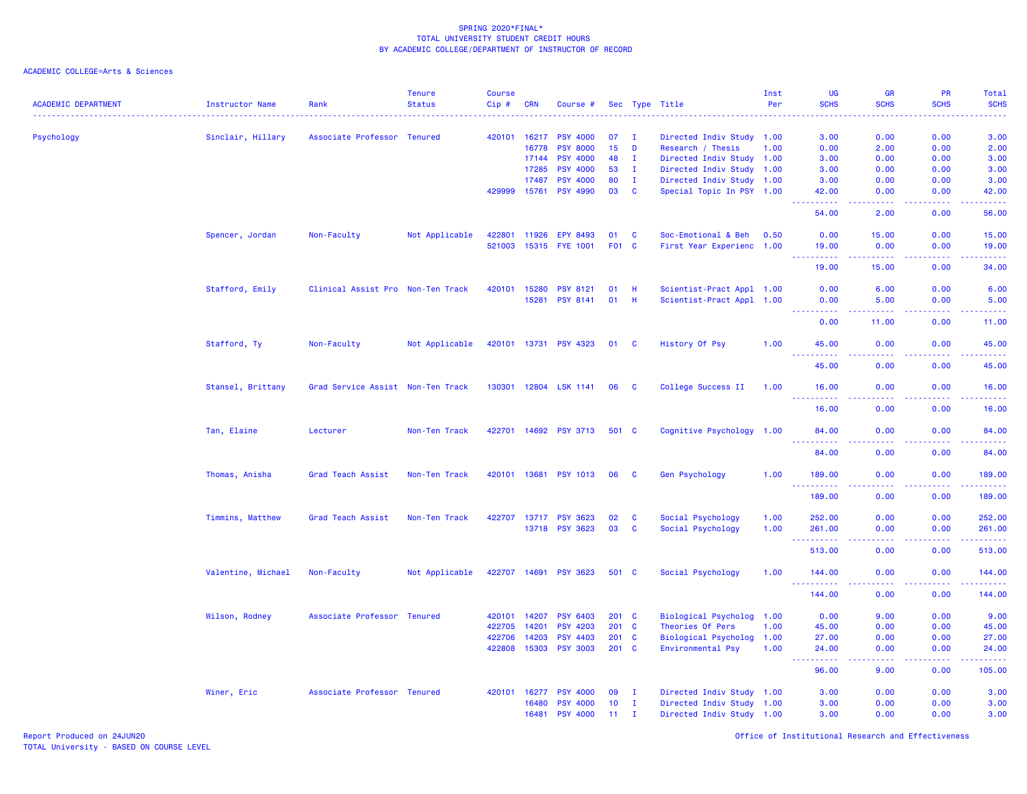SPRING 2020*FINAL*
TOTAL UNIVERSITY STUDENT CREDIT HOURS
BY ACADEMIC COLLEGE/DEPARTMENT OF INSTRUCTOR OF RECORD

ACADEMIC COLLEGE=Arts & Sciences

| ACADEMIC DEPARTMENT | Instructor Name | Rank | Tenure Status | Course Cip # | CRN | Course # | Sec | Type | Title | Inst Per | UG SCHS | GR SCHS | PR SCHS | Total SCHS |
|---|---|---|---|---|---|---|---|---|---|---|---|---|---|---|
| Psychology | Sinclair, Hillary | Associate Professor | Tenured | 420101 | 16217 | PSY 4000 | 07 | I | Directed Indiv Study | 1.00 | 3.00 | 0.00 | 0.00 | 3.00 |
| | | | | | 16778 | PSY 8000 | 15 | D | Research / Thesis | 1.00 | 0.00 | 2.00 | 0.00 | 2.00 |
| | | | | | 17144 | PSY 4000 | 48 | I | Directed Indiv Study | 1.00 | 3.00 | 0.00 | 0.00 | 3.00 |
| | | | | | 17285 | PSY 4000 | 53 | I | Directed Indiv Study | 1.00 | 3.00 | 0.00 | 0.00 | 3.00 |
| | | | | | 17487 | PSY 4000 | 80 | I | Directed Indiv Study | 1.00 | 3.00 | 0.00 | 0.00 | 3.00 |
| | | | | 429999 | 15761 | PSY 4990 | 03 | C | Special Topic In PSY | 1.00 | 42.00 | 0.00 | 0.00 | 42.00 |
| | | | | | | | | | | | 54.00 | 2.00 | 0.00 | 56.00 |
| | Spencer, Jordan | Non-Faculty | Not Applicable | 422801 | 11926 | EPY 8493 | 01 | C | Soc-Emotional & Beh | 0.50 | 0.00 | 15.00 | 0.00 | 15.00 |
| | | | | 521003 | 15315 | FYE 1001 | F01 | C | First Year Experienc | 1.00 | 19.00 | 0.00 | 0.00 | 19.00 |
| | | | | | | | | | | | 19.00 | 15.00 | 0.00 | 34.00 |
| | Stafford, Emily | Clinical Assist Pro | Non-Ten Track | 420101 | 15280 | PSY 8121 | 01 | H | Scientist-Pract Appl | 1.00 | 0.00 | 6.00 | 0.00 | 6.00 |
| | | | | | 15281 | PSY 8141 | 01 | H | Scientist-Pract Appl | 1.00 | 0.00 | 5.00 | 0.00 | 5.00 |
| | | | | | | | | | | | 0.00 | 11.00 | 0.00 | 11.00 |
| | Stafford, Ty | Non-Faculty | Not Applicable | 420101 | 13731 | PSY 4323 | 01 | C | History Of Psy | 1.00 | 45.00 | 0.00 | 0.00 | 45.00 |
| | | | | | | | | | | | 45.00 | 0.00 | 0.00 | 45.00 |
| | Stansel, Brittany | Grad Service Assist | Non-Ten Track | 130301 | 12804 | LSK 1141 | 06 | C | College Success II | 1.00 | 16.00 | 0.00 | 0.00 | 16.00 |
| | | | | | | | | | | | 16.00 | 0.00 | 0.00 | 16.00 |
| | Tan, Elaine | Lecturer | Non-Ten Track | 422701 | 14692 | PSY 3713 | 501 | C | Cognitive Psychology | 1.00 | 84.00 | 0.00 | 0.00 | 84.00 |
| | | | | | | | | | | | 84.00 | 0.00 | 0.00 | 84.00 |
| | Thomas, Anisha | Grad Teach Assist | Non-Ten Track | 420101 | 13681 | PSY 1013 | 06 | C | Gen Psychology | 1.00 | 189.00 | 0.00 | 0.00 | 189.00 |
| | | | | | | | | | | | 189.00 | 0.00 | 0.00 | 189.00 |
| | Timmins, Matthew | Grad Teach Assist | Non-Ten Track | 422707 | 13717 | PSY 3623 | 02 | C | Social Psychology | 1.00 | 252.00 | 0.00 | 0.00 | 252.00 |
| | | | | | 13718 | PSY 3623 | 03 | C | Social Psychology | 1.00 | 261.00 | 0.00 | 0.00 | 261.00 |
| | | | | | | | | | | | 513.00 | 0.00 | 0.00 | 513.00 |
| | Valentine, Michael | Non-Faculty | Not Applicable | 422707 | 14691 | PSY 3623 | 501 | C | Social Psychology | 1.00 | 144.00 | 0.00 | 0.00 | 144.00 |
| | | | | | | | | | | | 144.00 | 0.00 | 0.00 | 144.00 |
| | Wilson, Rodney | Associate Professor | Tenured | 420101 | 14207 | PSY 6403 | 201 | C | Biological Psycholog | 1.00 | 0.00 | 9.00 | 0.00 | 9.00 |
| | | | | 422705 | 14201 | PSY 4203 | 201 | C | Theories Of Pers | 1.00 | 45.00 | 0.00 | 0.00 | 45.00 |
| | | | | 422706 | 14203 | PSY 4403 | 201 | C | Biological Psycholog | 1.00 | 27.00 | 0.00 | 0.00 | 27.00 |
| | | | | 422808 | 15303 | PSY 3003 | 201 | C | Environmental Psy | 1.00 | 24.00 | 0.00 | 0.00 | 24.00 |
| | | | | | | | | | | | 96.00 | 9.00 | 0.00 | 105.00 |
| | Winer, Eric | Associate Professor | Tenured | 420101 | 16277 | PSY 4000 | 09 | I | Directed Indiv Study | 1.00 | 3.00 | 0.00 | 0.00 | 3.00 |
| | | | | | 16480 | PSY 4000 | 10 | I | Directed Indiv Study | 1.00 | 3.00 | 0.00 | 0.00 | 3.00 |
| | | | | | 16481 | PSY 4000 | 11 | I | Directed Indiv Study | 1.00 | 3.00 | 0.00 | 0.00 | 3.00 |

Report Produced on 24JUN20
TOTAL University - BASED ON COURSE LEVEL

Office of Institutional Research and Effectiveness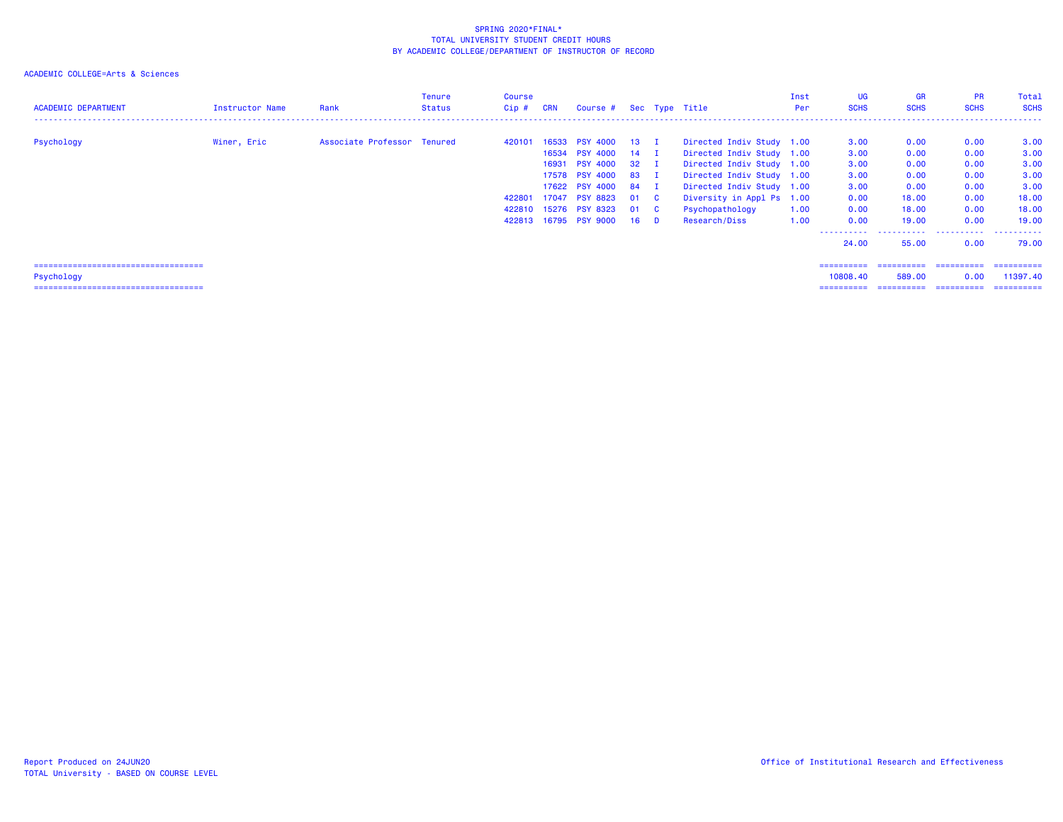SPRING 2020*FINAL*
TOTAL UNIVERSITY STUDENT CREDIT HOURS
BY ACADEMIC COLLEGE/DEPARTMENT OF INSTRUCTOR OF RECORD

ACADEMIC COLLEGE=Arts & Sciences

| ACADEMIC DEPARTMENT | Instructor Name | Rank | Tenure Status | Course Cip # | CRN | Course # | Sec | Type | Title | Inst Per | UG SCHS | GR SCHS | PR SCHS | Total SCHS |
|---|---|---|---|---|---|---|---|---|---|---|---|---|---|---|
| Psychology | Winer, Eric | Associate Professor | Tenured | 420101 | 16533 | PSY 4000 | 13 | I | Directed Indiv Study | 1.00 | 3.00 | 0.00 | 0.00 | 3.00 |
| | | | | | 16534 | PSY 4000 | 14 | I | Directed Indiv Study | 1.00 | 3.00 | 0.00 | 0.00 | 3.00 |
| | | | | | 16931 | PSY 4000 | 32 | I | Directed Indiv Study | 1.00 | 3.00 | 0.00 | 0.00 | 3.00 |
| | | | | | 17578 | PSY 4000 | 83 | I | Directed Indiv Study | 1.00 | 3.00 | 0.00 | 0.00 | 3.00 |
| | | | | | 17622 | PSY 4000 | 84 | I | Directed Indiv Study | 1.00 | 3.00 | 0.00 | 0.00 | 3.00 |
| | | | | 422801 | 17047 | PSY 8823 | 01 | C | Diversity in Appl Ps | 1.00 | 0.00 | 18.00 | 0.00 | 18.00 |
| | | | | 422810 | 15276 | PSY 8323 | 01 | C | Psychopathology | 1.00 | 0.00 | 18.00 | 0.00 | 18.00 |
| | | | | 422813 | 16795 | PSY 9000 | 16 | D | Research/Diss | 1.00 | 0.00 | 19.00 | 0.00 | 19.00 |
| | | | | | | | | | | | 24.00 | 55.00 | 0.00 | 79.00 |
| Psychology | | | | | | | | | | | 10808.40 | 589.00 | 0.00 | 11397.40 |

Report Produced on 24JUN20
TOTAL University - BASED ON COURSE LEVEL

Office of Institutional Research and Effectiveness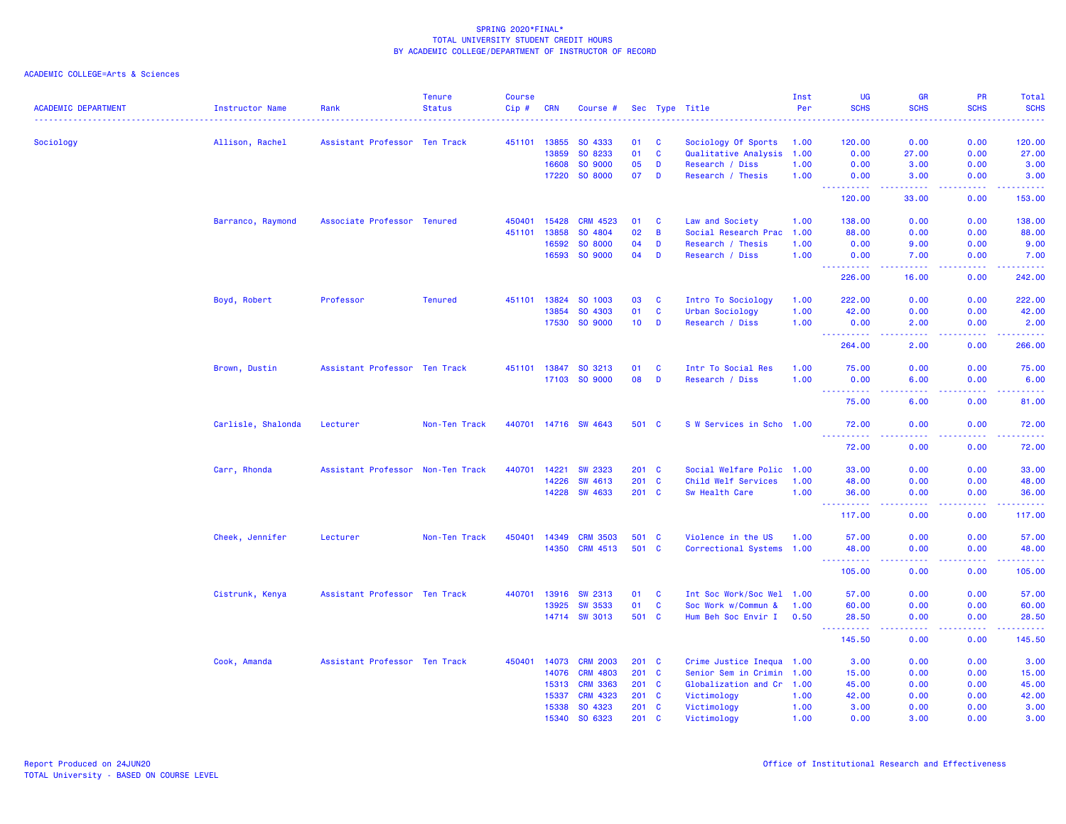SPRING 2020*FINAL*
TOTAL UNIVERSITY STUDENT CREDIT HOURS
BY ACADEMIC COLLEGE/DEPARTMENT OF INSTRUCTOR OF RECORD

ACADEMIC COLLEGE=Arts & Sciences

| ACADEMIC DEPARTMENT | Instructor Name | Rank | Tenure Status | Course Cip # | CRN | Course # | Sec | Type | Title | Inst Per | UG SCHS | GR SCHS | PR SCHS | Total SCHS |
|---|---|---|---|---|---|---|---|---|---|---|---|---|---|---|
| Sociology | Allison, Rachel | Assistant Professor | Ten Track | 451101 | 13855 | SO 4333 | 01 | C | Sociology Of Sports | 1.00 | 120.00 | 0.00 | 0.00 | 120.00 |
| | | | | | 13859 | SO 8233 | 01 | C | Qualitative Analysis | 1.00 | 0.00 | 27.00 | 0.00 | 27.00 |
| | | | | | 16608 | SO 9000 | 05 | D | Research / Diss | 1.00 | 0.00 | 3.00 | 0.00 | 3.00 |
| | | | | | 17220 | SO 8000 | 07 | D | Research / Thesis | 1.00 | 0.00 | 3.00 | 0.00 | 3.00 |
| | | | | | | | | | | | 120.00 | 33.00 | 0.00 | 153.00 |
| | Barranco, Raymond | Associate Professor | Tenured | 450401 | 15428 | CRM 4523 | 01 | C | Law and Society | 1.00 | 138.00 | 0.00 | 0.00 | 138.00 |
| | | | | 451101 | 13858 | SO 4804 | 02 | B | Social Research Prac | 1.00 | 88.00 | 0.00 | 0.00 | 88.00 |
| | | | | | 16592 | SO 8000 | 04 | D | Research / Thesis | 1.00 | 0.00 | 9.00 | 0.00 | 9.00 |
| | | | | | 16593 | SO 9000 | 04 | D | Research / Diss | 1.00 | 0.00 | 7.00 | 0.00 | 7.00 |
| | | | | | | | | | | | 226.00 | 16.00 | 0.00 | 242.00 |
| | Boyd, Robert | Professor | Tenured | 451101 | 13824 | SO 1003 | 03 | C | Intro To Sociology | 1.00 | 222.00 | 0.00 | 0.00 | 222.00 |
| | | | | | 13854 | SO 4303 | 01 | C | Urban Sociology | 1.00 | 42.00 | 0.00 | 0.00 | 42.00 |
| | | | | | 17530 | SO 9000 | 10 | D | Research / Diss | 1.00 | 0.00 | 2.00 | 0.00 | 2.00 |
| | | | | | | | | | | | 264.00 | 2.00 | 0.00 | 266.00 |
| | Brown, Dustin | Assistant Professor | Ten Track | 451101 | 13847 | SO 3213 | 01 | C | Intr To Social Res | 1.00 | 75.00 | 0.00 | 0.00 | 75.00 |
| | | | | | 17103 | SO 9000 | 08 | D | Research / Diss | 1.00 | 0.00 | 6.00 | 0.00 | 6.00 |
| | | | | | | | | | | | 75.00 | 6.00 | 0.00 | 81.00 |
| | Carlisle, Shalonda | Lecturer | Non-Ten Track | 440701 | 14716 | SW 4643 | 501 | C | S W Services in Scho | 1.00 | 72.00 | 0.00 | 0.00 | 72.00 |
| | | | | | | | | | | | 72.00 | 0.00 | 0.00 | 72.00 |
| | Carr, Rhonda | Assistant Professor | Non-Ten Track | 440701 | 14221 | SW 2323 | 201 | C | Social Welfare Polic | 1.00 | 33.00 | 0.00 | 0.00 | 33.00 |
| | | | | | 14226 | SW 4613 | 201 | C | Child Welf Services | 1.00 | 48.00 | 0.00 | 0.00 | 48.00 |
| | | | | | 14228 | SW 4633 | 201 | C | Sw Health Care | 1.00 | 36.00 | 0.00 | 0.00 | 36.00 |
| | | | | | | | | | | | 117.00 | 0.00 | 0.00 | 117.00 |
| | Cheek, Jennifer | Lecturer | Non-Ten Track | 450401 | 14349 | CRM 3503 | 501 | C | Violence in the US | 1.00 | 57.00 | 0.00 | 0.00 | 57.00 |
| | | | | | 14350 | CRM 4513 | 501 | C | Correctional Systems | 1.00 | 48.00 | 0.00 | 0.00 | 48.00 |
| | | | | | | | | | | | 105.00 | 0.00 | 0.00 | 105.00 |
| | Cistrunk, Kenya | Assistant Professor | Ten Track | 440701 | 13916 | SW 2313 | 01 | C | Int Soc Work/Soc Wel | 1.00 | 57.00 | 0.00 | 0.00 | 57.00 |
| | | | | | 13925 | SW 3533 | 01 | C | Soc Work w/Commun & | 1.00 | 60.00 | 0.00 | 0.00 | 60.00 |
| | | | | | 14714 | SW 3013 | 501 | C | Hum Beh Soc Envir I | 0.50 | 28.50 | 0.00 | 0.00 | 28.50 |
| | | | | | | | | | | | 145.50 | 0.00 | 0.00 | 145.50 |
| | Cook, Amanda | Assistant Professor | Ten Track | 450401 | 14073 | CRM 2003 | 201 | C | Crime Justice Inequa | 1.00 | 3.00 | 0.00 | 0.00 | 3.00 |
| | | | | | 14076 | CRM 4803 | 201 | C | Senior Sem in Crimin | 1.00 | 15.00 | 0.00 | 0.00 | 15.00 |
| | | | | | 15313 | CRM 3363 | 201 | C | Globalization and Cr | 1.00 | 45.00 | 0.00 | 0.00 | 45.00 |
| | | | | | 15337 | CRM 4323 | 201 | C | Victimology | 1.00 | 42.00 | 0.00 | 0.00 | 42.00 |
| | | | | | 15338 | SO 4323 | 201 | C | Victimology | 1.00 | 3.00 | 0.00 | 0.00 | 3.00 |
| | | | | | 15340 | SO 6323 | 201 | C | Victimology | 1.00 | 0.00 | 3.00 | 0.00 | 3.00 |

Report Produced on 24JUN20
TOTAL University - BASED ON COURSE LEVEL

Office of Institutional Research and Effectiveness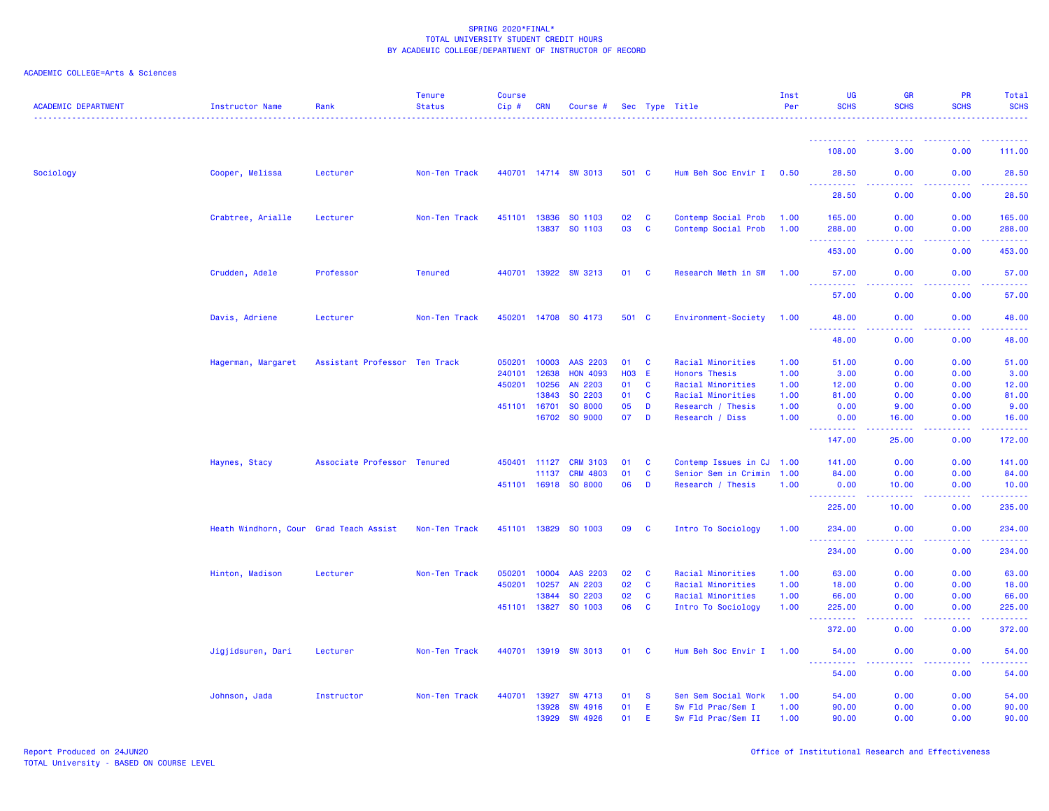SPRING 2020*FINAL*
TOTAL UNIVERSITY STUDENT CREDIT HOURS
BY ACADEMIC COLLEGE/DEPARTMENT OF INSTRUCTOR OF RECORD

ACADEMIC COLLEGE=Arts & Sciences

| ACADEMIC DEPARTMENT | Instructor Name | Rank | Tenure Status | Course Cip # | CRN | Course # | Sec | Type | Title | Inst Per | UG SCHS | GR SCHS | PR SCHS | Total SCHS |
|---|---|---|---|---|---|---|---|---|---|---|---|---|---|---|
| | | | | | | | | | | | 108.00 | 3.00 | 0.00 | 111.00 |
| Sociology | Cooper, Melissa | Lecturer | Non-Ten Track | 440701 | 14714 | SW 3013 | 501 | C | Hum Beh Soc Envir I | 0.50 | 28.50 | 0.00 | 0.00 | 28.50 |
| | | | | | | | | | | | 28.50 | 0.00 | 0.00 | 28.50 |
| | Crabtree, Arialle | Lecturer | Non-Ten Track | 451101 | 13836 | SO 1103 | 02 | C | Contemp Social Prob | 1.00 | 165.00 | 0.00 | 0.00 | 165.00 |
| | | | | | 13837 | SO 1103 | 03 | C | Contemp Social Prob | 1.00 | 288.00 | 0.00 | 0.00 | 288.00 |
| | | | | | | | | | | | 453.00 | 0.00 | 0.00 | 453.00 |
| | Crudden, Adele | Professor | Tenured | 440701 | 13922 | SW 3213 | 01 | C | Research Meth in SW | 1.00 | 57.00 | 0.00 | 0.00 | 57.00 |
| | | | | | | | | | | | 57.00 | 0.00 | 0.00 | 57.00 |
| | Davis, Adriene | Lecturer | Non-Ten Track | 450201 | 14708 | SO 4173 | 501 | C | Environment-Society | 1.00 | 48.00 | 0.00 | 0.00 | 48.00 |
| | | | | | | | | | | | 48.00 | 0.00 | 0.00 | 48.00 |
| | Hagerman, Margaret | Assistant Professor | Ten Track | 050201 | 10003 | AAS 2203 | 01 | C | Racial Minorities | 1.00 | 51.00 | 0.00 | 0.00 | 51.00 |
| | | | | 240101 | 12638 | HON 4093 | H03 | E | Honors Thesis | 1.00 | 3.00 | 0.00 | 0.00 | 3.00 |
| | | | | 450201 | 10256 | AN 2203 | 01 | C | Racial Minorities | 1.00 | 12.00 | 0.00 | 0.00 | 12.00 |
| | | | | | 13843 | SO 2203 | 01 | C | Racial Minorities | 1.00 | 81.00 | 0.00 | 0.00 | 81.00 |
| | | | | 451101 | 16701 | SO 8000 | 05 | D | Research / Thesis | 1.00 | 0.00 | 9.00 | 0.00 | 9.00 |
| | | | | | 16702 | SO 9000 | 07 | D | Research / Diss | 1.00 | 0.00 | 16.00 | 0.00 | 16.00 |
| | | | | | | | | | | | 147.00 | 25.00 | 0.00 | 172.00 |
| | Haynes, Stacy | Associate Professor | Tenured | 450401 | 11127 | CRM 3103 | 01 | C | Contemp Issues in CJ | 1.00 | 141.00 | 0.00 | 0.00 | 141.00 |
| | | | | | 11137 | CRM 4803 | 01 | C | Senior Sem in Crimin | 1.00 | 84.00 | 0.00 | 0.00 | 84.00 |
| | | | | 451101 | 16918 | SO 8000 | 06 | D | Research / Thesis | 1.00 | 0.00 | 10.00 | 0.00 | 10.00 |
| | | | | | | | | | | | 225.00 | 10.00 | 0.00 | 235.00 |
| | Heath Windhorn, Cour | Grad Teach Assist | Non-Ten Track | 451101 | 13829 | SO 1003 | 09 | C | Intro To Sociology | 1.00 | 234.00 | 0.00 | 0.00 | 234.00 |
| | | | | | | | | | | | 234.00 | 0.00 | 0.00 | 234.00 |
| | Hinton, Madison | Lecturer | Non-Ten Track | 050201 | 10004 | AAS 2203 | 02 | C | Racial Minorities | 1.00 | 63.00 | 0.00 | 0.00 | 63.00 |
| | | | | 450201 | 10257 | AN 2203 | 02 | C | Racial Minorities | 1.00 | 18.00 | 0.00 | 0.00 | 18.00 |
| | | | | | 13844 | SO 2203 | 02 | C | Racial Minorities | 1.00 | 66.00 | 0.00 | 0.00 | 66.00 |
| | | | | 451101 | 13827 | SO 1003 | 06 | C | Intro To Sociology | 1.00 | 225.00 | 0.00 | 0.00 | 225.00 |
| | | | | | | | | | | | 372.00 | 0.00 | 0.00 | 372.00 |
| | Jigjidsuren, Dari | Lecturer | Non-Ten Track | 440701 | 13919 | SW 3013 | 01 | C | Hum Beh Soc Envir I | 1.00 | 54.00 | 0.00 | 0.00 | 54.00 |
| | | | | | | | | | | | 54.00 | 0.00 | 0.00 | 54.00 |
| | Johnson, Jada | Instructor | Non-Ten Track | 440701 | 13927 | SW 4713 | 01 | S | Sen Sem Social Work | 1.00 | 54.00 | 0.00 | 0.00 | 54.00 |
| | | | | | 13928 | SW 4916 | 01 | E | Sw Fld Prac/Sem I | 1.00 | 90.00 | 0.00 | 0.00 | 90.00 |
| | | | | | 13929 | SW 4926 | 01 | E | Sw Fld Prac/Sem II | 1.00 | 90.00 | 0.00 | 0.00 | 90.00 |

Report Produced on 24JUN20
TOTAL University - BASED ON COURSE LEVEL

Office of Institutional Research and Effectiveness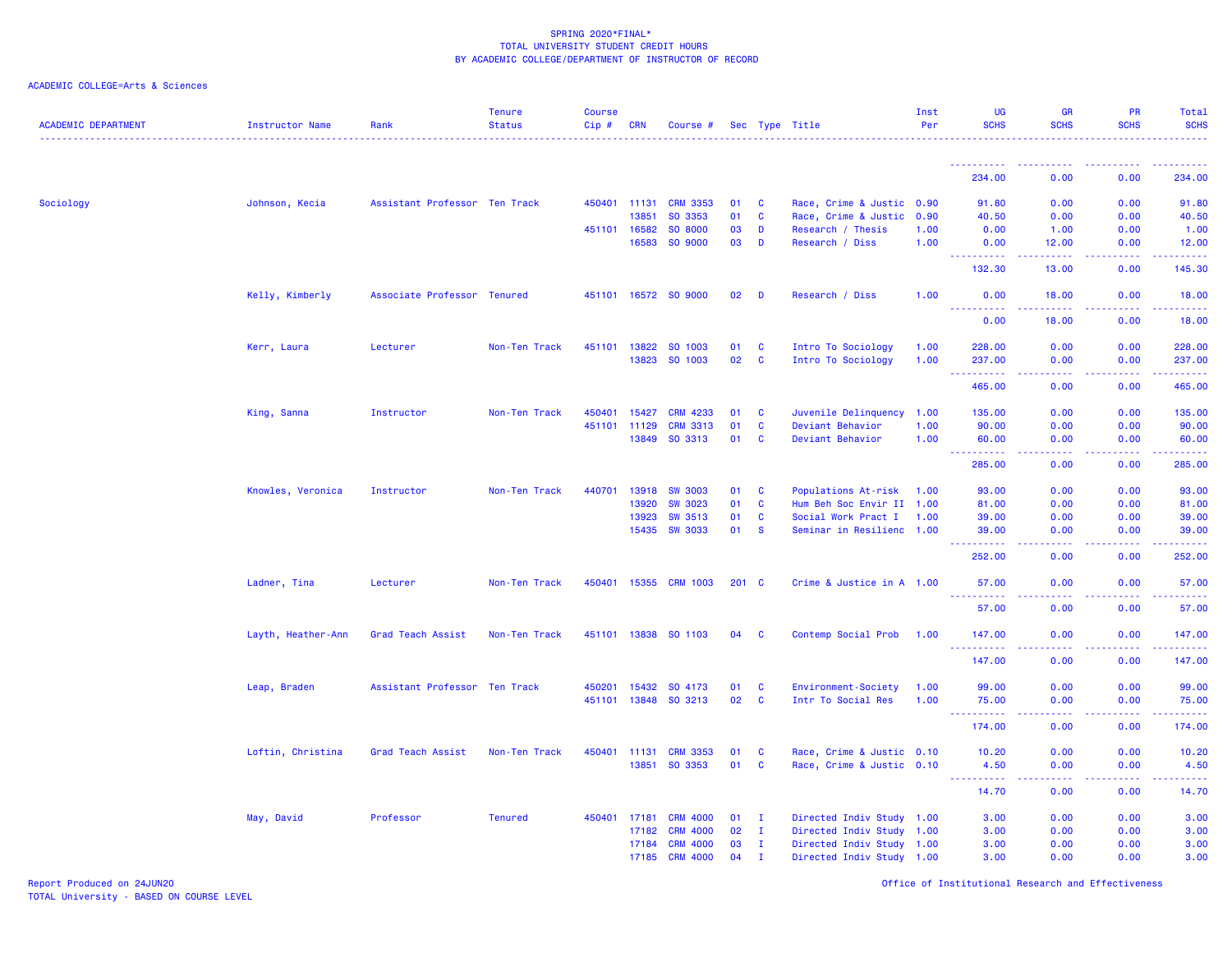SPRING 2020*FINAL*
TOTAL UNIVERSITY STUDENT CREDIT HOURS
BY ACADEMIC COLLEGE/DEPARTMENT OF INSTRUCTOR OF RECORD

ACADEMIC COLLEGE=Arts & Sciences

| ACADEMIC DEPARTMENT | Instructor Name | Rank | Tenure Status | Course Cip # | CRN | Course # | Sec | Type | Title | Inst Per | UG SCHS | GR SCHS | PR SCHS | Total SCHS |
|---|---|---|---|---|---|---|---|---|---|---|---|---|---|---|
| | | | | | | | | | | | 234.00 | 0.00 | 0.00 | 234.00 |
| Sociology | Johnson, Kecia | Assistant Professor | Ten Track | 450401 | 11131 | CRM 3353 | 01 | C | Race, Crime & Justic | 0.90 | 91.80 | 0.00 | 0.00 | 91.80 |
| | | | | | 13851 | SO 3353 | 01 | C | Race, Crime & Justic | 0.90 | 40.50 | 0.00 | 0.00 | 40.50 |
| | | | | 451101 | 16582 | SO 8000 | 03 | D | Research / Thesis | 1.00 | 0.00 | 1.00 | 0.00 | 1.00 |
| | | | | | 16583 | SO 9000 | 03 | D | Research / Diss | 1.00 | 0.00 | 12.00 | 0.00 | 12.00 |
| | | | | | | | | | | | 132.30 | 13.00 | 0.00 | 145.30 |
| | Kelly, Kimberly | Associate Professor | Tenured | 451101 | 16572 | SO 9000 | 02 | D | Research / Diss | 1.00 | 0.00 | 18.00 | 0.00 | 18.00 |
| | | | | | | | | | | | 0.00 | 18.00 | 0.00 | 18.00 |
| | Kerr, Laura | Lecturer | Non-Ten Track | 451101 | 13822 | SO 1003 | 01 | C | Intro To Sociology | 1.00 | 228.00 | 0.00 | 0.00 | 228.00 |
| | | | | | 13823 | SO 1003 | 02 | C | Intro To Sociology | 1.00 | 237.00 | 0.00 | 0.00 | 237.00 |
| | | | | | | | | | | | 465.00 | 0.00 | 0.00 | 465.00 |
| | King, Sanna | Instructor | Non-Ten Track | 450401 | 15427 | CRM 4233 | 01 | C | Juvenile Delinquency | 1.00 | 135.00 | 0.00 | 0.00 | 135.00 |
| | | | | 451101 | 11129 | CRM 3313 | 01 | C | Deviant Behavior | 1.00 | 90.00 | 0.00 | 0.00 | 90.00 |
| | | | | | 13849 | SO 3313 | 01 | C | Deviant Behavior | 1.00 | 60.00 | 0.00 | 0.00 | 60.00 |
| | | | | | | | | | | | 285.00 | 0.00 | 0.00 | 285.00 |
| | Knowles, Veronica | Instructor | Non-Ten Track | 440701 | 13918 | SW 3003 | 01 | C | Populations At-risk | 1.00 | 93.00 | 0.00 | 0.00 | 93.00 |
| | | | | | 13920 | SW 3023 | 01 | C | Hum Beh Soc Envir II | 1.00 | 81.00 | 0.00 | 0.00 | 81.00 |
| | | | | | 13923 | SW 3513 | 01 | C | Social Work Pract I | 1.00 | 39.00 | 0.00 | 0.00 | 39.00 |
| | | | | | 15435 | SW 3033 | 01 | S | Seminar in Resilienc | 1.00 | 39.00 | 0.00 | 0.00 | 39.00 |
| | | | | | | | | | | | 252.00 | 0.00 | 0.00 | 252.00 |
| | Ladner, Tina | Lecturer | Non-Ten Track | 450401 | 15355 | CRM 1003 | 201 | C | Crime & Justice in A | 1.00 | 57.00 | 0.00 | 0.00 | 57.00 |
| | | | | | | | | | | | 57.00 | 0.00 | 0.00 | 57.00 |
| | Layth, Heather-Ann | Grad Teach Assist | Non-Ten Track | 451101 | 13838 | SO 1103 | 04 | C | Contemp Social Prob | 1.00 | 147.00 | 0.00 | 0.00 | 147.00 |
| | | | | | | | | | | | 147.00 | 0.00 | 0.00 | 147.00 |
| | Leap, Braden | Assistant Professor | Ten Track | 450201 | 15432 | SO 4173 | 01 | C | Environment-Society | 1.00 | 99.00 | 0.00 | 0.00 | 99.00 |
| | | | | 451101 | 13848 | SO 3213 | 02 | C | Intr To Social Res | 1.00 | 75.00 | 0.00 | 0.00 | 75.00 |
| | | | | | | | | | | | 174.00 | 0.00 | 0.00 | 174.00 |
| | Loftin, Christina | Grad Teach Assist | Non-Ten Track | 450401 | 11131 | CRM 3353 | 01 | C | Race, Crime & Justic | 0.10 | 10.20 | 0.00 | 0.00 | 10.20 |
| | | | | | 13851 | SO 3353 | 01 | C | Race, Crime & Justic | 0.10 | 4.50 | 0.00 | 0.00 | 4.50 |
| | | | | | | | | | | | 14.70 | 0.00 | 0.00 | 14.70 |
| | May, David | Professor | Tenured | 450401 | 17181 | CRM 4000 | 01 | I | Directed Indiv Study | 1.00 | 3.00 | 0.00 | 0.00 | 3.00 |
| | | | | | 17182 | CRM 4000 | 02 | I | Directed Indiv Study | 1.00 | 3.00 | 0.00 | 0.00 | 3.00 |
| | | | | | 17184 | CRM 4000 | 03 | I | Directed Indiv Study | 1.00 | 3.00 | 0.00 | 0.00 | 3.00 |
| | | | | | 17185 | CRM 4000 | 04 | I | Directed Indiv Study | 1.00 | 3.00 | 0.00 | 0.00 | 3.00 |

Report Produced on 24JUN20
TOTAL University - BASED ON COURSE LEVEL

Office of Institutional Research and Effectiveness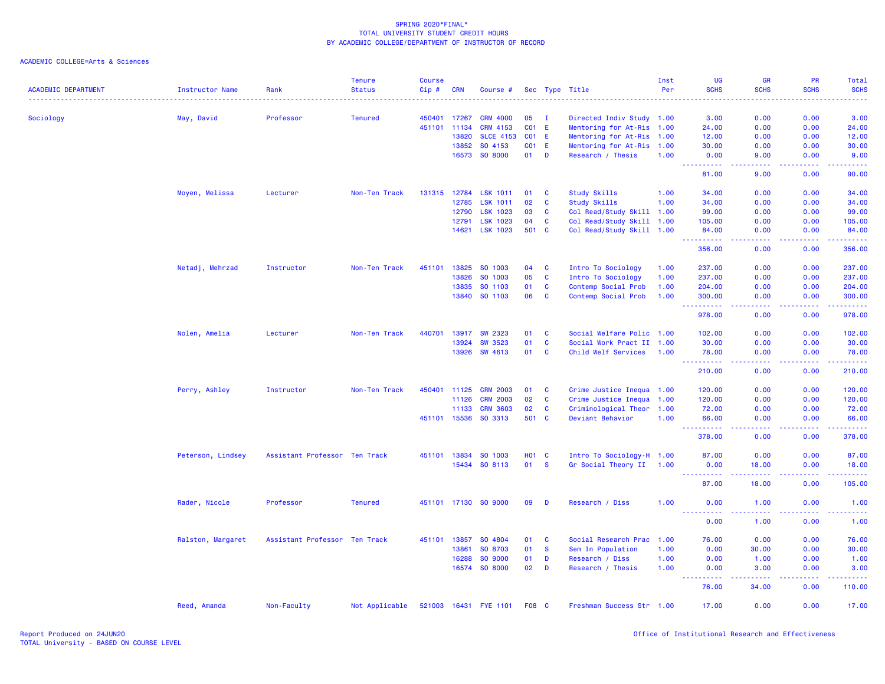SPRING 2020*FINAL*
TOTAL UNIVERSITY STUDENT CREDIT HOURS
BY ACADEMIC COLLEGE/DEPARTMENT OF INSTRUCTOR OF RECORD

ACADEMIC COLLEGE=Arts & Sciences

| ACADEMIC DEPARTMENT | Instructor Name | Rank | Tenure Status | Course Cip # | CRN | Course # | Sec | Type | Title | Inst Per | UG SCHS | GR SCHS | PR SCHS | Total SCHS |
|---|---|---|---|---|---|---|---|---|---|---|---|---|---|---|
| Sociology | May, David | Professor | Tenured | 450401 | 17267 | CRM 4000 | 05 | I | Directed Indiv Study | 1.00 | 3.00 | 0.00 | 0.00 | 3.00 |
| | | | | 451101 | 11134 | CRM 4153 | C01 | E | Mentoring for At-Ris | 1.00 | 24.00 | 0.00 | 0.00 | 24.00 |
| | | | | | 13820 | SLCE 4153 | C01 | E | Mentoring for At-Ris | 1.00 | 12.00 | 0.00 | 0.00 | 12.00 |
| | | | | | 13852 | SO 4153 | C01 | E | Mentoring for At-Ris | 1.00 | 30.00 | 0.00 | 0.00 | 30.00 |
| | | | | | 16573 | SO 8000 | 01 | D | Research / Thesis | 1.00 | 0.00 | 9.00 | 0.00 | 9.00 |
| | | | | | | | | | | | 81.00 | 9.00 | 0.00 | 90.00 |
| | Moyen, Melissa | Lecturer | Non-Ten Track | 131315 | 12784 | LSK 1011 | 01 | C | Study Skills | 1.00 | 34.00 | 0.00 | 0.00 | 34.00 |
| | | | | | 12785 | LSK 1011 | 02 | C | Study Skills | 1.00 | 34.00 | 0.00 | 0.00 | 34.00 |
| | | | | | 12790 | LSK 1023 | 03 | C | Col Read/Study Skill | 1.00 | 99.00 | 0.00 | 0.00 | 99.00 |
| | | | | | 12791 | LSK 1023 | 04 | C | Col Read/Study Skill | 1.00 | 105.00 | 0.00 | 0.00 | 105.00 |
| | | | | | 14621 | LSK 1023 | 501 | C | Col Read/Study Skill | 1.00 | 84.00 | 0.00 | 0.00 | 84.00 |
| | | | | | | | | | | | 356.00 | 0.00 | 0.00 | 356.00 |
| | Netadj, Mehrzad | Instructor | Non-Ten Track | 451101 | 13825 | SO 1003 | 04 | C | Intro To Sociology | 1.00 | 237.00 | 0.00 | 0.00 | 237.00 |
| | | | | | 13826 | SO 1003 | 05 | C | Intro To Sociology | 1.00 | 237.00 | 0.00 | 0.00 | 237.00 |
| | | | | | 13835 | SO 1103 | 01 | C | Contemp Social Prob | 1.00 | 204.00 | 0.00 | 0.00 | 204.00 |
| | | | | | 13840 | SO 1103 | 06 | C | Contemp Social Prob | 1.00 | 300.00 | 0.00 | 0.00 | 300.00 |
| | | | | | | | | | | | 978.00 | 0.00 | 0.00 | 978.00 |
| | Nolen, Amelia | Lecturer | Non-Ten Track | 440701 | 13917 | SW 2323 | 01 | C | Social Welfare Polic | 1.00 | 102.00 | 0.00 | 0.00 | 102.00 |
| | | | | | 13924 | SW 3523 | 01 | C | Social Work Pract II | 1.00 | 30.00 | 0.00 | 0.00 | 30.00 |
| | | | | | 13926 | SW 4613 | 01 | C | Child Welf Services | 1.00 | 78.00 | 0.00 | 0.00 | 78.00 |
| | | | | | | | | | | | 210.00 | 0.00 | 0.00 | 210.00 |
| | Perry, Ashley | Instructor | Non-Ten Track | 450401 | 11125 | CRM 2003 | 01 | C | Crime Justice Inequa | 1.00 | 120.00 | 0.00 | 0.00 | 120.00 |
| | | | | | 11126 | CRM 2003 | 02 | C | Crime Justice Inequa | 1.00 | 120.00 | 0.00 | 0.00 | 120.00 |
| | | | | | 11133 | CRM 3603 | 02 | C | Criminological Theor | 1.00 | 72.00 | 0.00 | 0.00 | 72.00 |
| | | | | 451101 | 15536 | SO 3313 | 501 | C | Deviant Behavior | 1.00 | 66.00 | 0.00 | 0.00 | 66.00 |
| | | | | | | | | | | | 378.00 | 0.00 | 0.00 | 378.00 |
| | Peterson, Lindsey | Assistant Professor | Ten Track | 451101 | 13834 | SO 1003 | H01 | C | Intro To Sociology-H | 1.00 | 87.00 | 0.00 | 0.00 | 87.00 |
| | | | | | 15434 | SO 8113 | 01 | S | Gr Social Theory II | 1.00 | 0.00 | 18.00 | 0.00 | 18.00 |
| | | | | | | | | | | | 87.00 | 18.00 | 0.00 | 105.00 |
| | Rader, Nicole | Professor | Tenured | 451101 | 17130 | SO 9000 | 09 | D | Research / Diss | 1.00 | 0.00 | 1.00 | 0.00 | 1.00 |
| | | | | | | | | | | | 0.00 | 1.00 | 0.00 | 1.00 |
| | Ralston, Margaret | Assistant Professor | Ten Track | 451101 | 13857 | SO 4804 | 01 | C | Social Research Prac | 1.00 | 76.00 | 0.00 | 0.00 | 76.00 |
| | | | | | 13861 | SO 8703 | 01 | S | Sem In Population | 1.00 | 0.00 | 30.00 | 0.00 | 30.00 |
| | | | | | 16288 | SO 9000 | 01 | D | Research / Diss | 1.00 | 0.00 | 1.00 | 0.00 | 1.00 |
| | | | | | 16574 | SO 8000 | 02 | D | Research / Thesis | 1.00 | 0.00 | 3.00 | 0.00 | 3.00 |
| | | | | | | | | | | | 76.00 | 34.00 | 0.00 | 110.00 |
| | Reed, Amanda | Non-Faculty | Not Applicable | 521003 | 16431 | FYE 1101 | F08 | C | Freshman Success Str | 1.00 | 17.00 | 0.00 | 0.00 | 17.00 |

Report Produced on 24JUN20
TOTAL University - BASED ON COURSE LEVEL

Office of Institutional Research and Effectiveness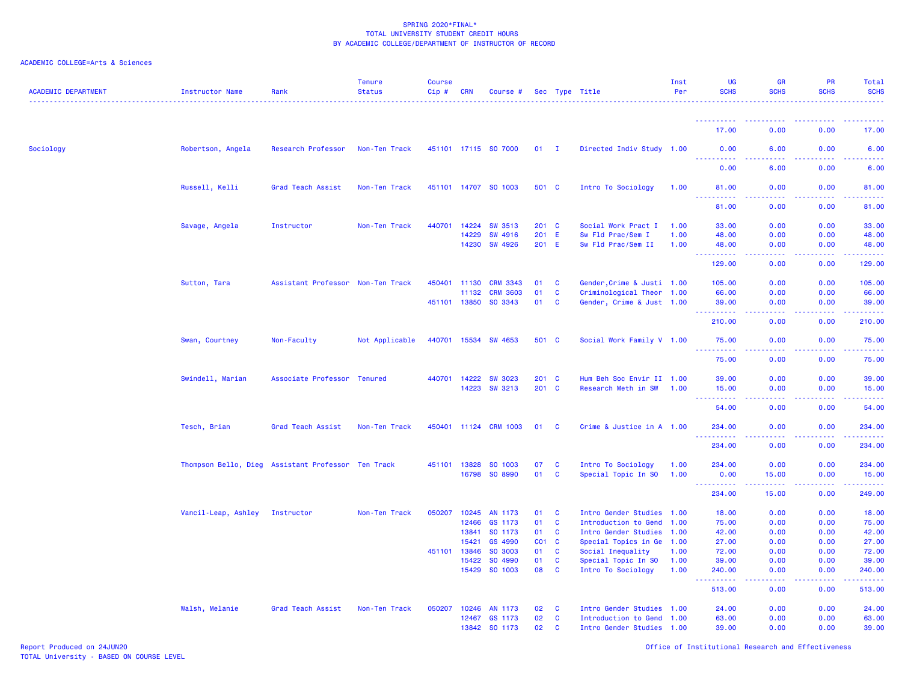SPRING 2020*FINAL*
TOTAL UNIVERSITY STUDENT CREDIT HOURS
BY ACADEMIC COLLEGE/DEPARTMENT OF INSTRUCTOR OF RECORD

ACADEMIC COLLEGE=Arts & Sciences

| ACADEMIC DEPARTMENT | Instructor Name | Rank | Tenure Status | Course Cip # | CRN | Course # | Sec | Type | Title | Inst Per | UG SCHS | GR SCHS | PR SCHS | Total SCHS |
|---|---|---|---|---|---|---|---|---|---|---|---|---|---|---|
| | | | | | | | | | | | 17.00 | 0.00 | 0.00 | 17.00 |
| Sociology | Robertson, Angela | Research Professor | Non-Ten Track | 451101 | 17115 | SO 7000 | 01 | I | Directed Indiv Study | 1.00 | 0.00 | 6.00 | 0.00 | 6.00 |
| | | | | | | | | | | | 0.00 | 6.00 | 0.00 | 6.00 |
| | Russell, Kelli | Grad Teach Assist | Non-Ten Track | 451101 | 14707 | SO 1003 | 501 | C | Intro To Sociology | 1.00 | 81.00 | 0.00 | 0.00 | 81.00 |
| | | | | | | | | | | | 81.00 | 0.00 | 0.00 | 81.00 |
| | Savage, Angela | Instructor | Non-Ten Track | 440701 | 14224 | SW 3513 | 201 | C | Social Work Pract I | 1.00 | 33.00 | 0.00 | 0.00 | 33.00 |
| | | | | | 14229 | SW 4916 | 201 | E | Sw Fld Prac/Sem I | 1.00 | 48.00 | 0.00 | 0.00 | 48.00 |
| | | | | | 14230 | SW 4926 | 201 | E | Sw Fld Prac/Sem II | 1.00 | 48.00 | 0.00 | 0.00 | 48.00 |
| | | | | | | | | | | | 129.00 | 0.00 | 0.00 | 129.00 |
| | Sutton, Tara | Assistant Professor | Non-Ten Track | 450401 | 11130 | CRM 3343 | 01 | C | Gender,Crime & Justi | 1.00 | 105.00 | 0.00 | 0.00 | 105.00 |
| | | | | | 11132 | CRM 3603 | 01 | C | Criminological Theor | 1.00 | 66.00 | 0.00 | 0.00 | 66.00 |
| | | | | 451101 | 13850 | SO 3343 | 01 | C | Gender, Crime & Just | 1.00 | 39.00 | 0.00 | 0.00 | 39.00 |
| | | | | | | | | | | | 210.00 | 0.00 | 0.00 | 210.00 |
| | Swan, Courtney | Non-Faculty | Not Applicable | 440701 | 15534 | SW 4653 | 501 | C | Social Work Family V | 1.00 | 75.00 | 0.00 | 0.00 | 75.00 |
| | | | | | | | | | | | 75.00 | 0.00 | 0.00 | 75.00 |
| | Swindell, Marian | Associate Professor | Tenured | 440701 | 14222 | SW 3023 | 201 | C | Hum Beh Soc Envir II | 1.00 | 39.00 | 0.00 | 0.00 | 39.00 |
| | | | | | 14223 | SW 3213 | 201 | C | Research Meth in SW | 1.00 | 15.00 | 0.00 | 0.00 | 15.00 |
| | | | | | | | | | | | 54.00 | 0.00 | 0.00 | 54.00 |
| | Tesch, Brian | Grad Teach Assist | Non-Ten Track | 450401 | 11124 | CRM 1003 | 01 | C | Crime & Justice in A | 1.00 | 234.00 | 0.00 | 0.00 | 234.00 |
| | | | | | | | | | | | 234.00 | 0.00 | 0.00 | 234.00 |
| | Thompson Bello, Dieg | Assistant Professor | Ten Track | 451101 | 13828 | SO 1003 | 07 | C | Intro To Sociology | 1.00 | 234.00 | 0.00 | 0.00 | 234.00 |
| | | | | | 16798 | SO 8990 | 01 | C | Special Topic In SO | 1.00 | 0.00 | 15.00 | 0.00 | 15.00 |
| | | | | | | | | | | | 234.00 | 15.00 | 0.00 | 249.00 |
| | Vancil-Leap, Ashley | Instructor | Non-Ten Track | 050207 | 10245 | AN 1173 | 01 | C | Intro Gender Studies | 1.00 | 18.00 | 0.00 | 0.00 | 18.00 |
| | | | | | 12466 | GS 1173 | 01 | C | Introduction to Gend | 1.00 | 75.00 | 0.00 | 0.00 | 75.00 |
| | | | | | 13841 | SO 1173 | 01 | C | Intro Gender Studies | 1.00 | 42.00 | 0.00 | 0.00 | 42.00 |
| | | | | | 15421 | GS 4990 | C01 | C | Special Topics in Ge | 1.00 | 27.00 | 0.00 | 0.00 | 27.00 |
| | | | | 451101 | 13846 | SO 3003 | 01 | C | Social Inequality | 1.00 | 72.00 | 0.00 | 0.00 | 72.00 |
| | | | | | 15422 | SO 4990 | 01 | C | Special Topic In SO | 1.00 | 39.00 | 0.00 | 0.00 | 39.00 |
| | | | | | 15429 | SO 1003 | 08 | C | Intro To Sociology | 1.00 | 240.00 | 0.00 | 0.00 | 240.00 |
| | | | | | | | | | | | 513.00 | 0.00 | 0.00 | 513.00 |
| | Walsh, Melanie | Grad Teach Assist | Non-Ten Track | 050207 | 10246 | AN 1173 | 02 | C | Intro Gender Studies | 1.00 | 24.00 | 0.00 | 0.00 | 24.00 |
| | | | | | 12467 | GS 1173 | 02 | C | Introduction to Gend | 1.00 | 63.00 | 0.00 | 0.00 | 63.00 |
| | | | | | 13842 | SO 1173 | 02 | C | Intro Gender Studies | 1.00 | 39.00 | 0.00 | 0.00 | 39.00 |

Report Produced on 24JUN20
TOTAL University - BASED ON COURSE LEVEL
Office of Institutional Research and Effectiveness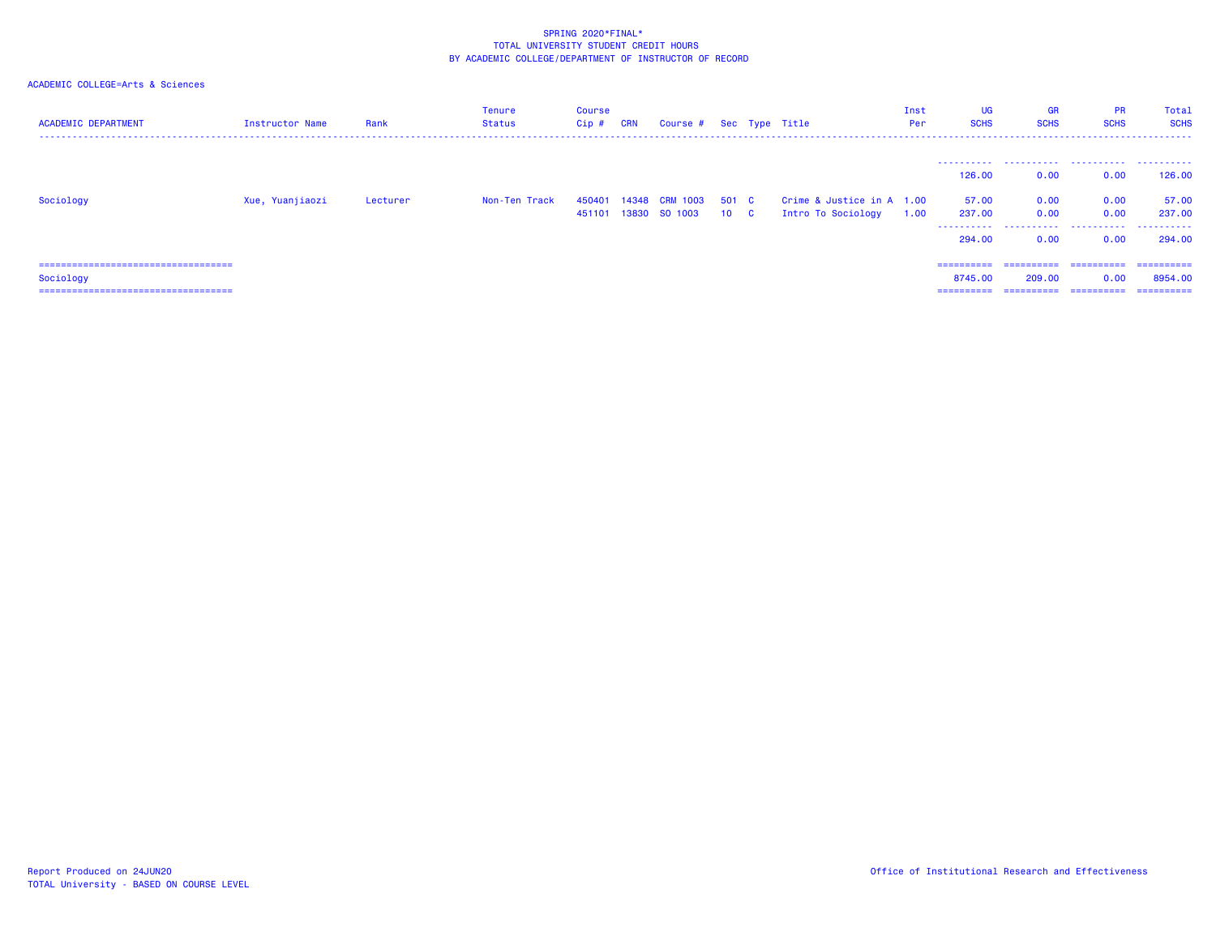SPRING 2020*FINAL*
TOTAL UNIVERSITY STUDENT CREDIT HOURS
BY ACADEMIC COLLEGE/DEPARTMENT OF INSTRUCTOR OF RECORD

ACADEMIC COLLEGE=Arts & Sciences

| ACADEMIC DEPARTMENT | Instructor Name | Rank | Tenure Status | Course Cip # | CRN | Course # | Sec | Type | Title | Inst Per | UG SCHS | GR SCHS | PR SCHS | Total SCHS |
|---|---|---|---|---|---|---|---|---|---|---|---|---|---|---|
| | | | | | | | | | | | 126.00 | 0.00 | 0.00 | 126.00 |
| Sociology | Xue, Yuanjiaozi | Lecturer | Non-Ten Track | 450401 | 14348 | CRM 1003 | 501 | C | Crime & Justice in A | 1.00 | 57.00 | 0.00 | 0.00 | 57.00 |
| | | | | 451101 | 13830 | SO 1003 | 10 | C | Intro To Sociology | 1.00 | 237.00 | 0.00 | 0.00 | 237.00 |
| | | | | | | | | | | | 294.00 | 0.00 | 0.00 | 294.00 |
| Sociology | | | | | | | | | | | 8745.00 | 209.00 | 0.00 | 8954.00 |

Report Produced on 24JUN20
TOTAL University - BASED ON COURSE LEVEL

Office of Institutional Research and Effectiveness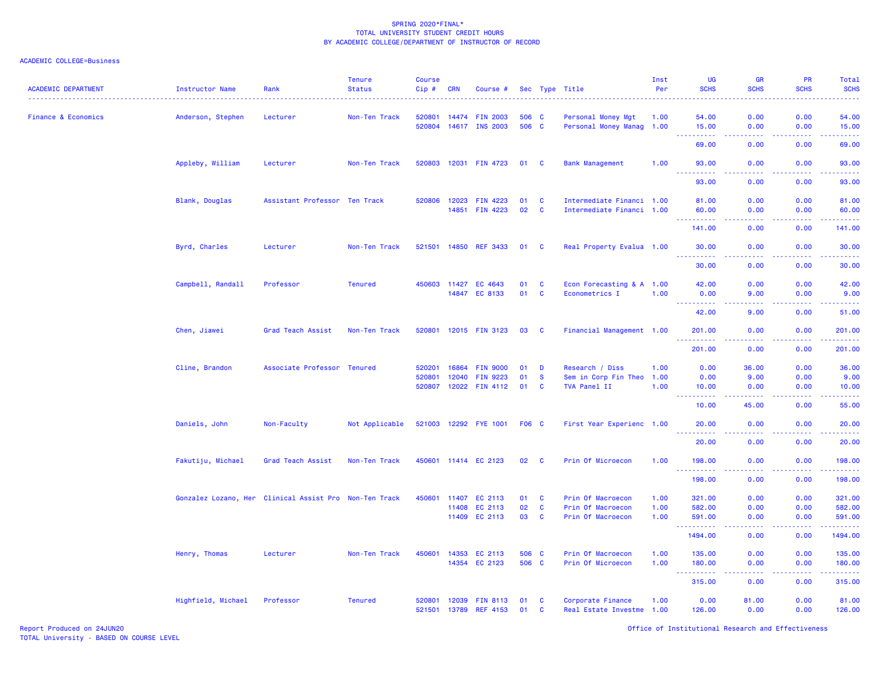SPRING 2020*FINAL*
TOTAL UNIVERSITY STUDENT CREDIT HOURS
BY ACADEMIC COLLEGE/DEPARTMENT OF INSTRUCTOR OF RECORD

ACADEMIC COLLEGE=Business

| ACADEMIC DEPARTMENT | Instructor Name | Rank | Tenure Status | Course Cip # | CRN | Course # | Sec | Type | Title | Inst Per | UG SCHS | GR SCHS | PR SCHS | Total SCHS |
|---|---|---|---|---|---|---|---|---|---|---|---|---|---|---|
| Finance & Economics | Anderson, Stephen | Lecturer | Non-Ten Track | 520801 | 14474 | FIN 2003 | 506 | C | Personal Money Mgt | 1.00 | 54.00 | 0.00 | 0.00 | 54.00 |
| | | | | 520804 | 14617 | INS 2003 | 506 | C | Personal Money Manag | 1.00 | 15.00 | 0.00 | 0.00 | 15.00 |
| | | | | | | | | | | | 69.00 | 0.00 | 0.00 | 69.00 |
| | Appleby, William | Lecturer | Non-Ten Track | 520803 | 12031 | FIN 4723 | 01 | C | Bank Management | 1.00 | 93.00 | 0.00 | 0.00 | 93.00 |
| | | | | | | | | | | | 93.00 | 0.00 | 0.00 | 93.00 |
| | Blank, Douglas | Assistant Professor | Ten Track | 520806 | 12023 | FIN 4223 | 01 | C | Intermediate Financi | 1.00 | 81.00 | 0.00 | 0.00 | 81.00 |
| | | | | | 14851 | FIN 4223 | 02 | C | Intermediate Financi | 1.00 | 60.00 | 0.00 | 0.00 | 60.00 |
| | | | | | | | | | | | 141.00 | 0.00 | 0.00 | 141.00 |
| | Byrd, Charles | Lecturer | Non-Ten Track | 521501 | 14850 | REF 3433 | 01 | C | Real Property Evalua | 1.00 | 30.00 | 0.00 | 0.00 | 30.00 |
| | | | | | | | | | | | 30.00 | 0.00 | 0.00 | 30.00 |
| | Campbell, Randall | Professor | Tenured | 450603 | 11427 | EC 4643 | 01 | C | Econ Forecasting & A | 1.00 | 42.00 | 0.00 | 0.00 | 42.00 |
| | | | | | 14847 | EC 8133 | 01 | C | Econometrics I | 1.00 | 0.00 | 9.00 | 0.00 | 9.00 |
| | | | | | | | | | | | 42.00 | 9.00 | 0.00 | 51.00 |
| | Chen, Jiawei | Grad Teach Assist | Non-Ten Track | 520801 | 12015 | FIN 3123 | 03 | C | Financial Management | 1.00 | 201.00 | 0.00 | 0.00 | 201.00 |
| | | | | | | | | | | | 201.00 | 0.00 | 0.00 | 201.00 |
| | Cline, Brandon | Associate Professor | Tenured | 520201 | 16864 | FIN 9000 | 01 | D | Research / Diss | 1.00 | 0.00 | 36.00 | 0.00 | 36.00 |
| | | | | 520801 | 12040 | FIN 9223 | 01 | S | Sem in Corp Fin Theo | 1.00 | 0.00 | 9.00 | 0.00 | 9.00 |
| | | | | 520807 | 12022 | FIN 4112 | 01 | C | TVA Panel II | 1.00 | 10.00 | 0.00 | 0.00 | 10.00 |
| | | | | | | | | | | | 10.00 | 45.00 | 0.00 | 55.00 |
| | Daniels, John | Non-Faculty | Not Applicable | 521003 | 12292 | FYE 1001 | F06 | C | First Year Experienc | 1.00 | 20.00 | 0.00 | 0.00 | 20.00 |
| | | | | | | | | | | | 20.00 | 0.00 | 0.00 | 20.00 |
| | Fakutiju, Michael | Grad Teach Assist | Non-Ten Track | 450601 | 11414 | EC 2123 | 02 | C | Prin Of Microecon | 1.00 | 198.00 | 0.00 | 0.00 | 198.00 |
| | | | | | | | | | | | 198.00 | 0.00 | 0.00 | 198.00 |
| | Gonzalez Lozano, Her | Clinical Assist Pro | Non-Ten Track | 450601 | 11407 | EC 2113 | 01 | C | Prin Of Macroecon | 1.00 | 321.00 | 0.00 | 0.00 | 321.00 |
| | | | | | 11408 | EC 2113 | 02 | C | Prin Of Macroecon | 1.00 | 582.00 | 0.00 | 0.00 | 582.00 |
| | | | | | 11409 | EC 2113 | 03 | C | Prin Of Macroecon | 1.00 | 591.00 | 0.00 | 0.00 | 591.00 |
| | | | | | | | | | | | 1494.00 | 0.00 | 0.00 | 1494.00 |
| | Henry, Thomas | Lecturer | Non-Ten Track | 450601 | 14353 | EC 2113 | 506 | C | Prin Of Macroecon | 1.00 | 135.00 | 0.00 | 0.00 | 135.00 |
| | | | | | 14354 | EC 2123 | 506 | C | Prin Of Microecon | 1.00 | 180.00 | 0.00 | 0.00 | 180.00 |
| | | | | | | | | | | | 315.00 | 0.00 | 0.00 | 315.00 |
| | Highfield, Michael | Professor | Tenured | 520801 | 12039 | FIN 8113 | 01 | C | Corporate Finance | 1.00 | 0.00 | 81.00 | 0.00 | 81.00 |
| | | | | 521501 | 13789 | REF 4153 | 01 | C | Real Estate Investme | 1.00 | 126.00 | 0.00 | 0.00 | 126.00 |

Report Produced on 24JUN20
TOTAL University - BASED ON COURSE LEVEL

Office of Institutional Research and Effectiveness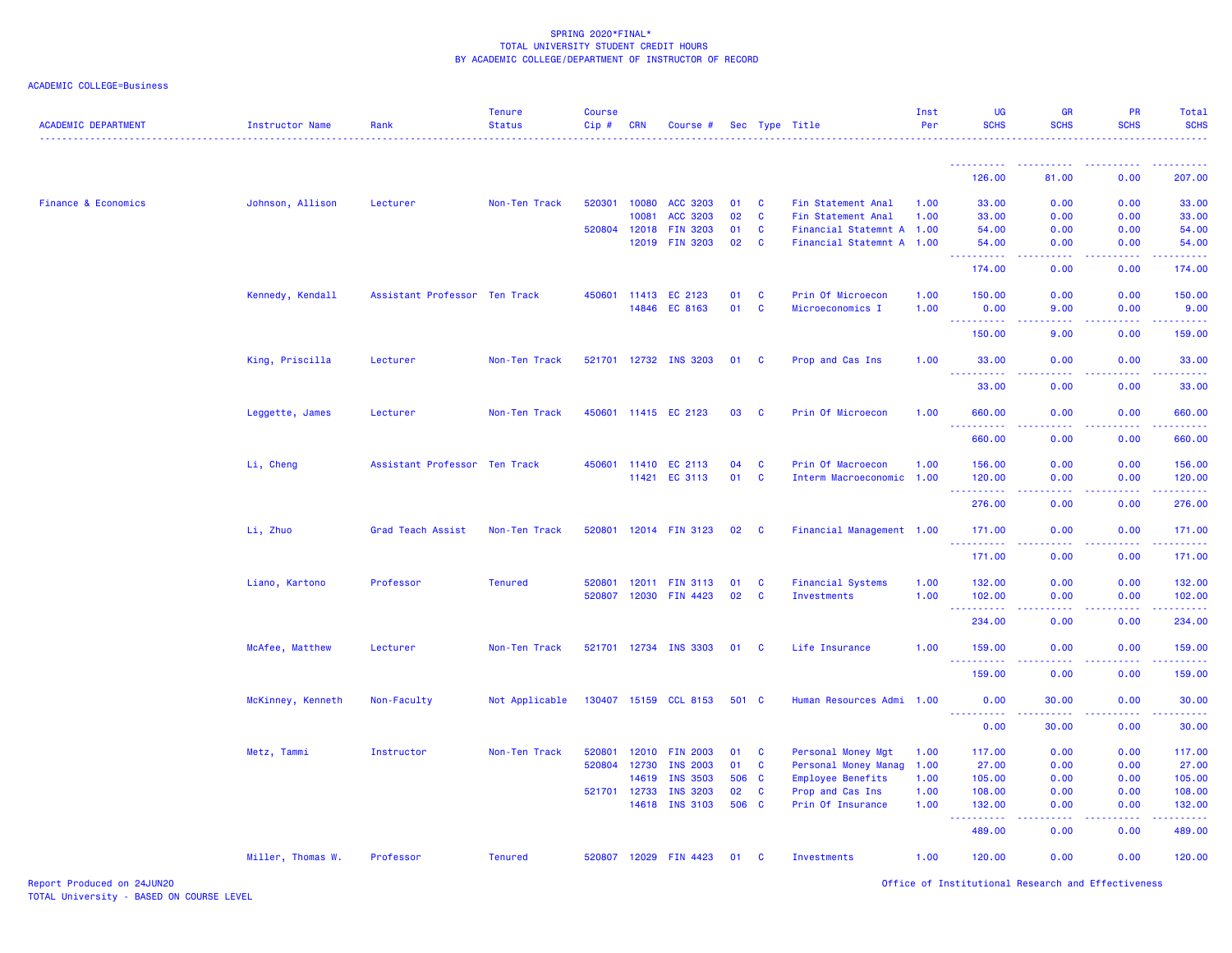SPRING 2020*FINAL*
TOTAL UNIVERSITY STUDENT CREDIT HOURS
BY ACADEMIC COLLEGE/DEPARTMENT OF INSTRUCTOR OF RECORD

ACADEMIC COLLEGE=Business

| ACADEMIC DEPARTMENT | Instructor Name | Rank | Tenure Status | Course Cip # | CRN | Course # | Sec | Type | Title | Inst Per | UG SCHS | GR SCHS | PR SCHS | Total SCHS |
|---|---|---|---|---|---|---|---|---|---|---|---|---|---|---|
| | | | | | | | | | | | 126.00 | 81.00 | 0.00 | 207.00 |
| Finance & Economics | Johnson, Allison | Lecturer | Non-Ten Track | 520301 | 10080 | ACC 3203 | 01 | C | Fin Statement Anal | 1.00 | 33.00 | 0.00 | 0.00 | 33.00 |
| | | | | | 10081 | ACC 3203 | 02 | C | Fin Statement Anal | 1.00 | 33.00 | 0.00 | 0.00 | 33.00 |
| | | | | 520804 | 12018 | FIN 3203 | 01 | C | Financial Statemnt A | 1.00 | 54.00 | 0.00 | 0.00 | 54.00 |
| | | | | | 12019 | FIN 3203 | 02 | C | Financial Statemnt A | 1.00 | 54.00 | 0.00 | 0.00 | 54.00 |
| | | | | | | | | | | | 174.00 | 0.00 | 0.00 | 174.00 |
| | Kennedy, Kendall | Assistant Professor | Ten Track | 450601 | 11413 | EC 2123 | 01 | C | Prin Of Microecon | 1.00 | 150.00 | 0.00 | 0.00 | 150.00 |
| | | | | | 14846 | EC 8163 | 01 | C | Microeconomics I | 1.00 | 0.00 | 9.00 | 0.00 | 9.00 |
| | | | | | | | | | | | 150.00 | 9.00 | 0.00 | 159.00 |
| | King, Priscilla | Lecturer | Non-Ten Track | 521701 | 12732 | INS 3203 | 01 | C | Prop and Cas Ins | 1.00 | 33.00 | 0.00 | 0.00 | 33.00 |
| | | | | | | | | | | | 33.00 | 0.00 | 0.00 | 33.00 |
| | Leggette, James | Lecturer | Non-Ten Track | 450601 | 11415 | EC 2123 | 03 | C | Prin Of Microecon | 1.00 | 660.00 | 0.00 | 0.00 | 660.00 |
| | | | | | | | | | | | 660.00 | 0.00 | 0.00 | 660.00 |
| | Li, Cheng | Assistant Professor | Ten Track | 450601 | 11410 | EC 2113 | 04 | C | Prin Of Macroecon | 1.00 | 156.00 | 0.00 | 0.00 | 156.00 |
| | | | | | 11421 | EC 3113 | 01 | C | Interm Macroeconomic | 1.00 | 120.00 | 0.00 | 0.00 | 120.00 |
| | | | | | | | | | | | 276.00 | 0.00 | 0.00 | 276.00 |
| | Li, Zhuo | Grad Teach Assist | Non-Ten Track | 520801 | 12014 | FIN 3123 | 02 | C | Financial Management | 1.00 | 171.00 | 0.00 | 0.00 | 171.00 |
| | | | | | | | | | | | 171.00 | 0.00 | 0.00 | 171.00 |
| | Liano, Kartono | Professor | Tenured | 520801 | 12011 | FIN 3113 | 01 | C | Financial Systems | 1.00 | 132.00 | 0.00 | 0.00 | 132.00 |
| | | | | 520807 | 12030 | FIN 4423 | 02 | C | Investments | 1.00 | 102.00 | 0.00 | 0.00 | 102.00 |
| | | | | | | | | | | | 234.00 | 0.00 | 0.00 | 234.00 |
| | McAfee, Matthew | Lecturer | Non-Ten Track | 521701 | 12734 | INS 3303 | 01 | C | Life Insurance | 1.00 | 159.00 | 0.00 | 0.00 | 159.00 |
| | | | | | | | | | | | 159.00 | 0.00 | 0.00 | 159.00 |
| | McKinney, Kenneth | Non-Faculty | Not Applicable | 130407 | 15159 | CCL 8153 | 501 | C | Human Resources Admi | 1.00 | 0.00 | 30.00 | 0.00 | 30.00 |
| | | | | | | | | | | | 0.00 | 30.00 | 0.00 | 30.00 |
| | Metz, Tammi | Instructor | Non-Ten Track | 520801 | 12010 | FIN 2003 | 01 | C | Personal Money Mgt | 1.00 | 117.00 | 0.00 | 0.00 | 117.00 |
| | | | | 520804 | 12730 | INS 2003 | 01 | C | Personal Money Manag | 1.00 | 27.00 | 0.00 | 0.00 | 27.00 |
| | | | | | 14619 | INS 3503 | 506 | C | Employee Benefits | 1.00 | 105.00 | 0.00 | 0.00 | 105.00 |
| | | | | 521701 | 12733 | INS 3203 | 02 | C | Prop and Cas Ins | 1.00 | 108.00 | 0.00 | 0.00 | 108.00 |
| | | | | | 14618 | INS 3103 | 506 | C | Prin Of Insurance | 1.00 | 132.00 | 0.00 | 0.00 | 132.00 |
| | | | | | | | | | | | 489.00 | 0.00 | 0.00 | 489.00 |
| | Miller, Thomas W. | Professor | Tenured | 520807 | 12029 | FIN 4423 | 01 | C | Investments | 1.00 | 120.00 | 0.00 | 0.00 | 120.00 |

Report Produced on 24JUN20
TOTAL University - BASED ON COURSE LEVEL

Office of Institutional Research and Effectiveness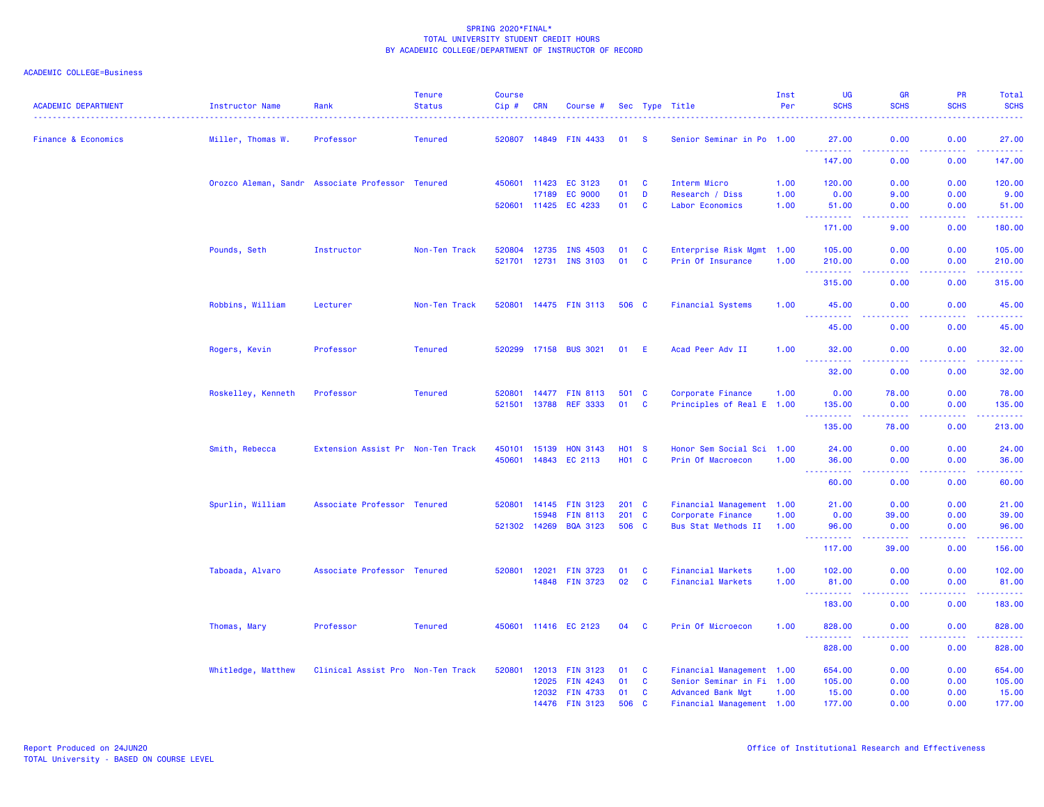SPRING 2020*FINAL*
TOTAL UNIVERSITY STUDENT CREDIT HOURS
BY ACADEMIC COLLEGE/DEPARTMENT OF INSTRUCTOR OF RECORD

ACADEMIC COLLEGE=Business

| ACADEMIC DEPARTMENT | Instructor Name | Rank | Tenure Status | Course Cip # | CRN | Course # | Sec | Type | Title | Inst Per | UG SCHS | GR SCHS | PR SCHS | Total SCHS |
|---|---|---|---|---|---|---|---|---|---|---|---|---|---|---|
| Finance & Economics | Miller, Thomas W. | Professor | Tenured | 520807 | 14849 | FIN 4433 | 01 | S | Senior Seminar in Po | 1.00 | 27.00 | 0.00 | 0.00 | 27.00 |
| | | | | | | | | | | | 147.00 | 0.00 | 0.00 | 147.00 |
| | Orozco Aleman, Sandr | Associate Professor | Tenured | 450601 | 11423 | EC 3123 | 01 | C | Interm Micro | 1.00 | 120.00 | 0.00 | 0.00 | 120.00 |
| | | | | | 17189 | EC 9000 | 01 | D | Research / Diss | 1.00 | 0.00 | 9.00 | 0.00 | 9.00 |
| | | | | 520601 | 11425 | EC 4233 | 01 | C | Labor Economics | 1.00 | 51.00 | 0.00 | 0.00 | 51.00 |
| | | | | | | | | | | | 171.00 | 9.00 | 0.00 | 180.00 |
| | Pounds, Seth | Instructor | Non-Ten Track | 520804 | 12735 | INS 4503 | 01 | C | Enterprise Risk Mgmt | 1.00 | 105.00 | 0.00 | 0.00 | 105.00 |
| | | | | 521701 | 12731 | INS 3103 | 01 | C | Prin Of Insurance | 1.00 | 210.00 | 0.00 | 0.00 | 210.00 |
| | | | | | | | | | | | 315.00 | 0.00 | 0.00 | 315.00 |
| | Robbins, William | Lecturer | Non-Ten Track | 520801 | 14475 | FIN 3113 | 506 | C | Financial Systems | 1.00 | 45.00 | 0.00 | 0.00 | 45.00 |
| | | | | | | | | | | | 45.00 | 0.00 | 0.00 | 45.00 |
| | Rogers, Kevin | Professor | Tenured | 520299 | 17158 | BUS 3021 | 01 | E | Acad Peer Adv II | 1.00 | 32.00 | 0.00 | 0.00 | 32.00 |
| | | | | | | | | | | | 32.00 | 0.00 | 0.00 | 32.00 |
| | Roskelley, Kenneth | Professor | Tenured | 520801 | 14477 | FIN 8113 | 501 | C | Corporate Finance | 1.00 | 0.00 | 78.00 | 0.00 | 78.00 |
| | | | | 521501 | 13788 | REF 3333 | 01 | C | Principles of Real E | 1.00 | 135.00 | 0.00 | 0.00 | 135.00 |
| | | | | | | | | | | | 135.00 | 78.00 | 0.00 | 213.00 |
| | Smith, Rebecca | Extension Assist Pr | Non-Ten Track | 450101 | 15139 | HON 3143 | H01 | S | Honor Sem Social Sci | 1.00 | 24.00 | 0.00 | 0.00 | 24.00 |
| | | | | 450601 | 14843 | EC 2113 | H01 | C | Prin Of Macroecon | 1.00 | 36.00 | 0.00 | 0.00 | 36.00 |
| | | | | | | | | | | | 60.00 | 0.00 | 0.00 | 60.00 |
| | Spurlin, William | Associate Professor | Tenured | 520801 | 14145 | FIN 3123 | 201 | C | Financial Management | 1.00 | 21.00 | 0.00 | 0.00 | 21.00 |
| | | | | | 15948 | FIN 8113 | 201 | C | Corporate Finance | 1.00 | 0.00 | 39.00 | 0.00 | 39.00 |
| | | | | 521302 | 14269 | BQA 3123 | 506 | C | Bus Stat Methods II | 1.00 | 96.00 | 0.00 | 0.00 | 96.00 |
| | | | | | | | | | | | 117.00 | 39.00 | 0.00 | 156.00 |
| | Taboada, Alvaro | Associate Professor | Tenured | 520801 | 12021 | FIN 3723 | 01 | C | Financial Markets | 1.00 | 102.00 | 0.00 | 0.00 | 102.00 |
| | | | | | 14848 | FIN 3723 | 02 | C | Financial Markets | 1.00 | 81.00 | 0.00 | 0.00 | 81.00 |
| | | | | | | | | | | | 183.00 | 0.00 | 0.00 | 183.00 |
| | Thomas, Mary | Professor | Tenured | 450601 | 11416 | EC 2123 | 04 | C | Prin Of Microecon | 1.00 | 828.00 | 0.00 | 0.00 | 828.00 |
| | | | | | | | | | | | 828.00 | 0.00 | 0.00 | 828.00 |
| | Whitledge, Matthew | Clinical Assist Pro | Non-Ten Track | 520801 | 12013 | FIN 3123 | 01 | C | Financial Management | 1.00 | 654.00 | 0.00 | 0.00 | 654.00 |
| | | | | | 12025 | FIN 4243 | 01 | C | Senior Seminar in Fi | 1.00 | 105.00 | 0.00 | 0.00 | 105.00 |
| | | | | | 12032 | FIN 4733 | 01 | C | Advanced Bank Mgt | 1.00 | 15.00 | 0.00 | 0.00 | 15.00 |
| | | | | | 14476 | FIN 3123 | 506 | C | Financial Management | 1.00 | 177.00 | 0.00 | 0.00 | 177.00 |

Report Produced on 24JUN20
TOTAL University - BASED ON COURSE LEVEL

Office of Institutional Research and Effectiveness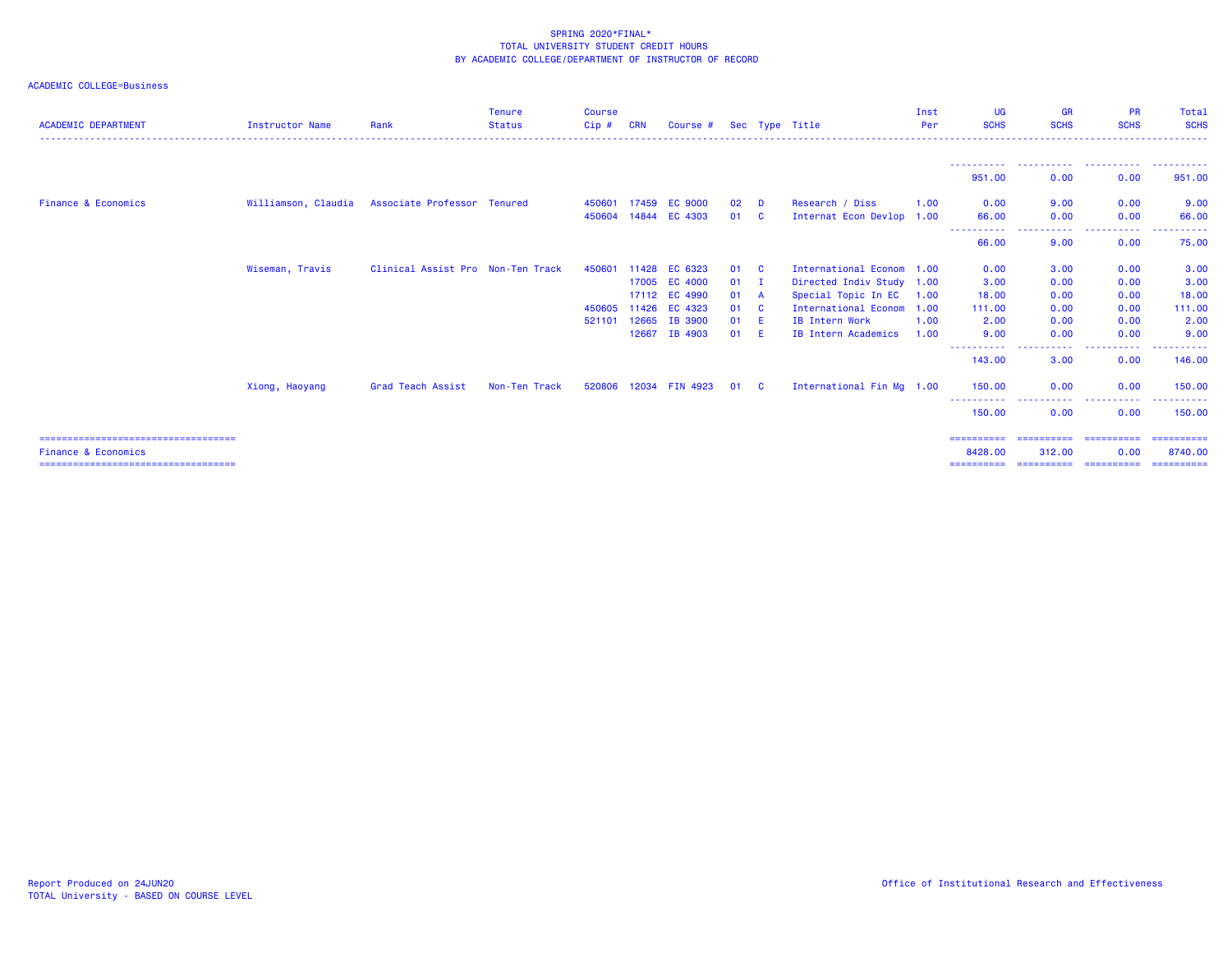SPRING 2020*FINAL*
TOTAL UNIVERSITY STUDENT CREDIT HOURS
BY ACADEMIC COLLEGE/DEPARTMENT OF INSTRUCTOR OF RECORD

ACADEMIC COLLEGE=Business

| ACADEMIC DEPARTMENT | Instructor Name | Rank | Tenure Status | Course Cip # | CRN | Course # | Sec | Type | Title | Inst Per | UG SCHS | GR SCHS | PR SCHS | Total SCHS |
|---|---|---|---|---|---|---|---|---|---|---|---|---|---|---|
| | | | | | | | | | | | 951.00 | 0.00 | 0.00 | 951.00 |
| Finance & Economics | Williamson, Claudia | Associate Professor | Tenured | 450601 | 17459 | EC 9000 | 02 | D | Research / Diss | 1.00 | 0.00 | 9.00 | 0.00 | 9.00 |
| | | | | 450604 | 14844 | EC 4303 | 01 | C | Internat Econ Devlop | 1.00 | 66.00 | 0.00 | 0.00 | 66.00 |
| | | | | | | | | | | | 66.00 | 9.00 | 0.00 | 75.00 |
| | Wiseman, Travis | Clinical Assist Pro | Non-Ten Track | 450601 | 11428 | EC 6323 | 01 | C | International Econom | 1.00 | 0.00 | 3.00 | 0.00 | 3.00 |
| | | | | | 17005 | EC 4000 | 01 | I | Directed Indiv Study | 1.00 | 3.00 | 0.00 | 0.00 | 3.00 |
| | | | | | 17112 | EC 4990 | 01 | A | Special Topic In EC | 1.00 | 18.00 | 0.00 | 0.00 | 18.00 |
| | | | | 450605 | 11426 | EC 4323 | 01 | C | International Econom | 1.00 | 111.00 | 0.00 | 0.00 | 111.00 |
| | | | | 521101 | 12665 | IB 3900 | 01 | E | IB Intern Work | 1.00 | 2.00 | 0.00 | 0.00 | 2.00 |
| | | | | | 12667 | IB 4903 | 01 | E | IB Intern Academics | 1.00 | 9.00 | 0.00 | 0.00 | 9.00 |
| | | | | | | | | | | | 143.00 | 3.00 | 0.00 | 146.00 |
| | Xiong, Haoyang | Grad Teach Assist | Non-Ten Track | 520806 | 12034 | FIN 4923 | 01 | C | International Fin Mg | 1.00 | 150.00 | 0.00 | 0.00 | 150.00 |
| | | | | | | | | | | | 150.00 | 0.00 | 0.00 | 150.00 |
| Finance & Economics | | | | | | | | | | | 8428.00 | 312.00 | 0.00 | 8740.00 |

Report Produced on 24JUN20
TOTAL University - BASED ON COURSE LEVEL

Office of Institutional Research and Effectiveness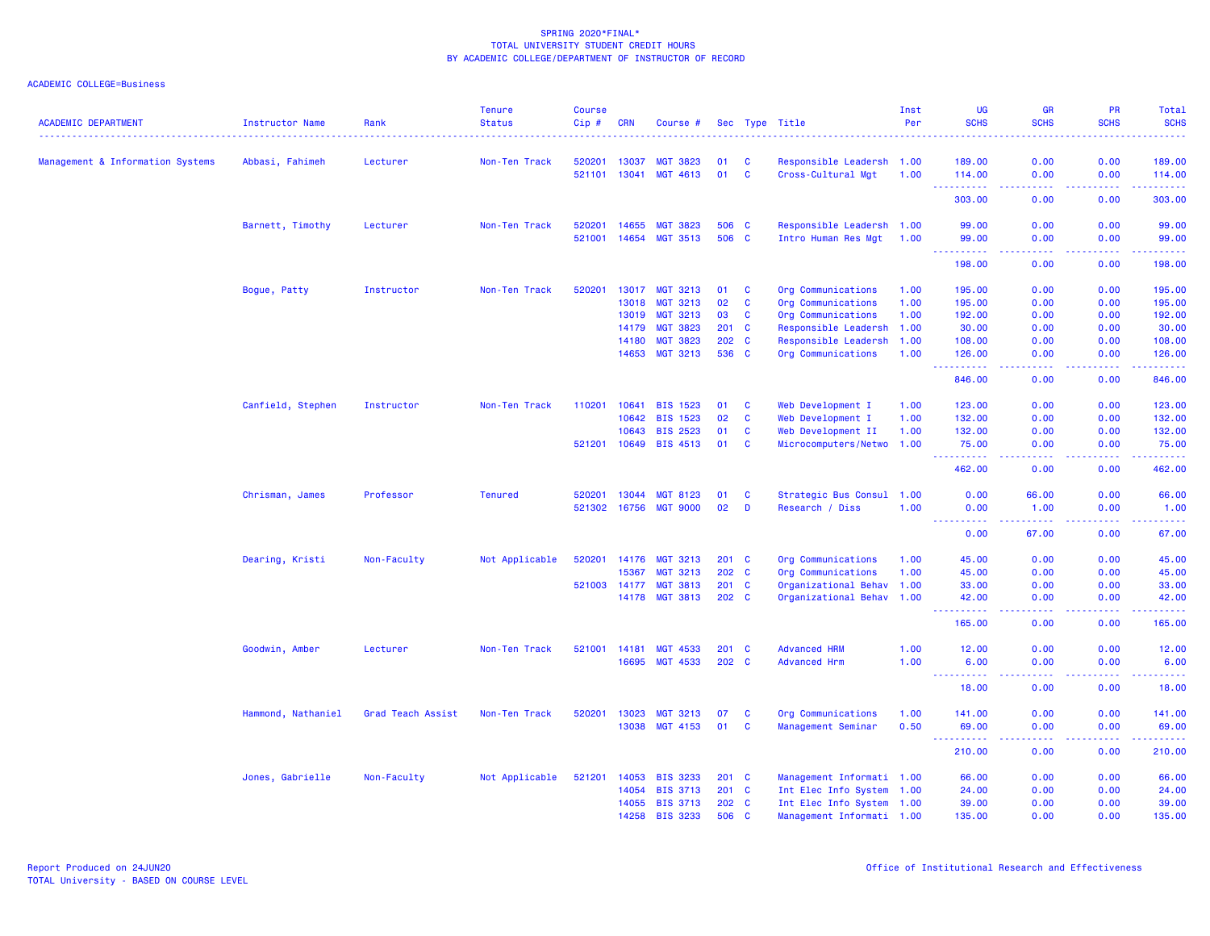SPRING 2020*FINAL*
TOTAL UNIVERSITY STUDENT CREDIT HOURS
BY ACADEMIC COLLEGE/DEPARTMENT OF INSTRUCTOR OF RECORD

ACADEMIC COLLEGE=Business

| ACADEMIC DEPARTMENT | Instructor Name | Rank | Tenure Status | Course Cip # | CRN | Course # | Sec | Type | Title | Inst Per | UG SCHS | GR SCHS | PR SCHS | Total SCHS |
|---|---|---|---|---|---|---|---|---|---|---|---|---|---|---|
| Management & Information Systems | Abbasi, Fahimeh | Lecturer | Non-Ten Track | 520201 | 13037 | MGT 3823 | 01 | C | Responsible Leadersh | 1.00 | 189.00 | 0.00 | 0.00 | 189.00 |
| | | | | 521101 | 13041 | MGT 4613 | 01 | C | Cross-Cultural Mgt | 1.00 | 114.00 | 0.00 | 0.00 | 114.00 |
| | | | | | | | | | | | 303.00 | 0.00 | 0.00 | 303.00 |
| | Barnett, Timothy | Lecturer | Non-Ten Track | 520201 | 14655 | MGT 3823 | 506 | C | Responsible Leadersh | 1.00 | 99.00 | 0.00 | 0.00 | 99.00 |
| | | | | 521001 | 14654 | MGT 3513 | 506 | C | Intro Human Res Mgt | 1.00 | 99.00 | 0.00 | 0.00 | 99.00 |
| | | | | | | | | | | | 198.00 | 0.00 | 0.00 | 198.00 |
| | Bogue, Patty | Instructor | Non-Ten Track | 520201 | 13017 | MGT 3213 | 01 | C | Org Communications | 1.00 | 195.00 | 0.00 | 0.00 | 195.00 |
| | | | | | 13018 | MGT 3213 | 02 | C | Org Communications | 1.00 | 195.00 | 0.00 | 0.00 | 195.00 |
| | | | | | 13019 | MGT 3213 | 03 | C | Org Communications | 1.00 | 192.00 | 0.00 | 0.00 | 192.00 |
| | | | | | 14179 | MGT 3823 | 201 | C | Responsible Leadersh | 1.00 | 30.00 | 0.00 | 0.00 | 30.00 |
| | | | | | 14180 | MGT 3823 | 202 | C | Responsible Leadersh | 1.00 | 108.00 | 0.00 | 0.00 | 108.00 |
| | | | | | 14653 | MGT 3213 | 536 | C | Org Communications | 1.00 | 126.00 | 0.00 | 0.00 | 126.00 |
| | | | | | | | | | | | 846.00 | 0.00 | 0.00 | 846.00 |
| | Canfield, Stephen | Instructor | Non-Ten Track | 110201 | 10641 | BIS 1523 | 01 | C | Web Development I | 1.00 | 123.00 | 0.00 | 0.00 | 123.00 |
| | | | | | 10642 | BIS 1523 | 02 | C | Web Development I | 1.00 | 132.00 | 0.00 | 0.00 | 132.00 |
| | | | | | 10643 | BIS 2523 | 01 | C | Web Development II | 1.00 | 132.00 | 0.00 | 0.00 | 132.00 |
| | | | | 521201 | 10649 | BIS 4513 | 01 | C | Microcomputers/Netwo | 1.00 | 75.00 | 0.00 | 0.00 | 75.00 |
| | | | | | | | | | | | 462.00 | 0.00 | 0.00 | 462.00 |
| | Chrisman, James | Professor | Tenured | 520201 | 13044 | MGT 8123 | 01 | C | Strategic Bus Consul | 1.00 | 0.00 | 66.00 | 0.00 | 66.00 |
| | | | | 521302 | 16756 | MGT 9000 | 02 | D | Research / Diss | 1.00 | 0.00 | 1.00 | 0.00 | 1.00 |
| | | | | | | | | | | | 0.00 | 67.00 | 0.00 | 67.00 |
| | Dearing, Kristi | Non-Faculty | Not Applicable | 520201 | 14176 | MGT 3213 | 201 | C | Org Communications | 1.00 | 45.00 | 0.00 | 0.00 | 45.00 |
| | | | | | 15367 | MGT 3213 | 202 | C | Org Communications | 1.00 | 45.00 | 0.00 | 0.00 | 45.00 |
| | | | | 521003 | 14177 | MGT 3813 | 201 | C | Organizational Behav | 1.00 | 33.00 | 0.00 | 0.00 | 33.00 |
| | | | | | 14178 | MGT 3813 | 202 | C | Organizational Behav | 1.00 | 42.00 | 0.00 | 0.00 | 42.00 |
| | | | | | | | | | | | 165.00 | 0.00 | 0.00 | 165.00 |
| | Goodwin, Amber | Lecturer | Non-Ten Track | 521001 | 14181 | MGT 4533 | 201 | C | Advanced HRM | 1.00 | 12.00 | 0.00 | 0.00 | 12.00 |
| | | | | | 16695 | MGT 4533 | 202 | C | Advanced Hrm | 1.00 | 6.00 | 0.00 | 0.00 | 6.00 |
| | | | | | | | | | | | 18.00 | 0.00 | 0.00 | 18.00 |
| | Hammond, Nathaniel | Grad Teach Assist | Non-Ten Track | 520201 | 13023 | MGT 3213 | 07 | C | Org Communications | 1.00 | 141.00 | 0.00 | 0.00 | 141.00 |
| | | | | | 13038 | MGT 4153 | 01 | C | Management Seminar | 0.50 | 69.00 | 0.00 | 0.00 | 69.00 |
| | | | | | | | | | | | 210.00 | 0.00 | 0.00 | 210.00 |
| | Jones, Gabrielle | Non-Faculty | Not Applicable | 521201 | 14053 | BIS 3233 | 201 | C | Management Informati | 1.00 | 66.00 | 0.00 | 0.00 | 66.00 |
| | | | | | 14054 | BIS 3713 | 201 | C | Int Elec Info System | 1.00 | 24.00 | 0.00 | 0.00 | 24.00 |
| | | | | | 14055 | BIS 3713 | 202 | C | Int Elec Info System | 1.00 | 39.00 | 0.00 | 0.00 | 39.00 |
| | | | | | 14258 | BIS 3233 | 506 | C | Management Informati | 1.00 | 135.00 | 0.00 | 0.00 | 135.00 |

Report Produced on 24JUN20
TOTAL University - BASED ON COURSE LEVEL

Office of Institutional Research and Effectiveness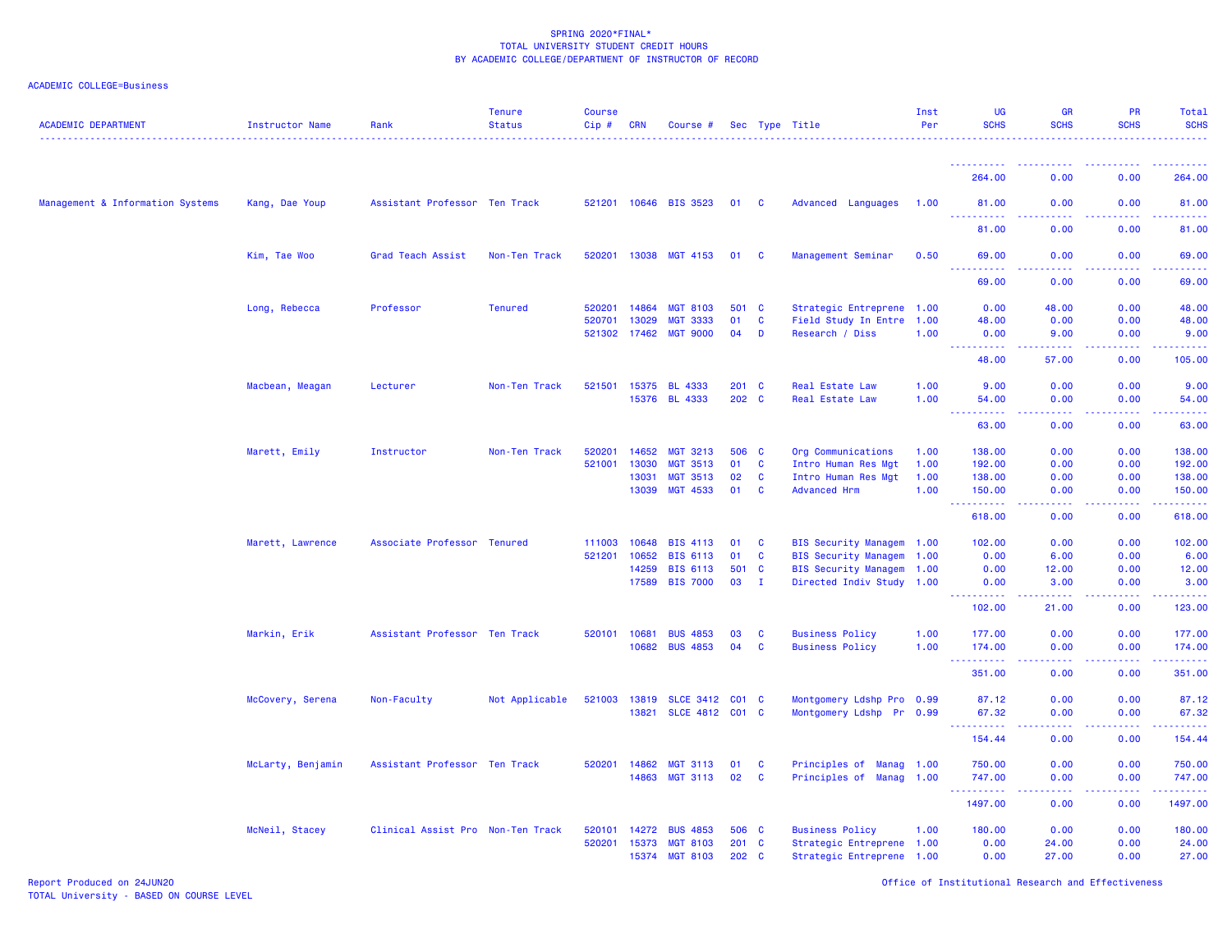SPRING 2020*FINAL*
TOTAL UNIVERSITY STUDENT CREDIT HOURS
BY ACADEMIC COLLEGE/DEPARTMENT OF INSTRUCTOR OF RECORD

ACADEMIC COLLEGE=Business

| ACADEMIC DEPARTMENT | Instructor Name | Rank | Tenure Status | Course Cip # | CRN | Course # | Sec | Type | Title | Inst Per | UG SCHS | GR SCHS | PR SCHS | Total SCHS |
|---|---|---|---|---|---|---|---|---|---|---|---|---|---|---|
| | | | | | | | | | | | 264.00 | 0.00 | 0.00 | 264.00 |
| Management & Information Systems | Kang, Dae Youp | Assistant Professor | Ten Track | 521201 | 10646 | BIS 3523 | 01 | C | Advanced Languages | 1.00 | 81.00 | 0.00 | 0.00 | 81.00 |
| | | | | | | | | | | | 81.00 | 0.00 | 0.00 | 81.00 |
| | Kim, Tae Woo | Grad Teach Assist | Non-Ten Track | 520201 | 13038 | MGT 4153 | 01 | C | Management Seminar | 0.50 | 69.00 | 0.00 | 0.00 | 69.00 |
| | | | | | | | | | | | 69.00 | 0.00 | 0.00 | 69.00 |
| | Long, Rebecca | Professor | Tenured | 520201 | 14864 | MGT 8103 | 501 | C | Strategic Entreprene | 1.00 | 0.00 | 48.00 | 0.00 | 48.00 |
| | | | | 520701 | 13029 | MGT 3333 | 01 | C | Field Study In Entre | 1.00 | 48.00 | 0.00 | 0.00 | 48.00 |
| | | | | 521302 | 17462 | MGT 9000 | 04 | D | Research / Diss | 1.00 | 0.00 | 9.00 | 0.00 | 9.00 |
| | | | | | | | | | | | 48.00 | 57.00 | 0.00 | 105.00 |
| | Macbean, Meagan | Lecturer | Non-Ten Track | 521501 | 15375 | BL 4333 | 201 | C | Real Estate Law | 1.00 | 9.00 | 0.00 | 0.00 | 9.00 |
| | | | | | 15376 | BL 4333 | 202 | C | Real Estate Law | 1.00 | 54.00 | 0.00 | 0.00 | 54.00 |
| | | | | | | | | | | | 63.00 | 0.00 | 0.00 | 63.00 |
| | Marett, Emily | Instructor | Non-Ten Track | 520201 | 14652 | MGT 3213 | 506 | C | Org Communications | 1.00 | 138.00 | 0.00 | 0.00 | 138.00 |
| | | | | 521001 | 13030 | MGT 3513 | 01 | C | Intro Human Res Mgt | 1.00 | 192.00 | 0.00 | 0.00 | 192.00 |
| | | | | | 13031 | MGT 3513 | 02 | C | Intro Human Res Mgt | 1.00 | 138.00 | 0.00 | 0.00 | 138.00 |
| | | | | | 13039 | MGT 4533 | 01 | C | Advanced Hrm | 1.00 | 150.00 | 0.00 | 0.00 | 150.00 |
| | | | | | | | | | | | 618.00 | 0.00 | 0.00 | 618.00 |
| | Marett, Lawrence | Associate Professor | Tenured | 111003 | 10648 | BIS 4113 | 01 | C | BIS Security Managem | 1.00 | 102.00 | 0.00 | 0.00 | 102.00 |
| | | | | 521201 | 10652 | BIS 6113 | 01 | C | BIS Security Managem | 1.00 | 0.00 | 6.00 | 0.00 | 6.00 |
| | | | | | 14259 | BIS 6113 | 501 | C | BIS Security Managem | 1.00 | 0.00 | 12.00 | 0.00 | 12.00 |
| | | | | | 17589 | BIS 7000 | 03 | I | Directed Indiv Study | 1.00 | 0.00 | 3.00 | 0.00 | 3.00 |
| | | | | | | | | | | | 102.00 | 21.00 | 0.00 | 123.00 |
| | Markin, Erik | Assistant Professor | Ten Track | 520101 | 10681 | BUS 4853 | 03 | C | Business Policy | 1.00 | 177.00 | 0.00 | 0.00 | 177.00 |
| | | | | | 10682 | BUS 4853 | 04 | C | Business Policy | 1.00 | 174.00 | 0.00 | 0.00 | 174.00 |
| | | | | | | | | | | | 351.00 | 0.00 | 0.00 | 351.00 |
| | McCovery, Serena | Non-Faculty | Not Applicable | 521003 | 13819 | SLCE 3412 | C01 | C | Montgomery Ldshp Pro | 0.99 | 87.12 | 0.00 | 0.00 | 87.12 |
| | | | | | 13821 | SLCE 4812 | C01 | C | Montgomery Ldshp Pr | 0.99 | 67.32 | 0.00 | 0.00 | 67.32 |
| | | | | | | | | | | | 154.44 | 0.00 | 0.00 | 154.44 |
| | McLarty, Benjamin | Assistant Professor | Ten Track | 520201 | 14862 | MGT 3113 | 01 | C | Principles of Manag | 1.00 | 750.00 | 0.00 | 0.00 | 750.00 |
| | | | | | 14863 | MGT 3113 | 02 | C | Principles of Manag | 1.00 | 747.00 | 0.00 | 0.00 | 747.00 |
| | | | | | | | | | | | 1497.00 | 0.00 | 0.00 | 1497.00 |
| | McNeil, Stacey | Clinical Assist Pro | Non-Ten Track | 520101 | 14272 | BUS 4853 | 506 | C | Business Policy | 1.00 | 180.00 | 0.00 | 0.00 | 180.00 |
| | | | | 520201 | 15373 | MGT 8103 | 201 | C | Strategic Entreprene | 1.00 | 0.00 | 24.00 | 0.00 | 24.00 |
| | | | | | 15374 | MGT 8103 | 202 | C | Strategic Entreprene | 1.00 | 0.00 | 27.00 | 0.00 | 27.00 |

Report Produced on 24JUN20
TOTAL University - BASED ON COURSE LEVEL

Office of Institutional Research and Effectiveness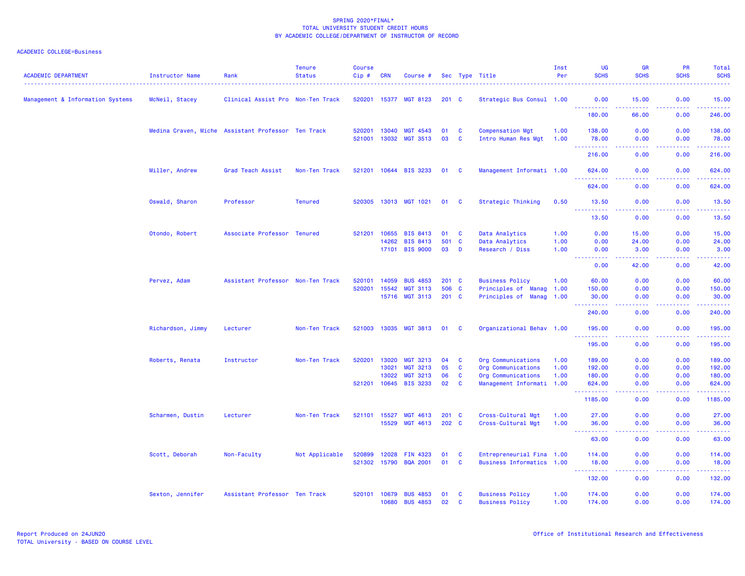SPRING 2020*FINAL*
TOTAL UNIVERSITY STUDENT CREDIT HOURS
BY ACADEMIC COLLEGE/DEPARTMENT OF INSTRUCTOR OF RECORD

ACADEMIC COLLEGE=Business

| ACADEMIC DEPARTMENT | Instructor Name | Rank | Tenure Status | Course Cip # | CRN | Course # | Sec | Type | Title | Inst Per | UG SCHS | GR SCHS | PR SCHS | Total SCHS |
|---|---|---|---|---|---|---|---|---|---|---|---|---|---|---|
| Management & Information Systems | McNeil, Stacey | Clinical Assist Pro | Non-Ten Track | 520201 | 15377 | MGT 8123 | 201 | C | Strategic Bus Consul | 1.00 | 0.00 | 15.00 | 0.00 | 15.00 |
| | | | | | | | | | | | 180.00 | 66.00 | 0.00 | 246.00 |
| | Medina Craven, Miche | Assistant Professor | Ten Track | 520201 | 13040 | MGT 4543 | 01 | C | Compensation Mgt | 1.00 | 138.00 | 0.00 | 0.00 | 138.00 |
| | | | | 521001 | 13032 | MGT 3513 | 03 | C | Intro Human Res Mgt | 1.00 | 78.00 | 0.00 | 0.00 | 78.00 |
| | | | | | | | | | | | 216.00 | 0.00 | 0.00 | 216.00 |
| | Miller, Andrew | Grad Teach Assist | Non-Ten Track | 521201 | 10644 | BIS 3233 | 01 | C | Management Informati | 1.00 | 624.00 | 0.00 | 0.00 | 624.00 |
| | | | | | | | | | | | 624.00 | 0.00 | 0.00 | 624.00 |
| | Oswald, Sharon | Professor | Tenured | 520305 | 13013 | MGT 1021 | 01 | C | Strategic Thinking | 0.50 | 13.50 | 0.00 | 0.00 | 13.50 |
| | | | | | | | | | | | 13.50 | 0.00 | 0.00 | 13.50 |
| | Otondo, Robert | Associate Professor | Tenured | 521201 | 10655 | BIS 8413 | 01 | C | Data Analytics | 1.00 | 0.00 | 15.00 | 0.00 | 15.00 |
| | | | | | 14262 | BIS 8413 | 501 | C | Data Analytics | 1.00 | 0.00 | 24.00 | 0.00 | 24.00 |
| | | | | | 17101 | BIS 9000 | 03 | D | Research / Diss | 1.00 | 0.00 | 3.00 | 0.00 | 3.00 |
| | | | | | | | | | | | 0.00 | 42.00 | 0.00 | 42.00 |
| | Pervez, Adam | Assistant Professor | Non-Ten Track | 520101 | 14059 | BUS 4853 | 201 | C | Business Policy | 1.00 | 60.00 | 0.00 | 0.00 | 60.00 |
| | | | | 520201 | 15542 | MGT 3113 | 506 | C | Principles of Manag | 1.00 | 150.00 | 0.00 | 0.00 | 150.00 |
| | | | | | 15716 | MGT 3113 | 201 | C | Principles of Manag | 1.00 | 30.00 | 0.00 | 0.00 | 30.00 |
| | | | | | | | | | | | 240.00 | 0.00 | 0.00 | 240.00 |
| | Richardson, Jimmy | Lecturer | Non-Ten Track | 521003 | 13035 | MGT 3813 | 01 | C | Organizational Behav | 1.00 | 195.00 | 0.00 | 0.00 | 195.00 |
| | | | | | | | | | | | 195.00 | 0.00 | 0.00 | 195.00 |
| | Roberts, Renata | Instructor | Non-Ten Track | 520201 | 13020 | MGT 3213 | 04 | C | Org Communications | 1.00 | 189.00 | 0.00 | 0.00 | 189.00 |
| | | | | | 13021 | MGT 3213 | 05 | C | Org Communications | 1.00 | 192.00 | 0.00 | 0.00 | 192.00 |
| | | | | | 13022 | MGT 3213 | 06 | C | Org Communications | 1.00 | 180.00 | 0.00 | 0.00 | 180.00 |
| | | | | 521201 | 10645 | BIS 3233 | 02 | C | Management Informati | 1.00 | 624.00 | 0.00 | 0.00 | 624.00 |
| | | | | | | | | | | | 1185.00 | 0.00 | 0.00 | 1185.00 |
| | Scharmen, Dustin | Lecturer | Non-Ten Track | 521101 | 15527 | MGT 4613 | 201 | C | Cross-Cultural Mgt | 1.00 | 27.00 | 0.00 | 0.00 | 27.00 |
| | | | | | 15529 | MGT 4613 | 202 | C | Cross-Cultural Mgt | 1.00 | 36.00 | 0.00 | 0.00 | 36.00 |
| | | | | | | | | | | | 63.00 | 0.00 | 0.00 | 63.00 |
| | Scott, Deborah | Non-Faculty | Not Applicable | 520899 | 12028 | FIN 4323 | 01 | C | Entrepreneurial Fina | 1.00 | 114.00 | 0.00 | 0.00 | 114.00 |
| | | | | 521302 | 15790 | BQA 2001 | 01 | C | Business Informatics | 1.00 | 18.00 | 0.00 | 0.00 | 18.00 |
| | | | | | | | | | | | 132.00 | 0.00 | 0.00 | 132.00 |
| | Sexton, Jennifer | Assistant Professor | Ten Track | 520101 | 10679 | BUS 4853 | 01 | C | Business Policy | 1.00 | 174.00 | 0.00 | 0.00 | 174.00 |
| | | | | | 10680 | BUS 4853 | 02 | C | Business Policy | 1.00 | 174.00 | 0.00 | 0.00 | 174.00 |

Report Produced on 24JUN20
TOTAL University - BASED ON COURSE LEVEL

Office of Institutional Research and Effectiveness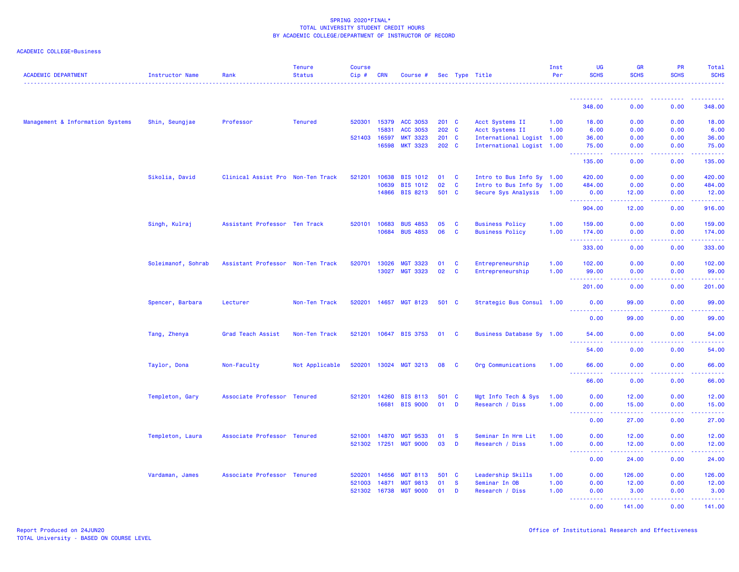SPRING 2020*FINAL*
TOTAL UNIVERSITY STUDENT CREDIT HOURS
BY ACADEMIC COLLEGE/DEPARTMENT OF INSTRUCTOR OF RECORD

ACADEMIC COLLEGE=Business

| ACADEMIC DEPARTMENT | Instructor Name | Rank | Tenure Status | Course Cip # | CRN | Course # | Sec | Type | Title | Inst Per | UG SCHS | GR SCHS | PR SCHS | Total SCHS |
|---|---|---|---|---|---|---|---|---|---|---|---|---|---|---|
| | | | | | | | | | | | 348.00 | 0.00 | 0.00 | 348.00 |
| Management & Information Systems | Shin, Seungjae | Professor | Tenured | 520301 | 15379 | ACC 3053 | 201 | C | Acct Systems II | 1.00 | 18.00 | 0.00 | 0.00 | 18.00 |
| | | | | | 15831 | ACC 3053 | 202 | C | Acct Systems II | 1.00 | 6.00 | 0.00 | 0.00 | 6.00 |
| | | | | 521403 | 16597 | MKT 3323 | 201 | C | International Logist | 1.00 | 36.00 | 0.00 | 0.00 | 36.00 |
| | | | | | 16598 | MKT 3323 | 202 | C | International Logist | 1.00 | 75.00 | 0.00 | 0.00 | 75.00 |
| | | | | | | | | | | | 135.00 | 0.00 | 0.00 | 135.00 |
| | Sikolia, David | Clinical Assist Pro | Non-Ten Track | 521201 | 10638 | BIS 1012 | 01 | C | Intro to Bus Info Sy | 1.00 | 420.00 | 0.00 | 0.00 | 420.00 |
| | | | | | 10639 | BIS 1012 | 02 | C | Intro to Bus Info Sy | 1.00 | 484.00 | 0.00 | 0.00 | 484.00 |
| | | | | | 14866 | BIS 8213 | 501 | C | Secure Sys Analysis | 1.00 | 0.00 | 12.00 | 0.00 | 12.00 |
| | | | | | | | | | | | 904.00 | 12.00 | 0.00 | 916.00 |
| | Singh, Kulraj | Assistant Professor | Ten Track | 520101 | 10683 | BUS 4853 | 05 | C | Business Policy | 1.00 | 159.00 | 0.00 | 0.00 | 159.00 |
| | | | | | 10684 | BUS 4853 | 06 | C | Business Policy | 1.00 | 174.00 | 0.00 | 0.00 | 174.00 |
| | | | | | | | | | | | 333.00 | 0.00 | 0.00 | 333.00 |
| | Soleimanof, Sohrab | Assistant Professor | Non-Ten Track | 520701 | 13026 | MGT 3323 | 01 | C | Entrepreneurship | 1.00 | 102.00 | 0.00 | 0.00 | 102.00 |
| | | | | | 13027 | MGT 3323 | 02 | C | Entrepreneurship | 1.00 | 99.00 | 0.00 | 0.00 | 99.00 |
| | | | | | | | | | | | 201.00 | 0.00 | 0.00 | 201.00 |
| | Spencer, Barbara | Lecturer | Non-Ten Track | 520201 | 14657 | MGT 8123 | 501 | C | Strategic Bus Consul | 1.00 | 0.00 | 99.00 | 0.00 | 99.00 |
| | | | | | | | | | | | 0.00 | 99.00 | 0.00 | 99.00 |
| | Tang, Zhenya | Grad Teach Assist | Non-Ten Track | 521201 | 10647 | BIS 3753 | 01 | C | Business Database Sy | 1.00 | 54.00 | 0.00 | 0.00 | 54.00 |
| | | | | | | | | | | | 54.00 | 0.00 | 0.00 | 54.00 |
| | Taylor, Dona | Non-Faculty | Not Applicable | 520201 | 13024 | MGT 3213 | 08 | C | Org Communications | 1.00 | 66.00 | 0.00 | 0.00 | 66.00 |
| | | | | | | | | | | | 66.00 | 0.00 | 0.00 | 66.00 |
| | Templeton, Gary | Associate Professor | Tenured | 521201 | 14260 | BIS 8113 | 501 | C | Mgt Info Tech & Sys | 1.00 | 0.00 | 12.00 | 0.00 | 12.00 |
| | | | | | 16681 | BIS 9000 | 01 | D | Research / Diss | 1.00 | 0.00 | 15.00 | 0.00 | 15.00 |
| | | | | | | | | | | | 0.00 | 27.00 | 0.00 | 27.00 |
| | Templeton, Laura | Associate Professor | Tenured | 521001 | 14870 | MGT 9533 | 01 | S | Seminar In Hrm Lit | 1.00 | 0.00 | 12.00 | 0.00 | 12.00 |
| | | | | 521302 | 17251 | MGT 9000 | 03 | D | Research / Diss | 1.00 | 0.00 | 12.00 | 0.00 | 12.00 |
| | | | | | | | | | | | 0.00 | 24.00 | 0.00 | 24.00 |
| | Vardaman, James | Associate Professor | Tenured | 520201 | 14656 | MGT 8113 | 501 | C | Leadership Skills | 1.00 | 0.00 | 126.00 | 0.00 | 126.00 |
| | | | | 521003 | 14871 | MGT 9813 | 01 | S | Seminar In OB | 1.00 | 0.00 | 12.00 | 0.00 | 12.00 |
| | | | | 521302 | 16738 | MGT 9000 | 01 | D | Research / Diss | 1.00 | 0.00 | 3.00 | 0.00 | 3.00 |
| | | | | | | | | | | | 0.00 | 141.00 | 0.00 | 141.00 |

Report Produced on 24JUN20
TOTAL University - BASED ON COURSE LEVEL

Office of Institutional Research and Effectiveness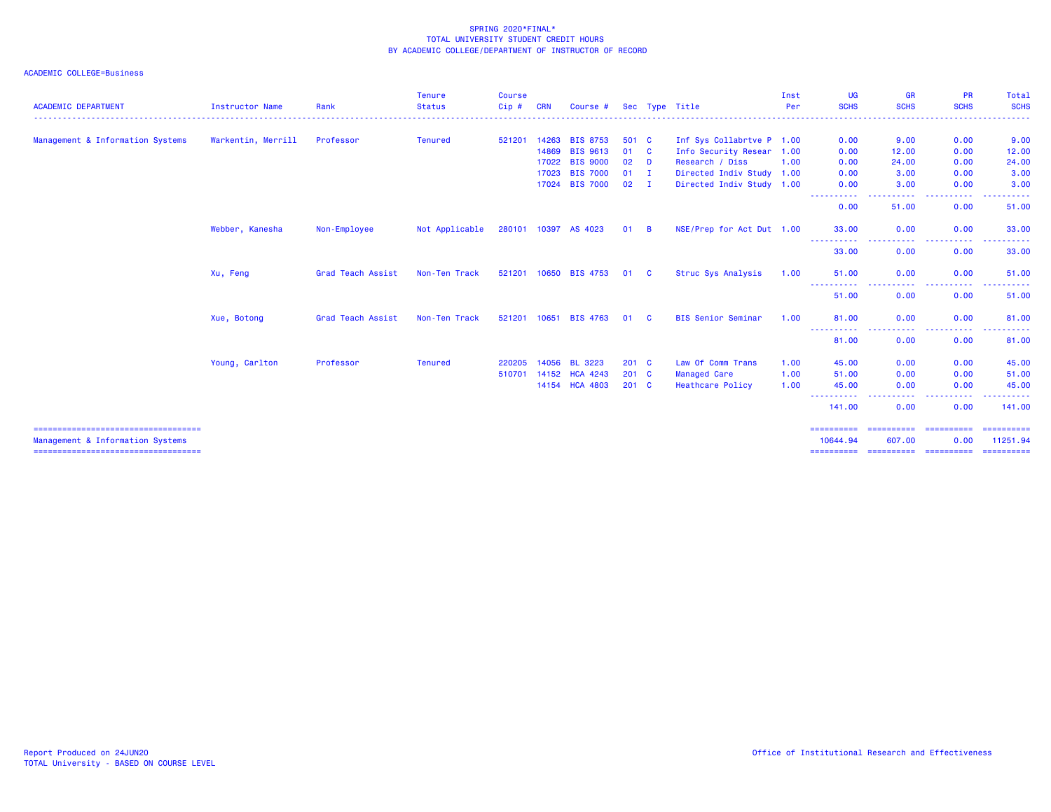SPRING 2020*FINAL*
TOTAL UNIVERSITY STUDENT CREDIT HOURS
BY ACADEMIC COLLEGE/DEPARTMENT OF INSTRUCTOR OF RECORD

ACADEMIC COLLEGE=Business

| ACADEMIC DEPARTMENT | Instructor Name | Rank | Tenure Status | Course Cip # | CRN | Course # | Sec | Type | Title | Inst Per | UG SCHS | GR SCHS | PR SCHS | Total SCHS |
|---|---|---|---|---|---|---|---|---|---|---|---|---|---|---|
| Management & Information Systems | Warkentin, Merrill | Professor | Tenured | 521201 | 14263 | BIS 8753 | 501 | C | Inf Sys Collabrtve P | 1.00 | 0.00 | 9.00 | 0.00 | 9.00 |
| | | | | | 14869 | BIS 9613 | 01 | C | Info Security Resear | 1.00 | 0.00 | 12.00 | 0.00 | 12.00 |
| | | | | | 17022 | BIS 9000 | 02 | D | Research / Diss | 1.00 | 0.00 | 24.00 | 0.00 | 24.00 |
| | | | | | 17023 | BIS 7000 | 01 | I | Directed Indiv Study | 1.00 | 0.00 | 3.00 | 0.00 | 3.00 |
| | | | | | 17024 | BIS 7000 | 02 | I | Directed Indiv Study | 1.00 | 0.00 | 3.00 | 0.00 | 3.00 |
| | | | | | | | | | | | 0.00 | 51.00 | 0.00 | 51.00 |
| | Webber, Kanesha | Non-Employee | Not Applicable | 280101 | 10397 | AS 4023 | 01 | B | NSE/Prep for Act Dut | 1.00 | 33.00 | 0.00 | 0.00 | 33.00 |
| | | | | | | | | | | | 33.00 | 0.00 | 0.00 | 33.00 |
| | Xu, Feng | Grad Teach Assist | Non-Ten Track | 521201 | 10650 | BIS 4753 | 01 | C | Struc Sys Analysis | 1.00 | 51.00 | 0.00 | 0.00 | 51.00 |
| | | | | | | | | | | | 51.00 | 0.00 | 0.00 | 51.00 |
| | Xue, Botong | Grad Teach Assist | Non-Ten Track | 521201 | 10651 | BIS 4763 | 01 | C | BIS Senior Seminar | 1.00 | 81.00 | 0.00 | 0.00 | 81.00 |
| | | | | | | | | | | | 81.00 | 0.00 | 0.00 | 81.00 |
| | Young, Carlton | Professor | Tenured | 220205 | 14056 | BL 3223 | 201 | C | Law Of Comm Trans | 1.00 | 45.00 | 0.00 | 0.00 | 45.00 |
| | | | | 510701 | 14152 | HCA 4243 | 201 | C | Managed Care | 1.00 | 51.00 | 0.00 | 0.00 | 51.00 |
| | | | | | 14154 | HCA 4803 | 201 | C | Heathcare Policy | 1.00 | 45.00 | 0.00 | 0.00 | 45.00 |
| | | | | | | | | | | | 141.00 | 0.00 | 0.00 | 141.00 |
| Management & Information Systems | | | | | | | | | | | 10644.94 | 607.00 | 0.00 | 11251.94 |

Report Produced on 24JUN20
TOTAL University - BASED ON COURSE LEVEL

Office of Institutional Research and Effectiveness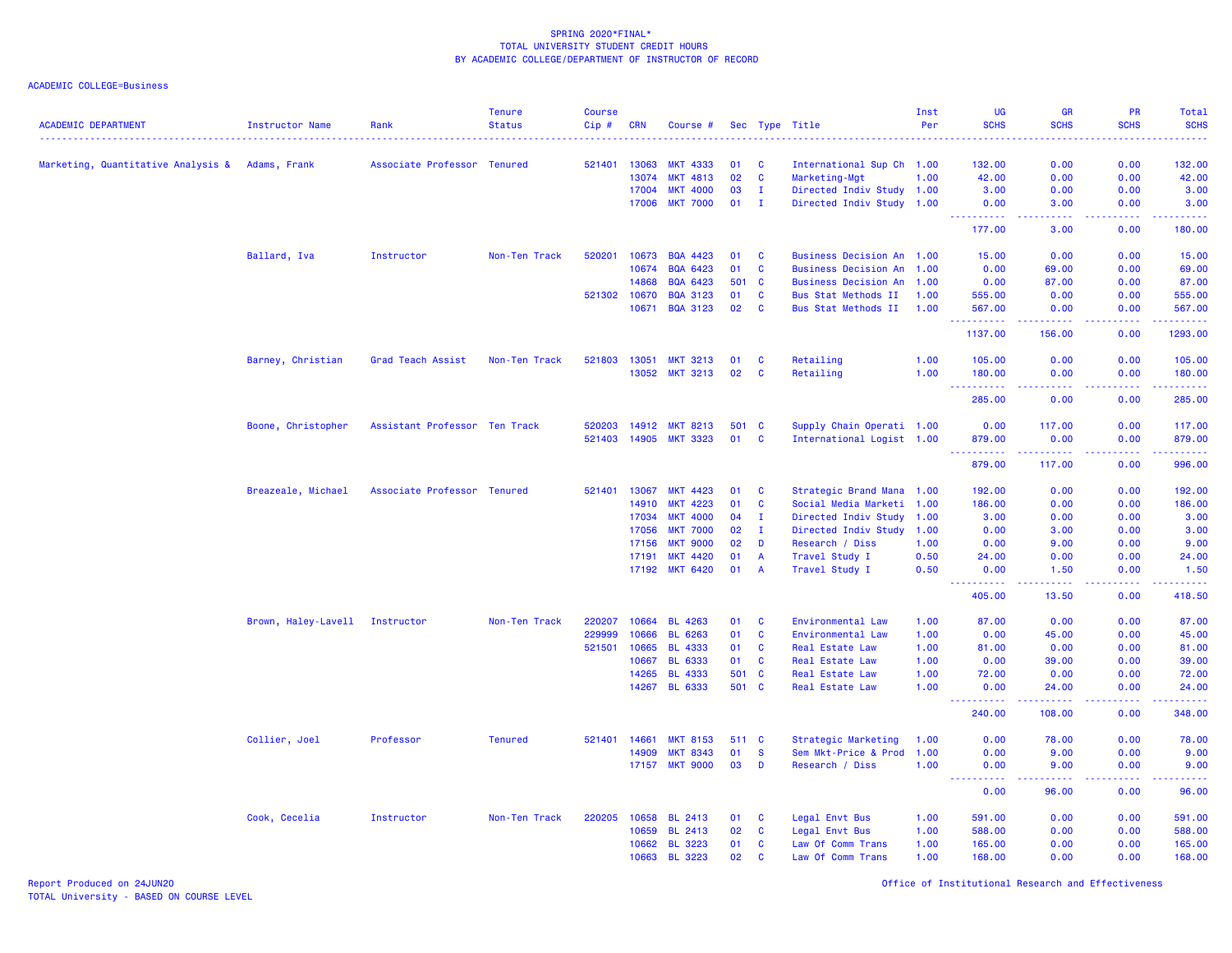SPRING 2020*FINAL*
TOTAL UNIVERSITY STUDENT CREDIT HOURS
BY ACADEMIC COLLEGE/DEPARTMENT OF INSTRUCTOR OF RECORD

ACADEMIC COLLEGE=Business

| ACADEMIC DEPARTMENT | Instructor Name | Rank | Tenure Status | Course Cip # | CRN | Course # | Sec | Type | Title | Inst Per | UG SCHS | GR SCHS | PR SCHS | Total SCHS |
|---|---|---|---|---|---|---|---|---|---|---|---|---|---|---|
| Marketing, Quantitative Analysis & | Adams, Frank | Associate Professor | Tenured | 521401 | 13063 | MKT 4333 | 01 | C | International Sup Ch | 1.00 | 132.00 | 0.00 | 0.00 | 132.00 |
| | | | | | 13074 | MKT 4813 | 02 | C | Marketing-Mgt | 1.00 | 42.00 | 0.00 | 0.00 | 42.00 |
| | | | | | 17004 | MKT 4000 | 03 | I | Directed Indiv Study | 1.00 | 3.00 | 0.00 | 0.00 | 3.00 |
| | | | | | 17006 | MKT 7000 | 01 | I | Directed Indiv Study | 1.00 | 0.00 | 3.00 | 0.00 | 3.00 |
| | | | | | | | | | | | 177.00 | 3.00 | 0.00 | 180.00 |
| | Ballard, Iva | Instructor | Non-Ten Track | 520201 | 10673 | BQA 4423 | 01 | C | Business Decision An | 1.00 | 15.00 | 0.00 | 0.00 | 15.00 |
| | | | | | 10674 | BQA 6423 | 01 | C | Business Decision An | 1.00 | 0.00 | 69.00 | 0.00 | 69.00 |
| | | | | | 14868 | BQA 6423 | 501 | C | Business Decision An | 1.00 | 0.00 | 87.00 | 0.00 | 87.00 |
| | | | | 521302 | 10670 | BQA 3123 | 01 | C | Bus Stat Methods II | 1.00 | 555.00 | 0.00 | 0.00 | 555.00 |
| | | | | | 10671 | BQA 3123 | 02 | C | Bus Stat Methods II | 1.00 | 567.00 | 0.00 | 0.00 | 567.00 |
| | | | | | | | | | | | 1137.00 | 156.00 | 0.00 | 1293.00 |
| | Barney, Christian | Grad Teach Assist | Non-Ten Track | 521803 | 13051 | MKT 3213 | 01 | C | Retailing | 1.00 | 105.00 | 0.00 | 0.00 | 105.00 |
| | | | | | 13052 | MKT 3213 | 02 | C | Retailing | 1.00 | 180.00 | 0.00 | 0.00 | 180.00 |
| | | | | | | | | | | | 285.00 | 0.00 | 0.00 | 285.00 |
| | Boone, Christopher | Assistant Professor | Ten Track | 520203 | 14912 | MKT 8213 | 501 | C | Supply Chain Operati | 1.00 | 0.00 | 117.00 | 0.00 | 117.00 |
| | | | | 521403 | 14905 | MKT 3323 | 01 | C | International Logist | 1.00 | 879.00 | 0.00 | 0.00 | 879.00 |
| | | | | | | | | | | | 879.00 | 117.00 | 0.00 | 996.00 |
| | Breazeale, Michael | Associate Professor | Tenured | 521401 | 13067 | MKT 4423 | 01 | C | Strategic Brand Mana | 1.00 | 192.00 | 0.00 | 0.00 | 192.00 |
| | | | | | 14910 | MKT 4223 | 01 | C | Social Media Marketi | 1.00 | 186.00 | 0.00 | 0.00 | 186.00 |
| | | | | | 17034 | MKT 4000 | 04 | I | Directed Indiv Study | 1.00 | 3.00 | 0.00 | 0.00 | 3.00 |
| | | | | | 17056 | MKT 7000 | 02 | I | Directed Indiv Study | 1.00 | 0.00 | 3.00 | 0.00 | 3.00 |
| | | | | | 17156 | MKT 9000 | 02 | D | Research / Diss | 1.00 | 0.00 | 9.00 | 0.00 | 9.00 |
| | | | | | 17191 | MKT 4420 | 01 | A | Travel Study I | 0.50 | 24.00 | 0.00 | 0.00 | 24.00 |
| | | | | | 17192 | MKT 6420 | 01 | A | Travel Study I | 0.50 | 0.00 | 1.50 | 0.00 | 1.50 |
| | | | | | | | | | | | 405.00 | 13.50 | 0.00 | 418.50 |
| | Brown, Haley-Lavell | Instructor | Non-Ten Track | 220207 | 10664 | BL 4263 | 01 | C | Environmental Law | 1.00 | 87.00 | 0.00 | 0.00 | 87.00 |
| | | | | 229999 | 10666 | BL 6263 | 01 | C | Environmental Law | 1.00 | 0.00 | 45.00 | 0.00 | 45.00 |
| | | | | 521501 | 10665 | BL 4333 | 01 | C | Real Estate Law | 1.00 | 81.00 | 0.00 | 0.00 | 81.00 |
| | | | | | 10667 | BL 6333 | 01 | C | Real Estate Law | 1.00 | 0.00 | 39.00 | 0.00 | 39.00 |
| | | | | | 14265 | BL 4333 | 501 | C | Real Estate Law | 1.00 | 72.00 | 0.00 | 0.00 | 72.00 |
| | | | | | 14267 | BL 6333 | 501 | C | Real Estate Law | 1.00 | 0.00 | 24.00 | 0.00 | 24.00 |
| | | | | | | | | | | | 240.00 | 108.00 | 0.00 | 348.00 |
| | Collier, Joel | Professor | Tenured | 521401 | 14661 | MKT 8153 | 511 | C | Strategic Marketing | 1.00 | 0.00 | 78.00 | 0.00 | 78.00 |
| | | | | | 14909 | MKT 8343 | 01 | S | Sem Mkt-Price & Prod | 1.00 | 0.00 | 9.00 | 0.00 | 9.00 |
| | | | | | 17157 | MKT 9000 | 03 | D | Research / Diss | 1.00 | 0.00 | 9.00 | 0.00 | 9.00 |
| | | | | | | | | | | | 0.00 | 96.00 | 0.00 | 96.00 |
| | Cook, Cecelia | Instructor | Non-Ten Track | 220205 | 10658 | BL 2413 | 01 | C | Legal Envt Bus | 1.00 | 591.00 | 0.00 | 0.00 | 591.00 |
| | | | | | 10659 | BL 2413 | 02 | C | Legal Envt Bus | 1.00 | 588.00 | 0.00 | 0.00 | 588.00 |
| | | | | | 10662 | BL 3223 | 01 | C | Law Of Comm Trans | 1.00 | 165.00 | 0.00 | 0.00 | 165.00 |
| | | | | | 10663 | BL 3223 | 02 | C | Law Of Comm Trans | 1.00 | 168.00 | 0.00 | 0.00 | 168.00 |

Report Produced on 24JUN20
TOTAL University - BASED ON COURSE LEVEL

Office of Institutional Research and Effectiveness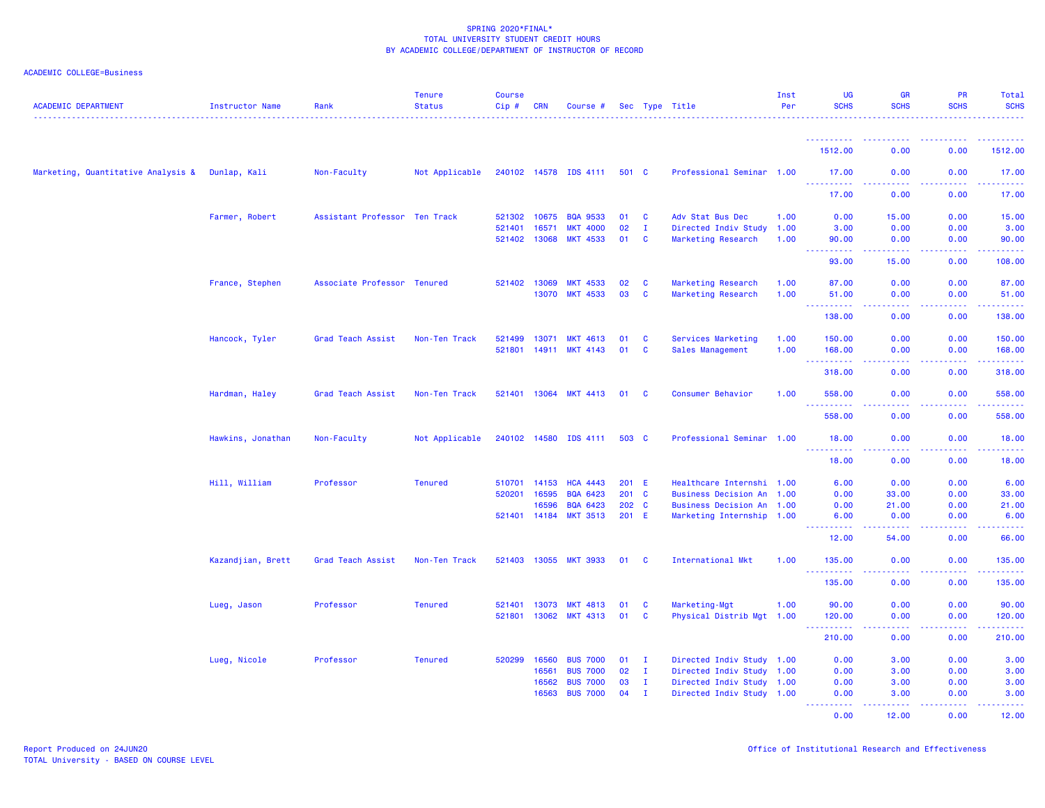SPRING 2020*FINAL*
TOTAL UNIVERSITY STUDENT CREDIT HOURS
BY ACADEMIC COLLEGE/DEPARTMENT OF INSTRUCTOR OF RECORD

ACADEMIC COLLEGE=Business

| ACADEMIC DEPARTMENT | Instructor Name | Rank | Tenure Status | Course Cip # | CRN | Course # | Sec | Type | Title | Inst Per | UG SCHS | GR SCHS | PR SCHS | Total SCHS |
|---|---|---|---|---|---|---|---|---|---|---|---|---|---|---|
| | | | | | | | | | | | 1512.00 | 0.00 | 0.00 | 1512.00 |
| Marketing, Quantitative Analysis & | Dunlap, Kali | Non-Faculty | Not Applicable | 240102 | 14578 | IDS 4111 | 501 | C | Professional Seminar | 1.00 | 17.00 | 0.00 | 0.00 | 17.00 |
| | | | | | | | | | | | 17.00 | 0.00 | 0.00 | 17.00 |
| | Farmer, Robert | Assistant Professor | Ten Track | 521302 | 10675 | BQA 9533 | 01 | C | Adv Stat Bus Dec | 1.00 | 0.00 | 15.00 | 0.00 | 15.00 |
| | | | | 521401 | 16571 | MKT 4000 | 02 | I | Directed Indiv Study | 1.00 | 3.00 | 0.00 | 0.00 | 3.00 |
| | | | | 521402 | 13068 | MKT 4533 | 01 | C | Marketing Research | 1.00 | 90.00 | 0.00 | 0.00 | 90.00 |
| | | | | | | | | | | | 93.00 | 15.00 | 0.00 | 108.00 |
| | France, Stephen | Associate Professor | Tenured | 521402 | 13069 | MKT 4533 | 02 | C | Marketing Research | 1.00 | 87.00 | 0.00 | 0.00 | 87.00 |
| | | | | | 13070 | MKT 4533 | 03 | C | Marketing Research | 1.00 | 51.00 | 0.00 | 0.00 | 51.00 |
| | | | | | | | | | | | 138.00 | 0.00 | 0.00 | 138.00 |
| | Hancock, Tyler | Grad Teach Assist | Non-Ten Track | 521499 | 13071 | MKT 4613 | 01 | C | Services Marketing | 1.00 | 150.00 | 0.00 | 0.00 | 150.00 |
| | | | | 521801 | 14911 | MKT 4143 | 01 | C | Sales Management | 1.00 | 168.00 | 0.00 | 0.00 | 168.00 |
| | | | | | | | | | | | 318.00 | 0.00 | 0.00 | 318.00 |
| | Hardman, Haley | Grad Teach Assist | Non-Ten Track | 521401 | 13064 | MKT 4413 | 01 | C | Consumer Behavior | 1.00 | 558.00 | 0.00 | 0.00 | 558.00 |
| | | | | | | | | | | | 558.00 | 0.00 | 0.00 | 558.00 |
| | Hawkins, Jonathan | Non-Faculty | Not Applicable | 240102 | 14580 | IDS 4111 | 503 | C | Professional Seminar | 1.00 | 18.00 | 0.00 | 0.00 | 18.00 |
| | | | | | | | | | | | 18.00 | 0.00 | 0.00 | 18.00 |
| | Hill, William | Professor | Tenured | 510701 | 14153 | HCA 4443 | 201 | E | Healthcare Internshi | 1.00 | 6.00 | 0.00 | 0.00 | 6.00 |
| | | | | 520201 | 16595 | BQA 6423 | 201 | C | Business Decision An | 1.00 | 0.00 | 33.00 | 0.00 | 33.00 |
| | | | | | 16596 | BQA 6423 | 202 | C | Business Decision An | 1.00 | 0.00 | 21.00 | 0.00 | 21.00 |
| | | | | 521401 | 14184 | MKT 3513 | 201 | E | Marketing Internship | 1.00 | 6.00 | 0.00 | 0.00 | 6.00 |
| | | | | | | | | | | | 12.00 | 54.00 | 0.00 | 66.00 |
| | Kazandjian, Brett | Grad Teach Assist | Non-Ten Track | 521403 | 13055 | MKT 3933 | 01 | C | International Mkt | 1.00 | 135.00 | 0.00 | 0.00 | 135.00 |
| | | | | | | | | | | | 135.00 | 0.00 | 0.00 | 135.00 |
| | Lueg, Jason | Professor | Tenured | 521401 | 13073 | MKT 4813 | 01 | C | Marketing-Mgt | 1.00 | 90.00 | 0.00 | 0.00 | 90.00 |
| | | | | 521801 | 13062 | MKT 4313 | 01 | C | Physical Distrib Mgt | 1.00 | 120.00 | 0.00 | 0.00 | 120.00 |
| | | | | | | | | | | | 210.00 | 0.00 | 0.00 | 210.00 |
| | Lueg, Nicole | Professor | Tenured | 520299 | 16560 | BUS 7000 | 01 | I | Directed Indiv Study | 1.00 | 0.00 | 3.00 | 0.00 | 3.00 |
| | | | | | 16561 | BUS 7000 | 02 | I | Directed Indiv Study | 1.00 | 0.00 | 3.00 | 0.00 | 3.00 |
| | | | | | 16562 | BUS 7000 | 03 | I | Directed Indiv Study | 1.00 | 0.00 | 3.00 | 0.00 | 3.00 |
| | | | | | 16563 | BUS 7000 | 04 | I | Directed Indiv Study | 1.00 | 0.00 | 3.00 | 0.00 | 3.00 |
| | | | | | | | | | | | 0.00 | 12.00 | 0.00 | 12.00 |

Report Produced on 24JUN20
TOTAL University - BASED ON COURSE LEVEL

Office of Institutional Research and Effectiveness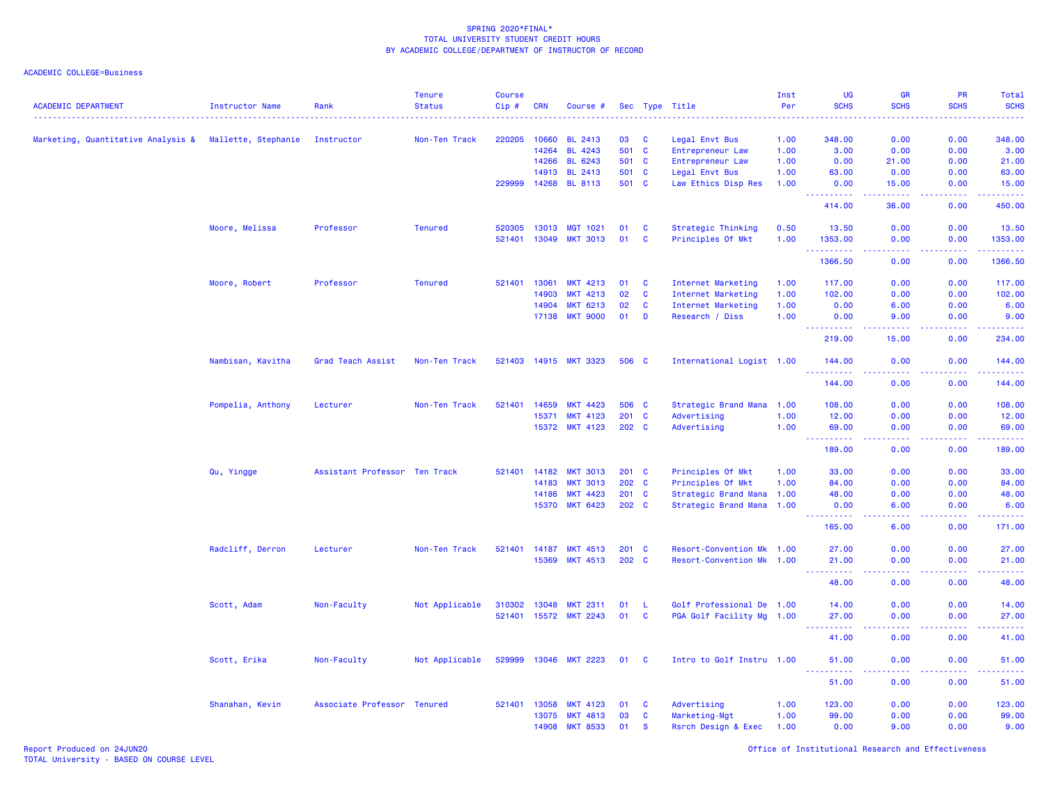SPRING 2020*FINAL*
TOTAL UNIVERSITY STUDENT CREDIT HOURS
BY ACADEMIC COLLEGE/DEPARTMENT OF INSTRUCTOR OF RECORD

ACADEMIC COLLEGE=Business

| ACADEMIC DEPARTMENT | Instructor Name | Rank | Tenure Status | Course Cip # | CRN | Course # | Sec | Type | Title | Inst Per | UG SCHS | GR SCHS | PR SCHS | Total SCHS |
|---|---|---|---|---|---|---|---|---|---|---|---|---|---|---|
| Marketing, Quantitative Analysis & | Mallette, Stephanie | Instructor | Non-Ten Track | 220205 | 10660 | BL 2413 | 03 | C | Legal Envt Bus | 1.00 | 348.00 | 0.00 | 0.00 | 348.00 |
| | | | | | 14264 | BL 4243 | 501 | C | Entrepreneur Law | 1.00 | 3.00 | 0.00 | 0.00 | 3.00 |
| | | | | | 14266 | BL 6243 | 501 | C | Entrepreneur Law | 1.00 | 0.00 | 21.00 | 0.00 | 21.00 |
| | | | | | 14913 | BL 2413 | 501 | C | Legal Envt Bus | 1.00 | 63.00 | 0.00 | 0.00 | 63.00 |
| | | | | 229999 | 14268 | BL 8113 | 501 | C | Law Ethics Disp Res | 1.00 | 0.00 | 15.00 | 0.00 | 15.00 |
| | | | | | | | | | | | 414.00 | 36.00 | 0.00 | 450.00 |
| | Moore, Melissa | Professor | Tenured | 520305 | 13013 | MGT 1021 | 01 | C | Strategic Thinking | 0.50 | 13.50 | 0.00 | 0.00 | 13.50 |
| | | | | 521401 | 13049 | MKT 3013 | 01 | C | Principles Of Mkt | 1.00 | 1353.00 | 0.00 | 0.00 | 1353.00 |
| | | | | | | | | | | | 1366.50 | 0.00 | 0.00 | 1366.50 |
| | Moore, Robert | Professor | Tenured | 521401 | 13061 | MKT 4213 | 01 | C | Internet Marketing | 1.00 | 117.00 | 0.00 | 0.00 | 117.00 |
| | | | | | 14903 | MKT 4213 | 02 | C | Internet Marketing | 1.00 | 102.00 | 0.00 | 0.00 | 102.00 |
| | | | | | 14904 | MKT 6213 | 02 | C | Internet Marketing | 1.00 | 0.00 | 6.00 | 0.00 | 6.00 |
| | | | | | 17138 | MKT 9000 | 01 | D | Research / Diss | 1.00 | 0.00 | 9.00 | 0.00 | 9.00 |
| | | | | | | | | | | | 219.00 | 15.00 | 0.00 | 234.00 |
| | Nambisan, Kavitha | Grad Teach Assist | Non-Ten Track | 521403 | 14915 | MKT 3323 | 506 | C | International Logist | 1.00 | 144.00 | 0.00 | 0.00 | 144.00 |
| | | | | | | | | | | | 144.00 | 0.00 | 0.00 | 144.00 |
| | Pompelia, Anthony | Lecturer | Non-Ten Track | 521401 | 14659 | MKT 4423 | 506 | C | Strategic Brand Mana | 1.00 | 108.00 | 0.00 | 0.00 | 108.00 |
| | | | | | 15371 | MKT 4123 | 201 | C | Advertising | 1.00 | 12.00 | 0.00 | 0.00 | 12.00 |
| | | | | | 15372 | MKT 4123 | 202 | C | Advertising | 1.00 | 69.00 | 0.00 | 0.00 | 69.00 |
| | | | | | | | | | | | 189.00 | 0.00 | 0.00 | 189.00 |
| | Qu, Yingge | Assistant Professor | Ten Track | 521401 | 14182 | MKT 3013 | 201 | C | Principles Of Mkt | 1.00 | 33.00 | 0.00 | 0.00 | 33.00 |
| | | | | | 14183 | MKT 3013 | 202 | C | Principles Of Mkt | 1.00 | 84.00 | 0.00 | 0.00 | 84.00 |
| | | | | | 14186 | MKT 4423 | 201 | C | Strategic Brand Mana | 1.00 | 48.00 | 0.00 | 0.00 | 48.00 |
| | | | | | 15370 | MKT 6423 | 202 | C | Strategic Brand Mana | 1.00 | 0.00 | 6.00 | 0.00 | 6.00 |
| | | | | | | | | | | | 165.00 | 6.00 | 0.00 | 171.00 |
| | Radcliff, Derron | Lecturer | Non-Ten Track | 521401 | 14187 | MKT 4513 | 201 | C | Resort-Convention Mk | 1.00 | 27.00 | 0.00 | 0.00 | 27.00 |
| | | | | | 15369 | MKT 4513 | 202 | C | Resort-Convention Mk | 1.00 | 21.00 | 0.00 | 0.00 | 21.00 |
| | | | | | | | | | | | 48.00 | 0.00 | 0.00 | 48.00 |
| | Scott, Adam | Non-Faculty | Not Applicable | 310302 | 13048 | MKT 2311 | 01 | L | Golf Professional De | 1.00 | 14.00 | 0.00 | 0.00 | 14.00 |
| | | | | 521401 | 15572 | MKT 2243 | 01 | C | PGA Golf Facility Mg | 1.00 | 27.00 | 0.00 | 0.00 | 27.00 |
| | | | | | | | | | | | 41.00 | 0.00 | 0.00 | 41.00 |
| | Scott, Erika | Non-Faculty | Not Applicable | 529999 | 13046 | MKT 2223 | 01 | C | Intro to Golf Instru | 1.00 | 51.00 | 0.00 | 0.00 | 51.00 |
| | | | | | | | | | | | 51.00 | 0.00 | 0.00 | 51.00 |
| | Shanahan, Kevin | Associate Professor | Tenured | 521401 | 13058 | MKT 4123 | 01 | C | Advertising | 1.00 | 123.00 | 0.00 | 0.00 | 123.00 |
| | | | | | 13075 | MKT 4813 | 03 | C | Marketing-Mgt | 1.00 | 99.00 | 0.00 | 0.00 | 99.00 |
| | | | | | 14908 | MKT 8533 | 01 | S | Rsrch Design & Exec | 1.00 | 0.00 | 9.00 | 0.00 | 9.00 |

Report Produced on 24JUN20
TOTAL University - BASED ON COURSE LEVEL
Office of Institutional Research and Effectiveness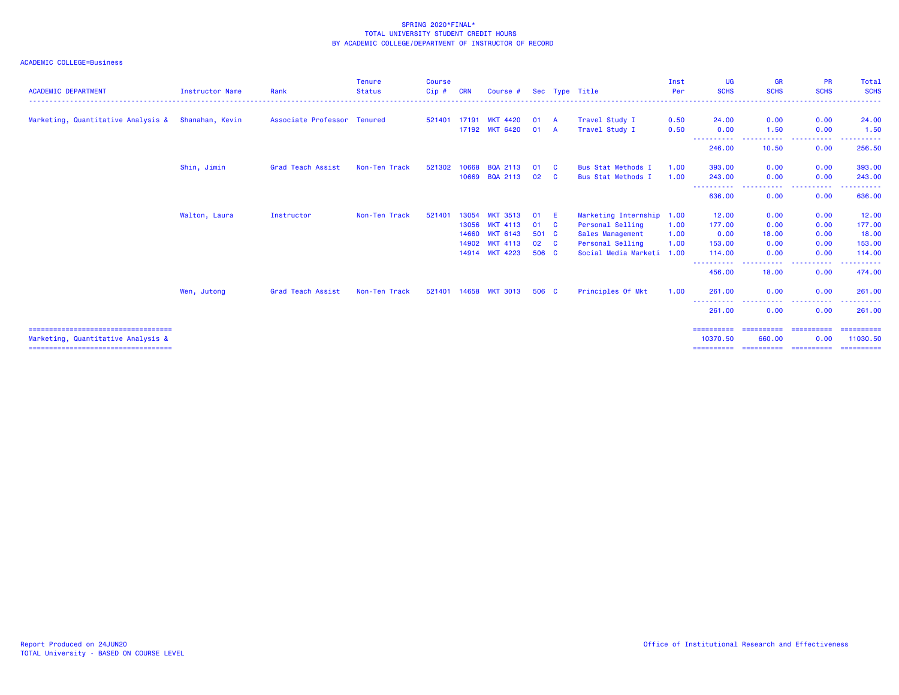SPRING 2020*FINAL*
TOTAL UNIVERSITY STUDENT CREDIT HOURS
BY ACADEMIC COLLEGE/DEPARTMENT OF INSTRUCTOR OF RECORD

ACADEMIC COLLEGE=Business

| ACADEMIC DEPARTMENT | Instructor Name | Rank | Tenure Status | Course Cip # | CRN | Course # | Sec | Type | Title | Inst Per | UG SCHS | GR SCHS | PR SCHS | Total SCHS |
|---|---|---|---|---|---|---|---|---|---|---|---|---|---|---|
| Marketing, Quantitative Analysis & | Shanahan, Kevin | Associate Professor | Tenured | 521401 | 17191 | MKT 4420 | 01 | A | Travel Study I | 0.50 | 24.00 | 0.00 | 0.00 | 24.00 |
| | | | | | 17192 | MKT 6420 | 01 | A | Travel Study I | 0.50 | 0.00 | 1.50 | 0.00 | 1.50 |
| | | | | | | | | | | | 246.00 | 10.50 | 0.00 | 256.50 |
| | Shin, Jimin | Grad Teach Assist | Non-Ten Track | 521302 | 10668 | BQA 2113 | 01 | C | Bus Stat Methods I | 1.00 | 393.00 | 0.00 | 0.00 | 393.00 |
| | | | | | 10669 | BQA 2113 | 02 | C | Bus Stat Methods I | 1.00 | 243.00 | 0.00 | 0.00 | 243.00 |
| | | | | | | | | | | | 636.00 | 0.00 | 0.00 | 636.00 |
| | Walton, Laura | Instructor | Non-Ten Track | 521401 | 13054 | MKT 3513 | 01 | E | Marketing Internship | 1.00 | 12.00 | 0.00 | 0.00 | 12.00 |
| | | | | | 13056 | MKT 4113 | 01 | C | Personal Selling | 1.00 | 177.00 | 0.00 | 0.00 | 177.00 |
| | | | | | 14660 | MKT 6143 | 501 | C | Sales Management | 1.00 | 0.00 | 18.00 | 0.00 | 18.00 |
| | | | | | 14902 | MKT 4113 | 02 | C | Personal Selling | 1.00 | 153.00 | 0.00 | 0.00 | 153.00 |
| | | | | | 14914 | MKT 4223 | 506 | C | Social Media Marketi | 1.00 | 114.00 | 0.00 | 0.00 | 114.00 |
| | | | | | | | | | | | 456.00 | 18.00 | 0.00 | 474.00 |
| | Wen, Jutong | Grad Teach Assist | Non-Ten Track | 521401 | 14658 | MKT 3013 | 506 | C | Principles Of Mkt | 1.00 | 261.00 | 0.00 | 0.00 | 261.00 |
| | | | | | | | | | | | 261.00 | 0.00 | 0.00 | 261.00 |
| Marketing, Quantitative Analysis & | | | | | | | | | | | 10370.50 | 660.00 | 0.00 | 11030.50 |

Report Produced on 24JUN20
TOTAL University - BASED ON COURSE LEVEL

Office of Institutional Research and Effectiveness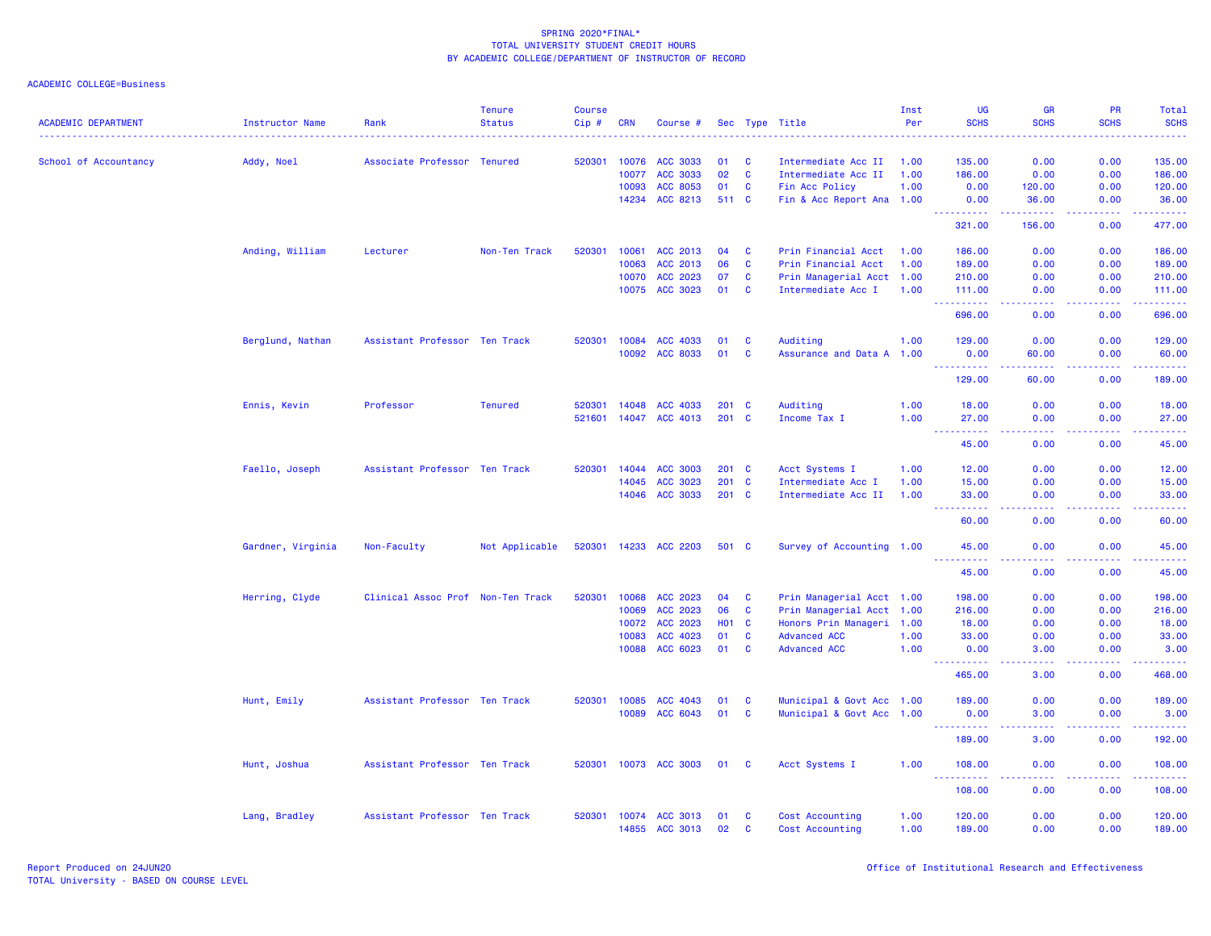SPRING 2020*FINAL*
TOTAL UNIVERSITY STUDENT CREDIT HOURS
BY ACADEMIC COLLEGE/DEPARTMENT OF INSTRUCTOR OF RECORD

ACADEMIC COLLEGE=Business

| ACADEMIC DEPARTMENT | Instructor Name | Rank | Tenure Status | Course Cip # | CRN | Course # | Sec | Type | Title | Inst Per | UG SCHS | GR SCHS | PR SCHS | Total SCHS |
|---|---|---|---|---|---|---|---|---|---|---|---|---|---|---|
| School of Accountancy | Addy, Noel | Associate Professor | Tenured | 520301 | 10076 | ACC 3033 | 01 | C | Intermediate Acc II | 1.00 | 135.00 | 0.00 | 0.00 | 135.00 |
| | | | | | 10077 | ACC 3033 | 02 | C | Intermediate Acc II | 1.00 | 186.00 | 0.00 | 0.00 | 186.00 |
| | | | | | 10093 | ACC 8053 | 01 | C | Fin Acc Policy | 1.00 | 0.00 | 120.00 | 0.00 | 120.00 |
| | | | | | 14234 | ACC 8213 | 511 | C | Fin & Acc Report Ana | 1.00 | 0.00 | 36.00 | 0.00 | 36.00 |
| | | | | | | | | | | | 321.00 | 156.00 | 0.00 | 477.00 |
| | Anding, William | Lecturer | Non-Ten Track | 520301 | 10061 | ACC 2013 | 04 | C | Prin Financial Acct | 1.00 | 186.00 | 0.00 | 0.00 | 186.00 |
| | | | | | 10063 | ACC 2013 | 06 | C | Prin Financial Acct | 1.00 | 189.00 | 0.00 | 0.00 | 189.00 |
| | | | | | 10070 | ACC 2023 | 07 | C | Prin Managerial Acct | 1.00 | 210.00 | 0.00 | 0.00 | 210.00 |
| | | | | | 10075 | ACC 3023 | 01 | C | Intermediate Acc I | 1.00 | 111.00 | 0.00 | 0.00 | 111.00 |
| | | | | | | | | | | | 696.00 | 0.00 | 0.00 | 696.00 |
| | Berglund, Nathan | Assistant Professor | Ten Track | 520301 | 10084 | ACC 4033 | 01 | C | Auditing | 1.00 | 129.00 | 0.00 | 0.00 | 129.00 |
| | | | | | 10092 | ACC 8033 | 01 | C | Assurance and Data A | 1.00 | 0.00 | 60.00 | 0.00 | 60.00 |
| | | | | | | | | | | | 129.00 | 60.00 | 0.00 | 189.00 |
| | Ennis, Kevin | Professor | Tenured | 520301 | 14048 | ACC 4033 | 201 | C | Auditing | 1.00 | 18.00 | 0.00 | 0.00 | 18.00 |
| | | | | 521601 | 14047 | ACC 4013 | 201 | C | Income Tax I | 1.00 | 27.00 | 0.00 | 0.00 | 27.00 |
| | | | | | | | | | | | 45.00 | 0.00 | 0.00 | 45.00 |
| | Faello, Joseph | Assistant Professor | Ten Track | 520301 | 14044 | ACC 3003 | 201 | C | Acct Systems I | 1.00 | 12.00 | 0.00 | 0.00 | 12.00 |
| | | | | | 14045 | ACC 3023 | 201 | C | Intermediate Acc I | 1.00 | 15.00 | 0.00 | 0.00 | 15.00 |
| | | | | | 14046 | ACC 3033 | 201 | C | Intermediate Acc II | 1.00 | 33.00 | 0.00 | 0.00 | 33.00 |
| | | | | | | | | | | | 60.00 | 0.00 | 0.00 | 60.00 |
| | Gardner, Virginia | Non-Faculty | Not Applicable | 520301 | 14233 | ACC 2203 | 501 | C | Survey of Accounting | 1.00 | 45.00 | 0.00 | 0.00 | 45.00 |
| | | | | | | | | | | | 45.00 | 0.00 | 0.00 | 45.00 |
| | Herring, Clyde | Clinical Assoc Prof | Non-Ten Track | 520301 | 10068 | ACC 2023 | 04 | C | Prin Managerial Acct | 1.00 | 198.00 | 0.00 | 0.00 | 198.00 |
| | | | | | 10069 | ACC 2023 | 06 | C | Prin Managerial Acct | 1.00 | 216.00 | 0.00 | 0.00 | 216.00 |
| | | | | | 10072 | ACC 2023 | H01 | C | Honors Prin Manageri | 1.00 | 18.00 | 0.00 | 0.00 | 18.00 |
| | | | | | 10083 | ACC 4023 | 01 | C | Advanced ACC | 1.00 | 33.00 | 0.00 | 0.00 | 33.00 |
| | | | | | 10088 | ACC 6023 | 01 | C | Advanced ACC | 1.00 | 0.00 | 3.00 | 0.00 | 3.00 |
| | | | | | | | | | | | 465.00 | 3.00 | 0.00 | 468.00 |
| | Hunt, Emily | Assistant Professor | Ten Track | 520301 | 10085 | ACC 4043 | 01 | C | Municipal & Govt Acc | 1.00 | 189.00 | 0.00 | 0.00 | 189.00 |
| | | | | | 10089 | ACC 6043 | 01 | C | Municipal & Govt Acc | 1.00 | 0.00 | 3.00 | 0.00 | 3.00 |
| | | | | | | | | | | | 189.00 | 3.00 | 0.00 | 192.00 |
| | Hunt, Joshua | Assistant Professor | Ten Track | 520301 | 10073 | ACC 3003 | 01 | C | Acct Systems I | 1.00 | 108.00 | 0.00 | 0.00 | 108.00 |
| | | | | | | | | | | | 108.00 | 0.00 | 0.00 | 108.00 |
| | Lang, Bradley | Assistant Professor | Ten Track | 520301 | 10074 | ACC 3013 | 01 | C | Cost Accounting | 1.00 | 120.00 | 0.00 | 0.00 | 120.00 |
| | | | | | 14855 | ACC 3013 | 02 | C | Cost Accounting | 1.00 | 189.00 | 0.00 | 0.00 | 189.00 |

Report Produced on 24JUN20
TOTAL University - BASED ON COURSE LEVEL

Office of Institutional Research and Effectiveness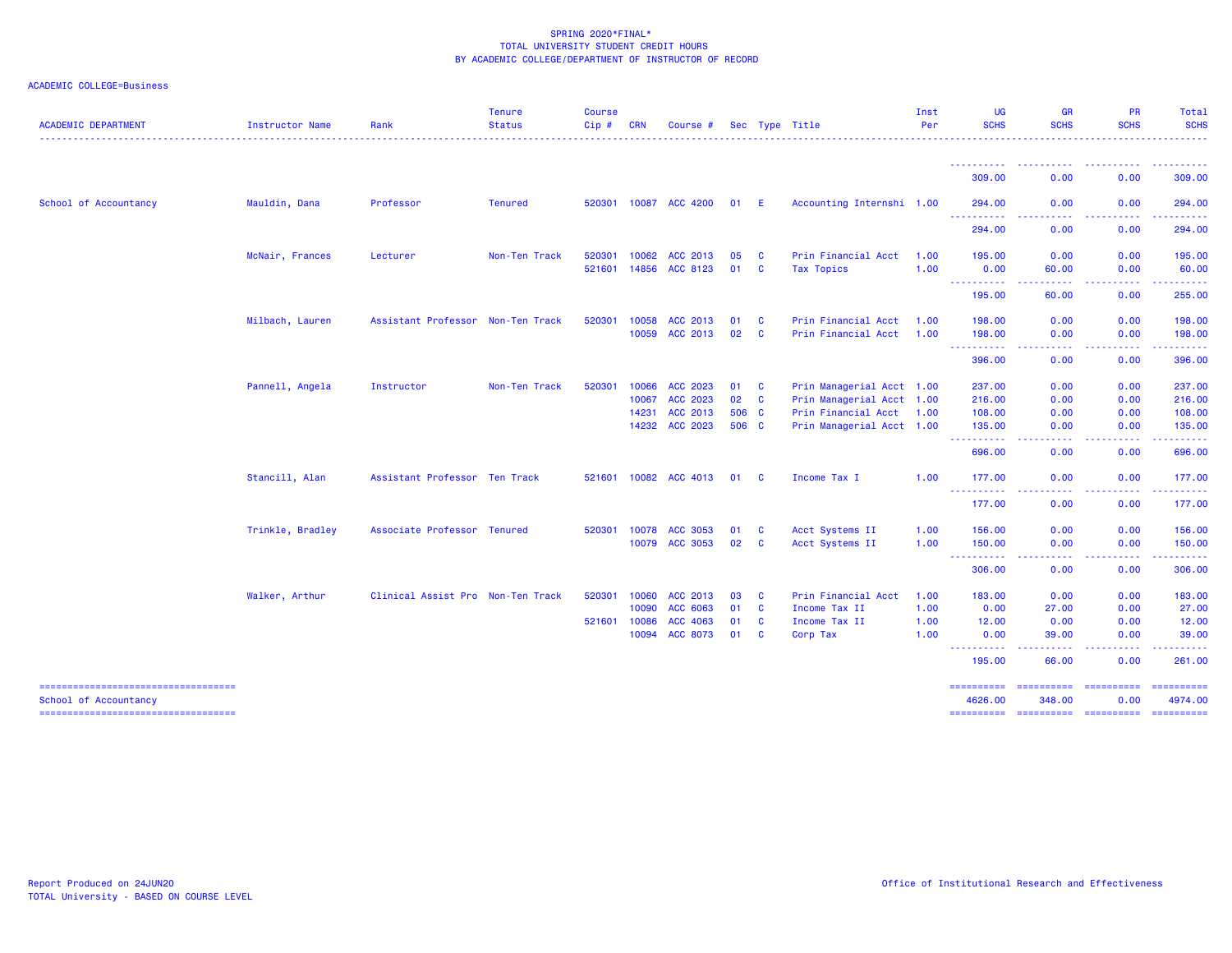SPRING 2020*FINAL*
TOTAL UNIVERSITY STUDENT CREDIT HOURS
BY ACADEMIC COLLEGE/DEPARTMENT OF INSTRUCTOR OF RECORD

ACADEMIC COLLEGE=Business

| ACADEMIC DEPARTMENT | Instructor Name | Rank | Tenure Status | Course Cip # | CRN | Course # | Sec | Type | Title | Inst Per | UG SCHS | GR SCHS | PR SCHS | Total SCHS |
|---|---|---|---|---|---|---|---|---|---|---|---|---|---|---|
| | | | | | | | | | | | 309.00 | 0.00 | 0.00 | 309.00 |
| School of Accountancy | Mauldin, Dana | Professor | Tenured | 520301 | 10087 | ACC 4200 | 01 | E | Accounting Internshi | 1.00 | 294.00 | 0.00 | 0.00 | 294.00 |
| | | | | | | | | | | | 294.00 | 0.00 | 0.00 | 294.00 |
| | McNair, Frances | Lecturer | Non-Ten Track | 520301 | 10062 | ACC 2013 | 05 | C | Prin Financial Acct | 1.00 | 195.00 | 0.00 | 0.00 | 195.00 |
| | | | | 521601 | 14856 | ACC 8123 | 01 | C | Tax Topics | 1.00 | 0.00 | 60.00 | 0.00 | 60.00 |
| | | | | | | | | | | | 195.00 | 60.00 | 0.00 | 255.00 |
| | Milbach, Lauren | Assistant Professor | Non-Ten Track | 520301 | 10058 | ACC 2013 | 01 | C | Prin Financial Acct | 1.00 | 198.00 | 0.00 | 0.00 | 198.00 |
| | | | | | 10059 | ACC 2013 | 02 | C | Prin Financial Acct | 1.00 | 198.00 | 0.00 | 0.00 | 198.00 |
| | | | | | | | | | | | 396.00 | 0.00 | 0.00 | 396.00 |
| | Pannell, Angela | Instructor | Non-Ten Track | 520301 | 10066 | ACC 2023 | 01 | C | Prin Managerial Acct | 1.00 | 237.00 | 0.00 | 0.00 | 237.00 |
| | | | | | 10067 | ACC 2023 | 02 | C | Prin Managerial Acct | 1.00 | 216.00 | 0.00 | 0.00 | 216.00 |
| | | | | | 14231 | ACC 2013 | 506 | C | Prin Financial Acct | 1.00 | 108.00 | 0.00 | 0.00 | 108.00 |
| | | | | | 14232 | ACC 2023 | 506 | C | Prin Managerial Acct | 1.00 | 135.00 | 0.00 | 0.00 | 135.00 |
| | | | | | | | | | | | 696.00 | 0.00 | 0.00 | 696.00 |
| | Stancill, Alan | Assistant Professor | Ten Track | 521601 | 10082 | ACC 4013 | 01 | C | Income Tax I | 1.00 | 177.00 | 0.00 | 0.00 | 177.00 |
| | | | | | | | | | | | 177.00 | 0.00 | 0.00 | 177.00 |
| | Trinkle, Bradley | Associate Professor | Tenured | 520301 | 10078 | ACC 3053 | 01 | C | Acct Systems II | 1.00 | 156.00 | 0.00 | 0.00 | 156.00 |
| | | | | | 10079 | ACC 3053 | 02 | C | Acct Systems II | 1.00 | 150.00 | 0.00 | 0.00 | 150.00 |
| | | | | | | | | | | | 306.00 | 0.00 | 0.00 | 306.00 |
| | Walker, Arthur | Clinical Assist Pro | Non-Ten Track | 520301 | 10060 | ACC 2013 | 03 | C | Prin Financial Acct | 1.00 | 183.00 | 0.00 | 0.00 | 183.00 |
| | | | | | 10090 | ACC 6063 | 01 | C | Income Tax II | 1.00 | 0.00 | 27.00 | 0.00 | 27.00 |
| | | | | 521601 | 10086 | ACC 4063 | 01 | C | Income Tax II | 1.00 | 12.00 | 0.00 | 0.00 | 12.00 |
| | | | | | 10094 | ACC 8073 | 01 | C | Corp Tax | 1.00 | 0.00 | 39.00 | 0.00 | 39.00 |
| | | | | | | | | | | | 195.00 | 66.00 | 0.00 | 261.00 |
| School of Accountancy | | | | | | | | | | | 4626.00 | 348.00 | 0.00 | 4974.00 |

Report Produced on 24JUN20
TOTAL University - BASED ON COURSE LEVEL

Office of Institutional Research and Effectiveness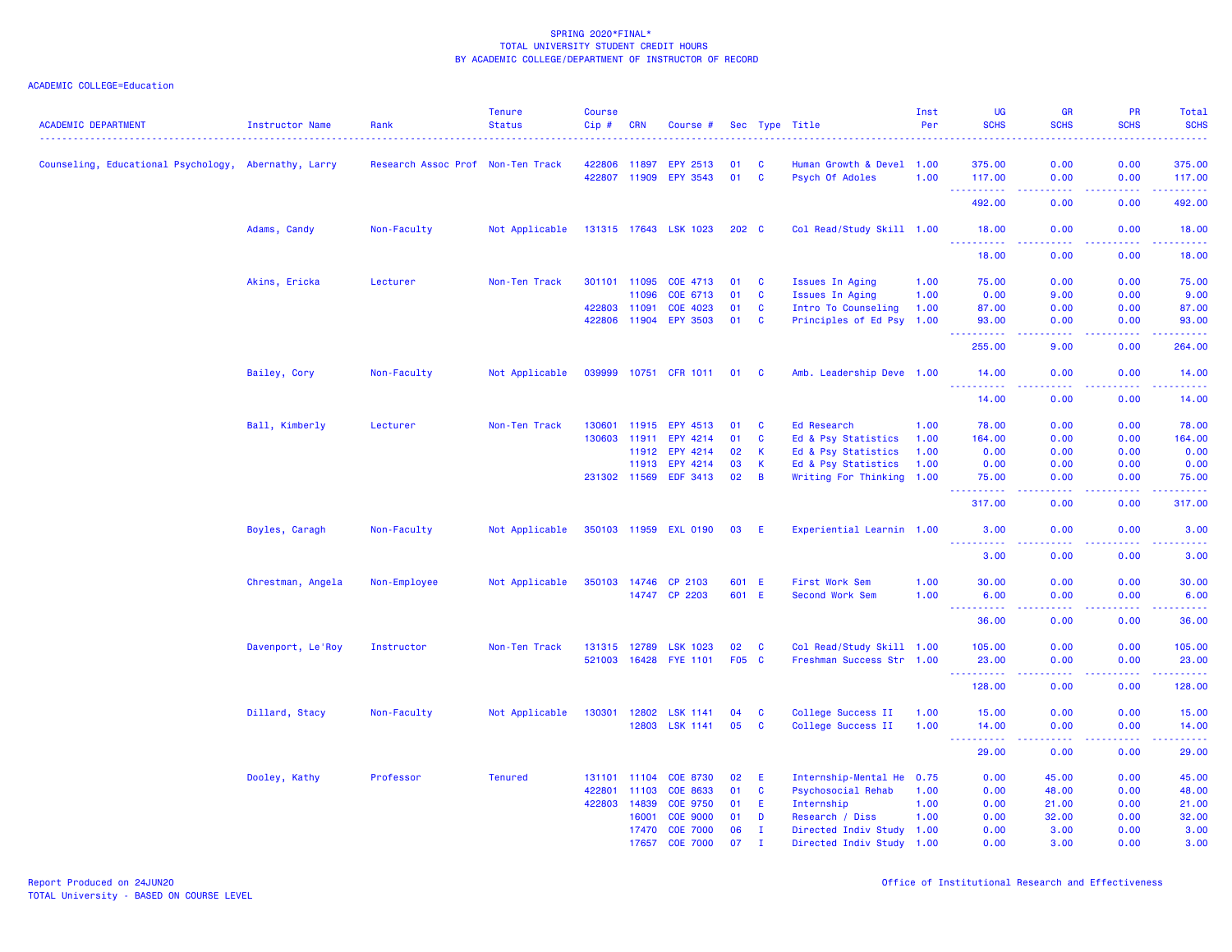SPRING 2020*FINAL*
TOTAL UNIVERSITY STUDENT CREDIT HOURS
BY ACADEMIC COLLEGE/DEPARTMENT OF INSTRUCTOR OF RECORD

ACADEMIC COLLEGE=Education

| ACADEMIC DEPARTMENT | Instructor Name | Rank | Tenure Status | Course Cip # | CRN | Course # | Sec | Type | Title | Inst Per | UG SCHS | GR SCHS | PR SCHS | Total SCHS |
|---|---|---|---|---|---|---|---|---|---|---|---|---|---|---|
| Counseling, Educational Psychology, | Abernathy, Larry | Research Assoc Prof | Non-Ten Track | 422806 | 11897 | EPY 2513 | 01 | C | Human Growth & Devel | 1.00 | 375.00 | 0.00 | 0.00 | 375.00 |
| | | | | 422807 | 11909 | EPY 3543 | 01 | C | Psych Of Adoles | 1.00 | 117.00 | 0.00 | 0.00 | 117.00 |
| | | | | | | | | | | | 492.00 | 0.00 | 0.00 | 492.00 |
| | Adams, Candy | Non-Faculty | Not Applicable | 131315 | 17643 | LSK 1023 | 202 | C | Col Read/Study Skill | 1.00 | 18.00 | 0.00 | 0.00 | 18.00 |
| | | | | | | | | | | | 18.00 | 0.00 | 0.00 | 18.00 |
| | Akins, Ericka | Lecturer | Non-Ten Track | 301101 | 11095 | COE 4713 | 01 | C | Issues In Aging | 1.00 | 75.00 | 0.00 | 0.00 | 75.00 |
| | | | | | 11096 | COE 6713 | 01 | C | Issues In Aging | 1.00 | 0.00 | 9.00 | 0.00 | 9.00 |
| | | | | 422803 | 11091 | COE 4023 | 01 | C | Intro To Counseling | 1.00 | 87.00 | 0.00 | 0.00 | 87.00 |
| | | | | 422806 | 11904 | EPY 3503 | 01 | C | Principles of Ed Psy | 1.00 | 93.00 | 0.00 | 0.00 | 93.00 |
| | | | | | | | | | | | 255.00 | 9.00 | 0.00 | 264.00 |
| | Bailey, Cory | Non-Faculty | Not Applicable | 039999 | 10751 | CFR 1011 | 01 | C | Amb. Leadership Deve | 1.00 | 14.00 | 0.00 | 0.00 | 14.00 |
| | | | | | | | | | | | 14.00 | 0.00 | 0.00 | 14.00 |
| | Ball, Kimberly | Lecturer | Non-Ten Track | 130601 | 11915 | EPY 4513 | 01 | C | Ed Research | 1.00 | 78.00 | 0.00 | 0.00 | 78.00 |
| | | | | 130603 | 11911 | EPY 4214 | 01 | C | Ed & Psy Statistics | 1.00 | 164.00 | 0.00 | 0.00 | 164.00 |
| | | | | | 11912 | EPY 4214 | 02 | K | Ed & Psy Statistics | 1.00 | 0.00 | 0.00 | 0.00 | 0.00 |
| | | | | | 11913 | EPY 4214 | 03 | K | Ed & Psy Statistics | 1.00 | 0.00 | 0.00 | 0.00 | 0.00 |
| | | | | 231302 | 11569 | EDF 3413 | 02 | B | Writing For Thinking | 1.00 | 75.00 | 0.00 | 0.00 | 75.00 |
| | | | | | | | | | | | 317.00 | 0.00 | 0.00 | 317.00 |
| | Boyles, Caragh | Non-Faculty | Not Applicable | 350103 | 11959 | EXL 0190 | 03 | E | Experiential Learnin | 1.00 | 3.00 | 0.00 | 0.00 | 3.00 |
| | | | | | | | | | | | 3.00 | 0.00 | 0.00 | 3.00 |
| | Chrestman, Angela | Non-Employee | Not Applicable | 350103 | 14746 | CP 2103 | 601 | E | First Work Sem | 1.00 | 30.00 | 0.00 | 0.00 | 30.00 |
| | | | | | 14747 | CP 2203 | 601 | E | Second Work Sem | 1.00 | 6.00 | 0.00 | 0.00 | 6.00 |
| | | | | | | | | | | | 36.00 | 0.00 | 0.00 | 36.00 |
| | Davenport, Le'Roy | Instructor | Non-Ten Track | 131315 | 12789 | LSK 1023 | 02 | C | Col Read/Study Skill | 1.00 | 105.00 | 0.00 | 0.00 | 105.00 |
| | | | | 521003 | 16428 | FYE 1101 | F05 | C | Freshman Success Str | 1.00 | 23.00 | 0.00 | 0.00 | 23.00 |
| | | | | | | | | | | | 128.00 | 0.00 | 0.00 | 128.00 |
| | Dillard, Stacy | Non-Faculty | Not Applicable | 130301 | 12802 | LSK 1141 | 04 | C | College Success II | 1.00 | 15.00 | 0.00 | 0.00 | 15.00 |
| | | | | | 12803 | LSK 1141 | 05 | C | College Success II | 1.00 | 14.00 | 0.00 | 0.00 | 14.00 |
| | | | | | | | | | | | 29.00 | 0.00 | 0.00 | 29.00 |
| | Dooley, Kathy | Professor | Tenured | 131101 | 11104 | COE 8730 | 02 | E | Internship-Mental He | 0.75 | 0.00 | 45.00 | 0.00 | 45.00 |
| | | | | 422801 | 11103 | COE 8633 | 01 | C | Psychosocial Rehab | 1.00 | 0.00 | 48.00 | 0.00 | 48.00 |
| | | | | 422803 | 14839 | COE 9750 | 01 | E | Internship | 1.00 | 0.00 | 21.00 | 0.00 | 21.00 |
| | | | | | 16001 | COE 9000 | 01 | D | Research / Diss | 1.00 | 0.00 | 32.00 | 0.00 | 32.00 |
| | | | | | 17470 | COE 7000 | 06 | I | Directed Indiv Study | 1.00 | 0.00 | 3.00 | 0.00 | 3.00 |
| | | | | | 17657 | COE 7000 | 07 | I | Directed Indiv Study | 1.00 | 0.00 | 3.00 | 0.00 | 3.00 |

Report Produced on 24JUN20
TOTAL University - BASED ON COURSE LEVEL

Office of Institutional Research and Effectiveness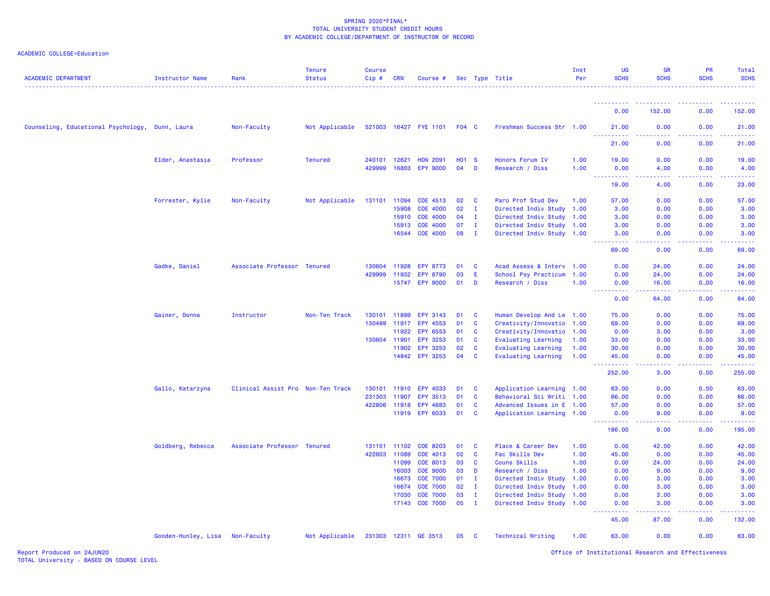SPRING 2020*FINAL*
TOTAL UNIVERSITY STUDENT CREDIT HOURS
BY ACADEMIC COLLEGE/DEPARTMENT OF INSTRUCTOR OF RECORD

ACADEMIC COLLEGE=Education

| ACADEMIC DEPARTMENT | Instructor Name | Rank | Tenure Status | Course Cip # | CRN | Course # | Sec | Type | Title | Inst Per | UG SCHS | GR SCHS | PR SCHS | Total SCHS |
|---|---|---|---|---|---|---|---|---|---|---|---|---|---|---|
| | | | | | | | | | | | 0.00 | 152.00 | 0.00 | 152.00 |
| Counseling, Educational Psychology, | Dunn, Laura | Non-Faculty | Not Applicable | 521003 | 16427 | FYE 1101 | F04 | C | Freshman Success Str | 1.00 | 21.00 | 0.00 | 0.00 | 21.00 |
| | | | | | | | | | | | 21.00 | 0.00 | 0.00 | 21.00 |
| | Elder, Anastasia | Professor | Tenured | 240101 | 12621 | HON 2091 | H01 | S | Honors Forum IV | 1.00 | 19.00 | 0.00 | 0.00 | 19.00 |
| | | | | 429999 | 16803 | EPY 9000 | 04 | D | Research / Diss | 1.00 | 0.00 | 4.00 | 0.00 | 4.00 |
| | | | | | | | | | | | 19.00 | 4.00 | 0.00 | 23.00 |
| | Forrester, Kylie | Non-Faculty | Not Applicable | 131101 | 11094 | COE 4513 | 02 | C | Paro Prof Stud Dev | 1.00 | 57.00 | 0.00 | 0.00 | 57.00 |
| | | | | | 15908 | COE 4000 | 02 | I | Directed Indiv Study | 1.00 | 3.00 | 0.00 | 0.00 | 3.00 |
| | | | | | 15910 | COE 4000 | 04 | I | Directed Indiv Study | 1.00 | 3.00 | 0.00 | 0.00 | 3.00 |
| | | | | | 15913 | COE 4000 | 07 | I | Directed Indiv Study | 1.00 | 3.00 | 0.00 | 0.00 | 3.00 |
| | | | | | 16544 | COE 4000 | 08 | I | Directed Indiv Study | 1.00 | 3.00 | 0.00 | 0.00 | 3.00 |
| | | | | | | | | | | | 69.00 | 0.00 | 0.00 | 69.00 |
| | Gadke, Daniel | Associate Professor | Tenured | 130604 | 11928 | EPY 8773 | 01 | C | Acad Assess & Interv | 1.00 | 0.00 | 24.00 | 0.00 | 24.00 |
| | | | | 429999 | 11932 | EPY 8790 | 03 | E | School Psy Practicum | 1.00 | 0.00 | 24.00 | 0.00 | 24.00 |
| | | | | | 15747 | EPY 9000 | 01 | D | Research / Diss | 1.00 | 0.00 | 16.00 | 0.00 | 16.00 |
| | | | | | | | | | | | 0.00 | 64.00 | 0.00 | 64.00 |
| | Gainer, Donna | Instructor | Non-Ten Track | 130101 | 11899 | EPY 3143 | 01 | C | Human Develop And Le | 1.00 | 75.00 | 0.00 | 0.00 | 75.00 |
| | | | | 130499 | 11917 | EPY 4553 | 01 | C | Creativity/Innovatio | 1.00 | 69.00 | 0.00 | 0.00 | 69.00 |
| | | | | | 11922 | EPY 6553 | 01 | C | Creativity/Innovatio | 1.00 | 0.00 | 3.00 | 0.00 | 3.00 |
| | | | | 130604 | 11901 | EPY 3253 | 01 | C | Evaluating Learning | 1.00 | 33.00 | 0.00 | 0.00 | 33.00 |
| | | | | | 11902 | EPY 3253 | 02 | C | Evaluating Learning | 1.00 | 30.00 | 0.00 | 0.00 | 30.00 |
| | | | | | 14842 | EPY 3253 | 04 | C | Evaluating Learning | 1.00 | 45.00 | 0.00 | 0.00 | 45.00 |
| | | | | | | | | | | | 252.00 | 3.00 | 0.00 | 255.00 |
| | Gallo, Katarzyna | Clinical Assist Pro | Non-Ten Track | 130101 | 11910 | EPY 4033 | 01 | C | Application Learning | 1.00 | 63.00 | 0.00 | 0.00 | 63.00 |
| | | | | 231303 | 11907 | EPY 3513 | 01 | C | Behavioral Sci Writi | 1.00 | 66.00 | 0.00 | 0.00 | 66.00 |
| | | | | 422806 | 11918 | EPY 4683 | 01 | C | Advanced Issues in E | 1.00 | 57.00 | 0.00 | 0.00 | 57.00 |
| | | | | | 11919 | EPY 6033 | 01 | C | Application Learning | 1.00 | 0.00 | 9.00 | 0.00 | 9.00 |
| | | | | | | | | | | | 186.00 | 9.00 | 0.00 | 195.00 |
| | Goldberg, Rebecca | Associate Professor | Tenured | 131101 | 11102 | COE 8203 | 01 | C | Place & Career Dev | 1.00 | 0.00 | 42.00 | 0.00 | 42.00 |
| | | | | 422803 | 11089 | COE 4013 | 02 | C | Fac Skills Dev | 1.00 | 45.00 | 0.00 | 0.00 | 45.00 |
| | | | | | 11099 | COE 8013 | 03 | C | Couns Skills | 1.00 | 0.00 | 24.00 | 0.00 | 24.00 |
| | | | | | 16003 | COE 9000 | 03 | D | Research / Diss | 1.00 | 0.00 | 9.00 | 0.00 | 9.00 |
| | | | | | 16673 | COE 7000 | 01 | I | Directed Indiv Study | 1.00 | 0.00 | 3.00 | 0.00 | 3.00 |
| | | | | | 16674 | COE 7000 | 02 | I | Directed Indiv Study | 1.00 | 0.00 | 3.00 | 0.00 | 3.00 |
| | | | | | 17030 | COE 7000 | 03 | I | Directed Indiv Study | 1.00 | 0.00 | 3.00 | 0.00 | 3.00 |
| | | | | | 17143 | COE 7000 | 05 | I | Directed Indiv Study | 1.00 | 0.00 | 3.00 | 0.00 | 3.00 |
| | | | | | | | | | | | 45.00 | 87.00 | 0.00 | 132.00 |
| | Gooden-Hunley, Lisa | Non-Faculty | Not Applicable | 231303 | 12311 | GE 3513 | 05 | C | Technical Writing | 1.00 | 63.00 | 0.00 | 0.00 | 63.00 |

Report Produced on 24JUN20
TOTAL University - BASED ON COURSE LEVEL
Office of Institutional Research and Effectiveness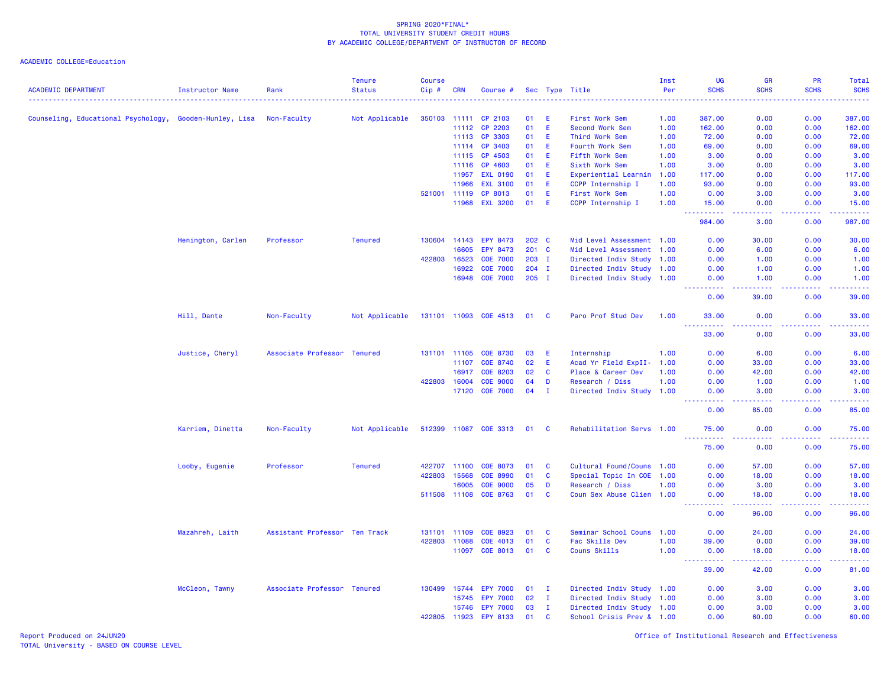SPRING 2020*FINAL*
TOTAL UNIVERSITY STUDENT CREDIT HOURS
BY ACADEMIC COLLEGE/DEPARTMENT OF INSTRUCTOR OF RECORD

ACADEMIC COLLEGE=Education

| ACADEMIC DEPARTMENT | Instructor Name | Rank | Tenure Status | Course Cip # | CRN | Course # | Sec | Type | Title | Inst Per | UG SCHS | GR SCHS | PR SCHS | Total SCHS |
|---|---|---|---|---|---|---|---|---|---|---|---|---|---|---|
| Counseling, Educational Psychology, | Gooden-Hunley, Lisa | Non-Faculty | Not Applicable | 350103 | 11111 | CP 2103 | 01 | E | First Work Sem | 1.00 | 387.00 | 0.00 | 0.00 | 387.00 |
| | | | | | 11112 | CP 2203 | 01 | E | Second Work Sem | 1.00 | 162.00 | 0.00 | 0.00 | 162.00 |
| | | | | | 11113 | CP 3303 | 01 | E | Third Work Sem | 1.00 | 72.00 | 0.00 | 0.00 | 72.00 |
| | | | | | 11114 | CP 3403 | 01 | E | Fourth Work Sem | 1.00 | 69.00 | 0.00 | 0.00 | 69.00 |
| | | | | | 11115 | CP 4503 | 01 | E | Fifth Work Sem | 1.00 | 3.00 | 0.00 | 0.00 | 3.00 |
| | | | | | 11116 | CP 4603 | 01 | E | Sixth Work Sem | 1.00 | 3.00 | 0.00 | 0.00 | 3.00 |
| | | | | | 11957 | EXL 0190 | 01 | E | Experiential Learnin | 1.00 | 117.00 | 0.00 | 0.00 | 117.00 |
| | | | | | 11966 | EXL 3100 | 01 | E | CCPP Internship I | 1.00 | 93.00 | 0.00 | 0.00 | 93.00 |
| | | | | 521001 | 11119 | CP 8013 | 01 | E | First Work Sem | 1.00 | 0.00 | 3.00 | 0.00 | 3.00 |
| | | | | | 11968 | EXL 3200 | 01 | E | CCPP Internship I | 1.00 | 15.00 | 0.00 | 0.00 | 15.00 |
| | | | | | | | | | | | 984.00 | 3.00 | 0.00 | 987.00 |
| | Henington, Carlen | Professor | Tenured | 130604 | 14143 | EPY 8473 | 202 | C | Mid Level Assessment | 1.00 | 0.00 | 30.00 | 0.00 | 30.00 |
| | | | | | 16605 | EPY 8473 | 201 | C | Mid Level Assessment | 1.00 | 0.00 | 6.00 | 0.00 | 6.00 |
| | | | | 422803 | 16523 | COE 7000 | 203 | I | Directed Indiv Study | 1.00 | 0.00 | 1.00 | 0.00 | 1.00 |
| | | | | | 16922 | COE 7000 | 204 | I | Directed Indiv Study | 1.00 | 0.00 | 1.00 | 0.00 | 1.00 |
| | | | | | 16948 | COE 7000 | 205 | I | Directed Indiv Study | 1.00 | 0.00 | 1.00 | 0.00 | 1.00 |
| | | | | | | | | | | | 0.00 | 39.00 | 0.00 | 39.00 |
| | Hill, Dante | Non-Faculty | Not Applicable | 131101 | 11093 | COE 4513 | 01 | C | Paro Prof Stud Dev | 1.00 | 33.00 | 0.00 | 0.00 | 33.00 |
| | | | | | | | | | | | 33.00 | 0.00 | 0.00 | 33.00 |
| | Justice, Cheryl | Associate Professor | Tenured | 131101 | 11105 | COE 8730 | 03 | E | Internship | 1.00 | 0.00 | 6.00 | 0.00 | 6.00 |
| | | | | | 11107 | COE 8740 | 02 | E | Acad Yr Field ExpII- | 1.00 | 0.00 | 33.00 | 0.00 | 33.00 |
| | | | | | 16917 | COE 8203 | 02 | C | Place & Career Dev | 1.00 | 0.00 | 42.00 | 0.00 | 42.00 |
| | | | | 422803 | 16004 | COE 9000 | 04 | D | Research / Diss | 1.00 | 0.00 | 1.00 | 0.00 | 1.00 |
| | | | | | 17120 | COE 7000 | 04 | I | Directed Indiv Study | 1.00 | 0.00 | 3.00 | 0.00 | 3.00 |
| | | | | | | | | | | | 0.00 | 85.00 | 0.00 | 85.00 |
| | Karriem, Dinetta | Non-Faculty | Not Applicable | 512399 | 11087 | COE 3313 | 01 | C | Rehabilitation Servs | 1.00 | 75.00 | 0.00 | 0.00 | 75.00 |
| | | | | | | | | | | | 75.00 | 0.00 | 0.00 | 75.00 |
| | Looby, Eugenie | Professor | Tenured | 422707 | 11100 | COE 8073 | 01 | C | Cultural Found/Couns | 1.00 | 0.00 | 57.00 | 0.00 | 57.00 |
| | | | | 422803 | 15568 | COE 8990 | 01 | C | Special Topic In COE | 1.00 | 0.00 | 18.00 | 0.00 | 18.00 |
| | | | | | 16005 | COE 9000 | 05 | D | Research / Diss | 1.00 | 0.00 | 3.00 | 0.00 | 3.00 |
| | | | | 511508 | 11108 | COE 8763 | 01 | C | Coun Sex Abuse Clien | 1.00 | 0.00 | 18.00 | 0.00 | 18.00 |
| | | | | | | | | | | | 0.00 | 96.00 | 0.00 | 96.00 |
| | Mazahreh, Laith | Assistant Professor | Ten Track | 131101 | 11109 | COE 8923 | 01 | C | Seminar School Couns | 1.00 | 0.00 | 24.00 | 0.00 | 24.00 |
| | | | | 422803 | 11088 | COE 4013 | 01 | C | Fac Skills Dev | 1.00 | 39.00 | 0.00 | 0.00 | 39.00 |
| | | | | | 11097 | COE 8013 | 01 | C | Couns Skills | 1.00 | 0.00 | 18.00 | 0.00 | 18.00 |
| | | | | | | | | | | | 39.00 | 42.00 | 0.00 | 81.00 |
| | McCleon, Tawny | Associate Professor | Tenured | 130499 | 15744 | EPY 7000 | 01 | I | Directed Indiv Study | 1.00 | 0.00 | 3.00 | 0.00 | 3.00 |
| | | | | | 15745 | EPY 7000 | 02 | I | Directed Indiv Study | 1.00 | 0.00 | 3.00 | 0.00 | 3.00 |
| | | | | | 15746 | EPY 7000 | 03 | I | Directed Indiv Study | 1.00 | 0.00 | 3.00 | 0.00 | 3.00 |
| | | | | 422805 | 11923 | EPY 8133 | 01 | C | School Crisis Prev & | 1.00 | 0.00 | 60.00 | 0.00 | 60.00 |

Report Produced on 24JUN20
TOTAL University - BASED ON COURSE LEVEL

Office of Institutional Research and Effectiveness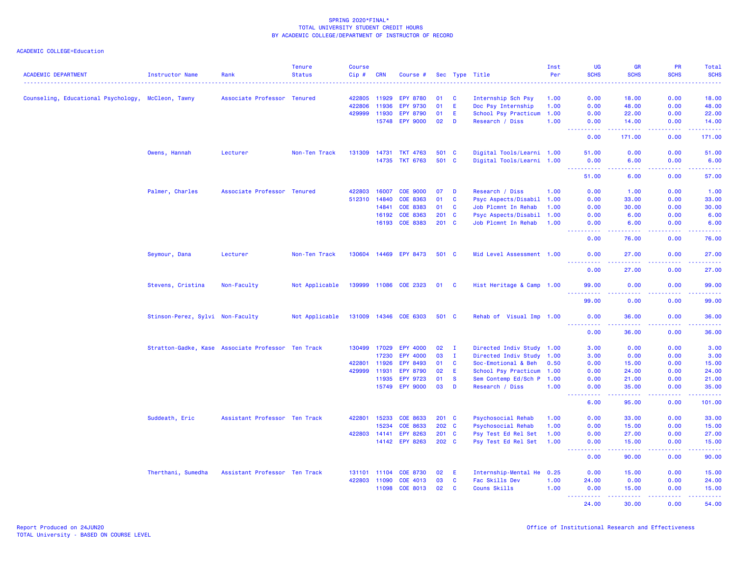SPRING 2020*FINAL*
TOTAL UNIVERSITY STUDENT CREDIT HOURS
BY ACADEMIC COLLEGE/DEPARTMENT OF INSTRUCTOR OF RECORD

ACADEMIC COLLEGE=Education

| ACADEMIC DEPARTMENT | Instructor Name | Rank | Tenure Status | Course Cip # | CRN | Course # | Sec | Type | Title | Inst Per | UG SCHS | GR SCHS | PR SCHS | Total SCHS |
|---|---|---|---|---|---|---|---|---|---|---|---|---|---|---|
| Counseling, Educational Psychology, | McCleon, Tawny | Associate Professor | Tenured | 422805 | 11929 | EPY 8780 | 01 | C | Internship Sch Psy | 1.00 | 0.00 | 18.00 | 0.00 | 18.00 |
| | | | | 422806 | 11936 | EPY 9730 | 01 | E | Doc Psy Internship | 1.00 | 0.00 | 48.00 | 0.00 | 48.00 |
| | | | | 429999 | 11930 | EPY 8790 | 01 | E | School Psy Practicum | 1.00 | 0.00 | 22.00 | 0.00 | 22.00 |
| | | | | | 15748 | EPY 9000 | 02 | D | Research / Diss | 1.00 | 0.00 | 14.00 | 0.00 | 14.00 |
| | | | | | | | | | | | 0.00 | 171.00 | 0.00 | 171.00 |
| | Owens, Hannah | Lecturer | Non-Ten Track | 131309 | 14731 | TKT 4763 | 501 | C | Digital Tools/Learni | 1.00 | 51.00 | 0.00 | 0.00 | 51.00 |
| | | | | | 14735 | TKT 6763 | 501 | C | Digital Tools/Learni | 1.00 | 0.00 | 6.00 | 0.00 | 6.00 |
| | | | | | | | | | | | 51.00 | 6.00 | 0.00 | 57.00 |
| | Palmer, Charles | Associate Professor | Tenured | 422803 | 16007 | COE 9000 | 07 | D | Research / Diss | 1.00 | 0.00 | 1.00 | 0.00 | 1.00 |
| | | | | 512310 | 14840 | COE 8363 | 01 | C | Psyc Aspects/Disabil | 1.00 | 0.00 | 33.00 | 0.00 | 33.00 |
| | | | | | 14841 | COE 8383 | 01 | C | Job Plcmnt In Rehab | 1.00 | 0.00 | 30.00 | 0.00 | 30.00 |
| | | | | | 16192 | COE 8363 | 201 | C | Psyc Aspects/Disabil | 1.00 | 0.00 | 6.00 | 0.00 | 6.00 |
| | | | | | 16193 | COE 8383 | 201 | C | Job Plcmnt In Rehab | 1.00 | 0.00 | 6.00 | 0.00 | 6.00 |
| | | | | | | | | | | | 0.00 | 76.00 | 0.00 | 76.00 |
| | Seymour, Dana | Lecturer | Non-Ten Track | 130604 | 14469 | EPY 8473 | 501 | C | Mid Level Assessment | 1.00 | 0.00 | 27.00 | 0.00 | 27.00 |
| | | | | | | | | | | | 0.00 | 27.00 | 0.00 | 27.00 |
| | Stevens, Cristina | Non-Faculty | Not Applicable | 139999 | 11086 | COE 2323 | 01 | C | Hist Heritage & Camp | 1.00 | 99.00 | 0.00 | 0.00 | 99.00 |
| | | | | | | | | | | | 99.00 | 0.00 | 0.00 | 99.00 |
| | Stinson-Perez, Sylvi | Non-Faculty | Not Applicable | 131009 | 14346 | COE 6303 | 501 | C | Rehab of Visual Imp | 1.00 | 0.00 | 36.00 | 0.00 | 36.00 |
| | | | | | | | | | | | 0.00 | 36.00 | 0.00 | 36.00 |
| | Stratton-Gadke, Kase | Associate Professor | Ten Track | 130499 | 17029 | EPY 4000 | 02 | I | Directed Indiv Study | 1.00 | 3.00 | 0.00 | 0.00 | 3.00 |
| | | | | | 17230 | EPY 4000 | 03 | I | Directed Indiv Study | 1.00 | 3.00 | 0.00 | 0.00 | 3.00 |
| | | | | 422801 | 11926 | EPY 8493 | 01 | C | Soc-Emotional & Beh | 0.50 | 0.00 | 15.00 | 0.00 | 15.00 |
| | | | | 429999 | 11931 | EPY 8790 | 02 | E | School Psy Practicum | 1.00 | 0.00 | 24.00 | 0.00 | 24.00 |
| | | | | | 11935 | EPY 9723 | 01 | S | Sem Contemp Ed/Sch P | 1.00 | 0.00 | 21.00 | 0.00 | 21.00 |
| | | | | | 15749 | EPY 9000 | 03 | D | Research / Diss | 1.00 | 0.00 | 35.00 | 0.00 | 35.00 |
| | | | | | | | | | | | 6.00 | 95.00 | 0.00 | 101.00 |
| | Suddeath, Eric | Assistant Professor | Ten Track | 422801 | 15233 | COE 8633 | 201 | C | Psychosocial Rehab | 1.00 | 0.00 | 33.00 | 0.00 | 33.00 |
| | | | | | 15234 | COE 8633 | 202 | C | Psychosocial Rehab | 1.00 | 0.00 | 15.00 | 0.00 | 15.00 |
| | | | | 422803 | 14141 | EPY 8263 | 201 | C | Psy Test Ed Rel Set | 1.00 | 0.00 | 27.00 | 0.00 | 27.00 |
| | | | | | 14142 | EPY 8263 | 202 | C | Psy Test Ed Rel Set | 1.00 | 0.00 | 15.00 | 0.00 | 15.00 |
| | | | | | | | | | | | 0.00 | 90.00 | 0.00 | 90.00 |
| | Therthani, Sumedha | Assistant Professor | Ten Track | 131101 | 11104 | COE 8730 | 02 | E | Internship-Mental He | 0.25 | 0.00 | 15.00 | 0.00 | 15.00 |
| | | | | 422803 | 11090 | COE 4013 | 03 | C | Fac Skills Dev | 1.00 | 24.00 | 0.00 | 0.00 | 24.00 |
| | | | | | 11098 | COE 8013 | 02 | C | Couns Skills | 1.00 | 0.00 | 15.00 | 0.00 | 15.00 |
| | | | | | | | | | | | 24.00 | 30.00 | 0.00 | 54.00 |

Report Produced on 24JUN20
TOTAL University - BASED ON COURSE LEVEL

Office of Institutional Research and Effectiveness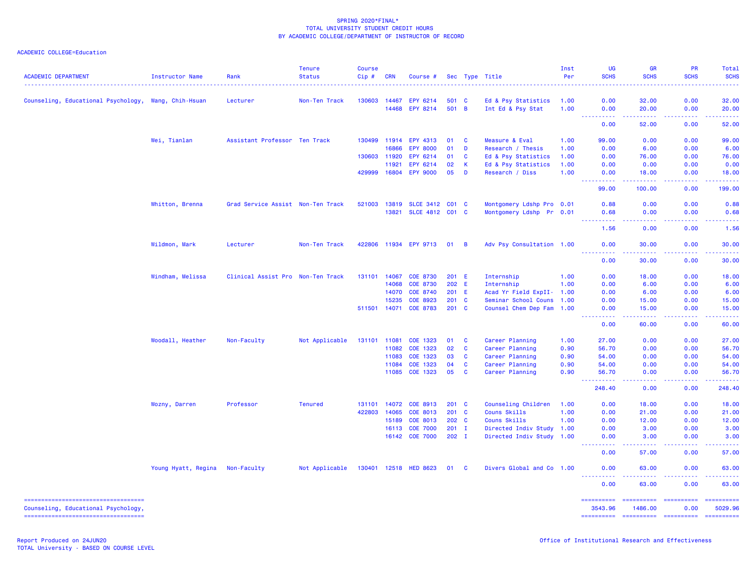SPRING 2020*FINAL*
TOTAL UNIVERSITY STUDENT CREDIT HOURS
BY ACADEMIC COLLEGE/DEPARTMENT OF INSTRUCTOR OF RECORD

ACADEMIC COLLEGE=Education

| ACADEMIC DEPARTMENT | Instructor Name | Rank | Tenure Status | Course Cip # | CRN | Course # | Sec | Type | Title | Inst Per | UG SCHS | GR SCHS | PR SCHS | Total SCHS |
|---|---|---|---|---|---|---|---|---|---|---|---|---|---|---|
| Counseling, Educational Psychology, | Wang, Chih-Hsuan | Lecturer | Non-Ten Track | 130603 | 14467 | EPY 6214 | 501 | C | Ed & Psy Statistics | 1.00 | 0.00 | 32.00 | 0.00 | 32.00 |
| | | | | | 14468 | EPY 8214 | 501 | B | Int Ed & Psy Stat | 1.00 | 0.00 | 20.00 | 0.00 | 20.00 |
| | | | | | | | | | | | 0.00 | 52.00 | 0.00 | 52.00 |
| | Wei, Tianlan | Assistant Professor | Ten Track | 130499 | 11914 | EPY 4313 | 01 | C | Measure & Eval | 1.00 | 99.00 | 0.00 | 0.00 | 99.00 |
| | | | | | 16866 | EPY 8000 | 01 | D | Research / Thesis | 1.00 | 0.00 | 6.00 | 0.00 | 6.00 |
| | | | | 130603 | 11920 | EPY 6214 | 01 | C | Ed & Psy Statistics | 1.00 | 0.00 | 76.00 | 0.00 | 76.00 |
| | | | | | 11921 | EPY 6214 | 02 | K | Ed & Psy Statistics | 1.00 | 0.00 | 0.00 | 0.00 | 0.00 |
| | | | | 429999 | 16804 | EPY 9000 | 05 | D | Research / Diss | 1.00 | 0.00 | 18.00 | 0.00 | 18.00 |
| | | | | | | | | | | | 99.00 | 100.00 | 0.00 | 199.00 |
| | Whitton, Brenna | Grad Service Assist | Non-Ten Track | 521003 | 13819 | SLCE 3412 | C01 | C | Montgomery Ldshp Pro | 0.01 | 0.88 | 0.00 | 0.00 | 0.88 |
| | | | | | 13821 | SLCE 4812 | C01 | C | Montgomery Ldshp Pr | 0.01 | 0.68 | 0.00 | 0.00 | 0.68 |
| | | | | | | | | | | | 1.56 | 0.00 | 0.00 | 1.56 |
| | Wildmon, Mark | Lecturer | Non-Ten Track | 422806 | 11934 | EPY 9713 | 01 | B | Adv Psy Consultation | 1.00 | 0.00 | 30.00 | 0.00 | 30.00 |
| | | | | | | | | | | | 0.00 | 30.00 | 0.00 | 30.00 |
| | Windham, Melissa | Clinical Assist Pro | Non-Ten Track | 131101 | 14067 | COE 8730 | 201 | E | Internship | 1.00 | 0.00 | 18.00 | 0.00 | 18.00 |
| | | | | | 14068 | COE 8730 | 202 | E | Internship | 1.00 | 0.00 | 6.00 | 0.00 | 6.00 |
| | | | | | 14070 | COE 8740 | 201 | E | Acad Yr Field ExpII- | 1.00 | 0.00 | 6.00 | 0.00 | 6.00 |
| | | | | | 15235 | COE 8923 | 201 | C | Seminar School Couns | 1.00 | 0.00 | 15.00 | 0.00 | 15.00 |
| | | | | 511501 | 14071 | COE 8783 | 201 | C | Counsel Chem Dep Fam | 1.00 | 0.00 | 15.00 | 0.00 | 15.00 |
| | | | | | | | | | | | 0.00 | 60.00 | 0.00 | 60.00 |
| | Woodall, Heather | Non-Faculty | Not Applicable | 131101 | 11081 | COE 1323 | 01 | C | Career Planning | 1.00 | 27.00 | 0.00 | 0.00 | 27.00 |
| | | | | | 11082 | COE 1323 | 02 | C | Career Planning | 0.90 | 56.70 | 0.00 | 0.00 | 56.70 |
| | | | | | 11083 | COE 1323 | 03 | C | Career Planning | 0.90 | 54.00 | 0.00 | 0.00 | 54.00 |
| | | | | | 11084 | COE 1323 | 04 | C | Career Planning | 0.90 | 54.00 | 0.00 | 0.00 | 54.00 |
| | | | | | 11085 | COE 1323 | 05 | C | Career Planning | 0.90 | 56.70 | 0.00 | 0.00 | 56.70 |
| | | | | | | | | | | | 248.40 | 0.00 | 0.00 | 248.40 |
| | Wozny, Darren | Professor | Tenured | 131101 | 14072 | COE 8913 | 201 | C | Counseling Children | 1.00 | 0.00 | 18.00 | 0.00 | 18.00 |
| | | | | 422803 | 14065 | COE 8013 | 201 | C | Couns Skills | 1.00 | 0.00 | 21.00 | 0.00 | 21.00 |
| | | | | | 15189 | COE 8013 | 202 | C | Couns Skills | 1.00 | 0.00 | 12.00 | 0.00 | 12.00 |
| | | | | | 16113 | COE 7000 | 201 | I | Directed Indiv Study | 1.00 | 0.00 | 3.00 | 0.00 | 3.00 |
| | | | | | 16142 | COE 7000 | 202 | I | Directed Indiv Study | 1.00 | 0.00 | 3.00 | 0.00 | 3.00 |
| | | | | | | | | | | | 0.00 | 57.00 | 0.00 | 57.00 |
| | Young Hyatt, Regina | Non-Faculty | Not Applicable | 130401 | 12518 | HED 8623 | 01 | C | Divers Global and Co | 1.00 | 0.00 | 63.00 | 0.00 | 63.00 |
| | | | | | | | | | | | 0.00 | 63.00 | 0.00 | 63.00 |
| Counseling, Educational Psychology, | | | | | | | | | | | 3543.96 | 1486.00 | 0.00 | 5029.96 |

Report Produced on 24JUN20
TOTAL University - BASED ON COURSE LEVEL

Office of Institutional Research and Effectiveness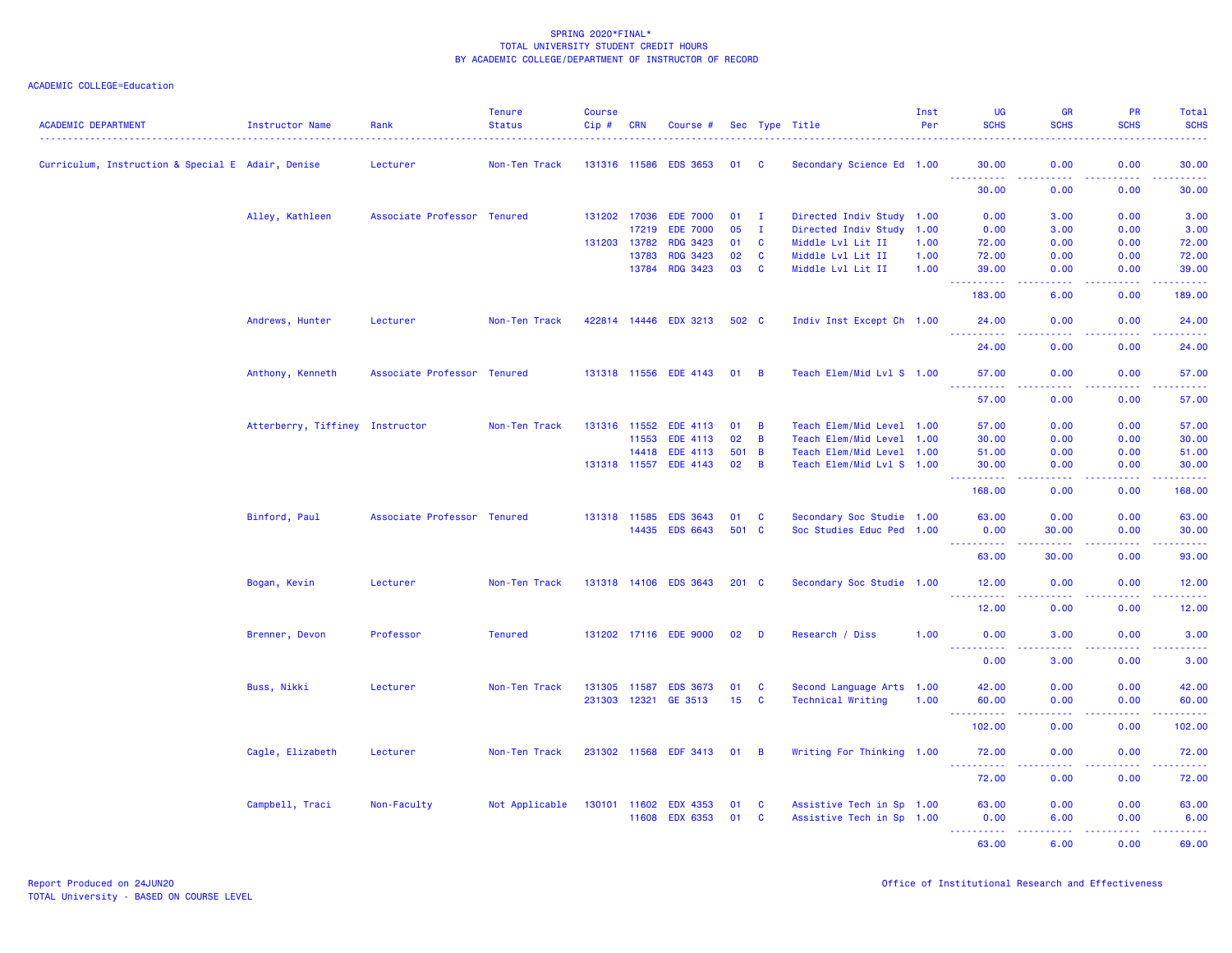SPRING 2020*FINAL*
TOTAL UNIVERSITY STUDENT CREDIT HOURS
BY ACADEMIC COLLEGE/DEPARTMENT OF INSTRUCTOR OF RECORD

ACADEMIC COLLEGE=Education

| ACADEMIC DEPARTMENT | Instructor Name | Rank | Tenure Status | Course Cip # | CRN | Course # | Sec | Type | Title | Inst Per | UG SCHS | GR SCHS | PR SCHS | Total SCHS |
|---|---|---|---|---|---|---|---|---|---|---|---|---|---|---|
| Curriculum, Instruction & Special E | Adair, Denise | Lecturer | Non-Ten Track | 131316 | 11586 | EDS 3653 | 01 | C | Secondary Science Ed | 1.00 | 30.00 | 0.00 | 0.00 | 30.00 |
| | | | | | | | | | | | 30.00 | 0.00 | 0.00 | 30.00 |
| | Alley, Kathleen | Associate Professor | Tenured | 131202 | 17036 | EDE 7000 | 01 | I | Directed Indiv Study | 1.00 | 0.00 | 3.00 | 0.00 | 3.00 |
| | | | | | 17219 | EDE 7000 | 05 | I | Directed Indiv Study | 1.00 | 0.00 | 3.00 | 0.00 | 3.00 |
| | | | | 131203 | 13782 | RDG 3423 | 01 | C | Middle Lvl Lit II | 1.00 | 72.00 | 0.00 | 0.00 | 72.00 |
| | | | | | 13783 | RDG 3423 | 02 | C | Middle Lvl Lit II | 1.00 | 72.00 | 0.00 | 0.00 | 72.00 |
| | | | | | 13784 | RDG 3423 | 03 | C | Middle Lvl Lit II | 1.00 | 39.00 | 0.00 | 0.00 | 39.00 |
| | | | | | | | | | | | 183.00 | 6.00 | 0.00 | 189.00 |
| | Andrews, Hunter | Lecturer | Non-Ten Track | 422814 | 14446 | EDX 3213 | 502 | C | Indiv Inst Except Ch | 1.00 | 24.00 | 0.00 | 0.00 | 24.00 |
| | | | | | | | | | | | 24.00 | 0.00 | 0.00 | 24.00 |
| | Anthony, Kenneth | Associate Professor | Tenured | 131318 | 11556 | EDE 4143 | 01 | B | Teach Elem/Mid Lvl S | 1.00 | 57.00 | 0.00 | 0.00 | 57.00 |
| | | | | | | | | | | | 57.00 | 0.00 | 0.00 | 57.00 |
| | Atterberry, Tiffiney | Instructor | Non-Ten Track | 131316 | 11552 | EDE 4113 | 01 | B | Teach Elem/Mid Level | 1.00 | 57.00 | 0.00 | 0.00 | 57.00 |
| | | | | | 11553 | EDE 4113 | 02 | B | Teach Elem/Mid Level | 1.00 | 30.00 | 0.00 | 0.00 | 30.00 |
| | | | | | 14418 | EDE 4113 | 501 | B | Teach Elem/Mid Level | 1.00 | 51.00 | 0.00 | 0.00 | 51.00 |
| | | | | 131318 | 11557 | EDE 4143 | 02 | B | Teach Elem/Mid Lvl S | 1.00 | 30.00 | 0.00 | 0.00 | 30.00 |
| | | | | | | | | | | | 168.00 | 0.00 | 0.00 | 168.00 |
| | Binford, Paul | Associate Professor | Tenured | 131318 | 11585 | EDS 3643 | 01 | C | Secondary Soc Studie | 1.00 | 63.00 | 0.00 | 0.00 | 63.00 |
| | | | | | 14435 | EDS 6643 | 501 | C | Soc Studies Educ Ped | 1.00 | 0.00 | 30.00 | 0.00 | 30.00 |
| | | | | | | | | | | | 63.00 | 30.00 | 0.00 | 93.00 |
| | Bogan, Kevin | Lecturer | Non-Ten Track | 131318 | 14106 | EDS 3643 | 201 | C | Secondary Soc Studie | 1.00 | 12.00 | 0.00 | 0.00 | 12.00 |
| | | | | | | | | | | | 12.00 | 0.00 | 0.00 | 12.00 |
| | Brenner, Devon | Professor | Tenured | 131202 | 17116 | EDE 9000 | 02 | D | Research / Diss | 1.00 | 0.00 | 3.00 | 0.00 | 3.00 |
| | | | | | | | | | | | 0.00 | 3.00 | 0.00 | 3.00 |
| | Buss, Nikki | Lecturer | Non-Ten Track | 131305 | 11587 | EDS 3673 | 01 | C | Second Language Arts | 1.00 | 42.00 | 0.00 | 0.00 | 42.00 |
| | | | | 231303 | 12321 | GE 3513 | 15 | C | Technical Writing | 1.00 | 60.00 | 0.00 | 0.00 | 60.00 |
| | | | | | | | | | | | 102.00 | 0.00 | 0.00 | 102.00 |
| | Cagle, Elizabeth | Lecturer | Non-Ten Track | 231302 | 11568 | EDF 3413 | 01 | B | Writing For Thinking | 1.00 | 72.00 | 0.00 | 0.00 | 72.00 |
| | | | | | | | | | | | 72.00 | 0.00 | 0.00 | 72.00 |
| | Campbell, Traci | Non-Faculty | Not Applicable | 130101 | 11602 | EDX 4353 | 01 | C | Assistive Tech in Sp | 1.00 | 63.00 | 0.00 | 0.00 | 63.00 |
| | | | | | 11608 | EDX 6353 | 01 | C | Assistive Tech in Sp | 1.00 | 0.00 | 6.00 | 0.00 | 6.00 |
| | | | | | | | | | | | 63.00 | 6.00 | 0.00 | 69.00 |

Report Produced on 24JUN20
TOTAL University - BASED ON COURSE LEVEL

Office of Institutional Research and Effectiveness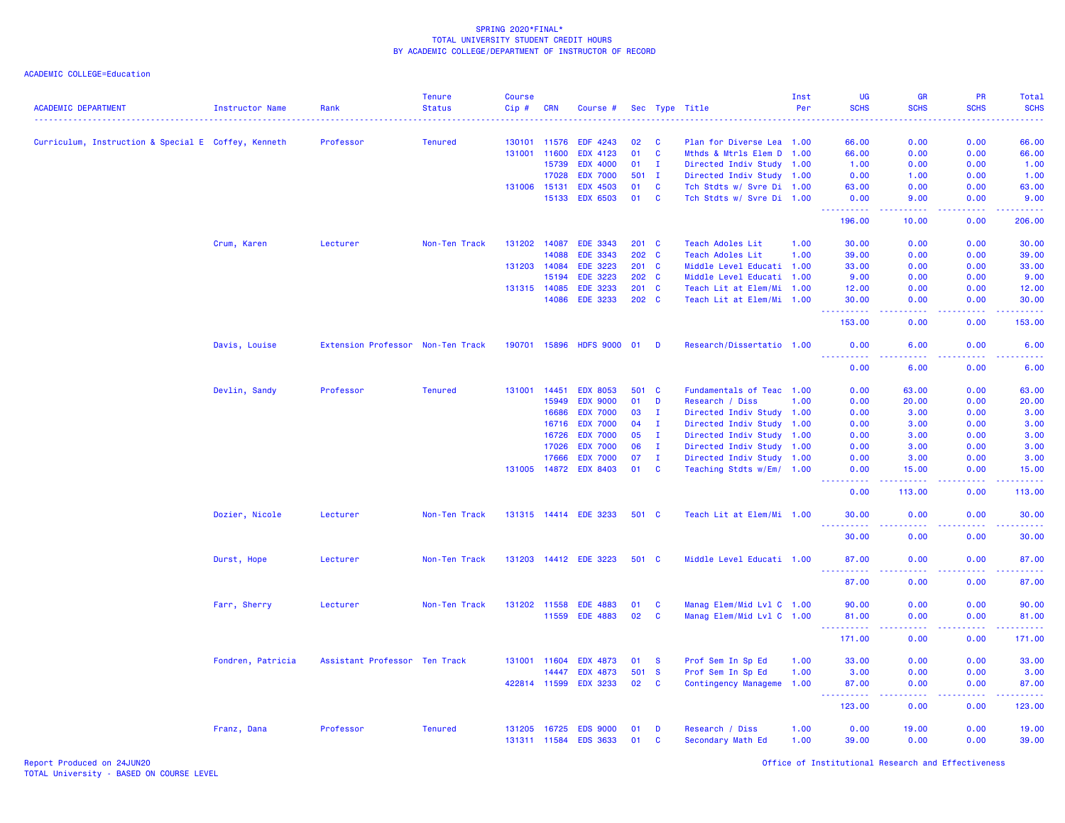SPRING 2020*FINAL*
TOTAL UNIVERSITY STUDENT CREDIT HOURS
BY ACADEMIC COLLEGE/DEPARTMENT OF INSTRUCTOR OF RECORD

ACADEMIC COLLEGE=Education

| ACADEMIC DEPARTMENT | Instructor Name | Rank | Tenure Status | Course Cip # | CRN | Course # | Sec | Type | Title | Inst Per | UG SCHS | GR SCHS | PR SCHS | Total SCHS |
|---|---|---|---|---|---|---|---|---|---|---|---|---|---|---|
| Curriculum, Instruction & Special E | Coffey, Kenneth | Professor | Tenured | 130101 | 11576 | EDF 4243 | 02 | C | Plan for Diverse Lea | 1.00 | 66.00 | 0.00 | 0.00 | 66.00 |
| | | | | 131001 | 11600 | EDX 4123 | 01 | C | Mthds & Mtrls Elem D | 1.00 | 66.00 | 0.00 | 0.00 | 66.00 |
| | | | | | 15739 | EDX 4000 | 01 | I | Directed Indiv Study | 1.00 | 1.00 | 0.00 | 0.00 | 1.00 |
| | | | | | 17028 | EDX 7000 | 501 | I | Directed Indiv Study | 1.00 | 0.00 | 1.00 | 0.00 | 1.00 |
| | | | | 131006 | 15131 | EDX 4503 | 01 | C | Tch Stdts w/ Svre Di | 1.00 | 63.00 | 0.00 | 0.00 | 63.00 |
| | | | | | 15133 | EDX 6503 | 01 | C | Tch Stdts w/ Svre Di | 1.00 | 0.00 | 9.00 | 0.00 | 9.00 |
| | | | | | | | | | | | 196.00 | 10.00 | 0.00 | 206.00 |
| | Crum, Karen | Lecturer | Non-Ten Track | 131202 | 14087 | EDE 3343 | 201 | C | Teach Adoles Lit | 1.00 | 30.00 | 0.00 | 0.00 | 30.00 |
| | | | | | 14088 | EDE 3343 | 202 | C | Teach Adoles Lit | 1.00 | 39.00 | 0.00 | 0.00 | 39.00 |
| | | | | 131203 | 14084 | EDE 3223 | 201 | C | Middle Level Educati | 1.00 | 33.00 | 0.00 | 0.00 | 33.00 |
| | | | | | 15194 | EDE 3223 | 202 | C | Middle Level Educati | 1.00 | 9.00 | 0.00 | 0.00 | 9.00 |
| | | | | 131315 | 14085 | EDE 3233 | 201 | C | Teach Lit at Elem/Mi | 1.00 | 12.00 | 0.00 | 0.00 | 12.00 |
| | | | | | 14086 | EDE 3233 | 202 | C | Teach Lit at Elem/Mi | 1.00 | 30.00 | 0.00 | 0.00 | 30.00 |
| | | | | | | | | | | | 153.00 | 0.00 | 0.00 | 153.00 |
| | Davis, Louise | Extension Professor | Non-Ten Track | 190701 | 15896 | HDFS 9000 | 01 | D | Research/Dissertatio | 1.00 | 0.00 | 6.00 | 0.00 | 6.00 |
| | | | | | | | | | | | 0.00 | 6.00 | 0.00 | 6.00 |
| | Devlin, Sandy | Professor | Tenured | 131001 | 14451 | EDX 8053 | 501 | C | Fundamentals of Teac | 1.00 | 0.00 | 63.00 | 0.00 | 63.00 |
| | | | | | 15949 | EDX 9000 | 01 | D | Research / Diss | 1.00 | 0.00 | 20.00 | 0.00 | 20.00 |
| | | | | | 16686 | EDX 7000 | 03 | I | Directed Indiv Study | 1.00 | 0.00 | 3.00 | 0.00 | 3.00 |
| | | | | | 16716 | EDX 7000 | 04 | I | Directed Indiv Study | 1.00 | 0.00 | 3.00 | 0.00 | 3.00 |
| | | | | | 16726 | EDX 7000 | 05 | I | Directed Indiv Study | 1.00 | 0.00 | 3.00 | 0.00 | 3.00 |
| | | | | | 17026 | EDX 7000 | 06 | I | Directed Indiv Study | 1.00 | 0.00 | 3.00 | 0.00 | 3.00 |
| | | | | | 17666 | EDX 7000 | 07 | I | Directed Indiv Study | 1.00 | 0.00 | 3.00 | 0.00 | 3.00 |
| | | | | 131005 | 14872 | EDX 8403 | 01 | C | Teaching Stdts w/Em/ | 1.00 | 0.00 | 15.00 | 0.00 | 15.00 |
| | | | | | | | | | | | 0.00 | 113.00 | 0.00 | 113.00 |
| | Dozier, Nicole | Lecturer | Non-Ten Track | 131315 | 14414 | EDE 3233 | 501 | C | Teach Lit at Elem/Mi | 1.00 | 30.00 | 0.00 | 0.00 | 30.00 |
| | | | | | | | | | | | 30.00 | 0.00 | 0.00 | 30.00 |
| | Durst, Hope | Lecturer | Non-Ten Track | 131203 | 14412 | EDE 3223 | 501 | C | Middle Level Educati | 1.00 | 87.00 | 0.00 | 0.00 | 87.00 |
| | | | | | | | | | | | 87.00 | 0.00 | 0.00 | 87.00 |
| | Farr, Sherry | Lecturer | Non-Ten Track | 131202 | 11558 | EDE 4883 | 01 | C | Manag Elem/Mid Lvl C | 1.00 | 90.00 | 0.00 | 0.00 | 90.00 |
| | | | | | 11559 | EDE 4883 | 02 | C | Manag Elem/Mid Lvl C | 1.00 | 81.00 | 0.00 | 0.00 | 81.00 |
| | | | | | | | | | | | 171.00 | 0.00 | 0.00 | 171.00 |
| | Fondren, Patricia | Assistant Professor | Ten Track | 131001 | 11604 | EDX 4873 | 01 | S | Prof Sem In Sp Ed | 1.00 | 33.00 | 0.00 | 0.00 | 33.00 |
| | | | | | 14447 | EDX 4873 | 501 | S | Prof Sem In Sp Ed | 1.00 | 3.00 | 0.00 | 0.00 | 3.00 |
| | | | | 422814 | 11599 | EDX 3233 | 02 | C | Contingency Manageme | 1.00 | 87.00 | 0.00 | 0.00 | 87.00 |
| | | | | | | | | | | | 123.00 | 0.00 | 0.00 | 123.00 |
| | Franz, Dana | Professor | Tenured | 131205 | 16725 | EDS 9000 | 01 | D | Research / Diss | 1.00 | 0.00 | 19.00 | 0.00 | 19.00 |
| | | | | 131311 | 11584 | EDS 3633 | 01 | C | Secondary Math Ed | 1.00 | 39.00 | 0.00 | 0.00 | 39.00 |

Report Produced on 24JUN20
TOTAL University - BASED ON COURSE LEVEL

Office of Institutional Research and Effectiveness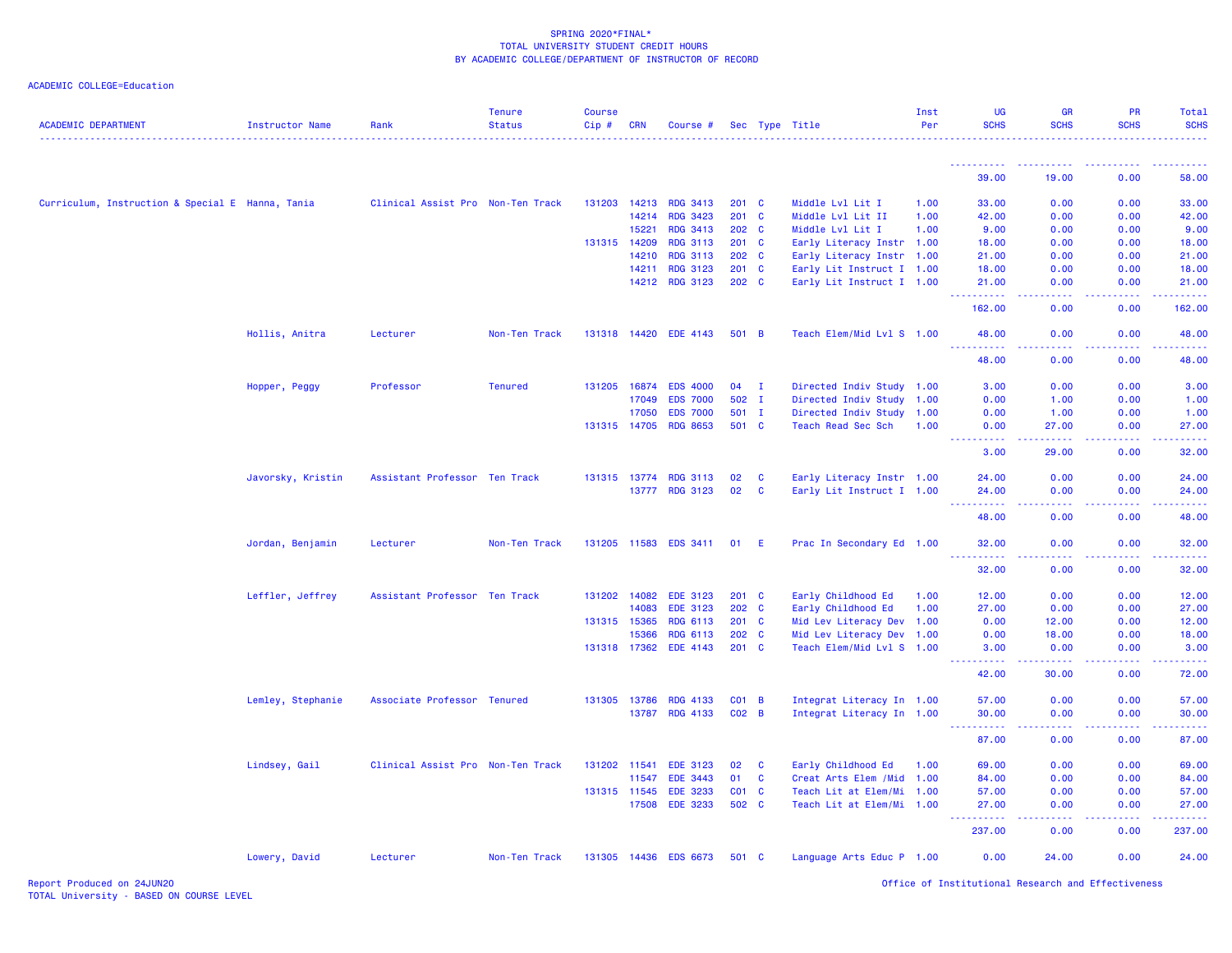SPRING 2020*FINAL*
TOTAL UNIVERSITY STUDENT CREDIT HOURS
BY ACADEMIC COLLEGE/DEPARTMENT OF INSTRUCTOR OF RECORD

ACADEMIC COLLEGE=Education

| ACADEMIC DEPARTMENT | Instructor Name | Rank | Tenure Status | Course Cip # | CRN | Course # | Sec | Type | Title | Inst Per | UG SCHS | GR SCHS | PR SCHS | Total SCHS |
|---|---|---|---|---|---|---|---|---|---|---|---|---|---|---|
| | | | | | | | | | | | 39.00 | 19.00 | 0.00 | 58.00 |
| Curriculum, Instruction & Special E | Hanna, Tania | Clinical Assist Pro | Non-Ten Track | 131203 | 14213 | RDG 3413 | 201 | C | Middle Lvl Lit I | 1.00 | 33.00 | 0.00 | 0.00 | 33.00 |
| | | | | | 14214 | RDG 3423 | 201 | C | Middle Lvl Lit II | 1.00 | 42.00 | 0.00 | 0.00 | 42.00 |
| | | | | | 15221 | RDG 3413 | 202 | C | Middle Lvl Lit I | 1.00 | 9.00 | 0.00 | 0.00 | 9.00 |
| | | | | 131315 | 14209 | RDG 3113 | 201 | C | Early Literacy Instr | 1.00 | 18.00 | 0.00 | 0.00 | 18.00 |
| | | | | | 14210 | RDG 3113 | 202 | C | Early Literacy Instr | 1.00 | 21.00 | 0.00 | 0.00 | 21.00 |
| | | | | | 14211 | RDG 3123 | 201 | C | Early Lit Instruct I | 1.00 | 18.00 | 0.00 | 0.00 | 18.00 |
| | | | | | 14212 | RDG 3123 | 202 | C | Early Lit Instruct I | 1.00 | 21.00 | 0.00 | 0.00 | 21.00 |
| | | | | | | | | | | | 162.00 | 0.00 | 0.00 | 162.00 |
| | Hollis, Anitra | Lecturer | Non-Ten Track | 131318 | 14420 | EDE 4143 | 501 | B | Teach Elem/Mid Lvl S | 1.00 | 48.00 | 0.00 | 0.00 | 48.00 |
| | | | | | | | | | | | 48.00 | 0.00 | 0.00 | 48.00 |
| | Hopper, Peggy | Professor | Tenured | 131205 | 16874 | EDS 4000 | 04 | I | Directed Indiv Study | 1.00 | 3.00 | 0.00 | 0.00 | 3.00 |
| | | | | | 17049 | EDS 7000 | 502 | I | Directed Indiv Study | 1.00 | 0.00 | 1.00 | 0.00 | 1.00 |
| | | | | | 17050 | EDS 7000 | 501 | I | Directed Indiv Study | 1.00 | 0.00 | 1.00 | 0.00 | 1.00 |
| | | | | 131315 | 14705 | RDG 8653 | 501 | C | Teach Read Sec Sch | 1.00 | 0.00 | 27.00 | 0.00 | 27.00 |
| | | | | | | | | | | | 3.00 | 29.00 | 0.00 | 32.00 |
| | Javorsky, Kristin | Assistant Professor | Ten Track | 131315 | 13774 | RDG 3113 | 02 | C | Early Literacy Instr | 1.00 | 24.00 | 0.00 | 0.00 | 24.00 |
| | | | | | 13777 | RDG 3123 | 02 | C | Early Lit Instruct I | 1.00 | 24.00 | 0.00 | 0.00 | 24.00 |
| | | | | | | | | | | | 48.00 | 0.00 | 0.00 | 48.00 |
| | Jordan, Benjamin | Lecturer | Non-Ten Track | 131205 | 11583 | EDS 3411 | 01 | E | Prac In Secondary Ed | 1.00 | 32.00 | 0.00 | 0.00 | 32.00 |
| | | | | | | | | | | | 32.00 | 0.00 | 0.00 | 32.00 |
| | Leffler, Jeffrey | Assistant Professor | Ten Track | 131202 | 14082 | EDE 3123 | 201 | C | Early Childhood Ed | 1.00 | 12.00 | 0.00 | 0.00 | 12.00 |
| | | | | | 14083 | EDE 3123 | 202 | C | Early Childhood Ed | 1.00 | 27.00 | 0.00 | 0.00 | 27.00 |
| | | | | 131315 | 15365 | RDG 6113 | 201 | C | Mid Lev Literacy Dev | 1.00 | 0.00 | 12.00 | 0.00 | 12.00 |
| | | | | | 15366 | RDG 6113 | 202 | C | Mid Lev Literacy Dev | 1.00 | 0.00 | 18.00 | 0.00 | 18.00 |
| | | | | 131318 | 17362 | EDE 4143 | 201 | C | Teach Elem/Mid Lvl S | 1.00 | 3.00 | 0.00 | 0.00 | 3.00 |
| | | | | | | | | | | | 42.00 | 30.00 | 0.00 | 72.00 |
| | Lemley, Stephanie | Associate Professor | Tenured | 131305 | 13786 | RDG 4133 | C01 | B | Integrat Literacy In | 1.00 | 57.00 | 0.00 | 0.00 | 57.00 |
| | | | | | 13787 | RDG 4133 | C02 | B | Integrat Literacy In | 1.00 | 30.00 | 0.00 | 0.00 | 30.00 |
| | | | | | | | | | | | 87.00 | 0.00 | 0.00 | 87.00 |
| | Lindsey, Gail | Clinical Assist Pro | Non-Ten Track | 131202 | 11541 | EDE 3123 | 02 | C | Early Childhood Ed | 1.00 | 69.00 | 0.00 | 0.00 | 69.00 |
| | | | | | 11547 | EDE 3443 | 01 | C | Creat Arts Elem /Mid | 1.00 | 84.00 | 0.00 | 0.00 | 84.00 |
| | | | | 131315 | 11545 | EDE 3233 | C01 | C | Teach Lit at Elem/Mi | 1.00 | 57.00 | 0.00 | 0.00 | 57.00 |
| | | | | | 17508 | EDE 3233 | 502 | C | Teach Lit at Elem/Mi | 1.00 | 27.00 | 0.00 | 0.00 | 27.00 |
| | | | | | | | | | | | 237.00 | 0.00 | 0.00 | 237.00 |
| | Lowery, David | Lecturer | Non-Ten Track | 131305 | 14436 | EDS 6673 | 501 | C | Language Arts Educ P | 1.00 | 0.00 | 24.00 | 0.00 | 24.00 |

Report Produced on 24JUN20
TOTAL University - BASED ON COURSE LEVEL

Office of Institutional Research and Effectiveness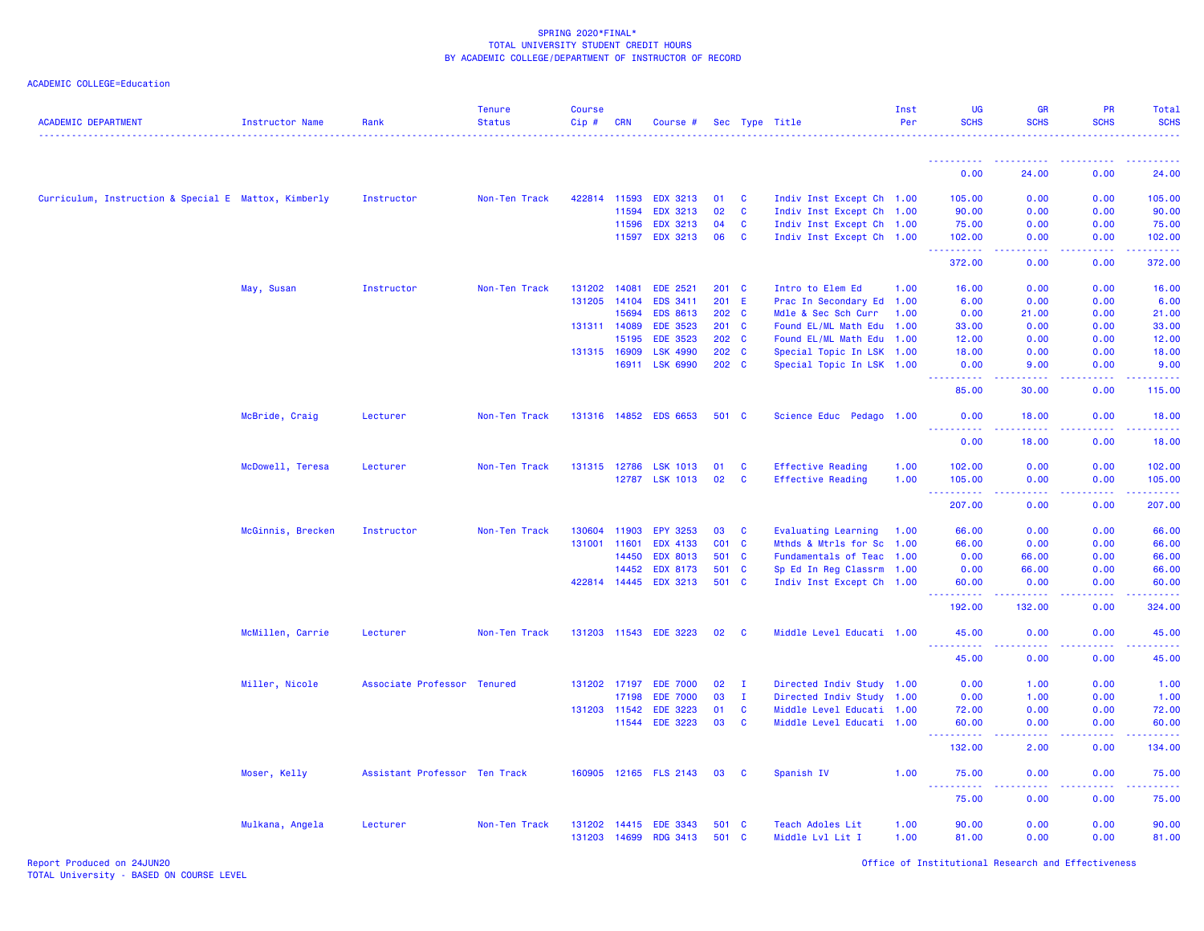SPRING 2020*FINAL*
TOTAL UNIVERSITY STUDENT CREDIT HOURS
BY ACADEMIC COLLEGE/DEPARTMENT OF INSTRUCTOR OF RECORD

ACADEMIC COLLEGE=Education

| ACADEMIC DEPARTMENT | Instructor Name | Rank | Tenure Status | Course Cip # | CRN | Course # | Sec | Type | Title | Inst Per | UG SCHS | GR SCHS | PR SCHS | Total SCHS |
|---|---|---|---|---|---|---|---|---|---|---|---|---|---|---|
| | | | | | | | | | | | 0.00 | 24.00 | 0.00 | 24.00 |
| Curriculum, Instruction & Special E | Mattox, Kimberly | Instructor | Non-Ten Track | 422814 | 11593 | EDX 3213 | 01 | C | Indiv Inst Except Ch | 1.00 | 105.00 | 0.00 | 0.00 | 105.00 |
| | | | | | 11594 | EDX 3213 | 02 | C | Indiv Inst Except Ch | 1.00 | 90.00 | 0.00 | 0.00 | 90.00 |
| | | | | | 11596 | EDX 3213 | 04 | C | Indiv Inst Except Ch | 1.00 | 75.00 | 0.00 | 0.00 | 75.00 |
| | | | | | 11597 | EDX 3213 | 06 | C | Indiv Inst Except Ch | 1.00 | 102.00 | 0.00 | 0.00 | 102.00 |
| | | | | | | | | | | | 372.00 | 0.00 | 0.00 | 372.00 |
| | May, Susan | Instructor | Non-Ten Track | 131202 | 14081 | EDE 2521 | 201 | C | Intro to Elem Ed | 1.00 | 16.00 | 0.00 | 0.00 | 16.00 |
| | | | | 131205 | 14104 | EDS 3411 | 201 | E | Prac In Secondary Ed | 1.00 | 6.00 | 0.00 | 0.00 | 6.00 |
| | | | | | 15694 | EDS 8613 | 202 | C | Mdle & Sec Sch Curr | 1.00 | 0.00 | 21.00 | 0.00 | 21.00 |
| | | | | 131311 | 14089 | EDE 3523 | 201 | C | Found EL/ML Math Edu | 1.00 | 33.00 | 0.00 | 0.00 | 33.00 |
| | | | | | 15195 | EDE 3523 | 202 | C | Found EL/ML Math Edu | 1.00 | 12.00 | 0.00 | 0.00 | 12.00 |
| | | | | 131315 | 16909 | LSK 4990 | 202 | C | Special Topic In LSK | 1.00 | 18.00 | 0.00 | 0.00 | 18.00 |
| | | | | | 16911 | LSK 6990 | 202 | C | Special Topic In LSK | 1.00 | 0.00 | 9.00 | 0.00 | 9.00 |
| | | | | | | | | | | | 85.00 | 30.00 | 0.00 | 115.00 |
| | McBride, Craig | Lecturer | Non-Ten Track | 131316 | 14852 | EDS 6653 | 501 | C | Science Educ Pedago | 1.00 | 0.00 | 18.00 | 0.00 | 18.00 |
| | | | | | | | | | | | 0.00 | 18.00 | 0.00 | 18.00 |
| | McDowell, Teresa | Lecturer | Non-Ten Track | 131315 | 12786 | LSK 1013 | 01 | C | Effective Reading | 1.00 | 102.00 | 0.00 | 0.00 | 102.00 |
| | | | | | 12787 | LSK 1013 | 02 | C | Effective Reading | 1.00 | 105.00 | 0.00 | 0.00 | 105.00 |
| | | | | | | | | | | | 207.00 | 0.00 | 0.00 | 207.00 |
| | McGinnis, Brecken | Instructor | Non-Ten Track | 130604 | 11903 | EPY 3253 | 03 | C | Evaluating Learning | 1.00 | 66.00 | 0.00 | 0.00 | 66.00 |
| | | | | 131001 | 11601 | EDX 4133 | C01 | C | Mthds & Mtrls for Sc | 1.00 | 66.00 | 0.00 | 0.00 | 66.00 |
| | | | | | 14450 | EDX 8013 | 501 | C | Fundamentals of Teac | 1.00 | 0.00 | 66.00 | 0.00 | 66.00 |
| | | | | | 14452 | EDX 8173 | 501 | C | Sp Ed In Reg Classrm | 1.00 | 0.00 | 66.00 | 0.00 | 66.00 |
| | | | | 422814 | 14445 | EDX 3213 | 501 | C | Indiv Inst Except Ch | 1.00 | 60.00 | 0.00 | 0.00 | 60.00 |
| | | | | | | | | | | | 192.00 | 132.00 | 0.00 | 324.00 |
| | McMillen, Carrie | Lecturer | Non-Ten Track | 131203 | 11543 | EDE 3223 | 02 | C | Middle Level Educati | 1.00 | 45.00 | 0.00 | 0.00 | 45.00 |
| | | | | | | | | | | | 45.00 | 0.00 | 0.00 | 45.00 |
| | Miller, Nicole | Associate Professor | Tenured | 131202 | 17197 | EDE 7000 | 02 | I | Directed Indiv Study | 1.00 | 0.00 | 1.00 | 0.00 | 1.00 |
| | | | | | 17198 | EDE 7000 | 03 | I | Directed Indiv Study | 1.00 | 0.00 | 1.00 | 0.00 | 1.00 |
| | | | | 131203 | 11542 | EDE 3223 | 01 | C | Middle Level Educati | 1.00 | 72.00 | 0.00 | 0.00 | 72.00 |
| | | | | | 11544 | EDE 3223 | 03 | C | Middle Level Educati | 1.00 | 60.00 | 0.00 | 0.00 | 60.00 |
| | | | | | | | | | | | 132.00 | 2.00 | 0.00 | 134.00 |
| | Moser, Kelly | Assistant Professor | Ten Track | 160905 | 12165 | FLS 2143 | 03 | C | Spanish IV | 1.00 | 75.00 | 0.00 | 0.00 | 75.00 |
| | | | | | | | | | | | 75.00 | 0.00 | 0.00 | 75.00 |
| | Mulkana, Angela | Lecturer | Non-Ten Track | 131202 | 14415 | EDE 3343 | 501 | C | Teach Adoles Lit | 1.00 | 90.00 | 0.00 | 0.00 | 90.00 |
| | | | | 131203 | 14699 | RDG 3413 | 501 | C | Middle Lvl Lit I | 1.00 | 81.00 | 0.00 | 0.00 | 81.00 |

Report Produced on 24JUN20
TOTAL University - BASED ON COURSE LEVEL

Office of Institutional Research and Effectiveness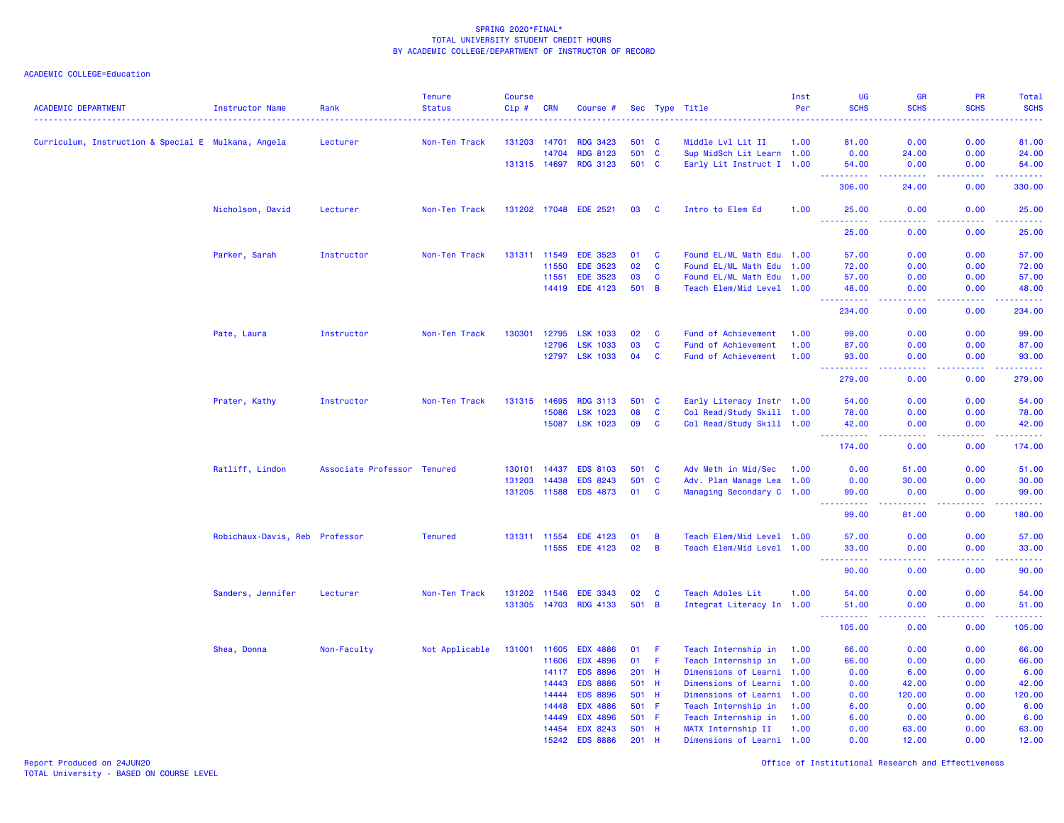SPRING 2020*FINAL*
TOTAL UNIVERSITY STUDENT CREDIT HOURS
BY ACADEMIC COLLEGE/DEPARTMENT OF INSTRUCTOR OF RECORD

ACADEMIC COLLEGE=Education

| ACADEMIC DEPARTMENT | Instructor Name | Rank | Tenure Status | Course Cip # | CRN | Course # | Sec | Type | Title | Inst Per | UG SCHS | GR SCHS | PR SCHS | Total SCHS |
|---|---|---|---|---|---|---|---|---|---|---|---|---|---|---|
| Curriculum, Instruction & Special E | Mulkana, Angela | Lecturer | Non-Ten Track | 131203 | 14701 | RDG 3423 | 501 | C | Middle Lvl Lit II | 1.00 | 81.00 | 0.00 | 0.00 | 81.00 |
| | | | | | 14704 | RDG 8123 | 501 | C | Sup MidSch Lit Learn | 1.00 | 0.00 | 24.00 | 0.00 | 24.00 |
| | | | | 131315 | 14697 | RDG 3123 | 501 | C | Early Lit Instruct I | 1.00 | 54.00 | 0.00 | 0.00 | 54.00 |
| | | | | | | | | | | | 306.00 | 24.00 | 0.00 | 330.00 |
| | Nicholson, David | Lecturer | Non-Ten Track | 131202 | 17048 | EDE 2521 | 03 | C | Intro to Elem Ed | 1.00 | 25.00 | 0.00 | 0.00 | 25.00 |
| | | | | | | | | | | | 25.00 | 0.00 | 0.00 | 25.00 |
| | Parker, Sarah | Instructor | Non-Ten Track | 131311 | 11549 | EDE 3523 | 01 | C | Found EL/ML Math Edu | 1.00 | 57.00 | 0.00 | 0.00 | 57.00 |
| | | | | | 11550 | EDE 3523 | 02 | C | Found EL/ML Math Edu | 1.00 | 72.00 | 0.00 | 0.00 | 72.00 |
| | | | | | 11551 | EDE 3523 | 03 | C | Found EL/ML Math Edu | 1.00 | 57.00 | 0.00 | 0.00 | 57.00 |
| | | | | | 14419 | EDE 4123 | 501 | B | Teach Elem/Mid Level | 1.00 | 48.00 | 0.00 | 0.00 | 48.00 |
| | | | | | | | | | | | 234.00 | 0.00 | 0.00 | 234.00 |
| | Pate, Laura | Instructor | Non-Ten Track | 130301 | 12795 | LSK 1033 | 02 | C | Fund of Achievement | 1.00 | 99.00 | 0.00 | 0.00 | 99.00 |
| | | | | | 12796 | LSK 1033 | 03 | C | Fund of Achievement | 1.00 | 87.00 | 0.00 | 0.00 | 87.00 |
| | | | | | 12797 | LSK 1033 | 04 | C | Fund of Achievement | 1.00 | 93.00 | 0.00 | 0.00 | 93.00 |
| | | | | | | | | | | | 279.00 | 0.00 | 0.00 | 279.00 |
| | Prater, Kathy | Instructor | Non-Ten Track | 131315 | 14695 | RDG 3113 | 501 | C | Early Literacy Instr | 1.00 | 54.00 | 0.00 | 0.00 | 54.00 |
| | | | | | 15086 | LSK 1023 | 08 | C | Col Read/Study Skill | 1.00 | 78.00 | 0.00 | 0.00 | 78.00 |
| | | | | | 15087 | LSK 1023 | 09 | C | Col Read/Study Skill | 1.00 | 42.00 | 0.00 | 0.00 | 42.00 |
| | | | | | | | | | | | 174.00 | 0.00 | 0.00 | 174.00 |
| | Ratliff, Lindon | Associate Professor | Tenured | 130101 | 14437 | EDS 8103 | 501 | C | Adv Meth in Mid/Sec | 1.00 | 0.00 | 51.00 | 0.00 | 51.00 |
| | | | | 131203 | 14438 | EDS 8243 | 501 | C | Adv. Plan Manage Lea | 1.00 | 0.00 | 30.00 | 0.00 | 30.00 |
| | | | | 131205 | 11588 | EDS 4873 | 01 | C | Managing Secondary C | 1.00 | 99.00 | 0.00 | 0.00 | 99.00 |
| | | | | | | | | | | | 99.00 | 81.00 | 0.00 | 180.00 |
| | Robichaux-Davis, Reb | Professor | Tenured | 131311 | 11554 | EDE 4123 | 01 | B | Teach Elem/Mid Level | 1.00 | 57.00 | 0.00 | 0.00 | 57.00 |
| | | | | | 11555 | EDE 4123 | 02 | B | Teach Elem/Mid Level | 1.00 | 33.00 | 0.00 | 0.00 | 33.00 |
| | | | | | | | | | | | 90.00 | 0.00 | 0.00 | 90.00 |
| | Sanders, Jennifer | Lecturer | Non-Ten Track | 131202 | 11546 | EDE 3343 | 02 | C | Teach Adoles Lit | 1.00 | 54.00 | 0.00 | 0.00 | 54.00 |
| | | | | 131305 | 14703 | RDG 4133 | 501 | B | Integrat Literacy In | 1.00 | 51.00 | 0.00 | 0.00 | 51.00 |
| | | | | | | | | | | | 105.00 | 0.00 | 0.00 | 105.00 |
| | Shea, Donna | Non-Faculty | Not Applicable | 131001 | 11605 | EDX 4886 | 01 | F | Teach Internship in | 1.00 | 66.00 | 0.00 | 0.00 | 66.00 |
| | | | | | 11606 | EDX 4896 | 01 | F | Teach Internship in | 1.00 | 66.00 | 0.00 | 0.00 | 66.00 |
| | | | | | 14117 | EDS 8896 | 201 | H | Dimensions of Learni | 1.00 | 0.00 | 6.00 | 0.00 | 6.00 |
| | | | | | 14443 | EDS 8886 | 501 | H | Dimensions of Learni | 1.00 | 0.00 | 42.00 | 0.00 | 42.00 |
| | | | | | 14444 | EDS 8896 | 501 | H | Dimensions of Learni | 1.00 | 0.00 | 120.00 | 0.00 | 120.00 |
| | | | | | 14448 | EDX 4886 | 501 | F | Teach Internship in | 1.00 | 6.00 | 0.00 | 0.00 | 6.00 |
| | | | | | 14449 | EDX 4896 | 501 | F | Teach Internship in | 1.00 | 6.00 | 0.00 | 0.00 | 6.00 |
| | | | | | 14454 | EDX 8243 | 501 | H | MATX Internship II | 1.00 | 0.00 | 63.00 | 0.00 | 63.00 |
| | | | | | 15242 | EDS 8886 | 201 | H | Dimensions of Learni | 1.00 | 0.00 | 12.00 | 0.00 | 12.00 |

Report Produced on 24JUN20
TOTAL University - BASED ON COURSE LEVEL

Office of Institutional Research and Effectiveness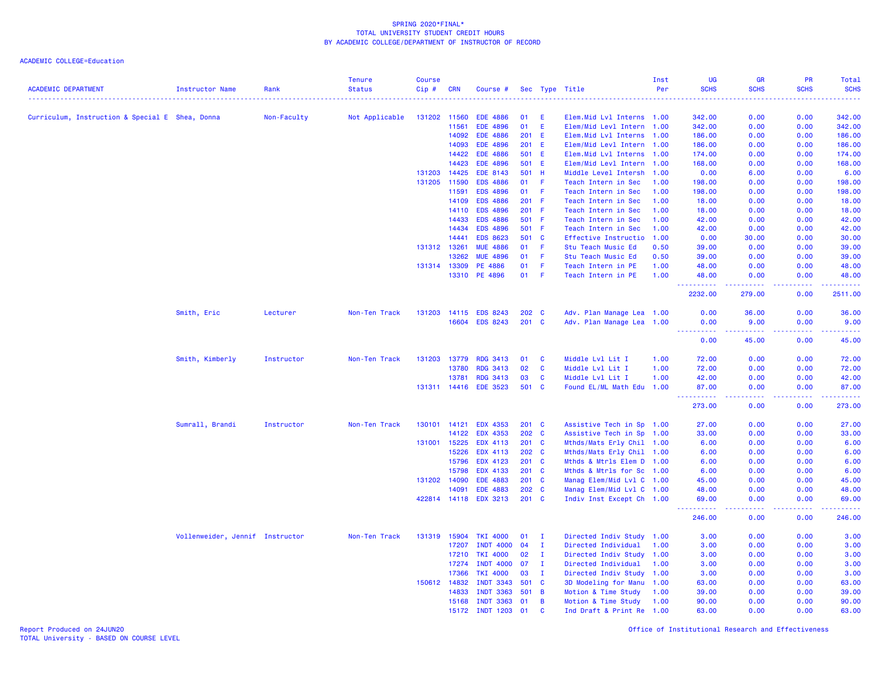SPRING 2020*FINAL*
TOTAL UNIVERSITY STUDENT CREDIT HOURS
BY ACADEMIC COLLEGE/DEPARTMENT OF INSTRUCTOR OF RECORD

ACADEMIC COLLEGE=Education

| ACADEMIC DEPARTMENT | Instructor Name | Rank | Tenure Status | Course Cip # | CRN | Course # | Sec | Type | Title | Inst Per | UG SCHS | GR SCHS | PR SCHS | Total SCHS |
|---|---|---|---|---|---|---|---|---|---|---|---|---|---|---|
| Curriculum, Instruction & Special E | Shea, Donna | Non-Faculty | Not Applicable | 131202 | 11560 | EDE 4886 | 01 | E | Elem.Mid Lvl Interns | 1.00 | 342.00 | 0.00 | 0.00 | 342.00 |
| | | | | | 11561 | EDE 4896 | 01 | E | Elem/Mid Levl Intern | 1.00 | 342.00 | 0.00 | 0.00 | 342.00 |
| | | | | | 14092 | EDE 4886 | 201 | E | Elem.Mid Lvl Interns | 1.00 | 186.00 | 0.00 | 0.00 | 186.00 |
| | | | | | 14093 | EDE 4896 | 201 | E | Elem/Mid Levl Intern | 1.00 | 186.00 | 0.00 | 0.00 | 186.00 |
| | | | | | 14422 | EDE 4886 | 501 | E | Elem.Mid Lvl Interns | 1.00 | 174.00 | 0.00 | 0.00 | 174.00 |
| | | | | | 14423 | EDE 4896 | 501 | E | Elem/Mid Levl Intern | 1.00 | 168.00 | 0.00 | 0.00 | 168.00 |
| | | | | 131203 | 14425 | EDE 8143 | 501 | H | Middle Level Intersh | 1.00 | 0.00 | 6.00 | 0.00 | 6.00 |
| | | | | 131205 | 11590 | EDS 4886 | 01 | F | Teach Intern in Sec | 1.00 | 198.00 | 0.00 | 0.00 | 198.00 |
| | | | | | 11591 | EDS 4896 | 01 | F | Teach Intern in Sec | 1.00 | 198.00 | 0.00 | 0.00 | 198.00 |
| | | | | | 14109 | EDS 4886 | 201 | F | Teach Intern in Sec | 1.00 | 18.00 | 0.00 | 0.00 | 18.00 |
| | | | | | 14110 | EDS 4896 | 201 | F | Teach Intern in Sec | 1.00 | 18.00 | 0.00 | 0.00 | 18.00 |
| | | | | | 14433 | EDS 4886 | 501 | F | Teach Intern in Sec | 1.00 | 42.00 | 0.00 | 0.00 | 42.00 |
| | | | | | 14434 | EDS 4896 | 501 | F | Teach Intern in Sec | 1.00 | 42.00 | 0.00 | 0.00 | 42.00 |
| | | | | | 14441 | EDS 8623 | 501 | C | Effective Instructio | 1.00 | 0.00 | 30.00 | 0.00 | 30.00 |
| | | | | 131312 | 13261 | MUE 4886 | 01 | F | Stu Teach Music Ed | 0.50 | 39.00 | 0.00 | 0.00 | 39.00 |
| | | | | | 13262 | MUE 4896 | 01 | F | Stu Teach Music Ed | 0.50 | 39.00 | 0.00 | 0.00 | 39.00 |
| | | | | 131314 | 13309 | PE 4886 | 01 | F | Teach Intern in PE | 1.00 | 48.00 | 0.00 | 0.00 | 48.00 |
| | | | | | 13310 | PE 4896 | 01 | F | Teach Intern in PE | 1.00 | 48.00 | 0.00 | 0.00 | 48.00 |
| | | | | | | | | | | | 2232.00 | 279.00 | 0.00 | 2511.00 |
| | Smith, Eric | Lecturer | Non-Ten Track | 131203 | 14115 | EDS 8243 | 202 | C | Adv. Plan Manage Lea | 1.00 | 0.00 | 36.00 | 0.00 | 36.00 |
| | | | | | 16604 | EDS 8243 | 201 | C | Adv. Plan Manage Lea | 1.00 | 0.00 | 9.00 | 0.00 | 9.00 |
| | | | | | | | | | | | 0.00 | 45.00 | 0.00 | 45.00 |
| | Smith, Kimberly | Instructor | Non-Ten Track | 131203 | 13779 | RDG 3413 | 01 | C | Middle Lvl Lit I | 1.00 | 72.00 | 0.00 | 0.00 | 72.00 |
| | | | | | 13780 | RDG 3413 | 02 | C | Middle Lvl Lit I | 1.00 | 72.00 | 0.00 | 0.00 | 72.00 |
| | | | | | 13781 | RDG 3413 | 03 | C | Middle Lvl Lit I | 1.00 | 42.00 | 0.00 | 0.00 | 42.00 |
| | | | | 131311 | 14416 | EDE 3523 | 501 | C | Found EL/ML Math Edu | 1.00 | 87.00 | 0.00 | 0.00 | 87.00 |
| | | | | | | | | | | | 273.00 | 0.00 | 0.00 | 273.00 |
| | Sumrall, Brandi | Instructor | Non-Ten Track | 130101 | 14121 | EDX 4353 | 201 | C | Assistive Tech in Sp | 1.00 | 27.00 | 0.00 | 0.00 | 27.00 |
| | | | | | 14122 | EDX 4353 | 202 | C | Assistive Tech in Sp | 1.00 | 33.00 | 0.00 | 0.00 | 33.00 |
| | | | | 131001 | 15225 | EDX 4113 | 201 | C | Mthds/Mats Erly Chil | 1.00 | 6.00 | 0.00 | 0.00 | 6.00 |
| | | | | | 15226 | EDX 4113 | 202 | C | Mthds/Mats Erly Chil | 1.00 | 6.00 | 0.00 | 0.00 | 6.00 |
| | | | | | 15796 | EDX 4123 | 201 | C | Mthds & Mtrls Elem D | 1.00 | 6.00 | 0.00 | 0.00 | 6.00 |
| | | | | | 15798 | EDX 4133 | 201 | C | Mthds & Mtrls for Sc | 1.00 | 6.00 | 0.00 | 0.00 | 6.00 |
| | | | | 131202 | 14090 | EDE 4883 | 201 | C | Manag Elem/Mid Lvl C | 1.00 | 45.00 | 0.00 | 0.00 | 45.00 |
| | | | | | 14091 | EDE 4883 | 202 | C | Manag Elem/Mid Lvl C | 1.00 | 48.00 | 0.00 | 0.00 | 48.00 |
| | | | | 422814 | 14118 | EDX 3213 | 201 | C | Indiv Inst Except Ch | 1.00 | 69.00 | 0.00 | 0.00 | 69.00 |
| | | | | | | | | | | | 246.00 | 0.00 | 0.00 | 246.00 |
| | Vollenweider, Jennif | Instructor | Non-Ten Track | 131319 | 15904 | TKI 4000 | 01 | I | Directed Indiv Study | 1.00 | 3.00 | 0.00 | 0.00 | 3.00 |
| | | | | | 17207 | INDT 4000 | 04 | I | Directed Individual | 1.00 | 3.00 | 0.00 | 0.00 | 3.00 |
| | | | | | 17210 | TKI 4000 | 02 | I | Directed Indiv Study | 1.00 | 3.00 | 0.00 | 0.00 | 3.00 |
| | | | | | 17274 | INDT 4000 | 07 | I | Directed Individual | 1.00 | 3.00 | 0.00 | 0.00 | 3.00 |
| | | | | | 17366 | TKI 4000 | 03 | I | Directed Indiv Study | 1.00 | 3.00 | 0.00 | 0.00 | 3.00 |
| | | | | 150612 | 14832 | INDT 3343 | 501 | C | 3D Modeling for Manu | 1.00 | 63.00 | 0.00 | 0.00 | 63.00 |
| | | | | | 14833 | INDT 3363 | 501 | B | Motion & Time Study | 1.00 | 39.00 | 0.00 | 0.00 | 39.00 |
| | | | | | 15168 | INDT 3363 | 01 | B | Motion & Time Study | 1.00 | 90.00 | 0.00 | 0.00 | 90.00 |
| | | | | | 15172 | INDT 1203 | 01 | C | Ind Draft & Print Re | 1.00 | 63.00 | 0.00 | 0.00 | 63.00 |

Report Produced on 24JUN20
TOTAL University - BASED ON COURSE LEVEL

Office of Institutional Research and Effectiveness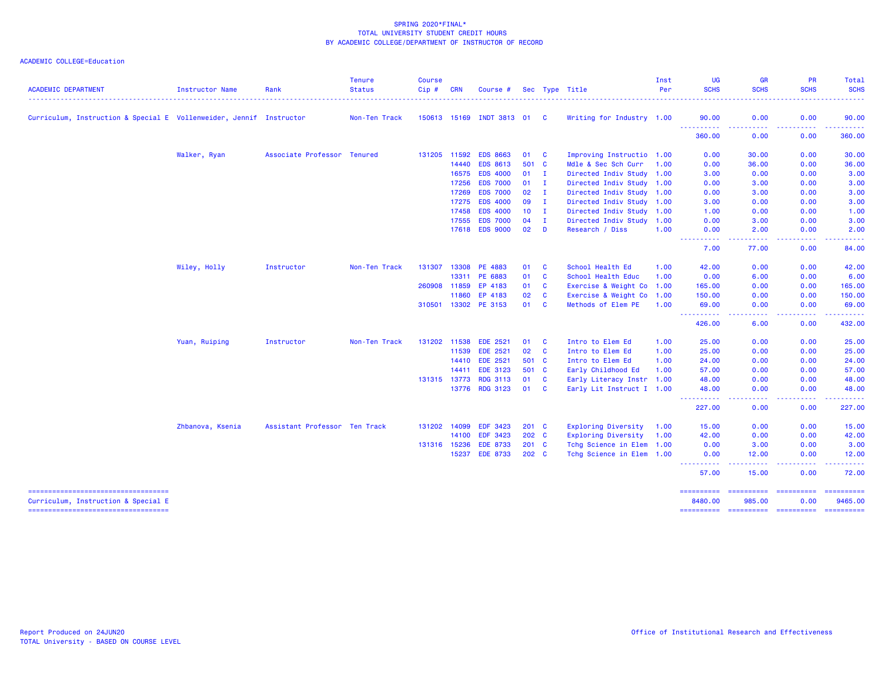SPRING 2020*FINAL*
TOTAL UNIVERSITY STUDENT CREDIT HOURS
BY ACADEMIC COLLEGE/DEPARTMENT OF INSTRUCTOR OF RECORD

ACADEMIC COLLEGE=Education

| ACADEMIC DEPARTMENT | Instructor Name | Rank | Tenure Status | Course Cip # | CRN | Course # | Sec | Type | Title | Inst Per | UG SCHS | GR SCHS | PR SCHS | Total SCHS |
|---|---|---|---|---|---|---|---|---|---|---|---|---|---|---|
| Curriculum, Instruction & Special E | Vollenweider, Jennif | Instructor | Non-Ten Track | 150613 | 15169 | INDT 3813 | 01 | C | Writing for Industry | 1.00 | 90.00 | 0.00 | 0.00 | 90.00 |
| | | | | | | | | | | | 360.00 | 0.00 | 0.00 | 360.00 |
| | Walker, Ryan | Associate Professor | Tenured | 131205 | 11592 | EDS 8663 | 01 | C | Improving Instructio | 1.00 | 0.00 | 30.00 | 0.00 | 30.00 |
| | | | | | 14440 | EDS 8613 | 501 | C | Mdle & Sec Sch Curr | 1.00 | 0.00 | 36.00 | 0.00 | 36.00 |
| | | | | | 16575 | EDS 4000 | 01 | I | Directed Indiv Study | 1.00 | 3.00 | 0.00 | 0.00 | 3.00 |
| | | | | | 17256 | EDS 7000 | 01 | I | Directed Indiv Study | 1.00 | 0.00 | 3.00 | 0.00 | 3.00 |
| | | | | | 17269 | EDS 7000 | 02 | I | Directed Indiv Study | 1.00 | 0.00 | 3.00 | 0.00 | 3.00 |
| | | | | | 17275 | EDS 4000 | 09 | I | Directed Indiv Study | 1.00 | 3.00 | 0.00 | 0.00 | 3.00 |
| | | | | | 17458 | EDS 4000 | 10 | I | Directed Indiv Study | 1.00 | 1.00 | 0.00 | 0.00 | 1.00 |
| | | | | | 17555 | EDS 7000 | 04 | I | Directed Indiv Study | 1.00 | 0.00 | 3.00 | 0.00 | 3.00 |
| | | | | | 17618 | EDS 9000 | 02 | D | Research / Diss | 1.00 | 0.00 | 2.00 | 0.00 | 2.00 |
| | | | | | | | | | | | 7.00 | 77.00 | 0.00 | 84.00 |
| | Wiley, Holly | Instructor | Non-Ten Track | 131307 | 13308 | PE 4883 | 01 | C | School Health Ed | 1.00 | 42.00 | 0.00 | 0.00 | 42.00 |
| | | | | | 13311 | PE 6883 | 01 | C | School Health Educ | 1.00 | 0.00 | 6.00 | 0.00 | 6.00 |
| | | | | 260908 | 11859 | EP 4183 | 01 | C | Exercise & Weight Co | 1.00 | 165.00 | 0.00 | 0.00 | 165.00 |
| | | | | | 11860 | EP 4183 | 02 | C | Exercise & Weight Co | 1.00 | 150.00 | 0.00 | 0.00 | 150.00 |
| | | | | 310501 | 13302 | PE 3153 | 01 | C | Methods of Elem PE | 1.00 | 69.00 | 0.00 | 0.00 | 69.00 |
| | | | | | | | | | | | 426.00 | 6.00 | 0.00 | 432.00 |
| | Yuan, Ruiping | Instructor | Non-Ten Track | 131202 | 11538 | EDE 2521 | 01 | C | Intro to Elem Ed | 1.00 | 25.00 | 0.00 | 0.00 | 25.00 |
| | | | | | 11539 | EDE 2521 | 02 | C | Intro to Elem Ed | 1.00 | 25.00 | 0.00 | 0.00 | 25.00 |
| | | | | | 14410 | EDE 2521 | 501 | C | Intro to Elem Ed | 1.00 | 24.00 | 0.00 | 0.00 | 24.00 |
| | | | | | 14411 | EDE 3123 | 501 | C | Early Childhood Ed | 1.00 | 57.00 | 0.00 | 0.00 | 57.00 |
| | | | | 131315 | 13773 | RDG 3113 | 01 | C | Early Literacy Instr | 1.00 | 48.00 | 0.00 | 0.00 | 48.00 |
| | | | | | 13776 | RDG 3123 | 01 | C | Early Lit Instruct I | 1.00 | 48.00 | 0.00 | 0.00 | 48.00 |
| | | | | | | | | | | | 227.00 | 0.00 | 0.00 | 227.00 |
| | Zhbanova, Ksenia | Assistant Professor | Ten Track | 131202 | 14099 | EDF 3423 | 201 | C | Exploring Diversity | 1.00 | 15.00 | 0.00 | 0.00 | 15.00 |
| | | | | | 14100 | EDF 3423 | 202 | C | Exploring Diversity | 1.00 | 42.00 | 0.00 | 0.00 | 42.00 |
| | | | | 131316 | 15236 | EDE 8733 | 201 | C | Tchg Science in Elem | 1.00 | 0.00 | 3.00 | 0.00 | 3.00 |
| | | | | | 15237 | EDE 8733 | 202 | C | Tchg Science in Elem | 1.00 | 0.00 | 12.00 | 0.00 | 12.00 |
| | | | | | | | | | | | 57.00 | 15.00 | 0.00 | 72.00 |
| Curriculum, Instruction & Special E | | | | | | | | | | | 8480.00 | 985.00 | 0.00 | 9465.00 |

Report Produced on 24JUN20
TOTAL University - BASED ON COURSE LEVEL

Office of Institutional Research and Effectiveness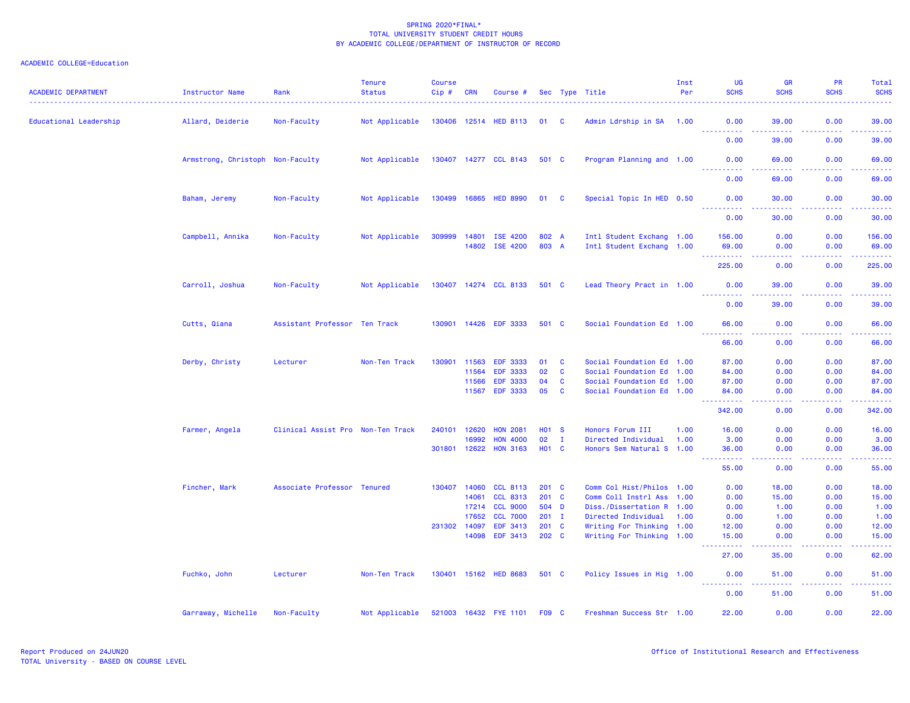SPRING 2020*FINAL*
TOTAL UNIVERSITY STUDENT CREDIT HOURS
BY ACADEMIC COLLEGE/DEPARTMENT OF INSTRUCTOR OF RECORD

ACADEMIC COLLEGE=Education

| ACADEMIC DEPARTMENT | Instructor Name | Rank | Tenure Status | Course Cip # | CRN | Course # | Sec | Type | Title | Inst Per | UG SCHS | GR SCHS | PR SCHS | Total SCHS |
|---|---|---|---|---|---|---|---|---|---|---|---|---|---|---|
| Educational Leadership | Allard, Deiderie | Non-Faculty | Not Applicable | 130406 | 12514 | HED 8113 | 01 | C | Admin Ldrship in SA | 1.00 | 0.00 | 39.00 | 0.00 | 39.00 |
| | | | | | | | | | | | 0.00 | 39.00 | 0.00 | 39.00 |
| | Armstrong, Christoph | Non-Faculty | Not Applicable | 130407 | 14277 | CCL 8143 | 501 | C | Program Planning and | 1.00 | 0.00 | 69.00 | 0.00 | 69.00 |
| | | | | | | | | | | | 0.00 | 69.00 | 0.00 | 69.00 |
| | Baham, Jeremy | Non-Faculty | Not Applicable | 130499 | 16865 | HED 8990 | 01 | C | Special Topic In HED | 0.50 | 0.00 | 30.00 | 0.00 | 30.00 |
| | | | | | | | | | | | 0.00 | 30.00 | 0.00 | 30.00 |
| | Campbell, Annika | Non-Faculty | Not Applicable | 309999 | 14801 | ISE 4200 | 802 | A | Intl Student Exchang | 1.00 | 156.00 | 0.00 | 0.00 | 156.00 |
| | | | | | 14802 | ISE 4200 | 803 | A | Intl Student Exchang | 1.00 | 69.00 | 0.00 | 0.00 | 69.00 |
| | | | | | | | | | | | 225.00 | 0.00 | 0.00 | 225.00 |
| | Carroll, Joshua | Non-Faculty | Not Applicable | 130407 | 14274 | CCL 8133 | 501 | C | Lead Theory Pract in | 1.00 | 0.00 | 39.00 | 0.00 | 39.00 |
| | | | | | | | | | | | 0.00 | 39.00 | 0.00 | 39.00 |
| | Cutts, Qiana | Assistant Professor | Ten Track | 130901 | 14426 | EDF 3333 | 501 | C | Social Foundation Ed | 1.00 | 66.00 | 0.00 | 0.00 | 66.00 |
| | | | | | | | | | | | 66.00 | 0.00 | 0.00 | 66.00 |
| | Derby, Christy | Lecturer | Non-Ten Track | 130901 | 11563 | EDF 3333 | 01 | C | Social Foundation Ed | 1.00 | 87.00 | 0.00 | 0.00 | 87.00 |
| | | | | | 11564 | EDF 3333 | 02 | C | Social Foundation Ed | 1.00 | 84.00 | 0.00 | 0.00 | 84.00 |
| | | | | | 11566 | EDF 3333 | 04 | C | Social Foundation Ed | 1.00 | 87.00 | 0.00 | 0.00 | 87.00 |
| | | | | | 11567 | EDF 3333 | 05 | C | Social Foundation Ed | 1.00 | 84.00 | 0.00 | 0.00 | 84.00 |
| | | | | | | | | | | | 342.00 | 0.00 | 0.00 | 342.00 |
| | Farmer, Angela | Clinical Assist Pro | Non-Ten Track | 240101 | 12620 | HON 2081 | H01 | S | Honors Forum III | 1.00 | 16.00 | 0.00 | 0.00 | 16.00 |
| | | | | | 16992 | HON 4000 | 02 | I | Directed Individual | 1.00 | 3.00 | 0.00 | 0.00 | 3.00 |
| | | | | 301801 | 12622 | HON 3163 | H01 | C | Honors Sem Natural S | 1.00 | 36.00 | 0.00 | 0.00 | 36.00 |
| | | | | | | | | | | | 55.00 | 0.00 | 0.00 | 55.00 |
| | Fincher, Mark | Associate Professor | Tenured | 130407 | 14060 | CCL 8113 | 201 | C | Comm Col Hist/Philos | 1.00 | 0.00 | 18.00 | 0.00 | 18.00 |
| | | | | | 14061 | CCL 8313 | 201 | C | Comm Coll Instrl Ass | 1.00 | 0.00 | 15.00 | 0.00 | 15.00 |
| | | | | | 17214 | CCL 9000 | 504 | D | Diss./Dissertation R | 1.00 | 0.00 | 1.00 | 0.00 | 1.00 |
| | | | | | 17652 | CCL 7000 | 201 | I | Directed Individual | 1.00 | 0.00 | 1.00 | 0.00 | 1.00 |
| | | | | 231302 | 14097 | EDF 3413 | 201 | C | Writing For Thinking | 1.00 | 12.00 | 0.00 | 0.00 | 12.00 |
| | | | | | 14098 | EDF 3413 | 202 | C | Writing For Thinking | 1.00 | 15.00 | 0.00 | 0.00 | 15.00 |
| | | | | | | | | | | | 27.00 | 35.00 | 0.00 | 62.00 |
| | Fuchko, John | Lecturer | Non-Ten Track | 130401 | 15162 | HED 8683 | 501 | C | Policy Issues in Hig | 1.00 | 0.00 | 51.00 | 0.00 | 51.00 |
| | | | | | | | | | | | 0.00 | 51.00 | 0.00 | 51.00 |
| | Garraway, Michelle | Non-Faculty | Not Applicable | 521003 | 16432 | FYE 1101 | F09 | C | Freshman Success Str | 1.00 | 22.00 | 0.00 | 0.00 | 22.00 |

Report Produced on 24JUN20
TOTAL University - BASED ON COURSE LEVEL

Office of Institutional Research and Effectiveness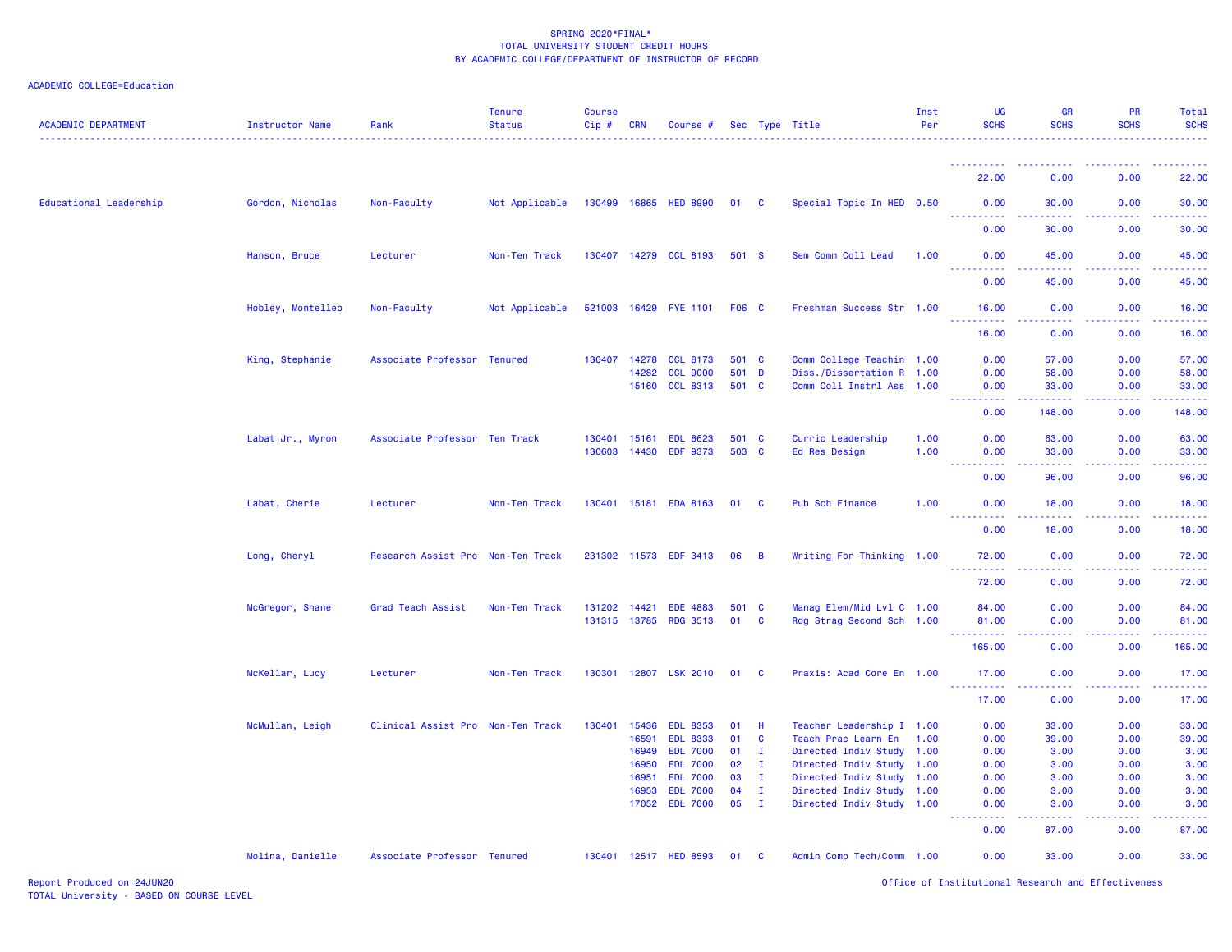SPRING 2020*FINAL*
TOTAL UNIVERSITY STUDENT CREDIT HOURS
BY ACADEMIC COLLEGE/DEPARTMENT OF INSTRUCTOR OF RECORD

ACADEMIC COLLEGE=Education

| ACADEMIC DEPARTMENT | Instructor Name | Rank | Tenure Status | Course Cip # | CRN | Course # | Sec | Type | Title | Inst Per | UG SCHS | GR SCHS | PR SCHS | Total SCHS |
|---|---|---|---|---|---|---|---|---|---|---|---|---|---|---|
| | | | | | | | | | | | 22.00 | 0.00 | 0.00 | 22.00 |
| Educational Leadership | Gordon, Nicholas | Non-Faculty | Not Applicable | 130499 | 16865 | HED 8990 | 01 | C | Special Topic In HED | 0.50 | 0.00 | 30.00 | 0.00 | 30.00 |
| | | | | | | | | | | | 0.00 | 30.00 | 0.00 | 30.00 |
| | Hanson, Bruce | Lecturer | Non-Ten Track | 130407 | 14279 | CCL 8193 | 501 | S | Sem Comm Coll Lead | 1.00 | 0.00 | 45.00 | 0.00 | 45.00 |
| | | | | | | | | | | | 0.00 | 45.00 | 0.00 | 45.00 |
| | Hobley, Montelleo | Non-Faculty | Not Applicable | 521003 | 16429 | FYE 1101 | F06 | C | Freshman Success Str | 1.00 | 16.00 | 0.00 | 0.00 | 16.00 |
| | | | | | | | | | | | 16.00 | 0.00 | 0.00 | 16.00 |
| | King, Stephanie | Associate Professor | Tenured | 130407 | 14278 | CCL 8173 | 501 | C | Comm College Teachin | 1.00 | 0.00 | 57.00 | 0.00 | 57.00 |
| | | | | | 14282 | CCL 9000 | 501 | D | Diss./Dissertation R | 1.00 | 0.00 | 58.00 | 0.00 | 58.00 |
| | | | | | 15160 | CCL 8313 | 501 | C | Comm Coll Instrl Ass | 1.00 | 0.00 | 33.00 | 0.00 | 33.00 |
| | | | | | | | | | | | 0.00 | 148.00 | 0.00 | 148.00 |
| | Labat Jr., Myron | Associate Professor | Ten Track | 130401 | 15161 | EDL 8623 | 501 | C | Curric Leadership | 1.00 | 0.00 | 63.00 | 0.00 | 63.00 |
| | | | | 130603 | 14430 | EDF 9373 | 503 | C | Ed Res Design | 1.00 | 0.00 | 33.00 | 0.00 | 33.00 |
| | | | | | | | | | | | 0.00 | 96.00 | 0.00 | 96.00 |
| | Labat, Cherie | Lecturer | Non-Ten Track | 130401 | 15181 | EDA 8163 | 01 | C | Pub Sch Finance | 1.00 | 0.00 | 18.00 | 0.00 | 18.00 |
| | | | | | | | | | | | 0.00 | 18.00 | 0.00 | 18.00 |
| | Long, Cheryl | Research Assist Pro | Non-Ten Track | 231302 | 11573 | EDF 3413 | 06 | B | Writing For Thinking | 1.00 | 72.00 | 0.00 | 0.00 | 72.00 |
| | | | | | | | | | | | 72.00 | 0.00 | 0.00 | 72.00 |
| | McGregor, Shane | Grad Teach Assist | Non-Ten Track | 131202 | 14421 | EDE 4883 | 501 | C | Manag Elem/Mid Lvl C | 1.00 | 84.00 | 0.00 | 0.00 | 84.00 |
| | | | | 131315 | 13785 | RDG 3513 | 01 | C | Rdg Strag Second Sch | 1.00 | 81.00 | 0.00 | 0.00 | 81.00 |
| | | | | | | | | | | | 165.00 | 0.00 | 0.00 | 165.00 |
| | McKellar, Lucy | Lecturer | Non-Ten Track | 130301 | 12807 | LSK 2010 | 01 | C | Praxis: Acad Core En | 1.00 | 17.00 | 0.00 | 0.00 | 17.00 |
| | | | | | | | | | | | 17.00 | 0.00 | 0.00 | 17.00 |
| | McMullan, Leigh | Clinical Assist Pro | Non-Ten Track | 130401 | 15436 | EDL 8353 | 01 | H | Teacher Leadership I | 1.00 | 0.00 | 33.00 | 0.00 | 33.00 |
| | | | | | 16591 | EDL 8333 | 01 | C | Teach Prac Learn En | 1.00 | 0.00 | 39.00 | 0.00 | 39.00 |
| | | | | | 16949 | EDL 7000 | 01 | I | Directed Indiv Study | 1.00 | 0.00 | 3.00 | 0.00 | 3.00 |
| | | | | | 16950 | EDL 7000 | 02 | I | Directed Indiv Study | 1.00 | 0.00 | 3.00 | 0.00 | 3.00 |
| | | | | | 16951 | EDL 7000 | 03 | I | Directed Indiv Study | 1.00 | 0.00 | 3.00 | 0.00 | 3.00 |
| | | | | | 16953 | EDL 7000 | 04 | I | Directed Indiv Study | 1.00 | 0.00 | 3.00 | 0.00 | 3.00 |
| | | | | | 17052 | EDL 7000 | 05 | I | Directed Indiv Study | 1.00 | 0.00 | 3.00 | 0.00 | 3.00 |
| | | | | | | | | | | | 0.00 | 87.00 | 0.00 | 87.00 |
| | Molina, Danielle | Associate Professor | Tenured | 130401 | 12517 | HED 8593 | 01 | C | Admin Comp Tech/Comm | 1.00 | 0.00 | 33.00 | 0.00 | 33.00 |

Report Produced on 24JUN20
TOTAL University - BASED ON COURSE LEVEL
Office of Institutional Research and Effectiveness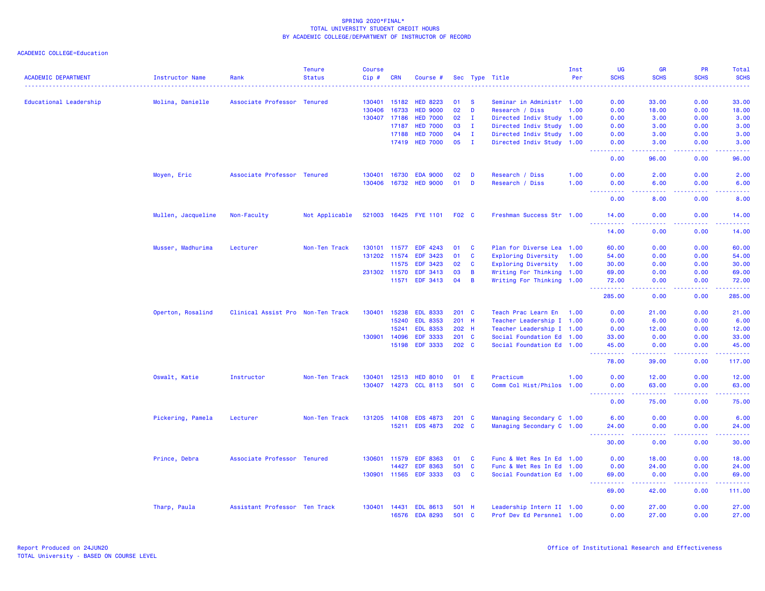SPRING 2020*FINAL*
TOTAL UNIVERSITY STUDENT CREDIT HOURS
BY ACADEMIC COLLEGE/DEPARTMENT OF INSTRUCTOR OF RECORD

ACADEMIC COLLEGE=Education

| ACADEMIC DEPARTMENT | Instructor Name | Rank | Tenure Status | Course Cip # | CRN | Course # | Sec | Type | Title | Inst Per | UG SCHS | GR SCHS | PR SCHS | Total SCHS |
|---|---|---|---|---|---|---|---|---|---|---|---|---|---|---|
| Educational Leadership | Molina, Danielle | Associate Professor | Tenured | 130401 | 15182 | HED 8223 | 01 | S | Seminar in Administr | 1.00 | 0.00 | 33.00 | 0.00 | 33.00 |
| | | | | 130406 | 16733 | HED 9000 | 02 | D | Research / Diss | 1.00 | 0.00 | 18.00 | 0.00 | 18.00 |
| | | | | 130407 | 17186 | HED 7000 | 02 | I | Directed Indiv Study | 1.00 | 0.00 | 3.00 | 0.00 | 3.00 |
| | | | | | 17187 | HED 7000 | 03 | I | Directed Indiv Study | 1.00 | 0.00 | 3.00 | 0.00 | 3.00 |
| | | | | | 17188 | HED 7000 | 04 | I | Directed Indiv Study | 1.00 | 0.00 | 3.00 | 0.00 | 3.00 |
| | | | | | 17419 | HED 7000 | 05 | I | Directed Indiv Study | 1.00 | 0.00 | 3.00 | 0.00 | 3.00 |
| | | | | | | | | | | | 0.00 | 96.00 | 0.00 | 96.00 |
| | Moyen, Eric | Associate Professor | Tenured | 130401 | 16730 | EDA 9000 | 02 | D | Research / Diss | 1.00 | 0.00 | 2.00 | 0.00 | 2.00 |
| | | | | 130406 | 16732 | HED 9000 | 01 | D | Research / Diss | 1.00 | 0.00 | 6.00 | 0.00 | 6.00 |
| | | | | | | | | | | | 0.00 | 8.00 | 0.00 | 8.00 |
| | Mullen, Jacqueline | Non-Faculty | Not Applicable | 521003 | 16425 | FYE 1101 | F02 | C | Freshman Success Str | 1.00 | 14.00 | 0.00 | 0.00 | 14.00 |
| | | | | | | | | | | | 14.00 | 0.00 | 0.00 | 14.00 |
| | Musser, Madhurima | Lecturer | Non-Ten Track | 130101 | 11577 | EDF 4243 | 01 | C | Plan for Diverse Lea | 1.00 | 60.00 | 0.00 | 0.00 | 60.00 |
| | | | | 131202 | 11574 | EDF 3423 | 01 | C | Exploring Diversity | 1.00 | 54.00 | 0.00 | 0.00 | 54.00 |
| | | | | | 11575 | EDF 3423 | 02 | C | Exploring Diversity | 1.00 | 30.00 | 0.00 | 0.00 | 30.00 |
| | | | | 231302 | 11570 | EDF 3413 | 03 | B | Writing For Thinking | 1.00 | 69.00 | 0.00 | 0.00 | 69.00 |
| | | | | | 11571 | EDF 3413 | 04 | B | Writing For Thinking | 1.00 | 72.00 | 0.00 | 0.00 | 72.00 |
| | | | | | | | | | | | 285.00 | 0.00 | 0.00 | 285.00 |
| | Operton, Rosalind | Clinical Assist Pro | Non-Ten Track | 130401 | 15238 | EDL 8333 | 201 | C | Teach Prac Learn En | 1.00 | 0.00 | 21.00 | 0.00 | 21.00 |
| | | | | | 15240 | EDL 8353 | 201 | H | Teacher Leadership I | 1.00 | 0.00 | 6.00 | 0.00 | 6.00 |
| | | | | | 15241 | EDL 8353 | 202 | H | Teacher Leadership I | 1.00 | 0.00 | 12.00 | 0.00 | 12.00 |
| | | | | 130901 | 14096 | EDF 3333 | 201 | C | Social Foundation Ed | 1.00 | 33.00 | 0.00 | 0.00 | 33.00 |
| | | | | | 15198 | EDF 3333 | 202 | C | Social Foundation Ed | 1.00 | 45.00 | 0.00 | 0.00 | 45.00 |
| | | | | | | | | | | | 78.00 | 39.00 | 0.00 | 117.00 |
| | Oswalt, Katie | Instructor | Non-Ten Track | 130401 | 12513 | HED 8010 | 01 | E | Practicum | 1.00 | 0.00 | 12.00 | 0.00 | 12.00 |
| | | | | 130407 | 14273 | CCL 8113 | 501 | C | Comm Col Hist/Philos | 1.00 | 0.00 | 63.00 | 0.00 | 63.00 |
| | | | | | | | | | | | 0.00 | 75.00 | 0.00 | 75.00 |
| | Pickering, Pamela | Lecturer | Non-Ten Track | 131205 | 14108 | EDS 4873 | 201 | C | Managing Secondary C | 1.00 | 6.00 | 0.00 | 0.00 | 6.00 |
| | | | | | 15211 | EDS 4873 | 202 | C | Managing Secondary C | 1.00 | 24.00 | 0.00 | 0.00 | 24.00 |
| | | | | | | | | | | | 30.00 | 0.00 | 0.00 | 30.00 |
| | Prince, Debra | Associate Professor | Tenured | 130601 | 11579 | EDF 8363 | 01 | C | Func & Met Res In Ed | 1.00 | 0.00 | 18.00 | 0.00 | 18.00 |
| | | | | | 14427 | EDF 8363 | 501 | C | Func & Met Res In Ed | 1.00 | 0.00 | 24.00 | 0.00 | 24.00 |
| | | | | 130901 | 11565 | EDF 3333 | 03 | C | Social Foundation Ed | 1.00 | 69.00 | 0.00 | 0.00 | 69.00 |
| | | | | | | | | | | | 69.00 | 42.00 | 0.00 | 111.00 |
| | Tharp, Paula | Assistant Professor | Ten Track | 130401 | 14431 | EDL 8613 | 501 | H | Leadership Intern II | 1.00 | 0.00 | 27.00 | 0.00 | 27.00 |
| | | | | | 16576 | EDA 8293 | 501 | C | Prof Dev Ed Persnnel | 1.00 | 0.00 | 27.00 | 0.00 | 27.00 |

Report Produced on 24JUN20
TOTAL University - BASED ON COURSE LEVEL

Office of Institutional Research and Effectiveness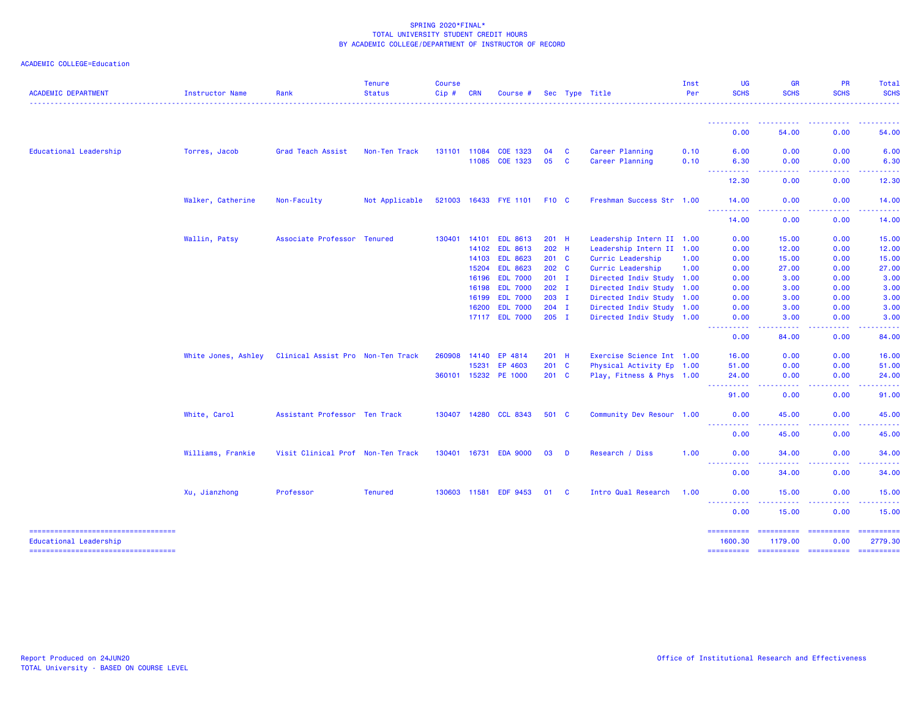SPRING 2020*FINAL*
TOTAL UNIVERSITY STUDENT CREDIT HOURS
BY ACADEMIC COLLEGE/DEPARTMENT OF INSTRUCTOR OF RECORD

ACADEMIC COLLEGE=Education

| ACADEMIC DEPARTMENT | Instructor Name | Rank | Tenure Status | Course Cip # | CRN | Course # | Sec | Type | Title | Inst Per | UG SCHS | GR SCHS | PR SCHS | Total SCHS |
|---|---|---|---|---|---|---|---|---|---|---|---|---|---|---|
| | | | | | | | | | | | 0.00 | 54.00 | 0.00 | 54.00 |
| Educational Leadership | Torres, Jacob | Grad Teach Assist | Non-Ten Track | 131101 | 11084 | COE 1323 | 04 | C | Career Planning | 0.10 | 6.00 | 0.00 | 0.00 | 6.00 |
| | | | | | 11085 | COE 1323 | 05 | C | Career Planning | 0.10 | 6.30 | 0.00 | 0.00 | 6.30 |
| | | | | | | | | | | | 12.30 | 0.00 | 0.00 | 12.30 |
| | Walker, Catherine | Non-Faculty | Not Applicable | 521003 | 16433 | FYE 1101 | F10 | C | Freshman Success Str | 1.00 | 14.00 | 0.00 | 0.00 | 14.00 |
| | | | | | | | | | | | 14.00 | 0.00 | 0.00 | 14.00 |
| | Wallin, Patsy | Associate Professor | Tenured | 130401 | 14101 | EDL 8613 | 201 | H | Leadership Intern II | 1.00 | 0.00 | 15.00 | 0.00 | 15.00 |
| | | | | | 14102 | EDL 8613 | 202 | H | Leadership Intern II | 1.00 | 0.00 | 12.00 | 0.00 | 12.00 |
| | | | | | 14103 | EDL 8623 | 201 | C | Curric Leadership | 1.00 | 0.00 | 15.00 | 0.00 | 15.00 |
| | | | | | 15204 | EDL 8623 | 202 | C | Curric Leadership | 1.00 | 0.00 | 27.00 | 0.00 | 27.00 |
| | | | | | 16196 | EDL 7000 | 201 | I | Directed Indiv Study | 1.00 | 0.00 | 3.00 | 0.00 | 3.00 |
| | | | | | 16198 | EDL 7000 | 202 | I | Directed Indiv Study | 1.00 | 0.00 | 3.00 | 0.00 | 3.00 |
| | | | | | 16199 | EDL 7000 | 203 | I | Directed Indiv Study | 1.00 | 0.00 | 3.00 | 0.00 | 3.00 |
| | | | | | 16200 | EDL 7000 | 204 | I | Directed Indiv Study | 1.00 | 0.00 | 3.00 | 0.00 | 3.00 |
| | | | | | 17117 | EDL 7000 | 205 | I | Directed Indiv Study | 1.00 | 0.00 | 3.00 | 0.00 | 3.00 |
| | | | | | | | | | | | 0.00 | 84.00 | 0.00 | 84.00 |
| | White Jones, Ashley | Clinical Assist Pro | Non-Ten Track | 260908 | 14140 | EP 4814 | 201 | H | Exercise Science Int | 1.00 | 16.00 | 0.00 | 0.00 | 16.00 |
| | | | | | 15231 | EP 4603 | 201 | C | Physical Activity Ep | 1.00 | 51.00 | 0.00 | 0.00 | 51.00 |
| | | | | 360101 | 15232 | PE 1000 | 201 | C | Play, Fitness & Phys | 1.00 | 24.00 | 0.00 | 0.00 | 24.00 |
| | | | | | | | | | | | 91.00 | 0.00 | 0.00 | 91.00 |
| | White, Carol | Assistant Professor | Ten Track | 130407 | 14280 | CCL 8343 | 501 | C | Community Dev Resour | 1.00 | 0.00 | 45.00 | 0.00 | 45.00 |
| | | | | | | | | | | | 0.00 | 45.00 | 0.00 | 45.00 |
| | Williams, Frankie | Visit Clinical Prof | Non-Ten Track | 130401 | 16731 | EDA 9000 | 03 | D | Research / Diss | 1.00 | 0.00 | 34.00 | 0.00 | 34.00 |
| | | | | | | | | | | | 0.00 | 34.00 | 0.00 | 34.00 |
| | Xu, Jianzhong | Professor | Tenured | 130603 | 11581 | EDF 9453 | 01 | C | Intro Qual Research | 1.00 | 0.00 | 15.00 | 0.00 | 15.00 |
| | | | | | | | | | | | 0.00 | 15.00 | 0.00 | 15.00 |
| Educational Leadership | | | | | | | | | | | 1600.30 | 1179.00 | 0.00 | 2779.30 |

Report Produced on 24JUN20
TOTAL University - BASED ON COURSE LEVEL

Office of Institutional Research and Effectiveness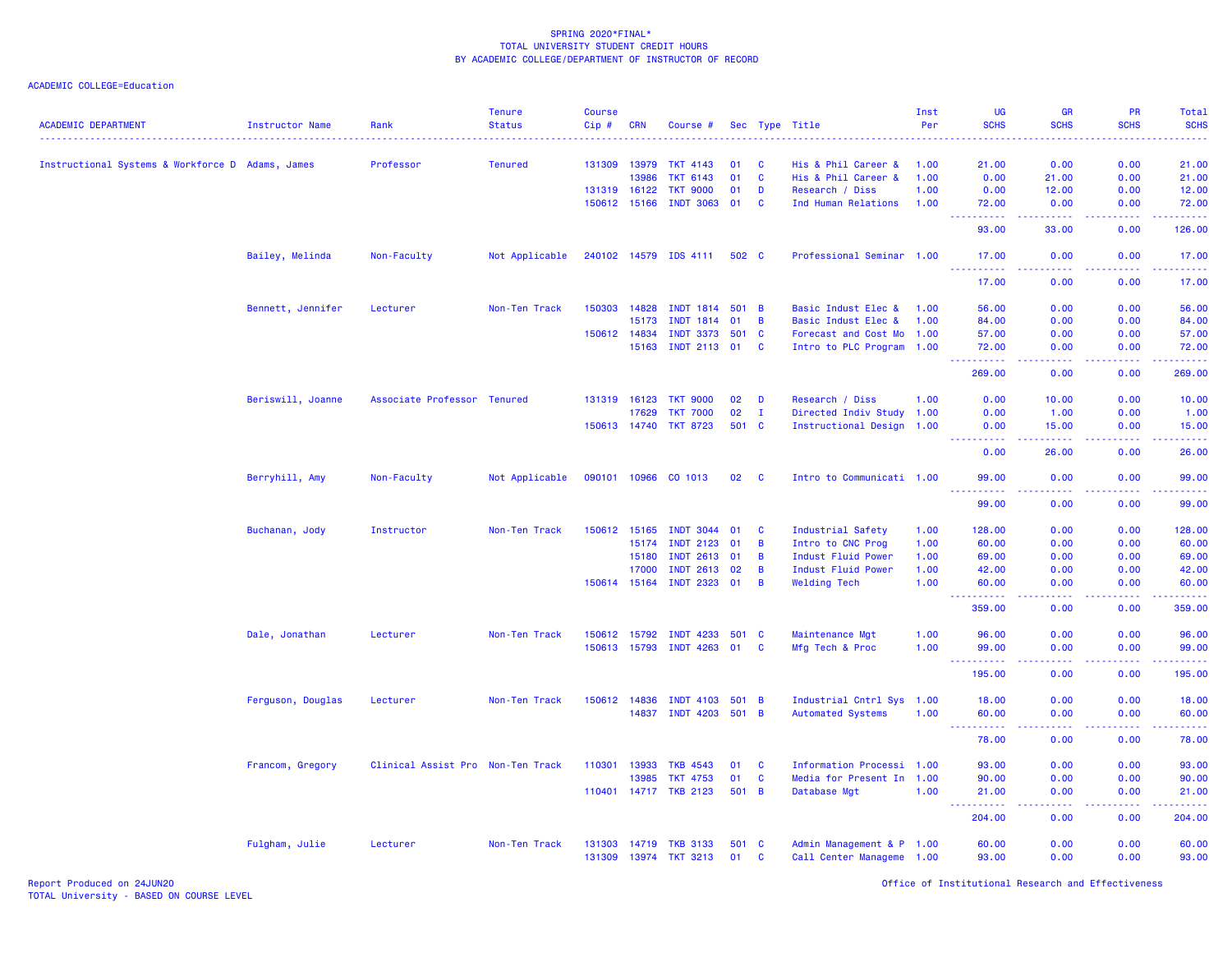SPRING 2020*FINAL*
TOTAL UNIVERSITY STUDENT CREDIT HOURS
BY ACADEMIC COLLEGE/DEPARTMENT OF INSTRUCTOR OF RECORD

ACADEMIC COLLEGE=Education

| ACADEMIC DEPARTMENT | Instructor Name | Rank | Tenure Status | Course Cip # | CRN | Course # | Sec | Type | Title | Inst Per | UG SCHS | GR SCHS | PR SCHS | Total SCHS |
|---|---|---|---|---|---|---|---|---|---|---|---|---|---|---|
| Instructional Systems & Workforce D | Adams, James | Professor | Tenured | 131309 | 13979 | TKT 4143 | 01 | C | His & Phil Career & | 1.00 | 21.00 | 0.00 | 0.00 | 21.00 |
| | | | | | 13986 | TKT 6143 | 01 | C | His & Phil Career & | 1.00 | 0.00 | 21.00 | 0.00 | 21.00 |
| | | | | 131319 | 16122 | TKT 9000 | 01 | D | Research / Diss | 1.00 | 0.00 | 12.00 | 0.00 | 12.00 |
| | | | | 150612 | 15166 | INDT 3063 | 01 | C | Ind Human Relations | 1.00 | 72.00 | 0.00 | 0.00 | 72.00 |
| | | | | | | | | | | | 93.00 | 33.00 | 0.00 | 126.00 |
| | Bailey, Melinda | Non-Faculty | Not Applicable | 240102 | 14579 | IDS 4111 | 502 | C | Professional Seminar | 1.00 | 17.00 | 0.00 | 0.00 | 17.00 |
| | | | | | | | | | | | 17.00 | 0.00 | 0.00 | 17.00 |
| | Bennett, Jennifer | Lecturer | Non-Ten Track | 150303 | 14828 | INDT 1814 | 501 | B | Basic Indust Elec & | 1.00 | 56.00 | 0.00 | 0.00 | 56.00 |
| | | | | | 15173 | INDT 1814 | 01 | B | Basic Indust Elec & | 1.00 | 84.00 | 0.00 | 0.00 | 84.00 |
| | | | | 150612 | 14834 | INDT 3373 | 501 | C | Forecast and Cost Mo | 1.00 | 57.00 | 0.00 | 0.00 | 57.00 |
| | | | | | 15163 | INDT 2113 | 01 | C | Intro to PLC Program | 1.00 | 72.00 | 0.00 | 0.00 | 72.00 |
| | | | | | | | | | | | 269.00 | 0.00 | 0.00 | 269.00 |
| | Beriswill, Joanne | Associate Professor | Tenured | 131319 | 16123 | TKT 9000 | 02 | D | Research / Diss | 1.00 | 0.00 | 10.00 | 0.00 | 10.00 |
| | | | | | 17629 | TKT 7000 | 02 | I | Directed Indiv Study | 1.00 | 0.00 | 1.00 | 0.00 | 1.00 |
| | | | | 150613 | 14740 | TKT 8723 | 501 | C | Instructional Design | 1.00 | 0.00 | 15.00 | 0.00 | 15.00 |
| | | | | | | | | | | | 0.00 | 26.00 | 0.00 | 26.00 |
| | Berryhill, Amy | Non-Faculty | Not Applicable | 090101 | 10966 | CO 1013 | 02 | C | Intro to Communicati | 1.00 | 99.00 | 0.00 | 0.00 | 99.00 |
| | | | | | | | | | | | 99.00 | 0.00 | 0.00 | 99.00 |
| | Buchanan, Jody | Instructor | Non-Ten Track | 150612 | 15165 | INDT 3044 | 01 | C | Industrial Safety | 1.00 | 128.00 | 0.00 | 0.00 | 128.00 |
| | | | | | 15174 | INDT 2123 | 01 | B | Intro to CNC Prog | 1.00 | 60.00 | 0.00 | 0.00 | 60.00 |
| | | | | | 15180 | INDT 2613 | 01 | B | Indust Fluid Power | 1.00 | 69.00 | 0.00 | 0.00 | 69.00 |
| | | | | | 17000 | INDT 2613 | 02 | B | Indust Fluid Power | 1.00 | 42.00 | 0.00 | 0.00 | 42.00 |
| | | | | 150614 | 15164 | INDT 2323 | 01 | B | Welding Tech | 1.00 | 60.00 | 0.00 | 0.00 | 60.00 |
| | | | | | | | | | | | 359.00 | 0.00 | 0.00 | 359.00 |
| | Dale, Jonathan | Lecturer | Non-Ten Track | 150612 | 15792 | INDT 4233 | 501 | C | Maintenance Mgt | 1.00 | 96.00 | 0.00 | 0.00 | 96.00 |
| | | | | 150613 | 15793 | INDT 4263 | 01 | C | Mfg Tech & Proc | 1.00 | 99.00 | 0.00 | 0.00 | 99.00 |
| | | | | | | | | | | | 195.00 | 0.00 | 0.00 | 195.00 |
| | Ferguson, Douglas | Lecturer | Non-Ten Track | 150612 | 14836 | INDT 4103 | 501 | B | Industrial Cntrl Sys | 1.00 | 18.00 | 0.00 | 0.00 | 18.00 |
| | | | | | 14837 | INDT 4203 | 501 | B | Automated Systems | 1.00 | 60.00 | 0.00 | 0.00 | 60.00 |
| | | | | | | | | | | | 78.00 | 0.00 | 0.00 | 78.00 |
| | Francom, Gregory | Clinical Assist Pro | Non-Ten Track | 110301 | 13933 | TKB 4543 | 01 | C | Information Processi | 1.00 | 93.00 | 0.00 | 0.00 | 93.00 |
| | | | | | 13985 | TKT 4753 | 01 | C | Media for Present In | 1.00 | 90.00 | 0.00 | 0.00 | 90.00 |
| | | | | 110401 | 14717 | TKB 2123 | 501 | B | Database Mgt | 1.00 | 21.00 | 0.00 | 0.00 | 21.00 |
| | | | | | | | | | | | 204.00 | 0.00 | 0.00 | 204.00 |
| | Fulgham, Julie | Lecturer | Non-Ten Track | 131303 | 14719 | TKB 3133 | 501 | C | Admin Management & P | 1.00 | 60.00 | 0.00 | 0.00 | 60.00 |
| | | | | 131309 | 13974 | TKT 3213 | 01 | C | Call Center Manageme | 1.00 | 93.00 | 0.00 | 0.00 | 93.00 |

Report Produced on 24JUN20
TOTAL University - BASED ON COURSE LEVEL

Office of Institutional Research and Effectiveness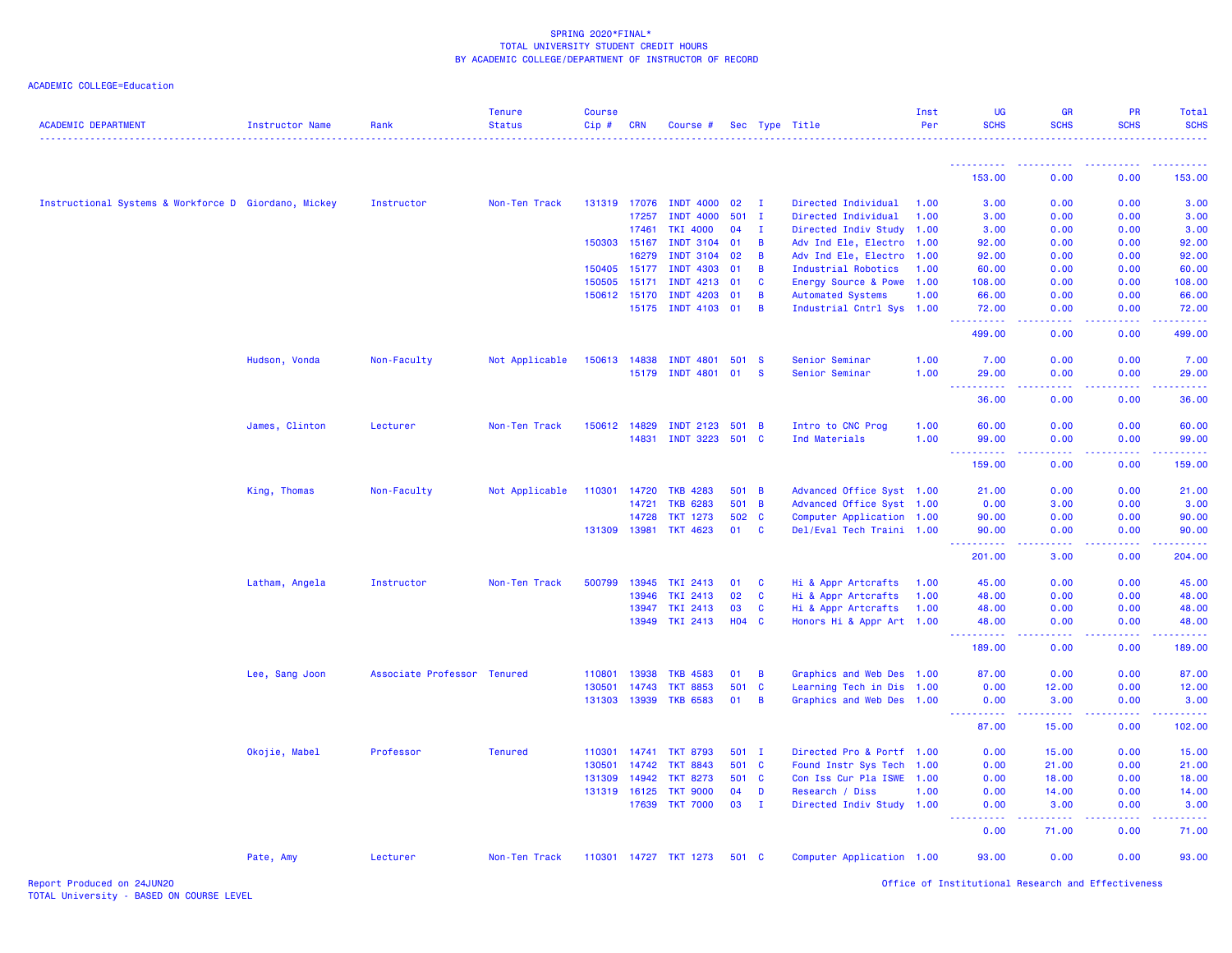SPRING 2020*FINAL*
TOTAL UNIVERSITY STUDENT CREDIT HOURS
BY ACADEMIC COLLEGE/DEPARTMENT OF INSTRUCTOR OF RECORD

ACADEMIC COLLEGE=Education

| ACADEMIC DEPARTMENT | Instructor Name | Rank | Tenure Status | Course Cip # | CRN | Course # | Sec | Type | Title | Inst Per | UG SCHS | GR SCHS | PR SCHS | Total SCHS |
|---|---|---|---|---|---|---|---|---|---|---|---|---|---|---|
| | | | | | | | | | | | 153.00 | 0.00 | 0.00 | 153.00 |
| Instructional Systems & Workforce D | Giordano, Mickey | Instructor | Non-Ten Track | 131319 | 17076 | INDT 4000 | 02 | I | Directed Individual | 1.00 | 3.00 | 0.00 | 0.00 | 3.00 |
| | | | | | 17257 | INDT 4000 | 501 | I | Directed Individual | 1.00 | 3.00 | 0.00 | 0.00 | 3.00 |
| | | | | | 17461 | TKI 4000 | 04 | I | Directed Indiv Study | 1.00 | 3.00 | 0.00 | 0.00 | 3.00 |
| | | | | 150303 | 15167 | INDT 3104 | 01 | B | Adv Ind Ele, Electro | 1.00 | 92.00 | 0.00 | 0.00 | 92.00 |
| | | | | | 16279 | INDT 3104 | 02 | B | Adv Ind Ele, Electro | 1.00 | 92.00 | 0.00 | 0.00 | 92.00 |
| | | | | 150405 | 15177 | INDT 4303 | 01 | B | Industrial Robotics | 1.00 | 60.00 | 0.00 | 0.00 | 60.00 |
| | | | | 150505 | 15171 | INDT 4213 | 01 | C | Energy Source & Powe | 1.00 | 108.00 | 0.00 | 0.00 | 108.00 |
| | | | | 150612 | 15170 | INDT 4203 | 01 | B | Automated Systems | 1.00 | 66.00 | 0.00 | 0.00 | 66.00 |
| | | | | | 15175 | INDT 4103 | 01 | B | Industrial Cntrl Sys | 1.00 | 72.00 | 0.00 | 0.00 | 72.00 |
| | | | | | | | | | | | 499.00 | 0.00 | 0.00 | 499.00 |
| | Hudson, Vonda | Non-Faculty | Not Applicable | 150613 | 14838 | INDT 4801 | 501 | S | Senior Seminar | 1.00 | 7.00 | 0.00 | 0.00 | 7.00 |
| | | | | | 15179 | INDT 4801 | 01 | S | Senior Seminar | 1.00 | 29.00 | 0.00 | 0.00 | 29.00 |
| | | | | | | | | | | | 36.00 | 0.00 | 0.00 | 36.00 |
| | James, Clinton | Lecturer | Non-Ten Track | 150612 | 14829 | INDT 2123 | 501 | B | Intro to CNC Prog | 1.00 | 60.00 | 0.00 | 0.00 | 60.00 |
| | | | | | 14831 | INDT 3223 | 501 | C | Ind Materials | 1.00 | 99.00 | 0.00 | 0.00 | 99.00 |
| | | | | | | | | | | | 159.00 | 0.00 | 0.00 | 159.00 |
| | King, Thomas | Non-Faculty | Not Applicable | 110301 | 14720 | TKB 4283 | 501 | B | Advanced Office Syst | 1.00 | 21.00 | 0.00 | 0.00 | 21.00 |
| | | | | | 14721 | TKB 6283 | 501 | B | Advanced Office Syst | 1.00 | 0.00 | 3.00 | 0.00 | 3.00 |
| | | | | | 14728 | TKT 1273 | 502 | C | Computer Application | 1.00 | 90.00 | 0.00 | 0.00 | 90.00 |
| | | | | 131309 | 13981 | TKT 4623 | 01 | C | Del/Eval Tech Traini | 1.00 | 90.00 | 0.00 | 0.00 | 90.00 |
| | | | | | | | | | | | 201.00 | 3.00 | 0.00 | 204.00 |
| | Latham, Angela | Instructor | Non-Ten Track | 500799 | 13945 | TKI 2413 | 01 | C | Hi & Appr Artcrafts | 1.00 | 45.00 | 0.00 | 0.00 | 45.00 |
| | | | | | 13946 | TKI 2413 | 02 | C | Hi & Appr Artcrafts | 1.00 | 48.00 | 0.00 | 0.00 | 48.00 |
| | | | | | 13947 | TKI 2413 | 03 | C | Hi & Appr Artcrafts | 1.00 | 48.00 | 0.00 | 0.00 | 48.00 |
| | | | | | 13949 | TKI 2413 | H04 | C | Honors Hi & Appr Art | 1.00 | 48.00 | 0.00 | 0.00 | 48.00 |
| | | | | | | | | | | | 189.00 | 0.00 | 0.00 | 189.00 |
| | Lee, Sang Joon | Associate Professor | Tenured | 110801 | 13938 | TKB 4583 | 01 | B | Graphics and Web Des | 1.00 | 87.00 | 0.00 | 0.00 | 87.00 |
| | | | | 130501 | 14743 | TKT 8853 | 501 | C | Learning Tech in Dis | 1.00 | 0.00 | 12.00 | 0.00 | 12.00 |
| | | | | 131303 | 13939 | TKB 6583 | 01 | B | Graphics and Web Des | 1.00 | 0.00 | 3.00 | 0.00 | 3.00 |
| | | | | | | | | | | | 87.00 | 15.00 | 0.00 | 102.00 |
| | Okojie, Mabel | Professor | Tenured | 110301 | 14741 | TKT 8793 | 501 | I | Directed Pro & Portf | 1.00 | 0.00 | 15.00 | 0.00 | 15.00 |
| | | | | 130501 | 14742 | TKT 8843 | 501 | C | Found Instr Sys Tech | 1.00 | 0.00 | 21.00 | 0.00 | 21.00 |
| | | | | 131309 | 14942 | TKT 8273 | 501 | C | Con Iss Cur Pla ISWE | 1.00 | 0.00 | 18.00 | 0.00 | 18.00 |
| | | | | 131319 | 16125 | TKT 9000 | 04 | D | Research / Diss | 1.00 | 0.00 | 14.00 | 0.00 | 14.00 |
| | | | | | 17639 | TKT 7000 | 03 | I | Directed Indiv Study | 1.00 | 0.00 | 3.00 | 0.00 | 3.00 |
| | | | | | | | | | | | 0.00 | 71.00 | 0.00 | 71.00 |
| | Pate, Amy | Lecturer | Non-Ten Track | 110301 | 14727 | TKT 1273 | 501 | C | Computer Application | 1.00 | 93.00 | 0.00 | 0.00 | 93.00 |

Report Produced on 24JUN20
TOTAL University - BASED ON COURSE LEVEL

Office of Institutional Research and Effectiveness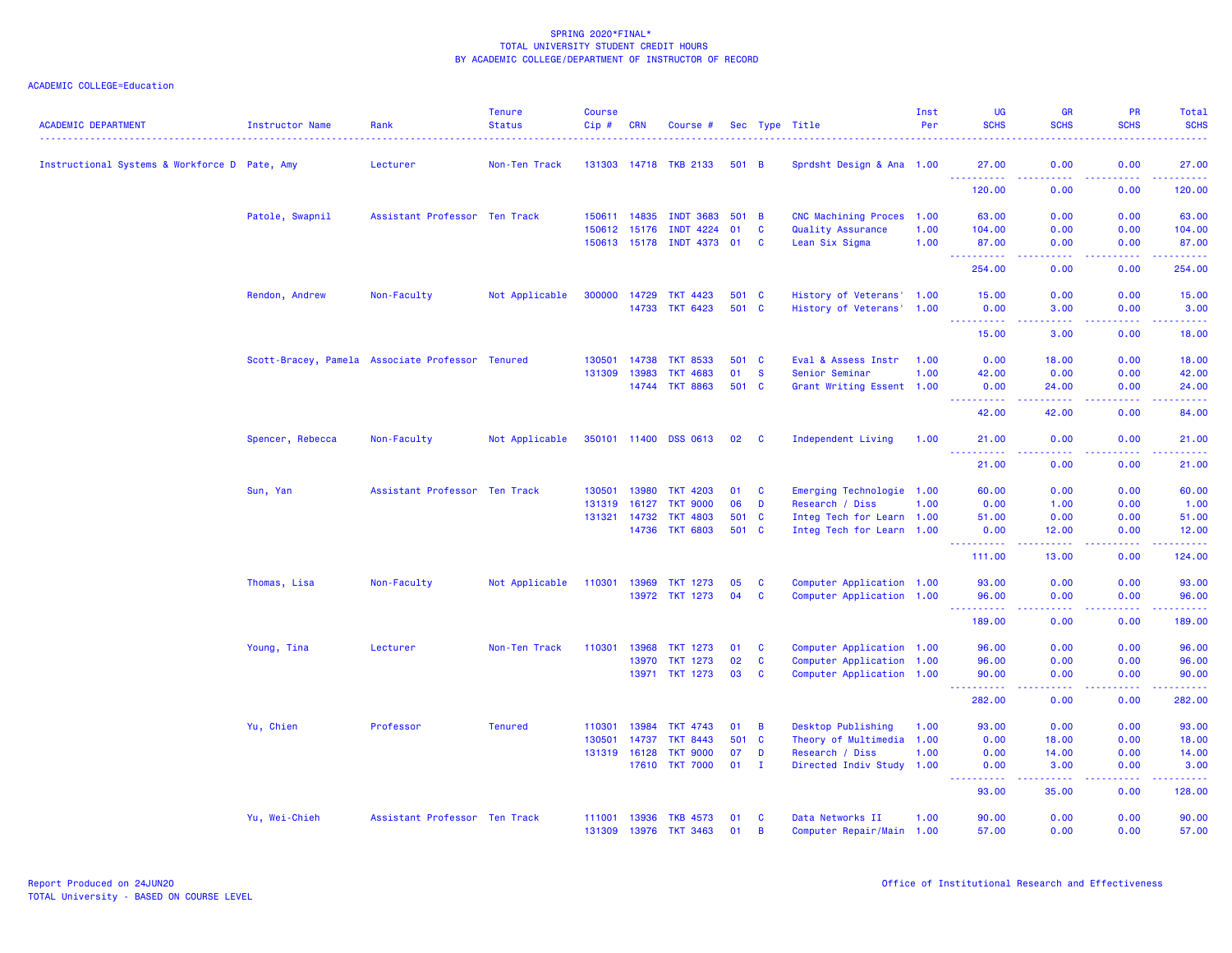SPRING 2020*FINAL*
TOTAL UNIVERSITY STUDENT CREDIT HOURS
BY ACADEMIC COLLEGE/DEPARTMENT OF INSTRUCTOR OF RECORD

ACADEMIC COLLEGE=Education

| ACADEMIC DEPARTMENT | Instructor Name | Rank | Tenure Status | Course Cip # | CRN | Course # | Sec | Type | Title | Inst Per | UG SCHS | GR SCHS | PR SCHS | Total SCHS |
|---|---|---|---|---|---|---|---|---|---|---|---|---|---|---|
| Instructional Systems & Workforce D | Pate, Amy | Lecturer | Non-Ten Track | 131303 | 14718 | TKB 2133 | 501 | B | Sprdsht Design & Ana | 1.00 | 27.00 | 0.00 | 0.00 | 27.00 |
| | | | | | | | | | | | 120.00 | 0.00 | 0.00 | 120.00 |
| | Patole, Swapnil | Assistant Professor | Ten Track | 150611 | 14835 | INDT 3683 | 501 | B | CNC Machining Proces | 1.00 | 63.00 | 0.00 | 0.00 | 63.00 |
| | | | | 150612 | 15176 | INDT 4224 | 01 | C | Quality Assurance | 1.00 | 104.00 | 0.00 | 0.00 | 104.00 |
| | | | | 150613 | 15178 | INDT 4373 | 01 | C | Lean Six Sigma | 1.00 | 87.00 | 0.00 | 0.00 | 87.00 |
| | | | | | | | | | | | 254.00 | 0.00 | 0.00 | 254.00 |
| | Rendon, Andrew | Non-Faculty | Not Applicable | 300000 | 14729 | TKT 4423 | 501 | C | History of Veterans' | 1.00 | 15.00 | 0.00 | 0.00 | 15.00 |
| | | | | | 14733 | TKT 6423 | 501 | C | History of Veterans' | 1.00 | 0.00 | 3.00 | 0.00 | 3.00 |
| | | | | | | | | | | | 15.00 | 3.00 | 0.00 | 18.00 |
| | Scott-Bracey, Pamela | Associate Professor | Tenured | 130501 | 14738 | TKT 8533 | 501 | C | Eval & Assess Instr | 1.00 | 0.00 | 18.00 | 0.00 | 18.00 |
| | | | | 131309 | 13983 | TKT 4683 | 01 | S | Senior Seminar | 1.00 | 42.00 | 0.00 | 0.00 | 42.00 |
| | | | | | 14744 | TKT 8863 | 501 | C | Grant Writing Essent | 1.00 | 0.00 | 24.00 | 0.00 | 24.00 |
| | | | | | | | | | | | 42.00 | 42.00 | 0.00 | 84.00 |
| | Spencer, Rebecca | Non-Faculty | Not Applicable | 350101 | 11400 | DSS 0613 | 02 | C | Independent Living | 1.00 | 21.00 | 0.00 | 0.00 | 21.00 |
| | | | | | | | | | | | 21.00 | 0.00 | 0.00 | 21.00 |
| | Sun, Yan | Assistant Professor | Ten Track | 130501 | 13980 | TKT 4203 | 01 | C | Emerging Technologie | 1.00 | 60.00 | 0.00 | 0.00 | 60.00 |
| | | | | 131319 | 16127 | TKT 9000 | 06 | D | Research / Diss | 1.00 | 0.00 | 1.00 | 0.00 | 1.00 |
| | | | | 131321 | 14732 | TKT 4803 | 501 | C | Integ Tech for Learn | 1.00 | 51.00 | 0.00 | 0.00 | 51.00 |
| | | | | | 14736 | TKT 6803 | 501 | C | Integ Tech for Learn | 1.00 | 0.00 | 12.00 | 0.00 | 12.00 |
| | | | | | | | | | | | 111.00 | 13.00 | 0.00 | 124.00 |
| | Thomas, Lisa | Non-Faculty | Not Applicable | 110301 | 13969 | TKT 1273 | 05 | C | Computer Application | 1.00 | 93.00 | 0.00 | 0.00 | 93.00 |
| | | | | | 13972 | TKT 1273 | 04 | C | Computer Application | 1.00 | 96.00 | 0.00 | 0.00 | 96.00 |
| | | | | | | | | | | | 189.00 | 0.00 | 0.00 | 189.00 |
| | Young, Tina | Lecturer | Non-Ten Track | 110301 | 13968 | TKT 1273 | 01 | C | Computer Application | 1.00 | 96.00 | 0.00 | 0.00 | 96.00 |
| | | | | | 13970 | TKT 1273 | 02 | C | Computer Application | 1.00 | 96.00 | 0.00 | 0.00 | 96.00 |
| | | | | | 13971 | TKT 1273 | 03 | C | Computer Application | 1.00 | 90.00 | 0.00 | 0.00 | 90.00 |
| | | | | | | | | | | | 282.00 | 0.00 | 0.00 | 282.00 |
| | Yu, Chien | Professor | Tenured | 110301 | 13984 | TKT 4743 | 01 | B | Desktop Publishing | 1.00 | 93.00 | 0.00 | 0.00 | 93.00 |
| | | | | 130501 | 14737 | TKT 8443 | 501 | C | Theory of Multimedia | 1.00 | 0.00 | 18.00 | 0.00 | 18.00 |
| | | | | 131319 | 16128 | TKT 9000 | 07 | D | Research / Diss | 1.00 | 0.00 | 14.00 | 0.00 | 14.00 |
| | | | | | 17610 | TKT 7000 | 01 | I | Directed Indiv Study | 1.00 | 0.00 | 3.00 | 0.00 | 3.00 |
| | | | | | | | | | | | 93.00 | 35.00 | 0.00 | 128.00 |
| | Yu, Wei-Chieh | Assistant Professor | Ten Track | 111001 | 13936 | TKB 4573 | 01 | C | Data Networks II | 1.00 | 90.00 | 0.00 | 0.00 | 90.00 |
| | | | | 131309 | 13976 | TKT 3463 | 01 | B | Computer Repair/Main | 1.00 | 57.00 | 0.00 | 0.00 | 57.00 |

Report Produced on 24JUN20
TOTAL University - BASED ON COURSE LEVEL

Office of Institutional Research and Effectiveness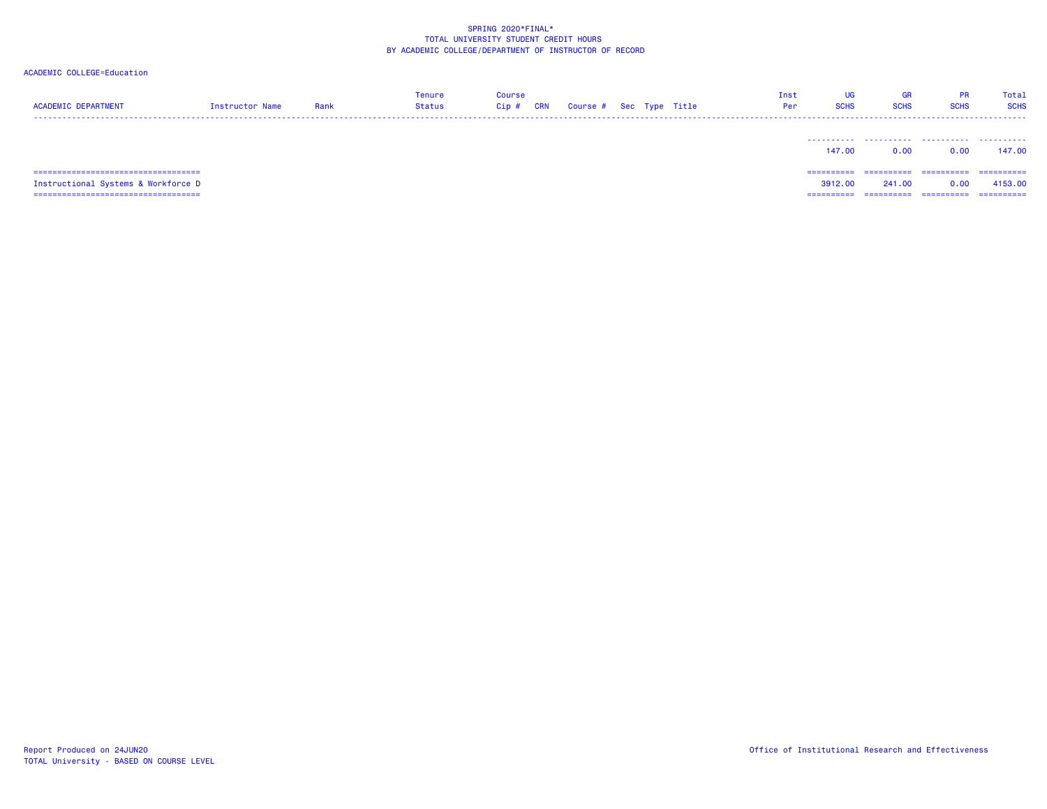SPRING 2020*FINAL*
TOTAL UNIVERSITY STUDENT CREDIT HOURS
BY ACADEMIC COLLEGE/DEPARTMENT OF INSTRUCTOR OF RECORD

ACADEMIC COLLEGE=Education

| ACADEMIC DEPARTMENT | Instructor Name | Rank | Tenure Status | Course Cip # | CRN | Course # | Sec | Type | Title | Inst Per | UG SCHS | GR SCHS | PR SCHS | Total SCHS |
|---|---|---|---|---|---|---|---|---|---|---|---|---|---|---|
| | | | | | | | | | | | 147.00 | 0.00 | 0.00 | 147.00 |
| Instructional Systems & Workforce D | | | | | | | | | | | 3912.00 | 241.00 | 0.00 | 4153.00 |

Report Produced on 24JUN20
TOTAL University - BASED ON COURSE LEVEL

Office of Institutional Research and Effectiveness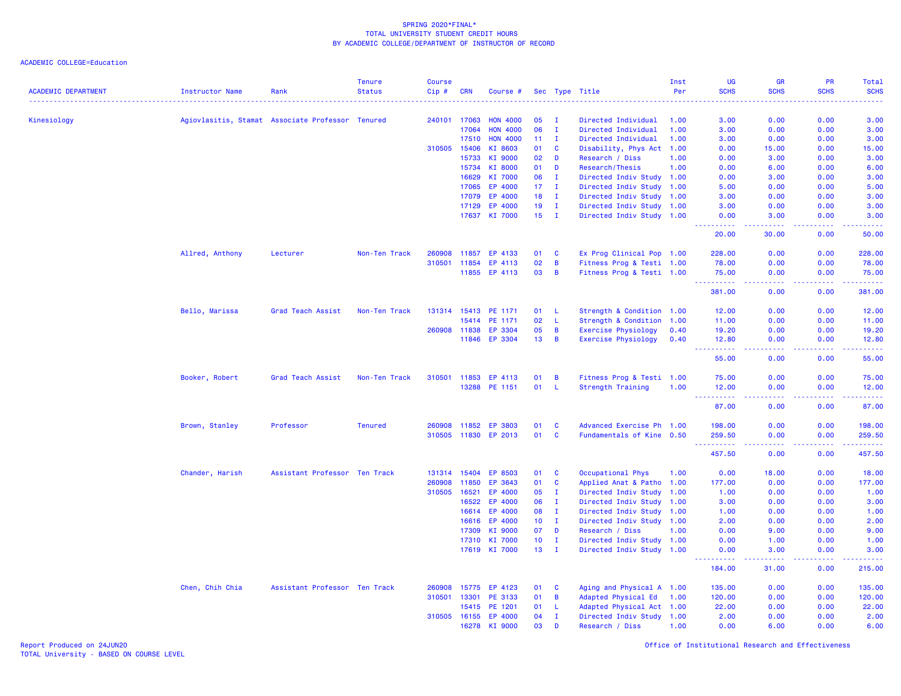SPRING 2020*FINAL*
TOTAL UNIVERSITY STUDENT CREDIT HOURS
BY ACADEMIC COLLEGE/DEPARTMENT OF INSTRUCTOR OF RECORD

ACADEMIC COLLEGE=Education

| ACADEMIC DEPARTMENT | Instructor Name | Rank | Tenure Status | Course Cip # | CRN | Course # | Sec | Type | Title | Inst Per | UG SCHS | GR SCHS | PR SCHS | Total SCHS |
|---|---|---|---|---|---|---|---|---|---|---|---|---|---|---|
| Kinesiology | Agiovlasitis, Stamat | Associate Professor | Tenured | 240101 | 17063 | HON 4000 | 05 | I | Directed Individual | 1.00 | 3.00 | 0.00 | 0.00 | 3.00 |
| | | | | | 17064 | HON 4000 | 06 | I | Directed Individual | 1.00 | 3.00 | 0.00 | 0.00 | 3.00 |
| | | | | | 17510 | HON 4000 | 11 | I | Directed Individual | 1.00 | 3.00 | 0.00 | 0.00 | 3.00 |
| | | | | 310505 | 15406 | KI 8603 | 01 | C | Disability, Phys Act | 1.00 | 0.00 | 15.00 | 0.00 | 15.00 |
| | | | | | 15733 | KI 9000 | 02 | D | Research / Diss | 1.00 | 0.00 | 3.00 | 0.00 | 3.00 |
| | | | | | 15734 | KI 8000 | 01 | D | Research/Thesis | 1.00 | 0.00 | 6.00 | 0.00 | 6.00 |
| | | | | | 16629 | KI 7000 | 06 | I | Directed Indiv Study | 1.00 | 0.00 | 3.00 | 0.00 | 3.00 |
| | | | | | 17065 | EP 4000 | 17 | I | Directed Indiv Study | 1.00 | 5.00 | 0.00 | 0.00 | 5.00 |
| | | | | | 17079 | EP 4000 | 18 | I | Directed Indiv Study | 1.00 | 3.00 | 0.00 | 0.00 | 3.00 |
| | | | | | 17129 | EP 4000 | 19 | I | Directed Indiv Study | 1.00 | 3.00 | 0.00 | 0.00 | 3.00 |
| | | | | | 17637 | KI 7000 | 15 | I | Directed Indiv Study | 1.00 | 0.00 | 3.00 | 0.00 | 3.00 |
| | | | | | | | | | | | 20.00 | 30.00 | 0.00 | 50.00 |
| | Allred, Anthony | Lecturer | Non-Ten Track | 260908 | 11857 | EP 4133 | 01 | C | Ex Prog Clinical Pop | 1.00 | 228.00 | 0.00 | 0.00 | 228.00 |
| | | | | 310501 | 11854 | EP 4113 | 02 | B | Fitness Prog & Testi | 1.00 | 78.00 | 0.00 | 0.00 | 78.00 |
| | | | | | 11855 | EP 4113 | 03 | B | Fitness Prog & Testi | 1.00 | 75.00 | 0.00 | 0.00 | 75.00 |
| | | | | | | | | | | | 381.00 | 0.00 | 0.00 | 381.00 |
| | Bello, Marissa | Grad Teach Assist | Non-Ten Track | 131314 | 15413 | PE 1171 | 01 | L | Strength & Condition | 1.00 | 12.00 | 0.00 | 0.00 | 12.00 |
| | | | | | 15414 | PE 1171 | 02 | L | Strength & Condition | 1.00 | 11.00 | 0.00 | 0.00 | 11.00 |
| | | | | 260908 | 11838 | EP 3304 | 05 | B | Exercise Physiology | 0.40 | 19.20 | 0.00 | 0.00 | 19.20 |
| | | | | | 11846 | EP 3304 | 13 | B | Exercise Physiology | 0.40 | 12.80 | 0.00 | 0.00 | 12.80 |
| | | | | | | | | | | | 55.00 | 0.00 | 0.00 | 55.00 |
| | Booker, Robert | Grad Teach Assist | Non-Ten Track | 310501 | 11853 | EP 4113 | 01 | B | Fitness Prog & Testi | 1.00 | 75.00 | 0.00 | 0.00 | 75.00 |
| | | | | | 13288 | PE 1151 | 01 | L | Strength Training | 1.00 | 12.00 | 0.00 | 0.00 | 12.00 |
| | | | | | | | | | | | 87.00 | 0.00 | 0.00 | 87.00 |
| | Brown, Stanley | Professor | Tenured | 260908 | 11852 | EP 3803 | 01 | C | Advanced Exercise Ph | 1.00 | 198.00 | 0.00 | 0.00 | 198.00 |
| | | | | 310505 | 11830 | EP 2013 | 01 | C | Fundamentals of Kine | 0.50 | 259.50 | 0.00 | 0.00 | 259.50 |
| | | | | | | | | | | | 457.50 | 0.00 | 0.00 | 457.50 |
| | Chander, Harish | Assistant Professor | Ten Track | 131314 | 15404 | EP 8503 | 01 | C | Occupational Phys | 1.00 | 0.00 | 18.00 | 0.00 | 18.00 |
| | | | | 260908 | 11850 | EP 3643 | 01 | C | Applied Anat & Patho | 1.00 | 177.00 | 0.00 | 0.00 | 177.00 |
| | | | | 310505 | 16521 | EP 4000 | 05 | I | Directed Indiv Study | 1.00 | 1.00 | 0.00 | 0.00 | 1.00 |
| | | | | | 16522 | EP 4000 | 06 | I | Directed Indiv Study | 1.00 | 3.00 | 0.00 | 0.00 | 3.00 |
| | | | | | 16614 | EP 4000 | 08 | I | Directed Indiv Study | 1.00 | 1.00 | 0.00 | 0.00 | 1.00 |
| | | | | | 16616 | EP 4000 | 10 | I | Directed Indiv Study | 1.00 | 2.00 | 0.00 | 0.00 | 2.00 |
| | | | | | 17309 | KI 9000 | 07 | D | Research / Diss | 1.00 | 0.00 | 9.00 | 0.00 | 9.00 |
| | | | | | 17310 | KI 7000 | 10 | I | Directed Indiv Study | 1.00 | 0.00 | 1.00 | 0.00 | 1.00 |
| | | | | | 17619 | KI 7000 | 13 | I | Directed Indiv Study | 1.00 | 0.00 | 3.00 | 0.00 | 3.00 |
| | | | | | | | | | | | 184.00 | 31.00 | 0.00 | 215.00 |
| | Chen, Chih Chia | Assistant Professor | Ten Track | 260908 | 15775 | EP 4123 | 01 | C | Aging and Physical A | 1.00 | 135.00 | 0.00 | 0.00 | 135.00 |
| | | | | 310501 | 13301 | PE 3133 | 01 | B | Adapted Physical Ed | 1.00 | 120.00 | 0.00 | 0.00 | 120.00 |
| | | | | | 15415 | PE 1201 | 01 | L | Adapted Physical Act | 1.00 | 22.00 | 0.00 | 0.00 | 22.00 |
| | | | | 310505 | 16155 | EP 4000 | 04 | I | Directed Indiv Study | 1.00 | 2.00 | 0.00 | 0.00 | 2.00 |
| | | | | | 16278 | KI 9000 | 03 | D | Research / Diss | 1.00 | 0.00 | 6.00 | 0.00 | 6.00 |

Report Produced on 24JUN20
TOTAL University - BASED ON COURSE LEVEL

Office of Institutional Research and Effectiveness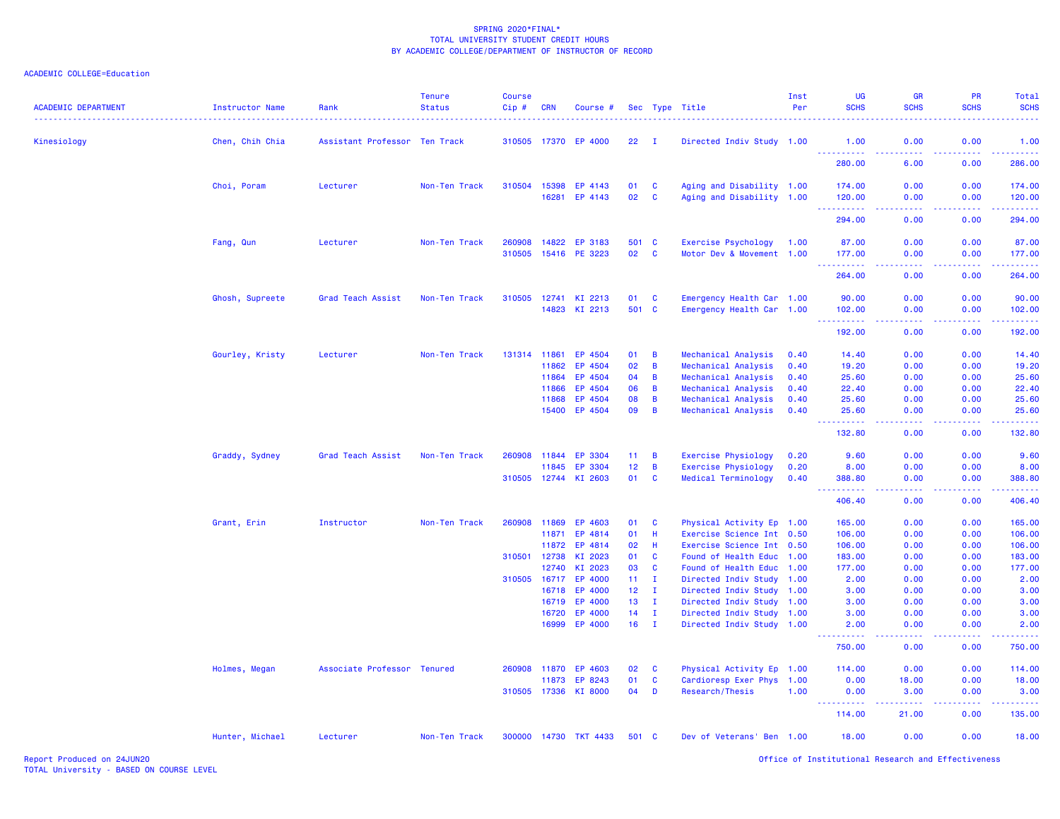SPRING 2020*FINAL*
TOTAL UNIVERSITY STUDENT CREDIT HOURS
BY ACADEMIC COLLEGE/DEPARTMENT OF INSTRUCTOR OF RECORD

ACADEMIC COLLEGE=Education

| ACADEMIC DEPARTMENT | Instructor Name | Rank | Tenure Status | Course Cip # | CRN | Course # | Sec | Type | Title | Inst Per | UG SCHS | GR SCHS | PR SCHS | Total SCHS |
|---|---|---|---|---|---|---|---|---|---|---|---|---|---|---|
| Kinesiology | Chen, Chih Chia | Assistant Professor | Ten Track | 310505 | 17370 | EP 4000 | 22 | I | Directed Indiv Study | 1.00 | 1.00 | 0.00 | 0.00 | 1.00 |
| | | | | | | | | | | | 280.00 | 6.00 | 0.00 | 286.00 |
| | Choi, Poram | Lecturer | Non-Ten Track | 310504 | 15398 | EP 4143 | 01 | C | Aging and Disability | 1.00 | 174.00 | 0.00 | 0.00 | 174.00 |
| | | | | | 16281 | EP 4143 | 02 | C | Aging and Disability | 1.00 | 120.00 | 0.00 | 0.00 | 120.00 |
| | | | | | | | | | | | 294.00 | 0.00 | 0.00 | 294.00 |
| | Fang, Qun | Lecturer | Non-Ten Track | 260908 | 14822 | EP 3183 | 501 | C | Exercise Psychology | 1.00 | 87.00 | 0.00 | 0.00 | 87.00 |
| | | | | 310505 | 15416 | PE 3223 | 02 | C | Motor Dev & Movement | 1.00 | 177.00 | 0.00 | 0.00 | 177.00 |
| | | | | | | | | | | | 264.00 | 0.00 | 0.00 | 264.00 |
| | Ghosh, Supreete | Grad Teach Assist | Non-Ten Track | 310505 | 12741 | KI 2213 | 01 | C | Emergency Health Car | 1.00 | 90.00 | 0.00 | 0.00 | 90.00 |
| | | | | | 14823 | KI 2213 | 501 | C | Emergency Health Car | 1.00 | 102.00 | 0.00 | 0.00 | 102.00 |
| | | | | | | | | | | | 192.00 | 0.00 | 0.00 | 192.00 |
| | Gourley, Kristy | Lecturer | Non-Ten Track | 131314 | 11861 | EP 4504 | 01 | B | Mechanical Analysis | 0.40 | 14.40 | 0.00 | 0.00 | 14.40 |
| | | | | | 11862 | EP 4504 | 02 | B | Mechanical Analysis | 0.40 | 19.20 | 0.00 | 0.00 | 19.20 |
| | | | | | 11864 | EP 4504 | 04 | B | Mechanical Analysis | 0.40 | 25.60 | 0.00 | 0.00 | 25.60 |
| | | | | | 11866 | EP 4504 | 06 | B | Mechanical Analysis | 0.40 | 22.40 | 0.00 | 0.00 | 22.40 |
| | | | | | 11868 | EP 4504 | 08 | B | Mechanical Analysis | 0.40 | 25.60 | 0.00 | 0.00 | 25.60 |
| | | | | | 15400 | EP 4504 | 09 | B | Mechanical Analysis | 0.40 | 25.60 | 0.00 | 0.00 | 25.60 |
| | | | | | | | | | | | 132.80 | 0.00 | 0.00 | 132.80 |
| | Graddy, Sydney | Grad Teach Assist | Non-Ten Track | 260908 | 11844 | EP 3304 | 11 | B | Exercise Physiology | 0.20 | 9.60 | 0.00 | 0.00 | 9.60 |
| | | | | | 11845 | EP 3304 | 12 | B | Exercise Physiology | 0.20 | 8.00 | 0.00 | 0.00 | 8.00 |
| | | | | 310505 | 12744 | KI 2603 | 01 | C | Medical Terminology | 0.40 | 388.80 | 0.00 | 0.00 | 388.80 |
| | | | | | | | | | | | 406.40 | 0.00 | 0.00 | 406.40 |
| | Grant, Erin | Instructor | Non-Ten Track | 260908 | 11869 | EP 4603 | 01 | C | Physical Activity Ep | 1.00 | 165.00 | 0.00 | 0.00 | 165.00 |
| | | | | | 11871 | EP 4814 | 01 | H | Exercise Science Int | 0.50 | 106.00 | 0.00 | 0.00 | 106.00 |
| | | | | | 11872 | EP 4814 | 02 | H | Exercise Science Int | 0.50 | 106.00 | 0.00 | 0.00 | 106.00 |
| | | | | 310501 | 12738 | KI 2023 | 01 | C | Found of Health Educ | 1.00 | 183.00 | 0.00 | 0.00 | 183.00 |
| | | | | | 12740 | KI 2023 | 03 | C | Found of Health Educ | 1.00 | 177.00 | 0.00 | 0.00 | 177.00 |
| | | | | 310505 | 16717 | EP 4000 | 11 | I | Directed Indiv Study | 1.00 | 2.00 | 0.00 | 0.00 | 2.00 |
| | | | | | 16718 | EP 4000 | 12 | I | Directed Indiv Study | 1.00 | 3.00 | 0.00 | 0.00 | 3.00 |
| | | | | | 16719 | EP 4000 | 13 | I | Directed Indiv Study | 1.00 | 3.00 | 0.00 | 0.00 | 3.00 |
| | | | | | 16720 | EP 4000 | 14 | I | Directed Indiv Study | 1.00 | 3.00 | 0.00 | 0.00 | 3.00 |
| | | | | | 16999 | EP 4000 | 16 | I | Directed Indiv Study | 1.00 | 2.00 | 0.00 | 0.00 | 2.00 |
| | | | | | | | | | | | 750.00 | 0.00 | 0.00 | 750.00 |
| | Holmes, Megan | Associate Professor | Tenured | 260908 | 11870 | EP 4603 | 02 | C | Physical Activity Ep | 1.00 | 114.00 | 0.00 | 0.00 | 114.00 |
| | | | | | 11873 | EP 8243 | 01 | C | Cardioresp Exer Phys | 1.00 | 0.00 | 18.00 | 0.00 | 18.00 |
| | | | | 310505 | 17336 | KI 8000 | 04 | D | Research/Thesis | 1.00 | 0.00 | 3.00 | 0.00 | 3.00 |
| | | | | | | | | | | | 114.00 | 21.00 | 0.00 | 135.00 |
| | Hunter, Michael | Lecturer | Non-Ten Track | 300000 | 14730 | TKT 4433 | 501 | C | Dev of Veterans' Ben | 1.00 | 18.00 | 0.00 | 0.00 | 18.00 |

Report Produced on 24JUN20
TOTAL University - BASED ON COURSE LEVEL
Office of Institutional Research and Effectiveness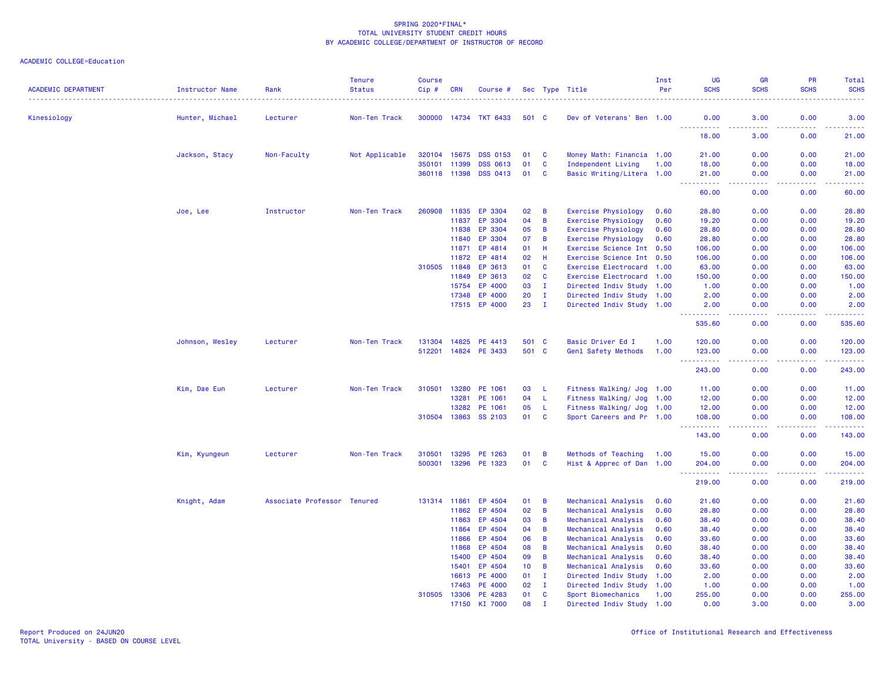SPRING 2020*FINAL*
TOTAL UNIVERSITY STUDENT CREDIT HOURS
BY ACADEMIC COLLEGE/DEPARTMENT OF INSTRUCTOR OF RECORD

ACADEMIC COLLEGE=Education

| ACADEMIC DEPARTMENT | Instructor Name | Rank | Tenure Status | Course Cip # | CRN | Course # | Sec | Type | Title | Inst Per | UG SCHS | GR SCHS | PR SCHS | Total SCHS |
|---|---|---|---|---|---|---|---|---|---|---|---|---|---|---|
| Kinesiology | Hunter, Michael | Lecturer | Non-Ten Track | 300000 | 14734 | TKT 6433 | 501 | C | Dev of Veterans' Ben | 1.00 | 0.00 | 3.00 | 0.00 | 3.00 |
| | | | | | | | | | | | 18.00 | 3.00 | 0.00 | 21.00 |
| | Jackson, Stacy | Non-Faculty | Not Applicable | 320104 | 15675 | DSS 0153 | 01 | C | Money Math: Financia | 1.00 | 21.00 | 0.00 | 0.00 | 21.00 |
| | | | | 350101 | 11399 | DSS 0613 | 01 | C | Independent Living | 1.00 | 18.00 | 0.00 | 0.00 | 18.00 |
| | | | | 360118 | 11398 | DSS 0413 | 01 | C | Basic Writing/Litera | 1.00 | 21.00 | 0.00 | 0.00 | 21.00 |
| | | | | | | | | | | | 60.00 | 0.00 | 0.00 | 60.00 |
| | Joe, Lee | Instructor | Non-Ten Track | 260908 | 11835 | EP 3304 | 02 | B | Exercise Physiology | 0.60 | 28.80 | 0.00 | 0.00 | 28.80 |
| | | | | | 11837 | EP 3304 | 04 | B | Exercise Physiology | 0.60 | 19.20 | 0.00 | 0.00 | 19.20 |
| | | | | | 11838 | EP 3304 | 05 | B | Exercise Physiology | 0.60 | 28.80 | 0.00 | 0.00 | 28.80 |
| | | | | | 11840 | EP 3304 | 07 | B | Exercise Physiology | 0.60 | 28.80 | 0.00 | 0.00 | 28.80 |
| | | | | | 11871 | EP 4814 | 01 | H | Exercise Science Int | 0.50 | 106.00 | 0.00 | 0.00 | 106.00 |
| | | | | | 11872 | EP 4814 | 02 | H | Exercise Science Int | 0.50 | 106.00 | 0.00 | 0.00 | 106.00 |
| | | | | 310505 | 11848 | EP 3613 | 01 | C | Exercise Electrocard | 1.00 | 63.00 | 0.00 | 0.00 | 63.00 |
| | | | | | 11849 | EP 3613 | 02 | C | Exercise Electrocard | 1.00 | 150.00 | 0.00 | 0.00 | 150.00 |
| | | | | | 15754 | EP 4000 | 03 | I | Directed Indiv Study | 1.00 | 1.00 | 0.00 | 0.00 | 1.00 |
| | | | | | 17348 | EP 4000 | 20 | I | Directed Indiv Study | 1.00 | 2.00 | 0.00 | 0.00 | 2.00 |
| | | | | | 17515 | EP 4000 | 23 | I | Directed Indiv Study | 1.00 | 2.00 | 0.00 | 0.00 | 2.00 |
| | | | | | | | | | | | 535.60 | 0.00 | 0.00 | 535.60 |
| | Johnson, Wesley | Lecturer | Non-Ten Track | 131304 | 14825 | PE 4413 | 501 | C | Basic Driver Ed I | 1.00 | 120.00 | 0.00 | 0.00 | 120.00 |
| | | | | 512201 | 14824 | PE 3433 | 501 | C | Genl Safety Methods | 1.00 | 123.00 | 0.00 | 0.00 | 123.00 |
| | | | | | | | | | | | 243.00 | 0.00 | 0.00 | 243.00 |
| | Kim, Dae Eun | Lecturer | Non-Ten Track | 310501 | 13280 | PE 1061 | 03 | L | Fitness Walking/ Jog | 1.00 | 11.00 | 0.00 | 0.00 | 11.00 |
| | | | | | 13281 | PE 1061 | 04 | L | Fitness Walking/ Jog | 1.00 | 12.00 | 0.00 | 0.00 | 12.00 |
| | | | | | 13282 | PE 1061 | 05 | L | Fitness Walking/ Jog | 1.00 | 12.00 | 0.00 | 0.00 | 12.00 |
| | | | | 310504 | 13863 | SS 2103 | 01 | C | Sport Careers and Pr | 1.00 | 108.00 | 0.00 | 0.00 | 108.00 |
| | | | | | | | | | | | 143.00 | 0.00 | 0.00 | 143.00 |
| | Kim, Kyungeun | Lecturer | Non-Ten Track | 310501 | 13295 | PE 1263 | 01 | B | Methods of Teaching | 1.00 | 15.00 | 0.00 | 0.00 | 15.00 |
| | | | | 500301 | 13296 | PE 1323 | 01 | C | Hist & Apprec of Dan | 1.00 | 204.00 | 0.00 | 0.00 | 204.00 |
| | | | | | | | | | | | 219.00 | 0.00 | 0.00 | 219.00 |
| | Knight, Adam | Associate Professor | Tenured | 131314 | 11861 | EP 4504 | 01 | B | Mechanical Analysis | 0.60 | 21.60 | 0.00 | 0.00 | 21.60 |
| | | | | | 11862 | EP 4504 | 02 | B | Mechanical Analysis | 0.60 | 28.80 | 0.00 | 0.00 | 28.80 |
| | | | | | 11863 | EP 4504 | 03 | B | Mechanical Analysis | 0.60 | 38.40 | 0.00 | 0.00 | 38.40 |
| | | | | | 11864 | EP 4504 | 04 | B | Mechanical Analysis | 0.60 | 38.40 | 0.00 | 0.00 | 38.40 |
| | | | | | 11866 | EP 4504 | 06 | B | Mechanical Analysis | 0.60 | 33.60 | 0.00 | 0.00 | 33.60 |
| | | | | | 11868 | EP 4504 | 08 | B | Mechanical Analysis | 0.60 | 38.40 | 0.00 | 0.00 | 38.40 |
| | | | | | 15400 | EP 4504 | 09 | B | Mechanical Analysis | 0.60 | 38.40 | 0.00 | 0.00 | 38.40 |
| | | | | | 15401 | EP 4504 | 10 | B | Mechanical Analysis | 0.60 | 33.60 | 0.00 | 0.00 | 33.60 |
| | | | | | 16613 | PE 4000 | 01 | I | Directed Indiv Study | 1.00 | 2.00 | 0.00 | 0.00 | 2.00 |
| | | | | | 17463 | PE 4000 | 02 | I | Directed Indiv Study | 1.00 | 1.00 | 0.00 | 0.00 | 1.00 |
| | | | | 310505 | 13306 | PE 4283 | 01 | C | Sport Biomechanics | 1.00 | 255.00 | 0.00 | 0.00 | 255.00 |
| | | | | | 17150 | KI 7000 | 08 | I | Directed Indiv Study | 1.00 | 0.00 | 3.00 | 0.00 | 3.00 |

Report Produced on 24JUN20
TOTAL University - BASED ON COURSE LEVEL

Office of Institutional Research and Effectiveness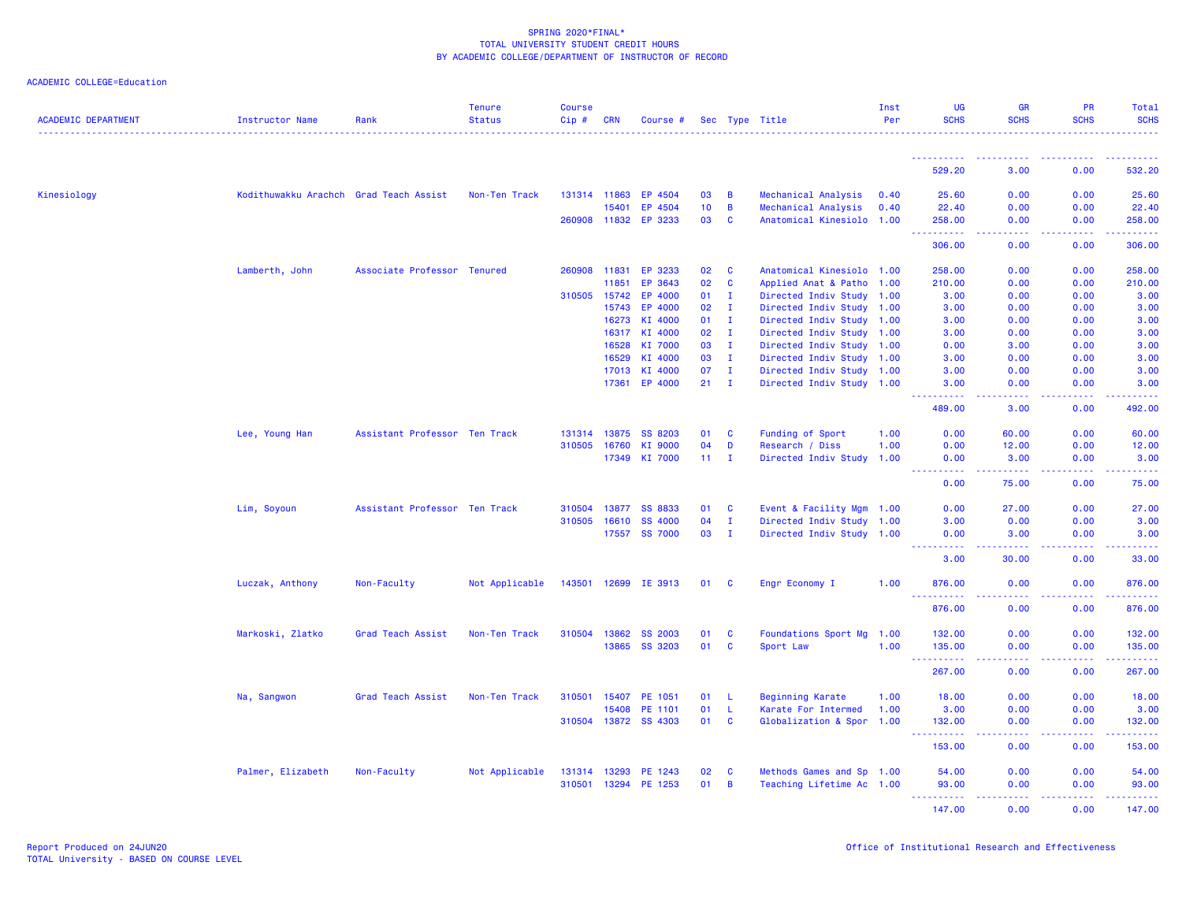SPRING 2020*FINAL*
TOTAL UNIVERSITY STUDENT CREDIT HOURS
BY ACADEMIC COLLEGE/DEPARTMENT OF INSTRUCTOR OF RECORD

ACADEMIC COLLEGE=Education

| ACADEMIC DEPARTMENT | Instructor Name | Rank | Tenure Status | Course Cip # | CRN | Course # | Sec | Type | Title | Inst Per | UG SCHS | GR SCHS | PR SCHS | Total SCHS |
|---|---|---|---|---|---|---|---|---|---|---|---|---|---|---|
| | | | | | | | | | | | 529.20 | 3.00 | 0.00 | 532.20 |
| Kinesiology | Kodithuwakku Arachch | Grad Teach Assist | Non-Ten Track | 131314 | 11863 | EP 4504 | 03 | B | Mechanical Analysis | 0.40 | 25.60 | 0.00 | 0.00 | 25.60 |
| | | | | | 15401 | EP 4504 | 10 | B | Mechanical Analysis | 0.40 | 22.40 | 0.00 | 0.00 | 22.40 |
| | | | | 260908 | 11832 | EP 3233 | 03 | C | Anatomical Kinesiolo | 1.00 | 258.00 | 0.00 | 0.00 | 258.00 |
| | | | | | | | | | | | 306.00 | 0.00 | 0.00 | 306.00 |
| | Lamberth, John | Associate Professor | Tenured | 260908 | 11831 | EP 3233 | 02 | C | Anatomical Kinesiolo | 1.00 | 258.00 | 0.00 | 0.00 | 258.00 |
| | | | | | 11851 | EP 3643 | 02 | C | Applied Anat & Patho | 1.00 | 210.00 | 0.00 | 0.00 | 210.00 |
| | | | | 310505 | 15742 | EP 4000 | 01 | I | Directed Indiv Study | 1.00 | 3.00 | 0.00 | 0.00 | 3.00 |
| | | | | | 15743 | EP 4000 | 02 | I | Directed Indiv Study | 1.00 | 3.00 | 0.00 | 0.00 | 3.00 |
| | | | | | 16273 | KI 4000 | 01 | I | Directed Indiv Study | 1.00 | 3.00 | 0.00 | 0.00 | 3.00 |
| | | | | | 16317 | KI 4000 | 02 | I | Directed Indiv Study | 1.00 | 3.00 | 0.00 | 0.00 | 3.00 |
| | | | | | 16528 | KI 7000 | 03 | I | Directed Indiv Study | 1.00 | 0.00 | 3.00 | 0.00 | 3.00 |
| | | | | | 16529 | KI 4000 | 03 | I | Directed Indiv Study | 1.00 | 3.00 | 0.00 | 0.00 | 3.00 |
| | | | | | 17013 | KI 4000 | 07 | I | Directed Indiv Study | 1.00 | 3.00 | 0.00 | 0.00 | 3.00 |
| | | | | | 17361 | EP 4000 | 21 | I | Directed Indiv Study | 1.00 | 3.00 | 0.00 | 0.00 | 3.00 |
| | | | | | | | | | | | 489.00 | 3.00 | 0.00 | 492.00 |
| | Lee, Young Han | Assistant Professor | Ten Track | 131314 | 13875 | SS 8203 | 01 | C | Funding of Sport | 1.00 | 0.00 | 60.00 | 0.00 | 60.00 |
| | | | | 310505 | 16760 | KI 9000 | 04 | D | Research / Diss | 1.00 | 0.00 | 12.00 | 0.00 | 12.00 |
| | | | | | 17349 | KI 7000 | 11 | I | Directed Indiv Study | 1.00 | 0.00 | 3.00 | 0.00 | 3.00 |
| | | | | | | | | | | | 0.00 | 75.00 | 0.00 | 75.00 |
| | Lim, Soyoun | Assistant Professor | Ten Track | 310504 | 13877 | SS 8833 | 01 | C | Event & Facility Mgm | 1.00 | 0.00 | 27.00 | 0.00 | 27.00 |
| | | | | 310505 | 16610 | SS 4000 | 04 | I | Directed Indiv Study | 1.00 | 3.00 | 0.00 | 0.00 | 3.00 |
| | | | | | 17557 | SS 7000 | 03 | I | Directed Indiv Study | 1.00 | 0.00 | 3.00 | 0.00 | 3.00 |
| | | | | | | | | | | | 3.00 | 30.00 | 0.00 | 33.00 |
| | Luczak, Anthony | Non-Faculty | Not Applicable | 143501 | 12699 | IE 3913 | 01 | C | Engr Economy I | 1.00 | 876.00 | 0.00 | 0.00 | 876.00 |
| | | | | | | | | | | | 876.00 | 0.00 | 0.00 | 876.00 |
| | Markoski, Zlatko | Grad Teach Assist | Non-Ten Track | 310504 | 13862 | SS 2003 | 01 | C | Foundations Sport Mg | 1.00 | 132.00 | 0.00 | 0.00 | 132.00 |
| | | | | | 13865 | SS 3203 | 01 | C | Sport Law | 1.00 | 135.00 | 0.00 | 0.00 | 135.00 |
| | | | | | | | | | | | 267.00 | 0.00 | 0.00 | 267.00 |
| | Na, Sangwon | Grad Teach Assist | Non-Ten Track | 310501 | 15407 | PE 1051 | 01 | L | Beginning Karate | 1.00 | 18.00 | 0.00 | 0.00 | 18.00 |
| | | | | | 15408 | PE 1101 | 01 | L | Karate For Intermed | 1.00 | 3.00 | 0.00 | 0.00 | 3.00 |
| | | | | 310504 | 13872 | SS 4303 | 01 | C | Globalization & Spor | 1.00 | 132.00 | 0.00 | 0.00 | 132.00 |
| | | | | | | | | | | | 153.00 | 0.00 | 0.00 | 153.00 |
| | Palmer, Elizabeth | Non-Faculty | Not Applicable | 131314 | 13293 | PE 1243 | 02 | C | Methods Games and Sp | 1.00 | 54.00 | 0.00 | 0.00 | 54.00 |
| | | | | 310501 | 13294 | PE 1253 | 01 | B | Teaching Lifetime Ac | 1.00 | 93.00 | 0.00 | 0.00 | 93.00 |
| | | | | | | | | | | | 147.00 | 0.00 | 0.00 | 147.00 |

Report Produced on 24JUN20
TOTAL University - BASED ON COURSE LEVEL

Office of Institutional Research and Effectiveness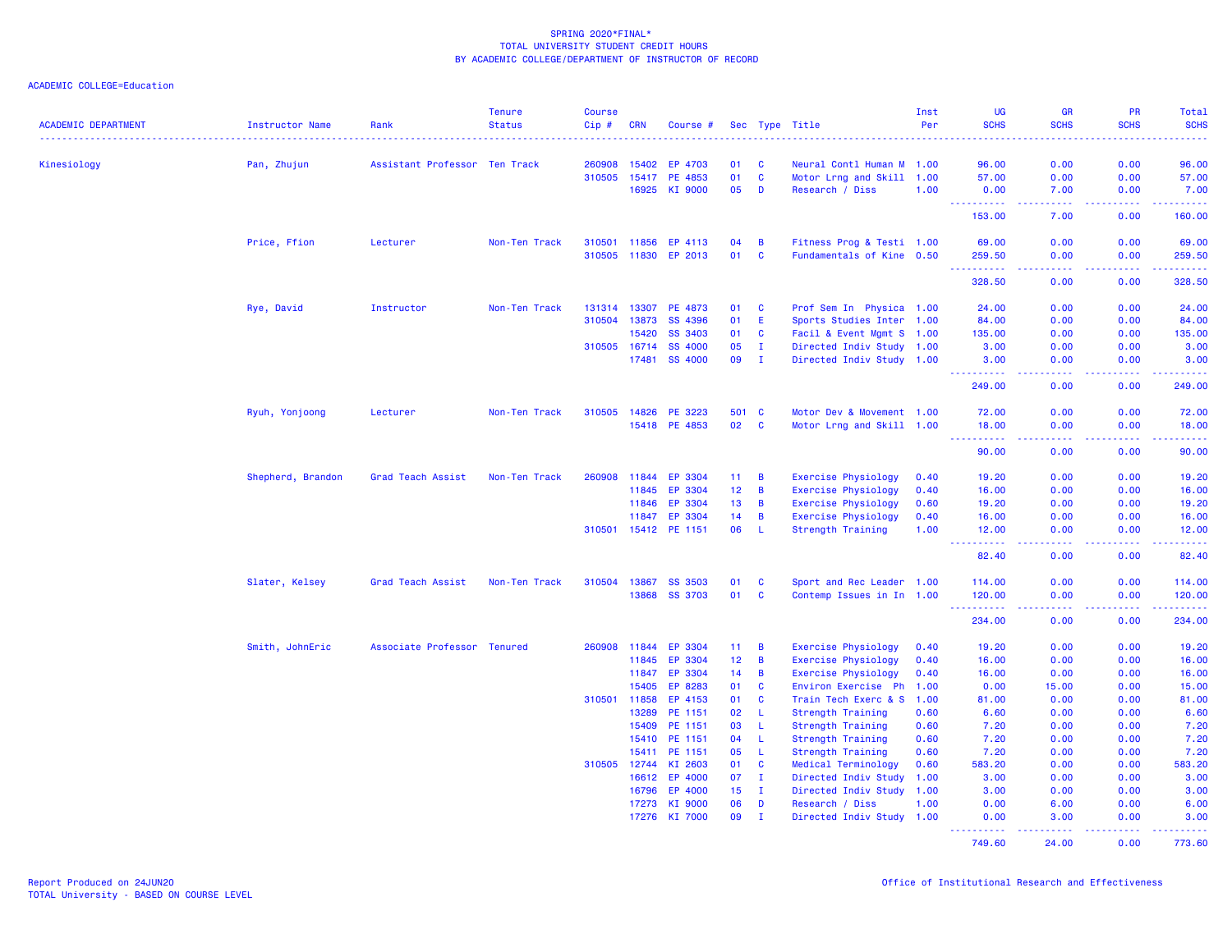SPRING 2020*FINAL*
TOTAL UNIVERSITY STUDENT CREDIT HOURS
BY ACADEMIC COLLEGE/DEPARTMENT OF INSTRUCTOR OF RECORD

ACADEMIC COLLEGE=Education

| ACADEMIC DEPARTMENT | Instructor Name | Rank | Tenure Status | Course Cip # | CRN | Course # | Sec | Type | Title | Inst Per | UG SCHS | GR SCHS | PR SCHS | Total SCHS |
|---|---|---|---|---|---|---|---|---|---|---|---|---|---|---|
| Kinesiology | Pan, Zhujun | Assistant Professor | Ten Track | 260908 | 15402 | EP 4703 | 01 | C | Neural Contl Human M | 1.00 | 96.00 | 0.00 | 0.00 | 96.00 |
| | | | | 310505 | 15417 | PE 4853 | 01 | C | Motor Lrng and Skill | 1.00 | 57.00 | 0.00 | 0.00 | 57.00 |
| | | | | | 16925 | KI 9000 | 05 | D | Research / Diss | 1.00 | 0.00 | 7.00 | 0.00 | 7.00 |
| | | | | | | | | | | | 153.00 | 7.00 | 0.00 | 160.00 |
| | Price, Ffion | Lecturer | Non-Ten Track | 310501 | 11856 | EP 4113 | 04 | B | Fitness Prog & Testi | 1.00 | 69.00 | 0.00 | 0.00 | 69.00 |
| | | | | 310505 | 11830 | EP 2013 | 01 | C | Fundamentals of Kine | 0.50 | 259.50 | 0.00 | 0.00 | 259.50 |
| | | | | | | | | | | | 328.50 | 0.00 | 0.00 | 328.50 |
| | Rye, David | Instructor | Non-Ten Track | 131314 | 13307 | PE 4873 | 01 | C | Prof Sem In Physica | 1.00 | 24.00 | 0.00 | 0.00 | 24.00 |
| | | | | 310504 | 13873 | SS 4396 | 01 | E | Sports Studies Inter | 1.00 | 84.00 | 0.00 | 0.00 | 84.00 |
| | | | | | 15420 | SS 3403 | 01 | C | Facil & Event Mgmt S | 1.00 | 135.00 | 0.00 | 0.00 | 135.00 |
| | | | | 310505 | 16714 | SS 4000 | 05 | I | Directed Indiv Study | 1.00 | 3.00 | 0.00 | 0.00 | 3.00 |
| | | | | | 17481 | SS 4000 | 09 | I | Directed Indiv Study | 1.00 | 3.00 | 0.00 | 0.00 | 3.00 |
| | | | | | | | | | | | 249.00 | 0.00 | 0.00 | 249.00 |
| | Ryuh, Yonjoong | Lecturer | Non-Ten Track | 310505 | 14826 | PE 3223 | 501 | C | Motor Dev & Movement | 1.00 | 72.00 | 0.00 | 0.00 | 72.00 |
| | | | | | 15418 | PE 4853 | 02 | C | Motor Lrng and Skill | 1.00 | 18.00 | 0.00 | 0.00 | 18.00 |
| | | | | | | | | | | | 90.00 | 0.00 | 0.00 | 90.00 |
| | Shepherd, Brandon | Grad Teach Assist | Non-Ten Track | 260908 | 11844 | EP 3304 | 11 | B | Exercise Physiology | 0.40 | 19.20 | 0.00 | 0.00 | 19.20 |
| | | | | | 11845 | EP 3304 | 12 | B | Exercise Physiology | 0.40 | 16.00 | 0.00 | 0.00 | 16.00 |
| | | | | | 11846 | EP 3304 | 13 | B | Exercise Physiology | 0.60 | 19.20 | 0.00 | 0.00 | 19.20 |
| | | | | | 11847 | EP 3304 | 14 | B | Exercise Physiology | 0.40 | 16.00 | 0.00 | 0.00 | 16.00 |
| | | | | 310501 | 15412 | PE 1151 | 06 | L | Strength Training | 1.00 | 12.00 | 0.00 | 0.00 | 12.00 |
| | | | | | | | | | | | 82.40 | 0.00 | 0.00 | 82.40 |
| | Slater, Kelsey | Grad Teach Assist | Non-Ten Track | 310504 | 13867 | SS 3503 | 01 | C | Sport and Rec Leader | 1.00 | 114.00 | 0.00 | 0.00 | 114.00 |
| | | | | | 13868 | SS 3703 | 01 | C | Contemp Issues in In | 1.00 | 120.00 | 0.00 | 0.00 | 120.00 |
| | | | | | | | | | | | 234.00 | 0.00 | 0.00 | 234.00 |
| | Smith, JohnEric | Associate Professor | Tenured | 260908 | 11844 | EP 3304 | 11 | B | Exercise Physiology | 0.40 | 19.20 | 0.00 | 0.00 | 19.20 |
| | | | | | 11845 | EP 3304 | 12 | B | Exercise Physiology | 0.40 | 16.00 | 0.00 | 0.00 | 16.00 |
| | | | | | 11847 | EP 3304 | 14 | B | Exercise Physiology | 0.40 | 16.00 | 0.00 | 0.00 | 16.00 |
| | | | | | 15405 | EP 8283 | 01 | C | Environ Exercise Ph | 1.00 | 0.00 | 15.00 | 0.00 | 15.00 |
| | | | | 310501 | 11858 | EP 4153 | 01 | C | Train Tech Exerc & S | 1.00 | 81.00 | 0.00 | 0.00 | 81.00 |
| | | | | | 13289 | PE 1151 | 02 | L | Strength Training | 0.60 | 6.60 | 0.00 | 0.00 | 6.60 |
| | | | | | 15409 | PE 1151 | 03 | L | Strength Training | 0.60 | 7.20 | 0.00 | 0.00 | 7.20 |
| | | | | | 15410 | PE 1151 | 04 | L | Strength Training | 0.60 | 7.20 | 0.00 | 0.00 | 7.20 |
| | | | | | 15411 | PE 1151 | 05 | L | Strength Training | 0.60 | 7.20 | 0.00 | 0.00 | 7.20 |
| | | | | 310505 | 12744 | KI 2603 | 01 | C | Medical Terminology | 0.60 | 583.20 | 0.00 | 0.00 | 583.20 |
| | | | | | 16612 | EP 4000 | 07 | I | Directed Indiv Study | 1.00 | 3.00 | 0.00 | 0.00 | 3.00 |
| | | | | | 16796 | EP 4000 | 15 | I | Directed Indiv Study | 1.00 | 3.00 | 0.00 | 0.00 | 3.00 |
| | | | | | 17273 | KI 9000 | 06 | D | Research / Diss | 1.00 | 0.00 | 6.00 | 0.00 | 6.00 |
| | | | | | 17276 | KI 7000 | 09 | I | Directed Indiv Study | 1.00 | 0.00 | 3.00 | 0.00 | 3.00 |
| | | | | | | | | | | | 749.60 | 24.00 | 0.00 | 773.60 |

Report Produced on 24JUN20
TOTAL University - BASED ON COURSE LEVEL

Office of Institutional Research and Effectiveness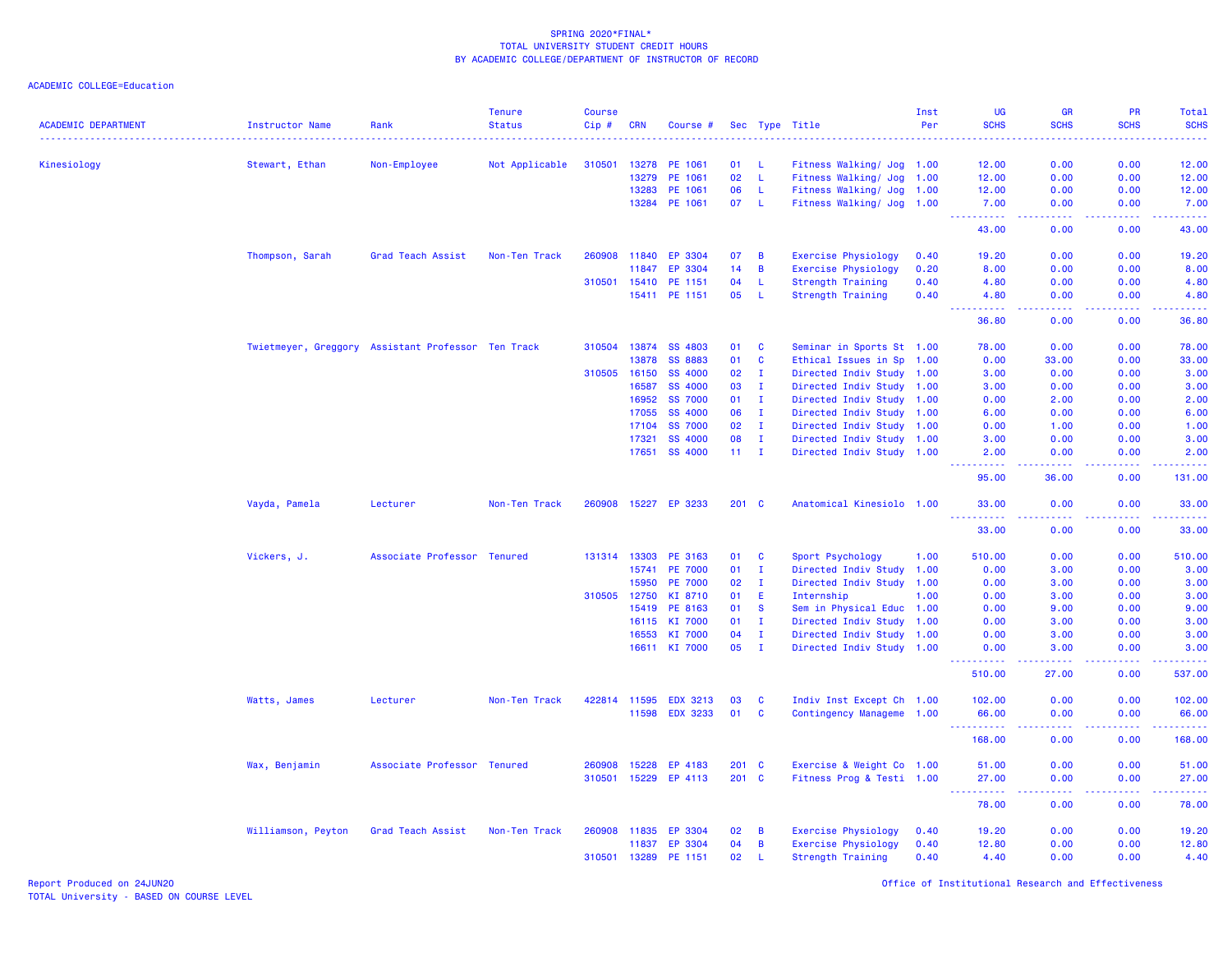SPRING 2020*FINAL*
TOTAL UNIVERSITY STUDENT CREDIT HOURS
BY ACADEMIC COLLEGE/DEPARTMENT OF INSTRUCTOR OF RECORD

ACADEMIC COLLEGE=Education

| ACADEMIC DEPARTMENT | Instructor Name | Rank | Tenure Status | Course Cip # | CRN | Course # | Sec | Type | Title | Inst Per | UG SCHS | GR SCHS | PR SCHS | Total SCHS |
|---|---|---|---|---|---|---|---|---|---|---|---|---|---|---|
| Kinesiology | Stewart, Ethan | Non-Employee | Not Applicable | 310501 | 13278 | PE 1061 | 01 | L | Fitness Walking/ Jog | 1.00 | 12.00 | 0.00 | 0.00 | 12.00 |
| | | | | | 13279 | PE 1061 | 02 | L | Fitness Walking/ Jog | 1.00 | 12.00 | 0.00 | 0.00 | 12.00 |
| | | | | | 13283 | PE 1061 | 06 | L | Fitness Walking/ Jog | 1.00 | 12.00 | 0.00 | 0.00 | 12.00 |
| | | | | | 13284 | PE 1061 | 07 | L | Fitness Walking/ Jog | 1.00 | 7.00 | 0.00 | 0.00 | 7.00 |
| | | | | | | | | | | | 43.00 | 0.00 | 0.00 | 43.00 |
| | Thompson, Sarah | Grad Teach Assist | Non-Ten Track | 260908 | 11840 | EP 3304 | 07 | B | Exercise Physiology | 0.40 | 19.20 | 0.00 | 0.00 | 19.20 |
| | | | | | 11847 | EP 3304 | 14 | B | Exercise Physiology | 0.20 | 8.00 | 0.00 | 0.00 | 8.00 |
| | | | | 310501 | 15410 | PE 1151 | 04 | L | Strength Training | 0.40 | 4.80 | 0.00 | 0.00 | 4.80 |
| | | | | | 15411 | PE 1151 | 05 | L | Strength Training | 0.40 | 4.80 | 0.00 | 0.00 | 4.80 |
| | | | | | | | | | | | 36.80 | 0.00 | 0.00 | 36.80 |
| | Twietmeyer, Greggory | Assistant Professor | Ten Track | 310504 | 13874 | SS 4803 | 01 | C | Seminar in Sports St | 1.00 | 78.00 | 0.00 | 0.00 | 78.00 |
| | | | | | 13878 | SS 8883 | 01 | C | Ethical Issues in Sp | 1.00 | 0.00 | 33.00 | 0.00 | 33.00 |
| | | | | 310505 | 16150 | SS 4000 | 02 | I | Directed Indiv Study | 1.00 | 3.00 | 0.00 | 0.00 | 3.00 |
| | | | | | 16587 | SS 4000 | 03 | I | Directed Indiv Study | 1.00 | 3.00 | 0.00 | 0.00 | 3.00 |
| | | | | | 16952 | SS 7000 | 01 | I | Directed Indiv Study | 1.00 | 0.00 | 2.00 | 0.00 | 2.00 |
| | | | | | 17055 | SS 4000 | 06 | I | Directed Indiv Study | 1.00 | 6.00 | 0.00 | 0.00 | 6.00 |
| | | | | | 17104 | SS 7000 | 02 | I | Directed Indiv Study | 1.00 | 0.00 | 1.00 | 0.00 | 1.00 |
| | | | | | 17321 | SS 4000 | 08 | I | Directed Indiv Study | 1.00 | 3.00 | 0.00 | 0.00 | 3.00 |
| | | | | | 17651 | SS 4000 | 11 | I | Directed Indiv Study | 1.00 | 2.00 | 0.00 | 0.00 | 2.00 |
| | | | | | | | | | | | 95.00 | 36.00 | 0.00 | 131.00 |
| | Vayda, Pamela | Lecturer | Non-Ten Track | 260908 | 15227 | EP 3233 | 201 | C | Anatomical Kinesiolo | 1.00 | 33.00 | 0.00 | 0.00 | 33.00 |
| | | | | | | | | | | | 33.00 | 0.00 | 0.00 | 33.00 |
| | Vickers, J. | Associate Professor | Tenured | 131314 | 13303 | PE 3163 | 01 | C | Sport Psychology | 1.00 | 510.00 | 0.00 | 0.00 | 510.00 |
| | | | | | 15741 | PE 7000 | 01 | I | Directed Indiv Study | 1.00 | 0.00 | 3.00 | 0.00 | 3.00 |
| | | | | | 15950 | PE 7000 | 02 | I | Directed Indiv Study | 1.00 | 0.00 | 3.00 | 0.00 | 3.00 |
| | | | | 310505 | 12750 | KI 8710 | 01 | E | Internship | 1.00 | 0.00 | 3.00 | 0.00 | 3.00 |
| | | | | | 15419 | PE 8163 | 01 | S | Sem in Physical Educ | 1.00 | 0.00 | 9.00 | 0.00 | 9.00 |
| | | | | | 16115 | KI 7000 | 01 | I | Directed Indiv Study | 1.00 | 0.00 | 3.00 | 0.00 | 3.00 |
| | | | | | 16553 | KI 7000 | 04 | I | Directed Indiv Study | 1.00 | 0.00 | 3.00 | 0.00 | 3.00 |
| | | | | | 16611 | KI 7000 | 05 | I | Directed Indiv Study | 1.00 | 0.00 | 3.00 | 0.00 | 3.00 |
| | | | | | | | | | | | 510.00 | 27.00 | 0.00 | 537.00 |
| | Watts, James | Lecturer | Non-Ten Track | 422814 | 11595 | EDX 3213 | 03 | C | Indiv Inst Except Ch | 1.00 | 102.00 | 0.00 | 0.00 | 102.00 |
| | | | | | 11598 | EDX 3233 | 01 | C | Contingency Manageme | 1.00 | 66.00 | 0.00 | 0.00 | 66.00 |
| | | | | | | | | | | | 168.00 | 0.00 | 0.00 | 168.00 |
| | Wax, Benjamin | Associate Professor | Tenured | 260908 | 15228 | EP 4183 | 201 | C | Exercise & Weight Co | 1.00 | 51.00 | 0.00 | 0.00 | 51.00 |
| | | | | 310501 | 15229 | EP 4113 | 201 | C | Fitness Prog & Testi | 1.00 | 27.00 | 0.00 | 0.00 | 27.00 |
| | | | | | | | | | | | 78.00 | 0.00 | 0.00 | 78.00 |
| | Williamson, Peyton | Grad Teach Assist | Non-Ten Track | 260908 | 11835 | EP 3304 | 02 | B | Exercise Physiology | 0.40 | 19.20 | 0.00 | 0.00 | 19.20 |
| | | | | | 11837 | EP 3304 | 04 | B | Exercise Physiology | 0.40 | 12.80 | 0.00 | 0.00 | 12.80 |
| | | | | 310501 | 13289 | PE 1151 | 02 | L | Strength Training | 0.40 | 4.40 | 0.00 | 0.00 | 4.40 |

Report Produced on 24JUN20
TOTAL University - BASED ON COURSE LEVEL

Office of Institutional Research and Effectiveness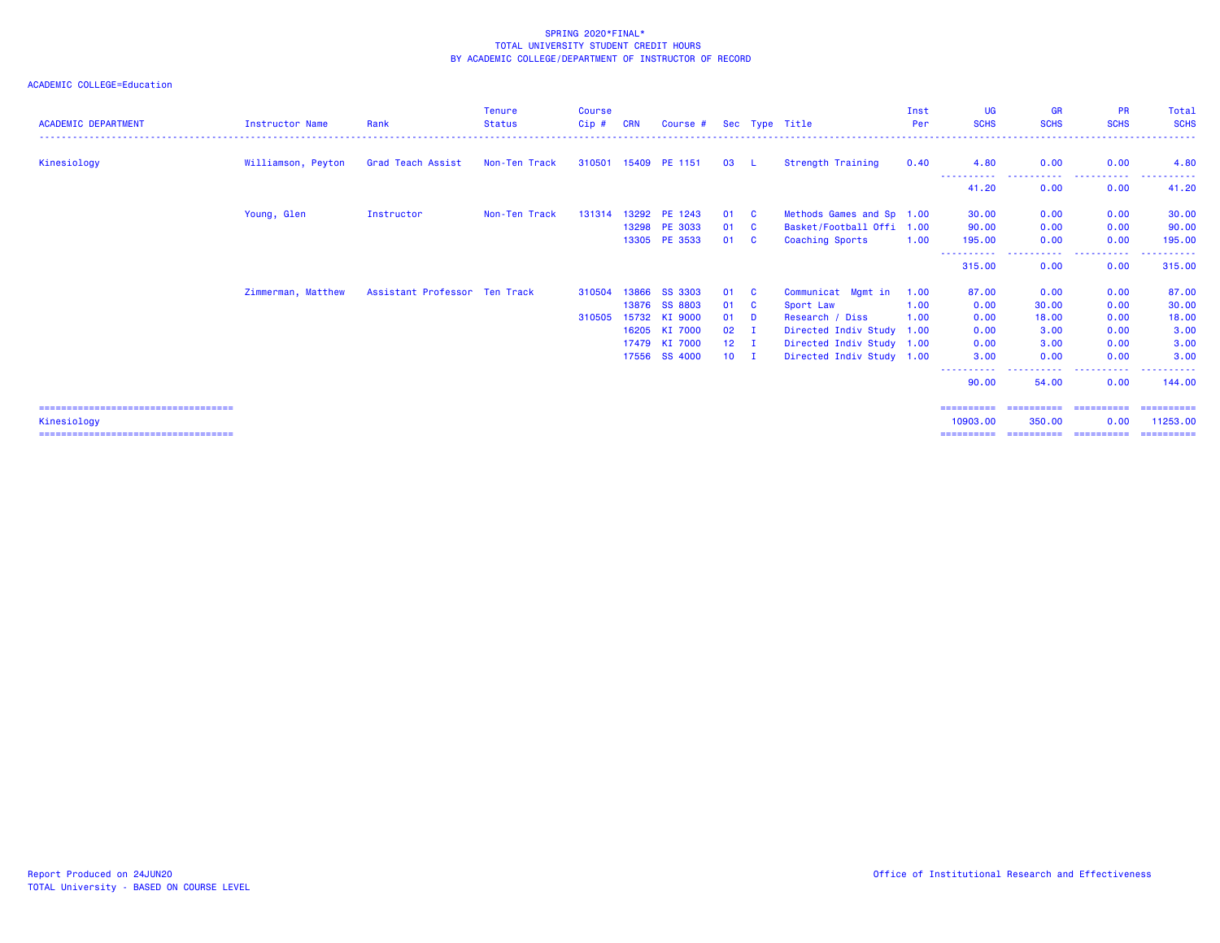SPRING 2020*FINAL*
TOTAL UNIVERSITY STUDENT CREDIT HOURS
BY ACADEMIC COLLEGE/DEPARTMENT OF INSTRUCTOR OF RECORD

ACADEMIC COLLEGE=Education

| ACADEMIC DEPARTMENT | Instructor Name | Rank | Tenure Status | Course Cip # | CRN | Course # | Sec | Type | Title | Inst Per | UG SCHS | GR SCHS | PR SCHS | Total SCHS |
|---|---|---|---|---|---|---|---|---|---|---|---|---|---|---|
| Kinesiology | Williamson, Peyton | Grad Teach Assist | Non-Ten Track | 310501 | 15409 | PE 1151 | 03 | L | Strength Training | 0.40 | 4.80 | 0.00 | 0.00 | 4.80 |
| | | | | | | | | | | | 41.20 | 0.00 | 0.00 | 41.20 |
| | Young, Glen | Instructor | Non-Ten Track | 131314 | 13292 | PE 1243 | 01 | C | Methods Games and Sp | 1.00 | 30.00 | 0.00 | 0.00 | 30.00 |
| | | | | | 13298 | PE 3033 | 01 | C | Basket/Football Offi | 1.00 | 90.00 | 0.00 | 0.00 | 90.00 |
| | | | | | 13305 | PE 3533 | 01 | C | Coaching Sports | 1.00 | 195.00 | 0.00 | 0.00 | 195.00 |
| | | | | | | | | | | | 315.00 | 0.00 | 0.00 | 315.00 |
| | Zimmerman, Matthew | Assistant Professor | Ten Track | 310504 | 13866 | SS 3303 | 01 | C | Communicat Mgmt in | 1.00 | 87.00 | 0.00 | 0.00 | 87.00 |
| | | | | | 13876 | SS 8803 | 01 | C | Sport Law | 1.00 | 0.00 | 30.00 | 0.00 | 30.00 |
| | | | | 310505 | 15732 | KI 9000 | 01 | D | Research / Diss | 1.00 | 0.00 | 18.00 | 0.00 | 18.00 |
| | | | | | 16205 | KI 7000 | 02 | I | Directed Indiv Study | 1.00 | 0.00 | 3.00 | 0.00 | 3.00 |
| | | | | | 17479 | KI 7000 | 12 | I | Directed Indiv Study | 1.00 | 0.00 | 3.00 | 0.00 | 3.00 |
| | | | | | 17556 | SS 4000 | 10 | I | Directed Indiv Study | 1.00 | 3.00 | 0.00 | 0.00 | 3.00 |
| | | | | | | | | | | | 90.00 | 54.00 | 0.00 | 144.00 |
| Kinesiology | | | | | | | | | | | 10903.00 | 350.00 | 0.00 | 11253.00 |

Report Produced on 24JUN20
TOTAL University - BASED ON COURSE LEVEL

Office of Institutional Research and Effectiveness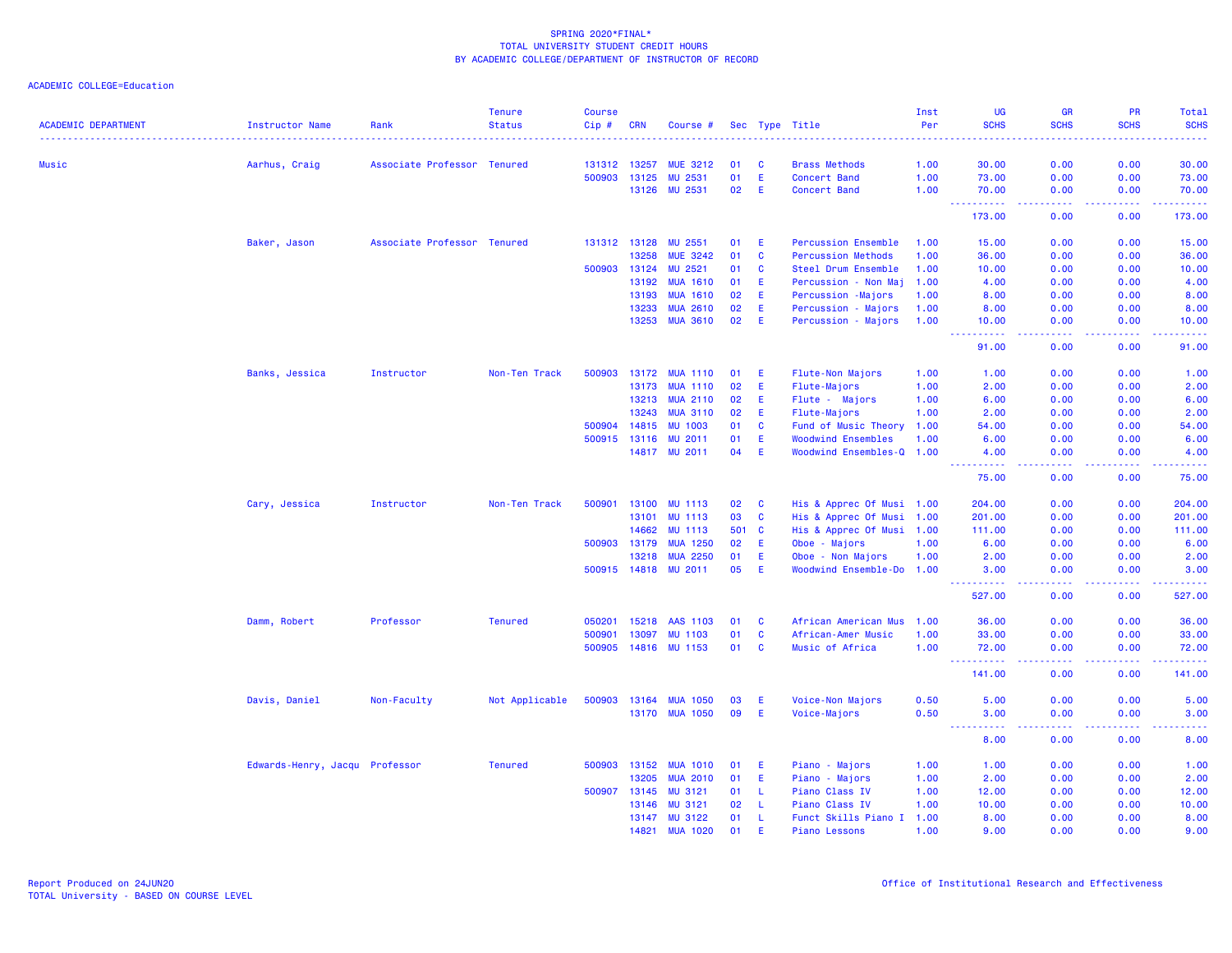SPRING 2020*FINAL*
TOTAL UNIVERSITY STUDENT CREDIT HOURS
BY ACADEMIC COLLEGE/DEPARTMENT OF INSTRUCTOR OF RECORD

ACADEMIC COLLEGE=Education

| ACADEMIC DEPARTMENT | Instructor Name | Rank | Tenure Status | Course Cip # | CRN | Course # | Sec | Type | Title | Inst Per | UG SCHS | GR SCHS | PR SCHS | Total SCHS |
|---|---|---|---|---|---|---|---|---|---|---|---|---|---|---|
| Music | Aarhus, Craig | Associate Professor | Tenured | 131312 | 13257 | MUE 3212 | 01 | C | Brass Methods | 1.00 | 30.00 | 0.00 | 0.00 | 30.00 |
| | | | | 500903 | 13125 | MU 2531 | 01 | E | Concert Band | 1.00 | 73.00 | 0.00 | 0.00 | 73.00 |
| | | | | | 13126 | MU 2531 | 02 | E | Concert Band | 1.00 | 70.00 | 0.00 | 0.00 | 70.00 |
| | | | | | | | | | | | 173.00 | 0.00 | 0.00 | 173.00 |
| | Baker, Jason | Associate Professor | Tenured | 131312 | 13128 | MU 2551 | 01 | E | Percussion Ensemble | 1.00 | 15.00 | 0.00 | 0.00 | 15.00 |
| | | | | | 13258 | MUE 3242 | 01 | C | Percussion Methods | 1.00 | 36.00 | 0.00 | 0.00 | 36.00 |
| | | | | 500903 | 13124 | MU 2521 | 01 | C | Steel Drum Ensemble | 1.00 | 10.00 | 0.00 | 0.00 | 10.00 |
| | | | | | 13192 | MUA 1610 | 01 | E | Percussion - Non Maj | 1.00 | 4.00 | 0.00 | 0.00 | 4.00 |
| | | | | | 13193 | MUA 1610 | 02 | E | Percussion -Majors | 1.00 | 8.00 | 0.00 | 0.00 | 8.00 |
| | | | | | 13233 | MUA 2610 | 02 | E | Percussion - Majors | 1.00 | 8.00 | 0.00 | 0.00 | 8.00 |
| | | | | | 13253 | MUA 3610 | 02 | E | Percussion - Majors | 1.00 | 10.00 | 0.00 | 0.00 | 10.00 |
| | | | | | | | | | | | 91.00 | 0.00 | 0.00 | 91.00 |
| | Banks, Jessica | Instructor | Non-Ten Track | 500903 | 13172 | MUA 1110 | 01 | E | Flute-Non Majors | 1.00 | 1.00 | 0.00 | 0.00 | 1.00 |
| | | | | | 13173 | MUA 1110 | 02 | E | Flute-Majors | 1.00 | 2.00 | 0.00 | 0.00 | 2.00 |
| | | | | | 13213 | MUA 2110 | 02 | E | Flute - Majors | 1.00 | 6.00 | 0.00 | 0.00 | 6.00 |
| | | | | | 13243 | MUA 3110 | 02 | E | Flute-Majors | 1.00 | 2.00 | 0.00 | 0.00 | 2.00 |
| | | | | 500904 | 14815 | MU 1003 | 01 | C | Fund of Music Theory | 1.00 | 54.00 | 0.00 | 0.00 | 54.00 |
| | | | | 500915 | 13116 | MU 2011 | 01 | E | Woodwind Ensembles | 1.00 | 6.00 | 0.00 | 0.00 | 6.00 |
| | | | | | 14817 | MU 2011 | 04 | E | Woodwind Ensembles-Q | 1.00 | 4.00 | 0.00 | 0.00 | 4.00 |
| | | | | | | | | | | | 75.00 | 0.00 | 0.00 | 75.00 |
| | Cary, Jessica | Instructor | Non-Ten Track | 500901 | 13100 | MU 1113 | 02 | C | His & Apprec Of Musi | 1.00 | 204.00 | 0.00 | 0.00 | 204.00 |
| | | | | | 13101 | MU 1113 | 03 | C | His & Apprec Of Musi | 1.00 | 201.00 | 0.00 | 0.00 | 201.00 |
| | | | | | 14662 | MU 1113 | 501 | C | His & Apprec Of Musi | 1.00 | 111.00 | 0.00 | 0.00 | 111.00 |
| | | | | 500903 | 13179 | MUA 1250 | 02 | E | Oboe - Majors | 1.00 | 6.00 | 0.00 | 0.00 | 6.00 |
| | | | | | 13218 | MUA 2250 | 01 | E | Oboe - Non Majors | 1.00 | 2.00 | 0.00 | 0.00 | 2.00 |
| | | | | 500915 | 14818 | MU 2011 | 05 | E | Woodwind Ensemble-Do | 1.00 | 3.00 | 0.00 | 0.00 | 3.00 |
| | | | | | | | | | | | 527.00 | 0.00 | 0.00 | 527.00 |
| | Damm, Robert | Professor | Tenured | 050201 | 15218 | AAS 1103 | 01 | C | African American Mus | 1.00 | 36.00 | 0.00 | 0.00 | 36.00 |
| | | | | 500901 | 13097 | MU 1103 | 01 | C | African-Amer Music | 1.00 | 33.00 | 0.00 | 0.00 | 33.00 |
| | | | | 500905 | 14816 | MU 1153 | 01 | C | Music of Africa | 1.00 | 72.00 | 0.00 | 0.00 | 72.00 |
| | | | | | | | | | | | 141.00 | 0.00 | 0.00 | 141.00 |
| | Davis, Daniel | Non-Faculty | Not Applicable | 500903 | 13164 | MUA 1050 | 03 | E | Voice-Non Majors | 0.50 | 5.00 | 0.00 | 0.00 | 5.00 |
| | | | | | 13170 | MUA 1050 | 09 | E | Voice-Majors | 0.50 | 3.00 | 0.00 | 0.00 | 3.00 |
| | | | | | | | | | | | 8.00 | 0.00 | 0.00 | 8.00 |
| | Edwards-Henry, Jacqu | Professor | Tenured | 500903 | 13152 | MUA 1010 | 01 | E | Piano - Majors | 1.00 | 1.00 | 0.00 | 0.00 | 1.00 |
| | | | | | 13205 | MUA 2010 | 01 | E | Piano - Majors | 1.00 | 2.00 | 0.00 | 0.00 | 2.00 |
| | | | | 500907 | 13145 | MU 3121 | 01 | L | Piano Class IV | 1.00 | 12.00 | 0.00 | 0.00 | 12.00 |
| | | | | | 13146 | MU 3121 | 02 | L | Piano Class IV | 1.00 | 10.00 | 0.00 | 0.00 | 10.00 |
| | | | | | 13147 | MU 3122 | 01 | L | Funct Skills Piano I | 1.00 | 8.00 | 0.00 | 0.00 | 8.00 |
| | | | | | 14821 | MUA 1020 | 01 | E | Piano Lessons | 1.00 | 9.00 | 0.00 | 0.00 | 9.00 |

Report Produced on 24JUN20
TOTAL University - BASED ON COURSE LEVEL

Office of Institutional Research and Effectiveness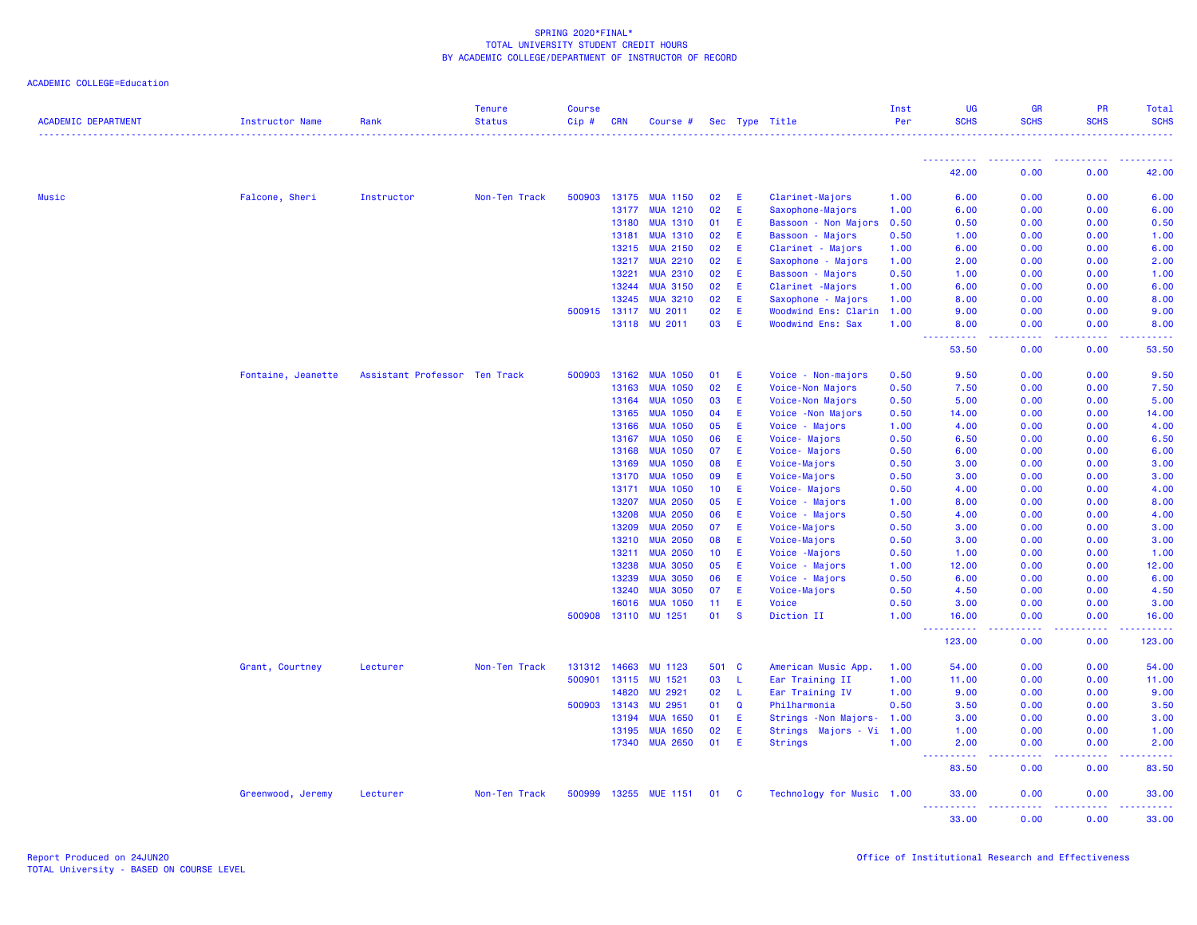SPRING 2020*FINAL*
TOTAL UNIVERSITY STUDENT CREDIT HOURS
BY ACADEMIC COLLEGE/DEPARTMENT OF INSTRUCTOR OF RECORD

ACADEMIC COLLEGE=Education

| ACADEMIC DEPARTMENT | Instructor Name | Rank | Tenure Status | Course Cip # | CRN | Course # | Sec | Type | Title | Inst Per | UG SCHS | GR SCHS | PR SCHS | Total SCHS |
|---|---|---|---|---|---|---|---|---|---|---|---|---|---|---|
| | | | | | | | | | | | 42.00 | 0.00 | 0.00 | 42.00 |
| Music | Falcone, Sheri | Instructor | Non-Ten Track | 500903 | 13175 | MUA 1150 | 02 | E | Clarinet-Majors | 1.00 | 6.00 | 0.00 | 0.00 | 6.00 |
| | | | | | 13177 | MUA 1210 | 02 | E | Saxophone-Majors | 1.00 | 6.00 | 0.00 | 0.00 | 6.00 |
| | | | | | 13180 | MUA 1310 | 01 | E | Bassoon - Non Majors | 0.50 | 0.50 | 0.00 | 0.00 | 0.50 |
| | | | | | 13181 | MUA 1310 | 02 | E | Bassoon - Majors | 0.50 | 1.00 | 0.00 | 0.00 | 1.00 |
| | | | | | 13215 | MUA 2150 | 02 | E | Clarinet - Majors | 1.00 | 6.00 | 0.00 | 0.00 | 6.00 |
| | | | | | 13217 | MUA 2210 | 02 | E | Saxophone - Majors | 1.00 | 2.00 | 0.00 | 0.00 | 2.00 |
| | | | | | 13221 | MUA 2310 | 02 | E | Bassoon -Majors | 0.50 | 1.00 | 0.00 | 0.00 | 1.00 |
| | | | | | 13244 | MUA 3150 | 02 | E | Clarinet -Majors | 1.00 | 6.00 | 0.00 | 0.00 | 6.00 |
| | | | | | 13245 | MUA 3210 | 02 | E | Saxophone - Majors | 1.00 | 8.00 | 0.00 | 0.00 | 8.00 |
| | | | | 500915 | 13117 | MU 2011 | 02 | E | Woodwind Ens: Clarin | 1.00 | 9.00 | 0.00 | 0.00 | 9.00 |
| | | | | | 13118 | MU 2011 | 03 | E | Woodwind Ens: Sax | 1.00 | 8.00 | 0.00 | 0.00 | 8.00 |
| | | | | | | | | | | | 53.50 | 0.00 | 0.00 | 53.50 |
| | Fontaine, Jeanette | Assistant Professor | Ten Track | 500903 | 13162 | MUA 1050 | 01 | E | Voice - Non-majors | 0.50 | 9.50 | 0.00 | 0.00 | 9.50 |
| | | | | | 13163 | MUA 1050 | 02 | E | Voice-Non Majors | 0.50 | 7.50 | 0.00 | 0.00 | 7.50 |
| | | | | | 13164 | MUA 1050 | 03 | E | Voice-Non Majors | 0.50 | 5.00 | 0.00 | 0.00 | 5.00 |
| | | | | | 13165 | MUA 1050 | 04 | E | Voice -Non Majors | 0.50 | 14.00 | 0.00 | 0.00 | 14.00 |
| | | | | | 13166 | MUA 1050 | 05 | E | Voice - Majors | 1.00 | 4.00 | 0.00 | 0.00 | 4.00 |
| | | | | | 13167 | MUA 1050 | 06 | E | Voice- Majors | 0.50 | 6.50 | 0.00 | 0.00 | 6.50 |
| | | | | | 13168 | MUA 1050 | 07 | E | Voice- Majors | 0.50 | 6.00 | 0.00 | 0.00 | 6.00 |
| | | | | | 13169 | MUA 1050 | 08 | E | Voice-Majors | 0.50 | 3.00 | 0.00 | 0.00 | 3.00 |
| | | | | | 13170 | MUA 1050 | 09 | E | Voice-Majors | 0.50 | 3.00 | 0.00 | 0.00 | 3.00 |
| | | | | | 13171 | MUA 1050 | 10 | E | Voice- Majors | 0.50 | 4.00 | 0.00 | 0.00 | 4.00 |
| | | | | | 13207 | MUA 2050 | 05 | E | Voice - Majors | 1.00 | 8.00 | 0.00 | 0.00 | 8.00 |
| | | | | | 13208 | MUA 2050 | 06 | E | Voice - Majors | 0.50 | 4.00 | 0.00 | 0.00 | 4.00 |
| | | | | | 13209 | MUA 2050 | 07 | E | Voice-Majors | 0.50 | 3.00 | 0.00 | 0.00 | 3.00 |
| | | | | | 13210 | MUA 2050 | 08 | E | Voice-Majors | 0.50 | 3.00 | 0.00 | 0.00 | 3.00 |
| | | | | | 13211 | MUA 2050 | 10 | E | Voice -Majors | 0.50 | 1.00 | 0.00 | 0.00 | 1.00 |
| | | | | | 13238 | MUA 3050 | 05 | E | Voice - Majors | 1.00 | 12.00 | 0.00 | 0.00 | 12.00 |
| | | | | | 13239 | MUA 3050 | 06 | E | Voice - Majors | 0.50 | 6.00 | 0.00 | 0.00 | 6.00 |
| | | | | | 13240 | MUA 3050 | 07 | E | Voice-Majors | 0.50 | 4.50 | 0.00 | 0.00 | 4.50 |
| | | | | | 16016 | MUA 1050 | 11 | E | Voice | 0.50 | 3.00 | 0.00 | 0.00 | 3.00 |
| | | | | 500908 | 13110 | MU 1251 | 01 | S | Diction II | 1.00 | 16.00 | 0.00 | 0.00 | 16.00 |
| | | | | | | | | | | | 123.00 | 0.00 | 0.00 | 123.00 |
| | Grant, Courtney | Lecturer | Non-Ten Track | 131312 | 14663 | MU 1123 | 501 | C | American Music App. | 1.00 | 54.00 | 0.00 | 0.00 | 54.00 |
| | | | | 500901 | 13115 | MU 1521 | 03 | L | Ear Training II | 1.00 | 11.00 | 0.00 | 0.00 | 11.00 |
| | | | | | 14820 | MU 2921 | 02 | L | Ear Training IV | 1.00 | 9.00 | 0.00 | 0.00 | 9.00 |
| | | | | 500903 | 13143 | MU 2951 | 01 | Q | Philharmonia | 0.50 | 3.50 | 0.00 | 0.00 | 3.50 |
| | | | | | 13194 | MUA 1650 | 01 | E | Strings -Non Majors- | 1.00 | 3.00 | 0.00 | 0.00 | 3.00 |
| | | | | | 13195 | MUA 1650 | 02 | E | Strings Majors - Vi | 1.00 | 1.00 | 0.00 | 0.00 | 1.00 |
| | | | | | 17340 | MUA 2650 | 01 | E | Strings | 1.00 | 2.00 | 0.00 | 0.00 | 2.00 |
| | | | | | | | | | | | 83.50 | 0.00 | 0.00 | 83.50 |
| | Greenwood, Jeremy | Lecturer | Non-Ten Track | 500999 | 13255 | MUE 1151 | 01 | C | Technology for Music | 1.00 | 33.00 | 0.00 | 0.00 | 33.00 |
| | | | | | | | | | | | 33.00 | 0.00 | 0.00 | 33.00 |

Report Produced on 24JUN20
TOTAL University - BASED ON COURSE LEVEL

Office of Institutional Research and Effectiveness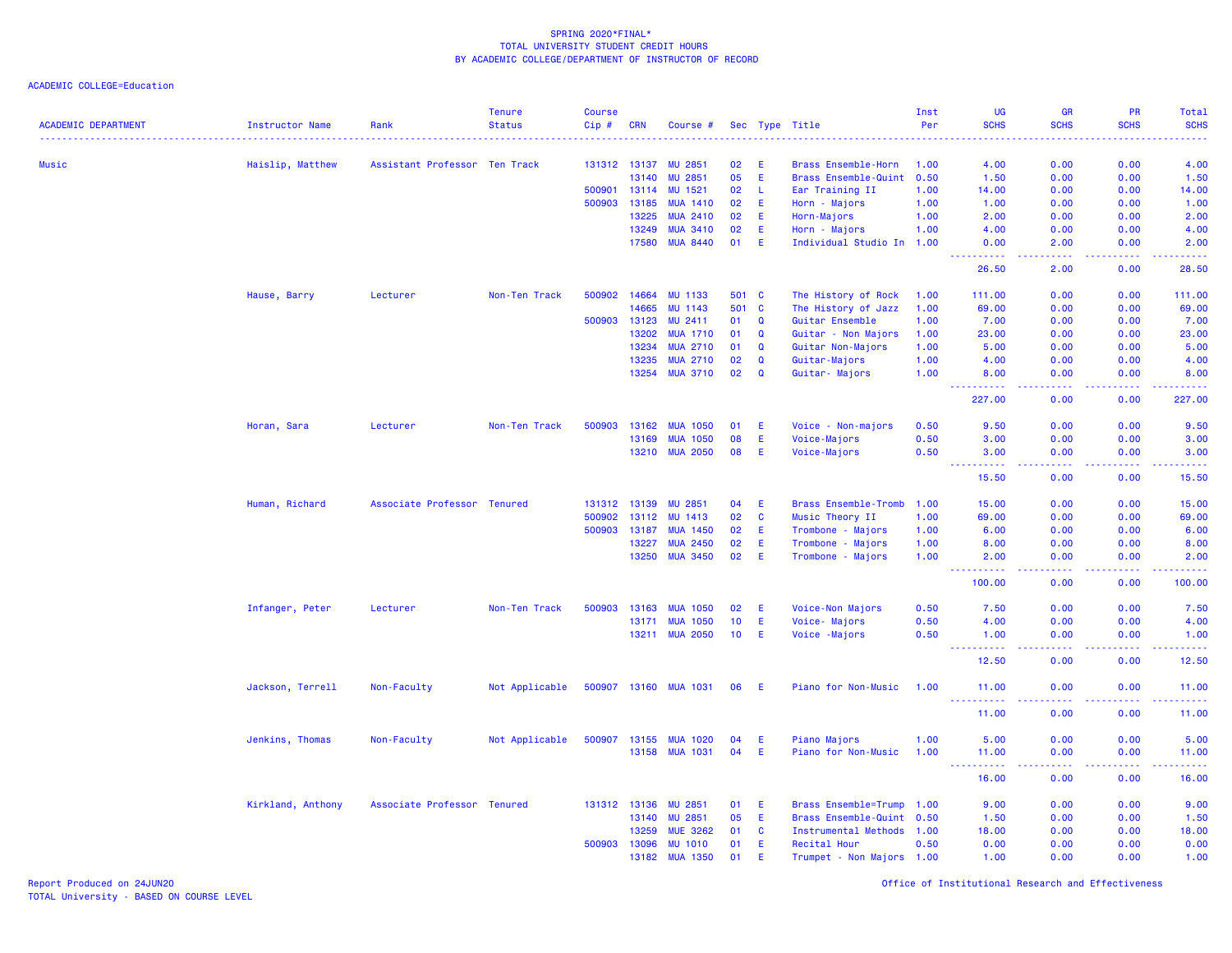SPRING 2020*FINAL*
TOTAL UNIVERSITY STUDENT CREDIT HOURS
BY ACADEMIC COLLEGE/DEPARTMENT OF INSTRUCTOR OF RECORD

ACADEMIC COLLEGE=Education

| ACADEMIC DEPARTMENT | Instructor Name | Rank | Tenure Status | Course Cip # | CRN | Course # | Sec | Type | Title | Inst Per | UG SCHS | GR SCHS | PR SCHS | Total SCHS |
|---|---|---|---|---|---|---|---|---|---|---|---|---|---|---|
| Music | Haislip, Matthew | Assistant Professor | Ten Track | 131312 | 13137 | MU 2851 | 02 | E | Brass Ensemble-Horn | 1.00 | 4.00 | 0.00 | 0.00 | 4.00 |
| | | | | | 13140 | MU 2851 | 05 | E | Brass Ensemble-Quint | 0.50 | 1.50 | 0.00 | 0.00 | 1.50 |
| | | | | 500901 | 13114 | MU 1521 | 02 | L | Ear Training II | 1.00 | 14.00 | 0.00 | 0.00 | 14.00 |
| | | | | 500903 | 13185 | MUA 1410 | 02 | E | Horn - Majors | 1.00 | 1.00 | 0.00 | 0.00 | 1.00 |
| | | | | | 13225 | MUA 2410 | 02 | E | Horn-Majors | 1.00 | 2.00 | 0.00 | 0.00 | 2.00 |
| | | | | | 13249 | MUA 3410 | 02 | E | Horn - Majors | 1.00 | 4.00 | 0.00 | 0.00 | 4.00 |
| | | | | | 17580 | MUA 8440 | 01 | E | Individual Studio In | 1.00 | 0.00 | 2.00 | 0.00 | 2.00 |
| | | | | | | | | | | | 26.50 | 2.00 | 0.00 | 28.50 |
| | Hause, Barry | Lecturer | Non-Ten Track | 500902 | 14664 | MU 1133 | 501 | C | The History of Rock | 1.00 | 111.00 | 0.00 | 0.00 | 111.00 |
| | | | | | 14665 | MU 1143 | 501 | C | The History of Jazz | 1.00 | 69.00 | 0.00 | 0.00 | 69.00 |
| | | | | 500903 | 13123 | MU 2411 | 01 | Q | Guitar Ensemble | 1.00 | 7.00 | 0.00 | 0.00 | 7.00 |
| | | | | | 13202 | MUA 1710 | 01 | Q | Guitar - Non Majors | 1.00 | 23.00 | 0.00 | 0.00 | 23.00 |
| | | | | | 13234 | MUA 2710 | 01 | Q | Guitar Non-Majors | 1.00 | 5.00 | 0.00 | 0.00 | 5.00 |
| | | | | | 13235 | MUA 2710 | 02 | Q | Guitar-Majors | 1.00 | 4.00 | 0.00 | 0.00 | 4.00 |
| | | | | | 13254 | MUA 3710 | 02 | Q | Guitar- Majors | 1.00 | 8.00 | 0.00 | 0.00 | 8.00 |
| | | | | | | | | | | | 227.00 | 0.00 | 0.00 | 227.00 |
| | Horan, Sara | Lecturer | Non-Ten Track | 500903 | 13162 | MUA 1050 | 01 | E | Voice - Non-majors | 0.50 | 9.50 | 0.00 | 0.00 | 9.50 |
| | | | | | 13169 | MUA 1050 | 08 | E | Voice-Majors | 0.50 | 3.00 | 0.00 | 0.00 | 3.00 |
| | | | | | 13210 | MUA 2050 | 08 | E | Voice-Majors | 0.50 | 3.00 | 0.00 | 0.00 | 3.00 |
| | | | | | | | | | | | 15.50 | 0.00 | 0.00 | 15.50 |
| | Human, Richard | Associate Professor | Tenured | 131312 | 13139 | MU 2851 | 04 | E | Brass Ensemble-Tromb | 1.00 | 15.00 | 0.00 | 0.00 | 15.00 |
| | | | | 500902 | 13112 | MU 1413 | 02 | C | Music Theory II | 1.00 | 69.00 | 0.00 | 0.00 | 69.00 |
| | | | | 500903 | 13187 | MUA 1450 | 02 | E | Trombone - Majors | 1.00 | 6.00 | 0.00 | 0.00 | 6.00 |
| | | | | | 13227 | MUA 2450 | 02 | E | Trombone - Majors | 1.00 | 8.00 | 0.00 | 0.00 | 8.00 |
| | | | | | 13250 | MUA 3450 | 02 | E | Trombone - Majors | 1.00 | 2.00 | 0.00 | 0.00 | 2.00 |
| | | | | | | | | | | | 100.00 | 0.00 | 0.00 | 100.00 |
| | Infanger, Peter | Lecturer | Non-Ten Track | 500903 | 13163 | MUA 1050 | 02 | E | Voice-Non Majors | 0.50 | 7.50 | 0.00 | 0.00 | 7.50 |
| | | | | | 13171 | MUA 1050 | 10 | E | Voice- Majors | 0.50 | 4.00 | 0.00 | 0.00 | 4.00 |
| | | | | | 13211 | MUA 2050 | 10 | E | Voice -Majors | 0.50 | 1.00 | 0.00 | 0.00 | 1.00 |
| | | | | | | | | | | | 12.50 | 0.00 | 0.00 | 12.50 |
| | Jackson, Terrell | Non-Faculty | Not Applicable | 500907 | 13160 | MUA 1031 | 06 | E | Piano for Non-Music | 1.00 | 11.00 | 0.00 | 0.00 | 11.00 |
| | | | | | | | | | | | 11.00 | 0.00 | 0.00 | 11.00 |
| | Jenkins, Thomas | Non-Faculty | Not Applicable | 500907 | 13155 | MUA 1020 | 04 | E | Piano Majors | 1.00 | 5.00 | 0.00 | 0.00 | 5.00 |
| | | | | | 13158 | MUA 1031 | 04 | E | Piano for Non-Music | 1.00 | 11.00 | 0.00 | 0.00 | 11.00 |
| | | | | | | | | | | | 16.00 | 0.00 | 0.00 | 16.00 |
| | Kirkland, Anthony | Associate Professor | Tenured | 131312 | 13136 | MU 2851 | 01 | E | Brass Ensemble=Trump | 1.00 | 9.00 | 0.00 | 0.00 | 9.00 |
| | | | | | 13140 | MU 2851 | 05 | E | Brass Ensemble-Quint | 0.50 | 1.50 | 0.00 | 0.00 | 1.50 |
| | | | | | 13259 | MUE 3262 | 01 | C | Instrumental Methods | 1.00 | 18.00 | 0.00 | 0.00 | 18.00 |
| | | | | 500903 | 13096 | MU 1010 | 01 | E | Recital Hour | 0.50 | 0.00 | 0.00 | 0.00 | 0.00 |
| | | | | | 13182 | MUA 1350 | 01 | E | Trumpet - Non Majors | 1.00 | 1.00 | 0.00 | 0.00 | 1.00 |

Report Produced on 24JUN20
TOTAL University - BASED ON COURSE LEVEL

Office of Institutional Research and Effectiveness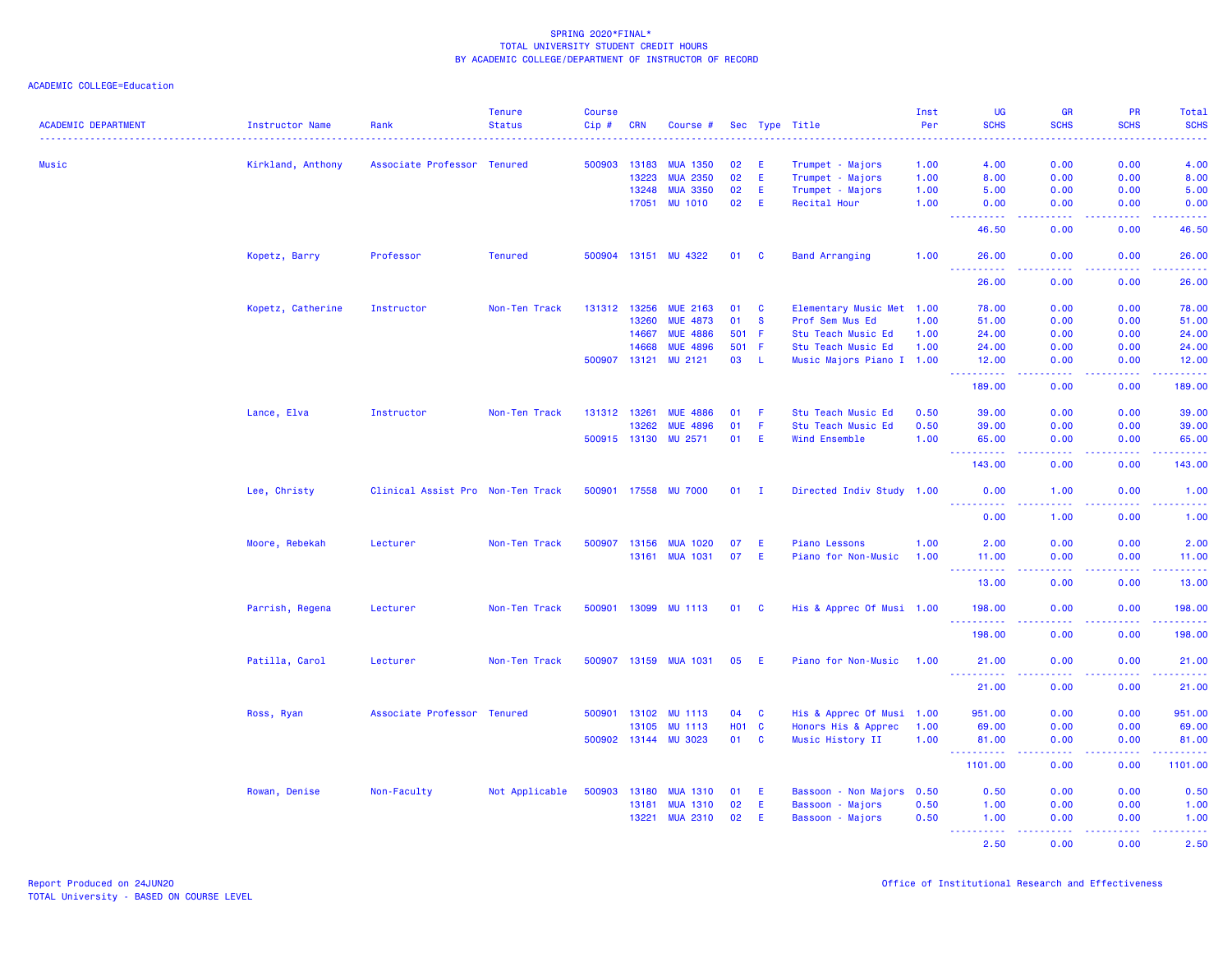SPRING 2020*FINAL*
TOTAL UNIVERSITY STUDENT CREDIT HOURS
BY ACADEMIC COLLEGE/DEPARTMENT OF INSTRUCTOR OF RECORD

ACADEMIC COLLEGE=Education

| ACADEMIC DEPARTMENT | Instructor Name | Rank | Tenure Status | Course Cip # | CRN | Course # | Sec | Type | Title | Inst Per | UG SCHS | GR SCHS | PR SCHS | Total SCHS |
|---|---|---|---|---|---|---|---|---|---|---|---|---|---|---|
| Music | Kirkland, Anthony | Associate Professor | Tenured | 500903 | 13183 | MUA 1350 | 02 | E | Trumpet - Majors | 1.00 | 4.00 | 0.00 | 0.00 | 4.00 |
| | | | | | 13223 | MUA 2350 | 02 | E | Trumpet - Majors | 1.00 | 8.00 | 0.00 | 0.00 | 8.00 |
| | | | | | 13248 | MUA 3350 | 02 | E | Trumpet - Majors | 1.00 | 5.00 | 0.00 | 0.00 | 5.00 |
| | | | | | 17051 | MU 1010 | 02 | E | Recital Hour | 1.00 | 0.00 | 0.00 | 0.00 | 0.00 |
| | | | | | | | | | | | 46.50 | 0.00 | 0.00 | 46.50 |
| | Kopetz, Barry | Professor | Tenured | 500904 | 13151 | MU 4322 | 01 | C | Band Arranging | 1.00 | 26.00 | 0.00 | 0.00 | 26.00 |
| | | | | | | | | | | | 26.00 | 0.00 | 0.00 | 26.00 |
| | Kopetz, Catherine | Instructor | Non-Ten Track | 131312 | 13256 | MUE 2163 | 01 | C | Elementary Music Met | 1.00 | 78.00 | 0.00 | 0.00 | 78.00 |
| | | | | | 13260 | MUE 4873 | 01 | S | Prof Sem Mus Ed | 1.00 | 51.00 | 0.00 | 0.00 | 51.00 |
| | | | | | 14667 | MUE 4886 | 501 | F | Stu Teach Music Ed | 1.00 | 24.00 | 0.00 | 0.00 | 24.00 |
| | | | | | 14668 | MUE 4896 | 501 | F | Stu Teach Music Ed | 1.00 | 24.00 | 0.00 | 0.00 | 24.00 |
| | | | | 500907 | 13121 | MU 2121 | 03 | L | Music Majors Piano I | 1.00 | 12.00 | 0.00 | 0.00 | 12.00 |
| | | | | | | | | | | | 189.00 | 0.00 | 0.00 | 189.00 |
| | Lance, Elva | Instructor | Non-Ten Track | 131312 | 13261 | MUE 4886 | 01 | F | Stu Teach Music Ed | 0.50 | 39.00 | 0.00 | 0.00 | 39.00 |
| | | | | | 13262 | MUE 4896 | 01 | F | Stu Teach Music Ed | 0.50 | 39.00 | 0.00 | 0.00 | 39.00 |
| | | | | 500915 | 13130 | MU 2571 | 01 | E | Wind Ensemble | 1.00 | 65.00 | 0.00 | 0.00 | 65.00 |
| | | | | | | | | | | | 143.00 | 0.00 | 0.00 | 143.00 |
| | Lee, Christy | Clinical Assist Pro | Non-Ten Track | 500901 | 17558 | MU 7000 | 01 | I | Directed Indiv Study | 1.00 | 0.00 | 1.00 | 0.00 | 1.00 |
| | | | | | | | | | | | 0.00 | 1.00 | 0.00 | 1.00 |
| | Moore, Rebekah | Lecturer | Non-Ten Track | 500907 | 13156 | MUA 1020 | 07 | E | Piano Lessons | 1.00 | 2.00 | 0.00 | 0.00 | 2.00 |
| | | | | | 13161 | MUA 1031 | 07 | E | Piano for Non-Music | 1.00 | 11.00 | 0.00 | 0.00 | 11.00 |
| | | | | | | | | | | | 13.00 | 0.00 | 0.00 | 13.00 |
| | Parrish, Regena | Lecturer | Non-Ten Track | 500901 | 13099 | MU 1113 | 01 | C | His & Apprec Of Musi | 1.00 | 198.00 | 0.00 | 0.00 | 198.00 |
| | | | | | | | | | | | 198.00 | 0.00 | 0.00 | 198.00 |
| | Patilla, Carol | Lecturer | Non-Ten Track | 500907 | 13159 | MUA 1031 | 05 | E | Piano for Non-Music | 1.00 | 21.00 | 0.00 | 0.00 | 21.00 |
| | | | | | | | | | | | 21.00 | 0.00 | 0.00 | 21.00 |
| | Ross, Ryan | Associate Professor | Tenured | 500901 | 13102 | MU 1113 | 04 | C | His & Apprec Of Musi | 1.00 | 951.00 | 0.00 | 0.00 | 951.00 |
| | | | | | 13105 | MU 1113 | H01 | C | Honors His & Apprec | 1.00 | 69.00 | 0.00 | 0.00 | 69.00 |
| | | | | 500902 | 13144 | MU 3023 | 01 | C | Music History II | 1.00 | 81.00 | 0.00 | 0.00 | 81.00 |
| | | | | | | | | | | | 1101.00 | 0.00 | 0.00 | 1101.00 |
| | Rowan, Denise | Non-Faculty | Not Applicable | 500903 | 13180 | MUA 1310 | 01 | E | Bassoon - Non Majors | 0.50 | 0.50 | 0.00 | 0.00 | 0.50 |
| | | | | | 13181 | MUA 1310 | 02 | E | Bassoon - Majors | 0.50 | 1.00 | 0.00 | 0.00 | 1.00 |
| | | | | | 13221 | MUA 2310 | 02 | E | Bassoon - Majors | 0.50 | 1.00 | 0.00 | 0.00 | 1.00 |
| | | | | | | | | | | | 2.50 | 0.00 | 0.00 | 2.50 |

Report Produced on 24JUN20
TOTAL University - BASED ON COURSE LEVEL

Office of Institutional Research and Effectiveness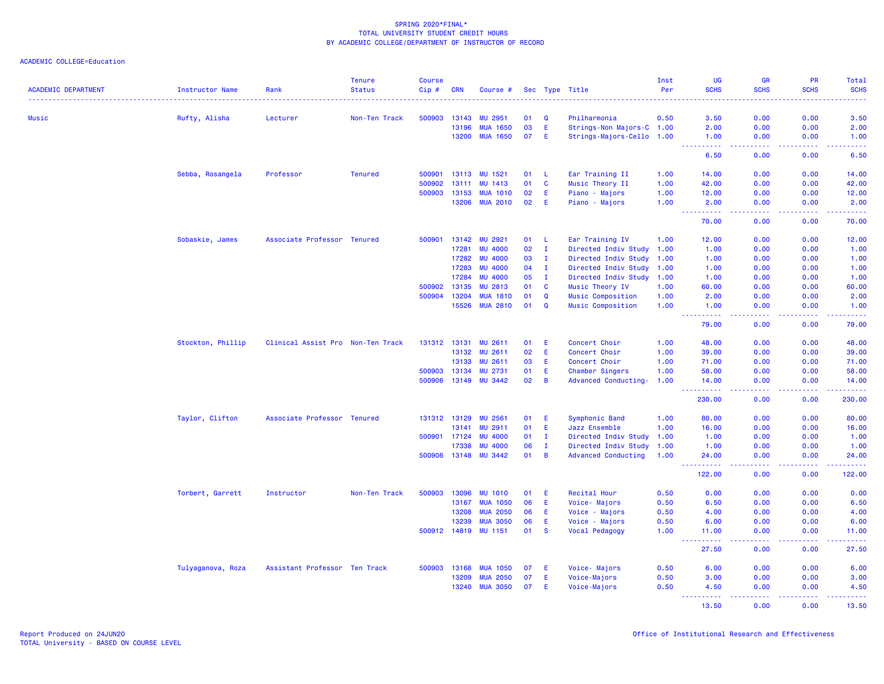SPRING 2020*FINAL*
TOTAL UNIVERSITY STUDENT CREDIT HOURS
BY ACADEMIC COLLEGE/DEPARTMENT OF INSTRUCTOR OF RECORD

ACADEMIC COLLEGE=Education

| ACADEMIC DEPARTMENT | Instructor Name | Rank | Tenure Status | Course Cip # | CRN | Course # | Sec | Type | Title | Inst Per | UG SCHS | GR SCHS | PR SCHS | Total SCHS |
|---|---|---|---|---|---|---|---|---|---|---|---|---|---|---|
| Music | Rufty, Alisha | Lecturer | Non-Ten Track | 500903 | 13143 | MU 2951 | 01 | Q | Philharmonia | 0.50 | 3.50 | 0.00 | 0.00 | 3.50 |
| | | | | | 13196 | MUA 1650 | 03 | E | Strings-Non Majors-C | 1.00 | 2.00 | 0.00 | 0.00 | 2.00 |
| | | | | | 13200 | MUA 1650 | 07 | E | Strings-Majors-Cello | 1.00 | 1.00 | 0.00 | 0.00 | 1.00 |
| | | | | | | | | | | | 6.50 | 0.00 | 0.00 | 6.50 |
| | Sebba, Rosangela | Professor | Tenured | 500901 | 13113 | MU 1521 | 01 | L | Ear Training II | 1.00 | 14.00 | 0.00 | 0.00 | 14.00 |
| | | | | 500902 | 13111 | MU 1413 | 01 | C | Music Theory II | 1.00 | 42.00 | 0.00 | 0.00 | 42.00 |
| | | | | 500903 | 13153 | MUA 1010 | 02 | E | Piano - Majors | 1.00 | 12.00 | 0.00 | 0.00 | 12.00 |
| | | | | | 13206 | MUA 2010 | 02 | E | Piano - Majors | 1.00 | 2.00 | 0.00 | 0.00 | 2.00 |
| | | | | | | | | | | | 70.00 | 0.00 | 0.00 | 70.00 |
| | Sobaskie, James | Associate Professor | Tenured | 500901 | 13142 | MU 2921 | 01 | L | Ear Training IV | 1.00 | 12.00 | 0.00 | 0.00 | 12.00 |
| | | | | | 17281 | MU 4000 | 02 | I | Directed Indiv Study | 1.00 | 1.00 | 0.00 | 0.00 | 1.00 |
| | | | | | 17282 | MU 4000 | 03 | I | Directed Indiv Study | 1.00 | 1.00 | 0.00 | 0.00 | 1.00 |
| | | | | | 17283 | MU 4000 | 04 | I | Directed Indiv Study | 1.00 | 1.00 | 0.00 | 0.00 | 1.00 |
| | | | | | 17284 | MU 4000 | 05 | I | Directed Indiv Study | 1.00 | 1.00 | 0.00 | 0.00 | 1.00 |
| | | | | 500902 | 13135 | MU 2813 | 01 | C | Music Theory IV | 1.00 | 60.00 | 0.00 | 0.00 | 60.00 |
| | | | | 500904 | 13204 | MUA 1810 | 01 | Q | Music Composition | 1.00 | 2.00 | 0.00 | 0.00 | 2.00 |
| | | | | | 15526 | MUA 2810 | 01 | Q | Music Composition | 1.00 | 1.00 | 0.00 | 0.00 | 1.00 |
| | | | | | | | | | | | 79.00 | 0.00 | 0.00 | 79.00 |
| | Stockton, Phillip | Clinical Assist Pro | Non-Ten Track | 131312 | 13131 | MU 2611 | 01 | E | Concert Choir | 1.00 | 48.00 | 0.00 | 0.00 | 48.00 |
| | | | | | 13132 | MU 2611 | 02 | E | Concert Choir | 1.00 | 39.00 | 0.00 | 0.00 | 39.00 |
| | | | | | 13133 | MU 2611 | 03 | E | Concert Choir | 1.00 | 71.00 | 0.00 | 0.00 | 71.00 |
| | | | | 500903 | 13134 | MU 2731 | 01 | E | Chamber Singers | 1.00 | 58.00 | 0.00 | 0.00 | 58.00 |
| | | | | 500906 | 13149 | MU 3442 | 02 | B | Advanced Conducting- | 1.00 | 14.00 | 0.00 | 0.00 | 14.00 |
| | | | | | | | | | | | 230.00 | 0.00 | 0.00 | 230.00 |
| | Taylor, Clifton | Associate Professor | Tenured | 131312 | 13129 | MU 2561 | 01 | E | Symphonic Band | 1.00 | 80.00 | 0.00 | 0.00 | 80.00 |
| | | | | | 13141 | MU 2911 | 01 | E | Jazz Ensemble | 1.00 | 16.00 | 0.00 | 0.00 | 16.00 |
| | | | | 500901 | 17124 | MU 4000 | 01 | I | Directed Indiv Study | 1.00 | 1.00 | 0.00 | 0.00 | 1.00 |
| | | | | | 17338 | MU 4000 | 06 | I | Directed Indiv Study | 1.00 | 1.00 | 0.00 | 0.00 | 1.00 |
| | | | | 500906 | 13148 | MU 3442 | 01 | B | Advanced Conducting | 1.00 | 24.00 | 0.00 | 0.00 | 24.00 |
| | | | | | | | | | | | 122.00 | 0.00 | 0.00 | 122.00 |
| | Torbert, Garrett | Instructor | Non-Ten Track | 500903 | 13096 | MU 1010 | 01 | E | Recital Hour | 0.50 | 0.00 | 0.00 | 0.00 | 0.00 |
| | | | | | 13167 | MUA 1050 | 06 | E | Voice- Majors | 0.50 | 6.50 | 0.00 | 0.00 | 6.50 |
| | | | | | 13208 | MUA 2050 | 06 | E | Voice - Majors | 0.50 | 4.00 | 0.00 | 0.00 | 4.00 |
| | | | | | 13239 | MUA 3050 | 06 | E | Voice - Majors | 0.50 | 6.00 | 0.00 | 0.00 | 6.00 |
| | | | | 500912 | 14819 | MU 1151 | 01 | S | Vocal Pedagogy | 1.00 | 11.00 | 0.00 | 0.00 | 11.00 |
| | | | | | | | | | | | 27.50 | 0.00 | 0.00 | 27.50 |
| | Tulyaganova, Roza | Assistant Professor | Ten Track | 500903 | 13168 | MUA 1050 | 07 | E | Voice- Majors | 0.50 | 6.00 | 0.00 | 0.00 | 6.00 |
| | | | | | 13209 | MUA 2050 | 07 | E | Voice-Majors | 0.50 | 3.00 | 0.00 | 0.00 | 3.00 |
| | | | | | 13240 | MUA 3050 | 07 | E | Voice-Majors | 0.50 | 4.50 | 0.00 | 0.00 | 4.50 |
| | | | | | | | | | | | 13.50 | 0.00 | 0.00 | 13.50 |

Report Produced on 24JUN20
TOTAL University - BASED ON COURSE LEVEL

Office of Institutional Research and Effectiveness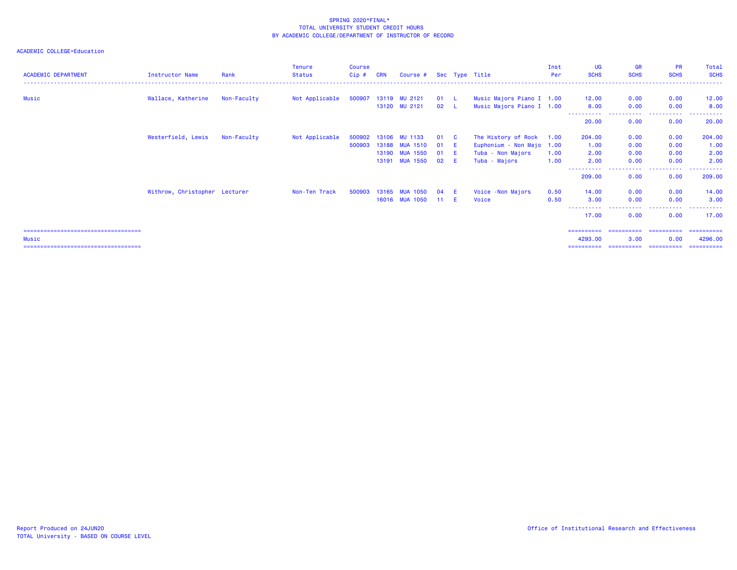SPRING 2020*FINAL*
TOTAL UNIVERSITY STUDENT CREDIT HOURS
BY ACADEMIC COLLEGE/DEPARTMENT OF INSTRUCTOR OF RECORD

ACADEMIC COLLEGE=Education

| ACADEMIC DEPARTMENT | Instructor Name | Rank | Tenure Status | Course Cip # | CRN | Course # | Sec | Type | Title | Inst Per | UG SCHS | GR SCHS | PR SCHS | Total SCHS |
|---|---|---|---|---|---|---|---|---|---|---|---|---|---|---|
| Music | Wallace, Katherine | Non-Faculty | Not Applicable | 500907 | 13119 | MU 2121 | 01 | L | Music Majors Piano I | 1.00 | 12.00 | 0.00 | 0.00 | 12.00 |
| | | | | | 13120 | MU 2121 | 02 | L | Music Majors Piano I | 1.00 | 8.00 | 0.00 | 0.00 | 8.00 |
| | | | | | | | | | | | 20.00 | 0.00 | 0.00 | 20.00 |
| | Westerfield, Lewis | Non-Faculty | Not Applicable | 500902 | 13106 | MU 1133 | 01 | C | The History of Rock | 1.00 | 204.00 | 0.00 | 0.00 | 204.00 |
| | | | | 500903 | 13188 | MUA 1510 | 01 | E | Euphonium - Non Majo | 1.00 | 1.00 | 0.00 | 0.00 | 1.00 |
| | | | | | 13190 | MUA 1550 | 01 | E | Tuba - Non Majors | 1.00 | 2.00 | 0.00 | 0.00 | 2.00 |
| | | | | | 13191 | MUA 1550 | 02 | E | Tuba - Majors | 1.00 | 2.00 | 0.00 | 0.00 | 2.00 |
| | | | | | | | | | | | 209.00 | 0.00 | 0.00 | 209.00 |
| | Withrow, Christopher | Lecturer | Non-Ten Track | 500903 | 13165 | MUA 1050 | 04 | E | Voice -Non Majors | 0.50 | 14.00 | 0.00 | 0.00 | 14.00 |
| | | | | | 16016 | MUA 1050 | 11 | E | Voice | 0.50 | 3.00 | 0.00 | 0.00 | 3.00 |
| | | | | | | | | | | | 17.00 | 0.00 | 0.00 | 17.00 |
| Music | | | | | | | | | | | 4293.00 | 3.00 | 0.00 | 4296.00 |

Report Produced on 24JUN20
TOTAL University - BASED ON COURSE LEVEL

Office of Institutional Research and Effectiveness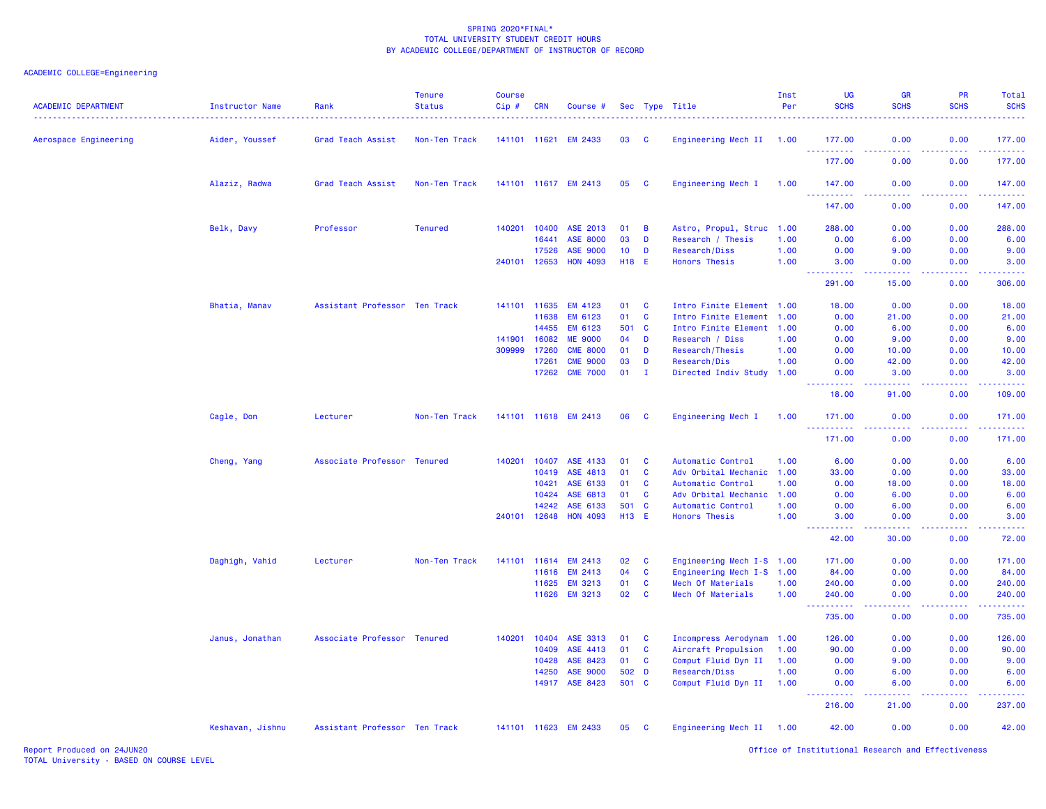SPRING 2020*FINAL*
TOTAL UNIVERSITY STUDENT CREDIT HOURS
BY ACADEMIC COLLEGE/DEPARTMENT OF INSTRUCTOR OF RECORD

ACADEMIC COLLEGE=Engineering

| ACADEMIC DEPARTMENT | Instructor Name | Rank | Tenure Status | Course Cip # | CRN | Course # | Sec | Type | Title | Inst Per | UG SCHS | GR SCHS | PR SCHS | Total SCHS |
|---|---|---|---|---|---|---|---|---|---|---|---|---|---|---|
| Aerospace Engineering | Aider, Youssef | Grad Teach Assist | Non-Ten Track | 141101 | 11621 | EM 2433 | 03 | C | Engineering Mech II | 1.00 | 177.00 | 0.00 | 0.00 | 177.00 |
| | | | | | | | | | | | 177.00 | 0.00 | 0.00 | 177.00 |
| | Alaziz, Radwa | Grad Teach Assist | Non-Ten Track | 141101 | 11617 | EM 2413 | 05 | C | Engineering Mech I | 1.00 | 147.00 | 0.00 | 0.00 | 147.00 |
| | | | | | | | | | | | 147.00 | 0.00 | 0.00 | 147.00 |
| | Belk, Davy | Professor | Tenured | 140201 | 10400 | ASE 2013 | 01 | B | Astro, Propul, Struc | 1.00 | 288.00 | 0.00 | 0.00 | 288.00 |
| | | | | | 16441 | ASE 8000 | 03 | D | Research / Thesis | 1.00 | 0.00 | 6.00 | 0.00 | 6.00 |
| | | | | | 17526 | ASE 9000 | 10 | D | Research/Diss | 1.00 | 0.00 | 9.00 | 0.00 | 9.00 |
| | | | | 240101 | 12653 | HON 4093 | H18 | E | Honors Thesis | 1.00 | 3.00 | 0.00 | 0.00 | 3.00 |
| | | | | | | | | | | | 291.00 | 15.00 | 0.00 | 306.00 |
| | Bhatia, Manav | Assistant Professor | Ten Track | 141101 | 11635 | EM 4123 | 01 | C | Intro Finite Element | 1.00 | 18.00 | 0.00 | 0.00 | 18.00 |
| | | | | | 11638 | EM 6123 | 01 | C | Intro Finite Element | 1.00 | 0.00 | 21.00 | 0.00 | 21.00 |
| | | | | | 14455 | EM 6123 | 501 | C | Intro Finite Element | 1.00 | 0.00 | 6.00 | 0.00 | 6.00 |
| | | | | 141901 | 16082 | ME 9000 | 04 | D | Research / Diss | 1.00 | 0.00 | 9.00 | 0.00 | 9.00 |
| | | | | 309999 | 17260 | CME 8000 | 01 | D | Research/Thesis | 1.00 | 0.00 | 10.00 | 0.00 | 10.00 |
| | | | | | 17261 | CME 9000 | 03 | D | Research/Dis | 1.00 | 0.00 | 42.00 | 0.00 | 42.00 |
| | | | | | 17262 | CME 7000 | 01 | I | Directed Indiv Study | 1.00 | 0.00 | 3.00 | 0.00 | 3.00 |
| | | | | | | | | | | | 18.00 | 91.00 | 0.00 | 109.00 |
| | Cagle, Don | Lecturer | Non-Ten Track | 141101 | 11618 | EM 2413 | 06 | C | Engineering Mech I | 1.00 | 171.00 | 0.00 | 0.00 | 171.00 |
| | | | | | | | | | | | 171.00 | 0.00 | 0.00 | 171.00 |
| | Cheng, Yang | Associate Professor | Tenured | 140201 | 10407 | ASE 4133 | 01 | C | Automatic Control | 1.00 | 6.00 | 0.00 | 0.00 | 6.00 |
| | | | | | 10419 | ASE 4813 | 01 | C | Adv Orbital Mechanic | 1.00 | 33.00 | 0.00 | 0.00 | 33.00 |
| | | | | | 10421 | ASE 6133 | 01 | C | Automatic Control | 1.00 | 0.00 | 18.00 | 0.00 | 18.00 |
| | | | | | 10424 | ASE 6813 | 01 | C | Adv Orbital Mechanic | 1.00 | 0.00 | 6.00 | 0.00 | 6.00 |
| | | | | | 14242 | ASE 6133 | 501 | C | Automatic Control | 1.00 | 0.00 | 6.00 | 0.00 | 6.00 |
| | | | | 240101 | 12648 | HON 4093 | H13 | E | Honors Thesis | 1.00 | 3.00 | 0.00 | 0.00 | 3.00 |
| | | | | | | | | | | | 42.00 | 30.00 | 0.00 | 72.00 |
| | Daghigh, Vahid | Lecturer | Non-Ten Track | 141101 | 11614 | EM 2413 | 02 | C | Engineering Mech I-S | 1.00 | 171.00 | 0.00 | 0.00 | 171.00 |
| | | | | | 11616 | EM 2413 | 04 | C | Engineering Mech I-S | 1.00 | 84.00 | 0.00 | 0.00 | 84.00 |
| | | | | | 11625 | EM 3213 | 01 | C | Mech Of Materials | 1.00 | 240.00 | 0.00 | 0.00 | 240.00 |
| | | | | | 11626 | EM 3213 | 02 | C | Mech Of Materials | 1.00 | 240.00 | 0.00 | 0.00 | 240.00 |
| | | | | | | | | | | | 735.00 | 0.00 | 0.00 | 735.00 |
| | Janus, Jonathan | Associate Professor | Tenured | 140201 | 10404 | ASE 3313 | 01 | C | Incompress Aerodynam | 1.00 | 126.00 | 0.00 | 0.00 | 126.00 |
| | | | | | 10409 | ASE 4413 | 01 | C | Aircraft Propulsion | 1.00 | 90.00 | 0.00 | 0.00 | 90.00 |
| | | | | | 10428 | ASE 8423 | 01 | C | Comput Fluid Dyn II | 1.00 | 0.00 | 9.00 | 0.00 | 9.00 |
| | | | | | 14250 | ASE 9000 | 502 | D | Research/Diss | 1.00 | 0.00 | 6.00 | 0.00 | 6.00 |
| | | | | | 14917 | ASE 8423 | 501 | C | Comput Fluid Dyn II | 1.00 | 0.00 | 6.00 | 0.00 | 6.00 |
| | | | | | | | | | | | 216.00 | 21.00 | 0.00 | 237.00 |
| | Keshavan, Jishnu | Assistant Professor | Ten Track | 141101 | 11623 | EM 2433 | 05 | C | Engineering Mech II | 1.00 | 42.00 | 0.00 | 0.00 | 42.00 |

Report Produced on 24JUN20
TOTAL University - BASED ON COURSE LEVEL

Office of Institutional Research and Effectiveness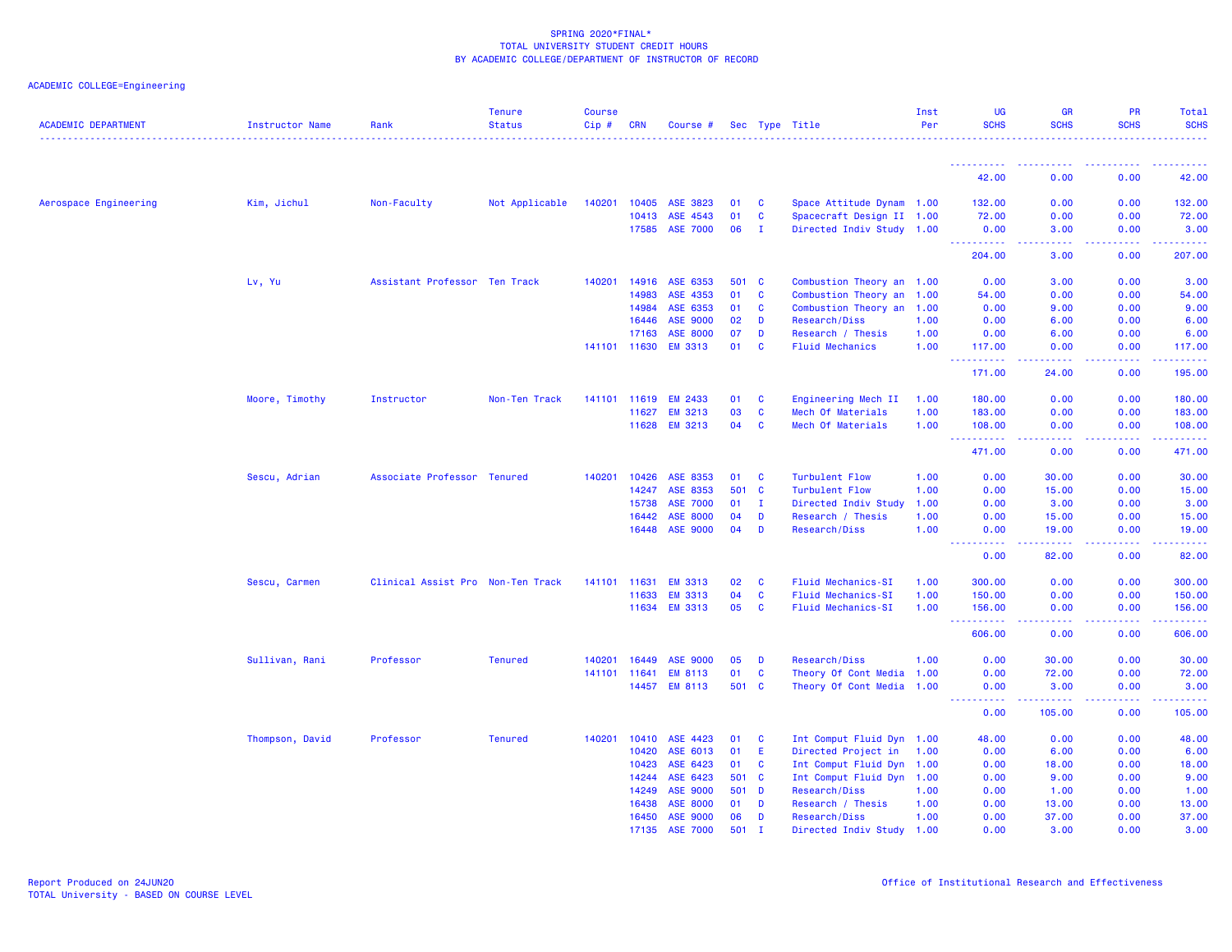SPRING 2020*FINAL*
TOTAL UNIVERSITY STUDENT CREDIT HOURS
BY ACADEMIC COLLEGE/DEPARTMENT OF INSTRUCTOR OF RECORD

ACADEMIC COLLEGE=Engineering

| ACADEMIC DEPARTMENT | Instructor Name | Rank | Tenure Status | Course Cip # | CRN | Course # | Sec | Type | Title | Inst Per | UG SCHS | GR SCHS | PR SCHS | Total SCHS |
|---|---|---|---|---|---|---|---|---|---|---|---|---|---|---|
| | | | | | | | | | | | 42.00 | 0.00 | 0.00 | 42.00 |
| Aerospace Engineering | Kim, Jichul | Non-Faculty | Not Applicable | 140201 | 10405 | ASE 3823 | 01 | C | Space Attitude Dynam | 1.00 | 132.00 | 0.00 | 0.00 | 132.00 |
| | | | | | 10413 | ASE 4543 | 01 | C | Spacecraft Design II | 1.00 | 72.00 | 0.00 | 0.00 | 72.00 |
| | | | | | 17585 | ASE 7000 | 06 | I | Directed Indiv Study | 1.00 | 0.00 | 3.00 | 0.00 | 3.00 |
| | | | | | | | | | | | 204.00 | 3.00 | 0.00 | 207.00 |
| | Lv, Yu | Assistant Professor | Ten Track | 140201 | 14916 | ASE 6353 | 501 | C | Combustion Theory an | 1.00 | 0.00 | 3.00 | 0.00 | 3.00 |
| | | | | | 14983 | ASE 4353 | 01 | C | Combustion Theory an | 1.00 | 54.00 | 0.00 | 0.00 | 54.00 |
| | | | | | 14984 | ASE 6353 | 01 | C | Combustion Theory an | 1.00 | 0.00 | 9.00 | 0.00 | 9.00 |
| | | | | | 16446 | ASE 9000 | 02 | D | Research/Diss | 1.00 | 0.00 | 6.00 | 0.00 | 6.00 |
| | | | | | 17163 | ASE 8000 | 07 | D | Research / Thesis | 1.00 | 0.00 | 6.00 | 0.00 | 6.00 |
| | | | | 141101 | 11630 | EM 3313 | 01 | C | Fluid Mechanics | 1.00 | 117.00 | 0.00 | 0.00 | 117.00 |
| | | | | | | | | | | | 171.00 | 24.00 | 0.00 | 195.00 |
| | Moore, Timothy | Instructor | Non-Ten Track | 141101 | 11619 | EM 2433 | 01 | C | Engineering Mech II | 1.00 | 180.00 | 0.00 | 0.00 | 180.00 |
| | | | | | 11627 | EM 3213 | 03 | C | Mech Of Materials | 1.00 | 183.00 | 0.00 | 0.00 | 183.00 |
| | | | | | 11628 | EM 3213 | 04 | C | Mech Of Materials | 1.00 | 108.00 | 0.00 | 0.00 | 108.00 |
| | | | | | | | | | | | 471.00 | 0.00 | 0.00 | 471.00 |
| | Sescu, Adrian | Associate Professor | Tenured | 140201 | 10426 | ASE 8353 | 01 | C | Turbulent Flow | 1.00 | 0.00 | 30.00 | 0.00 | 30.00 |
| | | | | | 14247 | ASE 8353 | 501 | C | Turbulent Flow | 1.00 | 0.00 | 15.00 | 0.00 | 15.00 |
| | | | | | 15738 | ASE 7000 | 01 | I | Directed Indiv Study | 1.00 | 0.00 | 3.00 | 0.00 | 3.00 |
| | | | | | 16442 | ASE 8000 | 04 | D | Research / Thesis | 1.00 | 0.00 | 15.00 | 0.00 | 15.00 |
| | | | | | 16448 | ASE 9000 | 04 | D | Research/Diss | 1.00 | 0.00 | 19.00 | 0.00 | 19.00 |
| | | | | | | | | | | | 0.00 | 82.00 | 0.00 | 82.00 |
| | Sescu, Carmen | Clinical Assist Pro | Non-Ten Track | 141101 | 11631 | EM 3313 | 02 | C | Fluid Mechanics-SI | 1.00 | 300.00 | 0.00 | 0.00 | 300.00 |
| | | | | | 11633 | EM 3313 | 04 | C | Fluid Mechanics-SI | 1.00 | 150.00 | 0.00 | 0.00 | 150.00 |
| | | | | | 11634 | EM 3313 | 05 | C | Fluid Mechanics-SI | 1.00 | 156.00 | 0.00 | 0.00 | 156.00 |
| | | | | | | | | | | | 606.00 | 0.00 | 0.00 | 606.00 |
| | Sullivan, Rani | Professor | Tenured | 140201 | 16449 | ASE 9000 | 05 | D | Research/Diss | 1.00 | 0.00 | 30.00 | 0.00 | 30.00 |
| | | | | 141101 | 11641 | EM 8113 | 01 | C | Theory Of Cont Media | 1.00 | 0.00 | 72.00 | 0.00 | 72.00 |
| | | | | | 14457 | EM 8113 | 501 | C | Theory Of Cont Media | 1.00 | 0.00 | 3.00 | 0.00 | 3.00 |
| | | | | | | | | | | | 0.00 | 105.00 | 0.00 | 105.00 |
| | Thompson, David | Professor | Tenured | 140201 | 10410 | ASE 4423 | 01 | C | Int Comput Fluid Dyn | 1.00 | 48.00 | 0.00 | 0.00 | 48.00 |
| | | | | | 10420 | ASE 6013 | 01 | E | Directed Project in | 1.00 | 0.00 | 6.00 | 0.00 | 6.00 |
| | | | | | 10423 | ASE 6423 | 01 | C | Int Comput Fluid Dyn | 1.00 | 0.00 | 18.00 | 0.00 | 18.00 |
| | | | | | 14244 | ASE 6423 | 501 | C | Int Comput Fluid Dyn | 1.00 | 0.00 | 9.00 | 0.00 | 9.00 |
| | | | | | 14249 | ASE 9000 | 501 | D | Research/Diss | 1.00 | 0.00 | 1.00 | 0.00 | 1.00 |
| | | | | | 16438 | ASE 8000 | 01 | D | Research / Thesis | 1.00 | 0.00 | 13.00 | 0.00 | 13.00 |
| | | | | | 16450 | ASE 9000 | 06 | D | Research/Diss | 1.00 | 0.00 | 37.00 | 0.00 | 37.00 |
| | | | | | 17135 | ASE 7000 | 501 | I | Directed Indiv Study | 1.00 | 0.00 | 3.00 | 0.00 | 3.00 |

Report Produced on 24JUN20
TOTAL University - BASED ON COURSE LEVEL

Office of Institutional Research and Effectiveness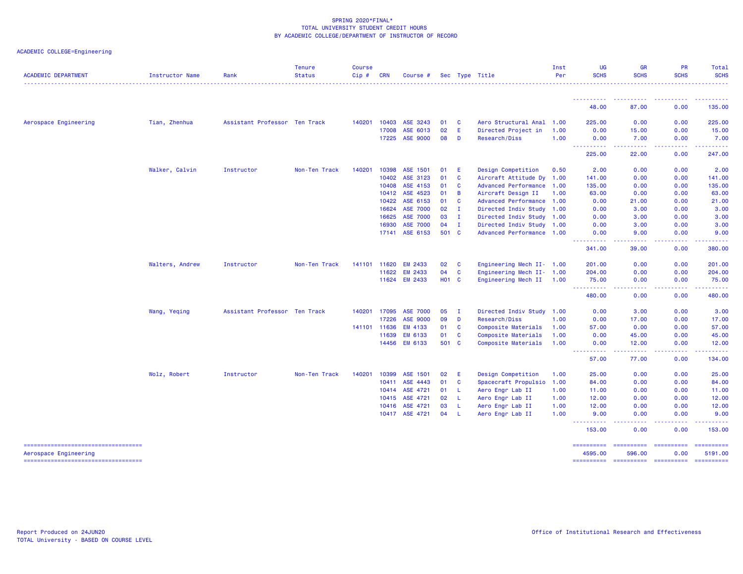SPRING 2020*FINAL*
TOTAL UNIVERSITY STUDENT CREDIT HOURS
BY ACADEMIC COLLEGE/DEPARTMENT OF INSTRUCTOR OF RECORD

ACADEMIC COLLEGE=Engineering

| ACADEMIC DEPARTMENT | Instructor Name | Rank | Tenure Status | Course Cip # | CRN | Course # | Sec | Type | Title | Inst Per | UG SCHS | GR SCHS | PR SCHS | Total SCHS |
|---|---|---|---|---|---|---|---|---|---|---|---|---|---|---|
| | | | | | | | | | | | 48.00 | 87.00 | 0.00 | 135.00 |
| Aerospace Engineering | Tian, Zhenhua | Assistant Professor | Ten Track | 140201 | 10403 | ASE 3243 | 01 | C | Aero Structural Anal | 1.00 | 225.00 | 0.00 | 0.00 | 225.00 |
| | | | | | 17008 | ASE 6013 | 02 | E | Directed Project in | 1.00 | 0.00 | 15.00 | 0.00 | 15.00 |
| | | | | | 17225 | ASE 9000 | 08 | D | Research/Diss | 1.00 | 0.00 | 7.00 | 0.00 | 7.00 |
| | | | | | | | | | | | 225.00 | 22.00 | 0.00 | 247.00 |
| | Walker, Calvin | Instructor | Non-Ten Track | 140201 | 10398 | ASE 1501 | 01 | E | Design Competition | 0.50 | 2.00 | 0.00 | 0.00 | 2.00 |
| | | | | | 10402 | ASE 3123 | 01 | C | Aircraft Attitude Dy | 1.00 | 141.00 | 0.00 | 0.00 | 141.00 |
| | | | | | 10408 | ASE 4153 | 01 | C | Advanced Performance | 1.00 | 135.00 | 0.00 | 0.00 | 135.00 |
| | | | | | 10412 | ASE 4523 | 01 | B | Aircraft Design II | 1.00 | 63.00 | 0.00 | 0.00 | 63.00 |
| | | | | | 10422 | ASE 6153 | 01 | C | Advanced Performance | 1.00 | 0.00 | 21.00 | 0.00 | 21.00 |
| | | | | | 16624 | ASE 7000 | 02 | I | Directed Indiv Study | 1.00 | 0.00 | 3.00 | 0.00 | 3.00 |
| | | | | | 16625 | ASE 7000 | 03 | I | Directed Indiv Study | 1.00 | 0.00 | 3.00 | 0.00 | 3.00 |
| | | | | | 16930 | ASE 7000 | 04 | I | Directed Indiv Study | 1.00 | 0.00 | 3.00 | 0.00 | 3.00 |
| | | | | | 17141 | ASE 6153 | 501 | C | Advanced Performance | 1.00 | 0.00 | 9.00 | 0.00 | 9.00 |
| | | | | | | | | | | | 341.00 | 39.00 | 0.00 | 380.00 |
| | Walters, Andrew | Instructor | Non-Ten Track | 141101 | 11620 | EM 2433 | 02 | C | Engineering Mech II- | 1.00 | 201.00 | 0.00 | 0.00 | 201.00 |
| | | | | | 11622 | EM 2433 | 04 | C | Engineering Mech II- | 1.00 | 204.00 | 0.00 | 0.00 | 204.00 |
| | | | | | 11624 | EM 2433 | H01 | C | Engineering Mech II | 1.00 | 75.00 | 0.00 | 0.00 | 75.00 |
| | | | | | | | | | | | 480.00 | 0.00 | 0.00 | 480.00 |
| | Wang, Yeqing | Assistant Professor | Ten Track | 140201 | 17095 | ASE 7000 | 05 | I | Directed Indiv Study | 1.00 | 0.00 | 3.00 | 0.00 | 3.00 |
| | | | | | 17226 | ASE 9000 | 09 | D | Research/Diss | 1.00 | 0.00 | 17.00 | 0.00 | 17.00 |
| | | | | 141101 | 11636 | EM 4133 | 01 | C | Composite Materials | 1.00 | 57.00 | 0.00 | 0.00 | 57.00 |
| | | | | | 11639 | EM 6133 | 01 | C | Composite Materials | 1.00 | 0.00 | 45.00 | 0.00 | 45.00 |
| | | | | | 14456 | EM 6133 | 501 | C | Composite Materials | 1.00 | 0.00 | 12.00 | 0.00 | 12.00 |
| | | | | | | | | | | | 57.00 | 77.00 | 0.00 | 134.00 |
| | Wolz, Robert | Instructor | Non-Ten Track | 140201 | 10399 | ASE 1501 | 02 | E | Design Competition | 1.00 | 25.00 | 0.00 | 0.00 | 25.00 |
| | | | | | 10411 | ASE 4443 | 01 | C | Spacecraft Propulsio | 1.00 | 84.00 | 0.00 | 0.00 | 84.00 |
| | | | | | 10414 | ASE 4721 | 01 | L | Aero Engr Lab II | 1.00 | 11.00 | 0.00 | 0.00 | 11.00 |
| | | | | | 10415 | ASE 4721 | 02 | L | Aero Engr Lab II | 1.00 | 12.00 | 0.00 | 0.00 | 12.00 |
| | | | | | 10416 | ASE 4721 | 03 | L | Aero Engr Lab II | 1.00 | 12.00 | 0.00 | 0.00 | 12.00 |
| | | | | | 10417 | ASE 4721 | 04 | L | Aero Engr Lab II | 1.00 | 9.00 | 0.00 | 0.00 | 9.00 |
| | | | | | | | | | | | 153.00 | 0.00 | 0.00 | 153.00 |
| Aerospace Engineering | | | | | | | | | | | 4595.00 | 596.00 | 0.00 | 5191.00 |

Report Produced on 24JUN20
TOTAL University - BASED ON COURSE LEVEL

Office of Institutional Research and Effectiveness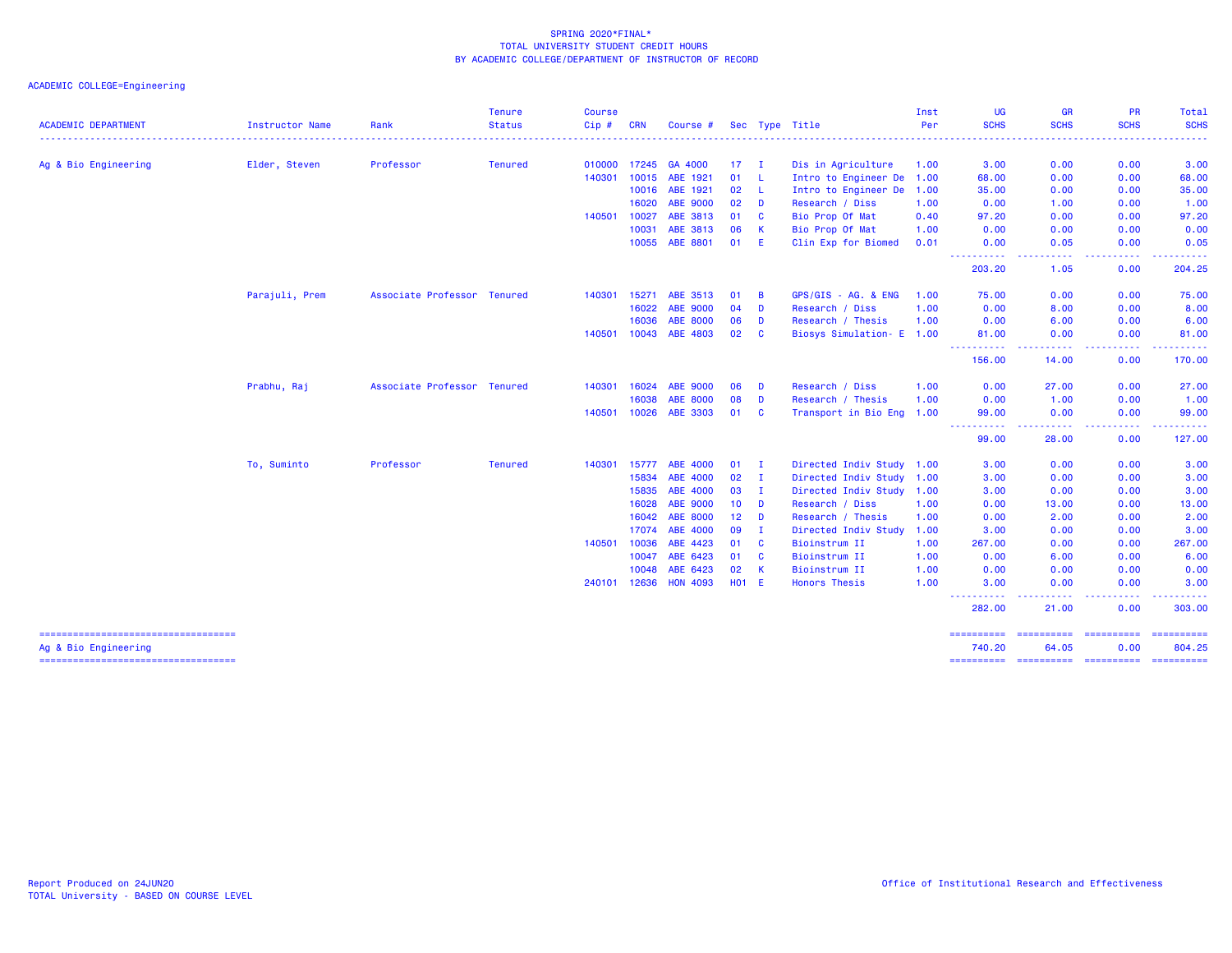SPRING 2020*FINAL*
TOTAL UNIVERSITY STUDENT CREDIT HOURS
BY ACADEMIC COLLEGE/DEPARTMENT OF INSTRUCTOR OF RECORD

ACADEMIC COLLEGE=Engineering

| ACADEMIC DEPARTMENT | Instructor Name | Rank | Tenure Status | Course Cip # | CRN | Course # | Sec | Type | Title | Inst Per | UG SCHS | GR SCHS | PR SCHS | Total SCHS |
|---|---|---|---|---|---|---|---|---|---|---|---|---|---|---|
| Ag & Bio Engineering | Elder, Steven | Professor | Tenured | 010000 | 17245 | GA 4000 | 17 | I | Dis in Agriculture | 1.00 | 3.00 | 0.00 | 0.00 | 3.00 |
| | | | | 140301 | 10015 | ABE 1921 | 01 | L | Intro to Engineer De | 1.00 | 68.00 | 0.00 | 0.00 | 68.00 |
| | | | | | 10016 | ABE 1921 | 02 | L | Intro to Engineer De | 1.00 | 35.00 | 0.00 | 0.00 | 35.00 |
| | | | | | 16020 | ABE 9000 | 02 | D | Research / Diss | 1.00 | 0.00 | 1.00 | 0.00 | 1.00 |
| | | | | 140501 | 10027 | ABE 3813 | 01 | C | Bio Prop Of Mat | 0.40 | 97.20 | 0.00 | 0.00 | 97.20 |
| | | | | | 10031 | ABE 3813 | 06 | K | Bio Prop Of Mat | 1.00 | 0.00 | 0.00 | 0.00 | 0.00 |
| | | | | | 10055 | ABE 8801 | 01 | E | Clin Exp for Biomed | 0.01 | 0.00 | 0.05 | 0.00 | 0.05 |
| | | | | | | | | | | | 203.20 | 1.05 | 0.00 | 204.25 |
| | Parajuli, Prem | Associate Professor | Tenured | 140301 | 15271 | ABE 3513 | 01 | B | GPS/GIS - AG. & ENG | 1.00 | 75.00 | 0.00 | 0.00 | 75.00 |
| | | | | | 16022 | ABE 9000 | 04 | D | Research / Diss | 1.00 | 0.00 | 8.00 | 0.00 | 8.00 |
| | | | | | 16036 | ABE 8000 | 06 | D | Research / Thesis | 1.00 | 0.00 | 6.00 | 0.00 | 6.00 |
| | | | | 140501 | 10043 | ABE 4803 | 02 | C | Biosys Simulation- E | 1.00 | 81.00 | 0.00 | 0.00 | 81.00 |
| | | | | | | | | | | | 156.00 | 14.00 | 0.00 | 170.00 |
| | Prabhu, Raj | Associate Professor | Tenured | 140301 | 16024 | ABE 9000 | 06 | D | Research / Diss | 1.00 | 0.00 | 27.00 | 0.00 | 27.00 |
| | | | | | 16038 | ABE 8000 | 08 | D | Research / Thesis | 1.00 | 0.00 | 1.00 | 0.00 | 1.00 |
| | | | | 140501 | 10026 | ABE 3303 | 01 | C | Transport in Bio Eng | 1.00 | 99.00 | 0.00 | 0.00 | 99.00 |
| | | | | | | | | | | | 99.00 | 28.00 | 0.00 | 127.00 |
| | To, Suminto | Professor | Tenured | 140301 | 15777 | ABE 4000 | 01 | I | Directed Indiv Study | 1.00 | 3.00 | 0.00 | 0.00 | 3.00 |
| | | | | | 15834 | ABE 4000 | 02 | I | Directed Indiv Study | 1.00 | 3.00 | 0.00 | 0.00 | 3.00 |
| | | | | | 15835 | ABE 4000 | 03 | I | Directed Indiv Study | 1.00 | 3.00 | 0.00 | 0.00 | 3.00 |
| | | | | | 16028 | ABE 9000 | 10 | D | Research / Diss | 1.00 | 0.00 | 13.00 | 0.00 | 13.00 |
| | | | | | 16042 | ABE 8000 | 12 | D | Research / Thesis | 1.00 | 0.00 | 2.00 | 0.00 | 2.00 |
| | | | | | 17074 | ABE 4000 | 09 | I | Directed Indiv Study | 1.00 | 3.00 | 0.00 | 0.00 | 3.00 |
| | | | | 140501 | 10036 | ABE 4423 | 01 | C | Bioinstrum II | 1.00 | 267.00 | 0.00 | 0.00 | 267.00 |
| | | | | | 10047 | ABE 6423 | 01 | C | Bioinstrum II | 1.00 | 0.00 | 6.00 | 0.00 | 6.00 |
| | | | | | 10048 | ABE 6423 | 02 | K | Bioinstrum II | 1.00 | 0.00 | 0.00 | 0.00 | 0.00 |
| | | | | 240101 | 12636 | HON 4093 | H01 | E | Honors Thesis | 1.00 | 3.00 | 0.00 | 0.00 | 3.00 |
| | | | | | | | | | | | 282.00 | 21.00 | 0.00 | 303.00 |
| Ag & Bio Engineering | | | | | | | | | | | 740.20 | 64.05 | 0.00 | 804.25 |

Report Produced on 24JUN20
TOTAL University - BASED ON COURSE LEVEL

Office of Institutional Research and Effectiveness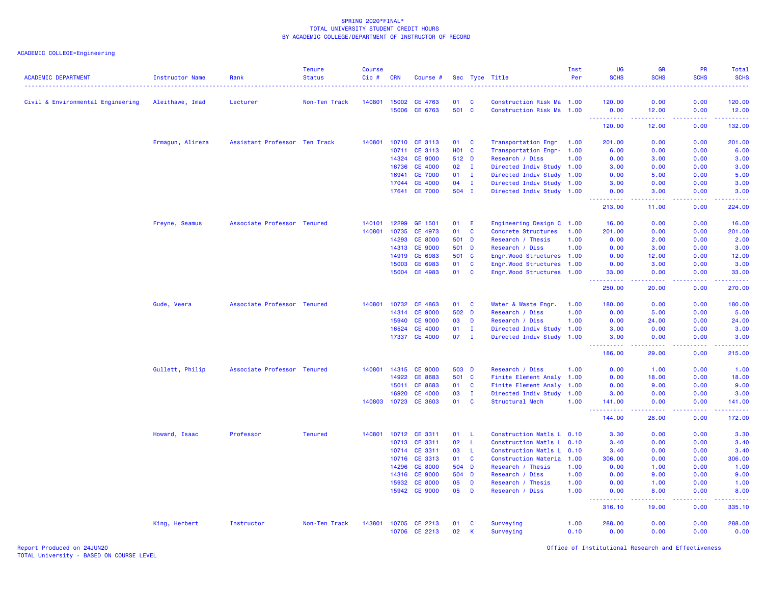SPRING 2020*FINAL*
TOTAL UNIVERSITY STUDENT CREDIT HOURS
BY ACADEMIC COLLEGE/DEPARTMENT OF INSTRUCTOR OF RECORD

ACADEMIC COLLEGE=Engineering

| ACADEMIC DEPARTMENT | Instructor Name | Rank | Tenure Status | Course Cip # | CRN | Course # | Sec | Type | Title | Inst Per | UG SCHS | GR SCHS | PR SCHS | Total SCHS |
|---|---|---|---|---|---|---|---|---|---|---|---|---|---|---|
| Civil & Environmental Engineering | Aleithawe, Imad | Lecturer | Non-Ten Track | 140801 | 15002 | CE 4763 | 01 | C | Construction Risk Ma | 1.00 | 120.00 | 0.00 | 0.00 | 120.00 |
| | | | | | 15006 | CE 6763 | 501 | C | Construction Risk Ma | 1.00 | 0.00 | 12.00 | 0.00 | 12.00 |
| | | | | | | | | | | | 120.00 | 12.00 | 0.00 | 132.00 |
| | Ermagun, Alireza | Assistant Professor | Ten Track | 140801 | 10710 | CE 3113 | 01 | C | Transportation Engr | 1.00 | 201.00 | 0.00 | 0.00 | 201.00 |
| | | | | | 10711 | CE 3113 | H01 | C | Transportation Engr- | 1.00 | 6.00 | 0.00 | 0.00 | 6.00 |
| | | | | | 14324 | CE 9000 | 512 | D | Research / Diss | 1.00 | 0.00 | 3.00 | 0.00 | 3.00 |
| | | | | | 16736 | CE 4000 | 02 | I | Directed Indiv Study | 1.00 | 3.00 | 0.00 | 0.00 | 3.00 |
| | | | | | 16941 | CE 7000 | 01 | I | Directed Indiv Study | 1.00 | 0.00 | 5.00 | 0.00 | 5.00 |
| | | | | | 17044 | CE 4000 | 04 | I | Directed Indiv Study | 1.00 | 3.00 | 0.00 | 0.00 | 3.00 |
| | | | | | 17641 | CE 7000 | 504 | I | Directed Indiv Study | 1.00 | 0.00 | 3.00 | 0.00 | 3.00 |
| | | | | | | | | | | | 213.00 | 11.00 | 0.00 | 224.00 |
| | Freyne, Seamus | Associate Professor | Tenured | 140101 | 12299 | GE 1501 | 01 | E | Engineering Design C | 1.00 | 16.00 | 0.00 | 0.00 | 16.00 |
| | | | | 140801 | 10735 | CE 4973 | 01 | C | Concrete Structures | 1.00 | 201.00 | 0.00 | 0.00 | 201.00 |
| | | | | | 14293 | CE 8000 | 501 | D | Research / Thesis | 1.00 | 0.00 | 2.00 | 0.00 | 2.00 |
| | | | | | 14313 | CE 9000 | 501 | D | Research / Diss | 1.00 | 0.00 | 3.00 | 0.00 | 3.00 |
| | | | | | 14919 | CE 6983 | 501 | C | Engr.Wood Structures | 1.00 | 0.00 | 12.00 | 0.00 | 12.00 |
| | | | | | 15003 | CE 6983 | 01 | C | Engr.Wood Structures | 1.00 | 0.00 | 3.00 | 0.00 | 3.00 |
| | | | | | 15004 | CE 4983 | 01 | C | Engr.Wood Structures | 1.00 | 33.00 | 0.00 | 0.00 | 33.00 |
| | | | | | | | | | | | 250.00 | 20.00 | 0.00 | 270.00 |
| | Gude, Veera | Associate Professor | Tenured | 140801 | 10732 | CE 4863 | 01 | C | Water & Waste Engr. | 1.00 | 180.00 | 0.00 | 0.00 | 180.00 |
| | | | | | 14314 | CE 9000 | 502 | D | Research / Diss | 1.00 | 0.00 | 5.00 | 0.00 | 5.00 |
| | | | | | 15940 | CE 9000 | 03 | D | Research / Diss | 1.00 | 0.00 | 24.00 | 0.00 | 24.00 |
| | | | | | 16524 | CE 4000 | 01 | I | Directed Indiv Study | 1.00 | 3.00 | 0.00 | 0.00 | 3.00 |
| | | | | | 17337 | CE 4000 | 07 | I | Directed Indiv Study | 1.00 | 3.00 | 0.00 | 0.00 | 3.00 |
| | | | | | | | | | | | 186.00 | 29.00 | 0.00 | 215.00 |
| | Gullett, Philip | Associate Professor | Tenured | 140801 | 14315 | CE 9000 | 503 | D | Research / Diss | 1.00 | 0.00 | 1.00 | 0.00 | 1.00 |
| | | | | | 14922 | CE 8683 | 501 | C | Finite Element Analy | 1.00 | 0.00 | 18.00 | 0.00 | 18.00 |
| | | | | | 15011 | CE 8683 | 01 | C | Finite Element Analy | 1.00 | 0.00 | 9.00 | 0.00 | 9.00 |
| | | | | | 16920 | CE 4000 | 03 | I | Directed Indiv Study | 1.00 | 3.00 | 0.00 | 0.00 | 3.00 |
| | | | | 140803 | 10723 | CE 3603 | 01 | C | Structural Mech | 1.00 | 141.00 | 0.00 | 0.00 | 141.00 |
| | | | | | | | | | | | 144.00 | 28.00 | 0.00 | 172.00 |
| | Howard, Isaac | Professor | Tenured | 140801 | 10712 | CE 3311 | 01 | L | Construction Matls L | 0.10 | 3.30 | 0.00 | 0.00 | 3.30 |
| | | | | | 10713 | CE 3311 | 02 | L | Construction Matls L | 0.10 | 3.40 | 0.00 | 0.00 | 3.40 |
| | | | | | 10714 | CE 3311 | 03 | L | Construction Matls L | 0.10 | 3.40 | 0.00 | 0.00 | 3.40 |
| | | | | | 10716 | CE 3313 | 01 | C | Construction Materia | 1.00 | 306.00 | 0.00 | 0.00 | 306.00 |
| | | | | | 14296 | CE 8000 | 504 | D | Research / Thesis | 1.00 | 0.00 | 1.00 | 0.00 | 1.00 |
| | | | | | 14316 | CE 9000 | 504 | D | Research / Diss | 1.00 | 0.00 | 9.00 | 0.00 | 9.00 |
| | | | | | 15932 | CE 8000 | 05 | D | Research / Thesis | 1.00 | 0.00 | 1.00 | 0.00 | 1.00 |
| | | | | | 15942 | CE 9000 | 05 | D | Research / Diss | 1.00 | 0.00 | 8.00 | 0.00 | 8.00 |
| | | | | | | | | | | | 316.10 | 19.00 | 0.00 | 335.10 |
| | King, Herbert | Instructor | Non-Ten Track | 143801 | 10705 | CE 2213 | 01 | C | Surveying | 1.00 | 288.00 | 0.00 | 0.00 | 288.00 |
| | | | | | 10706 | CE 2213 | 02 | K | Surveying | 0.10 | 0.00 | 0.00 | 0.00 | 0.00 |

Report Produced on 24JUN20
TOTAL University - BASED ON COURSE LEVEL

Office of Institutional Research and Effectiveness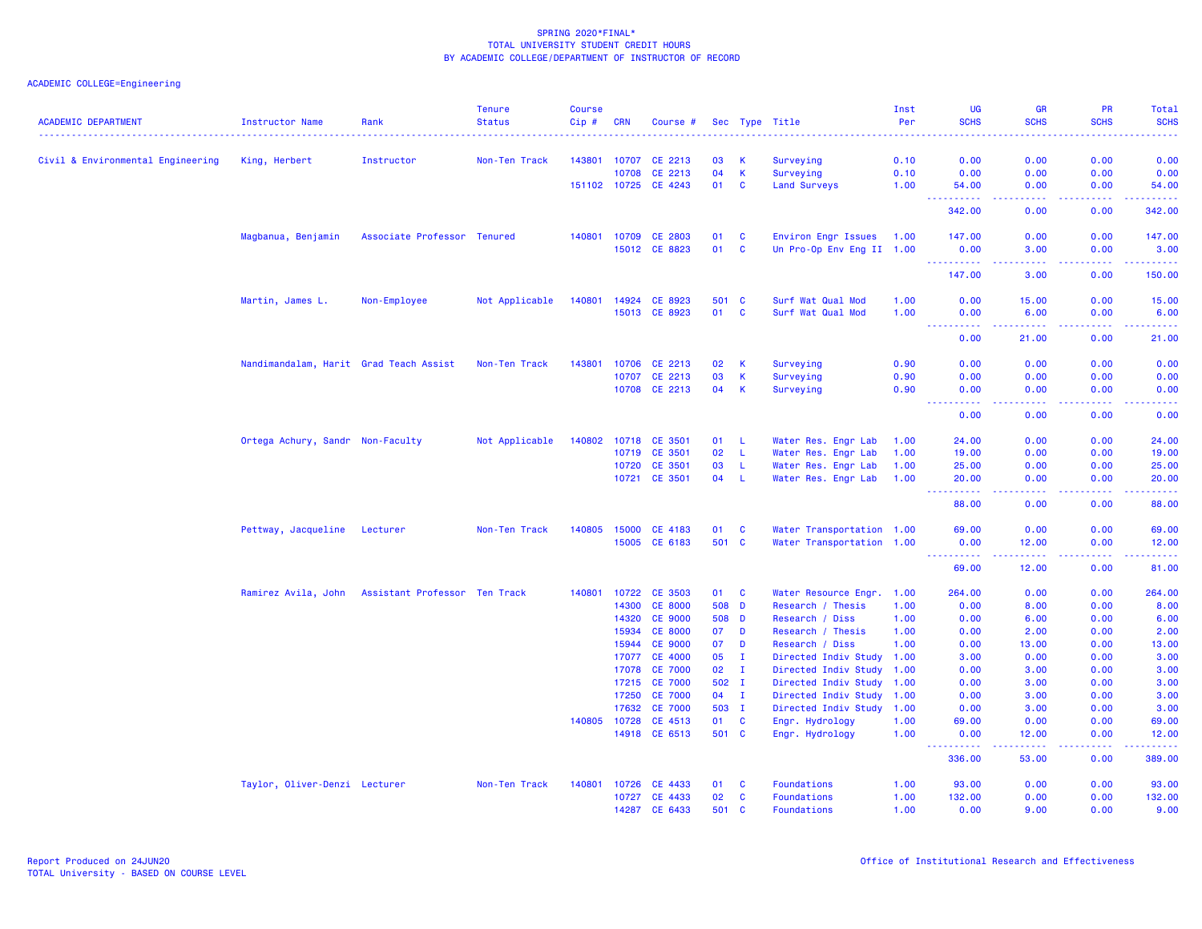SPRING 2020*FINAL*
TOTAL UNIVERSITY STUDENT CREDIT HOURS
BY ACADEMIC COLLEGE/DEPARTMENT OF INSTRUCTOR OF RECORD

ACADEMIC COLLEGE=Engineering

| ACADEMIC DEPARTMENT | Instructor Name | Rank | Tenure Status | Course Cip # | CRN | Course # | Sec | Type | Title | Inst Per | UG SCHS | GR SCHS | PR SCHS | Total SCHS |
|---|---|---|---|---|---|---|---|---|---|---|---|---|---|---|
| Civil & Environmental Engineering | King, Herbert | Instructor | Non-Ten Track | 143801 | 10707 | CE 2213 | 03 | K | Surveying | 0.10 | 0.00 | 0.00 | 0.00 | 0.00 |
| | | | | | 10708 | CE 2213 | 04 | K | Surveying | 0.10 | 0.00 | 0.00 | 0.00 | 0.00 |
| | | | | 151102 | 10725 | CE 4243 | 01 | C | Land Surveys | 1.00 | 54.00 | 0.00 | 0.00 | 54.00 |
| | | | | | | | | | | | 342.00 | 0.00 | 0.00 | 342.00 |
| | Magbanua, Benjamin | Associate Professor | Tenured | 140801 | 10709 | CE 2803 | 01 | C | Environ Engr Issues | 1.00 | 147.00 | 0.00 | 0.00 | 147.00 |
| | | | | | 15012 | CE 8823 | 01 | C | Un Pro-Op Env Eng II | 1.00 | 0.00 | 3.00 | 0.00 | 3.00 |
| | | | | | | | | | | | 147.00 | 3.00 | 0.00 | 150.00 |
| | Martin, James L. | Non-Employee | Not Applicable | 140801 | 14924 | CE 8923 | 501 | C | Surf Wat Qual Mod | 1.00 | 0.00 | 15.00 | 0.00 | 15.00 |
| | | | | | 15013 | CE 8923 | 01 | C | Surf Wat Qual Mod | 1.00 | 0.00 | 6.00 | 0.00 | 6.00 |
| | | | | | | | | | | | 0.00 | 21.00 | 0.00 | 21.00 |
| | Nandimandalam, Harit | Grad Teach Assist | Non-Ten Track | 143801 | 10706 | CE 2213 | 02 | K | Surveying | 0.90 | 0.00 | 0.00 | 0.00 | 0.00 |
| | | | | | 10707 | CE 2213 | 03 | K | Surveying | 0.90 | 0.00 | 0.00 | 0.00 | 0.00 |
| | | | | | 10708 | CE 2213 | 04 | K | Surveying | 0.90 | 0.00 | 0.00 | 0.00 | 0.00 |
| | | | | | | | | | | | 0.00 | 0.00 | 0.00 | 0.00 |
| | Ortega Achury, Sandr | Non-Faculty | Not Applicable | 140802 | 10718 | CE 3501 | 01 | L | Water Res. Engr Lab | 1.00 | 24.00 | 0.00 | 0.00 | 24.00 |
| | | | | | 10719 | CE 3501 | 02 | L | Water Res. Engr Lab | 1.00 | 19.00 | 0.00 | 0.00 | 19.00 |
| | | | | | 10720 | CE 3501 | 03 | L | Water Res. Engr Lab | 1.00 | 25.00 | 0.00 | 0.00 | 25.00 |
| | | | | | 10721 | CE 3501 | 04 | L | Water Res. Engr Lab | 1.00 | 20.00 | 0.00 | 0.00 | 20.00 |
| | | | | | | | | | | | 88.00 | 0.00 | 0.00 | 88.00 |
| | Pettway, Jacqueline | Lecturer | Non-Ten Track | 140805 | 15000 | CE 4183 | 01 | C | Water Transportation | 1.00 | 69.00 | 0.00 | 0.00 | 69.00 |
| | | | | | 15005 | CE 6183 | 501 | C | Water Transportation | 1.00 | 0.00 | 12.00 | 0.00 | 12.00 |
| | | | | | | | | | | | 69.00 | 12.00 | 0.00 | 81.00 |
| | Ramirez Avila, John | Assistant Professor | Ten Track | 140801 | 10722 | CE 3503 | 01 | C | Water Resource Engr. | 1.00 | 264.00 | 0.00 | 0.00 | 264.00 |
| | | | | | 14300 | CE 8000 | 508 | D | Research / Thesis | 1.00 | 0.00 | 8.00 | 0.00 | 8.00 |
| | | | | | 14320 | CE 9000 | 508 | D | Research / Diss | 1.00 | 0.00 | 6.00 | 0.00 | 6.00 |
| | | | | | 15934 | CE 8000 | 07 | D | Research / Thesis | 1.00 | 0.00 | 2.00 | 0.00 | 2.00 |
| | | | | | 15944 | CE 9000 | 07 | D | Research / Diss | 1.00 | 0.00 | 13.00 | 0.00 | 13.00 |
| | | | | | 17077 | CE 4000 | 05 | I | Directed Indiv Study | 1.00 | 3.00 | 0.00 | 0.00 | 3.00 |
| | | | | | 17078 | CE 7000 | 02 | I | Directed Indiv Study | 1.00 | 0.00 | 3.00 | 0.00 | 3.00 |
| | | | | | 17215 | CE 7000 | 502 | I | Directed Indiv Study | 1.00 | 0.00 | 3.00 | 0.00 | 3.00 |
| | | | | | 17250 | CE 7000 | 04 | I | Directed Indiv Study | 1.00 | 0.00 | 3.00 | 0.00 | 3.00 |
| | | | | | 17632 | CE 7000 | 503 | I | Directed Indiv Study | 1.00 | 0.00 | 3.00 | 0.00 | 3.00 |
| | | | | 140805 | 10728 | CE 4513 | 01 | C | Engr. Hydrology | 1.00 | 69.00 | 0.00 | 0.00 | 69.00 |
| | | | | | 14918 | CE 6513 | 501 | C | Engr. Hydrology | 1.00 | 0.00 | 12.00 | 0.00 | 12.00 |
| | | | | | | | | | | | 336.00 | 53.00 | 0.00 | 389.00 |
| | Taylor, Oliver-Denzi | Lecturer | Non-Ten Track | 140801 | 10726 | CE 4433 | 01 | C | Foundations | 1.00 | 93.00 | 0.00 | 0.00 | 93.00 |
| | | | | | 10727 | CE 4433 | 02 | C | Foundations | 1.00 | 132.00 | 0.00 | 0.00 | 132.00 |
| | | | | | 14287 | CE 6433 | 501 | C | Foundations | 1.00 | 0.00 | 9.00 | 0.00 | 9.00 |

Report Produced on 24JUN20
TOTAL University - BASED ON COURSE LEVEL

Office of Institutional Research and Effectiveness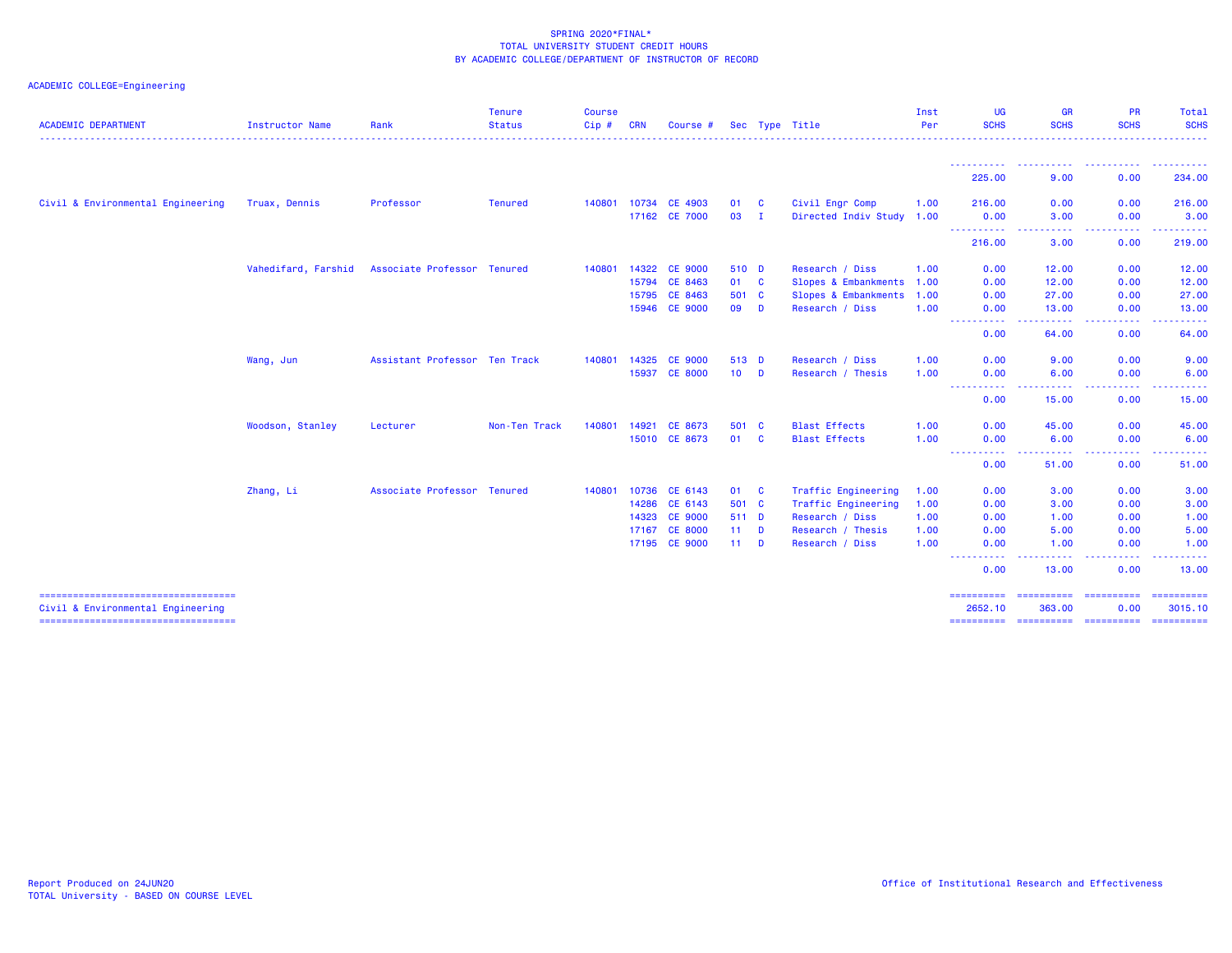SPRING 2020*FINAL*
TOTAL UNIVERSITY STUDENT CREDIT HOURS
BY ACADEMIC COLLEGE/DEPARTMENT OF INSTRUCTOR OF RECORD

ACADEMIC COLLEGE=Engineering

| ACADEMIC DEPARTMENT | Instructor Name | Rank | Tenure Status | Course Cip # | CRN | Course # | Sec | Type | Title | Inst Per | UG SCHS | GR SCHS | PR SCHS | Total SCHS |
|---|---|---|---|---|---|---|---|---|---|---|---|---|---|---|
| | | | | | | | | | | | 225.00 | 9.00 | 0.00 | 234.00 |
| Civil & Environmental Engineering | Truax, Dennis | Professor | Tenured | 140801 | 10734 | CE 4903 | 01 | C | Civil Engr Comp | 1.00 | 216.00 | 0.00 | 0.00 | 216.00 |
| | | | | | 17162 | CE 7000 | 03 | I | Directed Indiv Study | 1.00 | 0.00 | 3.00 | 0.00 | 3.00 |
| | | | | | | | | | | | 216.00 | 3.00 | 0.00 | 219.00 |
| | Vahedifard, Farshid | Associate Professor | Tenured | 140801 | 14322 | CE 9000 | 510 | D | Research / Diss | 1.00 | 0.00 | 12.00 | 0.00 | 12.00 |
| | | | | | 15794 | CE 8463 | 01 | C | Slopes & Embankments | 1.00 | 0.00 | 12.00 | 0.00 | 12.00 |
| | | | | | 15795 | CE 8463 | 501 | C | Slopes & Embankments | 1.00 | 0.00 | 27.00 | 0.00 | 27.00 |
| | | | | | 15946 | CE 9000 | 09 | D | Research / Diss | 1.00 | 0.00 | 13.00 | 0.00 | 13.00 |
| | | | | | | | | | | | 0.00 | 64.00 | 0.00 | 64.00 |
| | Wang, Jun | Assistant Professor | Ten Track | 140801 | 14325 | CE 9000 | 513 | D | Research / Diss | 1.00 | 0.00 | 9.00 | 0.00 | 9.00 |
| | | | | | 15937 | CE 8000 | 10 | D | Research / Thesis | 1.00 | 0.00 | 6.00 | 0.00 | 6.00 |
| | | | | | | | | | | | 0.00 | 15.00 | 0.00 | 15.00 |
| | Woodson, Stanley | Lecturer | Non-Ten Track | 140801 | 14921 | CE 8673 | 501 | C | Blast Effects | 1.00 | 0.00 | 45.00 | 0.00 | 45.00 |
| | | | | | 15010 | CE 8673 | 01 | C | Blast Effects | 1.00 | 0.00 | 6.00 | 0.00 | 6.00 |
| | | | | | | | | | | | 0.00 | 51.00 | 0.00 | 51.00 |
| | Zhang, Li | Associate Professor | Tenured | 140801 | 10736 | CE 6143 | 01 | C | Traffic Engineering | 1.00 | 0.00 | 3.00 | 0.00 | 3.00 |
| | | | | | 14286 | CE 6143 | 501 | C | Traffic Engineering | 1.00 | 0.00 | 3.00 | 0.00 | 3.00 |
| | | | | | 14323 | CE 9000 | 511 | D | Research / Diss | 1.00 | 0.00 | 1.00 | 0.00 | 1.00 |
| | | | | | 17167 | CE 8000 | 11 | D | Research / Thesis | 1.00 | 0.00 | 5.00 | 0.00 | 5.00 |
| | | | | | 17195 | CE 9000 | 11 | D | Research / Diss | 1.00 | 0.00 | 1.00 | 0.00 | 1.00 |
| | | | | | | | | | | | 0.00 | 13.00 | 0.00 | 13.00 |
| Civil & Environmental Engineering | | | | | | | | | | | 2652.10 | 363.00 | 0.00 | 3015.10 |

Report Produced on 24JUN20
TOTAL University - BASED ON COURSE LEVEL

Office of Institutional Research and Effectiveness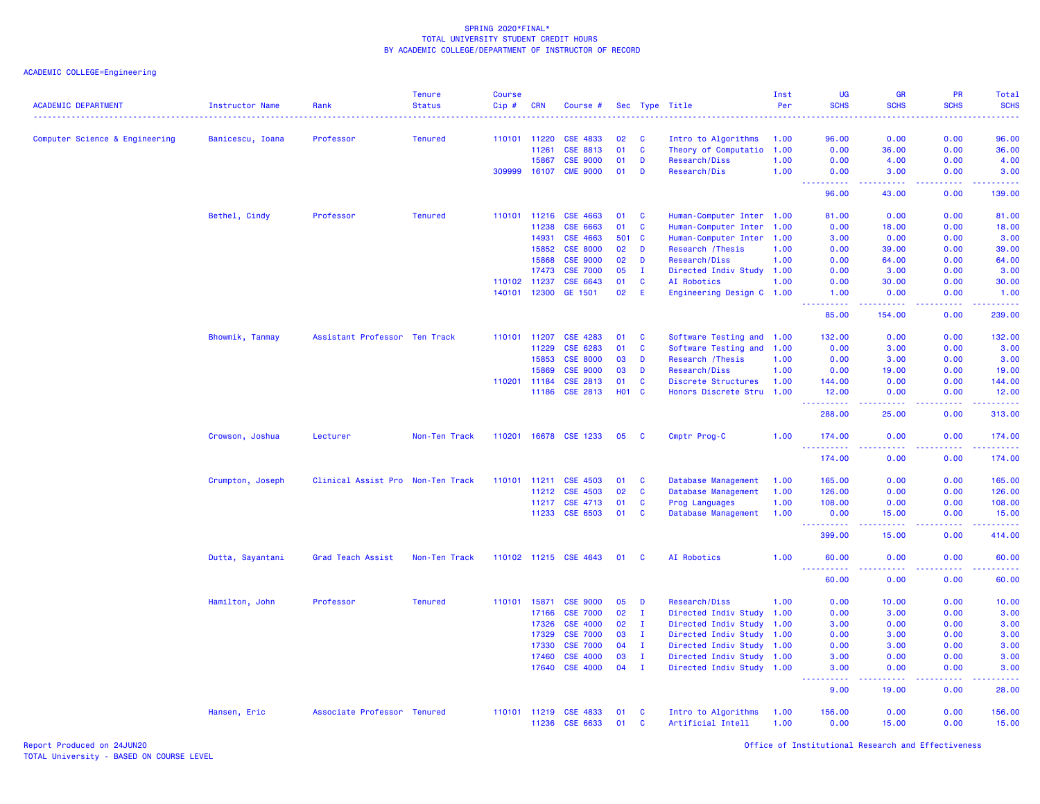SPRING 2020*FINAL*
TOTAL UNIVERSITY STUDENT CREDIT HOURS
BY ACADEMIC COLLEGE/DEPARTMENT OF INSTRUCTOR OF RECORD

ACADEMIC COLLEGE=Engineering

| ACADEMIC DEPARTMENT | Instructor Name | Rank | Tenure Status | Course Cip # | CRN | Course # | Sec | Type | Title | Inst Per | UG SCHS | GR SCHS | PR SCHS | Total SCHS |
|---|---|---|---|---|---|---|---|---|---|---|---|---|---|---|
| Computer Science & Engineering | Banicescu, Ioana | Professor | Tenured | 110101 | 11220 | CSE 4833 | 02 | C | Intro to Algorithms | 1.00 | 96.00 | 0.00 | 0.00 | 96.00 |
| | | | | | 11261 | CSE 8813 | 01 | C | Theory of Computatio | 1.00 | 0.00 | 36.00 | 0.00 | 36.00 |
| | | | | | 15867 | CSE 9000 | 01 | D | Research/Diss | 1.00 | 0.00 | 4.00 | 0.00 | 4.00 |
| | | | | 309999 | 16107 | CME 9000 | 01 | D | Research/Dis | 1.00 | 0.00 | 3.00 | 0.00 | 3.00 |
| | | | | | | | | | | | 96.00 | 43.00 | 0.00 | 139.00 |
| | Bethel, Cindy | Professor | Tenured | 110101 | 11216 | CSE 4663 | 01 | C | Human-Computer Inter | 1.00 | 81.00 | 0.00 | 0.00 | 81.00 |
| | | | | | 11238 | CSE 6663 | 01 | C | Human-Computer Inter | 1.00 | 0.00 | 18.00 | 0.00 | 18.00 |
| | | | | | 14931 | CSE 4663 | 501 | C | Human-Computer Inter | 1.00 | 3.00 | 0.00 | 0.00 | 3.00 |
| | | | | | 15852 | CSE 8000 | 02 | D | Research /Thesis | 1.00 | 0.00 | 39.00 | 0.00 | 39.00 |
| | | | | | 15868 | CSE 9000 | 02 | D | Research/Diss | 1.00 | 0.00 | 64.00 | 0.00 | 64.00 |
| | | | | | 17473 | CSE 7000 | 05 | I | Directed Indiv Study | 1.00 | 0.00 | 3.00 | 0.00 | 3.00 |
| | | | | 110102 | 11237 | CSE 6643 | 01 | C | AI Robotics | 1.00 | 0.00 | 30.00 | 0.00 | 30.00 |
| | | | | 140101 | 12300 | GE 1501 | 02 | E | Engineering Design C | 1.00 | 1.00 | 0.00 | 0.00 | 1.00 |
| | | | | | | | | | | | 85.00 | 154.00 | 0.00 | 239.00 |
| | Bhowmik, Tanmay | Assistant Professor | Ten Track | 110101 | 11207 | CSE 4283 | 01 | C | Software Testing and | 1.00 | 132.00 | 0.00 | 0.00 | 132.00 |
| | | | | | 11229 | CSE 6283 | 01 | C | Software Testing and | 1.00 | 0.00 | 3.00 | 0.00 | 3.00 |
| | | | | | 15853 | CSE 8000 | 03 | D | Research /Thesis | 1.00 | 0.00 | 3.00 | 0.00 | 3.00 |
| | | | | | 15869 | CSE 9000 | 03 | D | Research/Diss | 1.00 | 0.00 | 19.00 | 0.00 | 19.00 |
| | | | | 110201 | 11184 | CSE 2813 | 01 | C | Discrete Structures | 1.00 | 144.00 | 0.00 | 0.00 | 144.00 |
| | | | | | 11186 | CSE 2813 | H01 | C | Honors Discrete Stru | 1.00 | 12.00 | 0.00 | 0.00 | 12.00 |
| | | | | | | | | | | | 288.00 | 25.00 | 0.00 | 313.00 |
| | Crowson, Joshua | Lecturer | Non-Ten Track | 110201 | 16678 | CSE 1233 | 05 | C | Cmptr Prog-C | 1.00 | 174.00 | 0.00 | 0.00 | 174.00 |
| | | | | | | | | | | | 174.00 | 0.00 | 0.00 | 174.00 |
| | Crumpton, Joseph | Clinical Assist Pro | Non-Ten Track | 110101 | 11211 | CSE 4503 | 01 | C | Database Management | 1.00 | 165.00 | 0.00 | 0.00 | 165.00 |
| | | | | | 11212 | CSE 4503 | 02 | C | Database Management | 1.00 | 126.00 | 0.00 | 0.00 | 126.00 |
| | | | | | 11217 | CSE 4713 | 01 | C | Prog Languages | 1.00 | 108.00 | 0.00 | 0.00 | 108.00 |
| | | | | | 11233 | CSE 6503 | 01 | C | Database Management | 1.00 | 0.00 | 15.00 | 0.00 | 15.00 |
| | | | | | | | | | | | 399.00 | 15.00 | 0.00 | 414.00 |
| | Dutta, Sayantani | Grad Teach Assist | Non-Ten Track | 110102 | 11215 | CSE 4643 | 01 | C | AI Robotics | 1.00 | 60.00 | 0.00 | 0.00 | 60.00 |
| | | | | | | | | | | | 60.00 | 0.00 | 0.00 | 60.00 |
| | Hamilton, John | Professor | Tenured | 110101 | 15871 | CSE 9000 | 05 | D | Research/Diss | 1.00 | 0.00 | 10.00 | 0.00 | 10.00 |
| | | | | | 17166 | CSE 7000 | 02 | I | Directed Indiv Study | 1.00 | 0.00 | 3.00 | 0.00 | 3.00 |
| | | | | | 17326 | CSE 4000 | 02 | I | Directed Indiv Study | 1.00 | 3.00 | 0.00 | 0.00 | 3.00 |
| | | | | | 17329 | CSE 7000 | 03 | I | Directed Indiv Study | 1.00 | 0.00 | 3.00 | 0.00 | 3.00 |
| | | | | | 17330 | CSE 7000 | 04 | I | Directed Indiv Study | 1.00 | 0.00 | 3.00 | 0.00 | 3.00 |
| | | | | | 17460 | CSE 4000 | 03 | I | Directed Indiv Study | 1.00 | 3.00 | 0.00 | 0.00 | 3.00 |
| | | | | | 17640 | CSE 4000 | 04 | I | Directed Indiv Study | 1.00 | 3.00 | 0.00 | 0.00 | 3.00 |
| | | | | | | | | | | | 9.00 | 19.00 | 0.00 | 28.00 |
| | Hansen, Eric | Associate Professor | Tenured | 110101 | 11219 | CSE 4833 | 01 | C | Intro to Algorithms | 1.00 | 156.00 | 0.00 | 0.00 | 156.00 |
| | | | | | 11236 | CSE 6633 | 01 | C | Artificial Intell | 1.00 | 0.00 | 15.00 | 0.00 | 15.00 |

Report Produced on 24JUN20
TOTAL University - BASED ON COURSE LEVEL

Office of Institutional Research and Effectiveness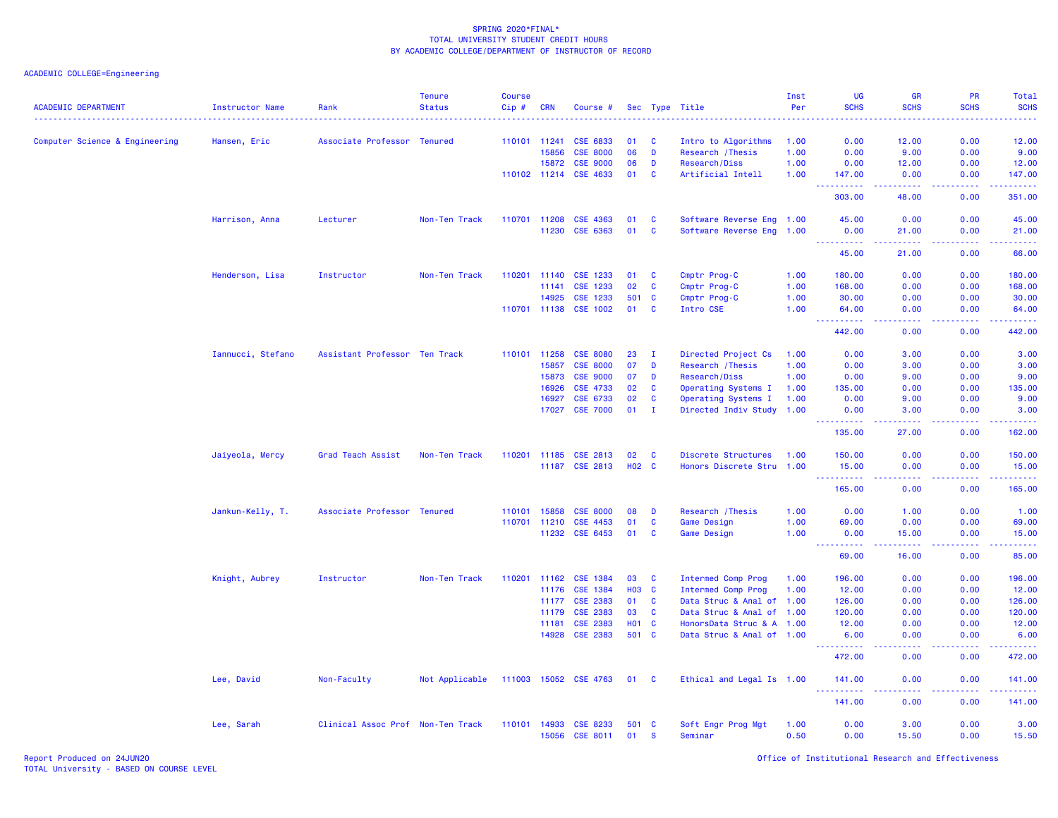SPRING 2020*FINAL*
TOTAL UNIVERSITY STUDENT CREDIT HOURS
BY ACADEMIC COLLEGE/DEPARTMENT OF INSTRUCTOR OF RECORD

ACADEMIC COLLEGE=Engineering

| ACADEMIC DEPARTMENT | Instructor Name | Rank | Tenure Status | Course Cip # | CRN | Course # | Sec | Type | Title | Inst Per | UG SCHS | GR SCHS | PR SCHS | Total SCHS |
|---|---|---|---|---|---|---|---|---|---|---|---|---|---|---|
| Computer Science & Engineering | Hansen, Eric | Associate Professor | Tenured | 110101 | 11241 | CSE 6833 | 01 | C | Intro to Algorithms | 1.00 | 0.00 | 12.00 | 0.00 | 12.00 |
| | | | | | 15856 | CSE 8000 | 06 | D | Research /Thesis | 1.00 | 0.00 | 9.00 | 0.00 | 9.00 |
| | | | | | 15872 | CSE 9000 | 06 | D | Research/Diss | 1.00 | 0.00 | 12.00 | 0.00 | 12.00 |
| | | | | 110102 | 11214 | CSE 4633 | 01 | C | Artificial Intell | 1.00 | 147.00 | 0.00 | 0.00 | 147.00 |
| | | | | | | | | | | | 303.00 | 48.00 | 0.00 | 351.00 |
| | Harrison, Anna | Lecturer | Non-Ten Track | 110701 | 11208 | CSE 4363 | 01 | C | Software Reverse Eng | 1.00 | 45.00 | 0.00 | 0.00 | 45.00 |
| | | | | | 11230 | CSE 6363 | 01 | C | Software Reverse Eng | 1.00 | 0.00 | 21.00 | 0.00 | 21.00 |
| | | | | | | | | | | | 45.00 | 21.00 | 0.00 | 66.00 |
| | Henderson, Lisa | Instructor | Non-Ten Track | 110201 | 11140 | CSE 1233 | 01 | C | Cmptr Prog-C | 1.00 | 180.00 | 0.00 | 0.00 | 180.00 |
| | | | | | 11141 | CSE 1233 | 02 | C | Cmptr Prog-C | 1.00 | 168.00 | 0.00 | 0.00 | 168.00 |
| | | | | | 14925 | CSE 1233 | 501 | C | Cmptr Prog-C | 1.00 | 30.00 | 0.00 | 0.00 | 30.00 |
| | | | | 110701 | 11138 | CSE 1002 | 01 | C | Intro CSE | 1.00 | 64.00 | 0.00 | 0.00 | 64.00 |
| | | | | | | | | | | | 442.00 | 0.00 | 0.00 | 442.00 |
| | Iannucci, Stefano | Assistant Professor | Ten Track | 110101 | 11258 | CSE 8080 | 23 | I | Directed Project Cs | 1.00 | 0.00 | 3.00 | 0.00 | 3.00 |
| | | | | | 15857 | CSE 8000 | 07 | D | Research /Thesis | 1.00 | 0.00 | 3.00 | 0.00 | 3.00 |
| | | | | | 15873 | CSE 9000 | 07 | D | Research/Diss | 1.00 | 0.00 | 9.00 | 0.00 | 9.00 |
| | | | | | 16926 | CSE 4733 | 02 | C | Operating Systems I | 1.00 | 135.00 | 0.00 | 0.00 | 135.00 |
| | | | | | 16927 | CSE 6733 | 02 | C | Operating Systems I | 1.00 | 0.00 | 9.00 | 0.00 | 9.00 |
| | | | | | 17027 | CSE 7000 | 01 | I | Directed Indiv Study | 1.00 | 0.00 | 3.00 | 0.00 | 3.00 |
| | | | | | | | | | | | 135.00 | 27.00 | 0.00 | 162.00 |
| | Jaiyeola, Mercy | Grad Teach Assist | Non-Ten Track | 110201 | 11185 | CSE 2813 | 02 | C | Discrete Structures | 1.00 | 150.00 | 0.00 | 0.00 | 150.00 |
| | | | | | 11187 | CSE 2813 | H02 | C | Honors Discrete Stru | 1.00 | 15.00 | 0.00 | 0.00 | 15.00 |
| | | | | | | | | | | | 165.00 | 0.00 | 0.00 | 165.00 |
| | Jankun-Kelly, T. | Associate Professor | Tenured | 110101 | 15858 | CSE 8000 | 08 | D | Research /Thesis | 1.00 | 0.00 | 1.00 | 0.00 | 1.00 |
| | | | | 110701 | 11210 | CSE 4453 | 01 | C | Game Design | 1.00 | 69.00 | 0.00 | 0.00 | 69.00 |
| | | | | | 11232 | CSE 6453 | 01 | C | Game Design | 1.00 | 0.00 | 15.00 | 0.00 | 15.00 |
| | | | | | | | | | | | 69.00 | 16.00 | 0.00 | 85.00 |
| | Knight, Aubrey | Instructor | Non-Ten Track | 110201 | 11162 | CSE 1384 | 03 | C | Intermed Comp Prog | 1.00 | 196.00 | 0.00 | 0.00 | 196.00 |
| | | | | | 11176 | CSE 1384 | H03 | C | Intermed Comp Prog | 1.00 | 12.00 | 0.00 | 0.00 | 12.00 |
| | | | | | 11177 | CSE 2383 | 01 | C | Data Struc & Anal of | 1.00 | 126.00 | 0.00 | 0.00 | 126.00 |
| | | | | | 11179 | CSE 2383 | 03 | C | Data Struc & Anal of | 1.00 | 120.00 | 0.00 | 0.00 | 120.00 |
| | | | | | 11181 | CSE 2383 | H01 | C | HonorsData Struc & A | 1.00 | 12.00 | 0.00 | 0.00 | 12.00 |
| | | | | | 14928 | CSE 2383 | 501 | C | Data Struc & Anal of | 1.00 | 6.00 | 0.00 | 0.00 | 6.00 |
| | | | | | | | | | | | 472.00 | 0.00 | 0.00 | 472.00 |
| | Lee, David | Non-Faculty | Not Applicable | 111003 | 15052 | CSE 4763 | 01 | C | Ethical and Legal Is | 1.00 | 141.00 | 0.00 | 0.00 | 141.00 |
| | | | | | | | | | | | 141.00 | 0.00 | 0.00 | 141.00 |
| | Lee, Sarah | Clinical Assoc Prof | Non-Ten Track | 110101 | 14933 | CSE 8233 | 501 | C | Soft Engr Prog Mgt | 1.00 | 0.00 | 3.00 | 0.00 | 3.00 |
| | | | | | 15056 | CSE 8011 | 01 | S | Seminar | 0.50 | 0.00 | 15.50 | 0.00 | 15.50 |

Report Produced on 24JUN20
TOTAL University - BASED ON COURSE LEVEL

Office of Institutional Research and Effectiveness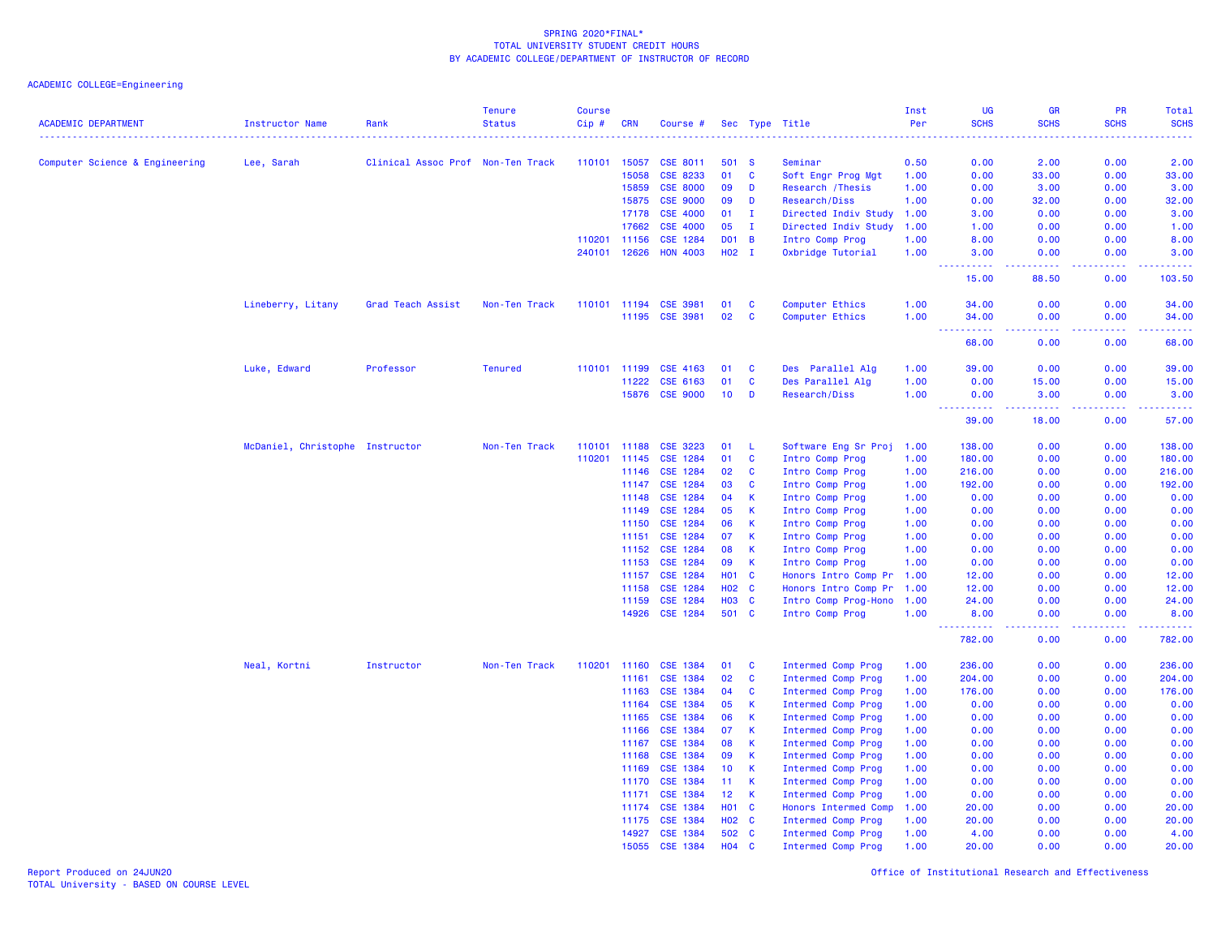SPRING 2020*FINAL*
TOTAL UNIVERSITY STUDENT CREDIT HOURS
BY ACADEMIC COLLEGE/DEPARTMENT OF INSTRUCTOR OF RECORD

ACADEMIC COLLEGE=Engineering

| ACADEMIC DEPARTMENT | Instructor Name | Rank | Tenure Status | Course Cip # | CRN | Course # | Sec | Type | Title | Inst Per | UG SCHS | GR SCHS | PR SCHS | Total SCHS |
|---|---|---|---|---|---|---|---|---|---|---|---|---|---|---|
| Computer Science & Engineering | Lee, Sarah | Clinical Assoc Prof | Non-Ten Track | 110101 | 15057 | CSE 8011 | 501 | S | Seminar | 0.50 | 0.00 | 2.00 | 0.00 | 2.00 |
| | | | | | 15058 | CSE 8233 | 01 | C | Soft Engr Prog Mgt | 1.00 | 0.00 | 33.00 | 0.00 | 33.00 |
| | | | | | 15859 | CSE 8000 | 09 | D | Research /Thesis | 1.00 | 0.00 | 3.00 | 0.00 | 3.00 |
| | | | | | 15875 | CSE 9000 | 09 | D | Research/Diss | 1.00 | 0.00 | 32.00 | 0.00 | 32.00 |
| | | | | | 17178 | CSE 4000 | 01 | I | Directed Indiv Study | 1.00 | 3.00 | 0.00 | 0.00 | 3.00 |
| | | | | | 17662 | CSE 4000 | 05 | I | Directed Indiv Study | 1.00 | 1.00 | 0.00 | 0.00 | 1.00 |
| | | | | 110201 | 11156 | CSE 1284 | D01 | B | Intro Comp Prog | 1.00 | 8.00 | 0.00 | 0.00 | 8.00 |
| | | | | 240101 | 12626 | HON 4003 | H02 | I | Oxbridge Tutorial | 1.00 | 3.00 | 0.00 | 0.00 | 3.00 |
| | | | | | | | | | | | 15.00 | 88.50 | 0.00 | 103.50 |
| | Lineberry, Litany | Grad Teach Assist | Non-Ten Track | 110101 | 11194 | CSE 3981 | 01 | C | Computer Ethics | 1.00 | 34.00 | 0.00 | 0.00 | 34.00 |
| | | | | | 11195 | CSE 3981 | 02 | C | Computer Ethics | 1.00 | 34.00 | 0.00 | 0.00 | 34.00 |
| | | | | | | | | | | | 68.00 | 0.00 | 0.00 | 68.00 |
| | Luke, Edward | Professor | Tenured | 110101 | 11199 | CSE 4163 | 01 | C | Des Parallel Alg | 1.00 | 39.00 | 0.00 | 0.00 | 39.00 |
| | | | | | 11222 | CSE 6163 | 01 | C | Des Parallel Alg | 1.00 | 0.00 | 15.00 | 0.00 | 15.00 |
| | | | | | 15876 | CSE 9000 | 10 | D | Research/Diss | 1.00 | 0.00 | 3.00 | 0.00 | 3.00 |
| | | | | | | | | | | | 39.00 | 18.00 | 0.00 | 57.00 |
| | McDaniel, Christophe | Instructor | Non-Ten Track | 110101 | 11188 | CSE 3223 | 01 | L | Software Eng Sr Proj | 1.00 | 138.00 | 0.00 | 0.00 | 138.00 |
| | | | | 110201 | 11145 | CSE 1284 | 01 | C | Intro Comp Prog | 1.00 | 180.00 | 0.00 | 0.00 | 180.00 |
| | | | | | 11146 | CSE 1284 | 02 | C | Intro Comp Prog | 1.00 | 216.00 | 0.00 | 0.00 | 216.00 |
| | | | | | 11147 | CSE 1284 | 03 | C | Intro Comp Prog | 1.00 | 192.00 | 0.00 | 0.00 | 192.00 |
| | | | | | 11148 | CSE 1284 | 04 | K | Intro Comp Prog | 1.00 | 0.00 | 0.00 | 0.00 | 0.00 |
| | | | | | 11149 | CSE 1284 | 05 | K | Intro Comp Prog | 1.00 | 0.00 | 0.00 | 0.00 | 0.00 |
| | | | | | 11150 | CSE 1284 | 06 | K | Intro Comp Prog | 1.00 | 0.00 | 0.00 | 0.00 | 0.00 |
| | | | | | 11151 | CSE 1284 | 07 | K | Intro Comp Prog | 1.00 | 0.00 | 0.00 | 0.00 | 0.00 |
| | | | | | 11152 | CSE 1284 | 08 | K | Intro Comp Prog | 1.00 | 0.00 | 0.00 | 0.00 | 0.00 |
| | | | | | 11153 | CSE 1284 | 09 | K | Intro Comp Prog | 1.00 | 0.00 | 0.00 | 0.00 | 0.00 |
| | | | | | 11157 | CSE 1284 | H01 | C | Honors Intro Comp Pr | 1.00 | 12.00 | 0.00 | 0.00 | 12.00 |
| | | | | | 11158 | CSE 1284 | H02 | C | Honors Intro Comp Pr | 1.00 | 12.00 | 0.00 | 0.00 | 12.00 |
| | | | | | 11159 | CSE 1284 | H03 | C | Intro Comp Prog-Hono | 1.00 | 24.00 | 0.00 | 0.00 | 24.00 |
| | | | | | 14926 | CSE 1284 | 501 | C | Intro Comp Prog | 1.00 | 8.00 | 0.00 | 0.00 | 8.00 |
| | | | | | | | | | | | 782.00 | 0.00 | 0.00 | 782.00 |
| | Neal, Kortni | Instructor | Non-Ten Track | 110201 | 11160 | CSE 1384 | 01 | C | Intermed Comp Prog | 1.00 | 236.00 | 0.00 | 0.00 | 236.00 |
| | | | | | 11161 | CSE 1384 | 02 | C | Intermed Comp Prog | 1.00 | 204.00 | 0.00 | 0.00 | 204.00 |
| | | | | | 11163 | CSE 1384 | 04 | C | Intermed Comp Prog | 1.00 | 176.00 | 0.00 | 0.00 | 176.00 |
| | | | | | 11164 | CSE 1384 | 05 | K | Intermed Comp Prog | 1.00 | 0.00 | 0.00 | 0.00 | 0.00 |
| | | | | | 11165 | CSE 1384 | 06 | K | Intermed Comp Prog | 1.00 | 0.00 | 0.00 | 0.00 | 0.00 |
| | | | | | 11166 | CSE 1384 | 07 | K | Intermed Comp Prog | 1.00 | 0.00 | 0.00 | 0.00 | 0.00 |
| | | | | | 11167 | CSE 1384 | 08 | K | Intermed Comp Prog | 1.00 | 0.00 | 0.00 | 0.00 | 0.00 |
| | | | | | 11168 | CSE 1384 | 09 | K | Intermed Comp Prog | 1.00 | 0.00 | 0.00 | 0.00 | 0.00 |
| | | | | | 11169 | CSE 1384 | 10 | K | Intermed Comp Prog | 1.00 | 0.00 | 0.00 | 0.00 | 0.00 |
| | | | | | 11170 | CSE 1384 | 11 | K | Intermed Comp Prog | 1.00 | 0.00 | 0.00 | 0.00 | 0.00 |
| | | | | | 11171 | CSE 1384 | 12 | K | Intermed Comp Prog | 1.00 | 0.00 | 0.00 | 0.00 | 0.00 |
| | | | | | 11174 | CSE 1384 | H01 | C | Honors Intermed Comp | 1.00 | 20.00 | 0.00 | 0.00 | 20.00 |
| | | | | | 11175 | CSE 1384 | H02 | C | Intermed Comp Prog | 1.00 | 20.00 | 0.00 | 0.00 | 20.00 |
| | | | | | 14927 | CSE 1384 | 502 | C | Intermed Comp Prog | 1.00 | 4.00 | 0.00 | 0.00 | 4.00 |
| | | | | | 15055 | CSE 1384 | H04 | C | Intermed Comp Prog | 1.00 | 20.00 | 0.00 | 0.00 | 20.00 |

Report Produced on 24JUN20
TOTAL University - BASED ON COURSE LEVEL

Office of Institutional Research and Effectiveness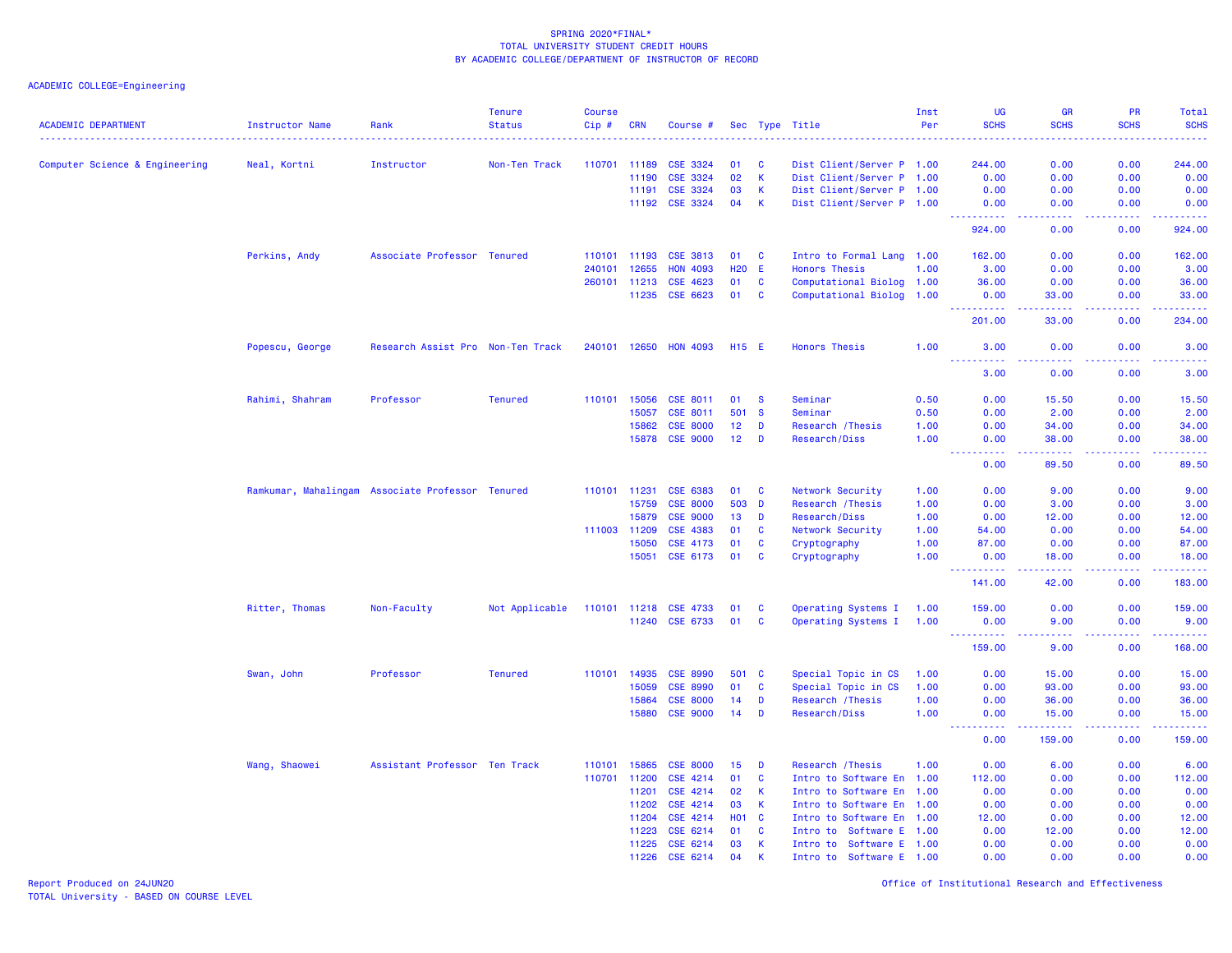SPRING 2020*FINAL*
TOTAL UNIVERSITY STUDENT CREDIT HOURS
BY ACADEMIC COLLEGE/DEPARTMENT OF INSTRUCTOR OF RECORD

ACADEMIC COLLEGE=Engineering

| ACADEMIC DEPARTMENT | Instructor Name | Rank | Tenure Status | Course Cip # | CRN | Course # | Sec | Type | Title | Inst Per | UG SCHS | GR SCHS | PR SCHS | Total SCHS |
|---|---|---|---|---|---|---|---|---|---|---|---|---|---|---|
| Computer Science & Engineering | Neal, Kortni | Instructor | Non-Ten Track | 110701 | 11189 | CSE 3324 | 01 | C | Dist Client/Server P | 1.00 | 244.00 | 0.00 | 0.00 | 244.00 |
| | | | | | 11190 | CSE 3324 | 02 | K | Dist Client/Server P | 1.00 | 0.00 | 0.00 | 0.00 | 0.00 |
| | | | | | 11191 | CSE 3324 | 03 | K | Dist Client/Server P | 1.00 | 0.00 | 0.00 | 0.00 | 0.00 |
| | | | | | 11192 | CSE 3324 | 04 | K | Dist Client/Server P | 1.00 | 0.00 | 0.00 | 0.00 | 0.00 |
| | | | | | | | | | | | 924.00 | 0.00 | 0.00 | 924.00 |
| | Perkins, Andy | Associate Professor | Tenured | 110101 | 11193 | CSE 3813 | 01 | C | Intro to Formal Lang | 1.00 | 162.00 | 0.00 | 0.00 | 162.00 |
| | | | | 240101 | 12655 | HON 4093 | H20 | E | Honors Thesis | 1.00 | 3.00 | 0.00 | 0.00 | 3.00 |
| | | | | 260101 | 11213 | CSE 4623 | 01 | C | Computational Biolog | 1.00 | 36.00 | 0.00 | 0.00 | 36.00 |
| | | | | | 11235 | CSE 6623 | 01 | C | Computational Biolog | 1.00 | 0.00 | 33.00 | 0.00 | 33.00 |
| | | | | | | | | | | | 201.00 | 33.00 | 0.00 | 234.00 |
| | Popescu, George | Research Assist Pro | Non-Ten Track | 240101 | 12650 | HON 4093 | H15 | E | Honors Thesis | 1.00 | 3.00 | 0.00 | 0.00 | 3.00 |
| | | | | | | | | | | | 3.00 | 0.00 | 0.00 | 3.00 |
| | Rahimi, Shahram | Professor | Tenured | 110101 | 15056 | CSE 8011 | 01 | S | Seminar | 0.50 | 0.00 | 15.50 | 0.00 | 15.50 |
| | | | | | 15057 | CSE 8011 | 501 | S | Seminar | 0.50 | 0.00 | 2.00 | 0.00 | 2.00 |
| | | | | | 15862 | CSE 8000 | 12 | D | Research /Thesis | 1.00 | 0.00 | 34.00 | 0.00 | 34.00 |
| | | | | | 15878 | CSE 9000 | 12 | D | Research/Diss | 1.00 | 0.00 | 38.00 | 0.00 | 38.00 |
| | | | | | | | | | | | 0.00 | 89.50 | 0.00 | 89.50 |
| | Ramkumar, Mahalingam | Associate Professor | Tenured | 110101 | 11231 | CSE 6383 | 01 | C | Network Security | 1.00 | 0.00 | 9.00 | 0.00 | 9.00 |
| | | | | | 15759 | CSE 8000 | 503 | D | Research /Thesis | 1.00 | 0.00 | 3.00 | 0.00 | 3.00 |
| | | | | | 15879 | CSE 9000 | 13 | D | Research/Diss | 1.00 | 0.00 | 12.00 | 0.00 | 12.00 |
| | | | | 111003 | 11209 | CSE 4383 | 01 | C | Network Security | 1.00 | 54.00 | 0.00 | 0.00 | 54.00 |
| | | | | | 15050 | CSE 4173 | 01 | C | Cryptography | 1.00 | 87.00 | 0.00 | 0.00 | 87.00 |
| | | | | | 15051 | CSE 6173 | 01 | C | Cryptography | 1.00 | 0.00 | 18.00 | 0.00 | 18.00 |
| | | | | | | | | | | | 141.00 | 42.00 | 0.00 | 183.00 |
| | Ritter, Thomas | Non-Faculty | Not Applicable | 110101 | 11218 | CSE 4733 | 01 | C | Operating Systems I | 1.00 | 159.00 | 0.00 | 0.00 | 159.00 |
| | | | | | 11240 | CSE 6733 | 01 | C | Operating Systems I | 1.00 | 0.00 | 9.00 | 0.00 | 9.00 |
| | | | | | | | | | | | 159.00 | 9.00 | 0.00 | 168.00 |
| | Swan, John | Professor | Tenured | 110101 | 14935 | CSE 8990 | 501 | C | Special Topic in CS | 1.00 | 0.00 | 15.00 | 0.00 | 15.00 |
| | | | | | 15059 | CSE 8990 | 01 | C | Special Topic in CS | 1.00 | 0.00 | 93.00 | 0.00 | 93.00 |
| | | | | | 15864 | CSE 8000 | 14 | D | Research /Thesis | 1.00 | 0.00 | 36.00 | 0.00 | 36.00 |
| | | | | | 15880 | CSE 9000 | 14 | D | Research/Diss | 1.00 | 0.00 | 15.00 | 0.00 | 15.00 |
| | | | | | | | | | | | 0.00 | 159.00 | 0.00 | 159.00 |
| | Wang, Shaowei | Assistant Professor | Ten Track | 110101 | 15865 | CSE 8000 | 15 | D | Research /Thesis | 1.00 | 0.00 | 6.00 | 0.00 | 6.00 |
| | | | | 110701 | 11200 | CSE 4214 | 01 | C | Intro to Software En | 1.00 | 112.00 | 0.00 | 0.00 | 112.00 |
| | | | | | 11201 | CSE 4214 | 02 | K | Intro to Software En | 1.00 | 0.00 | 0.00 | 0.00 | 0.00 |
| | | | | | 11202 | CSE 4214 | 03 | K | Intro to Software En | 1.00 | 0.00 | 0.00 | 0.00 | 0.00 |
| | | | | | 11204 | CSE 4214 | H01 | C | Intro to Software En | 1.00 | 12.00 | 0.00 | 0.00 | 12.00 |
| | | | | | 11223 | CSE 6214 | 01 | C | Intro to  Software E | 1.00 | 0.00 | 12.00 | 0.00 | 12.00 |
| | | | | | 11225 | CSE 6214 | 03 | K | Intro to  Software E | 1.00 | 0.00 | 0.00 | 0.00 | 0.00 |
| | | | | | 11226 | CSE 6214 | 04 | K | Intro to  Software E | 1.00 | 0.00 | 0.00 | 0.00 | 0.00 |

Report Produced on 24JUN20
TOTAL University - BASED ON COURSE LEVEL

Office of Institutional Research and Effectiveness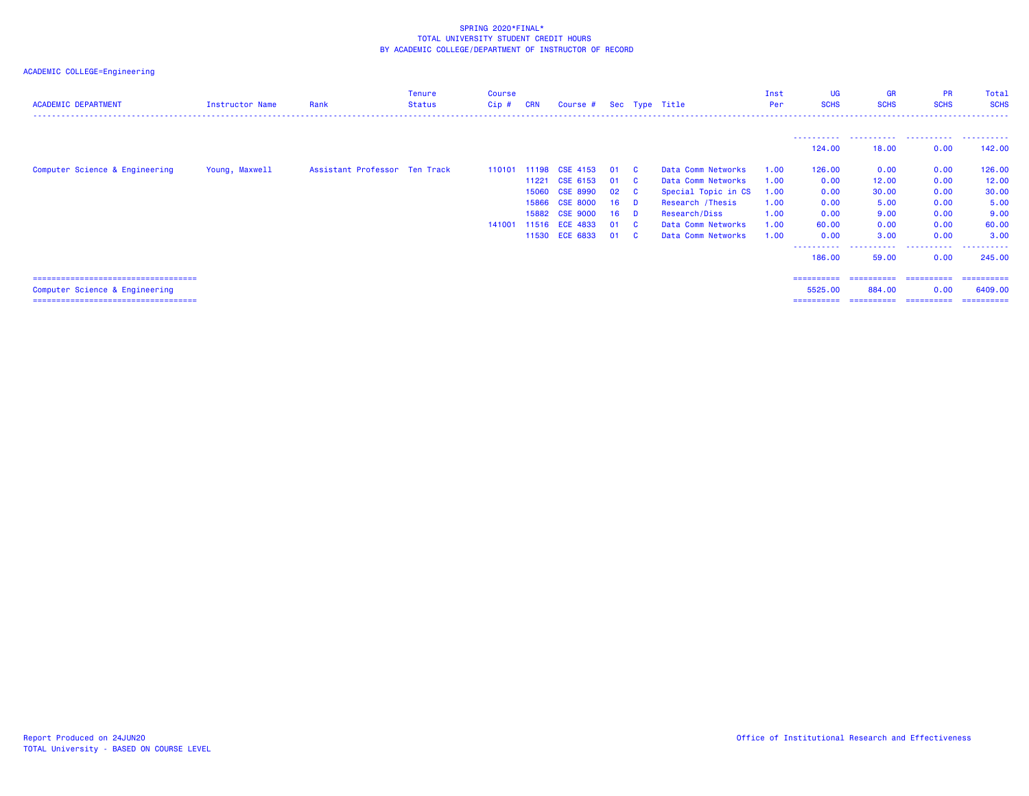SPRING 2020*FINAL*
TOTAL UNIVERSITY STUDENT CREDIT HOURS
BY ACADEMIC COLLEGE/DEPARTMENT OF INSTRUCTOR OF RECORD

ACADEMIC COLLEGE=Engineering

| ACADEMIC DEPARTMENT | Instructor Name | Rank | Tenure Status | Course Cip # | CRN | Course # | Sec | Type | Title | Inst Per | UG SCHS | GR SCHS | PR SCHS | Total SCHS |
|---|---|---|---|---|---|---|---|---|---|---|---|---|---|---|
| | | | | | | | | | | | 124.00 | 18.00 | 0.00 | 142.00 |
| Computer Science & Engineering | Young, Maxwell | Assistant Professor | Ten Track | 110101 | 11198 | CSE 4153 | 01 | C | Data Comm Networks | 1.00 | 126.00 | 0.00 | 0.00 | 126.00 |
| | | | | | 11221 | CSE 6153 | 01 | C | Data Comm Networks | 1.00 | 0.00 | 12.00 | 0.00 | 12.00 |
| | | | | | 15060 | CSE 8990 | 02 | C | Special Topic in CS | 1.00 | 0.00 | 30.00 | 0.00 | 30.00 |
| | | | | | 15866 | CSE 8000 | 16 | D | Research /Thesis | 1.00 | 0.00 | 5.00 | 0.00 | 5.00 |
| | | | | | 15882 | CSE 9000 | 16 | D | Research/Diss | 1.00 | 0.00 | 9.00 | 0.00 | 9.00 |
| | | | | 141001 | 11516 | ECE 4833 | 01 | C | Data Comm Networks | 1.00 | 60.00 | 0.00 | 0.00 | 60.00 |
| | | | | | 11530 | ECE 6833 | 01 | C | Data Comm Networks | 1.00 | 0.00 | 3.00 | 0.00 | 3.00 |
| | | | | | | | | | | | 186.00 | 59.00 | 0.00 | 245.00 |
| Computer Science & Engineering | | | | | | | | | | | 5525.00 | 884.00 | 0.00 | 6409.00 |

Report Produced on 24JUN20
TOTAL University - BASED ON COURSE LEVEL

Office of Institutional Research and Effectiveness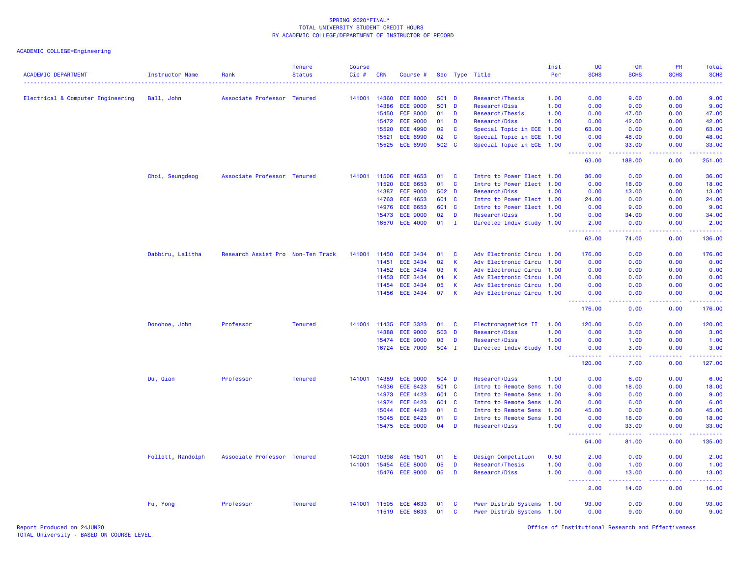SPRING 2020*FINAL*
TOTAL UNIVERSITY STUDENT CREDIT HOURS
BY ACADEMIC COLLEGE/DEPARTMENT OF INSTRUCTOR OF RECORD

ACADEMIC COLLEGE=Engineering

| ACADEMIC DEPARTMENT | Instructor Name | Rank | Tenure Status | Course Cip # | CRN | Course # | Sec | Type | Title | Inst Per | UG SCHS | GR SCHS | PR SCHS | Total SCHS |
|---|---|---|---|---|---|---|---|---|---|---|---|---|---|---|
| Electrical & Computer Engineering | Ball, John | Associate Professor | Tenured | 141001 | 14360 | ECE 8000 | 501 | D | Research/Thesis | 1.00 | 0.00 | 9.00 | 0.00 | 9.00 |
| | | | | | 14386 | ECE 9000 | 501 | D | Research/Diss | 1.00 | 0.00 | 9.00 | 0.00 | 9.00 |
| | | | | | 15450 | ECE 8000 | 01 | D | Research/Thesis | 1.00 | 0.00 | 47.00 | 0.00 | 47.00 |
| | | | | | 15472 | ECE 9000 | 01 | D | Research/Diss | 1.00 | 0.00 | 42.00 | 0.00 | 42.00 |
| | | | | | 15520 | ECE 4990 | 02 | C | Special Topic in ECE | 1.00 | 63.00 | 0.00 | 0.00 | 63.00 |
| | | | | | 15521 | ECE 6990 | 02 | C | Special Topic in ECE | 1.00 | 0.00 | 48.00 | 0.00 | 48.00 |
| | | | | | 15525 | ECE 6990 | 502 | C | Special Topic in ECE | 1.00 | 0.00 | 33.00 | 0.00 | 33.00 |
| | | | | | | | | | | | 63.00 | 188.00 | 0.00 | 251.00 |
| | Choi, Seungdeog | Associate Professor | Tenured | 141001 | 11506 | ECE 4653 | 01 | C | Intro to Power Elect | 1.00 | 36.00 | 0.00 | 0.00 | 36.00 |
| | | | | | 11520 | ECE 6653 | 01 | C | Intro to Power Elect | 1.00 | 0.00 | 18.00 | 0.00 | 18.00 |
| | | | | | 14387 | ECE 9000 | 502 | D | Research/Diss | 1.00 | 0.00 | 13.00 | 0.00 | 13.00 |
| | | | | | 14763 | ECE 4653 | 601 | C | Intro to Power Elect | 1.00 | 24.00 | 0.00 | 0.00 | 24.00 |
| | | | | | 14976 | ECE 6653 | 601 | C | Intro to Power Elect | 1.00 | 0.00 | 9.00 | 0.00 | 9.00 |
| | | | | | 15473 | ECE 9000 | 02 | D | Research/Diss | 1.00 | 0.00 | 34.00 | 0.00 | 34.00 |
| | | | | | 16570 | ECE 4000 | 01 | I | Directed Indiv Study | 1.00 | 2.00 | 0.00 | 0.00 | 2.00 |
| | | | | | | | | | | | 62.00 | 74.00 | 0.00 | 136.00 |
| | Dabbiru, Lalitha | Research Assist Pro | Non-Ten Track | 141001 | 11450 | ECE 3434 | 01 | C | Adv Electronic Circu | 1.00 | 176.00 | 0.00 | 0.00 | 176.00 |
| | | | | | 11451 | ECE 3434 | 02 | K | Adv Electronic Circu | 1.00 | 0.00 | 0.00 | 0.00 | 0.00 |
| | | | | | 11452 | ECE 3434 | 03 | K | Adv Electronic Circu | 1.00 | 0.00 | 0.00 | 0.00 | 0.00 |
| | | | | | 11453 | ECE 3434 | 04 | K | Adv Electronic Circu | 1.00 | 0.00 | 0.00 | 0.00 | 0.00 |
| | | | | | 11454 | ECE 3434 | 05 | K | Adv Electronic Circu | 1.00 | 0.00 | 0.00 | 0.00 | 0.00 |
| | | | | | 11456 | ECE 3434 | 07 | K | Adv Electronic Circu | 1.00 | 0.00 | 0.00 | 0.00 | 0.00 |
| | | | | | | | | | | | 176.00 | 0.00 | 0.00 | 176.00 |
| | Donohoe, John | Professor | Tenured | 141001 | 11435 | ECE 3323 | 01 | C | Electromagnetics II | 1.00 | 120.00 | 0.00 | 0.00 | 120.00 |
| | | | | | 14388 | ECE 9000 | 503 | D | Research/Diss | 1.00 | 0.00 | 3.00 | 0.00 | 3.00 |
| | | | | | 15474 | ECE 9000 | 03 | D | Research/Diss | 1.00 | 0.00 | 1.00 | 0.00 | 1.00 |
| | | | | | 16724 | ECE 7000 | 504 | I | Directed Indiv Study | 1.00 | 0.00 | 3.00 | 0.00 | 3.00 |
| | | | | | | | | | | | 120.00 | 7.00 | 0.00 | 127.00 |
| | Du, Qian | Professor | Tenured | 141001 | 14389 | ECE 9000 | 504 | D | Research/Diss | 1.00 | 0.00 | 6.00 | 0.00 | 6.00 |
| | | | | | 14936 | ECE 6423 | 501 | C | Intro to Remote Sens | 1.00 | 0.00 | 18.00 | 0.00 | 18.00 |
| | | | | | 14973 | ECE 4423 | 601 | C | Intro to Remote Sens | 1.00 | 9.00 | 0.00 | 0.00 | 9.00 |
| | | | | | 14974 | ECE 6423 | 601 | C | Intro to Remote Sens | 1.00 | 0.00 | 6.00 | 0.00 | 6.00 |
| | | | | | 15044 | ECE 4423 | 01 | C | Intro to Remote Sens | 1.00 | 45.00 | 0.00 | 0.00 | 45.00 |
| | | | | | 15045 | ECE 6423 | 01 | C | Intro to Remote Sens | 1.00 | 0.00 | 18.00 | 0.00 | 18.00 |
| | | | | | 15475 | ECE 9000 | 04 | D | Research/Diss | 1.00 | 0.00 | 33.00 | 0.00 | 33.00 |
| | | | | | | | | | | | 54.00 | 81.00 | 0.00 | 135.00 |
| | Follett, Randolph | Associate Professor | Tenured | 140201 | 10398 | ASE 1501 | 01 | E | Design Competition | 0.50 | 2.00 | 0.00 | 0.00 | 2.00 |
| | | | | 141001 | 15454 | ECE 8000 | 05 | D | Research/Thesis | 1.00 | 0.00 | 1.00 | 0.00 | 1.00 |
| | | | | | 15476 | ECE 9000 | 05 | D | Research/Diss | 1.00 | 0.00 | 13.00 | 0.00 | 13.00 |
| | | | | | | | | | | | 2.00 | 14.00 | 0.00 | 16.00 |
| | Fu, Yong | Professor | Tenured | 141001 | 11505 | ECE 4633 | 01 | C | Pwer Distrib Systems | 1.00 | 93.00 | 0.00 | 0.00 | 93.00 |
| | | | | | 11519 | ECE 6633 | 01 | C | Pwer Distrib Systems | 1.00 | 0.00 | 9.00 | 0.00 | 9.00 |

Report Produced on 24JUN20
TOTAL University - BASED ON COURSE LEVEL

Office of Institutional Research and Effectiveness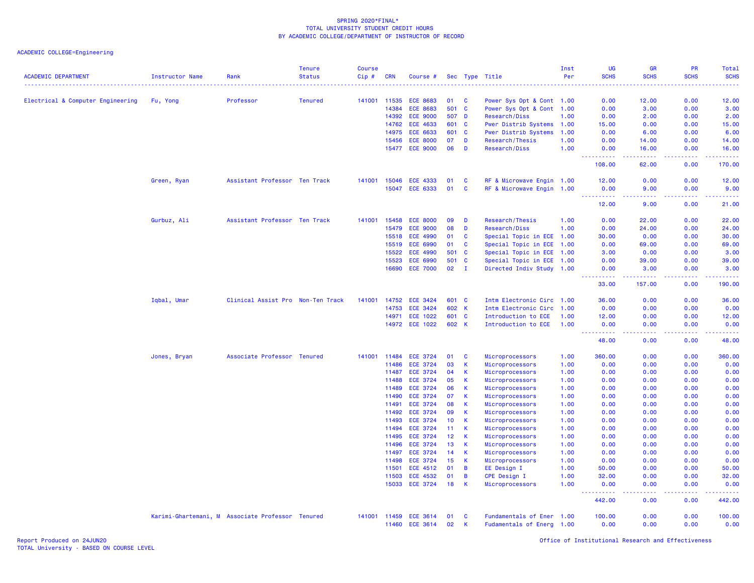SPRING 2020*FINAL*
TOTAL UNIVERSITY STUDENT CREDIT HOURS
BY ACADEMIC COLLEGE/DEPARTMENT OF INSTRUCTOR OF RECORD

ACADEMIC COLLEGE=Engineering

| ACADEMIC DEPARTMENT | Instructor Name | Rank | Tenure Status | Course Cip # | CRN | Course # | Sec | Type | Title | Inst Per | UG SCHS | GR SCHS | PR SCHS | Total SCHS |
|---|---|---|---|---|---|---|---|---|---|---|---|---|---|---|
| Electrical & Computer Engineering | Fu, Yong | Professor | Tenured | 141001 | 11535 | ECE 8683 | 01 | C | Power Sys Opt & Cont | 1.00 | 0.00 | 12.00 | 0.00 | 12.00 |
| | | | | | 14384 | ECE 8683 | 501 | C | Power Sys Opt & Cont | 1.00 | 0.00 | 3.00 | 0.00 | 3.00 |
| | | | | | 14392 | ECE 9000 | 507 | D | Research/Diss | 1.00 | 0.00 | 2.00 | 0.00 | 2.00 |
| | | | | | 14762 | ECE 4633 | 601 | C | Pwer Distrib Systems | 1.00 | 15.00 | 0.00 | 0.00 | 15.00 |
| | | | | | 14975 | ECE 6633 | 601 | C | Pwer Distrib Systems | 1.00 | 0.00 | 6.00 | 0.00 | 6.00 |
| | | | | | 15456 | ECE 8000 | 07 | D | Research/Thesis | 1.00 | 0.00 | 14.00 | 0.00 | 14.00 |
| | | | | | 15477 | ECE 9000 | 06 | D | Research/Diss | 1.00 | 0.00 | 16.00 | 0.00 | 16.00 |
| | | | | | | | | | | | 108.00 | 62.00 | 0.00 | 170.00 |
| | Green, Ryan | Assistant Professor | Ten Track | 141001 | 15046 | ECE 4333 | 01 | C | RF & Microwave Engin | 1.00 | 12.00 | 0.00 | 0.00 | 12.00 |
| | | | | | 15047 | ECE 6333 | 01 | C | RF & Microwave Engin | 1.00 | 0.00 | 9.00 | 0.00 | 9.00 |
| | | | | | | | | | | | 12.00 | 9.00 | 0.00 | 21.00 |
| | Gurbuz, Ali | Assistant Professor | Ten Track | 141001 | 15458 | ECE 8000 | 09 | D | Research/Thesis | 1.00 | 0.00 | 22.00 | 0.00 | 22.00 |
| | | | | | 15479 | ECE 9000 | 08 | D | Research/Diss | 1.00 | 0.00 | 24.00 | 0.00 | 24.00 |
| | | | | | 15518 | ECE 4990 | 01 | C | Special Topic in ECE | 1.00 | 30.00 | 0.00 | 0.00 | 30.00 |
| | | | | | 15519 | ECE 6990 | 01 | C | Special Topic in ECE | 1.00 | 0.00 | 69.00 | 0.00 | 69.00 |
| | | | | | 15522 | ECE 4990 | 501 | C | Special Topic in ECE | 1.00 | 3.00 | 0.00 | 0.00 | 3.00 |
| | | | | | 15523 | ECE 6990 | 501 | C | Special Topic in ECE | 1.00 | 0.00 | 39.00 | 0.00 | 39.00 |
| | | | | | 16690 | ECE 7000 | 02 | I | Directed Indiv Study | 1.00 | 0.00 | 3.00 | 0.00 | 3.00 |
| | | | | | | | | | | | 33.00 | 157.00 | 0.00 | 190.00 |
| | Iqbal, Umar | Clinical Assist Pro | Non-Ten Track | 141001 | 14752 | ECE 3424 | 601 | C | Intm Electronic Circ | 1.00 | 36.00 | 0.00 | 0.00 | 36.00 |
| | | | | | 14753 | ECE 3424 | 602 | K | Intm Electronic Circ | 1.00 | 0.00 | 0.00 | 0.00 | 0.00 |
| | | | | | 14971 | ECE 1022 | 601 | C | Introduction to ECE | 1.00 | 12.00 | 0.00 | 0.00 | 12.00 |
| | | | | | 14972 | ECE 1022 | 602 | K | Introduction to ECE | 1.00 | 0.00 | 0.00 | 0.00 | 0.00 |
| | | | | | | | | | | | 48.00 | 0.00 | 0.00 | 48.00 |
| | Jones, Bryan | Associate Professor | Tenured | 141001 | 11484 | ECE 3724 | 01 | C | Microprocessors | 1.00 | 360.00 | 0.00 | 0.00 | 360.00 |
| | | | | | 11486 | ECE 3724 | 03 | K | Microprocessors | 1.00 | 0.00 | 0.00 | 0.00 | 0.00 |
| | | | | | 11487 | ECE 3724 | 04 | K | Microprocessors | 1.00 | 0.00 | 0.00 | 0.00 | 0.00 |
| | | | | | 11488 | ECE 3724 | 05 | K | Microprocessors | 1.00 | 0.00 | 0.00 | 0.00 | 0.00 |
| | | | | | 11489 | ECE 3724 | 06 | K | Microprocessors | 1.00 | 0.00 | 0.00 | 0.00 | 0.00 |
| | | | | | 11490 | ECE 3724 | 07 | K | Microprocessors | 1.00 | 0.00 | 0.00 | 0.00 | 0.00 |
| | | | | | 11491 | ECE 3724 | 08 | K | Microprocessors | 1.00 | 0.00 | 0.00 | 0.00 | 0.00 |
| | | | | | 11492 | ECE 3724 | 09 | K | Microprocessors | 1.00 | 0.00 | 0.00 | 0.00 | 0.00 |
| | | | | | 11493 | ECE 3724 | 10 | K | Microprocessors | 1.00 | 0.00 | 0.00 | 0.00 | 0.00 |
| | | | | | 11494 | ECE 3724 | 11 | K | Microprocessors | 1.00 | 0.00 | 0.00 | 0.00 | 0.00 |
| | | | | | 11495 | ECE 3724 | 12 | K | Microprocessors | 1.00 | 0.00 | 0.00 | 0.00 | 0.00 |
| | | | | | 11496 | ECE 3724 | 13 | K | Microprocessors | 1.00 | 0.00 | 0.00 | 0.00 | 0.00 |
| | | | | | 11497 | ECE 3724 | 14 | K | Microprocessors | 1.00 | 0.00 | 0.00 | 0.00 | 0.00 |
| | | | | | 11498 | ECE 3724 | 15 | K | Microprocessors | 1.00 | 0.00 | 0.00 | 0.00 | 0.00 |
| | | | | | 11501 | ECE 4512 | 01 | B | EE Design I | 1.00 | 50.00 | 0.00 | 0.00 | 50.00 |
| | | | | | 11503 | ECE 4532 | 01 | B | CPE Design I | 1.00 | 32.00 | 0.00 | 0.00 | 32.00 |
| | | | | | 15033 | ECE 3724 | 18 | K | Microprocessors | 1.00 | 0.00 | 0.00 | 0.00 | 0.00 |
| | | | | | | | | | | | 442.00 | 0.00 | 0.00 | 442.00 |
| | Karimi-Ghartemani, M | Associate Professor | Tenured | 141001 | 11459 | ECE 3614 | 01 | C | Fundamentals of Ener | 1.00 | 100.00 | 0.00 | 0.00 | 100.00 |
| | | | | | 11460 | ECE 3614 | 02 | K | Fudamentals of Energ | 1.00 | 0.00 | 0.00 | 0.00 | 0.00 |

Report Produced on 24JUN20
TOTAL University - BASED ON COURSE LEVEL

Office of Institutional Research and Effectiveness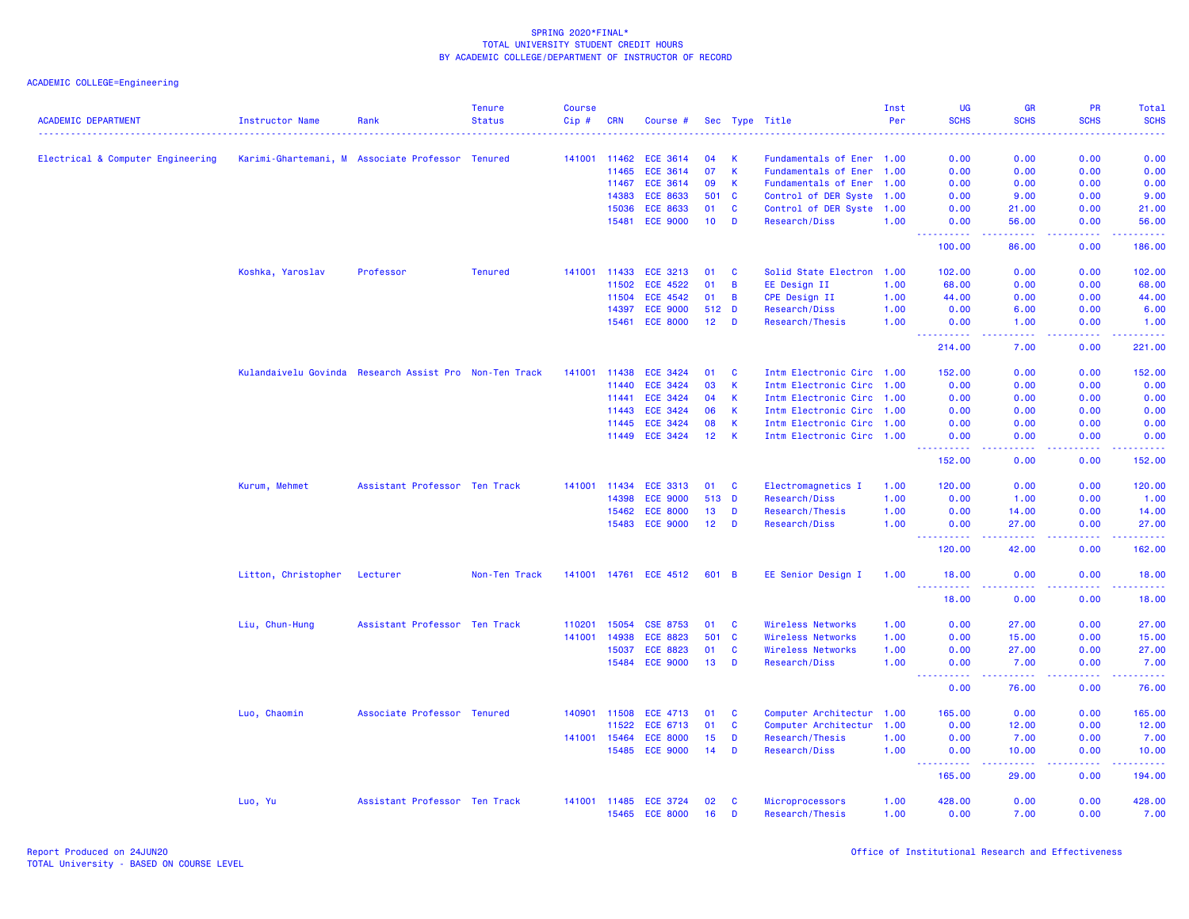SPRING 2020*FINAL*
TOTAL UNIVERSITY STUDENT CREDIT HOURS
BY ACADEMIC COLLEGE/DEPARTMENT OF INSTRUCTOR OF RECORD

ACADEMIC COLLEGE=Engineering

| ACADEMIC DEPARTMENT | Instructor Name | Rank | Tenure Status | Course Cip # | CRN | Course # | Sec | Type | Title | Inst Per | UG SCHS | GR SCHS | PR SCHS | Total SCHS |
|---|---|---|---|---|---|---|---|---|---|---|---|---|---|---|
| Electrical & Computer Engineering | Karimi-Ghartemani, M | Associate Professor | Tenured | 141001 | 11462 | ECE 3614 | 04 | K | Fundamentals of Ener | 1.00 | 0.00 | 0.00 | 0.00 | 0.00 |
| | | | | | 11465 | ECE 3614 | 07 | K | Fundamentals of Ener | 1.00 | 0.00 | 0.00 | 0.00 | 0.00 |
| | | | | | 11467 | ECE 3614 | 09 | K | Fundamentals of Ener | 1.00 | 0.00 | 0.00 | 0.00 | 0.00 |
| | | | | | 14383 | ECE 8633 | 501 | C | Control of DER Syste | 1.00 | 0.00 | 9.00 | 0.00 | 9.00 |
| | | | | | 15036 | ECE 8633 | 01 | C | Control of DER Syste | 1.00 | 0.00 | 21.00 | 0.00 | 21.00 |
| | | | | | 15481 | ECE 9000 | 10 | D | Research/Diss | 1.00 | 0.00 | 56.00 | 0.00 | 56.00 |
| | | | | | | | | | | | 100.00 | 86.00 | 0.00 | 186.00 |
| | Koshka, Yaroslav | Professor | Tenured | 141001 | 11433 | ECE 3213 | 01 | C | Solid State Electron | 1.00 | 102.00 | 0.00 | 0.00 | 102.00 |
| | | | | | 11502 | ECE 4522 | 01 | B | EE Design II | 1.00 | 68.00 | 0.00 | 0.00 | 68.00 |
| | | | | | 11504 | ECE 4542 | 01 | B | CPE Design II | 1.00 | 44.00 | 0.00 | 0.00 | 44.00 |
| | | | | | 14397 | ECE 9000 | 512 | D | Research/Diss | 1.00 | 0.00 | 6.00 | 0.00 | 6.00 |
| | | | | | 15461 | ECE 8000 | 12 | D | Research/Thesis | 1.00 | 0.00 | 1.00 | 0.00 | 1.00 |
| | | | | | | | | | | | 214.00 | 7.00 | 0.00 | 221.00 |
| | Kulandaivelu Govinda | Research Assist Pro | Non-Ten Track | 141001 | 11438 | ECE 3424 | 01 | C | Intm Electronic Circ | 1.00 | 152.00 | 0.00 | 0.00 | 152.00 |
| | | | | | 11440 | ECE 3424 | 03 | K | Intm Electronic Circ | 1.00 | 0.00 | 0.00 | 0.00 | 0.00 |
| | | | | | 11441 | ECE 3424 | 04 | K | Intm Electronic Circ | 1.00 | 0.00 | 0.00 | 0.00 | 0.00 |
| | | | | | 11443 | ECE 3424 | 06 | K | Intm Electronic Circ | 1.00 | 0.00 | 0.00 | 0.00 | 0.00 |
| | | | | | 11445 | ECE 3424 | 08 | K | Intm Electronic Circ | 1.00 | 0.00 | 0.00 | 0.00 | 0.00 |
| | | | | | 11449 | ECE 3424 | 12 | K | Intm Electronic Circ | 1.00 | 0.00 | 0.00 | 0.00 | 0.00 |
| | | | | | | | | | | | 152.00 | 0.00 | 0.00 | 152.00 |
| | Kurum, Mehmet | Assistant Professor | Ten Track | 141001 | 11434 | ECE 3313 | 01 | C | Electromagnetics I | 1.00 | 120.00 | 0.00 | 0.00 | 120.00 |
| | | | | | 14398 | ECE 9000 | 513 | D | Research/Diss | 1.00 | 0.00 | 1.00 | 0.00 | 1.00 |
| | | | | | 15462 | ECE 8000 | 13 | D | Research/Thesis | 1.00 | 0.00 | 14.00 | 0.00 | 14.00 |
| | | | | | 15483 | ECE 9000 | 12 | D | Research/Diss | 1.00 | 0.00 | 27.00 | 0.00 | 27.00 |
| | | | | | | | | | | | 120.00 | 42.00 | 0.00 | 162.00 |
| | Litton, Christopher | Lecturer | Non-Ten Track | 141001 | 14761 | ECE 4512 | 601 | B | EE Senior Design I | 1.00 | 18.00 | 0.00 | 0.00 | 18.00 |
| | | | | | | | | | | | 18.00 | 0.00 | 0.00 | 18.00 |
| | Liu, Chun-Hung | Assistant Professor | Ten Track | 110201 | 15054 | CSE 8753 | 01 | C | Wireless Networks | 1.00 | 0.00 | 27.00 | 0.00 | 27.00 |
| | | | | 141001 | 14938 | ECE 8823 | 501 | C | Wireless Networks | 1.00 | 0.00 | 15.00 | 0.00 | 15.00 |
| | | | | | 15037 | ECE 8823 | 01 | C | Wireless Networks | 1.00 | 0.00 | 27.00 | 0.00 | 27.00 |
| | | | | | 15484 | ECE 9000 | 13 | D | Research/Diss | 1.00 | 0.00 | 7.00 | 0.00 | 7.00 |
| | | | | | | | | | | | 0.00 | 76.00 | 0.00 | 76.00 |
| | Luo, Chaomin | Associate Professor | Tenured | 140901 | 11508 | ECE 4713 | 01 | C | Computer Architectur | 1.00 | 165.00 | 0.00 | 0.00 | 165.00 |
| | | | | | 11522 | ECE 6713 | 01 | C | Computer Architectur | 1.00 | 0.00 | 12.00 | 0.00 | 12.00 |
| | | | | 141001 | 15464 | ECE 8000 | 15 | D | Research/Thesis | 1.00 | 0.00 | 7.00 | 0.00 | 7.00 |
| | | | | | 15485 | ECE 9000 | 14 | D | Research/Diss | 1.00 | 0.00 | 10.00 | 0.00 | 10.00 |
| | | | | | | | | | | | 165.00 | 29.00 | 0.00 | 194.00 |
| | Luo, Yu | Assistant Professor | Ten Track | 141001 | 11485 | ECE 3724 | 02 | C | Microprocessors | 1.00 | 428.00 | 0.00 | 0.00 | 428.00 |
| | | | | | 15465 | ECE 8000 | 16 | D | Research/Thesis | 1.00 | 0.00 | 7.00 | 0.00 | 7.00 |

Report Produced on 24JUN20
TOTAL University - BASED ON COURSE LEVEL

Office of Institutional Research and Effectiveness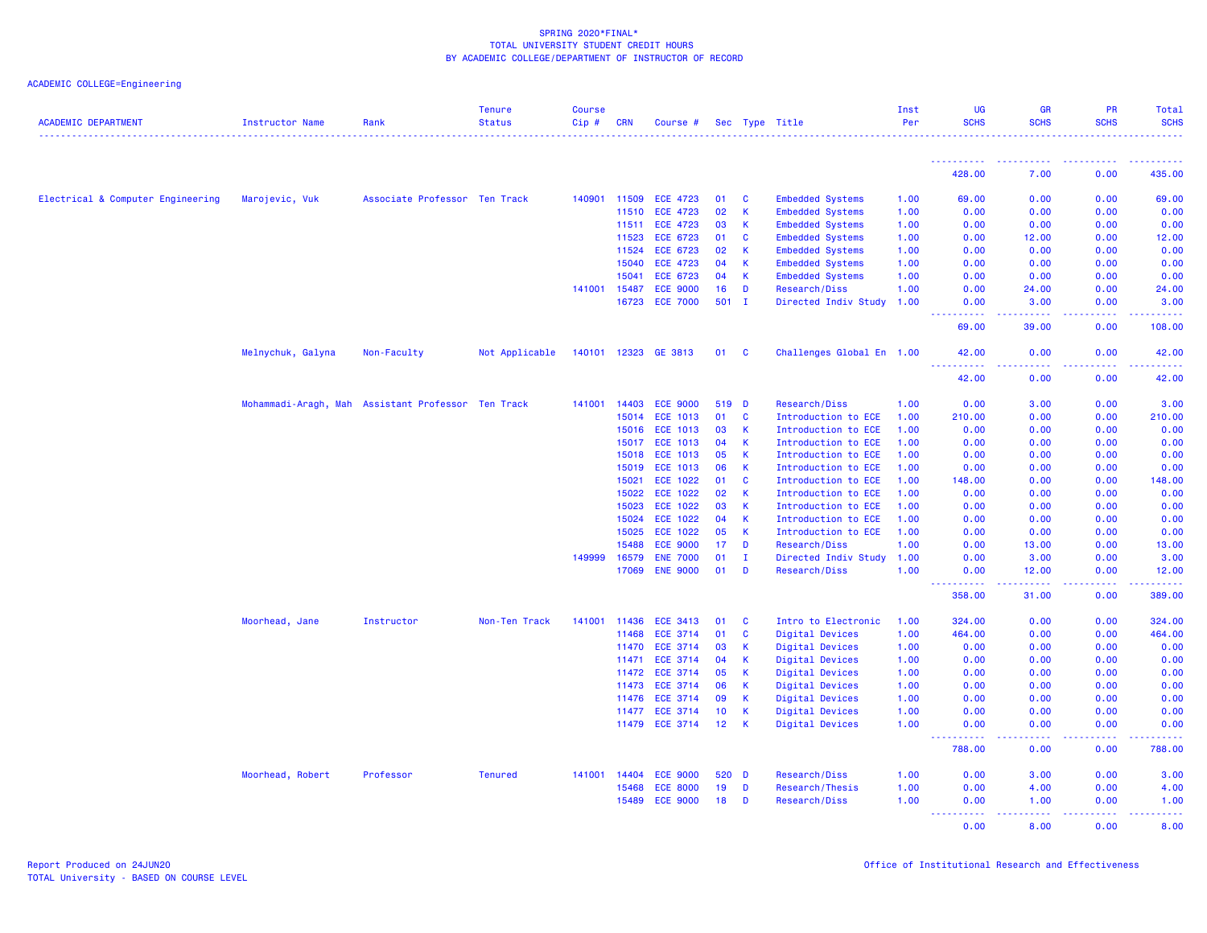SPRING 2020*FINAL*
TOTAL UNIVERSITY STUDENT CREDIT HOURS
BY ACADEMIC COLLEGE/DEPARTMENT OF INSTRUCTOR OF RECORD

ACADEMIC COLLEGE=Engineering

| ACADEMIC DEPARTMENT | Instructor Name | Rank | Tenure Status | Course Cip # | CRN | Course # | Sec | Type | Title | Inst Per | UG SCHS | GR SCHS | PR SCHS | Total SCHS |
|---|---|---|---|---|---|---|---|---|---|---|---|---|---|---|
| | | | | | | | | | | | 428.00 | 7.00 | 0.00 | 435.00 |
| Electrical & Computer Engineering | Marojevic, Vuk | Associate Professor | Ten Track | 140901 | 11509 | ECE 4723 | 01 | C | Embedded Systems | 1.00 | 69.00 | 0.00 | 0.00 | 69.00 |
| | | | | | 11510 | ECE 4723 | 02 | K | Embedded Systems | 1.00 | 0.00 | 0.00 | 0.00 | 0.00 |
| | | | | | 11511 | ECE 4723 | 03 | K | Embedded Systems | 1.00 | 0.00 | 0.00 | 0.00 | 0.00 |
| | | | | | 11523 | ECE 6723 | 01 | C | Embedded Systems | 1.00 | 0.00 | 12.00 | 0.00 | 12.00 |
| | | | | | 11524 | ECE 6723 | 02 | K | Embedded Systems | 1.00 | 0.00 | 0.00 | 0.00 | 0.00 |
| | | | | | 15040 | ECE 4723 | 04 | K | Embedded Systems | 1.00 | 0.00 | 0.00 | 0.00 | 0.00 |
| | | | | | 15041 | ECE 6723 | 04 | K | Embedded Systems | 1.00 | 0.00 | 0.00 | 0.00 | 0.00 |
| | | | | 141001 | 15487 | ECE 9000 | 16 | D | Research/Diss | 1.00 | 0.00 | 24.00 | 0.00 | 24.00 |
| | | | | | 16723 | ECE 7000 | 501 | I | Directed Indiv Study | 1.00 | 0.00 | 3.00 | 0.00 | 3.00 |
| | | | | | | | | | | | 69.00 | 39.00 | 0.00 | 108.00 |
| | Melnychuk, Galyna | Non-Faculty | Not Applicable | 140101 | 12323 | GE 3813 | 01 | C | Challenges Global En | 1.00 | 42.00 | 0.00 | 0.00 | 42.00 |
| | | | | | | | | | | | 42.00 | 0.00 | 0.00 | 42.00 |
| | Mohammadi-Aragh, Mah | Assistant Professor | Ten Track | 141001 | 14403 | ECE 9000 | 519 | D | Research/Diss | 1.00 | 0.00 | 3.00 | 0.00 | 3.00 |
| | | | | | 15014 | ECE 1013 | 01 | C | Introduction to ECE | 1.00 | 210.00 | 0.00 | 0.00 | 210.00 |
| | | | | | 15016 | ECE 1013 | 03 | K | Introduction to ECE | 1.00 | 0.00 | 0.00 | 0.00 | 0.00 |
| | | | | | 15017 | ECE 1013 | 04 | K | Introduction to ECE | 1.00 | 0.00 | 0.00 | 0.00 | 0.00 |
| | | | | | 15018 | ECE 1013 | 05 | K | Introduction to ECE | 1.00 | 0.00 | 0.00 | 0.00 | 0.00 |
| | | | | | 15019 | ECE 1013 | 06 | K | Introduction to ECE | 1.00 | 0.00 | 0.00 | 0.00 | 0.00 |
| | | | | | 15021 | ECE 1022 | 01 | C | Introduction to ECE | 1.00 | 148.00 | 0.00 | 0.00 | 148.00 |
| | | | | | 15022 | ECE 1022 | 02 | K | Introduction to ECE | 1.00 | 0.00 | 0.00 | 0.00 | 0.00 |
| | | | | | 15023 | ECE 1022 | 03 | K | Introduction to ECE | 1.00 | 0.00 | 0.00 | 0.00 | 0.00 |
| | | | | | 15024 | ECE 1022 | 04 | K | Introduction to ECE | 1.00 | 0.00 | 0.00 | 0.00 | 0.00 |
| | | | | | 15025 | ECE 1022 | 05 | K | Introduction to ECE | 1.00 | 0.00 | 0.00 | 0.00 | 0.00 |
| | | | | | 15488 | ECE 9000 | 17 | D | Research/Diss | 1.00 | 0.00 | 13.00 | 0.00 | 13.00 |
| | | | | 149999 | 16579 | ENE 7000 | 01 | I | Directed Indiv Study | 1.00 | 0.00 | 3.00 | 0.00 | 3.00 |
| | | | | | 17069 | ENE 9000 | 01 | D | Research/Diss | 1.00 | 0.00 | 12.00 | 0.00 | 12.00 |
| | | | | | | | | | | | 358.00 | 31.00 | 0.00 | 389.00 |
| | Moorhead, Jane | Instructor | Non-Ten Track | 141001 | 11436 | ECE 3413 | 01 | C | Intro to Electronic | 1.00 | 324.00 | 0.00 | 0.00 | 324.00 |
| | | | | | 11468 | ECE 3714 | 01 | C | Digital Devices | 1.00 | 464.00 | 0.00 | 0.00 | 464.00 |
| | | | | | 11470 | ECE 3714 | 03 | K | Digital Devices | 1.00 | 0.00 | 0.00 | 0.00 | 0.00 |
| | | | | | 11471 | ECE 3714 | 04 | K | Digital Devices | 1.00 | 0.00 | 0.00 | 0.00 | 0.00 |
| | | | | | 11472 | ECE 3714 | 05 | K | Digital Devices | 1.00 | 0.00 | 0.00 | 0.00 | 0.00 |
| | | | | | 11473 | ECE 3714 | 06 | K | Digital Devices | 1.00 | 0.00 | 0.00 | 0.00 | 0.00 |
| | | | | | 11476 | ECE 3714 | 09 | K | Digital Devices | 1.00 | 0.00 | 0.00 | 0.00 | 0.00 |
| | | | | | 11477 | ECE 3714 | 10 | K | Digital Devices | 1.00 | 0.00 | 0.00 | 0.00 | 0.00 |
| | | | | | 11479 | ECE 3714 | 12 | K | Digital Devices | 1.00 | 0.00 | 0.00 | 0.00 | 0.00 |
| | | | | | | | | | | | 788.00 | 0.00 | 0.00 | 788.00 |
| | Moorhead, Robert | Professor | Tenured | 141001 | 14404 | ECE 9000 | 520 | D | Research/Diss | 1.00 | 0.00 | 3.00 | 0.00 | 3.00 |
| | | | | | 15468 | ECE 8000 | 19 | D | Research/Thesis | 1.00 | 0.00 | 4.00 | 0.00 | 4.00 |
| | | | | | 15489 | ECE 9000 | 18 | D | Research/Diss | 1.00 | 0.00 | 1.00 | 0.00 | 1.00 |
| | | | | | | | | | | | 0.00 | 8.00 | 0.00 | 8.00 |

Report Produced on 24JUN20
TOTAL University - BASED ON COURSE LEVEL

Office of Institutional Research and Effectiveness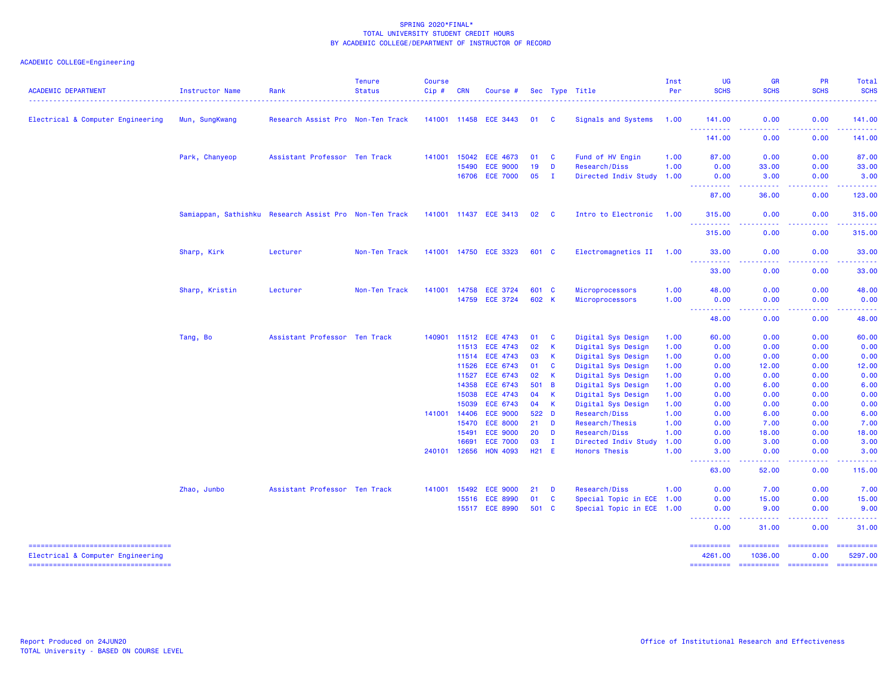SPRING 2020*FINAL*
TOTAL UNIVERSITY STUDENT CREDIT HOURS
BY ACADEMIC COLLEGE/DEPARTMENT OF INSTRUCTOR OF RECORD

ACADEMIC COLLEGE=Engineering

| ACADEMIC DEPARTMENT | Instructor Name | Rank | Tenure Status | Course Cip # | CRN | Course # | Sec | Type | Title | Inst Per | UG SCHS | GR SCHS | PR SCHS | Total SCHS |
|---|---|---|---|---|---|---|---|---|---|---|---|---|---|---|
| Electrical & Computer Engineering | Mun, SungKwang | Research Assist Pro | Non-Ten Track | 141001 | 11458 | ECE 3443 | 01 | C | Signals and Systems | 1.00 | 141.00 | 0.00 | 0.00 | 141.00 |
| | | | | | | | | | | | 141.00 | 0.00 | 0.00 | 141.00 |
| | Park, Chanyeop | Assistant Professor | Ten Track | 141001 | 15042 | ECE 4673 | 01 | C | Fund of HV Engin | 1.00 | 87.00 | 0.00 | 0.00 | 87.00 |
| | | | | | 15490 | ECE 9000 | 19 | D | Research/Diss | 1.00 | 0.00 | 33.00 | 0.00 | 33.00 |
| | | | | | 16706 | ECE 7000 | 05 | I | Directed Indiv Study | 1.00 | 0.00 | 3.00 | 0.00 | 3.00 |
| | | | | | | | | | | | 87.00 | 36.00 | 0.00 | 123.00 |
| | Samiappan, Sathishku | Research Assist Pro | Non-Ten Track | 141001 | 11437 | ECE 3413 | 02 | C | Intro to Electronic | 1.00 | 315.00 | 0.00 | 0.00 | 315.00 |
| | | | | | | | | | | | 315.00 | 0.00 | 0.00 | 315.00 |
| | Sharp, Kirk | Lecturer | Non-Ten Track | 141001 | 14750 | ECE 3323 | 601 | C | Electromagnetics II | 1.00 | 33.00 | 0.00 | 0.00 | 33.00 |
| | | | | | | | | | | | 33.00 | 0.00 | 0.00 | 33.00 |
| | Sharp, Kristin | Lecturer | Non-Ten Track | 141001 | 14758 | ECE 3724 | 601 | C | Microprocessors | 1.00 | 48.00 | 0.00 | 0.00 | 48.00 |
| | | | | | 14759 | ECE 3724 | 602 | K | Microprocessors | 1.00 | 0.00 | 0.00 | 0.00 | 0.00 |
| | | | | | | | | | | | 48.00 | 0.00 | 0.00 | 48.00 |
| | Tang, Bo | Assistant Professor | Ten Track | 140901 | 11512 | ECE 4743 | 01 | C | Digital Sys Design | 1.00 | 60.00 | 0.00 | 0.00 | 60.00 |
| | | | | | 11513 | ECE 4743 | 02 | K | Digital Sys Design | 1.00 | 0.00 | 0.00 | 0.00 | 0.00 |
| | | | | | 11514 | ECE 4743 | 03 | K | Digital Sys Design | 1.00 | 0.00 | 0.00 | 0.00 | 0.00 |
| | | | | | 11526 | ECE 6743 | 01 | C | Digital Sys Design | 1.00 | 0.00 | 12.00 | 0.00 | 12.00 |
| | | | | | 11527 | ECE 6743 | 02 | K | Digital Sys Design | 1.00 | 0.00 | 0.00 | 0.00 | 0.00 |
| | | | | | 14358 | ECE 6743 | 501 | B | Digital Sys Design | 1.00 | 0.00 | 6.00 | 0.00 | 6.00 |
| | | | | | 15038 | ECE 4743 | 04 | K | Digital Sys Design | 1.00 | 0.00 | 0.00 | 0.00 | 0.00 |
| | | | | | 15039 | ECE 6743 | 04 | K | Digital Sys Design | 1.00 | 0.00 | 0.00 | 0.00 | 0.00 |
| | | | | 141001 | 14406 | ECE 9000 | 522 | D | Research/Diss | 1.00 | 0.00 | 6.00 | 0.00 | 6.00 |
| | | | | | 15470 | ECE 8000 | 21 | D | Research/Thesis | 1.00 | 0.00 | 7.00 | 0.00 | 7.00 |
| | | | | | 15491 | ECE 9000 | 20 | D | Research/Diss | 1.00 | 0.00 | 18.00 | 0.00 | 18.00 |
| | | | | | 16691 | ECE 7000 | 03 | I | Directed Indiv Study | 1.00 | 0.00 | 3.00 | 0.00 | 3.00 |
| | | | | 240101 | 12656 | HON 4093 | H21 | E | Honors Thesis | 1.00 | 3.00 | 0.00 | 0.00 | 3.00 |
| | | | | | | | | | | | 63.00 | 52.00 | 0.00 | 115.00 |
| | Zhao, Junbo | Assistant Professor | Ten Track | 141001 | 15492 | ECE 9000 | 21 | D | Research/Diss | 1.00 | 0.00 | 7.00 | 0.00 | 7.00 |
| | | | | | 15516 | ECE 8990 | 01 | C | Special Topic in ECE | 1.00 | 0.00 | 15.00 | 0.00 | 15.00 |
| | | | | | 15517 | ECE 8990 | 501 | C | Special Topic in ECE | 1.00 | 0.00 | 9.00 | 0.00 | 9.00 |
| | | | | | | | | | | | 0.00 | 31.00 | 0.00 | 31.00 |
| Electrical & Computer Engineering | | | | | | | | | | | 4261.00 | 1036.00 | 0.00 | 5297.00 |

Report Produced on 24JUN20
TOTAL University - BASED ON COURSE LEVEL

Office of Institutional Research and Effectiveness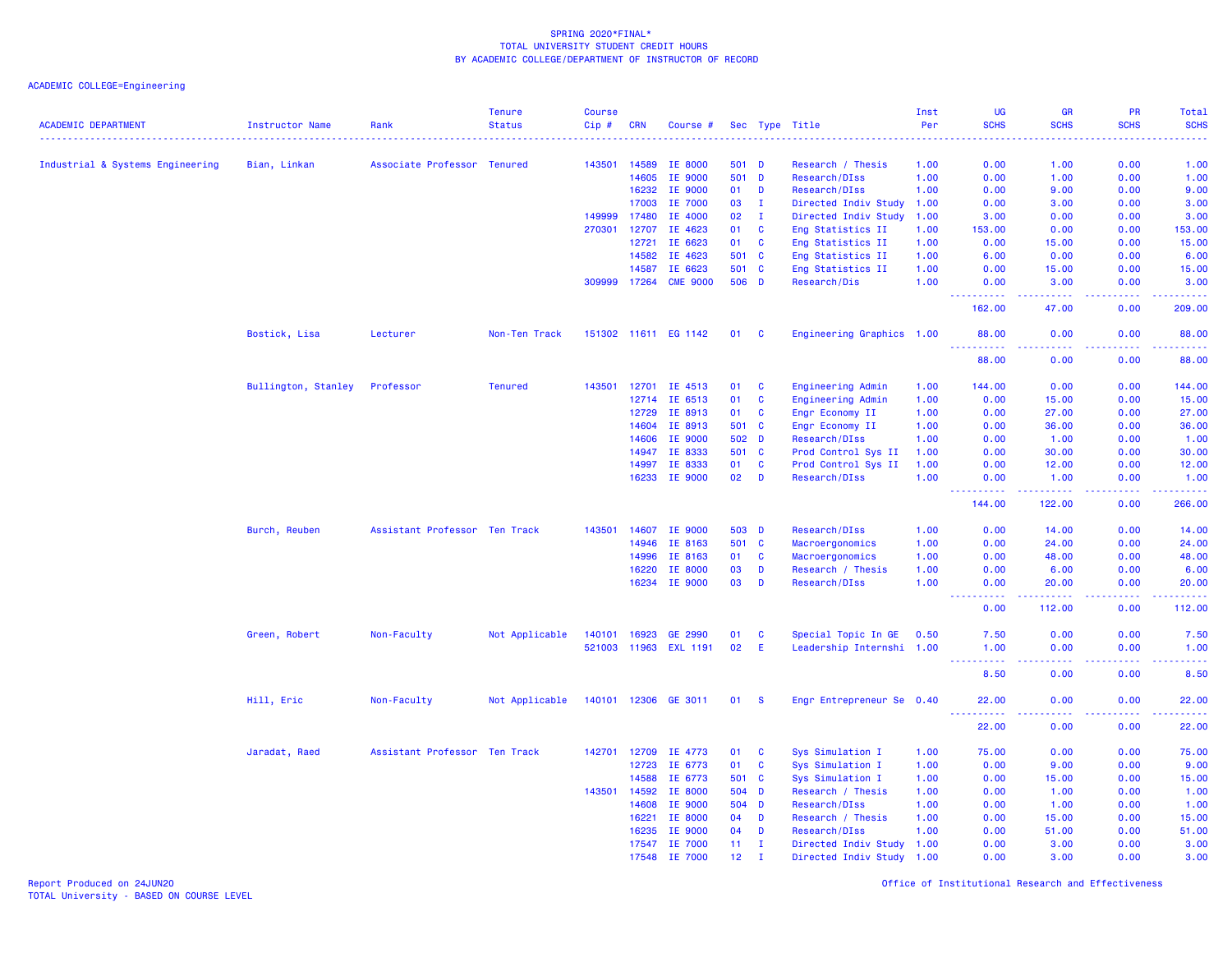SPRING 2020*FINAL*
TOTAL UNIVERSITY STUDENT CREDIT HOURS
BY ACADEMIC COLLEGE/DEPARTMENT OF INSTRUCTOR OF RECORD

ACADEMIC COLLEGE=Engineering

| ACADEMIC DEPARTMENT | Instructor Name | Rank | Tenure Status | Course Cip # | CRN | Course # | Sec | Type | Title | Inst Per | UG SCHS | GR SCHS | PR SCHS | Total SCHS |
|---|---|---|---|---|---|---|---|---|---|---|---|---|---|---|
| Industrial & Systems Engineering | Bian, Linkan | Associate Professor | Tenured | 143501 | 14589 | IE 8000 | 501 | D | Research / Thesis | 1.00 | 0.00 | 1.00 | 0.00 | 1.00 |
| | | | | | 14605 | IE 9000 | 501 | D | Research/DIss | 1.00 | 0.00 | 1.00 | 0.00 | 1.00 |
| | | | | | 16232 | IE 9000 | 01 | D | Research/DIss | 1.00 | 0.00 | 9.00 | 0.00 | 9.00 |
| | | | | | 17003 | IE 7000 | 03 | I | Directed Indiv Study | 1.00 | 0.00 | 3.00 | 0.00 | 3.00 |
| | | | | 149999 | 17480 | IE 4000 | 02 | I | Directed Indiv Study | 1.00 | 3.00 | 0.00 | 0.00 | 3.00 |
| | | | | 270301 | 12707 | IE 4623 | 01 | C | Eng Statistics II | 1.00 | 153.00 | 0.00 | 0.00 | 153.00 |
| | | | | | 12721 | IE 6623 | 01 | C | Eng Statistics II | 1.00 | 0.00 | 15.00 | 0.00 | 15.00 |
| | | | | | 14582 | IE 4623 | 501 | C | Eng Statistics II | 1.00 | 6.00 | 0.00 | 0.00 | 6.00 |
| | | | | | 14587 | IE 6623 | 501 | C | Eng Statistics II | 1.00 | 0.00 | 15.00 | 0.00 | 15.00 |
| | | | | 309999 | 17264 | CME 9000 | 506 | D | Research/Dis | 1.00 | 0.00 | 3.00 | 0.00 | 3.00 |
| | | | | | | | | | | | 162.00 | 47.00 | 0.00 | 209.00 |
| | Bostick, Lisa | Lecturer | Non-Ten Track | 151302 | 11611 | EG 1142 | 01 | C | Engineering Graphics | 1.00 | 88.00 | 0.00 | 0.00 | 88.00 |
| | | | | | | | | | | | 88.00 | 0.00 | 0.00 | 88.00 |
| | Bullington, Stanley | Professor | Tenured | 143501 | 12701 | IE 4513 | 01 | C | Engineering Admin | 1.00 | 144.00 | 0.00 | 0.00 | 144.00 |
| | | | | | 12714 | IE 6513 | 01 | C | Engineering Admin | 1.00 | 0.00 | 15.00 | 0.00 | 15.00 |
| | | | | | 12729 | IE 8913 | 01 | C | Engr Economy II | 1.00 | 0.00 | 27.00 | 0.00 | 27.00 |
| | | | | | 14604 | IE 8913 | 501 | C | Engr Economy II | 1.00 | 0.00 | 36.00 | 0.00 | 36.00 |
| | | | | | 14606 | IE 9000 | 502 | D | Research/DIss | 1.00 | 0.00 | 1.00 | 0.00 | 1.00 |
| | | | | | 14947 | IE 8333 | 501 | C | Prod Control Sys II | 1.00 | 0.00 | 30.00 | 0.00 | 30.00 |
| | | | | | 14997 | IE 8333 | 01 | C | Prod Control Sys II | 1.00 | 0.00 | 12.00 | 0.00 | 12.00 |
| | | | | | 16233 | IE 9000 | 02 | D | Research/DIss | 1.00 | 0.00 | 1.00 | 0.00 | 1.00 |
| | | | | | | | | | | | 144.00 | 122.00 | 0.00 | 266.00 |
| | Burch, Reuben | Assistant Professor | Ten Track | 143501 | 14607 | IE 9000 | 503 | D | Research/DIss | 1.00 | 0.00 | 14.00 | 0.00 | 14.00 |
| | | | | | 14946 | IE 8163 | 501 | C | Macroergonomics | 1.00 | 0.00 | 24.00 | 0.00 | 24.00 |
| | | | | | 14996 | IE 8163 | 01 | C | Macroergonomics | 1.00 | 0.00 | 48.00 | 0.00 | 48.00 |
| | | | | | 16220 | IE 8000 | 03 | D | Research / Thesis | 1.00 | 0.00 | 6.00 | 0.00 | 6.00 |
| | | | | | 16234 | IE 9000 | 03 | D | Research/DIss | 1.00 | 0.00 | 20.00 | 0.00 | 20.00 |
| | | | | | | | | | | | 0.00 | 112.00 | 0.00 | 112.00 |
| | Green, Robert | Non-Faculty | Not Applicable | 140101 | 16923 | GE 2990 | 01 | C | Special Topic In GE | 0.50 | 7.50 | 0.00 | 0.00 | 7.50 |
| | | | | 521003 | 11963 | EXL 1191 | 02 | E | Leadership Internshi | 1.00 | 1.00 | 0.00 | 0.00 | 1.00 |
| | | | | | | | | | | | 8.50 | 0.00 | 0.00 | 8.50 |
| | Hill, Eric | Non-Faculty | Not Applicable | 140101 | 12306 | GE 3011 | 01 | S | Engr Entrepreneur Se | 0.40 | 22.00 | 0.00 | 0.00 | 22.00 |
| | | | | | | | | | | | 22.00 | 0.00 | 0.00 | 22.00 |
| | Jaradat, Raed | Assistant Professor | Ten Track | 142701 | 12709 | IE 4773 | 01 | C | Sys Simulation I | 1.00 | 75.00 | 0.00 | 0.00 | 75.00 |
| | | | | | 12723 | IE 6773 | 01 | C | Sys Simulation I | 1.00 | 0.00 | 9.00 | 0.00 | 9.00 |
| | | | | | 14588 | IE 6773 | 501 | C | Sys Simulation I | 1.00 | 0.00 | 15.00 | 0.00 | 15.00 |
| | | | | 143501 | 14592 | IE 8000 | 504 | D | Research / Thesis | 1.00 | 0.00 | 1.00 | 0.00 | 1.00 |
| | | | | | 14608 | IE 9000 | 504 | D | Research/DIss | 1.00 | 0.00 | 1.00 | 0.00 | 1.00 |
| | | | | | 16221 | IE 8000 | 04 | D | Research / Thesis | 1.00 | 0.00 | 15.00 | 0.00 | 15.00 |
| | | | | | 16235 | IE 9000 | 04 | D | Research/DIss | 1.00 | 0.00 | 51.00 | 0.00 | 51.00 |
| | | | | | 17547 | IE 7000 | 11 | I | Directed Indiv Study | 1.00 | 0.00 | 3.00 | 0.00 | 3.00 |
| | | | | | 17548 | IE 7000 | 12 | I | Directed Indiv Study | 1.00 | 0.00 | 3.00 | 0.00 | 3.00 |

Report Produced on 24JUN20
TOTAL University - BASED ON COURSE LEVEL

Office of Institutional Research and Effectiveness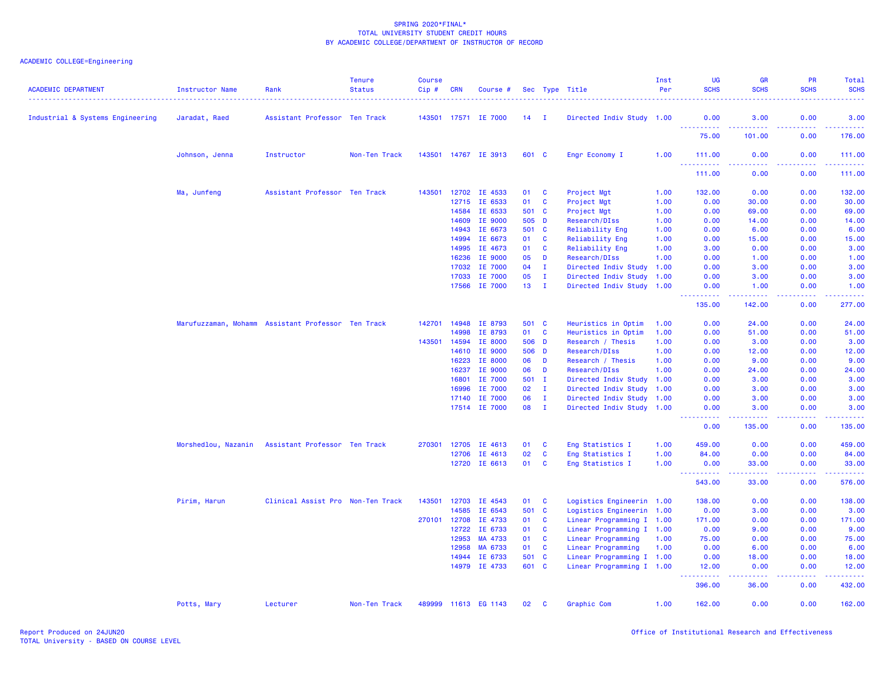SPRING 2020*FINAL*
TOTAL UNIVERSITY STUDENT CREDIT HOURS
BY ACADEMIC COLLEGE/DEPARTMENT OF INSTRUCTOR OF RECORD

ACADEMIC COLLEGE=Engineering

| ACADEMIC DEPARTMENT | Instructor Name | Rank | Tenure Status | Course Cip # | CRN | Course # | Sec | Type | Title | Inst Per | UG SCHS | GR SCHS | PR SCHS | Total SCHS |
|---|---|---|---|---|---|---|---|---|---|---|---|---|---|---|
| Industrial & Systems Engineering | Jaradat, Raed | Assistant Professor | Ten Track | 143501 | 17571 | IE 7000 | 14 | I | Directed Indiv Study | 1.00 | 0.00 | 3.00 | 0.00 | 3.00 |
| | | | | | | | | | | | 75.00 | 101.00 | 0.00 | 176.00 |
| | Johnson, Jenna | Instructor | Non-Ten Track | 143501 | 14767 | IE 3913 | 601 | C | Engr Economy I | 1.00 | 111.00 | 0.00 | 0.00 | 111.00 |
| | | | | | | | | | | | 111.00 | 0.00 | 0.00 | 111.00 |
| | Ma, Junfeng | Assistant Professor | Ten Track | 143501 | 12702 | IE 4533 | 01 | C | Project Mgt | 1.00 | 132.00 | 0.00 | 0.00 | 132.00 |
| | | | | | 12715 | IE 6533 | 01 | C | Project Mgt | 1.00 | 0.00 | 30.00 | 0.00 | 30.00 |
| | | | | | 14584 | IE 6533 | 501 | C | Project Mgt | 1.00 | 0.00 | 69.00 | 0.00 | 69.00 |
| | | | | | 14609 | IE 9000 | 505 | D | Research/DIss | 1.00 | 0.00 | 14.00 | 0.00 | 14.00 |
| | | | | | 14943 | IE 6673 | 501 | C | Reliability Eng | 1.00 | 0.00 | 6.00 | 0.00 | 6.00 |
| | | | | | 14994 | IE 6673 | 01 | C | Reliability Eng | 1.00 | 0.00 | 15.00 | 0.00 | 15.00 |
| | | | | | 14995 | IE 4673 | 01 | C | Reliability Eng | 1.00 | 3.00 | 0.00 | 0.00 | 3.00 |
| | | | | | 16236 | IE 9000 | 05 | D | Research/DIss | 1.00 | 0.00 | 1.00 | 0.00 | 1.00 |
| | | | | | 17032 | IE 7000 | 04 | I | Directed Indiv Study | 1.00 | 0.00 | 3.00 | 0.00 | 3.00 |
| | | | | | 17033 | IE 7000 | 05 | I | Directed Indiv Study | 1.00 | 0.00 | 3.00 | 0.00 | 3.00 |
| | | | | | 17566 | IE 7000 | 13 | I | Directed Indiv Study | 1.00 | 0.00 | 1.00 | 0.00 | 1.00 |
| | | | | | | | | | | | 135.00 | 142.00 | 0.00 | 277.00 |
| | Marufuzzaman, Mohamm | Assistant Professor | Ten Track | 142701 | 14948 | IE 8793 | 501 | C | Heuristics in Optim | 1.00 | 0.00 | 24.00 | 0.00 | 24.00 |
| | | | | | 14998 | IE 8793 | 01 | C | Heuristics in Optim | 1.00 | 0.00 | 51.00 | 0.00 | 51.00 |
| | | | | 143501 | 14594 | IE 8000 | 506 | D | Research / Thesis | 1.00 | 0.00 | 3.00 | 0.00 | 3.00 |
| | | | | | 14610 | IE 9000 | 506 | D | Research/DIss | 1.00 | 0.00 | 12.00 | 0.00 | 12.00 |
| | | | | | 16223 | IE 8000 | 06 | D | Research / Thesis | 1.00 | 0.00 | 9.00 | 0.00 | 9.00 |
| | | | | | 16237 | IE 9000 | 06 | D | Research/DIss | 1.00 | 0.00 | 24.00 | 0.00 | 24.00 |
| | | | | | 16801 | IE 7000 | 501 | I | Directed Indiv Study | 1.00 | 0.00 | 3.00 | 0.00 | 3.00 |
| | | | | | 16996 | IE 7000 | 02 | I | Directed Indiv Study | 1.00 | 0.00 | 3.00 | 0.00 | 3.00 |
| | | | | | 17140 | IE 7000 | 06 | I | Directed Indiv Study | 1.00 | 0.00 | 3.00 | 0.00 | 3.00 |
| | | | | | 17514 | IE 7000 | 08 | I | Directed Indiv Study | 1.00 | 0.00 | 3.00 | 0.00 | 3.00 |
| | | | | | | | | | | | 0.00 | 135.00 | 0.00 | 135.00 |
| | Morshedlou, Nazanin | Assistant Professor | Ten Track | 270301 | 12705 | IE 4613 | 01 | C | Eng Statistics I | 1.00 | 459.00 | 0.00 | 0.00 | 459.00 |
| | | | | | 12706 | IE 4613 | 02 | C | Eng Statistics I | 1.00 | 84.00 | 0.00 | 0.00 | 84.00 |
| | | | | | 12720 | IE 6613 | 01 | C | Eng Statistics I | 1.00 | 0.00 | 33.00 | 0.00 | 33.00 |
| | | | | | | | | | | | 543.00 | 33.00 | 0.00 | 576.00 |
| | Pirim, Harun | Clinical Assist Pro | Non-Ten Track | 143501 | 12703 | IE 4543 | 01 | C | Logistics Engineerin | 1.00 | 138.00 | 0.00 | 0.00 | 138.00 |
| | | | | | 14585 | IE 6543 | 501 | C | Logistics Engineerin | 1.00 | 0.00 | 3.00 | 0.00 | 3.00 |
| | | | | 270101 | 12708 | IE 4733 | 01 | C | Linear Programming I | 1.00 | 171.00 | 0.00 | 0.00 | 171.00 |
| | | | | | 12722 | IE 6733 | 01 | C | Linear Programming I | 1.00 | 0.00 | 9.00 | 0.00 | 9.00 |
| | | | | | 12953 | MA 4733 | 01 | C | Linear Programming | 1.00 | 75.00 | 0.00 | 0.00 | 75.00 |
| | | | | | 12958 | MA 6733 | 01 | C | Linear Programming | 1.00 | 0.00 | 6.00 | 0.00 | 6.00 |
| | | | | | 14944 | IE 6733 | 501 | C | Linear Programming I | 1.00 | 0.00 | 18.00 | 0.00 | 18.00 |
| | | | | | 14979 | IE 4733 | 601 | C | Linear Programming I | 1.00 | 12.00 | 0.00 | 0.00 | 12.00 |
| | | | | | | | | | | | 396.00 | 36.00 | 0.00 | 432.00 |
| | Potts, Mary | Lecturer | Non-Ten Track | 489999 | 11613 | EG 1143 | 02 | C | Graphic Com | 1.00 | 162.00 | 0.00 | 0.00 | 162.00 |

Report Produced on 24JUN20
TOTAL University - BASED ON COURSE LEVEL

Office of Institutional Research and Effectiveness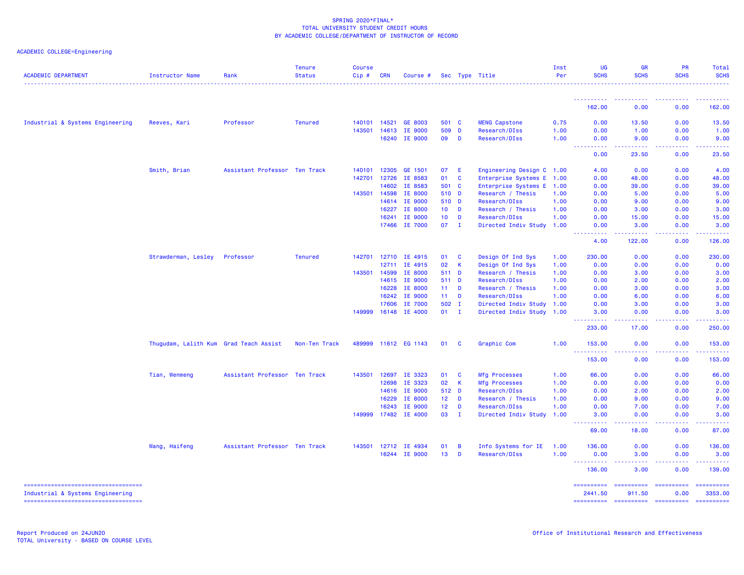SPRING 2020*FINAL*
TOTAL UNIVERSITY STUDENT CREDIT HOURS
BY ACADEMIC COLLEGE/DEPARTMENT OF INSTRUCTOR OF RECORD

ACADEMIC COLLEGE=Engineering

| ACADEMIC DEPARTMENT | Instructor Name | Rank | Tenure Status | Course Cip # | CRN | Course # | Sec | Type | Title | Inst Per | UG SCHS | GR SCHS | PR SCHS | Total SCHS |
|---|---|---|---|---|---|---|---|---|---|---|---|---|---|---|
| | | | | | | | | | | | 162.00 | 0.00 | 0.00 | 162.00 |
| Industrial & Systems Engineering | Reeves, Kari | Professor | Tenured | 140101 | 14521 | GE 8003 | 501 | C | MENG Capstone | 0.75 | 0.00 | 13.50 | 0.00 | 13.50 |
| | | | | 143501 | 14613 | IE 9000 | 509 | D | Research/DIss | 1.00 | 0.00 | 1.00 | 0.00 | 1.00 |
| | | | | | 16240 | IE 9000 | 09 | D | Research/DIss | 1.00 | 0.00 | 9.00 | 0.00 | 9.00 |
| | | | | | | | | | | | 0.00 | 23.50 | 0.00 | 23.50 |
| | Smith, Brian | Assistant Professor | Ten Track | 140101 | 12305 | GE 1501 | 07 | E | Engineering Design C | 1.00 | 4.00 | 0.00 | 0.00 | 4.00 |
| | | | | 142701 | 12726 | IE 8583 | 01 | C | Enterprise Systems E | 1.00 | 0.00 | 48.00 | 0.00 | 48.00 |
| | | | | | 14602 | IE 8583 | 501 | C | Enterprise Systems E | 1.00 | 0.00 | 39.00 | 0.00 | 39.00 |
| | | | | 143501 | 14598 | IE 8000 | 510 | D | Research / Thesis | 1.00 | 0.00 | 5.00 | 0.00 | 5.00 |
| | | | | | 14614 | IE 9000 | 510 | D | Research/DIss | 1.00 | 0.00 | 9.00 | 0.00 | 9.00 |
| | | | | | 16227 | IE 8000 | 10 | D | Research / Thesis | 1.00 | 0.00 | 3.00 | 0.00 | 3.00 |
| | | | | | 16241 | IE 9000 | 10 | D | Research/DIss | 1.00 | 0.00 | 15.00 | 0.00 | 15.00 |
| | | | | | 17466 | IE 7000 | 07 | I | Directed Indiv Study | 1.00 | 0.00 | 3.00 | 0.00 | 3.00 |
| | | | | | | | | | | | 4.00 | 122.00 | 0.00 | 126.00 |
| | Strawderman, Lesley | Professor | Tenured | 142701 | 12710 | IE 4915 | 01 | C | Design Of Ind Sys | 1.00 | 230.00 | 0.00 | 0.00 | 230.00 |
| | | | | | 12711 | IE 4915 | 02 | K | Design Of Ind Sys | 1.00 | 0.00 | 0.00 | 0.00 | 0.00 |
| | | | | 143501 | 14599 | IE 8000 | 511 | D | Research / Thesis | 1.00 | 0.00 | 3.00 | 0.00 | 3.00 |
| | | | | | 14615 | IE 9000 | 511 | D | Research/DIss | 1.00 | 0.00 | 2.00 | 0.00 | 2.00 |
| | | | | | 16228 | IE 8000 | 11 | D | Research / Thesis | 1.00 | 0.00 | 3.00 | 0.00 | 3.00 |
| | | | | | 16242 | IE 9000 | 11 | D | Research/DIss | 1.00 | 0.00 | 6.00 | 0.00 | 6.00 |
| | | | | | 17606 | IE 7000 | 502 | I | Directed Indiv Study | 1.00 | 0.00 | 3.00 | 0.00 | 3.00 |
| | | | | 149999 | 16148 | IE 4000 | 01 | I | Directed Indiv Study | 1.00 | 3.00 | 0.00 | 0.00 | 3.00 |
| | | | | | | | | | | | 233.00 | 17.00 | 0.00 | 250.00 |
| | Thugudam, Lalith Kum | Grad Teach Assist | Non-Ten Track | 489999 | 11612 | EG 1143 | 01 | C | Graphic Com | 1.00 | 153.00 | 0.00 | 0.00 | 153.00 |
| | | | | | | | | | | | 153.00 | 0.00 | 0.00 | 153.00 |
| | Tian, Wenmeng | Assistant Professor | Ten Track | 143501 | 12697 | IE 3323 | 01 | C | Mfg Processes | 1.00 | 66.00 | 0.00 | 0.00 | 66.00 |
| | | | | | 12698 | IE 3323 | 02 | K | Mfg Processes | 1.00 | 0.00 | 0.00 | 0.00 | 0.00 |
| | | | | | 14616 | IE 9000 | 512 | D | Research/DIss | 1.00 | 0.00 | 2.00 | 0.00 | 2.00 |
| | | | | | 16229 | IE 8000 | 12 | D | Research / Thesis | 1.00 | 0.00 | 9.00 | 0.00 | 9.00 |
| | | | | | 16243 | IE 9000 | 12 | D | Research/DIss | 1.00 | 0.00 | 7.00 | 0.00 | 7.00 |
| | | | | 149999 | 17482 | IE 4000 | 03 | I | Directed Indiv Study | 1.00 | 3.00 | 0.00 | 0.00 | 3.00 |
| | | | | | | | | | | | 69.00 | 18.00 | 0.00 | 87.00 |
| | Wang, Haifeng | Assistant Professor | Ten Track | 143501 | 12712 | IE 4934 | 01 | B | Info Systems for IE | 1.00 | 136.00 | 0.00 | 0.00 | 136.00 |
| | | | | | 16244 | IE 9000 | 13 | D | Research/DIss | 1.00 | 0.00 | 3.00 | 0.00 | 3.00 |
| | | | | | | | | | | | 136.00 | 3.00 | 0.00 | 139.00 |
| Industrial & Systems Engineering | | | | | | | | | | | 2441.50 | 911.50 | 0.00 | 3353.00 |

Report Produced on 24JUN20
TOTAL University - BASED ON COURSE LEVEL

Office of Institutional Research and Effectiveness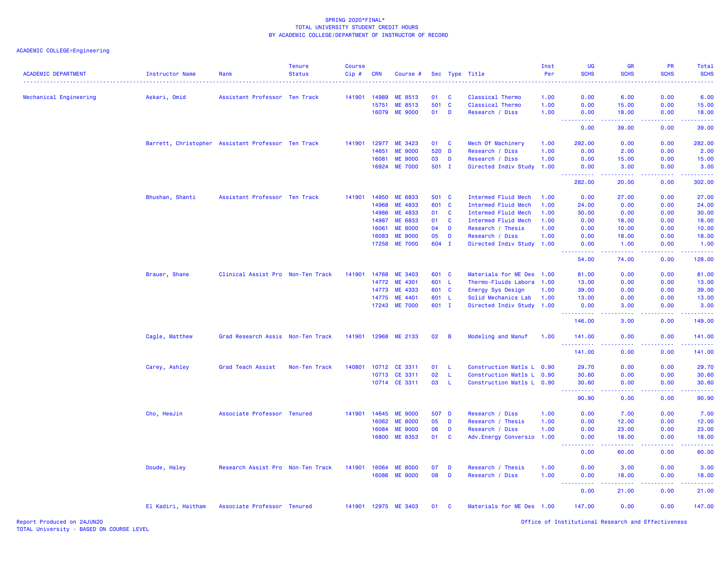SPRING 2020*FINAL*
TOTAL UNIVERSITY STUDENT CREDIT HOURS
BY ACADEMIC COLLEGE/DEPARTMENT OF INSTRUCTOR OF RECORD

ACADEMIC COLLEGE=Engineering

| ACADEMIC DEPARTMENT | Instructor Name | Rank | Tenure Status | Course Cip # | CRN | Course # | Sec | Type | Title | Inst Per | UG SCHS | GR SCHS | PR SCHS | Total SCHS |
|---|---|---|---|---|---|---|---|---|---|---|---|---|---|---|
| Mechanical Engineering | Askari, Omid | Assistant Professor | Ten Track | 141901 | 14989 | ME 8513 | 01 | C | Classical Thermo | 1.00 | 0.00 | 6.00 | 0.00 | 6.00 |
| | | | | | 15751 | ME 8513 | 501 | C | Classical Thermo | 1.00 | 0.00 | 15.00 | 0.00 | 15.00 |
| | | | | | 16079 | ME 9000 | 01 | D | Research / Diss | 1.00 | 0.00 | 18.00 | 0.00 | 18.00 |
| | | | | | | | | | | | 0.00 | 39.00 | 0.00 | 39.00 |
| | Barrett, Christopher | Assistant Professor | Ten Track | 141901 | 12977 | ME 3423 | 01 | C | Mech Of Machinery | 1.00 | 282.00 | 0.00 | 0.00 | 282.00 |
| | | | | | 14651 | ME 9000 | 520 | D | Research / Diss | 1.00 | 0.00 | 2.00 | 0.00 | 2.00 |
| | | | | | 16081 | ME 9000 | 03 | D | Research / Diss | 1.00 | 0.00 | 15.00 | 0.00 | 15.00 |
| | | | | | 16924 | ME 7000 | 501 | I | Directed Indiv Study | 1.00 | 0.00 | 3.00 | 0.00 | 3.00 |
| | | | | | | | | | | | 282.00 | 20.00 | 0.00 | 302.00 |
| | Bhushan, Shanti | Assistant Professor | Ten Track | 141901 | 14950 | ME 6833 | 501 | C | Intermed Fluid Mech | 1.00 | 0.00 | 27.00 | 0.00 | 27.00 |
| | | | | | 14968 | ME 4833 | 601 | C | Intermed Fluid Mech | 1.00 | 24.00 | 0.00 | 0.00 | 24.00 |
| | | | | | 14986 | ME 4833 | 01 | C | Intermed Fluid Mech | 1.00 | 30.00 | 0.00 | 0.00 | 30.00 |
| | | | | | 14987 | ME 6833 | 01 | C | Intermed Fluid Mech | 1.00 | 0.00 | 18.00 | 0.00 | 18.00 |
| | | | | | 16061 | ME 8000 | 04 | D | Research / Thesis | 1.00 | 0.00 | 10.00 | 0.00 | 10.00 |
| | | | | | 16083 | ME 9000 | 05 | D | Research / Diss | 1.00 | 0.00 | 18.00 | 0.00 | 18.00 |
| | | | | | 17258 | ME 7000 | 604 | I | Directed Indiv Study | 1.00 | 0.00 | 1.00 | 0.00 | 1.00 |
| | | | | | | | | | | | 54.00 | 74.00 | 0.00 | 128.00 |
| | Brauer, Shane | Clinical Assist Pro | Non-Ten Track | 141901 | 14768 | ME 3403 | 601 | C | Materials for ME Des | 1.00 | 81.00 | 0.00 | 0.00 | 81.00 |
| | | | | | 14772 | ME 4301 | 601 | L | Thermo-Fluids Labora | 1.00 | 13.00 | 0.00 | 0.00 | 13.00 |
| | | | | | 14773 | ME 4333 | 601 | C | Energy Sys Design | 1.00 | 39.00 | 0.00 | 0.00 | 39.00 |
| | | | | | 14775 | ME 4401 | 601 | L | Solid Mechanics Lab | 1.00 | 13.00 | 0.00 | 0.00 | 13.00 |
| | | | | | 17243 | ME 7000 | 601 | I | Directed Indiv Study | 1.00 | 0.00 | 3.00 | 0.00 | 3.00 |
| | | | | | | | | | | | 146.00 | 3.00 | 0.00 | 149.00 |
| | Cagle, Matthew | Grad Research Assis | Non-Ten Track | 141901 | 12968 | ME 2133 | 02 | B | Modeling and Manuf | 1.00 | 141.00 | 0.00 | 0.00 | 141.00 |
| | | | | | | | | | | | 141.00 | 0.00 | 0.00 | 141.00 |
| | Carey, Ashley | Grad Teach Assist | Non-Ten Track | 140801 | 10712 | CE 3311 | 01 | L | Construction Matls L | 0.90 | 29.70 | 0.00 | 0.00 | 29.70 |
| | | | | | 10713 | CE 3311 | 02 | L | Construction Matls L | 0.90 | 30.60 | 0.00 | 0.00 | 30.60 |
| | | | | | 10714 | CE 3311 | 03 | L | Construction Matls L | 0.90 | 30.60 | 0.00 | 0.00 | 30.60 |
| | | | | | | | | | | | 90.90 | 0.00 | 0.00 | 90.90 |
| | Cho, HeeJin | Associate Professor | Tenured | 141901 | 14645 | ME 9000 | 507 | D | Research / Diss | 1.00 | 0.00 | 7.00 | 0.00 | 7.00 |
| | | | | | 16062 | ME 8000 | 05 | D | Research / Thesis | 1.00 | 0.00 | 12.00 | 0.00 | 12.00 |
| | | | | | 16084 | ME 9000 | 06 | D | Research / Diss | 1.00 | 0.00 | 23.00 | 0.00 | 23.00 |
| | | | | | 16800 | ME 8353 | 01 | C | Adv.Energy Conversio | 1.00 | 0.00 | 18.00 | 0.00 | 18.00 |
| | | | | | | | | | | | 0.00 | 60.00 | 0.00 | 60.00 |
| | Doude, Haley | Research Assist Pro | Non-Ten Track | 141901 | 16064 | ME 8000 | 07 | D | Research / Thesis | 1.00 | 0.00 | 3.00 | 0.00 | 3.00 |
| | | | | | 16086 | ME 9000 | 08 | D | Research / Diss | 1.00 | 0.00 | 18.00 | 0.00 | 18.00 |
| | | | | | | | | | | | 0.00 | 21.00 | 0.00 | 21.00 |
| | El Kadiri, Haitham | Associate Professor | Tenured | 141901 | 12975 | ME 3403 | 01 | C | Materials for ME Des | 1.00 | 147.00 | 0.00 | 0.00 | 147.00 |

Report Produced on 24JUN20
TOTAL University - BASED ON COURSE LEVEL

Office of Institutional Research and Effectiveness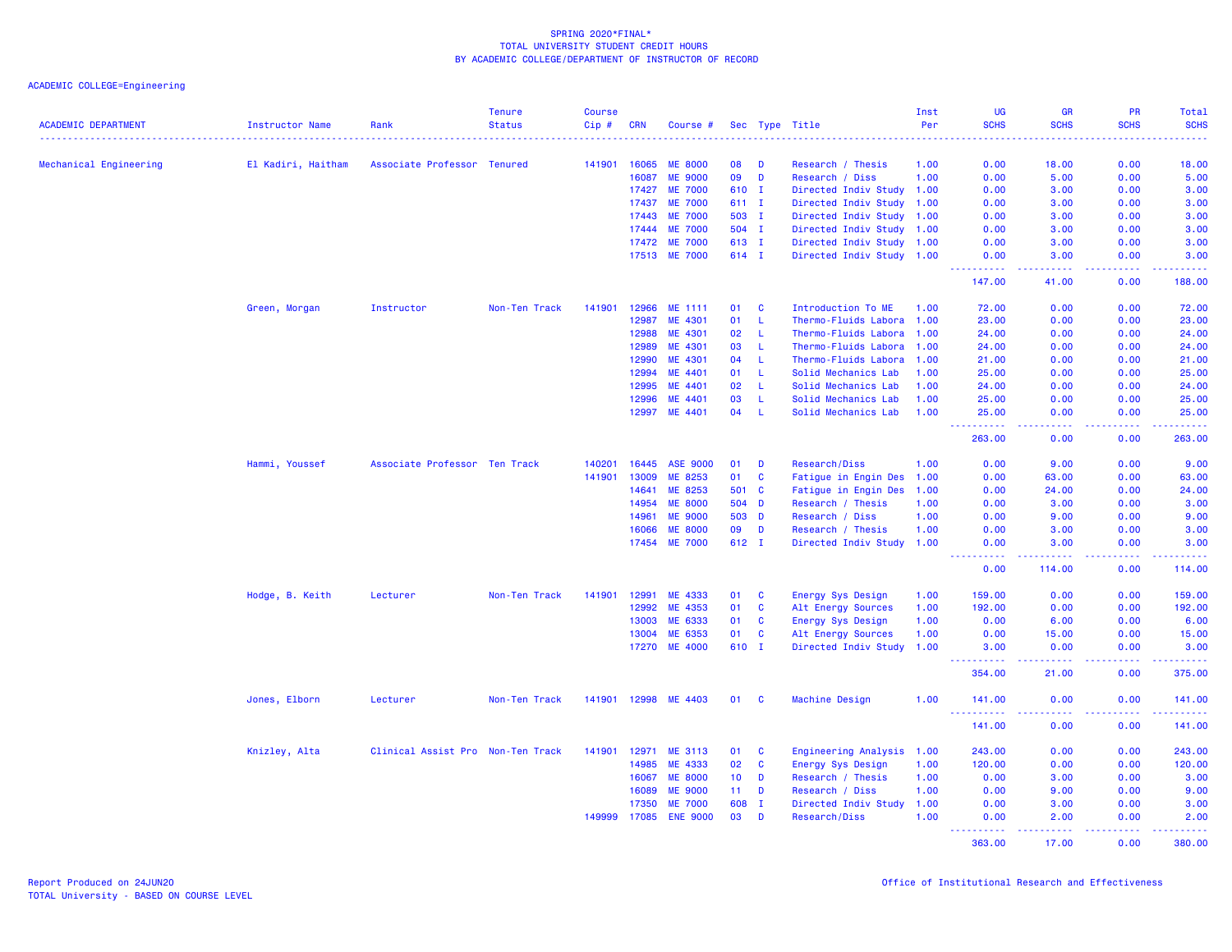SPRING 2020*FINAL*
TOTAL UNIVERSITY STUDENT CREDIT HOURS
BY ACADEMIC COLLEGE/DEPARTMENT OF INSTRUCTOR OF RECORD

ACADEMIC COLLEGE=Engineering

| ACADEMIC DEPARTMENT | Instructor Name | Rank | Tenure Status | Course Cip # | CRN | Course # | Sec | Type | Title | Inst Per | UG SCHS | GR SCHS | PR SCHS | Total SCHS |
|---|---|---|---|---|---|---|---|---|---|---|---|---|---|---|
| Mechanical Engineering | El Kadiri, Haitham | Associate Professor | Tenured | 141901 | 16065 | ME 8000 | 08 | D | Research / Thesis | 1.00 | 0.00 | 18.00 | 0.00 | 18.00 |
| | | | | | 16087 | ME 9000 | 09 | D | Research / Diss | 1.00 | 0.00 | 5.00 | 0.00 | 5.00 |
| | | | | | 17427 | ME 7000 | 610 | I | Directed Indiv Study | 1.00 | 0.00 | 3.00 | 0.00 | 3.00 |
| | | | | | 17437 | ME 7000 | 611 | I | Directed Indiv Study | 1.00 | 0.00 | 3.00 | 0.00 | 3.00 |
| | | | | | 17443 | ME 7000 | 503 | I | Directed Indiv Study | 1.00 | 0.00 | 3.00 | 0.00 | 3.00 |
| | | | | | 17444 | ME 7000 | 504 | I | Directed Indiv Study | 1.00 | 0.00 | 3.00 | 0.00 | 3.00 |
| | | | | | 17472 | ME 7000 | 613 | I | Directed Indiv Study | 1.00 | 0.00 | 3.00 | 0.00 | 3.00 |
| | | | | | 17513 | ME 7000 | 614 | I | Directed Indiv Study | 1.00 | 0.00 | 3.00 | 0.00 | 3.00 |
| | | | | | | | | | | | 147.00 | 41.00 | 0.00 | 188.00 |
| | Green, Morgan | Instructor | Non-Ten Track | 141901 | 12966 | ME 1111 | 01 | C | Introduction To ME | 1.00 | 72.00 | 0.00 | 0.00 | 72.00 |
| | | | | | 12987 | ME 4301 | 01 | L | Thermo-Fluids Labora | 1.00 | 23.00 | 0.00 | 0.00 | 23.00 |
| | | | | | 12988 | ME 4301 | 02 | L | Thermo-Fluids Labora | 1.00 | 24.00 | 0.00 | 0.00 | 24.00 |
| | | | | | 12989 | ME 4301 | 03 | L | Thermo-Fluids Labora | 1.00 | 24.00 | 0.00 | 0.00 | 24.00 |
| | | | | | 12990 | ME 4301 | 04 | L | Thermo-Fluids Labora | 1.00 | 21.00 | 0.00 | 0.00 | 21.00 |
| | | | | | 12994 | ME 4401 | 01 | L | Solid Mechanics Lab | 1.00 | 25.00 | 0.00 | 0.00 | 25.00 |
| | | | | | 12995 | ME 4401 | 02 | L | Solid Mechanics Lab | 1.00 | 24.00 | 0.00 | 0.00 | 24.00 |
| | | | | | 12996 | ME 4401 | 03 | L | Solid Mechanics Lab | 1.00 | 25.00 | 0.00 | 0.00 | 25.00 |
| | | | | | 12997 | ME 4401 | 04 | L | Solid Mechanics Lab | 1.00 | 25.00 | 0.00 | 0.00 | 25.00 |
| | | | | | | | | | | | 263.00 | 0.00 | 0.00 | 263.00 |
| | Hammi, Youssef | Associate Professor | Ten Track | 140201 | 16445 | ASE 9000 | 01 | D | Research/Diss | 1.00 | 0.00 | 9.00 | 0.00 | 9.00 |
| | | | | 141901 | 13009 | ME 8253 | 01 | C | Fatigue in Engin Des | 1.00 | 0.00 | 63.00 | 0.00 | 63.00 |
| | | | | | 14641 | ME 8253 | 501 | C | Fatigue in Engin Des | 1.00 | 0.00 | 24.00 | 0.00 | 24.00 |
| | | | | | 14954 | ME 8000 | 504 | D | Research / Thesis | 1.00 | 0.00 | 3.00 | 0.00 | 3.00 |
| | | | | | 14961 | ME 9000 | 503 | D | Research / Diss | 1.00 | 0.00 | 9.00 | 0.00 | 9.00 |
| | | | | | 16066 | ME 8000 | 09 | D | Research / Thesis | 1.00 | 0.00 | 3.00 | 0.00 | 3.00 |
| | | | | | 17454 | ME 7000 | 612 | I | Directed Indiv Study | 1.00 | 0.00 | 3.00 | 0.00 | 3.00 |
| | | | | | | | | | | | 0.00 | 114.00 | 0.00 | 114.00 |
| | Hodge, B. Keith | Lecturer | Non-Ten Track | 141901 | 12991 | ME 4333 | 01 | C | Energy Sys Design | 1.00 | 159.00 | 0.00 | 0.00 | 159.00 |
| | | | | | 12992 | ME 4353 | 01 | C | Alt Energy Sources | 1.00 | 192.00 | 0.00 | 0.00 | 192.00 |
| | | | | | 13003 | ME 6333 | 01 | C | Energy Sys Design | 1.00 | 0.00 | 6.00 | 0.00 | 6.00 |
| | | | | | 13004 | ME 6353 | 01 | C | Alt Energy Sources | 1.00 | 0.00 | 15.00 | 0.00 | 15.00 |
| | | | | | 17270 | ME 4000 | 610 | I | Directed Indiv Study | 1.00 | 3.00 | 0.00 | 0.00 | 3.00 |
| | | | | | | | | | | | 354.00 | 21.00 | 0.00 | 375.00 |
| | Jones, Elborn | Lecturer | Non-Ten Track | 141901 | 12998 | ME 4403 | 01 | C | Machine Design | 1.00 | 141.00 | 0.00 | 0.00 | 141.00 |
| | | | | | | | | | | | 141.00 | 0.00 | 0.00 | 141.00 |
| | Knizley, Alta | Clinical Assist Pro | Non-Ten Track | 141901 | 12971 | ME 3113 | 01 | C | Engineering Analysis | 1.00 | 243.00 | 0.00 | 0.00 | 243.00 |
| | | | | | 14985 | ME 4333 | 02 | C | Energy Sys Design | 1.00 | 120.00 | 0.00 | 0.00 | 120.00 |
| | | | | | 16067 | ME 8000 | 10 | D | Research / Thesis | 1.00 | 0.00 | 3.00 | 0.00 | 3.00 |
| | | | | | 16089 | ME 9000 | 11 | D | Research / Diss | 1.00 | 0.00 | 9.00 | 0.00 | 9.00 |
| | | | | | 17350 | ME 7000 | 608 | I | Directed Indiv Study | 1.00 | 0.00 | 3.00 | 0.00 | 3.00 |
| | | | | 149999 | 17085 | ENE 9000 | 03 | D | Research/Diss | 1.00 | 0.00 | 2.00 | 0.00 | 2.00 |
| | | | | | | | | | | | 363.00 | 17.00 | 0.00 | 380.00 |

Report Produced on 24JUN20
TOTAL University - BASED ON COURSE LEVEL

Office of Institutional Research and Effectiveness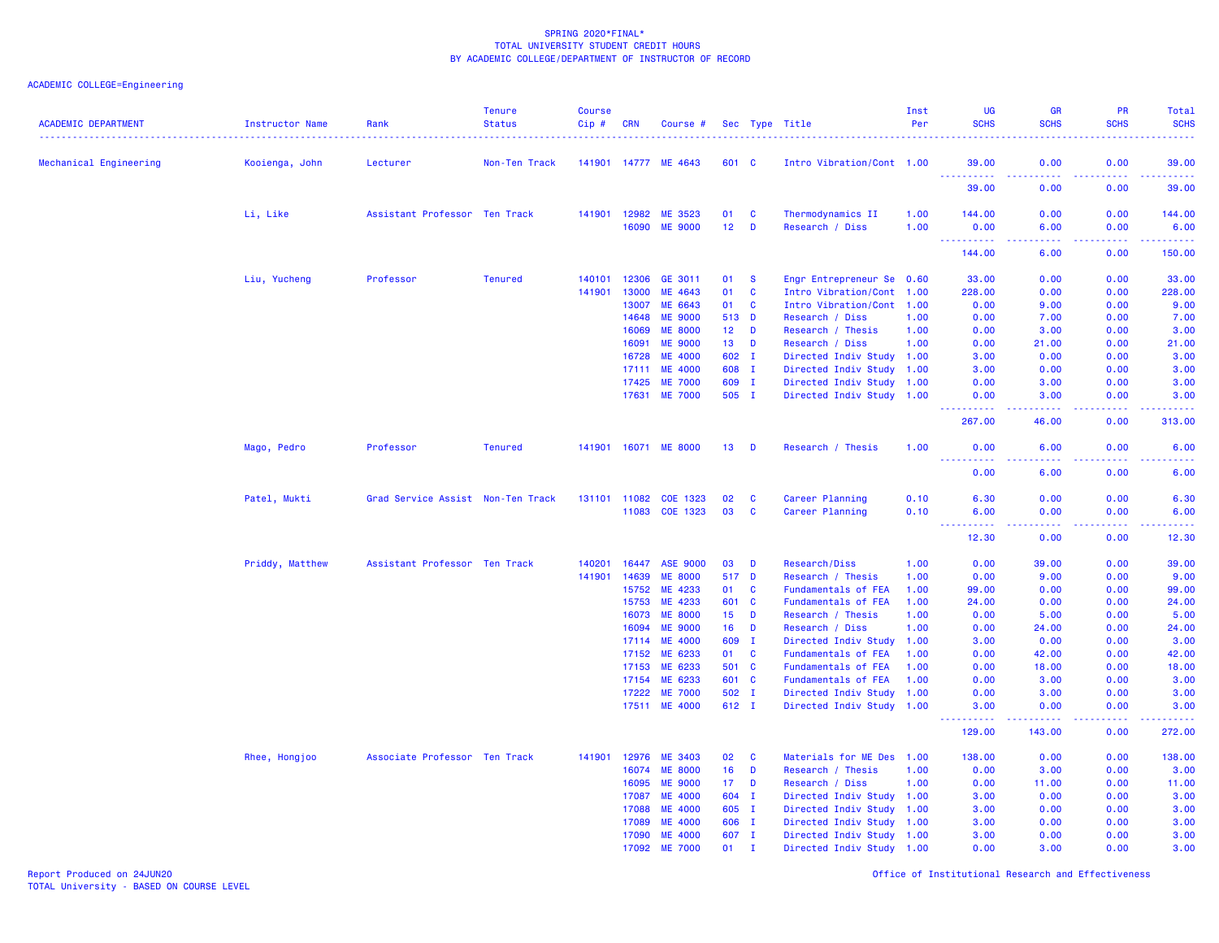SPRING 2020*FINAL*
TOTAL UNIVERSITY STUDENT CREDIT HOURS
BY ACADEMIC COLLEGE/DEPARTMENT OF INSTRUCTOR OF RECORD

ACADEMIC COLLEGE=Engineering

| ACADEMIC DEPARTMENT | Instructor Name | Rank | Tenure Status | Course Cip # | CRN | Course # | Sec | Type | Title | Inst Per | UG SCHS | GR SCHS | PR SCHS | Total SCHS |
|---|---|---|---|---|---|---|---|---|---|---|---|---|---|---|
| Mechanical Engineering | Kooienga, John | Lecturer | Non-Ten Track | 141901 | 14777 | ME 4643 | 601 | C | Intro Vibration/Cont | 1.00 | 39.00 | 0.00 | 0.00 | 39.00 |
| | | | | | | | | | | | 39.00 | 0.00 | 0.00 | 39.00 |
| | Li, Like | Assistant Professor | Ten Track | 141901 | 12982 | ME 3523 | 01 | C | Thermodynamics II | 1.00 | 144.00 | 0.00 | 0.00 | 144.00 |
| | | | | | 16090 | ME 9000 | 12 | D | Research / Diss | 1.00 | 0.00 | 6.00 | 0.00 | 6.00 |
| | | | | | | | | | | | 144.00 | 6.00 | 0.00 | 150.00 |
| | Liu, Yucheng | Professor | Tenured | 140101 | 12306 | GE 3011 | 01 | S | Engr Entrepreneur Se | 0.60 | 33.00 | 0.00 | 0.00 | 33.00 |
| | | | | 141901 | 13000 | ME 4643 | 01 | C | Intro Vibration/Cont | 1.00 | 228.00 | 0.00 | 0.00 | 228.00 |
| | | | | | 13007 | ME 6643 | 01 | C | Intro Vibration/Cont | 1.00 | 0.00 | 9.00 | 0.00 | 9.00 |
| | | | | | 14648 | ME 9000 | 513 | D | Research / Diss | 1.00 | 0.00 | 7.00 | 0.00 | 7.00 |
| | | | | | 16069 | ME 8000 | 12 | D | Research / Thesis | 1.00 | 0.00 | 3.00 | 0.00 | 3.00 |
| | | | | | 16091 | ME 9000 | 13 | D | Research / Diss | 1.00 | 0.00 | 21.00 | 0.00 | 21.00 |
| | | | | | 16728 | ME 4000 | 602 | I | Directed Indiv Study | 1.00 | 3.00 | 0.00 | 0.00 | 3.00 |
| | | | | | 17111 | ME 4000 | 608 | I | Directed Indiv Study | 1.00 | 3.00 | 0.00 | 0.00 | 3.00 |
| | | | | | 17425 | ME 7000 | 609 | I | Directed Indiv Study | 1.00 | 0.00 | 3.00 | 0.00 | 3.00 |
| | | | | | 17631 | ME 7000 | 505 | I | Directed Indiv Study | 1.00 | 0.00 | 3.00 | 0.00 | 3.00 |
| | | | | | | | | | | | 267.00 | 46.00 | 0.00 | 313.00 |
| | Mago, Pedro | Professor | Tenured | 141901 | 16071 | ME 8000 | 13 | D | Research / Thesis | 1.00 | 0.00 | 6.00 | 0.00 | 6.00 |
| | | | | | | | | | | | 0.00 | 6.00 | 0.00 | 6.00 |
| | Patel, Mukti | Grad Service Assist | Non-Ten Track | 131101 | 11082 | COE 1323 | 02 | C | Career Planning | 0.10 | 6.30 | 0.00 | 0.00 | 6.30 |
| | | | | | 11083 | COE 1323 | 03 | C | Career Planning | 0.10 | 6.00 | 0.00 | 0.00 | 6.00 |
| | | | | | | | | | | | 12.30 | 0.00 | 0.00 | 12.30 |
| | Priddy, Matthew | Assistant Professor | Ten Track | 140201 | 16447 | ASE 9000 | 03 | D | Research/Diss | 1.00 | 0.00 | 39.00 | 0.00 | 39.00 |
| | | | | 141901 | 14639 | ME 8000 | 517 | D | Research / Thesis | 1.00 | 0.00 | 9.00 | 0.00 | 9.00 |
| | | | | | 15752 | ME 4233 | 01 | C | Fundamentals of FEA | 1.00 | 99.00 | 0.00 | 0.00 | 99.00 |
| | | | | | 15753 | ME 4233 | 601 | C | Fundamentals of FEA | 1.00 | 24.00 | 0.00 | 0.00 | 24.00 |
| | | | | | 16073 | ME 8000 | 15 | D | Research / Thesis | 1.00 | 0.00 | 5.00 | 0.00 | 5.00 |
| | | | | | 16094 | ME 9000 | 16 | D | Research / Diss | 1.00 | 0.00 | 24.00 | 0.00 | 24.00 |
| | | | | | 17114 | ME 4000 | 609 | I | Directed Indiv Study | 1.00 | 3.00 | 0.00 | 0.00 | 3.00 |
| | | | | | 17152 | ME 6233 | 01 | C | Fundamentals of FEA | 1.00 | 0.00 | 42.00 | 0.00 | 42.00 |
| | | | | | 17153 | ME 6233 | 501 | C | Fundamentals of FEA | 1.00 | 0.00 | 18.00 | 0.00 | 18.00 |
| | | | | | 17154 | ME 6233 | 601 | C | Fundamentals of FEA | 1.00 | 0.00 | 3.00 | 0.00 | 3.00 |
| | | | | | 17222 | ME 7000 | 502 | I | Directed Indiv Study | 1.00 | 0.00 | 3.00 | 0.00 | 3.00 |
| | | | | | 17511 | ME 4000 | 612 | I | Directed Indiv Study | 1.00 | 3.00 | 0.00 | 0.00 | 3.00 |
| | | | | | | | | | | | 129.00 | 143.00 | 0.00 | 272.00 |
| | Rhee, Hongjoo | Associate Professor | Ten Track | 141901 | 12976 | ME 3403 | 02 | C | Materials for ME Des | 1.00 | 138.00 | 0.00 | 0.00 | 138.00 |
| | | | | | 16074 | ME 8000 | 16 | D | Research / Thesis | 1.00 | 0.00 | 3.00 | 0.00 | 3.00 |
| | | | | | 16095 | ME 9000 | 17 | D | Research / Diss | 1.00 | 0.00 | 11.00 | 0.00 | 11.00 |
| | | | | | 17087 | ME 4000 | 604 | I | Directed Indiv Study | 1.00 | 3.00 | 0.00 | 0.00 | 3.00 |
| | | | | | 17088 | ME 4000 | 605 | I | Directed Indiv Study | 1.00 | 3.00 | 0.00 | 0.00 | 3.00 |
| | | | | | 17089 | ME 4000 | 606 | I | Directed Indiv Study | 1.00 | 3.00 | 0.00 | 0.00 | 3.00 |
| | | | | | 17090 | ME 4000 | 607 | I | Directed Indiv Study | 1.00 | 3.00 | 0.00 | 0.00 | 3.00 |
| | | | | | 17092 | ME 7000 | 01 | I | Directed Indiv Study | 1.00 | 0.00 | 3.00 | 0.00 | 3.00 |

Report Produced on 24JUN20
TOTAL University - BASED ON COURSE LEVEL

Office of Institutional Research and Effectiveness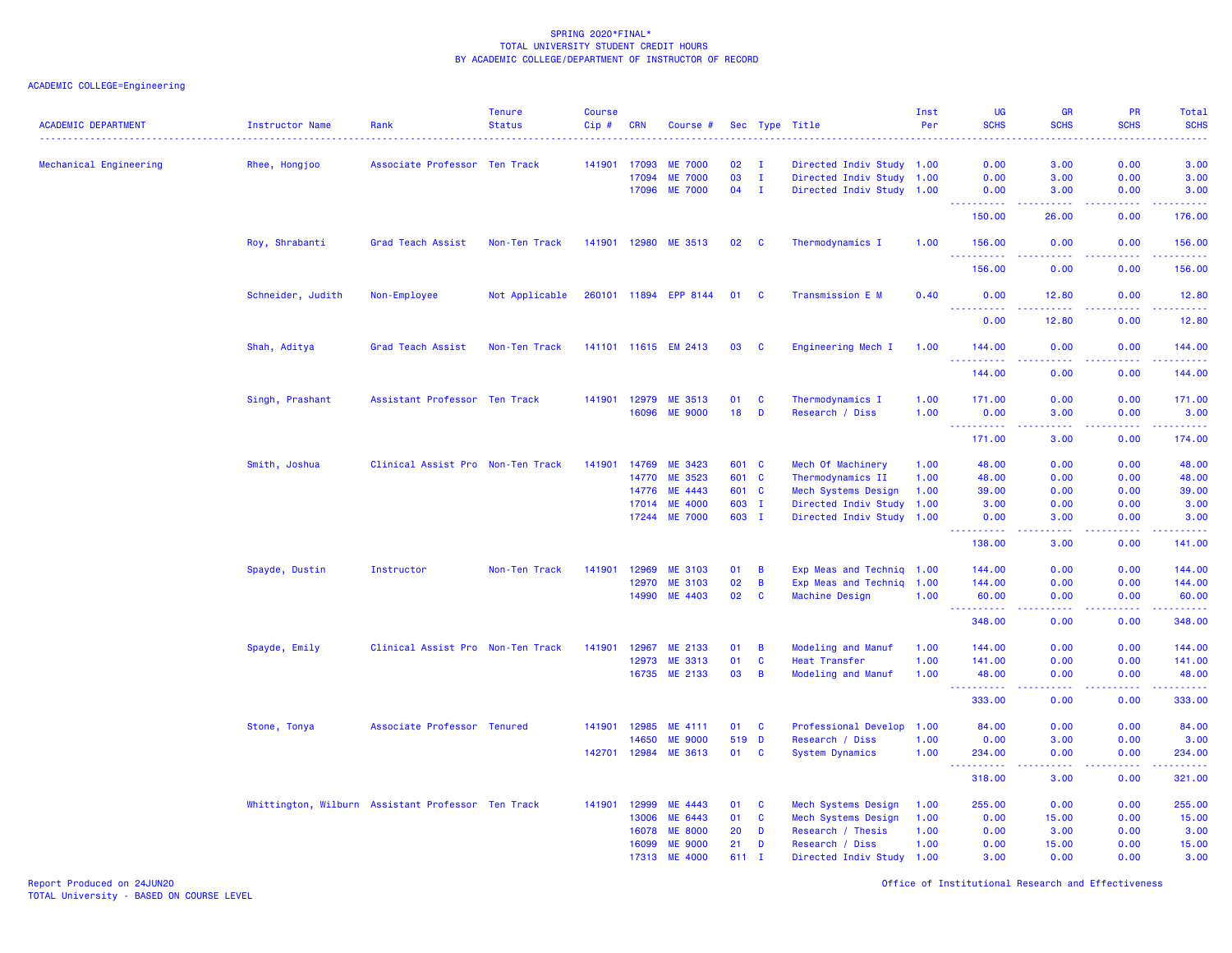SPRING 2020*FINAL*
TOTAL UNIVERSITY STUDENT CREDIT HOURS
BY ACADEMIC COLLEGE/DEPARTMENT OF INSTRUCTOR OF RECORD

ACADEMIC COLLEGE=Engineering

| ACADEMIC DEPARTMENT | Instructor Name | Rank | Tenure Status | Course Cip # | CRN | Course # | Sec | Type | Title | Inst Per | UG SCHS | GR SCHS | PR SCHS | Total SCHS |
|---|---|---|---|---|---|---|---|---|---|---|---|---|---|---|
| Mechanical Engineering | Rhee, Hongjoo | Associate Professor | Ten Track | 141901 | 17093 | ME 7000 | 02 | I | Directed Indiv Study | 1.00 | 0.00 | 3.00 | 0.00 | 3.00 |
| | | | | | 17094 | ME 7000 | 03 | I | Directed Indiv Study | 1.00 | 0.00 | 3.00 | 0.00 | 3.00 |
| | | | | | 17096 | ME 7000 | 04 | I | Directed Indiv Study | 1.00 | 0.00 | 3.00 | 0.00 | 3.00 |
| | | | | | | | | | | | 150.00 | 26.00 | 0.00 | 176.00 |
| | Roy, Shrabanti | Grad Teach Assist | Non-Ten Track | 141901 | 12980 | ME 3513 | 02 | C | Thermodynamics I | 1.00 | 156.00 | 0.00 | 0.00 | 156.00 |
| | | | | | | | | | | | 156.00 | 0.00 | 0.00 | 156.00 |
| | Schneider, Judith | Non-Employee | Not Applicable | 260101 | 11894 | EPP 8144 | 01 | C | Transmission E M | 0.40 | 0.00 | 12.80 | 0.00 | 12.80 |
| | | | | | | | | | | | 0.00 | 12.80 | 0.00 | 12.80 |
| | Shah, Aditya | Grad Teach Assist | Non-Ten Track | 141101 | 11615 | EM 2413 | 03 | C | Engineering Mech I | 1.00 | 144.00 | 0.00 | 0.00 | 144.00 |
| | | | | | | | | | | | 144.00 | 0.00 | 0.00 | 144.00 |
| | Singh, Prashant | Assistant Professor | Ten Track | 141901 | 12979 | ME 3513 | 01 | C | Thermodynamics I | 1.00 | 171.00 | 0.00 | 0.00 | 171.00 |
| | | | | | 16096 | ME 9000 | 18 | D | Research / Diss | 1.00 | 0.00 | 3.00 | 0.00 | 3.00 |
| | | | | | | | | | | | 171.00 | 3.00 | 0.00 | 174.00 |
| | Smith, Joshua | Clinical Assist Pro | Non-Ten Track | 141901 | 14769 | ME 3423 | 601 | C | Mech Of Machinery | 1.00 | 48.00 | 0.00 | 0.00 | 48.00 |
| | | | | | 14770 | ME 3523 | 601 | C | Thermodynamics II | 1.00 | 48.00 | 0.00 | 0.00 | 48.00 |
| | | | | | 14776 | ME 4443 | 601 | C | Mech Systems Design | 1.00 | 39.00 | 0.00 | 0.00 | 39.00 |
| | | | | | 17014 | ME 4000 | 603 | I | Directed Indiv Study | 1.00 | 3.00 | 0.00 | 0.00 | 3.00 |
| | | | | | 17244 | ME 7000 | 603 | I | Directed Indiv Study | 1.00 | 0.00 | 3.00 | 0.00 | 3.00 |
| | | | | | | | | | | | 138.00 | 3.00 | 0.00 | 141.00 |
| | Spayde, Dustin | Instructor | Non-Ten Track | 141901 | 12969 | ME 3103 | 01 | B | Exp Meas and Techniq | 1.00 | 144.00 | 0.00 | 0.00 | 144.00 |
| | | | | | 12970 | ME 3103 | 02 | B | Exp Meas and Techniq | 1.00 | 144.00 | 0.00 | 0.00 | 144.00 |
| | | | | | 14990 | ME 4403 | 02 | C | Machine Design | 1.00 | 60.00 | 0.00 | 0.00 | 60.00 |
| | | | | | | | | | | | 348.00 | 0.00 | 0.00 | 348.00 |
| | Spayde, Emily | Clinical Assist Pro | Non-Ten Track | 141901 | 12967 | ME 2133 | 01 | B | Modeling and Manuf | 1.00 | 144.00 | 0.00 | 0.00 | 144.00 |
| | | | | | 12973 | ME 3313 | 01 | C | Heat Transfer | 1.00 | 141.00 | 0.00 | 0.00 | 141.00 |
| | | | | | 16735 | ME 2133 | 03 | B | Modeling and Manuf | 1.00 | 48.00 | 0.00 | 0.00 | 48.00 |
| | | | | | | | | | | | 333.00 | 0.00 | 0.00 | 333.00 |
| | Stone, Tonya | Associate Professor | Tenured | 141901 | 12985 | ME 4111 | 01 | C | Professional Develop | 1.00 | 84.00 | 0.00 | 0.00 | 84.00 |
| | | | | | 14650 | ME 9000 | 519 | D | Research / Diss | 1.00 | 0.00 | 3.00 | 0.00 | 3.00 |
| | | | | 142701 | 12984 | ME 3613 | 01 | C | System Dynamics | 1.00 | 234.00 | 0.00 | 0.00 | 234.00 |
| | | | | | | | | | | | 318.00 | 3.00 | 0.00 | 321.00 |
| | Whittington, Wilburn | Assistant Professor | Ten Track | 141901 | 12999 | ME 4443 | 01 | C | Mech Systems Design | 1.00 | 255.00 | 0.00 | 0.00 | 255.00 |
| | | | | | 13006 | ME 6443 | 01 | C | Mech Systems Design | 1.00 | 0.00 | 15.00 | 0.00 | 15.00 |
| | | | | | 16078 | ME 8000 | 20 | D | Research / Thesis | 1.00 | 0.00 | 3.00 | 0.00 | 3.00 |
| | | | | | 16099 | ME 9000 | 21 | D | Research / Diss | 1.00 | 0.00 | 15.00 | 0.00 | 15.00 |
| | | | | | 17313 | ME 4000 | 611 | I | Directed Indiv Study | 1.00 | 3.00 | 0.00 | 0.00 | 3.00 |

Report Produced on 24JUN20
TOTAL University - BASED ON COURSE LEVEL

Office of Institutional Research and Effectiveness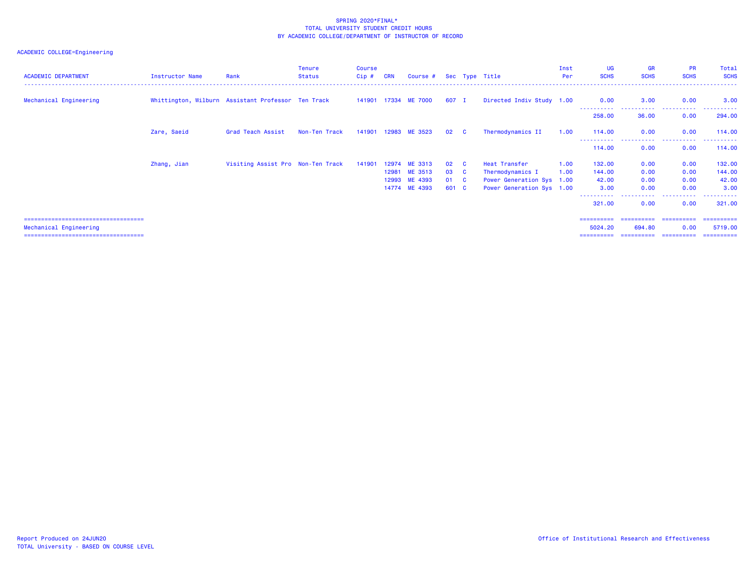SPRING 2020*FINAL*
TOTAL UNIVERSITY STUDENT CREDIT HOURS
BY ACADEMIC COLLEGE/DEPARTMENT OF INSTRUCTOR OF RECORD

ACADEMIC COLLEGE=Engineering

| ACADEMIC DEPARTMENT | Instructor Name | Rank | Tenure Status | Course Cip # | CRN | Course # | Sec | Type | Title | Inst Per | UG SCHS | GR SCHS | PR SCHS | Total SCHS |
|---|---|---|---|---|---|---|---|---|---|---|---|---|---|---|
| Mechanical Engineering | Whittington, Wilburn | Assistant Professor | Ten Track | 141901 | 17334 | ME 7000 | 607 | I | Directed Indiv Study | 1.00 | 0.00 | 3.00 | 0.00 | 3.00 |
| | | | | | | | | | | | 258.00 | 36.00 | 0.00 | 294.00 |
| | Zare, Saeid | Grad Teach Assist | Non-Ten Track | 141901 | 12983 | ME 3523 | 02 | C | Thermodynamics II | 1.00 | 114.00 | 0.00 | 0.00 | 114.00 |
| | | | | | | | | | | | 114.00 | 0.00 | 0.00 | 114.00 |
| | Zhang, Jian | Visiting Assist Pro | Non-Ten Track | 141901 | 12974 | ME 3313 | 02 | C | Heat Transfer | 1.00 | 132.00 | 0.00 | 0.00 | 132.00 |
| | | | | | 12981 | ME 3513 | 03 | C | Thermodynamics I | 1.00 | 144.00 | 0.00 | 0.00 | 144.00 |
| | | | | | 12993 | ME 4393 | 01 | C | Power Generation Sys | 1.00 | 42.00 | 0.00 | 0.00 | 42.00 |
| | | | | | 14774 | ME 4393 | 601 | C | Power Generation Sys | 1.00 | 3.00 | 0.00 | 0.00 | 3.00 |
| | | | | | | | | | | | 321.00 | 0.00 | 0.00 | 321.00 |
| Mechanical Engineering | | | | | | | | | | | 5024.20 | 694.80 | 0.00 | 5719.00 |

Report Produced on 24JUN20
TOTAL University - BASED ON COURSE LEVEL

Office of Institutional Research and Effectiveness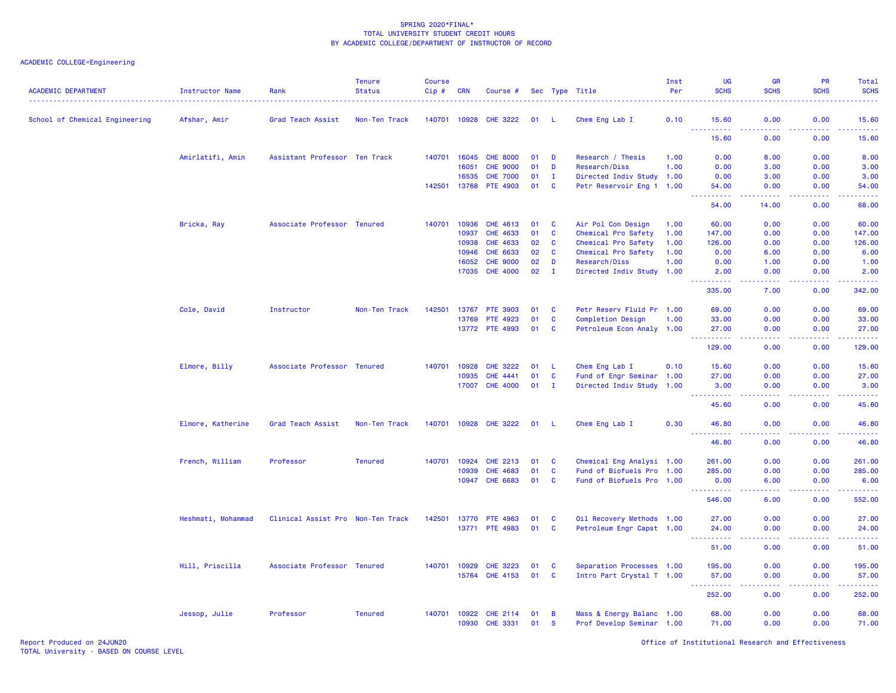SPRING 2020*FINAL*
TOTAL UNIVERSITY STUDENT CREDIT HOURS
BY ACADEMIC COLLEGE/DEPARTMENT OF INSTRUCTOR OF RECORD

ACADEMIC COLLEGE=Engineering

| ACADEMIC DEPARTMENT | Instructor Name | Rank | Tenure Status | Course Cip # | CRN | Course # | Sec | Type | Title | Inst Per | UG SCHS | GR SCHS | PR SCHS | Total SCHS |
|---|---|---|---|---|---|---|---|---|---|---|---|---|---|---|
| School of Chemical Engineering | Afshar, Amir | Grad Teach Assist | Non-Ten Track | 140701 | 10928 | CHE 3222 | 01 | L | Chem Eng Lab I | 0.10 | 15.60 | 0.00 | 0.00 | 15.60 |
| | | | | | | | | | | | 15.60 | 0.00 | 0.00 | 15.60 |
| | Amirlatifi, Amin | Assistant Professor | Ten Track | 140701 | 16045 | CHE 8000 | 01 | D | Research / Thesis | 1.00 | 0.00 | 8.00 | 0.00 | 8.00 |
| | | | | | 16051 | CHE 9000 | 01 | D | Research/Diss | 1.00 | 0.00 | 3.00 | 0.00 | 3.00 |
| | | | | | 16535 | CHE 7000 | 01 | I | Directed Indiv Study | 1.00 | 0.00 | 3.00 | 0.00 | 3.00 |
| | | | | 142501 | 13768 | PTE 4903 | 01 | C | Petr Reservoir Eng 1 | 1.00 | 54.00 | 0.00 | 0.00 | 54.00 |
| | | | | | | | | | | | 54.00 | 14.00 | 0.00 | 68.00 |
| | Bricka, Ray | Associate Professor | Tenured | 140701 | 10936 | CHE 4613 | 01 | C | Air Pol Con Design | 1.00 | 60.00 | 0.00 | 0.00 | 60.00 |
| | | | | | 10937 | CHE 4633 | 01 | C | Chemical Pro Safety | 1.00 | 147.00 | 0.00 | 0.00 | 147.00 |
| | | | | | 10938 | CHE 4633 | 02 | C | Chemical Pro Safety | 1.00 | 126.00 | 0.00 | 0.00 | 126.00 |
| | | | | | 10946 | CHE 6633 | 02 | C | Chemical Pro Safety | 1.00 | 0.00 | 6.00 | 0.00 | 6.00 |
| | | | | | 16052 | CHE 9000 | 02 | D | Research/Diss | 1.00 | 0.00 | 1.00 | 0.00 | 1.00 |
| | | | | | 17035 | CHE 4000 | 02 | I | Directed Indiv Study | 1.00 | 2.00 | 0.00 | 0.00 | 2.00 |
| | | | | | | | | | | | 335.00 | 7.00 | 0.00 | 342.00 |
| | Cole, David | Instructor | Non-Ten Track | 142501 | 13767 | PTE 3903 | 01 | C | Petr Reserv Fluid Pr | 1.00 | 69.00 | 0.00 | 0.00 | 69.00 |
| | | | | | 13769 | PTE 4923 | 01 | C | Completion Design | 1.00 | 33.00 | 0.00 | 0.00 | 33.00 |
| | | | | | 13772 | PTE 4993 | 01 | C | Petroleum Econ Analy | 1.00 | 27.00 | 0.00 | 0.00 | 27.00 |
| | | | | | | | | | | | 129.00 | 0.00 | 0.00 | 129.00 |
| | Elmore, Billy | Associate Professor | Tenured | 140701 | 10928 | CHE 3222 | 01 | L | Chem Eng Lab I | 0.10 | 15.60 | 0.00 | 0.00 | 15.60 |
| | | | | | 10935 | CHE 4441 | 01 | C | Fund of Engr Seminar | 1.00 | 27.00 | 0.00 | 0.00 | 27.00 |
| | | | | | 17007 | CHE 4000 | 01 | I | Directed Indiv Study | 1.00 | 3.00 | 0.00 | 0.00 | 3.00 |
| | | | | | | | | | | | 45.60 | 0.00 | 0.00 | 45.60 |
| | Elmore, Katherine | Grad Teach Assist | Non-Ten Track | 140701 | 10928 | CHE 3222 | 01 | L | Chem Eng Lab I | 0.30 | 46.80 | 0.00 | 0.00 | 46.80 |
| | | | | | | | | | | | 46.80 | 0.00 | 0.00 | 46.80 |
| | French, William | Professor | Tenured | 140701 | 10924 | CHE 2213 | 01 | C | Chemical Eng Analysi | 1.00 | 261.00 | 0.00 | 0.00 | 261.00 |
| | | | | | 10939 | CHE 4683 | 01 | C | Fund of Biofuels Pro | 1.00 | 285.00 | 0.00 | 0.00 | 285.00 |
| | | | | | 10947 | CHE 6683 | 01 | C | Fund of Biofuels Pro | 1.00 | 0.00 | 6.00 | 0.00 | 6.00 |
| | | | | | | | | | | | 546.00 | 6.00 | 0.00 | 552.00 |
| | Heshmati, Mohammad | Clinical Assist Pro | Non-Ten Track | 142501 | 13770 | PTE 4963 | 01 | C | Oil Recovery Methods | 1.00 | 27.00 | 0.00 | 0.00 | 27.00 |
| | | | | | 13771 | PTE 4983 | 01 | C | Petroleum Engr Capst | 1.00 | 24.00 | 0.00 | 0.00 | 24.00 |
| | | | | | | | | | | | 51.00 | 0.00 | 0.00 | 51.00 |
| | Hill, Priscilla | Associate Professor | Tenured | 140701 | 10929 | CHE 3223 | 01 | C | Separation Processes | 1.00 | 195.00 | 0.00 | 0.00 | 195.00 |
| | | | | | 15764 | CHE 4153 | 01 | C | Intro Part Crystal T | 1.00 | 57.00 | 0.00 | 0.00 | 57.00 |
| | | | | | | | | | | | 252.00 | 0.00 | 0.00 | 252.00 |
| | Jessop, Julie | Professor | Tenured | 140701 | 10922 | CHE 2114 | 01 | B | Mass & Energy Balanc | 1.00 | 68.00 | 0.00 | 0.00 | 68.00 |
| | | | | | 10930 | CHE 3331 | 01 | S | Prof Develop Seminar | 1.00 | 71.00 | 0.00 | 0.00 | 71.00 |

Report Produced on 24JUN20
TOTAL University - BASED ON COURSE LEVEL

Office of Institutional Research and Effectiveness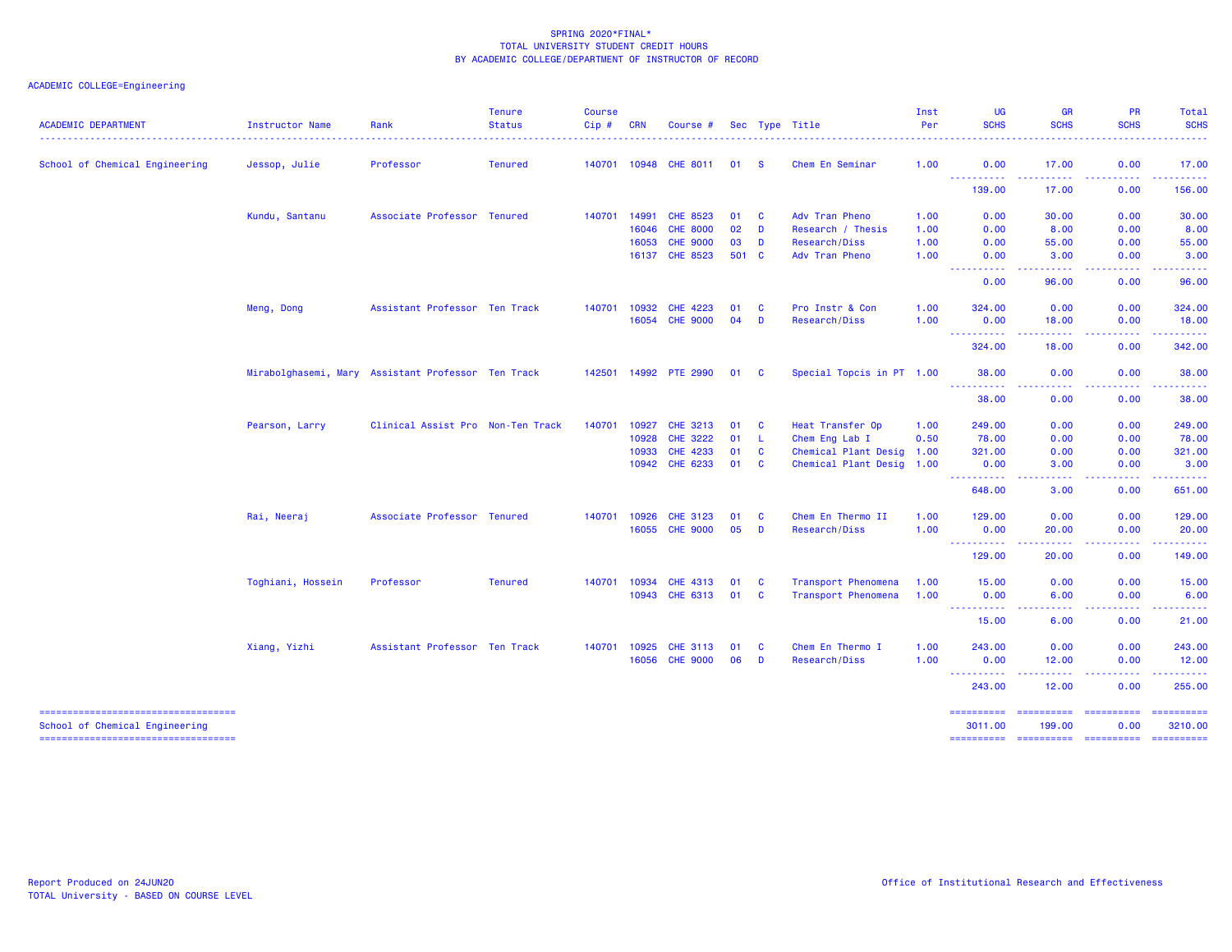SPRING 2020*FINAL*
TOTAL UNIVERSITY STUDENT CREDIT HOURS
BY ACADEMIC COLLEGE/DEPARTMENT OF INSTRUCTOR OF RECORD

ACADEMIC COLLEGE=Engineering

| ACADEMIC DEPARTMENT | Instructor Name | Rank | Tenure Status | Course Cip # | CRN | Course # | Sec | Type | Title | Inst Per | UG SCHS | GR SCHS | PR SCHS | Total SCHS |
|---|---|---|---|---|---|---|---|---|---|---|---|---|---|---|
| School of Chemical Engineering | Jessop, Julie | Professor | Tenured | 140701 | 10948 | CHE 8011 | 01 | S | Chem En Seminar | 1.00 | 0.00 | 17.00 | 0.00 | 17.00 |
| | | | | | | | | | | | 139.00 | 17.00 | 0.00 | 156.00 |
| | Kundu, Santanu | Associate Professor | Tenured | 140701 | 14991 | CHE 8523 | 01 | C | Adv Tran Pheno | 1.00 | 0.00 | 30.00 | 0.00 | 30.00 |
| | | | | | 16046 | CHE 8000 | 02 | D | Research / Thesis | 1.00 | 0.00 | 8.00 | 0.00 | 8.00 |
| | | | | | 16053 | CHE 9000 | 03 | D | Research/Diss | 1.00 | 0.00 | 55.00 | 0.00 | 55.00 |
| | | | | | 16137 | CHE 8523 | 501 | C | Adv Tran Pheno | 1.00 | 0.00 | 3.00 | 0.00 | 3.00 |
| | | | | | | | | | | | 0.00 | 96.00 | 0.00 | 96.00 |
| | Meng, Dong | Assistant Professor | Ten Track | 140701 | 10932 | CHE 4223 | 01 | C | Pro Instr & Con | 1.00 | 324.00 | 0.00 | 0.00 | 324.00 |
| | | | | | 16054 | CHE 9000 | 04 | D | Research/Diss | 1.00 | 0.00 | 18.00 | 0.00 | 18.00 |
| | | | | | | | | | | | 324.00 | 18.00 | 0.00 | 342.00 |
| | Mirabolghasemi, Mary | Assistant Professor | Ten Track | 142501 | 14992 | PTE 2990 | 01 | C | Special Topcis in PT | 1.00 | 38.00 | 0.00 | 0.00 | 38.00 |
| | | | | | | | | | | | 38.00 | 0.00 | 0.00 | 38.00 |
| | Pearson, Larry | Clinical Assist Pro | Non-Ten Track | 140701 | 10927 | CHE 3213 | 01 | C | Heat Transfer Op | 1.00 | 249.00 | 0.00 | 0.00 | 249.00 |
| | | | | | 10928 | CHE 3222 | 01 | L | Chem Eng Lab I | 0.50 | 78.00 | 0.00 | 0.00 | 78.00 |
| | | | | | 10933 | CHE 4233 | 01 | C | Chemical Plant Desig | 1.00 | 321.00 | 0.00 | 0.00 | 321.00 |
| | | | | | 10942 | CHE 6233 | 01 | C | Chemical Plant Desig | 1.00 | 0.00 | 3.00 | 0.00 | 3.00 |
| | | | | | | | | | | | 648.00 | 3.00 | 0.00 | 651.00 |
| | Rai, Neeraj | Associate Professor | Tenured | 140701 | 10926 | CHE 3123 | 01 | C | Chem En Thermo II | 1.00 | 129.00 | 0.00 | 0.00 | 129.00 |
| | | | | | 16055 | CHE 9000 | 05 | D | Research/Diss | 1.00 | 0.00 | 20.00 | 0.00 | 20.00 |
| | | | | | | | | | | | 129.00 | 20.00 | 0.00 | 149.00 |
| | Toghiani, Hossein | Professor | Tenured | 140701 | 10934 | CHE 4313 | 01 | C | Transport Phenomena | 1.00 | 15.00 | 0.00 | 0.00 | 15.00 |
| | | | | | 10943 | CHE 6313 | 01 | C | Transport Phenomena | 1.00 | 0.00 | 6.00 | 0.00 | 6.00 |
| | | | | | | | | | | | 15.00 | 6.00 | 0.00 | 21.00 |
| | Xiang, Yizhi | Assistant Professor | Ten Track | 140701 | 10925 | CHE 3113 | 01 | C | Chem En Thermo I | 1.00 | 243.00 | 0.00 | 0.00 | 243.00 |
| | | | | | 16056 | CHE 9000 | 06 | D | Research/Diss | 1.00 | 0.00 | 12.00 | 0.00 | 12.00 |
| | | | | | | | | | | | 243.00 | 12.00 | 0.00 | 255.00 |
| School of Chemical Engineering | | | | | | | | | | | 3011.00 | 199.00 | 0.00 | 3210.00 |

Report Produced on 24JUN20
TOTAL University - BASED ON COURSE LEVEL

Office of Institutional Research and Effectiveness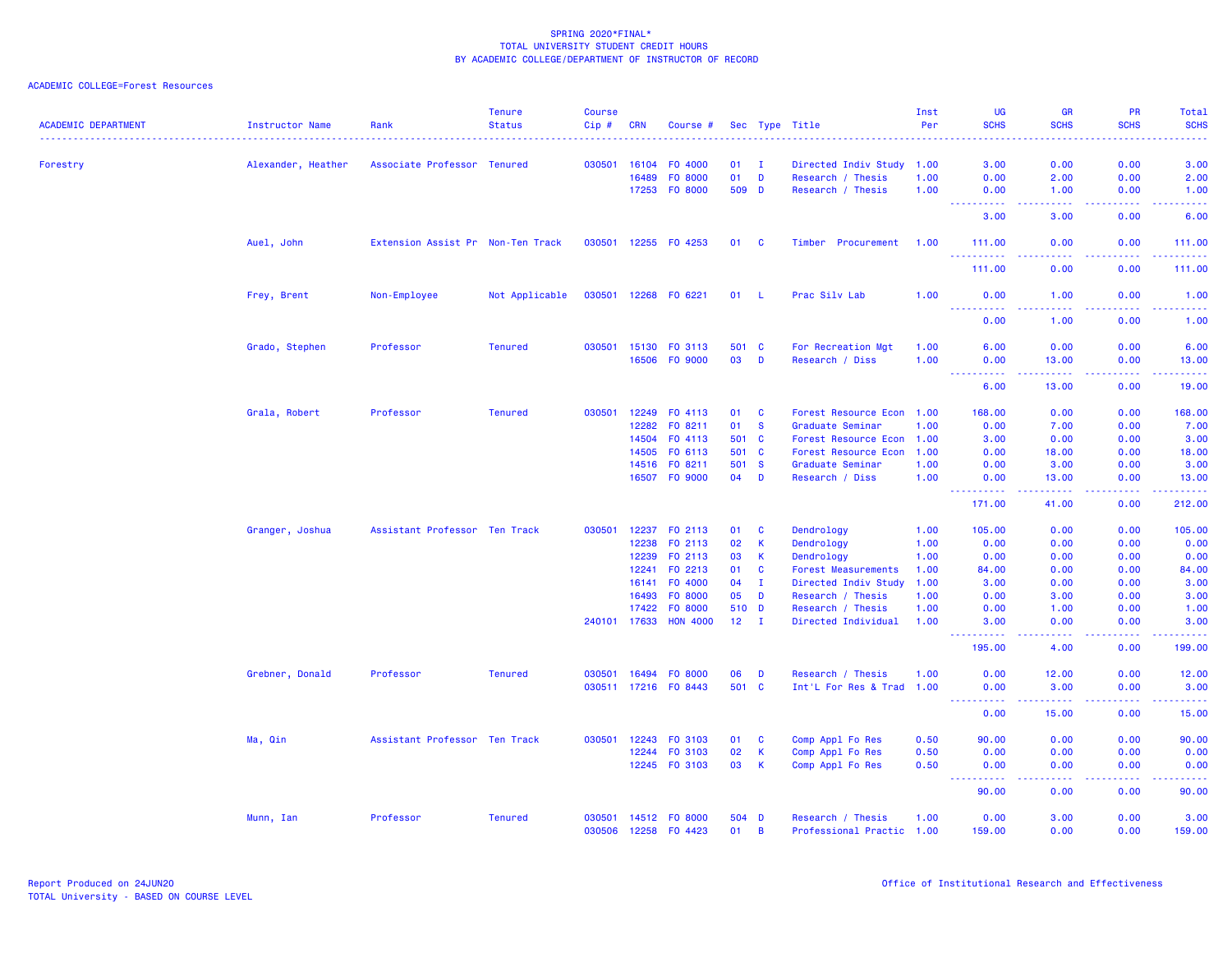SPRING 2020*FINAL*
TOTAL UNIVERSITY STUDENT CREDIT HOURS
BY ACADEMIC COLLEGE/DEPARTMENT OF INSTRUCTOR OF RECORD

ACADEMIC COLLEGE=Forest Resources

| ACADEMIC DEPARTMENT | Instructor Name | Rank | Tenure Status | Course Cip # | CRN | Course # | Sec | Type | Title | Inst Per | UG SCHS | GR SCHS | PR SCHS | Total SCHS |
|---|---|---|---|---|---|---|---|---|---|---|---|---|---|---|
| Forestry | Alexander, Heather | Associate Professor | Tenured | 030501 | 16104 | FO 4000 | 01 | I | Directed Indiv Study | 1.00 | 3.00 | 0.00 | 0.00 | 3.00 |
| | | | | | 16489 | FO 8000 | 01 | D | Research / Thesis | 1.00 | 0.00 | 2.00 | 0.00 | 2.00 |
| | | | | | 17253 | FO 8000 | 509 | D | Research / Thesis | 1.00 | 0.00 | 1.00 | 0.00 | 1.00 |
| | | | | | | | | | | | 3.00 | 3.00 | 0.00 | 6.00 |
| | Auel, John | Extension Assist Pr | Non-Ten Track | 030501 | 12255 | FO 4253 | 01 | C | Timber Procurement | 1.00 | 111.00 | 0.00 | 0.00 | 111.00 |
| | | | | | | | | | | | 111.00 | 0.00 | 0.00 | 111.00 |
| | Frey, Brent | Non-Employee | Not Applicable | 030501 | 12268 | FO 6221 | 01 | L | Prac Silv Lab | 1.00 | 0.00 | 1.00 | 0.00 | 1.00 |
| | | | | | | | | | | | 0.00 | 1.00 | 0.00 | 1.00 |
| | Grado, Stephen | Professor | Tenured | 030501 | 15130 | FO 3113 | 501 | C | For Recreation Mgt | 1.00 | 6.00 | 0.00 | 0.00 | 6.00 |
| | | | | | 16506 | FO 9000 | 03 | D | Research / Diss | 1.00 | 0.00 | 13.00 | 0.00 | 13.00 |
| | | | | | | | | | | | 6.00 | 13.00 | 0.00 | 19.00 |
| | Grala, Robert | Professor | Tenured | 030501 | 12249 | FO 4113 | 01 | C | Forest Resource Econ | 1.00 | 168.00 | 0.00 | 0.00 | 168.00 |
| | | | | | 12282 | FO 8211 | 01 | S | Graduate Seminar | 1.00 | 0.00 | 7.00 | 0.00 | 7.00 |
| | | | | | 14504 | FO 4113 | 501 | C | Forest Resource Econ | 1.00 | 3.00 | 0.00 | 0.00 | 3.00 |
| | | | | | 14505 | FO 6113 | 501 | C | Forest Resource Econ | 1.00 | 0.00 | 18.00 | 0.00 | 18.00 |
| | | | | | 14516 | FO 8211 | 501 | S | Graduate Seminar | 1.00 | 0.00 | 3.00 | 0.00 | 3.00 |
| | | | | | 16507 | FO 9000 | 04 | D | Research / Diss | 1.00 | 0.00 | 13.00 | 0.00 | 13.00 |
| | | | | | | | | | | | 171.00 | 41.00 | 0.00 | 212.00 |
| | Granger, Joshua | Assistant Professor | Ten Track | 030501 | 12237 | FO 2113 | 01 | C | Dendrology | 1.00 | 105.00 | 0.00 | 0.00 | 105.00 |
| | | | | | 12238 | FO 2113 | 02 | K | Dendrology | 1.00 | 0.00 | 0.00 | 0.00 | 0.00 |
| | | | | | 12239 | FO 2113 | 03 | K | Dendrology | 1.00 | 0.00 | 0.00 | 0.00 | 0.00 |
| | | | | | 12241 | FO 2213 | 01 | C | Forest Measurements | 1.00 | 84.00 | 0.00 | 0.00 | 84.00 |
| | | | | | 16141 | FO 4000 | 04 | I | Directed Indiv Study | 1.00 | 3.00 | 0.00 | 0.00 | 3.00 |
| | | | | | 16493 | FO 8000 | 05 | D | Research / Thesis | 1.00 | 0.00 | 3.00 | 0.00 | 3.00 |
| | | | | | 17422 | FO 8000 | 510 | D | Research / Thesis | 1.00 | 0.00 | 1.00 | 0.00 | 1.00 |
| | | | | 240101 | 17633 | HON 4000 | 12 | I | Directed Individual | 1.00 | 3.00 | 0.00 | 0.00 | 3.00 |
| | | | | | | | | | | | 195.00 | 4.00 | 0.00 | 199.00 |
| | Grebner, Donald | Professor | Tenured | 030501 | 16494 | FO 8000 | 06 | D | Research / Thesis | 1.00 | 0.00 | 12.00 | 0.00 | 12.00 |
| | | | | 030511 | 17216 | FO 8443 | 501 | C | Int'L For Res & Trad | 1.00 | 0.00 | 3.00 | 0.00 | 3.00 |
| | | | | | | | | | | | 0.00 | 15.00 | 0.00 | 15.00 |
| | Ma, Qin | Assistant Professor | Ten Track | 030501 | 12243 | FO 3103 | 01 | C | Comp Appl Fo Res | 0.50 | 90.00 | 0.00 | 0.00 | 90.00 |
| | | | | | 12244 | FO 3103 | 02 | K | Comp Appl Fo Res | 0.50 | 0.00 | 0.00 | 0.00 | 0.00 |
| | | | | | 12245 | FO 3103 | 03 | K | Comp Appl Fo Res | 0.50 | 0.00 | 0.00 | 0.00 | 0.00 |
| | | | | | | | | | | | 90.00 | 0.00 | 0.00 | 90.00 |
| | Munn, Ian | Professor | Tenured | 030501 | 14512 | FO 8000 | 504 | D | Research / Thesis | 1.00 | 0.00 | 3.00 | 0.00 | 3.00 |
| | | | | 030506 | 12258 | FO 4423 | 01 | B | Professional Practic | 1.00 | 159.00 | 0.00 | 0.00 | 159.00 |

Report Produced on 24JUN20
TOTAL University - BASED ON COURSE LEVEL

Office of Institutional Research and Effectiveness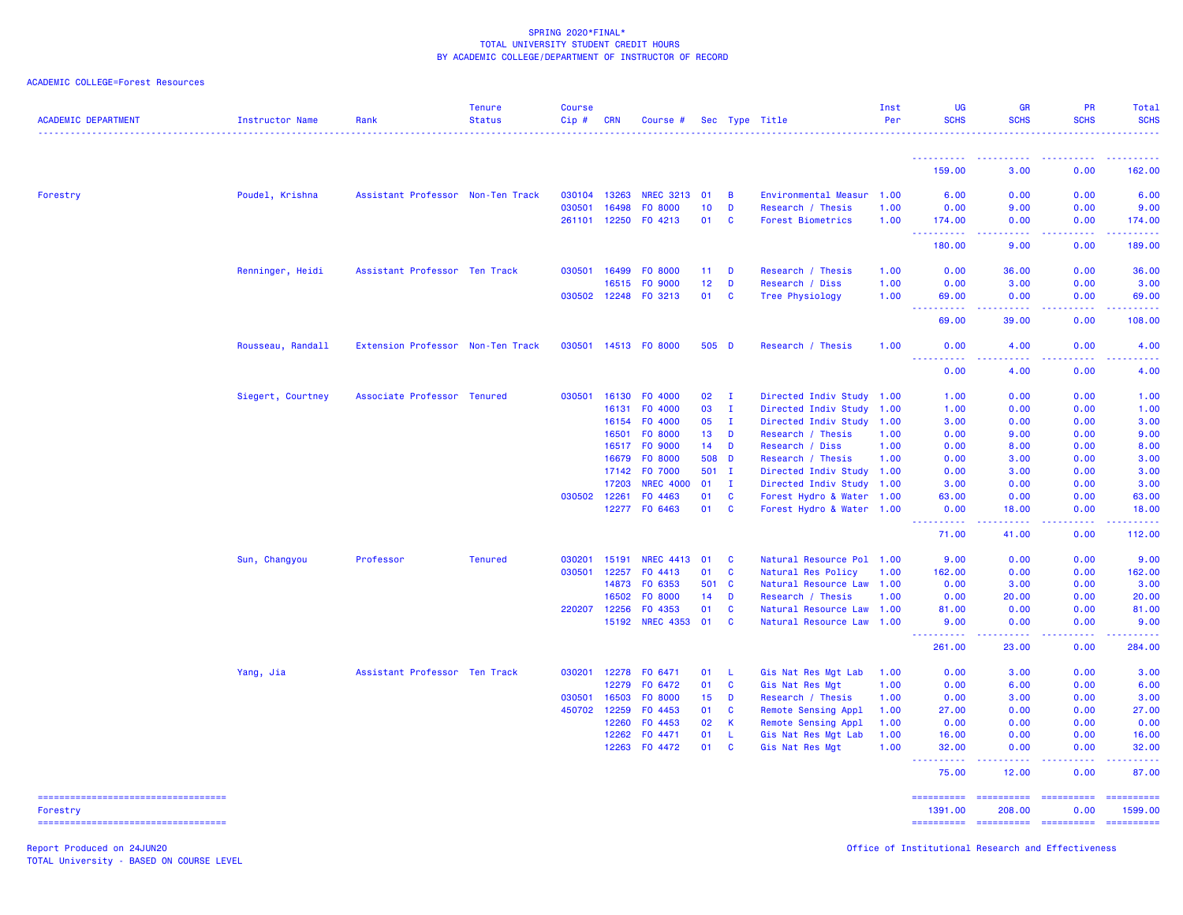SPRING 2020*FINAL*
TOTAL UNIVERSITY STUDENT CREDIT HOURS
BY ACADEMIC COLLEGE/DEPARTMENT OF INSTRUCTOR OF RECORD

ACADEMIC COLLEGE=Forest Resources

| ACADEMIC DEPARTMENT | Instructor Name | Rank | Tenure Status | Course Cip # | CRN | Course # | Sec | Type | Title | Inst Per | UG SCHS | GR SCHS | PR SCHS | Total SCHS |
|---|---|---|---|---|---|---|---|---|---|---|---|---|---|---|
| | | | | | | | | | | | 159.00 | 3.00 | 0.00 | 162.00 |
| Forestry | Poudel, Krishna | Assistant Professor | Non-Ten Track | 030104 | 13263 | NREC 3213 | 01 | B | Environmental Measur | 1.00 | 6.00 | 0.00 | 0.00 | 6.00 |
| | | | | 030501 | 16498 | FO 8000 | 10 | D | Research / Thesis | 1.00 | 0.00 | 9.00 | 0.00 | 9.00 |
| | | | | 261101 | 12250 | FO 4213 | 01 | C | Forest Biometrics | 1.00 | 174.00 | 0.00 | 0.00 | 174.00 |
| | | | | | | | | | | | 180.00 | 9.00 | 0.00 | 189.00 |
| | Renninger, Heidi | Assistant Professor | Ten Track | 030501 | 16499 | FO 8000 | 11 | D | Research / Thesis | 1.00 | 0.00 | 36.00 | 0.00 | 36.00 |
| | | | | | 16515 | FO 9000 | 12 | D | Research / Diss | 1.00 | 0.00 | 3.00 | 0.00 | 3.00 |
| | | | | 030502 | 12248 | FO 3213 | 01 | C | Tree Physiology | 1.00 | 69.00 | 0.00 | 0.00 | 69.00 |
| | | | | | | | | | | | 69.00 | 39.00 | 0.00 | 108.00 |
| | Rousseau, Randall | Extension Professor | Non-Ten Track | 030501 | 14513 | FO 8000 | 505 | D | Research / Thesis | 1.00 | 0.00 | 4.00 | 0.00 | 4.00 |
| | | | | | | | | | | | 0.00 | 4.00 | 0.00 | 4.00 |
| | Siegert, Courtney | Associate Professor | Tenured | 030501 | 16130 | FO 4000 | 02 | I | Directed Indiv Study | 1.00 | 1.00 | 0.00 | 0.00 | 1.00 |
| | | | | | 16131 | FO 4000 | 03 | I | Directed Indiv Study | 1.00 | 1.00 | 0.00 | 0.00 | 1.00 |
| | | | | | 16154 | FO 4000 | 05 | I | Directed Indiv Study | 1.00 | 3.00 | 0.00 | 0.00 | 3.00 |
| | | | | | 16501 | FO 8000 | 13 | D | Research / Thesis | 1.00 | 0.00 | 9.00 | 0.00 | 9.00 |
| | | | | | 16517 | FO 9000 | 14 | D | Research / Diss | 1.00 | 0.00 | 8.00 | 0.00 | 8.00 |
| | | | | | 16679 | FO 8000 | 508 | D | Research / Thesis | 1.00 | 0.00 | 3.00 | 0.00 | 3.00 |
| | | | | | 17142 | FO 7000 | 501 | I | Directed Indiv Study | 1.00 | 0.00 | 3.00 | 0.00 | 3.00 |
| | | | | | 17203 | NREC 4000 | 01 | I | Directed Indiv Study | 1.00 | 3.00 | 0.00 | 0.00 | 3.00 |
| | | | | 030502 | 12261 | FO 4463 | 01 | C | Forest Hydro & Water | 1.00 | 63.00 | 0.00 | 0.00 | 63.00 |
| | | | | | 12277 | FO 6463 | 01 | C | Forest Hydro & Water | 1.00 | 0.00 | 18.00 | 0.00 | 18.00 |
| | | | | | | | | | | | 71.00 | 41.00 | 0.00 | 112.00 |
| | Sun, Changyou | Professor | Tenured | 030201 | 15191 | NREC 4413 | 01 | C | Natural Resource Pol | 1.00 | 9.00 | 0.00 | 0.00 | 9.00 |
| | | | | 030501 | 12257 | FO 4413 | 01 | C | Natural Res Policy | 1.00 | 162.00 | 0.00 | 0.00 | 162.00 |
| | | | | | 14873 | FO 6353 | 501 | C | Natural Resource Law | 1.00 | 0.00 | 3.00 | 0.00 | 3.00 |
| | | | | | 16502 | FO 8000 | 14 | D | Research / Thesis | 1.00 | 0.00 | 20.00 | 0.00 | 20.00 |
| | | | | 220207 | 12256 | FO 4353 | 01 | C | Natural Resource Law | 1.00 | 81.00 | 0.00 | 0.00 | 81.00 |
| | | | | | 15192 | NREC 4353 | 01 | C | Natural Resource Law | 1.00 | 9.00 | 0.00 | 0.00 | 9.00 |
| | | | | | | | | | | | 261.00 | 23.00 | 0.00 | 284.00 |
| | Yang, Jia | Assistant Professor | Ten Track | 030201 | 12278 | FO 6471 | 01 | L | Gis Nat Res Mgt Lab | 1.00 | 0.00 | 3.00 | 0.00 | 3.00 |
| | | | | | 12279 | FO 6472 | 01 | C | Gis Nat Res Mgt | 1.00 | 0.00 | 6.00 | 0.00 | 6.00 |
| | | | | 030501 | 16503 | FO 8000 | 15 | D | Research / Thesis | 1.00 | 0.00 | 3.00 | 0.00 | 3.00 |
| | | | | 450702 | 12259 | FO 4453 | 01 | C | Remote Sensing Appl | 1.00 | 27.00 | 0.00 | 0.00 | 27.00 |
| | | | | | 12260 | FO 4453 | 02 | K | Remote Sensing Appl | 1.00 | 0.00 | 0.00 | 0.00 | 0.00 |
| | | | | | 12262 | FO 4471 | 01 | L | Gis Nat Res Mgt Lab | 1.00 | 16.00 | 0.00 | 0.00 | 16.00 |
| | | | | | 12263 | FO 4472 | 01 | C | Gis Nat Res Mgt | 1.00 | 32.00 | 0.00 | 0.00 | 32.00 |
| | | | | | | | | | | | 75.00 | 12.00 | 0.00 | 87.00 |
| Forestry | | | | | | | | | | | 1391.00 | 208.00 | 0.00 | 1599.00 |

Report Produced on 24JUN20
TOTAL University - BASED ON COURSE LEVEL

Office of Institutional Research and Effectiveness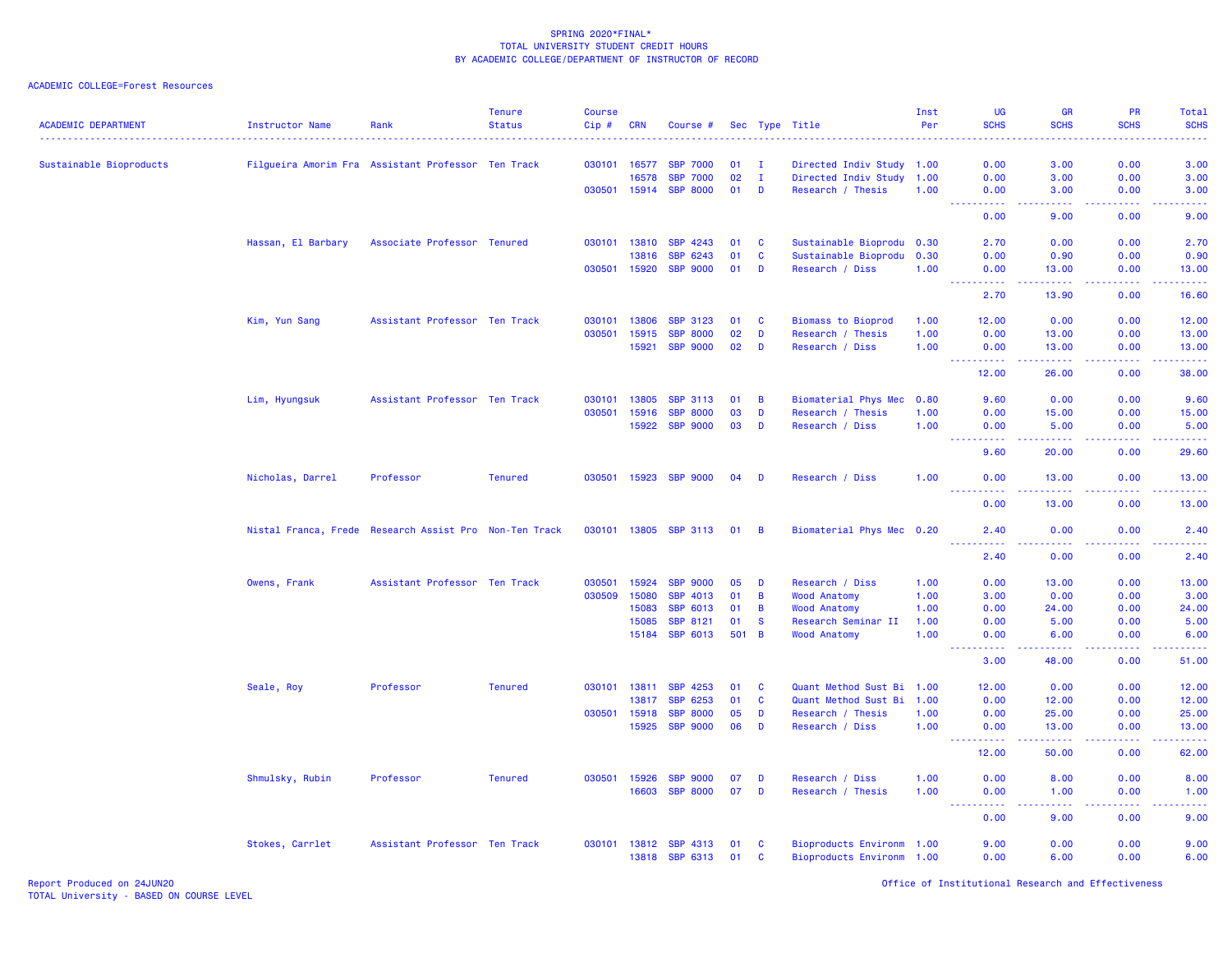SPRING 2020*FINAL*
TOTAL UNIVERSITY STUDENT CREDIT HOURS
BY ACADEMIC COLLEGE/DEPARTMENT OF INSTRUCTOR OF RECORD

ACADEMIC COLLEGE=Forest Resources

| ACADEMIC DEPARTMENT | Instructor Name | Rank | Tenure Status | Course Cip # | CRN | Course # | Sec | Type | Title | Inst Per | UG SCHS | GR SCHS | PR SCHS | Total SCHS |
|---|---|---|---|---|---|---|---|---|---|---|---|---|---|---|
| Sustainable Bioproducts | Filgueira Amorim Fra | Assistant Professor | Ten Track | 030101 | 16577 | SBP 7000 | 01 | I | Directed Indiv Study | 1.00 | 0.00 | 3.00 | 0.00 | 3.00 |
| | | | | | 16578 | SBP 7000 | 02 | I | Directed Indiv Study | 1.00 | 0.00 | 3.00 | 0.00 | 3.00 |
| | | | | 030501 | 15914 | SBP 8000 | 01 | D | Research / Thesis | 1.00 | 0.00 | 3.00 | 0.00 | 3.00 |
| | | | | | | | | | | | 0.00 | 9.00 | 0.00 | 9.00 |
| | Hassan, El Barbary | Associate Professor | Tenured | 030101 | 13810 | SBP 4243 | 01 | C | Sustainable Bioprodu | 0.30 | 2.70 | 0.00 | 0.00 | 2.70 |
| | | | | | 13816 | SBP 6243 | 01 | C | Sustainable Bioprodu | 0.30 | 0.00 | 0.90 | 0.00 | 0.90 |
| | | | | 030501 | 15920 | SBP 9000 | 01 | D | Research / Diss | 1.00 | 0.00 | 13.00 | 0.00 | 13.00 |
| | | | | | | | | | | | 2.70 | 13.90 | 0.00 | 16.60 |
| | Kim, Yun Sang | Assistant Professor | Ten Track | 030101 | 13806 | SBP 3123 | 01 | C | Biomass to Bioprod | 1.00 | 12.00 | 0.00 | 0.00 | 12.00 |
| | | | | 030501 | 15915 | SBP 8000 | 02 | D | Research / Thesis | 1.00 | 0.00 | 13.00 | 0.00 | 13.00 |
| | | | | | 15921 | SBP 9000 | 02 | D | Research / Diss | 1.00 | 0.00 | 13.00 | 0.00 | 13.00 |
| | | | | | | | | | | | 12.00 | 26.00 | 0.00 | 38.00 |
| | Lim, Hyungsuk | Assistant Professor | Ten Track | 030101 | 13805 | SBP 3113 | 01 | B | Biomaterial Phys Mec | 0.80 | 9.60 | 0.00 | 0.00 | 9.60 |
| | | | | 030501 | 15916 | SBP 8000 | 03 | D | Research / Thesis | 1.00 | 0.00 | 15.00 | 0.00 | 15.00 |
| | | | | | 15922 | SBP 9000 | 03 | D | Research / Diss | 1.00 | 0.00 | 5.00 | 0.00 | 5.00 |
| | | | | | | | | | | | 9.60 | 20.00 | 0.00 | 29.60 |
| | Nicholas, Darrel | Professor | Tenured | 030501 | 15923 | SBP 9000 | 04 | D | Research / Diss | 1.00 | 0.00 | 13.00 | 0.00 | 13.00 |
| | | | | | | | | | | | 0.00 | 13.00 | 0.00 | 13.00 |
| | Nistal Franca, Frede | Research Assist Pro | Non-Ten Track | 030101 | 13805 | SBP 3113 | 01 | B | Biomaterial Phys Mec | 0.20 | 2.40 | 0.00 | 0.00 | 2.40 |
| | | | | | | | | | | | 2.40 | 0.00 | 0.00 | 2.40 |
| | Owens, Frank | Assistant Professor | Ten Track | 030501 | 15924 | SBP 9000 | 05 | D | Research / Diss | 1.00 | 0.00 | 13.00 | 0.00 | 13.00 |
| | | | | 030509 | 15080 | SBP 4013 | 01 | B | Wood Anatomy | 1.00 | 3.00 | 0.00 | 0.00 | 3.00 |
| | | | | | 15083 | SBP 6013 | 01 | B | Wood Anatomy | 1.00 | 0.00 | 24.00 | 0.00 | 24.00 |
| | | | | | 15085 | SBP 8121 | 01 | S | Research Seminar II | 1.00 | 0.00 | 5.00 | 0.00 | 5.00 |
| | | | | | 15184 | SBP 6013 | 501 | B | Wood Anatomy | 1.00 | 0.00 | 6.00 | 0.00 | 6.00 |
| | | | | | | | | | | | 3.00 | 48.00 | 0.00 | 51.00 |
| | Seale, Roy | Professor | Tenured | 030101 | 13811 | SBP 4253 | 01 | C | Quant Method Sust Bi | 1.00 | 12.00 | 0.00 | 0.00 | 12.00 |
| | | | | | 13817 | SBP 6253 | 01 | C | Quant Method Sust Bi | 1.00 | 0.00 | 12.00 | 0.00 | 12.00 |
| | | | | 030501 | 15918 | SBP 8000 | 05 | D | Research / Thesis | 1.00 | 0.00 | 25.00 | 0.00 | 25.00 |
| | | | | | 15925 | SBP 9000 | 06 | D | Research / Diss | 1.00 | 0.00 | 13.00 | 0.00 | 13.00 |
| | | | | | | | | | | | 12.00 | 50.00 | 0.00 | 62.00 |
| | Shmulsky, Rubin | Professor | Tenured | 030501 | 15926 | SBP 9000 | 07 | D | Research / Diss | 1.00 | 0.00 | 8.00 | 0.00 | 8.00 |
| | | | | | 16603 | SBP 8000 | 07 | D | Research / Thesis | 1.00 | 0.00 | 1.00 | 0.00 | 1.00 |
| | | | | | | | | | | | 0.00 | 9.00 | 0.00 | 9.00 |
| | Stokes, Carrlet | Assistant Professor | Ten Track | 030101 | 13812 | SBP 4313 | 01 | C | Bioproducts Environm | 1.00 | 9.00 | 0.00 | 0.00 | 9.00 |
| | | | | | 13818 | SBP 6313 | 01 | C | Bioproducts Environm | 1.00 | 0.00 | 6.00 | 0.00 | 6.00 |

Report Produced on 24JUN20
TOTAL University - BASED ON COURSE LEVEL

Office of Institutional Research and Effectiveness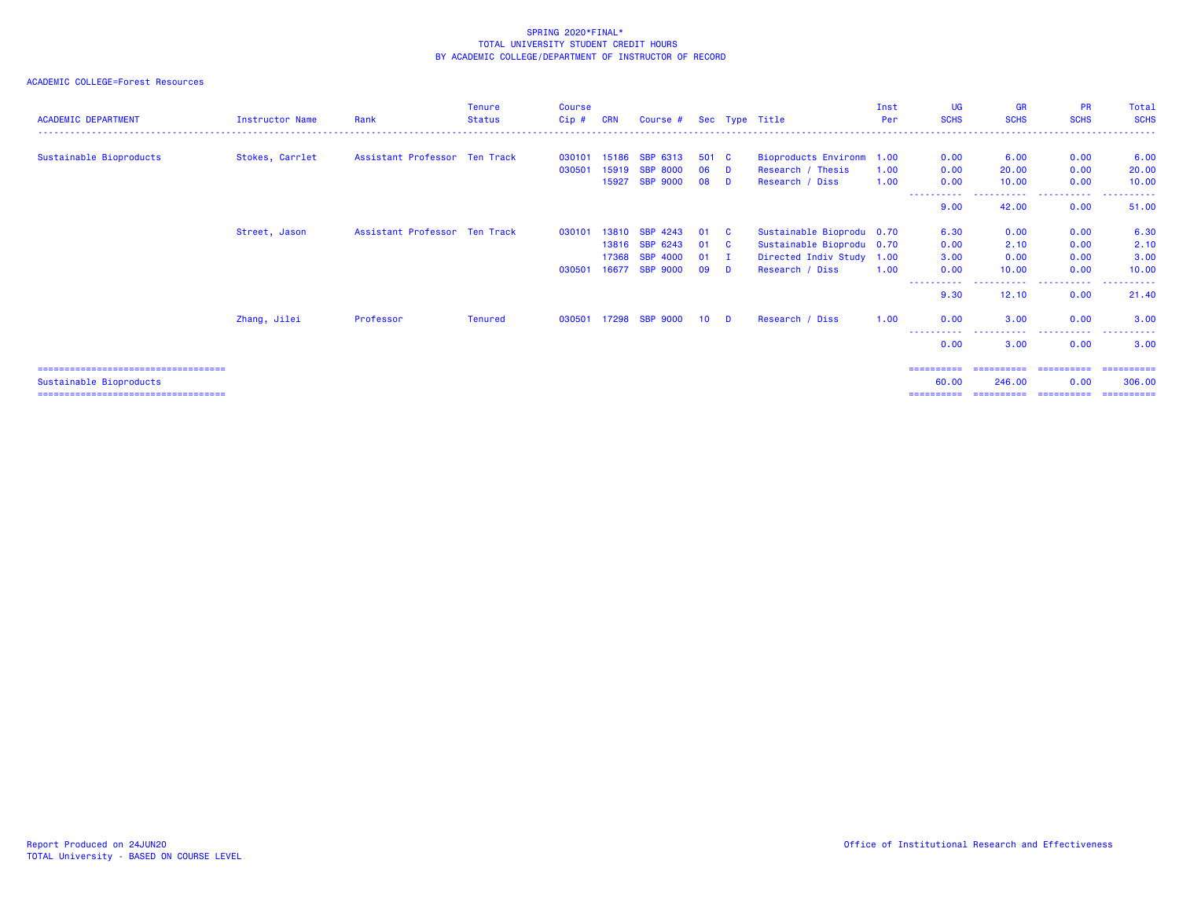SPRING 2020*FINAL*
TOTAL UNIVERSITY STUDENT CREDIT HOURS
BY ACADEMIC COLLEGE/DEPARTMENT OF INSTRUCTOR OF RECORD

ACADEMIC COLLEGE=Forest Resources

| ACADEMIC DEPARTMENT | Instructor Name | Rank | Tenure Status | Course Cip # | CRN | Course # | Sec | Type | Title | Inst Per | UG SCHS | GR SCHS | PR SCHS | Total SCHS |
|---|---|---|---|---|---|---|---|---|---|---|---|---|---|---|
| Sustainable Bioproducts | Stokes, Carrlet | Assistant Professor | Ten Track | 030101 | 15186 | SBP 6313 | 501 | C | Bioproducts Environm | 1.00 | 0.00 | 6.00 | 0.00 | 6.00 |
| | | | | 030501 | 15919 | SBP 8000 | 06 | D | Research / Thesis | 1.00 | 0.00 | 20.00 | 0.00 | 20.00 |
| | | | | | 15927 | SBP 9000 | 08 | D | Research / Diss | 1.00 | 0.00 | 10.00 | 0.00 | 10.00 |
| | | | | | | | | | | | 9.00 | 42.00 | 0.00 | 51.00 |
| | Street, Jason | Assistant Professor | Ten Track | 030101 | 13810 | SBP 4243 | 01 | C | Sustainable Bioprodu | 0.70 | 6.30 | 0.00 | 0.00 | 6.30 |
| | | | | | 13816 | SBP 6243 | 01 | C | Sustainable Bioprodu | 0.70 | 0.00 | 2.10 | 0.00 | 2.10 |
| | | | | | 17368 | SBP 4000 | 01 | I | Directed Indiv Study | 1.00 | 3.00 | 0.00 | 0.00 | 3.00 |
| | | | | 030501 | 16677 | SBP 9000 | 09 | D | Research / Diss | 1.00 | 0.00 | 10.00 | 0.00 | 10.00 |
| | | | | | | | | | | | 9.30 | 12.10 | 0.00 | 21.40 |
| | Zhang, Jilei | Professor | Tenured | 030501 | 17298 | SBP 9000 | 10 | D | Research / Diss | 1.00 | 0.00 | 3.00 | 0.00 | 3.00 |
| | | | | | | | | | | | 0.00 | 3.00 | 0.00 | 3.00 |
| Sustainable Bioproducts | | | | | | | | | | | 60.00 | 246.00 | 0.00 | 306.00 |

Report Produced on 24JUN20
TOTAL University - BASED ON COURSE LEVEL

Office of Institutional Research and Effectiveness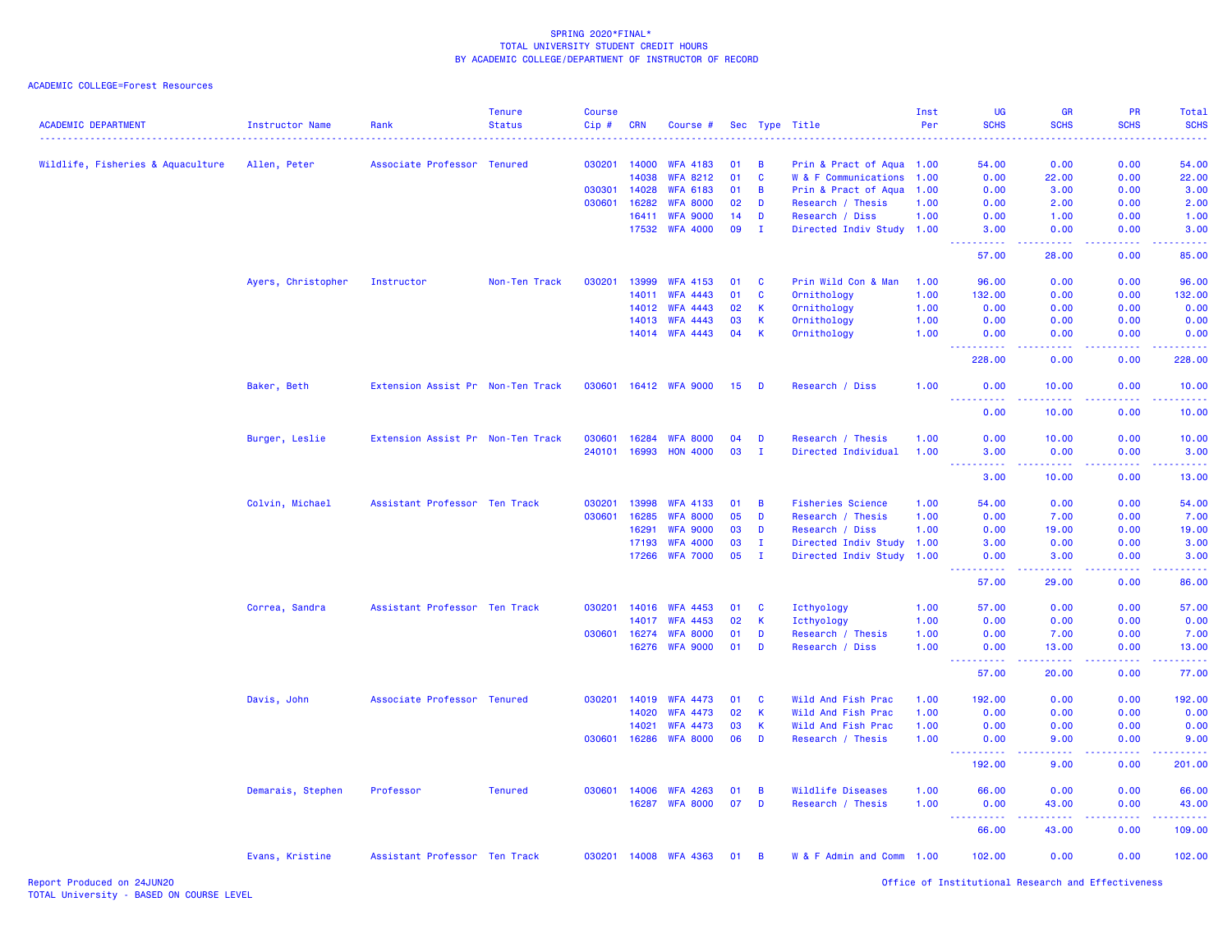SPRING 2020*FINAL*
TOTAL UNIVERSITY STUDENT CREDIT HOURS
BY ACADEMIC COLLEGE/DEPARTMENT OF INSTRUCTOR OF RECORD

ACADEMIC COLLEGE=Forest Resources

| ACADEMIC DEPARTMENT | Instructor Name | Rank | Tenure Status | Course Cip # | CRN | Course # | Sec | Type | Title | Inst Per | UG SCHS | GR SCHS | PR SCHS | Total SCHS |
|---|---|---|---|---|---|---|---|---|---|---|---|---|---|---|
| Wildlife, Fisheries & Aquaculture | Allen, Peter | Associate Professor | Tenured | 030201 | 14000 | WFA 4183 | 01 | B | Prin & Pract of Aqua | 1.00 | 54.00 | 0.00 | 0.00 | 54.00 |
| | | | | | 14038 | WFA 8212 | 01 | C | W & F Communications | 1.00 | 0.00 | 22.00 | 0.00 | 22.00 |
| | | | | 030301 | 14028 | WFA 6183 | 01 | B | Prin & Pract of Aqua | 1.00 | 0.00 | 3.00 | 0.00 | 3.00 |
| | | | | 030601 | 16282 | WFA 8000 | 02 | D | Research / Thesis | 1.00 | 0.00 | 2.00 | 0.00 | 2.00 |
| | | | | | 16411 | WFA 9000 | 14 | D | Research / Diss | 1.00 | 0.00 | 1.00 | 0.00 | 1.00 |
| | | | | | 17532 | WFA 4000 | 09 | I | Directed Indiv Study | 1.00 | 3.00 | 0.00 | 0.00 | 3.00 |
| | | | | | | | | | | | 57.00 | 28.00 | 0.00 | 85.00 |
| | Ayers, Christopher | Instructor | Non-Ten Track | 030201 | 13999 | WFA 4153 | 01 | C | Prin Wild Con & Man | 1.00 | 96.00 | 0.00 | 0.00 | 96.00 |
| | | | | | 14011 | WFA 4443 | 01 | C | Ornithology | 1.00 | 132.00 | 0.00 | 0.00 | 132.00 |
| | | | | | 14012 | WFA 4443 | 02 | K | Ornithology | 1.00 | 0.00 | 0.00 | 0.00 | 0.00 |
| | | | | | 14013 | WFA 4443 | 03 | K | Ornithology | 1.00 | 0.00 | 0.00 | 0.00 | 0.00 |
| | | | | | 14014 | WFA 4443 | 04 | K | Ornithology | 1.00 | 0.00 | 0.00 | 0.00 | 0.00 |
| | | | | | | | | | | | 228.00 | 0.00 | 0.00 | 228.00 |
| | Baker, Beth | Extension Assist Pr | Non-Ten Track | 030601 | 16412 | WFA 9000 | 15 | D | Research / Diss | 1.00 | 0.00 | 10.00 | 0.00 | 10.00 |
| | | | | | | | | | | | 0.00 | 10.00 | 0.00 | 10.00 |
| | Burger, Leslie | Extension Assist Pr | Non-Ten Track | 030601 | 16284 | WFA 8000 | 04 | D | Research / Thesis | 1.00 | 0.00 | 10.00 | 0.00 | 10.00 |
| | | | | 240101 | 16993 | HON 4000 | 03 | I | Directed Individual | 1.00 | 3.00 | 0.00 | 0.00 | 3.00 |
| | | | | | | | | | | | 3.00 | 10.00 | 0.00 | 13.00 |
| | Colvin, Michael | Assistant Professor | Ten Track | 030201 | 13998 | WFA 4133 | 01 | B | Fisheries Science | 1.00 | 54.00 | 0.00 | 0.00 | 54.00 |
| | | | | 030601 | 16285 | WFA 8000 | 05 | D | Research / Thesis | 1.00 | 0.00 | 7.00 | 0.00 | 7.00 |
| | | | | | 16291 | WFA 9000 | 03 | D | Research / Diss | 1.00 | 0.00 | 19.00 | 0.00 | 19.00 |
| | | | | | 17193 | WFA 4000 | 03 | I | Directed Indiv Study | 1.00 | 3.00 | 0.00 | 0.00 | 3.00 |
| | | | | | 17266 | WFA 7000 | 05 | I | Directed Indiv Study | 1.00 | 0.00 | 3.00 | 0.00 | 3.00 |
| | | | | | | | | | | | 57.00 | 29.00 | 0.00 | 86.00 |
| | Correa, Sandra | Assistant Professor | Ten Track | 030201 | 14016 | WFA 4453 | 01 | C | Icthyology | 1.00 | 57.00 | 0.00 | 0.00 | 57.00 |
| | | | | | 14017 | WFA 4453 | 02 | K | Icthyology | 1.00 | 0.00 | 0.00 | 0.00 | 0.00 |
| | | | | 030601 | 16274 | WFA 8000 | 01 | D | Research / Thesis | 1.00 | 0.00 | 7.00 | 0.00 | 7.00 |
| | | | | | 16276 | WFA 9000 | 01 | D | Research / Diss | 1.00 | 0.00 | 13.00 | 0.00 | 13.00 |
| | | | | | | | | | | | 57.00 | 20.00 | 0.00 | 77.00 |
| | Davis, John | Associate Professor | Tenured | 030201 | 14019 | WFA 4473 | 01 | C | Wild And Fish Prac | 1.00 | 192.00 | 0.00 | 0.00 | 192.00 |
| | | | | | 14020 | WFA 4473 | 02 | K | Wild And Fish Prac | 1.00 | 0.00 | 0.00 | 0.00 | 0.00 |
| | | | | | 14021 | WFA 4473 | 03 | K | Wild And Fish Prac | 1.00 | 0.00 | 0.00 | 0.00 | 0.00 |
| | | | | 030601 | 16286 | WFA 8000 | 06 | D | Research / Thesis | 1.00 | 0.00 | 9.00 | 0.00 | 9.00 |
| | | | | | | | | | | | 192.00 | 9.00 | 0.00 | 201.00 |
| | Demarais, Stephen | Professor | Tenured | 030601 | 14006 | WFA 4263 | 01 | B | Wildlife Diseases | 1.00 | 66.00 | 0.00 | 0.00 | 66.00 |
| | | | | | 16287 | WFA 8000 | 07 | D | Research / Thesis | 1.00 | 0.00 | 43.00 | 0.00 | 43.00 |
| | | | | | | | | | | | 66.00 | 43.00 | 0.00 | 109.00 |
| | Evans, Kristine | Assistant Professor | Ten Track | 030201 | 14008 | WFA 4363 | 01 | B | W & F Admin and Comm | 1.00 | 102.00 | 0.00 | 0.00 | 102.00 |

Report Produced on 24JUN20
TOTAL University - BASED ON COURSE LEVEL
Office of Institutional Research and Effectiveness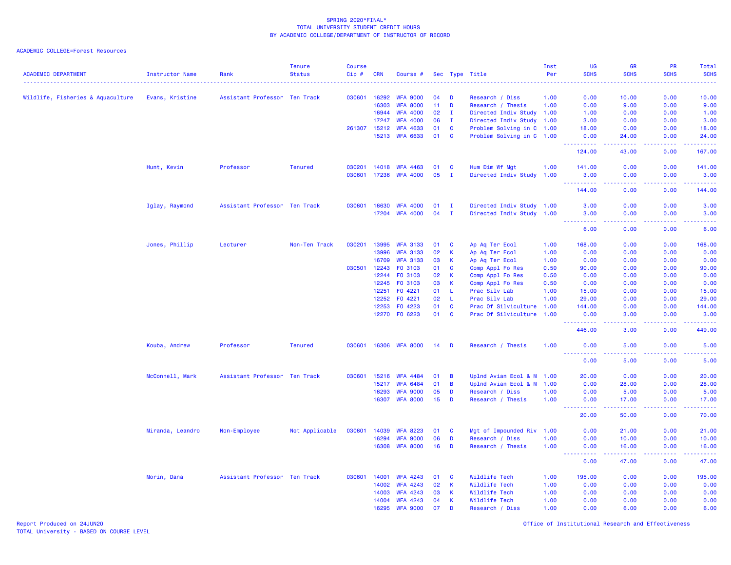SPRING 2020*FINAL*
TOTAL UNIVERSITY STUDENT CREDIT HOURS
BY ACADEMIC COLLEGE/DEPARTMENT OF INSTRUCTOR OF RECORD

ACADEMIC COLLEGE=Forest Resources

| ACADEMIC DEPARTMENT | Instructor Name | Rank | Tenure Status | Course Cip # | CRN | Course # | Sec | Type | Title | Inst Per | UG SCHS | GR SCHS | PR SCHS | Total SCHS |
|---|---|---|---|---|---|---|---|---|---|---|---|---|---|---|
| Wildlife, Fisheries & Aquaculture | Evans, Kristine | Assistant Professor | Ten Track | 030601 | 16292 | WFA 9000 | 04 | D | Research / Diss | 1.00 | 0.00 | 10.00 | 0.00 | 10.00 |
| | | | | | 16303 | WFA 8000 | 11 | D | Research / Thesis | 1.00 | 0.00 | 9.00 | 0.00 | 9.00 |
| | | | | | 16944 | WFA 4000 | 02 | I | Directed Indiv Study | 1.00 | 1.00 | 0.00 | 0.00 | 1.00 |
| | | | | | 17247 | WFA 4000 | 06 | I | Directed Indiv Study | 1.00 | 3.00 | 0.00 | 0.00 | 3.00 |
| | | | | 261307 | 15212 | WFA 4633 | 01 | C | Problem Solving in C | 1.00 | 18.00 | 0.00 | 0.00 | 18.00 |
| | | | | | 15213 | WFA 6633 | 01 | C | Problem Solving in C | 1.00 | 0.00 | 24.00 | 0.00 | 24.00 |
| | | | | | | | | | | | 124.00 | 43.00 | 0.00 | 167.00 |
| | Hunt, Kevin | Professor | Tenured | 030201 | 14018 | WFA 4463 | 01 | C | Hum Dim Wf Mgt | 1.00 | 141.00 | 0.00 | 0.00 | 141.00 |
| | | | | 030601 | 17236 | WFA 4000 | 05 | I | Directed Indiv Study | 1.00 | 3.00 | 0.00 | 0.00 | 3.00 |
| | | | | | | | | | | | 144.00 | 0.00 | 0.00 | 144.00 |
| | Iglay, Raymond | Assistant Professor | Ten Track | 030601 | 16630 | WFA 4000 | 01 | I | Directed Indiv Study | 1.00 | 3.00 | 0.00 | 0.00 | 3.00 |
| | | | | | 17204 | WFA 4000 | 04 | I | Directed Indiv Study | 1.00 | 3.00 | 0.00 | 0.00 | 3.00 |
| | | | | | | | | | | | 6.00 | 0.00 | 0.00 | 6.00 |
| | Jones, Phillip | Lecturer | Non-Ten Track | 030201 | 13995 | WFA 3133 | 01 | C | Ap Aq Ter Ecol | 1.00 | 168.00 | 0.00 | 0.00 | 168.00 |
| | | | | | 13996 | WFA 3133 | 02 | K | Ap Aq Ter Ecol | 1.00 | 0.00 | 0.00 | 0.00 | 0.00 |
| | | | | | 16709 | WFA 3133 | 03 | K | Ap Aq Ter Ecol | 1.00 | 0.00 | 0.00 | 0.00 | 0.00 |
| | | | | 030501 | 12243 | FO 3103 | 01 | C | Comp Appl Fo Res | 0.50 | 90.00 | 0.00 | 0.00 | 90.00 |
| | | | | | 12244 | FO 3103 | 02 | K | Comp Appl Fo Res | 0.50 | 0.00 | 0.00 | 0.00 | 0.00 |
| | | | | | 12245 | FO 3103 | 03 | K | Comp Appl Fo Res | 0.50 | 0.00 | 0.00 | 0.00 | 0.00 |
| | | | | | 12251 | FO 4221 | 01 | L | Prac Silv Lab | 1.00 | 15.00 | 0.00 | 0.00 | 15.00 |
| | | | | | 12252 | FO 4221 | 02 | L | Prac Silv Lab | 1.00 | 29.00 | 0.00 | 0.00 | 29.00 |
| | | | | | 12253 | FO 4223 | 01 | C | Prac Of Silviculture | 1.00 | 144.00 | 0.00 | 0.00 | 144.00 |
| | | | | | 12270 | FO 6223 | 01 | C | Prac Of Silviculture | 1.00 | 0.00 | 3.00 | 0.00 | 3.00 |
| | | | | | | | | | | | 446.00 | 3.00 | 0.00 | 449.00 |
| | Kouba, Andrew | Professor | Tenured | 030601 | 16306 | WFA 8000 | 14 | D | Research / Thesis | 1.00 | 0.00 | 5.00 | 0.00 | 5.00 |
| | | | | | | | | | | | 0.00 | 5.00 | 0.00 | 5.00 |
| | McConnell, Mark | Assistant Professor | Ten Track | 030601 | 15216 | WFA 4484 | 01 | B | Uplnd Avian Ecol & M | 1.00 | 20.00 | 0.00 | 0.00 | 20.00 |
| | | | | | 15217 | WFA 6484 | 01 | B | Uplnd Avian Ecol & M | 1.00 | 0.00 | 28.00 | 0.00 | 28.00 |
| | | | | | 16293 | WFA 9000 | 05 | D | Research / Diss | 1.00 | 0.00 | 5.00 | 0.00 | 5.00 |
| | | | | | 16307 | WFA 8000 | 15 | D | Research / Thesis | 1.00 | 0.00 | 17.00 | 0.00 | 17.00 |
| | | | | | | | | | | | 20.00 | 50.00 | 0.00 | 70.00 |
| | Miranda, Leandro | Non-Employee | Not Applicable | 030601 | 14039 | WFA 8223 | 01 | C | Mgt of Impounded Riv | 1.00 | 0.00 | 21.00 | 0.00 | 21.00 |
| | | | | | 16294 | WFA 9000 | 06 | D | Research / Diss | 1.00 | 0.00 | 10.00 | 0.00 | 10.00 |
| | | | | | 16308 | WFA 8000 | 16 | D | Research / Thesis | 1.00 | 0.00 | 16.00 | 0.00 | 16.00 |
| | | | | | | | | | | | 0.00 | 47.00 | 0.00 | 47.00 |
| | Morin, Dana | Assistant Professor | Ten Track | 030601 | 14001 | WFA 4243 | 01 | C | Wildlife Tech | 1.00 | 195.00 | 0.00 | 0.00 | 195.00 |
| | | | | | 14002 | WFA 4243 | 02 | K | Wildlife Tech | 1.00 | 0.00 | 0.00 | 0.00 | 0.00 |
| | | | | | 14003 | WFA 4243 | 03 | K | Wildlife Tech | 1.00 | 0.00 | 0.00 | 0.00 | 0.00 |
| | | | | | 14004 | WFA 4243 | 04 | K | Wildlife Tech | 1.00 | 0.00 | 0.00 | 0.00 | 0.00 |
| | | | | | 16295 | WFA 9000 | 07 | D | Research / Diss | 1.00 | 0.00 | 6.00 | 0.00 | 6.00 |

Report Produced on 24JUN20
TOTAL University - BASED ON COURSE LEVEL

Office of Institutional Research and Effectiveness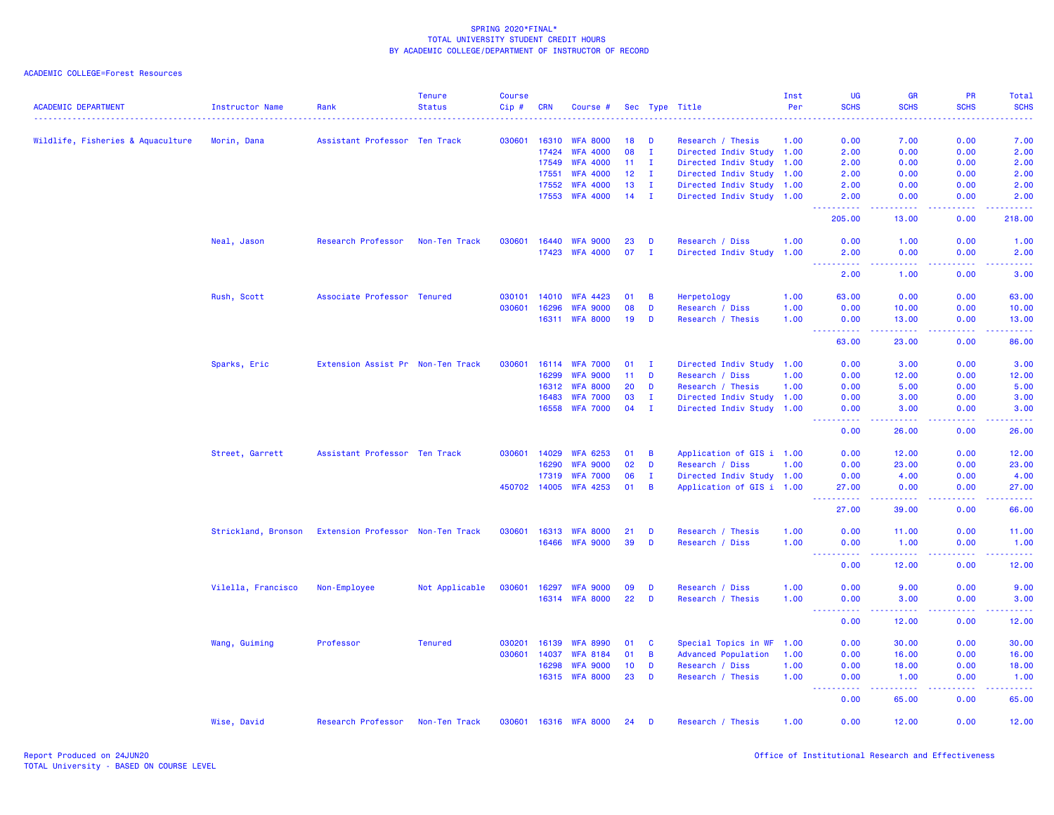SPRING 2020*FINAL*
TOTAL UNIVERSITY STUDENT CREDIT HOURS
BY ACADEMIC COLLEGE/DEPARTMENT OF INSTRUCTOR OF RECORD

ACADEMIC COLLEGE=Forest Resources

| ACADEMIC DEPARTMENT | Instructor Name | Rank | Tenure Status | Course Cip # | CRN | Course # | Sec | Type | Title | Inst Per | UG SCHS | GR SCHS | PR SCHS | Total SCHS |
|---|---|---|---|---|---|---|---|---|---|---|---|---|---|---|
| Wildlife, Fisheries & Aquaculture | Morin, Dana | Assistant Professor | Ten Track | 030601 | 16310 | WFA 8000 | 18 | D | Research / Thesis | 1.00 | 0.00 | 7.00 | 0.00 | 7.00 |
| | | | | | 17424 | WFA 4000 | 08 | I | Directed Indiv Study | 1.00 | 2.00 | 0.00 | 0.00 | 2.00 |
| | | | | | 17549 | WFA 4000 | 11 | I | Directed Indiv Study | 1.00 | 2.00 | 0.00 | 0.00 | 2.00 |
| | | | | | 17551 | WFA 4000 | 12 | I | Directed Indiv Study | 1.00 | 2.00 | 0.00 | 0.00 | 2.00 |
| | | | | | 17552 | WFA 4000 | 13 | I | Directed Indiv Study | 1.00 | 2.00 | 0.00 | 0.00 | 2.00 |
| | | | | | 17553 | WFA 4000 | 14 | I | Directed Indiv Study | 1.00 | 2.00 | 0.00 | 0.00 | 2.00 |
| | | | | | | | | | | | 205.00 | 13.00 | 0.00 | 218.00 |
| | Neal, Jason | Research Professor | Non-Ten Track | 030601 | 16440 | WFA 9000 | 23 | D | Research / Diss | 1.00 | 0.00 | 1.00 | 0.00 | 1.00 |
| | | | | | 17423 | WFA 4000 | 07 | I | Directed Indiv Study | 1.00 | 2.00 | 0.00 | 0.00 | 2.00 |
| | | | | | | | | | | | 2.00 | 1.00 | 0.00 | 3.00 |
| | Rush, Scott | Associate Professor | Tenured | 030101 | 14010 | WFA 4423 | 01 | B | Herpetology | 1.00 | 63.00 | 0.00 | 0.00 | 63.00 |
| | | | | 030601 | 16296 | WFA 9000 | 08 | D | Research / Diss | 1.00 | 0.00 | 10.00 | 0.00 | 10.00 |
| | | | | | 16311 | WFA 8000 | 19 | D | Research / Thesis | 1.00 | 0.00 | 13.00 | 0.00 | 13.00 |
| | | | | | | | | | | | 63.00 | 23.00 | 0.00 | 86.00 |
| | Sparks, Eric | Extension Assist Pr | Non-Ten Track | 030601 | 16114 | WFA 7000 | 01 | I | Directed Indiv Study | 1.00 | 0.00 | 3.00 | 0.00 | 3.00 |
| | | | | | 16299 | WFA 9000 | 11 | D | Research / Diss | 1.00 | 0.00 | 12.00 | 0.00 | 12.00 |
| | | | | | 16312 | WFA 8000 | 20 | D | Research / Thesis | 1.00 | 0.00 | 5.00 | 0.00 | 5.00 |
| | | | | | 16483 | WFA 7000 | 03 | I | Directed Indiv Study | 1.00 | 0.00 | 3.00 | 0.00 | 3.00 |
| | | | | | 16558 | WFA 7000 | 04 | I | Directed Indiv Study | 1.00 | 0.00 | 3.00 | 0.00 | 3.00 |
| | | | | | | | | | | | 0.00 | 26.00 | 0.00 | 26.00 |
| | Street, Garrett | Assistant Professor | Ten Track | 030601 | 14029 | WFA 6253 | 01 | B | Application of GIS i | 1.00 | 0.00 | 12.00 | 0.00 | 12.00 |
| | | | | | 16290 | WFA 9000 | 02 | D | Research / Diss | 1.00 | 0.00 | 23.00 | 0.00 | 23.00 |
| | | | | | 17319 | WFA 7000 | 06 | I | Directed Indiv Study | 1.00 | 0.00 | 4.00 | 0.00 | 4.00 |
| | | | | 450702 | 14005 | WFA 4253 | 01 | B | Application of GIS i | 1.00 | 27.00 | 0.00 | 0.00 | 27.00 |
| | | | | | | | | | | | 27.00 | 39.00 | 0.00 | 66.00 |
| | Strickland, Bronson | Extension Professor | Non-Ten Track | 030601 | 16313 | WFA 8000 | 21 | D | Research / Thesis | 1.00 | 0.00 | 11.00 | 0.00 | 11.00 |
| | | | | | 16466 | WFA 9000 | 39 | D | Research / Diss | 1.00 | 0.00 | 1.00 | 0.00 | 1.00 |
| | | | | | | | | | | | 0.00 | 12.00 | 0.00 | 12.00 |
| | Vilella, Francisco | Non-Employee | Not Applicable | 030601 | 16297 | WFA 9000 | 09 | D | Research / Diss | 1.00 | 0.00 | 9.00 | 0.00 | 9.00 |
| | | | | | 16314 | WFA 8000 | 22 | D | Research / Thesis | 1.00 | 0.00 | 3.00 | 0.00 | 3.00 |
| | | | | | | | | | | | 0.00 | 12.00 | 0.00 | 12.00 |
| | Wang, Guiming | Professor | Tenured | 030201 | 16139 | WFA 8990 | 01 | C | Special Topics in WF | 1.00 | 0.00 | 30.00 | 0.00 | 30.00 |
| | | | | 030601 | 14037 | WFA 8184 | 01 | B | Advanced Population | 1.00 | 0.00 | 16.00 | 0.00 | 16.00 |
| | | | | | 16298 | WFA 9000 | 10 | D | Research / Diss | 1.00 | 0.00 | 18.00 | 0.00 | 18.00 |
| | | | | | 16315 | WFA 8000 | 23 | D | Research / Thesis | 1.00 | 0.00 | 1.00 | 0.00 | 1.00 |
| | | | | | | | | | | | 0.00 | 65.00 | 0.00 | 65.00 |
| | Wise, David | Research Professor | Non-Ten Track | 030601 | 16316 | WFA 8000 | 24 | D | Research / Thesis | 1.00 | 0.00 | 12.00 | 0.00 | 12.00 |

Report Produced on 24JUN20
TOTAL University - BASED ON COURSE LEVEL

Office of Institutional Research and Effectiveness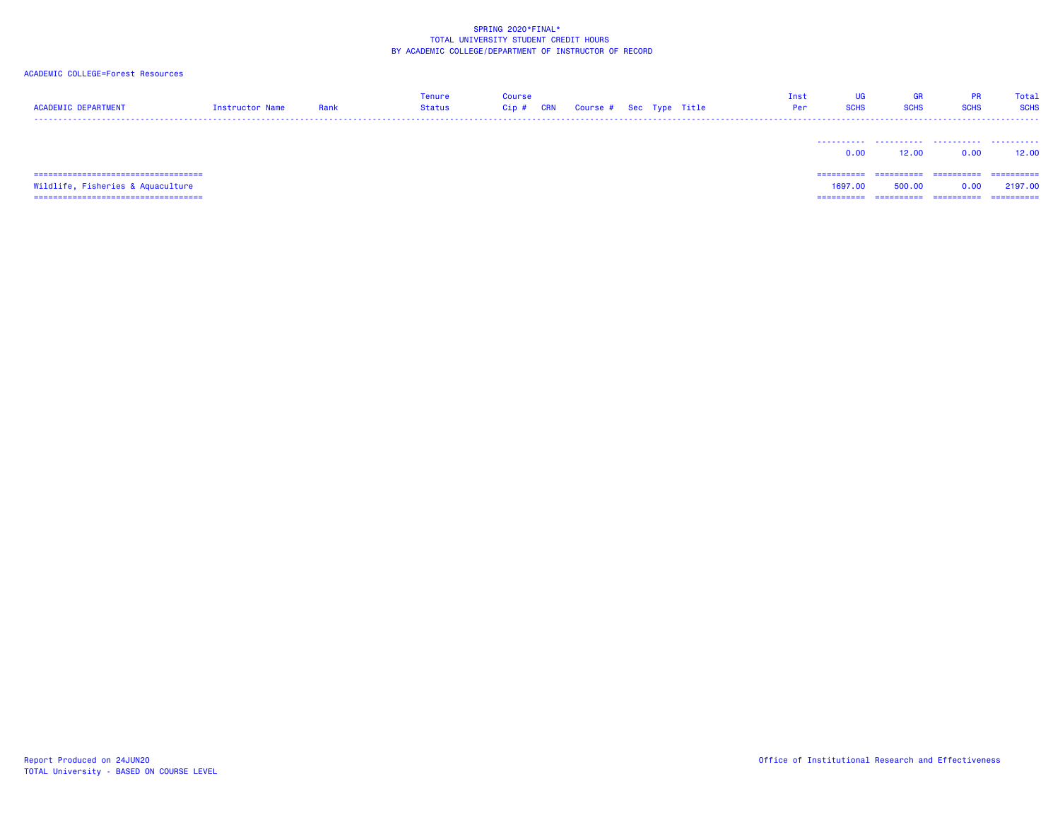SPRING 2020*FINAL*
TOTAL UNIVERSITY STUDENT CREDIT HOURS
BY ACADEMIC COLLEGE/DEPARTMENT OF INSTRUCTOR OF RECORD

ACADEMIC COLLEGE=Forest Resources

| ACADEMIC DEPARTMENT | Instructor Name | Rank | Tenure Status | Course Cip # | CRN | Course # | Sec | Type | Title | Inst Per | UG SCHS | GR SCHS | PR SCHS | Total SCHS |
|---|---|---|---|---|---|---|---|---|---|---|---|---|---|---|
| | | | | | | | | | | | 0.00 | 12.00 | 0.00 | 12.00 |
| Wildlife, Fisheries & Aquaculture | | | | | | | | | | | 1697.00 | 500.00 | 0.00 | 2197.00 |

Report Produced on 24JUN20
TOTAL University - BASED ON COURSE LEVEL

Office of Institutional Research and Effectiveness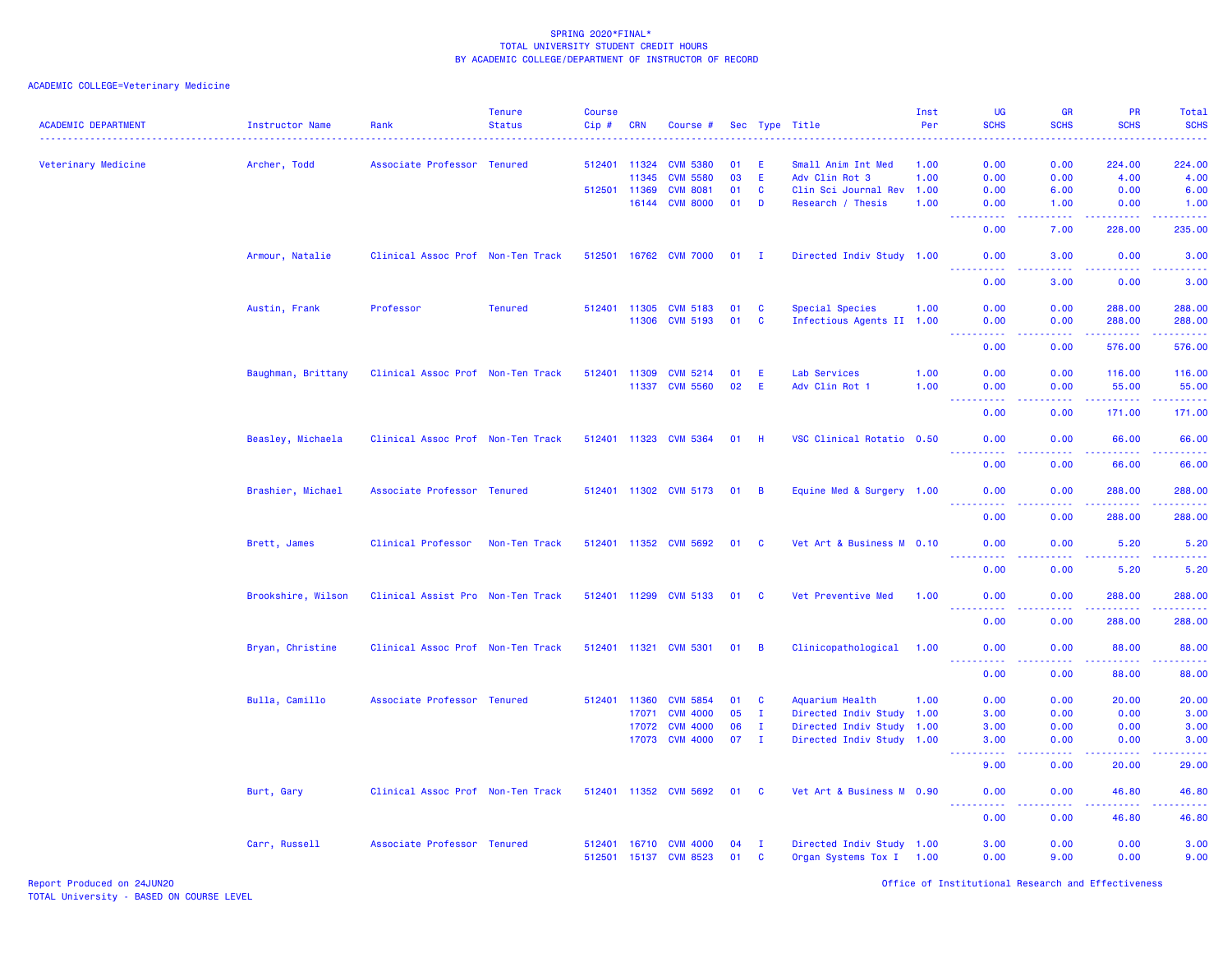SPRING 2020*FINAL*
TOTAL UNIVERSITY STUDENT CREDIT HOURS
BY ACADEMIC COLLEGE/DEPARTMENT OF INSTRUCTOR OF RECORD

ACADEMIC COLLEGE=Veterinary Medicine

| ACADEMIC DEPARTMENT | Instructor Name | Rank | Tenure Status | Course Cip # | CRN | Course # | Sec | Type | Title | Inst Per | UG SCHS | GR SCHS | PR SCHS | Total SCHS |
|---|---|---|---|---|---|---|---|---|---|---|---|---|---|---|
| Veterinary Medicine | Archer, Todd | Associate Professor | Tenured | 512401 | 11324 | CVM 5380 | 01 | E | Small Anim Int Med | 1.00 | 0.00 | 0.00 | 224.00 | 224.00 |
| | | | | | 11345 | CVM 5580 | 03 | E | Adv Clin Rot 3 | 1.00 | 0.00 | 0.00 | 4.00 | 4.00 |
| | | | | 512501 | 11369 | CVM 8081 | 01 | C | Clin Sci Journal Rev | 1.00 | 0.00 | 6.00 | 0.00 | 6.00 |
| | | | | | 16144 | CVM 8000 | 01 | D | Research / Thesis | 1.00 | 0.00 | 1.00 | 0.00 | 1.00 |
| | | | | | | | | | | | 0.00 | 7.00 | 228.00 | 235.00 |
| | Armour, Natalie | Clinical Assoc Prof | Non-Ten Track | 512501 | 16762 | CVM 7000 | 01 | I | Directed Indiv Study | 1.00 | 0.00 | 3.00 | 0.00 | 3.00 |
| | | | | | | | | | | | 0.00 | 3.00 | 0.00 | 3.00 |
| | Austin, Frank | Professor | Tenured | 512401 | 11305 | CVM 5183 | 01 | C | Special Species | 1.00 | 0.00 | 0.00 | 288.00 | 288.00 |
| | | | | | 11306 | CVM 5193 | 01 | C | Infectious Agents II | 1.00 | 0.00 | 0.00 | 288.00 | 288.00 |
| | | | | | | | | | | | 0.00 | 0.00 | 576.00 | 576.00 |
| | Baughman, Brittany | Clinical Assoc Prof | Non-Ten Track | 512401 | 11309 | CVM 5214 | 01 | E | Lab Services | 1.00 | 0.00 | 0.00 | 116.00 | 116.00 |
| | | | | | 11337 | CVM 5560 | 02 | E | Adv Clin Rot 1 | 1.00 | 0.00 | 0.00 | 55.00 | 55.00 |
| | | | | | | | | | | | 0.00 | 0.00 | 171.00 | 171.00 |
| | Beasley, Michaela | Clinical Assoc Prof | Non-Ten Track | 512401 | 11323 | CVM 5364 | 01 | H | VSC Clinical Rotatio | 0.50 | 0.00 | 0.00 | 66.00 | 66.00 |
| | | | | | | | | | | | 0.00 | 0.00 | 66.00 | 66.00 |
| | Brashier, Michael | Associate Professor | Tenured | 512401 | 11302 | CVM 5173 | 01 | B | Equine Med & Surgery | 1.00 | 0.00 | 0.00 | 288.00 | 288.00 |
| | | | | | | | | | | | 0.00 | 0.00 | 288.00 | 288.00 |
| | Brett, James | Clinical Professor | Non-Ten Track | 512401 | 11352 | CVM 5692 | 01 | C | Vet Art & Business M | 0.10 | 0.00 | 0.00 | 5.20 | 5.20 |
| | | | | | | | | | | | 0.00 | 0.00 | 5.20 | 5.20 |
| | Brookshire, Wilson | Clinical Assist Pro | Non-Ten Track | 512401 | 11299 | CVM 5133 | 01 | C | Vet Preventive Med | 1.00 | 0.00 | 0.00 | 288.00 | 288.00 |
| | | | | | | | | | | | 0.00 | 0.00 | 288.00 | 288.00 |
| | Bryan, Christine | Clinical Assoc Prof | Non-Ten Track | 512401 | 11321 | CVM 5301 | 01 | B | Clinicopathological | 1.00 | 0.00 | 0.00 | 88.00 | 88.00 |
| | | | | | | | | | | | 0.00 | 0.00 | 88.00 | 88.00 |
| | Bulla, Camillo | Associate Professor | Tenured | 512401 | 11360 | CVM 5854 | 01 | C | Aquarium Health | 1.00 | 0.00 | 0.00 | 20.00 | 20.00 |
| | | | | | 17071 | CVM 4000 | 05 | I | Directed Indiv Study | 1.00 | 3.00 | 0.00 | 0.00 | 3.00 |
| | | | | | 17072 | CVM 4000 | 06 | I | Directed Indiv Study | 1.00 | 3.00 | 0.00 | 0.00 | 3.00 |
| | | | | | 17073 | CVM 4000 | 07 | I | Directed Indiv Study | 1.00 | 3.00 | 0.00 | 0.00 | 3.00 |
| | | | | | | | | | | | 9.00 | 0.00 | 20.00 | 29.00 |
| | Burt, Gary | Clinical Assoc Prof | Non-Ten Track | 512401 | 11352 | CVM 5692 | 01 | C | Vet Art & Business M | 0.90 | 0.00 | 0.00 | 46.80 | 46.80 |
| | | | | | | | | | | | 0.00 | 0.00 | 46.80 | 46.80 |
| | Carr, Russell | Associate Professor | Tenured | 512401 | 16710 | CVM 4000 | 04 | I | Directed Indiv Study | 1.00 | 3.00 | 0.00 | 0.00 | 3.00 |
| | | | | 512501 | 15137 | CVM 8523 | 01 | C | Organ Systems Tox I | 1.00 | 0.00 | 9.00 | 0.00 | 9.00 |

Report Produced on 24JUN20
TOTAL University - BASED ON COURSE LEVEL

Office of Institutional Research and Effectiveness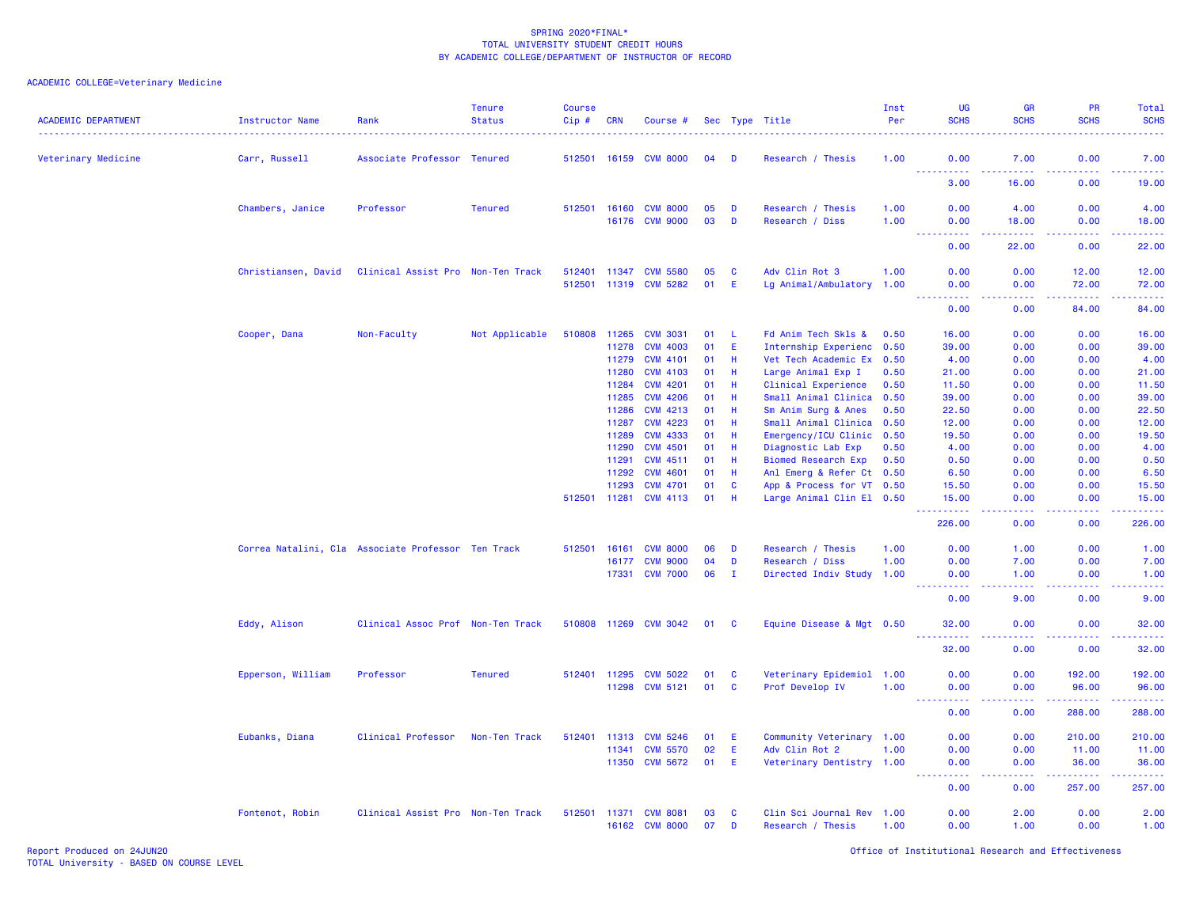SPRING 2020*FINAL*
TOTAL UNIVERSITY STUDENT CREDIT HOURS
BY ACADEMIC COLLEGE/DEPARTMENT OF INSTRUCTOR OF RECORD

ACADEMIC COLLEGE=Veterinary Medicine

| ACADEMIC DEPARTMENT | Instructor Name | Rank | Tenure Status | Course Cip # | CRN | Course # | Sec | Type | Title | Inst Per | UG SCHS | GR SCHS | PR SCHS | Total SCHS |
|---|---|---|---|---|---|---|---|---|---|---|---|---|---|---|
| Veterinary Medicine | Carr, Russell | Associate Professor | Tenured | 512501 | 16159 | CVM 8000 | 04 | D | Research / Thesis | 1.00 | 0.00 | 7.00 | 0.00 | 7.00 |
| | | | | | | | | | | | 3.00 | 16.00 | 0.00 | 19.00 |
| | Chambers, Janice | Professor | Tenured | 512501 | 16160 | CVM 8000 | 05 | D | Research / Thesis | 1.00 | 0.00 | 4.00 | 0.00 | 4.00 |
| | | | | | 16176 | CVM 9000 | 03 | D | Research / Diss | 1.00 | 0.00 | 18.00 | 0.00 | 18.00 |
| | | | | | | | | | | | 0.00 | 22.00 | 0.00 | 22.00 |
| | Christiansen, David | Clinical Assist Pro | Non-Ten Track | 512401 | 11347 | CVM 5580 | 05 | C | Adv Clin Rot 3 | 1.00 | 0.00 | 0.00 | 12.00 | 12.00 |
| | | | | 512501 | 11319 | CVM 5282 | 01 | E | Lg Animal/Ambulatory | 1.00 | 0.00 | 0.00 | 72.00 | 72.00 |
| | | | | | | | | | | | 0.00 | 0.00 | 84.00 | 84.00 |
| | Cooper, Dana | Non-Faculty | Not Applicable | 510808 | 11265 | CVM 3031 | 01 | L | Fd Anim Tech Skls & | 0.50 | 16.00 | 0.00 | 0.00 | 16.00 |
| | | | | | 11278 | CVM 4003 | 01 | E | Internship Experienc | 0.50 | 39.00 | 0.00 | 0.00 | 39.00 |
| | | | | | 11279 | CVM 4101 | 01 | H | Vet Tech Academic Ex | 0.50 | 4.00 | 0.00 | 0.00 | 4.00 |
| | | | | | 11280 | CVM 4103 | 01 | H | Large Animal Exp I | 0.50 | 21.00 | 0.00 | 0.00 | 21.00 |
| | | | | | 11284 | CVM 4201 | 01 | H | Clinical Experience | 0.50 | 11.50 | 0.00 | 0.00 | 11.50 |
| | | | | | 11285 | CVM 4206 | 01 | H | Small Animal Clinica | 0.50 | 39.00 | 0.00 | 0.00 | 39.00 |
| | | | | | 11286 | CVM 4213 | 01 | H | Sm Anim Surg & Anes | 0.50 | 22.50 | 0.00 | 0.00 | 22.50 |
| | | | | | 11287 | CVM 4223 | 01 | H | Small Animal Clinica | 0.50 | 12.00 | 0.00 | 0.00 | 12.00 |
| | | | | | 11289 | CVM 4333 | 01 | H | Emergency/ICU Clinic | 0.50 | 19.50 | 0.00 | 0.00 | 19.50 |
| | | | | | 11290 | CVM 4501 | 01 | H | Diagnostic Lab Exp | 0.50 | 4.00 | 0.00 | 0.00 | 4.00 |
| | | | | | 11291 | CVM 4511 | 01 | H | Biomed Research Exp | 0.50 | 0.50 | 0.00 | 0.00 | 0.50 |
| | | | | | 11292 | CVM 4601 | 01 | H | Anl Emerg & Refer Ct | 0.50 | 6.50 | 0.00 | 0.00 | 6.50 |
| | | | | | 11293 | CVM 4701 | 01 | C | App & Process for VT | 0.50 | 15.50 | 0.00 | 0.00 | 15.50 |
| | | | | 512501 | 11281 | CVM 4113 | 01 | H | Large Animal Clin El | 0.50 | 15.00 | 0.00 | 0.00 | 15.00 |
| | | | | | | | | | | | 226.00 | 0.00 | 0.00 | 226.00 |
| | Correa Natalini, Cla | Associate Professor | Ten Track | 512501 | 16161 | CVM 8000 | 06 | D | Research / Thesis | 1.00 | 0.00 | 1.00 | 0.00 | 1.00 |
| | | | | | 16177 | CVM 9000 | 04 | D | Research / Diss | 1.00 | 0.00 | 7.00 | 0.00 | 7.00 |
| | | | | | 17331 | CVM 7000 | 06 | I | Directed Indiv Study | 1.00 | 0.00 | 1.00 | 0.00 | 1.00 |
| | | | | | | | | | | | 0.00 | 9.00 | 0.00 | 9.00 |
| | Eddy, Alison | Clinical Assoc Prof | Non-Ten Track | 510808 | 11269 | CVM 3042 | 01 | C | Equine Disease & Mgt | 0.50 | 32.00 | 0.00 | 0.00 | 32.00 |
| | | | | | | | | | | | 32.00 | 0.00 | 0.00 | 32.00 |
| | Epperson, William | Professor | Tenured | 512401 | 11295 | CVM 5022 | 01 | C | Veterinary Epidemiol | 1.00 | 0.00 | 0.00 | 192.00 | 192.00 |
| | | | | | 11298 | CVM 5121 | 01 | C | Prof Develop IV | 1.00 | 0.00 | 0.00 | 96.00 | 96.00 |
| | | | | | | | | | | | 0.00 | 0.00 | 288.00 | 288.00 |
| | Eubanks, Diana | Clinical Professor | Non-Ten Track | 512401 | 11313 | CVM 5246 | 01 | E | Community Veterinary | 1.00 | 0.00 | 0.00 | 210.00 | 210.00 |
| | | | | | 11341 | CVM 5570 | 02 | E | Adv Clin Rot 2 | 1.00 | 0.00 | 0.00 | 11.00 | 11.00 |
| | | | | | 11350 | CVM 5672 | 01 | E | Veterinary Dentistry | 1.00 | 0.00 | 0.00 | 36.00 | 36.00 |
| | | | | | | | | | | | 0.00 | 0.00 | 257.00 | 257.00 |
| | Fontenot, Robin | Clinical Assist Pro | Non-Ten Track | 512501 | 11371 | CVM 8081 | 03 | C | Clin Sci Journal Rev | 1.00 | 0.00 | 2.00 | 0.00 | 2.00 |
| | | | | | 16162 | CVM 8000 | 07 | D | Research / Thesis | 1.00 | 0.00 | 1.00 | 0.00 | 1.00 |

Report Produced on 24JUN20
TOTAL University - BASED ON COURSE LEVEL

Office of Institutional Research and Effectiveness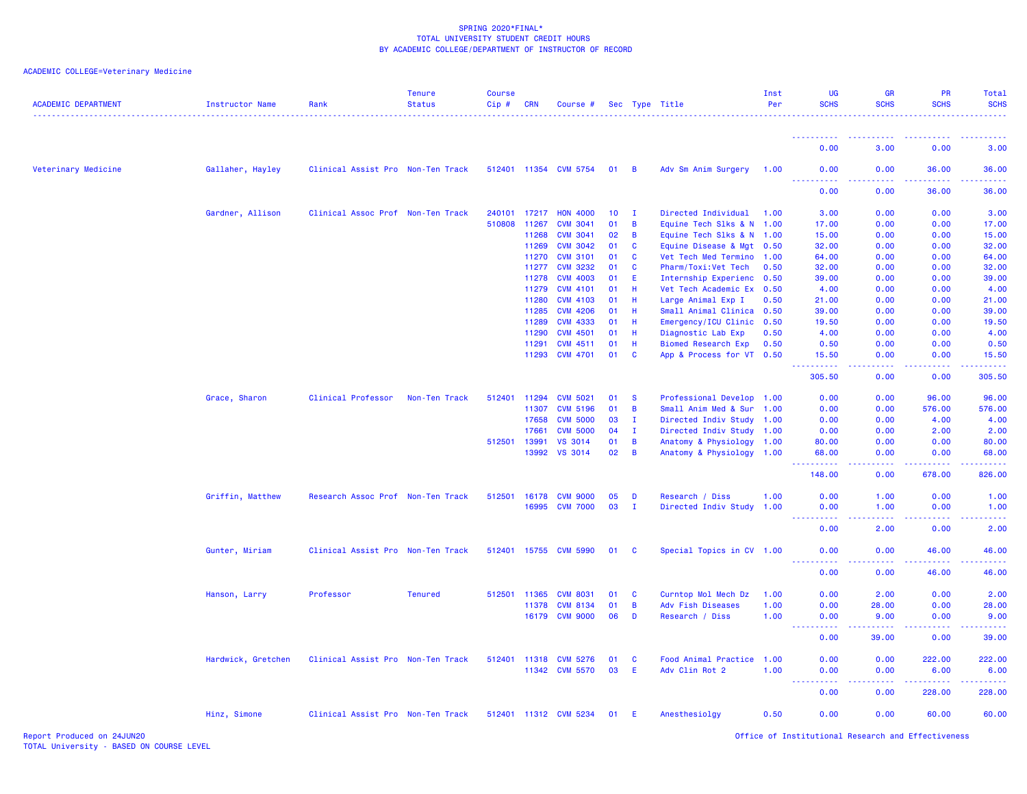SPRING 2020*FINAL*
TOTAL UNIVERSITY STUDENT CREDIT HOURS
BY ACADEMIC COLLEGE/DEPARTMENT OF INSTRUCTOR OF RECORD

ACADEMIC COLLEGE=Veterinary Medicine

| ACADEMIC DEPARTMENT | Instructor Name | Rank | Tenure Status | Course Cip # | CRN | Course # | Sec | Type | Title | Inst Per | UG SCHS | GR SCHS | PR SCHS | Total SCHS |
|---|---|---|---|---|---|---|---|---|---|---|---|---|---|---|
| | | | | | | | | | | | 0.00 | 3.00 | 0.00 | 3.00 |
| Veterinary Medicine | Gallaher, Hayley | Clinical Assist Pro | Non-Ten Track | 512401 | 11354 | CVM 5754 | 01 | B | Adv Sm Anim Surgery | 1.00 | 0.00 | 0.00 | 36.00 | 36.00 |
| | | | | | | | | | | | 0.00 | 0.00 | 36.00 | 36.00 |
| | Gardner, Allison | Clinical Assoc Prof | Non-Ten Track | 240101 | 17217 | HON 4000 | 10 | I | Directed Individual | 1.00 | 3.00 | 0.00 | 0.00 | 3.00 |
| | | | | 510808 | 11267 | CVM 3041 | 01 | B | Equine Tech Slks & N | 1.00 | 17.00 | 0.00 | 0.00 | 17.00 |
| | | | | | 11268 | CVM 3041 | 02 | B | Equine Tech Slks & N | 1.00 | 15.00 | 0.00 | 0.00 | 15.00 |
| | | | | | 11269 | CVM 3042 | 01 | C | Equine Disease & Mgt | 0.50 | 32.00 | 0.00 | 0.00 | 32.00 |
| | | | | | 11270 | CVM 3101 | 01 | C | Vet Tech Med Termino | 1.00 | 64.00 | 0.00 | 0.00 | 64.00 |
| | | | | | 11277 | CVM 3232 | 01 | C | Pharm/Toxi:Vet Tech | 0.50 | 32.00 | 0.00 | 0.00 | 32.00 |
| | | | | | 11278 | CVM 4003 | 01 | E | Internship Experienc | 0.50 | 39.00 | 0.00 | 0.00 | 39.00 |
| | | | | | 11279 | CVM 4101 | 01 | H | Vet Tech Academic Ex | 0.50 | 4.00 | 0.00 | 0.00 | 4.00 |
| | | | | | 11280 | CVM 4103 | 01 | H | Large Animal Exp I | 0.50 | 21.00 | 0.00 | 0.00 | 21.00 |
| | | | | | 11285 | CVM 4206 | 01 | H | Small Animal Clinica | 0.50 | 39.00 | 0.00 | 0.00 | 39.00 |
| | | | | | 11289 | CVM 4333 | 01 | H | Emergency/ICU Clinic | 0.50 | 19.50 | 0.00 | 0.00 | 19.50 |
| | | | | | 11290 | CVM 4501 | 01 | H | Diagnostic Lab Exp | 0.50 | 4.00 | 0.00 | 0.00 | 4.00 |
| | | | | | 11291 | CVM 4511 | 01 | H | Biomed Research Exp | 0.50 | 0.50 | 0.00 | 0.00 | 0.50 |
| | | | | | 11293 | CVM 4701 | 01 | C | App & Process for VT | 0.50 | 15.50 | 0.00 | 0.00 | 15.50 |
| | | | | | | | | | | | 305.50 | 0.00 | 0.00 | 305.50 |
| | Grace, Sharon | Clinical Professor | Non-Ten Track | 512401 | 11294 | CVM 5021 | 01 | S | Professional Develop | 1.00 | 0.00 | 0.00 | 96.00 | 96.00 |
| | | | | | 11307 | CVM 5196 | 01 | B | Small Anim Med & Sur | 1.00 | 0.00 | 0.00 | 576.00 | 576.00 |
| | | | | | 17658 | CVM 5000 | 03 | I | Directed Indiv Study | 1.00 | 0.00 | 0.00 | 4.00 | 4.00 |
| | | | | | 17661 | CVM 5000 | 04 | I | Directed Indiv Study | 1.00 | 0.00 | 0.00 | 2.00 | 2.00 |
| | | | | 512501 | 13991 | VS 3014 | 01 | B | Anatomy & Physiology | 1.00 | 80.00 | 0.00 | 0.00 | 80.00 |
| | | | | | 13992 | VS 3014 | 02 | B | Anatomy & Physiology | 1.00 | 68.00 | 0.00 | 0.00 | 68.00 |
| | | | | | | | | | | | 148.00 | 0.00 | 678.00 | 826.00 |
| | Griffin, Matthew | Research Assoc Prof | Non-Ten Track | 512501 | 16178 | CVM 9000 | 05 | D | Research / Diss | 1.00 | 0.00 | 1.00 | 0.00 | 1.00 |
| | | | | | 16995 | CVM 7000 | 03 | I | Directed Indiv Study | 1.00 | 0.00 | 1.00 | 0.00 | 1.00 |
| | | | | | | | | | | | 0.00 | 2.00 | 0.00 | 2.00 |
| | Gunter, Miriam | Clinical Assist Pro | Non-Ten Track | 512401 | 15755 | CVM 5990 | 01 | C | Special Topics in CV | 1.00 | 0.00 | 0.00 | 46.00 | 46.00 |
| | | | | | | | | | | | 0.00 | 0.00 | 46.00 | 46.00 |
| | Hanson, Larry | Professor | Tenured | 512501 | 11365 | CVM 8031 | 01 | C | Curntop Mol Mech Dz | 1.00 | 0.00 | 2.00 | 0.00 | 2.00 |
| | | | | | 11378 | CVM 8134 | 01 | B | Adv Fish Diseases | 1.00 | 0.00 | 28.00 | 0.00 | 28.00 |
| | | | | | 16179 | CVM 9000 | 06 | D | Research / Diss | 1.00 | 0.00 | 9.00 | 0.00 | 9.00 |
| | | | | | | | | | | | 0.00 | 39.00 | 0.00 | 39.00 |
| | Hardwick, Gretchen | Clinical Assist Pro | Non-Ten Track | 512401 | 11318 | CVM 5276 | 01 | C | Food Animal Practice | 1.00 | 0.00 | 0.00 | 222.00 | 222.00 |
| | | | | | 11342 | CVM 5570 | 03 | E | Adv Clin Rot 2 | 1.00 | 0.00 | 0.00 | 6.00 | 6.00 |
| | | | | | | | | | | | 0.00 | 0.00 | 228.00 | 228.00 |
| | Hinz, Simone | Clinical Assist Pro | Non-Ten Track | 512401 | 11312 | CVM 5234 | 01 | E | Anesthesiolgy | 0.50 | 0.00 | 0.00 | 60.00 | 60.00 |

Report Produced on 24JUN20
TOTAL University - BASED ON COURSE LEVEL

Office of Institutional Research and Effectiveness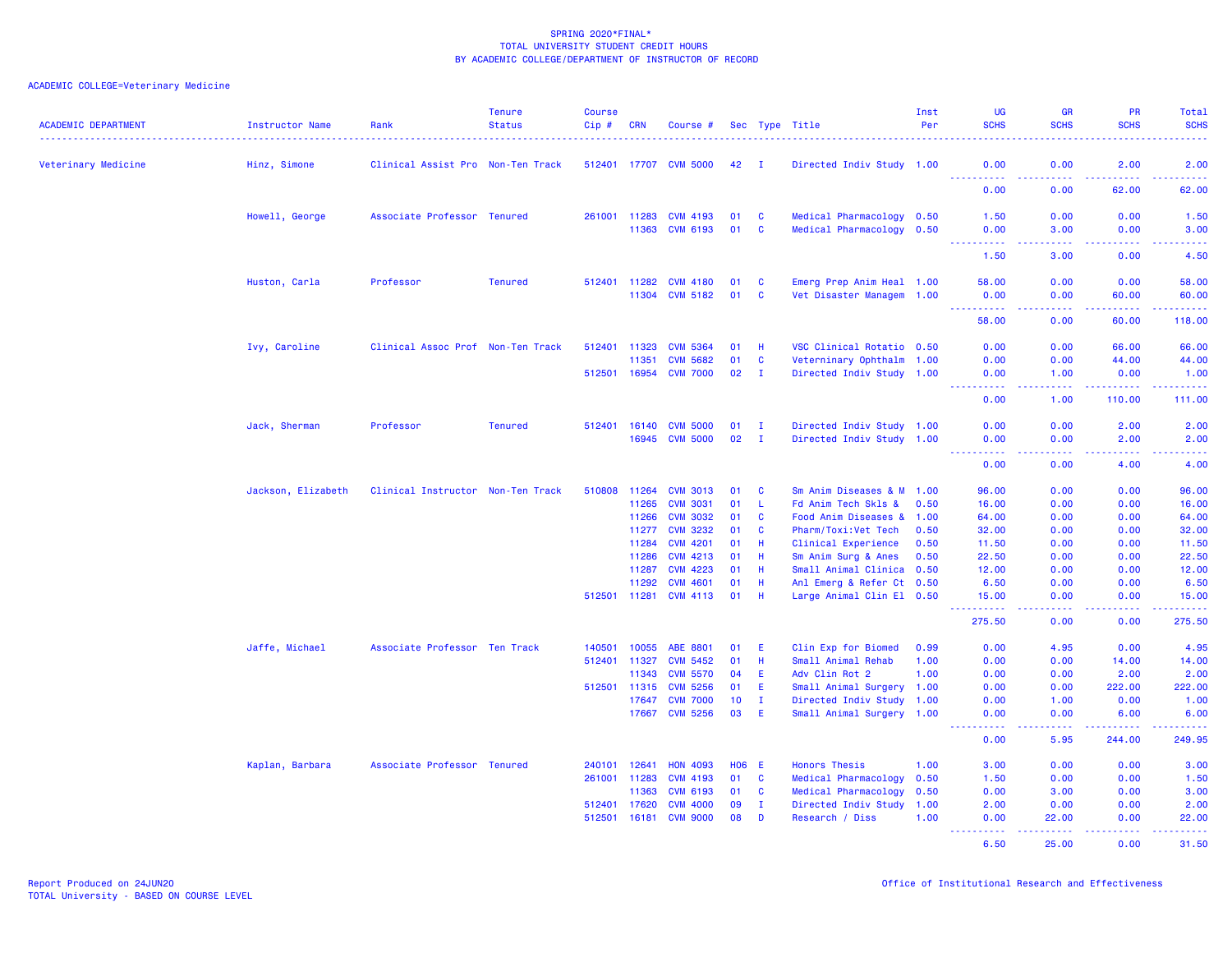SPRING 2020*FINAL*
TOTAL UNIVERSITY STUDENT CREDIT HOURS
BY ACADEMIC COLLEGE/DEPARTMENT OF INSTRUCTOR OF RECORD

ACADEMIC COLLEGE=Veterinary Medicine

| ACADEMIC DEPARTMENT | Instructor Name | Rank | Tenure Status | Course Cip # | CRN | Course # | Sec | Type | Title | Inst Per | UG SCHS | GR SCHS | PR SCHS | Total SCHS |
|---|---|---|---|---|---|---|---|---|---|---|---|---|---|---|
| Veterinary Medicine | Hinz, Simone | Clinical Assist Pro | Non-Ten Track | 512401 | 17707 | CVM 5000 | 42 | I | Directed Indiv Study | 1.00 | 0.00 | 0.00 | 2.00 | 2.00 |
| | | | | | | | | | | | 0.00 | 0.00 | 62.00 | 62.00 |
| | Howell, George | Associate Professor | Tenured | 261001 | 11283 | CVM 4193 | 01 | C | Medical Pharmacology | 0.50 | 1.50 | 0.00 | 0.00 | 1.50 |
| | | | | | 11363 | CVM 6193 | 01 | C | Medical Pharmacology | 0.50 | 0.00 | 3.00 | 0.00 | 3.00 |
| | | | | | | | | | | | 1.50 | 3.00 | 0.00 | 4.50 |
| | Huston, Carla | Professor | Tenured | 512401 | 11282 | CVM 4180 | 01 | C | Emerg Prep Anim Heal | 1.00 | 58.00 | 0.00 | 0.00 | 58.00 |
| | | | | | 11304 | CVM 5182 | 01 | C | Vet Disaster Managem | 1.00 | 0.00 | 0.00 | 60.00 | 60.00 |
| | | | | | | | | | | | 58.00 | 0.00 | 60.00 | 118.00 |
| | Ivy, Caroline | Clinical Assoc Prof | Non-Ten Track | 512401 | 11323 | CVM 5364 | 01 | H | VSC Clinical Rotatio | 0.50 | 0.00 | 0.00 | 66.00 | 66.00 |
| | | | | | 11351 | CVM 5682 | 01 | C | Veterninary Ophthalm | 1.00 | 0.00 | 0.00 | 44.00 | 44.00 |
| | | | | 512501 | 16954 | CVM 7000 | 02 | I | Directed Indiv Study | 1.00 | 0.00 | 1.00 | 0.00 | 1.00 |
| | | | | | | | | | | | 0.00 | 1.00 | 110.00 | 111.00 |
| | Jack, Sherman | Professor | Tenured | 512401 | 16140 | CVM 5000 | 01 | I | Directed Indiv Study | 1.00 | 0.00 | 0.00 | 2.00 | 2.00 |
| | | | | | 16945 | CVM 5000 | 02 | I | Directed Indiv Study | 1.00 | 0.00 | 0.00 | 2.00 | 2.00 |
| | | | | | | | | | | | 0.00 | 0.00 | 4.00 | 4.00 |
| | Jackson, Elizabeth | Clinical Instructor | Non-Ten Track | 510808 | 11264 | CVM 3013 | 01 | C | Sm Anim Diseases & M | 1.00 | 96.00 | 0.00 | 0.00 | 96.00 |
| | | | | | 11265 | CVM 3031 | 01 | L | Fd Anim Tech Skls & | 0.50 | 16.00 | 0.00 | 0.00 | 16.00 |
| | | | | | 11266 | CVM 3032 | 01 | C | Food Anim Diseases & | 1.00 | 64.00 | 0.00 | 0.00 | 64.00 |
| | | | | | 11277 | CVM 3232 | 01 | C | Pharm/Toxi:Vet Tech | 0.50 | 32.00 | 0.00 | 0.00 | 32.00 |
| | | | | | 11284 | CVM 4201 | 01 | H | Clinical Experience | 0.50 | 11.50 | 0.00 | 0.00 | 11.50 |
| | | | | | 11286 | CVM 4213 | 01 | H | Sm Anim Surg & Anes | 0.50 | 22.50 | 0.00 | 0.00 | 22.50 |
| | | | | | 11287 | CVM 4223 | 01 | H | Small Animal Clinica | 0.50 | 12.00 | 0.00 | 0.00 | 12.00 |
| | | | | | 11292 | CVM 4601 | 01 | H | Anl Emerg & Refer Ct | 0.50 | 6.50 | 0.00 | 0.00 | 6.50 |
| | | | | 512501 | 11281 | CVM 4113 | 01 | H | Large Animal Clin El | 0.50 | 15.00 | 0.00 | 0.00 | 15.00 |
| | | | | | | | | | | | 275.50 | 0.00 | 0.00 | 275.50 |
| | Jaffe, Michael | Associate Professor | Ten Track | 140501 | 10055 | ABE 8801 | 01 | E | Clin Exp for Biomed | 0.99 | 0.00 | 4.95 | 0.00 | 4.95 |
| | | | | 512401 | 11327 | CVM 5452 | 01 | H | Small Animal Rehab | 1.00 | 0.00 | 0.00 | 14.00 | 14.00 |
| | | | | | 11343 | CVM 5570 | 04 | E | Adv Clin Rot 2 | 1.00 | 0.00 | 0.00 | 2.00 | 2.00 |
| | | | | 512501 | 11315 | CVM 5256 | 01 | E | Small Animal Surgery | 1.00 | 0.00 | 0.00 | 222.00 | 222.00 |
| | | | | | 17647 | CVM 7000 | 10 | I | Directed Indiv Study | 1.00 | 0.00 | 1.00 | 0.00 | 1.00 |
| | | | | | 17667 | CVM 5256 | 03 | E | Small Animal Surgery | 1.00 | 0.00 | 0.00 | 6.00 | 6.00 |
| | | | | | | | | | | | 0.00 | 5.95 | 244.00 | 249.95 |
| | Kaplan, Barbara | Associate Professor | Tenured | 240101 | 12641 | HON 4093 | H06 | E | Honors Thesis | 1.00 | 3.00 | 0.00 | 0.00 | 3.00 |
| | | | | 261001 | 11283 | CVM 4193 | 01 | C | Medical Pharmacology | 0.50 | 1.50 | 0.00 | 0.00 | 1.50 |
| | | | | | 11363 | CVM 6193 | 01 | C | Medical Pharmacology | 0.50 | 0.00 | 3.00 | 0.00 | 3.00 |
| | | | | 512401 | 17620 | CVM 4000 | 09 | I | Directed Indiv Study | 1.00 | 2.00 | 0.00 | 0.00 | 2.00 |
| | | | | 512501 | 16181 | CVM 9000 | 08 | D | Research / Diss | 1.00 | 0.00 | 22.00 | 0.00 | 22.00 |
| | | | | | | | | | | | 6.50 | 25.00 | 0.00 | 31.50 |

Report Produced on 24JUN20
TOTAL University - BASED ON COURSE LEVEL

Office of Institutional Research and Effectiveness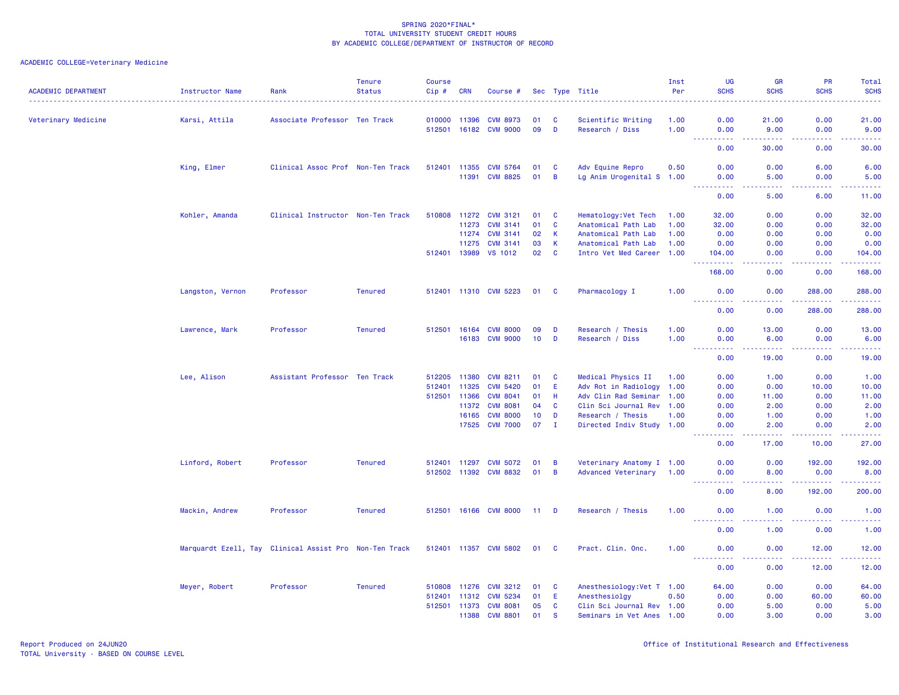SPRING 2020*FINAL*
TOTAL UNIVERSITY STUDENT CREDIT HOURS
BY ACADEMIC COLLEGE/DEPARTMENT OF INSTRUCTOR OF RECORD

ACADEMIC COLLEGE=Veterinary Medicine

| ACADEMIC DEPARTMENT | Instructor Name | Rank | Tenure Status | Course Cip # | CRN | Course # | Sec | Type | Title | Inst Per | UG SCHS | GR SCHS | PR SCHS | Total SCHS |
|---|---|---|---|---|---|---|---|---|---|---|---|---|---|---|
| Veterinary Medicine | Karsi, Attila | Associate Professor | Ten Track | 010000 | 11396 | CVM 8973 | 01 | C | Scientific Writing | 1.00 | 0.00 | 21.00 | 0.00 | 21.00 |
| | | | | 512501 | 16182 | CVM 9000 | 09 | D | Research / Diss | 1.00 | 0.00 | 9.00 | 0.00 | 9.00 |
| | | | | | | | | | | | 0.00 | 30.00 | 0.00 | 30.00 |
| | King, Elmer | Clinical Assoc Prof | Non-Ten Track | 512401 | 11355 | CVM 5764 | 01 | C | Adv Equine Repro | 0.50 | 0.00 | 0.00 | 6.00 | 6.00 |
| | | | | | 11391 | CVM 8825 | 01 | B | Lg Anim Urogenital S | 1.00 | 0.00 | 5.00 | 0.00 | 5.00 |
| | | | | | | | | | | | 0.00 | 5.00 | 6.00 | 11.00 |
| | Kohler, Amanda | Clinical Instructor | Non-Ten Track | 510808 | 11272 | CVM 3121 | 01 | C | Hematology:Vet Tech | 1.00 | 32.00 | 0.00 | 0.00 | 32.00 |
| | | | | | 11273 | CVM 3141 | 01 | C | Anatomical Path Lab | 1.00 | 32.00 | 0.00 | 0.00 | 32.00 |
| | | | | | 11274 | CVM 3141 | 02 | K | Anatomical Path Lab | 1.00 | 0.00 | 0.00 | 0.00 | 0.00 |
| | | | | | 11275 | CVM 3141 | 03 | K | Anatomical Path Lab | 1.00 | 0.00 | 0.00 | 0.00 | 0.00 |
| | | | | 512401 | 13989 | VS 1012 | 02 | C | Intro Vet Med Career | 1.00 | 104.00 | 0.00 | 0.00 | 104.00 |
| | | | | | | | | | | | 168.00 | 0.00 | 0.00 | 168.00 |
| | Langston, Vernon | Professor | Tenured | 512401 | 11310 | CVM 5223 | 01 | C | Pharmacology I | 1.00 | 0.00 | 0.00 | 288.00 | 288.00 |
| | | | | | | | | | | | 0.00 | 0.00 | 288.00 | 288.00 |
| | Lawrence, Mark | Professor | Tenured | 512501 | 16164 | CVM 8000 | 09 | D | Research / Thesis | 1.00 | 0.00 | 13.00 | 0.00 | 13.00 |
| | | | | | 16183 | CVM 9000 | 10 | D | Research / Diss | 1.00 | 0.00 | 6.00 | 0.00 | 6.00 |
| | | | | | | | | | | | 0.00 | 19.00 | 0.00 | 19.00 |
| | Lee, Alison | Assistant Professor | Ten Track | 512205 | 11380 | CVM 8211 | 01 | C | Medical Physics II | 1.00 | 0.00 | 1.00 | 0.00 | 1.00 |
| | | | | 512401 | 11325 | CVM 5420 | 01 | E | Adv Rot in Radiology | 1.00 | 0.00 | 0.00 | 10.00 | 10.00 |
| | | | | 512501 | 11366 | CVM 8041 | 01 | H | Adv Clin Rad Seminar | 1.00 | 0.00 | 11.00 | 0.00 | 11.00 |
| | | | | | 11372 | CVM 8081 | 04 | C | Clin Sci Journal Rev | 1.00 | 0.00 | 2.00 | 0.00 | 2.00 |
| | | | | | 16165 | CVM 8000 | 10 | D | Research / Thesis | 1.00 | 0.00 | 1.00 | 0.00 | 1.00 |
| | | | | | 17525 | CVM 7000 | 07 | I | Directed Indiv Study | 1.00 | 0.00 | 2.00 | 0.00 | 2.00 |
| | | | | | | | | | | | 0.00 | 17.00 | 10.00 | 27.00 |
| | Linford, Robert | Professor | Tenured | 512401 | 11297 | CVM 5072 | 01 | B | Veterinary Anatomy I | 1.00 | 0.00 | 0.00 | 192.00 | 192.00 |
| | | | | 512502 | 11392 | CVM 8832 | 01 | B | Advanced Veterinary | 1.00 | 0.00 | 8.00 | 0.00 | 8.00 |
| | | | | | | | | | | | 0.00 | 8.00 | 192.00 | 200.00 |
| | Mackin, Andrew | Professor | Tenured | 512501 | 16166 | CVM 8000 | 11 | D | Research / Thesis | 1.00 | 0.00 | 1.00 | 0.00 | 1.00 |
| | | | | | | | | | | | 0.00 | 1.00 | 0.00 | 1.00 |
| | Marquardt Ezell, Tay | Clinical Assist Pro | Non-Ten Track | 512401 | 11357 | CVM 5802 | 01 | C | Pract. Clin. Onc. | 1.00 | 0.00 | 0.00 | 12.00 | 12.00 |
| | | | | | | | | | | | 0.00 | 0.00 | 12.00 | 12.00 |
| | Meyer, Robert | Professor | Tenured | 510808 | 11276 | CVM 3212 | 01 | C | Anesthesiology:Vet T | 1.00 | 64.00 | 0.00 | 0.00 | 64.00 |
| | | | | 512401 | 11312 | CVM 5234 | 01 | E | Anesthesiolgy | 0.50 | 0.00 | 0.00 | 60.00 | 60.00 |
| | | | | 512501 | 11373 | CVM 8081 | 05 | C | Clin Sci Journal Rev | 1.00 | 0.00 | 5.00 | 0.00 | 5.00 |
| | | | | | 11388 | CVM 8801 | 01 | S | Seminars in Vet Anes | 1.00 | 0.00 | 3.00 | 0.00 | 3.00 |

Report Produced on 24JUN20
TOTAL University - BASED ON COURSE LEVEL

Office of Institutional Research and Effectiveness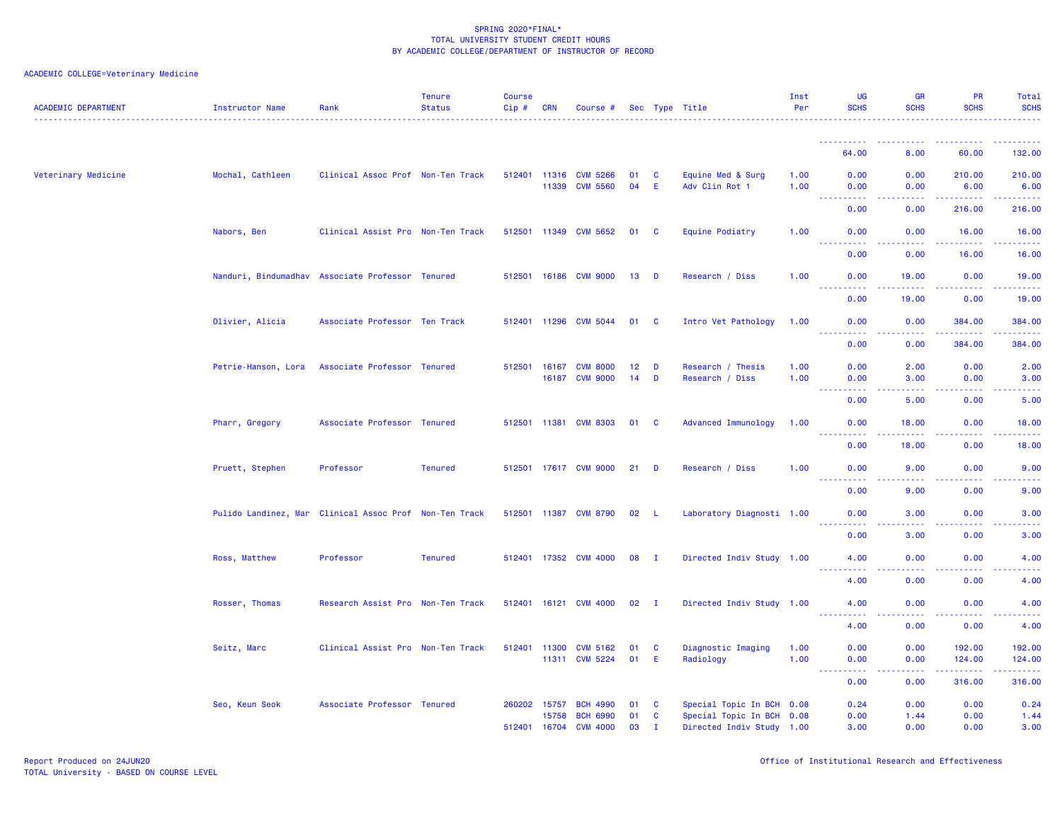SPRING 2020*FINAL*
TOTAL UNIVERSITY STUDENT CREDIT HOURS
BY ACADEMIC COLLEGE/DEPARTMENT OF INSTRUCTOR OF RECORD

ACADEMIC COLLEGE=Veterinary Medicine

| ACADEMIC DEPARTMENT | Instructor Name | Rank | Tenure Status | Course Cip # | CRN | Course # | Sec | Type | Title | Inst Per | UG SCHS | GR SCHS | PR SCHS | Total SCHS |
|---|---|---|---|---|---|---|---|---|---|---|---|---|---|---|
| | | | | | | | | | | | 64.00 | 8.00 | 60.00 | 132.00 |
| Veterinary Medicine | Mochal, Cathleen | Clinical Assoc Prof | Non-Ten Track | 512401 | 11316 | CVM 5266 | 01 | C | Equine Med & Surg | 1.00 | 0.00 | 0.00 | 210.00 | 210.00 |
| | | | | | 11339 | CVM 5560 | 04 | E | Adv Clin Rot 1 | 1.00 | 0.00 | 0.00 | 6.00 | 6.00 |
| | | | | | | | | | | | 0.00 | 0.00 | 216.00 | 216.00 |
| | Nabors, Ben | Clinical Assist Pro | Non-Ten Track | 512501 | 11349 | CVM 5652 | 01 | C | Equine Podiatry | 1.00 | 0.00 | 0.00 | 16.00 | 16.00 |
| | | | | | | | | | | | 0.00 | 0.00 | 16.00 | 16.00 |
| | Nanduri, Bindumadhav | Associate Professor | Tenured | 512501 | 16186 | CVM 9000 | 13 | D | Research / Diss | 1.00 | 0.00 | 19.00 | 0.00 | 19.00 |
| | | | | | | | | | | | 0.00 | 19.00 | 0.00 | 19.00 |
| | Olivier, Alicia | Associate Professor | Ten Track | 512401 | 11296 | CVM 5044 | 01 | C | Intro Vet Pathology | 1.00 | 0.00 | 0.00 | 384.00 | 384.00 |
| | | | | | | | | | | | 0.00 | 0.00 | 384.00 | 384.00 |
| | Petrie-Hanson, Lora | Associate Professor | Tenured | 512501 | 16167 | CVM 8000 | 12 | D | Research / Thesis | 1.00 | 0.00 | 2.00 | 0.00 | 2.00 |
| | | | | | 16187 | CVM 9000 | 14 | D | Research / Diss | 1.00 | 0.00 | 3.00 | 0.00 | 3.00 |
| | | | | | | | | | | | 0.00 | 5.00 | 0.00 | 5.00 |
| | Pharr, Gregory | Associate Professor | Tenured | 512501 | 11381 | CVM 8303 | 01 | C | Advanced Immunology | 1.00 | 0.00 | 18.00 | 0.00 | 18.00 |
| | | | | | | | | | | | 0.00 | 18.00 | 0.00 | 18.00 |
| | Pruett, Stephen | Professor | Tenured | 512501 | 17617 | CVM 9000 | 21 | D | Research / Diss | 1.00 | 0.00 | 9.00 | 0.00 | 9.00 |
| | | | | | | | | | | | 0.00 | 9.00 | 0.00 | 9.00 |
| | Pulido Landinez, Mar | Clinical Assoc Prof | Non-Ten Track | 512501 | 11387 | CVM 8790 | 02 | L | Laboratory Diagnosti | 1.00 | 0.00 | 3.00 | 0.00 | 3.00 |
| | | | | | | | | | | | 0.00 | 3.00 | 0.00 | 3.00 |
| | Ross, Matthew | Professor | Tenured | 512401 | 17352 | CVM 4000 | 08 | I | Directed Indiv Study | 1.00 | 4.00 | 0.00 | 0.00 | 4.00 |
| | | | | | | | | | | | 4.00 | 0.00 | 0.00 | 4.00 |
| | Rosser, Thomas | Research Assist Pro | Non-Ten Track | 512401 | 16121 | CVM 4000 | 02 | I | Directed Indiv Study | 1.00 | 4.00 | 0.00 | 0.00 | 4.00 |
| | | | | | | | | | | | 4.00 | 0.00 | 0.00 | 4.00 |
| | Seitz, Marc | Clinical Assist Pro | Non-Ten Track | 512401 | 11300 | CVM 5162 | 01 | C | Diagnostic Imaging | 1.00 | 0.00 | 0.00 | 192.00 | 192.00 |
| | | | | | 11311 | CVM 5224 | 01 | E | Radiology | 1.00 | 0.00 | 0.00 | 124.00 | 124.00 |
| | | | | | | | | | | | 0.00 | 0.00 | 316.00 | 316.00 |
| | Seo, Keun Seok | Associate Professor | Tenured | 260202 | 15757 | BCH 4990 | 01 | C | Special Topic In BCH | 0.08 | 0.24 | 0.00 | 0.00 | 0.24 |
| | | | | | 15758 | BCH 6990 | 01 | C | Special Topic In BCH | 0.08 | 0.00 | 1.44 | 0.00 | 1.44 |
| | | | | 512401 | 16704 | CVM 4000 | 03 | I | Directed Indiv Study | 1.00 | 3.00 | 0.00 | 0.00 | 3.00 |

Report Produced on 24JUN20
TOTAL University - BASED ON COURSE LEVEL

Office of Institutional Research and Effectiveness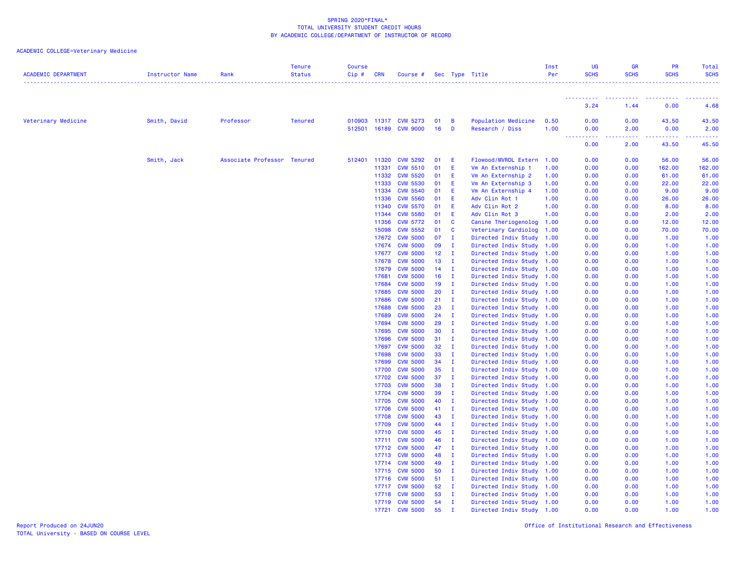SPRING 2020*FINAL*
TOTAL UNIVERSITY STUDENT CREDIT HOURS
BY ACADEMIC COLLEGE/DEPARTMENT OF INSTRUCTOR OF RECORD

ACADEMIC COLLEGE=Veterinary Medicine

| ACADEMIC DEPARTMENT | Instructor Name | Rank | Tenure Status | Course Cip # | CRN | Course # | Sec | Type | Title | Inst Per | UG SCHS | GR SCHS | PR SCHS | Total SCHS |
|---|---|---|---|---|---|---|---|---|---|---|---|---|---|---|
| | | | | | | | | | | | 3.24 | 1.44 | 0.00 | 4.68 |
| Veterinary Medicine | Smith, David | Professor | Tenured | 010903 | 11317 | CVM 5273 | 01 | B | Population Medicine | 0.50 | 0.00 | 0.00 | 43.50 | 43.50 |
| | | | | 512501 | 16189 | CVM 9000 | 16 | D | Research / Diss | 1.00 | 0.00 | 2.00 | 0.00 | 2.00 |
| | | | | | | | | | | | 0.00 | 2.00 | 43.50 | 45.50 |
| | Smith, Jack | Associate Professor | Tenured | 512401 | 11320 | CVM 5292 | 01 | E | Flowood/MVRDL Extern | 1.00 | 0.00 | 0.00 | 56.00 | 56.00 |
| | | | | | 11331 | CVM 5510 | 01 | E | Vm An Externship 1 | 1.00 | 0.00 | 0.00 | 162.00 | 162.00 |
| | | | | | 11332 | CVM 5520 | 01 | E | Vm An Externship 2 | 1.00 | 0.00 | 0.00 | 61.00 | 61.00 |
| | | | | | 11333 | CVM 5530 | 01 | E | Vm An Externship 3 | 1.00 | 0.00 | 0.00 | 22.00 | 22.00 |
| | | | | | 11334 | CVM 5540 | 01 | E | Vm An Externship 4 | 1.00 | 0.00 | 0.00 | 9.00 | 9.00 |
| | | | | | 11336 | CVM 5560 | 01 | E | Adv Clin Rot 1 | 1.00 | 0.00 | 0.00 | 26.00 | 26.00 |
| | | | | | 11340 | CVM 5570 | 01 | E | Adv Clin Rot 2 | 1.00 | 0.00 | 0.00 | 8.00 | 8.00 |
| | | | | | 11344 | CVM 5580 | 01 | E | Adv Clin Rot 3 | 1.00 | 0.00 | 0.00 | 2.00 | 2.00 |
| | | | | | 11356 | CVM 5772 | 01 | C | Canine Theriogenolog | 1.00 | 0.00 | 0.00 | 12.00 | 12.00 |
| | | | | | 15098 | CVM 5552 | 01 | C | Veterinary Cardiolog | 1.00 | 0.00 | 0.00 | 70.00 | 70.00 |
| | | | | | 17672 | CVM 5000 | 07 | I | Directed Indiv Study | 1.00 | 0.00 | 0.00 | 1.00 | 1.00 |
| | | | | | 17674 | CVM 5000 | 09 | I | Directed Indiv Study | 1.00 | 0.00 | 0.00 | 1.00 | 1.00 |
| | | | | | 17677 | CVM 5000 | 12 | I | Directed Indiv Study | 1.00 | 0.00 | 0.00 | 1.00 | 1.00 |
| | | | | | 17678 | CVM 5000 | 13 | I | Directed Indiv Study | 1.00 | 0.00 | 0.00 | 1.00 | 1.00 |
| | | | | | 17679 | CVM 5000 | 14 | I | Directed Indiv Study | 1.00 | 0.00 | 0.00 | 1.00 | 1.00 |
| | | | | | 17681 | CVM 5000 | 16 | I | Directed Indiv Study | 1.00 | 0.00 | 0.00 | 1.00 | 1.00 |
| | | | | | 17684 | CVM 5000 | 19 | I | Directed Indiv Study | 1.00 | 0.00 | 0.00 | 1.00 | 1.00 |
| | | | | | 17685 | CVM 5000 | 20 | I | Directed Indiv Study | 1.00 | 0.00 | 0.00 | 1.00 | 1.00 |
| | | | | | 17686 | CVM 5000 | 21 | I | Directed Indiv Study | 1.00 | 0.00 | 0.00 | 1.00 | 1.00 |
| | | | | | 17688 | CVM 5000 | 23 | I | Directed Indiv Study | 1.00 | 0.00 | 0.00 | 1.00 | 1.00 |
| | | | | | 17689 | CVM 5000 | 24 | I | Directed Indiv Study | 1.00 | 0.00 | 0.00 | 1.00 | 1.00 |
| | | | | | 17694 | CVM 5000 | 29 | I | Directed Indiv Study | 1.00 | 0.00 | 0.00 | 1.00 | 1.00 |
| | | | | | 17695 | CVM 5000 | 30 | I | Directed Indiv Study | 1.00 | 0.00 | 0.00 | 1.00 | 1.00 |
| | | | | | 17696 | CVM 5000 | 31 | I | Directed Indiv Study | 1.00 | 0.00 | 0.00 | 1.00 | 1.00 |
| | | | | | 17697 | CVM 5000 | 32 | I | Directed Indiv Study | 1.00 | 0.00 | 0.00 | 1.00 | 1.00 |
| | | | | | 17698 | CVM 5000 | 33 | I | Directed Indiv Study | 1.00 | 0.00 | 0.00 | 1.00 | 1.00 |
| | | | | | 17699 | CVM 5000 | 34 | I | Directed Indiv Study | 1.00 | 0.00 | 0.00 | 1.00 | 1.00 |
| | | | | | 17700 | CVM 5000 | 35 | I | Directed Indiv Study | 1.00 | 0.00 | 0.00 | 1.00 | 1.00 |
| | | | | | 17702 | CVM 5000 | 37 | I | Directed Indiv Study | 1.00 | 0.00 | 0.00 | 1.00 | 1.00 |
| | | | | | 17703 | CVM 5000 | 38 | I | Directed Indiv Study | 1.00 | 0.00 | 0.00 | 1.00 | 1.00 |
| | | | | | 17704 | CVM 5000 | 39 | I | Directed Indiv Study | 1.00 | 0.00 | 0.00 | 1.00 | 1.00 |
| | | | | | 17705 | CVM 5000 | 40 | I | Directed Indiv Study | 1.00 | 0.00 | 0.00 | 1.00 | 1.00 |
| | | | | | 17706 | CVM 5000 | 41 | I | Directed Indiv Study | 1.00 | 0.00 | 0.00 | 1.00 | 1.00 |
| | | | | | 17708 | CVM 5000 | 43 | I | Directed Indiv Study | 1.00 | 0.00 | 0.00 | 1.00 | 1.00 |
| | | | | | 17709 | CVM 5000 | 44 | I | Directed Indiv Study | 1.00 | 0.00 | 0.00 | 1.00 | 1.00 |
| | | | | | 17710 | CVM 5000 | 45 | I | Directed Indiv Study | 1.00 | 0.00 | 0.00 | 1.00 | 1.00 |
| | | | | | 17711 | CVM 5000 | 46 | I | Directed Indiv Study | 1.00 | 0.00 | 0.00 | 1.00 | 1.00 |
| | | | | | 17712 | CVM 5000 | 47 | I | Directed Indiv Study | 1.00 | 0.00 | 0.00 | 1.00 | 1.00 |
| | | | | | 17713 | CVM 5000 | 48 | I | Directed Indiv Study | 1.00 | 0.00 | 0.00 | 1.00 | 1.00 |
| | | | | | 17714 | CVM 5000 | 49 | I | Directed Indiv Study | 1.00 | 0.00 | 0.00 | 1.00 | 1.00 |
| | | | | | 17715 | CVM 5000 | 50 | I | Directed Indiv Study | 1.00 | 0.00 | 0.00 | 1.00 | 1.00 |
| | | | | | 17716 | CVM 5000 | 51 | I | Directed Indiv Study | 1.00 | 0.00 | 0.00 | 1.00 | 1.00 |
| | | | | | 17717 | CVM 5000 | 52 | I | Directed Indiv Study | 1.00 | 0.00 | 0.00 | 1.00 | 1.00 |
| | | | | | 17718 | CVM 5000 | 53 | I | Directed Indiv Study | 1.00 | 0.00 | 0.00 | 1.00 | 1.00 |
| | | | | | 17719 | CVM 5000 | 54 | I | Directed Indiv Study | 1.00 | 0.00 | 0.00 | 1.00 | 1.00 |
| | | | | | 17721 | CVM 5000 | 55 | I | Directed Indiv Study | 1.00 | 0.00 | 0.00 | 1.00 | 1.00 |

Report Produced on 24JUN20
TOTAL University - BASED ON COURSE LEVEL

Office of Institutional Research and Effectiveness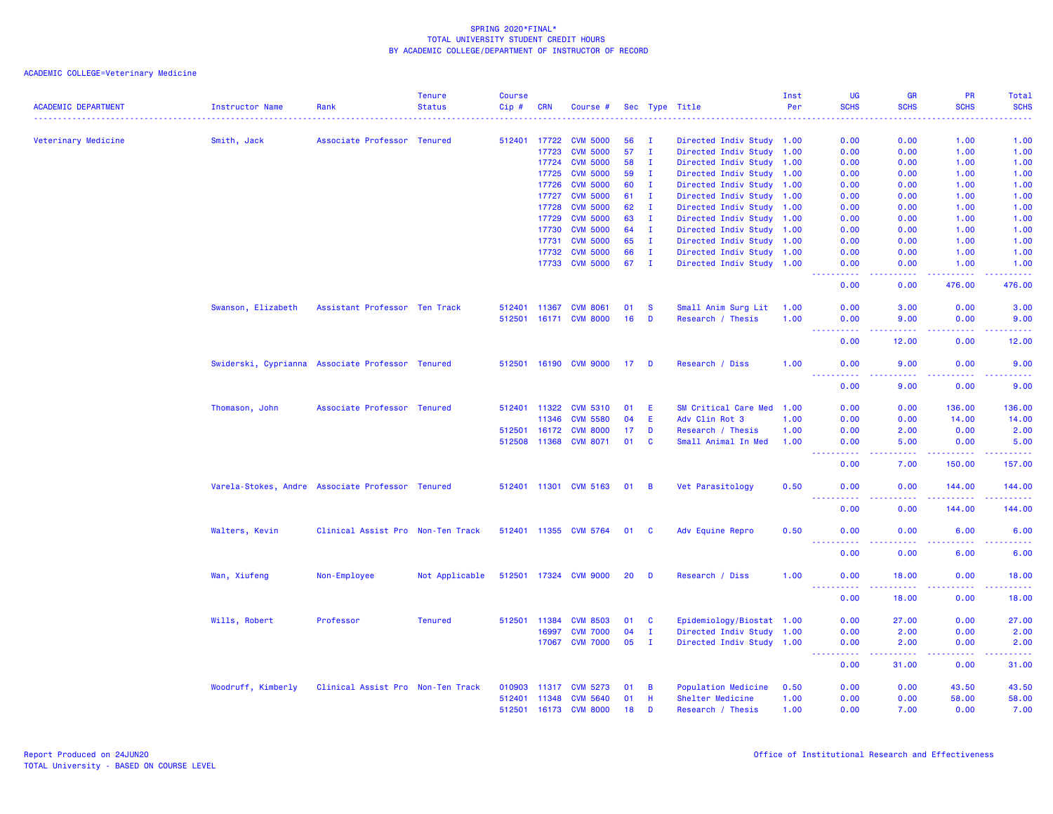SPRING 2020*FINAL*
TOTAL UNIVERSITY STUDENT CREDIT HOURS
BY ACADEMIC COLLEGE/DEPARTMENT OF INSTRUCTOR OF RECORD

ACADEMIC COLLEGE=Veterinary Medicine

| ACADEMIC DEPARTMENT | Instructor Name | Rank | Tenure Status | Course Cip # | CRN | Course # | Sec | Type | Title | Inst Per | UG SCHS | GR SCHS | PR SCHS | Total SCHS |
|---|---|---|---|---|---|---|---|---|---|---|---|---|---|---|
| Veterinary Medicine | Smith, Jack | Associate Professor | Tenured | 512401 | 17722 | CVM 5000 | 56 | I | Directed Indiv Study | 1.00 | 0.00 | 0.00 | 1.00 | 1.00 |
| | | | | | 17723 | CVM 5000 | 57 | I | Directed Indiv Study | 1.00 | 0.00 | 0.00 | 1.00 | 1.00 |
| | | | | | 17724 | CVM 5000 | 58 | I | Directed Indiv Study | 1.00 | 0.00 | 0.00 | 1.00 | 1.00 |
| | | | | | 17725 | CVM 5000 | 59 | I | Directed Indiv Study | 1.00 | 0.00 | 0.00 | 1.00 | 1.00 |
| | | | | | 17726 | CVM 5000 | 60 | I | Directed Indiv Study | 1.00 | 0.00 | 0.00 | 1.00 | 1.00 |
| | | | | | 17727 | CVM 5000 | 61 | I | Directed Indiv Study | 1.00 | 0.00 | 0.00 | 1.00 | 1.00 |
| | | | | | 17728 | CVM 5000 | 62 | I | Directed Indiv Study | 1.00 | 0.00 | 0.00 | 1.00 | 1.00 |
| | | | | | 17729 | CVM 5000 | 63 | I | Directed Indiv Study | 1.00 | 0.00 | 0.00 | 1.00 | 1.00 |
| | | | | | 17730 | CVM 5000 | 64 | I | Directed Indiv Study | 1.00 | 0.00 | 0.00 | 1.00 | 1.00 |
| | | | | | 17731 | CVM 5000 | 65 | I | Directed Indiv Study | 1.00 | 0.00 | 0.00 | 1.00 | 1.00 |
| | | | | | 17732 | CVM 5000 | 66 | I | Directed Indiv Study | 1.00 | 0.00 | 0.00 | 1.00 | 1.00 |
| | | | | | 17733 | CVM 5000 | 67 | I | Directed Indiv Study | 1.00 | 0.00 | 0.00 | 1.00 | 1.00 |
| | | | | | | | | | | | 0.00 | 0.00 | 476.00 | 476.00 |
| | Swanson, Elizabeth | Assistant Professor | Ten Track | 512401 | 11367 | CVM 8061 | 01 | S | Small Anim Surg Lit | 1.00 | 0.00 | 3.00 | 0.00 | 3.00 |
| | | | | 512501 | 16171 | CVM 8000 | 16 | D | Research / Thesis | 1.00 | 0.00 | 9.00 | 0.00 | 9.00 |
| | | | | | | | | | | | 0.00 | 12.00 | 0.00 | 12.00 |
| | Swiderski, Cyprianna | Associate Professor | Tenured | 512501 | 16190 | CVM 9000 | 17 | D | Research / Diss | 1.00 | 0.00 | 9.00 | 0.00 | 9.00 |
| | | | | | | | | | | | 0.00 | 9.00 | 0.00 | 9.00 |
| | Thomason, John | Associate Professor | Tenured | 512401 | 11322 | CVM 5310 | 01 | E | SM Critical Care Med | 1.00 | 0.00 | 0.00 | 136.00 | 136.00 |
| | | | | | 11346 | CVM 5580 | 04 | E | Adv Clin Rot 3 | 1.00 | 0.00 | 0.00 | 14.00 | 14.00 |
| | | | | 512501 | 16172 | CVM 8000 | 17 | D | Research / Thesis | 1.00 | 0.00 | 2.00 | 0.00 | 2.00 |
| | | | | 512508 | 11368 | CVM 8071 | 01 | C | Small Animal In Med | 1.00 | 0.00 | 5.00 | 0.00 | 5.00 |
| | | | | | | | | | | | 0.00 | 7.00 | 150.00 | 157.00 |
| | Varela-Stokes, Andre | Associate Professor | Tenured | 512401 | 11301 | CVM 5163 | 01 | B | Vet Parasitology | 0.50 | 0.00 | 0.00 | 144.00 | 144.00 |
| | | | | | | | | | | | 0.00 | 0.00 | 144.00 | 144.00 |
| | Walters, Kevin | Clinical Assist Pro | Non-Ten Track | 512401 | 11355 | CVM 5764 | 01 | C | Adv Equine Repro | 0.50 | 0.00 | 0.00 | 6.00 | 6.00 |
| | | | | | | | | | | | 0.00 | 0.00 | 6.00 | 6.00 |
| | Wan, Xiufeng | Non-Employee | Not Applicable | 512501 | 17324 | CVM 9000 | 20 | D | Research / Diss | 1.00 | 0.00 | 18.00 | 0.00 | 18.00 |
| | | | | | | | | | | | 0.00 | 18.00 | 0.00 | 18.00 |
| | Wills, Robert | Professor | Tenured | 512501 | 11384 | CVM 8503 | 01 | C | Epidemiology/Biostat | 1.00 | 0.00 | 27.00 | 0.00 | 27.00 |
| | | | | | 16997 | CVM 7000 | 04 | I | Directed Indiv Study | 1.00 | 0.00 | 2.00 | 0.00 | 2.00 |
| | | | | | 17067 | CVM 7000 | 05 | I | Directed Indiv Study | 1.00 | 0.00 | 2.00 | 0.00 | 2.00 |
| | | | | | | | | | | | 0.00 | 31.00 | 0.00 | 31.00 |
| | Woodruff, Kimberly | Clinical Assist Pro | Non-Ten Track | 010903 | 11317 | CVM 5273 | 01 | B | Population Medicine | 0.50 | 0.00 | 0.00 | 43.50 | 43.50 |
| | | | | 512401 | 11348 | CVM 5640 | 01 | H | Shelter Medicine | 1.00 | 0.00 | 0.00 | 58.00 | 58.00 |
| | | | | 512501 | 16173 | CVM 8000 | 18 | D | Research / Thesis | 1.00 | 0.00 | 7.00 | 0.00 | 7.00 |

Report Produced on 24JUN20
TOTAL University - BASED ON COURSE LEVEL

Office of Institutional Research and Effectiveness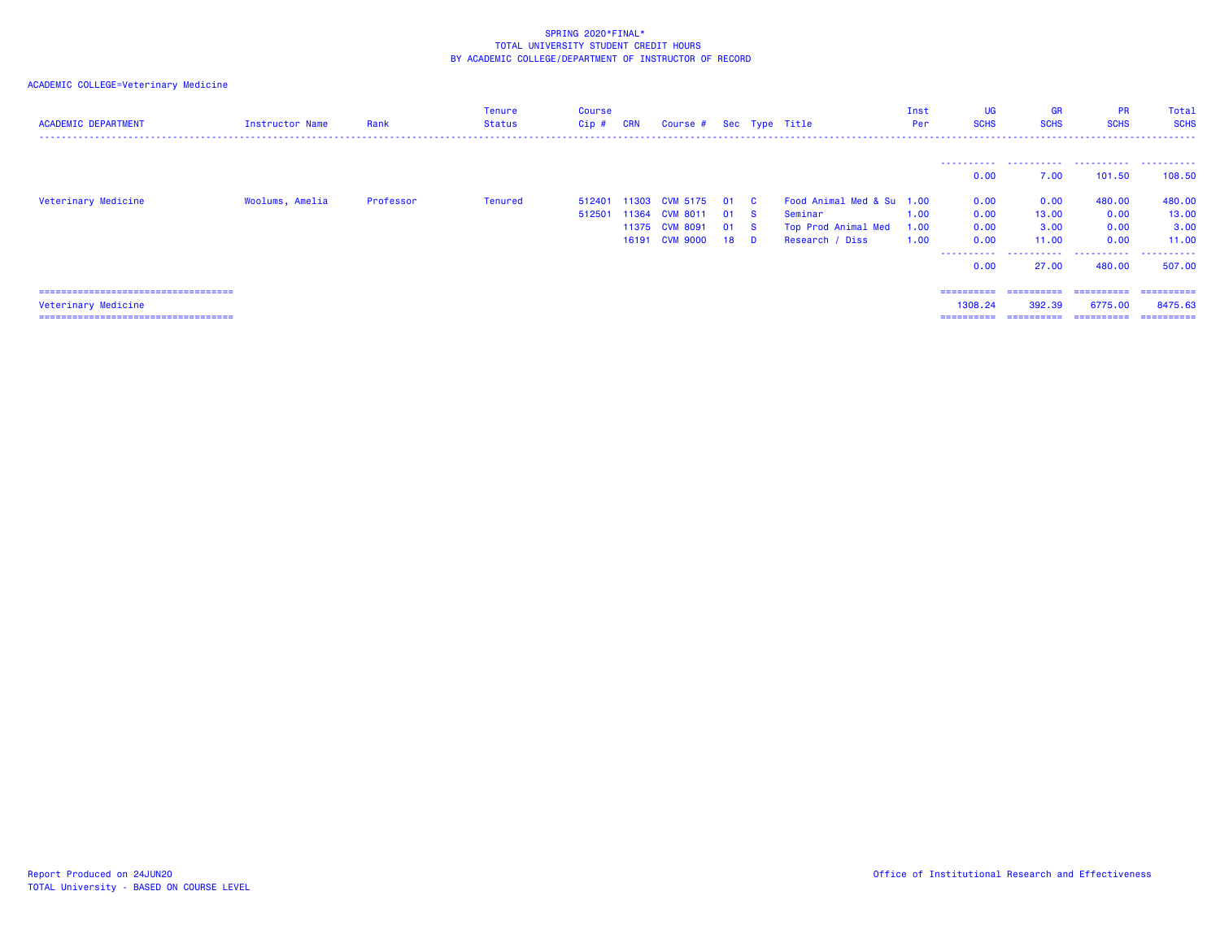SPRING 2020*FINAL*
TOTAL UNIVERSITY STUDENT CREDIT HOURS
BY ACADEMIC COLLEGE/DEPARTMENT OF INSTRUCTOR OF RECORD

ACADEMIC COLLEGE=Veterinary Medicine

| ACADEMIC DEPARTMENT | Instructor Name | Rank | Tenure Status | Course Cip # | CRN | Course # | Sec | Type | Title | Inst Per | UG SCHS | GR SCHS | PR SCHS | Total SCHS |
|---|---|---|---|---|---|---|---|---|---|---|---|---|---|---|
| | | | | | | | | | | | 0.00 | 7.00 | 101.50 | 108.50 |
| Veterinary Medicine | Woolums, Amelia | Professor | Tenured | 512401 | 11303 | CVM 5175 | 01 | C | Food Animal Med & Su | 1.00 | 0.00 | 0.00 | 480.00 | 480.00 |
| | | | | 512501 | 11364 | CVM 8011 | 01 | S | Seminar | 1.00 | 0.00 | 13.00 | 0.00 | 13.00 |
| | | | | | 11375 | CVM 8091 | 01 | S | Top Prod Animal Med | 1.00 | 0.00 | 3.00 | 0.00 | 3.00 |
| | | | | | 16191 | CVM 9000 | 18 | D | Research / Diss | 1.00 | 0.00 | 11.00 | 0.00 | 11.00 |
| | | | | | | | | | | | 0.00 | 27.00 | 480.00 | 507.00 |
| Veterinary Medicine | | | | | | | | | | | 1308.24 | 392.39 | 6775.00 | 8475.63 |

Report Produced on 24JUN20
TOTAL University - BASED ON COURSE LEVEL

Office of Institutional Research and Effectiveness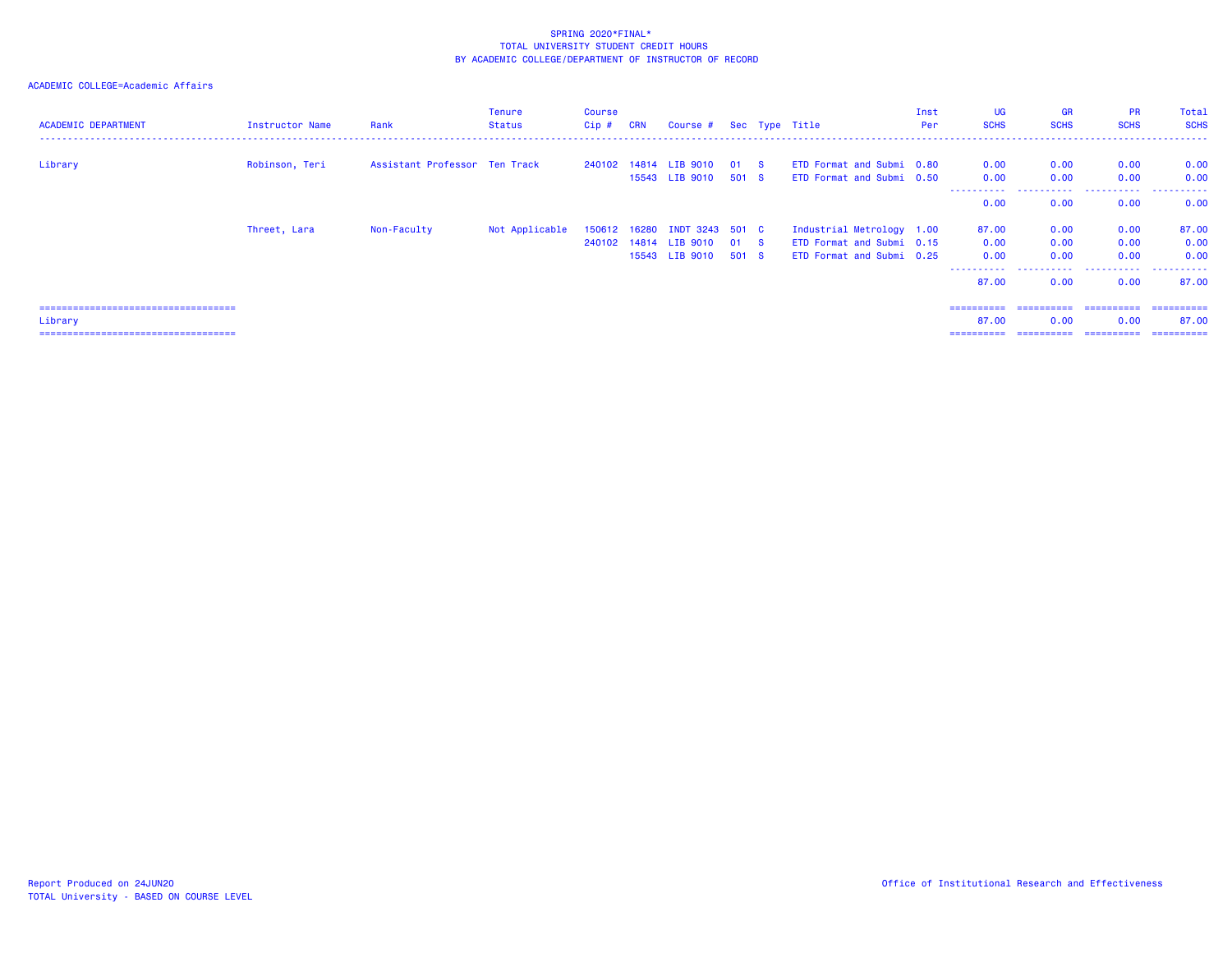SPRING 2020*FINAL*
TOTAL UNIVERSITY STUDENT CREDIT HOURS
BY ACADEMIC COLLEGE/DEPARTMENT OF INSTRUCTOR OF RECORD

ACADEMIC COLLEGE=Academic Affairs

| ACADEMIC DEPARTMENT | Instructor Name | Rank | Tenure Status | Course Cip # | CRN | Course # | Sec | Type | Title | Inst Per | UG SCHS | GR SCHS | PR SCHS | Total SCHS |
|---|---|---|---|---|---|---|---|---|---|---|---|---|---|---|
| Library | Robinson, Teri | Assistant Professor | Ten Track | 240102 | 14814 | LIB 9010 | 01 | S | ETD Format and Submi | 0.80 | 0.00 | 0.00 | 0.00 | 0.00 |
| | | | | | 15543 | LIB 9010 | 501 | S | ETD Format and Submi | 0.50 | 0.00 | 0.00 | 0.00 | 0.00 |
| | | | | | | | | | | | 0.00 | 0.00 | 0.00 | 0.00 |
| | Threet, Lara | Non-Faculty | Not Applicable | 150612 | 16280 | INDT 3243 | 501 | C | Industrial Metrology | 1.00 | 87.00 | 0.00 | 0.00 | 87.00 |
| | | | | 240102 | 14814 | LIB 9010 | 01 | S | ETD Format and Submi | 0.15 | 0.00 | 0.00 | 0.00 | 0.00 |
| | | | | | 15543 | LIB 9010 | 501 | S | ETD Format and Submi | 0.25 | 0.00 | 0.00 | 0.00 | 0.00 |
| | | | | | | | | | | | 87.00 | 0.00 | 0.00 | 87.00 |
| Library | | | | | | | | | | | 87.00 | 0.00 | 0.00 | 87.00 |

Report Produced on 24JUN20
TOTAL University - BASED ON COURSE LEVEL

Office of Institutional Research and Effectiveness